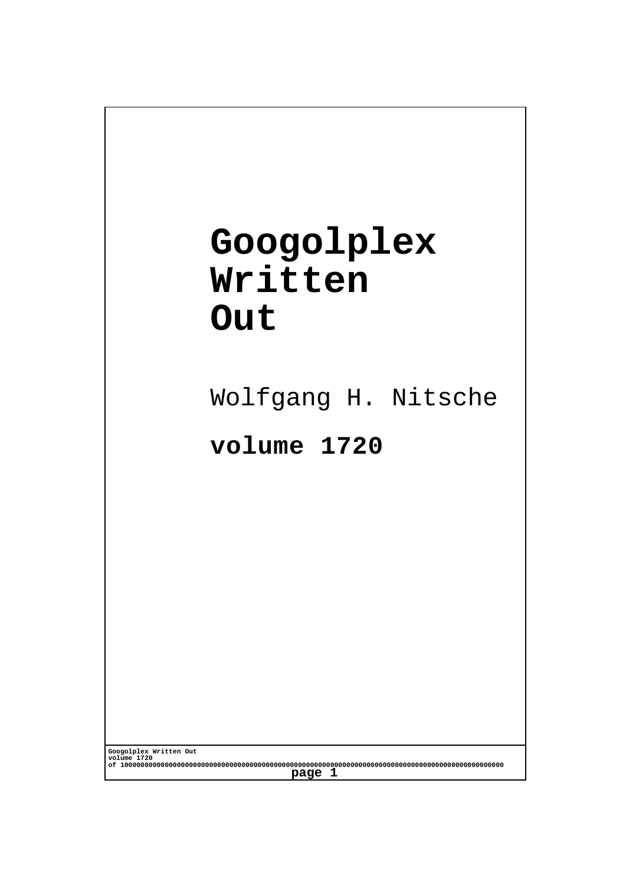# Googolplex Written Out

Wolfgang H. Nitsche

**volume 1720**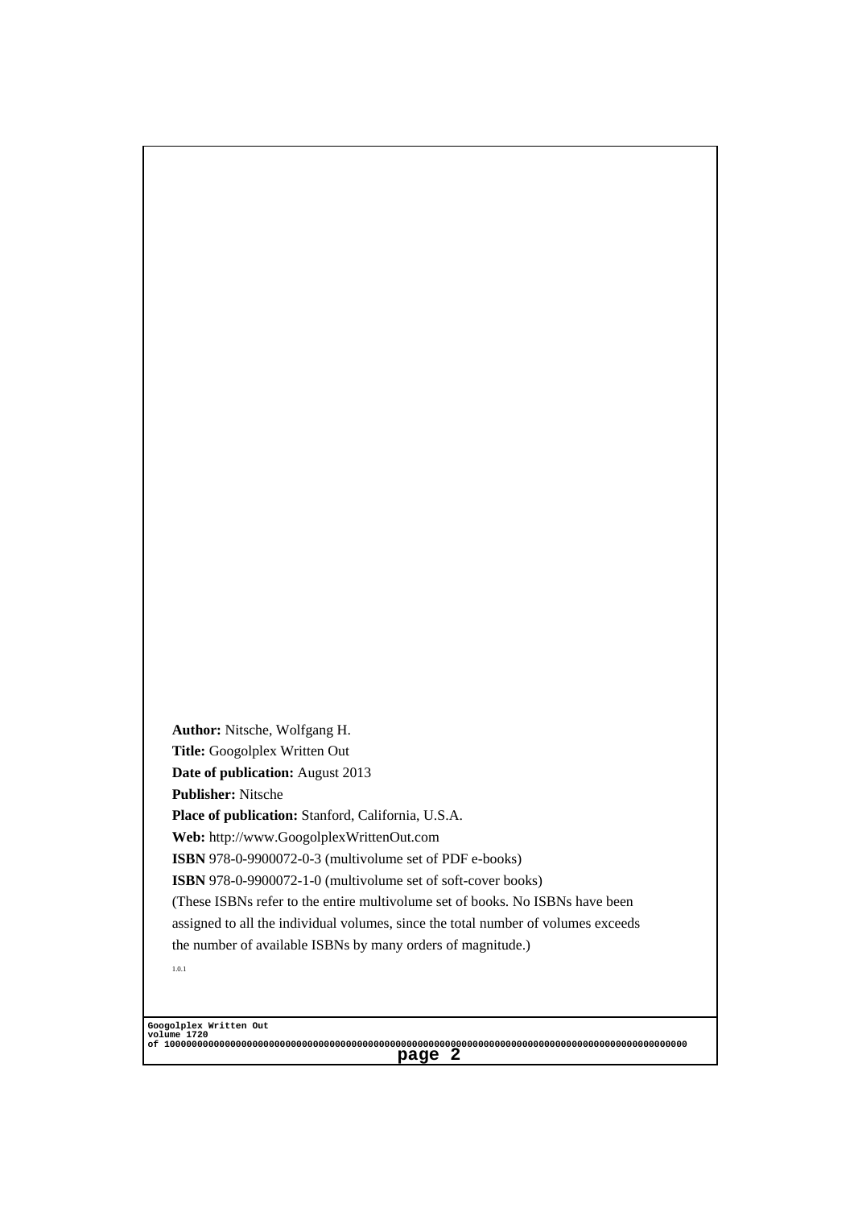**Author:** Nitsche, Wolfgang H.

**Title:** Googolplex Written Out

**Date of publication:** August 2013

**Publisher:** Nitsche

**Place of publication:** Stanford, California, U.S.A.

**Web:** http://www.GoogolplexWrittenOut.com

**ISBN** 978-0-9900072-0-3 (multivolume set of PDF e-books)

**ISBN** 978-0-9900072-1-0 (multivolume set of soft-cover books)

(These ISBNs refer to the entire multivolume set of books. No ISBNs have been assigned to all the individual volumes, since the total number of volumes exceeds the number of available ISBNs by many orders of magnitude.)

1.0.1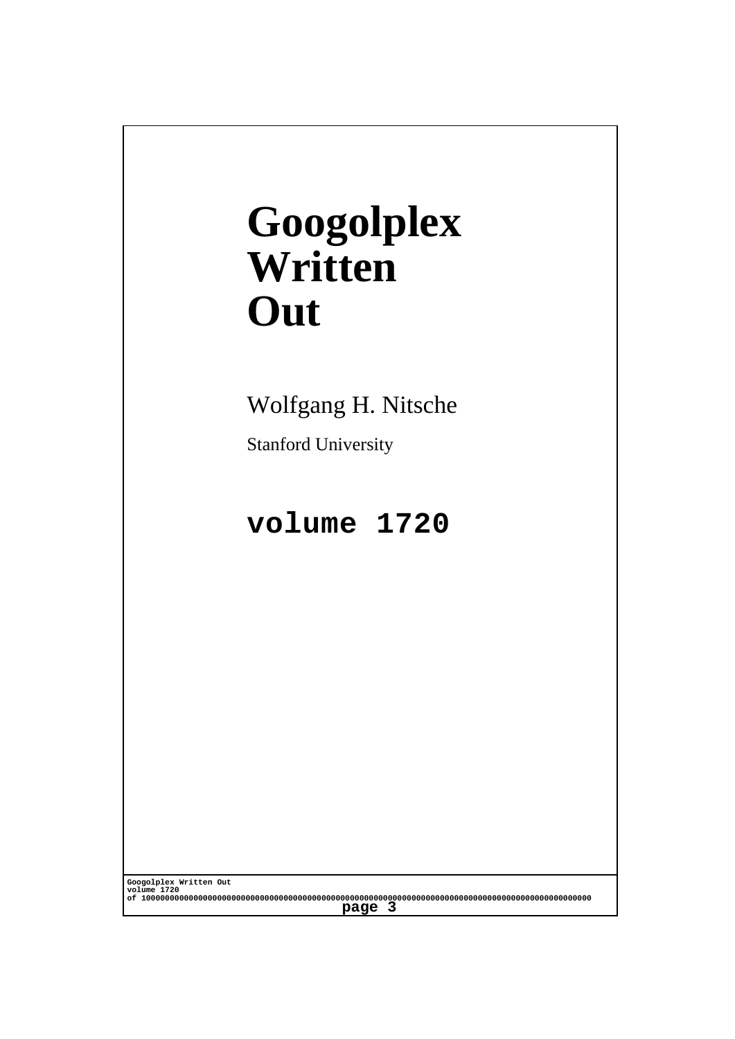# Googolplex Written Out

Wolfgang H. Nitsche

Stanford University

**volume 1720**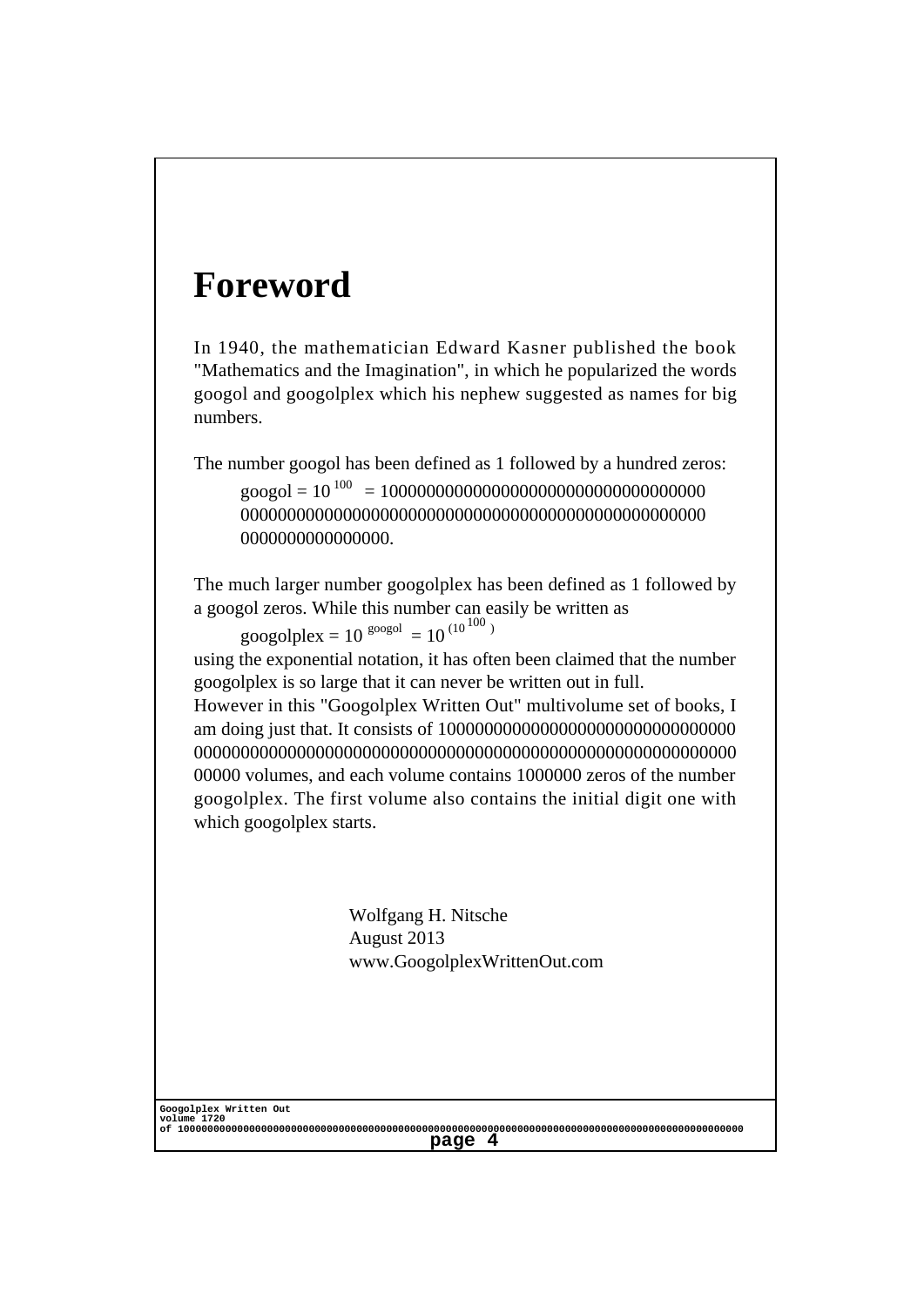# Foreword

In 1940, the mathematician Edward Kasner published the book "Mathematics and the Imagination", in which he popularized the words googol and googolplex which his nephew suggested as names for big numbers.

The number googol has been defined as 1 followed by a hundred zeros:

> googol = $10^{100}$ = 10000000000000000000000000000000000
> 00000000000000000000000000000000000000000000000000
> 0000000000000000.

The much larger number googolplex has been defined as 1 followed by a googol zeros. While this number can easily be written as

> googolplex = $10^{\text{googol}} = 10^{(10^{100})}$

using the exponential notation, it has often been claimed that the number googolplex is so large that it can never be written out in full.

However in this "Googolplex Written Out" multivolume set of books, I am doing just that. It consists of 1000000000000000000000000000000
00000000000000000000000000000000000000000000000000000000000
00000 volumes, and each volume contains 1000000 zeros of the number googolplex. The first volume also contains the initial digit one with which googolplex starts.

Wolfgang H. Nitsche
August 2013
www.GoogolplexWrittenOut.com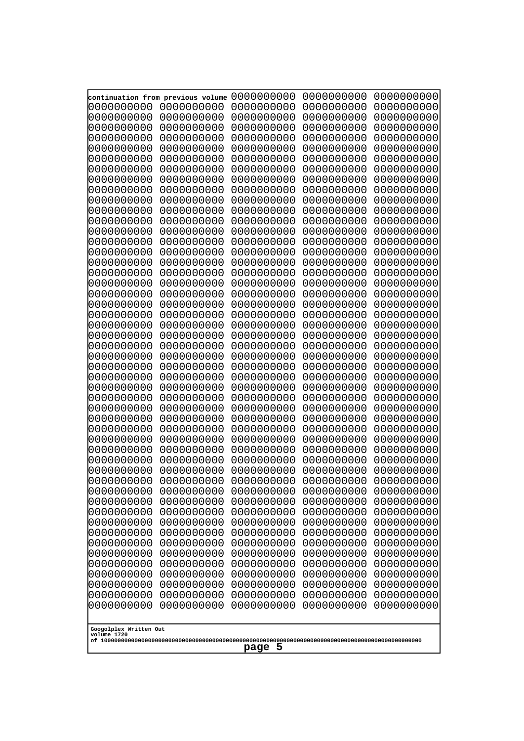```
continuation from previous volume 0000000000 0000000000 0000000000
0000000000 0000000000 0000000000 0000000000 0000000000
0000000000 0000000000 0000000000 0000000000 0000000000
0000000000 0000000000 0000000000 0000000000 0000000000
0000000000 0000000000 0000000000 0000000000 0000000000
0000000000 0000000000 0000000000 0000000000 0000000000
0000000000 0000000000 0000000000 0000000000 0000000000
0000000000 0000000000 0000000000 0000000000 0000000000
0000000000 0000000000 0000000000 0000000000 0000000000
0000000000 0000000000 0000000000 0000000000 0000000000
0000000000 0000000000 0000000000 0000000000 0000000000
0000000000 0000000000 0000000000 0000000000 0000000000
0000000000 0000000000 0000000000 0000000000 0000000000
0000000000 0000000000 0000000000 0000000000 0000000000
0000000000 0000000000 0000000000 0000000000 0000000000
0000000000 0000000000 0000000000 0000000000 0000000000
0000000000 0000000000 0000000000 0000000000 0000000000
0000000000 0000000000 0000000000 0000000000 0000000000
0000000000 0000000000 0000000000 0000000000 0000000000
0000000000 0000000000 0000000000 0000000000 0000000000
0000000000 0000000000 0000000000 0000000000 0000000000
0000000000 0000000000 0000000000 0000000000 0000000000
0000000000 0000000000 0000000000 0000000000 0000000000
0000000000 0000000000 0000000000 0000000000 0000000000
0000000000 0000000000 0000000000 0000000000 0000000000
0000000000 0000000000 0000000000 0000000000 0000000000
0000000000 0000000000 0000000000 0000000000 0000000000
0000000000 0000000000 0000000000 0000000000 0000000000
0000000000 0000000000 0000000000 0000000000 0000000000
0000000000 0000000000 0000000000 0000000000 0000000000
0000000000 0000000000 0000000000 0000000000 0000000000
0000000000 0000000000 0000000000 0000000000 0000000000
0000000000 0000000000 0000000000 0000000000 0000000000
0000000000 0000000000 0000000000 0000000000 0000000000
0000000000 0000000000 0000000000 0000000000 0000000000
0000000000 0000000000 0000000000 0000000000 0000000000
0000000000 0000000000 0000000000 0000000000 0000000000
0000000000 0000000000 0000000000 0000000000 0000000000
0000000000 0000000000 0000000000 0000000000 0000000000
0000000000 0000000000 0000000000 0000000000 0000000000
0000000000 0000000000 0000000000 0000000000 0000000000
0000000000 0000000000 0000000000 0000000000 0000000000
0000000000 0000000000 0000000000 0000000000 0000000000
0000000000 0000000000 0000000000 0000000000 0000000000
0000000000 0000000000 0000000000 0000000000 0000000000
0000000000 0000000000 0000000000 0000000000 0000000000
0000000000 0000000000 0000000000 0000000000 0000000000
0000000000 0000000000 0000000000 0000000000 0000000000
0000000000 0000000000 0000000000 0000000000 0000000000
```

Googolplex Written Out
volume 1720
of 10000000000000000000000000000000000000000000000000000000000000000000000000000000000000000000000000000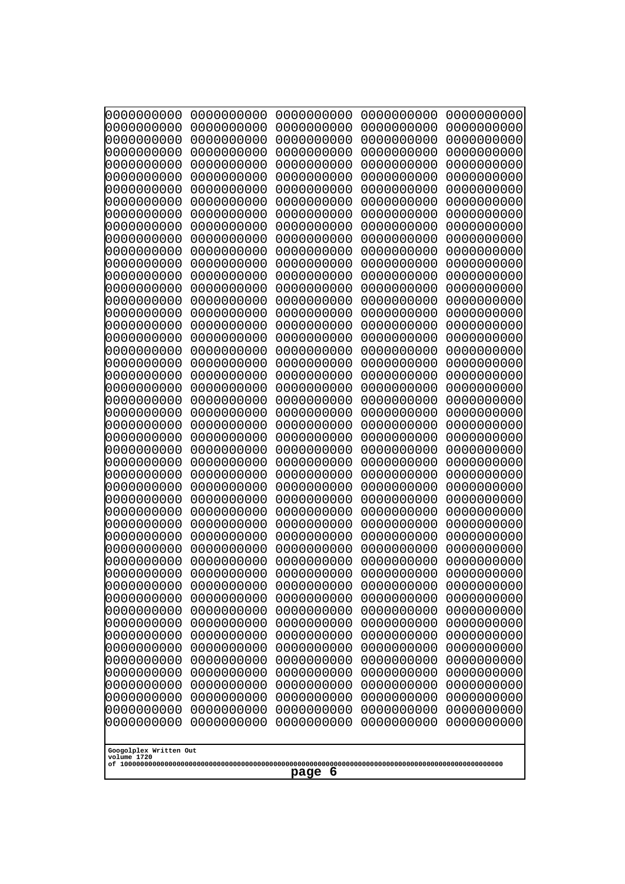```
0000000000 0000000000 0000000000 0000000000 0000000000
0000000000 0000000000 0000000000 0000000000 0000000000
0000000000 0000000000 0000000000 0000000000 0000000000
0000000000 0000000000 0000000000 0000000000 0000000000
0000000000 0000000000 0000000000 0000000000 0000000000
0000000000 0000000000 0000000000 0000000000 0000000000
0000000000 0000000000 0000000000 0000000000 0000000000
0000000000 0000000000 0000000000 0000000000 0000000000
0000000000 0000000000 0000000000 0000000000 0000000000
0000000000 0000000000 0000000000 0000000000 0000000000
0000000000 0000000000 0000000000 0000000000 0000000000
0000000000 0000000000 0000000000 0000000000 0000000000
0000000000 0000000000 0000000000 0000000000 0000000000
0000000000 0000000000 0000000000 0000000000 0000000000
0000000000 0000000000 0000000000 0000000000 0000000000
0000000000 0000000000 0000000000 0000000000 0000000000
0000000000 0000000000 0000000000 0000000000 0000000000
0000000000 0000000000 0000000000 0000000000 0000000000
0000000000 0000000000 0000000000 0000000000 0000000000
0000000000 0000000000 0000000000 0000000000 0000000000
0000000000 0000000000 0000000000 0000000000 0000000000
0000000000 0000000000 0000000000 0000000000 0000000000
0000000000 0000000000 0000000000 0000000000 0000000000
0000000000 0000000000 0000000000 0000000000 0000000000
0000000000 0000000000 0000000000 0000000000 0000000000
0000000000 0000000000 0000000000 0000000000 0000000000
0000000000 0000000000 0000000000 0000000000 0000000000
0000000000 0000000000 0000000000 0000000000 0000000000
0000000000 0000000000 0000000000 0000000000 0000000000
0000000000 0000000000 0000000000 0000000000 0000000000
0000000000 0000000000 0000000000 0000000000 0000000000
0000000000 0000000000 0000000000 0000000000 0000000000
0000000000 0000000000 0000000000 0000000000 0000000000
0000000000 0000000000 0000000000 0000000000 0000000000
0000000000 0000000000 0000000000 0000000000 0000000000
0000000000 0000000000 0000000000 0000000000 0000000000
0000000000 0000000000 0000000000 0000000000 0000000000
0000000000 0000000000 0000000000 0000000000 0000000000
0000000000 0000000000 0000000000 0000000000 0000000000
0000000000 0000000000 0000000000 0000000000 0000000000
0000000000 0000000000 0000000000 0000000000 0000000000
0000000000 0000000000 0000000000 0000000000 0000000000
0000000000 0000000000 0000000000 0000000000 0000000000
0000000000 0000000000 0000000000 0000000000 0000000000
0000000000 0000000000 0000000000 0000000000 0000000000
0000000000 0000000000 0000000000 0000000000 0000000000
0000000000 0000000000 0000000000 0000000000 0000000000
0000000000 0000000000 0000000000 0000000000 0000000000
0000000000 0000000000 0000000000 0000000000 0000000000
0000000000 0000000000 0000000000 0000000000 0000000000
```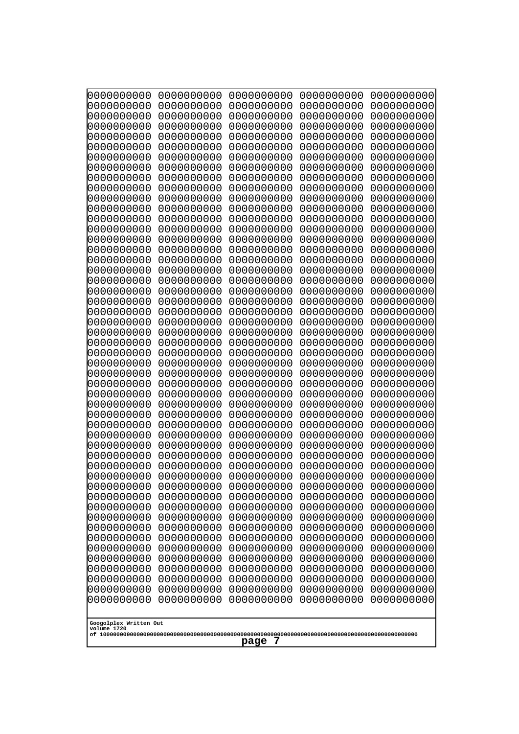```
0000000000 0000000000 0000000000 0000000000 0000000000
0000000000 0000000000 0000000000 0000000000 0000000000
0000000000 0000000000 0000000000 0000000000 0000000000
0000000000 0000000000 0000000000 0000000000 0000000000
0000000000 0000000000 0000000000 0000000000 0000000000
0000000000 0000000000 0000000000 0000000000 0000000000
0000000000 0000000000 0000000000 0000000000 0000000000
0000000000 0000000000 0000000000 0000000000 0000000000
0000000000 0000000000 0000000000 0000000000 0000000000
0000000000 0000000000 0000000000 0000000000 0000000000
0000000000 0000000000 0000000000 0000000000 0000000000
0000000000 0000000000 0000000000 0000000000 0000000000
0000000000 0000000000 0000000000 0000000000 0000000000
0000000000 0000000000 0000000000 0000000000 0000000000
0000000000 0000000000 0000000000 0000000000 0000000000
0000000000 0000000000 0000000000 0000000000 0000000000
0000000000 0000000000 0000000000 0000000000 0000000000
0000000000 0000000000 0000000000 0000000000 0000000000
0000000000 0000000000 0000000000 0000000000 0000000000
0000000000 0000000000 0000000000 0000000000 0000000000
0000000000 0000000000 0000000000 0000000000 0000000000
0000000000 0000000000 0000000000 0000000000 0000000000
0000000000 0000000000 0000000000 0000000000 0000000000
0000000000 0000000000 0000000000 0000000000 0000000000
0000000000 0000000000 0000000000 0000000000 0000000000
0000000000 0000000000 0000000000 0000000000 0000000000
0000000000 0000000000 0000000000 0000000000 0000000000
0000000000 0000000000 0000000000 0000000000 0000000000
0000000000 0000000000 0000000000 0000000000 0000000000
0000000000 0000000000 0000000000 0000000000 0000000000
0000000000 0000000000 0000000000 0000000000 0000000000
0000000000 0000000000 0000000000 0000000000 0000000000
0000000000 0000000000 0000000000 0000000000 0000000000
0000000000 0000000000 0000000000 0000000000 0000000000
0000000000 0000000000 0000000000 0000000000 0000000000
0000000000 0000000000 0000000000 0000000000 0000000000
0000000000 0000000000 0000000000 0000000000 0000000000
0000000000 0000000000 0000000000 0000000000 0000000000
0000000000 0000000000 0000000000 0000000000 0000000000
0000000000 0000000000 0000000000 0000000000 0000000000
0000000000 0000000000 0000000000 0000000000 0000000000
0000000000 0000000000 0000000000 0000000000 0000000000
0000000000 0000000000 0000000000 0000000000 0000000000
0000000000 0000000000 0000000000 0000000000 0000000000
0000000000 0000000000 0000000000 0000000000 0000000000
0000000000 0000000000 0000000000 0000000000 0000000000
0000000000 0000000000 0000000000 0000000000 0000000000
0000000000 0000000000 0000000000 0000000000 0000000000
0000000000 0000000000 0000000000 0000000000 0000000000
0000000000 0000000000 0000000000 0000000000 0000000000
```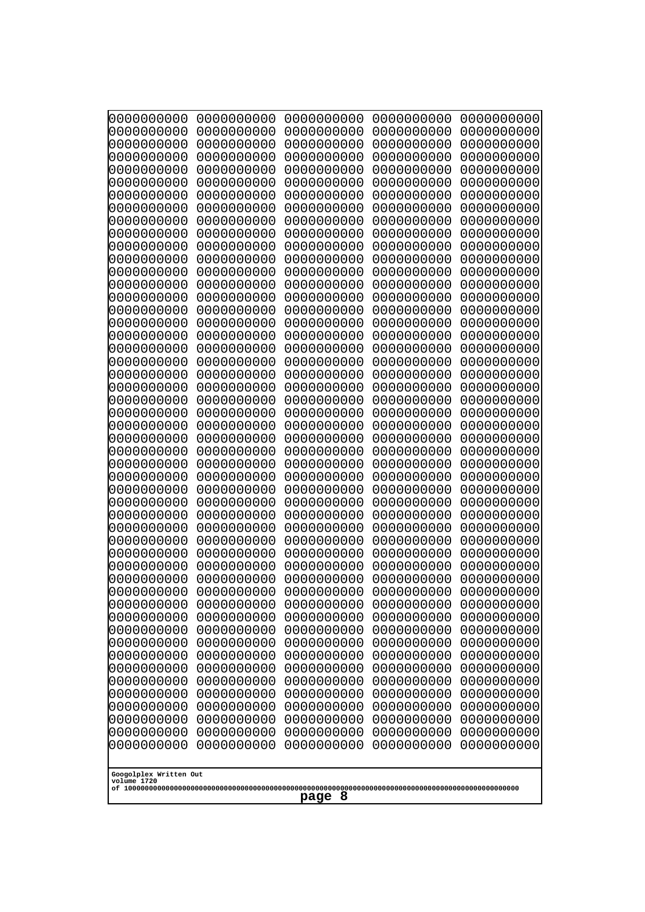```
0000000000 0000000000 0000000000 0000000000 0000000000
0000000000 0000000000 0000000000 0000000000 0000000000
0000000000 0000000000 0000000000 0000000000 0000000000
0000000000 0000000000 0000000000 0000000000 0000000000
0000000000 0000000000 0000000000 0000000000 0000000000
0000000000 0000000000 0000000000 0000000000 0000000000
0000000000 0000000000 0000000000 0000000000 0000000000
0000000000 0000000000 0000000000 0000000000 0000000000
0000000000 0000000000 0000000000 0000000000 0000000000
0000000000 0000000000 0000000000 0000000000 0000000000
0000000000 0000000000 0000000000 0000000000 0000000000
0000000000 0000000000 0000000000 0000000000 0000000000
0000000000 0000000000 0000000000 0000000000 0000000000
0000000000 0000000000 0000000000 0000000000 0000000000
0000000000 0000000000 0000000000 0000000000 0000000000
0000000000 0000000000 0000000000 0000000000 0000000000
0000000000 0000000000 0000000000 0000000000 0000000000
0000000000 0000000000 0000000000 0000000000 0000000000
0000000000 0000000000 0000000000 0000000000 0000000000
0000000000 0000000000 0000000000 0000000000 0000000000
0000000000 0000000000 0000000000 0000000000 0000000000
0000000000 0000000000 0000000000 0000000000 0000000000
0000000000 0000000000 0000000000 0000000000 0000000000
0000000000 0000000000 0000000000 0000000000 0000000000
0000000000 0000000000 0000000000 0000000000 0000000000
0000000000 0000000000 0000000000 0000000000 0000000000
0000000000 0000000000 0000000000 0000000000 0000000000
0000000000 0000000000 0000000000 0000000000 0000000000
0000000000 0000000000 0000000000 0000000000 0000000000
0000000000 0000000000 0000000000 0000000000 0000000000
0000000000 0000000000 0000000000 0000000000 0000000000
0000000000 0000000000 0000000000 0000000000 0000000000
0000000000 0000000000 0000000000 0000000000 0000000000
0000000000 0000000000 0000000000 0000000000 0000000000
0000000000 0000000000 0000000000 0000000000 0000000000
0000000000 0000000000 0000000000 0000000000 0000000000
0000000000 0000000000 0000000000 0000000000 0000000000
0000000000 0000000000 0000000000 0000000000 0000000000
0000000000 0000000000 0000000000 0000000000 0000000000
0000000000 0000000000 0000000000 0000000000 0000000000
0000000000 0000000000 0000000000 0000000000 0000000000
0000000000 0000000000 0000000000 0000000000 0000000000
0000000000 0000000000 0000000000 0000000000 0000000000
0000000000 0000000000 0000000000 0000000000 0000000000
0000000000 0000000000 0000000000 0000000000 0000000000
0000000000 0000000000 0000000000 0000000000 0000000000
0000000000 0000000000 0000000000 0000000000 0000000000
0000000000 0000000000 0000000000 0000000000 0000000000
0000000000 0000000000 0000000000 0000000000 0000000000
0000000000 0000000000 0000000000 0000000000 0000000000
```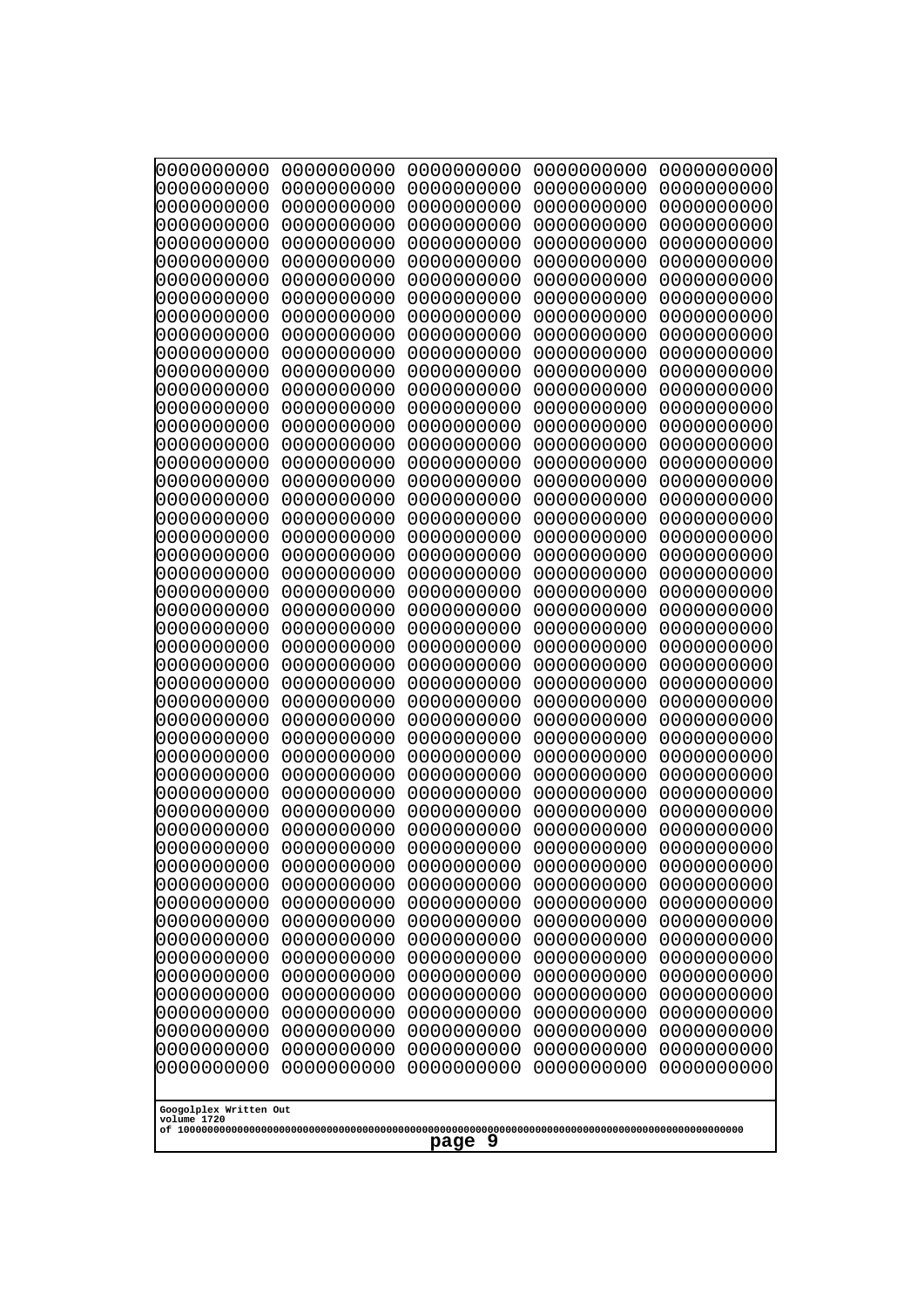```
0000000000 0000000000 0000000000 0000000000 0000000000
0000000000 0000000000 0000000000 0000000000 0000000000
0000000000 0000000000 0000000000 0000000000 0000000000
0000000000 0000000000 0000000000 0000000000 0000000000
0000000000 0000000000 0000000000 0000000000 0000000000
0000000000 0000000000 0000000000 0000000000 0000000000
0000000000 0000000000 0000000000 0000000000 0000000000
0000000000 0000000000 0000000000 0000000000 0000000000
0000000000 0000000000 0000000000 0000000000 0000000000
0000000000 0000000000 0000000000 0000000000 0000000000
0000000000 0000000000 0000000000 0000000000 0000000000
0000000000 0000000000 0000000000 0000000000 0000000000
0000000000 0000000000 0000000000 0000000000 0000000000
0000000000 0000000000 0000000000 0000000000 0000000000
0000000000 0000000000 0000000000 0000000000 0000000000
0000000000 0000000000 0000000000 0000000000 0000000000
0000000000 0000000000 0000000000 0000000000 0000000000
0000000000 0000000000 0000000000 0000000000 0000000000
0000000000 0000000000 0000000000 0000000000 0000000000
0000000000 0000000000 0000000000 0000000000 0000000000
0000000000 0000000000 0000000000 0000000000 0000000000
0000000000 0000000000 0000000000 0000000000 0000000000
0000000000 0000000000 0000000000 0000000000 0000000000
0000000000 0000000000 0000000000 0000000000 0000000000
0000000000 0000000000 0000000000 0000000000 0000000000
0000000000 0000000000 0000000000 0000000000 0000000000
0000000000 0000000000 0000000000 0000000000 0000000000
0000000000 0000000000 0000000000 0000000000 0000000000
0000000000 0000000000 0000000000 0000000000 0000000000
0000000000 0000000000 0000000000 0000000000 0000000000
0000000000 0000000000 0000000000 0000000000 0000000000
0000000000 0000000000 0000000000 0000000000 0000000000
0000000000 0000000000 0000000000 0000000000 0000000000
0000000000 0000000000 0000000000 0000000000 0000000000
0000000000 0000000000 0000000000 0000000000 0000000000
0000000000 0000000000 0000000000 0000000000 0000000000
0000000000 0000000000 0000000000 0000000000 0000000000
0000000000 0000000000 0000000000 0000000000 0000000000
0000000000 0000000000 0000000000 0000000000 0000000000
0000000000 0000000000 0000000000 0000000000 0000000000
0000000000 0000000000 0000000000 0000000000 0000000000
0000000000 0000000000 0000000000 0000000000 0000000000
0000000000 0000000000 0000000000 0000000000 0000000000
0000000000 0000000000 0000000000 0000000000 0000000000
0000000000 0000000000 0000000000 0000000000 0000000000
0000000000 0000000000 0000000000 0000000000 0000000000
0000000000 0000000000 0000000000 0000000000 0000000000
0000000000 0000000000 0000000000 0000000000 0000000000
0000000000 0000000000 0000000000 0000000000 0000000000
0000000000 0000000000 0000000000 0000000000 0000000000
```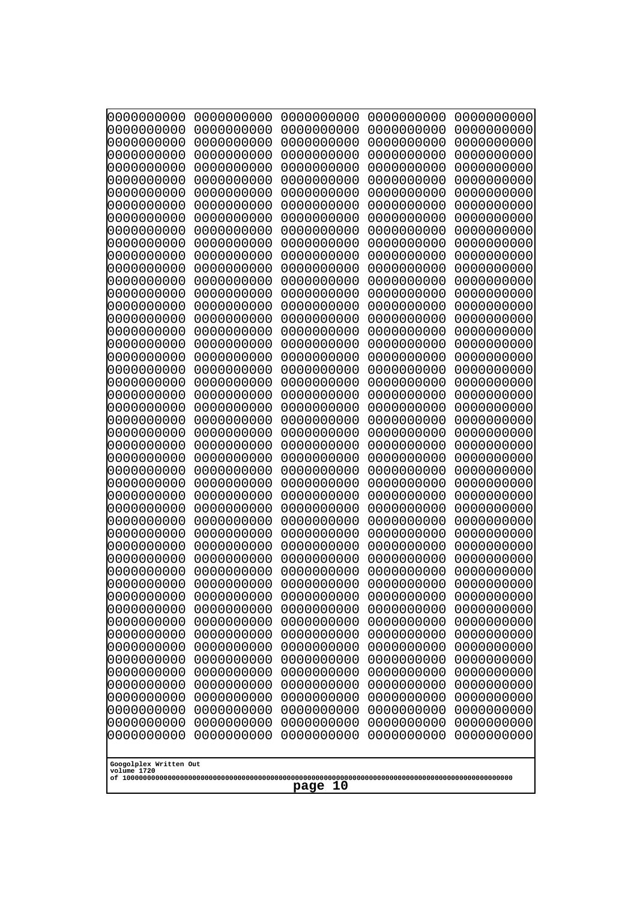```
0000000000 0000000000 0000000000 0000000000 0000000000
0000000000 0000000000 0000000000 0000000000 0000000000
0000000000 0000000000 0000000000 0000000000 0000000000
0000000000 0000000000 0000000000 0000000000 0000000000
0000000000 0000000000 0000000000 0000000000 0000000000
0000000000 0000000000 0000000000 0000000000 0000000000
0000000000 0000000000 0000000000 0000000000 0000000000
0000000000 0000000000 0000000000 0000000000 0000000000
0000000000 0000000000 0000000000 0000000000 0000000000
0000000000 0000000000 0000000000 0000000000 0000000000
0000000000 0000000000 0000000000 0000000000 0000000000
0000000000 0000000000 0000000000 0000000000 0000000000
0000000000 0000000000 0000000000 0000000000 0000000000
0000000000 0000000000 0000000000 0000000000 0000000000
0000000000 0000000000 0000000000 0000000000 0000000000
0000000000 0000000000 0000000000 0000000000 0000000000
0000000000 0000000000 0000000000 0000000000 0000000000
0000000000 0000000000 0000000000 0000000000 0000000000
0000000000 0000000000 0000000000 0000000000 0000000000
0000000000 0000000000 0000000000 0000000000 0000000000
0000000000 0000000000 0000000000 0000000000 0000000000
0000000000 0000000000 0000000000 0000000000 0000000000
0000000000 0000000000 0000000000 0000000000 0000000000
0000000000 0000000000 0000000000 0000000000 0000000000
0000000000 0000000000 0000000000 0000000000 0000000000
0000000000 0000000000 0000000000 0000000000 0000000000
0000000000 0000000000 0000000000 0000000000 0000000000
0000000000 0000000000 0000000000 0000000000 0000000000
0000000000 0000000000 0000000000 0000000000 0000000000
0000000000 0000000000 0000000000 0000000000 0000000000
0000000000 0000000000 0000000000 0000000000 0000000000
0000000000 0000000000 0000000000 0000000000 0000000000
0000000000 0000000000 0000000000 0000000000 0000000000
0000000000 0000000000 0000000000 0000000000 0000000000
0000000000 0000000000 0000000000 0000000000 0000000000
0000000000 0000000000 0000000000 0000000000 0000000000
0000000000 0000000000 0000000000 0000000000 0000000000
0000000000 0000000000 0000000000 0000000000 0000000000
0000000000 0000000000 0000000000 0000000000 0000000000
0000000000 0000000000 0000000000 0000000000 0000000000
0000000000 0000000000 0000000000 0000000000 0000000000
0000000000 0000000000 0000000000 0000000000 0000000000
0000000000 0000000000 0000000000 0000000000 0000000000
0000000000 0000000000 0000000000 0000000000 0000000000
0000000000 0000000000 0000000000 0000000000 0000000000
0000000000 0000000000 0000000000 0000000000 0000000000
0000000000 0000000000 0000000000 0000000000 0000000000
0000000000 0000000000 0000000000 0000000000 0000000000
0000000000 0000000000 0000000000 0000000000 0000000000
0000000000 0000000000 0000000000 0000000000 0000000000
```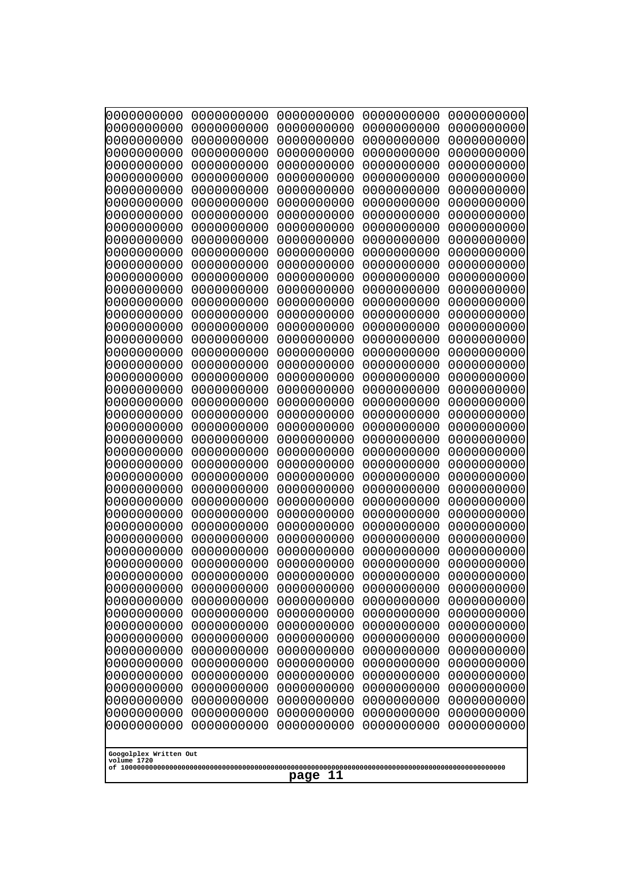0000000000 0000000000 0000000000 0000000000 0000000000
0000000000 0000000000 0000000000 0000000000 0000000000
0000000000 0000000000 0000000000 0000000000 0000000000
0000000000 0000000000 0000000000 0000000000 0000000000
0000000000 0000000000 0000000000 0000000000 0000000000
0000000000 0000000000 0000000000 0000000000 0000000000
0000000000 0000000000 0000000000 0000000000 0000000000
0000000000 0000000000 0000000000 0000000000 0000000000
0000000000 0000000000 0000000000 0000000000 0000000000
0000000000 0000000000 0000000000 0000000000 0000000000
0000000000 0000000000 0000000000 0000000000 0000000000
0000000000 0000000000 0000000000 0000000000 0000000000
0000000000 0000000000 0000000000 0000000000 0000000000
0000000000 0000000000 0000000000 0000000000 0000000000
0000000000 0000000000 0000000000 0000000000 0000000000
0000000000 0000000000 0000000000 0000000000 0000000000
0000000000 0000000000 0000000000 0000000000 0000000000
0000000000 0000000000 0000000000 0000000000 0000000000
0000000000 0000000000 0000000000 0000000000 0000000000
0000000000 0000000000 0000000000 0000000000 0000000000
0000000000 0000000000 0000000000 0000000000 0000000000
0000000000 0000000000 0000000000 0000000000 0000000000
0000000000 0000000000 0000000000 0000000000 0000000000
0000000000 0000000000 0000000000 0000000000 0000000000
0000000000 0000000000 0000000000 0000000000 0000000000
0000000000 0000000000 0000000000 0000000000 0000000000
0000000000 0000000000 0000000000 0000000000 0000000000
0000000000 0000000000 0000000000 0000000000 0000000000
0000000000 0000000000 0000000000 0000000000 0000000000
0000000000 0000000000 0000000000 0000000000 0000000000
0000000000 0000000000 0000000000 0000000000 0000000000
0000000000 0000000000 0000000000 0000000000 0000000000
0000000000 0000000000 0000000000 0000000000 0000000000
0000000000 0000000000 0000000000 0000000000 0000000000
0000000000 0000000000 0000000000 0000000000 0000000000
0000000000 0000000000 0000000000 0000000000 0000000000
0000000000 0000000000 0000000000 0000000000 0000000000
0000000000 0000000000 0000000000 0000000000 0000000000
0000000000 0000000000 0000000000 0000000000 0000000000
0000000000 0000000000 0000000000 0000000000 0000000000
0000000000 0000000000 0000000000 0000000000 0000000000
0000000000 0000000000 0000000000 0000000000 0000000000
0000000000 0000000000 0000000000 0000000000 0000000000
0000000000 0000000000 0000000000 0000000000 0000000000
0000000000 0000000000 0000000000 0000000000 0000000000
0000000000 0000000000 0000000000 0000000000 0000000000
0000000000 0000000000 0000000000 0000000000 0000000000
0000000000 0000000000 0000000000 0000000000 0000000000
0000000000 0000000000 0000000000 0000000000 0000000000
0000000000 0000000000 0000000000 0000000000 0000000000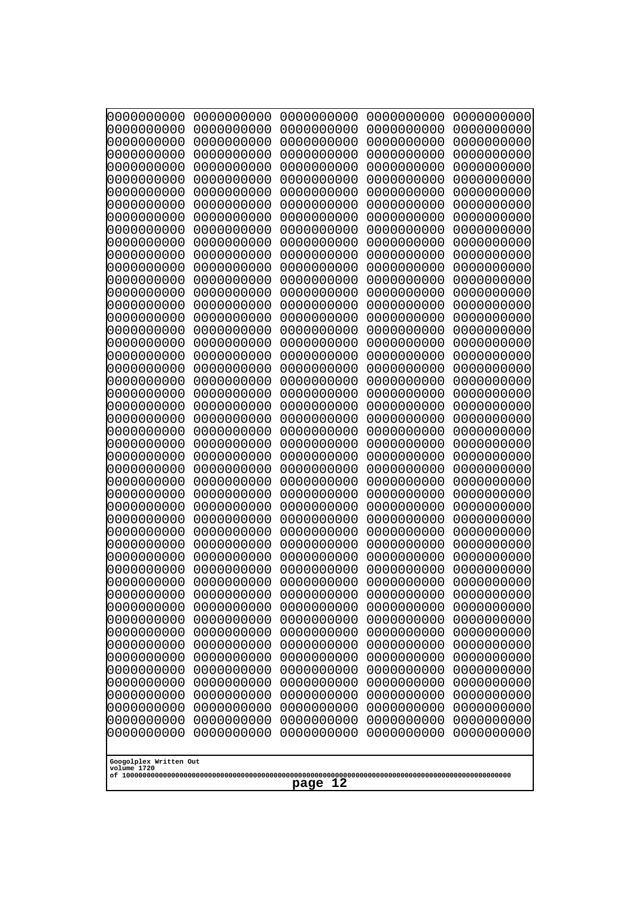0000000000 0000000000 0000000000 0000000000 0000000000
0000000000 0000000000 0000000000 0000000000 0000000000
0000000000 0000000000 0000000000 0000000000 0000000000
0000000000 0000000000 0000000000 0000000000 0000000000
0000000000 0000000000 0000000000 0000000000 0000000000
0000000000 0000000000 0000000000 0000000000 0000000000
0000000000 0000000000 0000000000 0000000000 0000000000
0000000000 0000000000 0000000000 0000000000 0000000000
0000000000 0000000000 0000000000 0000000000 0000000000
0000000000 0000000000 0000000000 0000000000 0000000000
0000000000 0000000000 0000000000 0000000000 0000000000
0000000000 0000000000 0000000000 0000000000 0000000000
0000000000 0000000000 0000000000 0000000000 0000000000
0000000000 0000000000 0000000000 0000000000 0000000000
0000000000 0000000000 0000000000 0000000000 0000000000
0000000000 0000000000 0000000000 0000000000 0000000000
0000000000 0000000000 0000000000 0000000000 0000000000
0000000000 0000000000 0000000000 0000000000 0000000000
0000000000 0000000000 0000000000 0000000000 0000000000
0000000000 0000000000 0000000000 0000000000 0000000000
0000000000 0000000000 0000000000 0000000000 0000000000
0000000000 0000000000 0000000000 0000000000 0000000000
0000000000 0000000000 0000000000 0000000000 0000000000
0000000000 0000000000 0000000000 0000000000 0000000000
0000000000 0000000000 0000000000 0000000000 0000000000
0000000000 0000000000 0000000000 0000000000 0000000000
0000000000 0000000000 0000000000 0000000000 0000000000
0000000000 0000000000 0000000000 0000000000 0000000000
0000000000 0000000000 0000000000 0000000000 0000000000
0000000000 0000000000 0000000000 0000000000 0000000000
0000000000 0000000000 0000000000 0000000000 0000000000
0000000000 0000000000 0000000000 0000000000 0000000000
0000000000 0000000000 0000000000 0000000000 0000000000
0000000000 0000000000 0000000000 0000000000 0000000000
0000000000 0000000000 0000000000 0000000000 0000000000
0000000000 0000000000 0000000000 0000000000 0000000000
0000000000 0000000000 0000000000 0000000000 0000000000
0000000000 0000000000 0000000000 0000000000 0000000000
0000000000 0000000000 0000000000 0000000000 0000000000
0000000000 0000000000 0000000000 0000000000 0000000000
0000000000 0000000000 0000000000 0000000000 0000000000
0000000000 0000000000 0000000000 0000000000 0000000000
0000000000 0000000000 0000000000 0000000000 0000000000
0000000000 0000000000 0000000000 0000000000 0000000000
0000000000 0000000000 0000000000 0000000000 0000000000
0000000000 0000000000 0000000000 0000000000 0000000000
0000000000 0000000000 0000000000 0000000000 0000000000
0000000000 0000000000 0000000000 0000000000 0000000000
0000000000 0000000000 0000000000 0000000000 0000000000
0000000000 0000000000 0000000000 0000000000 0000000000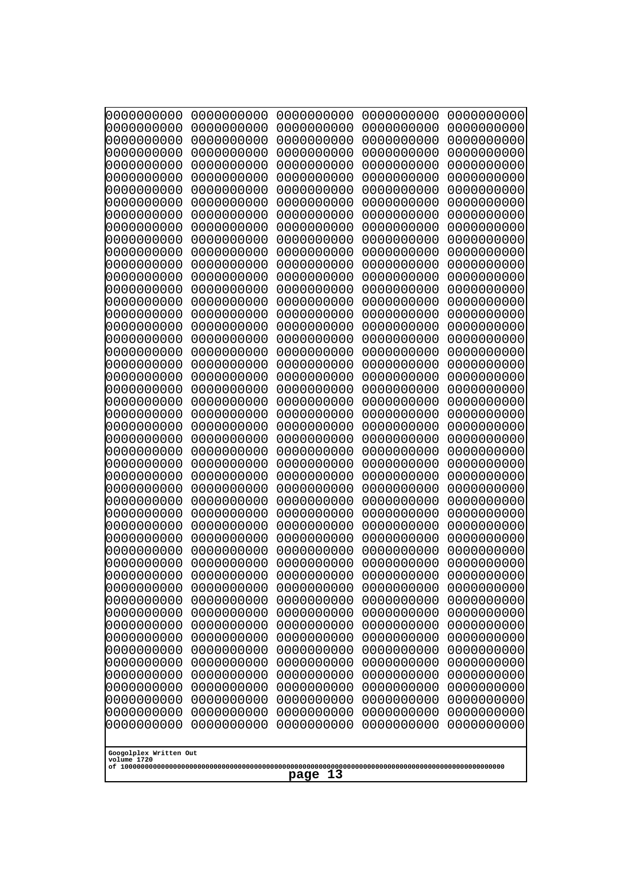```
0000000000 0000000000 0000000000 0000000000 0000000000
0000000000 0000000000 0000000000 0000000000 0000000000
0000000000 0000000000 0000000000 0000000000 0000000000
0000000000 0000000000 0000000000 0000000000 0000000000
0000000000 0000000000 0000000000 0000000000 0000000000
0000000000 0000000000 0000000000 0000000000 0000000000
0000000000 0000000000 0000000000 0000000000 0000000000
0000000000 0000000000 0000000000 0000000000 0000000000
0000000000 0000000000 0000000000 0000000000 0000000000
0000000000 0000000000 0000000000 0000000000 0000000000
0000000000 0000000000 0000000000 0000000000 0000000000
0000000000 0000000000 0000000000 0000000000 0000000000
0000000000 0000000000 0000000000 0000000000 0000000000
0000000000 0000000000 0000000000 0000000000 0000000000
0000000000 0000000000 0000000000 0000000000 0000000000
0000000000 0000000000 0000000000 0000000000 0000000000
0000000000 0000000000 0000000000 0000000000 0000000000
0000000000 0000000000 0000000000 0000000000 0000000000
0000000000 0000000000 0000000000 0000000000 0000000000
0000000000 0000000000 0000000000 0000000000 0000000000
0000000000 0000000000 0000000000 0000000000 0000000000
0000000000 0000000000 0000000000 0000000000 0000000000
0000000000 0000000000 0000000000 0000000000 0000000000
0000000000 0000000000 0000000000 0000000000 0000000000
0000000000 0000000000 0000000000 0000000000 0000000000
0000000000 0000000000 0000000000 0000000000 0000000000
0000000000 0000000000 0000000000 0000000000 0000000000
0000000000 0000000000 0000000000 0000000000 0000000000
0000000000 0000000000 0000000000 0000000000 0000000000
0000000000 0000000000 0000000000 0000000000 0000000000
0000000000 0000000000 0000000000 0000000000 0000000000
0000000000 0000000000 0000000000 0000000000 0000000000
0000000000 0000000000 0000000000 0000000000 0000000000
0000000000 0000000000 0000000000 0000000000 0000000000
0000000000 0000000000 0000000000 0000000000 0000000000
0000000000 0000000000 0000000000 0000000000 0000000000
0000000000 0000000000 0000000000 0000000000 0000000000
0000000000 0000000000 0000000000 0000000000 0000000000
0000000000 0000000000 0000000000 0000000000 0000000000
0000000000 0000000000 0000000000 0000000000 0000000000
0000000000 0000000000 0000000000 0000000000 0000000000
0000000000 0000000000 0000000000 0000000000 0000000000
0000000000 0000000000 0000000000 0000000000 0000000000
0000000000 0000000000 0000000000 0000000000 0000000000
0000000000 0000000000 0000000000 0000000000 0000000000
0000000000 0000000000 0000000000 0000000000 0000000000
0000000000 0000000000 0000000000 0000000000 0000000000
0000000000 0000000000 0000000000 0000000000 0000000000
0000000000 0000000000 0000000000 0000000000 0000000000
0000000000 0000000000 0000000000 0000000000 0000000000
```

Googolplex Written Out
volume 1720
of 10000000000000000000000000000000000000000000000000000000000000000000000000000000000000000000000000000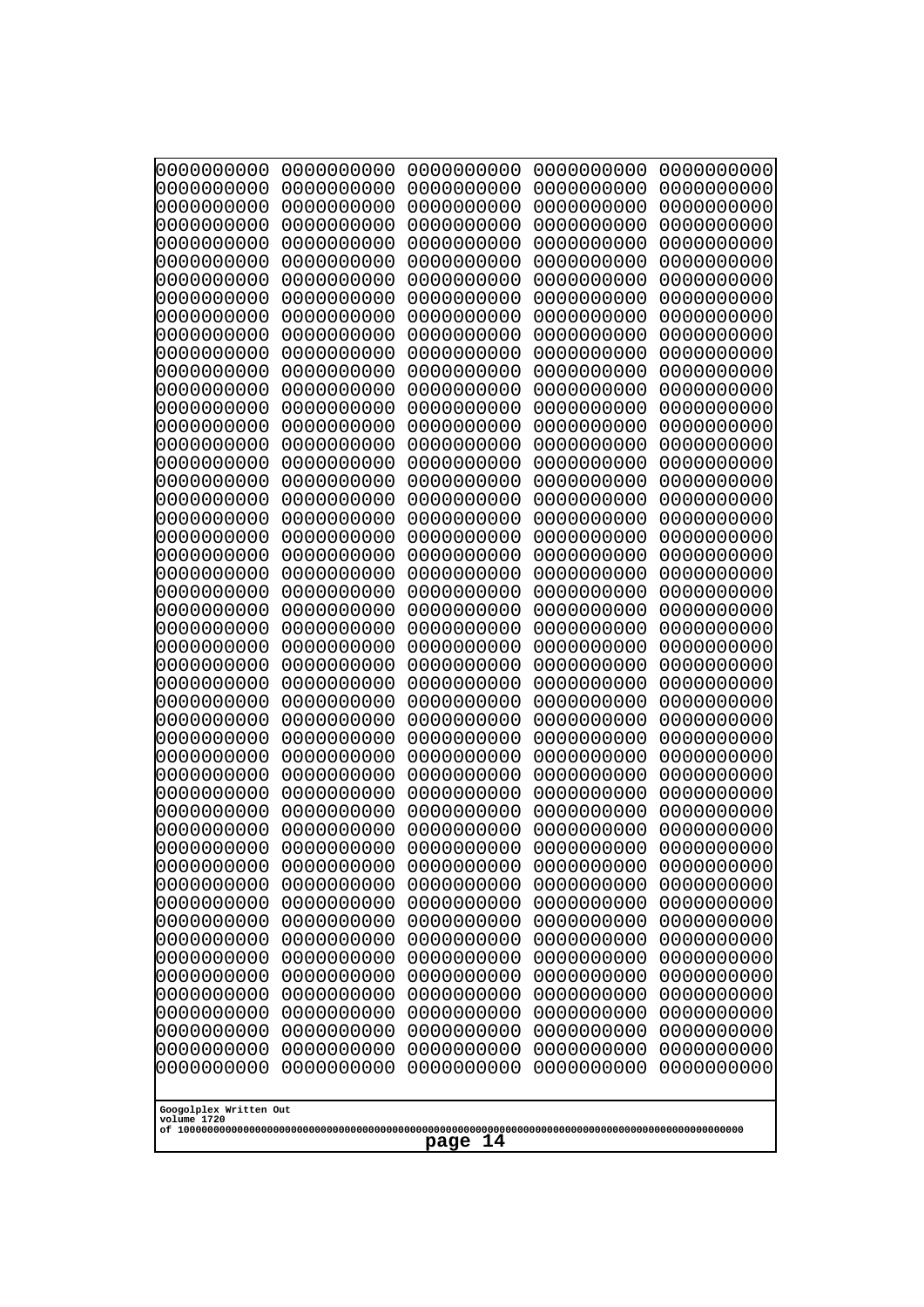```
0000000000 0000000000 0000000000 0000000000 0000000000
0000000000 0000000000 0000000000 0000000000 0000000000
0000000000 0000000000 0000000000 0000000000 0000000000
0000000000 0000000000 0000000000 0000000000 0000000000
0000000000 0000000000 0000000000 0000000000 0000000000
0000000000 0000000000 0000000000 0000000000 0000000000
0000000000 0000000000 0000000000 0000000000 0000000000
0000000000 0000000000 0000000000 0000000000 0000000000
0000000000 0000000000 0000000000 0000000000 0000000000
0000000000 0000000000 0000000000 0000000000 0000000000
0000000000 0000000000 0000000000 0000000000 0000000000
0000000000 0000000000 0000000000 0000000000 0000000000
0000000000 0000000000 0000000000 0000000000 0000000000
0000000000 0000000000 0000000000 0000000000 0000000000
0000000000 0000000000 0000000000 0000000000 0000000000
0000000000 0000000000 0000000000 0000000000 0000000000
0000000000 0000000000 0000000000 0000000000 0000000000
0000000000 0000000000 0000000000 0000000000 0000000000
0000000000 0000000000 0000000000 0000000000 0000000000
0000000000 0000000000 0000000000 0000000000 0000000000
0000000000 0000000000 0000000000 0000000000 0000000000
0000000000 0000000000 0000000000 0000000000 0000000000
0000000000 0000000000 0000000000 0000000000 0000000000
0000000000 0000000000 0000000000 0000000000 0000000000
0000000000 0000000000 0000000000 0000000000 0000000000
0000000000 0000000000 0000000000 0000000000 0000000000
0000000000 0000000000 0000000000 0000000000 0000000000
0000000000 0000000000 0000000000 0000000000 0000000000
0000000000 0000000000 0000000000 0000000000 0000000000
0000000000 0000000000 0000000000 0000000000 0000000000
0000000000 0000000000 0000000000 0000000000 0000000000
0000000000 0000000000 0000000000 0000000000 0000000000
0000000000 0000000000 0000000000 0000000000 0000000000
0000000000 0000000000 0000000000 0000000000 0000000000
0000000000 0000000000 0000000000 0000000000 0000000000
0000000000 0000000000 0000000000 0000000000 0000000000
0000000000 0000000000 0000000000 0000000000 0000000000
0000000000 0000000000 0000000000 0000000000 0000000000
0000000000 0000000000 0000000000 0000000000 0000000000
0000000000 0000000000 0000000000 0000000000 0000000000
0000000000 0000000000 0000000000 0000000000 0000000000
0000000000 0000000000 0000000000 0000000000 0000000000
0000000000 0000000000 0000000000 0000000000 0000000000
0000000000 0000000000 0000000000 0000000000 0000000000
0000000000 0000000000 0000000000 0000000000 0000000000
0000000000 0000000000 0000000000 0000000000 0000000000
0000000000 0000000000 0000000000 0000000000 0000000000
0000000000 0000000000 0000000000 0000000000 0000000000
0000000000 0000000000 0000000000 0000000000 0000000000
0000000000 0000000000 0000000000 0000000000 0000000000
```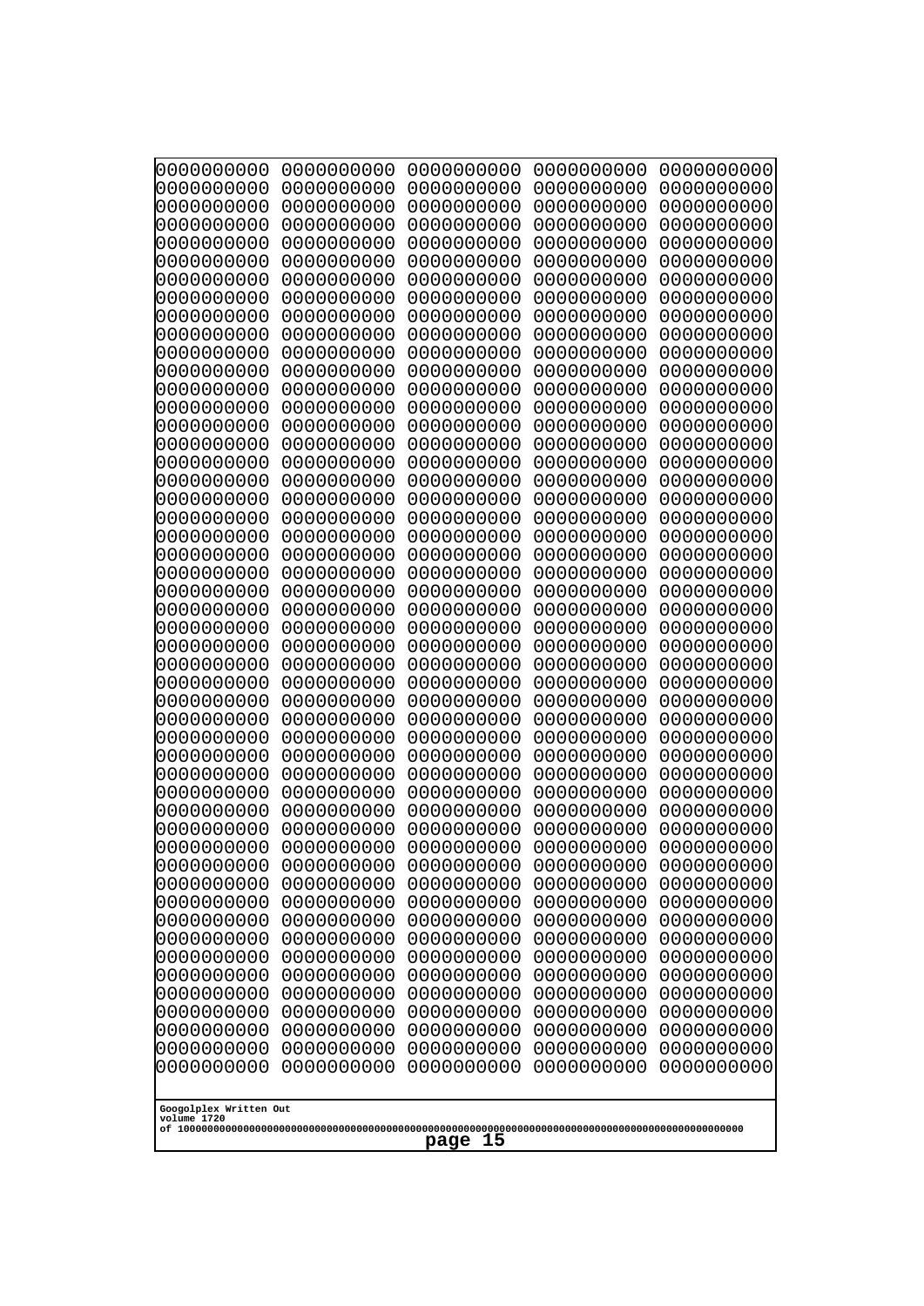```
0000000000 0000000000 0000000000 0000000000 0000000000
0000000000 0000000000 0000000000 0000000000 0000000000
0000000000 0000000000 0000000000 0000000000 0000000000
0000000000 0000000000 0000000000 0000000000 0000000000
0000000000 0000000000 0000000000 0000000000 0000000000
0000000000 0000000000 0000000000 0000000000 0000000000
0000000000 0000000000 0000000000 0000000000 0000000000
0000000000 0000000000 0000000000 0000000000 0000000000
0000000000 0000000000 0000000000 0000000000 0000000000
0000000000 0000000000 0000000000 0000000000 0000000000
0000000000 0000000000 0000000000 0000000000 0000000000
0000000000 0000000000 0000000000 0000000000 0000000000
0000000000 0000000000 0000000000 0000000000 0000000000
0000000000 0000000000 0000000000 0000000000 0000000000
0000000000 0000000000 0000000000 0000000000 0000000000
0000000000 0000000000 0000000000 0000000000 0000000000
0000000000 0000000000 0000000000 0000000000 0000000000
0000000000 0000000000 0000000000 0000000000 0000000000
0000000000 0000000000 0000000000 0000000000 0000000000
0000000000 0000000000 0000000000 0000000000 0000000000
0000000000 0000000000 0000000000 0000000000 0000000000
0000000000 0000000000 0000000000 0000000000 0000000000
0000000000 0000000000 0000000000 0000000000 0000000000
0000000000 0000000000 0000000000 0000000000 0000000000
0000000000 0000000000 0000000000 0000000000 0000000000
0000000000 0000000000 0000000000 0000000000 0000000000
0000000000 0000000000 0000000000 0000000000 0000000000
0000000000 0000000000 0000000000 0000000000 0000000000
0000000000 0000000000 0000000000 0000000000 0000000000
0000000000 0000000000 0000000000 0000000000 0000000000
0000000000 0000000000 0000000000 0000000000 0000000000
0000000000 0000000000 0000000000 0000000000 0000000000
0000000000 0000000000 0000000000 0000000000 0000000000
0000000000 0000000000 0000000000 0000000000 0000000000
0000000000 0000000000 0000000000 0000000000 0000000000
0000000000 0000000000 0000000000 0000000000 0000000000
0000000000 0000000000 0000000000 0000000000 0000000000
0000000000 0000000000 0000000000 0000000000 0000000000
0000000000 0000000000 0000000000 0000000000 0000000000
0000000000 0000000000 0000000000 0000000000 0000000000
0000000000 0000000000 0000000000 0000000000 0000000000
0000000000 0000000000 0000000000 0000000000 0000000000
0000000000 0000000000 0000000000 0000000000 0000000000
0000000000 0000000000 0000000000 0000000000 0000000000
0000000000 0000000000 0000000000 0000000000 0000000000
0000000000 0000000000 0000000000 0000000000 0000000000
0000000000 0000000000 0000000000 0000000000 0000000000
0000000000 0000000000 0000000000 0000000000 0000000000
0000000000 0000000000 0000000000 0000000000 0000000000
0000000000 0000000000 0000000000 0000000000 0000000000
```

**Googolplex Written Out**
volume 1720
of 10000000000000000000000000000000000000000000000000000000000000000000000000000000000000000000000000000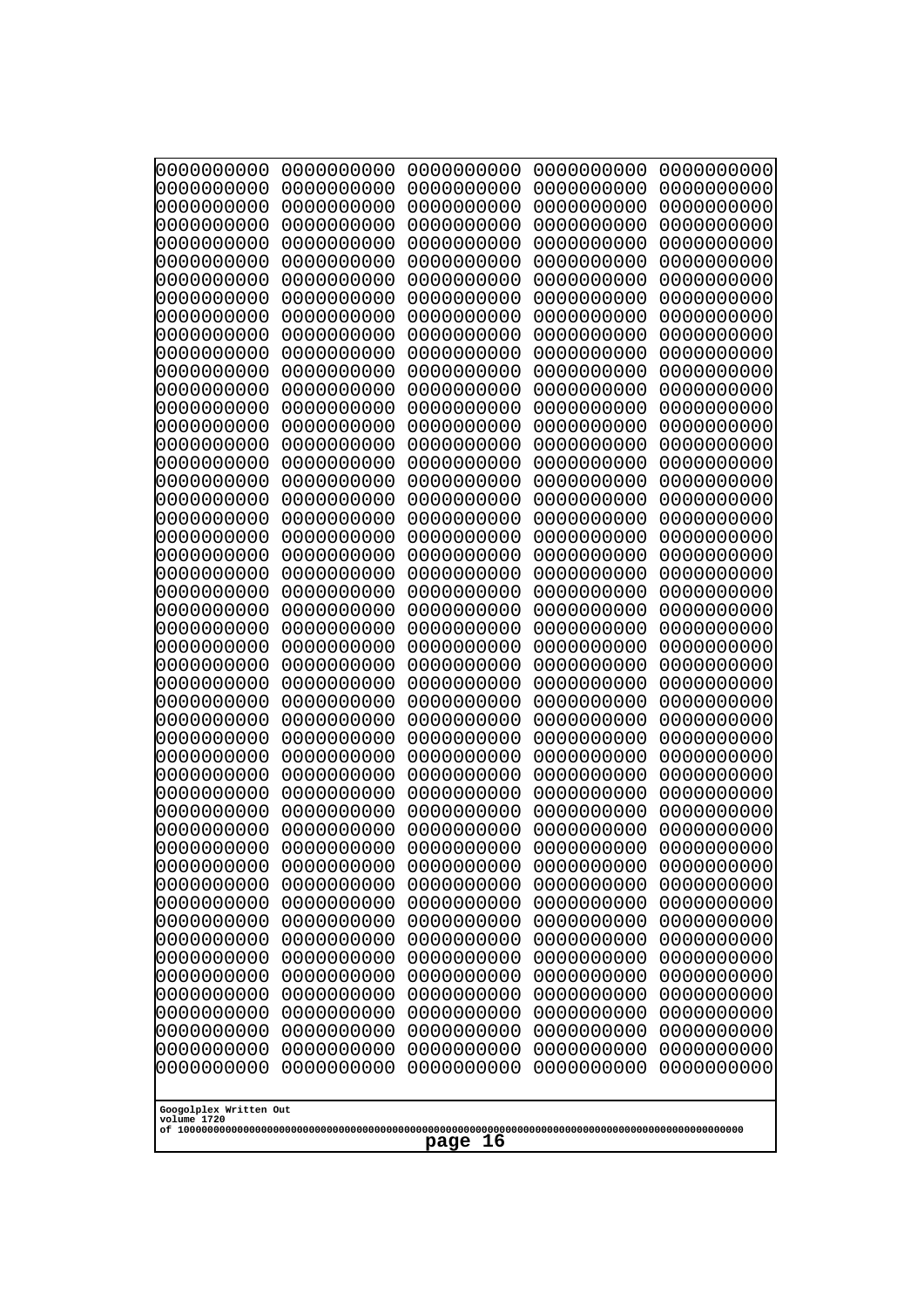```
0000000000 0000000000 0000000000 0000000000 0000000000
0000000000 0000000000 0000000000 0000000000 0000000000
0000000000 0000000000 0000000000 0000000000 0000000000
0000000000 0000000000 0000000000 0000000000 0000000000
0000000000 0000000000 0000000000 0000000000 0000000000
0000000000 0000000000 0000000000 0000000000 0000000000
0000000000 0000000000 0000000000 0000000000 0000000000
0000000000 0000000000 0000000000 0000000000 0000000000
0000000000 0000000000 0000000000 0000000000 0000000000
0000000000 0000000000 0000000000 0000000000 0000000000
0000000000 0000000000 0000000000 0000000000 0000000000
0000000000 0000000000 0000000000 0000000000 0000000000
0000000000 0000000000 0000000000 0000000000 0000000000
0000000000 0000000000 0000000000 0000000000 0000000000
0000000000 0000000000 0000000000 0000000000 0000000000
0000000000 0000000000 0000000000 0000000000 0000000000
0000000000 0000000000 0000000000 0000000000 0000000000
0000000000 0000000000 0000000000 0000000000 0000000000
0000000000 0000000000 0000000000 0000000000 0000000000
0000000000 0000000000 0000000000 0000000000 0000000000
0000000000 0000000000 0000000000 0000000000 0000000000
0000000000 0000000000 0000000000 0000000000 0000000000
0000000000 0000000000 0000000000 0000000000 0000000000
0000000000 0000000000 0000000000 0000000000 0000000000
0000000000 0000000000 0000000000 0000000000 0000000000
0000000000 0000000000 0000000000 0000000000 0000000000
0000000000 0000000000 0000000000 0000000000 0000000000
0000000000 0000000000 0000000000 0000000000 0000000000
0000000000 0000000000 0000000000 0000000000 0000000000
0000000000 0000000000 0000000000 0000000000 0000000000
0000000000 0000000000 0000000000 0000000000 0000000000
0000000000 0000000000 0000000000 0000000000 0000000000
0000000000 0000000000 0000000000 0000000000 0000000000
0000000000 0000000000 0000000000 0000000000 0000000000
0000000000 0000000000 0000000000 0000000000 0000000000
0000000000 0000000000 0000000000 0000000000 0000000000
0000000000 0000000000 0000000000 0000000000 0000000000
0000000000 0000000000 0000000000 0000000000 0000000000
0000000000 0000000000 0000000000 0000000000 0000000000
0000000000 0000000000 0000000000 0000000000 0000000000
0000000000 0000000000 0000000000 0000000000 0000000000
0000000000 0000000000 0000000000 0000000000 0000000000
0000000000 0000000000 0000000000 0000000000 0000000000
0000000000 0000000000 0000000000 0000000000 0000000000
0000000000 0000000000 0000000000 0000000000 0000000000
0000000000 0000000000 0000000000 0000000000 0000000000
0000000000 0000000000 0000000000 0000000000 0000000000
0000000000 0000000000 0000000000 0000000000 0000000000
0000000000 0000000000 0000000000 0000000000 0000000000
0000000000 0000000000 0000000000 0000000000 0000000000
```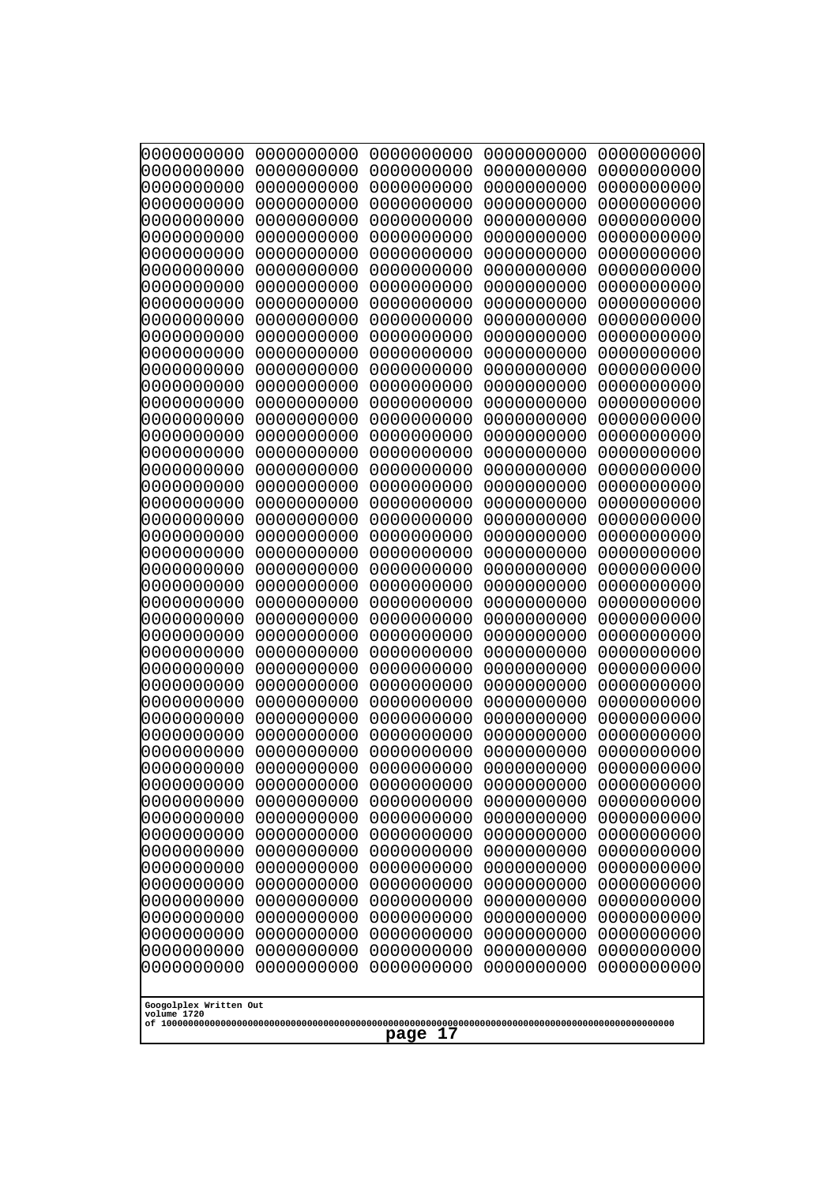```
0000000000 0000000000 0000000000 0000000000 0000000000
0000000000 0000000000 0000000000 0000000000 0000000000
0000000000 0000000000 0000000000 0000000000 0000000000
0000000000 0000000000 0000000000 0000000000 0000000000
0000000000 0000000000 0000000000 0000000000 0000000000
0000000000 0000000000 0000000000 0000000000 0000000000
0000000000 0000000000 0000000000 0000000000 0000000000
0000000000 0000000000 0000000000 0000000000 0000000000
0000000000 0000000000 0000000000 0000000000 0000000000
0000000000 0000000000 0000000000 0000000000 0000000000
0000000000 0000000000 0000000000 0000000000 0000000000
0000000000 0000000000 0000000000 0000000000 0000000000
0000000000 0000000000 0000000000 0000000000 0000000000
0000000000 0000000000 0000000000 0000000000 0000000000
0000000000 0000000000 0000000000 0000000000 0000000000
0000000000 0000000000 0000000000 0000000000 0000000000
0000000000 0000000000 0000000000 0000000000 0000000000
0000000000 0000000000 0000000000 0000000000 0000000000
0000000000 0000000000 0000000000 0000000000 0000000000
0000000000 0000000000 0000000000 0000000000 0000000000
0000000000 0000000000 0000000000 0000000000 0000000000
0000000000 0000000000 0000000000 0000000000 0000000000
0000000000 0000000000 0000000000 0000000000 0000000000
0000000000 0000000000 0000000000 0000000000 0000000000
0000000000 0000000000 0000000000 0000000000 0000000000
0000000000 0000000000 0000000000 0000000000 0000000000
0000000000 0000000000 0000000000 0000000000 0000000000
0000000000 0000000000 0000000000 0000000000 0000000000
0000000000 0000000000 0000000000 0000000000 0000000000
0000000000 0000000000 0000000000 0000000000 0000000000
0000000000 0000000000 0000000000 0000000000 0000000000
0000000000 0000000000 0000000000 0000000000 0000000000
0000000000 0000000000 0000000000 0000000000 0000000000
0000000000 0000000000 0000000000 0000000000 0000000000
0000000000 0000000000 0000000000 0000000000 0000000000
0000000000 0000000000 0000000000 0000000000 0000000000
0000000000 0000000000 0000000000 0000000000 0000000000
0000000000 0000000000 0000000000 0000000000 0000000000
0000000000 0000000000 0000000000 0000000000 0000000000
0000000000 0000000000 0000000000 0000000000 0000000000
0000000000 0000000000 0000000000 0000000000 0000000000
0000000000 0000000000 0000000000 0000000000 0000000000
0000000000 0000000000 0000000000 0000000000 0000000000
0000000000 0000000000 0000000000 0000000000 0000000000
0000000000 0000000000 0000000000 0000000000 0000000000
0000000000 0000000000 0000000000 0000000000 0000000000
0000000000 0000000000 0000000000 0000000000 0000000000
0000000000 0000000000 0000000000 0000000000 0000000000
0000000000 0000000000 0000000000 0000000000 0000000000
0000000000 0000000000 0000000000 0000000000 0000000000
```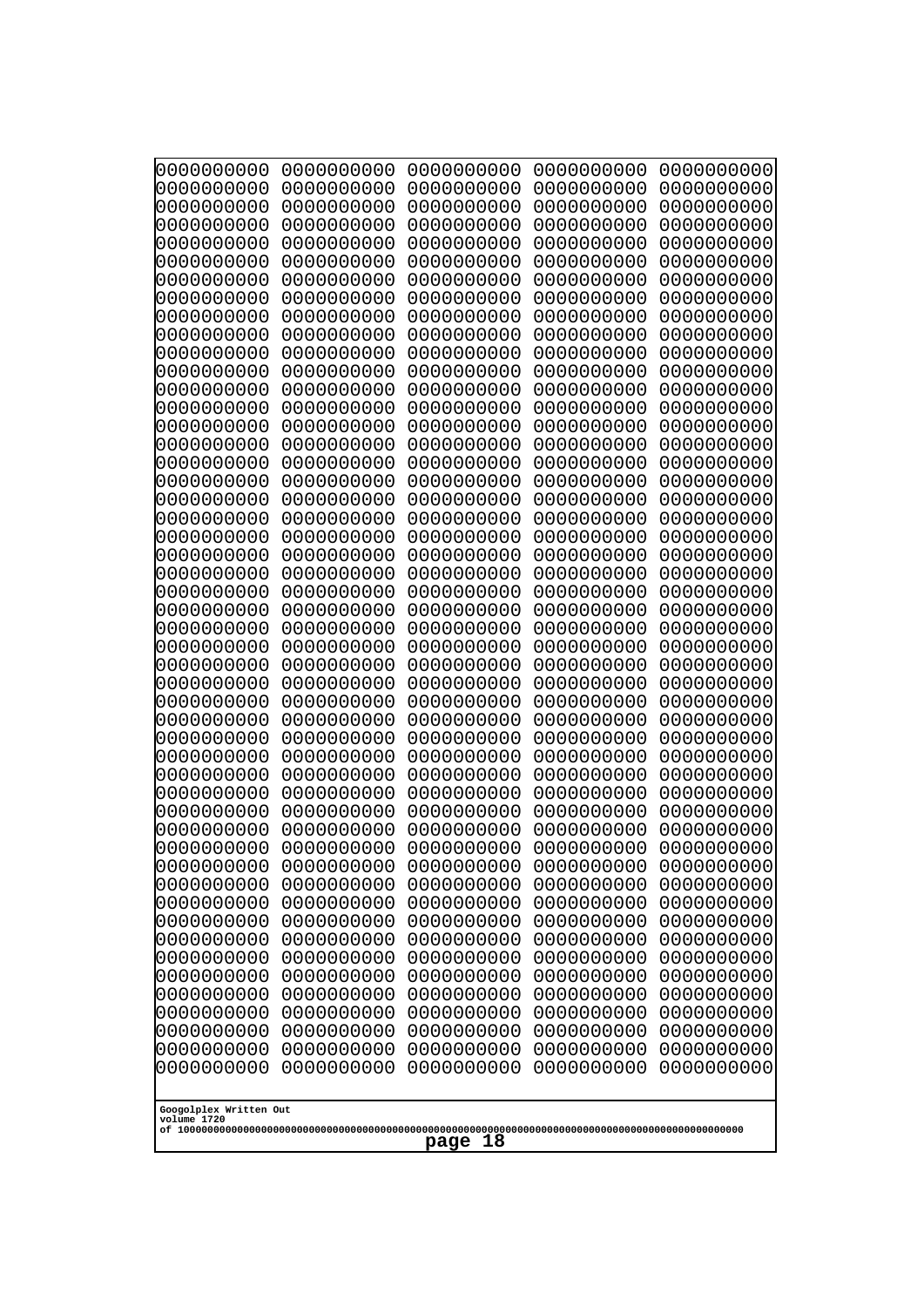```
0000000000 0000000000 0000000000 0000000000 0000000000
0000000000 0000000000 0000000000 0000000000 0000000000
0000000000 0000000000 0000000000 0000000000 0000000000
0000000000 0000000000 0000000000 0000000000 0000000000
0000000000 0000000000 0000000000 0000000000 0000000000
0000000000 0000000000 0000000000 0000000000 0000000000
0000000000 0000000000 0000000000 0000000000 0000000000
0000000000 0000000000 0000000000 0000000000 0000000000
0000000000 0000000000 0000000000 0000000000 0000000000
0000000000 0000000000 0000000000 0000000000 0000000000
0000000000 0000000000 0000000000 0000000000 0000000000
0000000000 0000000000 0000000000 0000000000 0000000000
0000000000 0000000000 0000000000 0000000000 0000000000
0000000000 0000000000 0000000000 0000000000 0000000000
0000000000 0000000000 0000000000 0000000000 0000000000
0000000000 0000000000 0000000000 0000000000 0000000000
0000000000 0000000000 0000000000 0000000000 0000000000
0000000000 0000000000 0000000000 0000000000 0000000000
0000000000 0000000000 0000000000 0000000000 0000000000
0000000000 0000000000 0000000000 0000000000 0000000000
0000000000 0000000000 0000000000 0000000000 0000000000
0000000000 0000000000 0000000000 0000000000 0000000000
0000000000 0000000000 0000000000 0000000000 0000000000
0000000000 0000000000 0000000000 0000000000 0000000000
0000000000 0000000000 0000000000 0000000000 0000000000
0000000000 0000000000 0000000000 0000000000 0000000000
0000000000 0000000000 0000000000 0000000000 0000000000
0000000000 0000000000 0000000000 0000000000 0000000000
0000000000 0000000000 0000000000 0000000000 0000000000
0000000000 0000000000 0000000000 0000000000 0000000000
0000000000 0000000000 0000000000 0000000000 0000000000
0000000000 0000000000 0000000000 0000000000 0000000000
0000000000 0000000000 0000000000 0000000000 0000000000
0000000000 0000000000 0000000000 0000000000 0000000000
0000000000 0000000000 0000000000 0000000000 0000000000
0000000000 0000000000 0000000000 0000000000 0000000000
0000000000 0000000000 0000000000 0000000000 0000000000
0000000000 0000000000 0000000000 0000000000 0000000000
0000000000 0000000000 0000000000 0000000000 0000000000
0000000000 0000000000 0000000000 0000000000 0000000000
0000000000 0000000000 0000000000 0000000000 0000000000
0000000000 0000000000 0000000000 0000000000 0000000000
0000000000 0000000000 0000000000 0000000000 0000000000
0000000000 0000000000 0000000000 0000000000 0000000000
0000000000 0000000000 0000000000 0000000000 0000000000
0000000000 0000000000 0000000000 0000000000 0000000000
0000000000 0000000000 0000000000 0000000000 0000000000
0000000000 0000000000 0000000000 0000000000 0000000000
0000000000 0000000000 0000000000 0000000000 0000000000
0000000000 0000000000 0000000000 0000000000 0000000000
```

Googolplex Written Out
volume 1720
of 10000000000000000000000000000000000000000000000000000000000000000000000000000000000000000000000000000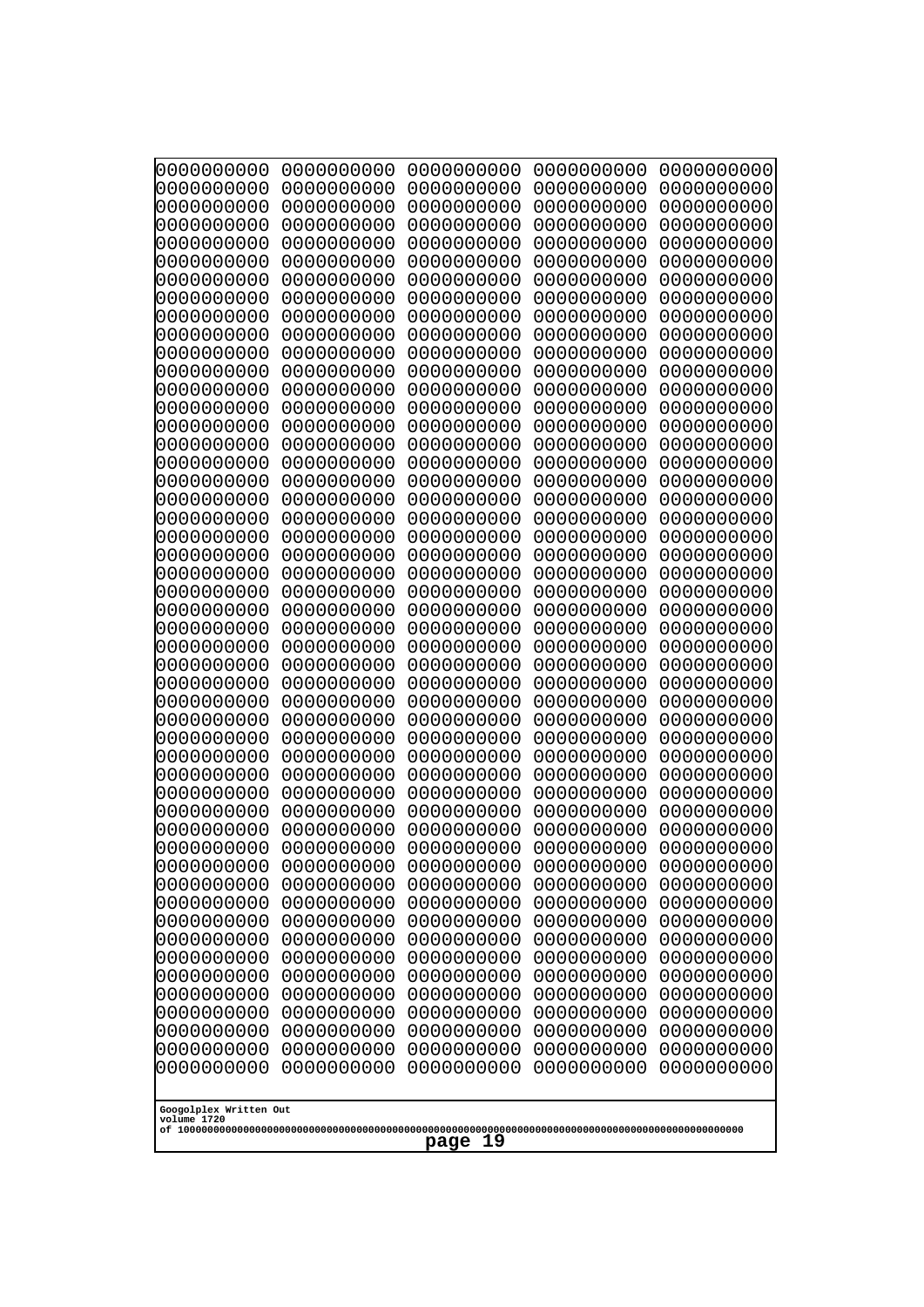```
0000000000 0000000000 0000000000 0000000000 0000000000
0000000000 0000000000 0000000000 0000000000 0000000000
0000000000 0000000000 0000000000 0000000000 0000000000
0000000000 0000000000 0000000000 0000000000 0000000000
0000000000 0000000000 0000000000 0000000000 0000000000
0000000000 0000000000 0000000000 0000000000 0000000000
0000000000 0000000000 0000000000 0000000000 0000000000
0000000000 0000000000 0000000000 0000000000 0000000000
0000000000 0000000000 0000000000 0000000000 0000000000
0000000000 0000000000 0000000000 0000000000 0000000000
0000000000 0000000000 0000000000 0000000000 0000000000
0000000000 0000000000 0000000000 0000000000 0000000000
0000000000 0000000000 0000000000 0000000000 0000000000
0000000000 0000000000 0000000000 0000000000 0000000000
0000000000 0000000000 0000000000 0000000000 0000000000
0000000000 0000000000 0000000000 0000000000 0000000000
0000000000 0000000000 0000000000 0000000000 0000000000
0000000000 0000000000 0000000000 0000000000 0000000000
0000000000 0000000000 0000000000 0000000000 0000000000
0000000000 0000000000 0000000000 0000000000 0000000000
0000000000 0000000000 0000000000 0000000000 0000000000
0000000000 0000000000 0000000000 0000000000 0000000000
0000000000 0000000000 0000000000 0000000000 0000000000
0000000000 0000000000 0000000000 0000000000 0000000000
0000000000 0000000000 0000000000 0000000000 0000000000
0000000000 0000000000 0000000000 0000000000 0000000000
0000000000 0000000000 0000000000 0000000000 0000000000
0000000000 0000000000 0000000000 0000000000 0000000000
0000000000 0000000000 0000000000 0000000000 0000000000
0000000000 0000000000 0000000000 0000000000 0000000000
0000000000 0000000000 0000000000 0000000000 0000000000
0000000000 0000000000 0000000000 0000000000 0000000000
0000000000 0000000000 0000000000 0000000000 0000000000
0000000000 0000000000 0000000000 0000000000 0000000000
0000000000 0000000000 0000000000 0000000000 0000000000
0000000000 0000000000 0000000000 0000000000 0000000000
0000000000 0000000000 0000000000 0000000000 0000000000
0000000000 0000000000 0000000000 0000000000 0000000000
0000000000 0000000000 0000000000 0000000000 0000000000
0000000000 0000000000 0000000000 0000000000 0000000000
0000000000 0000000000 0000000000 0000000000 0000000000
0000000000 0000000000 0000000000 0000000000 0000000000
0000000000 0000000000 0000000000 0000000000 0000000000
0000000000 0000000000 0000000000 0000000000 0000000000
0000000000 0000000000 0000000000 0000000000 0000000000
0000000000 0000000000 0000000000 0000000000 0000000000
0000000000 0000000000 0000000000 0000000000 0000000000
0000000000 0000000000 0000000000 0000000000 0000000000
0000000000 0000000000 0000000000 0000000000 0000000000
0000000000 0000000000 0000000000 0000000000 0000000000
```

Googolplex Written Out
volume 1720
of 10000000000000000000000000000000000000000000000000000000000000000000000000000000000000000000000000000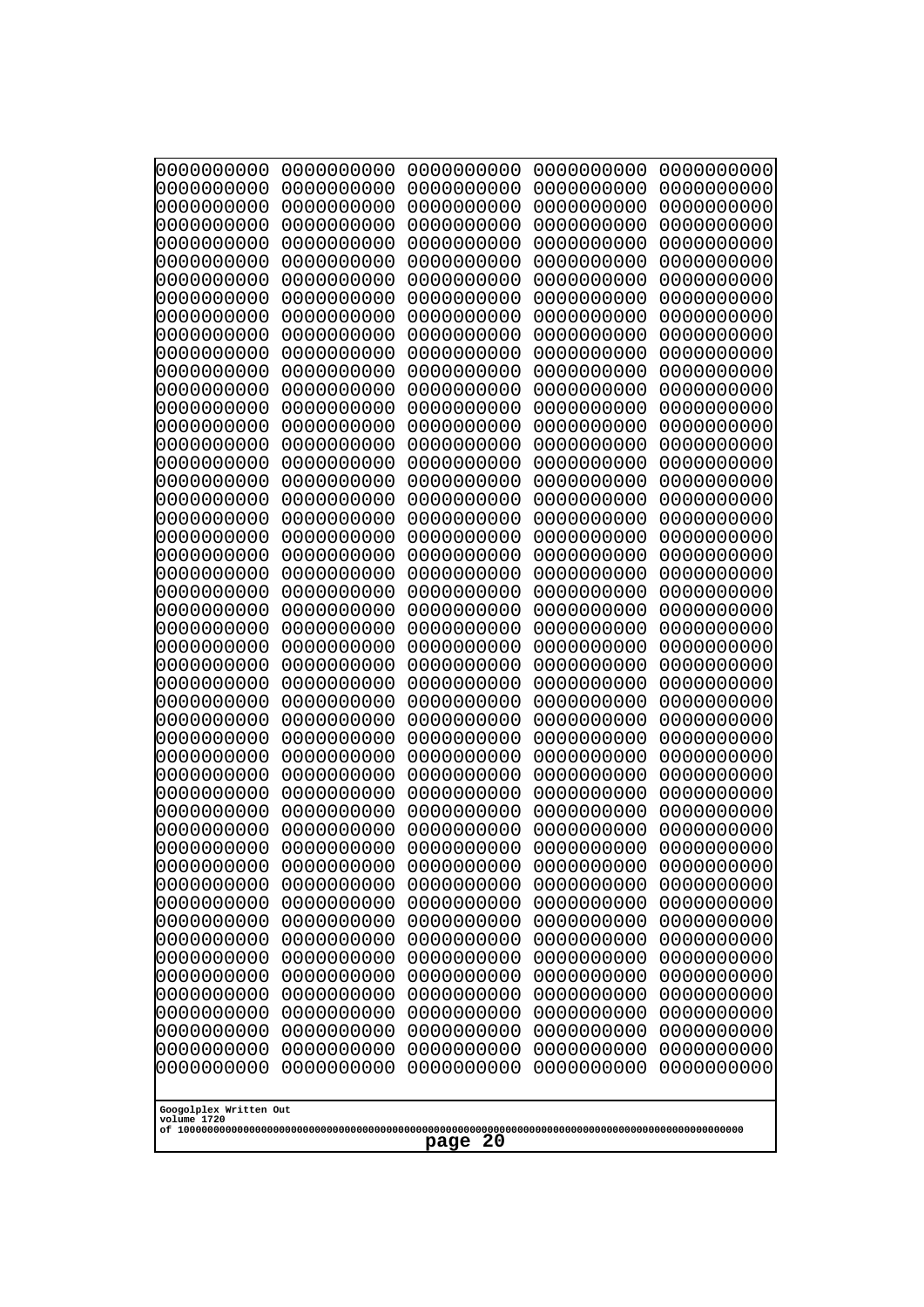```
0000000000 0000000000 0000000000 0000000000 0000000000
0000000000 0000000000 0000000000 0000000000 0000000000
0000000000 0000000000 0000000000 0000000000 0000000000
0000000000 0000000000 0000000000 0000000000 0000000000
0000000000 0000000000 0000000000 0000000000 0000000000
0000000000 0000000000 0000000000 0000000000 0000000000
0000000000 0000000000 0000000000 0000000000 0000000000
0000000000 0000000000 0000000000 0000000000 0000000000
0000000000 0000000000 0000000000 0000000000 0000000000
0000000000 0000000000 0000000000 0000000000 0000000000
0000000000 0000000000 0000000000 0000000000 0000000000
0000000000 0000000000 0000000000 0000000000 0000000000
0000000000 0000000000 0000000000 0000000000 0000000000
0000000000 0000000000 0000000000 0000000000 0000000000
0000000000 0000000000 0000000000 0000000000 0000000000
0000000000 0000000000 0000000000 0000000000 0000000000
0000000000 0000000000 0000000000 0000000000 0000000000
0000000000 0000000000 0000000000 0000000000 0000000000
0000000000 0000000000 0000000000 0000000000 0000000000
0000000000 0000000000 0000000000 0000000000 0000000000
0000000000 0000000000 0000000000 0000000000 0000000000
0000000000 0000000000 0000000000 0000000000 0000000000
0000000000 0000000000 0000000000 0000000000 0000000000
0000000000 0000000000 0000000000 0000000000 0000000000
0000000000 0000000000 0000000000 0000000000 0000000000
0000000000 0000000000 0000000000 0000000000 0000000000
0000000000 0000000000 0000000000 0000000000 0000000000
0000000000 0000000000 0000000000 0000000000 0000000000
0000000000 0000000000 0000000000 0000000000 0000000000
0000000000 0000000000 0000000000 0000000000 0000000000
0000000000 0000000000 0000000000 0000000000 0000000000
0000000000 0000000000 0000000000 0000000000 0000000000
0000000000 0000000000 0000000000 0000000000 0000000000
0000000000 0000000000 0000000000 0000000000 0000000000
0000000000 0000000000 0000000000 0000000000 0000000000
0000000000 0000000000 0000000000 0000000000 0000000000
0000000000 0000000000 0000000000 0000000000 0000000000
0000000000 0000000000 0000000000 0000000000 0000000000
0000000000 0000000000 0000000000 0000000000 0000000000
0000000000 0000000000 0000000000 0000000000 0000000000
0000000000 0000000000 0000000000 0000000000 0000000000
0000000000 0000000000 0000000000 0000000000 0000000000
0000000000 0000000000 0000000000 0000000000 0000000000
0000000000 0000000000 0000000000 0000000000 0000000000
0000000000 0000000000 0000000000 0000000000 0000000000
0000000000 0000000000 0000000000 0000000000 0000000000
0000000000 0000000000 0000000000 0000000000 0000000000
0000000000 0000000000 0000000000 0000000000 0000000000
0000000000 0000000000 0000000000 0000000000 0000000000
0000000000 0000000000 0000000000 0000000000 0000000000
```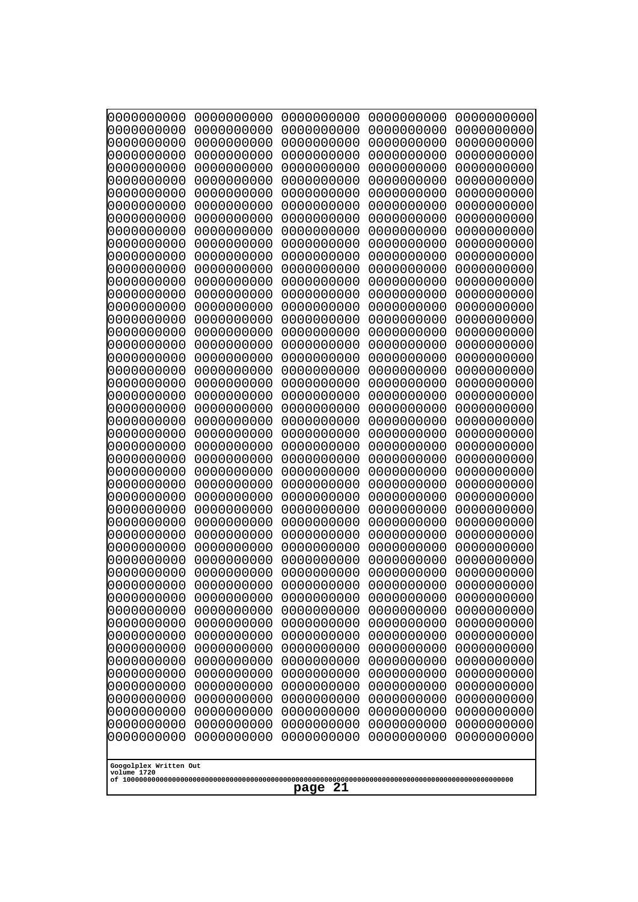```
0000000000 0000000000 0000000000 0000000000 0000000000
0000000000 0000000000 0000000000 0000000000 0000000000
0000000000 0000000000 0000000000 0000000000 0000000000
0000000000 0000000000 0000000000 0000000000 0000000000
0000000000 0000000000 0000000000 0000000000 0000000000
0000000000 0000000000 0000000000 0000000000 0000000000
0000000000 0000000000 0000000000 0000000000 0000000000
0000000000 0000000000 0000000000 0000000000 0000000000
0000000000 0000000000 0000000000 0000000000 0000000000
0000000000 0000000000 0000000000 0000000000 0000000000
0000000000 0000000000 0000000000 0000000000 0000000000
0000000000 0000000000 0000000000 0000000000 0000000000
0000000000 0000000000 0000000000 0000000000 0000000000
0000000000 0000000000 0000000000 0000000000 0000000000
0000000000 0000000000 0000000000 0000000000 0000000000
0000000000 0000000000 0000000000 0000000000 0000000000
0000000000 0000000000 0000000000 0000000000 0000000000
0000000000 0000000000 0000000000 0000000000 0000000000
0000000000 0000000000 0000000000 0000000000 0000000000
0000000000 0000000000 0000000000 0000000000 0000000000
0000000000 0000000000 0000000000 0000000000 0000000000
0000000000 0000000000 0000000000 0000000000 0000000000
0000000000 0000000000 0000000000 0000000000 0000000000
0000000000 0000000000 0000000000 0000000000 0000000000
0000000000 0000000000 0000000000 0000000000 0000000000
0000000000 0000000000 0000000000 0000000000 0000000000
0000000000 0000000000 0000000000 0000000000 0000000000
0000000000 0000000000 0000000000 0000000000 0000000000
0000000000 0000000000 0000000000 0000000000 0000000000
0000000000 0000000000 0000000000 0000000000 0000000000
0000000000 0000000000 0000000000 0000000000 0000000000
0000000000 0000000000 0000000000 0000000000 0000000000
0000000000 0000000000 0000000000 0000000000 0000000000
0000000000 0000000000 0000000000 0000000000 0000000000
0000000000 0000000000 0000000000 0000000000 0000000000
0000000000 0000000000 0000000000 0000000000 0000000000
0000000000 0000000000 0000000000 0000000000 0000000000
0000000000 0000000000 0000000000 0000000000 0000000000
0000000000 0000000000 0000000000 0000000000 0000000000
0000000000 0000000000 0000000000 0000000000 0000000000
0000000000 0000000000 0000000000 0000000000 0000000000
0000000000 0000000000 0000000000 0000000000 0000000000
0000000000 0000000000 0000000000 0000000000 0000000000
0000000000 0000000000 0000000000 0000000000 0000000000
0000000000 0000000000 0000000000 0000000000 0000000000
0000000000 0000000000 0000000000 0000000000 0000000000
0000000000 0000000000 0000000000 0000000000 0000000000
0000000000 0000000000 0000000000 0000000000 0000000000
0000000000 0000000000 0000000000 0000000000 0000000000
0000000000 0000000000 0000000000 0000000000 0000000000
```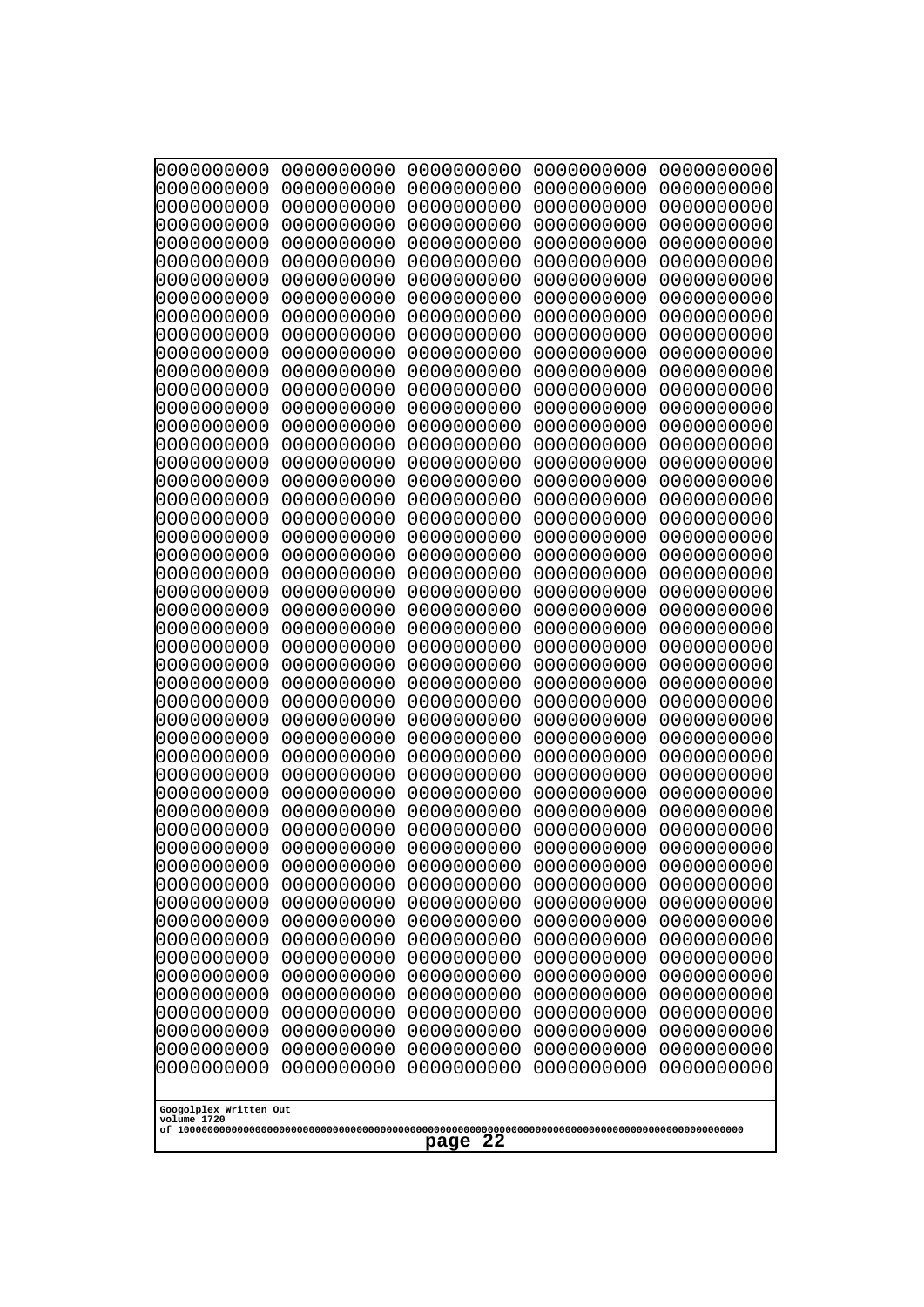```
0000000000 0000000000 0000000000 0000000000 0000000000
0000000000 0000000000 0000000000 0000000000 0000000000
0000000000 0000000000 0000000000 0000000000 0000000000
0000000000 0000000000 0000000000 0000000000 0000000000
0000000000 0000000000 0000000000 0000000000 0000000000
0000000000 0000000000 0000000000 0000000000 0000000000
0000000000 0000000000 0000000000 0000000000 0000000000
0000000000 0000000000 0000000000 0000000000 0000000000
0000000000 0000000000 0000000000 0000000000 0000000000
0000000000 0000000000 0000000000 0000000000 0000000000
0000000000 0000000000 0000000000 0000000000 0000000000
0000000000 0000000000 0000000000 0000000000 0000000000
0000000000 0000000000 0000000000 0000000000 0000000000
0000000000 0000000000 0000000000 0000000000 0000000000
0000000000 0000000000 0000000000 0000000000 0000000000
0000000000 0000000000 0000000000 0000000000 0000000000
0000000000 0000000000 0000000000 0000000000 0000000000
0000000000 0000000000 0000000000 0000000000 0000000000
0000000000 0000000000 0000000000 0000000000 0000000000
0000000000 0000000000 0000000000 0000000000 0000000000
0000000000 0000000000 0000000000 0000000000 0000000000
0000000000 0000000000 0000000000 0000000000 0000000000
0000000000 0000000000 0000000000 0000000000 0000000000
0000000000 0000000000 0000000000 0000000000 0000000000
0000000000 0000000000 0000000000 0000000000 0000000000
0000000000 0000000000 0000000000 0000000000 0000000000
0000000000 0000000000 0000000000 0000000000 0000000000
0000000000 0000000000 0000000000 0000000000 0000000000
0000000000 0000000000 0000000000 0000000000 0000000000
0000000000 0000000000 0000000000 0000000000 0000000000
0000000000 0000000000 0000000000 0000000000 0000000000
0000000000 0000000000 0000000000 0000000000 0000000000
0000000000 0000000000 0000000000 0000000000 0000000000
0000000000 0000000000 0000000000 0000000000 0000000000
0000000000 0000000000 0000000000 0000000000 0000000000
0000000000 0000000000 0000000000 0000000000 0000000000
0000000000 0000000000 0000000000 0000000000 0000000000
0000000000 0000000000 0000000000 0000000000 0000000000
0000000000 0000000000 0000000000 0000000000 0000000000
0000000000 0000000000 0000000000 0000000000 0000000000
0000000000 0000000000 0000000000 0000000000 0000000000
0000000000 0000000000 0000000000 0000000000 0000000000
0000000000 0000000000 0000000000 0000000000 0000000000
0000000000 0000000000 0000000000 0000000000 0000000000
0000000000 0000000000 0000000000 0000000000 0000000000
0000000000 0000000000 0000000000 0000000000 0000000000
0000000000 0000000000 0000000000 0000000000 0000000000
0000000000 0000000000 0000000000 0000000000 0000000000
0000000000 0000000000 0000000000 0000000000 0000000000
0000000000 0000000000 0000000000 0000000000 0000000000
```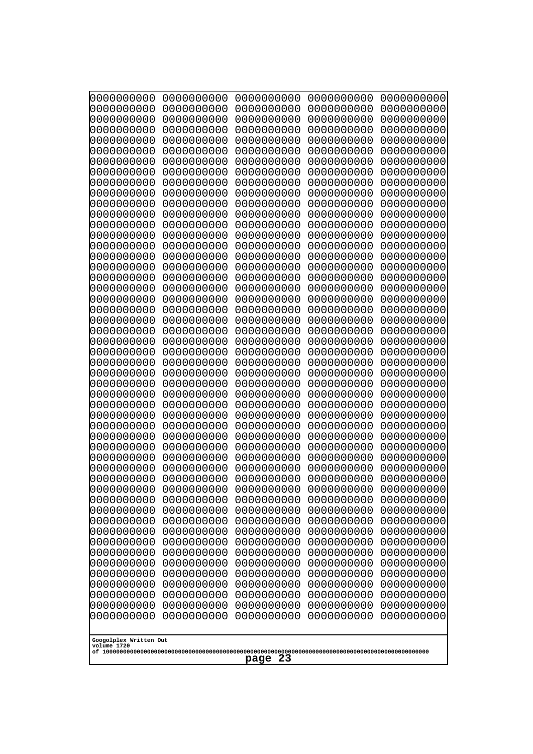0000000000 0000000000 0000000000 0000000000 0000000000
0000000000 0000000000 0000000000 0000000000 0000000000
0000000000 0000000000 0000000000 0000000000 0000000000
0000000000 0000000000 0000000000 0000000000 0000000000
0000000000 0000000000 0000000000 0000000000 0000000000
0000000000 0000000000 0000000000 0000000000 0000000000
0000000000 0000000000 0000000000 0000000000 0000000000
0000000000 0000000000 0000000000 0000000000 0000000000
0000000000 0000000000 0000000000 0000000000 0000000000
0000000000 0000000000 0000000000 0000000000 0000000000
0000000000 0000000000 0000000000 0000000000 0000000000
0000000000 0000000000 0000000000 0000000000 0000000000
0000000000 0000000000 0000000000 0000000000 0000000000
0000000000 0000000000 0000000000 0000000000 0000000000
0000000000 0000000000 0000000000 0000000000 0000000000
0000000000 0000000000 0000000000 0000000000 0000000000
0000000000 0000000000 0000000000 0000000000 0000000000
0000000000 0000000000 0000000000 0000000000 0000000000
0000000000 0000000000 0000000000 0000000000 0000000000
0000000000 0000000000 0000000000 0000000000 0000000000
0000000000 0000000000 0000000000 0000000000 0000000000
0000000000 0000000000 0000000000 0000000000 0000000000
0000000000 0000000000 0000000000 0000000000 0000000000
0000000000 0000000000 0000000000 0000000000 0000000000
0000000000 0000000000 0000000000 0000000000 0000000000
0000000000 0000000000 0000000000 0000000000 0000000000
0000000000 0000000000 0000000000 0000000000 0000000000
0000000000 0000000000 0000000000 0000000000 0000000000
0000000000 0000000000 0000000000 0000000000 0000000000
0000000000 0000000000 0000000000 0000000000 0000000000
0000000000 0000000000 0000000000 0000000000 0000000000
0000000000 0000000000 0000000000 0000000000 0000000000
0000000000 0000000000 0000000000 0000000000 0000000000
0000000000 0000000000 0000000000 0000000000 0000000000
0000000000 0000000000 0000000000 0000000000 0000000000
0000000000 0000000000 0000000000 0000000000 0000000000
0000000000 0000000000 0000000000 0000000000 0000000000
0000000000 0000000000 0000000000 0000000000 0000000000
0000000000 0000000000 0000000000 0000000000 0000000000
0000000000 0000000000 0000000000 0000000000 0000000000
0000000000 0000000000 0000000000 0000000000 0000000000
0000000000 0000000000 0000000000 0000000000 0000000000
0000000000 0000000000 0000000000 0000000000 0000000000
0000000000 0000000000 0000000000 0000000000 0000000000
0000000000 0000000000 0000000000 0000000000 0000000000
0000000000 0000000000 0000000000 0000000000 0000000000
0000000000 0000000000 0000000000 0000000000 0000000000
0000000000 0000000000 0000000000 0000000000 0000000000
0000000000 0000000000 0000000000 0000000000 0000000000
0000000000 0000000000 0000000000 0000000000 0000000000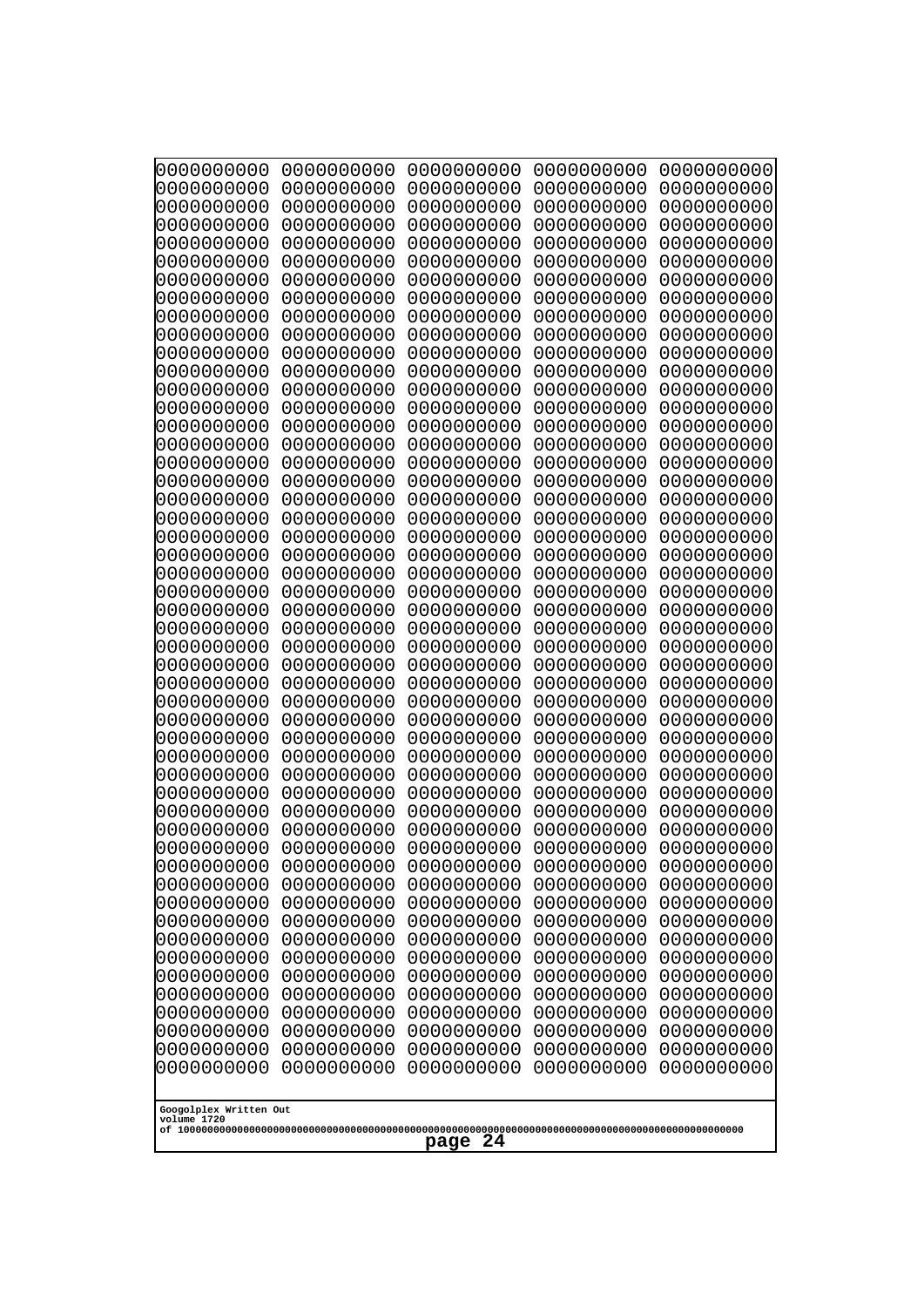0000000000 0000000000 0000000000 0000000000 0000000000
0000000000 0000000000 0000000000 0000000000 0000000000
0000000000 0000000000 0000000000 0000000000 0000000000
0000000000 0000000000 0000000000 0000000000 0000000000
0000000000 0000000000 0000000000 0000000000 0000000000
0000000000 0000000000 0000000000 0000000000 0000000000
0000000000 0000000000 0000000000 0000000000 0000000000
0000000000 0000000000 0000000000 0000000000 0000000000
0000000000 0000000000 0000000000 0000000000 0000000000
0000000000 0000000000 0000000000 0000000000 0000000000
0000000000 0000000000 0000000000 0000000000 0000000000
0000000000 0000000000 0000000000 0000000000 0000000000
0000000000 0000000000 0000000000 0000000000 0000000000
0000000000 0000000000 0000000000 0000000000 0000000000
0000000000 0000000000 0000000000 0000000000 0000000000
0000000000 0000000000 0000000000 0000000000 0000000000
0000000000 0000000000 0000000000 0000000000 0000000000
0000000000 0000000000 0000000000 0000000000 0000000000
0000000000 0000000000 0000000000 0000000000 0000000000
0000000000 0000000000 0000000000 0000000000 0000000000
0000000000 0000000000 0000000000 0000000000 0000000000
0000000000 0000000000 0000000000 0000000000 0000000000
0000000000 0000000000 0000000000 0000000000 0000000000
0000000000 0000000000 0000000000 0000000000 0000000000
0000000000 0000000000 0000000000 0000000000 0000000000
0000000000 0000000000 0000000000 0000000000 0000000000
0000000000 0000000000 0000000000 0000000000 0000000000
0000000000 0000000000 0000000000 0000000000 0000000000
0000000000 0000000000 0000000000 0000000000 0000000000
0000000000 0000000000 0000000000 0000000000 0000000000
0000000000 0000000000 0000000000 0000000000 0000000000
0000000000 0000000000 0000000000 0000000000 0000000000
0000000000 0000000000 0000000000 0000000000 0000000000
0000000000 0000000000 0000000000 0000000000 0000000000
0000000000 0000000000 0000000000 0000000000 0000000000
0000000000 0000000000 0000000000 0000000000 0000000000
0000000000 0000000000 0000000000 0000000000 0000000000
0000000000 0000000000 0000000000 0000000000 0000000000
0000000000 0000000000 0000000000 0000000000 0000000000
0000000000 0000000000 0000000000 0000000000 0000000000
0000000000 0000000000 0000000000 0000000000 0000000000
0000000000 0000000000 0000000000 0000000000 0000000000
0000000000 0000000000 0000000000 0000000000 0000000000
0000000000 0000000000 0000000000 0000000000 0000000000
0000000000 0000000000 0000000000 0000000000 0000000000
0000000000 0000000000 0000000000 0000000000 0000000000
0000000000 0000000000 0000000000 0000000000 0000000000
0000000000 0000000000 0000000000 0000000000 0000000000
0000000000 0000000000 0000000000 0000000000 0000000000
0000000000 0000000000 0000000000 0000000000 0000000000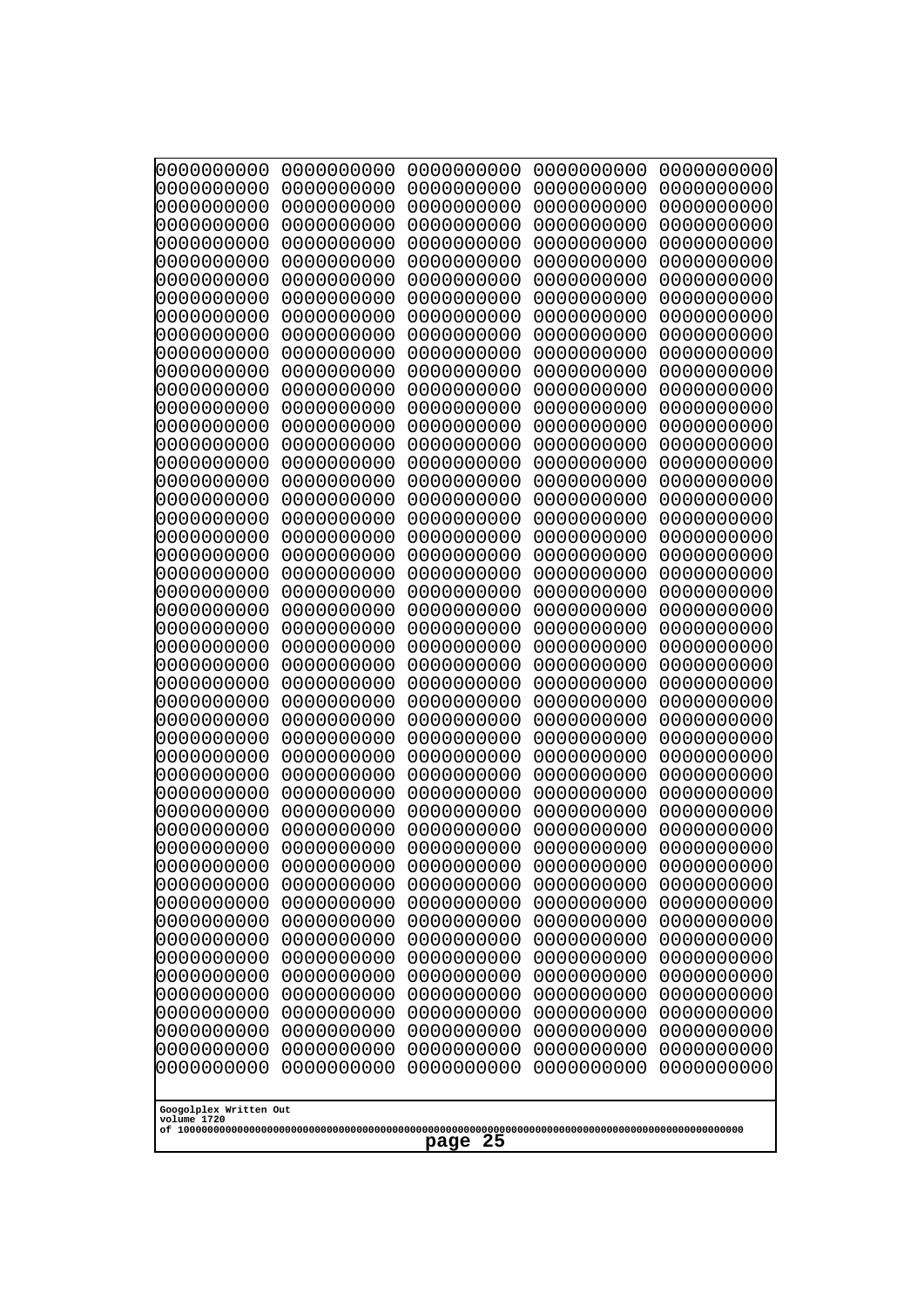```
0000000000 0000000000 0000000000 0000000000 0000000000
0000000000 0000000000 0000000000 0000000000 0000000000
0000000000 0000000000 0000000000 0000000000 0000000000
0000000000 0000000000 0000000000 0000000000 0000000000
0000000000 0000000000 0000000000 0000000000 0000000000
0000000000 0000000000 0000000000 0000000000 0000000000
0000000000 0000000000 0000000000 0000000000 0000000000
0000000000 0000000000 0000000000 0000000000 0000000000
0000000000 0000000000 0000000000 0000000000 0000000000
0000000000 0000000000 0000000000 0000000000 0000000000
0000000000 0000000000 0000000000 0000000000 0000000000
0000000000 0000000000 0000000000 0000000000 0000000000
0000000000 0000000000 0000000000 0000000000 0000000000
0000000000 0000000000 0000000000 0000000000 0000000000
0000000000 0000000000 0000000000 0000000000 0000000000
0000000000 0000000000 0000000000 0000000000 0000000000
0000000000 0000000000 0000000000 0000000000 0000000000
0000000000 0000000000 0000000000 0000000000 0000000000
0000000000 0000000000 0000000000 0000000000 0000000000
0000000000 0000000000 0000000000 0000000000 0000000000
0000000000 0000000000 0000000000 0000000000 0000000000
0000000000 0000000000 0000000000 0000000000 0000000000
0000000000 0000000000 0000000000 0000000000 0000000000
0000000000 0000000000 0000000000 0000000000 0000000000
0000000000 0000000000 0000000000 0000000000 0000000000
0000000000 0000000000 0000000000 0000000000 0000000000
0000000000 0000000000 0000000000 0000000000 0000000000
0000000000 0000000000 0000000000 0000000000 0000000000
0000000000 0000000000 0000000000 0000000000 0000000000
0000000000 0000000000 0000000000 0000000000 0000000000
0000000000 0000000000 0000000000 0000000000 0000000000
0000000000 0000000000 0000000000 0000000000 0000000000
0000000000 0000000000 0000000000 0000000000 0000000000
0000000000 0000000000 0000000000 0000000000 0000000000
0000000000 0000000000 0000000000 0000000000 0000000000
0000000000 0000000000 0000000000 0000000000 0000000000
0000000000 0000000000 0000000000 0000000000 0000000000
0000000000 0000000000 0000000000 0000000000 0000000000
0000000000 0000000000 0000000000 0000000000 0000000000
0000000000 0000000000 0000000000 0000000000 0000000000
0000000000 0000000000 0000000000 0000000000 0000000000
0000000000 0000000000 0000000000 0000000000 0000000000
0000000000 0000000000 0000000000 0000000000 0000000000
0000000000 0000000000 0000000000 0000000000 0000000000
0000000000 0000000000 0000000000 0000000000 0000000000
0000000000 0000000000 0000000000 0000000000 0000000000
0000000000 0000000000 0000000000 0000000000 0000000000
0000000000 0000000000 0000000000 0000000000 0000000000
0000000000 0000000000 0000000000 0000000000 0000000000
0000000000 0000000000 0000000000 0000000000 0000000000
```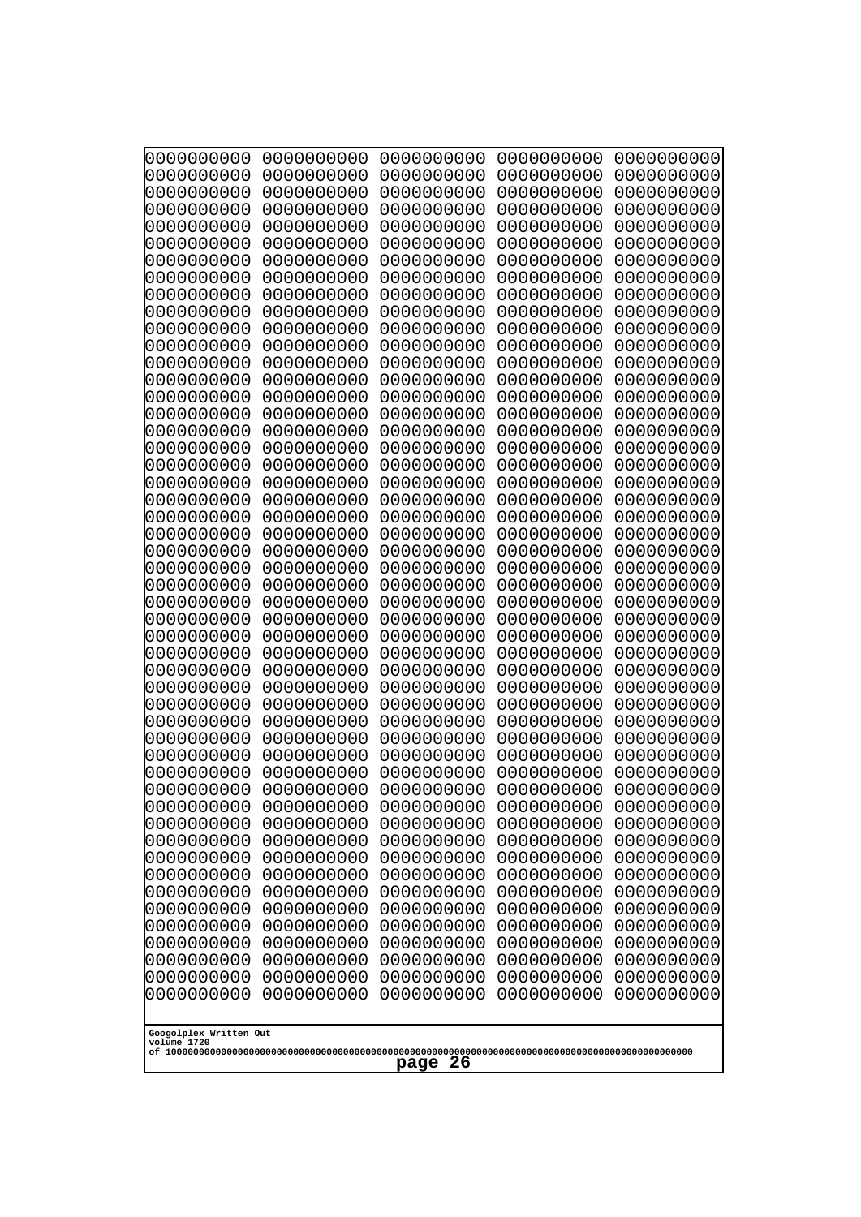```
0000000000 0000000000 0000000000 0000000000 0000000000
0000000000 0000000000 0000000000 0000000000 0000000000
0000000000 0000000000 0000000000 0000000000 0000000000
0000000000 0000000000 0000000000 0000000000 0000000000
0000000000 0000000000 0000000000 0000000000 0000000000
0000000000 0000000000 0000000000 0000000000 0000000000
0000000000 0000000000 0000000000 0000000000 0000000000
0000000000 0000000000 0000000000 0000000000 0000000000
0000000000 0000000000 0000000000 0000000000 0000000000
0000000000 0000000000 0000000000 0000000000 0000000000
0000000000 0000000000 0000000000 0000000000 0000000000
0000000000 0000000000 0000000000 0000000000 0000000000
0000000000 0000000000 0000000000 0000000000 0000000000
0000000000 0000000000 0000000000 0000000000 0000000000
0000000000 0000000000 0000000000 0000000000 0000000000
0000000000 0000000000 0000000000 0000000000 0000000000
0000000000 0000000000 0000000000 0000000000 0000000000
0000000000 0000000000 0000000000 0000000000 0000000000
0000000000 0000000000 0000000000 0000000000 0000000000
0000000000 0000000000 0000000000 0000000000 0000000000
0000000000 0000000000 0000000000 0000000000 0000000000
0000000000 0000000000 0000000000 0000000000 0000000000
0000000000 0000000000 0000000000 0000000000 0000000000
0000000000 0000000000 0000000000 0000000000 0000000000
0000000000 0000000000 0000000000 0000000000 0000000000
0000000000 0000000000 0000000000 0000000000 0000000000
0000000000 0000000000 0000000000 0000000000 0000000000
0000000000 0000000000 0000000000 0000000000 0000000000
0000000000 0000000000 0000000000 0000000000 0000000000
0000000000 0000000000 0000000000 0000000000 0000000000
0000000000 0000000000 0000000000 0000000000 0000000000
0000000000 0000000000 0000000000 0000000000 0000000000
0000000000 0000000000 0000000000 0000000000 0000000000
0000000000 0000000000 0000000000 0000000000 0000000000
0000000000 0000000000 0000000000 0000000000 0000000000
0000000000 0000000000 0000000000 0000000000 0000000000
0000000000 0000000000 0000000000 0000000000 0000000000
0000000000 0000000000 0000000000 0000000000 0000000000
0000000000 0000000000 0000000000 0000000000 0000000000
0000000000 0000000000 0000000000 0000000000 0000000000
0000000000 0000000000 0000000000 0000000000 0000000000
0000000000 0000000000 0000000000 0000000000 0000000000
0000000000 0000000000 0000000000 0000000000 0000000000
0000000000 0000000000 0000000000 0000000000 0000000000
0000000000 0000000000 0000000000 0000000000 0000000000
0000000000 0000000000 0000000000 0000000000 0000000000
0000000000 0000000000 0000000000 0000000000 0000000000
0000000000 0000000000 0000000000 0000000000 0000000000
0000000000 0000000000 0000000000 0000000000 0000000000
0000000000 0000000000 0000000000 0000000000 0000000000
```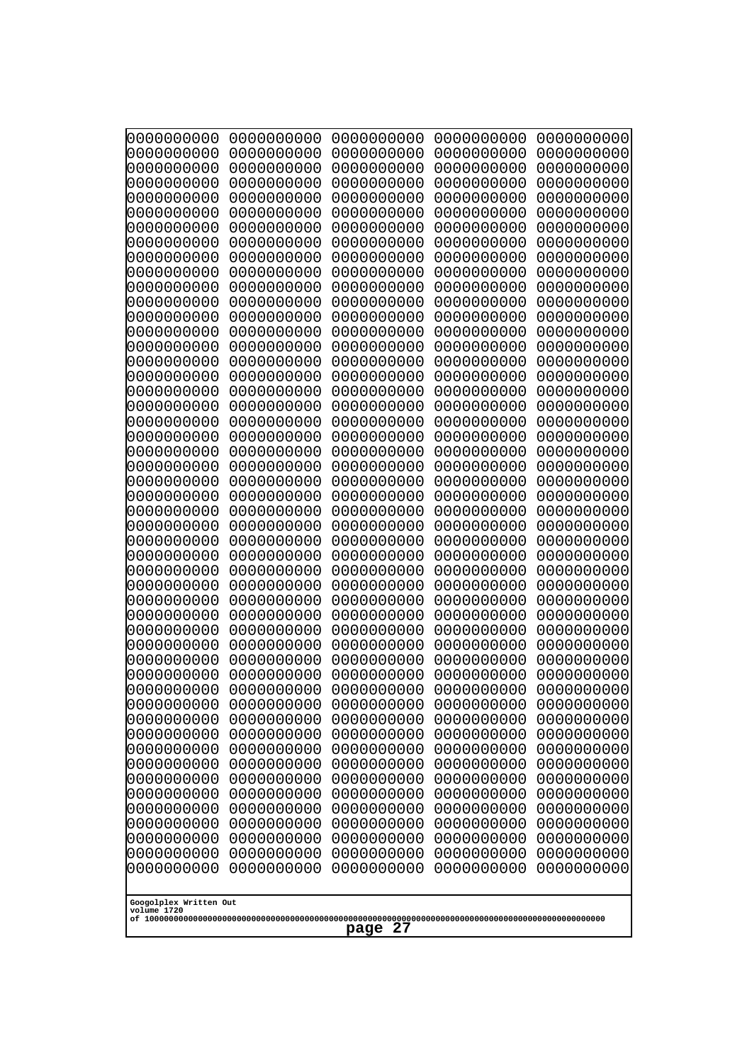```
0000000000 0000000000 0000000000 0000000000 0000000000
0000000000 0000000000 0000000000 0000000000 0000000000
0000000000 0000000000 0000000000 0000000000 0000000000
0000000000 0000000000 0000000000 0000000000 0000000000
0000000000 0000000000 0000000000 0000000000 0000000000
0000000000 0000000000 0000000000 0000000000 0000000000
0000000000 0000000000 0000000000 0000000000 0000000000
0000000000 0000000000 0000000000 0000000000 0000000000
0000000000 0000000000 0000000000 0000000000 0000000000
0000000000 0000000000 0000000000 0000000000 0000000000
0000000000 0000000000 0000000000 0000000000 0000000000
0000000000 0000000000 0000000000 0000000000 0000000000
0000000000 0000000000 0000000000 0000000000 0000000000
0000000000 0000000000 0000000000 0000000000 0000000000
0000000000 0000000000 0000000000 0000000000 0000000000
0000000000 0000000000 0000000000 0000000000 0000000000
0000000000 0000000000 0000000000 0000000000 0000000000
0000000000 0000000000 0000000000 0000000000 0000000000
0000000000 0000000000 0000000000 0000000000 0000000000
0000000000 0000000000 0000000000 0000000000 0000000000
0000000000 0000000000 0000000000 0000000000 0000000000
0000000000 0000000000 0000000000 0000000000 0000000000
0000000000 0000000000 0000000000 0000000000 0000000000
0000000000 0000000000 0000000000 0000000000 0000000000
0000000000 0000000000 0000000000 0000000000 0000000000
0000000000 0000000000 0000000000 0000000000 0000000000
0000000000 0000000000 0000000000 0000000000 0000000000
0000000000 0000000000 0000000000 0000000000 0000000000
0000000000 0000000000 0000000000 0000000000 0000000000
0000000000 0000000000 0000000000 0000000000 0000000000
0000000000 0000000000 0000000000 0000000000 0000000000
0000000000 0000000000 0000000000 0000000000 0000000000
0000000000 0000000000 0000000000 0000000000 0000000000
0000000000 0000000000 0000000000 0000000000 0000000000
0000000000 0000000000 0000000000 0000000000 0000000000
0000000000 0000000000 0000000000 0000000000 0000000000
0000000000 0000000000 0000000000 0000000000 0000000000
0000000000 0000000000 0000000000 0000000000 0000000000
0000000000 0000000000 0000000000 0000000000 0000000000
0000000000 0000000000 0000000000 0000000000 0000000000
0000000000 0000000000 0000000000 0000000000 0000000000
0000000000 0000000000 0000000000 0000000000 0000000000
0000000000 0000000000 0000000000 0000000000 0000000000
0000000000 0000000000 0000000000 0000000000 0000000000
0000000000 0000000000 0000000000 0000000000 0000000000
0000000000 0000000000 0000000000 0000000000 0000000000
0000000000 0000000000 0000000000 0000000000 0000000000
0000000000 0000000000 0000000000 0000000000 0000000000
0000000000 0000000000 0000000000 0000000000 0000000000
0000000000 0000000000 0000000000 0000000000 0000000000
```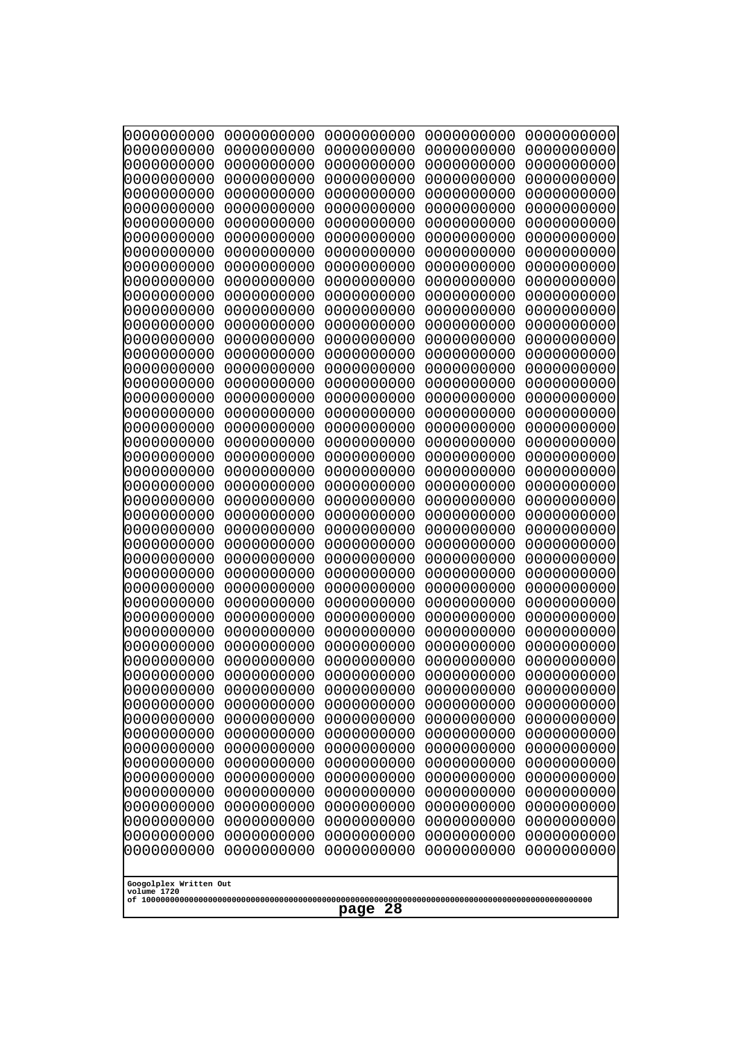0000000000 0000000000 0000000000 0000000000 0000000000
0000000000 0000000000 0000000000 0000000000 0000000000
0000000000 0000000000 0000000000 0000000000 0000000000
0000000000 0000000000 0000000000 0000000000 0000000000
0000000000 0000000000 0000000000 0000000000 0000000000
0000000000 0000000000 0000000000 0000000000 0000000000
0000000000 0000000000 0000000000 0000000000 0000000000
0000000000 0000000000 0000000000 0000000000 0000000000
0000000000 0000000000 0000000000 0000000000 0000000000
0000000000 0000000000 0000000000 0000000000 0000000000
0000000000 0000000000 0000000000 0000000000 0000000000
0000000000 0000000000 0000000000 0000000000 0000000000
0000000000 0000000000 0000000000 0000000000 0000000000
0000000000 0000000000 0000000000 0000000000 0000000000
0000000000 0000000000 0000000000 0000000000 0000000000
0000000000 0000000000 0000000000 0000000000 0000000000
0000000000 0000000000 0000000000 0000000000 0000000000
0000000000 0000000000 0000000000 0000000000 0000000000
0000000000 0000000000 0000000000 0000000000 0000000000
0000000000 0000000000 0000000000 0000000000 0000000000
0000000000 0000000000 0000000000 0000000000 0000000000
0000000000 0000000000 0000000000 0000000000 0000000000
0000000000 0000000000 0000000000 0000000000 0000000000
0000000000 0000000000 0000000000 0000000000 0000000000
0000000000 0000000000 0000000000 0000000000 0000000000
0000000000 0000000000 0000000000 0000000000 0000000000
0000000000 0000000000 0000000000 0000000000 0000000000
0000000000 0000000000 0000000000 0000000000 0000000000
0000000000 0000000000 0000000000 0000000000 0000000000
0000000000 0000000000 0000000000 0000000000 0000000000
0000000000 0000000000 0000000000 0000000000 0000000000
0000000000 0000000000 0000000000 0000000000 0000000000
0000000000 0000000000 0000000000 0000000000 0000000000
0000000000 0000000000 0000000000 0000000000 0000000000
0000000000 0000000000 0000000000 0000000000 0000000000
0000000000 0000000000 0000000000 0000000000 0000000000
0000000000 0000000000 0000000000 0000000000 0000000000
0000000000 0000000000 0000000000 0000000000 0000000000
0000000000 0000000000 0000000000 0000000000 0000000000
0000000000 0000000000 0000000000 0000000000 0000000000
0000000000 0000000000 0000000000 0000000000 0000000000
0000000000 0000000000 0000000000 0000000000 0000000000
0000000000 0000000000 0000000000 0000000000 0000000000
0000000000 0000000000 0000000000 0000000000 0000000000
0000000000 0000000000 0000000000 0000000000 0000000000
0000000000 0000000000 0000000000 0000000000 0000000000
0000000000 0000000000 0000000000 0000000000 0000000000
0000000000 0000000000 0000000000 0000000000 0000000000
0000000000 0000000000 0000000000 0000000000 0000000000
0000000000 0000000000 0000000000 0000000000 0000000000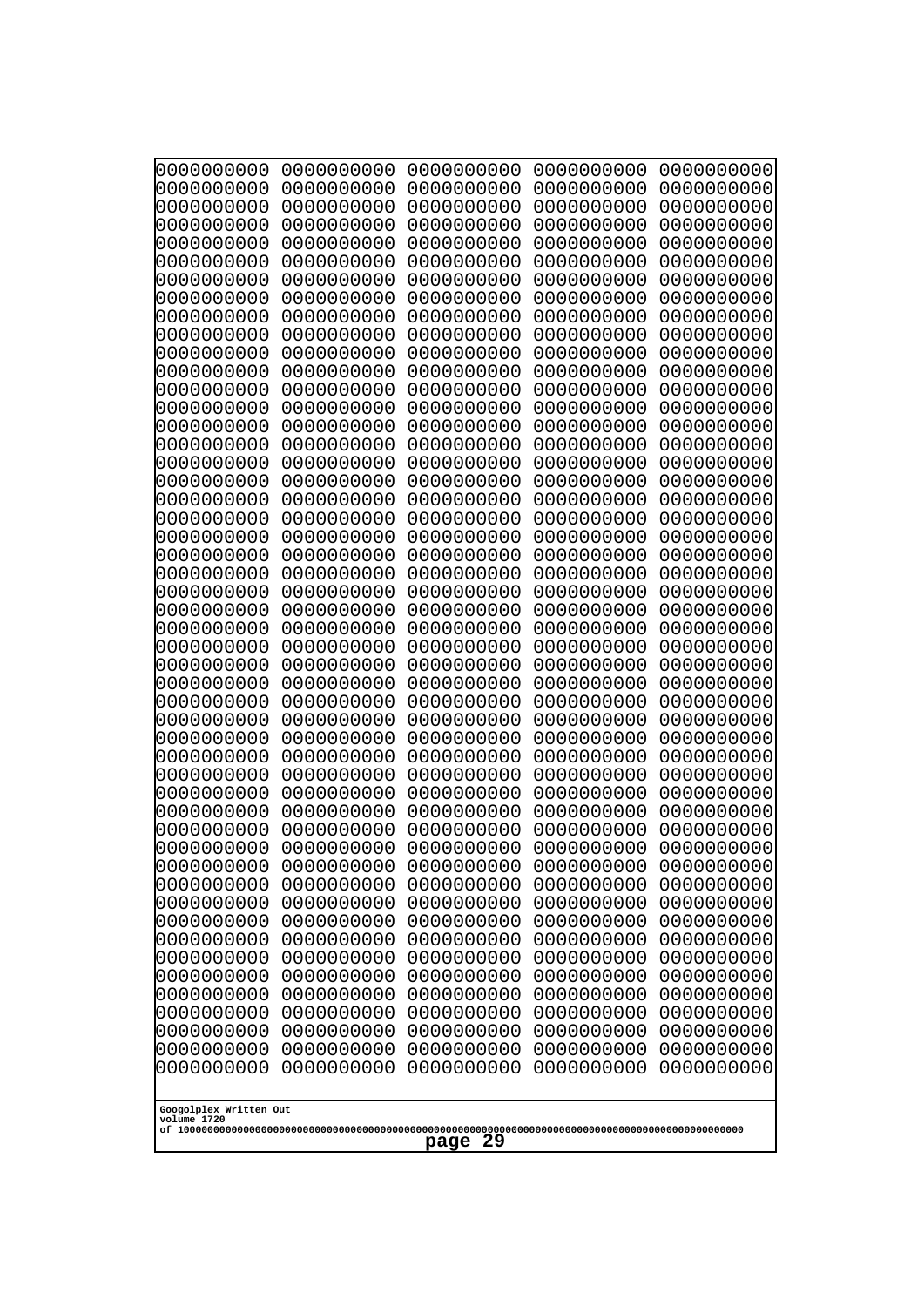```
0000000000 0000000000 0000000000 0000000000 0000000000
0000000000 0000000000 0000000000 0000000000 0000000000
0000000000 0000000000 0000000000 0000000000 0000000000
0000000000 0000000000 0000000000 0000000000 0000000000
0000000000 0000000000 0000000000 0000000000 0000000000
0000000000 0000000000 0000000000 0000000000 0000000000
0000000000 0000000000 0000000000 0000000000 0000000000
0000000000 0000000000 0000000000 0000000000 0000000000
0000000000 0000000000 0000000000 0000000000 0000000000
0000000000 0000000000 0000000000 0000000000 0000000000
0000000000 0000000000 0000000000 0000000000 0000000000
0000000000 0000000000 0000000000 0000000000 0000000000
0000000000 0000000000 0000000000 0000000000 0000000000
0000000000 0000000000 0000000000 0000000000 0000000000
0000000000 0000000000 0000000000 0000000000 0000000000
0000000000 0000000000 0000000000 0000000000 0000000000
0000000000 0000000000 0000000000 0000000000 0000000000
0000000000 0000000000 0000000000 0000000000 0000000000
0000000000 0000000000 0000000000 0000000000 0000000000
0000000000 0000000000 0000000000 0000000000 0000000000
0000000000 0000000000 0000000000 0000000000 0000000000
0000000000 0000000000 0000000000 0000000000 0000000000
0000000000 0000000000 0000000000 0000000000 0000000000
0000000000 0000000000 0000000000 0000000000 0000000000
0000000000 0000000000 0000000000 0000000000 0000000000
0000000000 0000000000 0000000000 0000000000 0000000000
0000000000 0000000000 0000000000 0000000000 0000000000
0000000000 0000000000 0000000000 0000000000 0000000000
0000000000 0000000000 0000000000 0000000000 0000000000
0000000000 0000000000 0000000000 0000000000 0000000000
0000000000 0000000000 0000000000 0000000000 0000000000
0000000000 0000000000 0000000000 0000000000 0000000000
0000000000 0000000000 0000000000 0000000000 0000000000
0000000000 0000000000 0000000000 0000000000 0000000000
0000000000 0000000000 0000000000 0000000000 0000000000
0000000000 0000000000 0000000000 0000000000 0000000000
0000000000 0000000000 0000000000 0000000000 0000000000
0000000000 0000000000 0000000000 0000000000 0000000000
0000000000 0000000000 0000000000 0000000000 0000000000
0000000000 0000000000 0000000000 0000000000 0000000000
0000000000 0000000000 0000000000 0000000000 0000000000
0000000000 0000000000 0000000000 0000000000 0000000000
0000000000 0000000000 0000000000 0000000000 0000000000
0000000000 0000000000 0000000000 0000000000 0000000000
0000000000 0000000000 0000000000 0000000000 0000000000
0000000000 0000000000 0000000000 0000000000 0000000000
0000000000 0000000000 0000000000 0000000000 0000000000
0000000000 0000000000 0000000000 0000000000 0000000000
0000000000 0000000000 0000000000 0000000000 0000000000
0000000000 0000000000 0000000000 0000000000 0000000000
```

Googolplex Written Out
volume 1720
of 10000000000000000000000000000000000000000000000000000000000000000000000000000000000000000000000000000

page 29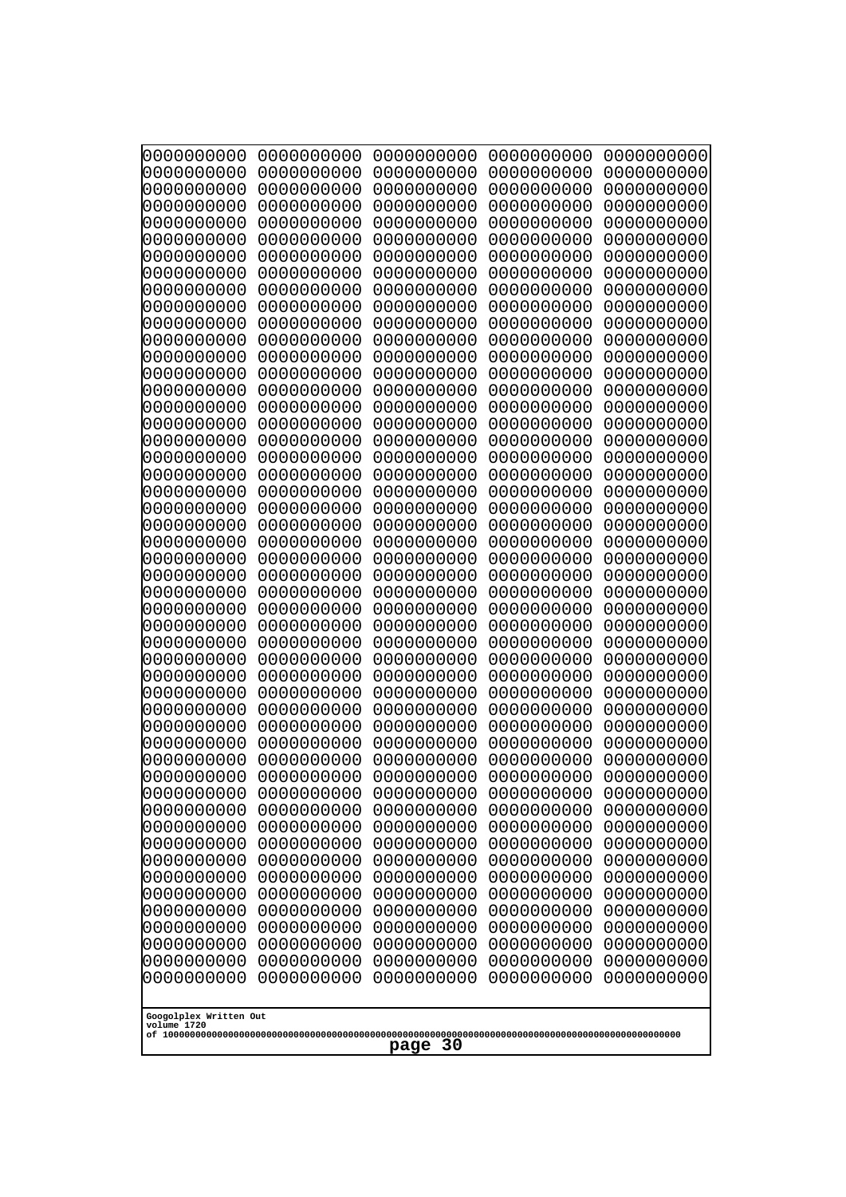```
0000000000 0000000000 0000000000 0000000000 0000000000
0000000000 0000000000 0000000000 0000000000 0000000000
0000000000 0000000000 0000000000 0000000000 0000000000
0000000000 0000000000 0000000000 0000000000 0000000000
0000000000 0000000000 0000000000 0000000000 0000000000
0000000000 0000000000 0000000000 0000000000 0000000000
0000000000 0000000000 0000000000 0000000000 0000000000
0000000000 0000000000 0000000000 0000000000 0000000000
0000000000 0000000000 0000000000 0000000000 0000000000
0000000000 0000000000 0000000000 0000000000 0000000000
0000000000 0000000000 0000000000 0000000000 0000000000
0000000000 0000000000 0000000000 0000000000 0000000000
0000000000 0000000000 0000000000 0000000000 0000000000
0000000000 0000000000 0000000000 0000000000 0000000000
0000000000 0000000000 0000000000 0000000000 0000000000
0000000000 0000000000 0000000000 0000000000 0000000000
0000000000 0000000000 0000000000 0000000000 0000000000
0000000000 0000000000 0000000000 0000000000 0000000000
0000000000 0000000000 0000000000 0000000000 0000000000
0000000000 0000000000 0000000000 0000000000 0000000000
0000000000 0000000000 0000000000 0000000000 0000000000
0000000000 0000000000 0000000000 0000000000 0000000000
0000000000 0000000000 0000000000 0000000000 0000000000
0000000000 0000000000 0000000000 0000000000 0000000000
0000000000 0000000000 0000000000 0000000000 0000000000
0000000000 0000000000 0000000000 0000000000 0000000000
0000000000 0000000000 0000000000 0000000000 0000000000
0000000000 0000000000 0000000000 0000000000 0000000000
0000000000 0000000000 0000000000 0000000000 0000000000
0000000000 0000000000 0000000000 0000000000 0000000000
0000000000 0000000000 0000000000 0000000000 0000000000
0000000000 0000000000 0000000000 0000000000 0000000000
0000000000 0000000000 0000000000 0000000000 0000000000
0000000000 0000000000 0000000000 0000000000 0000000000
0000000000 0000000000 0000000000 0000000000 0000000000
0000000000 0000000000 0000000000 0000000000 0000000000
0000000000 0000000000 0000000000 0000000000 0000000000
0000000000 0000000000 0000000000 0000000000 0000000000
0000000000 0000000000 0000000000 0000000000 0000000000
0000000000 0000000000 0000000000 0000000000 0000000000
0000000000 0000000000 0000000000 0000000000 0000000000
0000000000 0000000000 0000000000 0000000000 0000000000
0000000000 0000000000 0000000000 0000000000 0000000000
0000000000 0000000000 0000000000 0000000000 0000000000
0000000000 0000000000 0000000000 0000000000 0000000000
0000000000 0000000000 0000000000 0000000000 0000000000
0000000000 0000000000 0000000000 0000000000 0000000000
0000000000 0000000000 0000000000 0000000000 0000000000
0000000000 0000000000 0000000000 0000000000 0000000000
0000000000 0000000000 0000000000 0000000000 0000000000
```

Googolplex Written Out
volume 1720
of 10000000000000000000000000000000000000000000000000000000000000000000000000000000000000000000000000000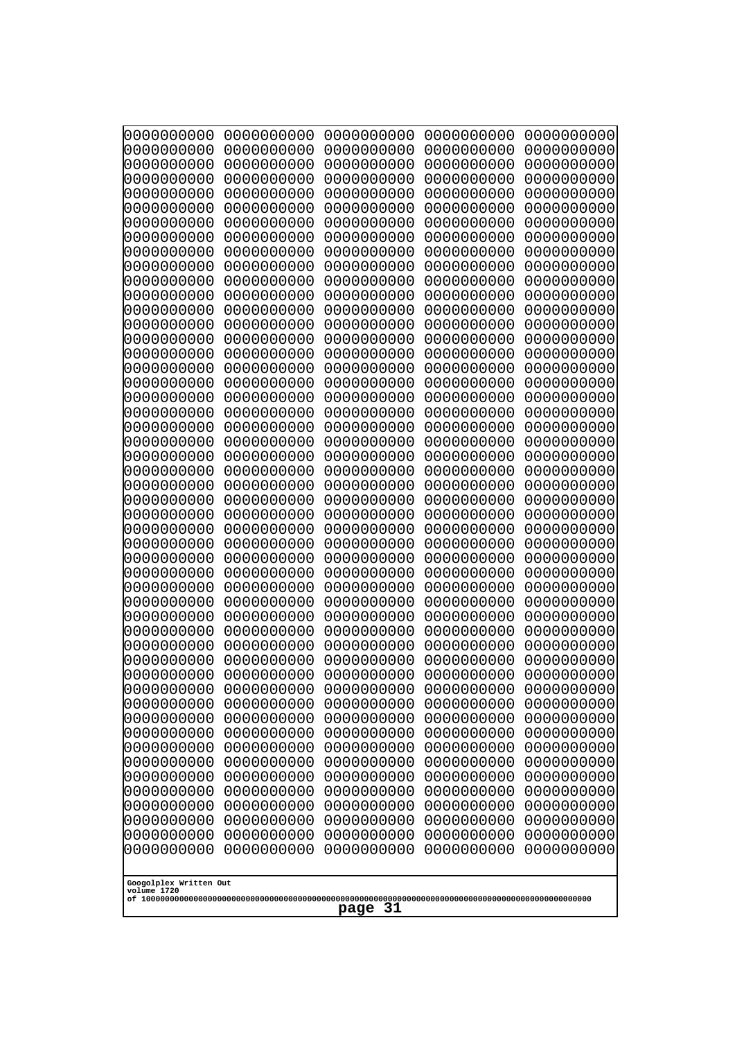```
0000000000 0000000000 0000000000 0000000000 0000000000
0000000000 0000000000 0000000000 0000000000 0000000000
0000000000 0000000000 0000000000 0000000000 0000000000
0000000000 0000000000 0000000000 0000000000 0000000000
0000000000 0000000000 0000000000 0000000000 0000000000
0000000000 0000000000 0000000000 0000000000 0000000000
0000000000 0000000000 0000000000 0000000000 0000000000
0000000000 0000000000 0000000000 0000000000 0000000000
0000000000 0000000000 0000000000 0000000000 0000000000
0000000000 0000000000 0000000000 0000000000 0000000000
0000000000 0000000000 0000000000 0000000000 0000000000
0000000000 0000000000 0000000000 0000000000 0000000000
0000000000 0000000000 0000000000 0000000000 0000000000
0000000000 0000000000 0000000000 0000000000 0000000000
0000000000 0000000000 0000000000 0000000000 0000000000
0000000000 0000000000 0000000000 0000000000 0000000000
0000000000 0000000000 0000000000 0000000000 0000000000
0000000000 0000000000 0000000000 0000000000 0000000000
0000000000 0000000000 0000000000 0000000000 0000000000
0000000000 0000000000 0000000000 0000000000 0000000000
0000000000 0000000000 0000000000 0000000000 0000000000
0000000000 0000000000 0000000000 0000000000 0000000000
0000000000 0000000000 0000000000 0000000000 0000000000
0000000000 0000000000 0000000000 0000000000 0000000000
0000000000 0000000000 0000000000 0000000000 0000000000
0000000000 0000000000 0000000000 0000000000 0000000000
0000000000 0000000000 0000000000 0000000000 0000000000
0000000000 0000000000 0000000000 0000000000 0000000000
0000000000 0000000000 0000000000 0000000000 0000000000
0000000000 0000000000 0000000000 0000000000 0000000000
0000000000 0000000000 0000000000 0000000000 0000000000
0000000000 0000000000 0000000000 0000000000 0000000000
0000000000 0000000000 0000000000 0000000000 0000000000
0000000000 0000000000 0000000000 0000000000 0000000000
0000000000 0000000000 0000000000 0000000000 0000000000
0000000000 0000000000 0000000000 0000000000 0000000000
0000000000 0000000000 0000000000 0000000000 0000000000
0000000000 0000000000 0000000000 0000000000 0000000000
0000000000 0000000000 0000000000 0000000000 0000000000
0000000000 0000000000 0000000000 0000000000 0000000000
0000000000 0000000000 0000000000 0000000000 0000000000
0000000000 0000000000 0000000000 0000000000 0000000000
0000000000 0000000000 0000000000 0000000000 0000000000
0000000000 0000000000 0000000000 0000000000 0000000000
0000000000 0000000000 0000000000 0000000000 0000000000
0000000000 0000000000 0000000000 0000000000 0000000000
0000000000 0000000000 0000000000 0000000000 0000000000
0000000000 0000000000 0000000000 0000000000 0000000000
0000000000 0000000000 0000000000 0000000000 0000000000
0000000000 0000000000 0000000000 0000000000 0000000000
```

Googolplex Written Out
volume 1720
of 10000000000000000000000000000000000000000000000000000000000000000000000000000000000000000000000000000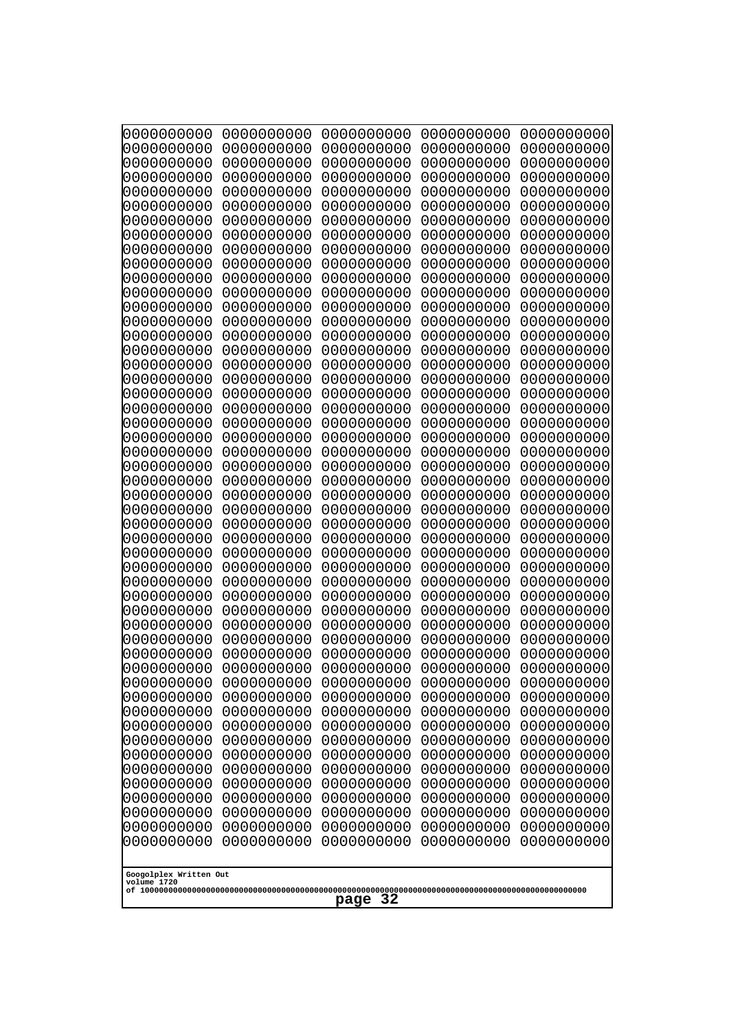```
0000000000 0000000000 0000000000 0000000000 0000000000
0000000000 0000000000 0000000000 0000000000 0000000000
0000000000 0000000000 0000000000 0000000000 0000000000
0000000000 0000000000 0000000000 0000000000 0000000000
0000000000 0000000000 0000000000 0000000000 0000000000
0000000000 0000000000 0000000000 0000000000 0000000000
0000000000 0000000000 0000000000 0000000000 0000000000
0000000000 0000000000 0000000000 0000000000 0000000000
0000000000 0000000000 0000000000 0000000000 0000000000
0000000000 0000000000 0000000000 0000000000 0000000000
0000000000 0000000000 0000000000 0000000000 0000000000
0000000000 0000000000 0000000000 0000000000 0000000000
0000000000 0000000000 0000000000 0000000000 0000000000
0000000000 0000000000 0000000000 0000000000 0000000000
0000000000 0000000000 0000000000 0000000000 0000000000
0000000000 0000000000 0000000000 0000000000 0000000000
0000000000 0000000000 0000000000 0000000000 0000000000
0000000000 0000000000 0000000000 0000000000 0000000000
0000000000 0000000000 0000000000 0000000000 0000000000
0000000000 0000000000 0000000000 0000000000 0000000000
0000000000 0000000000 0000000000 0000000000 0000000000
0000000000 0000000000 0000000000 0000000000 0000000000
0000000000 0000000000 0000000000 0000000000 0000000000
0000000000 0000000000 0000000000 0000000000 0000000000
0000000000 0000000000 0000000000 0000000000 0000000000
0000000000 0000000000 0000000000 0000000000 0000000000
0000000000 0000000000 0000000000 0000000000 0000000000
0000000000 0000000000 0000000000 0000000000 0000000000
0000000000 0000000000 0000000000 0000000000 0000000000
0000000000 0000000000 0000000000 0000000000 0000000000
0000000000 0000000000 0000000000 0000000000 0000000000
0000000000 0000000000 0000000000 0000000000 0000000000
0000000000 0000000000 0000000000 0000000000 0000000000
0000000000 0000000000 0000000000 0000000000 0000000000
0000000000 0000000000 0000000000 0000000000 0000000000
0000000000 0000000000 0000000000 0000000000 0000000000
0000000000 0000000000 0000000000 0000000000 0000000000
0000000000 0000000000 0000000000 0000000000 0000000000
0000000000 0000000000 0000000000 0000000000 0000000000
0000000000 0000000000 0000000000 0000000000 0000000000
0000000000 0000000000 0000000000 0000000000 0000000000
0000000000 0000000000 0000000000 0000000000 0000000000
0000000000 0000000000 0000000000 0000000000 0000000000
0000000000 0000000000 0000000000 0000000000 0000000000
0000000000 0000000000 0000000000 0000000000 0000000000
0000000000 0000000000 0000000000 0000000000 0000000000
0000000000 0000000000 0000000000 0000000000 0000000000
0000000000 0000000000 0000000000 0000000000 0000000000
0000000000 0000000000 0000000000 0000000000 0000000000
0000000000 0000000000 0000000000 0000000000 0000000000
```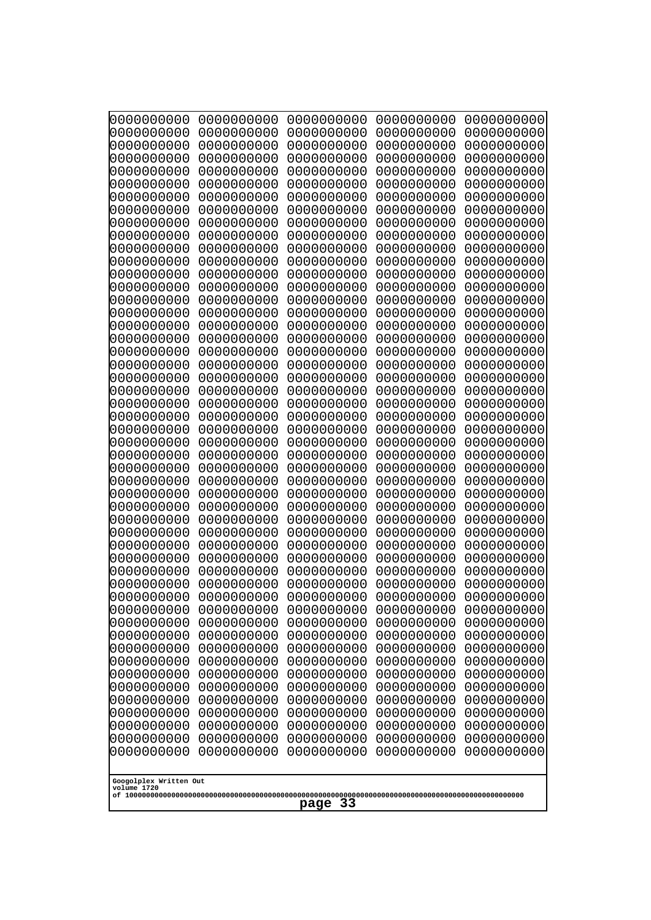```
0000000000 0000000000 0000000000 0000000000 0000000000
0000000000 0000000000 0000000000 0000000000 0000000000
0000000000 0000000000 0000000000 0000000000 0000000000
0000000000 0000000000 0000000000 0000000000 0000000000
0000000000 0000000000 0000000000 0000000000 0000000000
0000000000 0000000000 0000000000 0000000000 0000000000
0000000000 0000000000 0000000000 0000000000 0000000000
0000000000 0000000000 0000000000 0000000000 0000000000
0000000000 0000000000 0000000000 0000000000 0000000000
0000000000 0000000000 0000000000 0000000000 0000000000
0000000000 0000000000 0000000000 0000000000 0000000000
0000000000 0000000000 0000000000 0000000000 0000000000
0000000000 0000000000 0000000000 0000000000 0000000000
0000000000 0000000000 0000000000 0000000000 0000000000
0000000000 0000000000 0000000000 0000000000 0000000000
0000000000 0000000000 0000000000 0000000000 0000000000
0000000000 0000000000 0000000000 0000000000 0000000000
0000000000 0000000000 0000000000 0000000000 0000000000
0000000000 0000000000 0000000000 0000000000 0000000000
0000000000 0000000000 0000000000 0000000000 0000000000
0000000000 0000000000 0000000000 0000000000 0000000000
0000000000 0000000000 0000000000 0000000000 0000000000
0000000000 0000000000 0000000000 0000000000 0000000000
0000000000 0000000000 0000000000 0000000000 0000000000
0000000000 0000000000 0000000000 0000000000 0000000000
0000000000 0000000000 0000000000 0000000000 0000000000
0000000000 0000000000 0000000000 0000000000 0000000000
0000000000 0000000000 0000000000 0000000000 0000000000
0000000000 0000000000 0000000000 0000000000 0000000000
0000000000 0000000000 0000000000 0000000000 0000000000
0000000000 0000000000 0000000000 0000000000 0000000000
0000000000 0000000000 0000000000 0000000000 0000000000
0000000000 0000000000 0000000000 0000000000 0000000000
0000000000 0000000000 0000000000 0000000000 0000000000
0000000000 0000000000 0000000000 0000000000 0000000000
0000000000 0000000000 0000000000 0000000000 0000000000
0000000000 0000000000 0000000000 0000000000 0000000000
0000000000 0000000000 0000000000 0000000000 0000000000
0000000000 0000000000 0000000000 0000000000 0000000000
0000000000 0000000000 0000000000 0000000000 0000000000
0000000000 0000000000 0000000000 0000000000 0000000000
0000000000 0000000000 0000000000 0000000000 0000000000
0000000000 0000000000 0000000000 0000000000 0000000000
0000000000 0000000000 0000000000 0000000000 0000000000
0000000000 0000000000 0000000000 0000000000 0000000000
0000000000 0000000000 0000000000 0000000000 0000000000
0000000000 0000000000 0000000000 0000000000 0000000000
0000000000 0000000000 0000000000 0000000000 0000000000
0000000000 0000000000 0000000000 0000000000 0000000000
0000000000 0000000000 0000000000 0000000000 0000000000
```

Googolplex Written Out
volume 1720
of 10000000000000000000000000000000000000000000000000000000000000000000000000000000000000000000000000000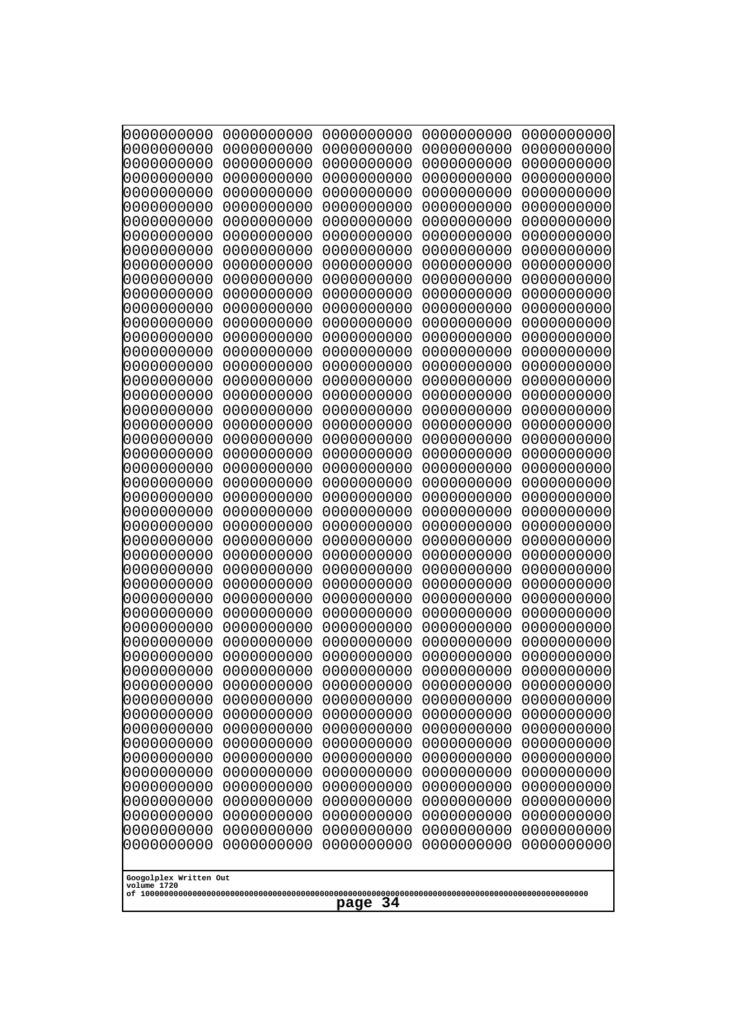```
0000000000 0000000000 0000000000 0000000000 0000000000
0000000000 0000000000 0000000000 0000000000 0000000000
0000000000 0000000000 0000000000 0000000000 0000000000
0000000000 0000000000 0000000000 0000000000 0000000000
0000000000 0000000000 0000000000 0000000000 0000000000
0000000000 0000000000 0000000000 0000000000 0000000000
0000000000 0000000000 0000000000 0000000000 0000000000
0000000000 0000000000 0000000000 0000000000 0000000000
0000000000 0000000000 0000000000 0000000000 0000000000
0000000000 0000000000 0000000000 0000000000 0000000000
0000000000 0000000000 0000000000 0000000000 0000000000
0000000000 0000000000 0000000000 0000000000 0000000000
0000000000 0000000000 0000000000 0000000000 0000000000
0000000000 0000000000 0000000000 0000000000 0000000000
0000000000 0000000000 0000000000 0000000000 0000000000
0000000000 0000000000 0000000000 0000000000 0000000000
0000000000 0000000000 0000000000 0000000000 0000000000
0000000000 0000000000 0000000000 0000000000 0000000000
0000000000 0000000000 0000000000 0000000000 0000000000
0000000000 0000000000 0000000000 0000000000 0000000000
0000000000 0000000000 0000000000 0000000000 0000000000
0000000000 0000000000 0000000000 0000000000 0000000000
0000000000 0000000000 0000000000 0000000000 0000000000
0000000000 0000000000 0000000000 0000000000 0000000000
0000000000 0000000000 0000000000 0000000000 0000000000
0000000000 0000000000 0000000000 0000000000 0000000000
0000000000 0000000000 0000000000 0000000000 0000000000
0000000000 0000000000 0000000000 0000000000 0000000000
0000000000 0000000000 0000000000 0000000000 0000000000
0000000000 0000000000 0000000000 0000000000 0000000000
0000000000 0000000000 0000000000 0000000000 0000000000
0000000000 0000000000 0000000000 0000000000 0000000000
0000000000 0000000000 0000000000 0000000000 0000000000
0000000000 0000000000 0000000000 0000000000 0000000000
0000000000 0000000000 0000000000 0000000000 0000000000
0000000000 0000000000 0000000000 0000000000 0000000000
0000000000 0000000000 0000000000 0000000000 0000000000
0000000000 0000000000 0000000000 0000000000 0000000000
0000000000 0000000000 0000000000 0000000000 0000000000
0000000000 0000000000 0000000000 0000000000 0000000000
0000000000 0000000000 0000000000 0000000000 0000000000
0000000000 0000000000 0000000000 0000000000 0000000000
0000000000 0000000000 0000000000 0000000000 0000000000
0000000000 0000000000 0000000000 0000000000 0000000000
0000000000 0000000000 0000000000 0000000000 0000000000
0000000000 0000000000 0000000000 0000000000 0000000000
0000000000 0000000000 0000000000 0000000000 0000000000
0000000000 0000000000 0000000000 0000000000 0000000000
0000000000 0000000000 0000000000 0000000000 0000000000
0000000000 0000000000 0000000000 0000000000 0000000000
```

Googolplex Written Out
volume 1720
of 10000000000000000000000000000000000000000000000000000000000000000000000000000000000000000000000000000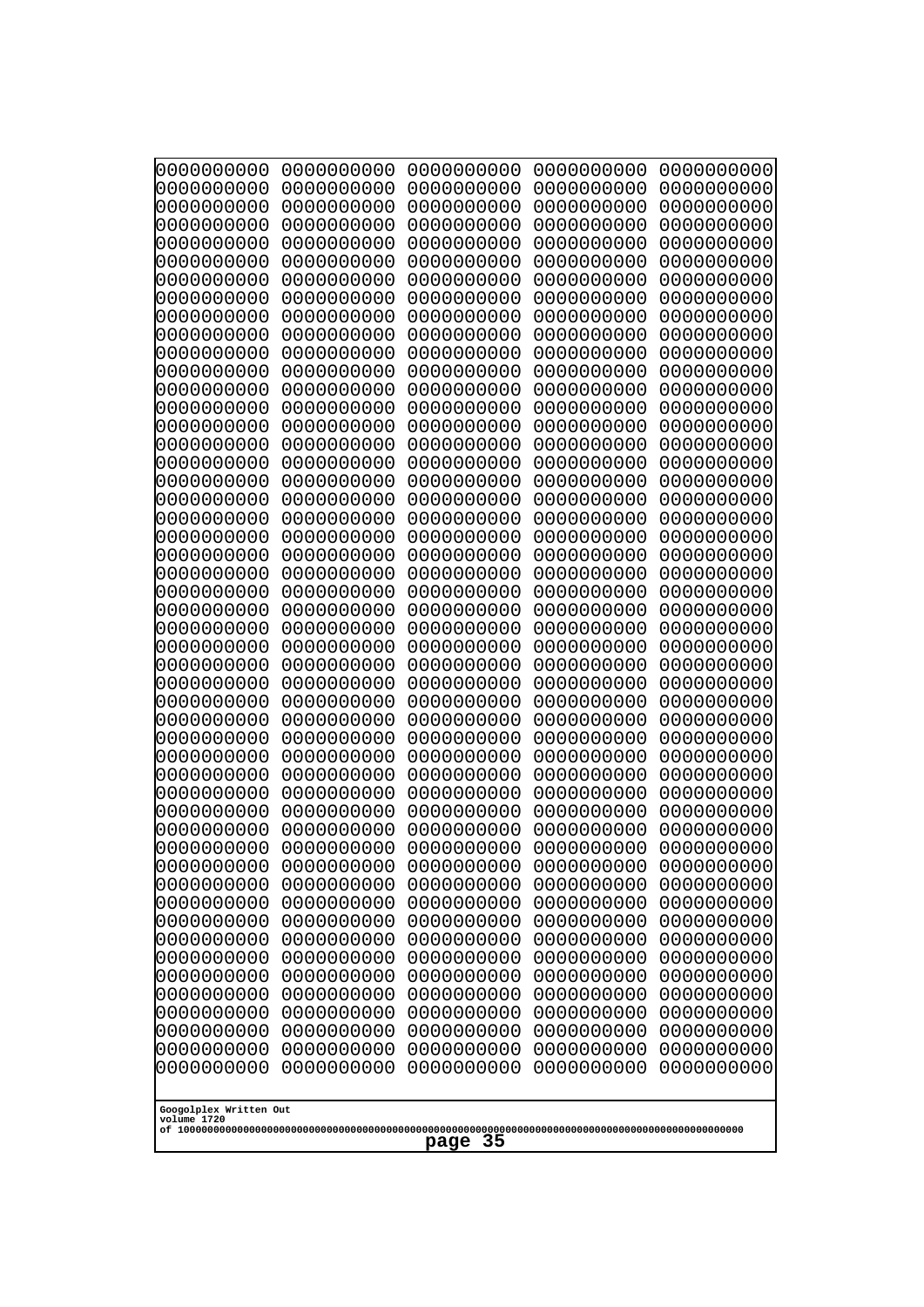```
0000000000 0000000000 0000000000 0000000000 0000000000
0000000000 0000000000 0000000000 0000000000 0000000000
0000000000 0000000000 0000000000 0000000000 0000000000
0000000000 0000000000 0000000000 0000000000 0000000000
0000000000 0000000000 0000000000 0000000000 0000000000
0000000000 0000000000 0000000000 0000000000 0000000000
0000000000 0000000000 0000000000 0000000000 0000000000
0000000000 0000000000 0000000000 0000000000 0000000000
0000000000 0000000000 0000000000 0000000000 0000000000
0000000000 0000000000 0000000000 0000000000 0000000000
0000000000 0000000000 0000000000 0000000000 0000000000
0000000000 0000000000 0000000000 0000000000 0000000000
0000000000 0000000000 0000000000 0000000000 0000000000
0000000000 0000000000 0000000000 0000000000 0000000000
0000000000 0000000000 0000000000 0000000000 0000000000
0000000000 0000000000 0000000000 0000000000 0000000000
0000000000 0000000000 0000000000 0000000000 0000000000
0000000000 0000000000 0000000000 0000000000 0000000000
0000000000 0000000000 0000000000 0000000000 0000000000
0000000000 0000000000 0000000000 0000000000 0000000000
0000000000 0000000000 0000000000 0000000000 0000000000
0000000000 0000000000 0000000000 0000000000 0000000000
0000000000 0000000000 0000000000 0000000000 0000000000
0000000000 0000000000 0000000000 0000000000 0000000000
0000000000 0000000000 0000000000 0000000000 0000000000
0000000000 0000000000 0000000000 0000000000 0000000000
0000000000 0000000000 0000000000 0000000000 0000000000
0000000000 0000000000 0000000000 0000000000 0000000000
0000000000 0000000000 0000000000 0000000000 0000000000
0000000000 0000000000 0000000000 0000000000 0000000000
0000000000 0000000000 0000000000 0000000000 0000000000
0000000000 0000000000 0000000000 0000000000 0000000000
0000000000 0000000000 0000000000 0000000000 0000000000
0000000000 0000000000 0000000000 0000000000 0000000000
0000000000 0000000000 0000000000 0000000000 0000000000
0000000000 0000000000 0000000000 0000000000 0000000000
0000000000 0000000000 0000000000 0000000000 0000000000
0000000000 0000000000 0000000000 0000000000 0000000000
0000000000 0000000000 0000000000 0000000000 0000000000
0000000000 0000000000 0000000000 0000000000 0000000000
0000000000 0000000000 0000000000 0000000000 0000000000
0000000000 0000000000 0000000000 0000000000 0000000000
0000000000 0000000000 0000000000 0000000000 0000000000
0000000000 0000000000 0000000000 0000000000 0000000000
0000000000 0000000000 0000000000 0000000000 0000000000
0000000000 0000000000 0000000000 0000000000 0000000000
0000000000 0000000000 0000000000 0000000000 0000000000
0000000000 0000000000 0000000000 0000000000 0000000000
0000000000 0000000000 0000000000 0000000000 0000000000
0000000000 0000000000 0000000000 0000000000 0000000000
```

Googolplex Written Out
volume 1720
of 10000000000000000000000000000000000000000000000000000000000000000000000000000000000000000000000000000

page 35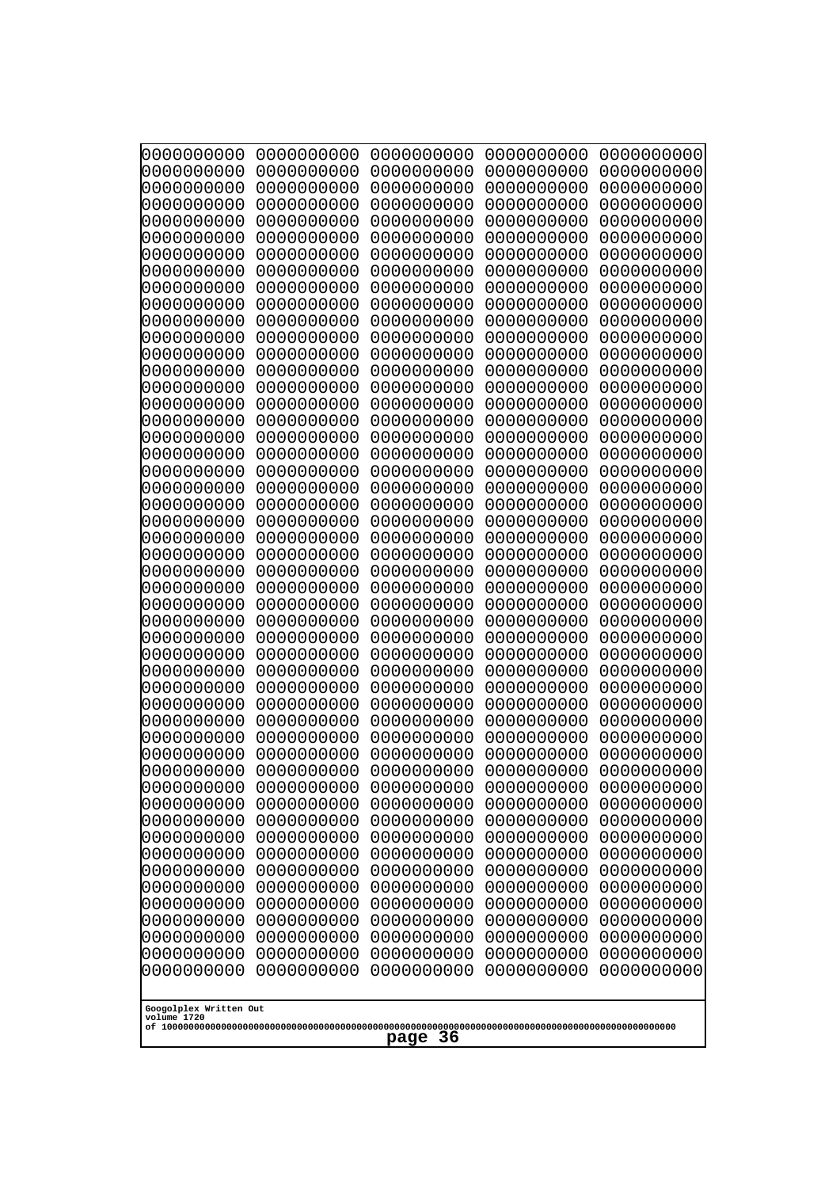```
0000000000 0000000000 0000000000 0000000000 0000000000
0000000000 0000000000 0000000000 0000000000 0000000000
0000000000 0000000000 0000000000 0000000000 0000000000
0000000000 0000000000 0000000000 0000000000 0000000000
0000000000 0000000000 0000000000 0000000000 0000000000
0000000000 0000000000 0000000000 0000000000 0000000000
0000000000 0000000000 0000000000 0000000000 0000000000
0000000000 0000000000 0000000000 0000000000 0000000000
0000000000 0000000000 0000000000 0000000000 0000000000
0000000000 0000000000 0000000000 0000000000 0000000000
0000000000 0000000000 0000000000 0000000000 0000000000
0000000000 0000000000 0000000000 0000000000 0000000000
0000000000 0000000000 0000000000 0000000000 0000000000
0000000000 0000000000 0000000000 0000000000 0000000000
0000000000 0000000000 0000000000 0000000000 0000000000
0000000000 0000000000 0000000000 0000000000 0000000000
0000000000 0000000000 0000000000 0000000000 0000000000
0000000000 0000000000 0000000000 0000000000 0000000000
0000000000 0000000000 0000000000 0000000000 0000000000
0000000000 0000000000 0000000000 0000000000 0000000000
0000000000 0000000000 0000000000 0000000000 0000000000
0000000000 0000000000 0000000000 0000000000 0000000000
0000000000 0000000000 0000000000 0000000000 0000000000
0000000000 0000000000 0000000000 0000000000 0000000000
0000000000 0000000000 0000000000 0000000000 0000000000
0000000000 0000000000 0000000000 0000000000 0000000000
0000000000 0000000000 0000000000 0000000000 0000000000
0000000000 0000000000 0000000000 0000000000 0000000000
0000000000 0000000000 0000000000 0000000000 0000000000
0000000000 0000000000 0000000000 0000000000 0000000000
0000000000 0000000000 0000000000 0000000000 0000000000
0000000000 0000000000 0000000000 0000000000 0000000000
0000000000 0000000000 0000000000 0000000000 0000000000
0000000000 0000000000 0000000000 0000000000 0000000000
0000000000 0000000000 0000000000 0000000000 0000000000
0000000000 0000000000 0000000000 0000000000 0000000000
0000000000 0000000000 0000000000 0000000000 0000000000
0000000000 0000000000 0000000000 0000000000 0000000000
0000000000 0000000000 0000000000 0000000000 0000000000
0000000000 0000000000 0000000000 0000000000 0000000000
0000000000 0000000000 0000000000 0000000000 0000000000
0000000000 0000000000 0000000000 0000000000 0000000000
0000000000 0000000000 0000000000 0000000000 0000000000
0000000000 0000000000 0000000000 0000000000 0000000000
0000000000 0000000000 0000000000 0000000000 0000000000
0000000000 0000000000 0000000000 0000000000 0000000000
0000000000 0000000000 0000000000 0000000000 0000000000
0000000000 0000000000 0000000000 0000000000 0000000000
0000000000 0000000000 0000000000 0000000000 0000000000
0000000000 0000000000 0000000000 0000000000 0000000000
```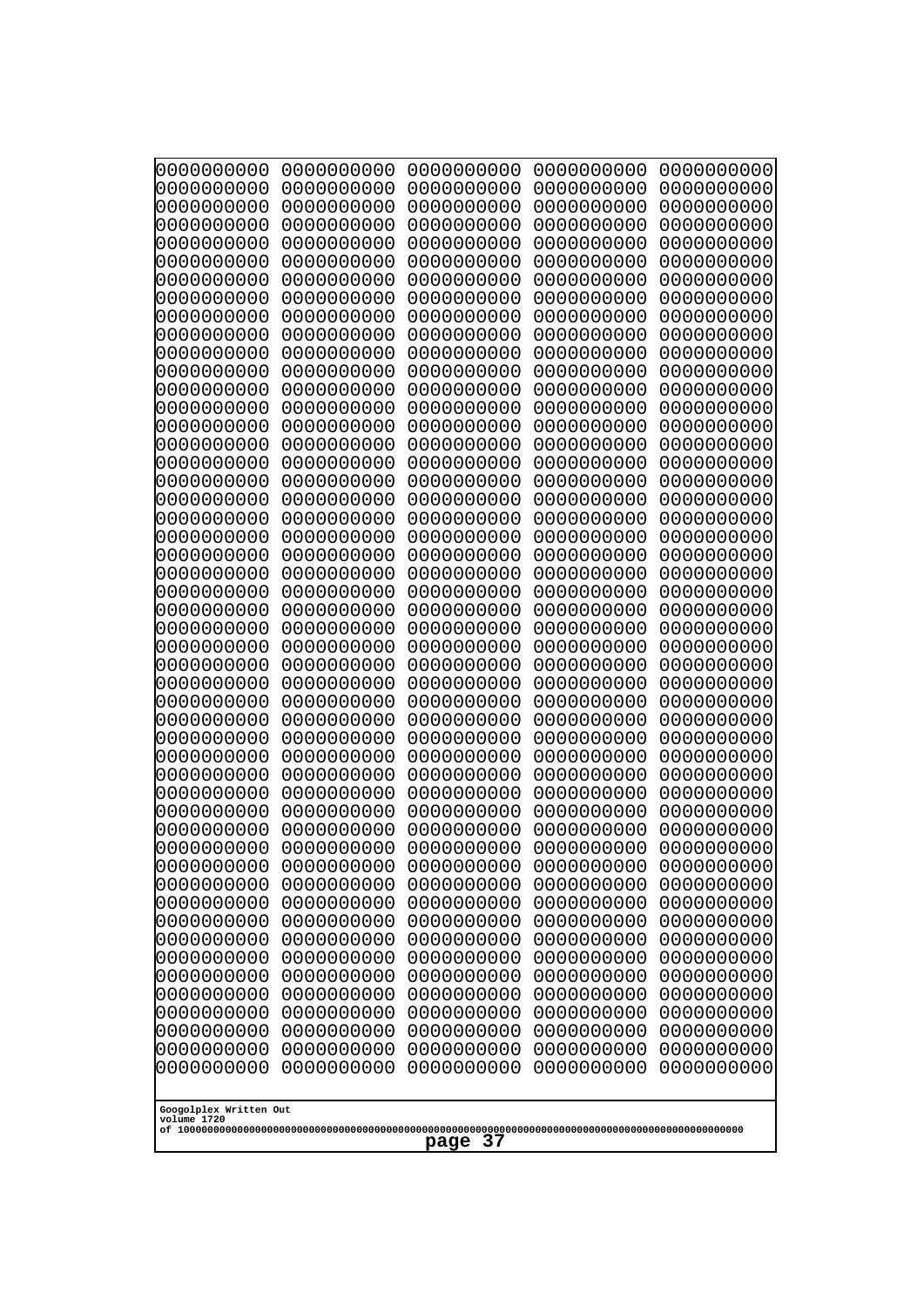```
0000000000 0000000000 0000000000 0000000000 0000000000
0000000000 0000000000 0000000000 0000000000 0000000000
0000000000 0000000000 0000000000 0000000000 0000000000
0000000000 0000000000 0000000000 0000000000 0000000000
0000000000 0000000000 0000000000 0000000000 0000000000
0000000000 0000000000 0000000000 0000000000 0000000000
0000000000 0000000000 0000000000 0000000000 0000000000
0000000000 0000000000 0000000000 0000000000 0000000000
0000000000 0000000000 0000000000 0000000000 0000000000
0000000000 0000000000 0000000000 0000000000 0000000000
0000000000 0000000000 0000000000 0000000000 0000000000
0000000000 0000000000 0000000000 0000000000 0000000000
0000000000 0000000000 0000000000 0000000000 0000000000
0000000000 0000000000 0000000000 0000000000 0000000000
0000000000 0000000000 0000000000 0000000000 0000000000
0000000000 0000000000 0000000000 0000000000 0000000000
0000000000 0000000000 0000000000 0000000000 0000000000
0000000000 0000000000 0000000000 0000000000 0000000000
0000000000 0000000000 0000000000 0000000000 0000000000
0000000000 0000000000 0000000000 0000000000 0000000000
0000000000 0000000000 0000000000 0000000000 0000000000
0000000000 0000000000 0000000000 0000000000 0000000000
0000000000 0000000000 0000000000 0000000000 0000000000
0000000000 0000000000 0000000000 0000000000 0000000000
0000000000 0000000000 0000000000 0000000000 0000000000
0000000000 0000000000 0000000000 0000000000 0000000000
0000000000 0000000000 0000000000 0000000000 0000000000
0000000000 0000000000 0000000000 0000000000 0000000000
0000000000 0000000000 0000000000 0000000000 0000000000
0000000000 0000000000 0000000000 0000000000 0000000000
0000000000 0000000000 0000000000 0000000000 0000000000
0000000000 0000000000 0000000000 0000000000 0000000000
0000000000 0000000000 0000000000 0000000000 0000000000
0000000000 0000000000 0000000000 0000000000 0000000000
0000000000 0000000000 0000000000 0000000000 0000000000
0000000000 0000000000 0000000000 0000000000 0000000000
0000000000 0000000000 0000000000 0000000000 0000000000
0000000000 0000000000 0000000000 0000000000 0000000000
0000000000 0000000000 0000000000 0000000000 0000000000
0000000000 0000000000 0000000000 0000000000 0000000000
0000000000 0000000000 0000000000 0000000000 0000000000
0000000000 0000000000 0000000000 0000000000 0000000000
0000000000 0000000000 0000000000 0000000000 0000000000
0000000000 0000000000 0000000000 0000000000 0000000000
0000000000 0000000000 0000000000 0000000000 0000000000
0000000000 0000000000 0000000000 0000000000 0000000000
0000000000 0000000000 0000000000 0000000000 0000000000
0000000000 0000000000 0000000000 0000000000 0000000000
0000000000 0000000000 0000000000 0000000000 0000000000
0000000000 0000000000 0000000000 0000000000 0000000000
```

Googolplex Written Out
volume 1720
of 10000000000000000000000000000000000000000000000000000000000000000000000000000000000000000000000000000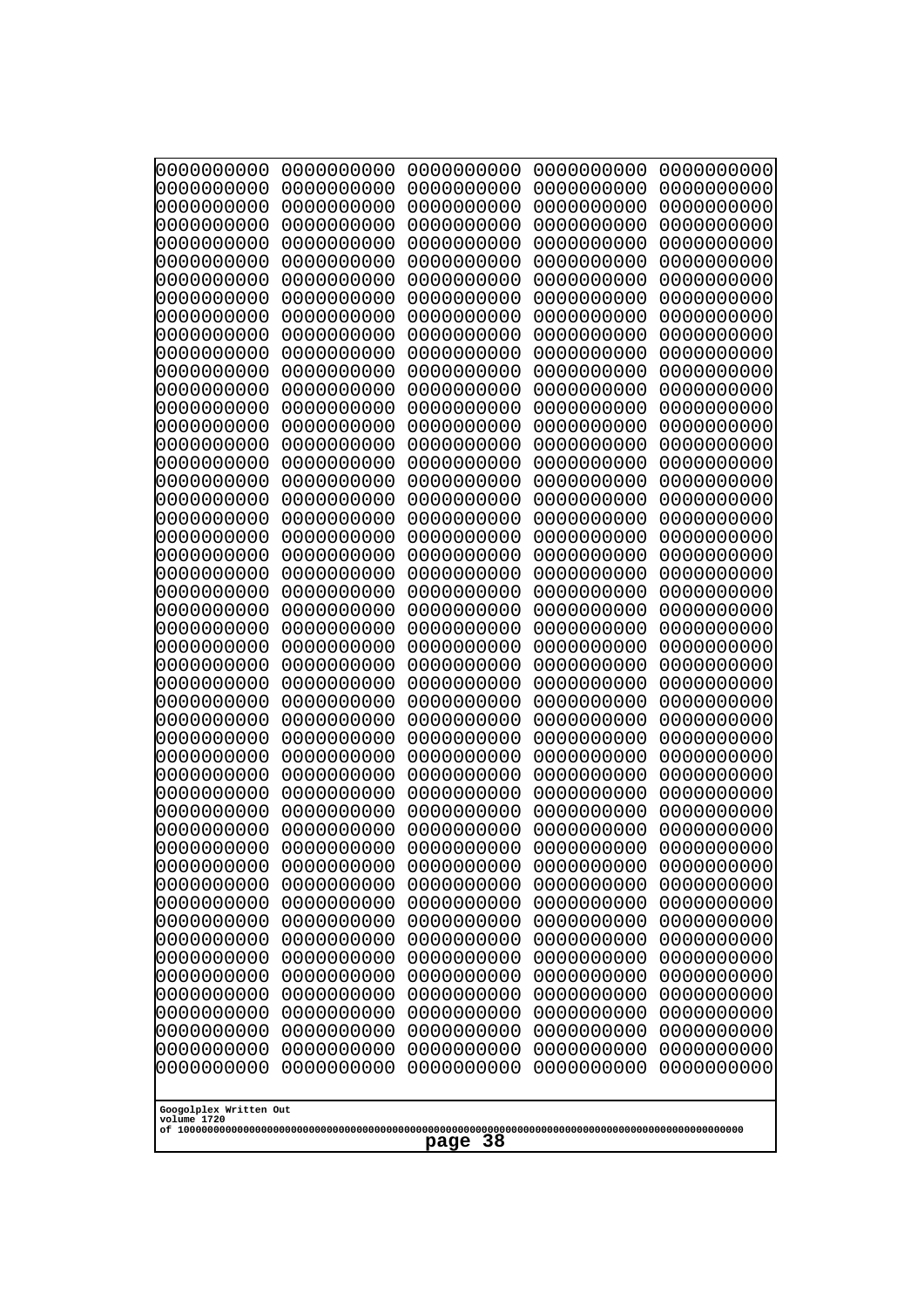```
0000000000 0000000000 0000000000 0000000000 0000000000
0000000000 0000000000 0000000000 0000000000 0000000000
0000000000 0000000000 0000000000 0000000000 0000000000
0000000000 0000000000 0000000000 0000000000 0000000000
0000000000 0000000000 0000000000 0000000000 0000000000
0000000000 0000000000 0000000000 0000000000 0000000000
0000000000 0000000000 0000000000 0000000000 0000000000
0000000000 0000000000 0000000000 0000000000 0000000000
0000000000 0000000000 0000000000 0000000000 0000000000
0000000000 0000000000 0000000000 0000000000 0000000000
0000000000 0000000000 0000000000 0000000000 0000000000
0000000000 0000000000 0000000000 0000000000 0000000000
0000000000 0000000000 0000000000 0000000000 0000000000
0000000000 0000000000 0000000000 0000000000 0000000000
0000000000 0000000000 0000000000 0000000000 0000000000
0000000000 0000000000 0000000000 0000000000 0000000000
0000000000 0000000000 0000000000 0000000000 0000000000
0000000000 0000000000 0000000000 0000000000 0000000000
0000000000 0000000000 0000000000 0000000000 0000000000
0000000000 0000000000 0000000000 0000000000 0000000000
0000000000 0000000000 0000000000 0000000000 0000000000
0000000000 0000000000 0000000000 0000000000 0000000000
0000000000 0000000000 0000000000 0000000000 0000000000
0000000000 0000000000 0000000000 0000000000 0000000000
0000000000 0000000000 0000000000 0000000000 0000000000
0000000000 0000000000 0000000000 0000000000 0000000000
0000000000 0000000000 0000000000 0000000000 0000000000
0000000000 0000000000 0000000000 0000000000 0000000000
0000000000 0000000000 0000000000 0000000000 0000000000
0000000000 0000000000 0000000000 0000000000 0000000000
0000000000 0000000000 0000000000 0000000000 0000000000
0000000000 0000000000 0000000000 0000000000 0000000000
0000000000 0000000000 0000000000 0000000000 0000000000
0000000000 0000000000 0000000000 0000000000 0000000000
0000000000 0000000000 0000000000 0000000000 0000000000
0000000000 0000000000 0000000000 0000000000 0000000000
0000000000 0000000000 0000000000 0000000000 0000000000
0000000000 0000000000 0000000000 0000000000 0000000000
0000000000 0000000000 0000000000 0000000000 0000000000
0000000000 0000000000 0000000000 0000000000 0000000000
0000000000 0000000000 0000000000 0000000000 0000000000
0000000000 0000000000 0000000000 0000000000 0000000000
0000000000 0000000000 0000000000 0000000000 0000000000
0000000000 0000000000 0000000000 0000000000 0000000000
0000000000 0000000000 0000000000 0000000000 0000000000
0000000000 0000000000 0000000000 0000000000 0000000000
0000000000 0000000000 0000000000 0000000000 0000000000
0000000000 0000000000 0000000000 0000000000 0000000000
0000000000 0000000000 0000000000 0000000000 0000000000
0000000000 0000000000 0000000000 0000000000 0000000000
```

Googolplex Written Out
volume 1720
of 10000000000000000000000000000000000000000000000000000000000000000000000000000000000000000000000000000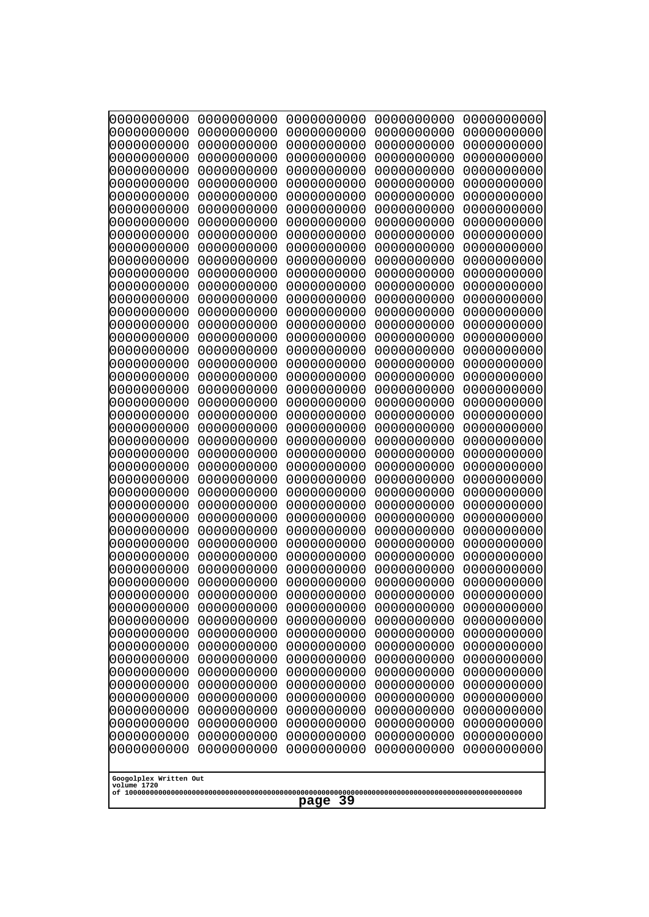```
0000000000 0000000000 0000000000 0000000000 0000000000
0000000000 0000000000 0000000000 0000000000 0000000000
0000000000 0000000000 0000000000 0000000000 0000000000
0000000000 0000000000 0000000000 0000000000 0000000000
0000000000 0000000000 0000000000 0000000000 0000000000
0000000000 0000000000 0000000000 0000000000 0000000000
0000000000 0000000000 0000000000 0000000000 0000000000
0000000000 0000000000 0000000000 0000000000 0000000000
0000000000 0000000000 0000000000 0000000000 0000000000
0000000000 0000000000 0000000000 0000000000 0000000000
0000000000 0000000000 0000000000 0000000000 0000000000
0000000000 0000000000 0000000000 0000000000 0000000000
0000000000 0000000000 0000000000 0000000000 0000000000
0000000000 0000000000 0000000000 0000000000 0000000000
0000000000 0000000000 0000000000 0000000000 0000000000
0000000000 0000000000 0000000000 0000000000 0000000000
0000000000 0000000000 0000000000 0000000000 0000000000
0000000000 0000000000 0000000000 0000000000 0000000000
0000000000 0000000000 0000000000 0000000000 0000000000
0000000000 0000000000 0000000000 0000000000 0000000000
0000000000 0000000000 0000000000 0000000000 0000000000
0000000000 0000000000 0000000000 0000000000 0000000000
0000000000 0000000000 0000000000 0000000000 0000000000
0000000000 0000000000 0000000000 0000000000 0000000000
0000000000 0000000000 0000000000 0000000000 0000000000
0000000000 0000000000 0000000000 0000000000 0000000000
0000000000 0000000000 0000000000 0000000000 0000000000
0000000000 0000000000 0000000000 0000000000 0000000000
0000000000 0000000000 0000000000 0000000000 0000000000
0000000000 0000000000 0000000000 0000000000 0000000000
0000000000 0000000000 0000000000 0000000000 0000000000
0000000000 0000000000 0000000000 0000000000 0000000000
0000000000 0000000000 0000000000 0000000000 0000000000
0000000000 0000000000 0000000000 0000000000 0000000000
0000000000 0000000000 0000000000 0000000000 0000000000
0000000000 0000000000 0000000000 0000000000 0000000000
0000000000 0000000000 0000000000 0000000000 0000000000
0000000000 0000000000 0000000000 0000000000 0000000000
0000000000 0000000000 0000000000 0000000000 0000000000
0000000000 0000000000 0000000000 0000000000 0000000000
0000000000 0000000000 0000000000 0000000000 0000000000
0000000000 0000000000 0000000000 0000000000 0000000000
0000000000 0000000000 0000000000 0000000000 0000000000
0000000000 0000000000 0000000000 0000000000 0000000000
0000000000 0000000000 0000000000 0000000000 0000000000
0000000000 0000000000 0000000000 0000000000 0000000000
0000000000 0000000000 0000000000 0000000000 0000000000
0000000000 0000000000 0000000000 0000000000 0000000000
0000000000 0000000000 0000000000 0000000000 0000000000
```

Googolplex Written Out
volume 1720
of 10000000000000000000000000000000000000000000000000000000000000000000000000000000000000000000000000000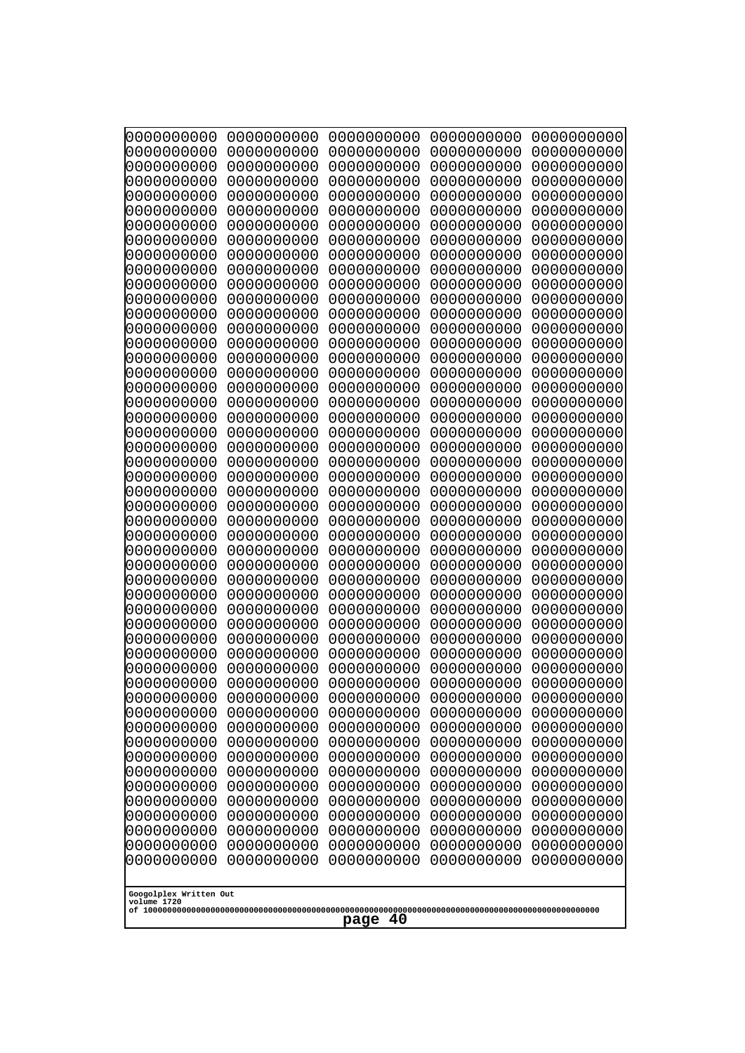```
0000000000 0000000000 0000000000 0000000000 0000000000
0000000000 0000000000 0000000000 0000000000 0000000000
0000000000 0000000000 0000000000 0000000000 0000000000
0000000000 0000000000 0000000000 0000000000 0000000000
0000000000 0000000000 0000000000 0000000000 0000000000
0000000000 0000000000 0000000000 0000000000 0000000000
0000000000 0000000000 0000000000 0000000000 0000000000
0000000000 0000000000 0000000000 0000000000 0000000000
0000000000 0000000000 0000000000 0000000000 0000000000
0000000000 0000000000 0000000000 0000000000 0000000000
0000000000 0000000000 0000000000 0000000000 0000000000
0000000000 0000000000 0000000000 0000000000 0000000000
0000000000 0000000000 0000000000 0000000000 0000000000
0000000000 0000000000 0000000000 0000000000 0000000000
0000000000 0000000000 0000000000 0000000000 0000000000
0000000000 0000000000 0000000000 0000000000 0000000000
0000000000 0000000000 0000000000 0000000000 0000000000
0000000000 0000000000 0000000000 0000000000 0000000000
0000000000 0000000000 0000000000 0000000000 0000000000
0000000000 0000000000 0000000000 0000000000 0000000000
0000000000 0000000000 0000000000 0000000000 0000000000
0000000000 0000000000 0000000000 0000000000 0000000000
0000000000 0000000000 0000000000 0000000000 0000000000
0000000000 0000000000 0000000000 0000000000 0000000000
0000000000 0000000000 0000000000 0000000000 0000000000
0000000000 0000000000 0000000000 0000000000 0000000000
0000000000 0000000000 0000000000 0000000000 0000000000
0000000000 0000000000 0000000000 0000000000 0000000000
0000000000 0000000000 0000000000 0000000000 0000000000
0000000000 0000000000 0000000000 0000000000 0000000000
0000000000 0000000000 0000000000 0000000000 0000000000
0000000000 0000000000 0000000000 0000000000 0000000000
0000000000 0000000000 0000000000 0000000000 0000000000
0000000000 0000000000 0000000000 0000000000 0000000000
0000000000 0000000000 0000000000 0000000000 0000000000
0000000000 0000000000 0000000000 0000000000 0000000000
0000000000 0000000000 0000000000 0000000000 0000000000
0000000000 0000000000 0000000000 0000000000 0000000000
0000000000 0000000000 0000000000 0000000000 0000000000
0000000000 0000000000 0000000000 0000000000 0000000000
0000000000 0000000000 0000000000 0000000000 0000000000
0000000000 0000000000 0000000000 0000000000 0000000000
0000000000 0000000000 0000000000 0000000000 0000000000
0000000000 0000000000 0000000000 0000000000 0000000000
0000000000 0000000000 0000000000 0000000000 0000000000
0000000000 0000000000 0000000000 0000000000 0000000000
0000000000 0000000000 0000000000 0000000000 0000000000
0000000000 0000000000 0000000000 0000000000 0000000000
0000000000 0000000000 0000000000 0000000000 0000000000
0000000000 0000000000 0000000000 0000000000 0000000000
```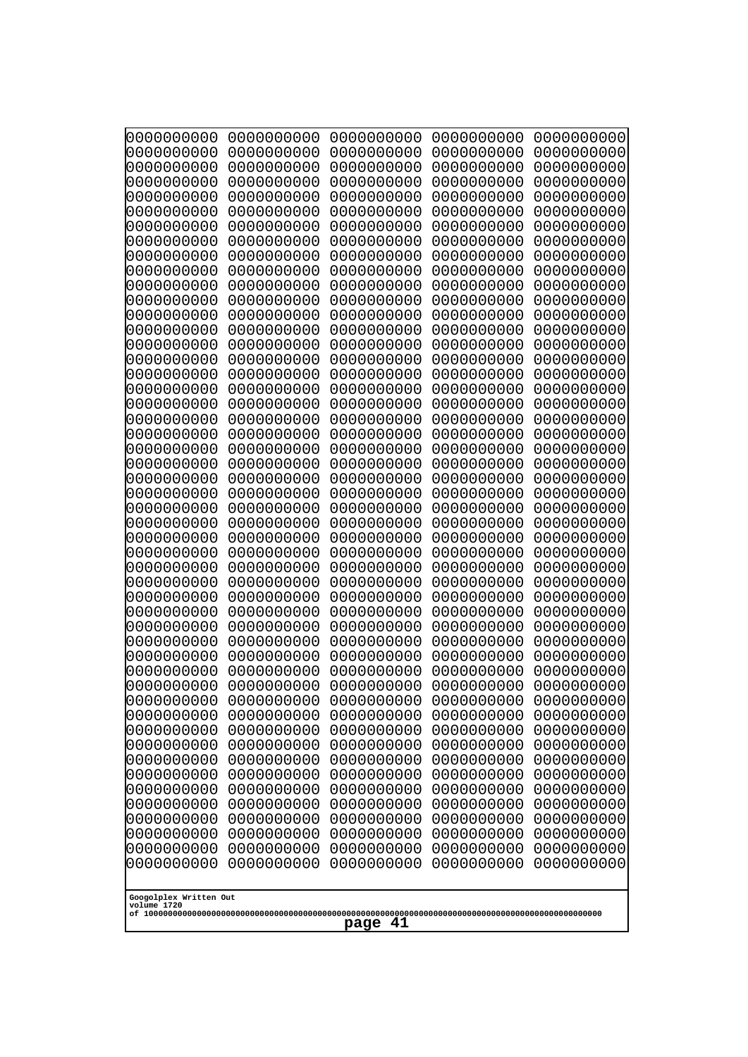0000000000 0000000000 0000000000 0000000000 0000000000
0000000000 0000000000 0000000000 0000000000 0000000000
0000000000 0000000000 0000000000 0000000000 0000000000
0000000000 0000000000 0000000000 0000000000 0000000000
0000000000 0000000000 0000000000 0000000000 0000000000
0000000000 0000000000 0000000000 0000000000 0000000000
0000000000 0000000000 0000000000 0000000000 0000000000
0000000000 0000000000 0000000000 0000000000 0000000000
0000000000 0000000000 0000000000 0000000000 0000000000
0000000000 0000000000 0000000000 0000000000 0000000000
0000000000 0000000000 0000000000 0000000000 0000000000
0000000000 0000000000 0000000000 0000000000 0000000000
0000000000 0000000000 0000000000 0000000000 0000000000
0000000000 0000000000 0000000000 0000000000 0000000000
0000000000 0000000000 0000000000 0000000000 0000000000
0000000000 0000000000 0000000000 0000000000 0000000000
0000000000 0000000000 0000000000 0000000000 0000000000
0000000000 0000000000 0000000000 0000000000 0000000000
0000000000 0000000000 0000000000 0000000000 0000000000
0000000000 0000000000 0000000000 0000000000 0000000000
0000000000 0000000000 0000000000 0000000000 0000000000
0000000000 0000000000 0000000000 0000000000 0000000000
0000000000 0000000000 0000000000 0000000000 0000000000
0000000000 0000000000 0000000000 0000000000 0000000000
0000000000 0000000000 0000000000 0000000000 0000000000
0000000000 0000000000 0000000000 0000000000 0000000000
0000000000 0000000000 0000000000 0000000000 0000000000
0000000000 0000000000 0000000000 0000000000 0000000000
0000000000 0000000000 0000000000 0000000000 0000000000
0000000000 0000000000 0000000000 0000000000 0000000000
0000000000 0000000000 0000000000 0000000000 0000000000
0000000000 0000000000 0000000000 0000000000 0000000000
0000000000 0000000000 0000000000 0000000000 0000000000
0000000000 0000000000 0000000000 0000000000 0000000000
0000000000 0000000000 0000000000 0000000000 0000000000
0000000000 0000000000 0000000000 0000000000 0000000000
0000000000 0000000000 0000000000 0000000000 0000000000
0000000000 0000000000 0000000000 0000000000 0000000000
0000000000 0000000000 0000000000 0000000000 0000000000
0000000000 0000000000 0000000000 0000000000 0000000000
0000000000 0000000000 0000000000 0000000000 0000000000
0000000000 0000000000 0000000000 0000000000 0000000000
0000000000 0000000000 0000000000 0000000000 0000000000
0000000000 0000000000 0000000000 0000000000 0000000000
0000000000 0000000000 0000000000 0000000000 0000000000
0000000000 0000000000 0000000000 0000000000 0000000000
0000000000 0000000000 0000000000 0000000000 0000000000
0000000000 0000000000 0000000000 0000000000 0000000000
0000000000 0000000000 0000000000 0000000000 0000000000
0000000000 0000000000 0000000000 0000000000 0000000000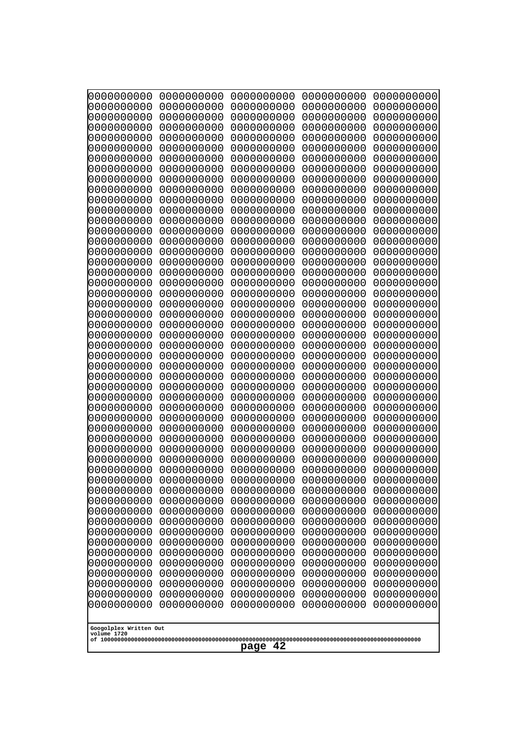```
0000000000 0000000000 0000000000 0000000000 0000000000
0000000000 0000000000 0000000000 0000000000 0000000000
0000000000 0000000000 0000000000 0000000000 0000000000
0000000000 0000000000 0000000000 0000000000 0000000000
0000000000 0000000000 0000000000 0000000000 0000000000
0000000000 0000000000 0000000000 0000000000 0000000000
0000000000 0000000000 0000000000 0000000000 0000000000
0000000000 0000000000 0000000000 0000000000 0000000000
0000000000 0000000000 0000000000 0000000000 0000000000
0000000000 0000000000 0000000000 0000000000 0000000000
0000000000 0000000000 0000000000 0000000000 0000000000
0000000000 0000000000 0000000000 0000000000 0000000000
0000000000 0000000000 0000000000 0000000000 0000000000
0000000000 0000000000 0000000000 0000000000 0000000000
0000000000 0000000000 0000000000 0000000000 0000000000
0000000000 0000000000 0000000000 0000000000 0000000000
0000000000 0000000000 0000000000 0000000000 0000000000
0000000000 0000000000 0000000000 0000000000 0000000000
0000000000 0000000000 0000000000 0000000000 0000000000
0000000000 0000000000 0000000000 0000000000 0000000000
0000000000 0000000000 0000000000 0000000000 0000000000
0000000000 0000000000 0000000000 0000000000 0000000000
0000000000 0000000000 0000000000 0000000000 0000000000
0000000000 0000000000 0000000000 0000000000 0000000000
0000000000 0000000000 0000000000 0000000000 0000000000
0000000000 0000000000 0000000000 0000000000 0000000000
0000000000 0000000000 0000000000 0000000000 0000000000
0000000000 0000000000 0000000000 0000000000 0000000000
0000000000 0000000000 0000000000 0000000000 0000000000
0000000000 0000000000 0000000000 0000000000 0000000000
0000000000 0000000000 0000000000 0000000000 0000000000
0000000000 0000000000 0000000000 0000000000 0000000000
0000000000 0000000000 0000000000 0000000000 0000000000
0000000000 0000000000 0000000000 0000000000 0000000000
0000000000 0000000000 0000000000 0000000000 0000000000
0000000000 0000000000 0000000000 0000000000 0000000000
0000000000 0000000000 0000000000 0000000000 0000000000
0000000000 0000000000 0000000000 0000000000 0000000000
0000000000 0000000000 0000000000 0000000000 0000000000
0000000000 0000000000 0000000000 0000000000 0000000000
0000000000 0000000000 0000000000 0000000000 0000000000
0000000000 0000000000 0000000000 0000000000 0000000000
0000000000 0000000000 0000000000 0000000000 0000000000
0000000000 0000000000 0000000000 0000000000 0000000000
0000000000 0000000000 0000000000 0000000000 0000000000
0000000000 0000000000 0000000000 0000000000 0000000000
0000000000 0000000000 0000000000 0000000000 0000000000
0000000000 0000000000 0000000000 0000000000 0000000000
0000000000 0000000000 0000000000 0000000000 0000000000
0000000000 0000000000 0000000000 0000000000 0000000000
```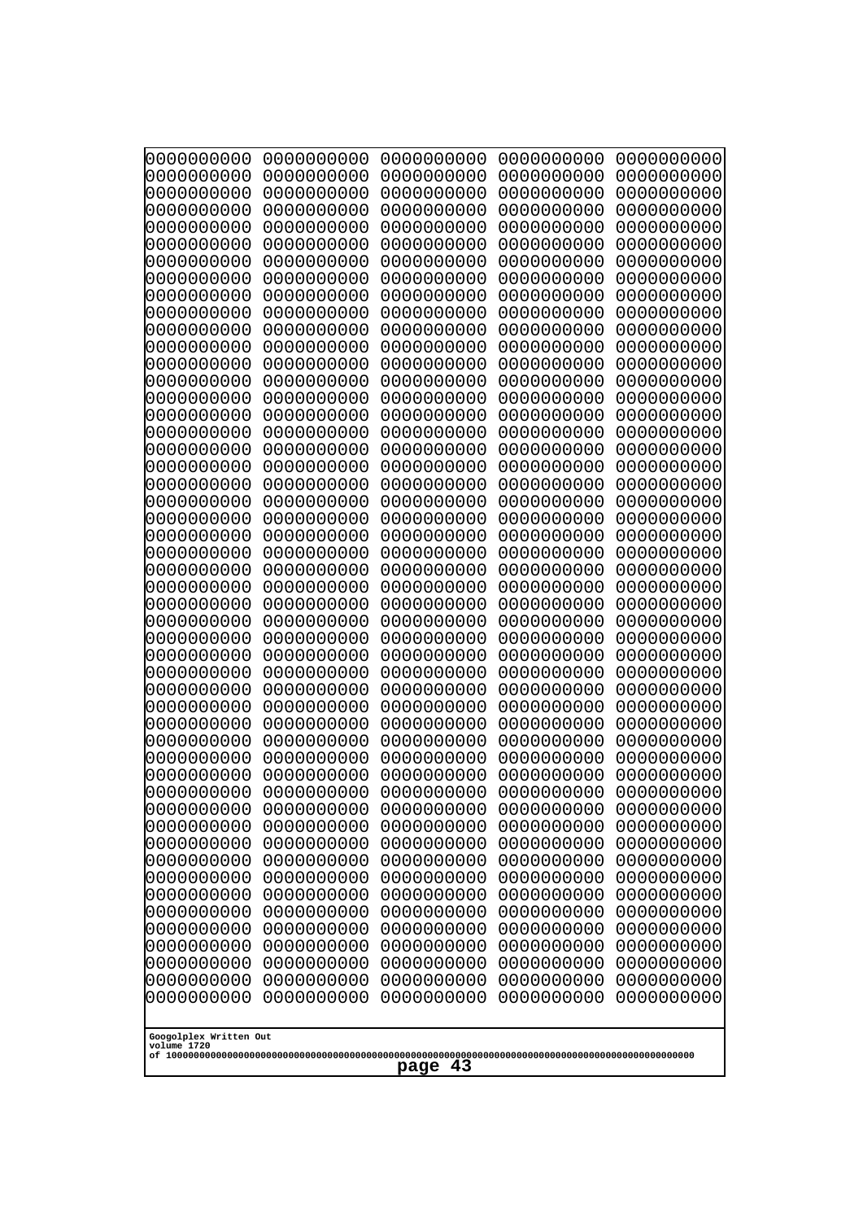0000000000 0000000000 0000000000 0000000000 0000000000
0000000000 0000000000 0000000000 0000000000 0000000000
0000000000 0000000000 0000000000 0000000000 0000000000
0000000000 0000000000 0000000000 0000000000 0000000000
0000000000 0000000000 0000000000 0000000000 0000000000
0000000000 0000000000 0000000000 0000000000 0000000000
0000000000 0000000000 0000000000 0000000000 0000000000
0000000000 0000000000 0000000000 0000000000 0000000000
0000000000 0000000000 0000000000 0000000000 0000000000
0000000000 0000000000 0000000000 0000000000 0000000000
0000000000 0000000000 0000000000 0000000000 0000000000
0000000000 0000000000 0000000000 0000000000 0000000000
0000000000 0000000000 0000000000 0000000000 0000000000
0000000000 0000000000 0000000000 0000000000 0000000000
0000000000 0000000000 0000000000 0000000000 0000000000
0000000000 0000000000 0000000000 0000000000 0000000000
0000000000 0000000000 0000000000 0000000000 0000000000
0000000000 0000000000 0000000000 0000000000 0000000000
0000000000 0000000000 0000000000 0000000000 0000000000
0000000000 0000000000 0000000000 0000000000 0000000000
0000000000 0000000000 0000000000 0000000000 0000000000
0000000000 0000000000 0000000000 0000000000 0000000000
0000000000 0000000000 0000000000 0000000000 0000000000
0000000000 0000000000 0000000000 0000000000 0000000000
0000000000 0000000000 0000000000 0000000000 0000000000
0000000000 0000000000 0000000000 0000000000 0000000000
0000000000 0000000000 0000000000 0000000000 0000000000
0000000000 0000000000 0000000000 0000000000 0000000000
0000000000 0000000000 0000000000 0000000000 0000000000
0000000000 0000000000 0000000000 0000000000 0000000000
0000000000 0000000000 0000000000 0000000000 0000000000
0000000000 0000000000 0000000000 0000000000 0000000000
0000000000 0000000000 0000000000 0000000000 0000000000
0000000000 0000000000 0000000000 0000000000 0000000000
0000000000 0000000000 0000000000 0000000000 0000000000
0000000000 0000000000 0000000000 0000000000 0000000000
0000000000 0000000000 0000000000 0000000000 0000000000
0000000000 0000000000 0000000000 0000000000 0000000000
0000000000 0000000000 0000000000 0000000000 0000000000
0000000000 0000000000 0000000000 0000000000 0000000000
0000000000 0000000000 0000000000 0000000000 0000000000
0000000000 0000000000 0000000000 0000000000 0000000000
0000000000 0000000000 0000000000 0000000000 0000000000
0000000000 0000000000 0000000000 0000000000 0000000000
0000000000 0000000000 0000000000 0000000000 0000000000
0000000000 0000000000 0000000000 0000000000 0000000000
0000000000 0000000000 0000000000 0000000000 0000000000
0000000000 0000000000 0000000000 0000000000 0000000000
0000000000 0000000000 0000000000 0000000000 0000000000
0000000000 0000000000 0000000000 0000000000 0000000000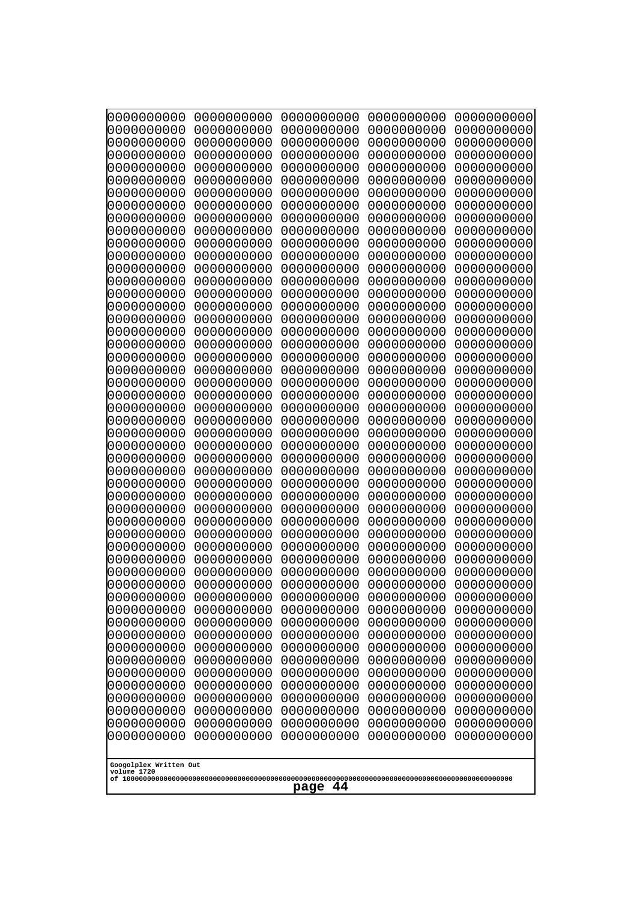```
0000000000 0000000000 0000000000 0000000000 0000000000
0000000000 0000000000 0000000000 0000000000 0000000000
0000000000 0000000000 0000000000 0000000000 0000000000
0000000000 0000000000 0000000000 0000000000 0000000000
0000000000 0000000000 0000000000 0000000000 0000000000
0000000000 0000000000 0000000000 0000000000 0000000000
0000000000 0000000000 0000000000 0000000000 0000000000
0000000000 0000000000 0000000000 0000000000 0000000000
0000000000 0000000000 0000000000 0000000000 0000000000
0000000000 0000000000 0000000000 0000000000 0000000000
0000000000 0000000000 0000000000 0000000000 0000000000
0000000000 0000000000 0000000000 0000000000 0000000000
0000000000 0000000000 0000000000 0000000000 0000000000
0000000000 0000000000 0000000000 0000000000 0000000000
0000000000 0000000000 0000000000 0000000000 0000000000
0000000000 0000000000 0000000000 0000000000 0000000000
0000000000 0000000000 0000000000 0000000000 0000000000
0000000000 0000000000 0000000000 0000000000 0000000000
0000000000 0000000000 0000000000 0000000000 0000000000
0000000000 0000000000 0000000000 0000000000 0000000000
0000000000 0000000000 0000000000 0000000000 0000000000
0000000000 0000000000 0000000000 0000000000 0000000000
0000000000 0000000000 0000000000 0000000000 0000000000
0000000000 0000000000 0000000000 0000000000 0000000000
0000000000 0000000000 0000000000 0000000000 0000000000
0000000000 0000000000 0000000000 0000000000 0000000000
0000000000 0000000000 0000000000 0000000000 0000000000
0000000000 0000000000 0000000000 0000000000 0000000000
0000000000 0000000000 0000000000 0000000000 0000000000
0000000000 0000000000 0000000000 0000000000 0000000000
0000000000 0000000000 0000000000 0000000000 0000000000
0000000000 0000000000 0000000000 0000000000 0000000000
0000000000 0000000000 0000000000 0000000000 0000000000
0000000000 0000000000 0000000000 0000000000 0000000000
0000000000 0000000000 0000000000 0000000000 0000000000
0000000000 0000000000 0000000000 0000000000 0000000000
0000000000 0000000000 0000000000 0000000000 0000000000
0000000000 0000000000 0000000000 0000000000 0000000000
0000000000 0000000000 0000000000 0000000000 0000000000
0000000000 0000000000 0000000000 0000000000 0000000000
0000000000 0000000000 0000000000 0000000000 0000000000
0000000000 0000000000 0000000000 0000000000 0000000000
0000000000 0000000000 0000000000 0000000000 0000000000
0000000000 0000000000 0000000000 0000000000 0000000000
0000000000 0000000000 0000000000 0000000000 0000000000
0000000000 0000000000 0000000000 0000000000 0000000000
0000000000 0000000000 0000000000 0000000000 0000000000
0000000000 0000000000 0000000000 0000000000 0000000000
0000000000 0000000000 0000000000 0000000000 0000000000
0000000000 0000000000 0000000000 0000000000 0000000000
```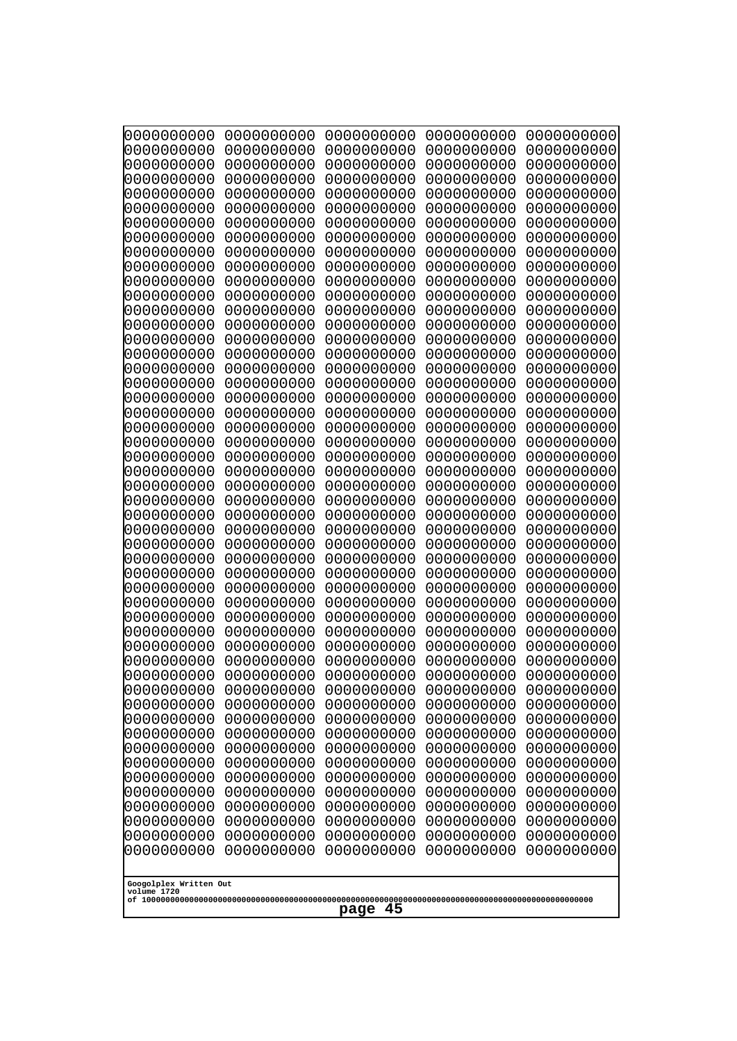0000000000 0000000000 0000000000 0000000000 0000000000
0000000000 0000000000 0000000000 0000000000 0000000000
0000000000 0000000000 0000000000 0000000000 0000000000
0000000000 0000000000 0000000000 0000000000 0000000000
0000000000 0000000000 0000000000 0000000000 0000000000
0000000000 0000000000 0000000000 0000000000 0000000000
0000000000 0000000000 0000000000 0000000000 0000000000
0000000000 0000000000 0000000000 0000000000 0000000000
0000000000 0000000000 0000000000 0000000000 0000000000
0000000000 0000000000 0000000000 0000000000 0000000000
0000000000 0000000000 0000000000 0000000000 0000000000
0000000000 0000000000 0000000000 0000000000 0000000000
0000000000 0000000000 0000000000 0000000000 0000000000
0000000000 0000000000 0000000000 0000000000 0000000000
0000000000 0000000000 0000000000 0000000000 0000000000
0000000000 0000000000 0000000000 0000000000 0000000000
0000000000 0000000000 0000000000 0000000000 0000000000
0000000000 0000000000 0000000000 0000000000 0000000000
0000000000 0000000000 0000000000 0000000000 0000000000
0000000000 0000000000 0000000000 0000000000 0000000000
0000000000 0000000000 0000000000 0000000000 0000000000
0000000000 0000000000 0000000000 0000000000 0000000000
0000000000 0000000000 0000000000 0000000000 0000000000
0000000000 0000000000 0000000000 0000000000 0000000000
0000000000 0000000000 0000000000 0000000000 0000000000
0000000000 0000000000 0000000000 0000000000 0000000000
0000000000 0000000000 0000000000 0000000000 0000000000
0000000000 0000000000 0000000000 0000000000 0000000000
0000000000 0000000000 0000000000 0000000000 0000000000
0000000000 0000000000 0000000000 0000000000 0000000000
0000000000 0000000000 0000000000 0000000000 0000000000
0000000000 0000000000 0000000000 0000000000 0000000000
0000000000 0000000000 0000000000 0000000000 0000000000
0000000000 0000000000 0000000000 0000000000 0000000000
0000000000 0000000000 0000000000 0000000000 0000000000
0000000000 0000000000 0000000000 0000000000 0000000000
0000000000 0000000000 0000000000 0000000000 0000000000
0000000000 0000000000 0000000000 0000000000 0000000000
0000000000 0000000000 0000000000 0000000000 0000000000
0000000000 0000000000 0000000000 0000000000 0000000000
0000000000 0000000000 0000000000 0000000000 0000000000
0000000000 0000000000 0000000000 0000000000 0000000000
0000000000 0000000000 0000000000 0000000000 0000000000
0000000000 0000000000 0000000000 0000000000 0000000000
0000000000 0000000000 0000000000 0000000000 0000000000
0000000000 0000000000 0000000000 0000000000 0000000000
0000000000 0000000000 0000000000 0000000000 0000000000
0000000000 0000000000 0000000000 0000000000 0000000000
0000000000 0000000000 0000000000 0000000000 0000000000
0000000000 0000000000 0000000000 0000000000 0000000000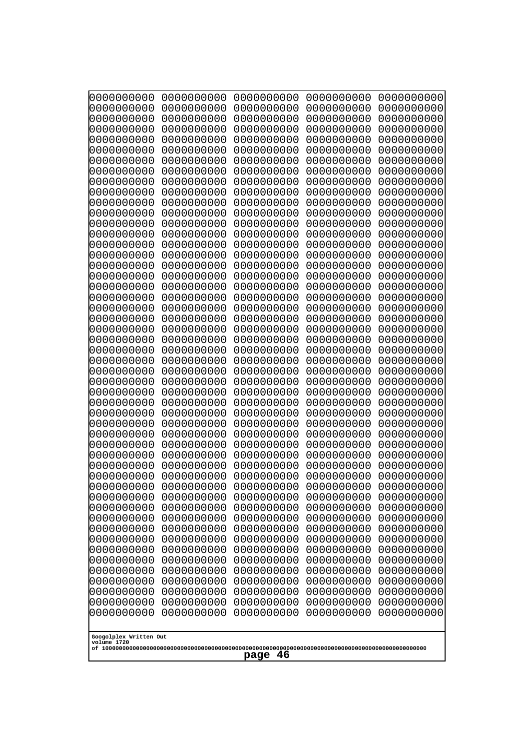```
0000000000 0000000000 0000000000 0000000000 0000000000
0000000000 0000000000 0000000000 0000000000 0000000000
0000000000 0000000000 0000000000 0000000000 0000000000
0000000000 0000000000 0000000000 0000000000 0000000000
0000000000 0000000000 0000000000 0000000000 0000000000
0000000000 0000000000 0000000000 0000000000 0000000000
0000000000 0000000000 0000000000 0000000000 0000000000
0000000000 0000000000 0000000000 0000000000 0000000000
0000000000 0000000000 0000000000 0000000000 0000000000
0000000000 0000000000 0000000000 0000000000 0000000000
0000000000 0000000000 0000000000 0000000000 0000000000
0000000000 0000000000 0000000000 0000000000 0000000000
0000000000 0000000000 0000000000 0000000000 0000000000
0000000000 0000000000 0000000000 0000000000 0000000000
0000000000 0000000000 0000000000 0000000000 0000000000
0000000000 0000000000 0000000000 0000000000 0000000000
0000000000 0000000000 0000000000 0000000000 0000000000
0000000000 0000000000 0000000000 0000000000 0000000000
0000000000 0000000000 0000000000 0000000000 0000000000
0000000000 0000000000 0000000000 0000000000 0000000000
0000000000 0000000000 0000000000 0000000000 0000000000
0000000000 0000000000 0000000000 0000000000 0000000000
0000000000 0000000000 0000000000 0000000000 0000000000
0000000000 0000000000 0000000000 0000000000 0000000000
0000000000 0000000000 0000000000 0000000000 0000000000
0000000000 0000000000 0000000000 0000000000 0000000000
0000000000 0000000000 0000000000 0000000000 0000000000
0000000000 0000000000 0000000000 0000000000 0000000000
0000000000 0000000000 0000000000 0000000000 0000000000
0000000000 0000000000 0000000000 0000000000 0000000000
0000000000 0000000000 0000000000 0000000000 0000000000
0000000000 0000000000 0000000000 0000000000 0000000000
0000000000 0000000000 0000000000 0000000000 0000000000
0000000000 0000000000 0000000000 0000000000 0000000000
0000000000 0000000000 0000000000 0000000000 0000000000
0000000000 0000000000 0000000000 0000000000 0000000000
0000000000 0000000000 0000000000 0000000000 0000000000
0000000000 0000000000 0000000000 0000000000 0000000000
0000000000 0000000000 0000000000 0000000000 0000000000
0000000000 0000000000 0000000000 0000000000 0000000000
0000000000 0000000000 0000000000 0000000000 0000000000
0000000000 0000000000 0000000000 0000000000 0000000000
0000000000 0000000000 0000000000 0000000000 0000000000
0000000000 0000000000 0000000000 0000000000 0000000000
0000000000 0000000000 0000000000 0000000000 0000000000
0000000000 0000000000 0000000000 0000000000 0000000000
0000000000 0000000000 0000000000 0000000000 0000000000
0000000000 0000000000 0000000000 0000000000 0000000000
0000000000 0000000000 0000000000 0000000000 0000000000
0000000000 0000000000 0000000000 0000000000 0000000000
```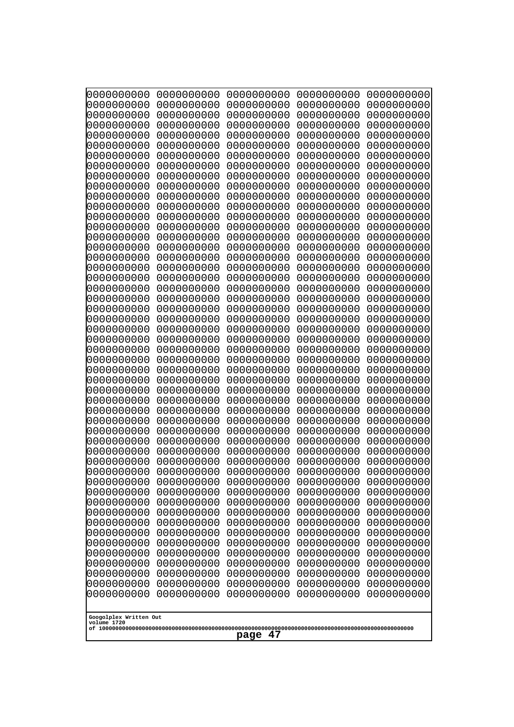```
0000000000 0000000000 0000000000 0000000000 0000000000
0000000000 0000000000 0000000000 0000000000 0000000000
0000000000 0000000000 0000000000 0000000000 0000000000
0000000000 0000000000 0000000000 0000000000 0000000000
0000000000 0000000000 0000000000 0000000000 0000000000
0000000000 0000000000 0000000000 0000000000 0000000000
0000000000 0000000000 0000000000 0000000000 0000000000
0000000000 0000000000 0000000000 0000000000 0000000000
0000000000 0000000000 0000000000 0000000000 0000000000
0000000000 0000000000 0000000000 0000000000 0000000000
0000000000 0000000000 0000000000 0000000000 0000000000
0000000000 0000000000 0000000000 0000000000 0000000000
0000000000 0000000000 0000000000 0000000000 0000000000
0000000000 0000000000 0000000000 0000000000 0000000000
0000000000 0000000000 0000000000 0000000000 0000000000
0000000000 0000000000 0000000000 0000000000 0000000000
0000000000 0000000000 0000000000 0000000000 0000000000
0000000000 0000000000 0000000000 0000000000 0000000000
0000000000 0000000000 0000000000 0000000000 0000000000
0000000000 0000000000 0000000000 0000000000 0000000000
0000000000 0000000000 0000000000 0000000000 0000000000
0000000000 0000000000 0000000000 0000000000 0000000000
0000000000 0000000000 0000000000 0000000000 0000000000
0000000000 0000000000 0000000000 0000000000 0000000000
0000000000 0000000000 0000000000 0000000000 0000000000
0000000000 0000000000 0000000000 0000000000 0000000000
0000000000 0000000000 0000000000 0000000000 0000000000
0000000000 0000000000 0000000000 0000000000 0000000000
0000000000 0000000000 0000000000 0000000000 0000000000
0000000000 0000000000 0000000000 0000000000 0000000000
0000000000 0000000000 0000000000 0000000000 0000000000
0000000000 0000000000 0000000000 0000000000 0000000000
0000000000 0000000000 0000000000 0000000000 0000000000
0000000000 0000000000 0000000000 0000000000 0000000000
0000000000 0000000000 0000000000 0000000000 0000000000
0000000000 0000000000 0000000000 0000000000 0000000000
0000000000 0000000000 0000000000 0000000000 0000000000
0000000000 0000000000 0000000000 0000000000 0000000000
0000000000 0000000000 0000000000 0000000000 0000000000
0000000000 0000000000 0000000000 0000000000 0000000000
0000000000 0000000000 0000000000 0000000000 0000000000
0000000000 0000000000 0000000000 0000000000 0000000000
0000000000 0000000000 0000000000 0000000000 0000000000
0000000000 0000000000 0000000000 0000000000 0000000000
0000000000 0000000000 0000000000 0000000000 0000000000
0000000000 0000000000 0000000000 0000000000 0000000000
0000000000 0000000000 0000000000 0000000000 0000000000
0000000000 0000000000 0000000000 0000000000 0000000000
0000000000 0000000000 0000000000 0000000000 0000000000
0000000000 0000000000 0000000000 0000000000 0000000000
```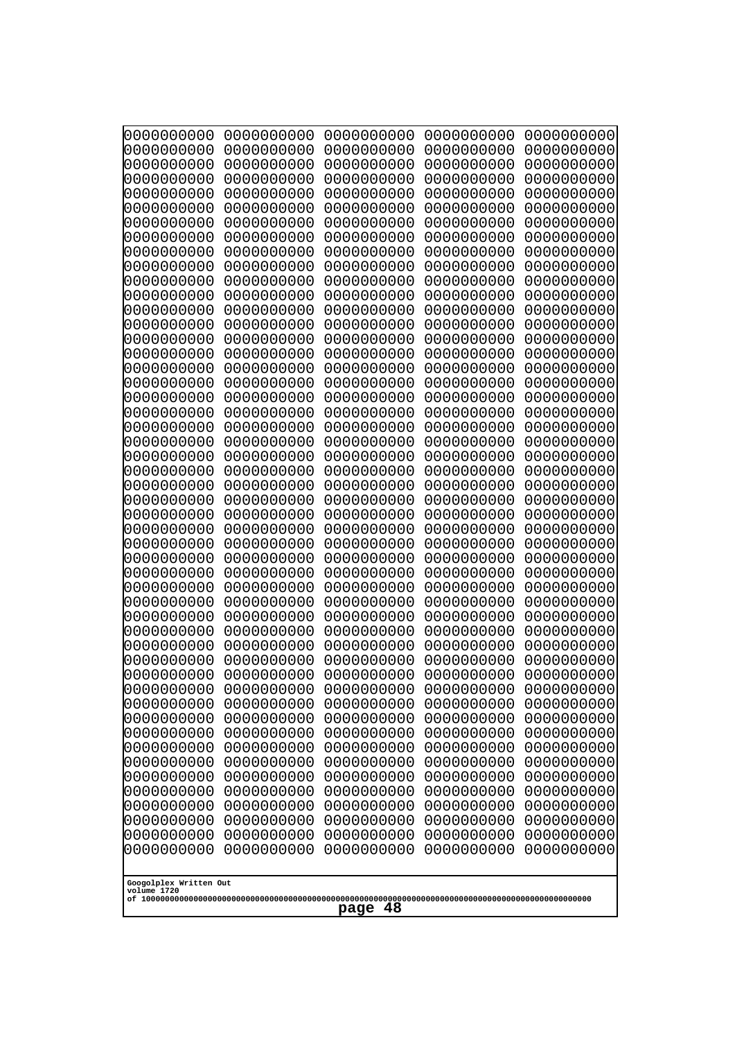```
0000000000 0000000000 0000000000 0000000000 0000000000
0000000000 0000000000 0000000000 0000000000 0000000000
0000000000 0000000000 0000000000 0000000000 0000000000
0000000000 0000000000 0000000000 0000000000 0000000000
0000000000 0000000000 0000000000 0000000000 0000000000
0000000000 0000000000 0000000000 0000000000 0000000000
0000000000 0000000000 0000000000 0000000000 0000000000
0000000000 0000000000 0000000000 0000000000 0000000000
0000000000 0000000000 0000000000 0000000000 0000000000
0000000000 0000000000 0000000000 0000000000 0000000000
0000000000 0000000000 0000000000 0000000000 0000000000
0000000000 0000000000 0000000000 0000000000 0000000000
0000000000 0000000000 0000000000 0000000000 0000000000
0000000000 0000000000 0000000000 0000000000 0000000000
0000000000 0000000000 0000000000 0000000000 0000000000
0000000000 0000000000 0000000000 0000000000 0000000000
0000000000 0000000000 0000000000 0000000000 0000000000
0000000000 0000000000 0000000000 0000000000 0000000000
0000000000 0000000000 0000000000 0000000000 0000000000
0000000000 0000000000 0000000000 0000000000 0000000000
0000000000 0000000000 0000000000 0000000000 0000000000
0000000000 0000000000 0000000000 0000000000 0000000000
0000000000 0000000000 0000000000 0000000000 0000000000
0000000000 0000000000 0000000000 0000000000 0000000000
0000000000 0000000000 0000000000 0000000000 0000000000
0000000000 0000000000 0000000000 0000000000 0000000000
0000000000 0000000000 0000000000 0000000000 0000000000
0000000000 0000000000 0000000000 0000000000 0000000000
0000000000 0000000000 0000000000 0000000000 0000000000
0000000000 0000000000 0000000000 0000000000 0000000000
0000000000 0000000000 0000000000 0000000000 0000000000
0000000000 0000000000 0000000000 0000000000 0000000000
0000000000 0000000000 0000000000 0000000000 0000000000
0000000000 0000000000 0000000000 0000000000 0000000000
0000000000 0000000000 0000000000 0000000000 0000000000
0000000000 0000000000 0000000000 0000000000 0000000000
0000000000 0000000000 0000000000 0000000000 0000000000
0000000000 0000000000 0000000000 0000000000 0000000000
0000000000 0000000000 0000000000 0000000000 0000000000
0000000000 0000000000 0000000000 0000000000 0000000000
0000000000 0000000000 0000000000 0000000000 0000000000
0000000000 0000000000 0000000000 0000000000 0000000000
0000000000 0000000000 0000000000 0000000000 0000000000
0000000000 0000000000 0000000000 0000000000 0000000000
0000000000 0000000000 0000000000 0000000000 0000000000
0000000000 0000000000 0000000000 0000000000 0000000000
0000000000 0000000000 0000000000 0000000000 0000000000
0000000000 0000000000 0000000000 0000000000 0000000000
0000000000 0000000000 0000000000 0000000000 0000000000
0000000000 0000000000 0000000000 0000000000 0000000000
```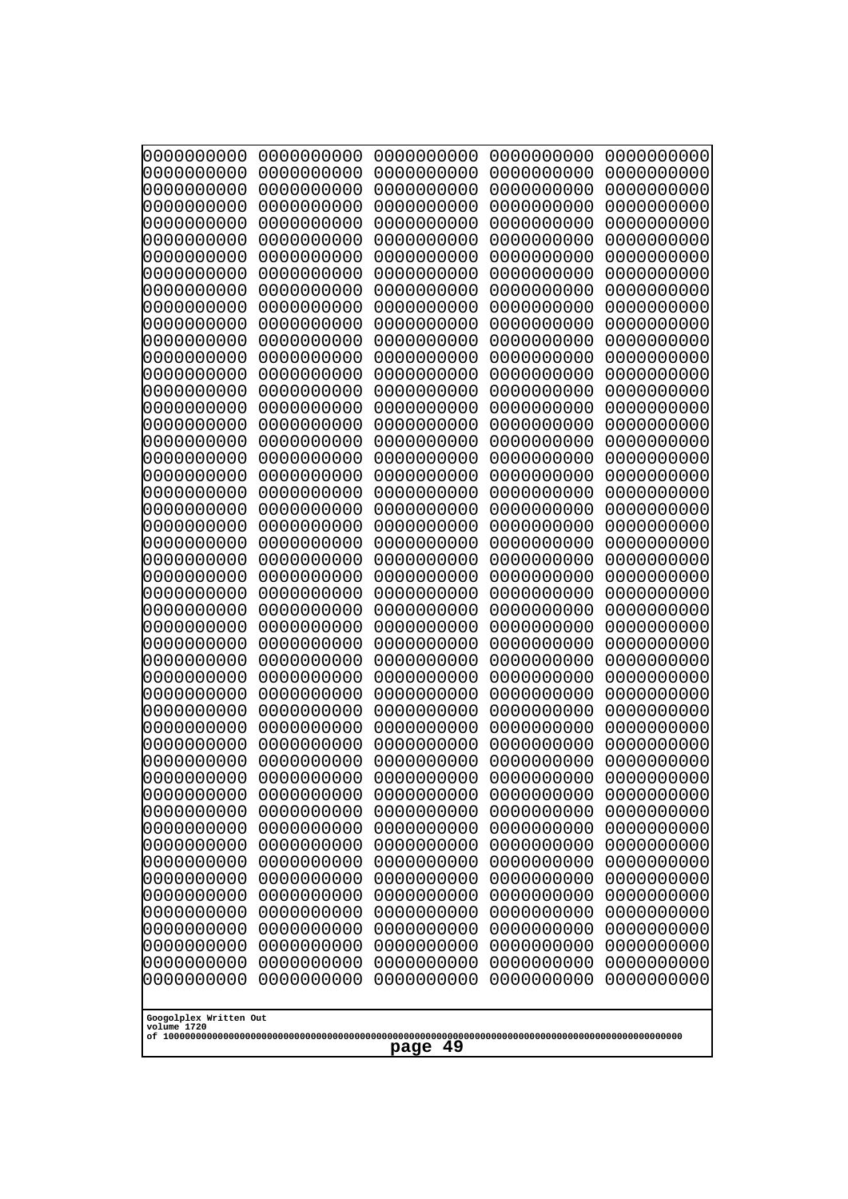```
0000000000 0000000000 0000000000 0000000000 0000000000
0000000000 0000000000 0000000000 0000000000 0000000000
0000000000 0000000000 0000000000 0000000000 0000000000
0000000000 0000000000 0000000000 0000000000 0000000000
0000000000 0000000000 0000000000 0000000000 0000000000
0000000000 0000000000 0000000000 0000000000 0000000000
0000000000 0000000000 0000000000 0000000000 0000000000
0000000000 0000000000 0000000000 0000000000 0000000000
0000000000 0000000000 0000000000 0000000000 0000000000
0000000000 0000000000 0000000000 0000000000 0000000000
0000000000 0000000000 0000000000 0000000000 0000000000
0000000000 0000000000 0000000000 0000000000 0000000000
0000000000 0000000000 0000000000 0000000000 0000000000
0000000000 0000000000 0000000000 0000000000 0000000000
0000000000 0000000000 0000000000 0000000000 0000000000
0000000000 0000000000 0000000000 0000000000 0000000000
0000000000 0000000000 0000000000 0000000000 0000000000
0000000000 0000000000 0000000000 0000000000 0000000000
0000000000 0000000000 0000000000 0000000000 0000000000
0000000000 0000000000 0000000000 0000000000 0000000000
0000000000 0000000000 0000000000 0000000000 0000000000
0000000000 0000000000 0000000000 0000000000 0000000000
0000000000 0000000000 0000000000 0000000000 0000000000
0000000000 0000000000 0000000000 0000000000 0000000000
0000000000 0000000000 0000000000 0000000000 0000000000
0000000000 0000000000 0000000000 0000000000 0000000000
0000000000 0000000000 0000000000 0000000000 0000000000
0000000000 0000000000 0000000000 0000000000 0000000000
0000000000 0000000000 0000000000 0000000000 0000000000
0000000000 0000000000 0000000000 0000000000 0000000000
0000000000 0000000000 0000000000 0000000000 0000000000
0000000000 0000000000 0000000000 0000000000 0000000000
0000000000 0000000000 0000000000 0000000000 0000000000
0000000000 0000000000 0000000000 0000000000 0000000000
0000000000 0000000000 0000000000 0000000000 0000000000
0000000000 0000000000 0000000000 0000000000 0000000000
0000000000 0000000000 0000000000 0000000000 0000000000
0000000000 0000000000 0000000000 0000000000 0000000000
0000000000 0000000000 0000000000 0000000000 0000000000
0000000000 0000000000 0000000000 0000000000 0000000000
0000000000 0000000000 0000000000 0000000000 0000000000
0000000000 0000000000 0000000000 0000000000 0000000000
0000000000 0000000000 0000000000 0000000000 0000000000
0000000000 0000000000 0000000000 0000000000 0000000000
0000000000 0000000000 0000000000 0000000000 0000000000
0000000000 0000000000 0000000000 0000000000 0000000000
0000000000 0000000000 0000000000 0000000000 0000000000
0000000000 0000000000 0000000000 0000000000 0000000000
0000000000 0000000000 0000000000 0000000000 0000000000
0000000000 0000000000 0000000000 0000000000 0000000000
```

Googolplex Written Out
volume 1720
of 10000000000000000000000000000000000000000000000000000000000000000000000000000000000000000000000000000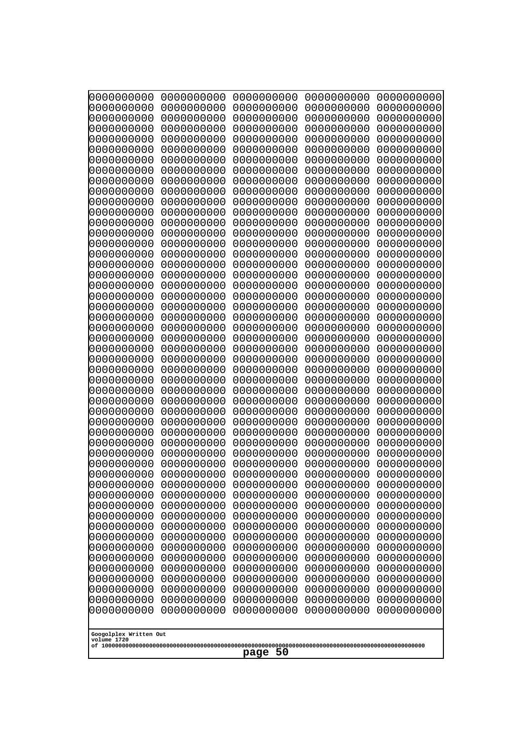0000000000 0000000000 0000000000 0000000000 0000000000
0000000000 0000000000 0000000000 0000000000 0000000000
0000000000 0000000000 0000000000 0000000000 0000000000
0000000000 0000000000 0000000000 0000000000 0000000000
0000000000 0000000000 0000000000 0000000000 0000000000
0000000000 0000000000 0000000000 0000000000 0000000000
0000000000 0000000000 0000000000 0000000000 0000000000
0000000000 0000000000 0000000000 0000000000 0000000000
0000000000 0000000000 0000000000 0000000000 0000000000
0000000000 0000000000 0000000000 0000000000 0000000000
0000000000 0000000000 0000000000 0000000000 0000000000
0000000000 0000000000 0000000000 0000000000 0000000000
0000000000 0000000000 0000000000 0000000000 0000000000
0000000000 0000000000 0000000000 0000000000 0000000000
0000000000 0000000000 0000000000 0000000000 0000000000
0000000000 0000000000 0000000000 0000000000 0000000000
0000000000 0000000000 0000000000 0000000000 0000000000
0000000000 0000000000 0000000000 0000000000 0000000000
0000000000 0000000000 0000000000 0000000000 0000000000
0000000000 0000000000 0000000000 0000000000 0000000000
0000000000 0000000000 0000000000 0000000000 0000000000
0000000000 0000000000 0000000000 0000000000 0000000000
0000000000 0000000000 0000000000 0000000000 0000000000
0000000000 0000000000 0000000000 0000000000 0000000000
0000000000 0000000000 0000000000 0000000000 0000000000
0000000000 0000000000 0000000000 0000000000 0000000000
0000000000 0000000000 0000000000 0000000000 0000000000
0000000000 0000000000 0000000000 0000000000 0000000000
0000000000 0000000000 0000000000 0000000000 0000000000
0000000000 0000000000 0000000000 0000000000 0000000000
0000000000 0000000000 0000000000 0000000000 0000000000
0000000000 0000000000 0000000000 0000000000 0000000000
0000000000 0000000000 0000000000 0000000000 0000000000
0000000000 0000000000 0000000000 0000000000 0000000000
0000000000 0000000000 0000000000 0000000000 0000000000
0000000000 0000000000 0000000000 0000000000 0000000000
0000000000 0000000000 0000000000 0000000000 0000000000
0000000000 0000000000 0000000000 0000000000 0000000000
0000000000 0000000000 0000000000 0000000000 0000000000
0000000000 0000000000 0000000000 0000000000 0000000000
0000000000 0000000000 0000000000 0000000000 0000000000
0000000000 0000000000 0000000000 0000000000 0000000000
0000000000 0000000000 0000000000 0000000000 0000000000
0000000000 0000000000 0000000000 0000000000 0000000000
0000000000 0000000000 0000000000 0000000000 0000000000
0000000000 0000000000 0000000000 0000000000 0000000000
0000000000 0000000000 0000000000 0000000000 0000000000
0000000000 0000000000 0000000000 0000000000 0000000000
0000000000 0000000000 0000000000 0000000000 0000000000
0000000000 0000000000 0000000000 0000000000 0000000000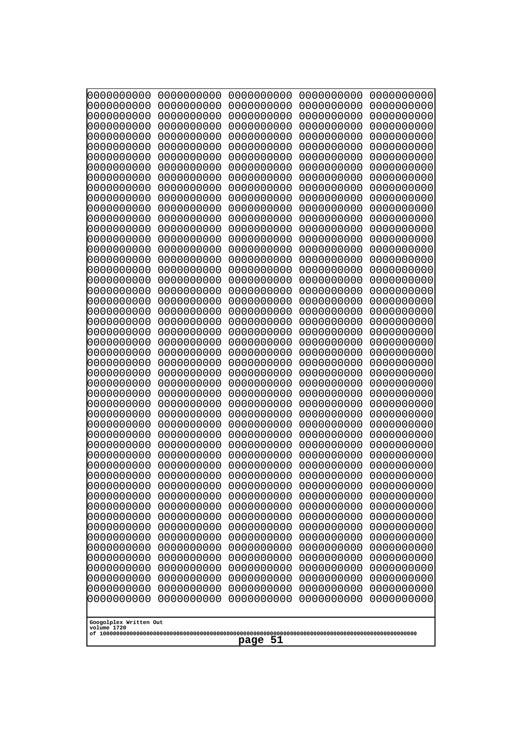```
0000000000 0000000000 0000000000 0000000000 0000000000
0000000000 0000000000 0000000000 0000000000 0000000000
0000000000 0000000000 0000000000 0000000000 0000000000
0000000000 0000000000 0000000000 0000000000 0000000000
0000000000 0000000000 0000000000 0000000000 0000000000
0000000000 0000000000 0000000000 0000000000 0000000000
0000000000 0000000000 0000000000 0000000000 0000000000
0000000000 0000000000 0000000000 0000000000 0000000000
0000000000 0000000000 0000000000 0000000000 0000000000
0000000000 0000000000 0000000000 0000000000 0000000000
0000000000 0000000000 0000000000 0000000000 0000000000
0000000000 0000000000 0000000000 0000000000 0000000000
0000000000 0000000000 0000000000 0000000000 0000000000
0000000000 0000000000 0000000000 0000000000 0000000000
0000000000 0000000000 0000000000 0000000000 0000000000
0000000000 0000000000 0000000000 0000000000 0000000000
0000000000 0000000000 0000000000 0000000000 0000000000
0000000000 0000000000 0000000000 0000000000 0000000000
0000000000 0000000000 0000000000 0000000000 0000000000
0000000000 0000000000 0000000000 0000000000 0000000000
0000000000 0000000000 0000000000 0000000000 0000000000
0000000000 0000000000 0000000000 0000000000 0000000000
0000000000 0000000000 0000000000 0000000000 0000000000
0000000000 0000000000 0000000000 0000000000 0000000000
0000000000 0000000000 0000000000 0000000000 0000000000
0000000000 0000000000 0000000000 0000000000 0000000000
0000000000 0000000000 0000000000 0000000000 0000000000
0000000000 0000000000 0000000000 0000000000 0000000000
0000000000 0000000000 0000000000 0000000000 0000000000
0000000000 0000000000 0000000000 0000000000 0000000000
0000000000 0000000000 0000000000 0000000000 0000000000
0000000000 0000000000 0000000000 0000000000 0000000000
0000000000 0000000000 0000000000 0000000000 0000000000
0000000000 0000000000 0000000000 0000000000 0000000000
0000000000 0000000000 0000000000 0000000000 0000000000
0000000000 0000000000 0000000000 0000000000 0000000000
0000000000 0000000000 0000000000 0000000000 0000000000
0000000000 0000000000 0000000000 0000000000 0000000000
0000000000 0000000000 0000000000 0000000000 0000000000
0000000000 0000000000 0000000000 0000000000 0000000000
0000000000 0000000000 0000000000 0000000000 0000000000
0000000000 0000000000 0000000000 0000000000 0000000000
0000000000 0000000000 0000000000 0000000000 0000000000
0000000000 0000000000 0000000000 0000000000 0000000000
0000000000 0000000000 0000000000 0000000000 0000000000
0000000000 0000000000 0000000000 0000000000 0000000000
0000000000 0000000000 0000000000 0000000000 0000000000
0000000000 0000000000 0000000000 0000000000 0000000000
0000000000 0000000000 0000000000 0000000000 0000000000
0000000000 0000000000 0000000000 0000000000 0000000000
```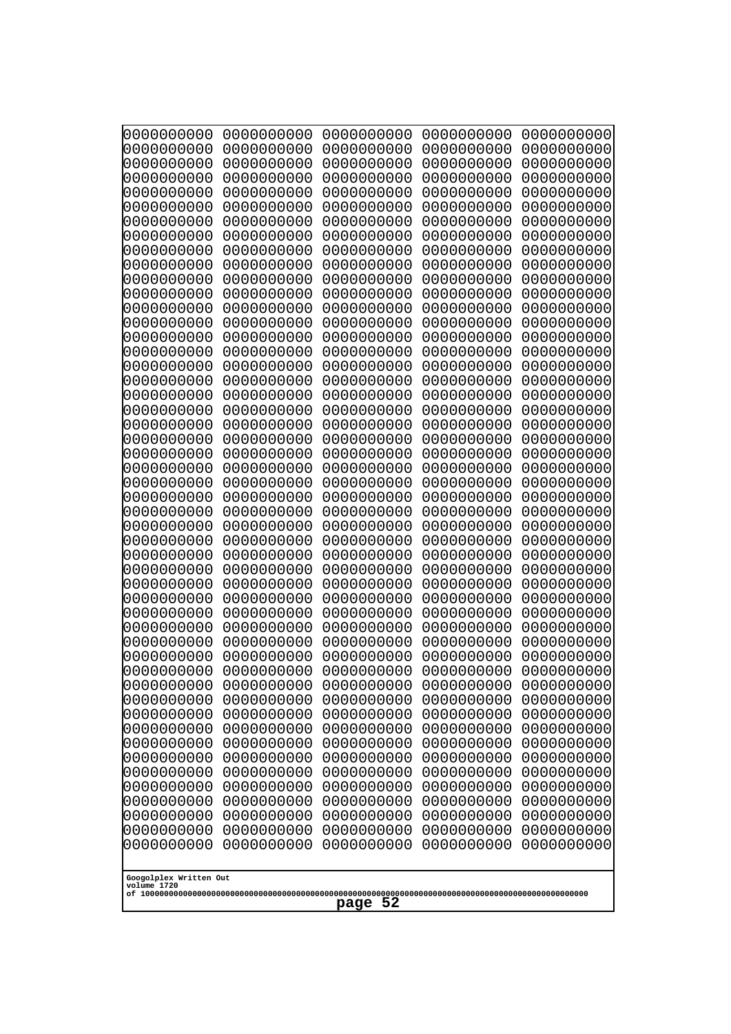```
0000000000 0000000000 0000000000 0000000000 0000000000
0000000000 0000000000 0000000000 0000000000 0000000000
0000000000 0000000000 0000000000 0000000000 0000000000
0000000000 0000000000 0000000000 0000000000 0000000000
0000000000 0000000000 0000000000 0000000000 0000000000
0000000000 0000000000 0000000000 0000000000 0000000000
0000000000 0000000000 0000000000 0000000000 0000000000
0000000000 0000000000 0000000000 0000000000 0000000000
0000000000 0000000000 0000000000 0000000000 0000000000
0000000000 0000000000 0000000000 0000000000 0000000000
0000000000 0000000000 0000000000 0000000000 0000000000
0000000000 0000000000 0000000000 0000000000 0000000000
0000000000 0000000000 0000000000 0000000000 0000000000
0000000000 0000000000 0000000000 0000000000 0000000000
0000000000 0000000000 0000000000 0000000000 0000000000
0000000000 0000000000 0000000000 0000000000 0000000000
0000000000 0000000000 0000000000 0000000000 0000000000
0000000000 0000000000 0000000000 0000000000 0000000000
0000000000 0000000000 0000000000 0000000000 0000000000
0000000000 0000000000 0000000000 0000000000 0000000000
0000000000 0000000000 0000000000 0000000000 0000000000
0000000000 0000000000 0000000000 0000000000 0000000000
0000000000 0000000000 0000000000 0000000000 0000000000
0000000000 0000000000 0000000000 0000000000 0000000000
0000000000 0000000000 0000000000 0000000000 0000000000
0000000000 0000000000 0000000000 0000000000 0000000000
0000000000 0000000000 0000000000 0000000000 0000000000
0000000000 0000000000 0000000000 0000000000 0000000000
0000000000 0000000000 0000000000 0000000000 0000000000
0000000000 0000000000 0000000000 0000000000 0000000000
0000000000 0000000000 0000000000 0000000000 0000000000
0000000000 0000000000 0000000000 0000000000 0000000000
0000000000 0000000000 0000000000 0000000000 0000000000
0000000000 0000000000 0000000000 0000000000 0000000000
0000000000 0000000000 0000000000 0000000000 0000000000
0000000000 0000000000 0000000000 0000000000 0000000000
0000000000 0000000000 0000000000 0000000000 0000000000
0000000000 0000000000 0000000000 0000000000 0000000000
0000000000 0000000000 0000000000 0000000000 0000000000
0000000000 0000000000 0000000000 0000000000 0000000000
0000000000 0000000000 0000000000 0000000000 0000000000
0000000000 0000000000 0000000000 0000000000 0000000000
0000000000 0000000000 0000000000 0000000000 0000000000
0000000000 0000000000 0000000000 0000000000 0000000000
0000000000 0000000000 0000000000 0000000000 0000000000
0000000000 0000000000 0000000000 0000000000 0000000000
0000000000 0000000000 0000000000 0000000000 0000000000
0000000000 0000000000 0000000000 0000000000 0000000000
0000000000 0000000000 0000000000 0000000000 0000000000
0000000000 0000000000 0000000000 0000000000 0000000000
```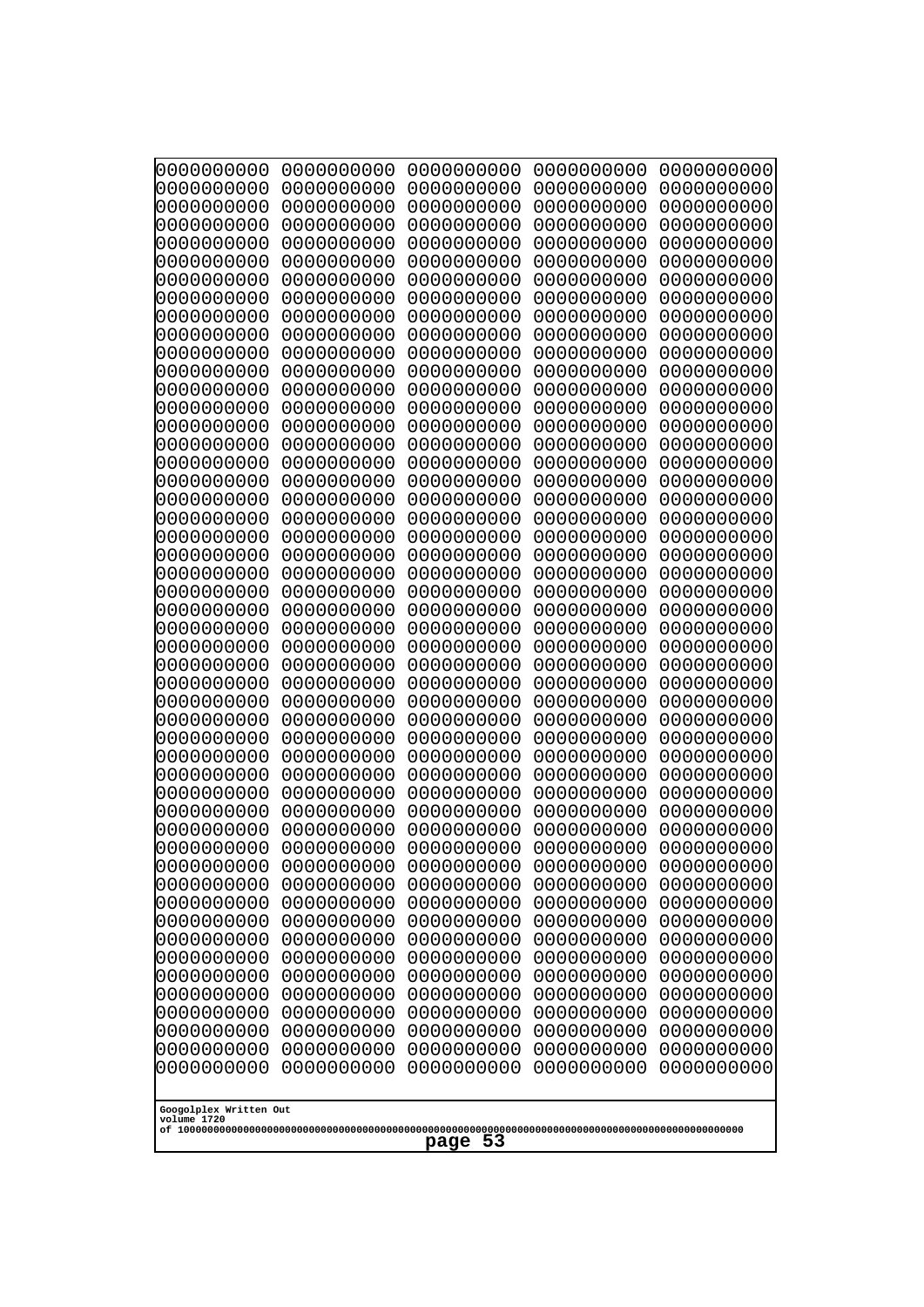```
0000000000 0000000000 0000000000 0000000000 0000000000
0000000000 0000000000 0000000000 0000000000 0000000000
0000000000 0000000000 0000000000 0000000000 0000000000
0000000000 0000000000 0000000000 0000000000 0000000000
0000000000 0000000000 0000000000 0000000000 0000000000
0000000000 0000000000 0000000000 0000000000 0000000000
0000000000 0000000000 0000000000 0000000000 0000000000
0000000000 0000000000 0000000000 0000000000 0000000000
0000000000 0000000000 0000000000 0000000000 0000000000
0000000000 0000000000 0000000000 0000000000 0000000000
0000000000 0000000000 0000000000 0000000000 0000000000
0000000000 0000000000 0000000000 0000000000 0000000000
0000000000 0000000000 0000000000 0000000000 0000000000
0000000000 0000000000 0000000000 0000000000 0000000000
0000000000 0000000000 0000000000 0000000000 0000000000
0000000000 0000000000 0000000000 0000000000 0000000000
0000000000 0000000000 0000000000 0000000000 0000000000
0000000000 0000000000 0000000000 0000000000 0000000000
0000000000 0000000000 0000000000 0000000000 0000000000
0000000000 0000000000 0000000000 0000000000 0000000000
0000000000 0000000000 0000000000 0000000000 0000000000
0000000000 0000000000 0000000000 0000000000 0000000000
0000000000 0000000000 0000000000 0000000000 0000000000
0000000000 0000000000 0000000000 0000000000 0000000000
0000000000 0000000000 0000000000 0000000000 0000000000
0000000000 0000000000 0000000000 0000000000 0000000000
0000000000 0000000000 0000000000 0000000000 0000000000
0000000000 0000000000 0000000000 0000000000 0000000000
0000000000 0000000000 0000000000 0000000000 0000000000
0000000000 0000000000 0000000000 0000000000 0000000000
0000000000 0000000000 0000000000 0000000000 0000000000
0000000000 0000000000 0000000000 0000000000 0000000000
0000000000 0000000000 0000000000 0000000000 0000000000
0000000000 0000000000 0000000000 0000000000 0000000000
0000000000 0000000000 0000000000 0000000000 0000000000
0000000000 0000000000 0000000000 0000000000 0000000000
0000000000 0000000000 0000000000 0000000000 0000000000
0000000000 0000000000 0000000000 0000000000 0000000000
0000000000 0000000000 0000000000 0000000000 0000000000
0000000000 0000000000 0000000000 0000000000 0000000000
0000000000 0000000000 0000000000 0000000000 0000000000
0000000000 0000000000 0000000000 0000000000 0000000000
0000000000 0000000000 0000000000 0000000000 0000000000
0000000000 0000000000 0000000000 0000000000 0000000000
0000000000 0000000000 0000000000 0000000000 0000000000
0000000000 0000000000 0000000000 0000000000 0000000000
0000000000 0000000000 0000000000 0000000000 0000000000
0000000000 0000000000 0000000000 0000000000 0000000000
0000000000 0000000000 0000000000 0000000000 0000000000
0000000000 0000000000 0000000000 0000000000 0000000000
```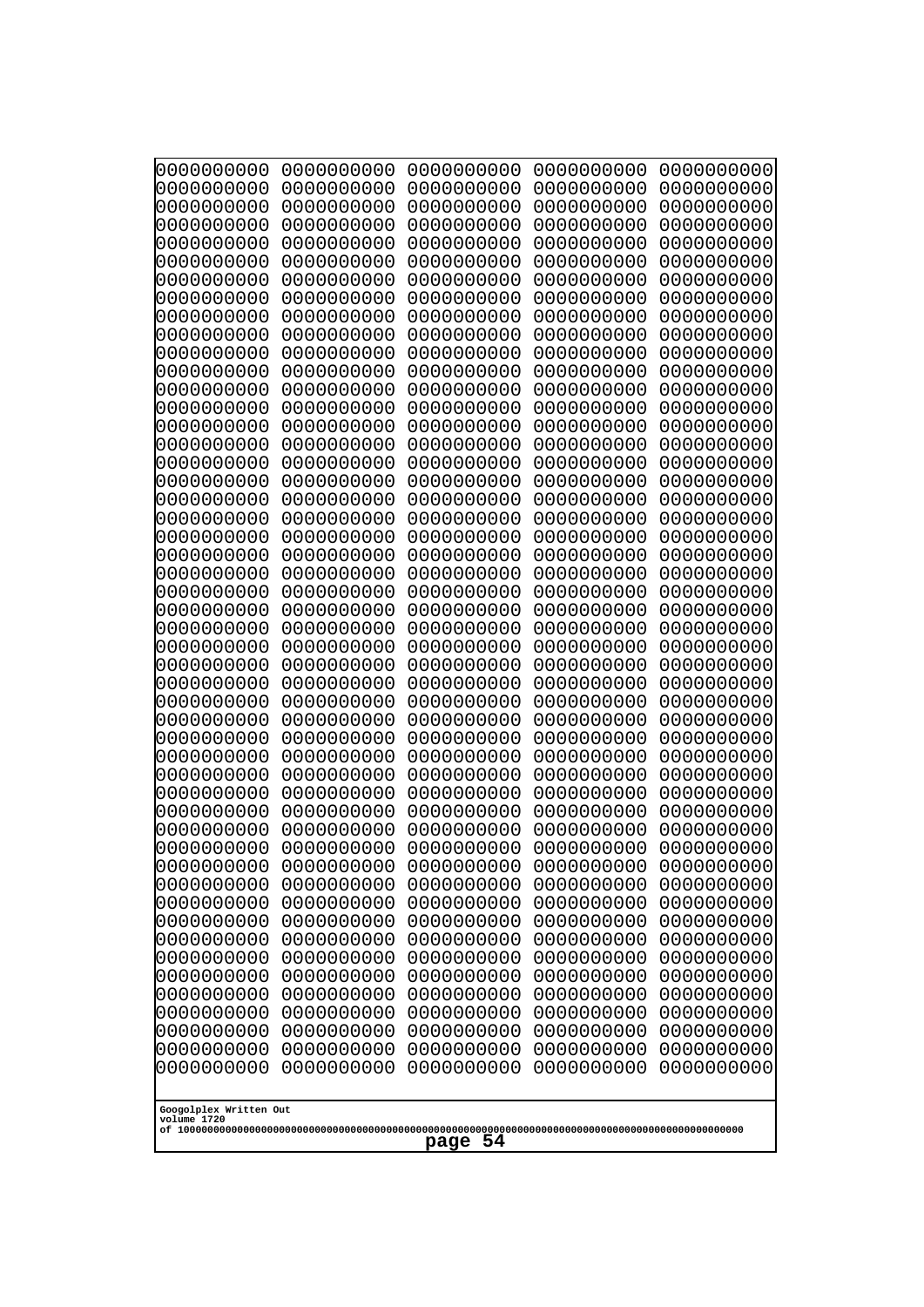```
0000000000 0000000000 0000000000 0000000000 0000000000
0000000000 0000000000 0000000000 0000000000 0000000000
0000000000 0000000000 0000000000 0000000000 0000000000
0000000000 0000000000 0000000000 0000000000 0000000000
0000000000 0000000000 0000000000 0000000000 0000000000
0000000000 0000000000 0000000000 0000000000 0000000000
0000000000 0000000000 0000000000 0000000000 0000000000
0000000000 0000000000 0000000000 0000000000 0000000000
0000000000 0000000000 0000000000 0000000000 0000000000
0000000000 0000000000 0000000000 0000000000 0000000000
0000000000 0000000000 0000000000 0000000000 0000000000
0000000000 0000000000 0000000000 0000000000 0000000000
0000000000 0000000000 0000000000 0000000000 0000000000
0000000000 0000000000 0000000000 0000000000 0000000000
0000000000 0000000000 0000000000 0000000000 0000000000
0000000000 0000000000 0000000000 0000000000 0000000000
0000000000 0000000000 0000000000 0000000000 0000000000
0000000000 0000000000 0000000000 0000000000 0000000000
0000000000 0000000000 0000000000 0000000000 0000000000
0000000000 0000000000 0000000000 0000000000 0000000000
0000000000 0000000000 0000000000 0000000000 0000000000
0000000000 0000000000 0000000000 0000000000 0000000000
0000000000 0000000000 0000000000 0000000000 0000000000
0000000000 0000000000 0000000000 0000000000 0000000000
0000000000 0000000000 0000000000 0000000000 0000000000
0000000000 0000000000 0000000000 0000000000 0000000000
0000000000 0000000000 0000000000 0000000000 0000000000
0000000000 0000000000 0000000000 0000000000 0000000000
0000000000 0000000000 0000000000 0000000000 0000000000
0000000000 0000000000 0000000000 0000000000 0000000000
0000000000 0000000000 0000000000 0000000000 0000000000
0000000000 0000000000 0000000000 0000000000 0000000000
0000000000 0000000000 0000000000 0000000000 0000000000
0000000000 0000000000 0000000000 0000000000 0000000000
0000000000 0000000000 0000000000 0000000000 0000000000
0000000000 0000000000 0000000000 0000000000 0000000000
0000000000 0000000000 0000000000 0000000000 0000000000
0000000000 0000000000 0000000000 0000000000 0000000000
0000000000 0000000000 0000000000 0000000000 0000000000
0000000000 0000000000 0000000000 0000000000 0000000000
0000000000 0000000000 0000000000 0000000000 0000000000
0000000000 0000000000 0000000000 0000000000 0000000000
0000000000 0000000000 0000000000 0000000000 0000000000
0000000000 0000000000 0000000000 0000000000 0000000000
0000000000 0000000000 0000000000 0000000000 0000000000
0000000000 0000000000 0000000000 0000000000 0000000000
0000000000 0000000000 0000000000 0000000000 0000000000
0000000000 0000000000 0000000000 0000000000 0000000000
0000000000 0000000000 0000000000 0000000000 0000000000
0000000000 0000000000 0000000000 0000000000 0000000000
```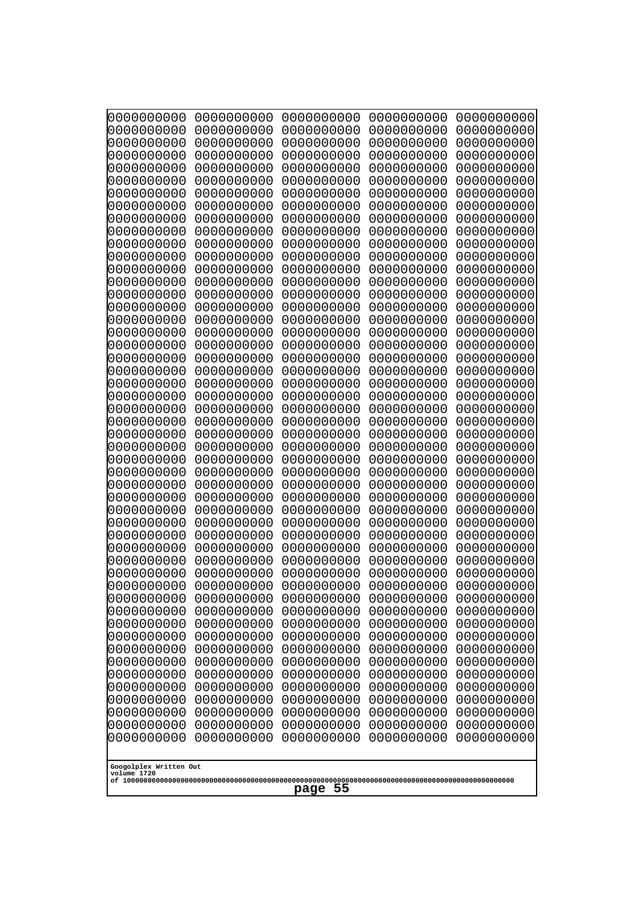```
0000000000 0000000000 0000000000 0000000000 0000000000
0000000000 0000000000 0000000000 0000000000 0000000000
0000000000 0000000000 0000000000 0000000000 0000000000
0000000000 0000000000 0000000000 0000000000 0000000000
0000000000 0000000000 0000000000 0000000000 0000000000
0000000000 0000000000 0000000000 0000000000 0000000000
0000000000 0000000000 0000000000 0000000000 0000000000
0000000000 0000000000 0000000000 0000000000 0000000000
0000000000 0000000000 0000000000 0000000000 0000000000
0000000000 0000000000 0000000000 0000000000 0000000000
0000000000 0000000000 0000000000 0000000000 0000000000
0000000000 0000000000 0000000000 0000000000 0000000000
0000000000 0000000000 0000000000 0000000000 0000000000
0000000000 0000000000 0000000000 0000000000 0000000000
0000000000 0000000000 0000000000 0000000000 0000000000
0000000000 0000000000 0000000000 0000000000 0000000000
0000000000 0000000000 0000000000 0000000000 0000000000
0000000000 0000000000 0000000000 0000000000 0000000000
0000000000 0000000000 0000000000 0000000000 0000000000
0000000000 0000000000 0000000000 0000000000 0000000000
0000000000 0000000000 0000000000 0000000000 0000000000
0000000000 0000000000 0000000000 0000000000 0000000000
0000000000 0000000000 0000000000 0000000000 0000000000
0000000000 0000000000 0000000000 0000000000 0000000000
0000000000 0000000000 0000000000 0000000000 0000000000
0000000000 0000000000 0000000000 0000000000 0000000000
0000000000 0000000000 0000000000 0000000000 0000000000
0000000000 0000000000 0000000000 0000000000 0000000000
0000000000 0000000000 0000000000 0000000000 0000000000
0000000000 0000000000 0000000000 0000000000 0000000000
0000000000 0000000000 0000000000 0000000000 0000000000
0000000000 0000000000 0000000000 0000000000 0000000000
0000000000 0000000000 0000000000 0000000000 0000000000
0000000000 0000000000 0000000000 0000000000 0000000000
0000000000 0000000000 0000000000 0000000000 0000000000
0000000000 0000000000 0000000000 0000000000 0000000000
0000000000 0000000000 0000000000 0000000000 0000000000
0000000000 0000000000 0000000000 0000000000 0000000000
0000000000 0000000000 0000000000 0000000000 0000000000
0000000000 0000000000 0000000000 0000000000 0000000000
0000000000 0000000000 0000000000 0000000000 0000000000
0000000000 0000000000 0000000000 0000000000 0000000000
0000000000 0000000000 0000000000 0000000000 0000000000
0000000000 0000000000 0000000000 0000000000 0000000000
0000000000 0000000000 0000000000 0000000000 0000000000
0000000000 0000000000 0000000000 0000000000 0000000000
0000000000 0000000000 0000000000 0000000000 0000000000
0000000000 0000000000 0000000000 0000000000 0000000000
0000000000 0000000000 0000000000 0000000000 0000000000
0000000000 0000000000 0000000000 0000000000 0000000000
```

Googolplex Written Out
volume 1720
of 10000000000000000000000000000000000000000000000000000000000000000000000000000000000000000000000000000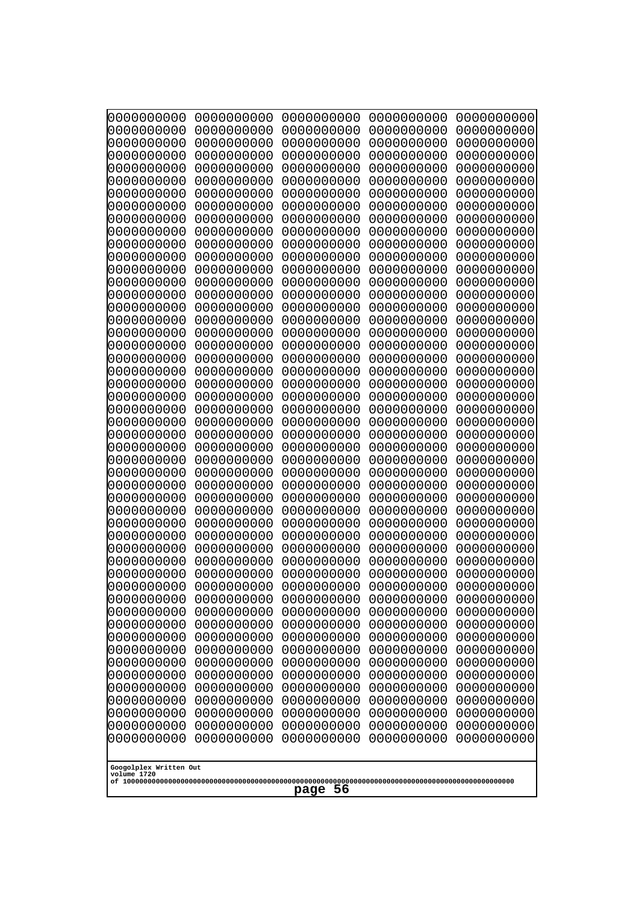```
0000000000 0000000000 0000000000 0000000000 0000000000
0000000000 0000000000 0000000000 0000000000 0000000000
0000000000 0000000000 0000000000 0000000000 0000000000
0000000000 0000000000 0000000000 0000000000 0000000000
0000000000 0000000000 0000000000 0000000000 0000000000
0000000000 0000000000 0000000000 0000000000 0000000000
0000000000 0000000000 0000000000 0000000000 0000000000
0000000000 0000000000 0000000000 0000000000 0000000000
0000000000 0000000000 0000000000 0000000000 0000000000
0000000000 0000000000 0000000000 0000000000 0000000000
0000000000 0000000000 0000000000 0000000000 0000000000
0000000000 0000000000 0000000000 0000000000 0000000000
0000000000 0000000000 0000000000 0000000000 0000000000
0000000000 0000000000 0000000000 0000000000 0000000000
0000000000 0000000000 0000000000 0000000000 0000000000
0000000000 0000000000 0000000000 0000000000 0000000000
0000000000 0000000000 0000000000 0000000000 0000000000
0000000000 0000000000 0000000000 0000000000 0000000000
0000000000 0000000000 0000000000 0000000000 0000000000
0000000000 0000000000 0000000000 0000000000 0000000000
0000000000 0000000000 0000000000 0000000000 0000000000
0000000000 0000000000 0000000000 0000000000 0000000000
0000000000 0000000000 0000000000 0000000000 0000000000
0000000000 0000000000 0000000000 0000000000 0000000000
0000000000 0000000000 0000000000 0000000000 0000000000
0000000000 0000000000 0000000000 0000000000 0000000000
0000000000 0000000000 0000000000 0000000000 0000000000
0000000000 0000000000 0000000000 0000000000 0000000000
0000000000 0000000000 0000000000 0000000000 0000000000
0000000000 0000000000 0000000000 0000000000 0000000000
0000000000 0000000000 0000000000 0000000000 0000000000
0000000000 0000000000 0000000000 0000000000 0000000000
0000000000 0000000000 0000000000 0000000000 0000000000
0000000000 0000000000 0000000000 0000000000 0000000000
0000000000 0000000000 0000000000 0000000000 0000000000
0000000000 0000000000 0000000000 0000000000 0000000000
0000000000 0000000000 0000000000 0000000000 0000000000
0000000000 0000000000 0000000000 0000000000 0000000000
0000000000 0000000000 0000000000 0000000000 0000000000
0000000000 0000000000 0000000000 0000000000 0000000000
0000000000 0000000000 0000000000 0000000000 0000000000
0000000000 0000000000 0000000000 0000000000 0000000000
0000000000 0000000000 0000000000 0000000000 0000000000
0000000000 0000000000 0000000000 0000000000 0000000000
0000000000 0000000000 0000000000 0000000000 0000000000
0000000000 0000000000 0000000000 0000000000 0000000000
0000000000 0000000000 0000000000 0000000000 0000000000
0000000000 0000000000 0000000000 0000000000 0000000000
0000000000 0000000000 0000000000 0000000000 0000000000
0000000000 0000000000 0000000000 0000000000 0000000000
```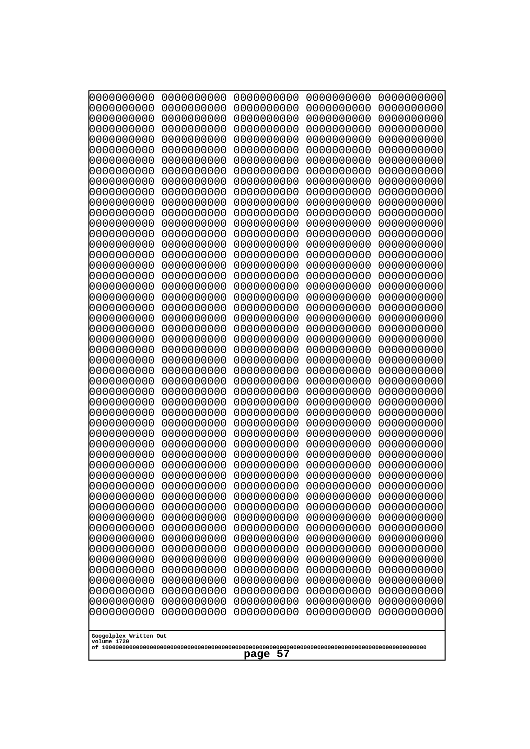```
0000000000 0000000000 0000000000 0000000000 0000000000
0000000000 0000000000 0000000000 0000000000 0000000000
0000000000 0000000000 0000000000 0000000000 0000000000
0000000000 0000000000 0000000000 0000000000 0000000000
0000000000 0000000000 0000000000 0000000000 0000000000
0000000000 0000000000 0000000000 0000000000 0000000000
0000000000 0000000000 0000000000 0000000000 0000000000
0000000000 0000000000 0000000000 0000000000 0000000000
0000000000 0000000000 0000000000 0000000000 0000000000
0000000000 0000000000 0000000000 0000000000 0000000000
0000000000 0000000000 0000000000 0000000000 0000000000
0000000000 0000000000 0000000000 0000000000 0000000000
0000000000 0000000000 0000000000 0000000000 0000000000
0000000000 0000000000 0000000000 0000000000 0000000000
0000000000 0000000000 0000000000 0000000000 0000000000
0000000000 0000000000 0000000000 0000000000 0000000000
0000000000 0000000000 0000000000 0000000000 0000000000
0000000000 0000000000 0000000000 0000000000 0000000000
0000000000 0000000000 0000000000 0000000000 0000000000
0000000000 0000000000 0000000000 0000000000 0000000000
0000000000 0000000000 0000000000 0000000000 0000000000
0000000000 0000000000 0000000000 0000000000 0000000000
0000000000 0000000000 0000000000 0000000000 0000000000
0000000000 0000000000 0000000000 0000000000 0000000000
0000000000 0000000000 0000000000 0000000000 0000000000
0000000000 0000000000 0000000000 0000000000 0000000000
0000000000 0000000000 0000000000 0000000000 0000000000
0000000000 0000000000 0000000000 0000000000 0000000000
0000000000 0000000000 0000000000 0000000000 0000000000
0000000000 0000000000 0000000000 0000000000 0000000000
0000000000 0000000000 0000000000 0000000000 0000000000
0000000000 0000000000 0000000000 0000000000 0000000000
0000000000 0000000000 0000000000 0000000000 0000000000
0000000000 0000000000 0000000000 0000000000 0000000000
0000000000 0000000000 0000000000 0000000000 0000000000
0000000000 0000000000 0000000000 0000000000 0000000000
0000000000 0000000000 0000000000 0000000000 0000000000
0000000000 0000000000 0000000000 0000000000 0000000000
0000000000 0000000000 0000000000 0000000000 0000000000
0000000000 0000000000 0000000000 0000000000 0000000000
0000000000 0000000000 0000000000 0000000000 0000000000
0000000000 0000000000 0000000000 0000000000 0000000000
0000000000 0000000000 0000000000 0000000000 0000000000
0000000000 0000000000 0000000000 0000000000 0000000000
0000000000 0000000000 0000000000 0000000000 0000000000
0000000000 0000000000 0000000000 0000000000 0000000000
0000000000 0000000000 0000000000 0000000000 0000000000
0000000000 0000000000 0000000000 0000000000 0000000000
0000000000 0000000000 0000000000 0000000000 0000000000
0000000000 0000000000 0000000000 0000000000 0000000000
```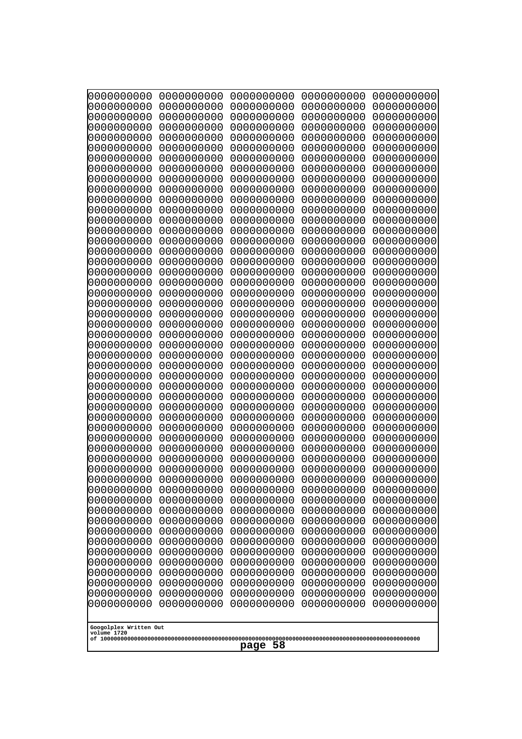```
0000000000 0000000000 0000000000 0000000000 0000000000
0000000000 0000000000 0000000000 0000000000 0000000000
0000000000 0000000000 0000000000 0000000000 0000000000
0000000000 0000000000 0000000000 0000000000 0000000000
0000000000 0000000000 0000000000 0000000000 0000000000
0000000000 0000000000 0000000000 0000000000 0000000000
0000000000 0000000000 0000000000 0000000000 0000000000
0000000000 0000000000 0000000000 0000000000 0000000000
0000000000 0000000000 0000000000 0000000000 0000000000
0000000000 0000000000 0000000000 0000000000 0000000000
0000000000 0000000000 0000000000 0000000000 0000000000
0000000000 0000000000 0000000000 0000000000 0000000000
0000000000 0000000000 0000000000 0000000000 0000000000
0000000000 0000000000 0000000000 0000000000 0000000000
0000000000 0000000000 0000000000 0000000000 0000000000
0000000000 0000000000 0000000000 0000000000 0000000000
0000000000 0000000000 0000000000 0000000000 0000000000
0000000000 0000000000 0000000000 0000000000 0000000000
0000000000 0000000000 0000000000 0000000000 0000000000
0000000000 0000000000 0000000000 0000000000 0000000000
0000000000 0000000000 0000000000 0000000000 0000000000
0000000000 0000000000 0000000000 0000000000 0000000000
0000000000 0000000000 0000000000 0000000000 0000000000
0000000000 0000000000 0000000000 0000000000 0000000000
0000000000 0000000000 0000000000 0000000000 0000000000
0000000000 0000000000 0000000000 0000000000 0000000000
0000000000 0000000000 0000000000 0000000000 0000000000
0000000000 0000000000 0000000000 0000000000 0000000000
0000000000 0000000000 0000000000 0000000000 0000000000
0000000000 0000000000 0000000000 0000000000 0000000000
0000000000 0000000000 0000000000 0000000000 0000000000
0000000000 0000000000 0000000000 0000000000 0000000000
0000000000 0000000000 0000000000 0000000000 0000000000
0000000000 0000000000 0000000000 0000000000 0000000000
0000000000 0000000000 0000000000 0000000000 0000000000
0000000000 0000000000 0000000000 0000000000 0000000000
0000000000 0000000000 0000000000 0000000000 0000000000
0000000000 0000000000 0000000000 0000000000 0000000000
0000000000 0000000000 0000000000 0000000000 0000000000
0000000000 0000000000 0000000000 0000000000 0000000000
0000000000 0000000000 0000000000 0000000000 0000000000
0000000000 0000000000 0000000000 0000000000 0000000000
0000000000 0000000000 0000000000 0000000000 0000000000
0000000000 0000000000 0000000000 0000000000 0000000000
0000000000 0000000000 0000000000 0000000000 0000000000
0000000000 0000000000 0000000000 0000000000 0000000000
0000000000 0000000000 0000000000 0000000000 0000000000
0000000000 0000000000 0000000000 0000000000 0000000000
0000000000 0000000000 0000000000 0000000000 0000000000
0000000000 0000000000 0000000000 0000000000 0000000000
```

Googolplex Written Out
volume 1720
of 10000000000000000000000000000000000000000000000000000000000000000000000000000000000000000000000000000
page 58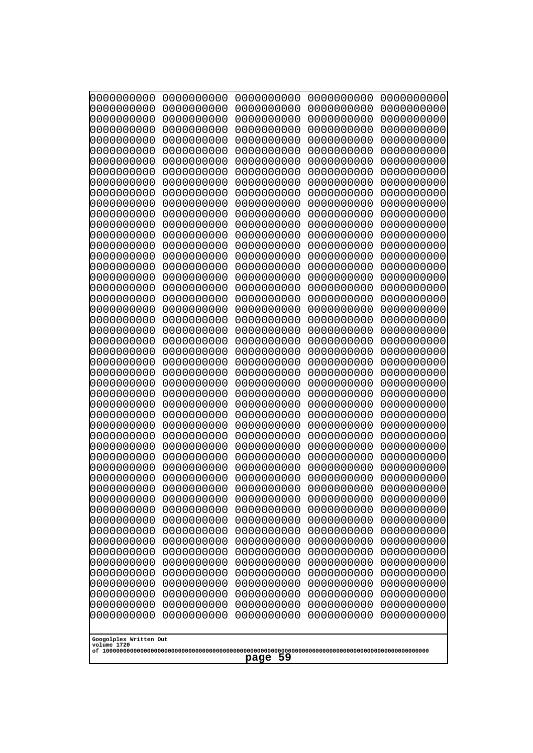```
0000000000 0000000000 0000000000 0000000000 0000000000
0000000000 0000000000 0000000000 0000000000 0000000000
0000000000 0000000000 0000000000 0000000000 0000000000
0000000000 0000000000 0000000000 0000000000 0000000000
0000000000 0000000000 0000000000 0000000000 0000000000
0000000000 0000000000 0000000000 0000000000 0000000000
0000000000 0000000000 0000000000 0000000000 0000000000
0000000000 0000000000 0000000000 0000000000 0000000000
0000000000 0000000000 0000000000 0000000000 0000000000
0000000000 0000000000 0000000000 0000000000 0000000000
0000000000 0000000000 0000000000 0000000000 0000000000
0000000000 0000000000 0000000000 0000000000 0000000000
0000000000 0000000000 0000000000 0000000000 0000000000
0000000000 0000000000 0000000000 0000000000 0000000000
0000000000 0000000000 0000000000 0000000000 0000000000
0000000000 0000000000 0000000000 0000000000 0000000000
0000000000 0000000000 0000000000 0000000000 0000000000
0000000000 0000000000 0000000000 0000000000 0000000000
0000000000 0000000000 0000000000 0000000000 0000000000
0000000000 0000000000 0000000000 0000000000 0000000000
0000000000 0000000000 0000000000 0000000000 0000000000
0000000000 0000000000 0000000000 0000000000 0000000000
0000000000 0000000000 0000000000 0000000000 0000000000
0000000000 0000000000 0000000000 0000000000 0000000000
0000000000 0000000000 0000000000 0000000000 0000000000
0000000000 0000000000 0000000000 0000000000 0000000000
0000000000 0000000000 0000000000 0000000000 0000000000
0000000000 0000000000 0000000000 0000000000 0000000000
0000000000 0000000000 0000000000 0000000000 0000000000
0000000000 0000000000 0000000000 0000000000 0000000000
0000000000 0000000000 0000000000 0000000000 0000000000
0000000000 0000000000 0000000000 0000000000 0000000000
0000000000 0000000000 0000000000 0000000000 0000000000
0000000000 0000000000 0000000000 0000000000 0000000000
0000000000 0000000000 0000000000 0000000000 0000000000
0000000000 0000000000 0000000000 0000000000 0000000000
0000000000 0000000000 0000000000 0000000000 0000000000
0000000000 0000000000 0000000000 0000000000 0000000000
0000000000 0000000000 0000000000 0000000000 0000000000
0000000000 0000000000 0000000000 0000000000 0000000000
0000000000 0000000000 0000000000 0000000000 0000000000
0000000000 0000000000 0000000000 0000000000 0000000000
0000000000 0000000000 0000000000 0000000000 0000000000
0000000000 0000000000 0000000000 0000000000 0000000000
0000000000 0000000000 0000000000 0000000000 0000000000
0000000000 0000000000 0000000000 0000000000 0000000000
0000000000 0000000000 0000000000 0000000000 0000000000
0000000000 0000000000 0000000000 0000000000 0000000000
0000000000 0000000000 0000000000 0000000000 0000000000
0000000000 0000000000 0000000000 0000000000 0000000000
```

Googolplex Written Out
volume 1720
of 10000000000000000000000000000000000000000000000000000000000000000000000000000000000000000000000000000

page 59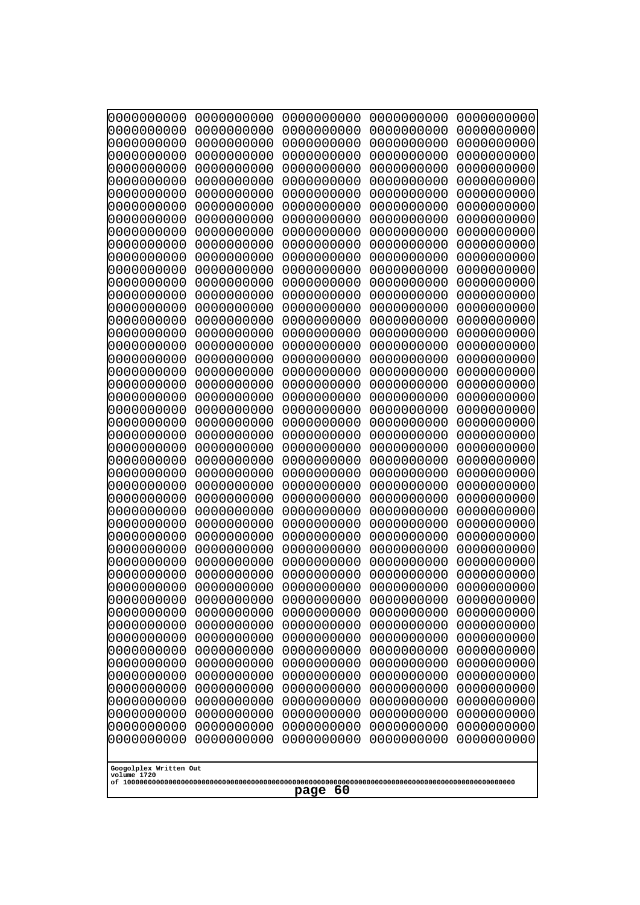```
0000000000 0000000000 0000000000 0000000000 0000000000
0000000000 0000000000 0000000000 0000000000 0000000000
0000000000 0000000000 0000000000 0000000000 0000000000
0000000000 0000000000 0000000000 0000000000 0000000000
0000000000 0000000000 0000000000 0000000000 0000000000
0000000000 0000000000 0000000000 0000000000 0000000000
0000000000 0000000000 0000000000 0000000000 0000000000
0000000000 0000000000 0000000000 0000000000 0000000000
0000000000 0000000000 0000000000 0000000000 0000000000
0000000000 0000000000 0000000000 0000000000 0000000000
0000000000 0000000000 0000000000 0000000000 0000000000
0000000000 0000000000 0000000000 0000000000 0000000000
0000000000 0000000000 0000000000 0000000000 0000000000
0000000000 0000000000 0000000000 0000000000 0000000000
0000000000 0000000000 0000000000 0000000000 0000000000
0000000000 0000000000 0000000000 0000000000 0000000000
0000000000 0000000000 0000000000 0000000000 0000000000
0000000000 0000000000 0000000000 0000000000 0000000000
0000000000 0000000000 0000000000 0000000000 0000000000
0000000000 0000000000 0000000000 0000000000 0000000000
0000000000 0000000000 0000000000 0000000000 0000000000
0000000000 0000000000 0000000000 0000000000 0000000000
0000000000 0000000000 0000000000 0000000000 0000000000
0000000000 0000000000 0000000000 0000000000 0000000000
0000000000 0000000000 0000000000 0000000000 0000000000
0000000000 0000000000 0000000000 0000000000 0000000000
0000000000 0000000000 0000000000 0000000000 0000000000
0000000000 0000000000 0000000000 0000000000 0000000000
0000000000 0000000000 0000000000 0000000000 0000000000
0000000000 0000000000 0000000000 0000000000 0000000000
0000000000 0000000000 0000000000 0000000000 0000000000
0000000000 0000000000 0000000000 0000000000 0000000000
0000000000 0000000000 0000000000 0000000000 0000000000
0000000000 0000000000 0000000000 0000000000 0000000000
0000000000 0000000000 0000000000 0000000000 0000000000
0000000000 0000000000 0000000000 0000000000 0000000000
0000000000 0000000000 0000000000 0000000000 0000000000
0000000000 0000000000 0000000000 0000000000 0000000000
0000000000 0000000000 0000000000 0000000000 0000000000
0000000000 0000000000 0000000000 0000000000 0000000000
0000000000 0000000000 0000000000 0000000000 0000000000
0000000000 0000000000 0000000000 0000000000 0000000000
0000000000 0000000000 0000000000 0000000000 0000000000
0000000000 0000000000 0000000000 0000000000 0000000000
0000000000 0000000000 0000000000 0000000000 0000000000
0000000000 0000000000 0000000000 0000000000 0000000000
0000000000 0000000000 0000000000 0000000000 0000000000
0000000000 0000000000 0000000000 0000000000 0000000000
0000000000 0000000000 0000000000 0000000000 0000000000
0000000000 0000000000 0000000000 0000000000 0000000000
```

Googolplex Written Out
volume 1720
of 10000000000000000000000000000000000000000000000000000000000000000000000000000000000000000000000000000

page 60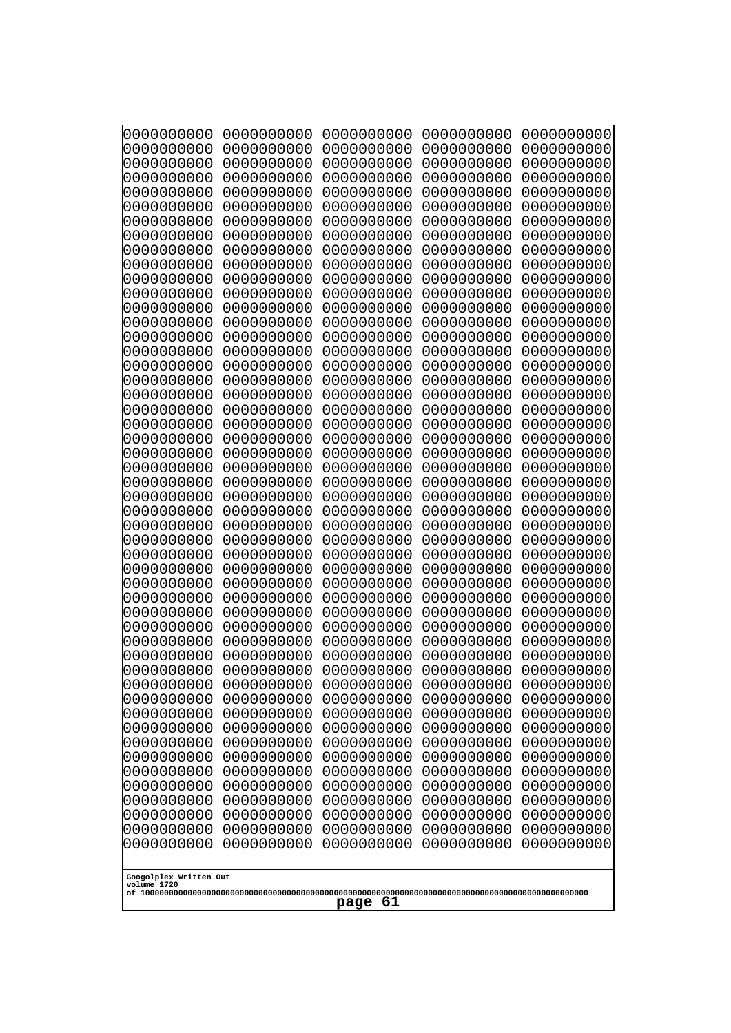```
0000000000 0000000000 0000000000 0000000000 0000000000
0000000000 0000000000 0000000000 0000000000 0000000000
0000000000 0000000000 0000000000 0000000000 0000000000
0000000000 0000000000 0000000000 0000000000 0000000000
0000000000 0000000000 0000000000 0000000000 0000000000
0000000000 0000000000 0000000000 0000000000 0000000000
0000000000 0000000000 0000000000 0000000000 0000000000
0000000000 0000000000 0000000000 0000000000 0000000000
0000000000 0000000000 0000000000 0000000000 0000000000
0000000000 0000000000 0000000000 0000000000 0000000000
0000000000 0000000000 0000000000 0000000000 0000000000
0000000000 0000000000 0000000000 0000000000 0000000000
0000000000 0000000000 0000000000 0000000000 0000000000
0000000000 0000000000 0000000000 0000000000 0000000000
0000000000 0000000000 0000000000 0000000000 0000000000
0000000000 0000000000 0000000000 0000000000 0000000000
0000000000 0000000000 0000000000 0000000000 0000000000
0000000000 0000000000 0000000000 0000000000 0000000000
0000000000 0000000000 0000000000 0000000000 0000000000
0000000000 0000000000 0000000000 0000000000 0000000000
0000000000 0000000000 0000000000 0000000000 0000000000
0000000000 0000000000 0000000000 0000000000 0000000000
0000000000 0000000000 0000000000 0000000000 0000000000
0000000000 0000000000 0000000000 0000000000 0000000000
0000000000 0000000000 0000000000 0000000000 0000000000
0000000000 0000000000 0000000000 0000000000 0000000000
0000000000 0000000000 0000000000 0000000000 0000000000
0000000000 0000000000 0000000000 0000000000 0000000000
0000000000 0000000000 0000000000 0000000000 0000000000
0000000000 0000000000 0000000000 0000000000 0000000000
0000000000 0000000000 0000000000 0000000000 0000000000
0000000000 0000000000 0000000000 0000000000 0000000000
0000000000 0000000000 0000000000 0000000000 0000000000
0000000000 0000000000 0000000000 0000000000 0000000000
0000000000 0000000000 0000000000 0000000000 0000000000
0000000000 0000000000 0000000000 0000000000 0000000000
0000000000 0000000000 0000000000 0000000000 0000000000
0000000000 0000000000 0000000000 0000000000 0000000000
0000000000 0000000000 0000000000 0000000000 0000000000
0000000000 0000000000 0000000000 0000000000 0000000000
0000000000 0000000000 0000000000 0000000000 0000000000
0000000000 0000000000 0000000000 0000000000 0000000000
0000000000 0000000000 0000000000 0000000000 0000000000
0000000000 0000000000 0000000000 0000000000 0000000000
0000000000 0000000000 0000000000 0000000000 0000000000
0000000000 0000000000 0000000000 0000000000 0000000000
0000000000 0000000000 0000000000 0000000000 0000000000
0000000000 0000000000 0000000000 0000000000 0000000000
0000000000 0000000000 0000000000 0000000000 0000000000
0000000000 0000000000 0000000000 0000000000 0000000000
```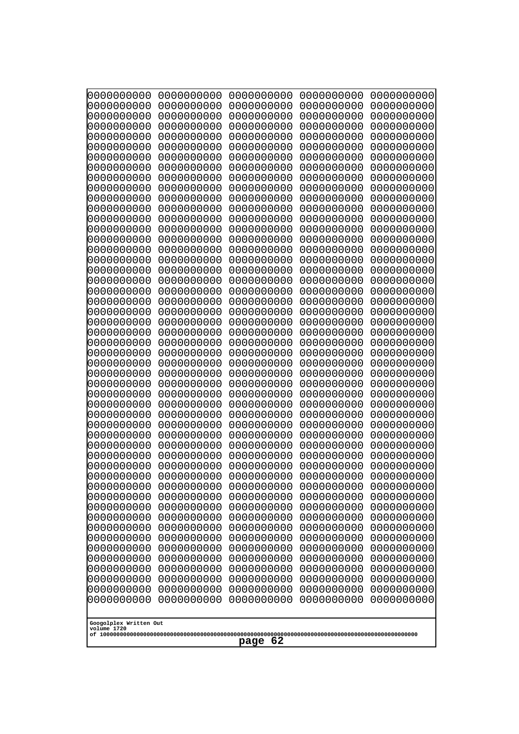```
0000000000 0000000000 0000000000 0000000000 0000000000
0000000000 0000000000 0000000000 0000000000 0000000000
0000000000 0000000000 0000000000 0000000000 0000000000
0000000000 0000000000 0000000000 0000000000 0000000000
0000000000 0000000000 0000000000 0000000000 0000000000
0000000000 0000000000 0000000000 0000000000 0000000000
0000000000 0000000000 0000000000 0000000000 0000000000
0000000000 0000000000 0000000000 0000000000 0000000000
0000000000 0000000000 0000000000 0000000000 0000000000
0000000000 0000000000 0000000000 0000000000 0000000000
0000000000 0000000000 0000000000 0000000000 0000000000
0000000000 0000000000 0000000000 0000000000 0000000000
0000000000 0000000000 0000000000 0000000000 0000000000
0000000000 0000000000 0000000000 0000000000 0000000000
0000000000 0000000000 0000000000 0000000000 0000000000
0000000000 0000000000 0000000000 0000000000 0000000000
0000000000 0000000000 0000000000 0000000000 0000000000
0000000000 0000000000 0000000000 0000000000 0000000000
0000000000 0000000000 0000000000 0000000000 0000000000
0000000000 0000000000 0000000000 0000000000 0000000000
0000000000 0000000000 0000000000 0000000000 0000000000
0000000000 0000000000 0000000000 0000000000 0000000000
0000000000 0000000000 0000000000 0000000000 0000000000
0000000000 0000000000 0000000000 0000000000 0000000000
0000000000 0000000000 0000000000 0000000000 0000000000
0000000000 0000000000 0000000000 0000000000 0000000000
0000000000 0000000000 0000000000 0000000000 0000000000
0000000000 0000000000 0000000000 0000000000 0000000000
0000000000 0000000000 0000000000 0000000000 0000000000
0000000000 0000000000 0000000000 0000000000 0000000000
0000000000 0000000000 0000000000 0000000000 0000000000
0000000000 0000000000 0000000000 0000000000 0000000000
0000000000 0000000000 0000000000 0000000000 0000000000
0000000000 0000000000 0000000000 0000000000 0000000000
0000000000 0000000000 0000000000 0000000000 0000000000
0000000000 0000000000 0000000000 0000000000 0000000000
0000000000 0000000000 0000000000 0000000000 0000000000
0000000000 0000000000 0000000000 0000000000 0000000000
0000000000 0000000000 0000000000 0000000000 0000000000
0000000000 0000000000 0000000000 0000000000 0000000000
0000000000 0000000000 0000000000 0000000000 0000000000
0000000000 0000000000 0000000000 0000000000 0000000000
0000000000 0000000000 0000000000 0000000000 0000000000
0000000000 0000000000 0000000000 0000000000 0000000000
0000000000 0000000000 0000000000 0000000000 0000000000
0000000000 0000000000 0000000000 0000000000 0000000000
0000000000 0000000000 0000000000 0000000000 0000000000
0000000000 0000000000 0000000000 0000000000 0000000000
0000000000 0000000000 0000000000 0000000000 0000000000
0000000000 0000000000 0000000000 0000000000 0000000000
```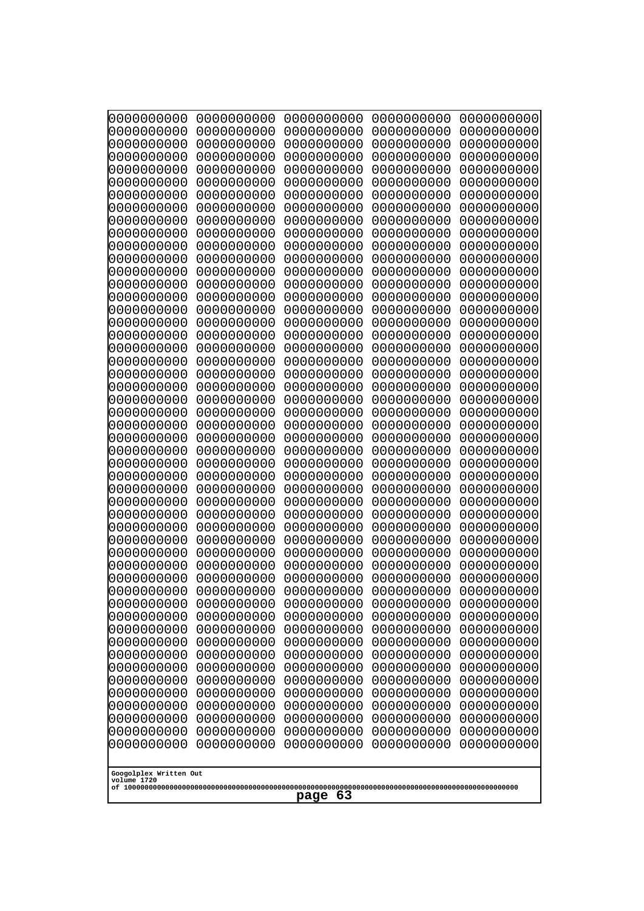```
0000000000 0000000000 0000000000 0000000000 0000000000
0000000000 0000000000 0000000000 0000000000 0000000000
0000000000 0000000000 0000000000 0000000000 0000000000
0000000000 0000000000 0000000000 0000000000 0000000000
0000000000 0000000000 0000000000 0000000000 0000000000
0000000000 0000000000 0000000000 0000000000 0000000000
0000000000 0000000000 0000000000 0000000000 0000000000
0000000000 0000000000 0000000000 0000000000 0000000000
0000000000 0000000000 0000000000 0000000000 0000000000
0000000000 0000000000 0000000000 0000000000 0000000000
0000000000 0000000000 0000000000 0000000000 0000000000
0000000000 0000000000 0000000000 0000000000 0000000000
0000000000 0000000000 0000000000 0000000000 0000000000
0000000000 0000000000 0000000000 0000000000 0000000000
0000000000 0000000000 0000000000 0000000000 0000000000
0000000000 0000000000 0000000000 0000000000 0000000000
0000000000 0000000000 0000000000 0000000000 0000000000
0000000000 0000000000 0000000000 0000000000 0000000000
0000000000 0000000000 0000000000 0000000000 0000000000
0000000000 0000000000 0000000000 0000000000 0000000000
0000000000 0000000000 0000000000 0000000000 0000000000
0000000000 0000000000 0000000000 0000000000 0000000000
0000000000 0000000000 0000000000 0000000000 0000000000
0000000000 0000000000 0000000000 0000000000 0000000000
0000000000 0000000000 0000000000 0000000000 0000000000
0000000000 0000000000 0000000000 0000000000 0000000000
0000000000 0000000000 0000000000 0000000000 0000000000
0000000000 0000000000 0000000000 0000000000 0000000000
0000000000 0000000000 0000000000 0000000000 0000000000
0000000000 0000000000 0000000000 0000000000 0000000000
0000000000 0000000000 0000000000 0000000000 0000000000
0000000000 0000000000 0000000000 0000000000 0000000000
0000000000 0000000000 0000000000 0000000000 0000000000
0000000000 0000000000 0000000000 0000000000 0000000000
0000000000 0000000000 0000000000 0000000000 0000000000
0000000000 0000000000 0000000000 0000000000 0000000000
0000000000 0000000000 0000000000 0000000000 0000000000
0000000000 0000000000 0000000000 0000000000 0000000000
0000000000 0000000000 0000000000 0000000000 0000000000
0000000000 0000000000 0000000000 0000000000 0000000000
0000000000 0000000000 0000000000 0000000000 0000000000
0000000000 0000000000 0000000000 0000000000 0000000000
0000000000 0000000000 0000000000 0000000000 0000000000
0000000000 0000000000 0000000000 0000000000 0000000000
0000000000 0000000000 0000000000 0000000000 0000000000
0000000000 0000000000 0000000000 0000000000 0000000000
0000000000 0000000000 0000000000 0000000000 0000000000
0000000000 0000000000 0000000000 0000000000 0000000000
0000000000 0000000000 0000000000 0000000000 0000000000
0000000000 0000000000 0000000000 0000000000 0000000000
```

Googolplex Written Out
volume 1720
of 10000000000000000000000000000000000000000000000000000000000000000000000000000000000000000000000000000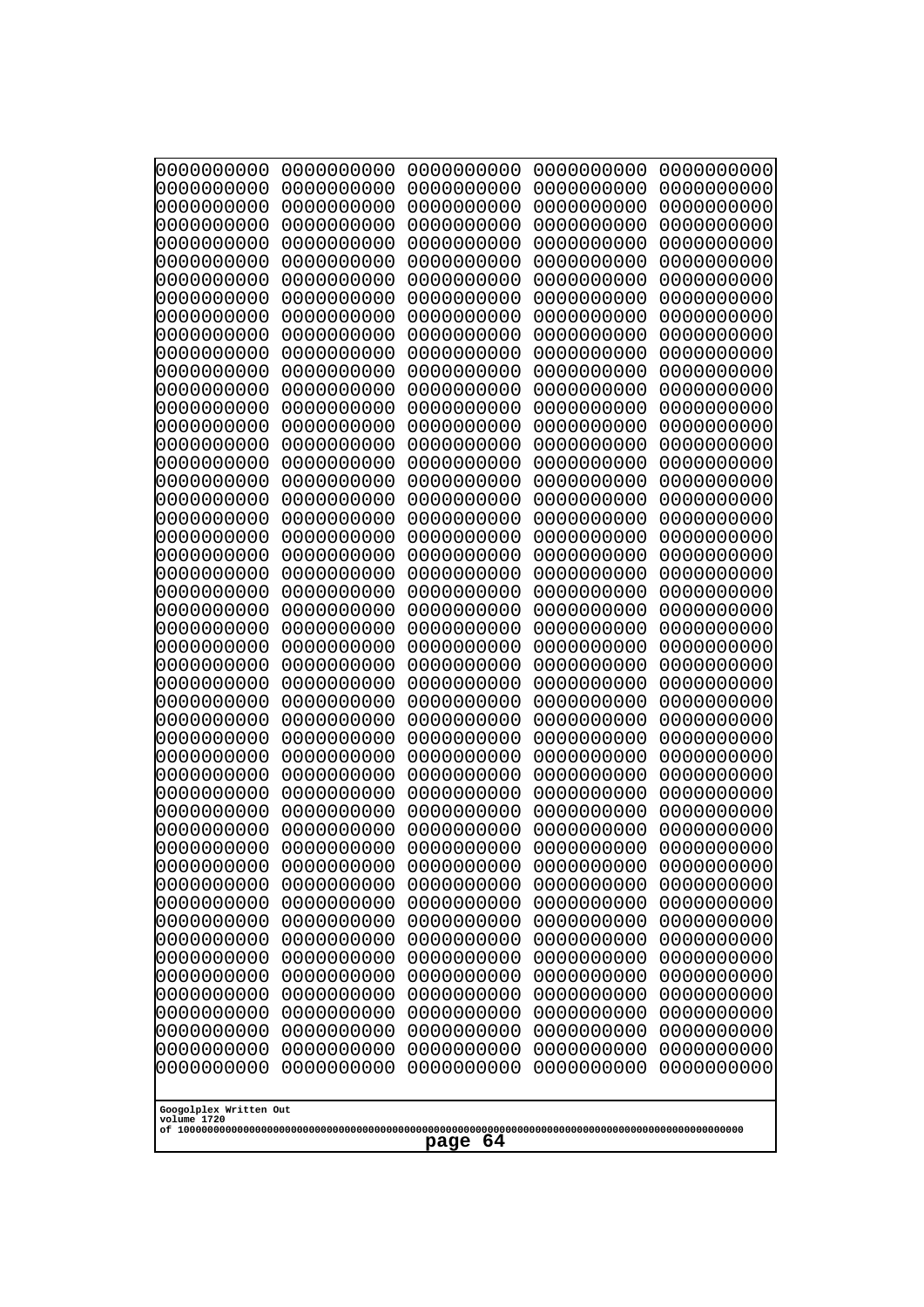```
0000000000 0000000000 0000000000 0000000000 0000000000
0000000000 0000000000 0000000000 0000000000 0000000000
0000000000 0000000000 0000000000 0000000000 0000000000
0000000000 0000000000 0000000000 0000000000 0000000000
0000000000 0000000000 0000000000 0000000000 0000000000
0000000000 0000000000 0000000000 0000000000 0000000000
0000000000 0000000000 0000000000 0000000000 0000000000
0000000000 0000000000 0000000000 0000000000 0000000000
0000000000 0000000000 0000000000 0000000000 0000000000
0000000000 0000000000 0000000000 0000000000 0000000000
0000000000 0000000000 0000000000 0000000000 0000000000
0000000000 0000000000 0000000000 0000000000 0000000000
0000000000 0000000000 0000000000 0000000000 0000000000
0000000000 0000000000 0000000000 0000000000 0000000000
0000000000 0000000000 0000000000 0000000000 0000000000
0000000000 0000000000 0000000000 0000000000 0000000000
0000000000 0000000000 0000000000 0000000000 0000000000
0000000000 0000000000 0000000000 0000000000 0000000000
0000000000 0000000000 0000000000 0000000000 0000000000
0000000000 0000000000 0000000000 0000000000 0000000000
0000000000 0000000000 0000000000 0000000000 0000000000
0000000000 0000000000 0000000000 0000000000 0000000000
0000000000 0000000000 0000000000 0000000000 0000000000
0000000000 0000000000 0000000000 0000000000 0000000000
0000000000 0000000000 0000000000 0000000000 0000000000
0000000000 0000000000 0000000000 0000000000 0000000000
0000000000 0000000000 0000000000 0000000000 0000000000
0000000000 0000000000 0000000000 0000000000 0000000000
0000000000 0000000000 0000000000 0000000000 0000000000
0000000000 0000000000 0000000000 0000000000 0000000000
0000000000 0000000000 0000000000 0000000000 0000000000
0000000000 0000000000 0000000000 0000000000 0000000000
0000000000 0000000000 0000000000 0000000000 0000000000
0000000000 0000000000 0000000000 0000000000 0000000000
0000000000 0000000000 0000000000 0000000000 0000000000
0000000000 0000000000 0000000000 0000000000 0000000000
0000000000 0000000000 0000000000 0000000000 0000000000
0000000000 0000000000 0000000000 0000000000 0000000000
0000000000 0000000000 0000000000 0000000000 0000000000
0000000000 0000000000 0000000000 0000000000 0000000000
0000000000 0000000000 0000000000 0000000000 0000000000
0000000000 0000000000 0000000000 0000000000 0000000000
0000000000 0000000000 0000000000 0000000000 0000000000
0000000000 0000000000 0000000000 0000000000 0000000000
0000000000 0000000000 0000000000 0000000000 0000000000
0000000000 0000000000 0000000000 0000000000 0000000000
0000000000 0000000000 0000000000 0000000000 0000000000
0000000000 0000000000 0000000000 0000000000 0000000000
0000000000 0000000000 0000000000 0000000000 0000000000
0000000000 0000000000 0000000000 0000000000 0000000000
```

Googolplex Written Out
volume 1720
of 10000000000000000000000000000000000000000000000000000000000000000000000000000000000000000000000000000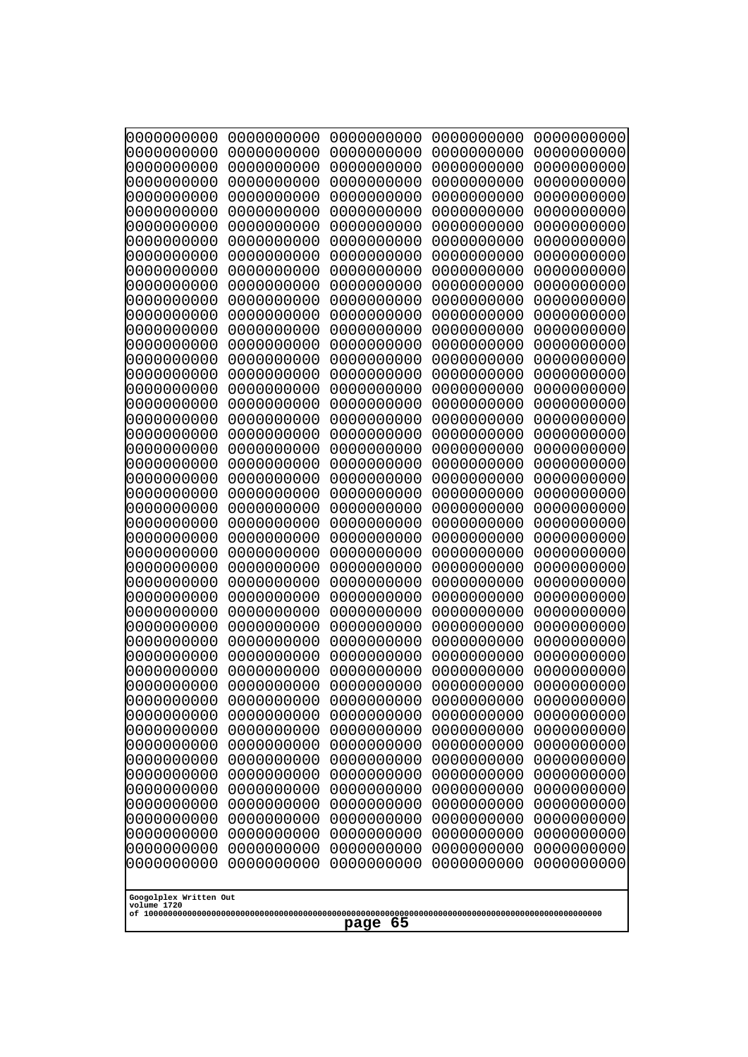```
0000000000 0000000000 0000000000 0000000000 0000000000
0000000000 0000000000 0000000000 0000000000 0000000000
0000000000 0000000000 0000000000 0000000000 0000000000
0000000000 0000000000 0000000000 0000000000 0000000000
0000000000 0000000000 0000000000 0000000000 0000000000
0000000000 0000000000 0000000000 0000000000 0000000000
0000000000 0000000000 0000000000 0000000000 0000000000
0000000000 0000000000 0000000000 0000000000 0000000000
0000000000 0000000000 0000000000 0000000000 0000000000
0000000000 0000000000 0000000000 0000000000 0000000000
0000000000 0000000000 0000000000 0000000000 0000000000
0000000000 0000000000 0000000000 0000000000 0000000000
0000000000 0000000000 0000000000 0000000000 0000000000
0000000000 0000000000 0000000000 0000000000 0000000000
0000000000 0000000000 0000000000 0000000000 0000000000
0000000000 0000000000 0000000000 0000000000 0000000000
0000000000 0000000000 0000000000 0000000000 0000000000
0000000000 0000000000 0000000000 0000000000 0000000000
0000000000 0000000000 0000000000 0000000000 0000000000
0000000000 0000000000 0000000000 0000000000 0000000000
0000000000 0000000000 0000000000 0000000000 0000000000
0000000000 0000000000 0000000000 0000000000 0000000000
0000000000 0000000000 0000000000 0000000000 0000000000
0000000000 0000000000 0000000000 0000000000 0000000000
0000000000 0000000000 0000000000 0000000000 0000000000
0000000000 0000000000 0000000000 0000000000 0000000000
0000000000 0000000000 0000000000 0000000000 0000000000
0000000000 0000000000 0000000000 0000000000 0000000000
0000000000 0000000000 0000000000 0000000000 0000000000
0000000000 0000000000 0000000000 0000000000 0000000000
0000000000 0000000000 0000000000 0000000000 0000000000
0000000000 0000000000 0000000000 0000000000 0000000000
0000000000 0000000000 0000000000 0000000000 0000000000
0000000000 0000000000 0000000000 0000000000 0000000000
0000000000 0000000000 0000000000 0000000000 0000000000
0000000000 0000000000 0000000000 0000000000 0000000000
0000000000 0000000000 0000000000 0000000000 0000000000
0000000000 0000000000 0000000000 0000000000 0000000000
0000000000 0000000000 0000000000 0000000000 0000000000
0000000000 0000000000 0000000000 0000000000 0000000000
0000000000 0000000000 0000000000 0000000000 0000000000
0000000000 0000000000 0000000000 0000000000 0000000000
0000000000 0000000000 0000000000 0000000000 0000000000
0000000000 0000000000 0000000000 0000000000 0000000000
0000000000 0000000000 0000000000 0000000000 0000000000
0000000000 0000000000 0000000000 0000000000 0000000000
0000000000 0000000000 0000000000 0000000000 0000000000
0000000000 0000000000 0000000000 0000000000 0000000000
0000000000 0000000000 0000000000 0000000000 0000000000
0000000000 0000000000 0000000000 0000000000 0000000000
```

Googolplex Written Out
volume 1720
of 10000000000000000000000000000000000000000000000000000000000000000000000000000000000000000000000000000
page 65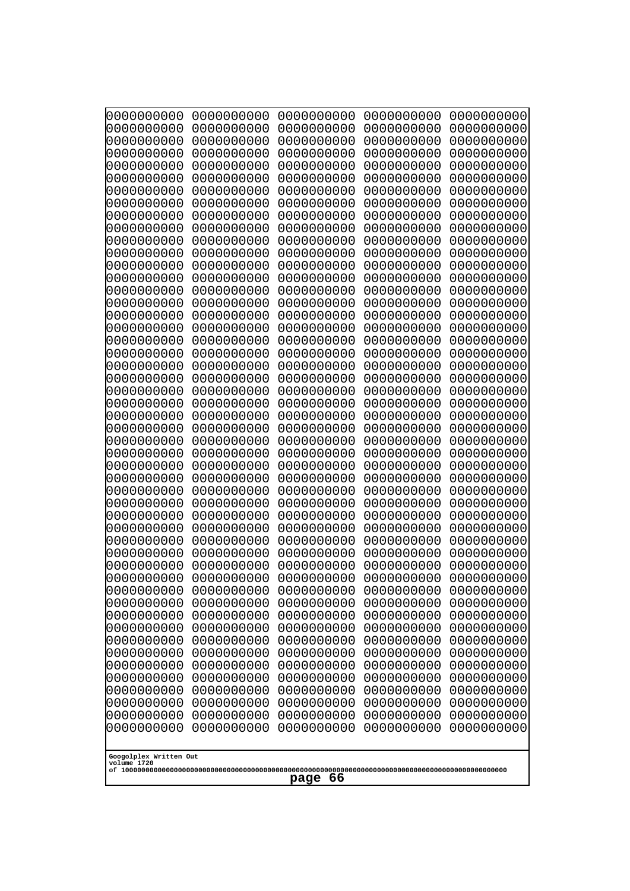```
0000000000 0000000000 0000000000 0000000000 0000000000
0000000000 0000000000 0000000000 0000000000 0000000000
0000000000 0000000000 0000000000 0000000000 0000000000
0000000000 0000000000 0000000000 0000000000 0000000000
0000000000 0000000000 0000000000 0000000000 0000000000
0000000000 0000000000 0000000000 0000000000 0000000000
0000000000 0000000000 0000000000 0000000000 0000000000
0000000000 0000000000 0000000000 0000000000 0000000000
0000000000 0000000000 0000000000 0000000000 0000000000
0000000000 0000000000 0000000000 0000000000 0000000000
0000000000 0000000000 0000000000 0000000000 0000000000
0000000000 0000000000 0000000000 0000000000 0000000000
0000000000 0000000000 0000000000 0000000000 0000000000
0000000000 0000000000 0000000000 0000000000 0000000000
0000000000 0000000000 0000000000 0000000000 0000000000
0000000000 0000000000 0000000000 0000000000 0000000000
0000000000 0000000000 0000000000 0000000000 0000000000
0000000000 0000000000 0000000000 0000000000 0000000000
0000000000 0000000000 0000000000 0000000000 0000000000
0000000000 0000000000 0000000000 0000000000 0000000000
0000000000 0000000000 0000000000 0000000000 0000000000
0000000000 0000000000 0000000000 0000000000 0000000000
0000000000 0000000000 0000000000 0000000000 0000000000
0000000000 0000000000 0000000000 0000000000 0000000000
0000000000 0000000000 0000000000 0000000000 0000000000
0000000000 0000000000 0000000000 0000000000 0000000000
0000000000 0000000000 0000000000 0000000000 0000000000
0000000000 0000000000 0000000000 0000000000 0000000000
0000000000 0000000000 0000000000 0000000000 0000000000
0000000000 0000000000 0000000000 0000000000 0000000000
0000000000 0000000000 0000000000 0000000000 0000000000
0000000000 0000000000 0000000000 0000000000 0000000000
0000000000 0000000000 0000000000 0000000000 0000000000
0000000000 0000000000 0000000000 0000000000 0000000000
0000000000 0000000000 0000000000 0000000000 0000000000
0000000000 0000000000 0000000000 0000000000 0000000000
0000000000 0000000000 0000000000 0000000000 0000000000
0000000000 0000000000 0000000000 0000000000 0000000000
0000000000 0000000000 0000000000 0000000000 0000000000
0000000000 0000000000 0000000000 0000000000 0000000000
0000000000 0000000000 0000000000 0000000000 0000000000
0000000000 0000000000 0000000000 0000000000 0000000000
0000000000 0000000000 0000000000 0000000000 0000000000
0000000000 0000000000 0000000000 0000000000 0000000000
0000000000 0000000000 0000000000 0000000000 0000000000
0000000000 0000000000 0000000000 0000000000 0000000000
0000000000 0000000000 0000000000 0000000000 0000000000
0000000000 0000000000 0000000000 0000000000 0000000000
0000000000 0000000000 0000000000 0000000000 0000000000
0000000000 0000000000 0000000000 0000000000 0000000000
```

Googolplex Written Out
volume 1720
of 10000000000000000000000000000000000000000000000000000000000000000000000000000000000000000000000000000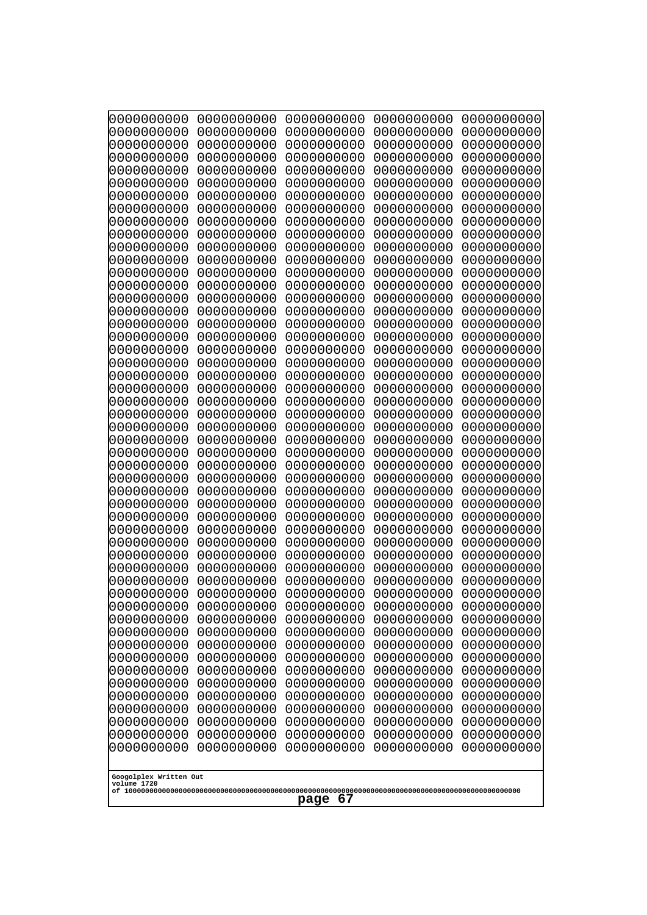```
0000000000 0000000000 0000000000 0000000000 0000000000
0000000000 0000000000 0000000000 0000000000 0000000000
0000000000 0000000000 0000000000 0000000000 0000000000
0000000000 0000000000 0000000000 0000000000 0000000000
0000000000 0000000000 0000000000 0000000000 0000000000
0000000000 0000000000 0000000000 0000000000 0000000000
0000000000 0000000000 0000000000 0000000000 0000000000
0000000000 0000000000 0000000000 0000000000 0000000000
0000000000 0000000000 0000000000 0000000000 0000000000
0000000000 0000000000 0000000000 0000000000 0000000000
0000000000 0000000000 0000000000 0000000000 0000000000
0000000000 0000000000 0000000000 0000000000 0000000000
0000000000 0000000000 0000000000 0000000000 0000000000
0000000000 0000000000 0000000000 0000000000 0000000000
0000000000 0000000000 0000000000 0000000000 0000000000
0000000000 0000000000 0000000000 0000000000 0000000000
0000000000 0000000000 0000000000 0000000000 0000000000
0000000000 0000000000 0000000000 0000000000 0000000000
0000000000 0000000000 0000000000 0000000000 0000000000
0000000000 0000000000 0000000000 0000000000 0000000000
0000000000 0000000000 0000000000 0000000000 0000000000
0000000000 0000000000 0000000000 0000000000 0000000000
0000000000 0000000000 0000000000 0000000000 0000000000
0000000000 0000000000 0000000000 0000000000 0000000000
0000000000 0000000000 0000000000 0000000000 0000000000
0000000000 0000000000 0000000000 0000000000 0000000000
0000000000 0000000000 0000000000 0000000000 0000000000
0000000000 0000000000 0000000000 0000000000 0000000000
0000000000 0000000000 0000000000 0000000000 0000000000
0000000000 0000000000 0000000000 0000000000 0000000000
0000000000 0000000000 0000000000 0000000000 0000000000
0000000000 0000000000 0000000000 0000000000 0000000000
0000000000 0000000000 0000000000 0000000000 0000000000
0000000000 0000000000 0000000000 0000000000 0000000000
0000000000 0000000000 0000000000 0000000000 0000000000
0000000000 0000000000 0000000000 0000000000 0000000000
0000000000 0000000000 0000000000 0000000000 0000000000
0000000000 0000000000 0000000000 0000000000 0000000000
0000000000 0000000000 0000000000 0000000000 0000000000
0000000000 0000000000 0000000000 0000000000 0000000000
0000000000 0000000000 0000000000 0000000000 0000000000
0000000000 0000000000 0000000000 0000000000 0000000000
0000000000 0000000000 0000000000 0000000000 0000000000
0000000000 0000000000 0000000000 0000000000 0000000000
0000000000 0000000000 0000000000 0000000000 0000000000
0000000000 0000000000 0000000000 0000000000 0000000000
0000000000 0000000000 0000000000 0000000000 0000000000
0000000000 0000000000 0000000000 0000000000 0000000000
0000000000 0000000000 0000000000 0000000000 0000000000
0000000000 0000000000 0000000000 0000000000 0000000000
```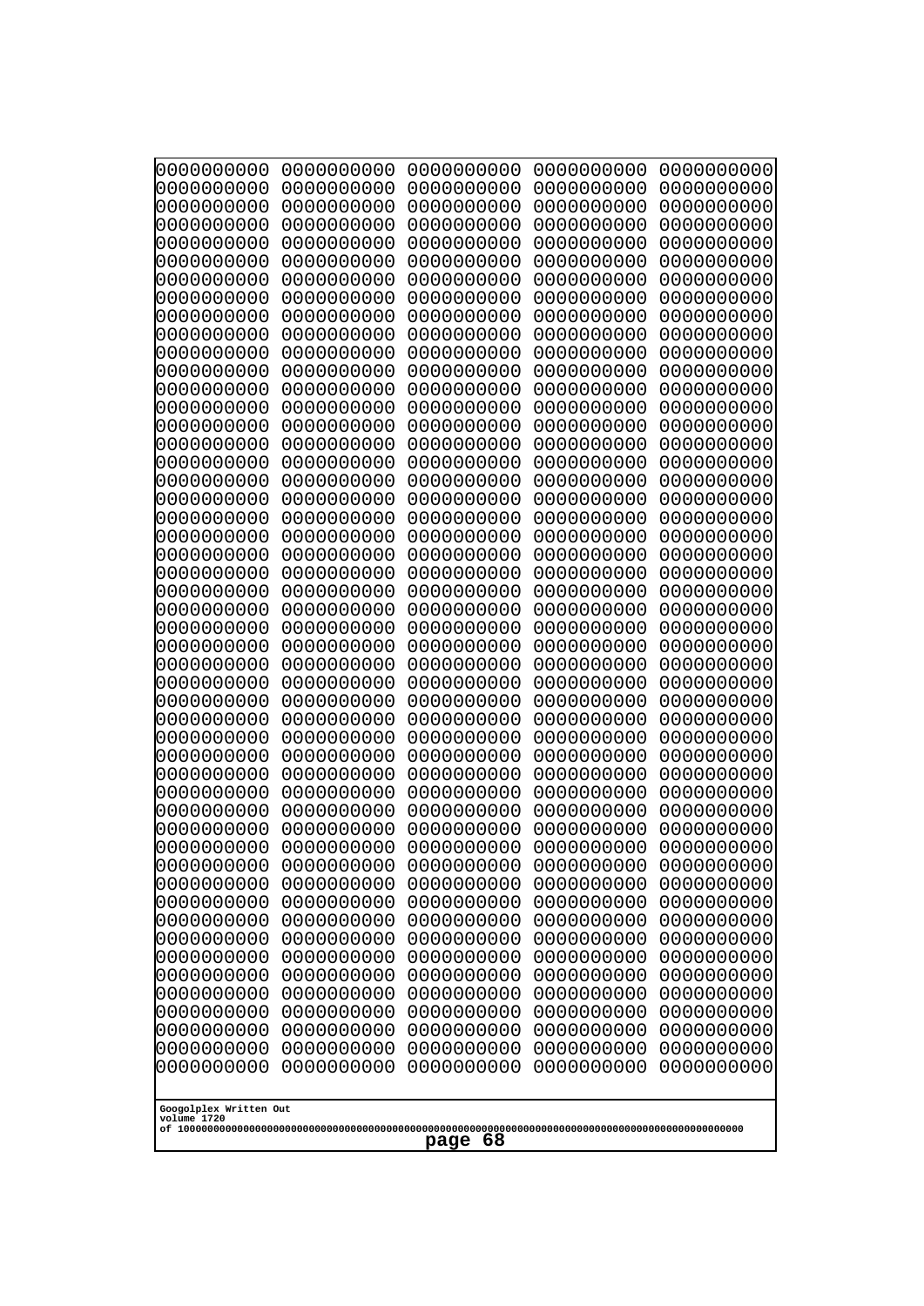```
0000000000 0000000000 0000000000 0000000000 0000000000
0000000000 0000000000 0000000000 0000000000 0000000000
0000000000 0000000000 0000000000 0000000000 0000000000
0000000000 0000000000 0000000000 0000000000 0000000000
0000000000 0000000000 0000000000 0000000000 0000000000
0000000000 0000000000 0000000000 0000000000 0000000000
0000000000 0000000000 0000000000 0000000000 0000000000
0000000000 0000000000 0000000000 0000000000 0000000000
0000000000 0000000000 0000000000 0000000000 0000000000
0000000000 0000000000 0000000000 0000000000 0000000000
0000000000 0000000000 0000000000 0000000000 0000000000
0000000000 0000000000 0000000000 0000000000 0000000000
0000000000 0000000000 0000000000 0000000000 0000000000
0000000000 0000000000 0000000000 0000000000 0000000000
0000000000 0000000000 0000000000 0000000000 0000000000
0000000000 0000000000 0000000000 0000000000 0000000000
0000000000 0000000000 0000000000 0000000000 0000000000
0000000000 0000000000 0000000000 0000000000 0000000000
0000000000 0000000000 0000000000 0000000000 0000000000
0000000000 0000000000 0000000000 0000000000 0000000000
0000000000 0000000000 0000000000 0000000000 0000000000
0000000000 0000000000 0000000000 0000000000 0000000000
0000000000 0000000000 0000000000 0000000000 0000000000
0000000000 0000000000 0000000000 0000000000 0000000000
0000000000 0000000000 0000000000 0000000000 0000000000
0000000000 0000000000 0000000000 0000000000 0000000000
0000000000 0000000000 0000000000 0000000000 0000000000
0000000000 0000000000 0000000000 0000000000 0000000000
0000000000 0000000000 0000000000 0000000000 0000000000
0000000000 0000000000 0000000000 0000000000 0000000000
0000000000 0000000000 0000000000 0000000000 0000000000
0000000000 0000000000 0000000000 0000000000 0000000000
0000000000 0000000000 0000000000 0000000000 0000000000
0000000000 0000000000 0000000000 0000000000 0000000000
0000000000 0000000000 0000000000 0000000000 0000000000
0000000000 0000000000 0000000000 0000000000 0000000000
0000000000 0000000000 0000000000 0000000000 0000000000
0000000000 0000000000 0000000000 0000000000 0000000000
0000000000 0000000000 0000000000 0000000000 0000000000
0000000000 0000000000 0000000000 0000000000 0000000000
0000000000 0000000000 0000000000 0000000000 0000000000
0000000000 0000000000 0000000000 0000000000 0000000000
0000000000 0000000000 0000000000 0000000000 0000000000
0000000000 0000000000 0000000000 0000000000 0000000000
0000000000 0000000000 0000000000 0000000000 0000000000
0000000000 0000000000 0000000000 0000000000 0000000000
0000000000 0000000000 0000000000 0000000000 0000000000
0000000000 0000000000 0000000000 0000000000 0000000000
0000000000 0000000000 0000000000 0000000000 0000000000
0000000000 0000000000 0000000000 0000000000 0000000000
```

Googolplex Written Out
volume 1720
of 10000000000000000000000000000000000000000000000000000000000000000000000000000000000000000000000000000

page 68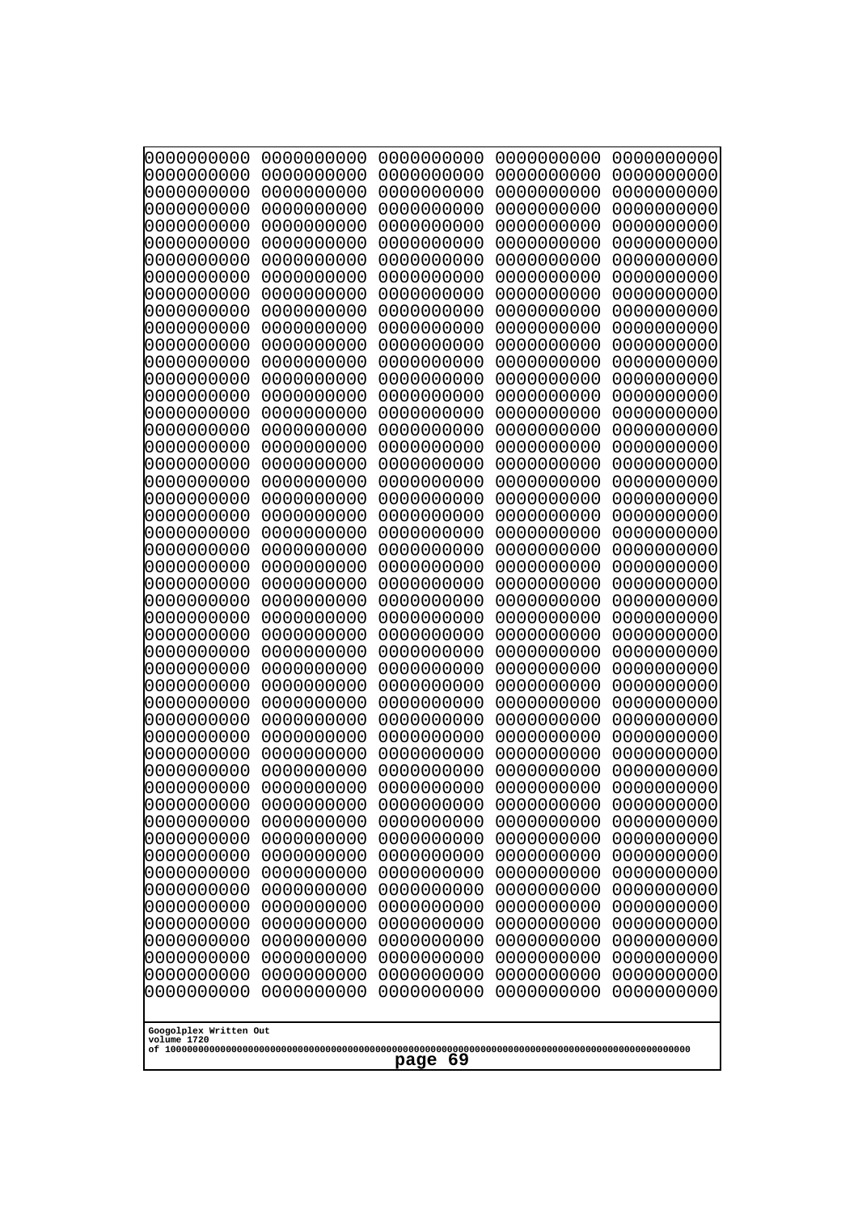```
0000000000 0000000000 0000000000 0000000000 0000000000
0000000000 0000000000 0000000000 0000000000 0000000000
0000000000 0000000000 0000000000 0000000000 0000000000
0000000000 0000000000 0000000000 0000000000 0000000000
0000000000 0000000000 0000000000 0000000000 0000000000
0000000000 0000000000 0000000000 0000000000 0000000000
0000000000 0000000000 0000000000 0000000000 0000000000
0000000000 0000000000 0000000000 0000000000 0000000000
0000000000 0000000000 0000000000 0000000000 0000000000
0000000000 0000000000 0000000000 0000000000 0000000000
0000000000 0000000000 0000000000 0000000000 0000000000
0000000000 0000000000 0000000000 0000000000 0000000000
0000000000 0000000000 0000000000 0000000000 0000000000
0000000000 0000000000 0000000000 0000000000 0000000000
0000000000 0000000000 0000000000 0000000000 0000000000
0000000000 0000000000 0000000000 0000000000 0000000000
0000000000 0000000000 0000000000 0000000000 0000000000
0000000000 0000000000 0000000000 0000000000 0000000000
0000000000 0000000000 0000000000 0000000000 0000000000
0000000000 0000000000 0000000000 0000000000 0000000000
0000000000 0000000000 0000000000 0000000000 0000000000
0000000000 0000000000 0000000000 0000000000 0000000000
0000000000 0000000000 0000000000 0000000000 0000000000
0000000000 0000000000 0000000000 0000000000 0000000000
0000000000 0000000000 0000000000 0000000000 0000000000
0000000000 0000000000 0000000000 0000000000 0000000000
0000000000 0000000000 0000000000 0000000000 0000000000
0000000000 0000000000 0000000000 0000000000 0000000000
0000000000 0000000000 0000000000 0000000000 0000000000
0000000000 0000000000 0000000000 0000000000 0000000000
0000000000 0000000000 0000000000 0000000000 0000000000
0000000000 0000000000 0000000000 0000000000 0000000000
0000000000 0000000000 0000000000 0000000000 0000000000
0000000000 0000000000 0000000000 0000000000 0000000000
0000000000 0000000000 0000000000 0000000000 0000000000
0000000000 0000000000 0000000000 0000000000 0000000000
0000000000 0000000000 0000000000 0000000000 0000000000
0000000000 0000000000 0000000000 0000000000 0000000000
0000000000 0000000000 0000000000 0000000000 0000000000
0000000000 0000000000 0000000000 0000000000 0000000000
0000000000 0000000000 0000000000 0000000000 0000000000
0000000000 0000000000 0000000000 0000000000 0000000000
0000000000 0000000000 0000000000 0000000000 0000000000
0000000000 0000000000 0000000000 0000000000 0000000000
0000000000 0000000000 0000000000 0000000000 0000000000
0000000000 0000000000 0000000000 0000000000 0000000000
0000000000 0000000000 0000000000 0000000000 0000000000
0000000000 0000000000 0000000000 0000000000 0000000000
0000000000 0000000000 0000000000 0000000000 0000000000
0000000000 0000000000 0000000000 0000000000 0000000000
```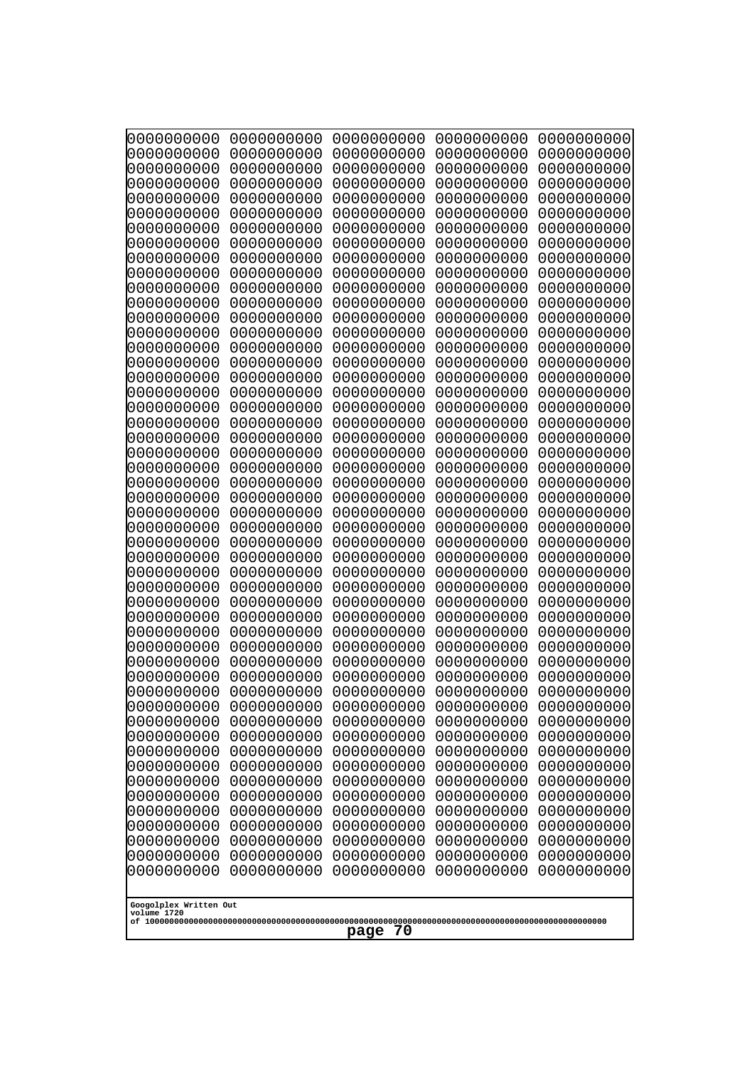```
0000000000 0000000000 0000000000 0000000000 0000000000
0000000000 0000000000 0000000000 0000000000 0000000000
0000000000 0000000000 0000000000 0000000000 0000000000
0000000000 0000000000 0000000000 0000000000 0000000000
0000000000 0000000000 0000000000 0000000000 0000000000
0000000000 0000000000 0000000000 0000000000 0000000000
0000000000 0000000000 0000000000 0000000000 0000000000
0000000000 0000000000 0000000000 0000000000 0000000000
0000000000 0000000000 0000000000 0000000000 0000000000
0000000000 0000000000 0000000000 0000000000 0000000000
0000000000 0000000000 0000000000 0000000000 0000000000
0000000000 0000000000 0000000000 0000000000 0000000000
0000000000 0000000000 0000000000 0000000000 0000000000
0000000000 0000000000 0000000000 0000000000 0000000000
0000000000 0000000000 0000000000 0000000000 0000000000
0000000000 0000000000 0000000000 0000000000 0000000000
0000000000 0000000000 0000000000 0000000000 0000000000
0000000000 0000000000 0000000000 0000000000 0000000000
0000000000 0000000000 0000000000 0000000000 0000000000
0000000000 0000000000 0000000000 0000000000 0000000000
0000000000 0000000000 0000000000 0000000000 0000000000
0000000000 0000000000 0000000000 0000000000 0000000000
0000000000 0000000000 0000000000 0000000000 0000000000
0000000000 0000000000 0000000000 0000000000 0000000000
0000000000 0000000000 0000000000 0000000000 0000000000
0000000000 0000000000 0000000000 0000000000 0000000000
0000000000 0000000000 0000000000 0000000000 0000000000
0000000000 0000000000 0000000000 0000000000 0000000000
0000000000 0000000000 0000000000 0000000000 0000000000
0000000000 0000000000 0000000000 0000000000 0000000000
0000000000 0000000000 0000000000 0000000000 0000000000
0000000000 0000000000 0000000000 0000000000 0000000000
0000000000 0000000000 0000000000 0000000000 0000000000
0000000000 0000000000 0000000000 0000000000 0000000000
0000000000 0000000000 0000000000 0000000000 0000000000
0000000000 0000000000 0000000000 0000000000 0000000000
0000000000 0000000000 0000000000 0000000000 0000000000
0000000000 0000000000 0000000000 0000000000 0000000000
0000000000 0000000000 0000000000 0000000000 0000000000
0000000000 0000000000 0000000000 0000000000 0000000000
0000000000 0000000000 0000000000 0000000000 0000000000
0000000000 0000000000 0000000000 0000000000 0000000000
0000000000 0000000000 0000000000 0000000000 0000000000
0000000000 0000000000 0000000000 0000000000 0000000000
0000000000 0000000000 0000000000 0000000000 0000000000
0000000000 0000000000 0000000000 0000000000 0000000000
0000000000 0000000000 0000000000 0000000000 0000000000
0000000000 0000000000 0000000000 0000000000 0000000000
0000000000 0000000000 0000000000 0000000000 0000000000
0000000000 0000000000 0000000000 0000000000 0000000000
```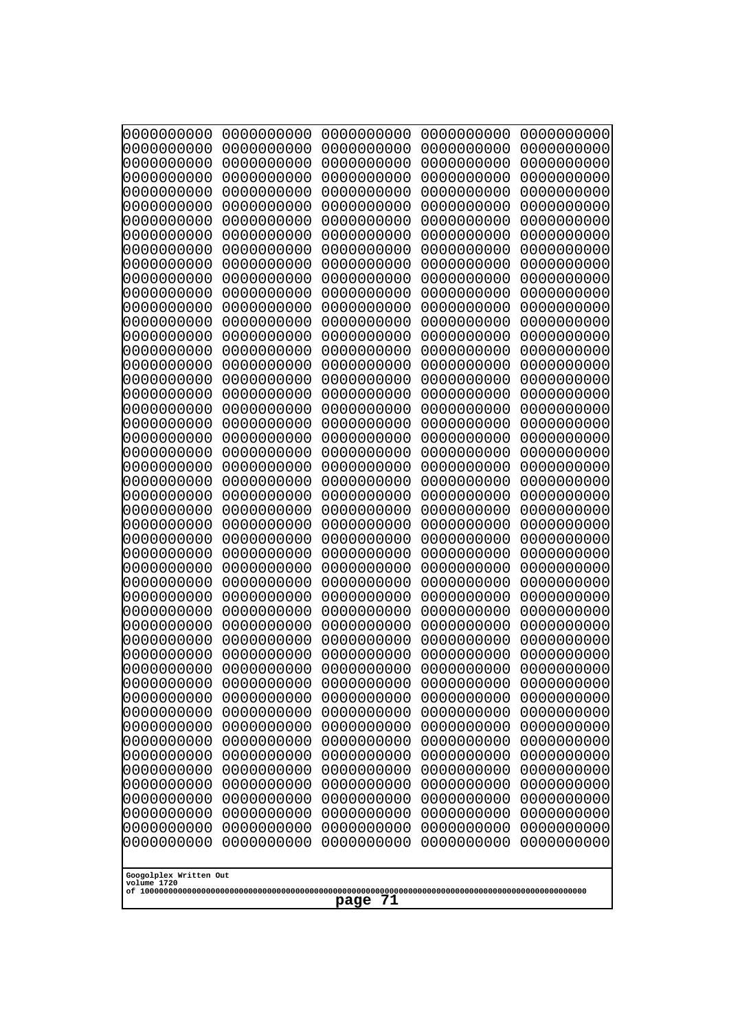0000000000 0000000000 0000000000 0000000000 0000000000
0000000000 0000000000 0000000000 0000000000 0000000000
0000000000 0000000000 0000000000 0000000000 0000000000
0000000000 0000000000 0000000000 0000000000 0000000000
0000000000 0000000000 0000000000 0000000000 0000000000
0000000000 0000000000 0000000000 0000000000 0000000000
0000000000 0000000000 0000000000 0000000000 0000000000
0000000000 0000000000 0000000000 0000000000 0000000000
0000000000 0000000000 0000000000 0000000000 0000000000
0000000000 0000000000 0000000000 0000000000 0000000000
0000000000 0000000000 0000000000 0000000000 0000000000
0000000000 0000000000 0000000000 0000000000 0000000000
0000000000 0000000000 0000000000 0000000000 0000000000
0000000000 0000000000 0000000000 0000000000 0000000000
0000000000 0000000000 0000000000 0000000000 0000000000
0000000000 0000000000 0000000000 0000000000 0000000000
0000000000 0000000000 0000000000 0000000000 0000000000
0000000000 0000000000 0000000000 0000000000 0000000000
0000000000 0000000000 0000000000 0000000000 0000000000
0000000000 0000000000 0000000000 0000000000 0000000000
0000000000 0000000000 0000000000 0000000000 0000000000
0000000000 0000000000 0000000000 0000000000 0000000000
0000000000 0000000000 0000000000 0000000000 0000000000
0000000000 0000000000 0000000000 0000000000 0000000000
0000000000 0000000000 0000000000 0000000000 0000000000
0000000000 0000000000 0000000000 0000000000 0000000000
0000000000 0000000000 0000000000 0000000000 0000000000
0000000000 0000000000 0000000000 0000000000 0000000000
0000000000 0000000000 0000000000 0000000000 0000000000
0000000000 0000000000 0000000000 0000000000 0000000000
0000000000 0000000000 0000000000 0000000000 0000000000
0000000000 0000000000 0000000000 0000000000 0000000000
0000000000 0000000000 0000000000 0000000000 0000000000
0000000000 0000000000 0000000000 0000000000 0000000000
0000000000 0000000000 0000000000 0000000000 0000000000
0000000000 0000000000 0000000000 0000000000 0000000000
0000000000 0000000000 0000000000 0000000000 0000000000
0000000000 0000000000 0000000000 0000000000 0000000000
0000000000 0000000000 0000000000 0000000000 0000000000
0000000000 0000000000 0000000000 0000000000 0000000000
0000000000 0000000000 0000000000 0000000000 0000000000
0000000000 0000000000 0000000000 0000000000 0000000000
0000000000 0000000000 0000000000 0000000000 0000000000
0000000000 0000000000 0000000000 0000000000 0000000000
0000000000 0000000000 0000000000 0000000000 0000000000
0000000000 0000000000 0000000000 0000000000 0000000000
0000000000 0000000000 0000000000 0000000000 0000000000
0000000000 0000000000 0000000000 0000000000 0000000000
0000000000 0000000000 0000000000 0000000000 0000000000
0000000000 0000000000 0000000000 0000000000 0000000000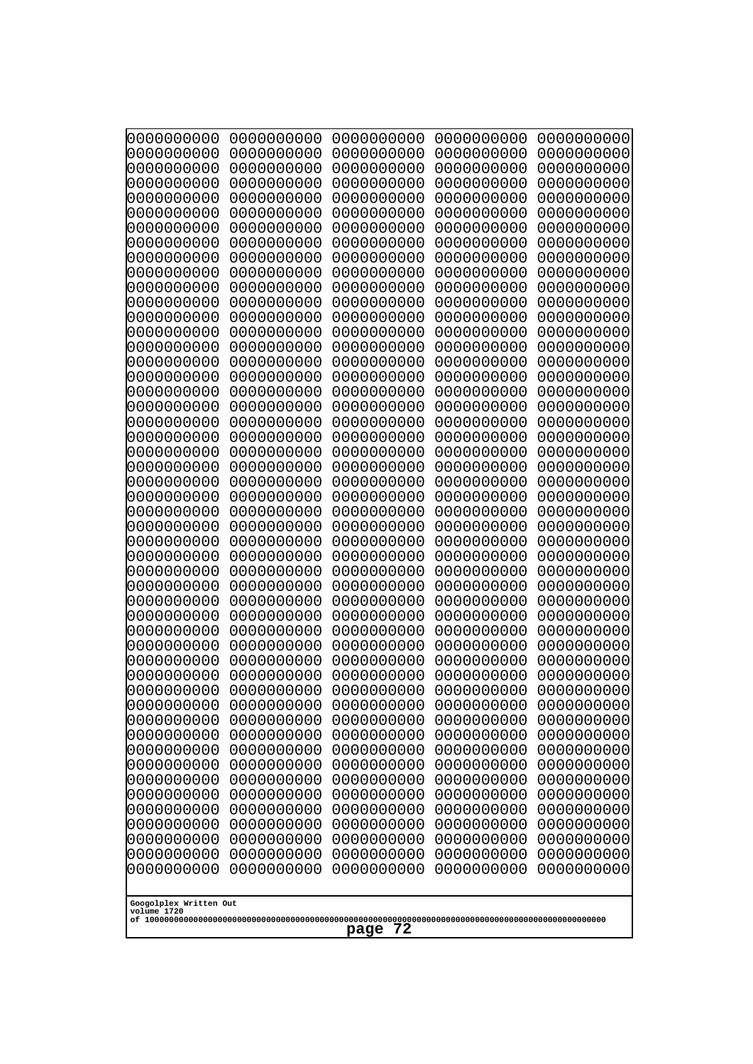0000000000 0000000000 0000000000 0000000000 0000000000
0000000000 0000000000 0000000000 0000000000 0000000000
0000000000 0000000000 0000000000 0000000000 0000000000
0000000000 0000000000 0000000000 0000000000 0000000000
0000000000 0000000000 0000000000 0000000000 0000000000
0000000000 0000000000 0000000000 0000000000 0000000000
0000000000 0000000000 0000000000 0000000000 0000000000
0000000000 0000000000 0000000000 0000000000 0000000000
0000000000 0000000000 0000000000 0000000000 0000000000
0000000000 0000000000 0000000000 0000000000 0000000000
0000000000 0000000000 0000000000 0000000000 0000000000
0000000000 0000000000 0000000000 0000000000 0000000000
0000000000 0000000000 0000000000 0000000000 0000000000
0000000000 0000000000 0000000000 0000000000 0000000000
0000000000 0000000000 0000000000 0000000000 0000000000
0000000000 0000000000 0000000000 0000000000 0000000000
0000000000 0000000000 0000000000 0000000000 0000000000
0000000000 0000000000 0000000000 0000000000 0000000000
0000000000 0000000000 0000000000 0000000000 0000000000
0000000000 0000000000 0000000000 0000000000 0000000000
0000000000 0000000000 0000000000 0000000000 0000000000
0000000000 0000000000 0000000000 0000000000 0000000000
0000000000 0000000000 0000000000 0000000000 0000000000
0000000000 0000000000 0000000000 0000000000 0000000000
0000000000 0000000000 0000000000 0000000000 0000000000
0000000000 0000000000 0000000000 0000000000 0000000000
0000000000 0000000000 0000000000 0000000000 0000000000
0000000000 0000000000 0000000000 0000000000 0000000000
0000000000 0000000000 0000000000 0000000000 0000000000
0000000000 0000000000 0000000000 0000000000 0000000000
0000000000 0000000000 0000000000 0000000000 0000000000
0000000000 0000000000 0000000000 0000000000 0000000000
0000000000 0000000000 0000000000 0000000000 0000000000
0000000000 0000000000 0000000000 0000000000 0000000000
0000000000 0000000000 0000000000 0000000000 0000000000
0000000000 0000000000 0000000000 0000000000 0000000000
0000000000 0000000000 0000000000 0000000000 0000000000
0000000000 0000000000 0000000000 0000000000 0000000000
0000000000 0000000000 0000000000 0000000000 0000000000
0000000000 0000000000 0000000000 0000000000 0000000000
0000000000 0000000000 0000000000 0000000000 0000000000
0000000000 0000000000 0000000000 0000000000 0000000000
0000000000 0000000000 0000000000 0000000000 0000000000
0000000000 0000000000 0000000000 0000000000 0000000000
0000000000 0000000000 0000000000 0000000000 0000000000
0000000000 0000000000 0000000000 0000000000 0000000000
0000000000 0000000000 0000000000 0000000000 0000000000
0000000000 0000000000 0000000000 0000000000 0000000000
0000000000 0000000000 0000000000 0000000000 0000000000
0000000000 0000000000 0000000000 0000000000 0000000000

Googolplex Written Out
volume 1720
of 10000000000000000000000000000000000000000000000000000000000000000000000000000000000000000000000000000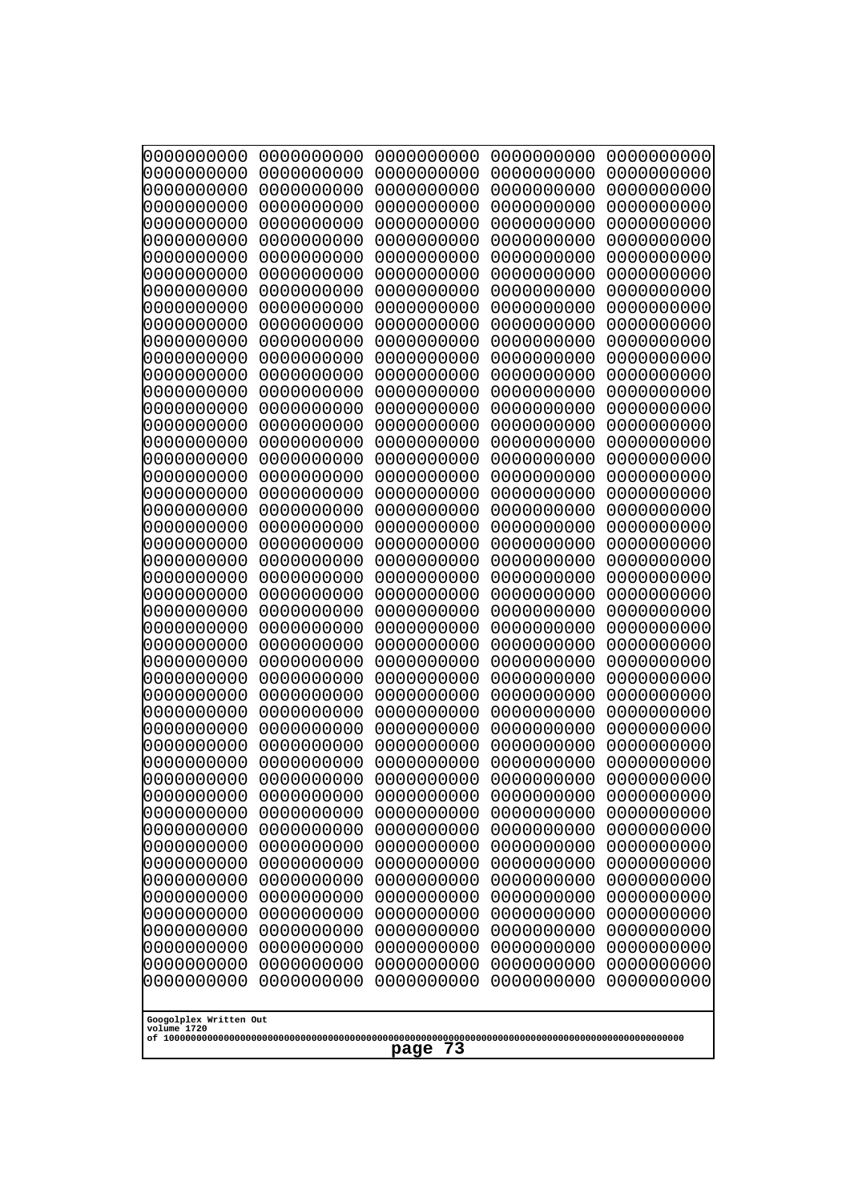```
0000000000 0000000000 0000000000 0000000000 0000000000
0000000000 0000000000 0000000000 0000000000 0000000000
0000000000 0000000000 0000000000 0000000000 0000000000
0000000000 0000000000 0000000000 0000000000 0000000000
0000000000 0000000000 0000000000 0000000000 0000000000
0000000000 0000000000 0000000000 0000000000 0000000000
0000000000 0000000000 0000000000 0000000000 0000000000
0000000000 0000000000 0000000000 0000000000 0000000000
0000000000 0000000000 0000000000 0000000000 0000000000
0000000000 0000000000 0000000000 0000000000 0000000000
0000000000 0000000000 0000000000 0000000000 0000000000
0000000000 0000000000 0000000000 0000000000 0000000000
0000000000 0000000000 0000000000 0000000000 0000000000
0000000000 0000000000 0000000000 0000000000 0000000000
0000000000 0000000000 0000000000 0000000000 0000000000
0000000000 0000000000 0000000000 0000000000 0000000000
0000000000 0000000000 0000000000 0000000000 0000000000
0000000000 0000000000 0000000000 0000000000 0000000000
0000000000 0000000000 0000000000 0000000000 0000000000
0000000000 0000000000 0000000000 0000000000 0000000000
0000000000 0000000000 0000000000 0000000000 0000000000
0000000000 0000000000 0000000000 0000000000 0000000000
0000000000 0000000000 0000000000 0000000000 0000000000
0000000000 0000000000 0000000000 0000000000 0000000000
0000000000 0000000000 0000000000 0000000000 0000000000
0000000000 0000000000 0000000000 0000000000 0000000000
0000000000 0000000000 0000000000 0000000000 0000000000
0000000000 0000000000 0000000000 0000000000 0000000000
0000000000 0000000000 0000000000 0000000000 0000000000
0000000000 0000000000 0000000000 0000000000 0000000000
0000000000 0000000000 0000000000 0000000000 0000000000
0000000000 0000000000 0000000000 0000000000 0000000000
0000000000 0000000000 0000000000 0000000000 0000000000
0000000000 0000000000 0000000000 0000000000 0000000000
0000000000 0000000000 0000000000 0000000000 0000000000
0000000000 0000000000 0000000000 0000000000 0000000000
0000000000 0000000000 0000000000 0000000000 0000000000
0000000000 0000000000 0000000000 0000000000 0000000000
0000000000 0000000000 0000000000 0000000000 0000000000
0000000000 0000000000 0000000000 0000000000 0000000000
0000000000 0000000000 0000000000 0000000000 0000000000
0000000000 0000000000 0000000000 0000000000 0000000000
0000000000 0000000000 0000000000 0000000000 0000000000
0000000000 0000000000 0000000000 0000000000 0000000000
0000000000 0000000000 0000000000 0000000000 0000000000
0000000000 0000000000 0000000000 0000000000 0000000000
0000000000 0000000000 0000000000 0000000000 0000000000
0000000000 0000000000 0000000000 0000000000 0000000000
0000000000 0000000000 0000000000 0000000000 0000000000
0000000000 0000000000 0000000000 0000000000 0000000000
```

Googolplex Written Out
volume 1720
of 10000000000000000000000000000000000000000000000000000000000000000000000000000000000000000000000000000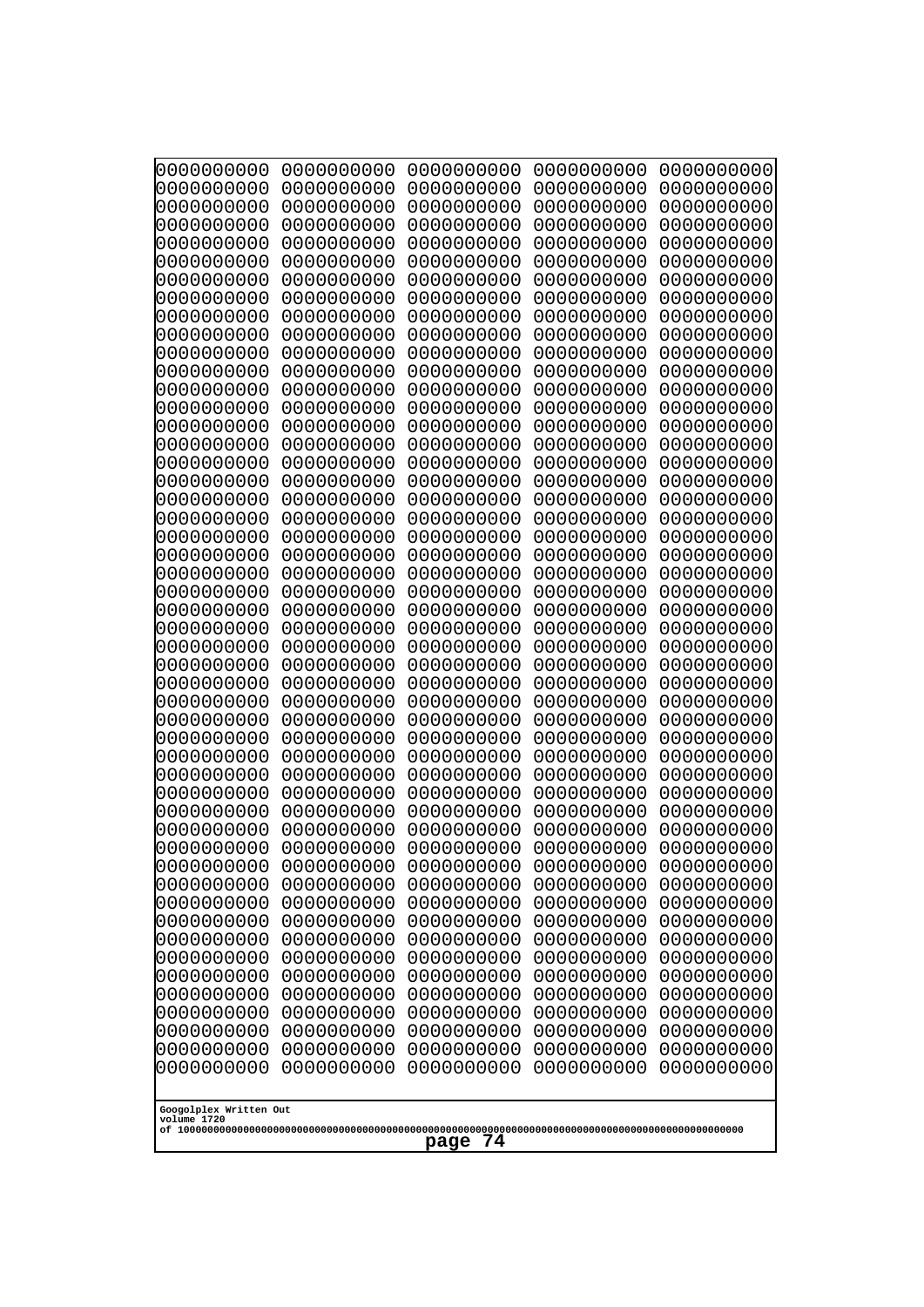```
0000000000 0000000000 0000000000 0000000000 0000000000
0000000000 0000000000 0000000000 0000000000 0000000000
0000000000 0000000000 0000000000 0000000000 0000000000
0000000000 0000000000 0000000000 0000000000 0000000000
0000000000 0000000000 0000000000 0000000000 0000000000
0000000000 0000000000 0000000000 0000000000 0000000000
0000000000 0000000000 0000000000 0000000000 0000000000
0000000000 0000000000 0000000000 0000000000 0000000000
0000000000 0000000000 0000000000 0000000000 0000000000
0000000000 0000000000 0000000000 0000000000 0000000000
0000000000 0000000000 0000000000 0000000000 0000000000
0000000000 0000000000 0000000000 0000000000 0000000000
0000000000 0000000000 0000000000 0000000000 0000000000
0000000000 0000000000 0000000000 0000000000 0000000000
0000000000 0000000000 0000000000 0000000000 0000000000
0000000000 0000000000 0000000000 0000000000 0000000000
0000000000 0000000000 0000000000 0000000000 0000000000
0000000000 0000000000 0000000000 0000000000 0000000000
0000000000 0000000000 0000000000 0000000000 0000000000
0000000000 0000000000 0000000000 0000000000 0000000000
0000000000 0000000000 0000000000 0000000000 0000000000
0000000000 0000000000 0000000000 0000000000 0000000000
0000000000 0000000000 0000000000 0000000000 0000000000
0000000000 0000000000 0000000000 0000000000 0000000000
0000000000 0000000000 0000000000 0000000000 0000000000
0000000000 0000000000 0000000000 0000000000 0000000000
0000000000 0000000000 0000000000 0000000000 0000000000
0000000000 0000000000 0000000000 0000000000 0000000000
0000000000 0000000000 0000000000 0000000000 0000000000
0000000000 0000000000 0000000000 0000000000 0000000000
0000000000 0000000000 0000000000 0000000000 0000000000
0000000000 0000000000 0000000000 0000000000 0000000000
0000000000 0000000000 0000000000 0000000000 0000000000
0000000000 0000000000 0000000000 0000000000 0000000000
0000000000 0000000000 0000000000 0000000000 0000000000
0000000000 0000000000 0000000000 0000000000 0000000000
0000000000 0000000000 0000000000 0000000000 0000000000
0000000000 0000000000 0000000000 0000000000 0000000000
0000000000 0000000000 0000000000 0000000000 0000000000
0000000000 0000000000 0000000000 0000000000 0000000000
0000000000 0000000000 0000000000 0000000000 0000000000
0000000000 0000000000 0000000000 0000000000 0000000000
0000000000 0000000000 0000000000 0000000000 0000000000
0000000000 0000000000 0000000000 0000000000 0000000000
0000000000 0000000000 0000000000 0000000000 0000000000
0000000000 0000000000 0000000000 0000000000 0000000000
0000000000 0000000000 0000000000 0000000000 0000000000
0000000000 0000000000 0000000000 0000000000 0000000000
0000000000 0000000000 0000000000 0000000000 0000000000
0000000000 0000000000 0000000000 0000000000 0000000000
```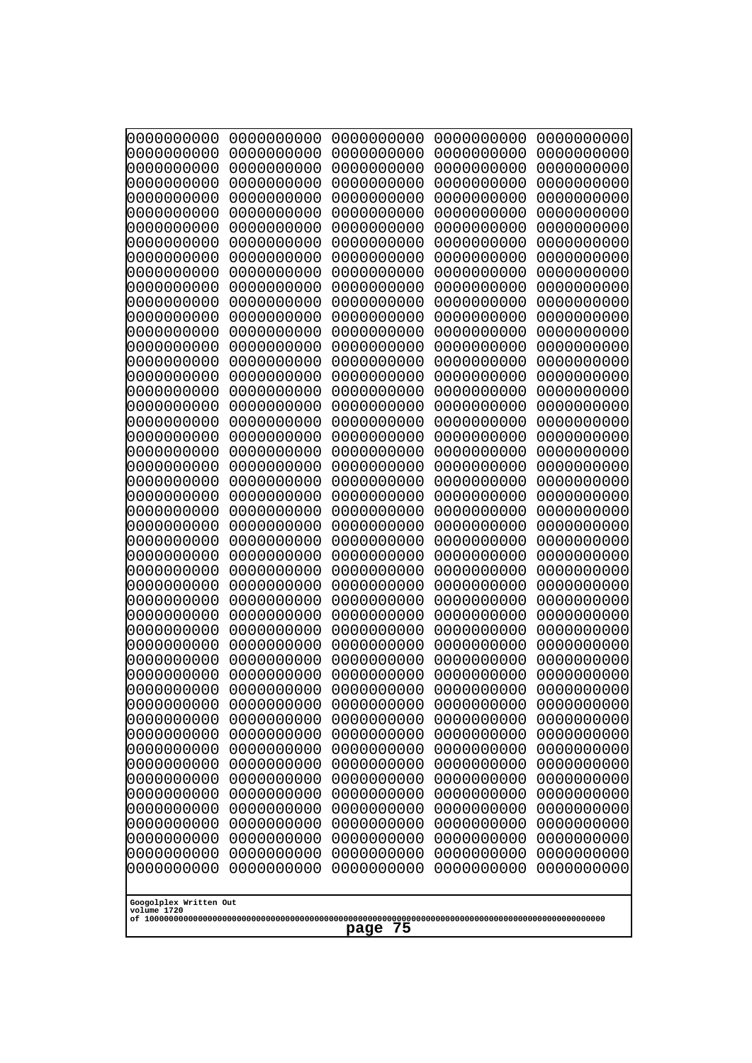```
0000000000 0000000000 0000000000 0000000000 0000000000
0000000000 0000000000 0000000000 0000000000 0000000000
0000000000 0000000000 0000000000 0000000000 0000000000
0000000000 0000000000 0000000000 0000000000 0000000000
0000000000 0000000000 0000000000 0000000000 0000000000
0000000000 0000000000 0000000000 0000000000 0000000000
0000000000 0000000000 0000000000 0000000000 0000000000
0000000000 0000000000 0000000000 0000000000 0000000000
0000000000 0000000000 0000000000 0000000000 0000000000
0000000000 0000000000 0000000000 0000000000 0000000000
0000000000 0000000000 0000000000 0000000000 0000000000
0000000000 0000000000 0000000000 0000000000 0000000000
0000000000 0000000000 0000000000 0000000000 0000000000
0000000000 0000000000 0000000000 0000000000 0000000000
0000000000 0000000000 0000000000 0000000000 0000000000
0000000000 0000000000 0000000000 0000000000 0000000000
0000000000 0000000000 0000000000 0000000000 0000000000
0000000000 0000000000 0000000000 0000000000 0000000000
0000000000 0000000000 0000000000 0000000000 0000000000
0000000000 0000000000 0000000000 0000000000 0000000000
0000000000 0000000000 0000000000 0000000000 0000000000
0000000000 0000000000 0000000000 0000000000 0000000000
0000000000 0000000000 0000000000 0000000000 0000000000
0000000000 0000000000 0000000000 0000000000 0000000000
0000000000 0000000000 0000000000 0000000000 0000000000
0000000000 0000000000 0000000000 0000000000 0000000000
0000000000 0000000000 0000000000 0000000000 0000000000
0000000000 0000000000 0000000000 0000000000 0000000000
0000000000 0000000000 0000000000 0000000000 0000000000
0000000000 0000000000 0000000000 0000000000 0000000000
0000000000 0000000000 0000000000 0000000000 0000000000
0000000000 0000000000 0000000000 0000000000 0000000000
0000000000 0000000000 0000000000 0000000000 0000000000
0000000000 0000000000 0000000000 0000000000 0000000000
0000000000 0000000000 0000000000 0000000000 0000000000
0000000000 0000000000 0000000000 0000000000 0000000000
0000000000 0000000000 0000000000 0000000000 0000000000
0000000000 0000000000 0000000000 0000000000 0000000000
0000000000 0000000000 0000000000 0000000000 0000000000
0000000000 0000000000 0000000000 0000000000 0000000000
0000000000 0000000000 0000000000 0000000000 0000000000
0000000000 0000000000 0000000000 0000000000 0000000000
0000000000 0000000000 0000000000 0000000000 0000000000
0000000000 0000000000 0000000000 0000000000 0000000000
0000000000 0000000000 0000000000 0000000000 0000000000
0000000000 0000000000 0000000000 0000000000 0000000000
0000000000 0000000000 0000000000 0000000000 0000000000
0000000000 0000000000 0000000000 0000000000 0000000000
0000000000 0000000000 0000000000 0000000000 0000000000
0000000000 0000000000 0000000000 0000000000 0000000000
```

Googolplex Written Out
volume 1720
of 10000000000000000000000000000000000000000000000000000000000000000000000000000000000000000000000000000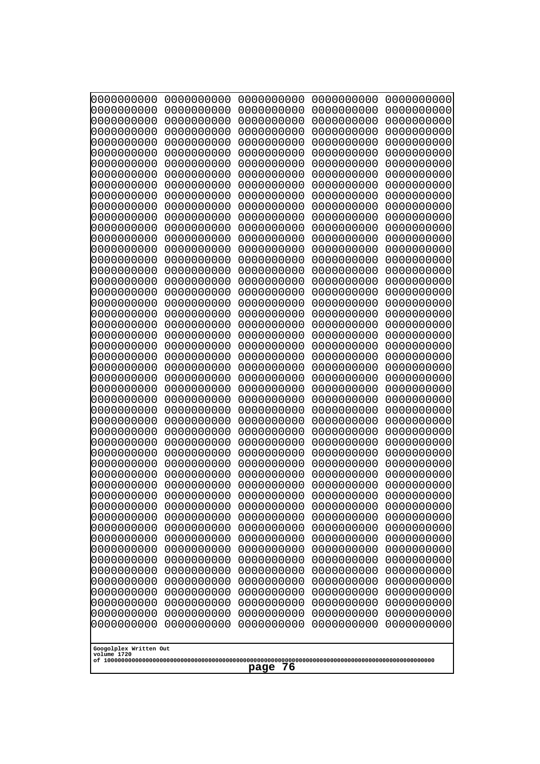```
0000000000 0000000000 0000000000 0000000000 0000000000
0000000000 0000000000 0000000000 0000000000 0000000000
0000000000 0000000000 0000000000 0000000000 0000000000
0000000000 0000000000 0000000000 0000000000 0000000000
0000000000 0000000000 0000000000 0000000000 0000000000
0000000000 0000000000 0000000000 0000000000 0000000000
0000000000 0000000000 0000000000 0000000000 0000000000
0000000000 0000000000 0000000000 0000000000 0000000000
0000000000 0000000000 0000000000 0000000000 0000000000
0000000000 0000000000 0000000000 0000000000 0000000000
0000000000 0000000000 0000000000 0000000000 0000000000
0000000000 0000000000 0000000000 0000000000 0000000000
0000000000 0000000000 0000000000 0000000000 0000000000
0000000000 0000000000 0000000000 0000000000 0000000000
0000000000 0000000000 0000000000 0000000000 0000000000
0000000000 0000000000 0000000000 0000000000 0000000000
0000000000 0000000000 0000000000 0000000000 0000000000
0000000000 0000000000 0000000000 0000000000 0000000000
0000000000 0000000000 0000000000 0000000000 0000000000
0000000000 0000000000 0000000000 0000000000 0000000000
0000000000 0000000000 0000000000 0000000000 0000000000
0000000000 0000000000 0000000000 0000000000 0000000000
0000000000 0000000000 0000000000 0000000000 0000000000
0000000000 0000000000 0000000000 0000000000 0000000000
0000000000 0000000000 0000000000 0000000000 0000000000
0000000000 0000000000 0000000000 0000000000 0000000000
0000000000 0000000000 0000000000 0000000000 0000000000
0000000000 0000000000 0000000000 0000000000 0000000000
0000000000 0000000000 0000000000 0000000000 0000000000
0000000000 0000000000 0000000000 0000000000 0000000000
0000000000 0000000000 0000000000 0000000000 0000000000
0000000000 0000000000 0000000000 0000000000 0000000000
0000000000 0000000000 0000000000 0000000000 0000000000
0000000000 0000000000 0000000000 0000000000 0000000000
0000000000 0000000000 0000000000 0000000000 0000000000
0000000000 0000000000 0000000000 0000000000 0000000000
0000000000 0000000000 0000000000 0000000000 0000000000
0000000000 0000000000 0000000000 0000000000 0000000000
0000000000 0000000000 0000000000 0000000000 0000000000
0000000000 0000000000 0000000000 0000000000 0000000000
0000000000 0000000000 0000000000 0000000000 0000000000
0000000000 0000000000 0000000000 0000000000 0000000000
0000000000 0000000000 0000000000 0000000000 0000000000
0000000000 0000000000 0000000000 0000000000 0000000000
0000000000 0000000000 0000000000 0000000000 0000000000
0000000000 0000000000 0000000000 0000000000 0000000000
0000000000 0000000000 0000000000 0000000000 0000000000
0000000000 0000000000 0000000000 0000000000 0000000000
0000000000 0000000000 0000000000 0000000000 0000000000
0000000000 0000000000 0000000000 0000000000 0000000000
```

Googolplex Written Out
volume 1720
of 10000000000000000000000000000000000000000000000000000000000000000000000000000000000000000000000000000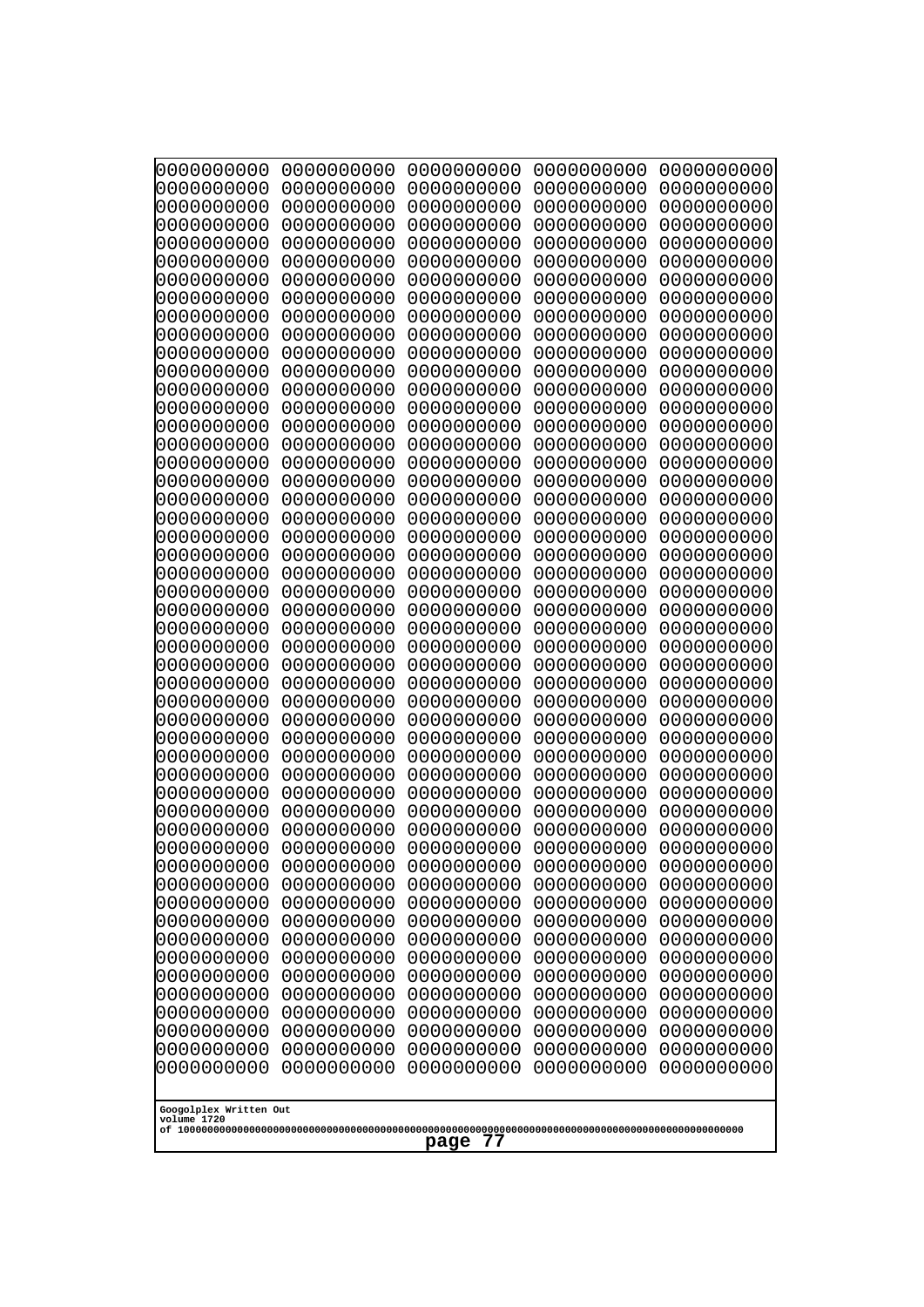```
0000000000 0000000000 0000000000 0000000000 0000000000
0000000000 0000000000 0000000000 0000000000 0000000000
0000000000 0000000000 0000000000 0000000000 0000000000
0000000000 0000000000 0000000000 0000000000 0000000000
0000000000 0000000000 0000000000 0000000000 0000000000
0000000000 0000000000 0000000000 0000000000 0000000000
0000000000 0000000000 0000000000 0000000000 0000000000
0000000000 0000000000 0000000000 0000000000 0000000000
0000000000 0000000000 0000000000 0000000000 0000000000
0000000000 0000000000 0000000000 0000000000 0000000000
0000000000 0000000000 0000000000 0000000000 0000000000
0000000000 0000000000 0000000000 0000000000 0000000000
0000000000 0000000000 0000000000 0000000000 0000000000
0000000000 0000000000 0000000000 0000000000 0000000000
0000000000 0000000000 0000000000 0000000000 0000000000
0000000000 0000000000 0000000000 0000000000 0000000000
0000000000 0000000000 0000000000 0000000000 0000000000
0000000000 0000000000 0000000000 0000000000 0000000000
0000000000 0000000000 0000000000 0000000000 0000000000
0000000000 0000000000 0000000000 0000000000 0000000000
0000000000 0000000000 0000000000 0000000000 0000000000
0000000000 0000000000 0000000000 0000000000 0000000000
0000000000 0000000000 0000000000 0000000000 0000000000
0000000000 0000000000 0000000000 0000000000 0000000000
0000000000 0000000000 0000000000 0000000000 0000000000
0000000000 0000000000 0000000000 0000000000 0000000000
0000000000 0000000000 0000000000 0000000000 0000000000
0000000000 0000000000 0000000000 0000000000 0000000000
0000000000 0000000000 0000000000 0000000000 0000000000
0000000000 0000000000 0000000000 0000000000 0000000000
0000000000 0000000000 0000000000 0000000000 0000000000
0000000000 0000000000 0000000000 0000000000 0000000000
0000000000 0000000000 0000000000 0000000000 0000000000
0000000000 0000000000 0000000000 0000000000 0000000000
0000000000 0000000000 0000000000 0000000000 0000000000
0000000000 0000000000 0000000000 0000000000 0000000000
0000000000 0000000000 0000000000 0000000000 0000000000
0000000000 0000000000 0000000000 0000000000 0000000000
0000000000 0000000000 0000000000 0000000000 0000000000
0000000000 0000000000 0000000000 0000000000 0000000000
0000000000 0000000000 0000000000 0000000000 0000000000
0000000000 0000000000 0000000000 0000000000 0000000000
0000000000 0000000000 0000000000 0000000000 0000000000
0000000000 0000000000 0000000000 0000000000 0000000000
0000000000 0000000000 0000000000 0000000000 0000000000
0000000000 0000000000 0000000000 0000000000 0000000000
0000000000 0000000000 0000000000 0000000000 0000000000
0000000000 0000000000 0000000000 0000000000 0000000000
0000000000 0000000000 0000000000 0000000000 0000000000
0000000000 0000000000 0000000000 0000000000 0000000000
```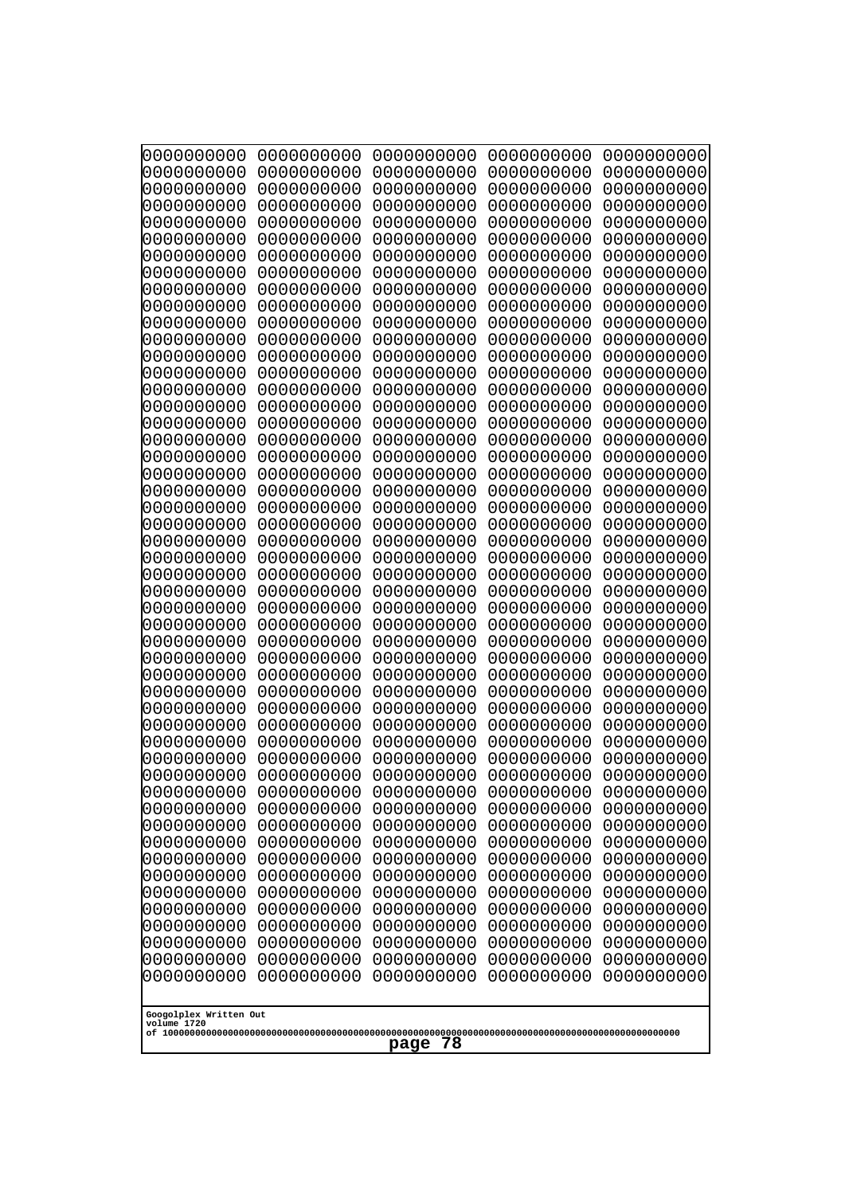```
0000000000 0000000000 0000000000 0000000000 0000000000
0000000000 0000000000 0000000000 0000000000 0000000000
0000000000 0000000000 0000000000 0000000000 0000000000
0000000000 0000000000 0000000000 0000000000 0000000000
0000000000 0000000000 0000000000 0000000000 0000000000
0000000000 0000000000 0000000000 0000000000 0000000000
0000000000 0000000000 0000000000 0000000000 0000000000
0000000000 0000000000 0000000000 0000000000 0000000000
0000000000 0000000000 0000000000 0000000000 0000000000
0000000000 0000000000 0000000000 0000000000 0000000000
0000000000 0000000000 0000000000 0000000000 0000000000
0000000000 0000000000 0000000000 0000000000 0000000000
0000000000 0000000000 0000000000 0000000000 0000000000
0000000000 0000000000 0000000000 0000000000 0000000000
0000000000 0000000000 0000000000 0000000000 0000000000
0000000000 0000000000 0000000000 0000000000 0000000000
0000000000 0000000000 0000000000 0000000000 0000000000
0000000000 0000000000 0000000000 0000000000 0000000000
0000000000 0000000000 0000000000 0000000000 0000000000
0000000000 0000000000 0000000000 0000000000 0000000000
0000000000 0000000000 0000000000 0000000000 0000000000
0000000000 0000000000 0000000000 0000000000 0000000000
0000000000 0000000000 0000000000 0000000000 0000000000
0000000000 0000000000 0000000000 0000000000 0000000000
0000000000 0000000000 0000000000 0000000000 0000000000
0000000000 0000000000 0000000000 0000000000 0000000000
0000000000 0000000000 0000000000 0000000000 0000000000
0000000000 0000000000 0000000000 0000000000 0000000000
0000000000 0000000000 0000000000 0000000000 0000000000
0000000000 0000000000 0000000000 0000000000 0000000000
0000000000 0000000000 0000000000 0000000000 0000000000
0000000000 0000000000 0000000000 0000000000 0000000000
0000000000 0000000000 0000000000 0000000000 0000000000
0000000000 0000000000 0000000000 0000000000 0000000000
0000000000 0000000000 0000000000 0000000000 0000000000
0000000000 0000000000 0000000000 0000000000 0000000000
0000000000 0000000000 0000000000 0000000000 0000000000
0000000000 0000000000 0000000000 0000000000 0000000000
0000000000 0000000000 0000000000 0000000000 0000000000
0000000000 0000000000 0000000000 0000000000 0000000000
0000000000 0000000000 0000000000 0000000000 0000000000
0000000000 0000000000 0000000000 0000000000 0000000000
0000000000 0000000000 0000000000 0000000000 0000000000
0000000000 0000000000 0000000000 0000000000 0000000000
0000000000 0000000000 0000000000 0000000000 0000000000
0000000000 0000000000 0000000000 0000000000 0000000000
0000000000 0000000000 0000000000 0000000000 0000000000
0000000000 0000000000 0000000000 0000000000 0000000000
0000000000 0000000000 0000000000 0000000000 0000000000
0000000000 0000000000 0000000000 0000000000 0000000000
```

Googolplex Written Out
volume 1720
of 10000000000000000000000000000000000000000000000000000000000000000000000000000000000000000000000000000

page 78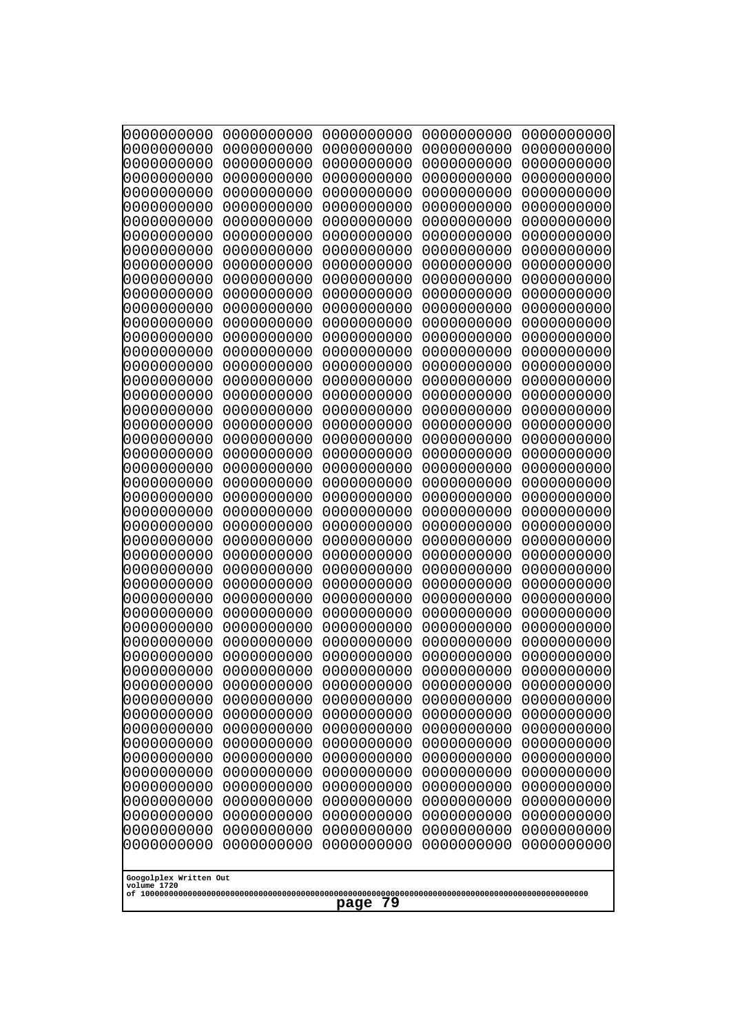```
0000000000 0000000000 0000000000 0000000000 0000000000
0000000000 0000000000 0000000000 0000000000 0000000000
0000000000 0000000000 0000000000 0000000000 0000000000
0000000000 0000000000 0000000000 0000000000 0000000000
0000000000 0000000000 0000000000 0000000000 0000000000
0000000000 0000000000 0000000000 0000000000 0000000000
0000000000 0000000000 0000000000 0000000000 0000000000
0000000000 0000000000 0000000000 0000000000 0000000000
0000000000 0000000000 0000000000 0000000000 0000000000
0000000000 0000000000 0000000000 0000000000 0000000000
0000000000 0000000000 0000000000 0000000000 0000000000
0000000000 0000000000 0000000000 0000000000 0000000000
0000000000 0000000000 0000000000 0000000000 0000000000
0000000000 0000000000 0000000000 0000000000 0000000000
0000000000 0000000000 0000000000 0000000000 0000000000
0000000000 0000000000 0000000000 0000000000 0000000000
0000000000 0000000000 0000000000 0000000000 0000000000
0000000000 0000000000 0000000000 0000000000 0000000000
0000000000 0000000000 0000000000 0000000000 0000000000
0000000000 0000000000 0000000000 0000000000 0000000000
0000000000 0000000000 0000000000 0000000000 0000000000
0000000000 0000000000 0000000000 0000000000 0000000000
0000000000 0000000000 0000000000 0000000000 0000000000
0000000000 0000000000 0000000000 0000000000 0000000000
0000000000 0000000000 0000000000 0000000000 0000000000
0000000000 0000000000 0000000000 0000000000 0000000000
0000000000 0000000000 0000000000 0000000000 0000000000
0000000000 0000000000 0000000000 0000000000 0000000000
0000000000 0000000000 0000000000 0000000000 0000000000
0000000000 0000000000 0000000000 0000000000 0000000000
0000000000 0000000000 0000000000 0000000000 0000000000
0000000000 0000000000 0000000000 0000000000 0000000000
0000000000 0000000000 0000000000 0000000000 0000000000
0000000000 0000000000 0000000000 0000000000 0000000000
0000000000 0000000000 0000000000 0000000000 0000000000
0000000000 0000000000 0000000000 0000000000 0000000000
0000000000 0000000000 0000000000 0000000000 0000000000
0000000000 0000000000 0000000000 0000000000 0000000000
0000000000 0000000000 0000000000 0000000000 0000000000
0000000000 0000000000 0000000000 0000000000 0000000000
0000000000 0000000000 0000000000 0000000000 0000000000
0000000000 0000000000 0000000000 0000000000 0000000000
0000000000 0000000000 0000000000 0000000000 0000000000
0000000000 0000000000 0000000000 0000000000 0000000000
0000000000 0000000000 0000000000 0000000000 0000000000
0000000000 0000000000 0000000000 0000000000 0000000000
0000000000 0000000000 0000000000 0000000000 0000000000
0000000000 0000000000 0000000000 0000000000 0000000000
0000000000 0000000000 0000000000 0000000000 0000000000
0000000000 0000000000 0000000000 0000000000 0000000000
```

Googolplex Written Out
volume 1720
of 10000000000000000000000000000000000000000000000000000000000000000000000000000000000000000000000000000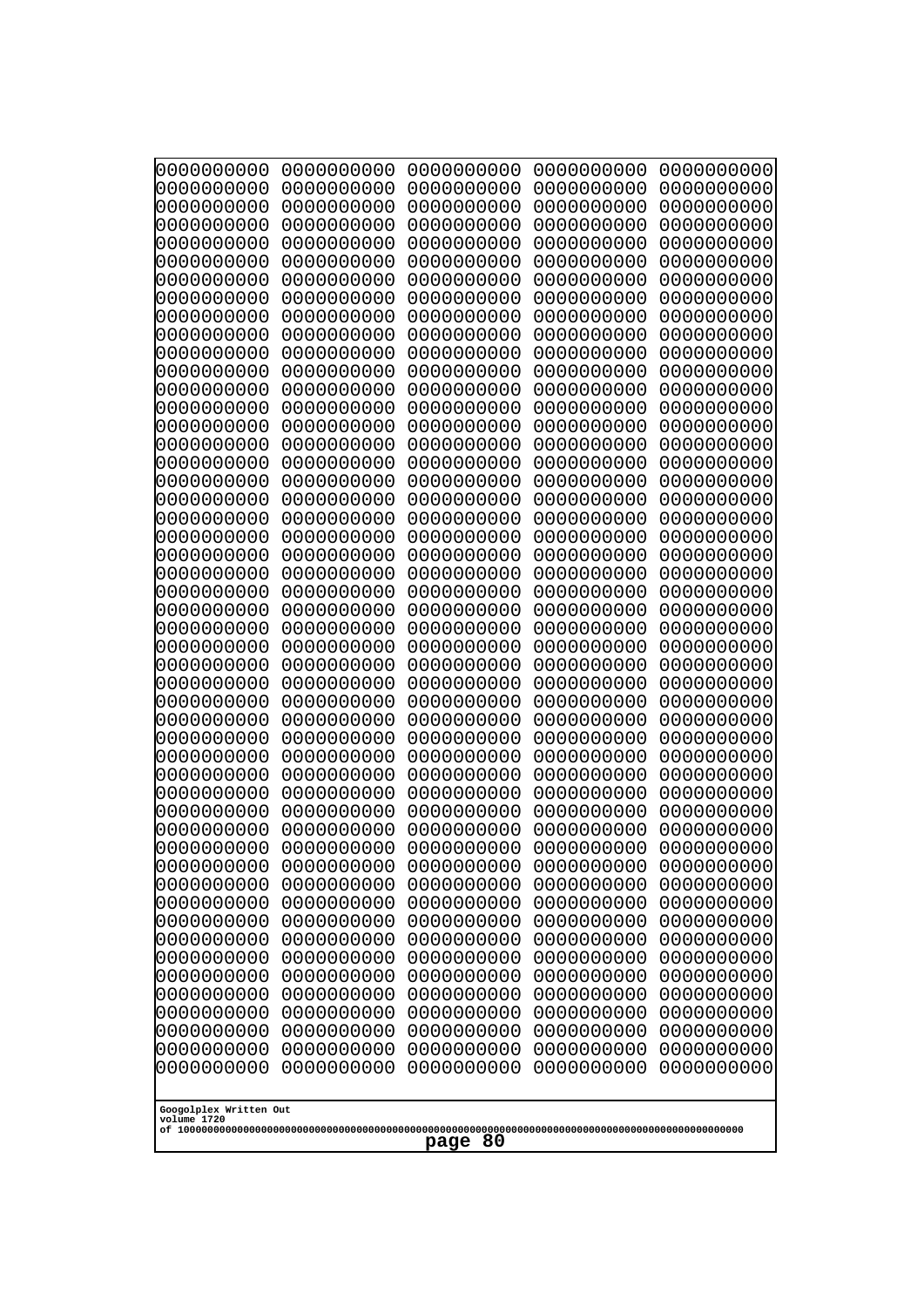0000000000 0000000000 0000000000 0000000000 0000000000
0000000000 0000000000 0000000000 0000000000 0000000000
0000000000 0000000000 0000000000 0000000000 0000000000
0000000000 0000000000 0000000000 0000000000 0000000000
0000000000 0000000000 0000000000 0000000000 0000000000
0000000000 0000000000 0000000000 0000000000 0000000000
0000000000 0000000000 0000000000 0000000000 0000000000
0000000000 0000000000 0000000000 0000000000 0000000000
0000000000 0000000000 0000000000 0000000000 0000000000
0000000000 0000000000 0000000000 0000000000 0000000000
0000000000 0000000000 0000000000 0000000000 0000000000
0000000000 0000000000 0000000000 0000000000 0000000000
0000000000 0000000000 0000000000 0000000000 0000000000
0000000000 0000000000 0000000000 0000000000 0000000000
0000000000 0000000000 0000000000 0000000000 0000000000
0000000000 0000000000 0000000000 0000000000 0000000000
0000000000 0000000000 0000000000 0000000000 0000000000
0000000000 0000000000 0000000000 0000000000 0000000000
0000000000 0000000000 0000000000 0000000000 0000000000
0000000000 0000000000 0000000000 0000000000 0000000000
0000000000 0000000000 0000000000 0000000000 0000000000
0000000000 0000000000 0000000000 0000000000 0000000000
0000000000 0000000000 0000000000 0000000000 0000000000
0000000000 0000000000 0000000000 0000000000 0000000000
0000000000 0000000000 0000000000 0000000000 0000000000
0000000000 0000000000 0000000000 0000000000 0000000000
0000000000 0000000000 0000000000 0000000000 0000000000
0000000000 0000000000 0000000000 0000000000 0000000000
0000000000 0000000000 0000000000 0000000000 0000000000
0000000000 0000000000 0000000000 0000000000 0000000000
0000000000 0000000000 0000000000 0000000000 0000000000
0000000000 0000000000 0000000000 0000000000 0000000000
0000000000 0000000000 0000000000 0000000000 0000000000
0000000000 0000000000 0000000000 0000000000 0000000000
0000000000 0000000000 0000000000 0000000000 0000000000
0000000000 0000000000 0000000000 0000000000 0000000000
0000000000 0000000000 0000000000 0000000000 0000000000
0000000000 0000000000 0000000000 0000000000 0000000000
0000000000 0000000000 0000000000 0000000000 0000000000
0000000000 0000000000 0000000000 0000000000 0000000000
0000000000 0000000000 0000000000 0000000000 0000000000
0000000000 0000000000 0000000000 0000000000 0000000000
0000000000 0000000000 0000000000 0000000000 0000000000
0000000000 0000000000 0000000000 0000000000 0000000000
0000000000 0000000000 0000000000 0000000000 0000000000
0000000000 0000000000 0000000000 0000000000 0000000000
0000000000 0000000000 0000000000 0000000000 0000000000
0000000000 0000000000 0000000000 0000000000 0000000000
0000000000 0000000000 0000000000 0000000000 0000000000
0000000000 0000000000 0000000000 0000000000 0000000000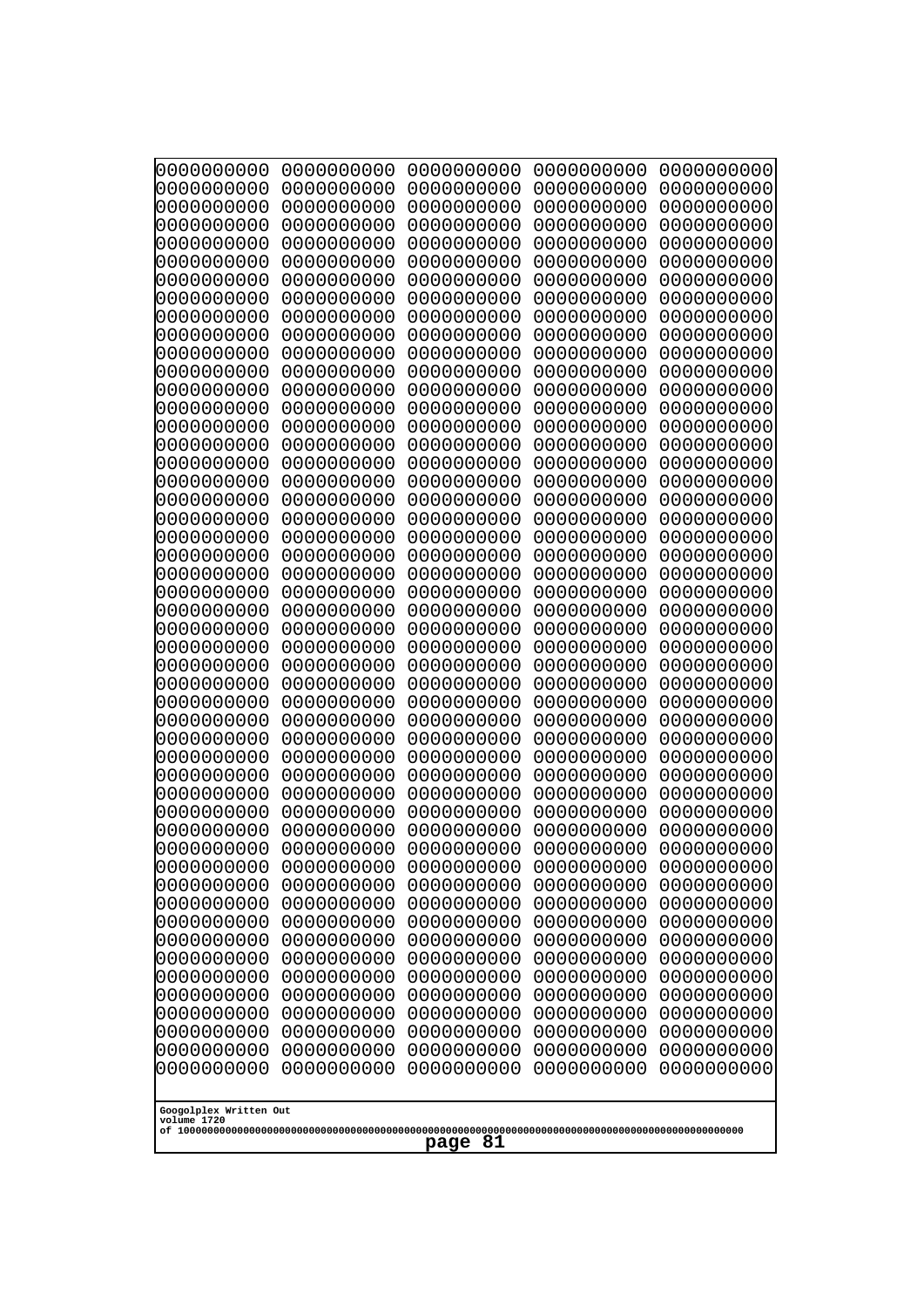```
0000000000 0000000000 0000000000 0000000000 0000000000
0000000000 0000000000 0000000000 0000000000 0000000000
0000000000 0000000000 0000000000 0000000000 0000000000
0000000000 0000000000 0000000000 0000000000 0000000000
0000000000 0000000000 0000000000 0000000000 0000000000
0000000000 0000000000 0000000000 0000000000 0000000000
0000000000 0000000000 0000000000 0000000000 0000000000
0000000000 0000000000 0000000000 0000000000 0000000000
0000000000 0000000000 0000000000 0000000000 0000000000
0000000000 0000000000 0000000000 0000000000 0000000000
0000000000 0000000000 0000000000 0000000000 0000000000
0000000000 0000000000 0000000000 0000000000 0000000000
0000000000 0000000000 0000000000 0000000000 0000000000
0000000000 0000000000 0000000000 0000000000 0000000000
0000000000 0000000000 0000000000 0000000000 0000000000
0000000000 0000000000 0000000000 0000000000 0000000000
0000000000 0000000000 0000000000 0000000000 0000000000
0000000000 0000000000 0000000000 0000000000 0000000000
0000000000 0000000000 0000000000 0000000000 0000000000
0000000000 0000000000 0000000000 0000000000 0000000000
0000000000 0000000000 0000000000 0000000000 0000000000
0000000000 0000000000 0000000000 0000000000 0000000000
0000000000 0000000000 0000000000 0000000000 0000000000
0000000000 0000000000 0000000000 0000000000 0000000000
0000000000 0000000000 0000000000 0000000000 0000000000
0000000000 0000000000 0000000000 0000000000 0000000000
0000000000 0000000000 0000000000 0000000000 0000000000
0000000000 0000000000 0000000000 0000000000 0000000000
0000000000 0000000000 0000000000 0000000000 0000000000
0000000000 0000000000 0000000000 0000000000 0000000000
0000000000 0000000000 0000000000 0000000000 0000000000
0000000000 0000000000 0000000000 0000000000 0000000000
0000000000 0000000000 0000000000 0000000000 0000000000
0000000000 0000000000 0000000000 0000000000 0000000000
0000000000 0000000000 0000000000 0000000000 0000000000
0000000000 0000000000 0000000000 0000000000 0000000000
0000000000 0000000000 0000000000 0000000000 0000000000
0000000000 0000000000 0000000000 0000000000 0000000000
0000000000 0000000000 0000000000 0000000000 0000000000
0000000000 0000000000 0000000000 0000000000 0000000000
0000000000 0000000000 0000000000 0000000000 0000000000
0000000000 0000000000 0000000000 0000000000 0000000000
0000000000 0000000000 0000000000 0000000000 0000000000
0000000000 0000000000 0000000000 0000000000 0000000000
0000000000 0000000000 0000000000 0000000000 0000000000
0000000000 0000000000 0000000000 0000000000 0000000000
0000000000 0000000000 0000000000 0000000000 0000000000
0000000000 0000000000 0000000000 0000000000 0000000000
0000000000 0000000000 0000000000 0000000000 0000000000
0000000000 0000000000 0000000000 0000000000 0000000000
```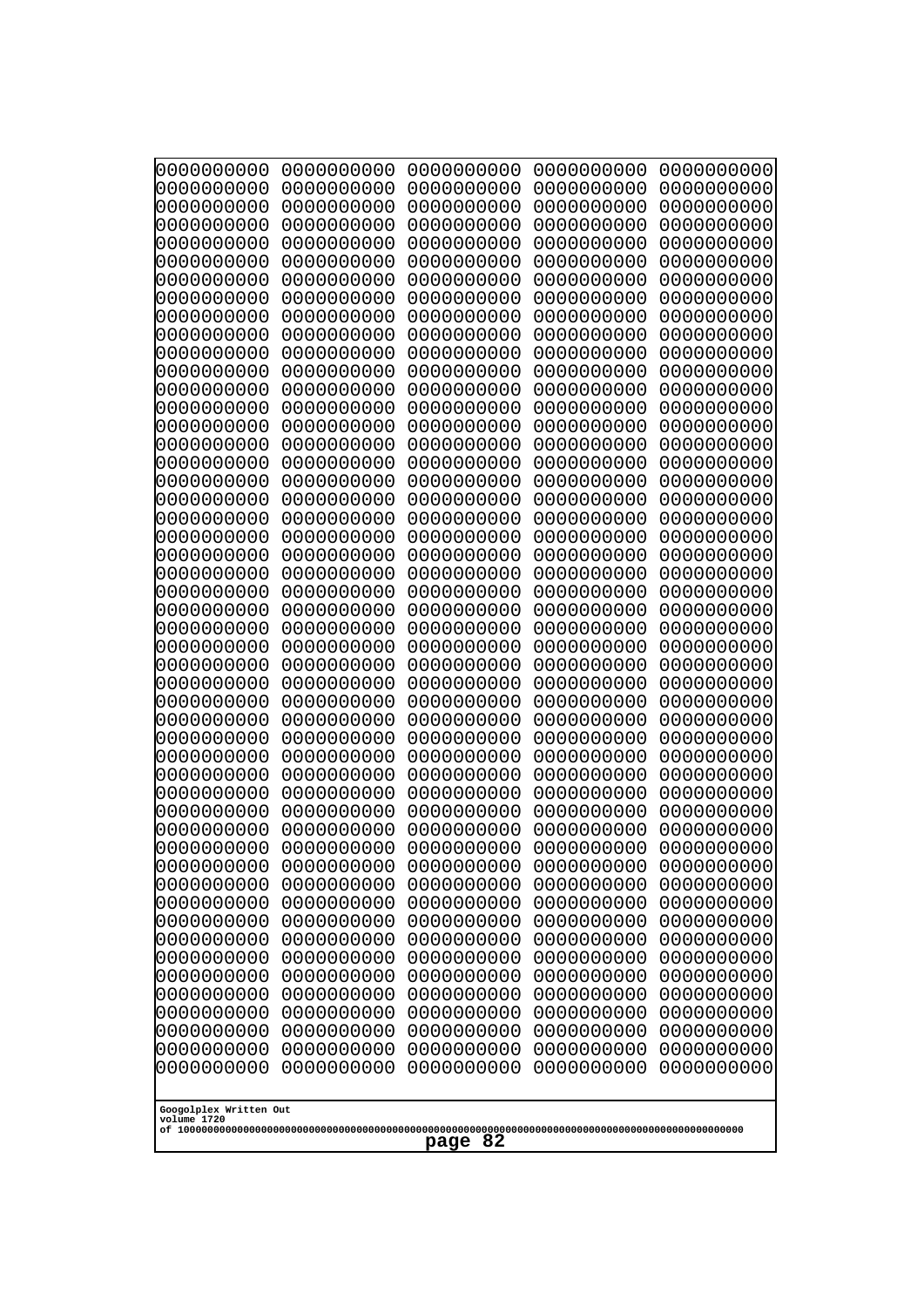```
0000000000 0000000000 0000000000 0000000000 0000000000
0000000000 0000000000 0000000000 0000000000 0000000000
0000000000 0000000000 0000000000 0000000000 0000000000
0000000000 0000000000 0000000000 0000000000 0000000000
0000000000 0000000000 0000000000 0000000000 0000000000
0000000000 0000000000 0000000000 0000000000 0000000000
0000000000 0000000000 0000000000 0000000000 0000000000
0000000000 0000000000 0000000000 0000000000 0000000000
0000000000 0000000000 0000000000 0000000000 0000000000
0000000000 0000000000 0000000000 0000000000 0000000000
0000000000 0000000000 0000000000 0000000000 0000000000
0000000000 0000000000 0000000000 0000000000 0000000000
0000000000 0000000000 0000000000 0000000000 0000000000
0000000000 0000000000 0000000000 0000000000 0000000000
0000000000 0000000000 0000000000 0000000000 0000000000
0000000000 0000000000 0000000000 0000000000 0000000000
0000000000 0000000000 0000000000 0000000000 0000000000
0000000000 0000000000 0000000000 0000000000 0000000000
0000000000 0000000000 0000000000 0000000000 0000000000
0000000000 0000000000 0000000000 0000000000 0000000000
0000000000 0000000000 0000000000 0000000000 0000000000
0000000000 0000000000 0000000000 0000000000 0000000000
0000000000 0000000000 0000000000 0000000000 0000000000
0000000000 0000000000 0000000000 0000000000 0000000000
0000000000 0000000000 0000000000 0000000000 0000000000
0000000000 0000000000 0000000000 0000000000 0000000000
0000000000 0000000000 0000000000 0000000000 0000000000
0000000000 0000000000 0000000000 0000000000 0000000000
0000000000 0000000000 0000000000 0000000000 0000000000
0000000000 0000000000 0000000000 0000000000 0000000000
0000000000 0000000000 0000000000 0000000000 0000000000
0000000000 0000000000 0000000000 0000000000 0000000000
0000000000 0000000000 0000000000 0000000000 0000000000
0000000000 0000000000 0000000000 0000000000 0000000000
0000000000 0000000000 0000000000 0000000000 0000000000
0000000000 0000000000 0000000000 0000000000 0000000000
0000000000 0000000000 0000000000 0000000000 0000000000
0000000000 0000000000 0000000000 0000000000 0000000000
0000000000 0000000000 0000000000 0000000000 0000000000
0000000000 0000000000 0000000000 0000000000 0000000000
0000000000 0000000000 0000000000 0000000000 0000000000
0000000000 0000000000 0000000000 0000000000 0000000000
0000000000 0000000000 0000000000 0000000000 0000000000
0000000000 0000000000 0000000000 0000000000 0000000000
0000000000 0000000000 0000000000 0000000000 0000000000
0000000000 0000000000 0000000000 0000000000 0000000000
0000000000 0000000000 0000000000 0000000000 0000000000
0000000000 0000000000 0000000000 0000000000 0000000000
0000000000 0000000000 0000000000 0000000000 0000000000
0000000000 0000000000 0000000000 0000000000 0000000000
```

Googolplex Written Out
volume 1720
of 10000000000000000000000000000000000000000000000000000000000000000000000000000000000000000000000000000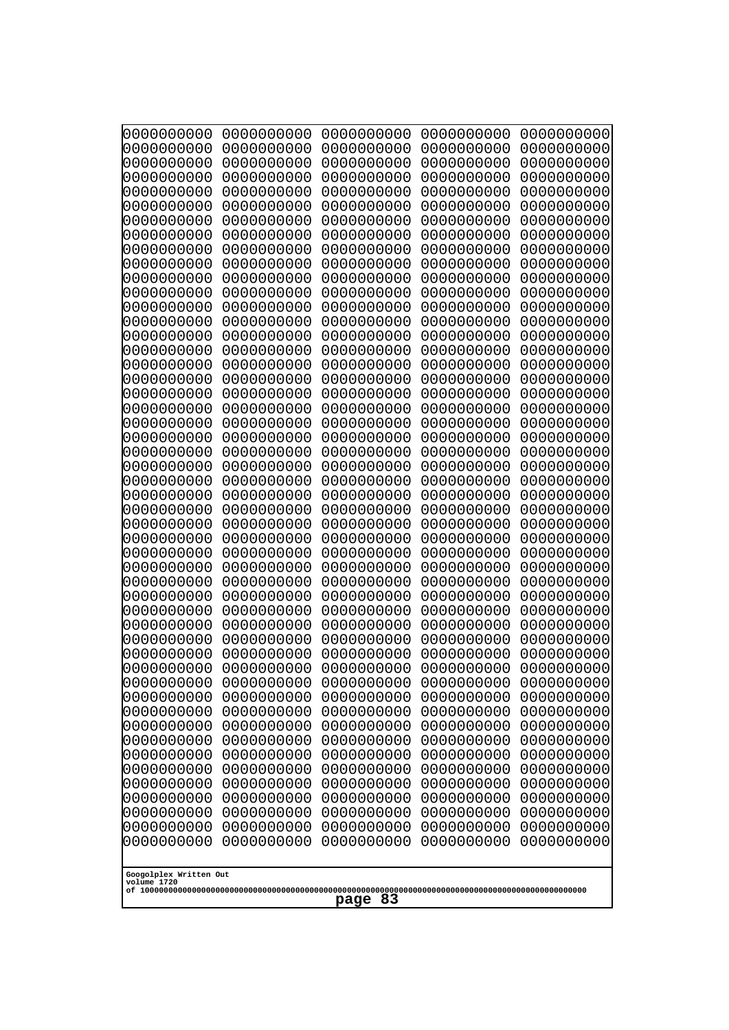```
0000000000 0000000000 0000000000 0000000000 0000000000
0000000000 0000000000 0000000000 0000000000 0000000000
0000000000 0000000000 0000000000 0000000000 0000000000
0000000000 0000000000 0000000000 0000000000 0000000000
0000000000 0000000000 0000000000 0000000000 0000000000
0000000000 0000000000 0000000000 0000000000 0000000000
0000000000 0000000000 0000000000 0000000000 0000000000
0000000000 0000000000 0000000000 0000000000 0000000000
0000000000 0000000000 0000000000 0000000000 0000000000
0000000000 0000000000 0000000000 0000000000 0000000000
0000000000 0000000000 0000000000 0000000000 0000000000
0000000000 0000000000 0000000000 0000000000 0000000000
0000000000 0000000000 0000000000 0000000000 0000000000
0000000000 0000000000 0000000000 0000000000 0000000000
0000000000 0000000000 0000000000 0000000000 0000000000
0000000000 0000000000 0000000000 0000000000 0000000000
0000000000 0000000000 0000000000 0000000000 0000000000
0000000000 0000000000 0000000000 0000000000 0000000000
0000000000 0000000000 0000000000 0000000000 0000000000
0000000000 0000000000 0000000000 0000000000 0000000000
0000000000 0000000000 0000000000 0000000000 0000000000
0000000000 0000000000 0000000000 0000000000 0000000000
0000000000 0000000000 0000000000 0000000000 0000000000
0000000000 0000000000 0000000000 0000000000 0000000000
0000000000 0000000000 0000000000 0000000000 0000000000
0000000000 0000000000 0000000000 0000000000 0000000000
0000000000 0000000000 0000000000 0000000000 0000000000
0000000000 0000000000 0000000000 0000000000 0000000000
0000000000 0000000000 0000000000 0000000000 0000000000
0000000000 0000000000 0000000000 0000000000 0000000000
0000000000 0000000000 0000000000 0000000000 0000000000
0000000000 0000000000 0000000000 0000000000 0000000000
0000000000 0000000000 0000000000 0000000000 0000000000
0000000000 0000000000 0000000000 0000000000 0000000000
0000000000 0000000000 0000000000 0000000000 0000000000
0000000000 0000000000 0000000000 0000000000 0000000000
0000000000 0000000000 0000000000 0000000000 0000000000
0000000000 0000000000 0000000000 0000000000 0000000000
0000000000 0000000000 0000000000 0000000000 0000000000
0000000000 0000000000 0000000000 0000000000 0000000000
0000000000 0000000000 0000000000 0000000000 0000000000
0000000000 0000000000 0000000000 0000000000 0000000000
0000000000 0000000000 0000000000 0000000000 0000000000
0000000000 0000000000 0000000000 0000000000 0000000000
0000000000 0000000000 0000000000 0000000000 0000000000
0000000000 0000000000 0000000000 0000000000 0000000000
0000000000 0000000000 0000000000 0000000000 0000000000
0000000000 0000000000 0000000000 0000000000 0000000000
0000000000 0000000000 0000000000 0000000000 0000000000
0000000000 0000000000 0000000000 0000000000 0000000000
```

Googolplex Written Out
volume 1720
of 10000000000000000000000000000000000000000000000000000000000000000000000000000000000000000000000000000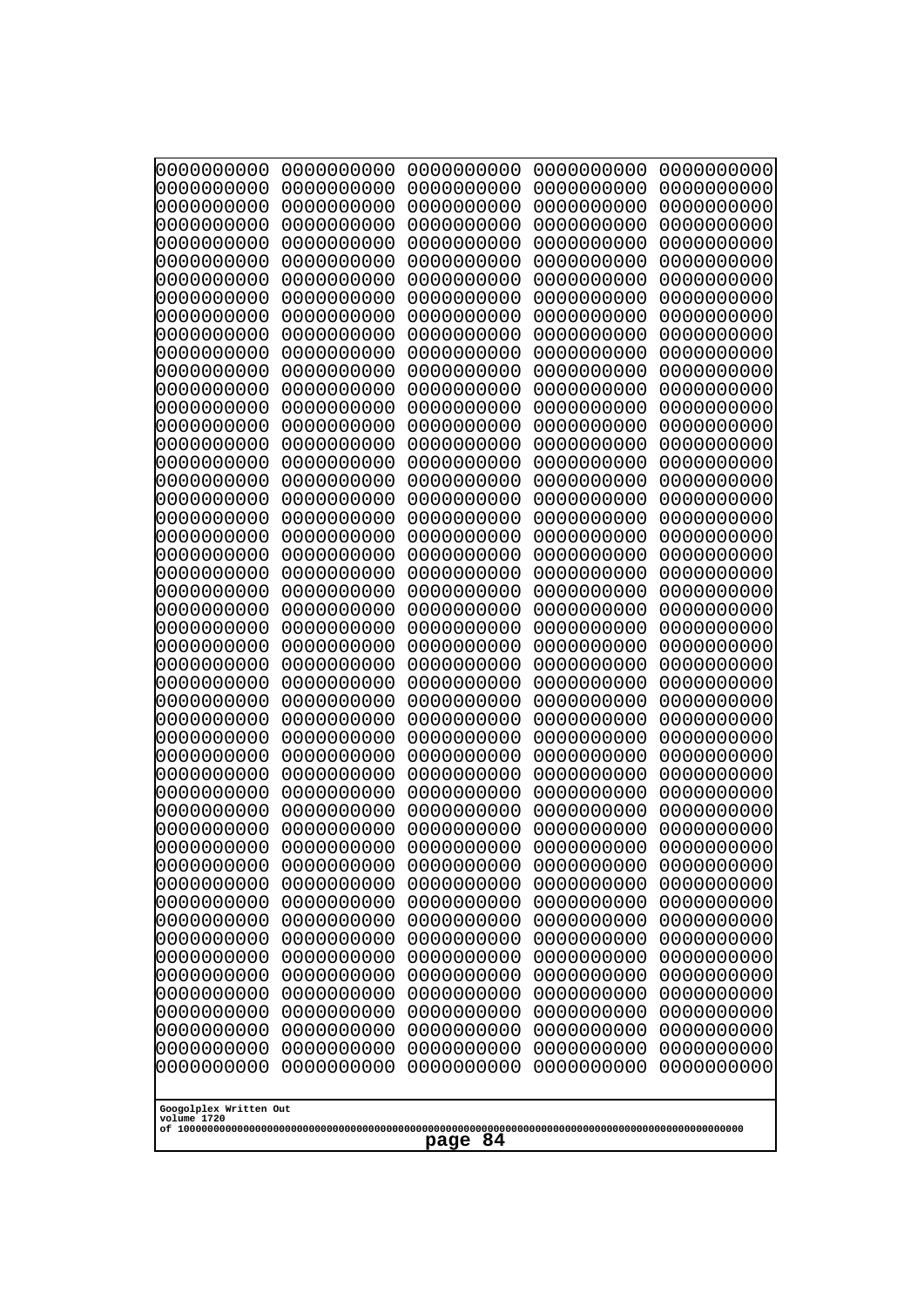```
0000000000 0000000000 0000000000 0000000000 0000000000
0000000000 0000000000 0000000000 0000000000 0000000000
0000000000 0000000000 0000000000 0000000000 0000000000
0000000000 0000000000 0000000000 0000000000 0000000000
0000000000 0000000000 0000000000 0000000000 0000000000
0000000000 0000000000 0000000000 0000000000 0000000000
0000000000 0000000000 0000000000 0000000000 0000000000
0000000000 0000000000 0000000000 0000000000 0000000000
0000000000 0000000000 0000000000 0000000000 0000000000
0000000000 0000000000 0000000000 0000000000 0000000000
0000000000 0000000000 0000000000 0000000000 0000000000
0000000000 0000000000 0000000000 0000000000 0000000000
0000000000 0000000000 0000000000 0000000000 0000000000
0000000000 0000000000 0000000000 0000000000 0000000000
0000000000 0000000000 0000000000 0000000000 0000000000
0000000000 0000000000 0000000000 0000000000 0000000000
0000000000 0000000000 0000000000 0000000000 0000000000
0000000000 0000000000 0000000000 0000000000 0000000000
0000000000 0000000000 0000000000 0000000000 0000000000
0000000000 0000000000 0000000000 0000000000 0000000000
0000000000 0000000000 0000000000 0000000000 0000000000
0000000000 0000000000 0000000000 0000000000 0000000000
0000000000 0000000000 0000000000 0000000000 0000000000
0000000000 0000000000 0000000000 0000000000 0000000000
0000000000 0000000000 0000000000 0000000000 0000000000
0000000000 0000000000 0000000000 0000000000 0000000000
0000000000 0000000000 0000000000 0000000000 0000000000
0000000000 0000000000 0000000000 0000000000 0000000000
0000000000 0000000000 0000000000 0000000000 0000000000
0000000000 0000000000 0000000000 0000000000 0000000000
0000000000 0000000000 0000000000 0000000000 0000000000
0000000000 0000000000 0000000000 0000000000 0000000000
0000000000 0000000000 0000000000 0000000000 0000000000
0000000000 0000000000 0000000000 0000000000 0000000000
0000000000 0000000000 0000000000 0000000000 0000000000
0000000000 0000000000 0000000000 0000000000 0000000000
0000000000 0000000000 0000000000 0000000000 0000000000
0000000000 0000000000 0000000000 0000000000 0000000000
0000000000 0000000000 0000000000 0000000000 0000000000
0000000000 0000000000 0000000000 0000000000 0000000000
0000000000 0000000000 0000000000 0000000000 0000000000
0000000000 0000000000 0000000000 0000000000 0000000000
0000000000 0000000000 0000000000 0000000000 0000000000
0000000000 0000000000 0000000000 0000000000 0000000000
0000000000 0000000000 0000000000 0000000000 0000000000
0000000000 0000000000 0000000000 0000000000 0000000000
0000000000 0000000000 0000000000 0000000000 0000000000
0000000000 0000000000 0000000000 0000000000 0000000000
0000000000 0000000000 0000000000 0000000000 0000000000
0000000000 0000000000 0000000000 0000000000 0000000000
```

Googolplex Written Out
volume 1720
of 10000000000000000000000000000000000000000000000000000000000000000000000000000000000000000000000000000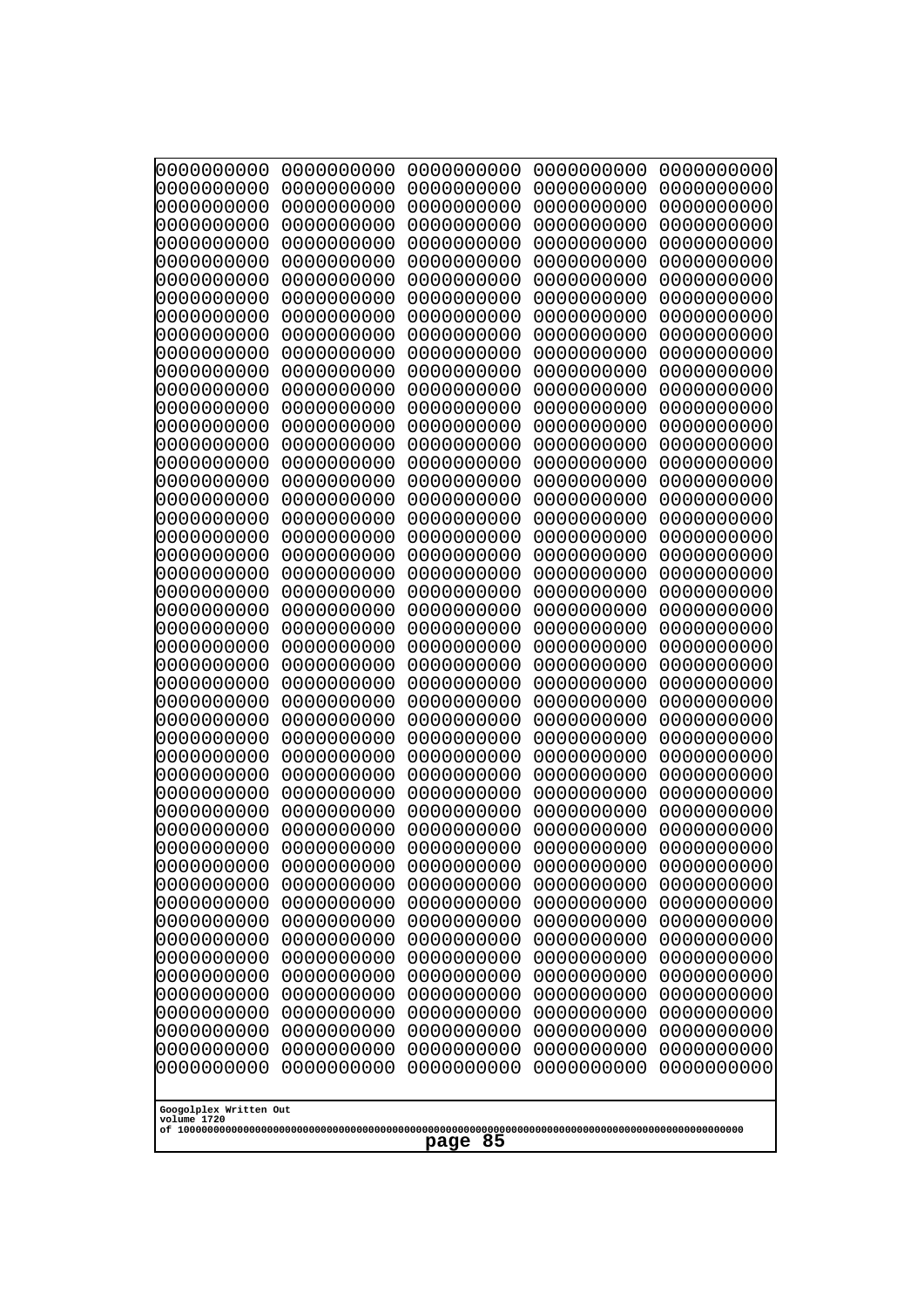```
0000000000 0000000000 0000000000 0000000000 0000000000
0000000000 0000000000 0000000000 0000000000 0000000000
0000000000 0000000000 0000000000 0000000000 0000000000
0000000000 0000000000 0000000000 0000000000 0000000000
0000000000 0000000000 0000000000 0000000000 0000000000
0000000000 0000000000 0000000000 0000000000 0000000000
0000000000 0000000000 0000000000 0000000000 0000000000
0000000000 0000000000 0000000000 0000000000 0000000000
0000000000 0000000000 0000000000 0000000000 0000000000
0000000000 0000000000 0000000000 0000000000 0000000000
0000000000 0000000000 0000000000 0000000000 0000000000
0000000000 0000000000 0000000000 0000000000 0000000000
0000000000 0000000000 0000000000 0000000000 0000000000
0000000000 0000000000 0000000000 0000000000 0000000000
0000000000 0000000000 0000000000 0000000000 0000000000
0000000000 0000000000 0000000000 0000000000 0000000000
0000000000 0000000000 0000000000 0000000000 0000000000
0000000000 0000000000 0000000000 0000000000 0000000000
0000000000 0000000000 0000000000 0000000000 0000000000
0000000000 0000000000 0000000000 0000000000 0000000000
0000000000 0000000000 0000000000 0000000000 0000000000
0000000000 0000000000 0000000000 0000000000 0000000000
0000000000 0000000000 0000000000 0000000000 0000000000
0000000000 0000000000 0000000000 0000000000 0000000000
0000000000 0000000000 0000000000 0000000000 0000000000
0000000000 0000000000 0000000000 0000000000 0000000000
0000000000 0000000000 0000000000 0000000000 0000000000
0000000000 0000000000 0000000000 0000000000 0000000000
0000000000 0000000000 0000000000 0000000000 0000000000
0000000000 0000000000 0000000000 0000000000 0000000000
0000000000 0000000000 0000000000 0000000000 0000000000
0000000000 0000000000 0000000000 0000000000 0000000000
0000000000 0000000000 0000000000 0000000000 0000000000
0000000000 0000000000 0000000000 0000000000 0000000000
0000000000 0000000000 0000000000 0000000000 0000000000
0000000000 0000000000 0000000000 0000000000 0000000000
0000000000 0000000000 0000000000 0000000000 0000000000
0000000000 0000000000 0000000000 0000000000 0000000000
0000000000 0000000000 0000000000 0000000000 0000000000
0000000000 0000000000 0000000000 0000000000 0000000000
0000000000 0000000000 0000000000 0000000000 0000000000
0000000000 0000000000 0000000000 0000000000 0000000000
0000000000 0000000000 0000000000 0000000000 0000000000
0000000000 0000000000 0000000000 0000000000 0000000000
0000000000 0000000000 0000000000 0000000000 0000000000
0000000000 0000000000 0000000000 0000000000 0000000000
0000000000 0000000000 0000000000 0000000000 0000000000
0000000000 0000000000 0000000000 0000000000 0000000000
0000000000 0000000000 0000000000 0000000000 0000000000
0000000000 0000000000 0000000000 0000000000 0000000000
```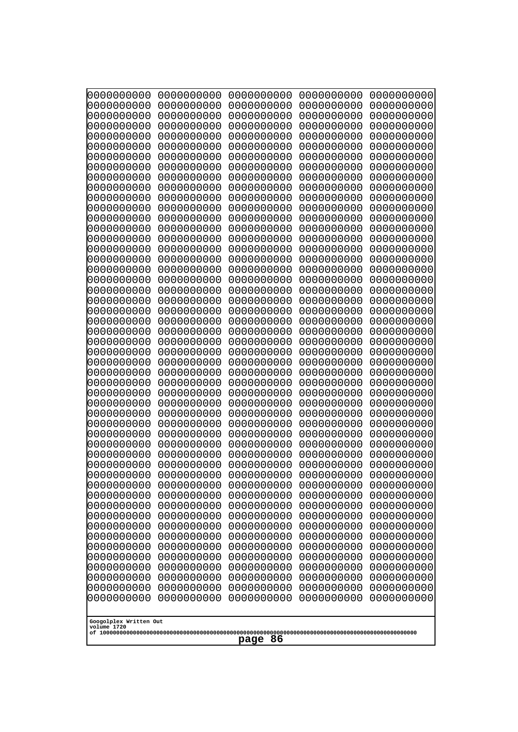```
0000000000 0000000000 0000000000 0000000000 0000000000
0000000000 0000000000 0000000000 0000000000 0000000000
0000000000 0000000000 0000000000 0000000000 0000000000
0000000000 0000000000 0000000000 0000000000 0000000000
0000000000 0000000000 0000000000 0000000000 0000000000
0000000000 0000000000 0000000000 0000000000 0000000000
0000000000 0000000000 0000000000 0000000000 0000000000
0000000000 0000000000 0000000000 0000000000 0000000000
0000000000 0000000000 0000000000 0000000000 0000000000
0000000000 0000000000 0000000000 0000000000 0000000000
0000000000 0000000000 0000000000 0000000000 0000000000
0000000000 0000000000 0000000000 0000000000 0000000000
0000000000 0000000000 0000000000 0000000000 0000000000
0000000000 0000000000 0000000000 0000000000 0000000000
0000000000 0000000000 0000000000 0000000000 0000000000
0000000000 0000000000 0000000000 0000000000 0000000000
0000000000 0000000000 0000000000 0000000000 0000000000
0000000000 0000000000 0000000000 0000000000 0000000000
0000000000 0000000000 0000000000 0000000000 0000000000
0000000000 0000000000 0000000000 0000000000 0000000000
0000000000 0000000000 0000000000 0000000000 0000000000
0000000000 0000000000 0000000000 0000000000 0000000000
0000000000 0000000000 0000000000 0000000000 0000000000
0000000000 0000000000 0000000000 0000000000 0000000000
0000000000 0000000000 0000000000 0000000000 0000000000
0000000000 0000000000 0000000000 0000000000 0000000000
0000000000 0000000000 0000000000 0000000000 0000000000
0000000000 0000000000 0000000000 0000000000 0000000000
0000000000 0000000000 0000000000 0000000000 0000000000
0000000000 0000000000 0000000000 0000000000 0000000000
0000000000 0000000000 0000000000 0000000000 0000000000
0000000000 0000000000 0000000000 0000000000 0000000000
0000000000 0000000000 0000000000 0000000000 0000000000
0000000000 0000000000 0000000000 0000000000 0000000000
0000000000 0000000000 0000000000 0000000000 0000000000
0000000000 0000000000 0000000000 0000000000 0000000000
0000000000 0000000000 0000000000 0000000000 0000000000
0000000000 0000000000 0000000000 0000000000 0000000000
0000000000 0000000000 0000000000 0000000000 0000000000
0000000000 0000000000 0000000000 0000000000 0000000000
0000000000 0000000000 0000000000 0000000000 0000000000
0000000000 0000000000 0000000000 0000000000 0000000000
0000000000 0000000000 0000000000 0000000000 0000000000
0000000000 0000000000 0000000000 0000000000 0000000000
0000000000 0000000000 0000000000 0000000000 0000000000
0000000000 0000000000 0000000000 0000000000 0000000000
0000000000 0000000000 0000000000 0000000000 0000000000
0000000000 0000000000 0000000000 0000000000 0000000000
0000000000 0000000000 0000000000 0000000000 0000000000
0000000000 0000000000 0000000000 0000000000 0000000000
```

Googolplex Written Out
volume 1720
of 10000000000000000000000000000000000000000000000000000000000000000000000000000000000000000000000000000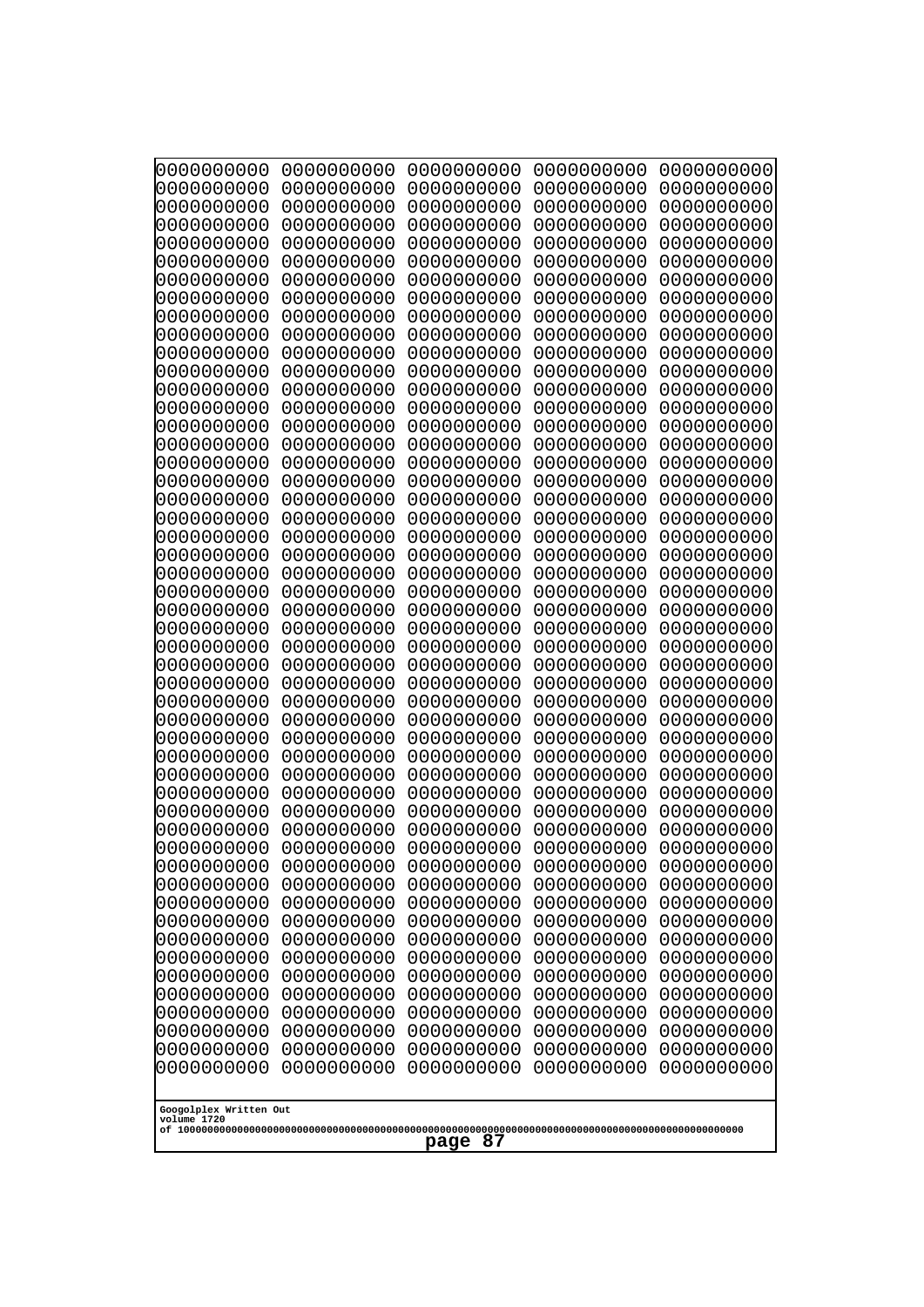```
0000000000 0000000000 0000000000 0000000000 0000000000
0000000000 0000000000 0000000000 0000000000 0000000000
0000000000 0000000000 0000000000 0000000000 0000000000
0000000000 0000000000 0000000000 0000000000 0000000000
0000000000 0000000000 0000000000 0000000000 0000000000
0000000000 0000000000 0000000000 0000000000 0000000000
0000000000 0000000000 0000000000 0000000000 0000000000
0000000000 0000000000 0000000000 0000000000 0000000000
0000000000 0000000000 0000000000 0000000000 0000000000
0000000000 0000000000 0000000000 0000000000 0000000000
0000000000 0000000000 0000000000 0000000000 0000000000
0000000000 0000000000 0000000000 0000000000 0000000000
0000000000 0000000000 0000000000 0000000000 0000000000
0000000000 0000000000 0000000000 0000000000 0000000000
0000000000 0000000000 0000000000 0000000000 0000000000
0000000000 0000000000 0000000000 0000000000 0000000000
0000000000 0000000000 0000000000 0000000000 0000000000
0000000000 0000000000 0000000000 0000000000 0000000000
0000000000 0000000000 0000000000 0000000000 0000000000
0000000000 0000000000 0000000000 0000000000 0000000000
0000000000 0000000000 0000000000 0000000000 0000000000
0000000000 0000000000 0000000000 0000000000 0000000000
0000000000 0000000000 0000000000 0000000000 0000000000
0000000000 0000000000 0000000000 0000000000 0000000000
0000000000 0000000000 0000000000 0000000000 0000000000
0000000000 0000000000 0000000000 0000000000 0000000000
0000000000 0000000000 0000000000 0000000000 0000000000
0000000000 0000000000 0000000000 0000000000 0000000000
0000000000 0000000000 0000000000 0000000000 0000000000
0000000000 0000000000 0000000000 0000000000 0000000000
0000000000 0000000000 0000000000 0000000000 0000000000
0000000000 0000000000 0000000000 0000000000 0000000000
0000000000 0000000000 0000000000 0000000000 0000000000
0000000000 0000000000 0000000000 0000000000 0000000000
0000000000 0000000000 0000000000 0000000000 0000000000
0000000000 0000000000 0000000000 0000000000 0000000000
0000000000 0000000000 0000000000 0000000000 0000000000
0000000000 0000000000 0000000000 0000000000 0000000000
0000000000 0000000000 0000000000 0000000000 0000000000
0000000000 0000000000 0000000000 0000000000 0000000000
0000000000 0000000000 0000000000 0000000000 0000000000
0000000000 0000000000 0000000000 0000000000 0000000000
0000000000 0000000000 0000000000 0000000000 0000000000
0000000000 0000000000 0000000000 0000000000 0000000000
0000000000 0000000000 0000000000 0000000000 0000000000
0000000000 0000000000 0000000000 0000000000 0000000000
0000000000 0000000000 0000000000 0000000000 0000000000
0000000000 0000000000 0000000000 0000000000 0000000000
0000000000 0000000000 0000000000 0000000000 0000000000
0000000000 0000000000 0000000000 0000000000 0000000000
```

Googolplex Written Out
volume 1720
of 10000000000000000000000000000000000000000000000000000000000000000000000000000000000000000000000000000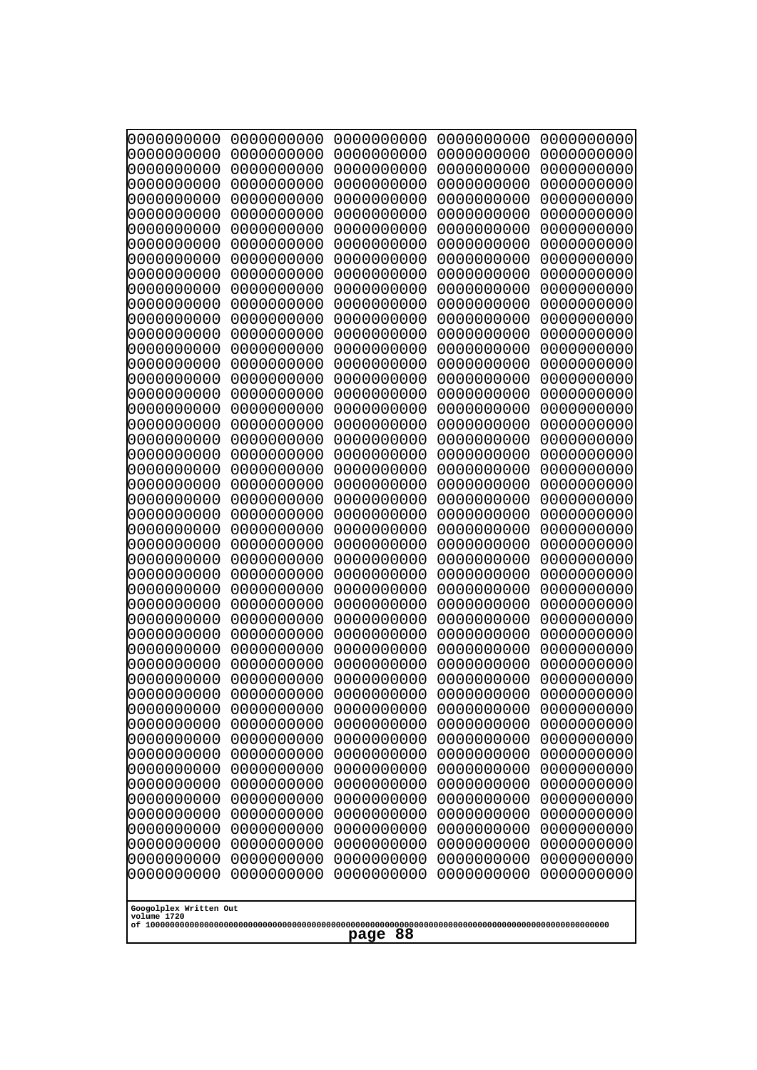```
0000000000 0000000000 0000000000 0000000000 0000000000
0000000000 0000000000 0000000000 0000000000 0000000000
0000000000 0000000000 0000000000 0000000000 0000000000
0000000000 0000000000 0000000000 0000000000 0000000000
0000000000 0000000000 0000000000 0000000000 0000000000
0000000000 0000000000 0000000000 0000000000 0000000000
0000000000 0000000000 0000000000 0000000000 0000000000
0000000000 0000000000 0000000000 0000000000 0000000000
0000000000 0000000000 0000000000 0000000000 0000000000
0000000000 0000000000 0000000000 0000000000 0000000000
0000000000 0000000000 0000000000 0000000000 0000000000
0000000000 0000000000 0000000000 0000000000 0000000000
0000000000 0000000000 0000000000 0000000000 0000000000
0000000000 0000000000 0000000000 0000000000 0000000000
0000000000 0000000000 0000000000 0000000000 0000000000
0000000000 0000000000 0000000000 0000000000 0000000000
0000000000 0000000000 0000000000 0000000000 0000000000
0000000000 0000000000 0000000000 0000000000 0000000000
0000000000 0000000000 0000000000 0000000000 0000000000
0000000000 0000000000 0000000000 0000000000 0000000000
0000000000 0000000000 0000000000 0000000000 0000000000
0000000000 0000000000 0000000000 0000000000 0000000000
0000000000 0000000000 0000000000 0000000000 0000000000
0000000000 0000000000 0000000000 0000000000 0000000000
0000000000 0000000000 0000000000 0000000000 0000000000
0000000000 0000000000 0000000000 0000000000 0000000000
0000000000 0000000000 0000000000 0000000000 0000000000
0000000000 0000000000 0000000000 0000000000 0000000000
0000000000 0000000000 0000000000 0000000000 0000000000
0000000000 0000000000 0000000000 0000000000 0000000000
0000000000 0000000000 0000000000 0000000000 0000000000
0000000000 0000000000 0000000000 0000000000 0000000000
0000000000 0000000000 0000000000 0000000000 0000000000
0000000000 0000000000 0000000000 0000000000 0000000000
0000000000 0000000000 0000000000 0000000000 0000000000
0000000000 0000000000 0000000000 0000000000 0000000000
0000000000 0000000000 0000000000 0000000000 0000000000
0000000000 0000000000 0000000000 0000000000 0000000000
0000000000 0000000000 0000000000 0000000000 0000000000
0000000000 0000000000 0000000000 0000000000 0000000000
0000000000 0000000000 0000000000 0000000000 0000000000
0000000000 0000000000 0000000000 0000000000 0000000000
0000000000 0000000000 0000000000 0000000000 0000000000
0000000000 0000000000 0000000000 0000000000 0000000000
0000000000 0000000000 0000000000 0000000000 0000000000
0000000000 0000000000 0000000000 0000000000 0000000000
0000000000 0000000000 0000000000 0000000000 0000000000
0000000000 0000000000 0000000000 0000000000 0000000000
0000000000 0000000000 0000000000 0000000000 0000000000
0000000000 0000000000 0000000000 0000000000 0000000000
0000000000 0000000000 0000000000 0000000000 0000000000
```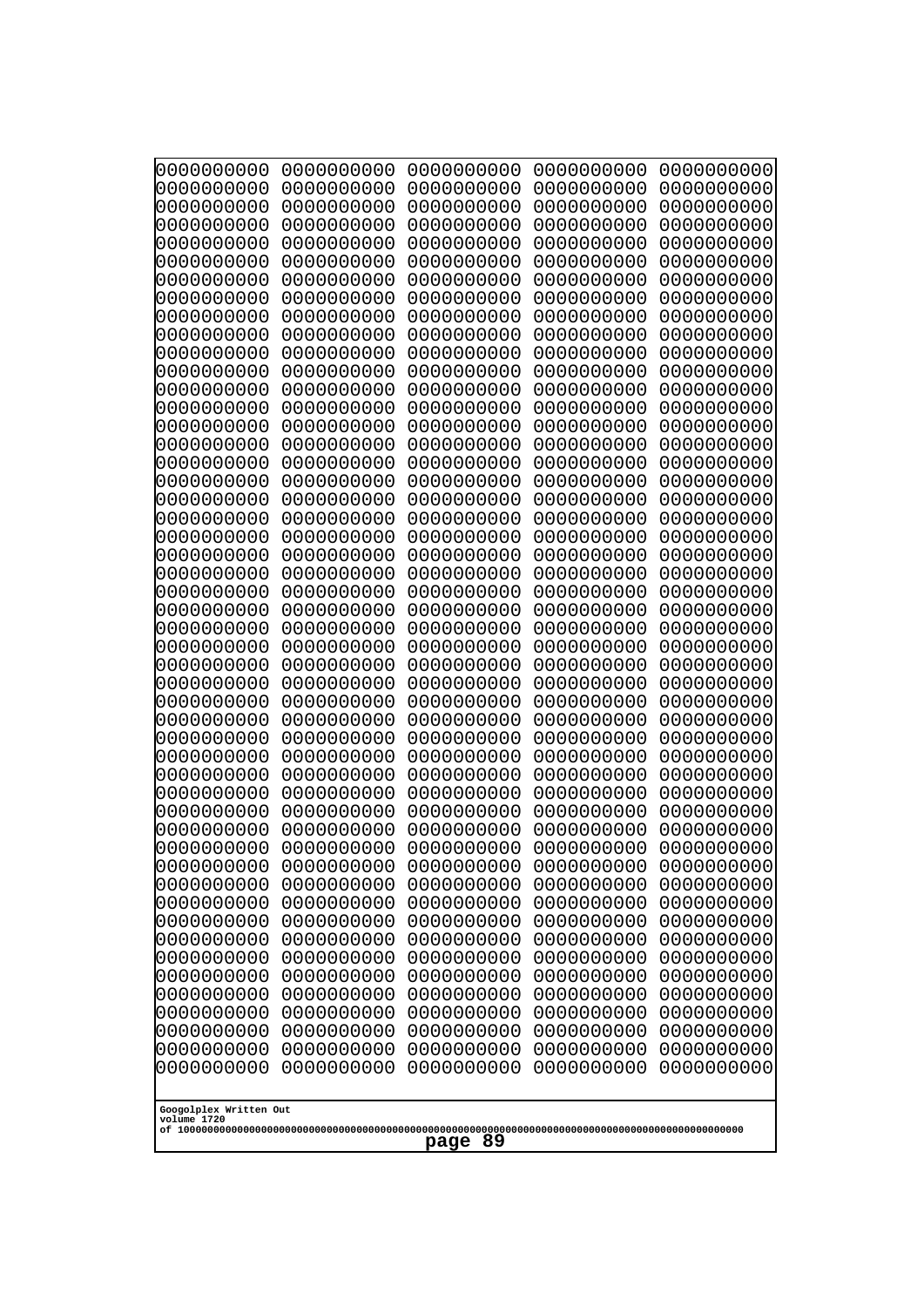```
0000000000 0000000000 0000000000 0000000000 0000000000
0000000000 0000000000 0000000000 0000000000 0000000000
0000000000 0000000000 0000000000 0000000000 0000000000
0000000000 0000000000 0000000000 0000000000 0000000000
0000000000 0000000000 0000000000 0000000000 0000000000
0000000000 0000000000 0000000000 0000000000 0000000000
0000000000 0000000000 0000000000 0000000000 0000000000
0000000000 0000000000 0000000000 0000000000 0000000000
0000000000 0000000000 0000000000 0000000000 0000000000
0000000000 0000000000 0000000000 0000000000 0000000000
0000000000 0000000000 0000000000 0000000000 0000000000
0000000000 0000000000 0000000000 0000000000 0000000000
0000000000 0000000000 0000000000 0000000000 0000000000
0000000000 0000000000 0000000000 0000000000 0000000000
0000000000 0000000000 0000000000 0000000000 0000000000
0000000000 0000000000 0000000000 0000000000 0000000000
0000000000 0000000000 0000000000 0000000000 0000000000
0000000000 0000000000 0000000000 0000000000 0000000000
0000000000 0000000000 0000000000 0000000000 0000000000
0000000000 0000000000 0000000000 0000000000 0000000000
0000000000 0000000000 0000000000 0000000000 0000000000
0000000000 0000000000 0000000000 0000000000 0000000000
0000000000 0000000000 0000000000 0000000000 0000000000
0000000000 0000000000 0000000000 0000000000 0000000000
0000000000 0000000000 0000000000 0000000000 0000000000
0000000000 0000000000 0000000000 0000000000 0000000000
0000000000 0000000000 0000000000 0000000000 0000000000
0000000000 0000000000 0000000000 0000000000 0000000000
0000000000 0000000000 0000000000 0000000000 0000000000
0000000000 0000000000 0000000000 0000000000 0000000000
0000000000 0000000000 0000000000 0000000000 0000000000
0000000000 0000000000 0000000000 0000000000 0000000000
0000000000 0000000000 0000000000 0000000000 0000000000
0000000000 0000000000 0000000000 0000000000 0000000000
0000000000 0000000000 0000000000 0000000000 0000000000
0000000000 0000000000 0000000000 0000000000 0000000000
0000000000 0000000000 0000000000 0000000000 0000000000
0000000000 0000000000 0000000000 0000000000 0000000000
0000000000 0000000000 0000000000 0000000000 0000000000
0000000000 0000000000 0000000000 0000000000 0000000000
0000000000 0000000000 0000000000 0000000000 0000000000
0000000000 0000000000 0000000000 0000000000 0000000000
0000000000 0000000000 0000000000 0000000000 0000000000
0000000000 0000000000 0000000000 0000000000 0000000000
0000000000 0000000000 0000000000 0000000000 0000000000
0000000000 0000000000 0000000000 0000000000 0000000000
0000000000 0000000000 0000000000 0000000000 0000000000
0000000000 0000000000 0000000000 0000000000 0000000000
0000000000 0000000000 0000000000 0000000000 0000000000
0000000000 0000000000 0000000000 0000000000 0000000000
```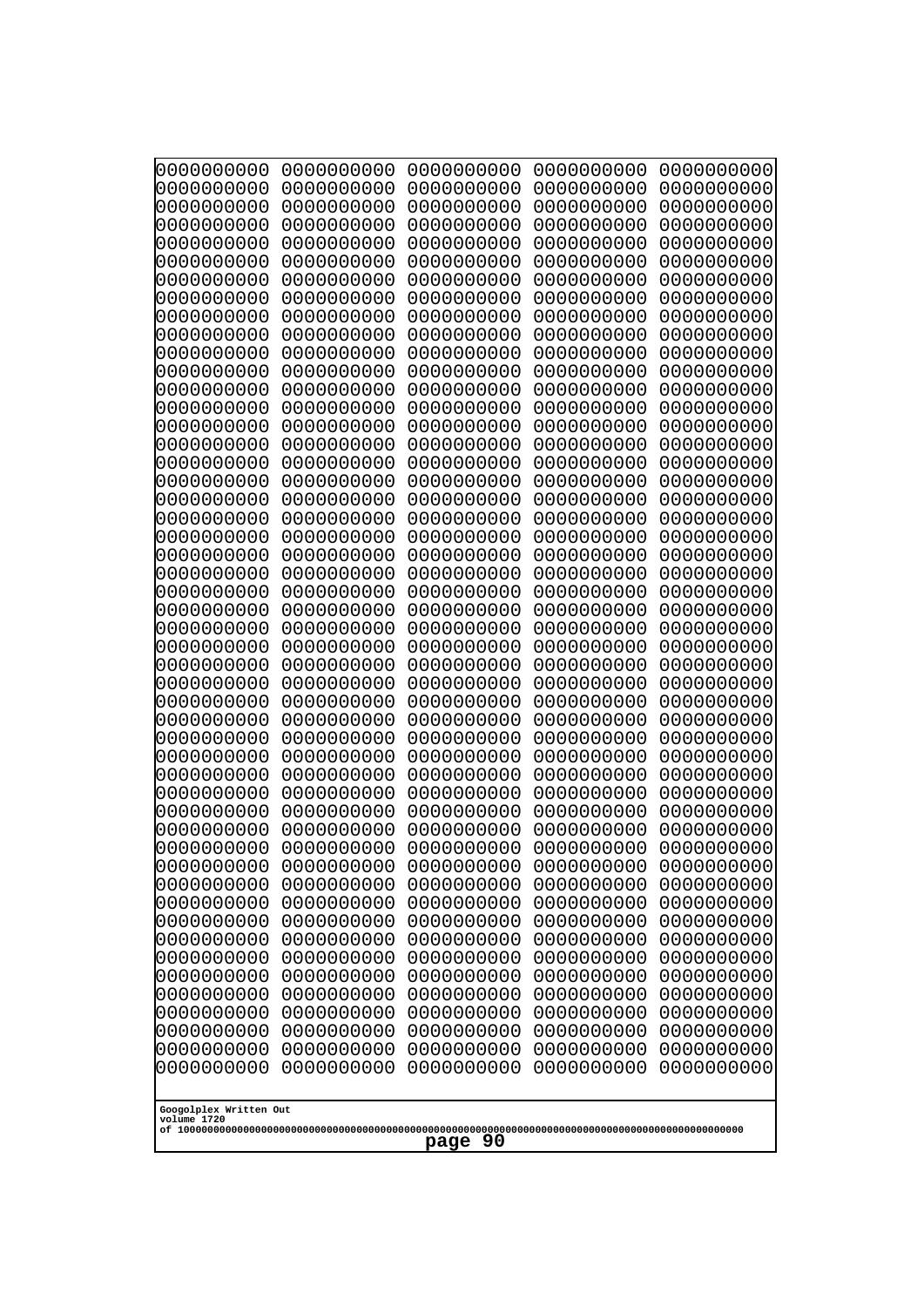0000000000 0000000000 0000000000 0000000000 0000000000
0000000000 0000000000 0000000000 0000000000 0000000000
0000000000 0000000000 0000000000 0000000000 0000000000
0000000000 0000000000 0000000000 0000000000 0000000000
0000000000 0000000000 0000000000 0000000000 0000000000
0000000000 0000000000 0000000000 0000000000 0000000000
0000000000 0000000000 0000000000 0000000000 0000000000
0000000000 0000000000 0000000000 0000000000 0000000000
0000000000 0000000000 0000000000 0000000000 0000000000
0000000000 0000000000 0000000000 0000000000 0000000000
0000000000 0000000000 0000000000 0000000000 0000000000
0000000000 0000000000 0000000000 0000000000 0000000000
0000000000 0000000000 0000000000 0000000000 0000000000
0000000000 0000000000 0000000000 0000000000 0000000000
0000000000 0000000000 0000000000 0000000000 0000000000
0000000000 0000000000 0000000000 0000000000 0000000000
0000000000 0000000000 0000000000 0000000000 0000000000
0000000000 0000000000 0000000000 0000000000 0000000000
0000000000 0000000000 0000000000 0000000000 0000000000
0000000000 0000000000 0000000000 0000000000 0000000000
0000000000 0000000000 0000000000 0000000000 0000000000
0000000000 0000000000 0000000000 0000000000 0000000000
0000000000 0000000000 0000000000 0000000000 0000000000
0000000000 0000000000 0000000000 0000000000 0000000000
0000000000 0000000000 0000000000 0000000000 0000000000
0000000000 0000000000 0000000000 0000000000 0000000000
0000000000 0000000000 0000000000 0000000000 0000000000
0000000000 0000000000 0000000000 0000000000 0000000000
0000000000 0000000000 0000000000 0000000000 0000000000
0000000000 0000000000 0000000000 0000000000 0000000000
0000000000 0000000000 0000000000 0000000000 0000000000
0000000000 0000000000 0000000000 0000000000 0000000000
0000000000 0000000000 0000000000 0000000000 0000000000
0000000000 0000000000 0000000000 0000000000 0000000000
0000000000 0000000000 0000000000 0000000000 0000000000
0000000000 0000000000 0000000000 0000000000 0000000000
0000000000 0000000000 0000000000 0000000000 0000000000
0000000000 0000000000 0000000000 0000000000 0000000000
0000000000 0000000000 0000000000 0000000000 0000000000
0000000000 0000000000 0000000000 0000000000 0000000000
0000000000 0000000000 0000000000 0000000000 0000000000
0000000000 0000000000 0000000000 0000000000 0000000000
0000000000 0000000000 0000000000 0000000000 0000000000
0000000000 0000000000 0000000000 0000000000 0000000000
0000000000 0000000000 0000000000 0000000000 0000000000
0000000000 0000000000 0000000000 0000000000 0000000000
0000000000 0000000000 0000000000 0000000000 0000000000
0000000000 0000000000 0000000000 0000000000 0000000000

Googolplex Written Out
volume 1720
of 10000000000000000000000000000000000000000000000000000000000000000000000000000000000000000000000000000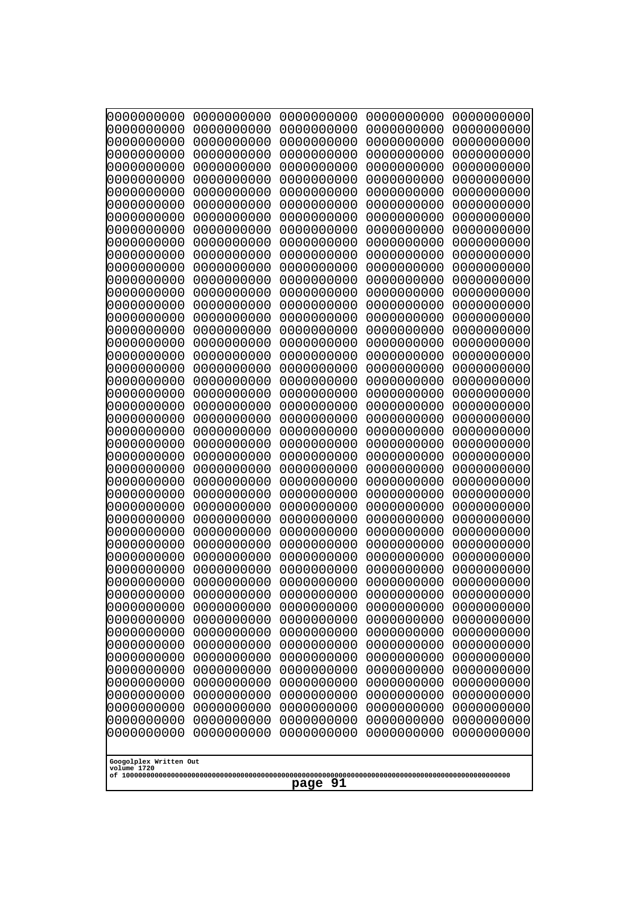0000000000 0000000000 0000000000 0000000000 0000000000
0000000000 0000000000 0000000000 0000000000 0000000000
0000000000 0000000000 0000000000 0000000000 0000000000
0000000000 0000000000 0000000000 0000000000 0000000000
0000000000 0000000000 0000000000 0000000000 0000000000
0000000000 0000000000 0000000000 0000000000 0000000000
0000000000 0000000000 0000000000 0000000000 0000000000
0000000000 0000000000 0000000000 0000000000 0000000000
0000000000 0000000000 0000000000 0000000000 0000000000
0000000000 0000000000 0000000000 0000000000 0000000000
0000000000 0000000000 0000000000 0000000000 0000000000
0000000000 0000000000 0000000000 0000000000 0000000000
0000000000 0000000000 0000000000 0000000000 0000000000
0000000000 0000000000 0000000000 0000000000 0000000000
0000000000 0000000000 0000000000 0000000000 0000000000
0000000000 0000000000 0000000000 0000000000 0000000000
0000000000 0000000000 0000000000 0000000000 0000000000
0000000000 0000000000 0000000000 0000000000 0000000000
0000000000 0000000000 0000000000 0000000000 0000000000
0000000000 0000000000 0000000000 0000000000 0000000000
0000000000 0000000000 0000000000 0000000000 0000000000
0000000000 0000000000 0000000000 0000000000 0000000000
0000000000 0000000000 0000000000 0000000000 0000000000
0000000000 0000000000 0000000000 0000000000 0000000000
0000000000 0000000000 0000000000 0000000000 0000000000
0000000000 0000000000 0000000000 0000000000 0000000000
0000000000 0000000000 0000000000 0000000000 0000000000
0000000000 0000000000 0000000000 0000000000 0000000000
0000000000 0000000000 0000000000 0000000000 0000000000
0000000000 0000000000 0000000000 0000000000 0000000000
0000000000 0000000000 0000000000 0000000000 0000000000
0000000000 0000000000 0000000000 0000000000 0000000000
0000000000 0000000000 0000000000 0000000000 0000000000
0000000000 0000000000 0000000000 0000000000 0000000000
0000000000 0000000000 0000000000 0000000000 0000000000
0000000000 0000000000 0000000000 0000000000 0000000000
0000000000 0000000000 0000000000 0000000000 0000000000
0000000000 0000000000 0000000000 0000000000 0000000000
0000000000 0000000000 0000000000 0000000000 0000000000
0000000000 0000000000 0000000000 0000000000 0000000000
0000000000 0000000000 0000000000 0000000000 0000000000
0000000000 0000000000 0000000000 0000000000 0000000000
0000000000 0000000000 0000000000 0000000000 0000000000
0000000000 0000000000 0000000000 0000000000 0000000000
0000000000 0000000000 0000000000 0000000000 0000000000
0000000000 0000000000 0000000000 0000000000 0000000000
0000000000 0000000000 0000000000 0000000000 0000000000
0000000000 0000000000 0000000000 0000000000 0000000000
0000000000 0000000000 0000000000 0000000000 0000000000
0000000000 0000000000 0000000000 0000000000 0000000000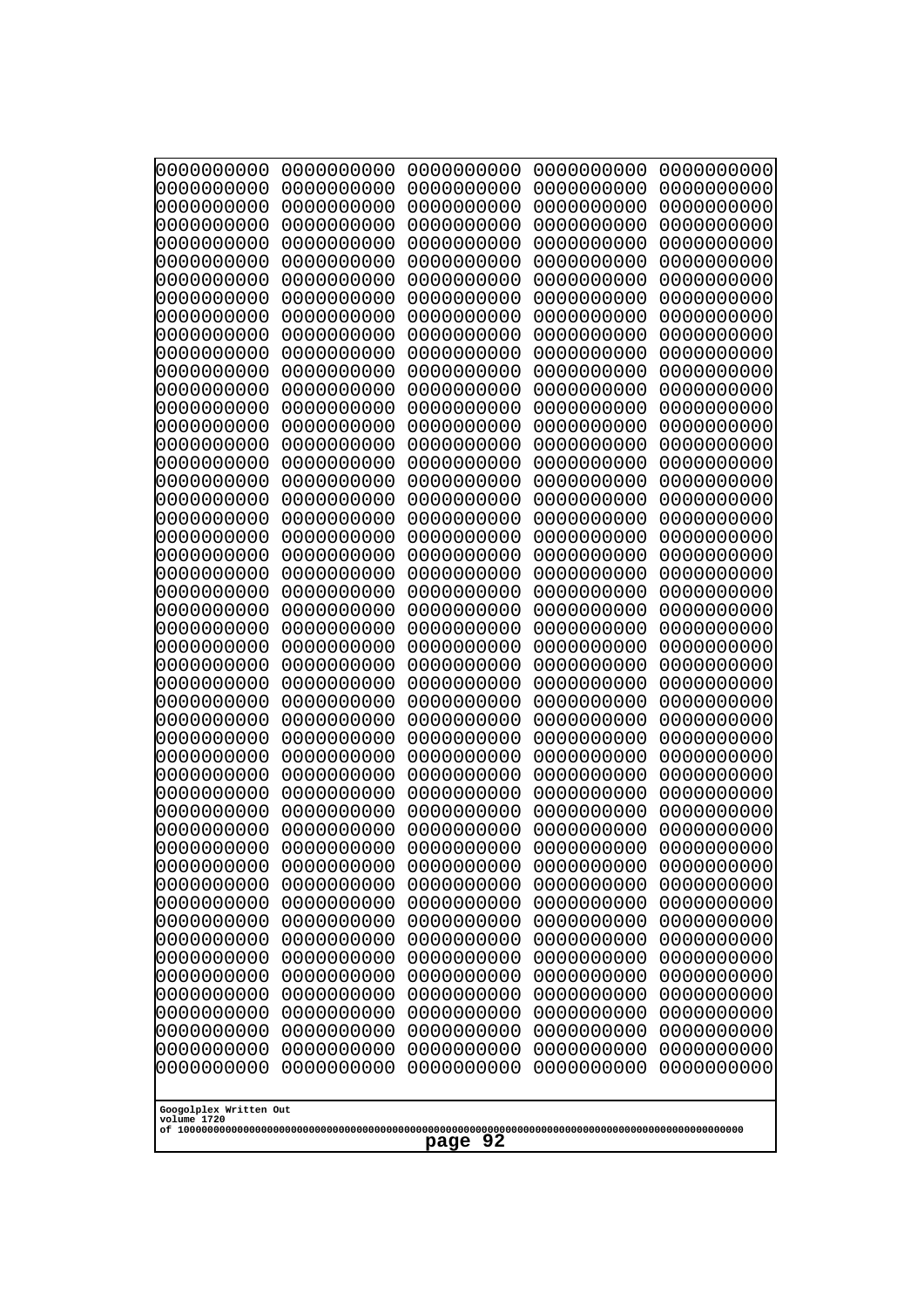```
0000000000 0000000000 0000000000 0000000000 0000000000
0000000000 0000000000 0000000000 0000000000 0000000000
0000000000 0000000000 0000000000 0000000000 0000000000
0000000000 0000000000 0000000000 0000000000 0000000000
0000000000 0000000000 0000000000 0000000000 0000000000
0000000000 0000000000 0000000000 0000000000 0000000000
0000000000 0000000000 0000000000 0000000000 0000000000
0000000000 0000000000 0000000000 0000000000 0000000000
0000000000 0000000000 0000000000 0000000000 0000000000
0000000000 0000000000 0000000000 0000000000 0000000000
0000000000 0000000000 0000000000 0000000000 0000000000
0000000000 0000000000 0000000000 0000000000 0000000000
0000000000 0000000000 0000000000 0000000000 0000000000
0000000000 0000000000 0000000000 0000000000 0000000000
0000000000 0000000000 0000000000 0000000000 0000000000
0000000000 0000000000 0000000000 0000000000 0000000000
0000000000 0000000000 0000000000 0000000000 0000000000
0000000000 0000000000 0000000000 0000000000 0000000000
0000000000 0000000000 0000000000 0000000000 0000000000
0000000000 0000000000 0000000000 0000000000 0000000000
0000000000 0000000000 0000000000 0000000000 0000000000
0000000000 0000000000 0000000000 0000000000 0000000000
0000000000 0000000000 0000000000 0000000000 0000000000
0000000000 0000000000 0000000000 0000000000 0000000000
0000000000 0000000000 0000000000 0000000000 0000000000
0000000000 0000000000 0000000000 0000000000 0000000000
0000000000 0000000000 0000000000 0000000000 0000000000
0000000000 0000000000 0000000000 0000000000 0000000000
0000000000 0000000000 0000000000 0000000000 0000000000
0000000000 0000000000 0000000000 0000000000 0000000000
0000000000 0000000000 0000000000 0000000000 0000000000
0000000000 0000000000 0000000000 0000000000 0000000000
0000000000 0000000000 0000000000 0000000000 0000000000
0000000000 0000000000 0000000000 0000000000 0000000000
0000000000 0000000000 0000000000 0000000000 0000000000
0000000000 0000000000 0000000000 0000000000 0000000000
0000000000 0000000000 0000000000 0000000000 0000000000
0000000000 0000000000 0000000000 0000000000 0000000000
0000000000 0000000000 0000000000 0000000000 0000000000
0000000000 0000000000 0000000000 0000000000 0000000000
0000000000 0000000000 0000000000 0000000000 0000000000
0000000000 0000000000 0000000000 0000000000 0000000000
0000000000 0000000000 0000000000 0000000000 0000000000
0000000000 0000000000 0000000000 0000000000 0000000000
0000000000 0000000000 0000000000 0000000000 0000000000
0000000000 0000000000 0000000000 0000000000 0000000000
0000000000 0000000000 0000000000 0000000000 0000000000
0000000000 0000000000 0000000000 0000000000 0000000000
0000000000 0000000000 0000000000 0000000000 0000000000
0000000000 0000000000 0000000000 0000000000 0000000000
```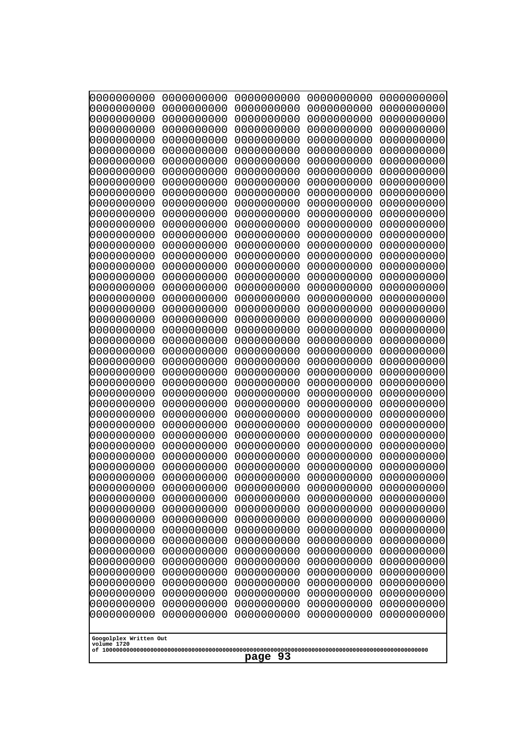```
0000000000 0000000000 0000000000 0000000000 0000000000
0000000000 0000000000 0000000000 0000000000 0000000000
0000000000 0000000000 0000000000 0000000000 0000000000
0000000000 0000000000 0000000000 0000000000 0000000000
0000000000 0000000000 0000000000 0000000000 0000000000
0000000000 0000000000 0000000000 0000000000 0000000000
0000000000 0000000000 0000000000 0000000000 0000000000
0000000000 0000000000 0000000000 0000000000 0000000000
0000000000 0000000000 0000000000 0000000000 0000000000
0000000000 0000000000 0000000000 0000000000 0000000000
0000000000 0000000000 0000000000 0000000000 0000000000
0000000000 0000000000 0000000000 0000000000 0000000000
0000000000 0000000000 0000000000 0000000000 0000000000
0000000000 0000000000 0000000000 0000000000 0000000000
0000000000 0000000000 0000000000 0000000000 0000000000
0000000000 0000000000 0000000000 0000000000 0000000000
0000000000 0000000000 0000000000 0000000000 0000000000
0000000000 0000000000 0000000000 0000000000 0000000000
0000000000 0000000000 0000000000 0000000000 0000000000
0000000000 0000000000 0000000000 0000000000 0000000000
0000000000 0000000000 0000000000 0000000000 0000000000
0000000000 0000000000 0000000000 0000000000 0000000000
0000000000 0000000000 0000000000 0000000000 0000000000
0000000000 0000000000 0000000000 0000000000 0000000000
0000000000 0000000000 0000000000 0000000000 0000000000
0000000000 0000000000 0000000000 0000000000 0000000000
0000000000 0000000000 0000000000 0000000000 0000000000
0000000000 0000000000 0000000000 0000000000 0000000000
0000000000 0000000000 0000000000 0000000000 0000000000
0000000000 0000000000 0000000000 0000000000 0000000000
0000000000 0000000000 0000000000 0000000000 0000000000
0000000000 0000000000 0000000000 0000000000 0000000000
0000000000 0000000000 0000000000 0000000000 0000000000
0000000000 0000000000 0000000000 0000000000 0000000000
0000000000 0000000000 0000000000 0000000000 0000000000
0000000000 0000000000 0000000000 0000000000 0000000000
0000000000 0000000000 0000000000 0000000000 0000000000
0000000000 0000000000 0000000000 0000000000 0000000000
0000000000 0000000000 0000000000 0000000000 0000000000
0000000000 0000000000 0000000000 0000000000 0000000000
0000000000 0000000000 0000000000 0000000000 0000000000
0000000000 0000000000 0000000000 0000000000 0000000000
0000000000 0000000000 0000000000 0000000000 0000000000
0000000000 0000000000 0000000000 0000000000 0000000000
0000000000 0000000000 0000000000 0000000000 0000000000
0000000000 0000000000 0000000000 0000000000 0000000000
0000000000 0000000000 0000000000 0000000000 0000000000
0000000000 0000000000 0000000000 0000000000 0000000000
0000000000 0000000000 0000000000 0000000000 0000000000
0000000000 0000000000 0000000000 0000000000 0000000000
```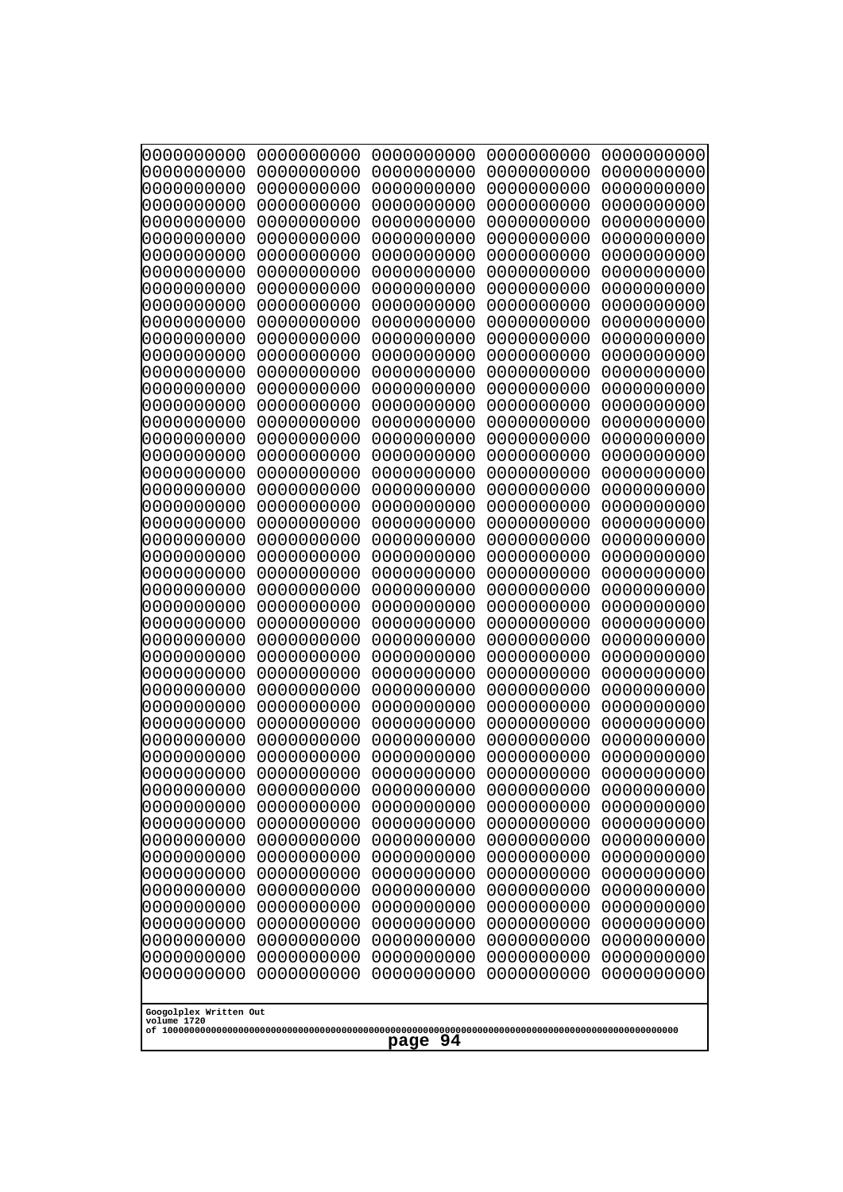0000000000 0000000000 0000000000 0000000000 0000000000
0000000000 0000000000 0000000000 0000000000 0000000000
0000000000 0000000000 0000000000 0000000000 0000000000
0000000000 0000000000 0000000000 0000000000 0000000000
0000000000 0000000000 0000000000 0000000000 0000000000
0000000000 0000000000 0000000000 0000000000 0000000000
0000000000 0000000000 0000000000 0000000000 0000000000
0000000000 0000000000 0000000000 0000000000 0000000000
0000000000 0000000000 0000000000 0000000000 0000000000
0000000000 0000000000 0000000000 0000000000 0000000000
0000000000 0000000000 0000000000 0000000000 0000000000
0000000000 0000000000 0000000000 0000000000 0000000000
0000000000 0000000000 0000000000 0000000000 0000000000
0000000000 0000000000 0000000000 0000000000 0000000000
0000000000 0000000000 0000000000 0000000000 0000000000
0000000000 0000000000 0000000000 0000000000 0000000000
0000000000 0000000000 0000000000 0000000000 0000000000
0000000000 0000000000 0000000000 0000000000 0000000000
0000000000 0000000000 0000000000 0000000000 0000000000
0000000000 0000000000 0000000000 0000000000 0000000000
0000000000 0000000000 0000000000 0000000000 0000000000
0000000000 0000000000 0000000000 0000000000 0000000000
0000000000 0000000000 0000000000 0000000000 0000000000
0000000000 0000000000 0000000000 0000000000 0000000000
0000000000 0000000000 0000000000 0000000000 0000000000
0000000000 0000000000 0000000000 0000000000 0000000000
0000000000 0000000000 0000000000 0000000000 0000000000
0000000000 0000000000 0000000000 0000000000 0000000000
0000000000 0000000000 0000000000 0000000000 0000000000
0000000000 0000000000 0000000000 0000000000 0000000000
0000000000 0000000000 0000000000 0000000000 0000000000
0000000000 0000000000 0000000000 0000000000 0000000000
0000000000 0000000000 0000000000 0000000000 0000000000
0000000000 0000000000 0000000000 0000000000 0000000000
0000000000 0000000000 0000000000 0000000000 0000000000
0000000000 0000000000 0000000000 0000000000 0000000000
0000000000 0000000000 0000000000 0000000000 0000000000
0000000000 0000000000 0000000000 0000000000 0000000000
0000000000 0000000000 0000000000 0000000000 0000000000
0000000000 0000000000 0000000000 0000000000 0000000000
0000000000 0000000000 0000000000 0000000000 0000000000
0000000000 0000000000 0000000000 0000000000 0000000000
0000000000 0000000000 0000000000 0000000000 0000000000
0000000000 0000000000 0000000000 0000000000 0000000000
0000000000 0000000000 0000000000 0000000000 0000000000
0000000000 0000000000 0000000000 0000000000 0000000000
0000000000 0000000000 0000000000 0000000000 0000000000
0000000000 0000000000 0000000000 0000000000 0000000000
0000000000 0000000000 0000000000 0000000000 0000000000
0000000000 0000000000 0000000000 0000000000 0000000000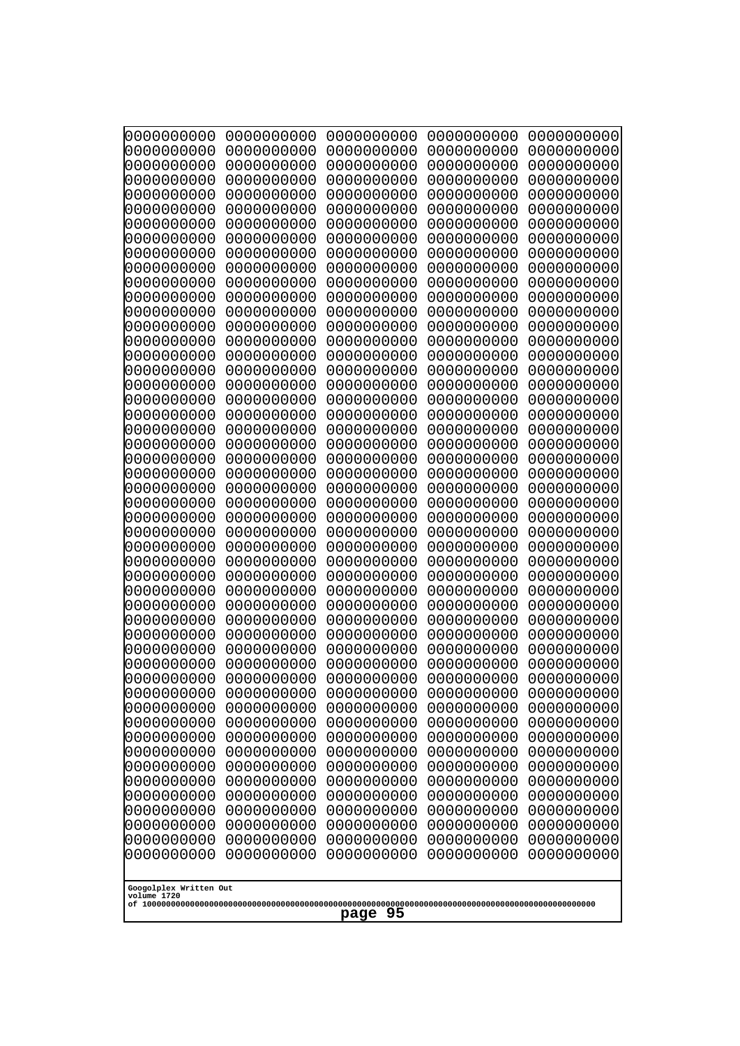```
0000000000 0000000000 0000000000 0000000000 0000000000
0000000000 0000000000 0000000000 0000000000 0000000000
0000000000 0000000000 0000000000 0000000000 0000000000
0000000000 0000000000 0000000000 0000000000 0000000000
0000000000 0000000000 0000000000 0000000000 0000000000
0000000000 0000000000 0000000000 0000000000 0000000000
0000000000 0000000000 0000000000 0000000000 0000000000
0000000000 0000000000 0000000000 0000000000 0000000000
0000000000 0000000000 0000000000 0000000000 0000000000
0000000000 0000000000 0000000000 0000000000 0000000000
0000000000 0000000000 0000000000 0000000000 0000000000
0000000000 0000000000 0000000000 0000000000 0000000000
0000000000 0000000000 0000000000 0000000000 0000000000
0000000000 0000000000 0000000000 0000000000 0000000000
0000000000 0000000000 0000000000 0000000000 0000000000
0000000000 0000000000 0000000000 0000000000 0000000000
0000000000 0000000000 0000000000 0000000000 0000000000
0000000000 0000000000 0000000000 0000000000 0000000000
0000000000 0000000000 0000000000 0000000000 0000000000
0000000000 0000000000 0000000000 0000000000 0000000000
0000000000 0000000000 0000000000 0000000000 0000000000
0000000000 0000000000 0000000000 0000000000 0000000000
0000000000 0000000000 0000000000 0000000000 0000000000
0000000000 0000000000 0000000000 0000000000 0000000000
0000000000 0000000000 0000000000 0000000000 0000000000
0000000000 0000000000 0000000000 0000000000 0000000000
0000000000 0000000000 0000000000 0000000000 0000000000
0000000000 0000000000 0000000000 0000000000 0000000000
0000000000 0000000000 0000000000 0000000000 0000000000
0000000000 0000000000 0000000000 0000000000 0000000000
0000000000 0000000000 0000000000 0000000000 0000000000
0000000000 0000000000 0000000000 0000000000 0000000000
0000000000 0000000000 0000000000 0000000000 0000000000
0000000000 0000000000 0000000000 0000000000 0000000000
0000000000 0000000000 0000000000 0000000000 0000000000
0000000000 0000000000 0000000000 0000000000 0000000000
0000000000 0000000000 0000000000 0000000000 0000000000
0000000000 0000000000 0000000000 0000000000 0000000000
0000000000 0000000000 0000000000 0000000000 0000000000
0000000000 0000000000 0000000000 0000000000 0000000000
0000000000 0000000000 0000000000 0000000000 0000000000
0000000000 0000000000 0000000000 0000000000 0000000000
0000000000 0000000000 0000000000 0000000000 0000000000
0000000000 0000000000 0000000000 0000000000 0000000000
0000000000 0000000000 0000000000 0000000000 0000000000
0000000000 0000000000 0000000000 0000000000 0000000000
0000000000 0000000000 0000000000 0000000000 0000000000
0000000000 0000000000 0000000000 0000000000 0000000000
0000000000 0000000000 0000000000 0000000000 0000000000
0000000000 0000000000 0000000000 0000000000 0000000000
```

Googolplex Written Out
volume 1720
of 10000000000000000000000000000000000000000000000000000000000000000000000000000000000000000000000000000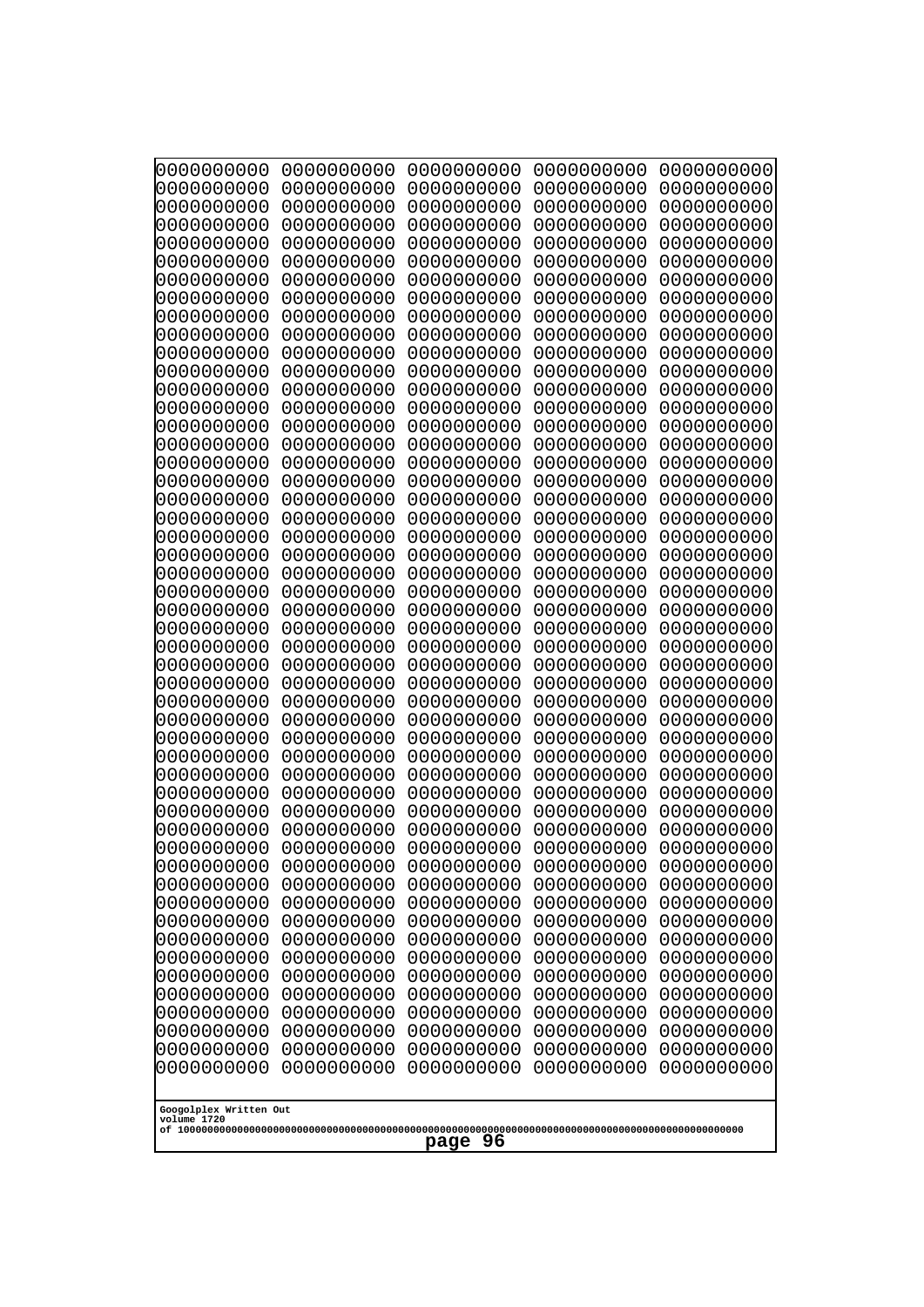```
0000000000 0000000000 0000000000 0000000000 0000000000
0000000000 0000000000 0000000000 0000000000 0000000000
0000000000 0000000000 0000000000 0000000000 0000000000
0000000000 0000000000 0000000000 0000000000 0000000000
0000000000 0000000000 0000000000 0000000000 0000000000
0000000000 0000000000 0000000000 0000000000 0000000000
0000000000 0000000000 0000000000 0000000000 0000000000
0000000000 0000000000 0000000000 0000000000 0000000000
0000000000 0000000000 0000000000 0000000000 0000000000
0000000000 0000000000 0000000000 0000000000 0000000000
0000000000 0000000000 0000000000 0000000000 0000000000
0000000000 0000000000 0000000000 0000000000 0000000000
0000000000 0000000000 0000000000 0000000000 0000000000
0000000000 0000000000 0000000000 0000000000 0000000000
0000000000 0000000000 0000000000 0000000000 0000000000
0000000000 0000000000 0000000000 0000000000 0000000000
0000000000 0000000000 0000000000 0000000000 0000000000
0000000000 0000000000 0000000000 0000000000 0000000000
0000000000 0000000000 0000000000 0000000000 0000000000
0000000000 0000000000 0000000000 0000000000 0000000000
0000000000 0000000000 0000000000 0000000000 0000000000
0000000000 0000000000 0000000000 0000000000 0000000000
0000000000 0000000000 0000000000 0000000000 0000000000
0000000000 0000000000 0000000000 0000000000 0000000000
0000000000 0000000000 0000000000 0000000000 0000000000
0000000000 0000000000 0000000000 0000000000 0000000000
0000000000 0000000000 0000000000 0000000000 0000000000
0000000000 0000000000 0000000000 0000000000 0000000000
0000000000 0000000000 0000000000 0000000000 0000000000
0000000000 0000000000 0000000000 0000000000 0000000000
0000000000 0000000000 0000000000 0000000000 0000000000
0000000000 0000000000 0000000000 0000000000 0000000000
0000000000 0000000000 0000000000 0000000000 0000000000
0000000000 0000000000 0000000000 0000000000 0000000000
0000000000 0000000000 0000000000 0000000000 0000000000
0000000000 0000000000 0000000000 0000000000 0000000000
0000000000 0000000000 0000000000 0000000000 0000000000
0000000000 0000000000 0000000000 0000000000 0000000000
0000000000 0000000000 0000000000 0000000000 0000000000
0000000000 0000000000 0000000000 0000000000 0000000000
0000000000 0000000000 0000000000 0000000000 0000000000
0000000000 0000000000 0000000000 0000000000 0000000000
0000000000 0000000000 0000000000 0000000000 0000000000
0000000000 0000000000 0000000000 0000000000 0000000000
0000000000 0000000000 0000000000 0000000000 0000000000
0000000000 0000000000 0000000000 0000000000 0000000000
0000000000 0000000000 0000000000 0000000000 0000000000
0000000000 0000000000 0000000000 0000000000 0000000000
0000000000 0000000000 0000000000 0000000000 0000000000
0000000000 0000000000 0000000000 0000000000 0000000000
```

Googolplex Written Out
volume 1720
of 10000000000000000000000000000000000000000000000000000000000000000000000000000000000000000000000000000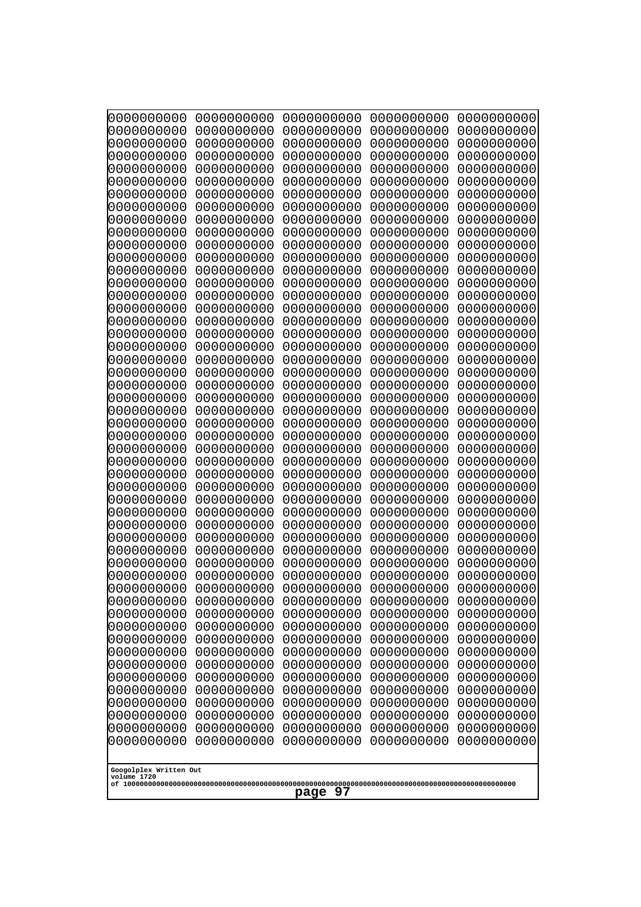```
0000000000 0000000000 0000000000 0000000000 0000000000
0000000000 0000000000 0000000000 0000000000 0000000000
0000000000 0000000000 0000000000 0000000000 0000000000
0000000000 0000000000 0000000000 0000000000 0000000000
0000000000 0000000000 0000000000 0000000000 0000000000
0000000000 0000000000 0000000000 0000000000 0000000000
0000000000 0000000000 0000000000 0000000000 0000000000
0000000000 0000000000 0000000000 0000000000 0000000000
0000000000 0000000000 0000000000 0000000000 0000000000
0000000000 0000000000 0000000000 0000000000 0000000000
0000000000 0000000000 0000000000 0000000000 0000000000
0000000000 0000000000 0000000000 0000000000 0000000000
0000000000 0000000000 0000000000 0000000000 0000000000
0000000000 0000000000 0000000000 0000000000 0000000000
0000000000 0000000000 0000000000 0000000000 0000000000
0000000000 0000000000 0000000000 0000000000 0000000000
0000000000 0000000000 0000000000 0000000000 0000000000
0000000000 0000000000 0000000000 0000000000 0000000000
0000000000 0000000000 0000000000 0000000000 0000000000
0000000000 0000000000 0000000000 0000000000 0000000000
0000000000 0000000000 0000000000 0000000000 0000000000
0000000000 0000000000 0000000000 0000000000 0000000000
0000000000 0000000000 0000000000 0000000000 0000000000
0000000000 0000000000 0000000000 0000000000 0000000000
0000000000 0000000000 0000000000 0000000000 0000000000
0000000000 0000000000 0000000000 0000000000 0000000000
0000000000 0000000000 0000000000 0000000000 0000000000
0000000000 0000000000 0000000000 0000000000 0000000000
0000000000 0000000000 0000000000 0000000000 0000000000
0000000000 0000000000 0000000000 0000000000 0000000000
0000000000 0000000000 0000000000 0000000000 0000000000
0000000000 0000000000 0000000000 0000000000 0000000000
0000000000 0000000000 0000000000 0000000000 0000000000
0000000000 0000000000 0000000000 0000000000 0000000000
0000000000 0000000000 0000000000 0000000000 0000000000
0000000000 0000000000 0000000000 0000000000 0000000000
0000000000 0000000000 0000000000 0000000000 0000000000
0000000000 0000000000 0000000000 0000000000 0000000000
0000000000 0000000000 0000000000 0000000000 0000000000
0000000000 0000000000 0000000000 0000000000 0000000000
0000000000 0000000000 0000000000 0000000000 0000000000
0000000000 0000000000 0000000000 0000000000 0000000000
0000000000 0000000000 0000000000 0000000000 0000000000
0000000000 0000000000 0000000000 0000000000 0000000000
0000000000 0000000000 0000000000 0000000000 0000000000
0000000000 0000000000 0000000000 0000000000 0000000000
0000000000 0000000000 0000000000 0000000000 0000000000
0000000000 0000000000 0000000000 0000000000 0000000000
0000000000 0000000000 0000000000 0000000000 0000000000
0000000000 0000000000 0000000000 0000000000 0000000000
```

Googolplex Written Out
volume 1720
of 10000000000000000000000000000000000000000000000000000000000000000000000000000000000000000000000000000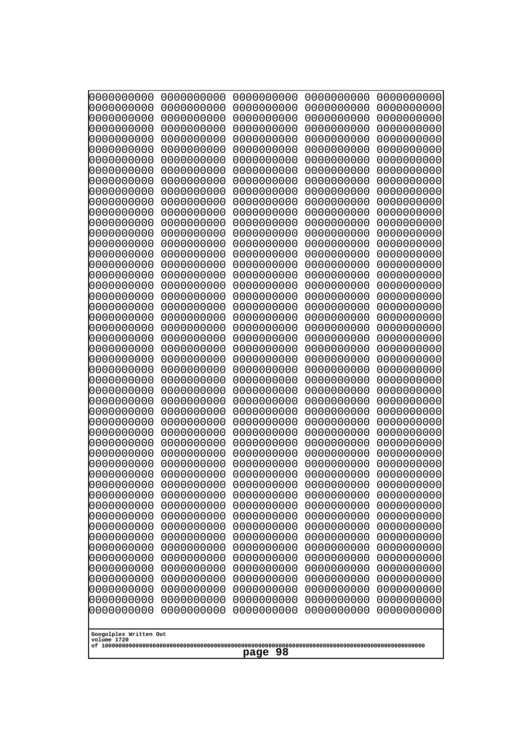```
0000000000 0000000000 0000000000 0000000000 0000000000
0000000000 0000000000 0000000000 0000000000 0000000000
0000000000 0000000000 0000000000 0000000000 0000000000
0000000000 0000000000 0000000000 0000000000 0000000000
0000000000 0000000000 0000000000 0000000000 0000000000
0000000000 0000000000 0000000000 0000000000 0000000000
0000000000 0000000000 0000000000 0000000000 0000000000
0000000000 0000000000 0000000000 0000000000 0000000000
0000000000 0000000000 0000000000 0000000000 0000000000
0000000000 0000000000 0000000000 0000000000 0000000000
0000000000 0000000000 0000000000 0000000000 0000000000
0000000000 0000000000 0000000000 0000000000 0000000000
0000000000 0000000000 0000000000 0000000000 0000000000
0000000000 0000000000 0000000000 0000000000 0000000000
0000000000 0000000000 0000000000 0000000000 0000000000
0000000000 0000000000 0000000000 0000000000 0000000000
0000000000 0000000000 0000000000 0000000000 0000000000
0000000000 0000000000 0000000000 0000000000 0000000000
0000000000 0000000000 0000000000 0000000000 0000000000
0000000000 0000000000 0000000000 0000000000 0000000000
0000000000 0000000000 0000000000 0000000000 0000000000
0000000000 0000000000 0000000000 0000000000 0000000000
0000000000 0000000000 0000000000 0000000000 0000000000
0000000000 0000000000 0000000000 0000000000 0000000000
0000000000 0000000000 0000000000 0000000000 0000000000
0000000000 0000000000 0000000000 0000000000 0000000000
0000000000 0000000000 0000000000 0000000000 0000000000
0000000000 0000000000 0000000000 0000000000 0000000000
0000000000 0000000000 0000000000 0000000000 0000000000
0000000000 0000000000 0000000000 0000000000 0000000000
0000000000 0000000000 0000000000 0000000000 0000000000
0000000000 0000000000 0000000000 0000000000 0000000000
0000000000 0000000000 0000000000 0000000000 0000000000
0000000000 0000000000 0000000000 0000000000 0000000000
0000000000 0000000000 0000000000 0000000000 0000000000
0000000000 0000000000 0000000000 0000000000 0000000000
0000000000 0000000000 0000000000 0000000000 0000000000
0000000000 0000000000 0000000000 0000000000 0000000000
0000000000 0000000000 0000000000 0000000000 0000000000
0000000000 0000000000 0000000000 0000000000 0000000000
0000000000 0000000000 0000000000 0000000000 0000000000
0000000000 0000000000 0000000000 0000000000 0000000000
0000000000 0000000000 0000000000 0000000000 0000000000
0000000000 0000000000 0000000000 0000000000 0000000000
0000000000 0000000000 0000000000 0000000000 0000000000
0000000000 0000000000 0000000000 0000000000 0000000000
0000000000 0000000000 0000000000 0000000000 0000000000
0000000000 0000000000 0000000000 0000000000 0000000000
0000000000 0000000000 0000000000 0000000000 0000000000
0000000000 0000000000 0000000000 0000000000 0000000000
```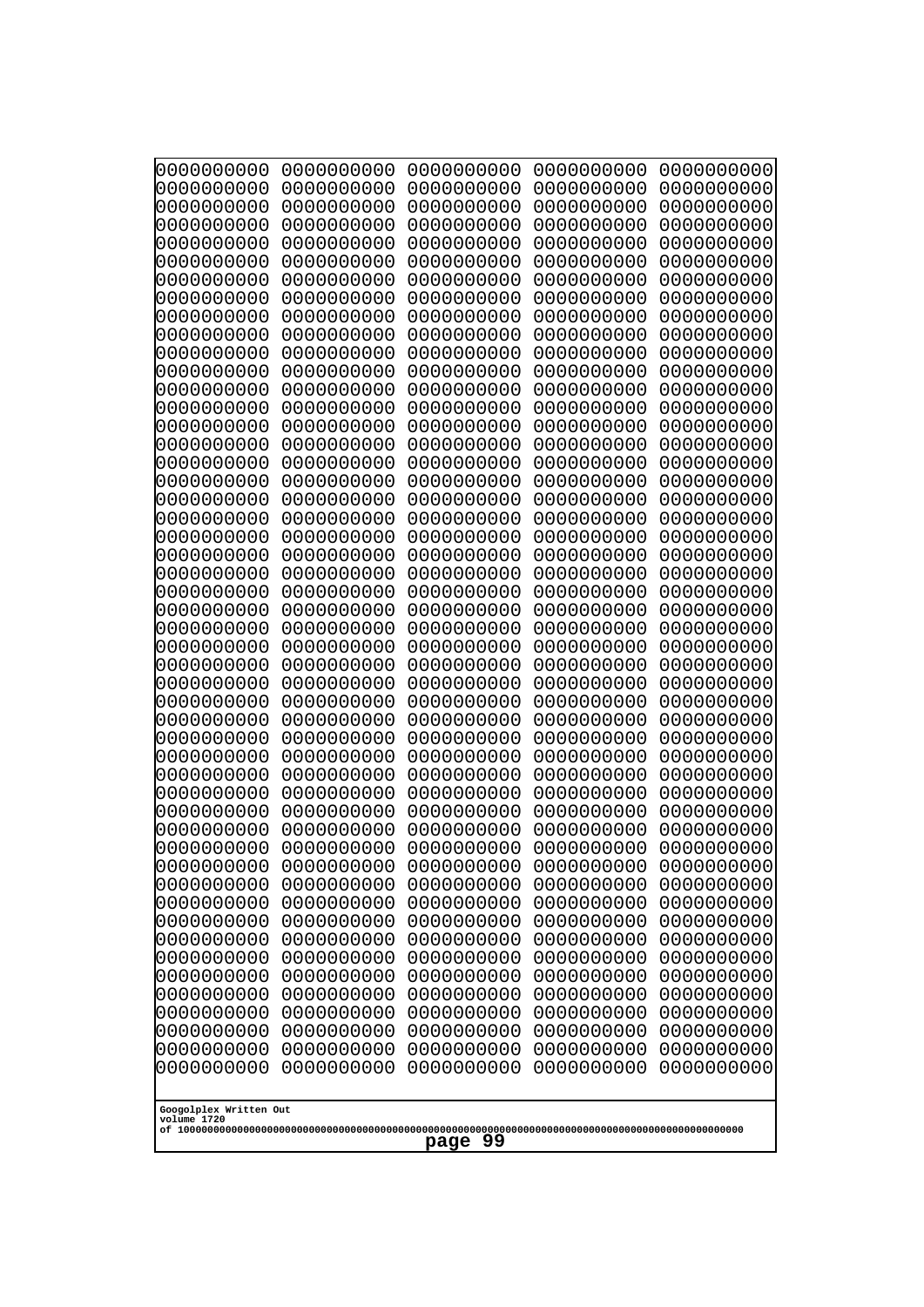```
0000000000 0000000000 0000000000 0000000000 0000000000
0000000000 0000000000 0000000000 0000000000 0000000000
0000000000 0000000000 0000000000 0000000000 0000000000
0000000000 0000000000 0000000000 0000000000 0000000000
0000000000 0000000000 0000000000 0000000000 0000000000
0000000000 0000000000 0000000000 0000000000 0000000000
0000000000 0000000000 0000000000 0000000000 0000000000
0000000000 0000000000 0000000000 0000000000 0000000000
0000000000 0000000000 0000000000 0000000000 0000000000
0000000000 0000000000 0000000000 0000000000 0000000000
0000000000 0000000000 0000000000 0000000000 0000000000
0000000000 0000000000 0000000000 0000000000 0000000000
0000000000 0000000000 0000000000 0000000000 0000000000
0000000000 0000000000 0000000000 0000000000 0000000000
0000000000 0000000000 0000000000 0000000000 0000000000
0000000000 0000000000 0000000000 0000000000 0000000000
0000000000 0000000000 0000000000 0000000000 0000000000
0000000000 0000000000 0000000000 0000000000 0000000000
0000000000 0000000000 0000000000 0000000000 0000000000
0000000000 0000000000 0000000000 0000000000 0000000000
0000000000 0000000000 0000000000 0000000000 0000000000
0000000000 0000000000 0000000000 0000000000 0000000000
0000000000 0000000000 0000000000 0000000000 0000000000
0000000000 0000000000 0000000000 0000000000 0000000000
0000000000 0000000000 0000000000 0000000000 0000000000
0000000000 0000000000 0000000000 0000000000 0000000000
0000000000 0000000000 0000000000 0000000000 0000000000
0000000000 0000000000 0000000000 0000000000 0000000000
0000000000 0000000000 0000000000 0000000000 0000000000
0000000000 0000000000 0000000000 0000000000 0000000000
0000000000 0000000000 0000000000 0000000000 0000000000
0000000000 0000000000 0000000000 0000000000 0000000000
0000000000 0000000000 0000000000 0000000000 0000000000
0000000000 0000000000 0000000000 0000000000 0000000000
0000000000 0000000000 0000000000 0000000000 0000000000
0000000000 0000000000 0000000000 0000000000 0000000000
0000000000 0000000000 0000000000 0000000000 0000000000
0000000000 0000000000 0000000000 0000000000 0000000000
0000000000 0000000000 0000000000 0000000000 0000000000
0000000000 0000000000 0000000000 0000000000 0000000000
0000000000 0000000000 0000000000 0000000000 0000000000
0000000000 0000000000 0000000000 0000000000 0000000000
0000000000 0000000000 0000000000 0000000000 0000000000
0000000000 0000000000 0000000000 0000000000 0000000000
0000000000 0000000000 0000000000 0000000000 0000000000
0000000000 0000000000 0000000000 0000000000 0000000000
0000000000 0000000000 0000000000 0000000000 0000000000
0000000000 0000000000 0000000000 0000000000 0000000000
0000000000 0000000000 0000000000 0000000000 0000000000
```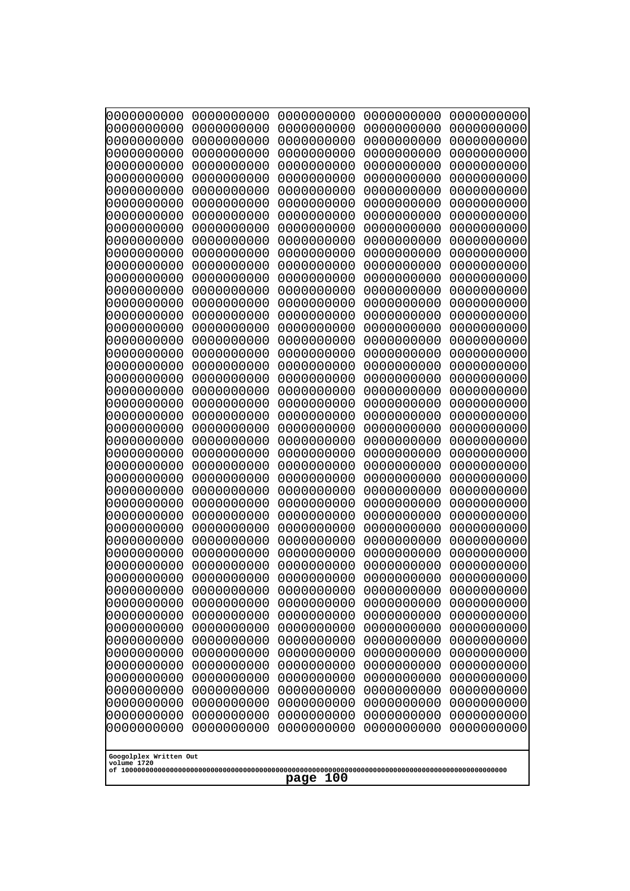```
0000000000 0000000000 0000000000 0000000000 0000000000
0000000000 0000000000 0000000000 0000000000 0000000000
0000000000 0000000000 0000000000 0000000000 0000000000
0000000000 0000000000 0000000000 0000000000 0000000000
0000000000 0000000000 0000000000 0000000000 0000000000
0000000000 0000000000 0000000000 0000000000 0000000000
0000000000 0000000000 0000000000 0000000000 0000000000
0000000000 0000000000 0000000000 0000000000 0000000000
0000000000 0000000000 0000000000 0000000000 0000000000
0000000000 0000000000 0000000000 0000000000 0000000000
0000000000 0000000000 0000000000 0000000000 0000000000
0000000000 0000000000 0000000000 0000000000 0000000000
0000000000 0000000000 0000000000 0000000000 0000000000
0000000000 0000000000 0000000000 0000000000 0000000000
0000000000 0000000000 0000000000 0000000000 0000000000
0000000000 0000000000 0000000000 0000000000 0000000000
0000000000 0000000000 0000000000 0000000000 0000000000
0000000000 0000000000 0000000000 0000000000 0000000000
0000000000 0000000000 0000000000 0000000000 0000000000
0000000000 0000000000 0000000000 0000000000 0000000000
0000000000 0000000000 0000000000 0000000000 0000000000
0000000000 0000000000 0000000000 0000000000 0000000000
0000000000 0000000000 0000000000 0000000000 0000000000
0000000000 0000000000 0000000000 0000000000 0000000000
0000000000 0000000000 0000000000 0000000000 0000000000
0000000000 0000000000 0000000000 0000000000 0000000000
0000000000 0000000000 0000000000 0000000000 0000000000
0000000000 0000000000 0000000000 0000000000 0000000000
0000000000 0000000000 0000000000 0000000000 0000000000
0000000000 0000000000 0000000000 0000000000 0000000000
0000000000 0000000000 0000000000 0000000000 0000000000
0000000000 0000000000 0000000000 0000000000 0000000000
0000000000 0000000000 0000000000 0000000000 0000000000
0000000000 0000000000 0000000000 0000000000 0000000000
0000000000 0000000000 0000000000 0000000000 0000000000
0000000000 0000000000 0000000000 0000000000 0000000000
0000000000 0000000000 0000000000 0000000000 0000000000
0000000000 0000000000 0000000000 0000000000 0000000000
0000000000 0000000000 0000000000 0000000000 0000000000
0000000000 0000000000 0000000000 0000000000 0000000000
0000000000 0000000000 0000000000 0000000000 0000000000
0000000000 0000000000 0000000000 0000000000 0000000000
0000000000 0000000000 0000000000 0000000000 0000000000
0000000000 0000000000 0000000000 0000000000 0000000000
0000000000 0000000000 0000000000 0000000000 0000000000
0000000000 0000000000 0000000000 0000000000 0000000000
0000000000 0000000000 0000000000 0000000000 0000000000
0000000000 0000000000 0000000000 0000000000 0000000000
0000000000 0000000000 0000000000 0000000000 0000000000
0000000000 0000000000 0000000000 0000000000 0000000000
```

Googolplex Written Out
volume 1720
of 10000000000000000000000000000000000000000000000000000000000000000000000000000000000000000000000000000

page 100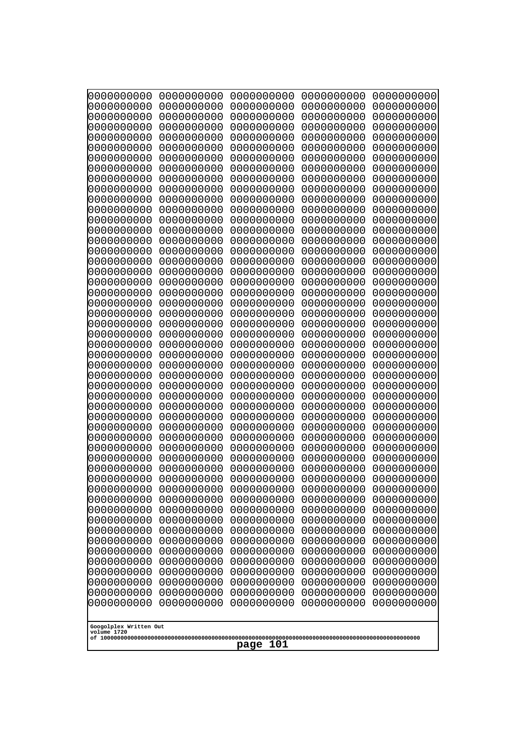```
0000000000 0000000000 0000000000 0000000000 0000000000
0000000000 0000000000 0000000000 0000000000 0000000000
0000000000 0000000000 0000000000 0000000000 0000000000
0000000000 0000000000 0000000000 0000000000 0000000000
0000000000 0000000000 0000000000 0000000000 0000000000
0000000000 0000000000 0000000000 0000000000 0000000000
0000000000 0000000000 0000000000 0000000000 0000000000
0000000000 0000000000 0000000000 0000000000 0000000000
0000000000 0000000000 0000000000 0000000000 0000000000
0000000000 0000000000 0000000000 0000000000 0000000000
0000000000 0000000000 0000000000 0000000000 0000000000
0000000000 0000000000 0000000000 0000000000 0000000000
0000000000 0000000000 0000000000 0000000000 0000000000
0000000000 0000000000 0000000000 0000000000 0000000000
0000000000 0000000000 0000000000 0000000000 0000000000
0000000000 0000000000 0000000000 0000000000 0000000000
0000000000 0000000000 0000000000 0000000000 0000000000
0000000000 0000000000 0000000000 0000000000 0000000000
0000000000 0000000000 0000000000 0000000000 0000000000
0000000000 0000000000 0000000000 0000000000 0000000000
0000000000 0000000000 0000000000 0000000000 0000000000
0000000000 0000000000 0000000000 0000000000 0000000000
0000000000 0000000000 0000000000 0000000000 0000000000
0000000000 0000000000 0000000000 0000000000 0000000000
0000000000 0000000000 0000000000 0000000000 0000000000
0000000000 0000000000 0000000000 0000000000 0000000000
0000000000 0000000000 0000000000 0000000000 0000000000
0000000000 0000000000 0000000000 0000000000 0000000000
0000000000 0000000000 0000000000 0000000000 0000000000
0000000000 0000000000 0000000000 0000000000 0000000000
0000000000 0000000000 0000000000 0000000000 0000000000
0000000000 0000000000 0000000000 0000000000 0000000000
0000000000 0000000000 0000000000 0000000000 0000000000
0000000000 0000000000 0000000000 0000000000 0000000000
0000000000 0000000000 0000000000 0000000000 0000000000
0000000000 0000000000 0000000000 0000000000 0000000000
0000000000 0000000000 0000000000 0000000000 0000000000
0000000000 0000000000 0000000000 0000000000 0000000000
0000000000 0000000000 0000000000 0000000000 0000000000
0000000000 0000000000 0000000000 0000000000 0000000000
0000000000 0000000000 0000000000 0000000000 0000000000
0000000000 0000000000 0000000000 0000000000 0000000000
0000000000 0000000000 0000000000 0000000000 0000000000
0000000000 0000000000 0000000000 0000000000 0000000000
0000000000 0000000000 0000000000 0000000000 0000000000
0000000000 0000000000 0000000000 0000000000 0000000000
0000000000 0000000000 0000000000 0000000000 0000000000
0000000000 0000000000 0000000000 0000000000 0000000000
0000000000 0000000000 0000000000 0000000000 0000000000
0000000000 0000000000 0000000000 0000000000 0000000000
```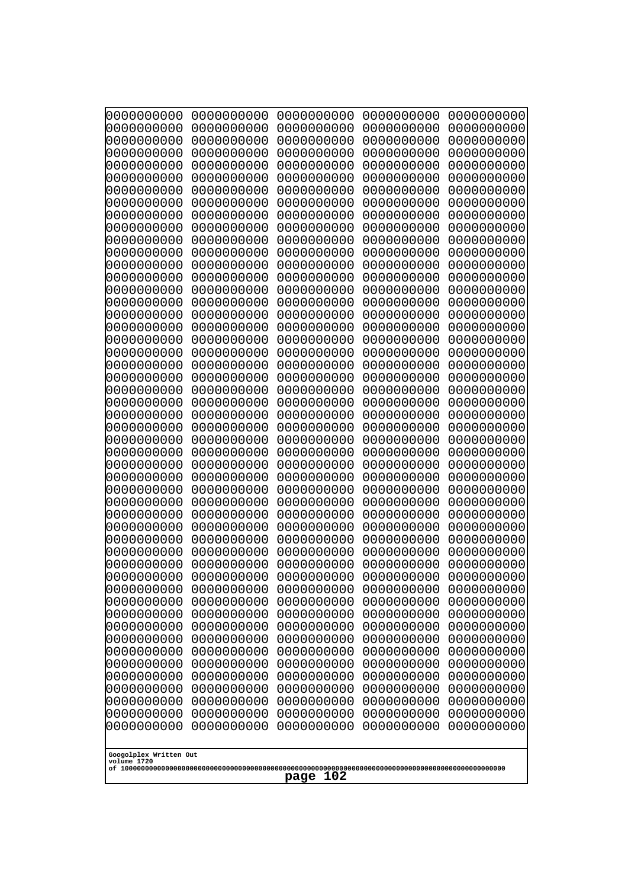```
0000000000 0000000000 0000000000 0000000000 0000000000
0000000000 0000000000 0000000000 0000000000 0000000000
0000000000 0000000000 0000000000 0000000000 0000000000
0000000000 0000000000 0000000000 0000000000 0000000000
0000000000 0000000000 0000000000 0000000000 0000000000
0000000000 0000000000 0000000000 0000000000 0000000000
0000000000 0000000000 0000000000 0000000000 0000000000
0000000000 0000000000 0000000000 0000000000 0000000000
0000000000 0000000000 0000000000 0000000000 0000000000
0000000000 0000000000 0000000000 0000000000 0000000000
0000000000 0000000000 0000000000 0000000000 0000000000
0000000000 0000000000 0000000000 0000000000 0000000000
0000000000 0000000000 0000000000 0000000000 0000000000
0000000000 0000000000 0000000000 0000000000 0000000000
0000000000 0000000000 0000000000 0000000000 0000000000
0000000000 0000000000 0000000000 0000000000 0000000000
0000000000 0000000000 0000000000 0000000000 0000000000
0000000000 0000000000 0000000000 0000000000 0000000000
0000000000 0000000000 0000000000 0000000000 0000000000
0000000000 0000000000 0000000000 0000000000 0000000000
0000000000 0000000000 0000000000 0000000000 0000000000
0000000000 0000000000 0000000000 0000000000 0000000000
0000000000 0000000000 0000000000 0000000000 0000000000
0000000000 0000000000 0000000000 0000000000 0000000000
0000000000 0000000000 0000000000 0000000000 0000000000
0000000000 0000000000 0000000000 0000000000 0000000000
0000000000 0000000000 0000000000 0000000000 0000000000
0000000000 0000000000 0000000000 0000000000 0000000000
0000000000 0000000000 0000000000 0000000000 0000000000
0000000000 0000000000 0000000000 0000000000 0000000000
0000000000 0000000000 0000000000 0000000000 0000000000
0000000000 0000000000 0000000000 0000000000 0000000000
0000000000 0000000000 0000000000 0000000000 0000000000
0000000000 0000000000 0000000000 0000000000 0000000000
0000000000 0000000000 0000000000 0000000000 0000000000
0000000000 0000000000 0000000000 0000000000 0000000000
0000000000 0000000000 0000000000 0000000000 0000000000
0000000000 0000000000 0000000000 0000000000 0000000000
0000000000 0000000000 0000000000 0000000000 0000000000
0000000000 0000000000 0000000000 0000000000 0000000000
0000000000 0000000000 0000000000 0000000000 0000000000
0000000000 0000000000 0000000000 0000000000 0000000000
0000000000 0000000000 0000000000 0000000000 0000000000
0000000000 0000000000 0000000000 0000000000 0000000000
0000000000 0000000000 0000000000 0000000000 0000000000
0000000000 0000000000 0000000000 0000000000 0000000000
0000000000 0000000000 0000000000 0000000000 0000000000
0000000000 0000000000 0000000000 0000000000 0000000000
0000000000 0000000000 0000000000 0000000000 0000000000
0000000000 0000000000 0000000000 0000000000 0000000000
```

Googolplex Written Out
volume 1720
of 10000000000000000000000000000000000000000000000000000000000000000000000000000000000000000000000000000
page 102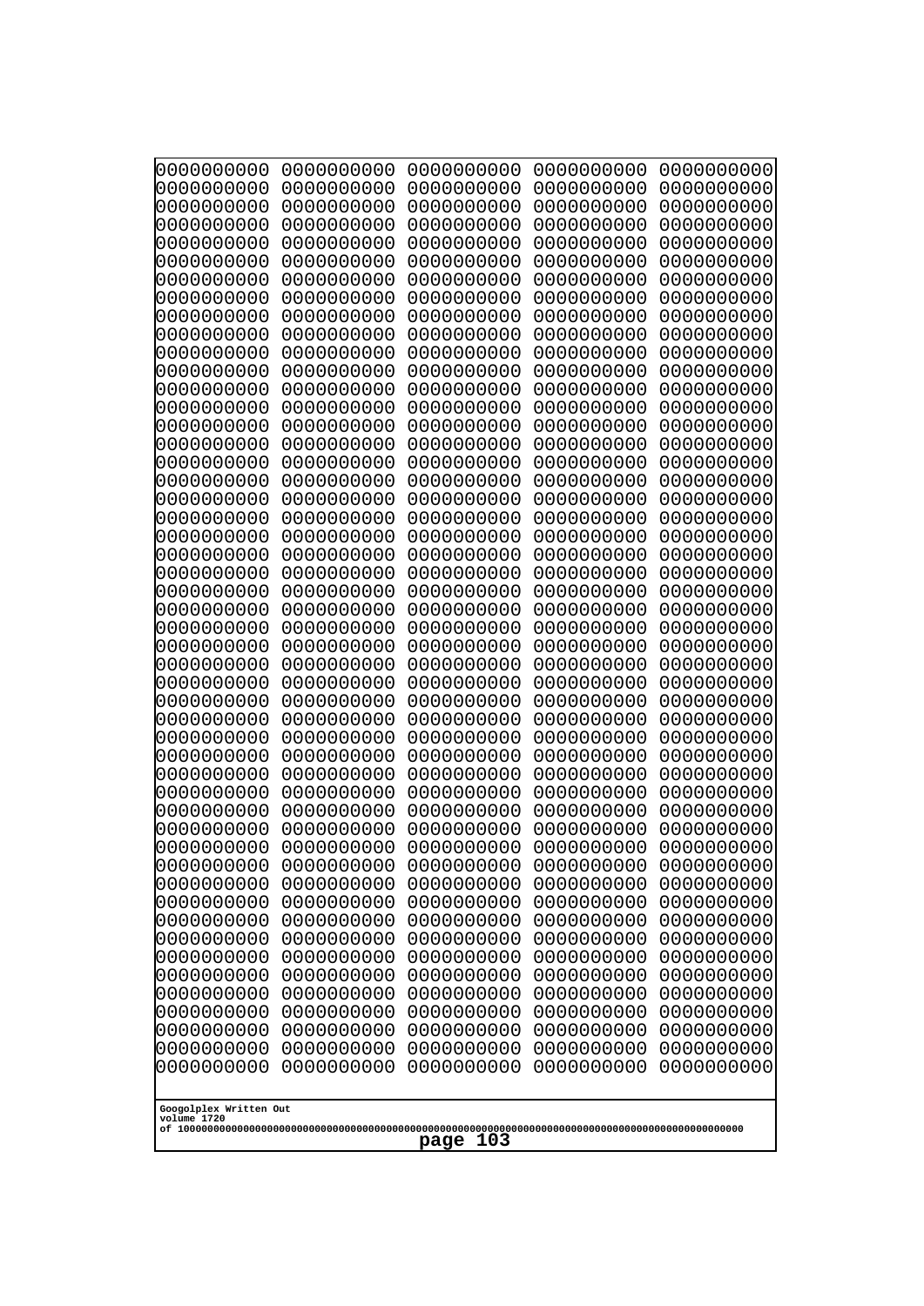```
0000000000 0000000000 0000000000 0000000000 0000000000
0000000000 0000000000 0000000000 0000000000 0000000000
0000000000 0000000000 0000000000 0000000000 0000000000
0000000000 0000000000 0000000000 0000000000 0000000000
0000000000 0000000000 0000000000 0000000000 0000000000
0000000000 0000000000 0000000000 0000000000 0000000000
0000000000 0000000000 0000000000 0000000000 0000000000
0000000000 0000000000 0000000000 0000000000 0000000000
0000000000 0000000000 0000000000 0000000000 0000000000
0000000000 0000000000 0000000000 0000000000 0000000000
0000000000 0000000000 0000000000 0000000000 0000000000
0000000000 0000000000 0000000000 0000000000 0000000000
0000000000 0000000000 0000000000 0000000000 0000000000
0000000000 0000000000 0000000000 0000000000 0000000000
0000000000 0000000000 0000000000 0000000000 0000000000
0000000000 0000000000 0000000000 0000000000 0000000000
0000000000 0000000000 0000000000 0000000000 0000000000
0000000000 0000000000 0000000000 0000000000 0000000000
0000000000 0000000000 0000000000 0000000000 0000000000
0000000000 0000000000 0000000000 0000000000 0000000000
0000000000 0000000000 0000000000 0000000000 0000000000
0000000000 0000000000 0000000000 0000000000 0000000000
0000000000 0000000000 0000000000 0000000000 0000000000
0000000000 0000000000 0000000000 0000000000 0000000000
0000000000 0000000000 0000000000 0000000000 0000000000
0000000000 0000000000 0000000000 0000000000 0000000000
0000000000 0000000000 0000000000 0000000000 0000000000
0000000000 0000000000 0000000000 0000000000 0000000000
0000000000 0000000000 0000000000 0000000000 0000000000
0000000000 0000000000 0000000000 0000000000 0000000000
0000000000 0000000000 0000000000 0000000000 0000000000
0000000000 0000000000 0000000000 0000000000 0000000000
0000000000 0000000000 0000000000 0000000000 0000000000
0000000000 0000000000 0000000000 0000000000 0000000000
0000000000 0000000000 0000000000 0000000000 0000000000
0000000000 0000000000 0000000000 0000000000 0000000000
0000000000 0000000000 0000000000 0000000000 0000000000
0000000000 0000000000 0000000000 0000000000 0000000000
0000000000 0000000000 0000000000 0000000000 0000000000
0000000000 0000000000 0000000000 0000000000 0000000000
0000000000 0000000000 0000000000 0000000000 0000000000
0000000000 0000000000 0000000000 0000000000 0000000000
0000000000 0000000000 0000000000 0000000000 0000000000
0000000000 0000000000 0000000000 0000000000 0000000000
0000000000 0000000000 0000000000 0000000000 0000000000
0000000000 0000000000 0000000000 0000000000 0000000000
0000000000 0000000000 0000000000 0000000000 0000000000
0000000000 0000000000 0000000000 0000000000 0000000000
0000000000 0000000000 0000000000 0000000000 0000000000
0000000000 0000000000 0000000000 0000000000 0000000000
```

Googolplex Written Out
volume 1720
of 10000000000000000000000000000000000000000000000000000000000000000000000000000000000000000000000000000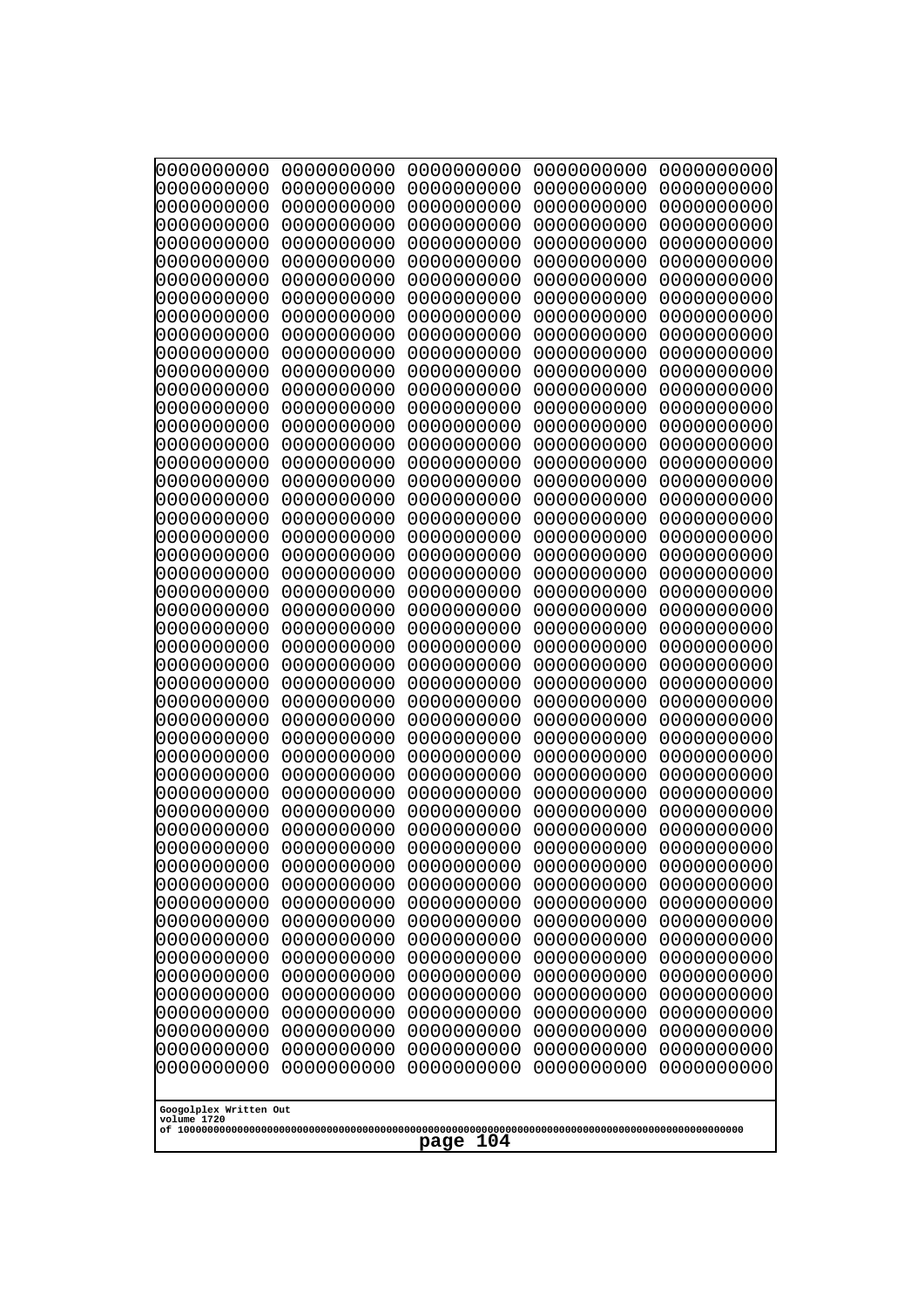```
0000000000 0000000000 0000000000 0000000000 0000000000
0000000000 0000000000 0000000000 0000000000 0000000000
0000000000 0000000000 0000000000 0000000000 0000000000
0000000000 0000000000 0000000000 0000000000 0000000000
0000000000 0000000000 0000000000 0000000000 0000000000
0000000000 0000000000 0000000000 0000000000 0000000000
0000000000 0000000000 0000000000 0000000000 0000000000
0000000000 0000000000 0000000000 0000000000 0000000000
0000000000 0000000000 0000000000 0000000000 0000000000
0000000000 0000000000 0000000000 0000000000 0000000000
0000000000 0000000000 0000000000 0000000000 0000000000
0000000000 0000000000 0000000000 0000000000 0000000000
0000000000 0000000000 0000000000 0000000000 0000000000
0000000000 0000000000 0000000000 0000000000 0000000000
0000000000 0000000000 0000000000 0000000000 0000000000
0000000000 0000000000 0000000000 0000000000 0000000000
0000000000 0000000000 0000000000 0000000000 0000000000
0000000000 0000000000 0000000000 0000000000 0000000000
0000000000 0000000000 0000000000 0000000000 0000000000
0000000000 0000000000 0000000000 0000000000 0000000000
0000000000 0000000000 0000000000 0000000000 0000000000
0000000000 0000000000 0000000000 0000000000 0000000000
0000000000 0000000000 0000000000 0000000000 0000000000
0000000000 0000000000 0000000000 0000000000 0000000000
0000000000 0000000000 0000000000 0000000000 0000000000
0000000000 0000000000 0000000000 0000000000 0000000000
0000000000 0000000000 0000000000 0000000000 0000000000
0000000000 0000000000 0000000000 0000000000 0000000000
0000000000 0000000000 0000000000 0000000000 0000000000
0000000000 0000000000 0000000000 0000000000 0000000000
0000000000 0000000000 0000000000 0000000000 0000000000
0000000000 0000000000 0000000000 0000000000 0000000000
0000000000 0000000000 0000000000 0000000000 0000000000
0000000000 0000000000 0000000000 0000000000 0000000000
0000000000 0000000000 0000000000 0000000000 0000000000
0000000000 0000000000 0000000000 0000000000 0000000000
0000000000 0000000000 0000000000 0000000000 0000000000
0000000000 0000000000 0000000000 0000000000 0000000000
0000000000 0000000000 0000000000 0000000000 0000000000
0000000000 0000000000 0000000000 0000000000 0000000000
0000000000 0000000000 0000000000 0000000000 0000000000
0000000000 0000000000 0000000000 0000000000 0000000000
0000000000 0000000000 0000000000 0000000000 0000000000
0000000000 0000000000 0000000000 0000000000 0000000000
0000000000 0000000000 0000000000 0000000000 0000000000
0000000000 0000000000 0000000000 0000000000 0000000000
0000000000 0000000000 0000000000 0000000000 0000000000
0000000000 0000000000 0000000000 0000000000 0000000000
0000000000 0000000000 0000000000 0000000000 0000000000
0000000000 0000000000 0000000000 0000000000 0000000000
```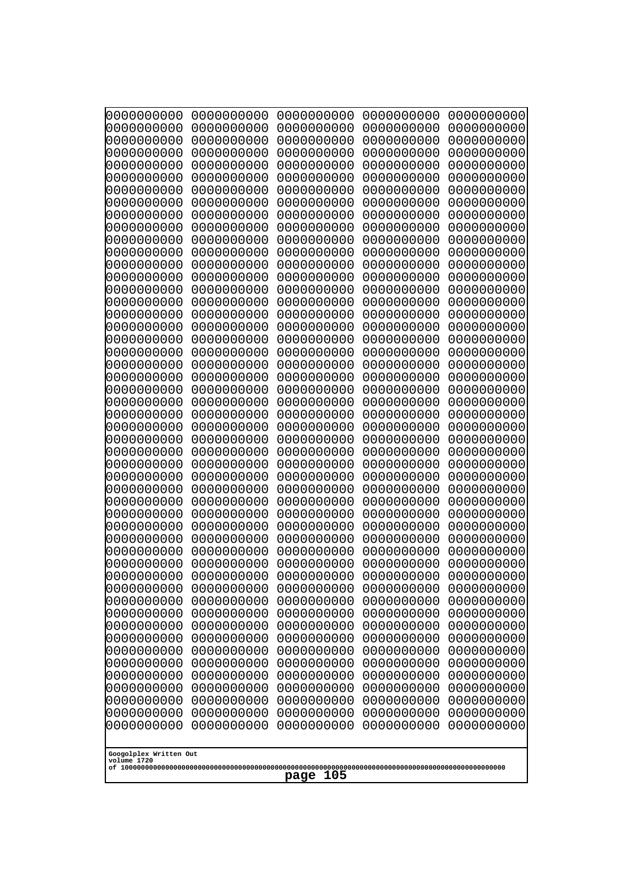```
0000000000 0000000000 0000000000 0000000000 0000000000
0000000000 0000000000 0000000000 0000000000 0000000000
0000000000 0000000000 0000000000 0000000000 0000000000
0000000000 0000000000 0000000000 0000000000 0000000000
0000000000 0000000000 0000000000 0000000000 0000000000
0000000000 0000000000 0000000000 0000000000 0000000000
0000000000 0000000000 0000000000 0000000000 0000000000
0000000000 0000000000 0000000000 0000000000 0000000000
0000000000 0000000000 0000000000 0000000000 0000000000
0000000000 0000000000 0000000000 0000000000 0000000000
0000000000 0000000000 0000000000 0000000000 0000000000
0000000000 0000000000 0000000000 0000000000 0000000000
0000000000 0000000000 0000000000 0000000000 0000000000
0000000000 0000000000 0000000000 0000000000 0000000000
0000000000 0000000000 0000000000 0000000000 0000000000
0000000000 0000000000 0000000000 0000000000 0000000000
0000000000 0000000000 0000000000 0000000000 0000000000
0000000000 0000000000 0000000000 0000000000 0000000000
0000000000 0000000000 0000000000 0000000000 0000000000
0000000000 0000000000 0000000000 0000000000 0000000000
0000000000 0000000000 0000000000 0000000000 0000000000
0000000000 0000000000 0000000000 0000000000 0000000000
0000000000 0000000000 0000000000 0000000000 0000000000
0000000000 0000000000 0000000000 0000000000 0000000000
0000000000 0000000000 0000000000 0000000000 0000000000
0000000000 0000000000 0000000000 0000000000 0000000000
0000000000 0000000000 0000000000 0000000000 0000000000
0000000000 0000000000 0000000000 0000000000 0000000000
0000000000 0000000000 0000000000 0000000000 0000000000
0000000000 0000000000 0000000000 0000000000 0000000000
0000000000 0000000000 0000000000 0000000000 0000000000
0000000000 0000000000 0000000000 0000000000 0000000000
0000000000 0000000000 0000000000 0000000000 0000000000
0000000000 0000000000 0000000000 0000000000 0000000000
0000000000 0000000000 0000000000 0000000000 0000000000
0000000000 0000000000 0000000000 0000000000 0000000000
0000000000 0000000000 0000000000 0000000000 0000000000
0000000000 0000000000 0000000000 0000000000 0000000000
0000000000 0000000000 0000000000 0000000000 0000000000
0000000000 0000000000 0000000000 0000000000 0000000000
0000000000 0000000000 0000000000 0000000000 0000000000
0000000000 0000000000 0000000000 0000000000 0000000000
0000000000 0000000000 0000000000 0000000000 0000000000
0000000000 0000000000 0000000000 0000000000 0000000000
0000000000 0000000000 0000000000 0000000000 0000000000
0000000000 0000000000 0000000000 0000000000 0000000000
0000000000 0000000000 0000000000 0000000000 0000000000
0000000000 0000000000 0000000000 0000000000 0000000000
0000000000 0000000000 0000000000 0000000000 0000000000
0000000000 0000000000 0000000000 0000000000 0000000000
```

Googolplex Written Out
volume 1720
of 10000000000000000000000000000000000000000000000000000000000000000000000000000000000000000000000000000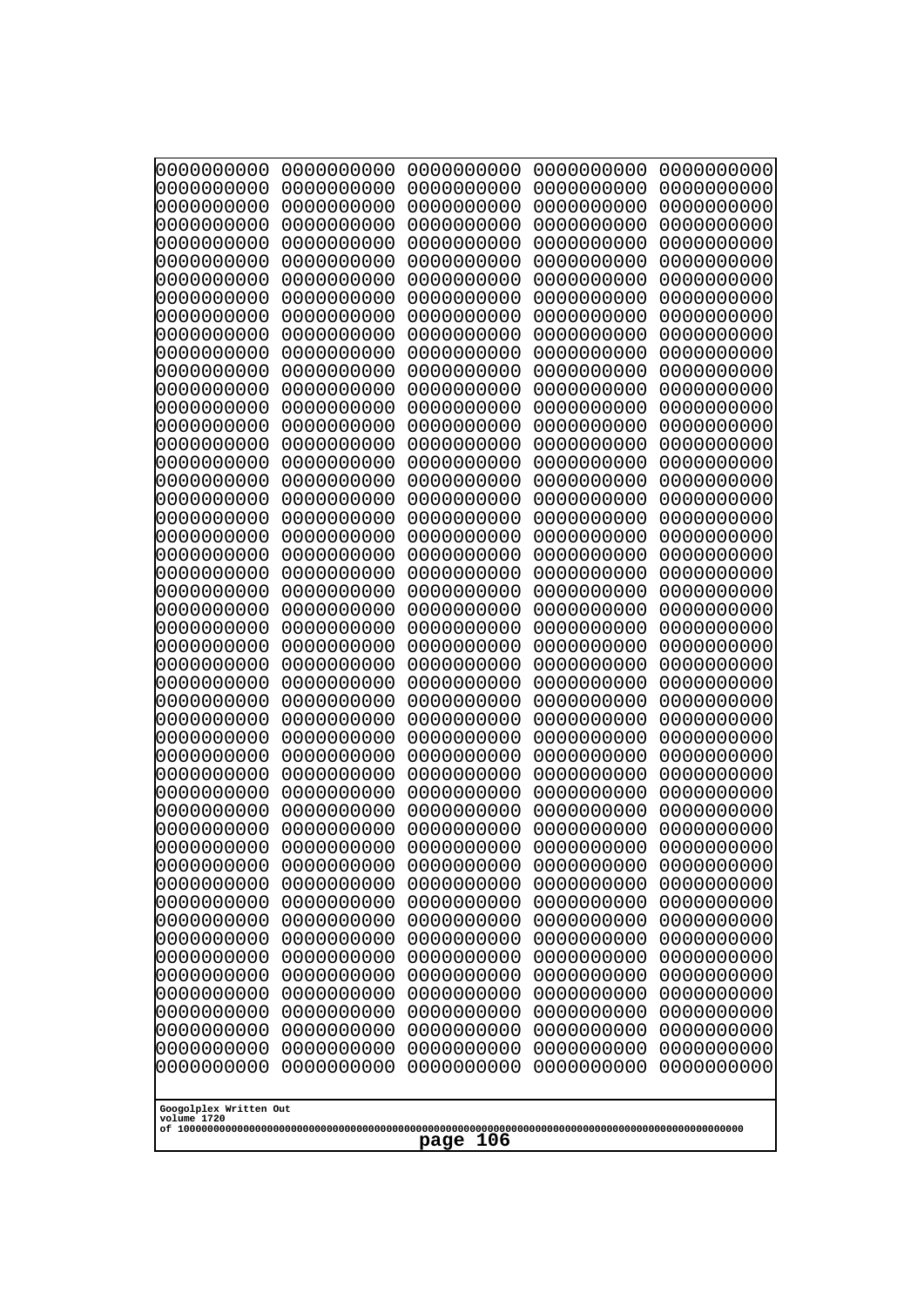```
0000000000 0000000000 0000000000 0000000000 0000000000
0000000000 0000000000 0000000000 0000000000 0000000000
0000000000 0000000000 0000000000 0000000000 0000000000
0000000000 0000000000 0000000000 0000000000 0000000000
0000000000 0000000000 0000000000 0000000000 0000000000
0000000000 0000000000 0000000000 0000000000 0000000000
0000000000 0000000000 0000000000 0000000000 0000000000
0000000000 0000000000 0000000000 0000000000 0000000000
0000000000 0000000000 0000000000 0000000000 0000000000
0000000000 0000000000 0000000000 0000000000 0000000000
0000000000 0000000000 0000000000 0000000000 0000000000
0000000000 0000000000 0000000000 0000000000 0000000000
0000000000 0000000000 0000000000 0000000000 0000000000
0000000000 0000000000 0000000000 0000000000 0000000000
0000000000 0000000000 0000000000 0000000000 0000000000
0000000000 0000000000 0000000000 0000000000 0000000000
0000000000 0000000000 0000000000 0000000000 0000000000
0000000000 0000000000 0000000000 0000000000 0000000000
0000000000 0000000000 0000000000 0000000000 0000000000
0000000000 0000000000 0000000000 0000000000 0000000000
0000000000 0000000000 0000000000 0000000000 0000000000
0000000000 0000000000 0000000000 0000000000 0000000000
0000000000 0000000000 0000000000 0000000000 0000000000
0000000000 0000000000 0000000000 0000000000 0000000000
0000000000 0000000000 0000000000 0000000000 0000000000
0000000000 0000000000 0000000000 0000000000 0000000000
0000000000 0000000000 0000000000 0000000000 0000000000
0000000000 0000000000 0000000000 0000000000 0000000000
0000000000 0000000000 0000000000 0000000000 0000000000
0000000000 0000000000 0000000000 0000000000 0000000000
0000000000 0000000000 0000000000 0000000000 0000000000
0000000000 0000000000 0000000000 0000000000 0000000000
0000000000 0000000000 0000000000 0000000000 0000000000
0000000000 0000000000 0000000000 0000000000 0000000000
0000000000 0000000000 0000000000 0000000000 0000000000
0000000000 0000000000 0000000000 0000000000 0000000000
0000000000 0000000000 0000000000 0000000000 0000000000
0000000000 0000000000 0000000000 0000000000 0000000000
0000000000 0000000000 0000000000 0000000000 0000000000
0000000000 0000000000 0000000000 0000000000 0000000000
0000000000 0000000000 0000000000 0000000000 0000000000
0000000000 0000000000 0000000000 0000000000 0000000000
0000000000 0000000000 0000000000 0000000000 0000000000
0000000000 0000000000 0000000000 0000000000 0000000000
0000000000 0000000000 0000000000 0000000000 0000000000
0000000000 0000000000 0000000000 0000000000 0000000000
0000000000 0000000000 0000000000 0000000000 0000000000
0000000000 0000000000 0000000000 0000000000 0000000000
0000000000 0000000000 0000000000 0000000000 0000000000
0000000000 0000000000 0000000000 0000000000 0000000000
```

Googolplex Written Out
volume 1720
of 10000000000000000000000000000000000000000000000000000000000000000000000000000000000000000000000000000

page 106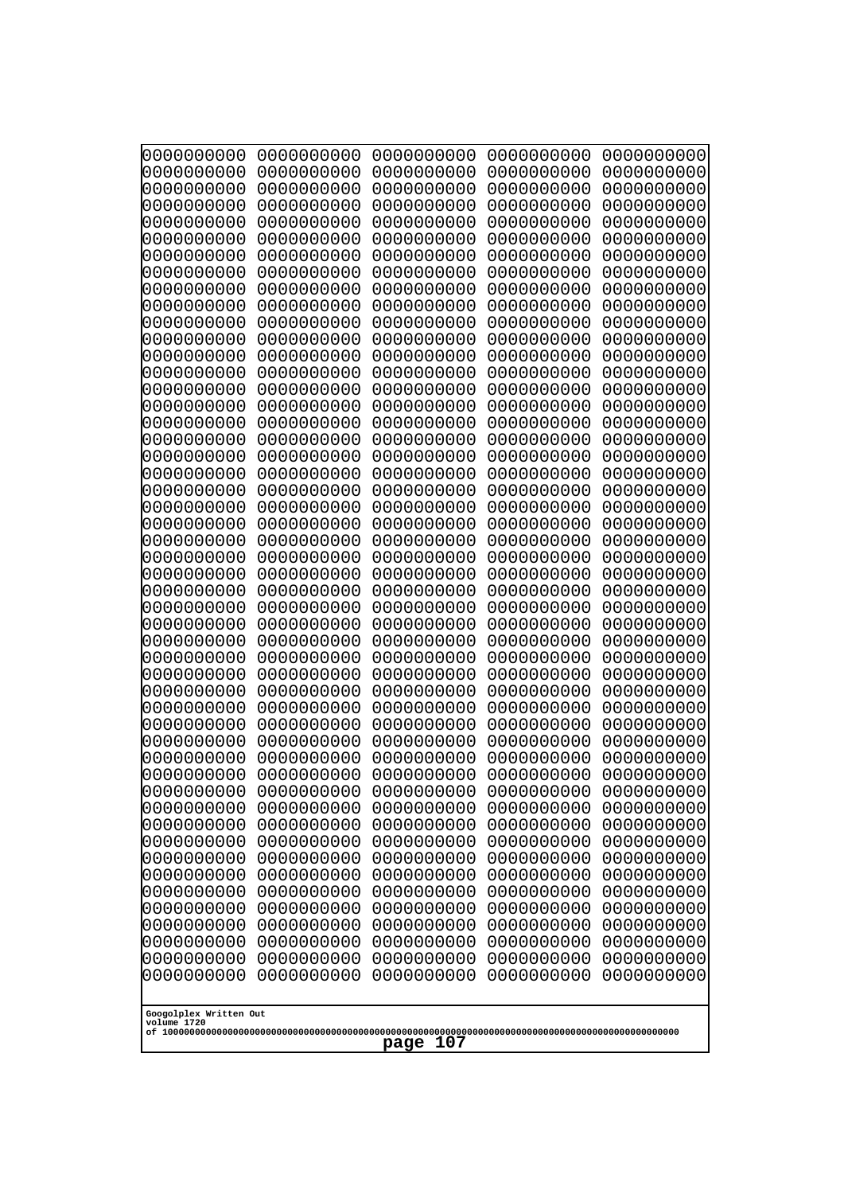```
0000000000 0000000000 0000000000 0000000000 0000000000
0000000000 0000000000 0000000000 0000000000 0000000000
0000000000 0000000000 0000000000 0000000000 0000000000
0000000000 0000000000 0000000000 0000000000 0000000000
0000000000 0000000000 0000000000 0000000000 0000000000
0000000000 0000000000 0000000000 0000000000 0000000000
0000000000 0000000000 0000000000 0000000000 0000000000
0000000000 0000000000 0000000000 0000000000 0000000000
0000000000 0000000000 0000000000 0000000000 0000000000
0000000000 0000000000 0000000000 0000000000 0000000000
0000000000 0000000000 0000000000 0000000000 0000000000
0000000000 0000000000 0000000000 0000000000 0000000000
0000000000 0000000000 0000000000 0000000000 0000000000
0000000000 0000000000 0000000000 0000000000 0000000000
0000000000 0000000000 0000000000 0000000000 0000000000
0000000000 0000000000 0000000000 0000000000 0000000000
0000000000 0000000000 0000000000 0000000000 0000000000
0000000000 0000000000 0000000000 0000000000 0000000000
0000000000 0000000000 0000000000 0000000000 0000000000
0000000000 0000000000 0000000000 0000000000 0000000000
0000000000 0000000000 0000000000 0000000000 0000000000
0000000000 0000000000 0000000000 0000000000 0000000000
0000000000 0000000000 0000000000 0000000000 0000000000
0000000000 0000000000 0000000000 0000000000 0000000000
0000000000 0000000000 0000000000 0000000000 0000000000
0000000000 0000000000 0000000000 0000000000 0000000000
0000000000 0000000000 0000000000 0000000000 0000000000
0000000000 0000000000 0000000000 0000000000 0000000000
0000000000 0000000000 0000000000 0000000000 0000000000
0000000000 0000000000 0000000000 0000000000 0000000000
0000000000 0000000000 0000000000 0000000000 0000000000
0000000000 0000000000 0000000000 0000000000 0000000000
0000000000 0000000000 0000000000 0000000000 0000000000
0000000000 0000000000 0000000000 0000000000 0000000000
0000000000 0000000000 0000000000 0000000000 0000000000
0000000000 0000000000 0000000000 0000000000 0000000000
0000000000 0000000000 0000000000 0000000000 0000000000
0000000000 0000000000 0000000000 0000000000 0000000000
0000000000 0000000000 0000000000 0000000000 0000000000
0000000000 0000000000 0000000000 0000000000 0000000000
0000000000 0000000000 0000000000 0000000000 0000000000
0000000000 0000000000 0000000000 0000000000 0000000000
0000000000 0000000000 0000000000 0000000000 0000000000
0000000000 0000000000 0000000000 0000000000 0000000000
0000000000 0000000000 0000000000 0000000000 0000000000
0000000000 0000000000 0000000000 0000000000 0000000000
0000000000 0000000000 0000000000 0000000000 0000000000
0000000000 0000000000 0000000000 0000000000 0000000000
0000000000 0000000000 0000000000 0000000000 0000000000
0000000000 0000000000 0000000000 0000000000 0000000000
```

Googolplex Written Out
volume 1720
of 10000000000000000000000000000000000000000000000000000000000000000000000000000000000000000000000000000

page 107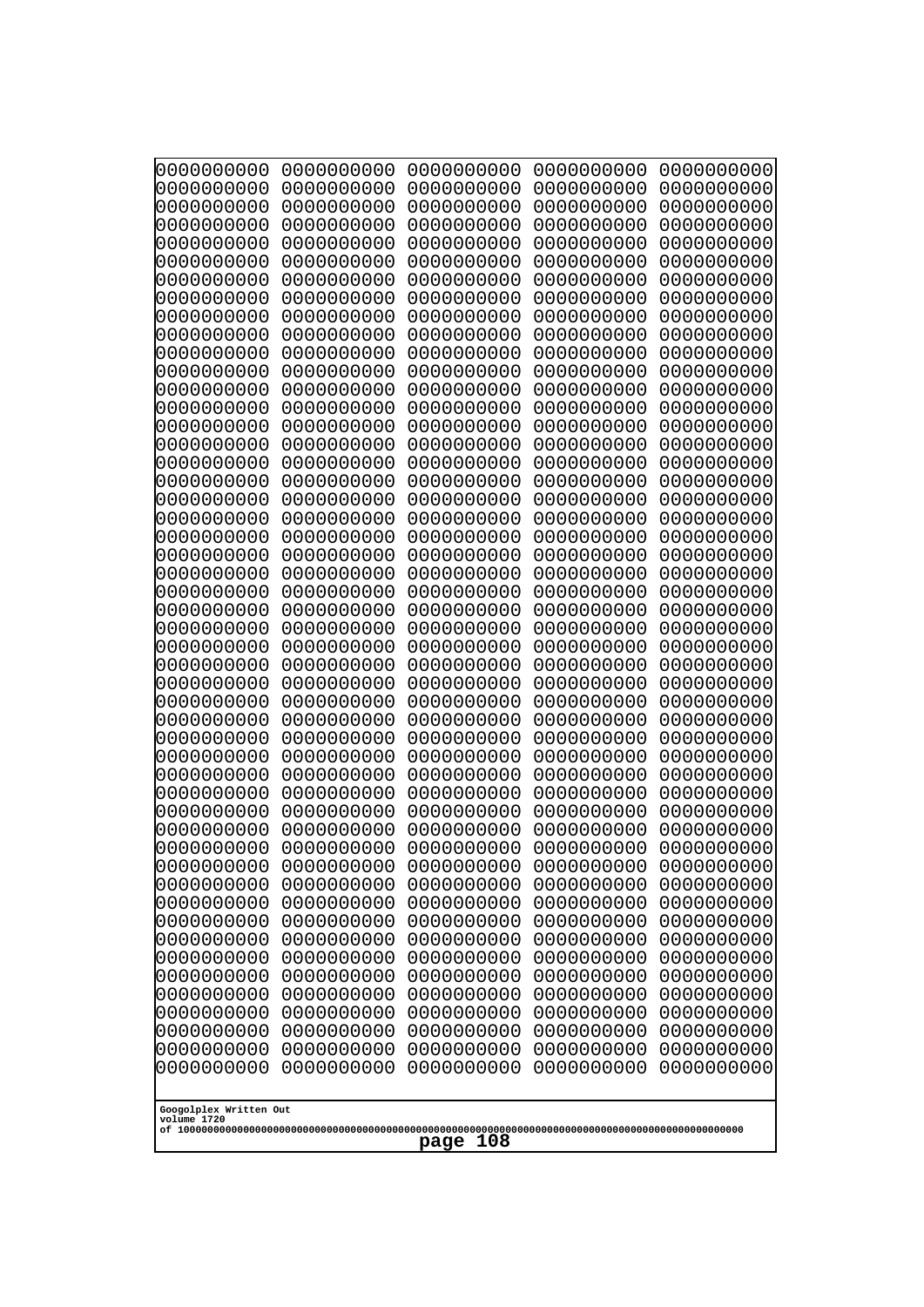0000000000 0000000000 0000000000 0000000000 0000000000
0000000000 0000000000 0000000000 0000000000 0000000000
0000000000 0000000000 0000000000 0000000000 0000000000
0000000000 0000000000 0000000000 0000000000 0000000000
0000000000 0000000000 0000000000 0000000000 0000000000
0000000000 0000000000 0000000000 0000000000 0000000000
0000000000 0000000000 0000000000 0000000000 0000000000
0000000000 0000000000 0000000000 0000000000 0000000000
0000000000 0000000000 0000000000 0000000000 0000000000
0000000000 0000000000 0000000000 0000000000 0000000000
0000000000 0000000000 0000000000 0000000000 0000000000
0000000000 0000000000 0000000000 0000000000 0000000000
0000000000 0000000000 0000000000 0000000000 0000000000
0000000000 0000000000 0000000000 0000000000 0000000000
0000000000 0000000000 0000000000 0000000000 0000000000
0000000000 0000000000 0000000000 0000000000 0000000000
0000000000 0000000000 0000000000 0000000000 0000000000
0000000000 0000000000 0000000000 0000000000 0000000000
0000000000 0000000000 0000000000 0000000000 0000000000
0000000000 0000000000 0000000000 0000000000 0000000000
0000000000 0000000000 0000000000 0000000000 0000000000
0000000000 0000000000 0000000000 0000000000 0000000000
0000000000 0000000000 0000000000 0000000000 0000000000
0000000000 0000000000 0000000000 0000000000 0000000000
0000000000 0000000000 0000000000 0000000000 0000000000
0000000000 0000000000 0000000000 0000000000 0000000000
0000000000 0000000000 0000000000 0000000000 0000000000
0000000000 0000000000 0000000000 0000000000 0000000000
0000000000 0000000000 0000000000 0000000000 0000000000
0000000000 0000000000 0000000000 0000000000 0000000000
0000000000 0000000000 0000000000 0000000000 0000000000
0000000000 0000000000 0000000000 0000000000 0000000000
0000000000 0000000000 0000000000 0000000000 0000000000
0000000000 0000000000 0000000000 0000000000 0000000000
0000000000 0000000000 0000000000 0000000000 0000000000
0000000000 0000000000 0000000000 0000000000 0000000000
0000000000 0000000000 0000000000 0000000000 0000000000
0000000000 0000000000 0000000000 0000000000 0000000000
0000000000 0000000000 0000000000 0000000000 0000000000
0000000000 0000000000 0000000000 0000000000 0000000000
0000000000 0000000000 0000000000 0000000000 0000000000
0000000000 0000000000 0000000000 0000000000 0000000000
0000000000 0000000000 0000000000 0000000000 0000000000
0000000000 0000000000 0000000000 0000000000 0000000000
0000000000 0000000000 0000000000 0000000000 0000000000
0000000000 0000000000 0000000000 0000000000 0000000000
0000000000 0000000000 0000000000 0000000000 0000000000
0000000000 0000000000 0000000000 0000000000 0000000000
0000000000 0000000000 0000000000 0000000000 0000000000
0000000000 0000000000 0000000000 0000000000 0000000000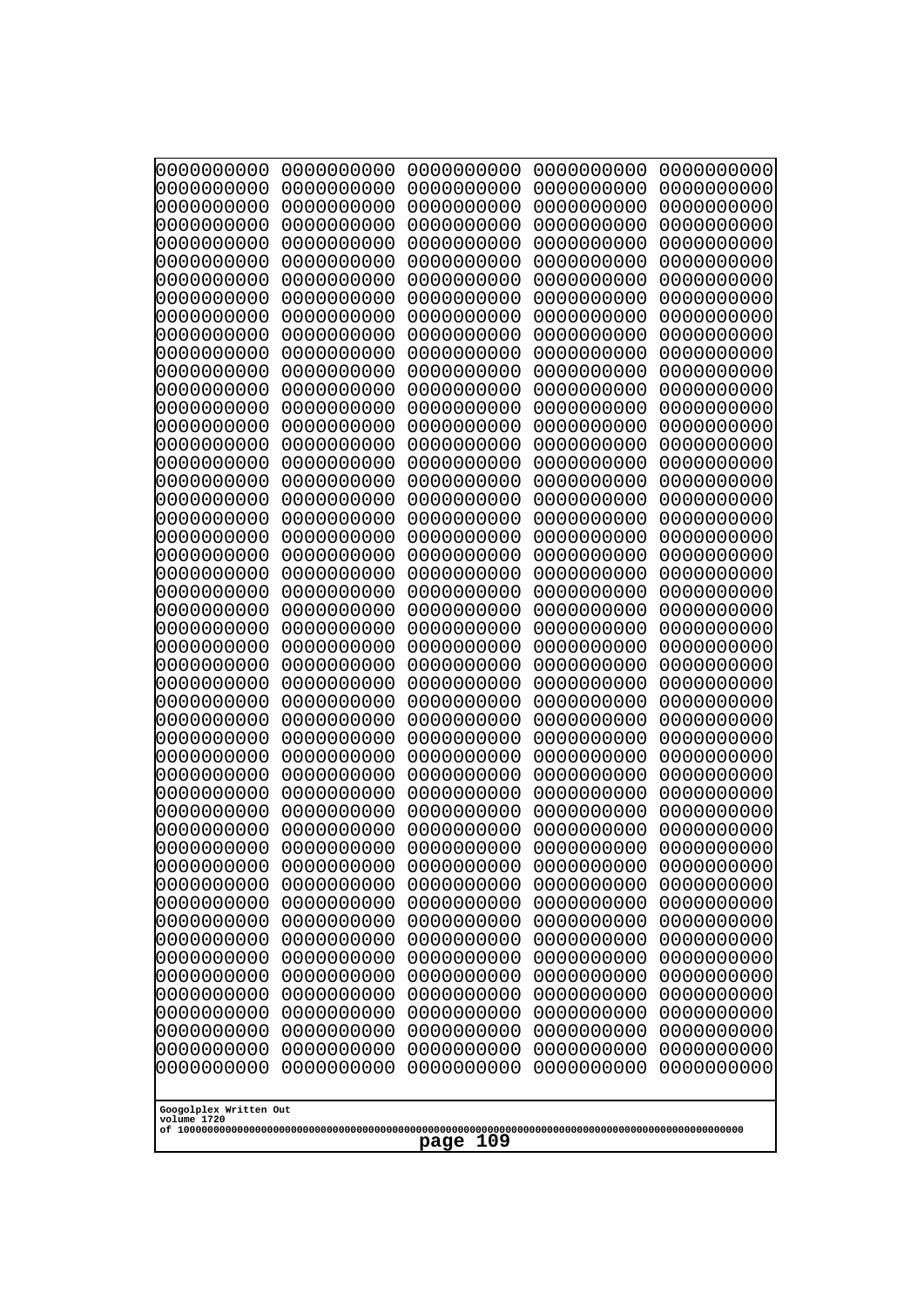```
0000000000 0000000000 0000000000 0000000000 0000000000
0000000000 0000000000 0000000000 0000000000 0000000000
0000000000 0000000000 0000000000 0000000000 0000000000
0000000000 0000000000 0000000000 0000000000 0000000000
0000000000 0000000000 0000000000 0000000000 0000000000
0000000000 0000000000 0000000000 0000000000 0000000000
0000000000 0000000000 0000000000 0000000000 0000000000
0000000000 0000000000 0000000000 0000000000 0000000000
0000000000 0000000000 0000000000 0000000000 0000000000
0000000000 0000000000 0000000000 0000000000 0000000000
0000000000 0000000000 0000000000 0000000000 0000000000
0000000000 0000000000 0000000000 0000000000 0000000000
0000000000 0000000000 0000000000 0000000000 0000000000
0000000000 0000000000 0000000000 0000000000 0000000000
0000000000 0000000000 0000000000 0000000000 0000000000
0000000000 0000000000 0000000000 0000000000 0000000000
0000000000 0000000000 0000000000 0000000000 0000000000
0000000000 0000000000 0000000000 0000000000 0000000000
0000000000 0000000000 0000000000 0000000000 0000000000
0000000000 0000000000 0000000000 0000000000 0000000000
0000000000 0000000000 0000000000 0000000000 0000000000
0000000000 0000000000 0000000000 0000000000 0000000000
0000000000 0000000000 0000000000 0000000000 0000000000
0000000000 0000000000 0000000000 0000000000 0000000000
0000000000 0000000000 0000000000 0000000000 0000000000
0000000000 0000000000 0000000000 0000000000 0000000000
0000000000 0000000000 0000000000 0000000000 0000000000
0000000000 0000000000 0000000000 0000000000 0000000000
0000000000 0000000000 0000000000 0000000000 0000000000
0000000000 0000000000 0000000000 0000000000 0000000000
0000000000 0000000000 0000000000 0000000000 0000000000
0000000000 0000000000 0000000000 0000000000 0000000000
0000000000 0000000000 0000000000 0000000000 0000000000
0000000000 0000000000 0000000000 0000000000 0000000000
0000000000 0000000000 0000000000 0000000000 0000000000
0000000000 0000000000 0000000000 0000000000 0000000000
0000000000 0000000000 0000000000 0000000000 0000000000
0000000000 0000000000 0000000000 0000000000 0000000000
0000000000 0000000000 0000000000 0000000000 0000000000
0000000000 0000000000 0000000000 0000000000 0000000000
0000000000 0000000000 0000000000 0000000000 0000000000
0000000000 0000000000 0000000000 0000000000 0000000000
0000000000 0000000000 0000000000 0000000000 0000000000
0000000000 0000000000 0000000000 0000000000 0000000000
0000000000 0000000000 0000000000 0000000000 0000000000
0000000000 0000000000 0000000000 0000000000 0000000000
0000000000 0000000000 0000000000 0000000000 0000000000
0000000000 0000000000 0000000000 0000000000 0000000000
0000000000 0000000000 0000000000 0000000000 0000000000
0000000000 0000000000 0000000000 0000000000 0000000000
```

Googolplex Written Out
volume 1720
of 10000000000000000000000000000000000000000000000000000000000000000000000000000000000000000000000000000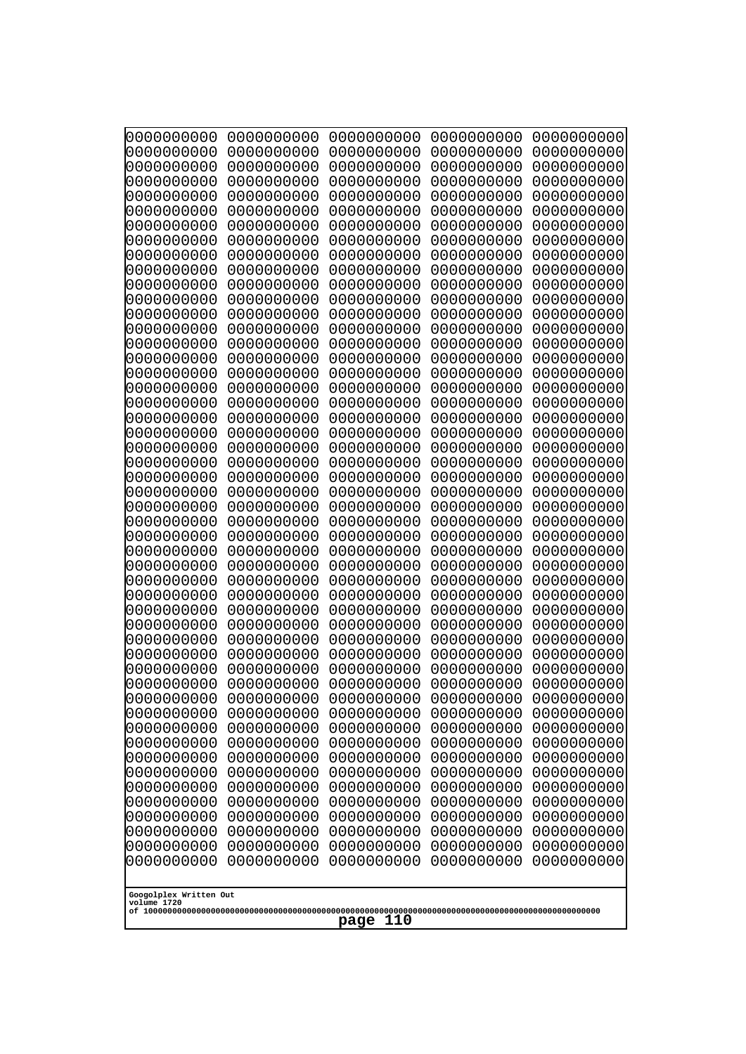```
0000000000 0000000000 0000000000 0000000000 0000000000
0000000000 0000000000 0000000000 0000000000 0000000000
0000000000 0000000000 0000000000 0000000000 0000000000
0000000000 0000000000 0000000000 0000000000 0000000000
0000000000 0000000000 0000000000 0000000000 0000000000
0000000000 0000000000 0000000000 0000000000 0000000000
0000000000 0000000000 0000000000 0000000000 0000000000
0000000000 0000000000 0000000000 0000000000 0000000000
0000000000 0000000000 0000000000 0000000000 0000000000
0000000000 0000000000 0000000000 0000000000 0000000000
0000000000 0000000000 0000000000 0000000000 0000000000
0000000000 0000000000 0000000000 0000000000 0000000000
0000000000 0000000000 0000000000 0000000000 0000000000
0000000000 0000000000 0000000000 0000000000 0000000000
0000000000 0000000000 0000000000 0000000000 0000000000
0000000000 0000000000 0000000000 0000000000 0000000000
0000000000 0000000000 0000000000 0000000000 0000000000
0000000000 0000000000 0000000000 0000000000 0000000000
0000000000 0000000000 0000000000 0000000000 0000000000
0000000000 0000000000 0000000000 0000000000 0000000000
0000000000 0000000000 0000000000 0000000000 0000000000
0000000000 0000000000 0000000000 0000000000 0000000000
0000000000 0000000000 0000000000 0000000000 0000000000
0000000000 0000000000 0000000000 0000000000 0000000000
0000000000 0000000000 0000000000 0000000000 0000000000
0000000000 0000000000 0000000000 0000000000 0000000000
0000000000 0000000000 0000000000 0000000000 0000000000
0000000000 0000000000 0000000000 0000000000 0000000000
0000000000 0000000000 0000000000 0000000000 0000000000
0000000000 0000000000 0000000000 0000000000 0000000000
0000000000 0000000000 0000000000 0000000000 0000000000
0000000000 0000000000 0000000000 0000000000 0000000000
0000000000 0000000000 0000000000 0000000000 0000000000
0000000000 0000000000 0000000000 0000000000 0000000000
0000000000 0000000000 0000000000 0000000000 0000000000
0000000000 0000000000 0000000000 0000000000 0000000000
0000000000 0000000000 0000000000 0000000000 0000000000
0000000000 0000000000 0000000000 0000000000 0000000000
0000000000 0000000000 0000000000 0000000000 0000000000
0000000000 0000000000 0000000000 0000000000 0000000000
0000000000 0000000000 0000000000 0000000000 0000000000
0000000000 0000000000 0000000000 0000000000 0000000000
0000000000 0000000000 0000000000 0000000000 0000000000
0000000000 0000000000 0000000000 0000000000 0000000000
0000000000 0000000000 0000000000 0000000000 0000000000
0000000000 0000000000 0000000000 0000000000 0000000000
0000000000 0000000000 0000000000 0000000000 0000000000
0000000000 0000000000 0000000000 0000000000 0000000000
0000000000 0000000000 0000000000 0000000000 0000000000
0000000000 0000000000 0000000000 0000000000 0000000000
```

Googolplex Written Out
volume 1720
of 10000000000000000000000000000000000000000000000000000000000000000000000000000000000000000000000000000

page 110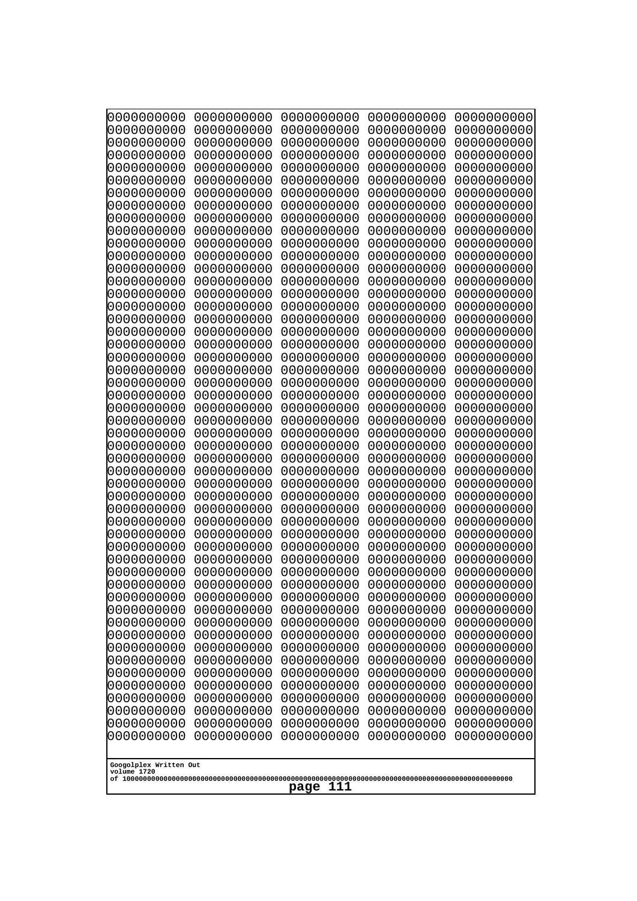```
0000000000 0000000000 0000000000 0000000000 0000000000
0000000000 0000000000 0000000000 0000000000 0000000000
0000000000 0000000000 0000000000 0000000000 0000000000
0000000000 0000000000 0000000000 0000000000 0000000000
0000000000 0000000000 0000000000 0000000000 0000000000
0000000000 0000000000 0000000000 0000000000 0000000000
0000000000 0000000000 0000000000 0000000000 0000000000
0000000000 0000000000 0000000000 0000000000 0000000000
0000000000 0000000000 0000000000 0000000000 0000000000
0000000000 0000000000 0000000000 0000000000 0000000000
0000000000 0000000000 0000000000 0000000000 0000000000
0000000000 0000000000 0000000000 0000000000 0000000000
0000000000 0000000000 0000000000 0000000000 0000000000
0000000000 0000000000 0000000000 0000000000 0000000000
0000000000 0000000000 0000000000 0000000000 0000000000
0000000000 0000000000 0000000000 0000000000 0000000000
0000000000 0000000000 0000000000 0000000000 0000000000
0000000000 0000000000 0000000000 0000000000 0000000000
0000000000 0000000000 0000000000 0000000000 0000000000
0000000000 0000000000 0000000000 0000000000 0000000000
0000000000 0000000000 0000000000 0000000000 0000000000
0000000000 0000000000 0000000000 0000000000 0000000000
0000000000 0000000000 0000000000 0000000000 0000000000
0000000000 0000000000 0000000000 0000000000 0000000000
0000000000 0000000000 0000000000 0000000000 0000000000
0000000000 0000000000 0000000000 0000000000 0000000000
0000000000 0000000000 0000000000 0000000000 0000000000
0000000000 0000000000 0000000000 0000000000 0000000000
0000000000 0000000000 0000000000 0000000000 0000000000
0000000000 0000000000 0000000000 0000000000 0000000000
0000000000 0000000000 0000000000 0000000000 0000000000
0000000000 0000000000 0000000000 0000000000 0000000000
0000000000 0000000000 0000000000 0000000000 0000000000
0000000000 0000000000 0000000000 0000000000 0000000000
0000000000 0000000000 0000000000 0000000000 0000000000
0000000000 0000000000 0000000000 0000000000 0000000000
0000000000 0000000000 0000000000 0000000000 0000000000
0000000000 0000000000 0000000000 0000000000 0000000000
0000000000 0000000000 0000000000 0000000000 0000000000
0000000000 0000000000 0000000000 0000000000 0000000000
0000000000 0000000000 0000000000 0000000000 0000000000
0000000000 0000000000 0000000000 0000000000 0000000000
0000000000 0000000000 0000000000 0000000000 0000000000
0000000000 0000000000 0000000000 0000000000 0000000000
0000000000 0000000000 0000000000 0000000000 0000000000
0000000000 0000000000 0000000000 0000000000 0000000000
0000000000 0000000000 0000000000 0000000000 0000000000
0000000000 0000000000 0000000000 0000000000 0000000000
0000000000 0000000000 0000000000 0000000000 0000000000
0000000000 0000000000 0000000000 0000000000 0000000000
```

Googolplex Written Out
volume 1720
of 10000000000000000000000000000000000000000000000000000000000000000000000000000000000000000000000000000

page 111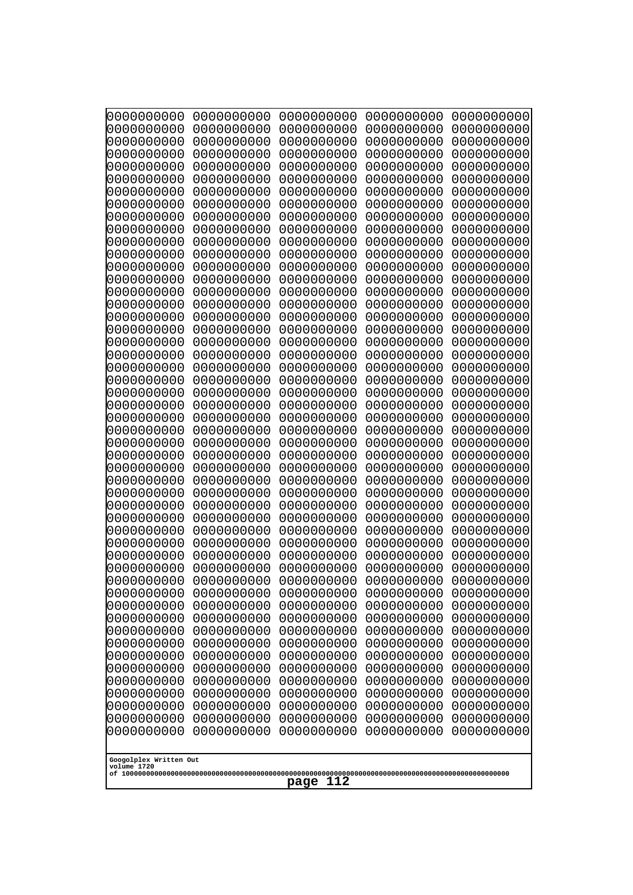```
0000000000 0000000000 0000000000 0000000000 0000000000
0000000000 0000000000 0000000000 0000000000 0000000000
0000000000 0000000000 0000000000 0000000000 0000000000
0000000000 0000000000 0000000000 0000000000 0000000000
0000000000 0000000000 0000000000 0000000000 0000000000
0000000000 0000000000 0000000000 0000000000 0000000000
0000000000 0000000000 0000000000 0000000000 0000000000
0000000000 0000000000 0000000000 0000000000 0000000000
0000000000 0000000000 0000000000 0000000000 0000000000
0000000000 0000000000 0000000000 0000000000 0000000000
0000000000 0000000000 0000000000 0000000000 0000000000
0000000000 0000000000 0000000000 0000000000 0000000000
0000000000 0000000000 0000000000 0000000000 0000000000
0000000000 0000000000 0000000000 0000000000 0000000000
0000000000 0000000000 0000000000 0000000000 0000000000
0000000000 0000000000 0000000000 0000000000 0000000000
0000000000 0000000000 0000000000 0000000000 0000000000
0000000000 0000000000 0000000000 0000000000 0000000000
0000000000 0000000000 0000000000 0000000000 0000000000
0000000000 0000000000 0000000000 0000000000 0000000000
0000000000 0000000000 0000000000 0000000000 0000000000
0000000000 0000000000 0000000000 0000000000 0000000000
0000000000 0000000000 0000000000 0000000000 0000000000
0000000000 0000000000 0000000000 0000000000 0000000000
0000000000 0000000000 0000000000 0000000000 0000000000
0000000000 0000000000 0000000000 0000000000 0000000000
0000000000 0000000000 0000000000 0000000000 0000000000
0000000000 0000000000 0000000000 0000000000 0000000000
0000000000 0000000000 0000000000 0000000000 0000000000
0000000000 0000000000 0000000000 0000000000 0000000000
0000000000 0000000000 0000000000 0000000000 0000000000
0000000000 0000000000 0000000000 0000000000 0000000000
0000000000 0000000000 0000000000 0000000000 0000000000
0000000000 0000000000 0000000000 0000000000 0000000000
0000000000 0000000000 0000000000 0000000000 0000000000
0000000000 0000000000 0000000000 0000000000 0000000000
0000000000 0000000000 0000000000 0000000000 0000000000
0000000000 0000000000 0000000000 0000000000 0000000000
0000000000 0000000000 0000000000 0000000000 0000000000
0000000000 0000000000 0000000000 0000000000 0000000000
0000000000 0000000000 0000000000 0000000000 0000000000
0000000000 0000000000 0000000000 0000000000 0000000000
0000000000 0000000000 0000000000 0000000000 0000000000
0000000000 0000000000 0000000000 0000000000 0000000000
0000000000 0000000000 0000000000 0000000000 0000000000
0000000000 0000000000 0000000000 0000000000 0000000000
0000000000 0000000000 0000000000 0000000000 0000000000
0000000000 0000000000 0000000000 0000000000 0000000000
0000000000 0000000000 0000000000 0000000000 0000000000
0000000000 0000000000 0000000000 0000000000 0000000000
```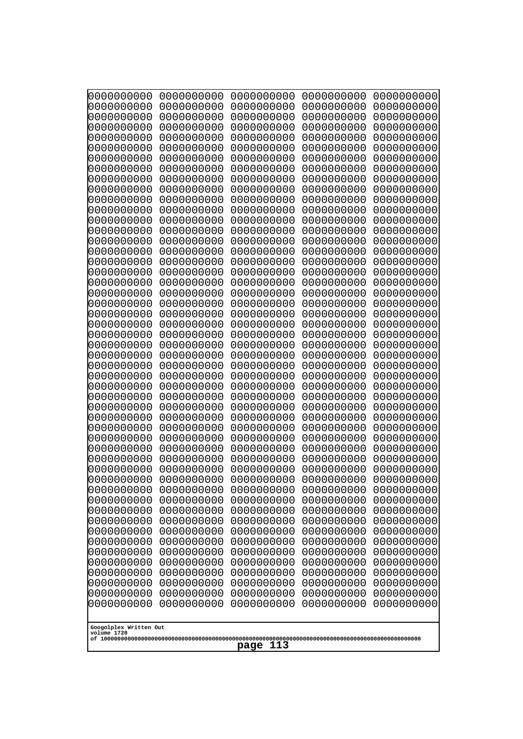```
0000000000 0000000000 0000000000 0000000000 0000000000
0000000000 0000000000 0000000000 0000000000 0000000000
0000000000 0000000000 0000000000 0000000000 0000000000
0000000000 0000000000 0000000000 0000000000 0000000000
0000000000 0000000000 0000000000 0000000000 0000000000
0000000000 0000000000 0000000000 0000000000 0000000000
0000000000 0000000000 0000000000 0000000000 0000000000
0000000000 0000000000 0000000000 0000000000 0000000000
0000000000 0000000000 0000000000 0000000000 0000000000
0000000000 0000000000 0000000000 0000000000 0000000000
0000000000 0000000000 0000000000 0000000000 0000000000
0000000000 0000000000 0000000000 0000000000 0000000000
0000000000 0000000000 0000000000 0000000000 0000000000
0000000000 0000000000 0000000000 0000000000 0000000000
0000000000 0000000000 0000000000 0000000000 0000000000
0000000000 0000000000 0000000000 0000000000 0000000000
0000000000 0000000000 0000000000 0000000000 0000000000
0000000000 0000000000 0000000000 0000000000 0000000000
0000000000 0000000000 0000000000 0000000000 0000000000
0000000000 0000000000 0000000000 0000000000 0000000000
0000000000 0000000000 0000000000 0000000000 0000000000
0000000000 0000000000 0000000000 0000000000 0000000000
0000000000 0000000000 0000000000 0000000000 0000000000
0000000000 0000000000 0000000000 0000000000 0000000000
0000000000 0000000000 0000000000 0000000000 0000000000
0000000000 0000000000 0000000000 0000000000 0000000000
0000000000 0000000000 0000000000 0000000000 0000000000
0000000000 0000000000 0000000000 0000000000 0000000000
0000000000 0000000000 0000000000 0000000000 0000000000
0000000000 0000000000 0000000000 0000000000 0000000000
0000000000 0000000000 0000000000 0000000000 0000000000
0000000000 0000000000 0000000000 0000000000 0000000000
0000000000 0000000000 0000000000 0000000000 0000000000
0000000000 0000000000 0000000000 0000000000 0000000000
0000000000 0000000000 0000000000 0000000000 0000000000
0000000000 0000000000 0000000000 0000000000 0000000000
0000000000 0000000000 0000000000 0000000000 0000000000
0000000000 0000000000 0000000000 0000000000 0000000000
0000000000 0000000000 0000000000 0000000000 0000000000
0000000000 0000000000 0000000000 0000000000 0000000000
0000000000 0000000000 0000000000 0000000000 0000000000
0000000000 0000000000 0000000000 0000000000 0000000000
0000000000 0000000000 0000000000 0000000000 0000000000
0000000000 0000000000 0000000000 0000000000 0000000000
0000000000 0000000000 0000000000 0000000000 0000000000
0000000000 0000000000 0000000000 0000000000 0000000000
0000000000 0000000000 0000000000 0000000000 0000000000
0000000000 0000000000 0000000000 0000000000 0000000000
0000000000 0000000000 0000000000 0000000000 0000000000
0000000000 0000000000 0000000000 0000000000 0000000000
```

Googolplex Written Out
volume 1720
of 10000000000000000000000000000000000000000000000000000000000000000000000000000000000000000000000000000
page 113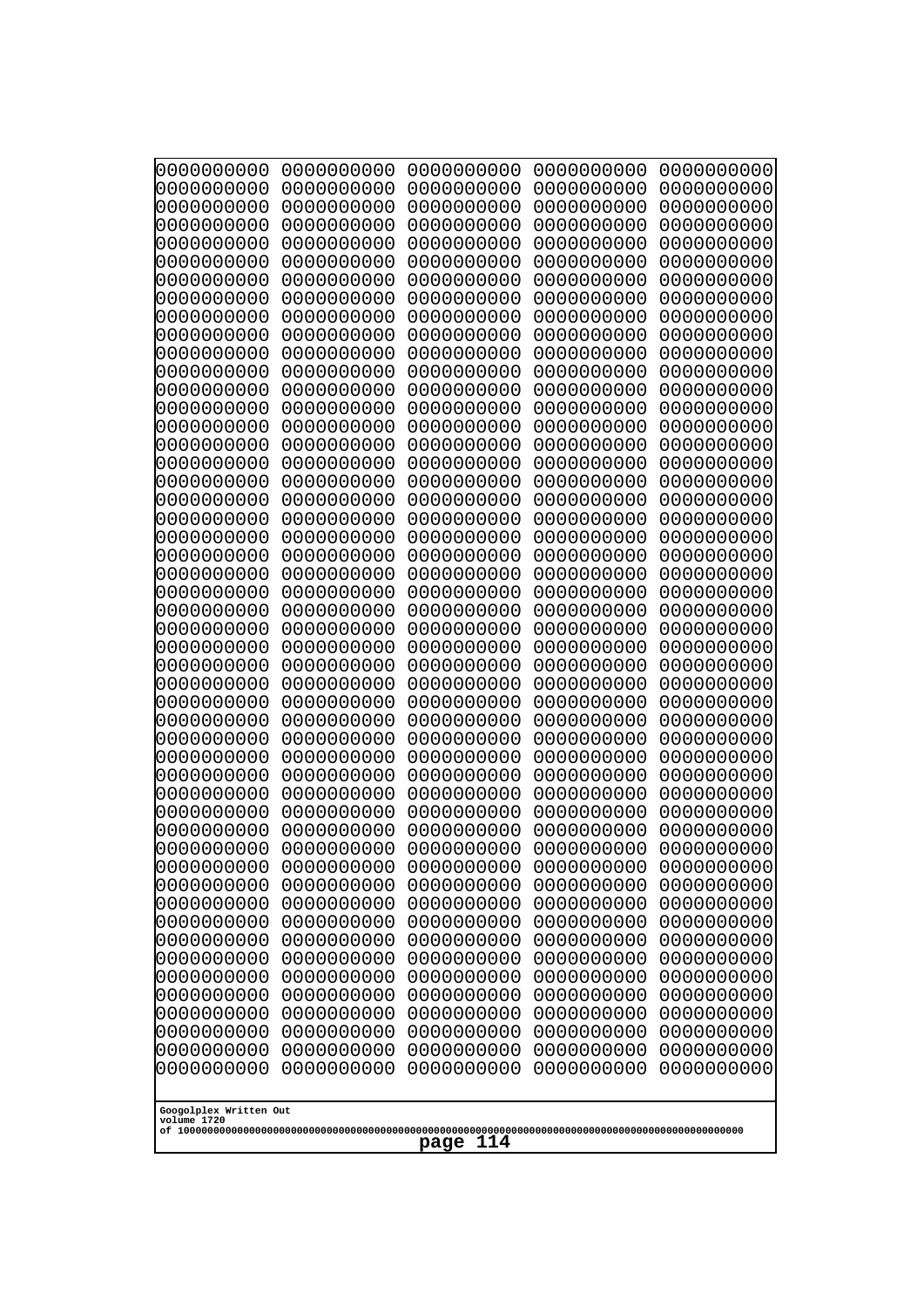0000000000 0000000000 0000000000 0000000000 0000000000
0000000000 0000000000 0000000000 0000000000 0000000000
0000000000 0000000000 0000000000 0000000000 0000000000
0000000000 0000000000 0000000000 0000000000 0000000000
0000000000 0000000000 0000000000 0000000000 0000000000
0000000000 0000000000 0000000000 0000000000 0000000000
0000000000 0000000000 0000000000 0000000000 0000000000
0000000000 0000000000 0000000000 0000000000 0000000000
0000000000 0000000000 0000000000 0000000000 0000000000
0000000000 0000000000 0000000000 0000000000 0000000000
0000000000 0000000000 0000000000 0000000000 0000000000
0000000000 0000000000 0000000000 0000000000 0000000000
0000000000 0000000000 0000000000 0000000000 0000000000
0000000000 0000000000 0000000000 0000000000 0000000000
0000000000 0000000000 0000000000 0000000000 0000000000
0000000000 0000000000 0000000000 0000000000 0000000000
0000000000 0000000000 0000000000 0000000000 0000000000
0000000000 0000000000 0000000000 0000000000 0000000000
0000000000 0000000000 0000000000 0000000000 0000000000
0000000000 0000000000 0000000000 0000000000 0000000000
0000000000 0000000000 0000000000 0000000000 0000000000
0000000000 0000000000 0000000000 0000000000 0000000000
0000000000 0000000000 0000000000 0000000000 0000000000
0000000000 0000000000 0000000000 0000000000 0000000000
0000000000 0000000000 0000000000 0000000000 0000000000
0000000000 0000000000 0000000000 0000000000 0000000000
0000000000 0000000000 0000000000 0000000000 0000000000
0000000000 0000000000 0000000000 0000000000 0000000000
0000000000 0000000000 0000000000 0000000000 0000000000
0000000000 0000000000 0000000000 0000000000 0000000000
0000000000 0000000000 0000000000 0000000000 0000000000
0000000000 0000000000 0000000000 0000000000 0000000000
0000000000 0000000000 0000000000 0000000000 0000000000
0000000000 0000000000 0000000000 0000000000 0000000000
0000000000 0000000000 0000000000 0000000000 0000000000
0000000000 0000000000 0000000000 0000000000 0000000000
0000000000 0000000000 0000000000 0000000000 0000000000
0000000000 0000000000 0000000000 0000000000 0000000000
0000000000 0000000000 0000000000 0000000000 0000000000
0000000000 0000000000 0000000000 0000000000 0000000000
0000000000 0000000000 0000000000 0000000000 0000000000
0000000000 0000000000 0000000000 0000000000 0000000000
0000000000 0000000000 0000000000 0000000000 0000000000
0000000000 0000000000 0000000000 0000000000 0000000000
0000000000 0000000000 0000000000 0000000000 0000000000
0000000000 0000000000 0000000000 0000000000 0000000000
0000000000 0000000000 0000000000 0000000000 0000000000
0000000000 0000000000 0000000000 0000000000 0000000000
0000000000 0000000000 0000000000 0000000000 0000000000
0000000000 0000000000 0000000000 0000000000 0000000000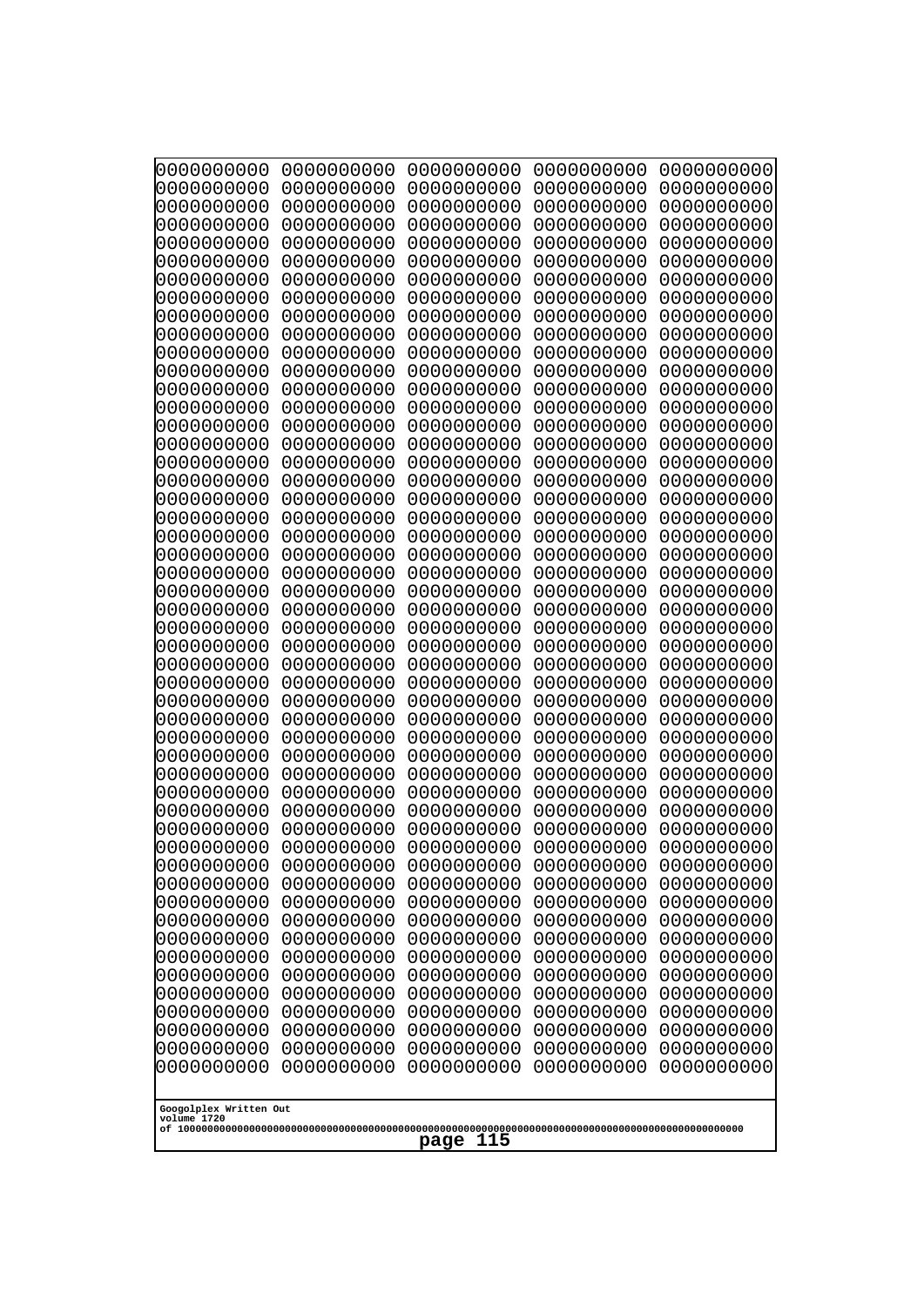```
0000000000 0000000000 0000000000 0000000000 0000000000
0000000000 0000000000 0000000000 0000000000 0000000000
0000000000 0000000000 0000000000 0000000000 0000000000
0000000000 0000000000 0000000000 0000000000 0000000000
0000000000 0000000000 0000000000 0000000000 0000000000
0000000000 0000000000 0000000000 0000000000 0000000000
0000000000 0000000000 0000000000 0000000000 0000000000
0000000000 0000000000 0000000000 0000000000 0000000000
0000000000 0000000000 0000000000 0000000000 0000000000
0000000000 0000000000 0000000000 0000000000 0000000000
0000000000 0000000000 0000000000 0000000000 0000000000
0000000000 0000000000 0000000000 0000000000 0000000000
0000000000 0000000000 0000000000 0000000000 0000000000
0000000000 0000000000 0000000000 0000000000 0000000000
0000000000 0000000000 0000000000 0000000000 0000000000
0000000000 0000000000 0000000000 0000000000 0000000000
0000000000 0000000000 0000000000 0000000000 0000000000
0000000000 0000000000 0000000000 0000000000 0000000000
0000000000 0000000000 0000000000 0000000000 0000000000
0000000000 0000000000 0000000000 0000000000 0000000000
0000000000 0000000000 0000000000 0000000000 0000000000
0000000000 0000000000 0000000000 0000000000 0000000000
0000000000 0000000000 0000000000 0000000000 0000000000
0000000000 0000000000 0000000000 0000000000 0000000000
0000000000 0000000000 0000000000 0000000000 0000000000
0000000000 0000000000 0000000000 0000000000 0000000000
0000000000 0000000000 0000000000 0000000000 0000000000
0000000000 0000000000 0000000000 0000000000 0000000000
0000000000 0000000000 0000000000 0000000000 0000000000
0000000000 0000000000 0000000000 0000000000 0000000000
0000000000 0000000000 0000000000 0000000000 0000000000
0000000000 0000000000 0000000000 0000000000 0000000000
0000000000 0000000000 0000000000 0000000000 0000000000
0000000000 0000000000 0000000000 0000000000 0000000000
0000000000 0000000000 0000000000 0000000000 0000000000
0000000000 0000000000 0000000000 0000000000 0000000000
0000000000 0000000000 0000000000 0000000000 0000000000
0000000000 0000000000 0000000000 0000000000 0000000000
0000000000 0000000000 0000000000 0000000000 0000000000
0000000000 0000000000 0000000000 0000000000 0000000000
0000000000 0000000000 0000000000 0000000000 0000000000
0000000000 0000000000 0000000000 0000000000 0000000000
0000000000 0000000000 0000000000 0000000000 0000000000
0000000000 0000000000 0000000000 0000000000 0000000000
0000000000 0000000000 0000000000 0000000000 0000000000
0000000000 0000000000 0000000000 0000000000 0000000000
0000000000 0000000000 0000000000 0000000000 0000000000
0000000000 0000000000 0000000000 0000000000 0000000000
0000000000 0000000000 0000000000 0000000000 0000000000
0000000000 0000000000 0000000000 0000000000 0000000000
```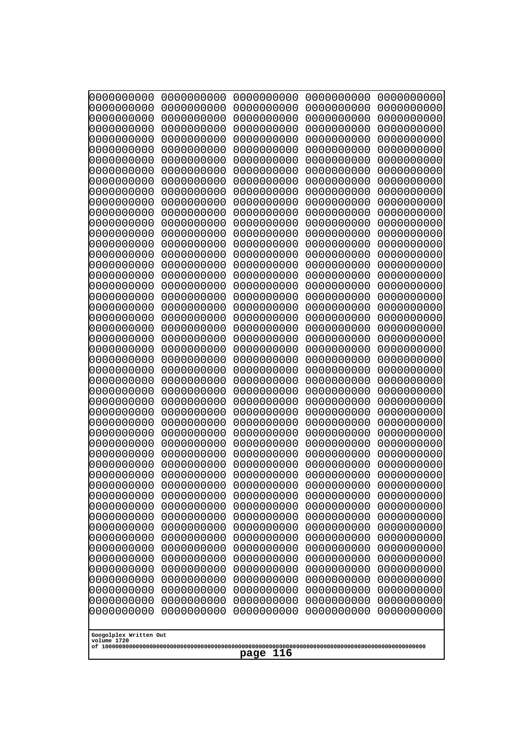```
0000000000 0000000000 0000000000 0000000000 0000000000
0000000000 0000000000 0000000000 0000000000 0000000000
0000000000 0000000000 0000000000 0000000000 0000000000
0000000000 0000000000 0000000000 0000000000 0000000000
0000000000 0000000000 0000000000 0000000000 0000000000
0000000000 0000000000 0000000000 0000000000 0000000000
0000000000 0000000000 0000000000 0000000000 0000000000
0000000000 0000000000 0000000000 0000000000 0000000000
0000000000 0000000000 0000000000 0000000000 0000000000
0000000000 0000000000 0000000000 0000000000 0000000000
0000000000 0000000000 0000000000 0000000000 0000000000
0000000000 0000000000 0000000000 0000000000 0000000000
0000000000 0000000000 0000000000 0000000000 0000000000
0000000000 0000000000 0000000000 0000000000 0000000000
0000000000 0000000000 0000000000 0000000000 0000000000
0000000000 0000000000 0000000000 0000000000 0000000000
0000000000 0000000000 0000000000 0000000000 0000000000
0000000000 0000000000 0000000000 0000000000 0000000000
0000000000 0000000000 0000000000 0000000000 0000000000
0000000000 0000000000 0000000000 0000000000 0000000000
0000000000 0000000000 0000000000 0000000000 0000000000
0000000000 0000000000 0000000000 0000000000 0000000000
0000000000 0000000000 0000000000 0000000000 0000000000
0000000000 0000000000 0000000000 0000000000 0000000000
0000000000 0000000000 0000000000 0000000000 0000000000
0000000000 0000000000 0000000000 0000000000 0000000000
0000000000 0000000000 0000000000 0000000000 0000000000
0000000000 0000000000 0000000000 0000000000 0000000000
0000000000 0000000000 0000000000 0000000000 0000000000
0000000000 0000000000 0000000000 0000000000 0000000000
0000000000 0000000000 0000000000 0000000000 0000000000
0000000000 0000000000 0000000000 0000000000 0000000000
0000000000 0000000000 0000000000 0000000000 0000000000
0000000000 0000000000 0000000000 0000000000 0000000000
0000000000 0000000000 0000000000 0000000000 0000000000
0000000000 0000000000 0000000000 0000000000 0000000000
0000000000 0000000000 0000000000 0000000000 0000000000
0000000000 0000000000 0000000000 0000000000 0000000000
0000000000 0000000000 0000000000 0000000000 0000000000
0000000000 0000000000 0000000000 0000000000 0000000000
0000000000 0000000000 0000000000 0000000000 0000000000
0000000000 0000000000 0000000000 0000000000 0000000000
0000000000 0000000000 0000000000 0000000000 0000000000
0000000000 0000000000 0000000000 0000000000 0000000000
0000000000 0000000000 0000000000 0000000000 0000000000
0000000000 0000000000 0000000000 0000000000 0000000000
0000000000 0000000000 0000000000 0000000000 0000000000
0000000000 0000000000 0000000000 0000000000 0000000000
0000000000 0000000000 0000000000 0000000000 0000000000
0000000000 0000000000 0000000000 0000000000 0000000000
```

Googolplex Written Out
volume 1720
of 10000000000000000000000000000000000000000000000000000000000000000000000000000000000000000000000000000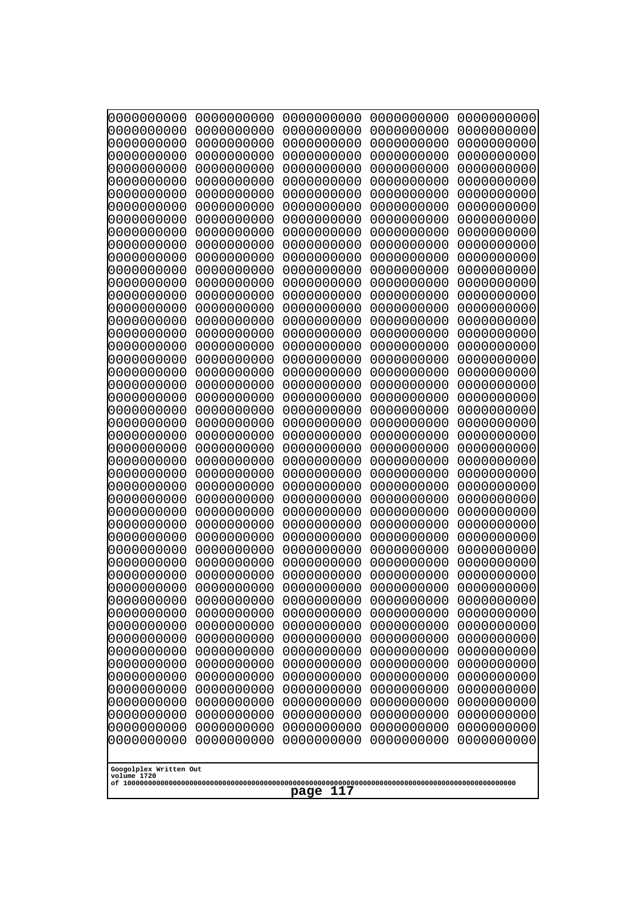```
0000000000 0000000000 0000000000 0000000000 0000000000
0000000000 0000000000 0000000000 0000000000 0000000000
0000000000 0000000000 0000000000 0000000000 0000000000
0000000000 0000000000 0000000000 0000000000 0000000000
0000000000 0000000000 0000000000 0000000000 0000000000
0000000000 0000000000 0000000000 0000000000 0000000000
0000000000 0000000000 0000000000 0000000000 0000000000
0000000000 0000000000 0000000000 0000000000 0000000000
0000000000 0000000000 0000000000 0000000000 0000000000
0000000000 0000000000 0000000000 0000000000 0000000000
0000000000 0000000000 0000000000 0000000000 0000000000
0000000000 0000000000 0000000000 0000000000 0000000000
0000000000 0000000000 0000000000 0000000000 0000000000
0000000000 0000000000 0000000000 0000000000 0000000000
0000000000 0000000000 0000000000 0000000000 0000000000
0000000000 0000000000 0000000000 0000000000 0000000000
0000000000 0000000000 0000000000 0000000000 0000000000
0000000000 0000000000 0000000000 0000000000 0000000000
0000000000 0000000000 0000000000 0000000000 0000000000
0000000000 0000000000 0000000000 0000000000 0000000000
0000000000 0000000000 0000000000 0000000000 0000000000
0000000000 0000000000 0000000000 0000000000 0000000000
0000000000 0000000000 0000000000 0000000000 0000000000
0000000000 0000000000 0000000000 0000000000 0000000000
0000000000 0000000000 0000000000 0000000000 0000000000
0000000000 0000000000 0000000000 0000000000 0000000000
0000000000 0000000000 0000000000 0000000000 0000000000
0000000000 0000000000 0000000000 0000000000 0000000000
0000000000 0000000000 0000000000 0000000000 0000000000
0000000000 0000000000 0000000000 0000000000 0000000000
0000000000 0000000000 0000000000 0000000000 0000000000
0000000000 0000000000 0000000000 0000000000 0000000000
0000000000 0000000000 0000000000 0000000000 0000000000
0000000000 0000000000 0000000000 0000000000 0000000000
0000000000 0000000000 0000000000 0000000000 0000000000
0000000000 0000000000 0000000000 0000000000 0000000000
0000000000 0000000000 0000000000 0000000000 0000000000
0000000000 0000000000 0000000000 0000000000 0000000000
0000000000 0000000000 0000000000 0000000000 0000000000
0000000000 0000000000 0000000000 0000000000 0000000000
0000000000 0000000000 0000000000 0000000000 0000000000
0000000000 0000000000 0000000000 0000000000 0000000000
0000000000 0000000000 0000000000 0000000000 0000000000
0000000000 0000000000 0000000000 0000000000 0000000000
0000000000 0000000000 0000000000 0000000000 0000000000
0000000000 0000000000 0000000000 0000000000 0000000000
0000000000 0000000000 0000000000 0000000000 0000000000
0000000000 0000000000 0000000000 0000000000 0000000000
0000000000 0000000000 0000000000 0000000000 0000000000
0000000000 0000000000 0000000000 0000000000 0000000000
```

Googolplex Written Out
volume 1720
of 10000000000000000000000000000000000000000000000000000000000000000000000000000000000000000000000000000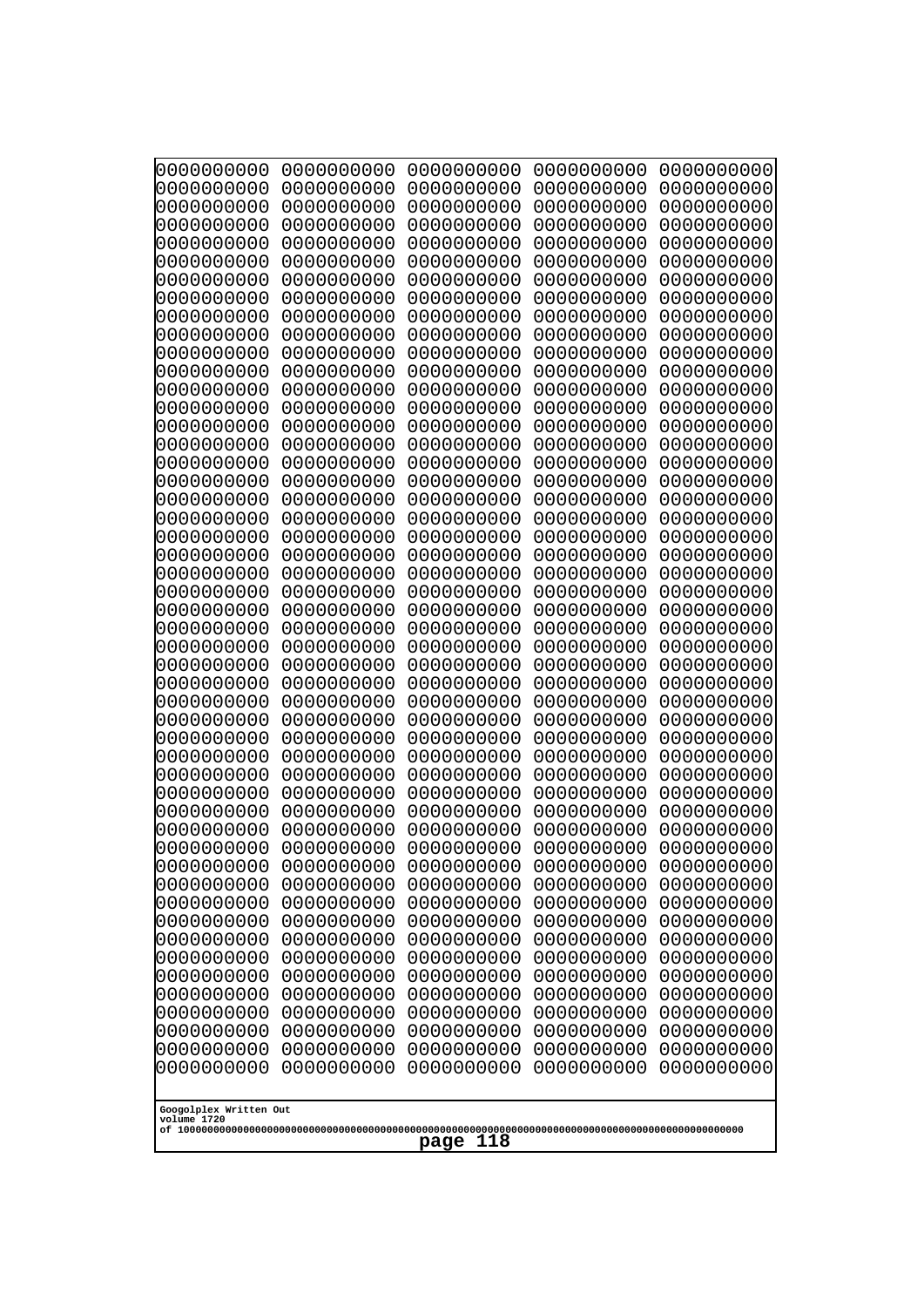```
0000000000 0000000000 0000000000 0000000000 0000000000
0000000000 0000000000 0000000000 0000000000 0000000000
0000000000 0000000000 0000000000 0000000000 0000000000
0000000000 0000000000 0000000000 0000000000 0000000000
0000000000 0000000000 0000000000 0000000000 0000000000
0000000000 0000000000 0000000000 0000000000 0000000000
0000000000 0000000000 0000000000 0000000000 0000000000
0000000000 0000000000 0000000000 0000000000 0000000000
0000000000 0000000000 0000000000 0000000000 0000000000
0000000000 0000000000 0000000000 0000000000 0000000000
0000000000 0000000000 0000000000 0000000000 0000000000
0000000000 0000000000 0000000000 0000000000 0000000000
0000000000 0000000000 0000000000 0000000000 0000000000
0000000000 0000000000 0000000000 0000000000 0000000000
0000000000 0000000000 0000000000 0000000000 0000000000
0000000000 0000000000 0000000000 0000000000 0000000000
0000000000 0000000000 0000000000 0000000000 0000000000
0000000000 0000000000 0000000000 0000000000 0000000000
0000000000 0000000000 0000000000 0000000000 0000000000
0000000000 0000000000 0000000000 0000000000 0000000000
0000000000 0000000000 0000000000 0000000000 0000000000
0000000000 0000000000 0000000000 0000000000 0000000000
0000000000 0000000000 0000000000 0000000000 0000000000
0000000000 0000000000 0000000000 0000000000 0000000000
0000000000 0000000000 0000000000 0000000000 0000000000
0000000000 0000000000 0000000000 0000000000 0000000000
0000000000 0000000000 0000000000 0000000000 0000000000
0000000000 0000000000 0000000000 0000000000 0000000000
0000000000 0000000000 0000000000 0000000000 0000000000
0000000000 0000000000 0000000000 0000000000 0000000000
0000000000 0000000000 0000000000 0000000000 0000000000
0000000000 0000000000 0000000000 0000000000 0000000000
0000000000 0000000000 0000000000 0000000000 0000000000
0000000000 0000000000 0000000000 0000000000 0000000000
0000000000 0000000000 0000000000 0000000000 0000000000
0000000000 0000000000 0000000000 0000000000 0000000000
0000000000 0000000000 0000000000 0000000000 0000000000
0000000000 0000000000 0000000000 0000000000 0000000000
0000000000 0000000000 0000000000 0000000000 0000000000
0000000000 0000000000 0000000000 0000000000 0000000000
0000000000 0000000000 0000000000 0000000000 0000000000
0000000000 0000000000 0000000000 0000000000 0000000000
0000000000 0000000000 0000000000 0000000000 0000000000
0000000000 0000000000 0000000000 0000000000 0000000000
0000000000 0000000000 0000000000 0000000000 0000000000
0000000000 0000000000 0000000000 0000000000 0000000000
0000000000 0000000000 0000000000 0000000000 0000000000
0000000000 0000000000 0000000000 0000000000 0000000000
0000000000 0000000000 0000000000 0000000000 0000000000
0000000000 0000000000 0000000000 0000000000 0000000000
```

Googolplex Written Out
volume 1720
of 10000000000000000000000000000000000000000000000000000000000000000000000000000000000000000000000000000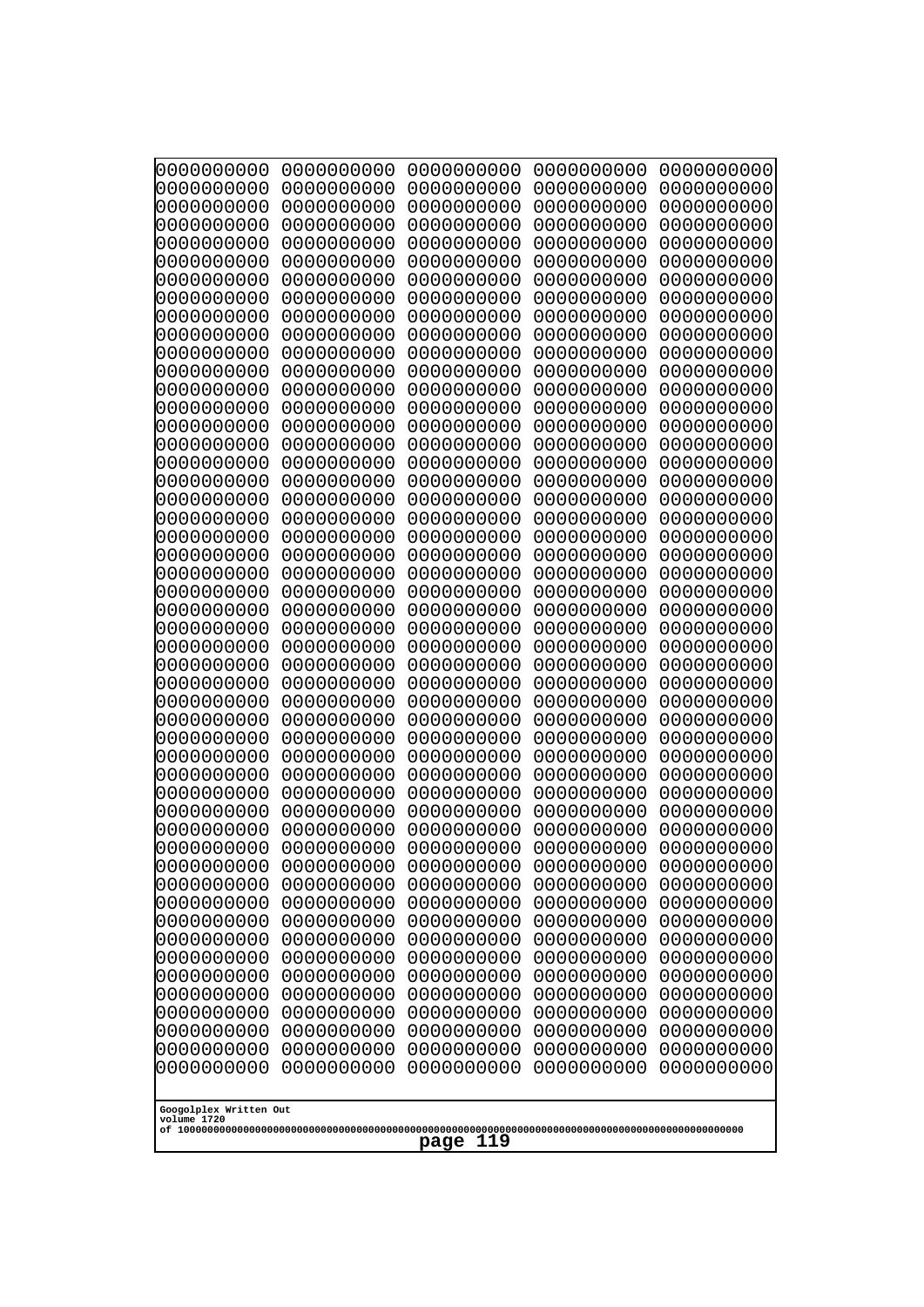```
0000000000 0000000000 0000000000 0000000000 0000000000
0000000000 0000000000 0000000000 0000000000 0000000000
0000000000 0000000000 0000000000 0000000000 0000000000
0000000000 0000000000 0000000000 0000000000 0000000000
0000000000 0000000000 0000000000 0000000000 0000000000
0000000000 0000000000 0000000000 0000000000 0000000000
0000000000 0000000000 0000000000 0000000000 0000000000
0000000000 0000000000 0000000000 0000000000 0000000000
0000000000 0000000000 0000000000 0000000000 0000000000
0000000000 0000000000 0000000000 0000000000 0000000000
0000000000 0000000000 0000000000 0000000000 0000000000
0000000000 0000000000 0000000000 0000000000 0000000000
0000000000 0000000000 0000000000 0000000000 0000000000
0000000000 0000000000 0000000000 0000000000 0000000000
0000000000 0000000000 0000000000 0000000000 0000000000
0000000000 0000000000 0000000000 0000000000 0000000000
0000000000 0000000000 0000000000 0000000000 0000000000
0000000000 0000000000 0000000000 0000000000 0000000000
0000000000 0000000000 0000000000 0000000000 0000000000
0000000000 0000000000 0000000000 0000000000 0000000000
0000000000 0000000000 0000000000 0000000000 0000000000
0000000000 0000000000 0000000000 0000000000 0000000000
0000000000 0000000000 0000000000 0000000000 0000000000
0000000000 0000000000 0000000000 0000000000 0000000000
0000000000 0000000000 0000000000 0000000000 0000000000
0000000000 0000000000 0000000000 0000000000 0000000000
0000000000 0000000000 0000000000 0000000000 0000000000
0000000000 0000000000 0000000000 0000000000 0000000000
0000000000 0000000000 0000000000 0000000000 0000000000
0000000000 0000000000 0000000000 0000000000 0000000000
0000000000 0000000000 0000000000 0000000000 0000000000
0000000000 0000000000 0000000000 0000000000 0000000000
0000000000 0000000000 0000000000 0000000000 0000000000
0000000000 0000000000 0000000000 0000000000 0000000000
0000000000 0000000000 0000000000 0000000000 0000000000
0000000000 0000000000 0000000000 0000000000 0000000000
0000000000 0000000000 0000000000 0000000000 0000000000
0000000000 0000000000 0000000000 0000000000 0000000000
0000000000 0000000000 0000000000 0000000000 0000000000
0000000000 0000000000 0000000000 0000000000 0000000000
0000000000 0000000000 0000000000 0000000000 0000000000
0000000000 0000000000 0000000000 0000000000 0000000000
0000000000 0000000000 0000000000 0000000000 0000000000
0000000000 0000000000 0000000000 0000000000 0000000000
0000000000 0000000000 0000000000 0000000000 0000000000
0000000000 0000000000 0000000000 0000000000 0000000000
0000000000 0000000000 0000000000 0000000000 0000000000
0000000000 0000000000 0000000000 0000000000 0000000000
0000000000 0000000000 0000000000 0000000000 0000000000
0000000000 0000000000 0000000000 0000000000 0000000000
```

Googolplex Written Out
volume 1720
of 10000000000000000000000000000000000000000000000000000000000000000000000000000000000000000000000000000000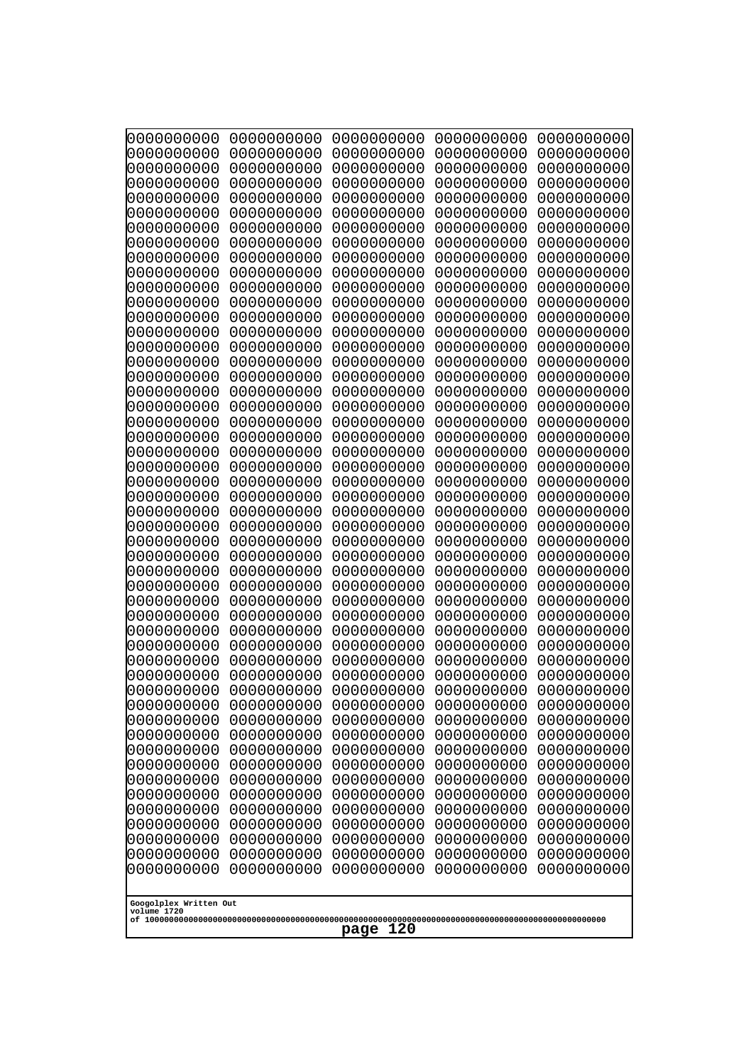```
0000000000 0000000000 0000000000 0000000000 0000000000
0000000000 0000000000 0000000000 0000000000 0000000000
0000000000 0000000000 0000000000 0000000000 0000000000
0000000000 0000000000 0000000000 0000000000 0000000000
0000000000 0000000000 0000000000 0000000000 0000000000
0000000000 0000000000 0000000000 0000000000 0000000000
0000000000 0000000000 0000000000 0000000000 0000000000
0000000000 0000000000 0000000000 0000000000 0000000000
0000000000 0000000000 0000000000 0000000000 0000000000
0000000000 0000000000 0000000000 0000000000 0000000000
0000000000 0000000000 0000000000 0000000000 0000000000
0000000000 0000000000 0000000000 0000000000 0000000000
0000000000 0000000000 0000000000 0000000000 0000000000
0000000000 0000000000 0000000000 0000000000 0000000000
0000000000 0000000000 0000000000 0000000000 0000000000
0000000000 0000000000 0000000000 0000000000 0000000000
0000000000 0000000000 0000000000 0000000000 0000000000
0000000000 0000000000 0000000000 0000000000 0000000000
0000000000 0000000000 0000000000 0000000000 0000000000
0000000000 0000000000 0000000000 0000000000 0000000000
0000000000 0000000000 0000000000 0000000000 0000000000
0000000000 0000000000 0000000000 0000000000 0000000000
0000000000 0000000000 0000000000 0000000000 0000000000
0000000000 0000000000 0000000000 0000000000 0000000000
0000000000 0000000000 0000000000 0000000000 0000000000
0000000000 0000000000 0000000000 0000000000 0000000000
0000000000 0000000000 0000000000 0000000000 0000000000
0000000000 0000000000 0000000000 0000000000 0000000000
0000000000 0000000000 0000000000 0000000000 0000000000
0000000000 0000000000 0000000000 0000000000 0000000000
0000000000 0000000000 0000000000 0000000000 0000000000
0000000000 0000000000 0000000000 0000000000 0000000000
0000000000 0000000000 0000000000 0000000000 0000000000
0000000000 0000000000 0000000000 0000000000 0000000000
0000000000 0000000000 0000000000 0000000000 0000000000
0000000000 0000000000 0000000000 0000000000 0000000000
0000000000 0000000000 0000000000 0000000000 0000000000
0000000000 0000000000 0000000000 0000000000 0000000000
0000000000 0000000000 0000000000 0000000000 0000000000
0000000000 0000000000 0000000000 0000000000 0000000000
0000000000 0000000000 0000000000 0000000000 0000000000
0000000000 0000000000 0000000000 0000000000 0000000000
0000000000 0000000000 0000000000 0000000000 0000000000
0000000000 0000000000 0000000000 0000000000 0000000000
0000000000 0000000000 0000000000 0000000000 0000000000
0000000000 0000000000 0000000000 0000000000 0000000000
0000000000 0000000000 0000000000 0000000000 0000000000
0000000000 0000000000 0000000000 0000000000 0000000000
0000000000 0000000000 0000000000 0000000000 0000000000
0000000000 0000000000 0000000000 0000000000 0000000000
```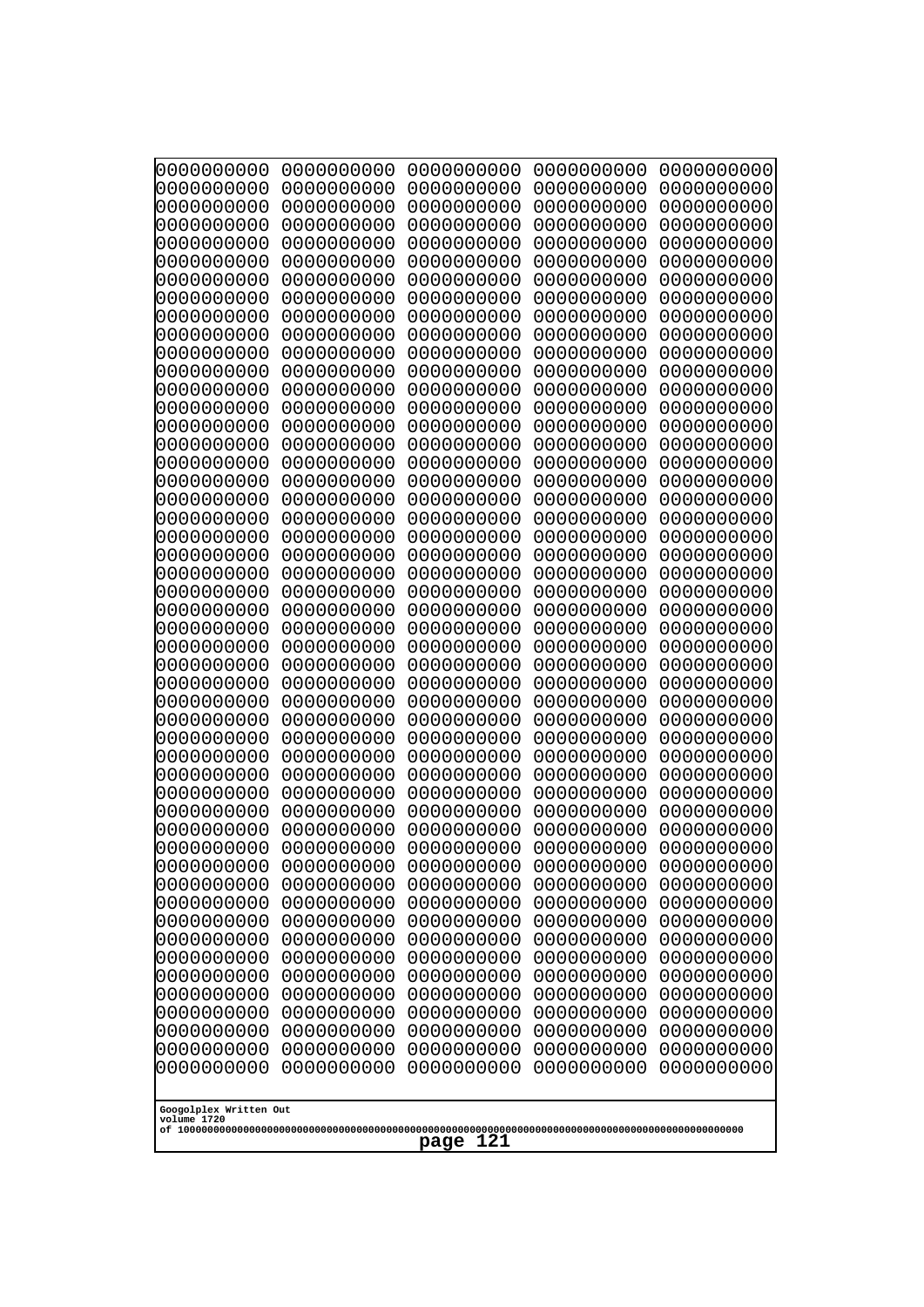```
0000000000 0000000000 0000000000 0000000000 0000000000
0000000000 0000000000 0000000000 0000000000 0000000000
0000000000 0000000000 0000000000 0000000000 0000000000
0000000000 0000000000 0000000000 0000000000 0000000000
0000000000 0000000000 0000000000 0000000000 0000000000
0000000000 0000000000 0000000000 0000000000 0000000000
0000000000 0000000000 0000000000 0000000000 0000000000
0000000000 0000000000 0000000000 0000000000 0000000000
0000000000 0000000000 0000000000 0000000000 0000000000
0000000000 0000000000 0000000000 0000000000 0000000000
0000000000 0000000000 0000000000 0000000000 0000000000
0000000000 0000000000 0000000000 0000000000 0000000000
0000000000 0000000000 0000000000 0000000000 0000000000
0000000000 0000000000 0000000000 0000000000 0000000000
0000000000 0000000000 0000000000 0000000000 0000000000
0000000000 0000000000 0000000000 0000000000 0000000000
0000000000 0000000000 0000000000 0000000000 0000000000
0000000000 0000000000 0000000000 0000000000 0000000000
0000000000 0000000000 0000000000 0000000000 0000000000
0000000000 0000000000 0000000000 0000000000 0000000000
0000000000 0000000000 0000000000 0000000000 0000000000
0000000000 0000000000 0000000000 0000000000 0000000000
0000000000 0000000000 0000000000 0000000000 0000000000
0000000000 0000000000 0000000000 0000000000 0000000000
0000000000 0000000000 0000000000 0000000000 0000000000
0000000000 0000000000 0000000000 0000000000 0000000000
0000000000 0000000000 0000000000 0000000000 0000000000
0000000000 0000000000 0000000000 0000000000 0000000000
0000000000 0000000000 0000000000 0000000000 0000000000
0000000000 0000000000 0000000000 0000000000 0000000000
0000000000 0000000000 0000000000 0000000000 0000000000
0000000000 0000000000 0000000000 0000000000 0000000000
0000000000 0000000000 0000000000 0000000000 0000000000
0000000000 0000000000 0000000000 0000000000 0000000000
0000000000 0000000000 0000000000 0000000000 0000000000
0000000000 0000000000 0000000000 0000000000 0000000000
0000000000 0000000000 0000000000 0000000000 0000000000
0000000000 0000000000 0000000000 0000000000 0000000000
0000000000 0000000000 0000000000 0000000000 0000000000
0000000000 0000000000 0000000000 0000000000 0000000000
0000000000 0000000000 0000000000 0000000000 0000000000
0000000000 0000000000 0000000000 0000000000 0000000000
0000000000 0000000000 0000000000 0000000000 0000000000
0000000000 0000000000 0000000000 0000000000 0000000000
0000000000 0000000000 0000000000 0000000000 0000000000
0000000000 0000000000 0000000000 0000000000 0000000000
0000000000 0000000000 0000000000 0000000000 0000000000
0000000000 0000000000 0000000000 0000000000 0000000000
0000000000 0000000000 0000000000 0000000000 0000000000
0000000000 0000000000 0000000000 0000000000 0000000000
```

Googolplex Written Out
volume 1720
of 10000000000000000000000000000000000000000000000000000000000000000000000000000000000000000000000000000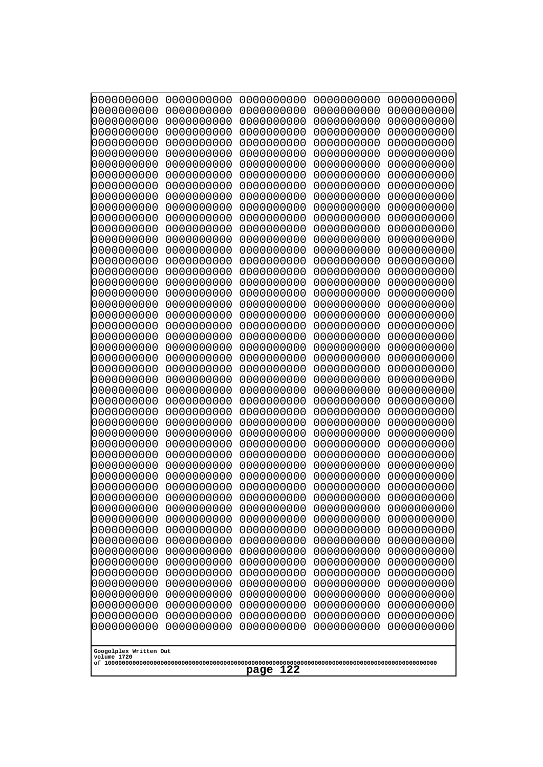```
0000000000 0000000000 0000000000 0000000000 0000000000
0000000000 0000000000 0000000000 0000000000 0000000000
0000000000 0000000000 0000000000 0000000000 0000000000
0000000000 0000000000 0000000000 0000000000 0000000000
0000000000 0000000000 0000000000 0000000000 0000000000
0000000000 0000000000 0000000000 0000000000 0000000000
0000000000 0000000000 0000000000 0000000000 0000000000
0000000000 0000000000 0000000000 0000000000 0000000000
0000000000 0000000000 0000000000 0000000000 0000000000
0000000000 0000000000 0000000000 0000000000 0000000000
0000000000 0000000000 0000000000 0000000000 0000000000
0000000000 0000000000 0000000000 0000000000 0000000000
0000000000 0000000000 0000000000 0000000000 0000000000
0000000000 0000000000 0000000000 0000000000 0000000000
0000000000 0000000000 0000000000 0000000000 0000000000
0000000000 0000000000 0000000000 0000000000 0000000000
0000000000 0000000000 0000000000 0000000000 0000000000
0000000000 0000000000 0000000000 0000000000 0000000000
0000000000 0000000000 0000000000 0000000000 0000000000
0000000000 0000000000 0000000000 0000000000 0000000000
0000000000 0000000000 0000000000 0000000000 0000000000
0000000000 0000000000 0000000000 0000000000 0000000000
0000000000 0000000000 0000000000 0000000000 0000000000
0000000000 0000000000 0000000000 0000000000 0000000000
0000000000 0000000000 0000000000 0000000000 0000000000
0000000000 0000000000 0000000000 0000000000 0000000000
0000000000 0000000000 0000000000 0000000000 0000000000
0000000000 0000000000 0000000000 0000000000 0000000000
0000000000 0000000000 0000000000 0000000000 0000000000
0000000000 0000000000 0000000000 0000000000 0000000000
0000000000 0000000000 0000000000 0000000000 0000000000
0000000000 0000000000 0000000000 0000000000 0000000000
0000000000 0000000000 0000000000 0000000000 0000000000
0000000000 0000000000 0000000000 0000000000 0000000000
0000000000 0000000000 0000000000 0000000000 0000000000
0000000000 0000000000 0000000000 0000000000 0000000000
0000000000 0000000000 0000000000 0000000000 0000000000
0000000000 0000000000 0000000000 0000000000 0000000000
0000000000 0000000000 0000000000 0000000000 0000000000
0000000000 0000000000 0000000000 0000000000 0000000000
0000000000 0000000000 0000000000 0000000000 0000000000
0000000000 0000000000 0000000000 0000000000 0000000000
0000000000 0000000000 0000000000 0000000000 0000000000
0000000000 0000000000 0000000000 0000000000 0000000000
0000000000 0000000000 0000000000 0000000000 0000000000
0000000000 0000000000 0000000000 0000000000 0000000000
0000000000 0000000000 0000000000 0000000000 0000000000
0000000000 0000000000 0000000000 0000000000 0000000000
0000000000 0000000000 0000000000 0000000000 0000000000
0000000000 0000000000 0000000000 0000000000 0000000000
```

Googolplex Written Out
volume 1720
of 10000000000000000000000000000000000000000000000000000000000000000000000000000000000000000000000000000
page 122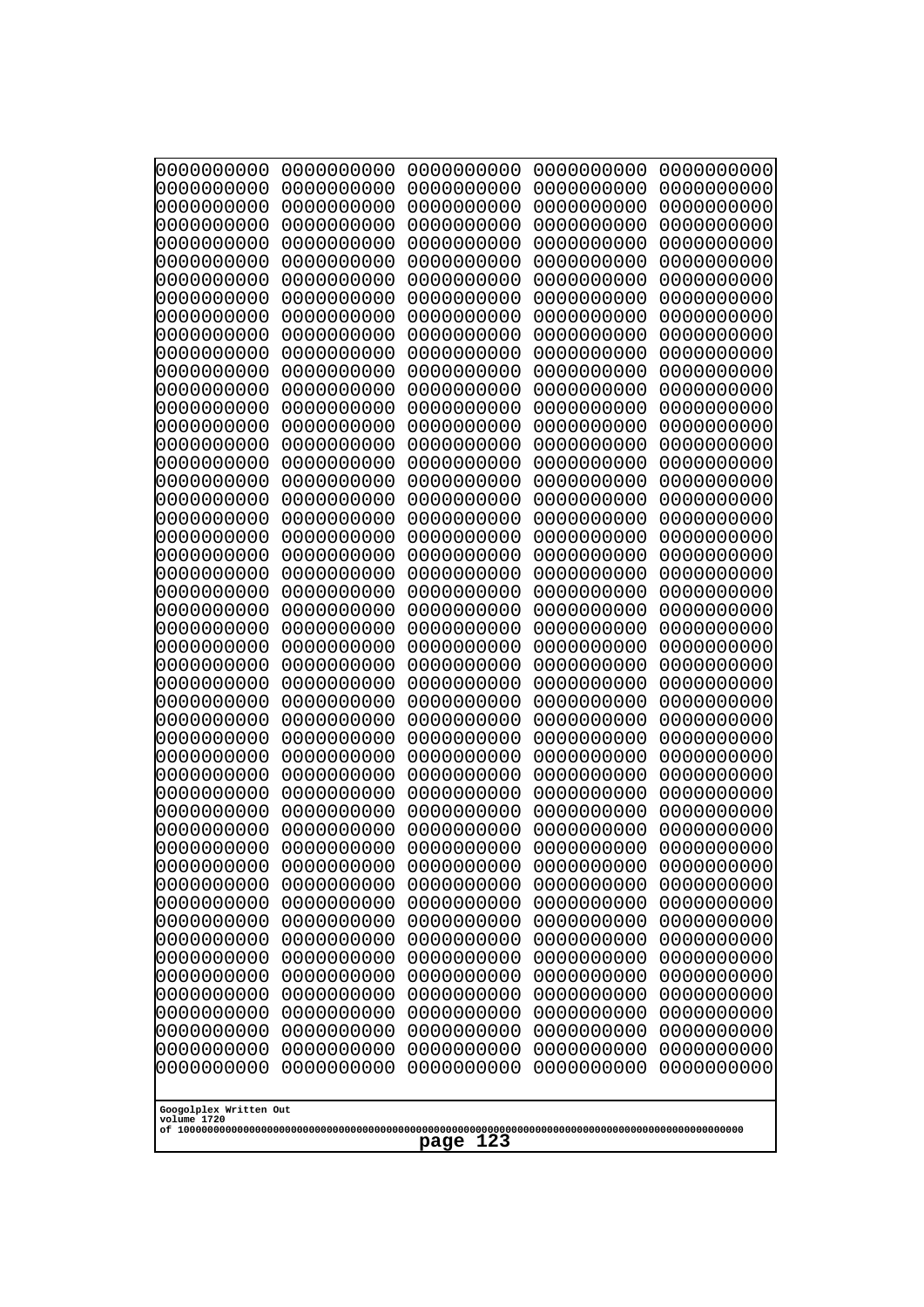```
0000000000 0000000000 0000000000 0000000000 0000000000
0000000000 0000000000 0000000000 0000000000 0000000000
0000000000 0000000000 0000000000 0000000000 0000000000
0000000000 0000000000 0000000000 0000000000 0000000000
0000000000 0000000000 0000000000 0000000000 0000000000
0000000000 0000000000 0000000000 0000000000 0000000000
0000000000 0000000000 0000000000 0000000000 0000000000
0000000000 0000000000 0000000000 0000000000 0000000000
0000000000 0000000000 0000000000 0000000000 0000000000
0000000000 0000000000 0000000000 0000000000 0000000000
0000000000 0000000000 0000000000 0000000000 0000000000
0000000000 0000000000 0000000000 0000000000 0000000000
0000000000 0000000000 0000000000 0000000000 0000000000
0000000000 0000000000 0000000000 0000000000 0000000000
0000000000 0000000000 0000000000 0000000000 0000000000
0000000000 0000000000 0000000000 0000000000 0000000000
0000000000 0000000000 0000000000 0000000000 0000000000
0000000000 0000000000 0000000000 0000000000 0000000000
0000000000 0000000000 0000000000 0000000000 0000000000
0000000000 0000000000 0000000000 0000000000 0000000000
0000000000 0000000000 0000000000 0000000000 0000000000
0000000000 0000000000 0000000000 0000000000 0000000000
0000000000 0000000000 0000000000 0000000000 0000000000
0000000000 0000000000 0000000000 0000000000 0000000000
0000000000 0000000000 0000000000 0000000000 0000000000
0000000000 0000000000 0000000000 0000000000 0000000000
0000000000 0000000000 0000000000 0000000000 0000000000
0000000000 0000000000 0000000000 0000000000 0000000000
0000000000 0000000000 0000000000 0000000000 0000000000
0000000000 0000000000 0000000000 0000000000 0000000000
0000000000 0000000000 0000000000 0000000000 0000000000
0000000000 0000000000 0000000000 0000000000 0000000000
0000000000 0000000000 0000000000 0000000000 0000000000
0000000000 0000000000 0000000000 0000000000 0000000000
0000000000 0000000000 0000000000 0000000000 0000000000
0000000000 0000000000 0000000000 0000000000 0000000000
0000000000 0000000000 0000000000 0000000000 0000000000
0000000000 0000000000 0000000000 0000000000 0000000000
0000000000 0000000000 0000000000 0000000000 0000000000
0000000000 0000000000 0000000000 0000000000 0000000000
0000000000 0000000000 0000000000 0000000000 0000000000
0000000000 0000000000 0000000000 0000000000 0000000000
0000000000 0000000000 0000000000 0000000000 0000000000
0000000000 0000000000 0000000000 0000000000 0000000000
0000000000 0000000000 0000000000 0000000000 0000000000
0000000000 0000000000 0000000000 0000000000 0000000000
0000000000 0000000000 0000000000 0000000000 0000000000
0000000000 0000000000 0000000000 0000000000 0000000000
0000000000 0000000000 0000000000 0000000000 0000000000
0000000000 0000000000 0000000000 0000000000 0000000000
```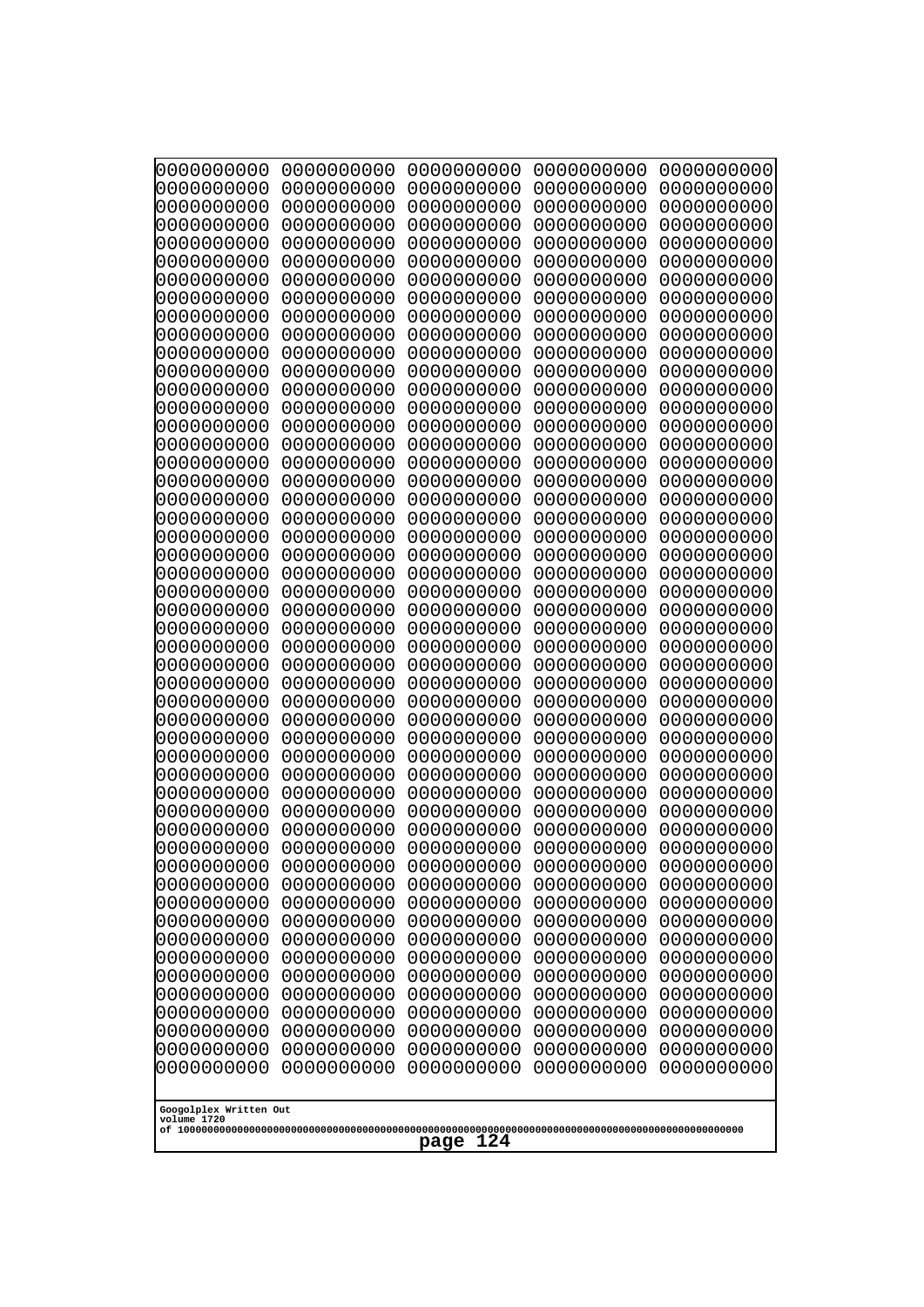```
0000000000 0000000000 0000000000 0000000000 0000000000
0000000000 0000000000 0000000000 0000000000 0000000000
0000000000 0000000000 0000000000 0000000000 0000000000
0000000000 0000000000 0000000000 0000000000 0000000000
0000000000 0000000000 0000000000 0000000000 0000000000
0000000000 0000000000 0000000000 0000000000 0000000000
0000000000 0000000000 0000000000 0000000000 0000000000
0000000000 0000000000 0000000000 0000000000 0000000000
0000000000 0000000000 0000000000 0000000000 0000000000
0000000000 0000000000 0000000000 0000000000 0000000000
0000000000 0000000000 0000000000 0000000000 0000000000
0000000000 0000000000 0000000000 0000000000 0000000000
0000000000 0000000000 0000000000 0000000000 0000000000
0000000000 0000000000 0000000000 0000000000 0000000000
0000000000 0000000000 0000000000 0000000000 0000000000
0000000000 0000000000 0000000000 0000000000 0000000000
0000000000 0000000000 0000000000 0000000000 0000000000
0000000000 0000000000 0000000000 0000000000 0000000000
0000000000 0000000000 0000000000 0000000000 0000000000
0000000000 0000000000 0000000000 0000000000 0000000000
0000000000 0000000000 0000000000 0000000000 0000000000
0000000000 0000000000 0000000000 0000000000 0000000000
0000000000 0000000000 0000000000 0000000000 0000000000
0000000000 0000000000 0000000000 0000000000 0000000000
0000000000 0000000000 0000000000 0000000000 0000000000
0000000000 0000000000 0000000000 0000000000 0000000000
0000000000 0000000000 0000000000 0000000000 0000000000
0000000000 0000000000 0000000000 0000000000 0000000000
0000000000 0000000000 0000000000 0000000000 0000000000
0000000000 0000000000 0000000000 0000000000 0000000000
0000000000 0000000000 0000000000 0000000000 0000000000
0000000000 0000000000 0000000000 0000000000 0000000000
0000000000 0000000000 0000000000 0000000000 0000000000
0000000000 0000000000 0000000000 0000000000 0000000000
0000000000 0000000000 0000000000 0000000000 0000000000
0000000000 0000000000 0000000000 0000000000 0000000000
0000000000 0000000000 0000000000 0000000000 0000000000
0000000000 0000000000 0000000000 0000000000 0000000000
0000000000 0000000000 0000000000 0000000000 0000000000
0000000000 0000000000 0000000000 0000000000 0000000000
0000000000 0000000000 0000000000 0000000000 0000000000
0000000000 0000000000 0000000000 0000000000 0000000000
0000000000 0000000000 0000000000 0000000000 0000000000
0000000000 0000000000 0000000000 0000000000 0000000000
0000000000 0000000000 0000000000 0000000000 0000000000
0000000000 0000000000 0000000000 0000000000 0000000000
0000000000 0000000000 0000000000 0000000000 0000000000
0000000000 0000000000 0000000000 0000000000 0000000000
0000000000 0000000000 0000000000 0000000000 0000000000
0000000000 0000000000 0000000000 0000000000 0000000000
```

Googolplex Written Out
volume 1720
of 10000000000000000000000000000000000000000000000000000000000000000000000000000000000000000000000000000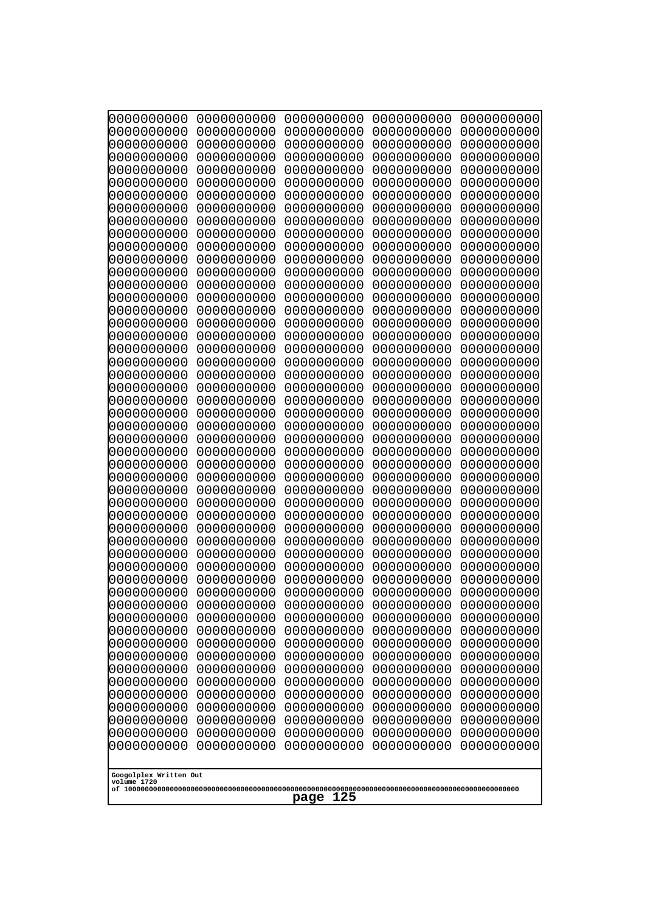```
0000000000 0000000000 0000000000 0000000000 0000000000
0000000000 0000000000 0000000000 0000000000 0000000000
0000000000 0000000000 0000000000 0000000000 0000000000
0000000000 0000000000 0000000000 0000000000 0000000000
0000000000 0000000000 0000000000 0000000000 0000000000
0000000000 0000000000 0000000000 0000000000 0000000000
0000000000 0000000000 0000000000 0000000000 0000000000
0000000000 0000000000 0000000000 0000000000 0000000000
0000000000 0000000000 0000000000 0000000000 0000000000
0000000000 0000000000 0000000000 0000000000 0000000000
0000000000 0000000000 0000000000 0000000000 0000000000
0000000000 0000000000 0000000000 0000000000 0000000000
0000000000 0000000000 0000000000 0000000000 0000000000
0000000000 0000000000 0000000000 0000000000 0000000000
0000000000 0000000000 0000000000 0000000000 0000000000
0000000000 0000000000 0000000000 0000000000 0000000000
0000000000 0000000000 0000000000 0000000000 0000000000
0000000000 0000000000 0000000000 0000000000 0000000000
0000000000 0000000000 0000000000 0000000000 0000000000
0000000000 0000000000 0000000000 0000000000 0000000000
0000000000 0000000000 0000000000 0000000000 0000000000
0000000000 0000000000 0000000000 0000000000 0000000000
0000000000 0000000000 0000000000 0000000000 0000000000
0000000000 0000000000 0000000000 0000000000 0000000000
0000000000 0000000000 0000000000 0000000000 0000000000
0000000000 0000000000 0000000000 0000000000 0000000000
0000000000 0000000000 0000000000 0000000000 0000000000
0000000000 0000000000 0000000000 0000000000 0000000000
0000000000 0000000000 0000000000 0000000000 0000000000
0000000000 0000000000 0000000000 0000000000 0000000000
0000000000 0000000000 0000000000 0000000000 0000000000
0000000000 0000000000 0000000000 0000000000 0000000000
0000000000 0000000000 0000000000 0000000000 0000000000
0000000000 0000000000 0000000000 0000000000 0000000000
0000000000 0000000000 0000000000 0000000000 0000000000
0000000000 0000000000 0000000000 0000000000 0000000000
0000000000 0000000000 0000000000 0000000000 0000000000
0000000000 0000000000 0000000000 0000000000 0000000000
0000000000 0000000000 0000000000 0000000000 0000000000
0000000000 0000000000 0000000000 0000000000 0000000000
0000000000 0000000000 0000000000 0000000000 0000000000
0000000000 0000000000 0000000000 0000000000 0000000000
0000000000 0000000000 0000000000 0000000000 0000000000
0000000000 0000000000 0000000000 0000000000 0000000000
0000000000 0000000000 0000000000 0000000000 0000000000
0000000000 0000000000 0000000000 0000000000 0000000000
0000000000 0000000000 0000000000 0000000000 0000000000
0000000000 0000000000 0000000000 0000000000 0000000000
0000000000 0000000000 0000000000 0000000000 0000000000
0000000000 0000000000 0000000000 0000000000 0000000000
```

Googolplex Written Out
volume 1720
of 10000000000000000000000000000000000000000000000000000000000000000000000000000000000000000000000000000
page 125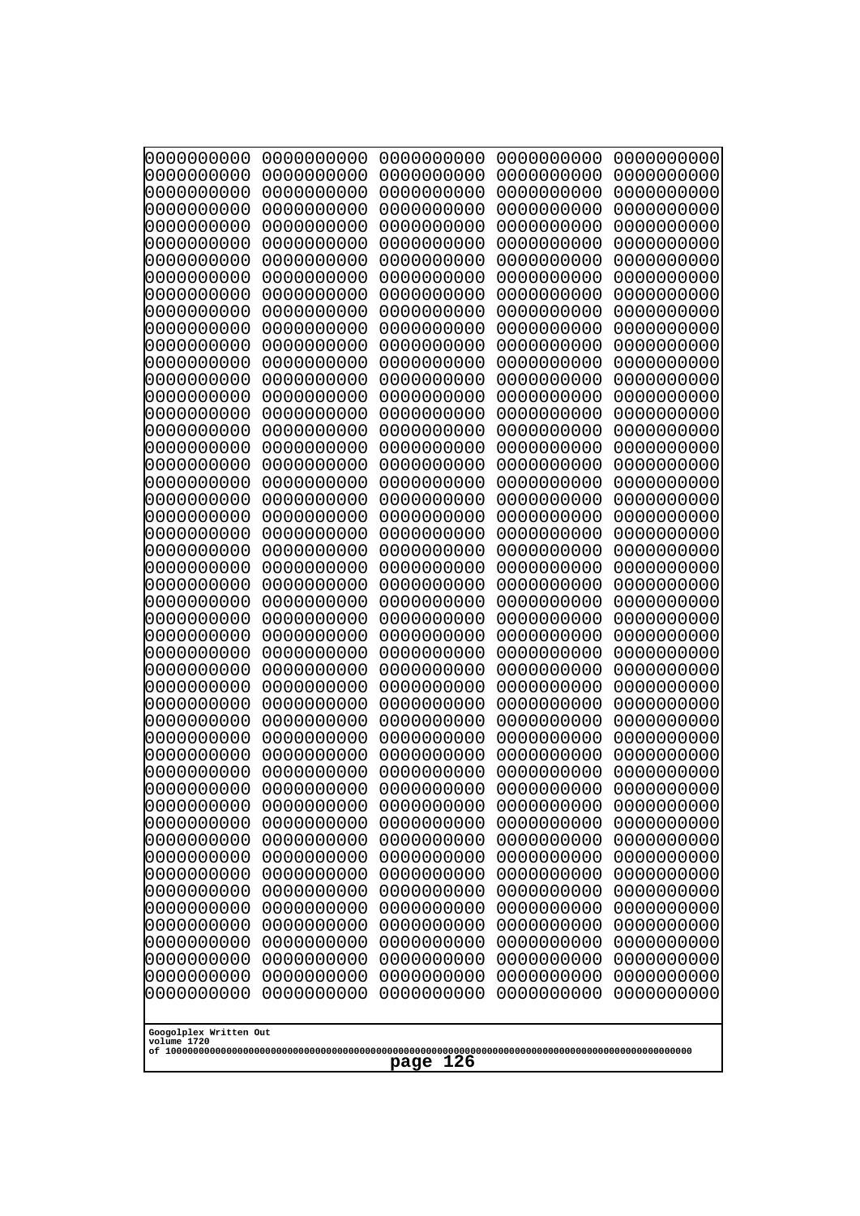```
0000000000 0000000000 0000000000 0000000000 0000000000
0000000000 0000000000 0000000000 0000000000 0000000000
0000000000 0000000000 0000000000 0000000000 0000000000
0000000000 0000000000 0000000000 0000000000 0000000000
0000000000 0000000000 0000000000 0000000000 0000000000
0000000000 0000000000 0000000000 0000000000 0000000000
0000000000 0000000000 0000000000 0000000000 0000000000
0000000000 0000000000 0000000000 0000000000 0000000000
0000000000 0000000000 0000000000 0000000000 0000000000
0000000000 0000000000 0000000000 0000000000 0000000000
0000000000 0000000000 0000000000 0000000000 0000000000
0000000000 0000000000 0000000000 0000000000 0000000000
0000000000 0000000000 0000000000 0000000000 0000000000
0000000000 0000000000 0000000000 0000000000 0000000000
0000000000 0000000000 0000000000 0000000000 0000000000
0000000000 0000000000 0000000000 0000000000 0000000000
0000000000 0000000000 0000000000 0000000000 0000000000
0000000000 0000000000 0000000000 0000000000 0000000000
0000000000 0000000000 0000000000 0000000000 0000000000
0000000000 0000000000 0000000000 0000000000 0000000000
0000000000 0000000000 0000000000 0000000000 0000000000
0000000000 0000000000 0000000000 0000000000 0000000000
0000000000 0000000000 0000000000 0000000000 0000000000
0000000000 0000000000 0000000000 0000000000 0000000000
0000000000 0000000000 0000000000 0000000000 0000000000
0000000000 0000000000 0000000000 0000000000 0000000000
0000000000 0000000000 0000000000 0000000000 0000000000
0000000000 0000000000 0000000000 0000000000 0000000000
0000000000 0000000000 0000000000 0000000000 0000000000
0000000000 0000000000 0000000000 0000000000 0000000000
0000000000 0000000000 0000000000 0000000000 0000000000
0000000000 0000000000 0000000000 0000000000 0000000000
0000000000 0000000000 0000000000 0000000000 0000000000
0000000000 0000000000 0000000000 0000000000 0000000000
0000000000 0000000000 0000000000 0000000000 0000000000
0000000000 0000000000 0000000000 0000000000 0000000000
0000000000 0000000000 0000000000 0000000000 0000000000
0000000000 0000000000 0000000000 0000000000 0000000000
0000000000 0000000000 0000000000 0000000000 0000000000
0000000000 0000000000 0000000000 0000000000 0000000000
0000000000 0000000000 0000000000 0000000000 0000000000
0000000000 0000000000 0000000000 0000000000 0000000000
0000000000 0000000000 0000000000 0000000000 0000000000
0000000000 0000000000 0000000000 0000000000 0000000000
0000000000 0000000000 0000000000 0000000000 0000000000
0000000000 0000000000 0000000000 0000000000 0000000000
0000000000 0000000000 0000000000 0000000000 0000000000
0000000000 0000000000 0000000000 0000000000 0000000000
0000000000 0000000000 0000000000 0000000000 0000000000
0000000000 0000000000 0000000000 0000000000 0000000000
```

Googolplex Written Out
volume 1720
of 10000000000000000000000000000000000000000000000000000000000000000000000000000000000000000000000000000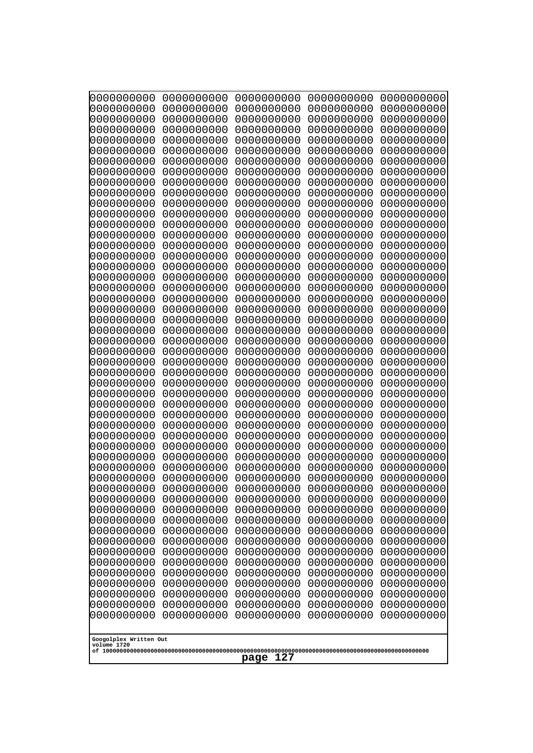```
0000000000 0000000000 0000000000 0000000000 0000000000
0000000000 0000000000 0000000000 0000000000 0000000000
0000000000 0000000000 0000000000 0000000000 0000000000
0000000000 0000000000 0000000000 0000000000 0000000000
0000000000 0000000000 0000000000 0000000000 0000000000
0000000000 0000000000 0000000000 0000000000 0000000000
0000000000 0000000000 0000000000 0000000000 0000000000
0000000000 0000000000 0000000000 0000000000 0000000000
0000000000 0000000000 0000000000 0000000000 0000000000
0000000000 0000000000 0000000000 0000000000 0000000000
0000000000 0000000000 0000000000 0000000000 0000000000
0000000000 0000000000 0000000000 0000000000 0000000000
0000000000 0000000000 0000000000 0000000000 0000000000
0000000000 0000000000 0000000000 0000000000 0000000000
0000000000 0000000000 0000000000 0000000000 0000000000
0000000000 0000000000 0000000000 0000000000 0000000000
0000000000 0000000000 0000000000 0000000000 0000000000
0000000000 0000000000 0000000000 0000000000 0000000000
0000000000 0000000000 0000000000 0000000000 0000000000
0000000000 0000000000 0000000000 0000000000 0000000000
0000000000 0000000000 0000000000 0000000000 0000000000
0000000000 0000000000 0000000000 0000000000 0000000000
0000000000 0000000000 0000000000 0000000000 0000000000
0000000000 0000000000 0000000000 0000000000 0000000000
0000000000 0000000000 0000000000 0000000000 0000000000
0000000000 0000000000 0000000000 0000000000 0000000000
0000000000 0000000000 0000000000 0000000000 0000000000
0000000000 0000000000 0000000000 0000000000 0000000000
0000000000 0000000000 0000000000 0000000000 0000000000
0000000000 0000000000 0000000000 0000000000 0000000000
0000000000 0000000000 0000000000 0000000000 0000000000
0000000000 0000000000 0000000000 0000000000 0000000000
0000000000 0000000000 0000000000 0000000000 0000000000
0000000000 0000000000 0000000000 0000000000 0000000000
0000000000 0000000000 0000000000 0000000000 0000000000
0000000000 0000000000 0000000000 0000000000 0000000000
0000000000 0000000000 0000000000 0000000000 0000000000
0000000000 0000000000 0000000000 0000000000 0000000000
0000000000 0000000000 0000000000 0000000000 0000000000
0000000000 0000000000 0000000000 0000000000 0000000000
0000000000 0000000000 0000000000 0000000000 0000000000
0000000000 0000000000 0000000000 0000000000 0000000000
0000000000 0000000000 0000000000 0000000000 0000000000
0000000000 0000000000 0000000000 0000000000 0000000000
0000000000 0000000000 0000000000 0000000000 0000000000
0000000000 0000000000 0000000000 0000000000 0000000000
0000000000 0000000000 0000000000 0000000000 0000000000
0000000000 0000000000 0000000000 0000000000 0000000000
0000000000 0000000000 0000000000 0000000000 0000000000
0000000000 0000000000 0000000000 0000000000 0000000000
```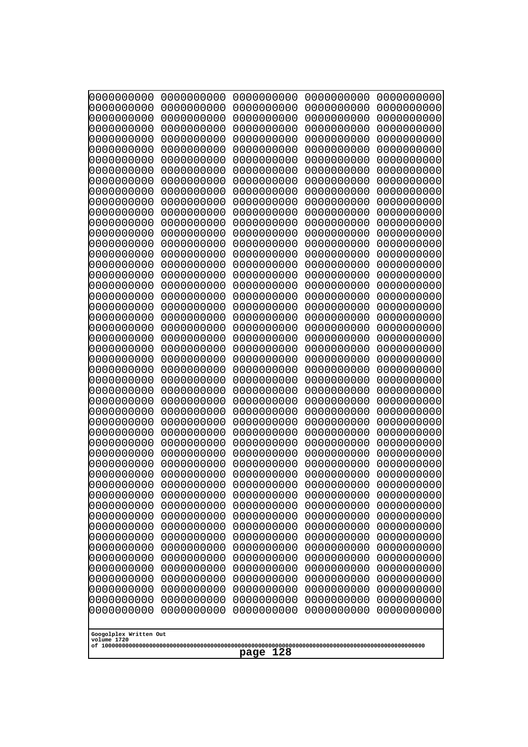```
0000000000 0000000000 0000000000 0000000000 0000000000
0000000000 0000000000 0000000000 0000000000 0000000000
0000000000 0000000000 0000000000 0000000000 0000000000
0000000000 0000000000 0000000000 0000000000 0000000000
0000000000 0000000000 0000000000 0000000000 0000000000
0000000000 0000000000 0000000000 0000000000 0000000000
0000000000 0000000000 0000000000 0000000000 0000000000
0000000000 0000000000 0000000000 0000000000 0000000000
0000000000 0000000000 0000000000 0000000000 0000000000
0000000000 0000000000 0000000000 0000000000 0000000000
0000000000 0000000000 0000000000 0000000000 0000000000
0000000000 0000000000 0000000000 0000000000 0000000000
0000000000 0000000000 0000000000 0000000000 0000000000
0000000000 0000000000 0000000000 0000000000 0000000000
0000000000 0000000000 0000000000 0000000000 0000000000
0000000000 0000000000 0000000000 0000000000 0000000000
0000000000 0000000000 0000000000 0000000000 0000000000
0000000000 0000000000 0000000000 0000000000 0000000000
0000000000 0000000000 0000000000 0000000000 0000000000
0000000000 0000000000 0000000000 0000000000 0000000000
0000000000 0000000000 0000000000 0000000000 0000000000
0000000000 0000000000 0000000000 0000000000 0000000000
0000000000 0000000000 0000000000 0000000000 0000000000
0000000000 0000000000 0000000000 0000000000 0000000000
0000000000 0000000000 0000000000 0000000000 0000000000
0000000000 0000000000 0000000000 0000000000 0000000000
0000000000 0000000000 0000000000 0000000000 0000000000
0000000000 0000000000 0000000000 0000000000 0000000000
0000000000 0000000000 0000000000 0000000000 0000000000
0000000000 0000000000 0000000000 0000000000 0000000000
0000000000 0000000000 0000000000 0000000000 0000000000
0000000000 0000000000 0000000000 0000000000 0000000000
0000000000 0000000000 0000000000 0000000000 0000000000
0000000000 0000000000 0000000000 0000000000 0000000000
0000000000 0000000000 0000000000 0000000000 0000000000
0000000000 0000000000 0000000000 0000000000 0000000000
0000000000 0000000000 0000000000 0000000000 0000000000
0000000000 0000000000 0000000000 0000000000 0000000000
0000000000 0000000000 0000000000 0000000000 0000000000
0000000000 0000000000 0000000000 0000000000 0000000000
0000000000 0000000000 0000000000 0000000000 0000000000
0000000000 0000000000 0000000000 0000000000 0000000000
0000000000 0000000000 0000000000 0000000000 0000000000
0000000000 0000000000 0000000000 0000000000 0000000000
0000000000 0000000000 0000000000 0000000000 0000000000
0000000000 0000000000 0000000000 0000000000 0000000000
0000000000 0000000000 0000000000 0000000000 0000000000
0000000000 0000000000 0000000000 0000000000 0000000000
0000000000 0000000000 0000000000 0000000000 0000000000
0000000000 0000000000 0000000000 0000000000 0000000000
```

Googolplex Written Out
volume 1720
of 10000000000000000000000000000000000000000000000000000000000000000000000000000000000000000000000000000

page 128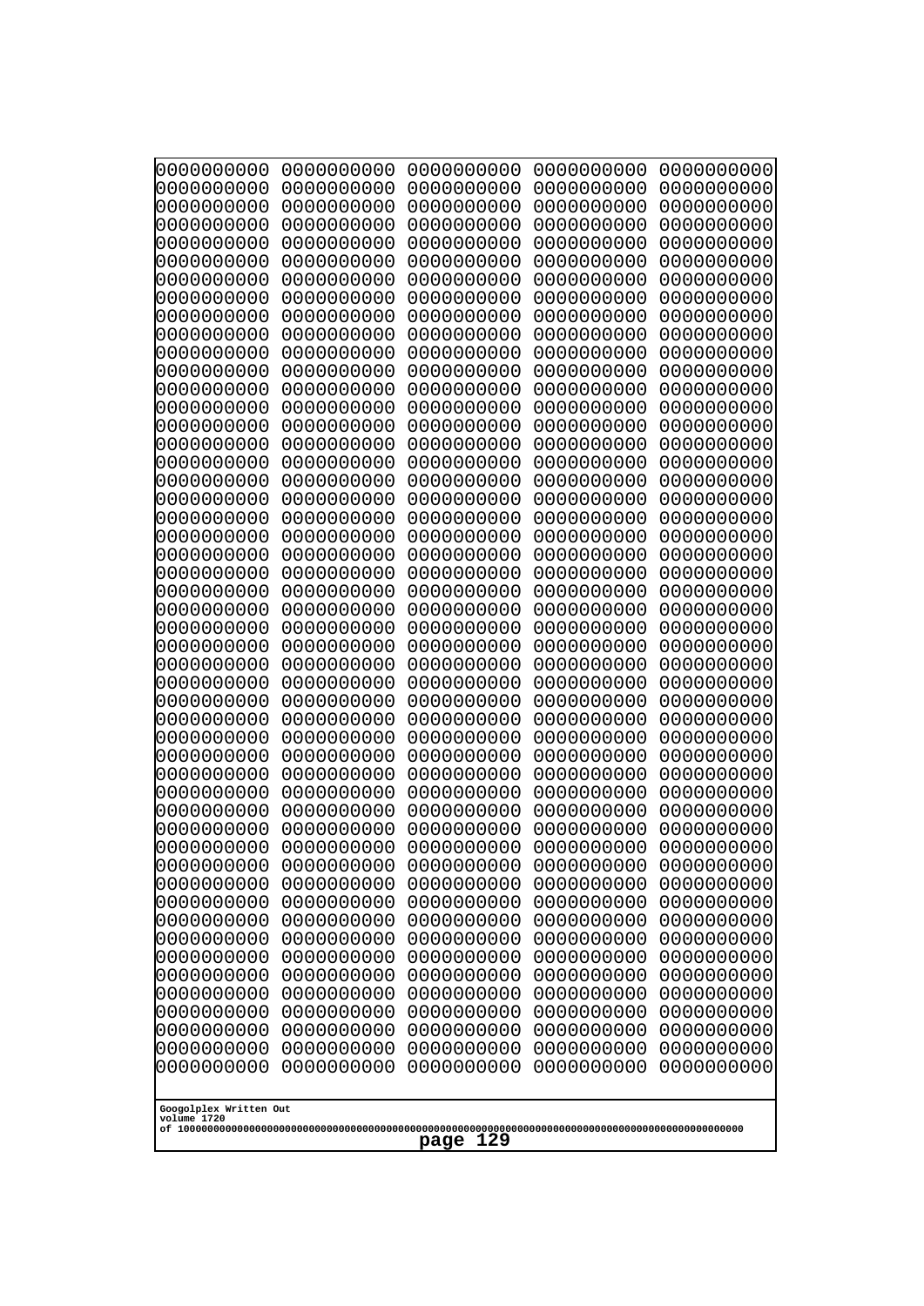```
0000000000 0000000000 0000000000 0000000000 0000000000
0000000000 0000000000 0000000000 0000000000 0000000000
0000000000 0000000000 0000000000 0000000000 0000000000
0000000000 0000000000 0000000000 0000000000 0000000000
0000000000 0000000000 0000000000 0000000000 0000000000
0000000000 0000000000 0000000000 0000000000 0000000000
0000000000 0000000000 0000000000 0000000000 0000000000
0000000000 0000000000 0000000000 0000000000 0000000000
0000000000 0000000000 0000000000 0000000000 0000000000
0000000000 0000000000 0000000000 0000000000 0000000000
0000000000 0000000000 0000000000 0000000000 0000000000
0000000000 0000000000 0000000000 0000000000 0000000000
0000000000 0000000000 0000000000 0000000000 0000000000
0000000000 0000000000 0000000000 0000000000 0000000000
0000000000 0000000000 0000000000 0000000000 0000000000
0000000000 0000000000 0000000000 0000000000 0000000000
0000000000 0000000000 0000000000 0000000000 0000000000
0000000000 0000000000 0000000000 0000000000 0000000000
0000000000 0000000000 0000000000 0000000000 0000000000
0000000000 0000000000 0000000000 0000000000 0000000000
0000000000 0000000000 0000000000 0000000000 0000000000
0000000000 0000000000 0000000000 0000000000 0000000000
0000000000 0000000000 0000000000 0000000000 0000000000
0000000000 0000000000 0000000000 0000000000 0000000000
0000000000 0000000000 0000000000 0000000000 0000000000
0000000000 0000000000 0000000000 0000000000 0000000000
0000000000 0000000000 0000000000 0000000000 0000000000
0000000000 0000000000 0000000000 0000000000 0000000000
0000000000 0000000000 0000000000 0000000000 0000000000
0000000000 0000000000 0000000000 0000000000 0000000000
0000000000 0000000000 0000000000 0000000000 0000000000
0000000000 0000000000 0000000000 0000000000 0000000000
0000000000 0000000000 0000000000 0000000000 0000000000
0000000000 0000000000 0000000000 0000000000 0000000000
0000000000 0000000000 0000000000 0000000000 0000000000
0000000000 0000000000 0000000000 0000000000 0000000000
0000000000 0000000000 0000000000 0000000000 0000000000
0000000000 0000000000 0000000000 0000000000 0000000000
0000000000 0000000000 0000000000 0000000000 0000000000
0000000000 0000000000 0000000000 0000000000 0000000000
0000000000 0000000000 0000000000 0000000000 0000000000
0000000000 0000000000 0000000000 0000000000 0000000000
0000000000 0000000000 0000000000 0000000000 0000000000
0000000000 0000000000 0000000000 0000000000 0000000000
0000000000 0000000000 0000000000 0000000000 0000000000
0000000000 0000000000 0000000000 0000000000 0000000000
0000000000 0000000000 0000000000 0000000000 0000000000
0000000000 0000000000 0000000000 0000000000 0000000000
0000000000 0000000000 0000000000 0000000000 0000000000
0000000000 0000000000 0000000000 0000000000 0000000000
```

Googolplex Written Out
volume 1720
of 10000000000000000000000000000000000000000000000000000000000000000000000000000000000000000000000000000

page 129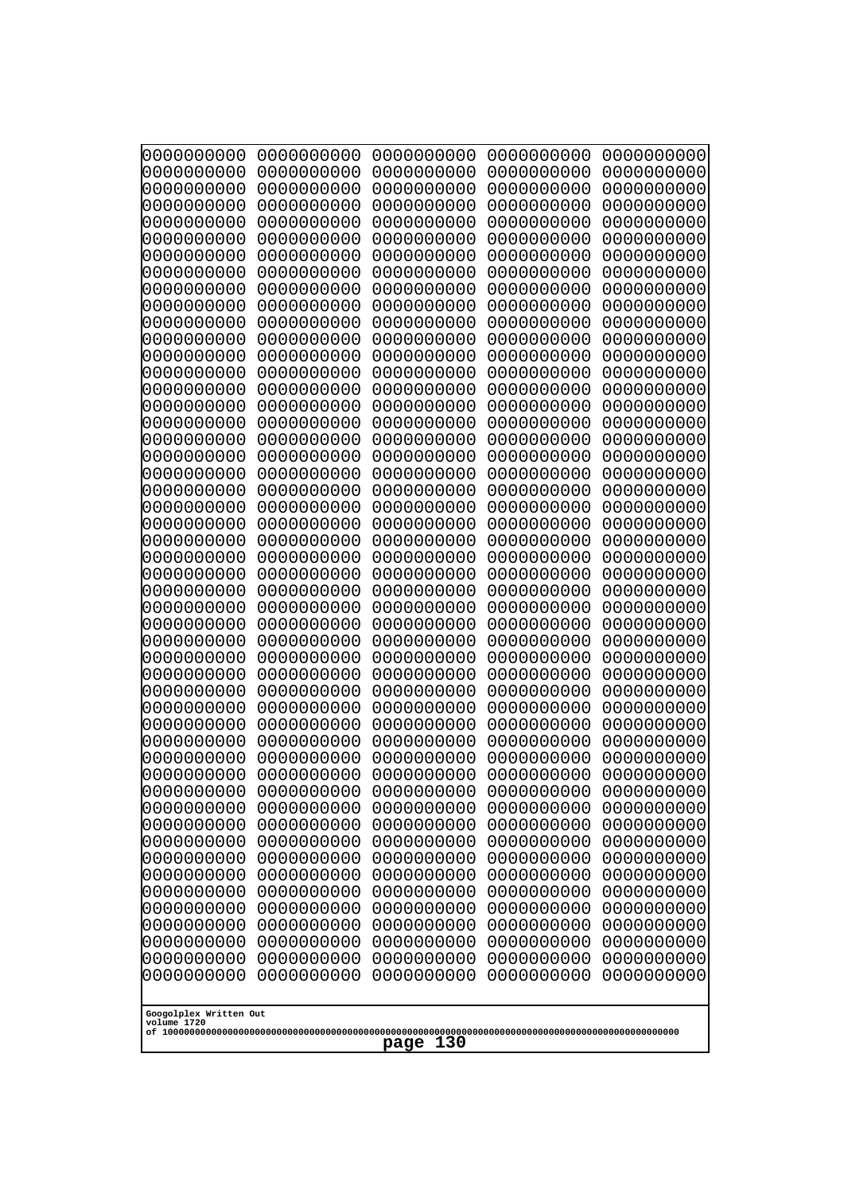```
0000000000 0000000000 0000000000 0000000000 0000000000
0000000000 0000000000 0000000000 0000000000 0000000000
0000000000 0000000000 0000000000 0000000000 0000000000
0000000000 0000000000 0000000000 0000000000 0000000000
0000000000 0000000000 0000000000 0000000000 0000000000
0000000000 0000000000 0000000000 0000000000 0000000000
0000000000 0000000000 0000000000 0000000000 0000000000
0000000000 0000000000 0000000000 0000000000 0000000000
0000000000 0000000000 0000000000 0000000000 0000000000
0000000000 0000000000 0000000000 0000000000 0000000000
0000000000 0000000000 0000000000 0000000000 0000000000
0000000000 0000000000 0000000000 0000000000 0000000000
0000000000 0000000000 0000000000 0000000000 0000000000
0000000000 0000000000 0000000000 0000000000 0000000000
0000000000 0000000000 0000000000 0000000000 0000000000
0000000000 0000000000 0000000000 0000000000 0000000000
0000000000 0000000000 0000000000 0000000000 0000000000
0000000000 0000000000 0000000000 0000000000 0000000000
0000000000 0000000000 0000000000 0000000000 0000000000
0000000000 0000000000 0000000000 0000000000 0000000000
0000000000 0000000000 0000000000 0000000000 0000000000
0000000000 0000000000 0000000000 0000000000 0000000000
0000000000 0000000000 0000000000 0000000000 0000000000
0000000000 0000000000 0000000000 0000000000 0000000000
0000000000 0000000000 0000000000 0000000000 0000000000
0000000000 0000000000 0000000000 0000000000 0000000000
0000000000 0000000000 0000000000 0000000000 0000000000
0000000000 0000000000 0000000000 0000000000 0000000000
0000000000 0000000000 0000000000 0000000000 0000000000
0000000000 0000000000 0000000000 0000000000 0000000000
0000000000 0000000000 0000000000 0000000000 0000000000
0000000000 0000000000 0000000000 0000000000 0000000000
0000000000 0000000000 0000000000 0000000000 0000000000
0000000000 0000000000 0000000000 0000000000 0000000000
0000000000 0000000000 0000000000 0000000000 0000000000
0000000000 0000000000 0000000000 0000000000 0000000000
0000000000 0000000000 0000000000 0000000000 0000000000
0000000000 0000000000 0000000000 0000000000 0000000000
0000000000 0000000000 0000000000 0000000000 0000000000
0000000000 0000000000 0000000000 0000000000 0000000000
0000000000 0000000000 0000000000 0000000000 0000000000
0000000000 0000000000 0000000000 0000000000 0000000000
0000000000 0000000000 0000000000 0000000000 0000000000
0000000000 0000000000 0000000000 0000000000 0000000000
0000000000 0000000000 0000000000 0000000000 0000000000
0000000000 0000000000 0000000000 0000000000 0000000000
0000000000 0000000000 0000000000 0000000000 0000000000
0000000000 0000000000 0000000000 0000000000 0000000000
0000000000 0000000000 0000000000 0000000000 0000000000
0000000000 0000000000 0000000000 0000000000 0000000000
```

Googolplex Written Out
volume 1720
of 10000000000000000000000000000000000000000000000000000000000000000000000000000000000000000000000000000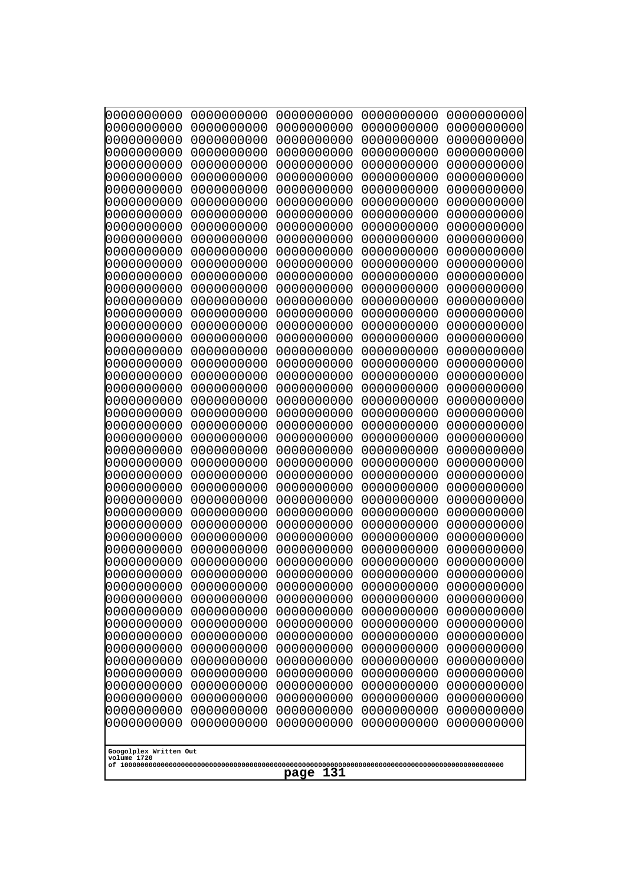0000000000 0000000000 0000000000 0000000000 0000000000
0000000000 0000000000 0000000000 0000000000 0000000000
0000000000 0000000000 0000000000 0000000000 0000000000
0000000000 0000000000 0000000000 0000000000 0000000000
0000000000 0000000000 0000000000 0000000000 0000000000
0000000000 0000000000 0000000000 0000000000 0000000000
0000000000 0000000000 0000000000 0000000000 0000000000
0000000000 0000000000 0000000000 0000000000 0000000000
0000000000 0000000000 0000000000 0000000000 0000000000
0000000000 0000000000 0000000000 0000000000 0000000000
0000000000 0000000000 0000000000 0000000000 0000000000
0000000000 0000000000 0000000000 0000000000 0000000000
0000000000 0000000000 0000000000 0000000000 0000000000
0000000000 0000000000 0000000000 0000000000 0000000000
0000000000 0000000000 0000000000 0000000000 0000000000
0000000000 0000000000 0000000000 0000000000 0000000000
0000000000 0000000000 0000000000 0000000000 0000000000
0000000000 0000000000 0000000000 0000000000 0000000000
0000000000 0000000000 0000000000 0000000000 0000000000
0000000000 0000000000 0000000000 0000000000 0000000000
0000000000 0000000000 0000000000 0000000000 0000000000
0000000000 0000000000 0000000000 0000000000 0000000000
0000000000 0000000000 0000000000 0000000000 0000000000
0000000000 0000000000 0000000000 0000000000 0000000000
0000000000 0000000000 0000000000 0000000000 0000000000
0000000000 0000000000 0000000000 0000000000 0000000000
0000000000 0000000000 0000000000 0000000000 0000000000
0000000000 0000000000 0000000000 0000000000 0000000000
0000000000 0000000000 0000000000 0000000000 0000000000
0000000000 0000000000 0000000000 0000000000 0000000000
0000000000 0000000000 0000000000 0000000000 0000000000
0000000000 0000000000 0000000000 0000000000 0000000000
0000000000 0000000000 0000000000 0000000000 0000000000
0000000000 0000000000 0000000000 0000000000 0000000000
0000000000 0000000000 0000000000 0000000000 0000000000
0000000000 0000000000 0000000000 0000000000 0000000000
0000000000 0000000000 0000000000 0000000000 0000000000
0000000000 0000000000 0000000000 0000000000 0000000000
0000000000 0000000000 0000000000 0000000000 0000000000
0000000000 0000000000 0000000000 0000000000 0000000000
0000000000 0000000000 0000000000 0000000000 0000000000
0000000000 0000000000 0000000000 0000000000 0000000000
0000000000 0000000000 0000000000 0000000000 0000000000
0000000000 0000000000 0000000000 0000000000 0000000000
0000000000 0000000000 0000000000 0000000000 0000000000
0000000000 0000000000 0000000000 0000000000 0000000000
0000000000 0000000000 0000000000 0000000000 0000000000
0000000000 0000000000 0000000000 0000000000 0000000000
0000000000 0000000000 0000000000 0000000000 0000000000
0000000000 0000000000 0000000000 0000000000 0000000000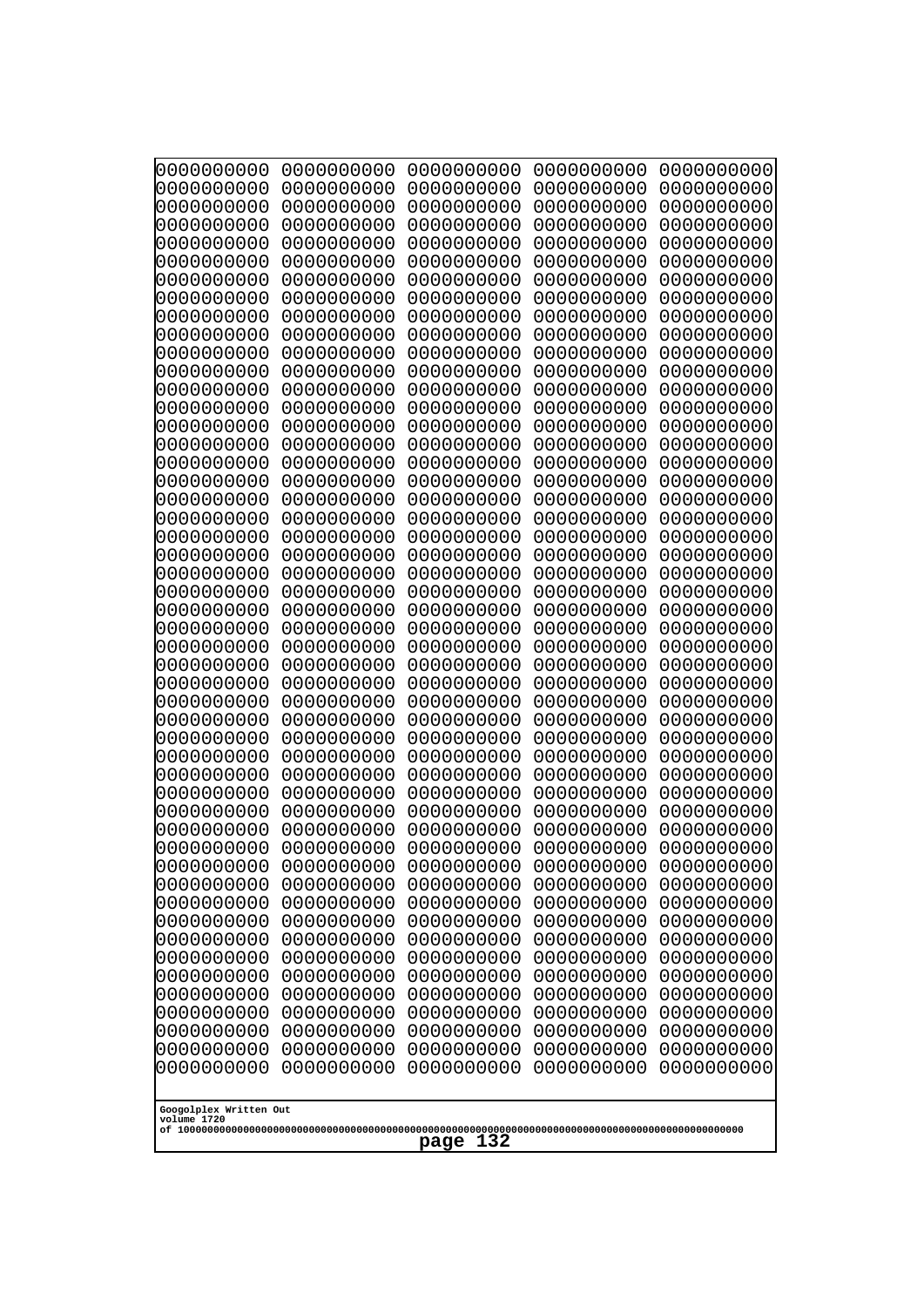```
0000000000 0000000000 0000000000 0000000000 0000000000
0000000000 0000000000 0000000000 0000000000 0000000000
0000000000 0000000000 0000000000 0000000000 0000000000
0000000000 0000000000 0000000000 0000000000 0000000000
0000000000 0000000000 0000000000 0000000000 0000000000
0000000000 0000000000 0000000000 0000000000 0000000000
0000000000 0000000000 0000000000 0000000000 0000000000
0000000000 0000000000 0000000000 0000000000 0000000000
0000000000 0000000000 0000000000 0000000000 0000000000
0000000000 0000000000 0000000000 0000000000 0000000000
0000000000 0000000000 0000000000 0000000000 0000000000
0000000000 0000000000 0000000000 0000000000 0000000000
0000000000 0000000000 0000000000 0000000000 0000000000
0000000000 0000000000 0000000000 0000000000 0000000000
0000000000 0000000000 0000000000 0000000000 0000000000
0000000000 0000000000 0000000000 0000000000 0000000000
0000000000 0000000000 0000000000 0000000000 0000000000
0000000000 0000000000 0000000000 0000000000 0000000000
0000000000 0000000000 0000000000 0000000000 0000000000
0000000000 0000000000 0000000000 0000000000 0000000000
0000000000 0000000000 0000000000 0000000000 0000000000
0000000000 0000000000 0000000000 0000000000 0000000000
0000000000 0000000000 0000000000 0000000000 0000000000
0000000000 0000000000 0000000000 0000000000 0000000000
0000000000 0000000000 0000000000 0000000000 0000000000
0000000000 0000000000 0000000000 0000000000 0000000000
0000000000 0000000000 0000000000 0000000000 0000000000
0000000000 0000000000 0000000000 0000000000 0000000000
0000000000 0000000000 0000000000 0000000000 0000000000
0000000000 0000000000 0000000000 0000000000 0000000000
0000000000 0000000000 0000000000 0000000000 0000000000
0000000000 0000000000 0000000000 0000000000 0000000000
0000000000 0000000000 0000000000 0000000000 0000000000
0000000000 0000000000 0000000000 0000000000 0000000000
0000000000 0000000000 0000000000 0000000000 0000000000
0000000000 0000000000 0000000000 0000000000 0000000000
0000000000 0000000000 0000000000 0000000000 0000000000
0000000000 0000000000 0000000000 0000000000 0000000000
0000000000 0000000000 0000000000 0000000000 0000000000
0000000000 0000000000 0000000000 0000000000 0000000000
0000000000 0000000000 0000000000 0000000000 0000000000
0000000000 0000000000 0000000000 0000000000 0000000000
0000000000 0000000000 0000000000 0000000000 0000000000
0000000000 0000000000 0000000000 0000000000 0000000000
0000000000 0000000000 0000000000 0000000000 0000000000
0000000000 0000000000 0000000000 0000000000 0000000000
0000000000 0000000000 0000000000 0000000000 0000000000
0000000000 0000000000 0000000000 0000000000 0000000000
0000000000 0000000000 0000000000 0000000000 0000000000
0000000000 0000000000 0000000000 0000000000 0000000000
```

Googolplex Written Out
volume 1720
of 10000000000000000000000000000000000000000000000000000000000000000000000000000000000000000000000000000
page 132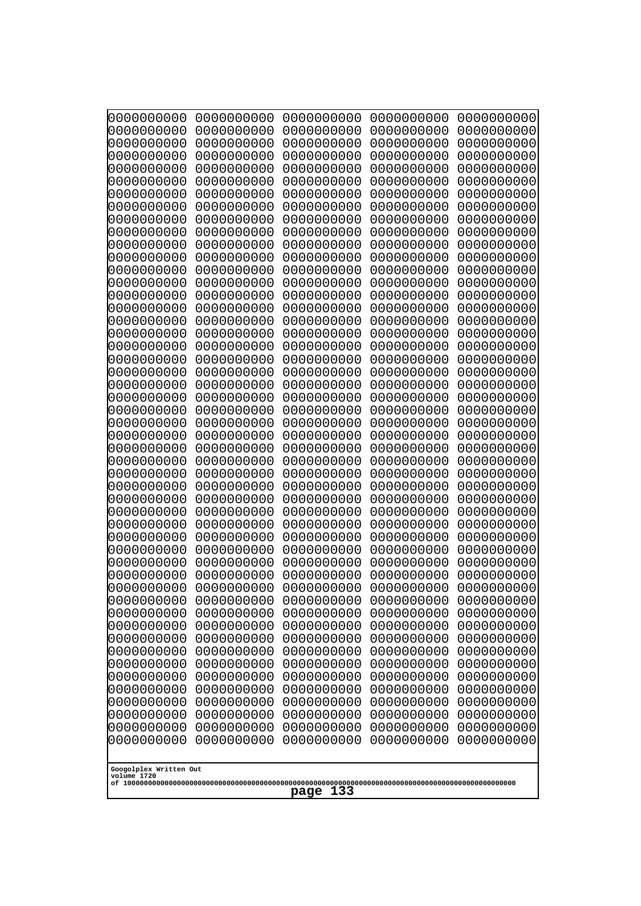```
0000000000 0000000000 0000000000 0000000000 0000000000
0000000000 0000000000 0000000000 0000000000 0000000000
0000000000 0000000000 0000000000 0000000000 0000000000
0000000000 0000000000 0000000000 0000000000 0000000000
0000000000 0000000000 0000000000 0000000000 0000000000
0000000000 0000000000 0000000000 0000000000 0000000000
0000000000 0000000000 0000000000 0000000000 0000000000
0000000000 0000000000 0000000000 0000000000 0000000000
0000000000 0000000000 0000000000 0000000000 0000000000
0000000000 0000000000 0000000000 0000000000 0000000000
0000000000 0000000000 0000000000 0000000000 0000000000
0000000000 0000000000 0000000000 0000000000 0000000000
0000000000 0000000000 0000000000 0000000000 0000000000
0000000000 0000000000 0000000000 0000000000 0000000000
0000000000 0000000000 0000000000 0000000000 0000000000
0000000000 0000000000 0000000000 0000000000 0000000000
0000000000 0000000000 0000000000 0000000000 0000000000
0000000000 0000000000 0000000000 0000000000 0000000000
0000000000 0000000000 0000000000 0000000000 0000000000
0000000000 0000000000 0000000000 0000000000 0000000000
0000000000 0000000000 0000000000 0000000000 0000000000
0000000000 0000000000 0000000000 0000000000 0000000000
0000000000 0000000000 0000000000 0000000000 0000000000
0000000000 0000000000 0000000000 0000000000 0000000000
0000000000 0000000000 0000000000 0000000000 0000000000
0000000000 0000000000 0000000000 0000000000 0000000000
0000000000 0000000000 0000000000 0000000000 0000000000
0000000000 0000000000 0000000000 0000000000 0000000000
0000000000 0000000000 0000000000 0000000000 0000000000
0000000000 0000000000 0000000000 0000000000 0000000000
0000000000 0000000000 0000000000 0000000000 0000000000
0000000000 0000000000 0000000000 0000000000 0000000000
0000000000 0000000000 0000000000 0000000000 0000000000
0000000000 0000000000 0000000000 0000000000 0000000000
0000000000 0000000000 0000000000 0000000000 0000000000
0000000000 0000000000 0000000000 0000000000 0000000000
0000000000 0000000000 0000000000 0000000000 0000000000
0000000000 0000000000 0000000000 0000000000 0000000000
0000000000 0000000000 0000000000 0000000000 0000000000
0000000000 0000000000 0000000000 0000000000 0000000000
0000000000 0000000000 0000000000 0000000000 0000000000
0000000000 0000000000 0000000000 0000000000 0000000000
0000000000 0000000000 0000000000 0000000000 0000000000
0000000000 0000000000 0000000000 0000000000 0000000000
0000000000 0000000000 0000000000 0000000000 0000000000
0000000000 0000000000 0000000000 0000000000 0000000000
0000000000 0000000000 0000000000 0000000000 0000000000
0000000000 0000000000 0000000000 0000000000 0000000000
0000000000 0000000000 0000000000 0000000000 0000000000
0000000000 0000000000 0000000000 0000000000 0000000000
```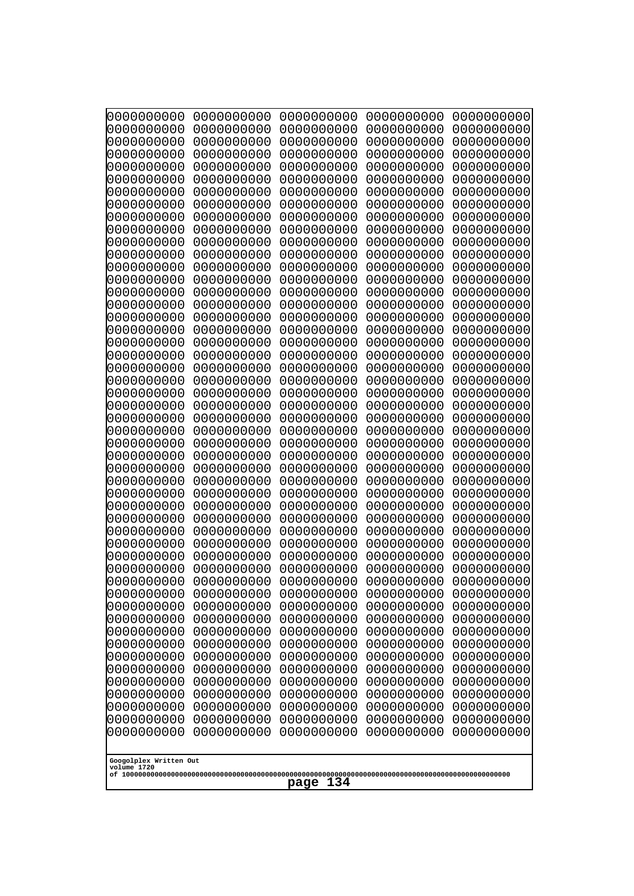```
0000000000 0000000000 0000000000 0000000000 0000000000
0000000000 0000000000 0000000000 0000000000 0000000000
0000000000 0000000000 0000000000 0000000000 0000000000
0000000000 0000000000 0000000000 0000000000 0000000000
0000000000 0000000000 0000000000 0000000000 0000000000
0000000000 0000000000 0000000000 0000000000 0000000000
0000000000 0000000000 0000000000 0000000000 0000000000
0000000000 0000000000 0000000000 0000000000 0000000000
0000000000 0000000000 0000000000 0000000000 0000000000
0000000000 0000000000 0000000000 0000000000 0000000000
0000000000 0000000000 0000000000 0000000000 0000000000
0000000000 0000000000 0000000000 0000000000 0000000000
0000000000 0000000000 0000000000 0000000000 0000000000
0000000000 0000000000 0000000000 0000000000 0000000000
0000000000 0000000000 0000000000 0000000000 0000000000
0000000000 0000000000 0000000000 0000000000 0000000000
0000000000 0000000000 0000000000 0000000000 0000000000
0000000000 0000000000 0000000000 0000000000 0000000000
0000000000 0000000000 0000000000 0000000000 0000000000
0000000000 0000000000 0000000000 0000000000 0000000000
0000000000 0000000000 0000000000 0000000000 0000000000
0000000000 0000000000 0000000000 0000000000 0000000000
0000000000 0000000000 0000000000 0000000000 0000000000
0000000000 0000000000 0000000000 0000000000 0000000000
0000000000 0000000000 0000000000 0000000000 0000000000
0000000000 0000000000 0000000000 0000000000 0000000000
0000000000 0000000000 0000000000 0000000000 0000000000
0000000000 0000000000 0000000000 0000000000 0000000000
0000000000 0000000000 0000000000 0000000000 0000000000
0000000000 0000000000 0000000000 0000000000 0000000000
0000000000 0000000000 0000000000 0000000000 0000000000
0000000000 0000000000 0000000000 0000000000 0000000000
0000000000 0000000000 0000000000 0000000000 0000000000
0000000000 0000000000 0000000000 0000000000 0000000000
0000000000 0000000000 0000000000 0000000000 0000000000
0000000000 0000000000 0000000000 0000000000 0000000000
0000000000 0000000000 0000000000 0000000000 0000000000
0000000000 0000000000 0000000000 0000000000 0000000000
0000000000 0000000000 0000000000 0000000000 0000000000
0000000000 0000000000 0000000000 0000000000 0000000000
0000000000 0000000000 0000000000 0000000000 0000000000
0000000000 0000000000 0000000000 0000000000 0000000000
0000000000 0000000000 0000000000 0000000000 0000000000
0000000000 0000000000 0000000000 0000000000 0000000000
0000000000 0000000000 0000000000 0000000000 0000000000
0000000000 0000000000 0000000000 0000000000 0000000000
0000000000 0000000000 0000000000 0000000000 0000000000
0000000000 0000000000 0000000000 0000000000 0000000000
0000000000 0000000000 0000000000 0000000000 0000000000
0000000000 0000000000 0000000000 0000000000 0000000000
```

Googolplex Written Out
volume 1720
of 10000000000000000000000000000000000000000000000000000000000000000000000000000000000000000000000000000

page 134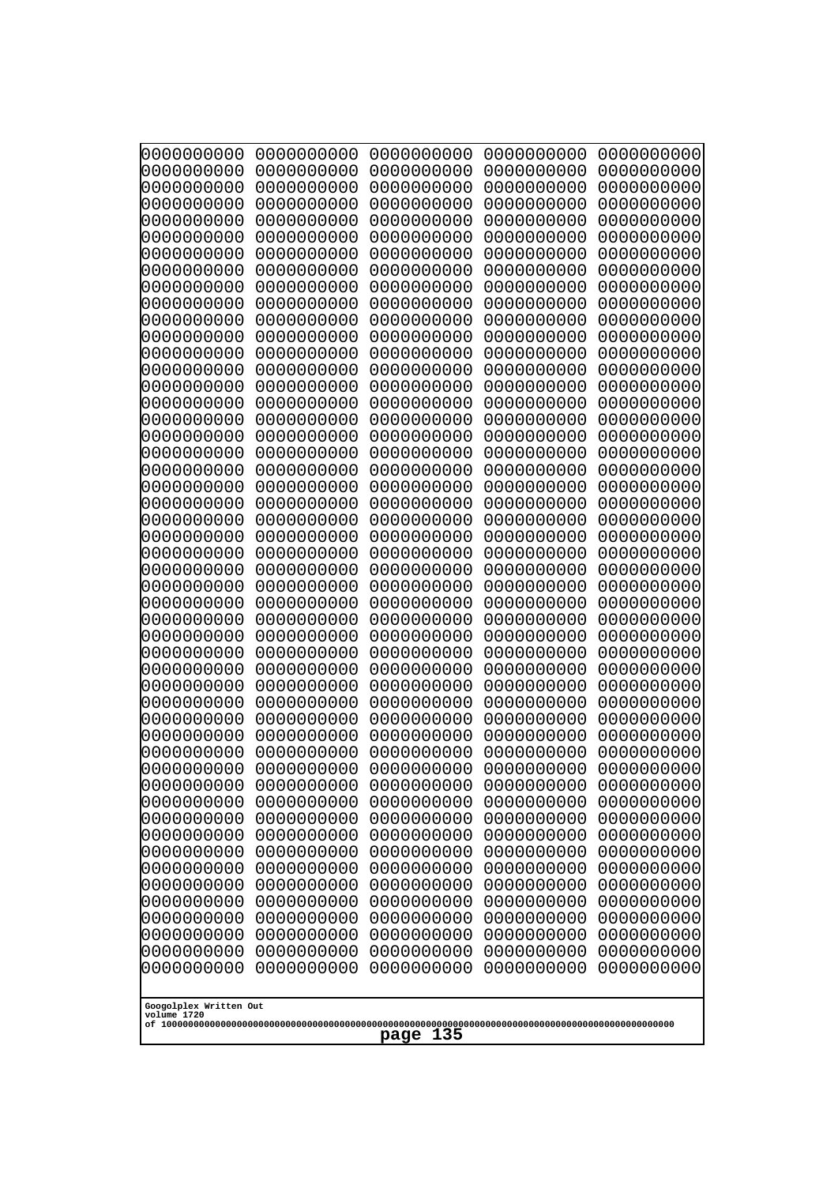```
0000000000 0000000000 0000000000 0000000000 0000000000
0000000000 0000000000 0000000000 0000000000 0000000000
0000000000 0000000000 0000000000 0000000000 0000000000
0000000000 0000000000 0000000000 0000000000 0000000000
0000000000 0000000000 0000000000 0000000000 0000000000
0000000000 0000000000 0000000000 0000000000 0000000000
0000000000 0000000000 0000000000 0000000000 0000000000
0000000000 0000000000 0000000000 0000000000 0000000000
0000000000 0000000000 0000000000 0000000000 0000000000
0000000000 0000000000 0000000000 0000000000 0000000000
0000000000 0000000000 0000000000 0000000000 0000000000
0000000000 0000000000 0000000000 0000000000 0000000000
0000000000 0000000000 0000000000 0000000000 0000000000
0000000000 0000000000 0000000000 0000000000 0000000000
0000000000 0000000000 0000000000 0000000000 0000000000
0000000000 0000000000 0000000000 0000000000 0000000000
0000000000 0000000000 0000000000 0000000000 0000000000
0000000000 0000000000 0000000000 0000000000 0000000000
0000000000 0000000000 0000000000 0000000000 0000000000
0000000000 0000000000 0000000000 0000000000 0000000000
0000000000 0000000000 0000000000 0000000000 0000000000
0000000000 0000000000 0000000000 0000000000 0000000000
0000000000 0000000000 0000000000 0000000000 0000000000
0000000000 0000000000 0000000000 0000000000 0000000000
0000000000 0000000000 0000000000 0000000000 0000000000
0000000000 0000000000 0000000000 0000000000 0000000000
0000000000 0000000000 0000000000 0000000000 0000000000
0000000000 0000000000 0000000000 0000000000 0000000000
0000000000 0000000000 0000000000 0000000000 0000000000
0000000000 0000000000 0000000000 0000000000 0000000000
0000000000 0000000000 0000000000 0000000000 0000000000
0000000000 0000000000 0000000000 0000000000 0000000000
0000000000 0000000000 0000000000 0000000000 0000000000
0000000000 0000000000 0000000000 0000000000 0000000000
0000000000 0000000000 0000000000 0000000000 0000000000
0000000000 0000000000 0000000000 0000000000 0000000000
0000000000 0000000000 0000000000 0000000000 0000000000
0000000000 0000000000 0000000000 0000000000 0000000000
0000000000 0000000000 0000000000 0000000000 0000000000
0000000000 0000000000 0000000000 0000000000 0000000000
0000000000 0000000000 0000000000 0000000000 0000000000
0000000000 0000000000 0000000000 0000000000 0000000000
0000000000 0000000000 0000000000 0000000000 0000000000
0000000000 0000000000 0000000000 0000000000 0000000000
0000000000 0000000000 0000000000 0000000000 0000000000
0000000000 0000000000 0000000000 0000000000 0000000000
0000000000 0000000000 0000000000 0000000000 0000000000
0000000000 0000000000 0000000000 0000000000 0000000000
0000000000 0000000000 0000000000 0000000000 0000000000
0000000000 0000000000 0000000000 0000000000 0000000000
```

Googolplex Written Out
volume 1720
of 10000000000000000000000000000000000000000000000000000000000000000000000000000000000000000000000000000

page 135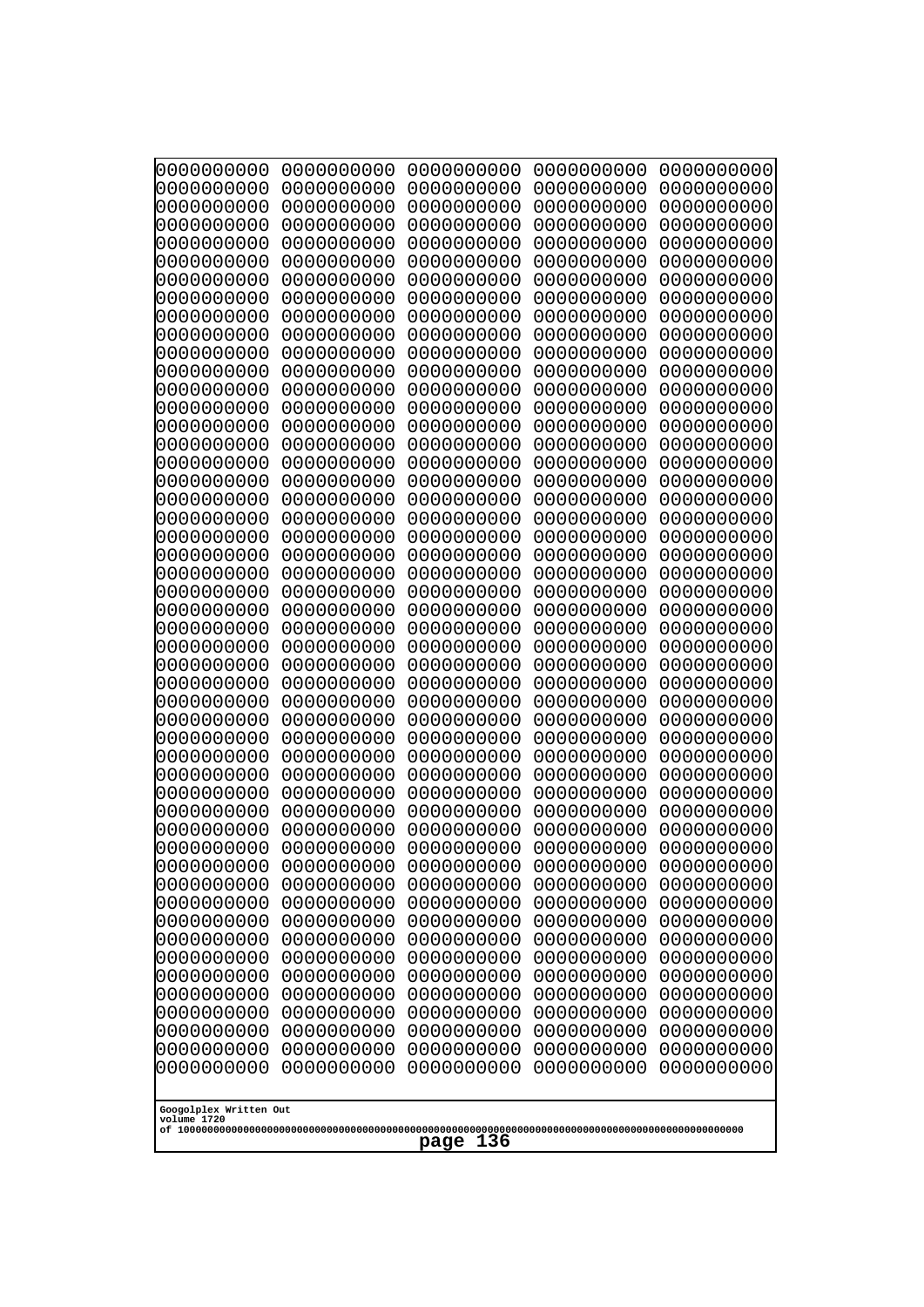```
0000000000 0000000000 0000000000 0000000000 0000000000
0000000000 0000000000 0000000000 0000000000 0000000000
0000000000 0000000000 0000000000 0000000000 0000000000
0000000000 0000000000 0000000000 0000000000 0000000000
0000000000 0000000000 0000000000 0000000000 0000000000
0000000000 0000000000 0000000000 0000000000 0000000000
0000000000 0000000000 0000000000 0000000000 0000000000
0000000000 0000000000 0000000000 0000000000 0000000000
0000000000 0000000000 0000000000 0000000000 0000000000
0000000000 0000000000 0000000000 0000000000 0000000000
0000000000 0000000000 0000000000 0000000000 0000000000
0000000000 0000000000 0000000000 0000000000 0000000000
0000000000 0000000000 0000000000 0000000000 0000000000
0000000000 0000000000 0000000000 0000000000 0000000000
0000000000 0000000000 0000000000 0000000000 0000000000
0000000000 0000000000 0000000000 0000000000 0000000000
0000000000 0000000000 0000000000 0000000000 0000000000
0000000000 0000000000 0000000000 0000000000 0000000000
0000000000 0000000000 0000000000 0000000000 0000000000
0000000000 0000000000 0000000000 0000000000 0000000000
0000000000 0000000000 0000000000 0000000000 0000000000
0000000000 0000000000 0000000000 0000000000 0000000000
0000000000 0000000000 0000000000 0000000000 0000000000
0000000000 0000000000 0000000000 0000000000 0000000000
0000000000 0000000000 0000000000 0000000000 0000000000
0000000000 0000000000 0000000000 0000000000 0000000000
0000000000 0000000000 0000000000 0000000000 0000000000
0000000000 0000000000 0000000000 0000000000 0000000000
0000000000 0000000000 0000000000 0000000000 0000000000
0000000000 0000000000 0000000000 0000000000 0000000000
0000000000 0000000000 0000000000 0000000000 0000000000
0000000000 0000000000 0000000000 0000000000 0000000000
0000000000 0000000000 0000000000 0000000000 0000000000
0000000000 0000000000 0000000000 0000000000 0000000000
0000000000 0000000000 0000000000 0000000000 0000000000
0000000000 0000000000 0000000000 0000000000 0000000000
0000000000 0000000000 0000000000 0000000000 0000000000
0000000000 0000000000 0000000000 0000000000 0000000000
0000000000 0000000000 0000000000 0000000000 0000000000
0000000000 0000000000 0000000000 0000000000 0000000000
0000000000 0000000000 0000000000 0000000000 0000000000
0000000000 0000000000 0000000000 0000000000 0000000000
0000000000 0000000000 0000000000 0000000000 0000000000
0000000000 0000000000 0000000000 0000000000 0000000000
0000000000 0000000000 0000000000 0000000000 0000000000
0000000000 0000000000 0000000000 0000000000 0000000000
0000000000 0000000000 0000000000 0000000000 0000000000
0000000000 0000000000 0000000000 0000000000 0000000000
0000000000 0000000000 0000000000 0000000000 0000000000
0000000000 0000000000 0000000000 0000000000 0000000000
```

Googolplex Written Out
volume 1720
of 10000000000000000000000000000000000000000000000000000000000000000000000000000000000000000000000000000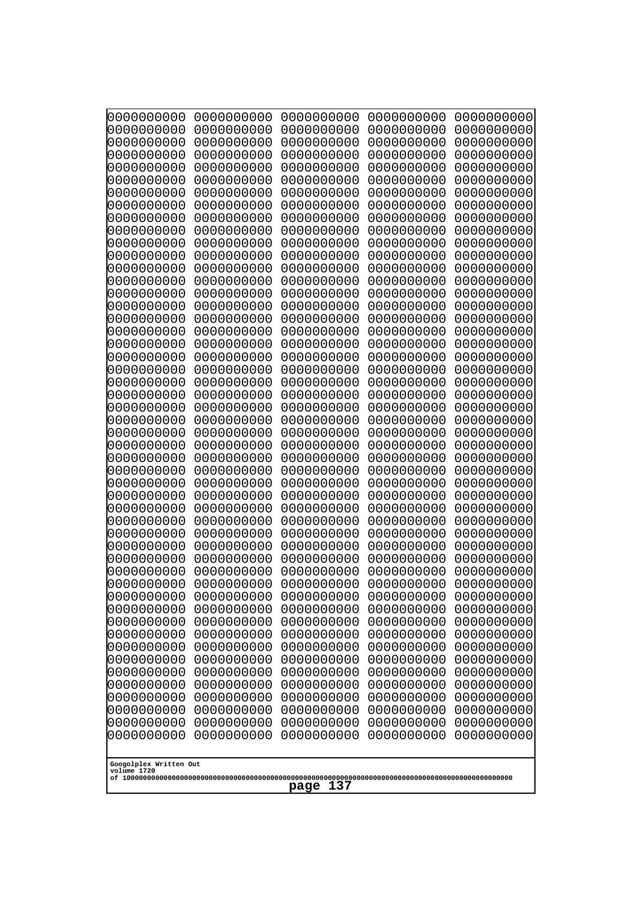```
0000000000 0000000000 0000000000 0000000000 0000000000
0000000000 0000000000 0000000000 0000000000 0000000000
0000000000 0000000000 0000000000 0000000000 0000000000
0000000000 0000000000 0000000000 0000000000 0000000000
0000000000 0000000000 0000000000 0000000000 0000000000
0000000000 0000000000 0000000000 0000000000 0000000000
0000000000 0000000000 0000000000 0000000000 0000000000
0000000000 0000000000 0000000000 0000000000 0000000000
0000000000 0000000000 0000000000 0000000000 0000000000
0000000000 0000000000 0000000000 0000000000 0000000000
0000000000 0000000000 0000000000 0000000000 0000000000
0000000000 0000000000 0000000000 0000000000 0000000000
0000000000 0000000000 0000000000 0000000000 0000000000
0000000000 0000000000 0000000000 0000000000 0000000000
0000000000 0000000000 0000000000 0000000000 0000000000
0000000000 0000000000 0000000000 0000000000 0000000000
0000000000 0000000000 0000000000 0000000000 0000000000
0000000000 0000000000 0000000000 0000000000 0000000000
0000000000 0000000000 0000000000 0000000000 0000000000
0000000000 0000000000 0000000000 0000000000 0000000000
0000000000 0000000000 0000000000 0000000000 0000000000
0000000000 0000000000 0000000000 0000000000 0000000000
0000000000 0000000000 0000000000 0000000000 0000000000
0000000000 0000000000 0000000000 0000000000 0000000000
0000000000 0000000000 0000000000 0000000000 0000000000
0000000000 0000000000 0000000000 0000000000 0000000000
0000000000 0000000000 0000000000 0000000000 0000000000
0000000000 0000000000 0000000000 0000000000 0000000000
0000000000 0000000000 0000000000 0000000000 0000000000
0000000000 0000000000 0000000000 0000000000 0000000000
0000000000 0000000000 0000000000 0000000000 0000000000
0000000000 0000000000 0000000000 0000000000 0000000000
0000000000 0000000000 0000000000 0000000000 0000000000
0000000000 0000000000 0000000000 0000000000 0000000000
0000000000 0000000000 0000000000 0000000000 0000000000
0000000000 0000000000 0000000000 0000000000 0000000000
0000000000 0000000000 0000000000 0000000000 0000000000
0000000000 0000000000 0000000000 0000000000 0000000000
0000000000 0000000000 0000000000 0000000000 0000000000
0000000000 0000000000 0000000000 0000000000 0000000000
0000000000 0000000000 0000000000 0000000000 0000000000
0000000000 0000000000 0000000000 0000000000 0000000000
0000000000 0000000000 0000000000 0000000000 0000000000
0000000000 0000000000 0000000000 0000000000 0000000000
0000000000 0000000000 0000000000 0000000000 0000000000
0000000000 0000000000 0000000000 0000000000 0000000000
0000000000 0000000000 0000000000 0000000000 0000000000
0000000000 0000000000 0000000000 0000000000 0000000000
0000000000 0000000000 0000000000 0000000000 0000000000
0000000000 0000000000 0000000000 0000000000 0000000000
```

Googolplex Written Out
volume 1720
of 10000000000000000000000000000000000000000000000000000000000000000000000000000000000000000000000000000
page 137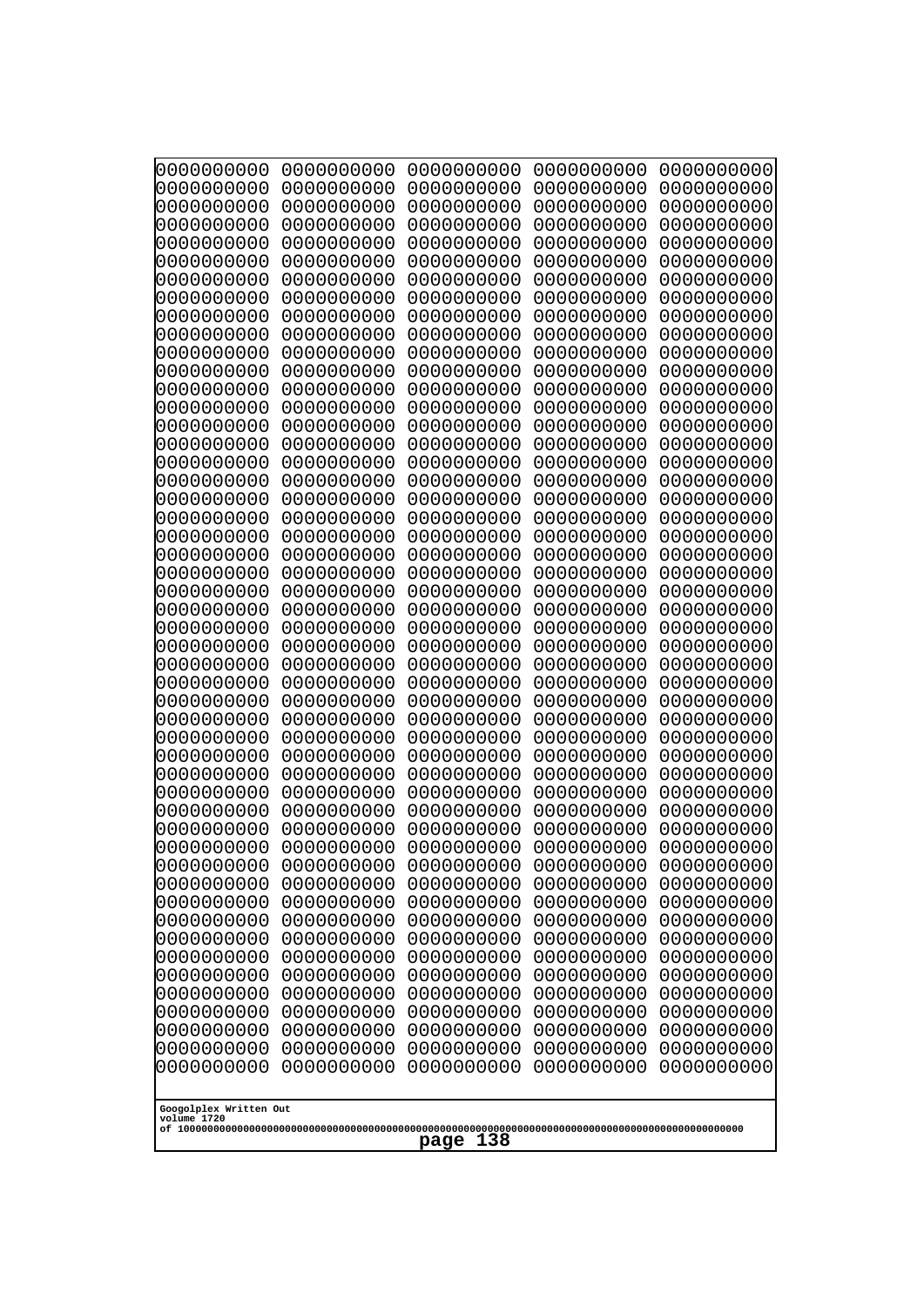```
0000000000 0000000000 0000000000 0000000000 0000000000
0000000000 0000000000 0000000000 0000000000 0000000000
0000000000 0000000000 0000000000 0000000000 0000000000
0000000000 0000000000 0000000000 0000000000 0000000000
0000000000 0000000000 0000000000 0000000000 0000000000
0000000000 0000000000 0000000000 0000000000 0000000000
0000000000 0000000000 0000000000 0000000000 0000000000
0000000000 0000000000 0000000000 0000000000 0000000000
0000000000 0000000000 0000000000 0000000000 0000000000
0000000000 0000000000 0000000000 0000000000 0000000000
0000000000 0000000000 0000000000 0000000000 0000000000
0000000000 0000000000 0000000000 0000000000 0000000000
0000000000 0000000000 0000000000 0000000000 0000000000
0000000000 0000000000 0000000000 0000000000 0000000000
0000000000 0000000000 0000000000 0000000000 0000000000
0000000000 0000000000 0000000000 0000000000 0000000000
0000000000 0000000000 0000000000 0000000000 0000000000
0000000000 0000000000 0000000000 0000000000 0000000000
0000000000 0000000000 0000000000 0000000000 0000000000
0000000000 0000000000 0000000000 0000000000 0000000000
0000000000 0000000000 0000000000 0000000000 0000000000
0000000000 0000000000 0000000000 0000000000 0000000000
0000000000 0000000000 0000000000 0000000000 0000000000
0000000000 0000000000 0000000000 0000000000 0000000000
0000000000 0000000000 0000000000 0000000000 0000000000
0000000000 0000000000 0000000000 0000000000 0000000000
0000000000 0000000000 0000000000 0000000000 0000000000
0000000000 0000000000 0000000000 0000000000 0000000000
0000000000 0000000000 0000000000 0000000000 0000000000
0000000000 0000000000 0000000000 0000000000 0000000000
0000000000 0000000000 0000000000 0000000000 0000000000
0000000000 0000000000 0000000000 0000000000 0000000000
0000000000 0000000000 0000000000 0000000000 0000000000
0000000000 0000000000 0000000000 0000000000 0000000000
0000000000 0000000000 0000000000 0000000000 0000000000
0000000000 0000000000 0000000000 0000000000 0000000000
0000000000 0000000000 0000000000 0000000000 0000000000
0000000000 0000000000 0000000000 0000000000 0000000000
0000000000 0000000000 0000000000 0000000000 0000000000
0000000000 0000000000 0000000000 0000000000 0000000000
0000000000 0000000000 0000000000 0000000000 0000000000
0000000000 0000000000 0000000000 0000000000 0000000000
0000000000 0000000000 0000000000 0000000000 0000000000
0000000000 0000000000 0000000000 0000000000 0000000000
0000000000 0000000000 0000000000 0000000000 0000000000
0000000000 0000000000 0000000000 0000000000 0000000000
0000000000 0000000000 0000000000 0000000000 0000000000
0000000000 0000000000 0000000000 0000000000 0000000000
0000000000 0000000000 0000000000 0000000000 0000000000
0000000000 0000000000 0000000000 0000000000 0000000000
```

Googolplex Written Out
volume 1720
of 10000000000000000000000000000000000000000000000000000000000000000000000000000000000000000000000000000

page 138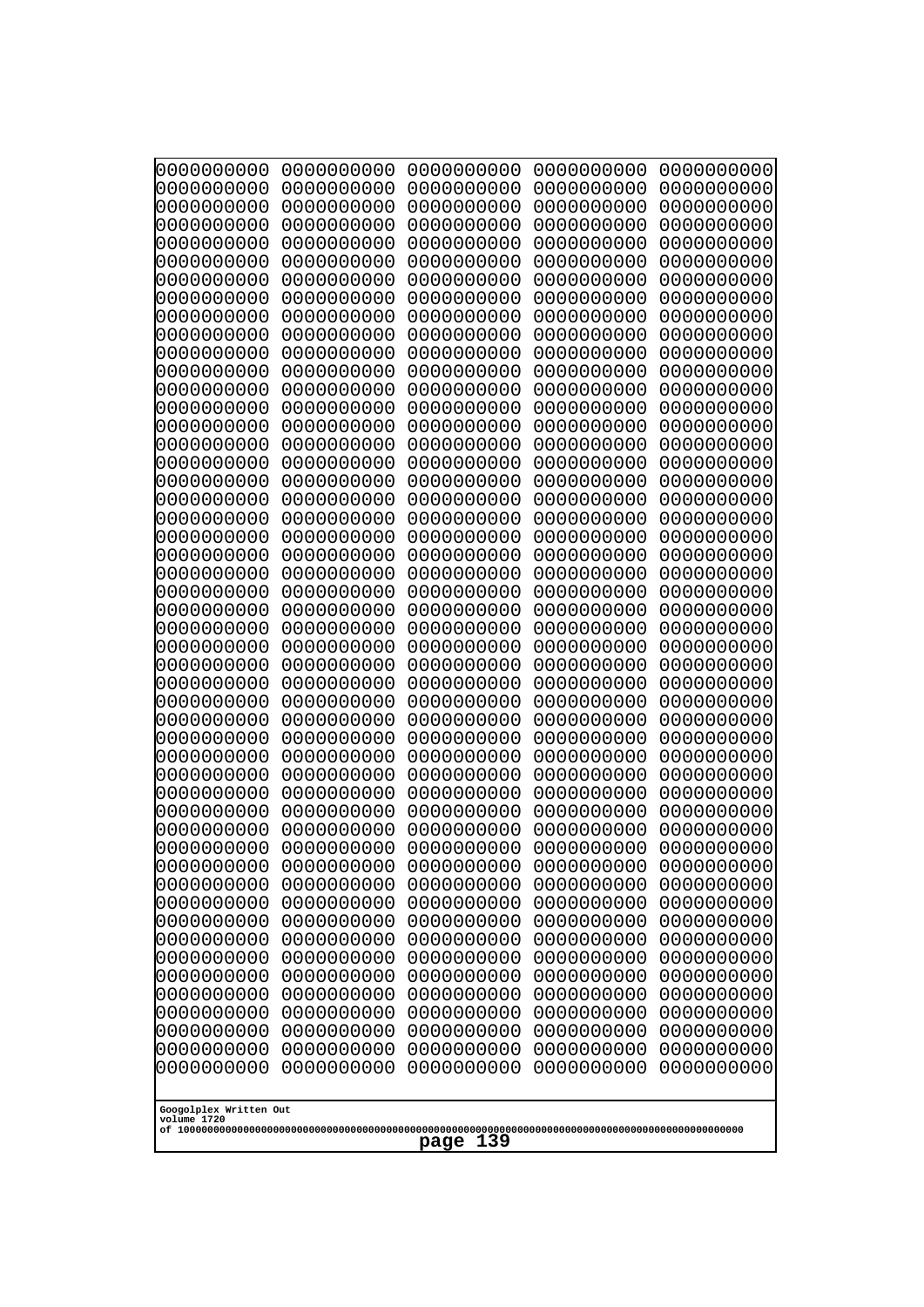```
0000000000 0000000000 0000000000 0000000000 0000000000
0000000000 0000000000 0000000000 0000000000 0000000000
0000000000 0000000000 0000000000 0000000000 0000000000
0000000000 0000000000 0000000000 0000000000 0000000000
0000000000 0000000000 0000000000 0000000000 0000000000
0000000000 0000000000 0000000000 0000000000 0000000000
0000000000 0000000000 0000000000 0000000000 0000000000
0000000000 0000000000 0000000000 0000000000 0000000000
0000000000 0000000000 0000000000 0000000000 0000000000
0000000000 0000000000 0000000000 0000000000 0000000000
0000000000 0000000000 0000000000 0000000000 0000000000
0000000000 0000000000 0000000000 0000000000 0000000000
0000000000 0000000000 0000000000 0000000000 0000000000
0000000000 0000000000 0000000000 0000000000 0000000000
0000000000 0000000000 0000000000 0000000000 0000000000
0000000000 0000000000 0000000000 0000000000 0000000000
0000000000 0000000000 0000000000 0000000000 0000000000
0000000000 0000000000 0000000000 0000000000 0000000000
0000000000 0000000000 0000000000 0000000000 0000000000
0000000000 0000000000 0000000000 0000000000 0000000000
0000000000 0000000000 0000000000 0000000000 0000000000
0000000000 0000000000 0000000000 0000000000 0000000000
0000000000 0000000000 0000000000 0000000000 0000000000
0000000000 0000000000 0000000000 0000000000 0000000000
0000000000 0000000000 0000000000 0000000000 0000000000
0000000000 0000000000 0000000000 0000000000 0000000000
0000000000 0000000000 0000000000 0000000000 0000000000
0000000000 0000000000 0000000000 0000000000 0000000000
0000000000 0000000000 0000000000 0000000000 0000000000
0000000000 0000000000 0000000000 0000000000 0000000000
0000000000 0000000000 0000000000 0000000000 0000000000
0000000000 0000000000 0000000000 0000000000 0000000000
0000000000 0000000000 0000000000 0000000000 0000000000
0000000000 0000000000 0000000000 0000000000 0000000000
0000000000 0000000000 0000000000 0000000000 0000000000
0000000000 0000000000 0000000000 0000000000 0000000000
0000000000 0000000000 0000000000 0000000000 0000000000
0000000000 0000000000 0000000000 0000000000 0000000000
0000000000 0000000000 0000000000 0000000000 0000000000
0000000000 0000000000 0000000000 0000000000 0000000000
0000000000 0000000000 0000000000 0000000000 0000000000
0000000000 0000000000 0000000000 0000000000 0000000000
0000000000 0000000000 0000000000 0000000000 0000000000
0000000000 0000000000 0000000000 0000000000 0000000000
0000000000 0000000000 0000000000 0000000000 0000000000
0000000000 0000000000 0000000000 0000000000 0000000000
0000000000 0000000000 0000000000 0000000000 0000000000
0000000000 0000000000 0000000000 0000000000 0000000000
0000000000 0000000000 0000000000 0000000000 0000000000
0000000000 0000000000 0000000000 0000000000 0000000000
```

Googolplex Written Out
volume 1720
of 10000000000000000000000000000000000000000000000000000000000000000000000000000000000000000000000000000

page 139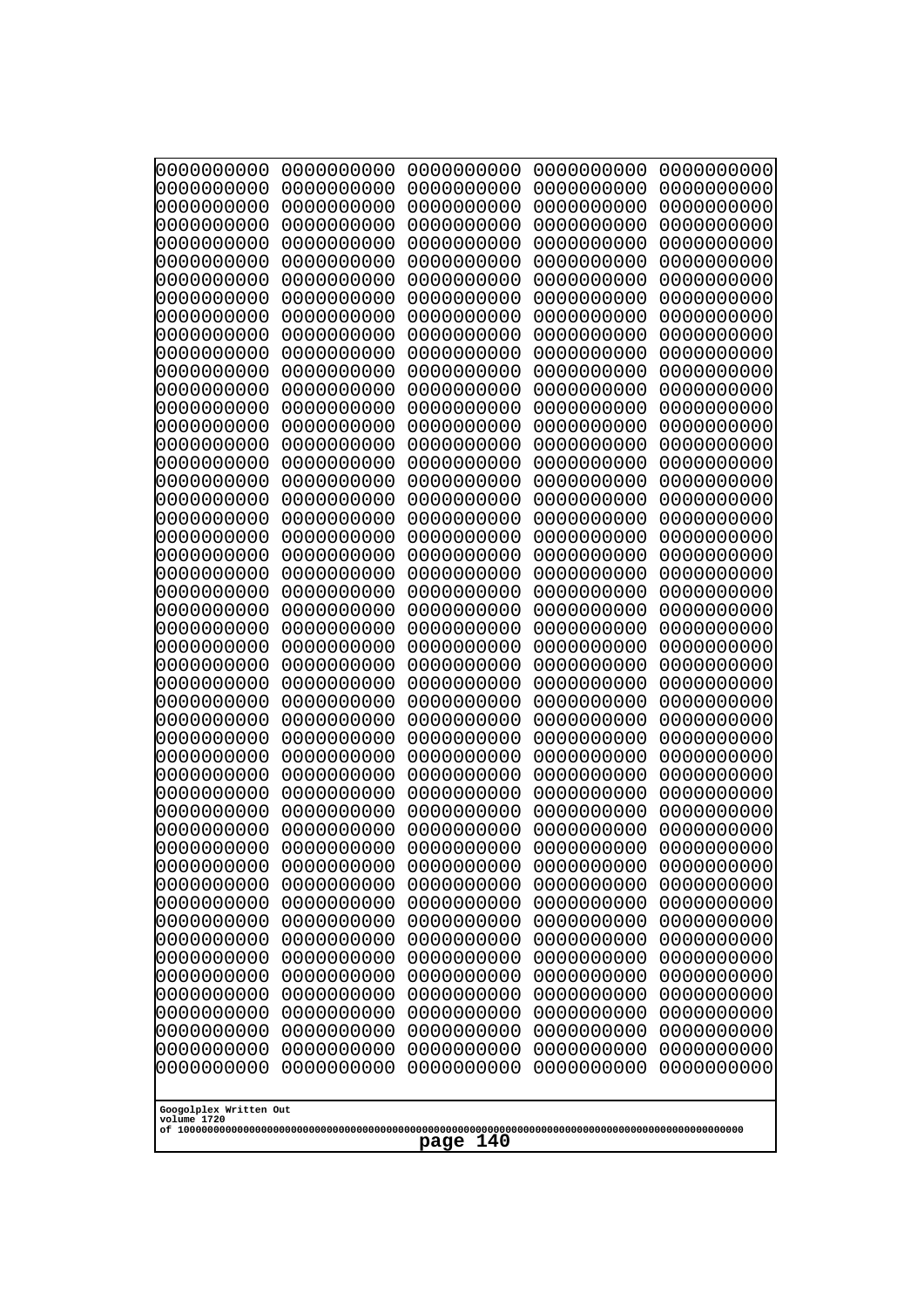```
0000000000 0000000000 0000000000 0000000000 0000000000
0000000000 0000000000 0000000000 0000000000 0000000000
0000000000 0000000000 0000000000 0000000000 0000000000
0000000000 0000000000 0000000000 0000000000 0000000000
0000000000 0000000000 0000000000 0000000000 0000000000
0000000000 0000000000 0000000000 0000000000 0000000000
0000000000 0000000000 0000000000 0000000000 0000000000
0000000000 0000000000 0000000000 0000000000 0000000000
0000000000 0000000000 0000000000 0000000000 0000000000
0000000000 0000000000 0000000000 0000000000 0000000000
0000000000 0000000000 0000000000 0000000000 0000000000
0000000000 0000000000 0000000000 0000000000 0000000000
0000000000 0000000000 0000000000 0000000000 0000000000
0000000000 0000000000 0000000000 0000000000 0000000000
0000000000 0000000000 0000000000 0000000000 0000000000
0000000000 0000000000 0000000000 0000000000 0000000000
0000000000 0000000000 0000000000 0000000000 0000000000
0000000000 0000000000 0000000000 0000000000 0000000000
0000000000 0000000000 0000000000 0000000000 0000000000
0000000000 0000000000 0000000000 0000000000 0000000000
0000000000 0000000000 0000000000 0000000000 0000000000
0000000000 0000000000 0000000000 0000000000 0000000000
0000000000 0000000000 0000000000 0000000000 0000000000
0000000000 0000000000 0000000000 0000000000 0000000000
0000000000 0000000000 0000000000 0000000000 0000000000
0000000000 0000000000 0000000000 0000000000 0000000000
0000000000 0000000000 0000000000 0000000000 0000000000
0000000000 0000000000 0000000000 0000000000 0000000000
0000000000 0000000000 0000000000 0000000000 0000000000
0000000000 0000000000 0000000000 0000000000 0000000000
0000000000 0000000000 0000000000 0000000000 0000000000
0000000000 0000000000 0000000000 0000000000 0000000000
0000000000 0000000000 0000000000 0000000000 0000000000
0000000000 0000000000 0000000000 0000000000 0000000000
0000000000 0000000000 0000000000 0000000000 0000000000
0000000000 0000000000 0000000000 0000000000 0000000000
0000000000 0000000000 0000000000 0000000000 0000000000
0000000000 0000000000 0000000000 0000000000 0000000000
0000000000 0000000000 0000000000 0000000000 0000000000
0000000000 0000000000 0000000000 0000000000 0000000000
0000000000 0000000000 0000000000 0000000000 0000000000
0000000000 0000000000 0000000000 0000000000 0000000000
0000000000 0000000000 0000000000 0000000000 0000000000
0000000000 0000000000 0000000000 0000000000 0000000000
0000000000 0000000000 0000000000 0000000000 0000000000
0000000000 0000000000 0000000000 0000000000 0000000000
0000000000 0000000000 0000000000 0000000000 0000000000
0000000000 0000000000 0000000000 0000000000 0000000000
0000000000 0000000000 0000000000 0000000000 0000000000
0000000000 0000000000 0000000000 0000000000 0000000000
```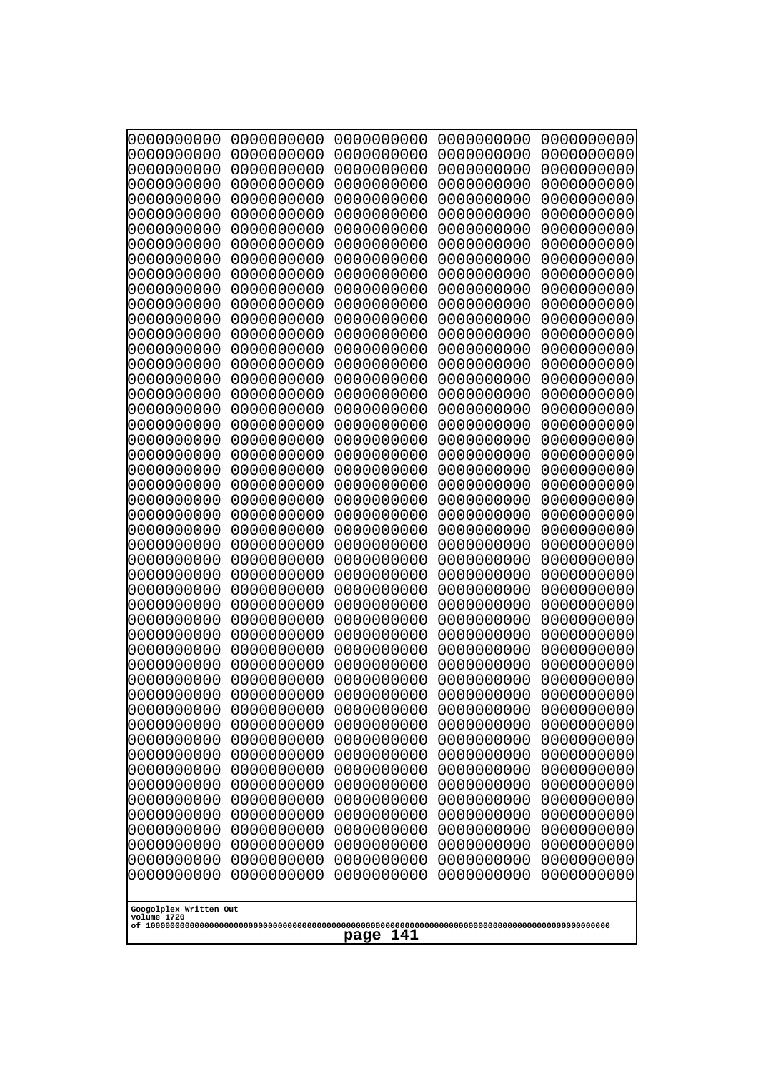```
0000000000 0000000000 0000000000 0000000000 0000000000
0000000000 0000000000 0000000000 0000000000 0000000000
0000000000 0000000000 0000000000 0000000000 0000000000
0000000000 0000000000 0000000000 0000000000 0000000000
0000000000 0000000000 0000000000 0000000000 0000000000
0000000000 0000000000 0000000000 0000000000 0000000000
0000000000 0000000000 0000000000 0000000000 0000000000
0000000000 0000000000 0000000000 0000000000 0000000000
0000000000 0000000000 0000000000 0000000000 0000000000
0000000000 0000000000 0000000000 0000000000 0000000000
0000000000 0000000000 0000000000 0000000000 0000000000
0000000000 0000000000 0000000000 0000000000 0000000000
0000000000 0000000000 0000000000 0000000000 0000000000
0000000000 0000000000 0000000000 0000000000 0000000000
0000000000 0000000000 0000000000 0000000000 0000000000
0000000000 0000000000 0000000000 0000000000 0000000000
0000000000 0000000000 0000000000 0000000000 0000000000
0000000000 0000000000 0000000000 0000000000 0000000000
0000000000 0000000000 0000000000 0000000000 0000000000
0000000000 0000000000 0000000000 0000000000 0000000000
0000000000 0000000000 0000000000 0000000000 0000000000
0000000000 0000000000 0000000000 0000000000 0000000000
0000000000 0000000000 0000000000 0000000000 0000000000
0000000000 0000000000 0000000000 0000000000 0000000000
0000000000 0000000000 0000000000 0000000000 0000000000
0000000000 0000000000 0000000000 0000000000 0000000000
0000000000 0000000000 0000000000 0000000000 0000000000
0000000000 0000000000 0000000000 0000000000 0000000000
0000000000 0000000000 0000000000 0000000000 0000000000
0000000000 0000000000 0000000000 0000000000 0000000000
0000000000 0000000000 0000000000 0000000000 0000000000
0000000000 0000000000 0000000000 0000000000 0000000000
0000000000 0000000000 0000000000 0000000000 0000000000
0000000000 0000000000 0000000000 0000000000 0000000000
0000000000 0000000000 0000000000 0000000000 0000000000
0000000000 0000000000 0000000000 0000000000 0000000000
0000000000 0000000000 0000000000 0000000000 0000000000
0000000000 0000000000 0000000000 0000000000 0000000000
0000000000 0000000000 0000000000 0000000000 0000000000
0000000000 0000000000 0000000000 0000000000 0000000000
0000000000 0000000000 0000000000 0000000000 0000000000
0000000000 0000000000 0000000000 0000000000 0000000000
0000000000 0000000000 0000000000 0000000000 0000000000
0000000000 0000000000 0000000000 0000000000 0000000000
0000000000 0000000000 0000000000 0000000000 0000000000
0000000000 0000000000 0000000000 0000000000 0000000000
0000000000 0000000000 0000000000 0000000000 0000000000
0000000000 0000000000 0000000000 0000000000 0000000000
0000000000 0000000000 0000000000 0000000000 0000000000
0000000000 0000000000 0000000000 0000000000 0000000000
```

Googolplex Written Out
volume 1720
of 10000000000000000000000000000000000000000000000000000000000000000000000000000000000000000000000000000

page 141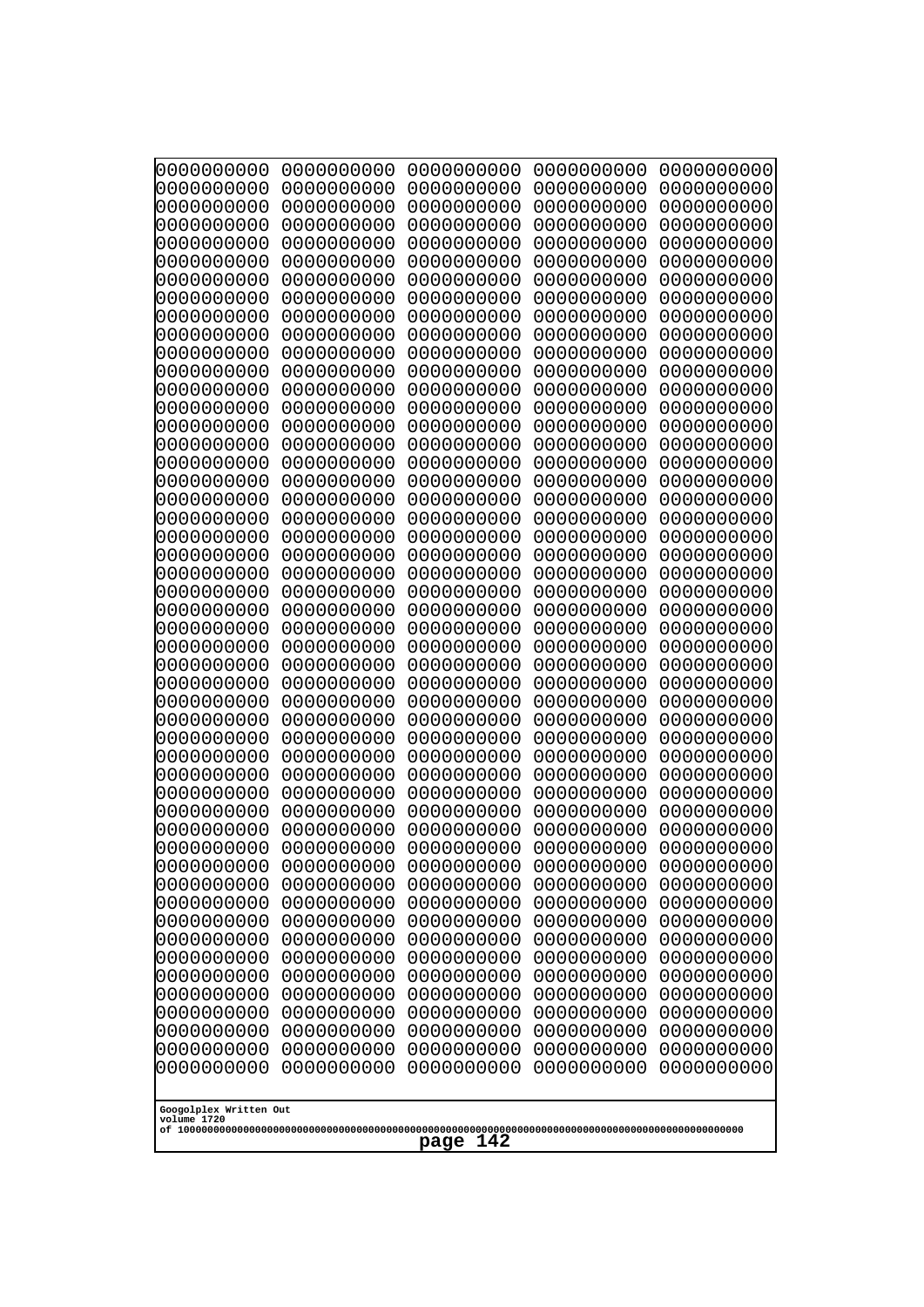```
0000000000 0000000000 0000000000 0000000000 0000000000
0000000000 0000000000 0000000000 0000000000 0000000000
0000000000 0000000000 0000000000 0000000000 0000000000
0000000000 0000000000 0000000000 0000000000 0000000000
0000000000 0000000000 0000000000 0000000000 0000000000
0000000000 0000000000 0000000000 0000000000 0000000000
0000000000 0000000000 0000000000 0000000000 0000000000
0000000000 0000000000 0000000000 0000000000 0000000000
0000000000 0000000000 0000000000 0000000000 0000000000
0000000000 0000000000 0000000000 0000000000 0000000000
0000000000 0000000000 0000000000 0000000000 0000000000
0000000000 0000000000 0000000000 0000000000 0000000000
0000000000 0000000000 0000000000 0000000000 0000000000
0000000000 0000000000 0000000000 0000000000 0000000000
0000000000 0000000000 0000000000 0000000000 0000000000
0000000000 0000000000 0000000000 0000000000 0000000000
0000000000 0000000000 0000000000 0000000000 0000000000
0000000000 0000000000 0000000000 0000000000 0000000000
0000000000 0000000000 0000000000 0000000000 0000000000
0000000000 0000000000 0000000000 0000000000 0000000000
0000000000 0000000000 0000000000 0000000000 0000000000
0000000000 0000000000 0000000000 0000000000 0000000000
0000000000 0000000000 0000000000 0000000000 0000000000
0000000000 0000000000 0000000000 0000000000 0000000000
0000000000 0000000000 0000000000 0000000000 0000000000
0000000000 0000000000 0000000000 0000000000 0000000000
0000000000 0000000000 0000000000 0000000000 0000000000
0000000000 0000000000 0000000000 0000000000 0000000000
0000000000 0000000000 0000000000 0000000000 0000000000
0000000000 0000000000 0000000000 0000000000 0000000000
0000000000 0000000000 0000000000 0000000000 0000000000
0000000000 0000000000 0000000000 0000000000 0000000000
0000000000 0000000000 0000000000 0000000000 0000000000
0000000000 0000000000 0000000000 0000000000 0000000000
0000000000 0000000000 0000000000 0000000000 0000000000
0000000000 0000000000 0000000000 0000000000 0000000000
0000000000 0000000000 0000000000 0000000000 0000000000
0000000000 0000000000 0000000000 0000000000 0000000000
0000000000 0000000000 0000000000 0000000000 0000000000
0000000000 0000000000 0000000000 0000000000 0000000000
0000000000 0000000000 0000000000 0000000000 0000000000
0000000000 0000000000 0000000000 0000000000 0000000000
0000000000 0000000000 0000000000 0000000000 0000000000
0000000000 0000000000 0000000000 0000000000 0000000000
0000000000 0000000000 0000000000 0000000000 0000000000
0000000000 0000000000 0000000000 0000000000 0000000000
0000000000 0000000000 0000000000 0000000000 0000000000
0000000000 0000000000 0000000000 0000000000 0000000000
0000000000 0000000000 0000000000 0000000000 0000000000
0000000000 0000000000 0000000000 0000000000 0000000000
```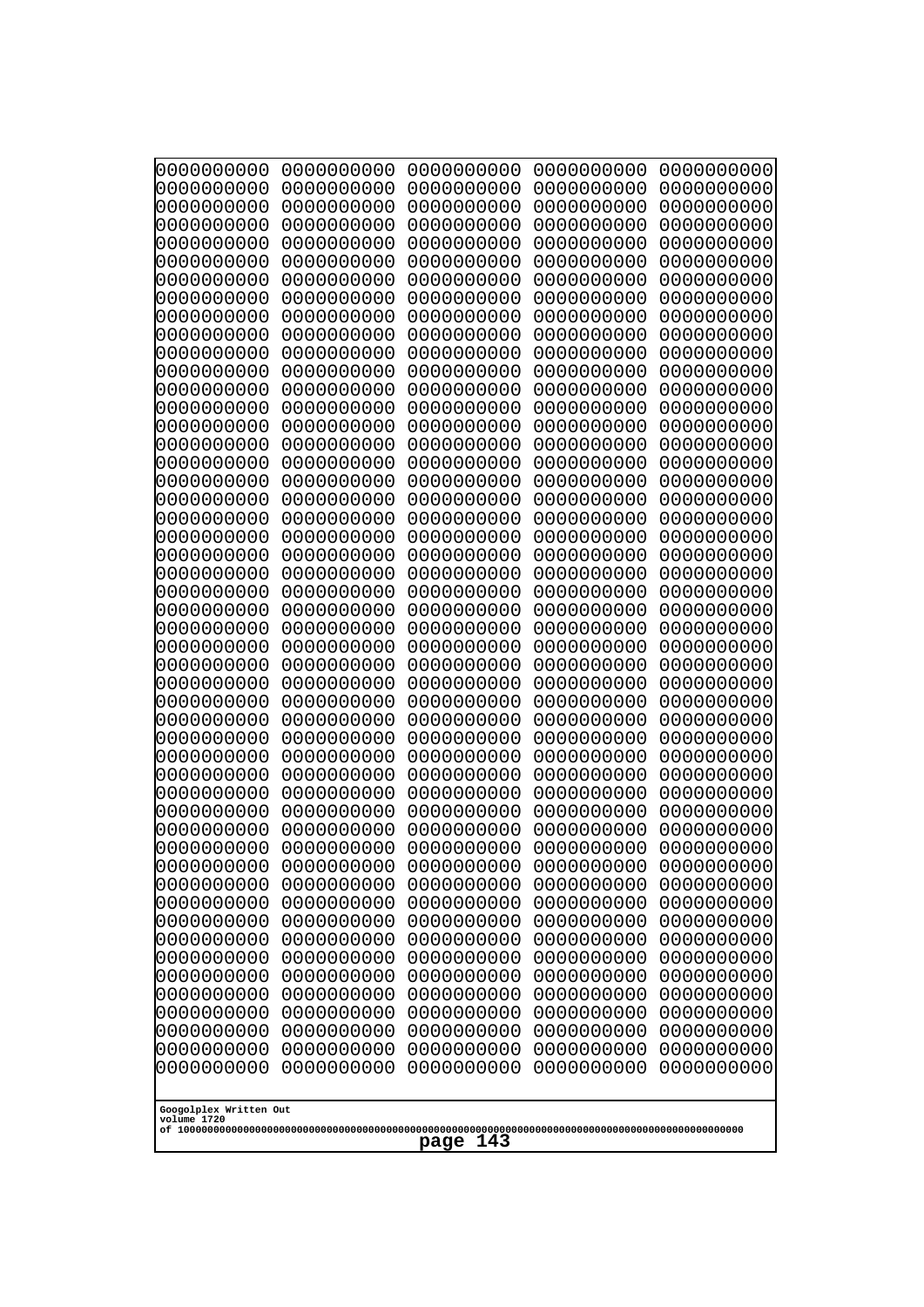```
0000000000 0000000000 0000000000 0000000000 0000000000
0000000000 0000000000 0000000000 0000000000 0000000000
0000000000 0000000000 0000000000 0000000000 0000000000
0000000000 0000000000 0000000000 0000000000 0000000000
0000000000 0000000000 0000000000 0000000000 0000000000
0000000000 0000000000 0000000000 0000000000 0000000000
0000000000 0000000000 0000000000 0000000000 0000000000
0000000000 0000000000 0000000000 0000000000 0000000000
0000000000 0000000000 0000000000 0000000000 0000000000
0000000000 0000000000 0000000000 0000000000 0000000000
0000000000 0000000000 0000000000 0000000000 0000000000
0000000000 0000000000 0000000000 0000000000 0000000000
0000000000 0000000000 0000000000 0000000000 0000000000
0000000000 0000000000 0000000000 0000000000 0000000000
0000000000 0000000000 0000000000 0000000000 0000000000
0000000000 0000000000 0000000000 0000000000 0000000000
0000000000 0000000000 0000000000 0000000000 0000000000
0000000000 0000000000 0000000000 0000000000 0000000000
0000000000 0000000000 0000000000 0000000000 0000000000
0000000000 0000000000 0000000000 0000000000 0000000000
0000000000 0000000000 0000000000 0000000000 0000000000
0000000000 0000000000 0000000000 0000000000 0000000000
0000000000 0000000000 0000000000 0000000000 0000000000
0000000000 0000000000 0000000000 0000000000 0000000000
0000000000 0000000000 0000000000 0000000000 0000000000
0000000000 0000000000 0000000000 0000000000 0000000000
0000000000 0000000000 0000000000 0000000000 0000000000
0000000000 0000000000 0000000000 0000000000 0000000000
0000000000 0000000000 0000000000 0000000000 0000000000
0000000000 0000000000 0000000000 0000000000 0000000000
0000000000 0000000000 0000000000 0000000000 0000000000
0000000000 0000000000 0000000000 0000000000 0000000000
0000000000 0000000000 0000000000 0000000000 0000000000
0000000000 0000000000 0000000000 0000000000 0000000000
0000000000 0000000000 0000000000 0000000000 0000000000
0000000000 0000000000 0000000000 0000000000 0000000000
0000000000 0000000000 0000000000 0000000000 0000000000
0000000000 0000000000 0000000000 0000000000 0000000000
0000000000 0000000000 0000000000 0000000000 0000000000
0000000000 0000000000 0000000000 0000000000 0000000000
0000000000 0000000000 0000000000 0000000000 0000000000
0000000000 0000000000 0000000000 0000000000 0000000000
0000000000 0000000000 0000000000 0000000000 0000000000
0000000000 0000000000 0000000000 0000000000 0000000000
0000000000 0000000000 0000000000 0000000000 0000000000
0000000000 0000000000 0000000000 0000000000 0000000000
0000000000 0000000000 0000000000 0000000000 0000000000
0000000000 0000000000 0000000000 0000000000 0000000000
0000000000 0000000000 0000000000 0000000000 0000000000
0000000000 0000000000 0000000000 0000000000 0000000000
```

Googolplex Written Out
volume 1720
of 10000000000000000000000000000000000000000000000000000000000000000000000000000000000000000000000000000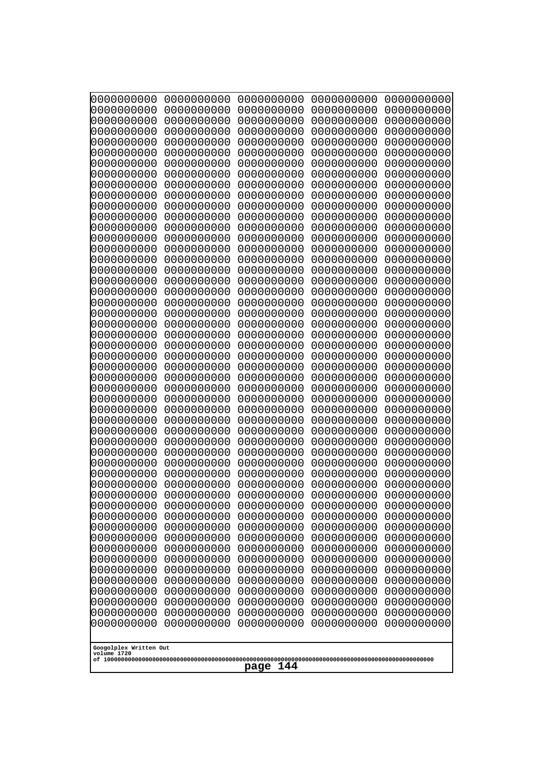```
0000000000 0000000000 0000000000 0000000000 0000000000
0000000000 0000000000 0000000000 0000000000 0000000000
0000000000 0000000000 0000000000 0000000000 0000000000
0000000000 0000000000 0000000000 0000000000 0000000000
0000000000 0000000000 0000000000 0000000000 0000000000
0000000000 0000000000 0000000000 0000000000 0000000000
0000000000 0000000000 0000000000 0000000000 0000000000
0000000000 0000000000 0000000000 0000000000 0000000000
0000000000 0000000000 0000000000 0000000000 0000000000
0000000000 0000000000 0000000000 0000000000 0000000000
0000000000 0000000000 0000000000 0000000000 0000000000
0000000000 0000000000 0000000000 0000000000 0000000000
0000000000 0000000000 0000000000 0000000000 0000000000
0000000000 0000000000 0000000000 0000000000 0000000000
0000000000 0000000000 0000000000 0000000000 0000000000
0000000000 0000000000 0000000000 0000000000 0000000000
0000000000 0000000000 0000000000 0000000000 0000000000
0000000000 0000000000 0000000000 0000000000 0000000000
0000000000 0000000000 0000000000 0000000000 0000000000
0000000000 0000000000 0000000000 0000000000 0000000000
0000000000 0000000000 0000000000 0000000000 0000000000
0000000000 0000000000 0000000000 0000000000 0000000000
0000000000 0000000000 0000000000 0000000000 0000000000
0000000000 0000000000 0000000000 0000000000 0000000000
0000000000 0000000000 0000000000 0000000000 0000000000
0000000000 0000000000 0000000000 0000000000 0000000000
0000000000 0000000000 0000000000 0000000000 0000000000
0000000000 0000000000 0000000000 0000000000 0000000000
0000000000 0000000000 0000000000 0000000000 0000000000
0000000000 0000000000 0000000000 0000000000 0000000000
0000000000 0000000000 0000000000 0000000000 0000000000
0000000000 0000000000 0000000000 0000000000 0000000000
0000000000 0000000000 0000000000 0000000000 0000000000
0000000000 0000000000 0000000000 0000000000 0000000000
0000000000 0000000000 0000000000 0000000000 0000000000
0000000000 0000000000 0000000000 0000000000 0000000000
0000000000 0000000000 0000000000 0000000000 0000000000
0000000000 0000000000 0000000000 0000000000 0000000000
0000000000 0000000000 0000000000 0000000000 0000000000
0000000000 0000000000 0000000000 0000000000 0000000000
0000000000 0000000000 0000000000 0000000000 0000000000
0000000000 0000000000 0000000000 0000000000 0000000000
0000000000 0000000000 0000000000 0000000000 0000000000
0000000000 0000000000 0000000000 0000000000 0000000000
0000000000 0000000000 0000000000 0000000000 0000000000
0000000000 0000000000 0000000000 0000000000 0000000000
0000000000 0000000000 0000000000 0000000000 0000000000
0000000000 0000000000 0000000000 0000000000 0000000000
0000000000 0000000000 0000000000 0000000000 0000000000
0000000000 0000000000 0000000000 0000000000 0000000000
```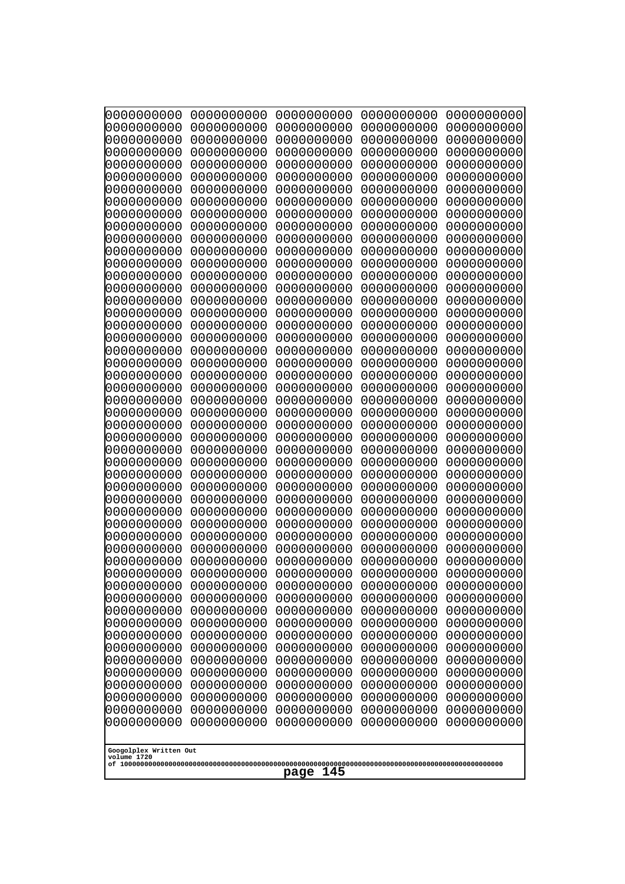```
0000000000 0000000000 0000000000 0000000000 0000000000
0000000000 0000000000 0000000000 0000000000 0000000000
0000000000 0000000000 0000000000 0000000000 0000000000
0000000000 0000000000 0000000000 0000000000 0000000000
0000000000 0000000000 0000000000 0000000000 0000000000
0000000000 0000000000 0000000000 0000000000 0000000000
0000000000 0000000000 0000000000 0000000000 0000000000
0000000000 0000000000 0000000000 0000000000 0000000000
0000000000 0000000000 0000000000 0000000000 0000000000
0000000000 0000000000 0000000000 0000000000 0000000000
0000000000 0000000000 0000000000 0000000000 0000000000
0000000000 0000000000 0000000000 0000000000 0000000000
0000000000 0000000000 0000000000 0000000000 0000000000
0000000000 0000000000 0000000000 0000000000 0000000000
0000000000 0000000000 0000000000 0000000000 0000000000
0000000000 0000000000 0000000000 0000000000 0000000000
0000000000 0000000000 0000000000 0000000000 0000000000
0000000000 0000000000 0000000000 0000000000 0000000000
0000000000 0000000000 0000000000 0000000000 0000000000
0000000000 0000000000 0000000000 0000000000 0000000000
0000000000 0000000000 0000000000 0000000000 0000000000
0000000000 0000000000 0000000000 0000000000 0000000000
0000000000 0000000000 0000000000 0000000000 0000000000
0000000000 0000000000 0000000000 0000000000 0000000000
0000000000 0000000000 0000000000 0000000000 0000000000
0000000000 0000000000 0000000000 0000000000 0000000000
0000000000 0000000000 0000000000 0000000000 0000000000
0000000000 0000000000 0000000000 0000000000 0000000000
0000000000 0000000000 0000000000 0000000000 0000000000
0000000000 0000000000 0000000000 0000000000 0000000000
0000000000 0000000000 0000000000 0000000000 0000000000
0000000000 0000000000 0000000000 0000000000 0000000000
0000000000 0000000000 0000000000 0000000000 0000000000
0000000000 0000000000 0000000000 0000000000 0000000000
0000000000 0000000000 0000000000 0000000000 0000000000
0000000000 0000000000 0000000000 0000000000 0000000000
0000000000 0000000000 0000000000 0000000000 0000000000
0000000000 0000000000 0000000000 0000000000 0000000000
0000000000 0000000000 0000000000 0000000000 0000000000
0000000000 0000000000 0000000000 0000000000 0000000000
0000000000 0000000000 0000000000 0000000000 0000000000
0000000000 0000000000 0000000000 0000000000 0000000000
0000000000 0000000000 0000000000 0000000000 0000000000
0000000000 0000000000 0000000000 0000000000 0000000000
0000000000 0000000000 0000000000 0000000000 0000000000
0000000000 0000000000 0000000000 0000000000 0000000000
0000000000 0000000000 0000000000 0000000000 0000000000
0000000000 0000000000 0000000000 0000000000 0000000000
0000000000 0000000000 0000000000 0000000000 0000000000
0000000000 0000000000 0000000000 0000000000 0000000000
```

Googolplex Written Out
volume 1720
of 10000000000000000000000000000000000000000000000000000000000000000000000000000000000000000000000000000

page 145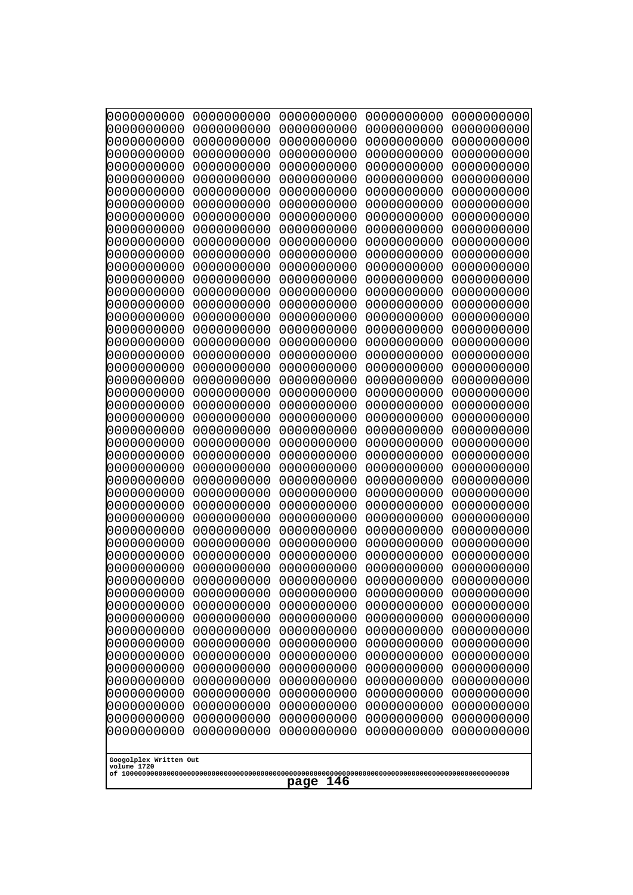```
0000000000 0000000000 0000000000 0000000000 0000000000
0000000000 0000000000 0000000000 0000000000 0000000000
0000000000 0000000000 0000000000 0000000000 0000000000
0000000000 0000000000 0000000000 0000000000 0000000000
0000000000 0000000000 0000000000 0000000000 0000000000
0000000000 0000000000 0000000000 0000000000 0000000000
0000000000 0000000000 0000000000 0000000000 0000000000
0000000000 0000000000 0000000000 0000000000 0000000000
0000000000 0000000000 0000000000 0000000000 0000000000
0000000000 0000000000 0000000000 0000000000 0000000000
0000000000 0000000000 0000000000 0000000000 0000000000
0000000000 0000000000 0000000000 0000000000 0000000000
0000000000 0000000000 0000000000 0000000000 0000000000
0000000000 0000000000 0000000000 0000000000 0000000000
0000000000 0000000000 0000000000 0000000000 0000000000
0000000000 0000000000 0000000000 0000000000 0000000000
0000000000 0000000000 0000000000 0000000000 0000000000
0000000000 0000000000 0000000000 0000000000 0000000000
0000000000 0000000000 0000000000 0000000000 0000000000
0000000000 0000000000 0000000000 0000000000 0000000000
0000000000 0000000000 0000000000 0000000000 0000000000
0000000000 0000000000 0000000000 0000000000 0000000000
0000000000 0000000000 0000000000 0000000000 0000000000
0000000000 0000000000 0000000000 0000000000 0000000000
0000000000 0000000000 0000000000 0000000000 0000000000
0000000000 0000000000 0000000000 0000000000 0000000000
0000000000 0000000000 0000000000 0000000000 0000000000
0000000000 0000000000 0000000000 0000000000 0000000000
0000000000 0000000000 0000000000 0000000000 0000000000
0000000000 0000000000 0000000000 0000000000 0000000000
0000000000 0000000000 0000000000 0000000000 0000000000
0000000000 0000000000 0000000000 0000000000 0000000000
0000000000 0000000000 0000000000 0000000000 0000000000
0000000000 0000000000 0000000000 0000000000 0000000000
0000000000 0000000000 0000000000 0000000000 0000000000
0000000000 0000000000 0000000000 0000000000 0000000000
0000000000 0000000000 0000000000 0000000000 0000000000
0000000000 0000000000 0000000000 0000000000 0000000000
0000000000 0000000000 0000000000 0000000000 0000000000
0000000000 0000000000 0000000000 0000000000 0000000000
0000000000 0000000000 0000000000 0000000000 0000000000
0000000000 0000000000 0000000000 0000000000 0000000000
0000000000 0000000000 0000000000 0000000000 0000000000
0000000000 0000000000 0000000000 0000000000 0000000000
0000000000 0000000000 0000000000 0000000000 0000000000
0000000000 0000000000 0000000000 0000000000 0000000000
0000000000 0000000000 0000000000 0000000000 0000000000
0000000000 0000000000 0000000000 0000000000 0000000000
0000000000 0000000000 0000000000 0000000000 0000000000
0000000000 0000000000 0000000000 0000000000 0000000000
```

Googolplex Written Out
volume 1720
of 10000000000000000000000000000000000000000000000000000000000000000000000000000000000000000000000000000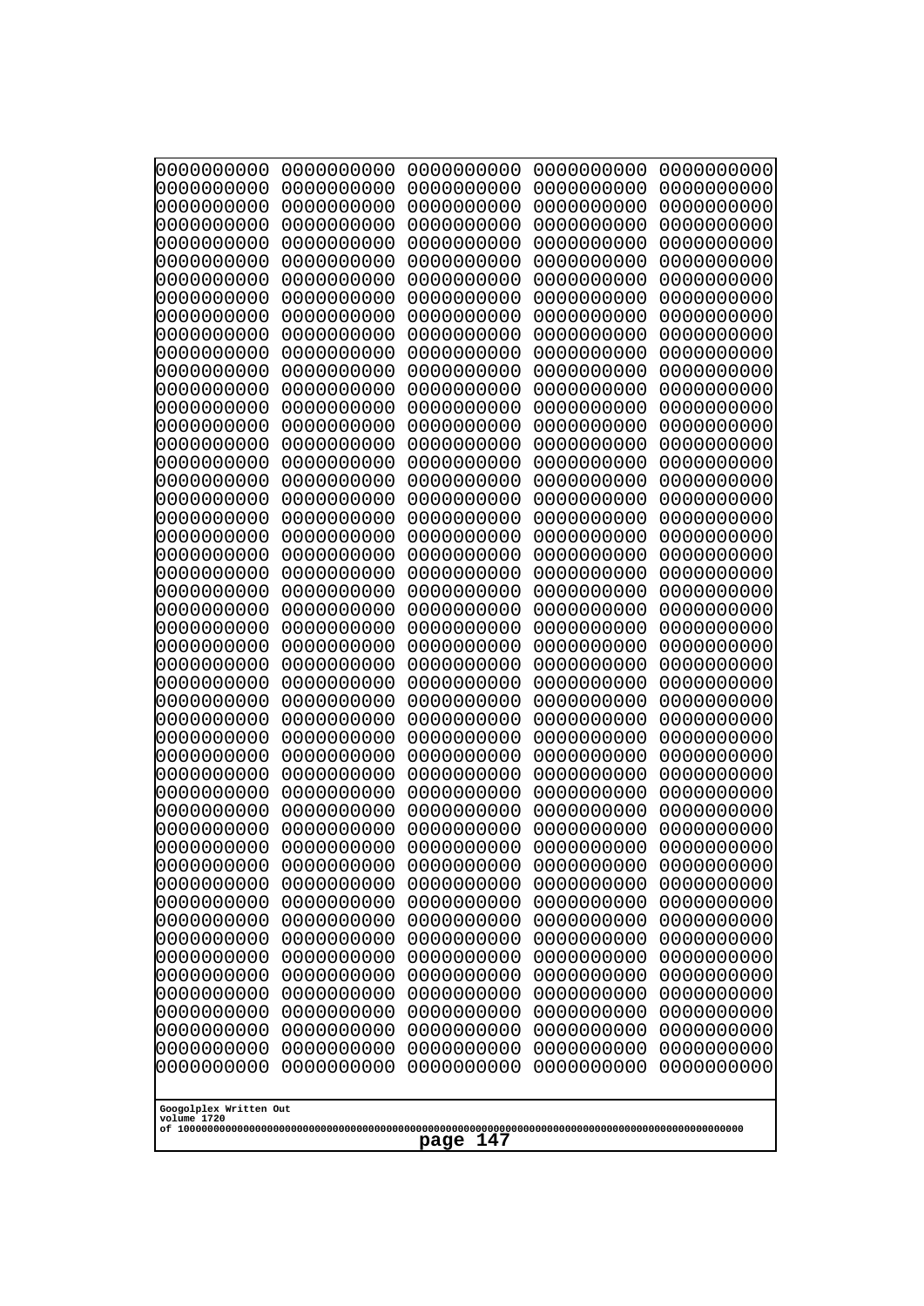```
0000000000 0000000000 0000000000 0000000000 0000000000
0000000000 0000000000 0000000000 0000000000 0000000000
0000000000 0000000000 0000000000 0000000000 0000000000
0000000000 0000000000 0000000000 0000000000 0000000000
0000000000 0000000000 0000000000 0000000000 0000000000
0000000000 0000000000 0000000000 0000000000 0000000000
0000000000 0000000000 0000000000 0000000000 0000000000
0000000000 0000000000 0000000000 0000000000 0000000000
0000000000 0000000000 0000000000 0000000000 0000000000
0000000000 0000000000 0000000000 0000000000 0000000000
0000000000 0000000000 0000000000 0000000000 0000000000
0000000000 0000000000 0000000000 0000000000 0000000000
0000000000 0000000000 0000000000 0000000000 0000000000
0000000000 0000000000 0000000000 0000000000 0000000000
0000000000 0000000000 0000000000 0000000000 0000000000
0000000000 0000000000 0000000000 0000000000 0000000000
0000000000 0000000000 0000000000 0000000000 0000000000
0000000000 0000000000 0000000000 0000000000 0000000000
0000000000 0000000000 0000000000 0000000000 0000000000
0000000000 0000000000 0000000000 0000000000 0000000000
0000000000 0000000000 0000000000 0000000000 0000000000
0000000000 0000000000 0000000000 0000000000 0000000000
0000000000 0000000000 0000000000 0000000000 0000000000
0000000000 0000000000 0000000000 0000000000 0000000000
0000000000 0000000000 0000000000 0000000000 0000000000
0000000000 0000000000 0000000000 0000000000 0000000000
0000000000 0000000000 0000000000 0000000000 0000000000
0000000000 0000000000 0000000000 0000000000 0000000000
0000000000 0000000000 0000000000 0000000000 0000000000
0000000000 0000000000 0000000000 0000000000 0000000000
0000000000 0000000000 0000000000 0000000000 0000000000
0000000000 0000000000 0000000000 0000000000 0000000000
0000000000 0000000000 0000000000 0000000000 0000000000
0000000000 0000000000 0000000000 0000000000 0000000000
0000000000 0000000000 0000000000 0000000000 0000000000
0000000000 0000000000 0000000000 0000000000 0000000000
0000000000 0000000000 0000000000 0000000000 0000000000
0000000000 0000000000 0000000000 0000000000 0000000000
0000000000 0000000000 0000000000 0000000000 0000000000
0000000000 0000000000 0000000000 0000000000 0000000000
0000000000 0000000000 0000000000 0000000000 0000000000
0000000000 0000000000 0000000000 0000000000 0000000000
0000000000 0000000000 0000000000 0000000000 0000000000
0000000000 0000000000 0000000000 0000000000 0000000000
0000000000 0000000000 0000000000 0000000000 0000000000
0000000000 0000000000 0000000000 0000000000 0000000000
0000000000 0000000000 0000000000 0000000000 0000000000
0000000000 0000000000 0000000000 0000000000 0000000000
0000000000 0000000000 0000000000 0000000000 0000000000
0000000000 0000000000 0000000000 0000000000 0000000000
```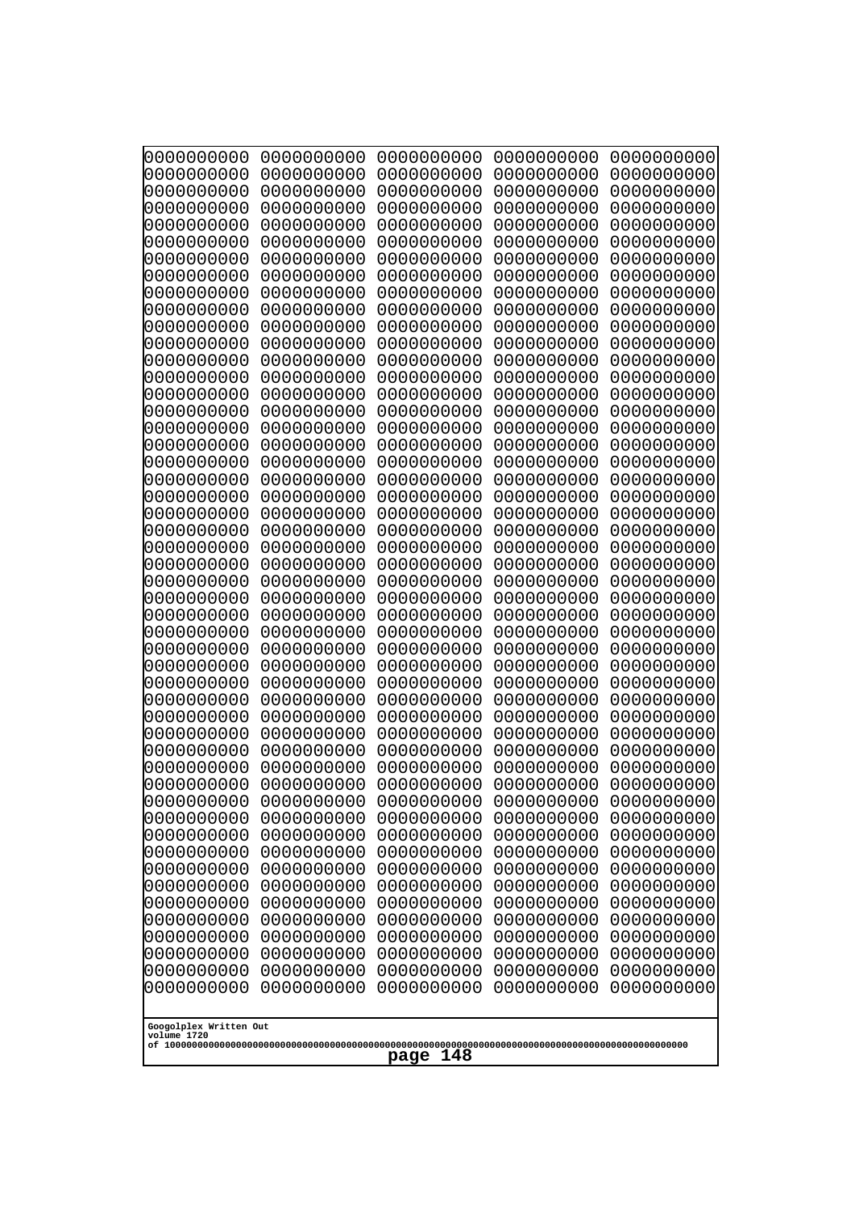```
0000000000 0000000000 0000000000 0000000000 0000000000
0000000000 0000000000 0000000000 0000000000 0000000000
0000000000 0000000000 0000000000 0000000000 0000000000
0000000000 0000000000 0000000000 0000000000 0000000000
0000000000 0000000000 0000000000 0000000000 0000000000
0000000000 0000000000 0000000000 0000000000 0000000000
0000000000 0000000000 0000000000 0000000000 0000000000
0000000000 0000000000 0000000000 0000000000 0000000000
0000000000 0000000000 0000000000 0000000000 0000000000
0000000000 0000000000 0000000000 0000000000 0000000000
0000000000 0000000000 0000000000 0000000000 0000000000
0000000000 0000000000 0000000000 0000000000 0000000000
0000000000 0000000000 0000000000 0000000000 0000000000
0000000000 0000000000 0000000000 0000000000 0000000000
0000000000 0000000000 0000000000 0000000000 0000000000
0000000000 0000000000 0000000000 0000000000 0000000000
0000000000 0000000000 0000000000 0000000000 0000000000
0000000000 0000000000 0000000000 0000000000 0000000000
0000000000 0000000000 0000000000 0000000000 0000000000
0000000000 0000000000 0000000000 0000000000 0000000000
0000000000 0000000000 0000000000 0000000000 0000000000
0000000000 0000000000 0000000000 0000000000 0000000000
0000000000 0000000000 0000000000 0000000000 0000000000
0000000000 0000000000 0000000000 0000000000 0000000000
0000000000 0000000000 0000000000 0000000000 0000000000
0000000000 0000000000 0000000000 0000000000 0000000000
0000000000 0000000000 0000000000 0000000000 0000000000
0000000000 0000000000 0000000000 0000000000 0000000000
0000000000 0000000000 0000000000 0000000000 0000000000
0000000000 0000000000 0000000000 0000000000 0000000000
0000000000 0000000000 0000000000 0000000000 0000000000
0000000000 0000000000 0000000000 0000000000 0000000000
0000000000 0000000000 0000000000 0000000000 0000000000
0000000000 0000000000 0000000000 0000000000 0000000000
0000000000 0000000000 0000000000 0000000000 0000000000
0000000000 0000000000 0000000000 0000000000 0000000000
0000000000 0000000000 0000000000 0000000000 0000000000
0000000000 0000000000 0000000000 0000000000 0000000000
0000000000 0000000000 0000000000 0000000000 0000000000
0000000000 0000000000 0000000000 0000000000 0000000000
0000000000 0000000000 0000000000 0000000000 0000000000
0000000000 0000000000 0000000000 0000000000 0000000000
0000000000 0000000000 0000000000 0000000000 0000000000
0000000000 0000000000 0000000000 0000000000 0000000000
0000000000 0000000000 0000000000 0000000000 0000000000
0000000000 0000000000 0000000000 0000000000 0000000000
0000000000 0000000000 0000000000 0000000000 0000000000
0000000000 0000000000 0000000000 0000000000 0000000000
0000000000 0000000000 0000000000 0000000000 0000000000
0000000000 0000000000 0000000000 0000000000 0000000000
```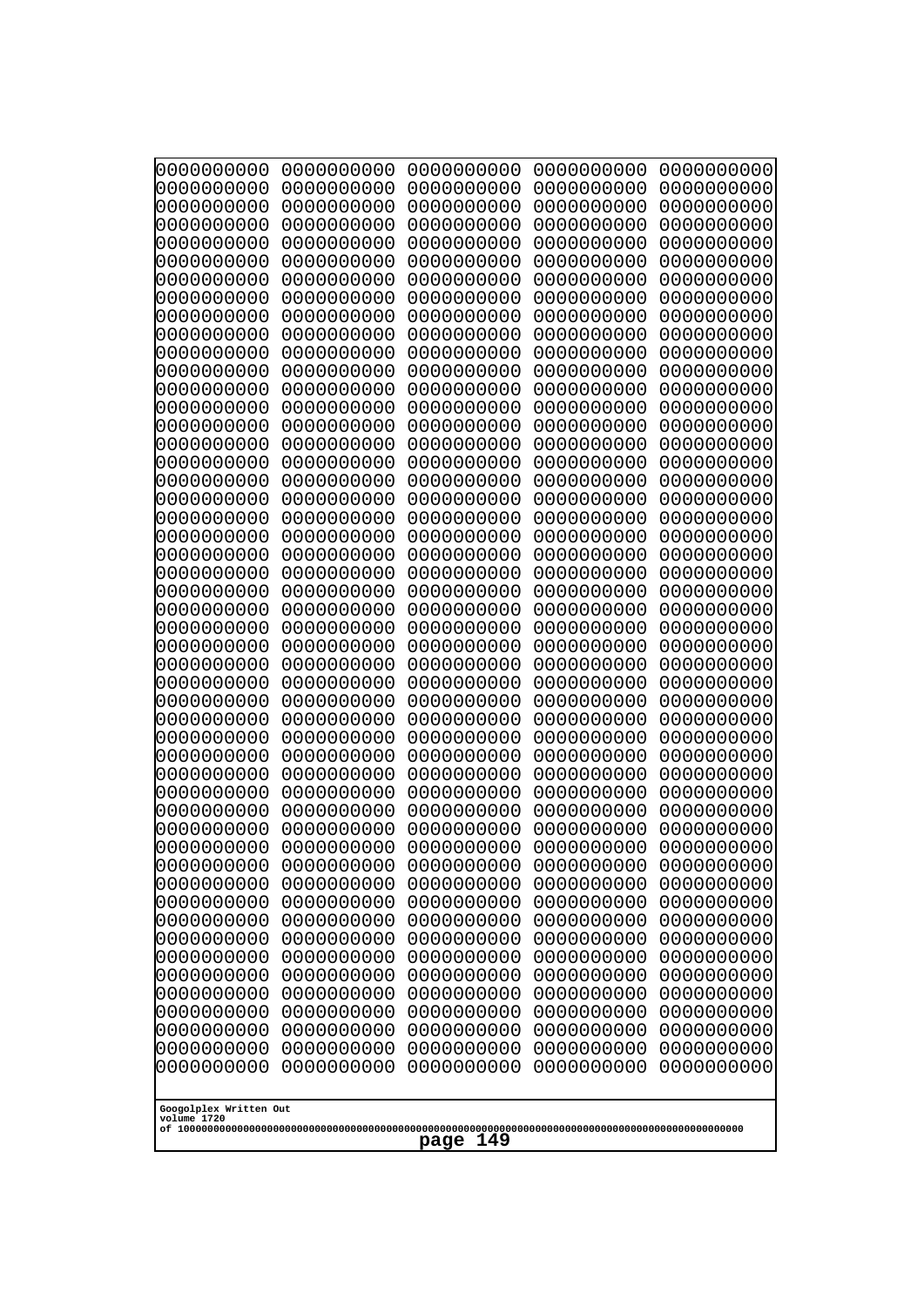```
0000000000 0000000000 0000000000 0000000000 0000000000
0000000000 0000000000 0000000000 0000000000 0000000000
0000000000 0000000000 0000000000 0000000000 0000000000
0000000000 0000000000 0000000000 0000000000 0000000000
0000000000 0000000000 0000000000 0000000000 0000000000
0000000000 0000000000 0000000000 0000000000 0000000000
0000000000 0000000000 0000000000 0000000000 0000000000
0000000000 0000000000 0000000000 0000000000 0000000000
0000000000 0000000000 0000000000 0000000000 0000000000
0000000000 0000000000 0000000000 0000000000 0000000000
0000000000 0000000000 0000000000 0000000000 0000000000
0000000000 0000000000 0000000000 0000000000 0000000000
0000000000 0000000000 0000000000 0000000000 0000000000
0000000000 0000000000 0000000000 0000000000 0000000000
0000000000 0000000000 0000000000 0000000000 0000000000
0000000000 0000000000 0000000000 0000000000 0000000000
0000000000 0000000000 0000000000 0000000000 0000000000
0000000000 0000000000 0000000000 0000000000 0000000000
0000000000 0000000000 0000000000 0000000000 0000000000
0000000000 0000000000 0000000000 0000000000 0000000000
0000000000 0000000000 0000000000 0000000000 0000000000
0000000000 0000000000 0000000000 0000000000 0000000000
0000000000 0000000000 0000000000 0000000000 0000000000
0000000000 0000000000 0000000000 0000000000 0000000000
0000000000 0000000000 0000000000 0000000000 0000000000
0000000000 0000000000 0000000000 0000000000 0000000000
0000000000 0000000000 0000000000 0000000000 0000000000
0000000000 0000000000 0000000000 0000000000 0000000000
0000000000 0000000000 0000000000 0000000000 0000000000
0000000000 0000000000 0000000000 0000000000 0000000000
0000000000 0000000000 0000000000 0000000000 0000000000
0000000000 0000000000 0000000000 0000000000 0000000000
0000000000 0000000000 0000000000 0000000000 0000000000
0000000000 0000000000 0000000000 0000000000 0000000000
0000000000 0000000000 0000000000 0000000000 0000000000
0000000000 0000000000 0000000000 0000000000 0000000000
0000000000 0000000000 0000000000 0000000000 0000000000
0000000000 0000000000 0000000000 0000000000 0000000000
0000000000 0000000000 0000000000 0000000000 0000000000
0000000000 0000000000 0000000000 0000000000 0000000000
0000000000 0000000000 0000000000 0000000000 0000000000
0000000000 0000000000 0000000000 0000000000 0000000000
0000000000 0000000000 0000000000 0000000000 0000000000
0000000000 0000000000 0000000000 0000000000 0000000000
0000000000 0000000000 0000000000 0000000000 0000000000
0000000000 0000000000 0000000000 0000000000 0000000000
0000000000 0000000000 0000000000 0000000000 0000000000
0000000000 0000000000 0000000000 0000000000 0000000000
0000000000 0000000000 0000000000 0000000000 0000000000
0000000000 0000000000 0000000000 0000000000 0000000000
```

Googolplex Written Out
volume 1720
of 10000000000000000000000000000000000000000000000000000000000000000000000000000000000000000000000000000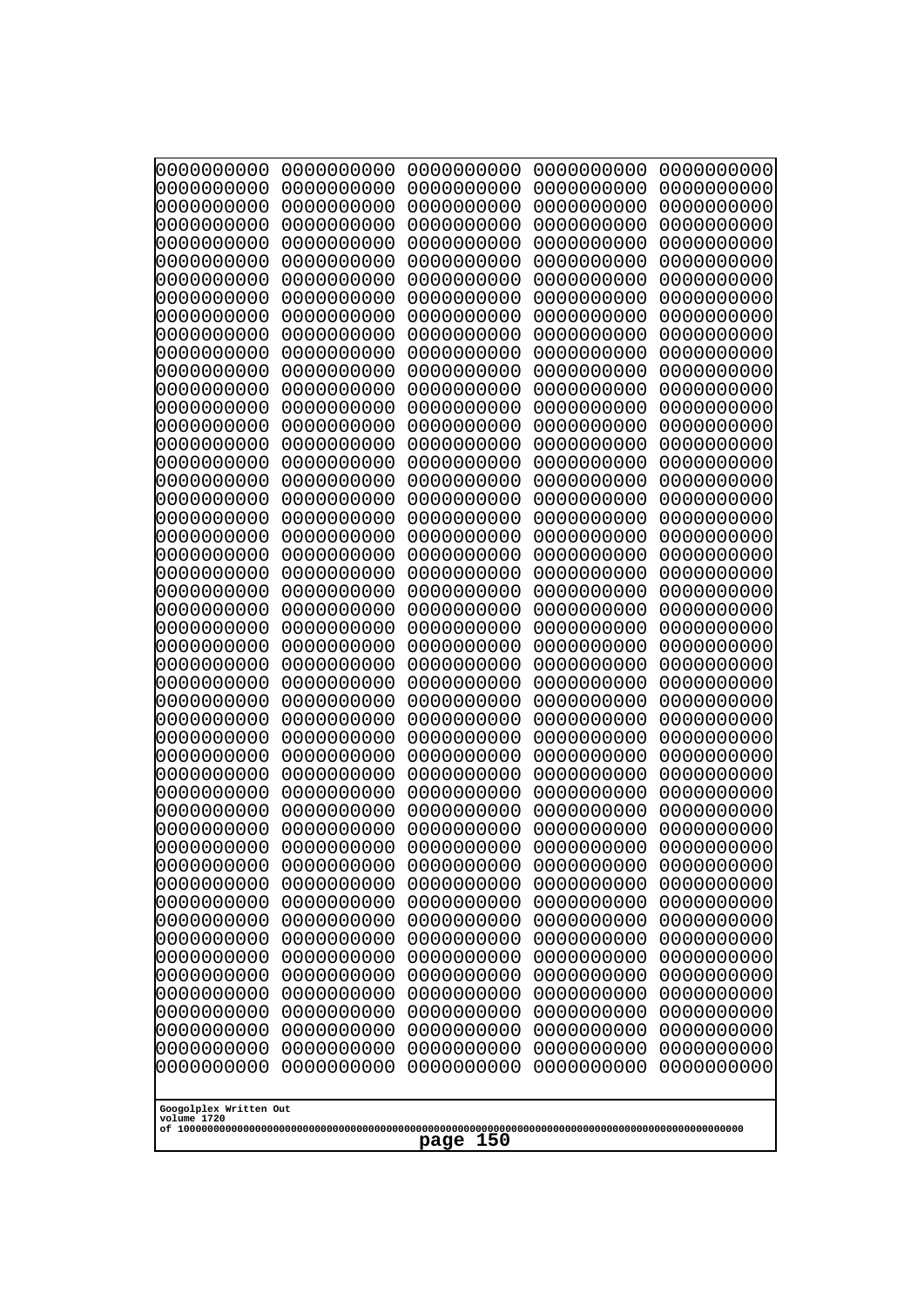0000000000 0000000000 0000000000 0000000000 0000000000
0000000000 0000000000 0000000000 0000000000 0000000000
0000000000 0000000000 0000000000 0000000000 0000000000
0000000000 0000000000 0000000000 0000000000 0000000000
0000000000 0000000000 0000000000 0000000000 0000000000
0000000000 0000000000 0000000000 0000000000 0000000000
0000000000 0000000000 0000000000 0000000000 0000000000
0000000000 0000000000 0000000000 0000000000 0000000000
0000000000 0000000000 0000000000 0000000000 0000000000
0000000000 0000000000 0000000000 0000000000 0000000000
0000000000 0000000000 0000000000 0000000000 0000000000
0000000000 0000000000 0000000000 0000000000 0000000000
0000000000 0000000000 0000000000 0000000000 0000000000
0000000000 0000000000 0000000000 0000000000 0000000000
0000000000 0000000000 0000000000 0000000000 0000000000
0000000000 0000000000 0000000000 0000000000 0000000000
0000000000 0000000000 0000000000 0000000000 0000000000
0000000000 0000000000 0000000000 0000000000 0000000000
0000000000 0000000000 0000000000 0000000000 0000000000
0000000000 0000000000 0000000000 0000000000 0000000000
0000000000 0000000000 0000000000 0000000000 0000000000
0000000000 0000000000 0000000000 0000000000 0000000000
0000000000 0000000000 0000000000 0000000000 0000000000
0000000000 0000000000 0000000000 0000000000 0000000000
0000000000 0000000000 0000000000 0000000000 0000000000
0000000000 0000000000 0000000000 0000000000 0000000000
0000000000 0000000000 0000000000 0000000000 0000000000
0000000000 0000000000 0000000000 0000000000 0000000000
0000000000 0000000000 0000000000 0000000000 0000000000
0000000000 0000000000 0000000000 0000000000 0000000000
0000000000 0000000000 0000000000 0000000000 0000000000
0000000000 0000000000 0000000000 0000000000 0000000000
0000000000 0000000000 0000000000 0000000000 0000000000
0000000000 0000000000 0000000000 0000000000 0000000000
0000000000 0000000000 0000000000 0000000000 0000000000
0000000000 0000000000 0000000000 0000000000 0000000000
0000000000 0000000000 0000000000 0000000000 0000000000
0000000000 0000000000 0000000000 0000000000 0000000000
0000000000 0000000000 0000000000 0000000000 0000000000
0000000000 0000000000 0000000000 0000000000 0000000000
0000000000 0000000000 0000000000 0000000000 0000000000
0000000000 0000000000 0000000000 0000000000 0000000000
0000000000 0000000000 0000000000 0000000000 0000000000
0000000000 0000000000 0000000000 0000000000 0000000000
0000000000 0000000000 0000000000 0000000000 0000000000
0000000000 0000000000 0000000000 0000000000 0000000000
0000000000 0000000000 0000000000 0000000000 0000000000
0000000000 0000000000 0000000000 0000000000 0000000000
0000000000 0000000000 0000000000 0000000000 0000000000
0000000000 0000000000 0000000000 0000000000 0000000000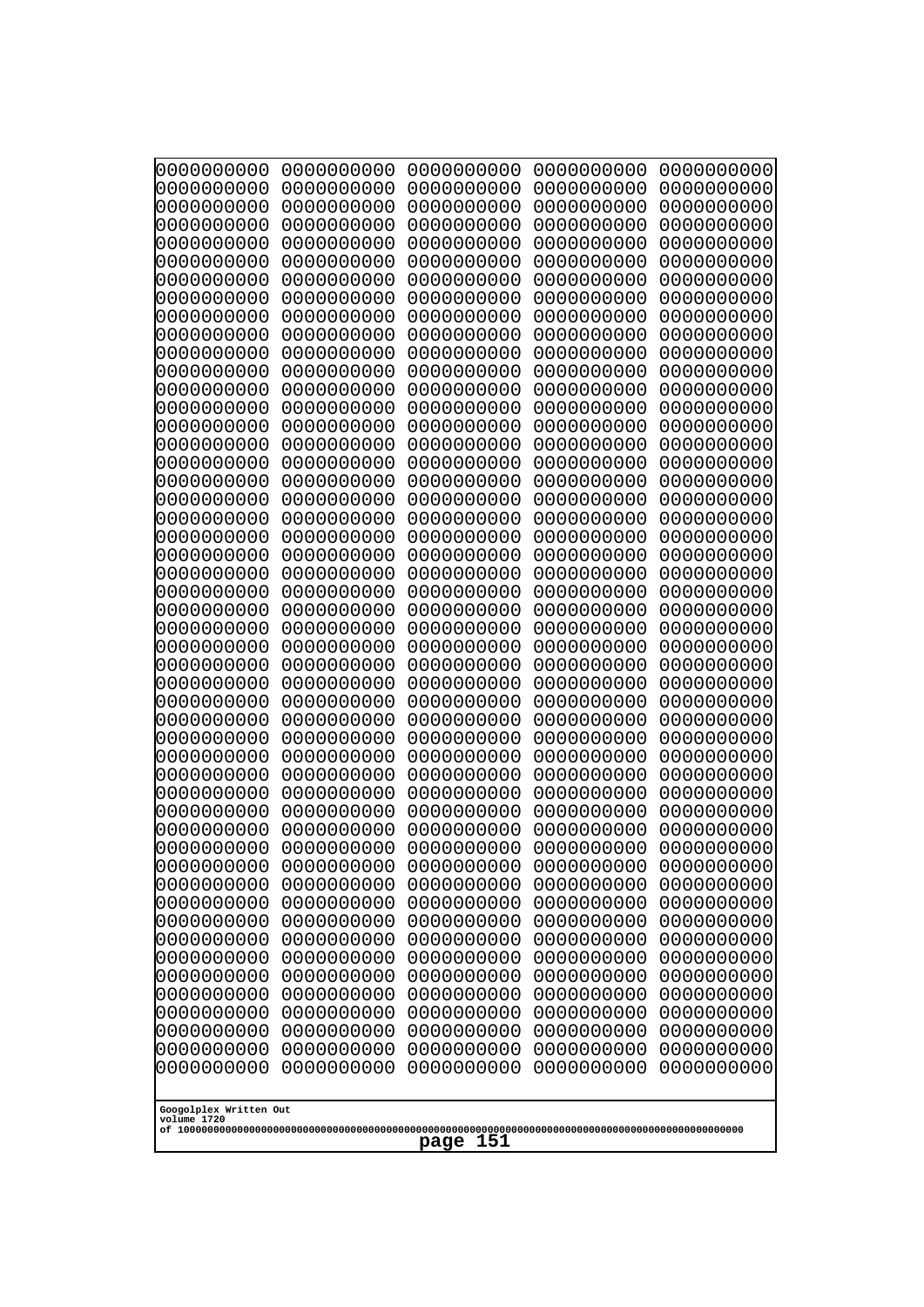```
0000000000 0000000000 0000000000 0000000000 0000000000
0000000000 0000000000 0000000000 0000000000 0000000000
0000000000 0000000000 0000000000 0000000000 0000000000
0000000000 0000000000 0000000000 0000000000 0000000000
0000000000 0000000000 0000000000 0000000000 0000000000
0000000000 0000000000 0000000000 0000000000 0000000000
0000000000 0000000000 0000000000 0000000000 0000000000
0000000000 0000000000 0000000000 0000000000 0000000000
0000000000 0000000000 0000000000 0000000000 0000000000
0000000000 0000000000 0000000000 0000000000 0000000000
0000000000 0000000000 0000000000 0000000000 0000000000
0000000000 0000000000 0000000000 0000000000 0000000000
0000000000 0000000000 0000000000 0000000000 0000000000
0000000000 0000000000 0000000000 0000000000 0000000000
0000000000 0000000000 0000000000 0000000000 0000000000
0000000000 0000000000 0000000000 0000000000 0000000000
0000000000 0000000000 0000000000 0000000000 0000000000
0000000000 0000000000 0000000000 0000000000 0000000000
0000000000 0000000000 0000000000 0000000000 0000000000
0000000000 0000000000 0000000000 0000000000 0000000000
0000000000 0000000000 0000000000 0000000000 0000000000
0000000000 0000000000 0000000000 0000000000 0000000000
0000000000 0000000000 0000000000 0000000000 0000000000
0000000000 0000000000 0000000000 0000000000 0000000000
0000000000 0000000000 0000000000 0000000000 0000000000
0000000000 0000000000 0000000000 0000000000 0000000000
0000000000 0000000000 0000000000 0000000000 0000000000
0000000000 0000000000 0000000000 0000000000 0000000000
0000000000 0000000000 0000000000 0000000000 0000000000
0000000000 0000000000 0000000000 0000000000 0000000000
0000000000 0000000000 0000000000 0000000000 0000000000
0000000000 0000000000 0000000000 0000000000 0000000000
0000000000 0000000000 0000000000 0000000000 0000000000
0000000000 0000000000 0000000000 0000000000 0000000000
0000000000 0000000000 0000000000 0000000000 0000000000
0000000000 0000000000 0000000000 0000000000 0000000000
0000000000 0000000000 0000000000 0000000000 0000000000
0000000000 0000000000 0000000000 0000000000 0000000000
0000000000 0000000000 0000000000 0000000000 0000000000
0000000000 0000000000 0000000000 0000000000 0000000000
0000000000 0000000000 0000000000 0000000000 0000000000
0000000000 0000000000 0000000000 0000000000 0000000000
0000000000 0000000000 0000000000 0000000000 0000000000
0000000000 0000000000 0000000000 0000000000 0000000000
0000000000 0000000000 0000000000 0000000000 0000000000
0000000000 0000000000 0000000000 0000000000 0000000000
0000000000 0000000000 0000000000 0000000000 0000000000
0000000000 0000000000 0000000000 0000000000 0000000000
0000000000 0000000000 0000000000 0000000000 0000000000
0000000000 0000000000 0000000000 0000000000 0000000000
```

Googolplex Written Out
volume 1720
of 10000000000000000000000000000000000000000000000000000000000000000000000000000000000000000000000000000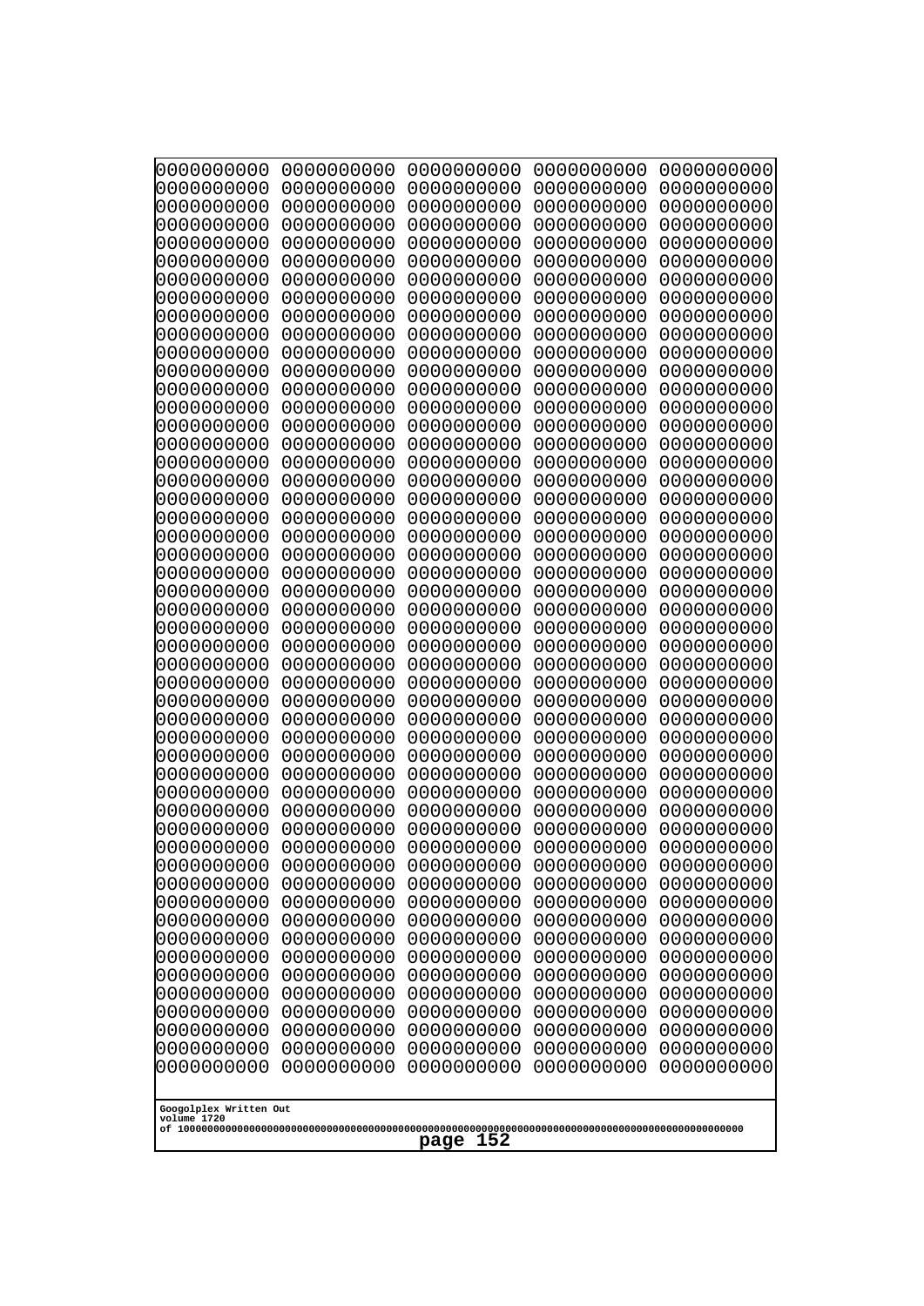```
0000000000 0000000000 0000000000 0000000000 0000000000
0000000000 0000000000 0000000000 0000000000 0000000000
0000000000 0000000000 0000000000 0000000000 0000000000
0000000000 0000000000 0000000000 0000000000 0000000000
0000000000 0000000000 0000000000 0000000000 0000000000
0000000000 0000000000 0000000000 0000000000 0000000000
0000000000 0000000000 0000000000 0000000000 0000000000
0000000000 0000000000 0000000000 0000000000 0000000000
0000000000 0000000000 0000000000 0000000000 0000000000
0000000000 0000000000 0000000000 0000000000 0000000000
0000000000 0000000000 0000000000 0000000000 0000000000
0000000000 0000000000 0000000000 0000000000 0000000000
0000000000 0000000000 0000000000 0000000000 0000000000
0000000000 0000000000 0000000000 0000000000 0000000000
0000000000 0000000000 0000000000 0000000000 0000000000
0000000000 0000000000 0000000000 0000000000 0000000000
0000000000 0000000000 0000000000 0000000000 0000000000
0000000000 0000000000 0000000000 0000000000 0000000000
0000000000 0000000000 0000000000 0000000000 0000000000
0000000000 0000000000 0000000000 0000000000 0000000000
0000000000 0000000000 0000000000 0000000000 0000000000
0000000000 0000000000 0000000000 0000000000 0000000000
0000000000 0000000000 0000000000 0000000000 0000000000
0000000000 0000000000 0000000000 0000000000 0000000000
0000000000 0000000000 0000000000 0000000000 0000000000
0000000000 0000000000 0000000000 0000000000 0000000000
0000000000 0000000000 0000000000 0000000000 0000000000
0000000000 0000000000 0000000000 0000000000 0000000000
0000000000 0000000000 0000000000 0000000000 0000000000
0000000000 0000000000 0000000000 0000000000 0000000000
0000000000 0000000000 0000000000 0000000000 0000000000
0000000000 0000000000 0000000000 0000000000 0000000000
0000000000 0000000000 0000000000 0000000000 0000000000
0000000000 0000000000 0000000000 0000000000 0000000000
0000000000 0000000000 0000000000 0000000000 0000000000
0000000000 0000000000 0000000000 0000000000 0000000000
0000000000 0000000000 0000000000 0000000000 0000000000
0000000000 0000000000 0000000000 0000000000 0000000000
0000000000 0000000000 0000000000 0000000000 0000000000
0000000000 0000000000 0000000000 0000000000 0000000000
0000000000 0000000000 0000000000 0000000000 0000000000
0000000000 0000000000 0000000000 0000000000 0000000000
0000000000 0000000000 0000000000 0000000000 0000000000
0000000000 0000000000 0000000000 0000000000 0000000000
0000000000 0000000000 0000000000 0000000000 0000000000
0000000000 0000000000 0000000000 0000000000 0000000000
0000000000 0000000000 0000000000 0000000000 0000000000
0000000000 0000000000 0000000000 0000000000 0000000000
0000000000 0000000000 0000000000 0000000000 0000000000
0000000000 0000000000 0000000000 0000000000 0000000000
```

Googolplex Written Out
volume 1720
of 10000000000000000000000000000000000000000000000000000000000000000000000000000000000000000000000000000

page 152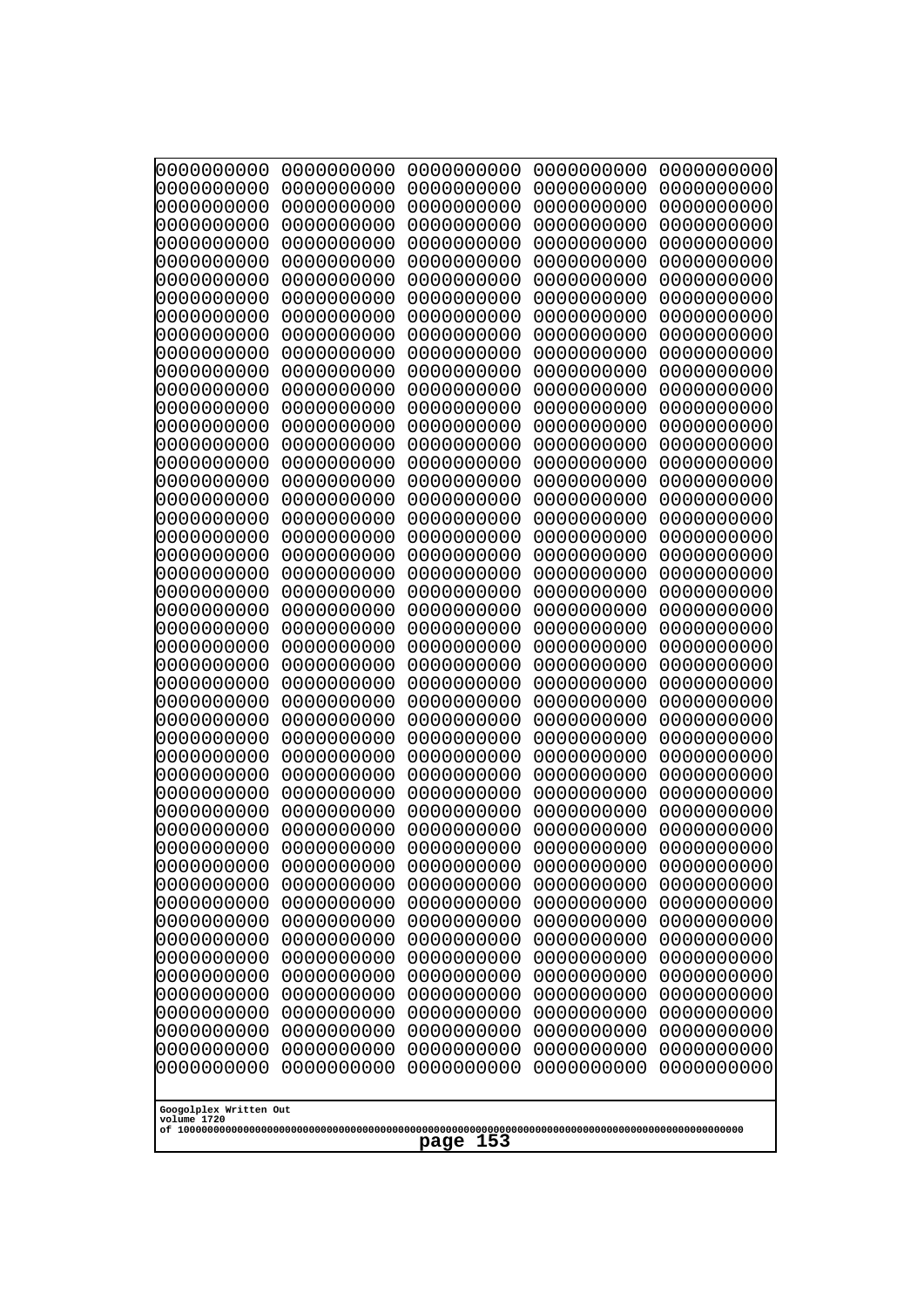```
0000000000 0000000000 0000000000 0000000000 0000000000
0000000000 0000000000 0000000000 0000000000 0000000000
0000000000 0000000000 0000000000 0000000000 0000000000
0000000000 0000000000 0000000000 0000000000 0000000000
0000000000 0000000000 0000000000 0000000000 0000000000
0000000000 0000000000 0000000000 0000000000 0000000000
0000000000 0000000000 0000000000 0000000000 0000000000
0000000000 0000000000 0000000000 0000000000 0000000000
0000000000 0000000000 0000000000 0000000000 0000000000
0000000000 0000000000 0000000000 0000000000 0000000000
0000000000 0000000000 0000000000 0000000000 0000000000
0000000000 0000000000 0000000000 0000000000 0000000000
0000000000 0000000000 0000000000 0000000000 0000000000
0000000000 0000000000 0000000000 0000000000 0000000000
0000000000 0000000000 0000000000 0000000000 0000000000
0000000000 0000000000 0000000000 0000000000 0000000000
0000000000 0000000000 0000000000 0000000000 0000000000
0000000000 0000000000 0000000000 0000000000 0000000000
0000000000 0000000000 0000000000 0000000000 0000000000
0000000000 0000000000 0000000000 0000000000 0000000000
0000000000 0000000000 0000000000 0000000000 0000000000
0000000000 0000000000 0000000000 0000000000 0000000000
0000000000 0000000000 0000000000 0000000000 0000000000
0000000000 0000000000 0000000000 0000000000 0000000000
0000000000 0000000000 0000000000 0000000000 0000000000
0000000000 0000000000 0000000000 0000000000 0000000000
0000000000 0000000000 0000000000 0000000000 0000000000
0000000000 0000000000 0000000000 0000000000 0000000000
0000000000 0000000000 0000000000 0000000000 0000000000
0000000000 0000000000 0000000000 0000000000 0000000000
0000000000 0000000000 0000000000 0000000000 0000000000
0000000000 0000000000 0000000000 0000000000 0000000000
0000000000 0000000000 0000000000 0000000000 0000000000
0000000000 0000000000 0000000000 0000000000 0000000000
0000000000 0000000000 0000000000 0000000000 0000000000
0000000000 0000000000 0000000000 0000000000 0000000000
0000000000 0000000000 0000000000 0000000000 0000000000
0000000000 0000000000 0000000000 0000000000 0000000000
0000000000 0000000000 0000000000 0000000000 0000000000
0000000000 0000000000 0000000000 0000000000 0000000000
0000000000 0000000000 0000000000 0000000000 0000000000
0000000000 0000000000 0000000000 0000000000 0000000000
0000000000 0000000000 0000000000 0000000000 0000000000
0000000000 0000000000 0000000000 0000000000 0000000000
0000000000 0000000000 0000000000 0000000000 0000000000
0000000000 0000000000 0000000000 0000000000 0000000000
0000000000 0000000000 0000000000 0000000000 0000000000
0000000000 0000000000 0000000000 0000000000 0000000000
0000000000 0000000000 0000000000 0000000000 0000000000
0000000000 0000000000 0000000000 0000000000 0000000000
```

Googolplex Written Out
volume 1720
of 10000000000000000000000000000000000000000000000000000000000000000000000000000000000000000000000000000

page 153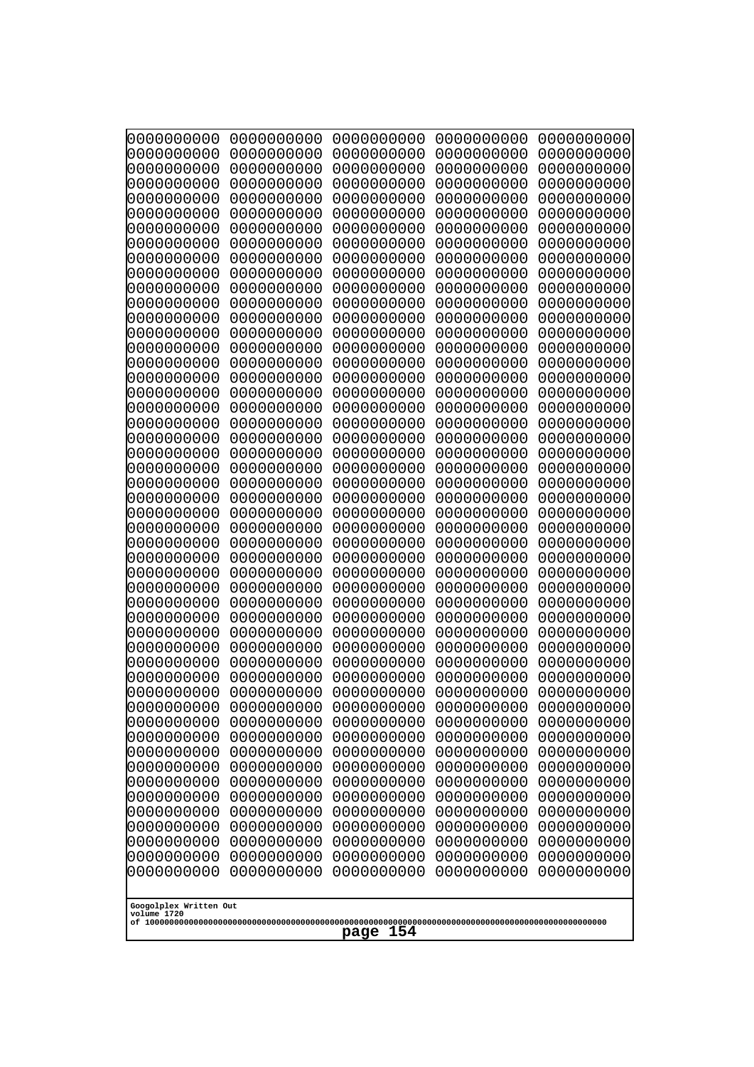```
0000000000 0000000000 0000000000 0000000000 0000000000
0000000000 0000000000 0000000000 0000000000 0000000000
0000000000 0000000000 0000000000 0000000000 0000000000
0000000000 0000000000 0000000000 0000000000 0000000000
0000000000 0000000000 0000000000 0000000000 0000000000
0000000000 0000000000 0000000000 0000000000 0000000000
0000000000 0000000000 0000000000 0000000000 0000000000
0000000000 0000000000 0000000000 0000000000 0000000000
0000000000 0000000000 0000000000 0000000000 0000000000
0000000000 0000000000 0000000000 0000000000 0000000000
0000000000 0000000000 0000000000 0000000000 0000000000
0000000000 0000000000 0000000000 0000000000 0000000000
0000000000 0000000000 0000000000 0000000000 0000000000
0000000000 0000000000 0000000000 0000000000 0000000000
0000000000 0000000000 0000000000 0000000000 0000000000
0000000000 0000000000 0000000000 0000000000 0000000000
0000000000 0000000000 0000000000 0000000000 0000000000
0000000000 0000000000 0000000000 0000000000 0000000000
0000000000 0000000000 0000000000 0000000000 0000000000
0000000000 0000000000 0000000000 0000000000 0000000000
0000000000 0000000000 0000000000 0000000000 0000000000
0000000000 0000000000 0000000000 0000000000 0000000000
0000000000 0000000000 0000000000 0000000000 0000000000
0000000000 0000000000 0000000000 0000000000 0000000000
0000000000 0000000000 0000000000 0000000000 0000000000
0000000000 0000000000 0000000000 0000000000 0000000000
0000000000 0000000000 0000000000 0000000000 0000000000
0000000000 0000000000 0000000000 0000000000 0000000000
0000000000 0000000000 0000000000 0000000000 0000000000
0000000000 0000000000 0000000000 0000000000 0000000000
0000000000 0000000000 0000000000 0000000000 0000000000
0000000000 0000000000 0000000000 0000000000 0000000000
0000000000 0000000000 0000000000 0000000000 0000000000
0000000000 0000000000 0000000000 0000000000 0000000000
0000000000 0000000000 0000000000 0000000000 0000000000
0000000000 0000000000 0000000000 0000000000 0000000000
0000000000 0000000000 0000000000 0000000000 0000000000
0000000000 0000000000 0000000000 0000000000 0000000000
0000000000 0000000000 0000000000 0000000000 0000000000
0000000000 0000000000 0000000000 0000000000 0000000000
0000000000 0000000000 0000000000 0000000000 0000000000
0000000000 0000000000 0000000000 0000000000 0000000000
0000000000 0000000000 0000000000 0000000000 0000000000
0000000000 0000000000 0000000000 0000000000 0000000000
0000000000 0000000000 0000000000 0000000000 0000000000
0000000000 0000000000 0000000000 0000000000 0000000000
0000000000 0000000000 0000000000 0000000000 0000000000
0000000000 0000000000 0000000000 0000000000 0000000000
0000000000 0000000000 0000000000 0000000000 0000000000
```

Googolplex Written Out
volume 1720
of 10000000000000000000000000000000000000000000000000000000000000000000000000000000000000000000000000000

page 154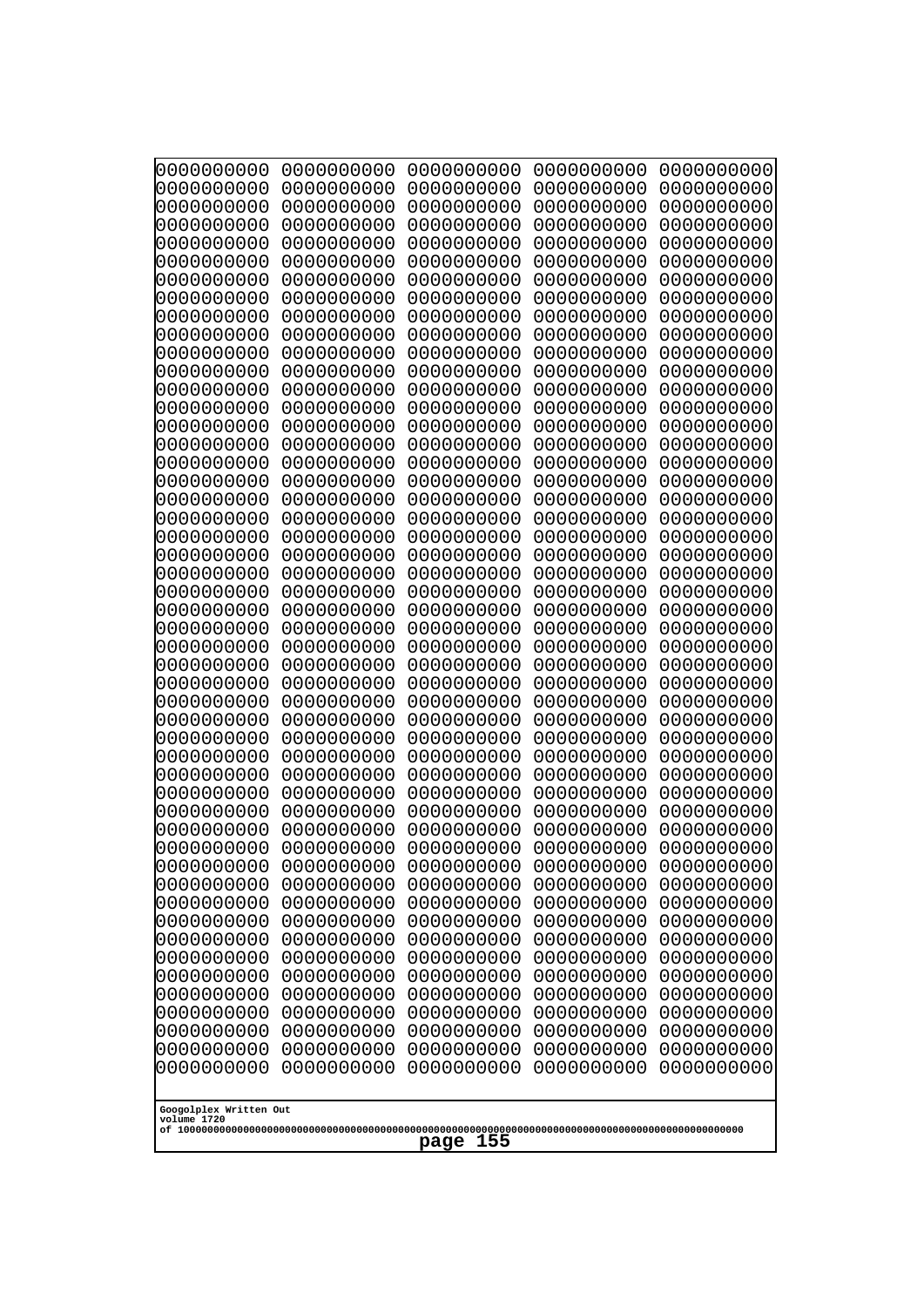0000000000 0000000000 0000000000 0000000000 0000000000
0000000000 0000000000 0000000000 0000000000 0000000000
0000000000 0000000000 0000000000 0000000000 0000000000
0000000000 0000000000 0000000000 0000000000 0000000000
0000000000 0000000000 0000000000 0000000000 0000000000
0000000000 0000000000 0000000000 0000000000 0000000000
0000000000 0000000000 0000000000 0000000000 0000000000
0000000000 0000000000 0000000000 0000000000 0000000000
0000000000 0000000000 0000000000 0000000000 0000000000
0000000000 0000000000 0000000000 0000000000 0000000000
0000000000 0000000000 0000000000 0000000000 0000000000
0000000000 0000000000 0000000000 0000000000 0000000000
0000000000 0000000000 0000000000 0000000000 0000000000
0000000000 0000000000 0000000000 0000000000 0000000000
0000000000 0000000000 0000000000 0000000000 0000000000
0000000000 0000000000 0000000000 0000000000 0000000000
0000000000 0000000000 0000000000 0000000000 0000000000
0000000000 0000000000 0000000000 0000000000 0000000000
0000000000 0000000000 0000000000 0000000000 0000000000
0000000000 0000000000 0000000000 0000000000 0000000000
0000000000 0000000000 0000000000 0000000000 0000000000
0000000000 0000000000 0000000000 0000000000 0000000000
0000000000 0000000000 0000000000 0000000000 0000000000
0000000000 0000000000 0000000000 0000000000 0000000000
0000000000 0000000000 0000000000 0000000000 0000000000
0000000000 0000000000 0000000000 0000000000 0000000000
0000000000 0000000000 0000000000 0000000000 0000000000
0000000000 0000000000 0000000000 0000000000 0000000000
0000000000 0000000000 0000000000 0000000000 0000000000
0000000000 0000000000 0000000000 0000000000 0000000000
0000000000 0000000000 0000000000 0000000000 0000000000
0000000000 0000000000 0000000000 0000000000 0000000000
0000000000 0000000000 0000000000 0000000000 0000000000
0000000000 0000000000 0000000000 0000000000 0000000000
0000000000 0000000000 0000000000 0000000000 0000000000
0000000000 0000000000 0000000000 0000000000 0000000000
0000000000 0000000000 0000000000 0000000000 0000000000
0000000000 0000000000 0000000000 0000000000 0000000000
0000000000 0000000000 0000000000 0000000000 0000000000
0000000000 0000000000 0000000000 0000000000 0000000000
0000000000 0000000000 0000000000 0000000000 0000000000
0000000000 0000000000 0000000000 0000000000 0000000000
0000000000 0000000000 0000000000 0000000000 0000000000
0000000000 0000000000 0000000000 0000000000 0000000000
0000000000 0000000000 0000000000 0000000000 0000000000
0000000000 0000000000 0000000000 0000000000 0000000000
0000000000 0000000000 0000000000 0000000000 0000000000
0000000000 0000000000 0000000000 0000000000 0000000000
0000000000 0000000000 0000000000 0000000000 0000000000
0000000000 0000000000 0000000000 0000000000 0000000000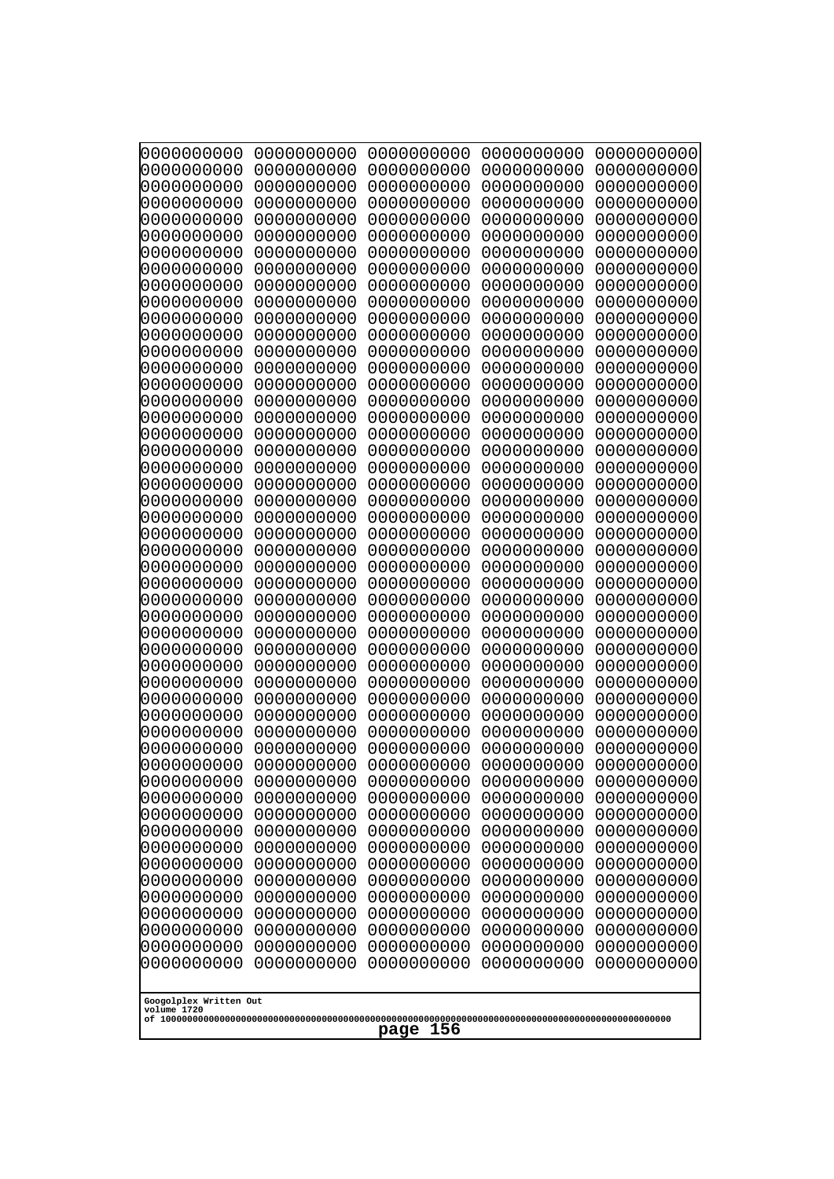```
0000000000 0000000000 0000000000 0000000000 0000000000
0000000000 0000000000 0000000000 0000000000 0000000000
0000000000 0000000000 0000000000 0000000000 0000000000
0000000000 0000000000 0000000000 0000000000 0000000000
0000000000 0000000000 0000000000 0000000000 0000000000
0000000000 0000000000 0000000000 0000000000 0000000000
0000000000 0000000000 0000000000 0000000000 0000000000
0000000000 0000000000 0000000000 0000000000 0000000000
0000000000 0000000000 0000000000 0000000000 0000000000
0000000000 0000000000 0000000000 0000000000 0000000000
0000000000 0000000000 0000000000 0000000000 0000000000
0000000000 0000000000 0000000000 0000000000 0000000000
0000000000 0000000000 0000000000 0000000000 0000000000
0000000000 0000000000 0000000000 0000000000 0000000000
0000000000 0000000000 0000000000 0000000000 0000000000
0000000000 0000000000 0000000000 0000000000 0000000000
0000000000 0000000000 0000000000 0000000000 0000000000
0000000000 0000000000 0000000000 0000000000 0000000000
0000000000 0000000000 0000000000 0000000000 0000000000
0000000000 0000000000 0000000000 0000000000 0000000000
0000000000 0000000000 0000000000 0000000000 0000000000
0000000000 0000000000 0000000000 0000000000 0000000000
0000000000 0000000000 0000000000 0000000000 0000000000
0000000000 0000000000 0000000000 0000000000 0000000000
0000000000 0000000000 0000000000 0000000000 0000000000
0000000000 0000000000 0000000000 0000000000 0000000000
0000000000 0000000000 0000000000 0000000000 0000000000
0000000000 0000000000 0000000000 0000000000 0000000000
0000000000 0000000000 0000000000 0000000000 0000000000
0000000000 0000000000 0000000000 0000000000 0000000000
0000000000 0000000000 0000000000 0000000000 0000000000
0000000000 0000000000 0000000000 0000000000 0000000000
0000000000 0000000000 0000000000 0000000000 0000000000
0000000000 0000000000 0000000000 0000000000 0000000000
0000000000 0000000000 0000000000 0000000000 0000000000
0000000000 0000000000 0000000000 0000000000 0000000000
0000000000 0000000000 0000000000 0000000000 0000000000
0000000000 0000000000 0000000000 0000000000 0000000000
0000000000 0000000000 0000000000 0000000000 0000000000
0000000000 0000000000 0000000000 0000000000 0000000000
0000000000 0000000000 0000000000 0000000000 0000000000
0000000000 0000000000 0000000000 0000000000 0000000000
0000000000 0000000000 0000000000 0000000000 0000000000
0000000000 0000000000 0000000000 0000000000 0000000000
0000000000 0000000000 0000000000 0000000000 0000000000
0000000000 0000000000 0000000000 0000000000 0000000000
0000000000 0000000000 0000000000 0000000000 0000000000
0000000000 0000000000 0000000000 0000000000 0000000000
0000000000 0000000000 0000000000 0000000000 0000000000
0000000000 0000000000 0000000000 0000000000 0000000000
```

Googolplex Written Out
volume 1720
of 10000000000000000000000000000000000000000000000000000000000000000000000000000000000000000000000000000
page 156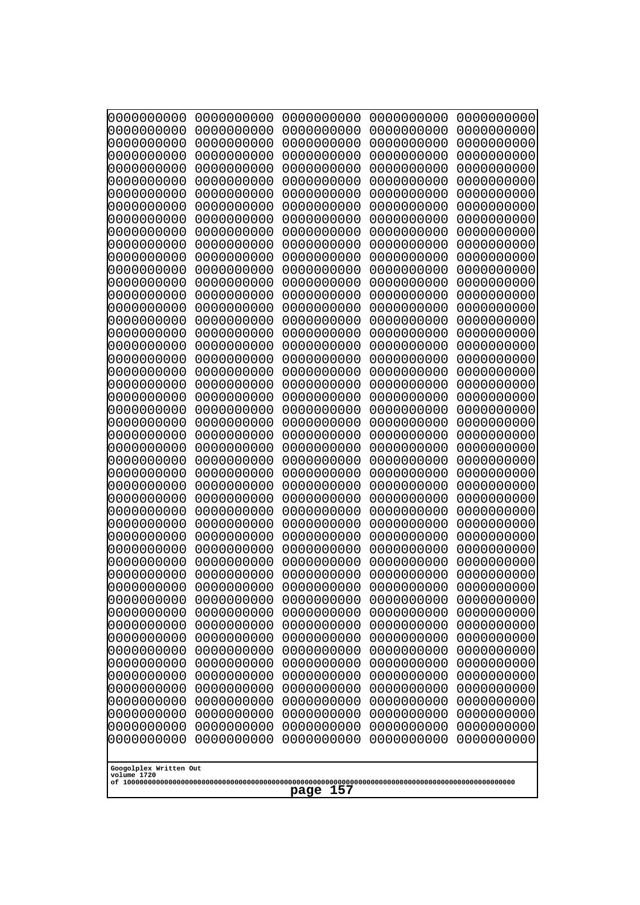```
0000000000 0000000000 0000000000 0000000000 0000000000
0000000000 0000000000 0000000000 0000000000 0000000000
0000000000 0000000000 0000000000 0000000000 0000000000
0000000000 0000000000 0000000000 0000000000 0000000000
0000000000 0000000000 0000000000 0000000000 0000000000
0000000000 0000000000 0000000000 0000000000 0000000000
0000000000 0000000000 0000000000 0000000000 0000000000
0000000000 0000000000 0000000000 0000000000 0000000000
0000000000 0000000000 0000000000 0000000000 0000000000
0000000000 0000000000 0000000000 0000000000 0000000000
0000000000 0000000000 0000000000 0000000000 0000000000
0000000000 0000000000 0000000000 0000000000 0000000000
0000000000 0000000000 0000000000 0000000000 0000000000
0000000000 0000000000 0000000000 0000000000 0000000000
0000000000 0000000000 0000000000 0000000000 0000000000
0000000000 0000000000 0000000000 0000000000 0000000000
0000000000 0000000000 0000000000 0000000000 0000000000
0000000000 0000000000 0000000000 0000000000 0000000000
0000000000 0000000000 0000000000 0000000000 0000000000
0000000000 0000000000 0000000000 0000000000 0000000000
0000000000 0000000000 0000000000 0000000000 0000000000
0000000000 0000000000 0000000000 0000000000 0000000000
0000000000 0000000000 0000000000 0000000000 0000000000
0000000000 0000000000 0000000000 0000000000 0000000000
0000000000 0000000000 0000000000 0000000000 0000000000
0000000000 0000000000 0000000000 0000000000 0000000000
0000000000 0000000000 0000000000 0000000000 0000000000
0000000000 0000000000 0000000000 0000000000 0000000000
0000000000 0000000000 0000000000 0000000000 0000000000
0000000000 0000000000 0000000000 0000000000 0000000000
0000000000 0000000000 0000000000 0000000000 0000000000
0000000000 0000000000 0000000000 0000000000 0000000000
0000000000 0000000000 0000000000 0000000000 0000000000
0000000000 0000000000 0000000000 0000000000 0000000000
0000000000 0000000000 0000000000 0000000000 0000000000
0000000000 0000000000 0000000000 0000000000 0000000000
0000000000 0000000000 0000000000 0000000000 0000000000
0000000000 0000000000 0000000000 0000000000 0000000000
0000000000 0000000000 0000000000 0000000000 0000000000
0000000000 0000000000 0000000000 0000000000 0000000000
0000000000 0000000000 0000000000 0000000000 0000000000
0000000000 0000000000 0000000000 0000000000 0000000000
0000000000 0000000000 0000000000 0000000000 0000000000
0000000000 0000000000 0000000000 0000000000 0000000000
0000000000 0000000000 0000000000 0000000000 0000000000
0000000000 0000000000 0000000000 0000000000 0000000000
0000000000 0000000000 0000000000 0000000000 0000000000
0000000000 0000000000 0000000000 0000000000 0000000000
0000000000 0000000000 0000000000 0000000000 0000000000
0000000000 0000000000 0000000000 0000000000 0000000000
```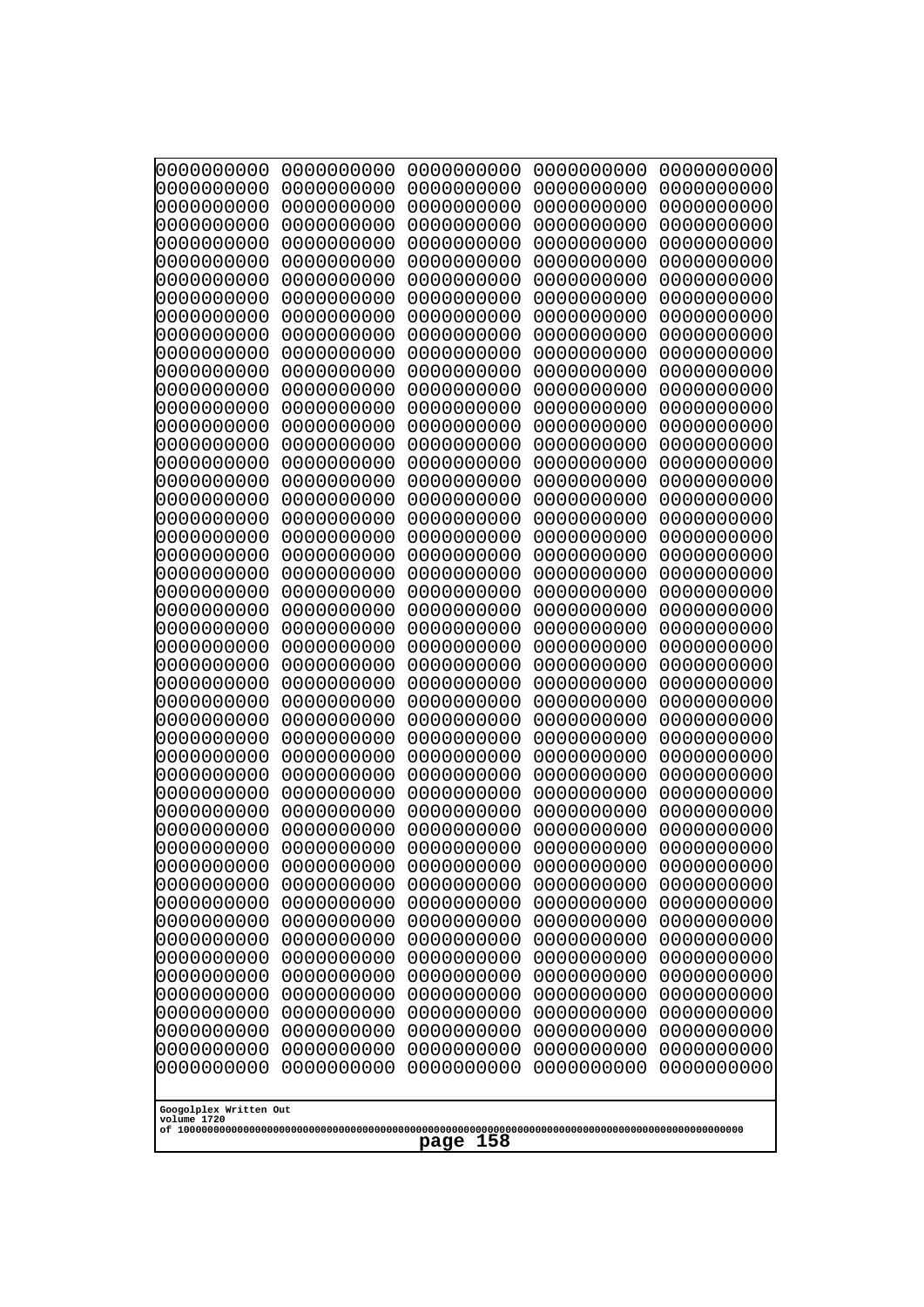```
0000000000 0000000000 0000000000 0000000000 0000000000
0000000000 0000000000 0000000000 0000000000 0000000000
0000000000 0000000000 0000000000 0000000000 0000000000
0000000000 0000000000 0000000000 0000000000 0000000000
0000000000 0000000000 0000000000 0000000000 0000000000
0000000000 0000000000 0000000000 0000000000 0000000000
0000000000 0000000000 0000000000 0000000000 0000000000
0000000000 0000000000 0000000000 0000000000 0000000000
0000000000 0000000000 0000000000 0000000000 0000000000
0000000000 0000000000 0000000000 0000000000 0000000000
0000000000 0000000000 0000000000 0000000000 0000000000
0000000000 0000000000 0000000000 0000000000 0000000000
0000000000 0000000000 0000000000 0000000000 0000000000
0000000000 0000000000 0000000000 0000000000 0000000000
0000000000 0000000000 0000000000 0000000000 0000000000
0000000000 0000000000 0000000000 0000000000 0000000000
0000000000 0000000000 0000000000 0000000000 0000000000
0000000000 0000000000 0000000000 0000000000 0000000000
0000000000 0000000000 0000000000 0000000000 0000000000
0000000000 0000000000 0000000000 0000000000 0000000000
0000000000 0000000000 0000000000 0000000000 0000000000
0000000000 0000000000 0000000000 0000000000 0000000000
0000000000 0000000000 0000000000 0000000000 0000000000
0000000000 0000000000 0000000000 0000000000 0000000000
0000000000 0000000000 0000000000 0000000000 0000000000
0000000000 0000000000 0000000000 0000000000 0000000000
0000000000 0000000000 0000000000 0000000000 0000000000
0000000000 0000000000 0000000000 0000000000 0000000000
0000000000 0000000000 0000000000 0000000000 0000000000
0000000000 0000000000 0000000000 0000000000 0000000000
0000000000 0000000000 0000000000 0000000000 0000000000
0000000000 0000000000 0000000000 0000000000 0000000000
0000000000 0000000000 0000000000 0000000000 0000000000
0000000000 0000000000 0000000000 0000000000 0000000000
0000000000 0000000000 0000000000 0000000000 0000000000
0000000000 0000000000 0000000000 0000000000 0000000000
0000000000 0000000000 0000000000 0000000000 0000000000
0000000000 0000000000 0000000000 0000000000 0000000000
0000000000 0000000000 0000000000 0000000000 0000000000
0000000000 0000000000 0000000000 0000000000 0000000000
0000000000 0000000000 0000000000 0000000000 0000000000
0000000000 0000000000 0000000000 0000000000 0000000000
0000000000 0000000000 0000000000 0000000000 0000000000
0000000000 0000000000 0000000000 0000000000 0000000000
0000000000 0000000000 0000000000 0000000000 0000000000
0000000000 0000000000 0000000000 0000000000 0000000000
0000000000 0000000000 0000000000 0000000000 0000000000
0000000000 0000000000 0000000000 0000000000 0000000000
0000000000 0000000000 0000000000 0000000000 0000000000
0000000000 0000000000 0000000000 0000000000 0000000000
```

Googolplex Written Out
volume 1720
of 10000000000000000000000000000000000000000000000000000000000000000000000000000000000000000000000000000

page 158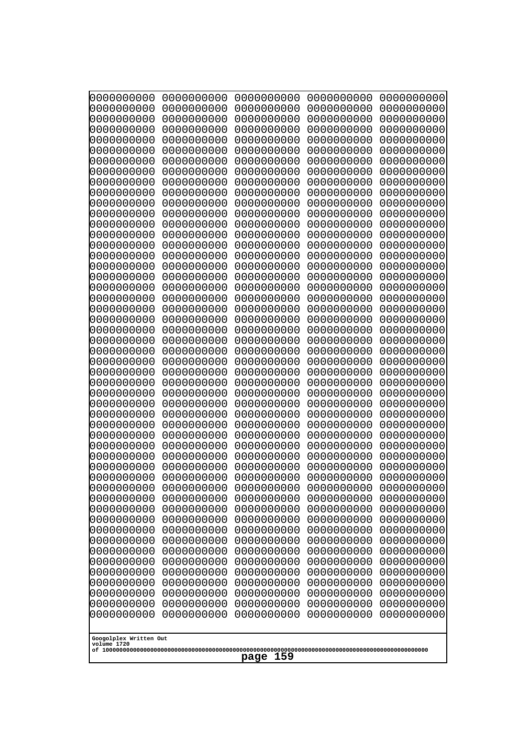```
0000000000 0000000000 0000000000 0000000000 0000000000
0000000000 0000000000 0000000000 0000000000 0000000000
0000000000 0000000000 0000000000 0000000000 0000000000
0000000000 0000000000 0000000000 0000000000 0000000000
0000000000 0000000000 0000000000 0000000000 0000000000
0000000000 0000000000 0000000000 0000000000 0000000000
0000000000 0000000000 0000000000 0000000000 0000000000
0000000000 0000000000 0000000000 0000000000 0000000000
0000000000 0000000000 0000000000 0000000000 0000000000
0000000000 0000000000 0000000000 0000000000 0000000000
0000000000 0000000000 0000000000 0000000000 0000000000
0000000000 0000000000 0000000000 0000000000 0000000000
0000000000 0000000000 0000000000 0000000000 0000000000
0000000000 0000000000 0000000000 0000000000 0000000000
0000000000 0000000000 0000000000 0000000000 0000000000
0000000000 0000000000 0000000000 0000000000 0000000000
0000000000 0000000000 0000000000 0000000000 0000000000
0000000000 0000000000 0000000000 0000000000 0000000000
0000000000 0000000000 0000000000 0000000000 0000000000
0000000000 0000000000 0000000000 0000000000 0000000000
0000000000 0000000000 0000000000 0000000000 0000000000
0000000000 0000000000 0000000000 0000000000 0000000000
0000000000 0000000000 0000000000 0000000000 0000000000
0000000000 0000000000 0000000000 0000000000 0000000000
0000000000 0000000000 0000000000 0000000000 0000000000
0000000000 0000000000 0000000000 0000000000 0000000000
0000000000 0000000000 0000000000 0000000000 0000000000
0000000000 0000000000 0000000000 0000000000 0000000000
0000000000 0000000000 0000000000 0000000000 0000000000
0000000000 0000000000 0000000000 0000000000 0000000000
0000000000 0000000000 0000000000 0000000000 0000000000
0000000000 0000000000 0000000000 0000000000 0000000000
0000000000 0000000000 0000000000 0000000000 0000000000
0000000000 0000000000 0000000000 0000000000 0000000000
0000000000 0000000000 0000000000 0000000000 0000000000
0000000000 0000000000 0000000000 0000000000 0000000000
0000000000 0000000000 0000000000 0000000000 0000000000
0000000000 0000000000 0000000000 0000000000 0000000000
0000000000 0000000000 0000000000 0000000000 0000000000
0000000000 0000000000 0000000000 0000000000 0000000000
0000000000 0000000000 0000000000 0000000000 0000000000
0000000000 0000000000 0000000000 0000000000 0000000000
0000000000 0000000000 0000000000 0000000000 0000000000
0000000000 0000000000 0000000000 0000000000 0000000000
0000000000 0000000000 0000000000 0000000000 0000000000
0000000000 0000000000 0000000000 0000000000 0000000000
0000000000 0000000000 0000000000 0000000000 0000000000
0000000000 0000000000 0000000000 0000000000 0000000000
0000000000 0000000000 0000000000 0000000000 0000000000
0000000000 0000000000 0000000000 0000000000 0000000000
```

Googolplex Written Out
volume 1720
of 10000000000000000000000000000000000000000000000000000000000000000000000000000000000000000000000000000
page 159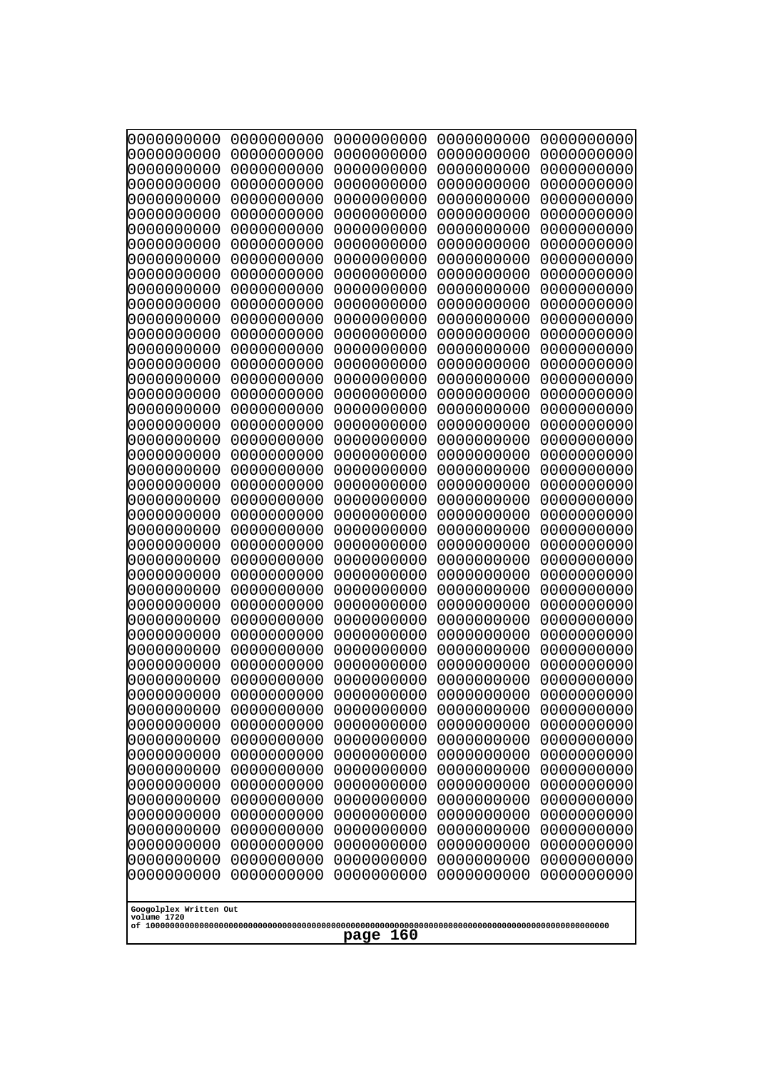```
0000000000 0000000000 0000000000 0000000000 0000000000
0000000000 0000000000 0000000000 0000000000 0000000000
0000000000 0000000000 0000000000 0000000000 0000000000
0000000000 0000000000 0000000000 0000000000 0000000000
0000000000 0000000000 0000000000 0000000000 0000000000
0000000000 0000000000 0000000000 0000000000 0000000000
0000000000 0000000000 0000000000 0000000000 0000000000
0000000000 0000000000 0000000000 0000000000 0000000000
0000000000 0000000000 0000000000 0000000000 0000000000
0000000000 0000000000 0000000000 0000000000 0000000000
0000000000 0000000000 0000000000 0000000000 0000000000
0000000000 0000000000 0000000000 0000000000 0000000000
0000000000 0000000000 0000000000 0000000000 0000000000
0000000000 0000000000 0000000000 0000000000 0000000000
0000000000 0000000000 0000000000 0000000000 0000000000
0000000000 0000000000 0000000000 0000000000 0000000000
0000000000 0000000000 0000000000 0000000000 0000000000
0000000000 0000000000 0000000000 0000000000 0000000000
0000000000 0000000000 0000000000 0000000000 0000000000
0000000000 0000000000 0000000000 0000000000 0000000000
0000000000 0000000000 0000000000 0000000000 0000000000
0000000000 0000000000 0000000000 0000000000 0000000000
0000000000 0000000000 0000000000 0000000000 0000000000
0000000000 0000000000 0000000000 0000000000 0000000000
0000000000 0000000000 0000000000 0000000000 0000000000
0000000000 0000000000 0000000000 0000000000 0000000000
0000000000 0000000000 0000000000 0000000000 0000000000
0000000000 0000000000 0000000000 0000000000 0000000000
0000000000 0000000000 0000000000 0000000000 0000000000
0000000000 0000000000 0000000000 0000000000 0000000000
0000000000 0000000000 0000000000 0000000000 0000000000
0000000000 0000000000 0000000000 0000000000 0000000000
0000000000 0000000000 0000000000 0000000000 0000000000
0000000000 0000000000 0000000000 0000000000 0000000000
0000000000 0000000000 0000000000 0000000000 0000000000
0000000000 0000000000 0000000000 0000000000 0000000000
0000000000 0000000000 0000000000 0000000000 0000000000
0000000000 0000000000 0000000000 0000000000 0000000000
0000000000 0000000000 0000000000 0000000000 0000000000
0000000000 0000000000 0000000000 0000000000 0000000000
0000000000 0000000000 0000000000 0000000000 0000000000
0000000000 0000000000 0000000000 0000000000 0000000000
0000000000 0000000000 0000000000 0000000000 0000000000
0000000000 0000000000 0000000000 0000000000 0000000000
0000000000 0000000000 0000000000 0000000000 0000000000
0000000000 0000000000 0000000000 0000000000 0000000000
0000000000 0000000000 0000000000 0000000000 0000000000
0000000000 0000000000 0000000000 0000000000 0000000000
0000000000 0000000000 0000000000 0000000000 0000000000
0000000000 0000000000 0000000000 0000000000 0000000000
```

Googolplex Written Out
volume 1720
of 10000000000000000000000000000000000000000000000000000000000000000000000000000000000000000000000000000

page 160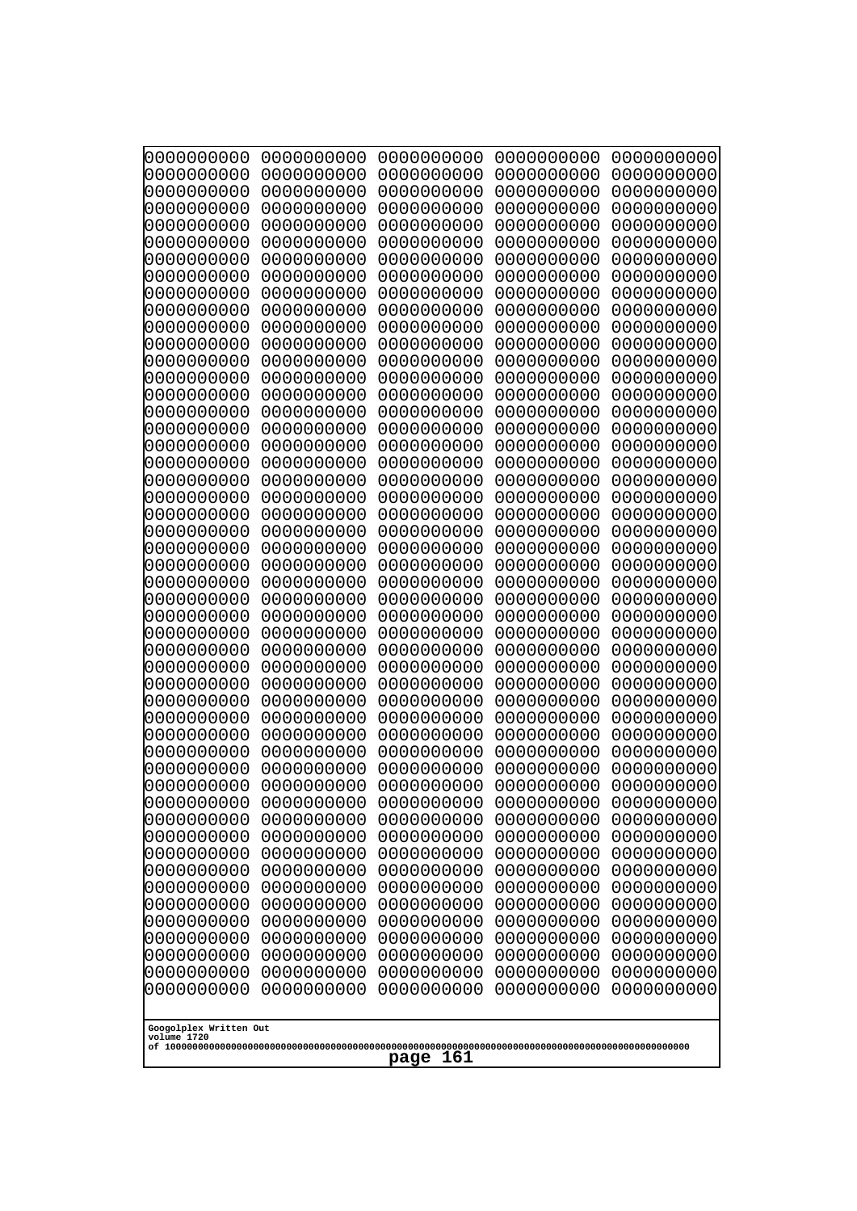```
0000000000 0000000000 0000000000 0000000000 0000000000
0000000000 0000000000 0000000000 0000000000 0000000000
0000000000 0000000000 0000000000 0000000000 0000000000
0000000000 0000000000 0000000000 0000000000 0000000000
0000000000 0000000000 0000000000 0000000000 0000000000
0000000000 0000000000 0000000000 0000000000 0000000000
0000000000 0000000000 0000000000 0000000000 0000000000
0000000000 0000000000 0000000000 0000000000 0000000000
0000000000 0000000000 0000000000 0000000000 0000000000
0000000000 0000000000 0000000000 0000000000 0000000000
0000000000 0000000000 0000000000 0000000000 0000000000
0000000000 0000000000 0000000000 0000000000 0000000000
0000000000 0000000000 0000000000 0000000000 0000000000
0000000000 0000000000 0000000000 0000000000 0000000000
0000000000 0000000000 0000000000 0000000000 0000000000
0000000000 0000000000 0000000000 0000000000 0000000000
0000000000 0000000000 0000000000 0000000000 0000000000
0000000000 0000000000 0000000000 0000000000 0000000000
0000000000 0000000000 0000000000 0000000000 0000000000
0000000000 0000000000 0000000000 0000000000 0000000000
0000000000 0000000000 0000000000 0000000000 0000000000
0000000000 0000000000 0000000000 0000000000 0000000000
0000000000 0000000000 0000000000 0000000000 0000000000
0000000000 0000000000 0000000000 0000000000 0000000000
0000000000 0000000000 0000000000 0000000000 0000000000
0000000000 0000000000 0000000000 0000000000 0000000000
0000000000 0000000000 0000000000 0000000000 0000000000
0000000000 0000000000 0000000000 0000000000 0000000000
0000000000 0000000000 0000000000 0000000000 0000000000
0000000000 0000000000 0000000000 0000000000 0000000000
0000000000 0000000000 0000000000 0000000000 0000000000
0000000000 0000000000 0000000000 0000000000 0000000000
0000000000 0000000000 0000000000 0000000000 0000000000
0000000000 0000000000 0000000000 0000000000 0000000000
0000000000 0000000000 0000000000 0000000000 0000000000
0000000000 0000000000 0000000000 0000000000 0000000000
0000000000 0000000000 0000000000 0000000000 0000000000
0000000000 0000000000 0000000000 0000000000 0000000000
0000000000 0000000000 0000000000 0000000000 0000000000
0000000000 0000000000 0000000000 0000000000 0000000000
0000000000 0000000000 0000000000 0000000000 0000000000
0000000000 0000000000 0000000000 0000000000 0000000000
0000000000 0000000000 0000000000 0000000000 0000000000
0000000000 0000000000 0000000000 0000000000 0000000000
0000000000 0000000000 0000000000 0000000000 0000000000
0000000000 0000000000 0000000000 0000000000 0000000000
0000000000 0000000000 0000000000 0000000000 0000000000
0000000000 0000000000 0000000000 0000000000 0000000000
0000000000 0000000000 0000000000 0000000000 0000000000
0000000000 0000000000 0000000000 0000000000 0000000000
```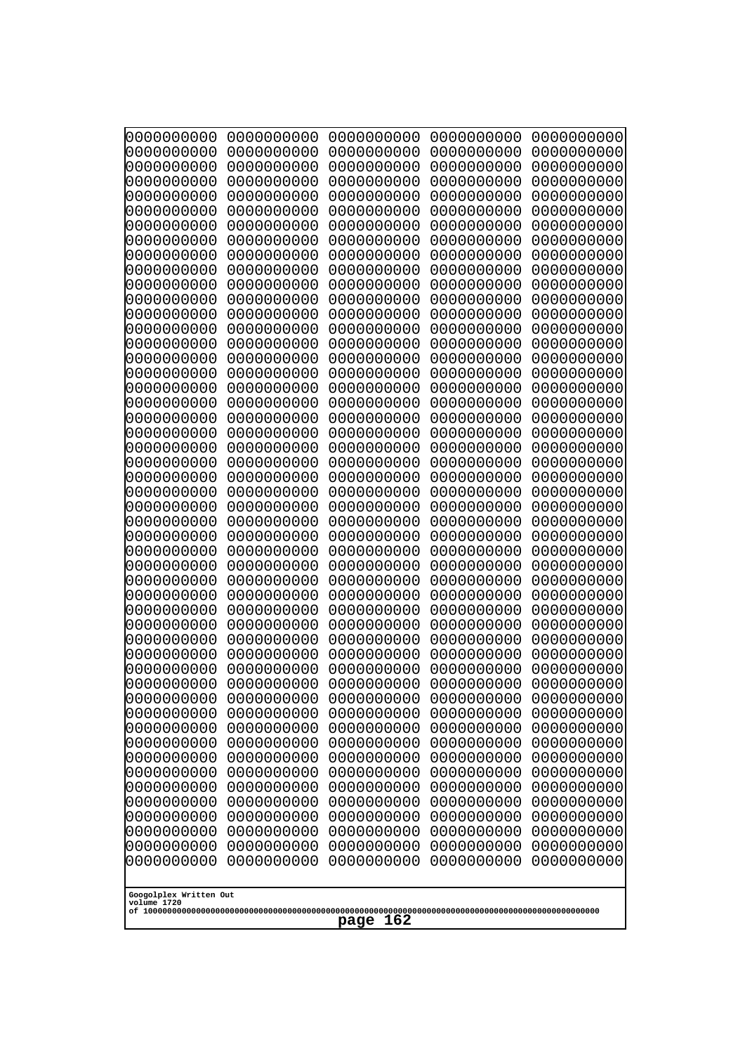```
0000000000 0000000000 0000000000 0000000000 0000000000
0000000000 0000000000 0000000000 0000000000 0000000000
0000000000 0000000000 0000000000 0000000000 0000000000
0000000000 0000000000 0000000000 0000000000 0000000000
0000000000 0000000000 0000000000 0000000000 0000000000
0000000000 0000000000 0000000000 0000000000 0000000000
0000000000 0000000000 0000000000 0000000000 0000000000
0000000000 0000000000 0000000000 0000000000 0000000000
0000000000 0000000000 0000000000 0000000000 0000000000
0000000000 0000000000 0000000000 0000000000 0000000000
0000000000 0000000000 0000000000 0000000000 0000000000
0000000000 0000000000 0000000000 0000000000 0000000000
0000000000 0000000000 0000000000 0000000000 0000000000
0000000000 0000000000 0000000000 0000000000 0000000000
0000000000 0000000000 0000000000 0000000000 0000000000
0000000000 0000000000 0000000000 0000000000 0000000000
0000000000 0000000000 0000000000 0000000000 0000000000
0000000000 0000000000 0000000000 0000000000 0000000000
0000000000 0000000000 0000000000 0000000000 0000000000
0000000000 0000000000 0000000000 0000000000 0000000000
0000000000 0000000000 0000000000 0000000000 0000000000
0000000000 0000000000 0000000000 0000000000 0000000000
0000000000 0000000000 0000000000 0000000000 0000000000
0000000000 0000000000 0000000000 0000000000 0000000000
0000000000 0000000000 0000000000 0000000000 0000000000
0000000000 0000000000 0000000000 0000000000 0000000000
0000000000 0000000000 0000000000 0000000000 0000000000
0000000000 0000000000 0000000000 0000000000 0000000000
0000000000 0000000000 0000000000 0000000000 0000000000
0000000000 0000000000 0000000000 0000000000 0000000000
0000000000 0000000000 0000000000 0000000000 0000000000
0000000000 0000000000 0000000000 0000000000 0000000000
0000000000 0000000000 0000000000 0000000000 0000000000
0000000000 0000000000 0000000000 0000000000 0000000000
0000000000 0000000000 0000000000 0000000000 0000000000
0000000000 0000000000 0000000000 0000000000 0000000000
0000000000 0000000000 0000000000 0000000000 0000000000
0000000000 0000000000 0000000000 0000000000 0000000000
0000000000 0000000000 0000000000 0000000000 0000000000
0000000000 0000000000 0000000000 0000000000 0000000000
0000000000 0000000000 0000000000 0000000000 0000000000
0000000000 0000000000 0000000000 0000000000 0000000000
0000000000 0000000000 0000000000 0000000000 0000000000
0000000000 0000000000 0000000000 0000000000 0000000000
0000000000 0000000000 0000000000 0000000000 0000000000
0000000000 0000000000 0000000000 0000000000 0000000000
0000000000 0000000000 0000000000 0000000000 0000000000
0000000000 0000000000 0000000000 0000000000 0000000000
0000000000 0000000000 0000000000 0000000000 0000000000
0000000000 0000000000 0000000000 0000000000 0000000000
```

Googolplex Written Out
volume 1720
of 10000000000000000000000000000000000000000000000000000000000000000000000000000000000000000000000000000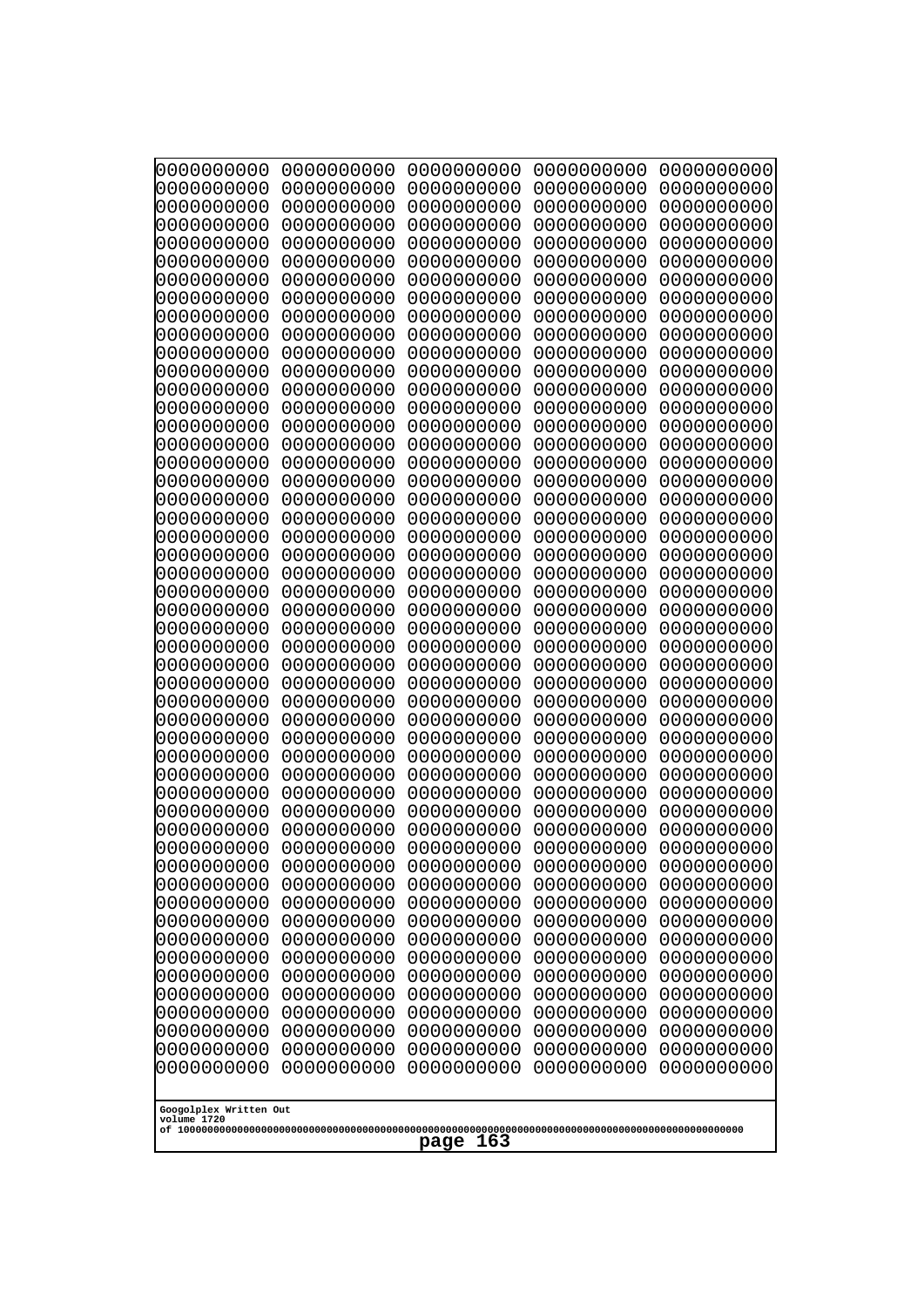```
0000000000 0000000000 0000000000 0000000000 0000000000
0000000000 0000000000 0000000000 0000000000 0000000000
0000000000 0000000000 0000000000 0000000000 0000000000
0000000000 0000000000 0000000000 0000000000 0000000000
0000000000 0000000000 0000000000 0000000000 0000000000
0000000000 0000000000 0000000000 0000000000 0000000000
0000000000 0000000000 0000000000 0000000000 0000000000
0000000000 0000000000 0000000000 0000000000 0000000000
0000000000 0000000000 0000000000 0000000000 0000000000
0000000000 0000000000 0000000000 0000000000 0000000000
0000000000 0000000000 0000000000 0000000000 0000000000
0000000000 0000000000 0000000000 0000000000 0000000000
0000000000 0000000000 0000000000 0000000000 0000000000
0000000000 0000000000 0000000000 0000000000 0000000000
0000000000 0000000000 0000000000 0000000000 0000000000
0000000000 0000000000 0000000000 0000000000 0000000000
0000000000 0000000000 0000000000 0000000000 0000000000
0000000000 0000000000 0000000000 0000000000 0000000000
0000000000 0000000000 0000000000 0000000000 0000000000
0000000000 0000000000 0000000000 0000000000 0000000000
0000000000 0000000000 0000000000 0000000000 0000000000
0000000000 0000000000 0000000000 0000000000 0000000000
0000000000 0000000000 0000000000 0000000000 0000000000
0000000000 0000000000 0000000000 0000000000 0000000000
0000000000 0000000000 0000000000 0000000000 0000000000
0000000000 0000000000 0000000000 0000000000 0000000000
0000000000 0000000000 0000000000 0000000000 0000000000
0000000000 0000000000 0000000000 0000000000 0000000000
0000000000 0000000000 0000000000 0000000000 0000000000
0000000000 0000000000 0000000000 0000000000 0000000000
0000000000 0000000000 0000000000 0000000000 0000000000
0000000000 0000000000 0000000000 0000000000 0000000000
0000000000 0000000000 0000000000 0000000000 0000000000
0000000000 0000000000 0000000000 0000000000 0000000000
0000000000 0000000000 0000000000 0000000000 0000000000
0000000000 0000000000 0000000000 0000000000 0000000000
0000000000 0000000000 0000000000 0000000000 0000000000
0000000000 0000000000 0000000000 0000000000 0000000000
0000000000 0000000000 0000000000 0000000000 0000000000
0000000000 0000000000 0000000000 0000000000 0000000000
0000000000 0000000000 0000000000 0000000000 0000000000
0000000000 0000000000 0000000000 0000000000 0000000000
0000000000 0000000000 0000000000 0000000000 0000000000
0000000000 0000000000 0000000000 0000000000 0000000000
0000000000 0000000000 0000000000 0000000000 0000000000
0000000000 0000000000 0000000000 0000000000 0000000000
0000000000 0000000000 0000000000 0000000000 0000000000
0000000000 0000000000 0000000000 0000000000 0000000000
0000000000 0000000000 0000000000 0000000000 0000000000
0000000000 0000000000 0000000000 0000000000 0000000000
```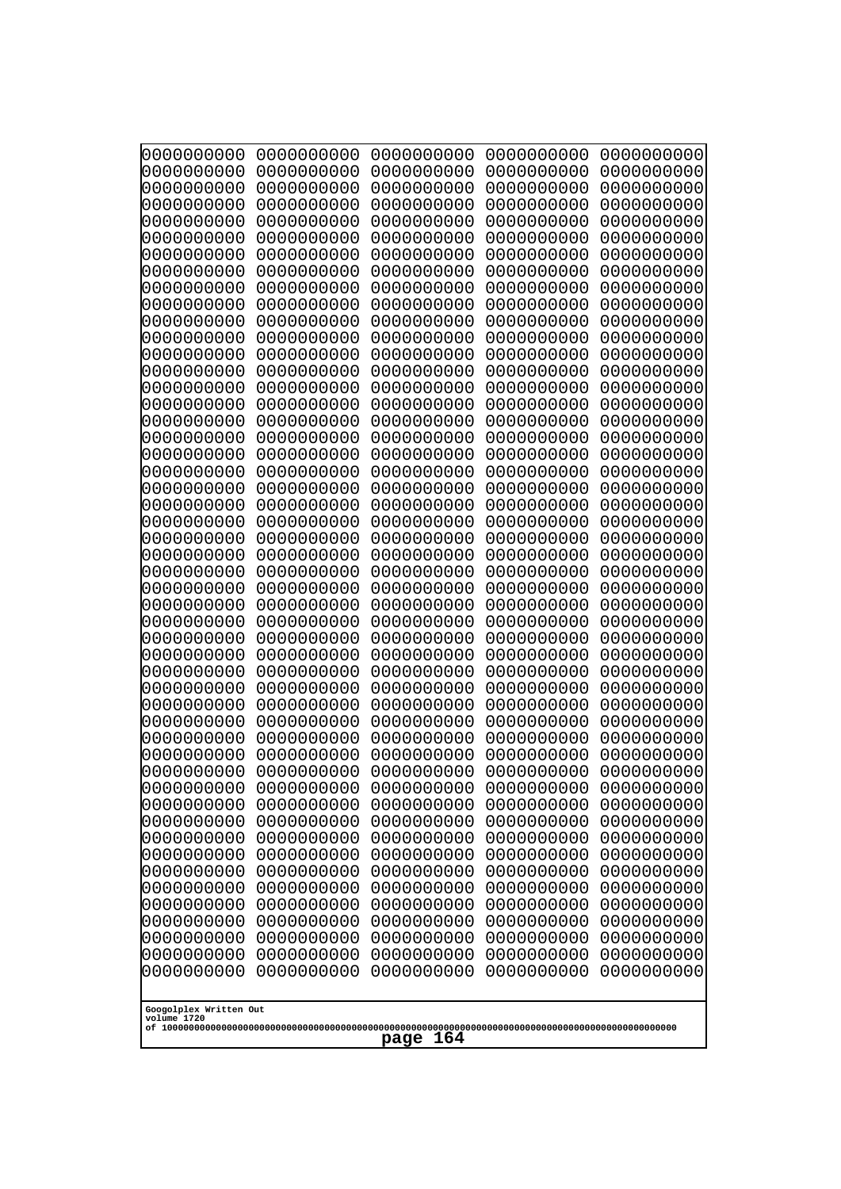```
0000000000 0000000000 0000000000 0000000000 0000000000
0000000000 0000000000 0000000000 0000000000 0000000000
0000000000 0000000000 0000000000 0000000000 0000000000
0000000000 0000000000 0000000000 0000000000 0000000000
0000000000 0000000000 0000000000 0000000000 0000000000
0000000000 0000000000 0000000000 0000000000 0000000000
0000000000 0000000000 0000000000 0000000000 0000000000
0000000000 0000000000 0000000000 0000000000 0000000000
0000000000 0000000000 0000000000 0000000000 0000000000
0000000000 0000000000 0000000000 0000000000 0000000000
0000000000 0000000000 0000000000 0000000000 0000000000
0000000000 0000000000 0000000000 0000000000 0000000000
0000000000 0000000000 0000000000 0000000000 0000000000
0000000000 0000000000 0000000000 0000000000 0000000000
0000000000 0000000000 0000000000 0000000000 0000000000
0000000000 0000000000 0000000000 0000000000 0000000000
0000000000 0000000000 0000000000 0000000000 0000000000
0000000000 0000000000 0000000000 0000000000 0000000000
0000000000 0000000000 0000000000 0000000000 0000000000
0000000000 0000000000 0000000000 0000000000 0000000000
0000000000 0000000000 0000000000 0000000000 0000000000
0000000000 0000000000 0000000000 0000000000 0000000000
0000000000 0000000000 0000000000 0000000000 0000000000
0000000000 0000000000 0000000000 0000000000 0000000000
0000000000 0000000000 0000000000 0000000000 0000000000
0000000000 0000000000 0000000000 0000000000 0000000000
0000000000 0000000000 0000000000 0000000000 0000000000
0000000000 0000000000 0000000000 0000000000 0000000000
0000000000 0000000000 0000000000 0000000000 0000000000
0000000000 0000000000 0000000000 0000000000 0000000000
0000000000 0000000000 0000000000 0000000000 0000000000
0000000000 0000000000 0000000000 0000000000 0000000000
0000000000 0000000000 0000000000 0000000000 0000000000
0000000000 0000000000 0000000000 0000000000 0000000000
0000000000 0000000000 0000000000 0000000000 0000000000
0000000000 0000000000 0000000000 0000000000 0000000000
0000000000 0000000000 0000000000 0000000000 0000000000
0000000000 0000000000 0000000000 0000000000 0000000000
0000000000 0000000000 0000000000 0000000000 0000000000
0000000000 0000000000 0000000000 0000000000 0000000000
0000000000 0000000000 0000000000 0000000000 0000000000
0000000000 0000000000 0000000000 0000000000 0000000000
0000000000 0000000000 0000000000 0000000000 0000000000
0000000000 0000000000 0000000000 0000000000 0000000000
0000000000 0000000000 0000000000 0000000000 0000000000
0000000000 0000000000 0000000000 0000000000 0000000000
0000000000 0000000000 0000000000 0000000000 0000000000
0000000000 0000000000 0000000000 0000000000 0000000000
0000000000 0000000000 0000000000 0000000000 0000000000
0000000000 0000000000 0000000000 0000000000 0000000000
```

Googolplex Written Out
volume 1720
of 10000000000000000000000000000000000000000000000000000000000000000000000000000000000000000000000000000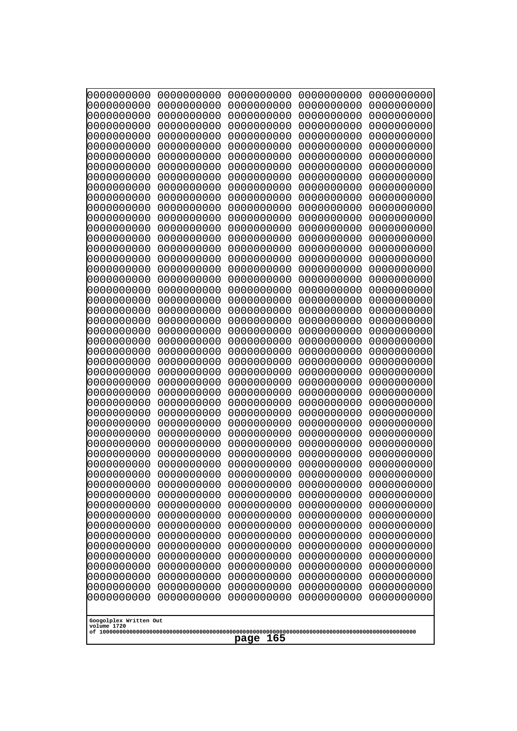```
0000000000 0000000000 0000000000 0000000000 0000000000
0000000000 0000000000 0000000000 0000000000 0000000000
0000000000 0000000000 0000000000 0000000000 0000000000
0000000000 0000000000 0000000000 0000000000 0000000000
0000000000 0000000000 0000000000 0000000000 0000000000
0000000000 0000000000 0000000000 0000000000 0000000000
0000000000 0000000000 0000000000 0000000000 0000000000
0000000000 0000000000 0000000000 0000000000 0000000000
0000000000 0000000000 0000000000 0000000000 0000000000
0000000000 0000000000 0000000000 0000000000 0000000000
0000000000 0000000000 0000000000 0000000000 0000000000
0000000000 0000000000 0000000000 0000000000 0000000000
0000000000 0000000000 0000000000 0000000000 0000000000
0000000000 0000000000 0000000000 0000000000 0000000000
0000000000 0000000000 0000000000 0000000000 0000000000
0000000000 0000000000 0000000000 0000000000 0000000000
0000000000 0000000000 0000000000 0000000000 0000000000
0000000000 0000000000 0000000000 0000000000 0000000000
0000000000 0000000000 0000000000 0000000000 0000000000
0000000000 0000000000 0000000000 0000000000 0000000000
0000000000 0000000000 0000000000 0000000000 0000000000
0000000000 0000000000 0000000000 0000000000 0000000000
0000000000 0000000000 0000000000 0000000000 0000000000
0000000000 0000000000 0000000000 0000000000 0000000000
0000000000 0000000000 0000000000 0000000000 0000000000
0000000000 0000000000 0000000000 0000000000 0000000000
0000000000 0000000000 0000000000 0000000000 0000000000
0000000000 0000000000 0000000000 0000000000 0000000000
0000000000 0000000000 0000000000 0000000000 0000000000
0000000000 0000000000 0000000000 0000000000 0000000000
0000000000 0000000000 0000000000 0000000000 0000000000
0000000000 0000000000 0000000000 0000000000 0000000000
0000000000 0000000000 0000000000 0000000000 0000000000
0000000000 0000000000 0000000000 0000000000 0000000000
0000000000 0000000000 0000000000 0000000000 0000000000
0000000000 0000000000 0000000000 0000000000 0000000000
0000000000 0000000000 0000000000 0000000000 0000000000
0000000000 0000000000 0000000000 0000000000 0000000000
0000000000 0000000000 0000000000 0000000000 0000000000
0000000000 0000000000 0000000000 0000000000 0000000000
0000000000 0000000000 0000000000 0000000000 0000000000
0000000000 0000000000 0000000000 0000000000 0000000000
0000000000 0000000000 0000000000 0000000000 0000000000
0000000000 0000000000 0000000000 0000000000 0000000000
0000000000 0000000000 0000000000 0000000000 0000000000
0000000000 0000000000 0000000000 0000000000 0000000000
0000000000 0000000000 0000000000 0000000000 0000000000
0000000000 0000000000 0000000000 0000000000 0000000000
0000000000 0000000000 0000000000 0000000000 0000000000
0000000000 0000000000 0000000000 0000000000 0000000000
```

Googolplex Written Out
volume 1720
of 10000000000000000000000000000000000000000000000000000000000000000000000000000000000000000000000000000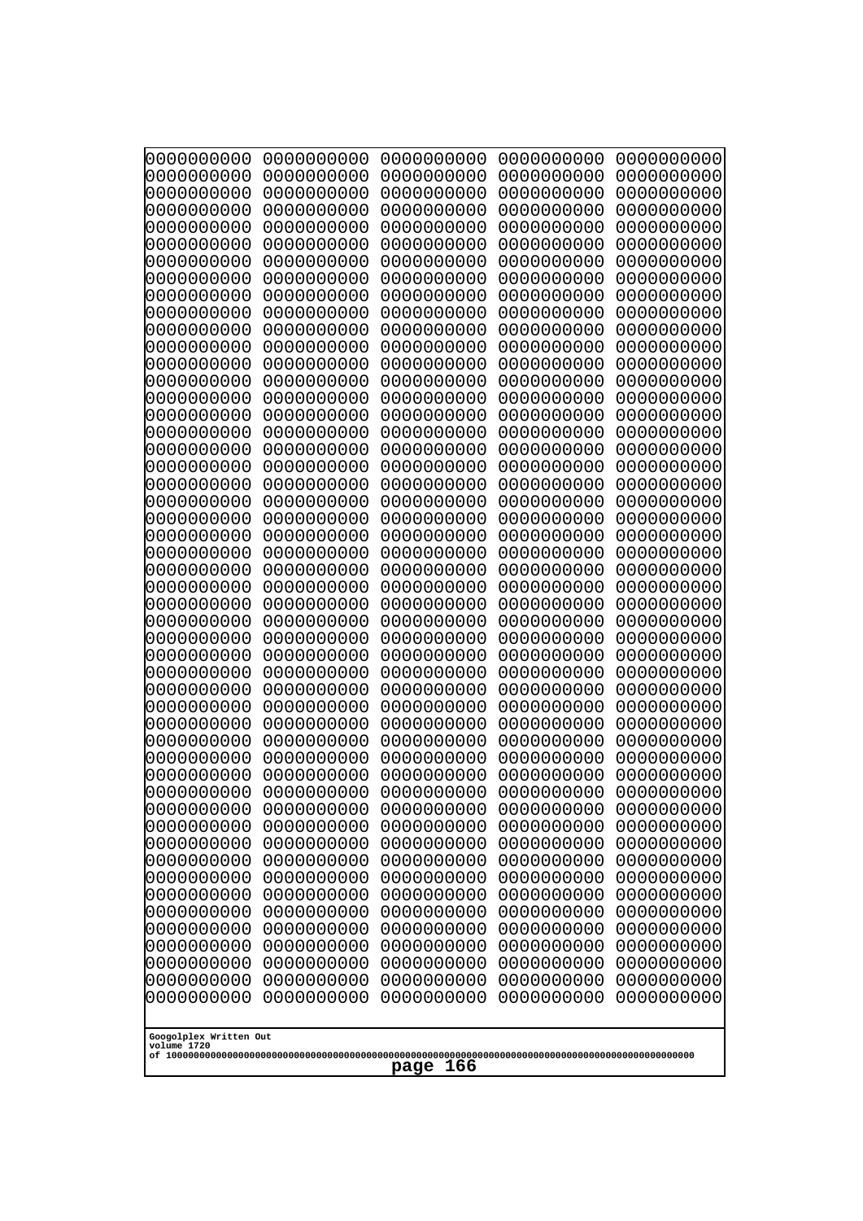```
0000000000 0000000000 0000000000 0000000000 0000000000
0000000000 0000000000 0000000000 0000000000 0000000000
0000000000 0000000000 0000000000 0000000000 0000000000
0000000000 0000000000 0000000000 0000000000 0000000000
0000000000 0000000000 0000000000 0000000000 0000000000
0000000000 0000000000 0000000000 0000000000 0000000000
0000000000 0000000000 0000000000 0000000000 0000000000
0000000000 0000000000 0000000000 0000000000 0000000000
0000000000 0000000000 0000000000 0000000000 0000000000
0000000000 0000000000 0000000000 0000000000 0000000000
0000000000 0000000000 0000000000 0000000000 0000000000
0000000000 0000000000 0000000000 0000000000 0000000000
0000000000 0000000000 0000000000 0000000000 0000000000
0000000000 0000000000 0000000000 0000000000 0000000000
0000000000 0000000000 0000000000 0000000000 0000000000
0000000000 0000000000 0000000000 0000000000 0000000000
0000000000 0000000000 0000000000 0000000000 0000000000
0000000000 0000000000 0000000000 0000000000 0000000000
0000000000 0000000000 0000000000 0000000000 0000000000
0000000000 0000000000 0000000000 0000000000 0000000000
0000000000 0000000000 0000000000 0000000000 0000000000
0000000000 0000000000 0000000000 0000000000 0000000000
0000000000 0000000000 0000000000 0000000000 0000000000
0000000000 0000000000 0000000000 0000000000 0000000000
0000000000 0000000000 0000000000 0000000000 0000000000
0000000000 0000000000 0000000000 0000000000 0000000000
0000000000 0000000000 0000000000 0000000000 0000000000
0000000000 0000000000 0000000000 0000000000 0000000000
0000000000 0000000000 0000000000 0000000000 0000000000
0000000000 0000000000 0000000000 0000000000 0000000000
0000000000 0000000000 0000000000 0000000000 0000000000
0000000000 0000000000 0000000000 0000000000 0000000000
0000000000 0000000000 0000000000 0000000000 0000000000
0000000000 0000000000 0000000000 0000000000 0000000000
0000000000 0000000000 0000000000 0000000000 0000000000
0000000000 0000000000 0000000000 0000000000 0000000000
0000000000 0000000000 0000000000 0000000000 0000000000
0000000000 0000000000 0000000000 0000000000 0000000000
0000000000 0000000000 0000000000 0000000000 0000000000
0000000000 0000000000 0000000000 0000000000 0000000000
0000000000 0000000000 0000000000 0000000000 0000000000
0000000000 0000000000 0000000000 0000000000 0000000000
0000000000 0000000000 0000000000 0000000000 0000000000
0000000000 0000000000 0000000000 0000000000 0000000000
0000000000 0000000000 0000000000 0000000000 0000000000
0000000000 0000000000 0000000000 0000000000 0000000000
0000000000 0000000000 0000000000 0000000000 0000000000
0000000000 0000000000 0000000000 0000000000 0000000000
0000000000 0000000000 0000000000 0000000000 0000000000
0000000000 0000000000 0000000000 0000000000 0000000000
```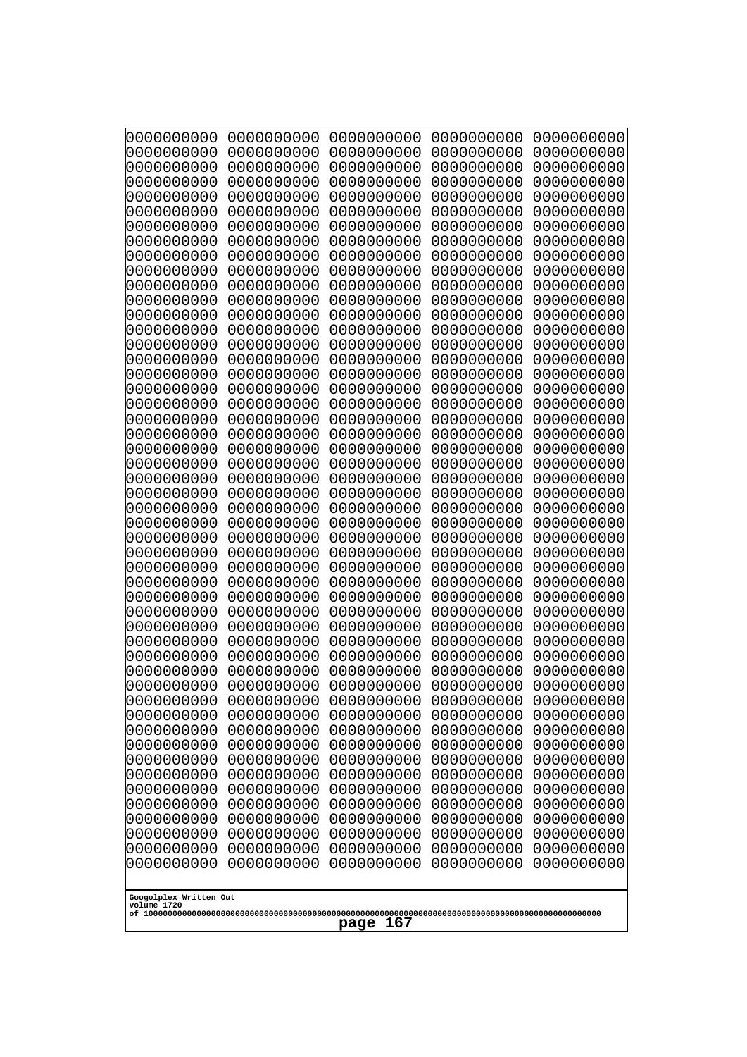0000000000 0000000000 0000000000 0000000000 0000000000
0000000000 0000000000 0000000000 0000000000 0000000000
0000000000 0000000000 0000000000 0000000000 0000000000
0000000000 0000000000 0000000000 0000000000 0000000000
0000000000 0000000000 0000000000 0000000000 0000000000
0000000000 0000000000 0000000000 0000000000 0000000000
0000000000 0000000000 0000000000 0000000000 0000000000
0000000000 0000000000 0000000000 0000000000 0000000000
0000000000 0000000000 0000000000 0000000000 0000000000
0000000000 0000000000 0000000000 0000000000 0000000000
0000000000 0000000000 0000000000 0000000000 0000000000
0000000000 0000000000 0000000000 0000000000 0000000000
0000000000 0000000000 0000000000 0000000000 0000000000
0000000000 0000000000 0000000000 0000000000 0000000000
0000000000 0000000000 0000000000 0000000000 0000000000
0000000000 0000000000 0000000000 0000000000 0000000000
0000000000 0000000000 0000000000 0000000000 0000000000
0000000000 0000000000 0000000000 0000000000 0000000000
0000000000 0000000000 0000000000 0000000000 0000000000
0000000000 0000000000 0000000000 0000000000 0000000000
0000000000 0000000000 0000000000 0000000000 0000000000
0000000000 0000000000 0000000000 0000000000 0000000000
0000000000 0000000000 0000000000 0000000000 0000000000
0000000000 0000000000 0000000000 0000000000 0000000000
0000000000 0000000000 0000000000 0000000000 0000000000
0000000000 0000000000 0000000000 0000000000 0000000000
0000000000 0000000000 0000000000 0000000000 0000000000
0000000000 0000000000 0000000000 0000000000 0000000000
0000000000 0000000000 0000000000 0000000000 0000000000
0000000000 0000000000 0000000000 0000000000 0000000000
0000000000 0000000000 0000000000 0000000000 0000000000
0000000000 0000000000 0000000000 0000000000 0000000000
0000000000 0000000000 0000000000 0000000000 0000000000
0000000000 0000000000 0000000000 0000000000 0000000000
0000000000 0000000000 0000000000 0000000000 0000000000
0000000000 0000000000 0000000000 0000000000 0000000000
0000000000 0000000000 0000000000 0000000000 0000000000
0000000000 0000000000 0000000000 0000000000 0000000000
0000000000 0000000000 0000000000 0000000000 0000000000
0000000000 0000000000 0000000000 0000000000 0000000000
0000000000 0000000000 0000000000 0000000000 0000000000
0000000000 0000000000 0000000000 0000000000 0000000000
0000000000 0000000000 0000000000 0000000000 0000000000
0000000000 0000000000 0000000000 0000000000 0000000000
0000000000 0000000000 0000000000 0000000000 0000000000
0000000000 0000000000 0000000000 0000000000 0000000000
0000000000 0000000000 0000000000 0000000000 0000000000
0000000000 0000000000 0000000000 0000000000 0000000000
0000000000 0000000000 0000000000 0000000000 0000000000
0000000000 0000000000 0000000000 0000000000 0000000000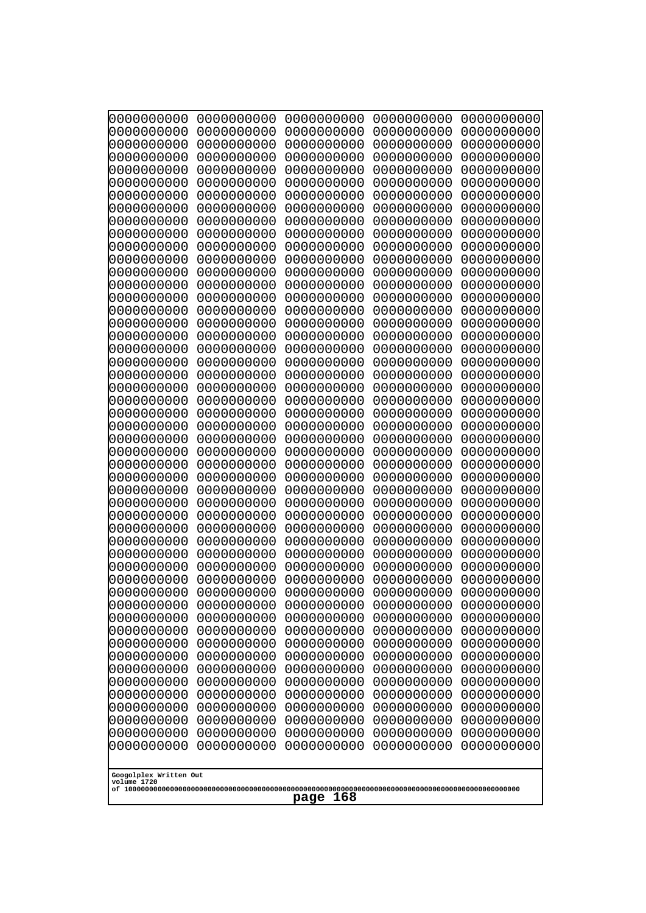```
0000000000 0000000000 0000000000 0000000000 0000000000
0000000000 0000000000 0000000000 0000000000 0000000000
0000000000 0000000000 0000000000 0000000000 0000000000
0000000000 0000000000 0000000000 0000000000 0000000000
0000000000 0000000000 0000000000 0000000000 0000000000
0000000000 0000000000 0000000000 0000000000 0000000000
0000000000 0000000000 0000000000 0000000000 0000000000
0000000000 0000000000 0000000000 0000000000 0000000000
0000000000 0000000000 0000000000 0000000000 0000000000
0000000000 0000000000 0000000000 0000000000 0000000000
0000000000 0000000000 0000000000 0000000000 0000000000
0000000000 0000000000 0000000000 0000000000 0000000000
0000000000 0000000000 0000000000 0000000000 0000000000
0000000000 0000000000 0000000000 0000000000 0000000000
0000000000 0000000000 0000000000 0000000000 0000000000
0000000000 0000000000 0000000000 0000000000 0000000000
0000000000 0000000000 0000000000 0000000000 0000000000
0000000000 0000000000 0000000000 0000000000 0000000000
0000000000 0000000000 0000000000 0000000000 0000000000
0000000000 0000000000 0000000000 0000000000 0000000000
0000000000 0000000000 0000000000 0000000000 0000000000
0000000000 0000000000 0000000000 0000000000 0000000000
0000000000 0000000000 0000000000 0000000000 0000000000
0000000000 0000000000 0000000000 0000000000 0000000000
0000000000 0000000000 0000000000 0000000000 0000000000
0000000000 0000000000 0000000000 0000000000 0000000000
0000000000 0000000000 0000000000 0000000000 0000000000
0000000000 0000000000 0000000000 0000000000 0000000000
0000000000 0000000000 0000000000 0000000000 0000000000
0000000000 0000000000 0000000000 0000000000 0000000000
0000000000 0000000000 0000000000 0000000000 0000000000
0000000000 0000000000 0000000000 0000000000 0000000000
0000000000 0000000000 0000000000 0000000000 0000000000
0000000000 0000000000 0000000000 0000000000 0000000000
0000000000 0000000000 0000000000 0000000000 0000000000
0000000000 0000000000 0000000000 0000000000 0000000000
0000000000 0000000000 0000000000 0000000000 0000000000
0000000000 0000000000 0000000000 0000000000 0000000000
0000000000 0000000000 0000000000 0000000000 0000000000
0000000000 0000000000 0000000000 0000000000 0000000000
0000000000 0000000000 0000000000 0000000000 0000000000
0000000000 0000000000 0000000000 0000000000 0000000000
0000000000 0000000000 0000000000 0000000000 0000000000
0000000000 0000000000 0000000000 0000000000 0000000000
0000000000 0000000000 0000000000 0000000000 0000000000
0000000000 0000000000 0000000000 0000000000 0000000000
0000000000 0000000000 0000000000 0000000000 0000000000
0000000000 0000000000 0000000000 0000000000 0000000000
0000000000 0000000000 0000000000 0000000000 0000000000
0000000000 0000000000 0000000000 0000000000 0000000000
```

Googolplex Written Out
volume 1720
of 10000000000000000000000000000000000000000000000000000000000000000000000000000000000000000000000000000

page 168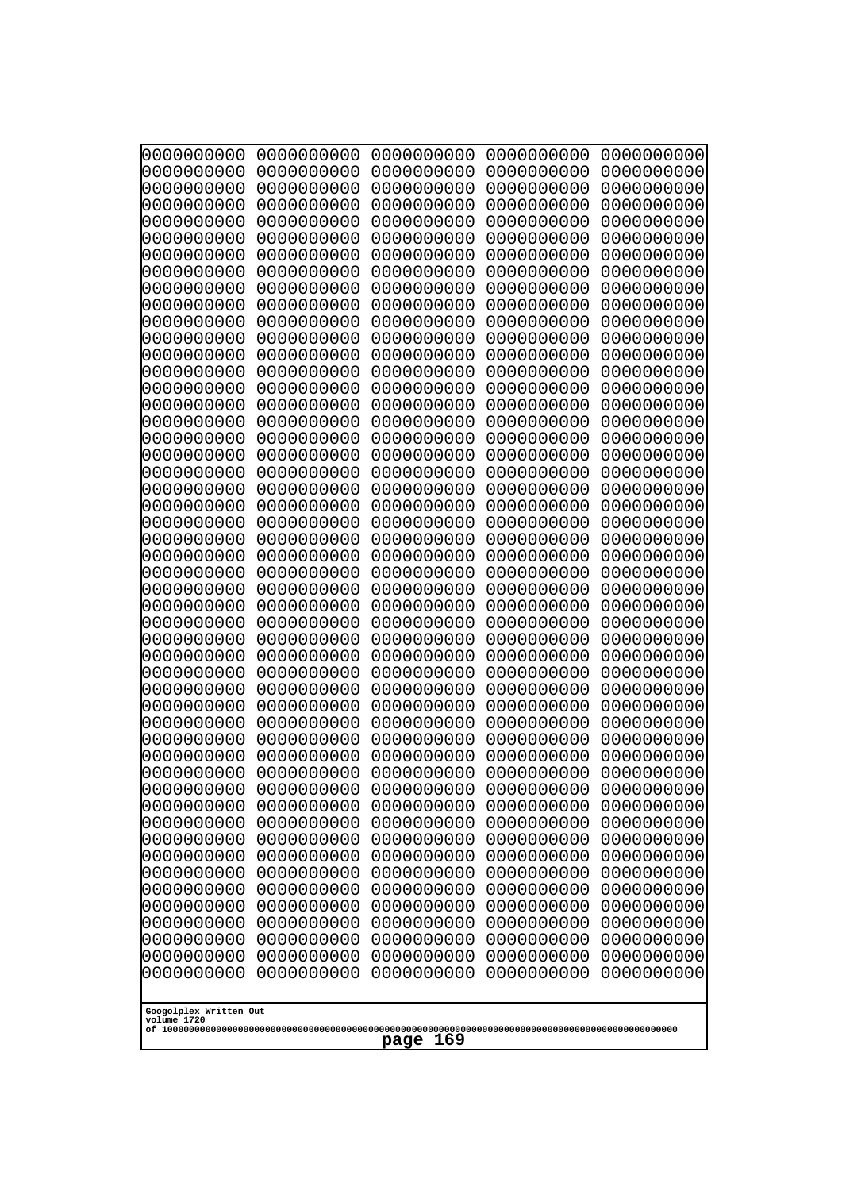```
0000000000 0000000000 0000000000 0000000000 0000000000
0000000000 0000000000 0000000000 0000000000 0000000000
0000000000 0000000000 0000000000 0000000000 0000000000
0000000000 0000000000 0000000000 0000000000 0000000000
0000000000 0000000000 0000000000 0000000000 0000000000
0000000000 0000000000 0000000000 0000000000 0000000000
0000000000 0000000000 0000000000 0000000000 0000000000
0000000000 0000000000 0000000000 0000000000 0000000000
0000000000 0000000000 0000000000 0000000000 0000000000
0000000000 0000000000 0000000000 0000000000 0000000000
0000000000 0000000000 0000000000 0000000000 0000000000
0000000000 0000000000 0000000000 0000000000 0000000000
0000000000 0000000000 0000000000 0000000000 0000000000
0000000000 0000000000 0000000000 0000000000 0000000000
0000000000 0000000000 0000000000 0000000000 0000000000
0000000000 0000000000 0000000000 0000000000 0000000000
0000000000 0000000000 0000000000 0000000000 0000000000
0000000000 0000000000 0000000000 0000000000 0000000000
0000000000 0000000000 0000000000 0000000000 0000000000
0000000000 0000000000 0000000000 0000000000 0000000000
0000000000 0000000000 0000000000 0000000000 0000000000
0000000000 0000000000 0000000000 0000000000 0000000000
0000000000 0000000000 0000000000 0000000000 0000000000
0000000000 0000000000 0000000000 0000000000 0000000000
0000000000 0000000000 0000000000 0000000000 0000000000
0000000000 0000000000 0000000000 0000000000 0000000000
0000000000 0000000000 0000000000 0000000000 0000000000
0000000000 0000000000 0000000000 0000000000 0000000000
0000000000 0000000000 0000000000 0000000000 0000000000
0000000000 0000000000 0000000000 0000000000 0000000000
0000000000 0000000000 0000000000 0000000000 0000000000
0000000000 0000000000 0000000000 0000000000 0000000000
0000000000 0000000000 0000000000 0000000000 0000000000
0000000000 0000000000 0000000000 0000000000 0000000000
0000000000 0000000000 0000000000 0000000000 0000000000
0000000000 0000000000 0000000000 0000000000 0000000000
0000000000 0000000000 0000000000 0000000000 0000000000
0000000000 0000000000 0000000000 0000000000 0000000000
0000000000 0000000000 0000000000 0000000000 0000000000
0000000000 0000000000 0000000000 0000000000 0000000000
0000000000 0000000000 0000000000 0000000000 0000000000
0000000000 0000000000 0000000000 0000000000 0000000000
0000000000 0000000000 0000000000 0000000000 0000000000
0000000000 0000000000 0000000000 0000000000 0000000000
0000000000 0000000000 0000000000 0000000000 0000000000
0000000000 0000000000 0000000000 0000000000 0000000000
0000000000 0000000000 0000000000 0000000000 0000000000
0000000000 0000000000 0000000000 0000000000 0000000000
0000000000 0000000000 0000000000 0000000000 0000000000
0000000000 0000000000 0000000000 0000000000 0000000000
```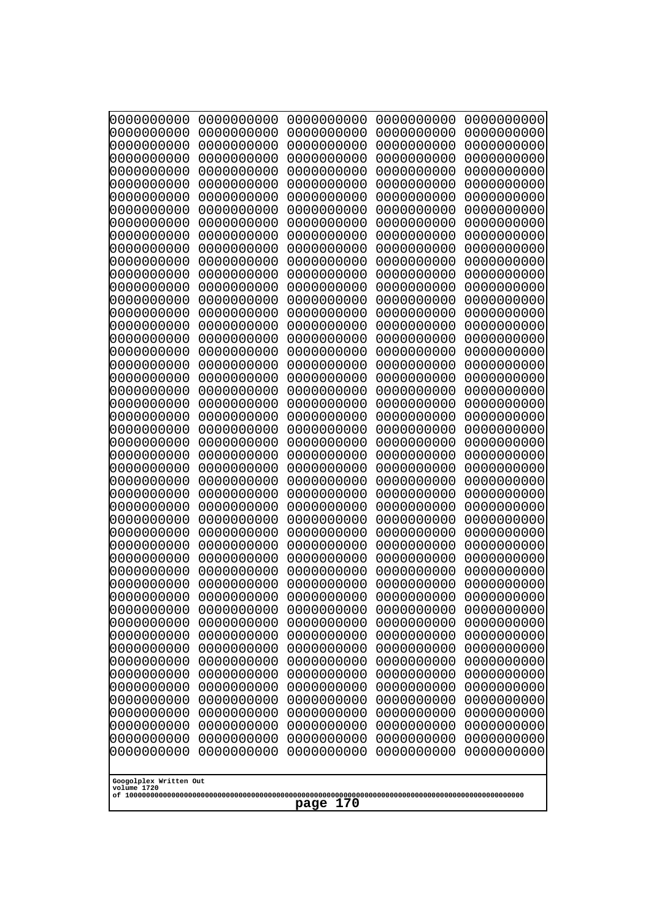```
0000000000 0000000000 0000000000 0000000000 0000000000
0000000000 0000000000 0000000000 0000000000 0000000000
0000000000 0000000000 0000000000 0000000000 0000000000
0000000000 0000000000 0000000000 0000000000 0000000000
0000000000 0000000000 0000000000 0000000000 0000000000
0000000000 0000000000 0000000000 0000000000 0000000000
0000000000 0000000000 0000000000 0000000000 0000000000
0000000000 0000000000 0000000000 0000000000 0000000000
0000000000 0000000000 0000000000 0000000000 0000000000
0000000000 0000000000 0000000000 0000000000 0000000000
0000000000 0000000000 0000000000 0000000000 0000000000
0000000000 0000000000 0000000000 0000000000 0000000000
0000000000 0000000000 0000000000 0000000000 0000000000
0000000000 0000000000 0000000000 0000000000 0000000000
0000000000 0000000000 0000000000 0000000000 0000000000
0000000000 0000000000 0000000000 0000000000 0000000000
0000000000 0000000000 0000000000 0000000000 0000000000
0000000000 0000000000 0000000000 0000000000 0000000000
0000000000 0000000000 0000000000 0000000000 0000000000
0000000000 0000000000 0000000000 0000000000 0000000000
0000000000 0000000000 0000000000 0000000000 0000000000
0000000000 0000000000 0000000000 0000000000 0000000000
0000000000 0000000000 0000000000 0000000000 0000000000
0000000000 0000000000 0000000000 0000000000 0000000000
0000000000 0000000000 0000000000 0000000000 0000000000
0000000000 0000000000 0000000000 0000000000 0000000000
0000000000 0000000000 0000000000 0000000000 0000000000
0000000000 0000000000 0000000000 0000000000 0000000000
0000000000 0000000000 0000000000 0000000000 0000000000
0000000000 0000000000 0000000000 0000000000 0000000000
0000000000 0000000000 0000000000 0000000000 0000000000
0000000000 0000000000 0000000000 0000000000 0000000000
0000000000 0000000000 0000000000 0000000000 0000000000
0000000000 0000000000 0000000000 0000000000 0000000000
0000000000 0000000000 0000000000 0000000000 0000000000
0000000000 0000000000 0000000000 0000000000 0000000000
0000000000 0000000000 0000000000 0000000000 0000000000
0000000000 0000000000 0000000000 0000000000 0000000000
0000000000 0000000000 0000000000 0000000000 0000000000
0000000000 0000000000 0000000000 0000000000 0000000000
0000000000 0000000000 0000000000 0000000000 0000000000
0000000000 0000000000 0000000000 0000000000 0000000000
0000000000 0000000000 0000000000 0000000000 0000000000
0000000000 0000000000 0000000000 0000000000 0000000000
0000000000 0000000000 0000000000 0000000000 0000000000
0000000000 0000000000 0000000000 0000000000 0000000000
0000000000 0000000000 0000000000 0000000000 0000000000
0000000000 0000000000 0000000000 0000000000 0000000000
0000000000 0000000000 0000000000 0000000000 0000000000
0000000000 0000000000 0000000000 0000000000 0000000000
```

Googolplex Written Out
volume 1720
of 10000000000000000000000000000000000000000000000000000000000000000000000000000000000000000000000000000
page 170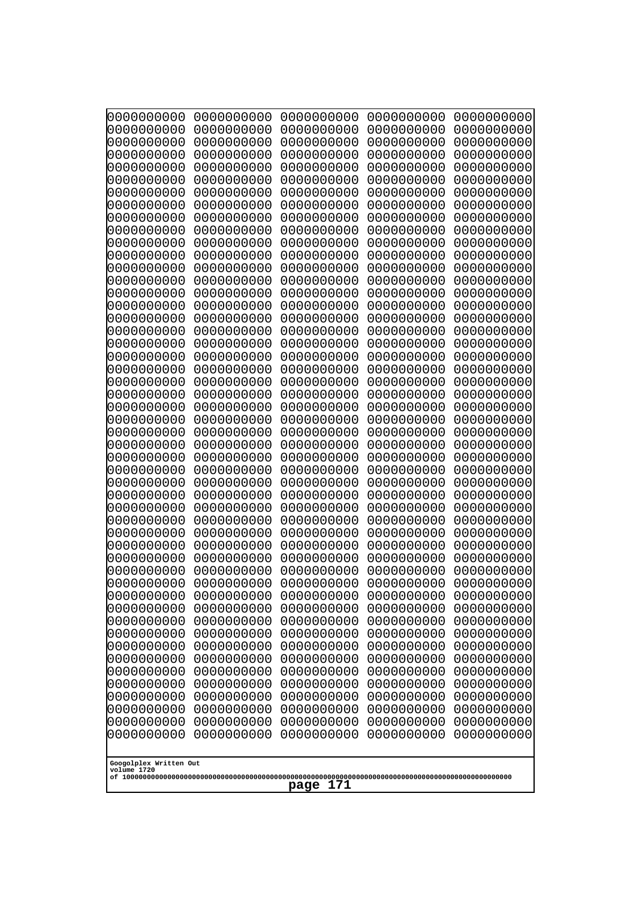```
0000000000 0000000000 0000000000 0000000000 0000000000
0000000000 0000000000 0000000000 0000000000 0000000000
0000000000 0000000000 0000000000 0000000000 0000000000
0000000000 0000000000 0000000000 0000000000 0000000000
0000000000 0000000000 0000000000 0000000000 0000000000
0000000000 0000000000 0000000000 0000000000 0000000000
0000000000 0000000000 0000000000 0000000000 0000000000
0000000000 0000000000 0000000000 0000000000 0000000000
0000000000 0000000000 0000000000 0000000000 0000000000
0000000000 0000000000 0000000000 0000000000 0000000000
0000000000 0000000000 0000000000 0000000000 0000000000
0000000000 0000000000 0000000000 0000000000 0000000000
0000000000 0000000000 0000000000 0000000000 0000000000
0000000000 0000000000 0000000000 0000000000 0000000000
0000000000 0000000000 0000000000 0000000000 0000000000
0000000000 0000000000 0000000000 0000000000 0000000000
0000000000 0000000000 0000000000 0000000000 0000000000
0000000000 0000000000 0000000000 0000000000 0000000000
0000000000 0000000000 0000000000 0000000000 0000000000
0000000000 0000000000 0000000000 0000000000 0000000000
0000000000 0000000000 0000000000 0000000000 0000000000
0000000000 0000000000 0000000000 0000000000 0000000000
0000000000 0000000000 0000000000 0000000000 0000000000
0000000000 0000000000 0000000000 0000000000 0000000000
0000000000 0000000000 0000000000 0000000000 0000000000
0000000000 0000000000 0000000000 0000000000 0000000000
0000000000 0000000000 0000000000 0000000000 0000000000
0000000000 0000000000 0000000000 0000000000 0000000000
0000000000 0000000000 0000000000 0000000000 0000000000
0000000000 0000000000 0000000000 0000000000 0000000000
0000000000 0000000000 0000000000 0000000000 0000000000
0000000000 0000000000 0000000000 0000000000 0000000000
0000000000 0000000000 0000000000 0000000000 0000000000
0000000000 0000000000 0000000000 0000000000 0000000000
0000000000 0000000000 0000000000 0000000000 0000000000
0000000000 0000000000 0000000000 0000000000 0000000000
0000000000 0000000000 0000000000 0000000000 0000000000
0000000000 0000000000 0000000000 0000000000 0000000000
0000000000 0000000000 0000000000 0000000000 0000000000
0000000000 0000000000 0000000000 0000000000 0000000000
0000000000 0000000000 0000000000 0000000000 0000000000
0000000000 0000000000 0000000000 0000000000 0000000000
0000000000 0000000000 0000000000 0000000000 0000000000
0000000000 0000000000 0000000000 0000000000 0000000000
0000000000 0000000000 0000000000 0000000000 0000000000
0000000000 0000000000 0000000000 0000000000 0000000000
0000000000 0000000000 0000000000 0000000000 0000000000
0000000000 0000000000 0000000000 0000000000 0000000000
0000000000 0000000000 0000000000 0000000000 0000000000
0000000000 0000000000 0000000000 0000000000 0000000000
```

Googolplex Written Out
volume 1720
of 10000000000000000000000000000000000000000000000000000000000000000000000000000000000000000000000000000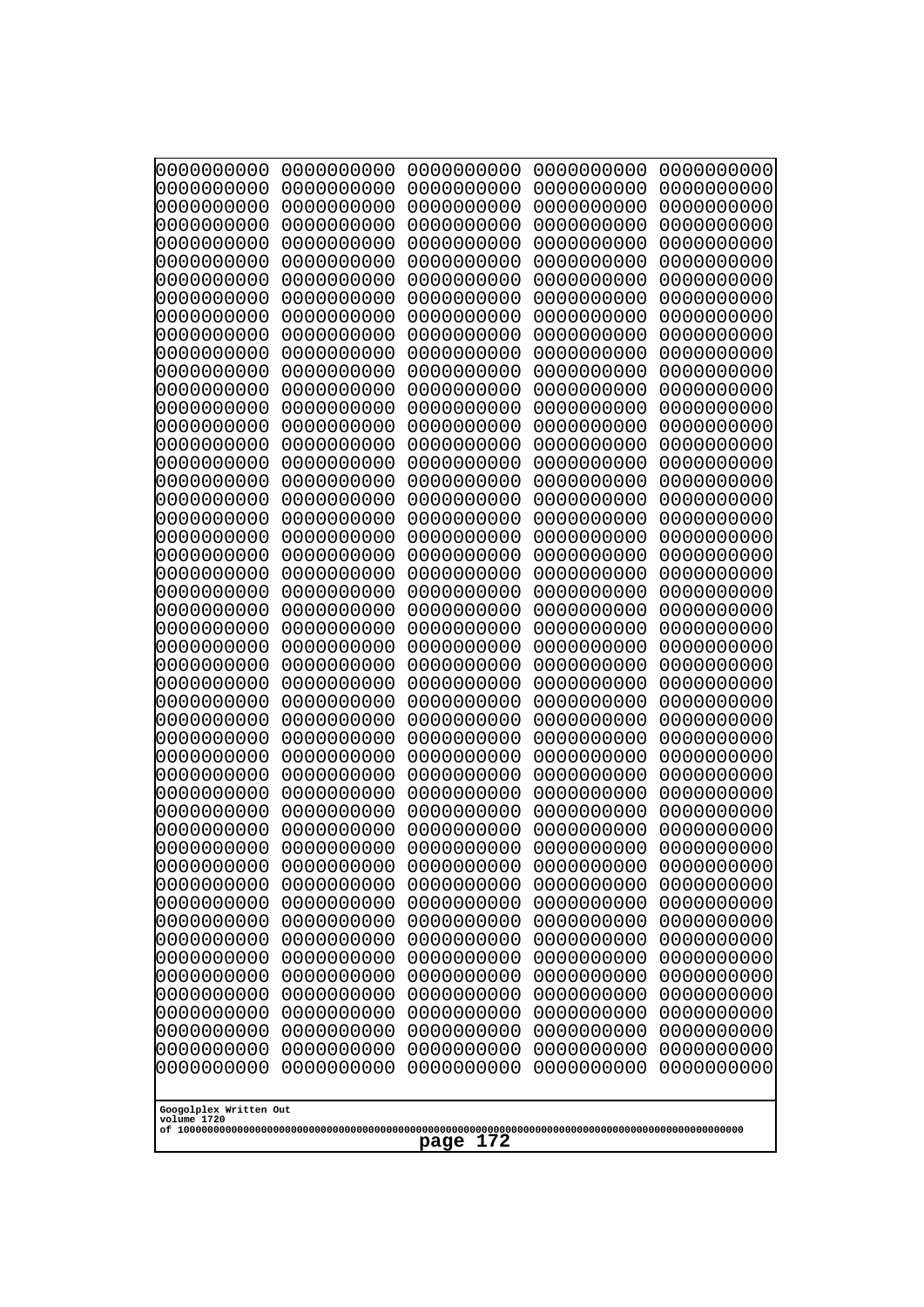```
0000000000 0000000000 0000000000 0000000000 0000000000
0000000000 0000000000 0000000000 0000000000 0000000000
0000000000 0000000000 0000000000 0000000000 0000000000
0000000000 0000000000 0000000000 0000000000 0000000000
0000000000 0000000000 0000000000 0000000000 0000000000
0000000000 0000000000 0000000000 0000000000 0000000000
0000000000 0000000000 0000000000 0000000000 0000000000
0000000000 0000000000 0000000000 0000000000 0000000000
0000000000 0000000000 0000000000 0000000000 0000000000
0000000000 0000000000 0000000000 0000000000 0000000000
0000000000 0000000000 0000000000 0000000000 0000000000
0000000000 0000000000 0000000000 0000000000 0000000000
0000000000 0000000000 0000000000 0000000000 0000000000
0000000000 0000000000 0000000000 0000000000 0000000000
0000000000 0000000000 0000000000 0000000000 0000000000
0000000000 0000000000 0000000000 0000000000 0000000000
0000000000 0000000000 0000000000 0000000000 0000000000
0000000000 0000000000 0000000000 0000000000 0000000000
0000000000 0000000000 0000000000 0000000000 0000000000
0000000000 0000000000 0000000000 0000000000 0000000000
0000000000 0000000000 0000000000 0000000000 0000000000
0000000000 0000000000 0000000000 0000000000 0000000000
0000000000 0000000000 0000000000 0000000000 0000000000
0000000000 0000000000 0000000000 0000000000 0000000000
0000000000 0000000000 0000000000 0000000000 0000000000
0000000000 0000000000 0000000000 0000000000 0000000000
0000000000 0000000000 0000000000 0000000000 0000000000
0000000000 0000000000 0000000000 0000000000 0000000000
0000000000 0000000000 0000000000 0000000000 0000000000
0000000000 0000000000 0000000000 0000000000 0000000000
0000000000 0000000000 0000000000 0000000000 0000000000
0000000000 0000000000 0000000000 0000000000 0000000000
0000000000 0000000000 0000000000 0000000000 0000000000
0000000000 0000000000 0000000000 0000000000 0000000000
0000000000 0000000000 0000000000 0000000000 0000000000
0000000000 0000000000 0000000000 0000000000 0000000000
0000000000 0000000000 0000000000 0000000000 0000000000
0000000000 0000000000 0000000000 0000000000 0000000000
0000000000 0000000000 0000000000 0000000000 0000000000
0000000000 0000000000 0000000000 0000000000 0000000000
0000000000 0000000000 0000000000 0000000000 0000000000
0000000000 0000000000 0000000000 0000000000 0000000000
0000000000 0000000000 0000000000 0000000000 0000000000
0000000000 0000000000 0000000000 0000000000 0000000000
0000000000 0000000000 0000000000 0000000000 0000000000
0000000000 0000000000 0000000000 0000000000 0000000000
0000000000 0000000000 0000000000 0000000000 0000000000
0000000000 0000000000 0000000000 0000000000 0000000000
0000000000 0000000000 0000000000 0000000000 0000000000
0000000000 0000000000 0000000000 0000000000 0000000000
```

Googolplex Written Out
volume 1720
of 10000000000000000000000000000000000000000000000000000000000000000000000000000000000000000000000000000

page 172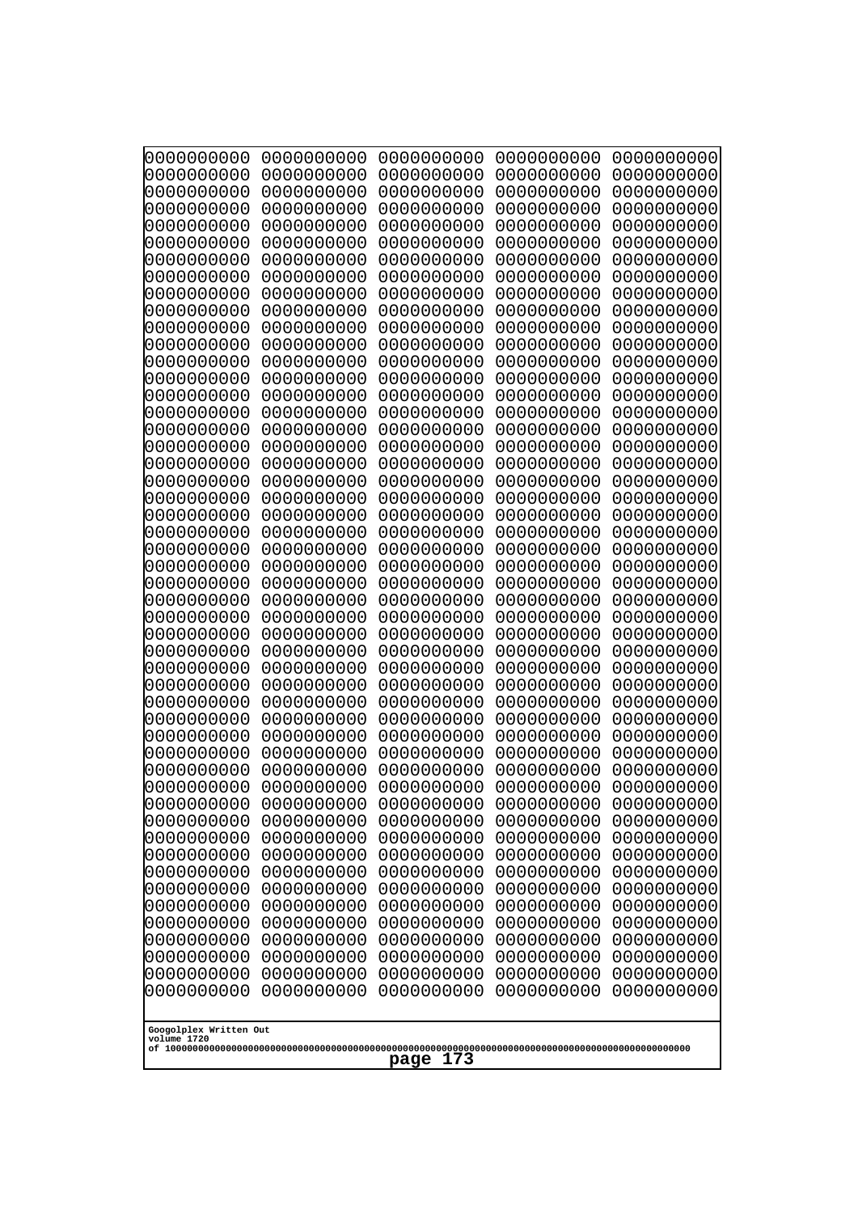```
0000000000 0000000000 0000000000 0000000000 0000000000
0000000000 0000000000 0000000000 0000000000 0000000000
0000000000 0000000000 0000000000 0000000000 0000000000
0000000000 0000000000 0000000000 0000000000 0000000000
0000000000 0000000000 0000000000 0000000000 0000000000
0000000000 0000000000 0000000000 0000000000 0000000000
0000000000 0000000000 0000000000 0000000000 0000000000
0000000000 0000000000 0000000000 0000000000 0000000000
0000000000 0000000000 0000000000 0000000000 0000000000
0000000000 0000000000 0000000000 0000000000 0000000000
0000000000 0000000000 0000000000 0000000000 0000000000
0000000000 0000000000 0000000000 0000000000 0000000000
0000000000 0000000000 0000000000 0000000000 0000000000
0000000000 0000000000 0000000000 0000000000 0000000000
0000000000 0000000000 0000000000 0000000000 0000000000
0000000000 0000000000 0000000000 0000000000 0000000000
0000000000 0000000000 0000000000 0000000000 0000000000
0000000000 0000000000 0000000000 0000000000 0000000000
0000000000 0000000000 0000000000 0000000000 0000000000
0000000000 0000000000 0000000000 0000000000 0000000000
0000000000 0000000000 0000000000 0000000000 0000000000
0000000000 0000000000 0000000000 0000000000 0000000000
0000000000 0000000000 0000000000 0000000000 0000000000
0000000000 0000000000 0000000000 0000000000 0000000000
0000000000 0000000000 0000000000 0000000000 0000000000
0000000000 0000000000 0000000000 0000000000 0000000000
0000000000 0000000000 0000000000 0000000000 0000000000
0000000000 0000000000 0000000000 0000000000 0000000000
0000000000 0000000000 0000000000 0000000000 0000000000
0000000000 0000000000 0000000000 0000000000 0000000000
0000000000 0000000000 0000000000 0000000000 0000000000
0000000000 0000000000 0000000000 0000000000 0000000000
0000000000 0000000000 0000000000 0000000000 0000000000
0000000000 0000000000 0000000000 0000000000 0000000000
0000000000 0000000000 0000000000 0000000000 0000000000
0000000000 0000000000 0000000000 0000000000 0000000000
0000000000 0000000000 0000000000 0000000000 0000000000
0000000000 0000000000 0000000000 0000000000 0000000000
0000000000 0000000000 0000000000 0000000000 0000000000
0000000000 0000000000 0000000000 0000000000 0000000000
0000000000 0000000000 0000000000 0000000000 0000000000
0000000000 0000000000 0000000000 0000000000 0000000000
0000000000 0000000000 0000000000 0000000000 0000000000
0000000000 0000000000 0000000000 0000000000 0000000000
0000000000 0000000000 0000000000 0000000000 0000000000
0000000000 0000000000 0000000000 0000000000 0000000000
0000000000 0000000000 0000000000 0000000000 0000000000
0000000000 0000000000 0000000000 0000000000 0000000000
0000000000 0000000000 0000000000 0000000000 0000000000
0000000000 0000000000 0000000000 0000000000 0000000000
```

Googolplex Written Out
volume 1720
of 10000000000000000000000000000000000000000000000000000000000000000000000000000000000000000000000000000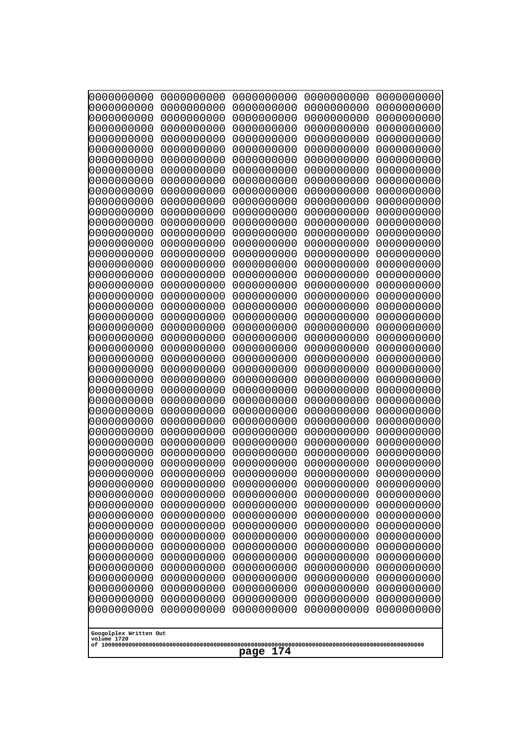```
0000000000 0000000000 0000000000 0000000000 0000000000
0000000000 0000000000 0000000000 0000000000 0000000000
0000000000 0000000000 0000000000 0000000000 0000000000
0000000000 0000000000 0000000000 0000000000 0000000000
0000000000 0000000000 0000000000 0000000000 0000000000
0000000000 0000000000 0000000000 0000000000 0000000000
0000000000 0000000000 0000000000 0000000000 0000000000
0000000000 0000000000 0000000000 0000000000 0000000000
0000000000 0000000000 0000000000 0000000000 0000000000
0000000000 0000000000 0000000000 0000000000 0000000000
0000000000 0000000000 0000000000 0000000000 0000000000
0000000000 0000000000 0000000000 0000000000 0000000000
0000000000 0000000000 0000000000 0000000000 0000000000
0000000000 0000000000 0000000000 0000000000 0000000000
0000000000 0000000000 0000000000 0000000000 0000000000
0000000000 0000000000 0000000000 0000000000 0000000000
0000000000 0000000000 0000000000 0000000000 0000000000
0000000000 0000000000 0000000000 0000000000 0000000000
0000000000 0000000000 0000000000 0000000000 0000000000
0000000000 0000000000 0000000000 0000000000 0000000000
0000000000 0000000000 0000000000 0000000000 0000000000
0000000000 0000000000 0000000000 0000000000 0000000000
0000000000 0000000000 0000000000 0000000000 0000000000
0000000000 0000000000 0000000000 0000000000 0000000000
0000000000 0000000000 0000000000 0000000000 0000000000
0000000000 0000000000 0000000000 0000000000 0000000000
0000000000 0000000000 0000000000 0000000000 0000000000
0000000000 0000000000 0000000000 0000000000 0000000000
0000000000 0000000000 0000000000 0000000000 0000000000
0000000000 0000000000 0000000000 0000000000 0000000000
0000000000 0000000000 0000000000 0000000000 0000000000
0000000000 0000000000 0000000000 0000000000 0000000000
0000000000 0000000000 0000000000 0000000000 0000000000
0000000000 0000000000 0000000000 0000000000 0000000000
0000000000 0000000000 0000000000 0000000000 0000000000
0000000000 0000000000 0000000000 0000000000 0000000000
0000000000 0000000000 0000000000 0000000000 0000000000
0000000000 0000000000 0000000000 0000000000 0000000000
0000000000 0000000000 0000000000 0000000000 0000000000
0000000000 0000000000 0000000000 0000000000 0000000000
0000000000 0000000000 0000000000 0000000000 0000000000
0000000000 0000000000 0000000000 0000000000 0000000000
0000000000 0000000000 0000000000 0000000000 0000000000
0000000000 0000000000 0000000000 0000000000 0000000000
0000000000 0000000000 0000000000 0000000000 0000000000
0000000000 0000000000 0000000000 0000000000 0000000000
0000000000 0000000000 0000000000 0000000000 0000000000
0000000000 0000000000 0000000000 0000000000 0000000000
0000000000 0000000000 0000000000 0000000000 0000000000
0000000000 0000000000 0000000000 0000000000 0000000000
```

Googolplex Written Out
volume 1720
of 10000000000000000000000000000000000000000000000000000000000000000000000000000000000000000000000000000
page 174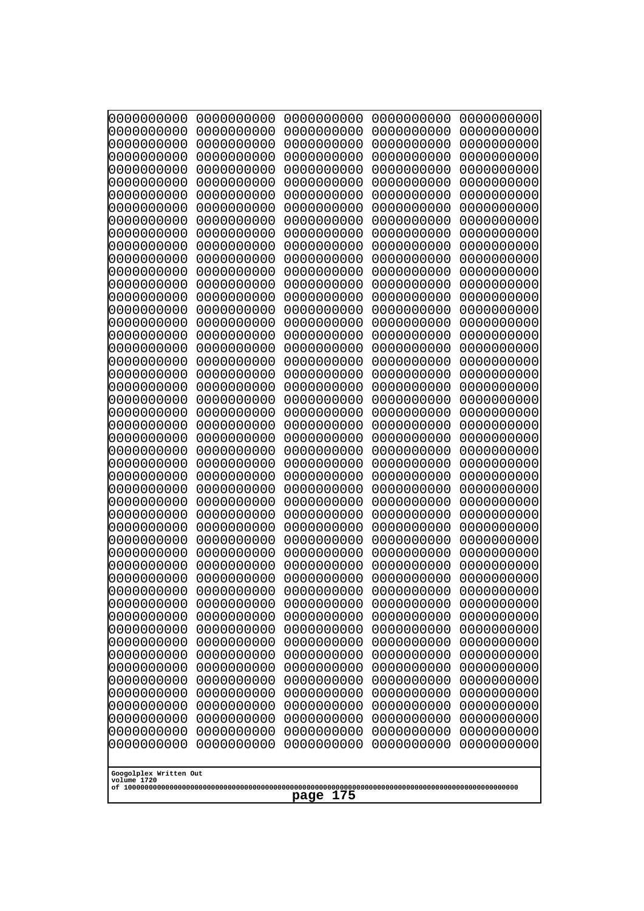```
0000000000 0000000000 0000000000 0000000000 0000000000
0000000000 0000000000 0000000000 0000000000 0000000000
0000000000 0000000000 0000000000 0000000000 0000000000
0000000000 0000000000 0000000000 0000000000 0000000000
0000000000 0000000000 0000000000 0000000000 0000000000
0000000000 0000000000 0000000000 0000000000 0000000000
0000000000 0000000000 0000000000 0000000000 0000000000
0000000000 0000000000 0000000000 0000000000 0000000000
0000000000 0000000000 0000000000 0000000000 0000000000
0000000000 0000000000 0000000000 0000000000 0000000000
0000000000 0000000000 0000000000 0000000000 0000000000
0000000000 0000000000 0000000000 0000000000 0000000000
0000000000 0000000000 0000000000 0000000000 0000000000
0000000000 0000000000 0000000000 0000000000 0000000000
0000000000 0000000000 0000000000 0000000000 0000000000
0000000000 0000000000 0000000000 0000000000 0000000000
0000000000 0000000000 0000000000 0000000000 0000000000
0000000000 0000000000 0000000000 0000000000 0000000000
0000000000 0000000000 0000000000 0000000000 0000000000
0000000000 0000000000 0000000000 0000000000 0000000000
0000000000 0000000000 0000000000 0000000000 0000000000
0000000000 0000000000 0000000000 0000000000 0000000000
0000000000 0000000000 0000000000 0000000000 0000000000
0000000000 0000000000 0000000000 0000000000 0000000000
0000000000 0000000000 0000000000 0000000000 0000000000
0000000000 0000000000 0000000000 0000000000 0000000000
0000000000 0000000000 0000000000 0000000000 0000000000
0000000000 0000000000 0000000000 0000000000 0000000000
0000000000 0000000000 0000000000 0000000000 0000000000
0000000000 0000000000 0000000000 0000000000 0000000000
0000000000 0000000000 0000000000 0000000000 0000000000
0000000000 0000000000 0000000000 0000000000 0000000000
0000000000 0000000000 0000000000 0000000000 0000000000
0000000000 0000000000 0000000000 0000000000 0000000000
0000000000 0000000000 0000000000 0000000000 0000000000
0000000000 0000000000 0000000000 0000000000 0000000000
0000000000 0000000000 0000000000 0000000000 0000000000
0000000000 0000000000 0000000000 0000000000 0000000000
0000000000 0000000000 0000000000 0000000000 0000000000
0000000000 0000000000 0000000000 0000000000 0000000000
0000000000 0000000000 0000000000 0000000000 0000000000
0000000000 0000000000 0000000000 0000000000 0000000000
0000000000 0000000000 0000000000 0000000000 0000000000
0000000000 0000000000 0000000000 0000000000 0000000000
0000000000 0000000000 0000000000 0000000000 0000000000
0000000000 0000000000 0000000000 0000000000 0000000000
0000000000 0000000000 0000000000 0000000000 0000000000
0000000000 0000000000 0000000000 0000000000 0000000000
0000000000 0000000000 0000000000 0000000000 0000000000
0000000000 0000000000 0000000000 0000000000 0000000000
```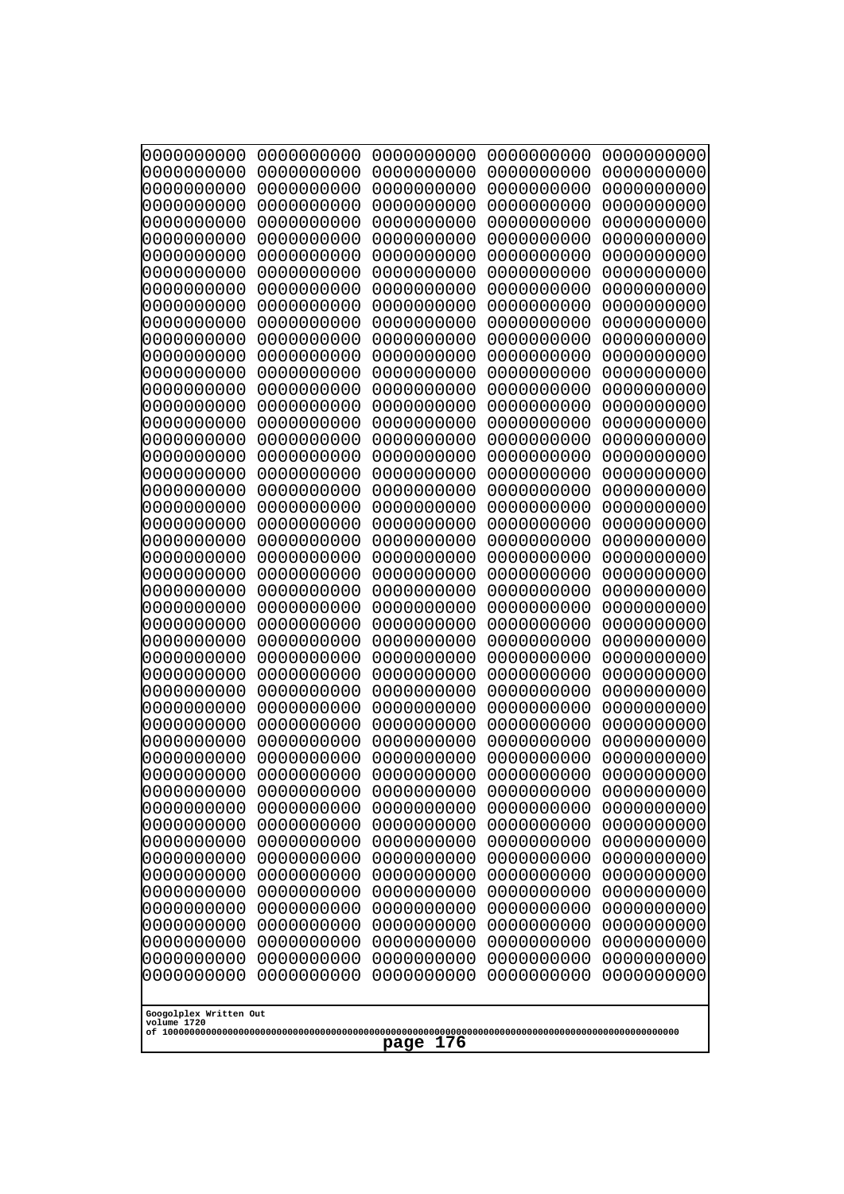```
0000000000 0000000000 0000000000 0000000000 0000000000
0000000000 0000000000 0000000000 0000000000 0000000000
0000000000 0000000000 0000000000 0000000000 0000000000
0000000000 0000000000 0000000000 0000000000 0000000000
0000000000 0000000000 0000000000 0000000000 0000000000
0000000000 0000000000 0000000000 0000000000 0000000000
0000000000 0000000000 0000000000 0000000000 0000000000
0000000000 0000000000 0000000000 0000000000 0000000000
0000000000 0000000000 0000000000 0000000000 0000000000
0000000000 0000000000 0000000000 0000000000 0000000000
0000000000 0000000000 0000000000 0000000000 0000000000
0000000000 0000000000 0000000000 0000000000 0000000000
0000000000 0000000000 0000000000 0000000000 0000000000
0000000000 0000000000 0000000000 0000000000 0000000000
0000000000 0000000000 0000000000 0000000000 0000000000
0000000000 0000000000 0000000000 0000000000 0000000000
0000000000 0000000000 0000000000 0000000000 0000000000
0000000000 0000000000 0000000000 0000000000 0000000000
0000000000 0000000000 0000000000 0000000000 0000000000
0000000000 0000000000 0000000000 0000000000 0000000000
0000000000 0000000000 0000000000 0000000000 0000000000
0000000000 0000000000 0000000000 0000000000 0000000000
0000000000 0000000000 0000000000 0000000000 0000000000
0000000000 0000000000 0000000000 0000000000 0000000000
0000000000 0000000000 0000000000 0000000000 0000000000
0000000000 0000000000 0000000000 0000000000 0000000000
0000000000 0000000000 0000000000 0000000000 0000000000
0000000000 0000000000 0000000000 0000000000 0000000000
0000000000 0000000000 0000000000 0000000000 0000000000
0000000000 0000000000 0000000000 0000000000 0000000000
0000000000 0000000000 0000000000 0000000000 0000000000
0000000000 0000000000 0000000000 0000000000 0000000000
0000000000 0000000000 0000000000 0000000000 0000000000
0000000000 0000000000 0000000000 0000000000 0000000000
0000000000 0000000000 0000000000 0000000000 0000000000
0000000000 0000000000 0000000000 0000000000 0000000000
0000000000 0000000000 0000000000 0000000000 0000000000
0000000000 0000000000 0000000000 0000000000 0000000000
0000000000 0000000000 0000000000 0000000000 0000000000
0000000000 0000000000 0000000000 0000000000 0000000000
0000000000 0000000000 0000000000 0000000000 0000000000
0000000000 0000000000 0000000000 0000000000 0000000000
0000000000 0000000000 0000000000 0000000000 0000000000
0000000000 0000000000 0000000000 0000000000 0000000000
0000000000 0000000000 0000000000 0000000000 0000000000
0000000000 0000000000 0000000000 0000000000 0000000000
0000000000 0000000000 0000000000 0000000000 0000000000
0000000000 0000000000 0000000000 0000000000 0000000000
0000000000 0000000000 0000000000 0000000000 0000000000
0000000000 0000000000 0000000000 0000000000 0000000000
```

Googolplex Written Out
volume 1720
of 10000000000000000000000000000000000000000000000000000000000000000000000000000000000000000000000000000

page 176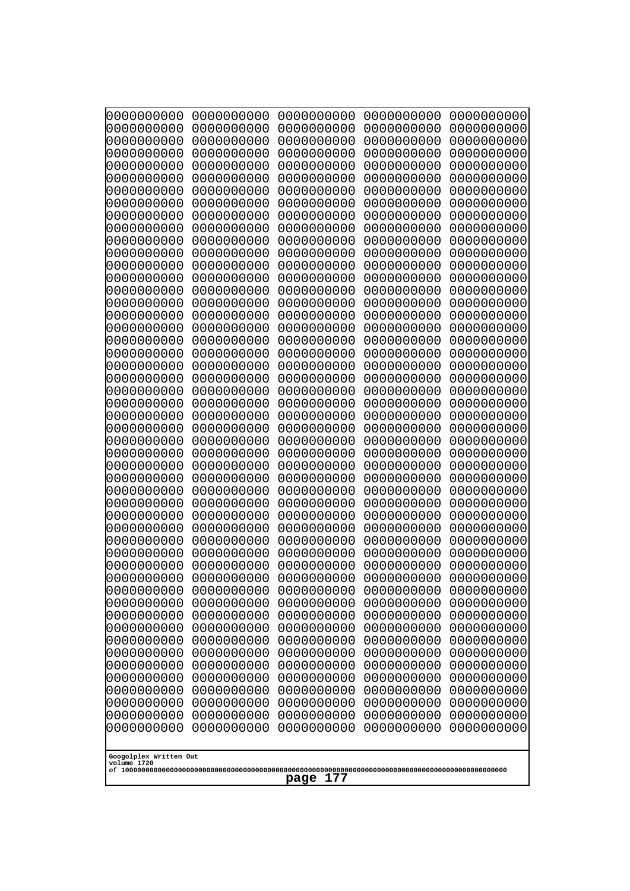```
0000000000 0000000000 0000000000 0000000000 0000000000
0000000000 0000000000 0000000000 0000000000 0000000000
0000000000 0000000000 0000000000 0000000000 0000000000
0000000000 0000000000 0000000000 0000000000 0000000000
0000000000 0000000000 0000000000 0000000000 0000000000
0000000000 0000000000 0000000000 0000000000 0000000000
0000000000 0000000000 0000000000 0000000000 0000000000
0000000000 0000000000 0000000000 0000000000 0000000000
0000000000 0000000000 0000000000 0000000000 0000000000
0000000000 0000000000 0000000000 0000000000 0000000000
0000000000 0000000000 0000000000 0000000000 0000000000
0000000000 0000000000 0000000000 0000000000 0000000000
0000000000 0000000000 0000000000 0000000000 0000000000
0000000000 0000000000 0000000000 0000000000 0000000000
0000000000 0000000000 0000000000 0000000000 0000000000
0000000000 0000000000 0000000000 0000000000 0000000000
0000000000 0000000000 0000000000 0000000000 0000000000
0000000000 0000000000 0000000000 0000000000 0000000000
0000000000 0000000000 0000000000 0000000000 0000000000
0000000000 0000000000 0000000000 0000000000 0000000000
0000000000 0000000000 0000000000 0000000000 0000000000
0000000000 0000000000 0000000000 0000000000 0000000000
0000000000 0000000000 0000000000 0000000000 0000000000
0000000000 0000000000 0000000000 0000000000 0000000000
0000000000 0000000000 0000000000 0000000000 0000000000
0000000000 0000000000 0000000000 0000000000 0000000000
0000000000 0000000000 0000000000 0000000000 0000000000
0000000000 0000000000 0000000000 0000000000 0000000000
0000000000 0000000000 0000000000 0000000000 0000000000
0000000000 0000000000 0000000000 0000000000 0000000000
0000000000 0000000000 0000000000 0000000000 0000000000
0000000000 0000000000 0000000000 0000000000 0000000000
0000000000 0000000000 0000000000 0000000000 0000000000
0000000000 0000000000 0000000000 0000000000 0000000000
0000000000 0000000000 0000000000 0000000000 0000000000
0000000000 0000000000 0000000000 0000000000 0000000000
0000000000 0000000000 0000000000 0000000000 0000000000
0000000000 0000000000 0000000000 0000000000 0000000000
0000000000 0000000000 0000000000 0000000000 0000000000
0000000000 0000000000 0000000000 0000000000 0000000000
0000000000 0000000000 0000000000 0000000000 0000000000
0000000000 0000000000 0000000000 0000000000 0000000000
0000000000 0000000000 0000000000 0000000000 0000000000
0000000000 0000000000 0000000000 0000000000 0000000000
0000000000 0000000000 0000000000 0000000000 0000000000
0000000000 0000000000 0000000000 0000000000 0000000000
0000000000 0000000000 0000000000 0000000000 0000000000
0000000000 0000000000 0000000000 0000000000 0000000000
0000000000 0000000000 0000000000 0000000000 0000000000
0000000000 0000000000 0000000000 0000000000 0000000000
```

Googolplex Written Out
volume 1720
of 10000000000000000000000000000000000000000000000000000000000000000000000000000000000000000000000000000
page 177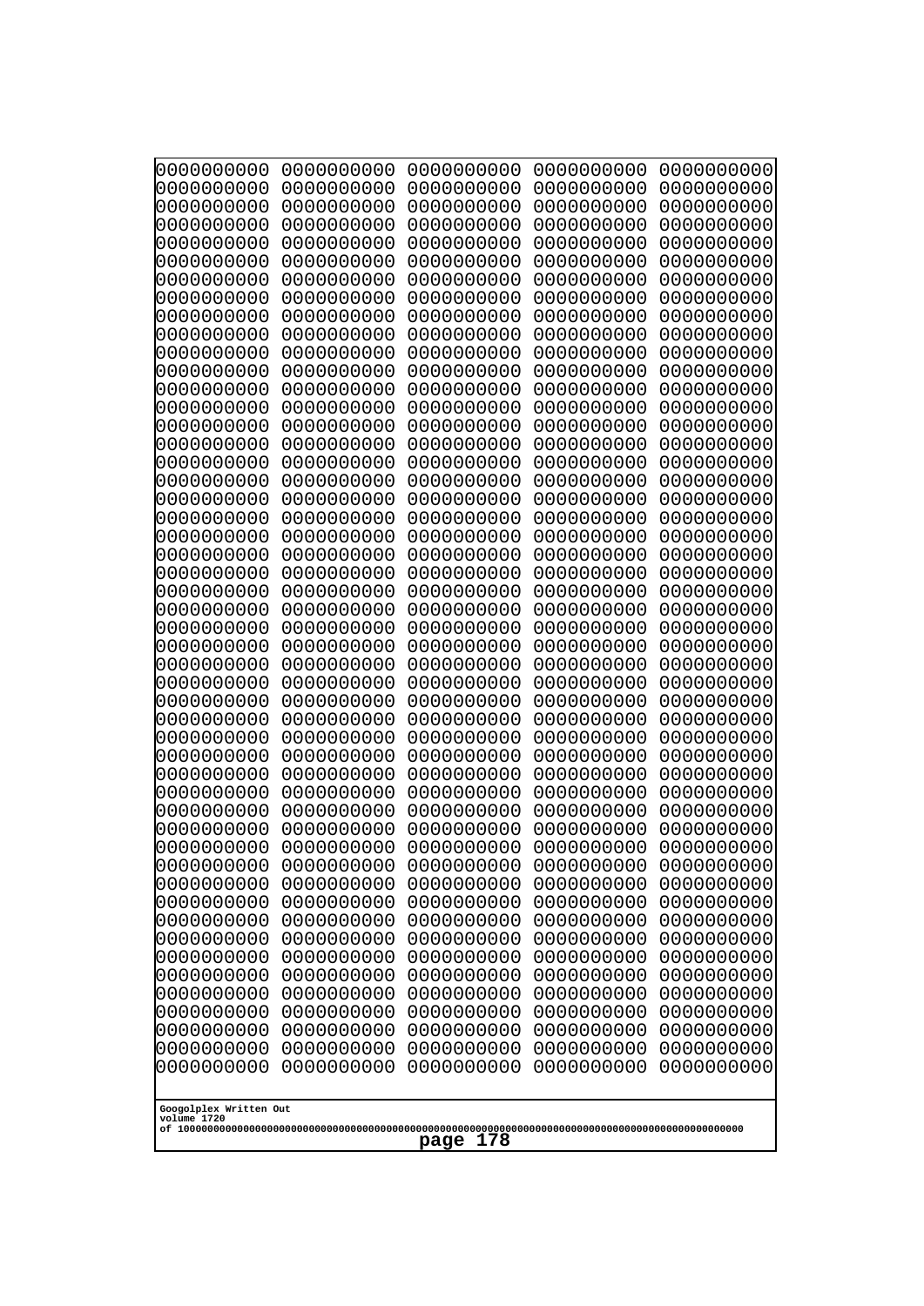```
0000000000 0000000000 0000000000 0000000000 0000000000
0000000000 0000000000 0000000000 0000000000 0000000000
0000000000 0000000000 0000000000 0000000000 0000000000
0000000000 0000000000 0000000000 0000000000 0000000000
0000000000 0000000000 0000000000 0000000000 0000000000
0000000000 0000000000 0000000000 0000000000 0000000000
0000000000 0000000000 0000000000 0000000000 0000000000
0000000000 0000000000 0000000000 0000000000 0000000000
0000000000 0000000000 0000000000 0000000000 0000000000
0000000000 0000000000 0000000000 0000000000 0000000000
0000000000 0000000000 0000000000 0000000000 0000000000
0000000000 0000000000 0000000000 0000000000 0000000000
0000000000 0000000000 0000000000 0000000000 0000000000
0000000000 0000000000 0000000000 0000000000 0000000000
0000000000 0000000000 0000000000 0000000000 0000000000
0000000000 0000000000 0000000000 0000000000 0000000000
0000000000 0000000000 0000000000 0000000000 0000000000
0000000000 0000000000 0000000000 0000000000 0000000000
0000000000 0000000000 0000000000 0000000000 0000000000
0000000000 0000000000 0000000000 0000000000 0000000000
0000000000 0000000000 0000000000 0000000000 0000000000
0000000000 0000000000 0000000000 0000000000 0000000000
0000000000 0000000000 0000000000 0000000000 0000000000
0000000000 0000000000 0000000000 0000000000 0000000000
0000000000 0000000000 0000000000 0000000000 0000000000
0000000000 0000000000 0000000000 0000000000 0000000000
0000000000 0000000000 0000000000 0000000000 0000000000
0000000000 0000000000 0000000000 0000000000 0000000000
0000000000 0000000000 0000000000 0000000000 0000000000
0000000000 0000000000 0000000000 0000000000 0000000000
0000000000 0000000000 0000000000 0000000000 0000000000
0000000000 0000000000 0000000000 0000000000 0000000000
0000000000 0000000000 0000000000 0000000000 0000000000
0000000000 0000000000 0000000000 0000000000 0000000000
0000000000 0000000000 0000000000 0000000000 0000000000
0000000000 0000000000 0000000000 0000000000 0000000000
0000000000 0000000000 0000000000 0000000000 0000000000
0000000000 0000000000 0000000000 0000000000 0000000000
0000000000 0000000000 0000000000 0000000000 0000000000
0000000000 0000000000 0000000000 0000000000 0000000000
0000000000 0000000000 0000000000 0000000000 0000000000
0000000000 0000000000 0000000000 0000000000 0000000000
0000000000 0000000000 0000000000 0000000000 0000000000
0000000000 0000000000 0000000000 0000000000 0000000000
0000000000 0000000000 0000000000 0000000000 0000000000
0000000000 0000000000 0000000000 0000000000 0000000000
0000000000 0000000000 0000000000 0000000000 0000000000
0000000000 0000000000 0000000000 0000000000 0000000000
0000000000 0000000000 0000000000 0000000000 0000000000
0000000000 0000000000 0000000000 0000000000 0000000000
```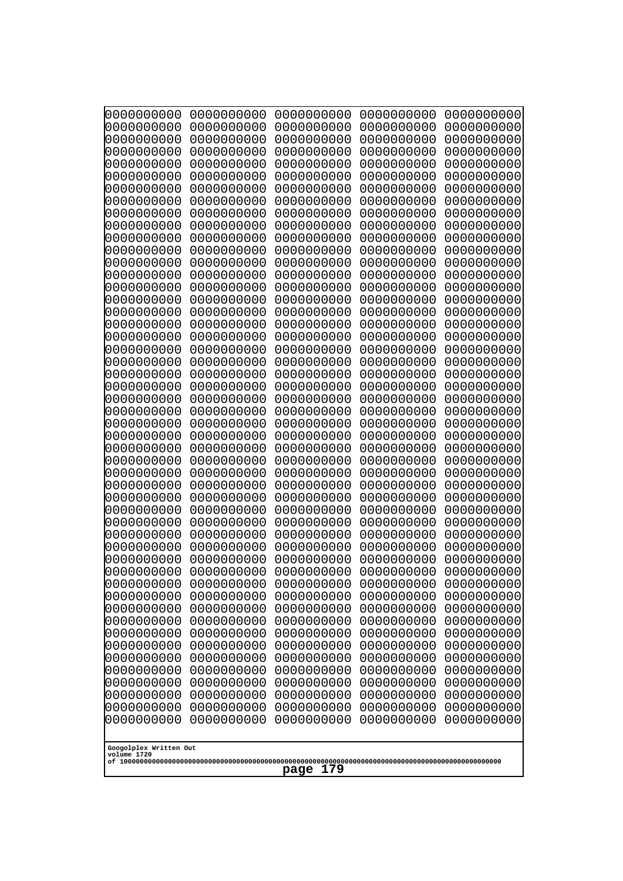```
0000000000 0000000000 0000000000 0000000000 0000000000
0000000000 0000000000 0000000000 0000000000 0000000000
0000000000 0000000000 0000000000 0000000000 0000000000
0000000000 0000000000 0000000000 0000000000 0000000000
0000000000 0000000000 0000000000 0000000000 0000000000
0000000000 0000000000 0000000000 0000000000 0000000000
0000000000 0000000000 0000000000 0000000000 0000000000
0000000000 0000000000 0000000000 0000000000 0000000000
0000000000 0000000000 0000000000 0000000000 0000000000
0000000000 0000000000 0000000000 0000000000 0000000000
0000000000 0000000000 0000000000 0000000000 0000000000
0000000000 0000000000 0000000000 0000000000 0000000000
0000000000 0000000000 0000000000 0000000000 0000000000
0000000000 0000000000 0000000000 0000000000 0000000000
0000000000 0000000000 0000000000 0000000000 0000000000
0000000000 0000000000 0000000000 0000000000 0000000000
0000000000 0000000000 0000000000 0000000000 0000000000
0000000000 0000000000 0000000000 0000000000 0000000000
0000000000 0000000000 0000000000 0000000000 0000000000
0000000000 0000000000 0000000000 0000000000 0000000000
0000000000 0000000000 0000000000 0000000000 0000000000
0000000000 0000000000 0000000000 0000000000 0000000000
0000000000 0000000000 0000000000 0000000000 0000000000
0000000000 0000000000 0000000000 0000000000 0000000000
0000000000 0000000000 0000000000 0000000000 0000000000
0000000000 0000000000 0000000000 0000000000 0000000000
0000000000 0000000000 0000000000 0000000000 0000000000
0000000000 0000000000 0000000000 0000000000 0000000000
0000000000 0000000000 0000000000 0000000000 0000000000
0000000000 0000000000 0000000000 0000000000 0000000000
0000000000 0000000000 0000000000 0000000000 0000000000
0000000000 0000000000 0000000000 0000000000 0000000000
0000000000 0000000000 0000000000 0000000000 0000000000
0000000000 0000000000 0000000000 0000000000 0000000000
0000000000 0000000000 0000000000 0000000000 0000000000
0000000000 0000000000 0000000000 0000000000 0000000000
0000000000 0000000000 0000000000 0000000000 0000000000
0000000000 0000000000 0000000000 0000000000 0000000000
0000000000 0000000000 0000000000 0000000000 0000000000
0000000000 0000000000 0000000000 0000000000 0000000000
0000000000 0000000000 0000000000 0000000000 0000000000
0000000000 0000000000 0000000000 0000000000 0000000000
0000000000 0000000000 0000000000 0000000000 0000000000
0000000000 0000000000 0000000000 0000000000 0000000000
0000000000 0000000000 0000000000 0000000000 0000000000
0000000000 0000000000 0000000000 0000000000 0000000000
0000000000 0000000000 0000000000 0000000000 0000000000
0000000000 0000000000 0000000000 0000000000 0000000000
0000000000 0000000000 0000000000 0000000000 0000000000
0000000000 0000000000 0000000000 0000000000 0000000000
```

Googolplex Written Out
volume 1720
of 10000000000000000000000000000000000000000000000000000000000000000000000000000000000000000000000000000

page 179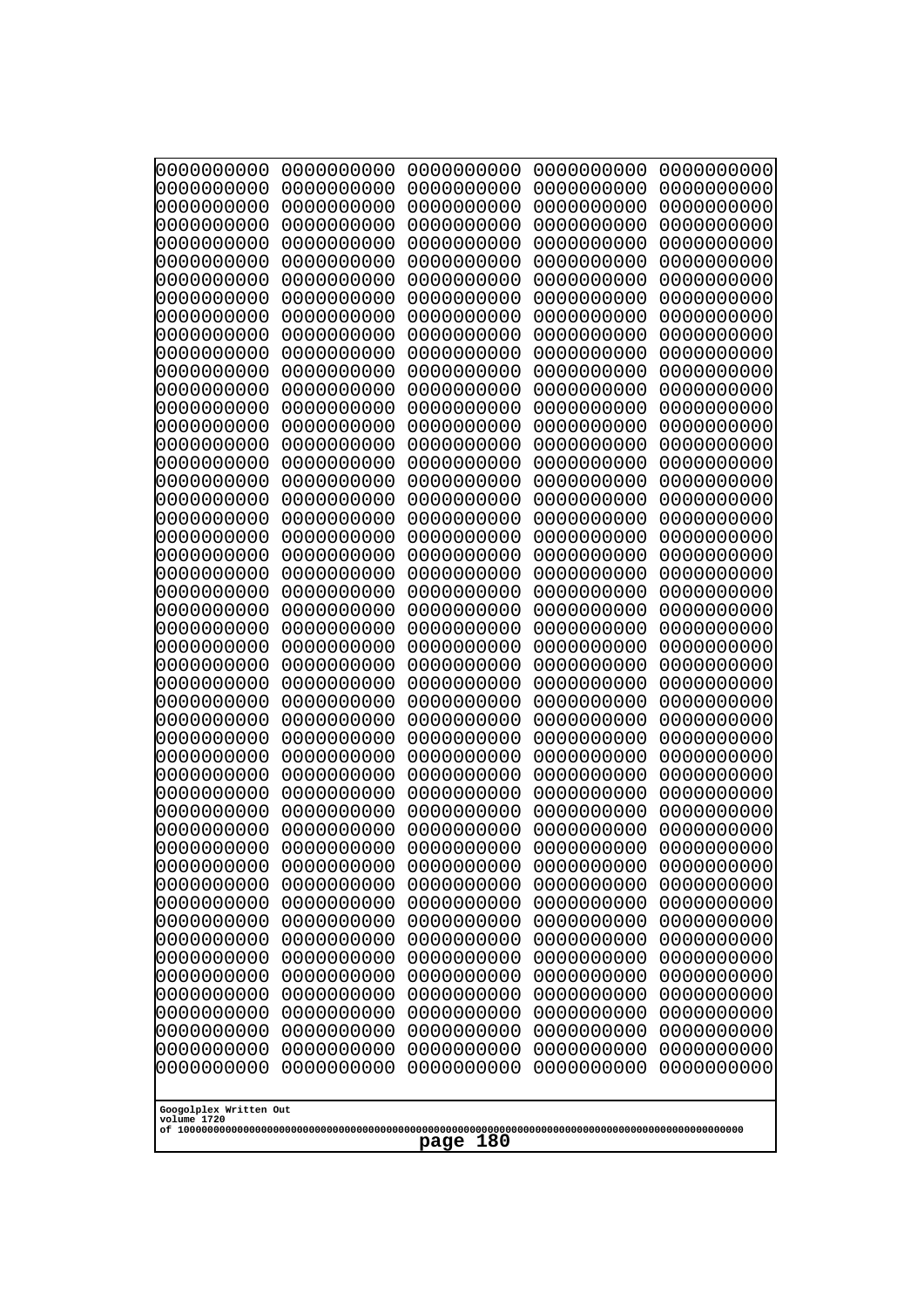0000000000 0000000000 0000000000 0000000000 0000000000
0000000000 0000000000 0000000000 0000000000 0000000000
0000000000 0000000000 0000000000 0000000000 0000000000
0000000000 0000000000 0000000000 0000000000 0000000000
0000000000 0000000000 0000000000 0000000000 0000000000
0000000000 0000000000 0000000000 0000000000 0000000000
0000000000 0000000000 0000000000 0000000000 0000000000
0000000000 0000000000 0000000000 0000000000 0000000000
0000000000 0000000000 0000000000 0000000000 0000000000
0000000000 0000000000 0000000000 0000000000 0000000000
0000000000 0000000000 0000000000 0000000000 0000000000
0000000000 0000000000 0000000000 0000000000 0000000000
0000000000 0000000000 0000000000 0000000000 0000000000
0000000000 0000000000 0000000000 0000000000 0000000000
0000000000 0000000000 0000000000 0000000000 0000000000
0000000000 0000000000 0000000000 0000000000 0000000000
0000000000 0000000000 0000000000 0000000000 0000000000
0000000000 0000000000 0000000000 0000000000 0000000000
0000000000 0000000000 0000000000 0000000000 0000000000
0000000000 0000000000 0000000000 0000000000 0000000000
0000000000 0000000000 0000000000 0000000000 0000000000
0000000000 0000000000 0000000000 0000000000 0000000000
0000000000 0000000000 0000000000 0000000000 0000000000
0000000000 0000000000 0000000000 0000000000 0000000000
0000000000 0000000000 0000000000 0000000000 0000000000
0000000000 0000000000 0000000000 0000000000 0000000000
0000000000 0000000000 0000000000 0000000000 0000000000
0000000000 0000000000 0000000000 0000000000 0000000000
0000000000 0000000000 0000000000 0000000000 0000000000
0000000000 0000000000 0000000000 0000000000 0000000000
0000000000 0000000000 0000000000 0000000000 0000000000
0000000000 0000000000 0000000000 0000000000 0000000000
0000000000 0000000000 0000000000 0000000000 0000000000
0000000000 0000000000 0000000000 0000000000 0000000000
0000000000 0000000000 0000000000 0000000000 0000000000
0000000000 0000000000 0000000000 0000000000 0000000000
0000000000 0000000000 0000000000 0000000000 0000000000
0000000000 0000000000 0000000000 0000000000 0000000000
0000000000 0000000000 0000000000 0000000000 0000000000
0000000000 0000000000 0000000000 0000000000 0000000000
0000000000 0000000000 0000000000 0000000000 0000000000
0000000000 0000000000 0000000000 0000000000 0000000000
0000000000 0000000000 0000000000 0000000000 0000000000
0000000000 0000000000 0000000000 0000000000 0000000000
0000000000 0000000000 0000000000 0000000000 0000000000
0000000000 0000000000 0000000000 0000000000 0000000000
0000000000 0000000000 0000000000 0000000000 0000000000
0000000000 0000000000 0000000000 0000000000 0000000000
0000000000 0000000000 0000000000 0000000000 0000000000
0000000000 0000000000 0000000000 0000000000 0000000000

Googolplex Written Out
volume 1720
of 10000000000000000000000000000000000000000000000000000000000000000000000000000000000000000000000000000
page 180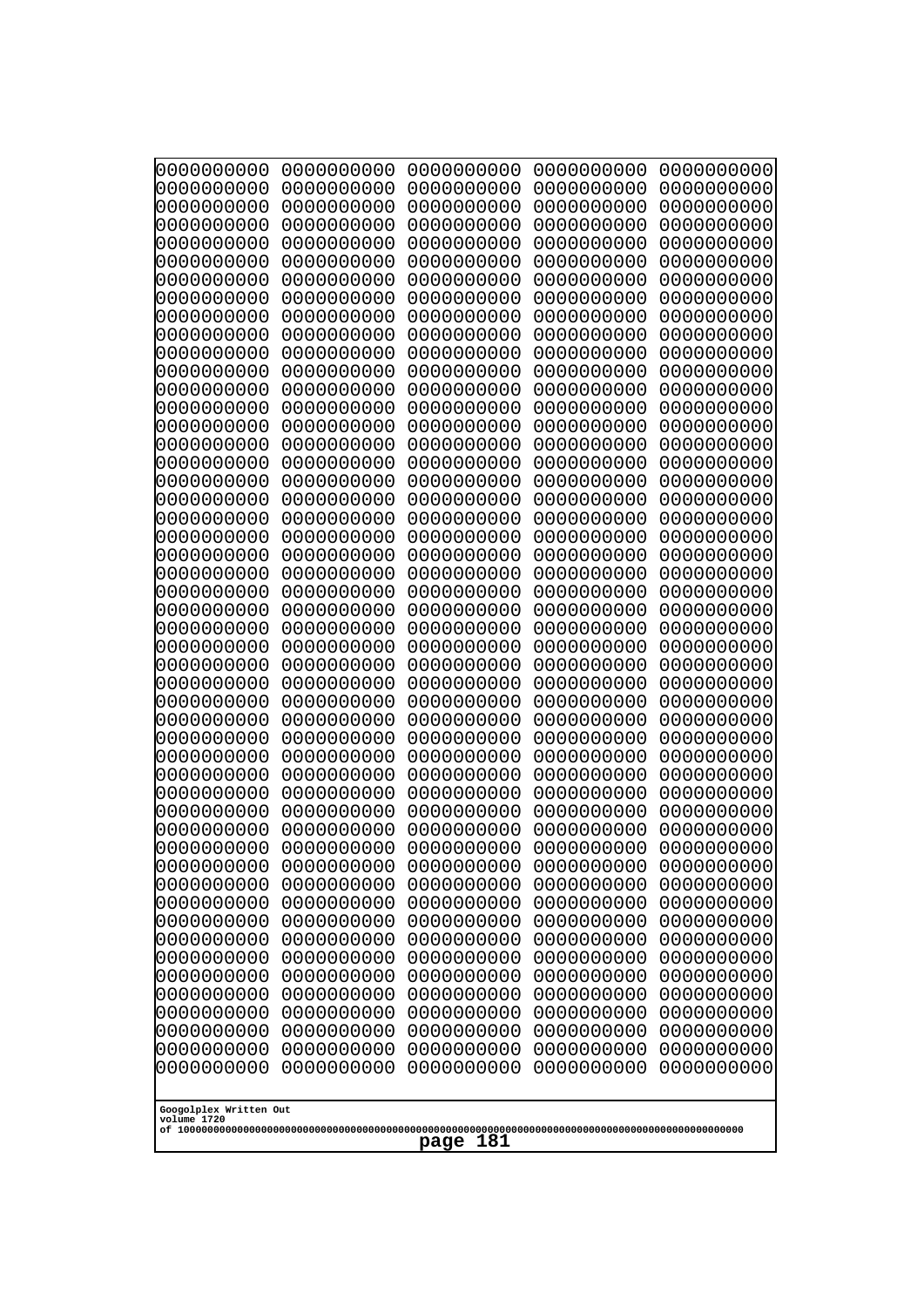```
0000000000 0000000000 0000000000 0000000000 0000000000
0000000000 0000000000 0000000000 0000000000 0000000000
0000000000 0000000000 0000000000 0000000000 0000000000
0000000000 0000000000 0000000000 0000000000 0000000000
0000000000 0000000000 0000000000 0000000000 0000000000
0000000000 0000000000 0000000000 0000000000 0000000000
0000000000 0000000000 0000000000 0000000000 0000000000
0000000000 0000000000 0000000000 0000000000 0000000000
0000000000 0000000000 0000000000 0000000000 0000000000
0000000000 0000000000 0000000000 0000000000 0000000000
0000000000 0000000000 0000000000 0000000000 0000000000
0000000000 0000000000 0000000000 0000000000 0000000000
0000000000 0000000000 0000000000 0000000000 0000000000
0000000000 0000000000 0000000000 0000000000 0000000000
0000000000 0000000000 0000000000 0000000000 0000000000
0000000000 0000000000 0000000000 0000000000 0000000000
0000000000 0000000000 0000000000 0000000000 0000000000
0000000000 0000000000 0000000000 0000000000 0000000000
0000000000 0000000000 0000000000 0000000000 0000000000
0000000000 0000000000 0000000000 0000000000 0000000000
0000000000 0000000000 0000000000 0000000000 0000000000
0000000000 0000000000 0000000000 0000000000 0000000000
0000000000 0000000000 0000000000 0000000000 0000000000
0000000000 0000000000 0000000000 0000000000 0000000000
0000000000 0000000000 0000000000 0000000000 0000000000
0000000000 0000000000 0000000000 0000000000 0000000000
0000000000 0000000000 0000000000 0000000000 0000000000
0000000000 0000000000 0000000000 0000000000 0000000000
0000000000 0000000000 0000000000 0000000000 0000000000
0000000000 0000000000 0000000000 0000000000 0000000000
0000000000 0000000000 0000000000 0000000000 0000000000
0000000000 0000000000 0000000000 0000000000 0000000000
0000000000 0000000000 0000000000 0000000000 0000000000
0000000000 0000000000 0000000000 0000000000 0000000000
0000000000 0000000000 0000000000 0000000000 0000000000
0000000000 0000000000 0000000000 0000000000 0000000000
0000000000 0000000000 0000000000 0000000000 0000000000
0000000000 0000000000 0000000000 0000000000 0000000000
0000000000 0000000000 0000000000 0000000000 0000000000
0000000000 0000000000 0000000000 0000000000 0000000000
0000000000 0000000000 0000000000 0000000000 0000000000
0000000000 0000000000 0000000000 0000000000 0000000000
0000000000 0000000000 0000000000 0000000000 0000000000
0000000000 0000000000 0000000000 0000000000 0000000000
0000000000 0000000000 0000000000 0000000000 0000000000
0000000000 0000000000 0000000000 0000000000 0000000000
0000000000 0000000000 0000000000 0000000000 0000000000
0000000000 0000000000 0000000000 0000000000 0000000000
0000000000 0000000000 0000000000 0000000000 0000000000
0000000000 0000000000 0000000000 0000000000 0000000000
```

Googolplex Written Out
volume 1720
of 10000000000000000000000000000000000000000000000000000000000000000000000000000000000000000000000000000
page 181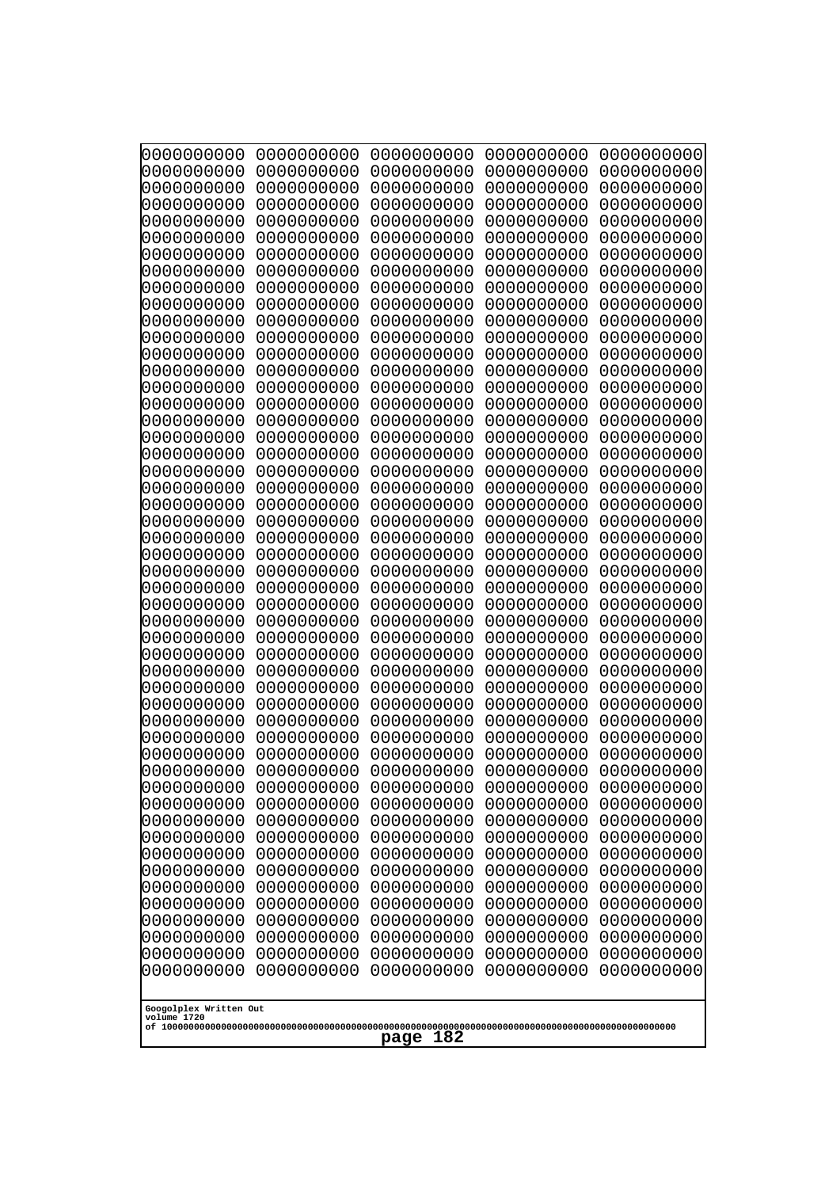```
0000000000 0000000000 0000000000 0000000000 0000000000
0000000000 0000000000 0000000000 0000000000 0000000000
0000000000 0000000000 0000000000 0000000000 0000000000
0000000000 0000000000 0000000000 0000000000 0000000000
0000000000 0000000000 0000000000 0000000000 0000000000
0000000000 0000000000 0000000000 0000000000 0000000000
0000000000 0000000000 0000000000 0000000000 0000000000
0000000000 0000000000 0000000000 0000000000 0000000000
0000000000 0000000000 0000000000 0000000000 0000000000
0000000000 0000000000 0000000000 0000000000 0000000000
0000000000 0000000000 0000000000 0000000000 0000000000
0000000000 0000000000 0000000000 0000000000 0000000000
0000000000 0000000000 0000000000 0000000000 0000000000
0000000000 0000000000 0000000000 0000000000 0000000000
0000000000 0000000000 0000000000 0000000000 0000000000
0000000000 0000000000 0000000000 0000000000 0000000000
0000000000 0000000000 0000000000 0000000000 0000000000
0000000000 0000000000 0000000000 0000000000 0000000000
0000000000 0000000000 0000000000 0000000000 0000000000
0000000000 0000000000 0000000000 0000000000 0000000000
0000000000 0000000000 0000000000 0000000000 0000000000
0000000000 0000000000 0000000000 0000000000 0000000000
0000000000 0000000000 0000000000 0000000000 0000000000
0000000000 0000000000 0000000000 0000000000 0000000000
0000000000 0000000000 0000000000 0000000000 0000000000
0000000000 0000000000 0000000000 0000000000 0000000000
0000000000 0000000000 0000000000 0000000000 0000000000
0000000000 0000000000 0000000000 0000000000 0000000000
0000000000 0000000000 0000000000 0000000000 0000000000
0000000000 0000000000 0000000000 0000000000 0000000000
0000000000 0000000000 0000000000 0000000000 0000000000
0000000000 0000000000 0000000000 0000000000 0000000000
0000000000 0000000000 0000000000 0000000000 0000000000
0000000000 0000000000 0000000000 0000000000 0000000000
0000000000 0000000000 0000000000 0000000000 0000000000
0000000000 0000000000 0000000000 0000000000 0000000000
0000000000 0000000000 0000000000 0000000000 0000000000
0000000000 0000000000 0000000000 0000000000 0000000000
0000000000 0000000000 0000000000 0000000000 0000000000
0000000000 0000000000 0000000000 0000000000 0000000000
0000000000 0000000000 0000000000 0000000000 0000000000
0000000000 0000000000 0000000000 0000000000 0000000000
0000000000 0000000000 0000000000 0000000000 0000000000
0000000000 0000000000 0000000000 0000000000 0000000000
0000000000 0000000000 0000000000 0000000000 0000000000
0000000000 0000000000 0000000000 0000000000 0000000000
0000000000 0000000000 0000000000 0000000000 0000000000
0000000000 0000000000 0000000000 0000000000 0000000000
0000000000 0000000000 0000000000 0000000000 0000000000
0000000000 0000000000 0000000000 0000000000 0000000000
```

Googolplex Written Out
volume 1720
of 10000000000000000000000000000000000000000000000000000000000000000000000000000000000000000000000000000

page 182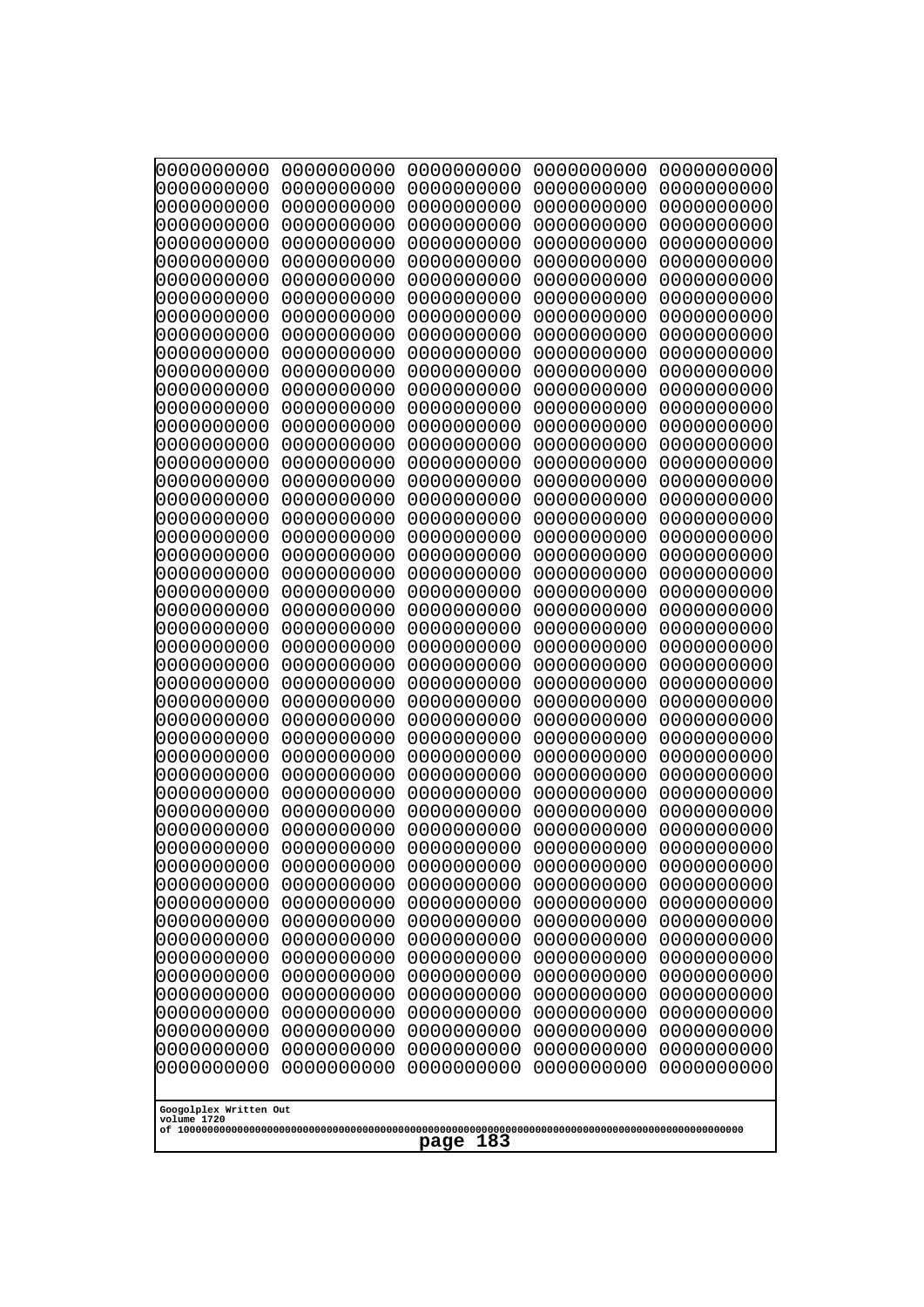```
0000000000 0000000000 0000000000 0000000000 0000000000
0000000000 0000000000 0000000000 0000000000 0000000000
0000000000 0000000000 0000000000 0000000000 0000000000
0000000000 0000000000 0000000000 0000000000 0000000000
0000000000 0000000000 0000000000 0000000000 0000000000
0000000000 0000000000 0000000000 0000000000 0000000000
0000000000 0000000000 0000000000 0000000000 0000000000
0000000000 0000000000 0000000000 0000000000 0000000000
0000000000 0000000000 0000000000 0000000000 0000000000
0000000000 0000000000 0000000000 0000000000 0000000000
0000000000 0000000000 0000000000 0000000000 0000000000
0000000000 0000000000 0000000000 0000000000 0000000000
0000000000 0000000000 0000000000 0000000000 0000000000
0000000000 0000000000 0000000000 0000000000 0000000000
0000000000 0000000000 0000000000 0000000000 0000000000
0000000000 0000000000 0000000000 0000000000 0000000000
0000000000 0000000000 0000000000 0000000000 0000000000
0000000000 0000000000 0000000000 0000000000 0000000000
0000000000 0000000000 0000000000 0000000000 0000000000
0000000000 0000000000 0000000000 0000000000 0000000000
0000000000 0000000000 0000000000 0000000000 0000000000
0000000000 0000000000 0000000000 0000000000 0000000000
0000000000 0000000000 0000000000 0000000000 0000000000
0000000000 0000000000 0000000000 0000000000 0000000000
0000000000 0000000000 0000000000 0000000000 0000000000
0000000000 0000000000 0000000000 0000000000 0000000000
0000000000 0000000000 0000000000 0000000000 0000000000
0000000000 0000000000 0000000000 0000000000 0000000000
0000000000 0000000000 0000000000 0000000000 0000000000
0000000000 0000000000 0000000000 0000000000 0000000000
0000000000 0000000000 0000000000 0000000000 0000000000
0000000000 0000000000 0000000000 0000000000 0000000000
0000000000 0000000000 0000000000 0000000000 0000000000
0000000000 0000000000 0000000000 0000000000 0000000000
0000000000 0000000000 0000000000 0000000000 0000000000
0000000000 0000000000 0000000000 0000000000 0000000000
0000000000 0000000000 0000000000 0000000000 0000000000
0000000000 0000000000 0000000000 0000000000 0000000000
0000000000 0000000000 0000000000 0000000000 0000000000
0000000000 0000000000 0000000000 0000000000 0000000000
0000000000 0000000000 0000000000 0000000000 0000000000
0000000000 0000000000 0000000000 0000000000 0000000000
0000000000 0000000000 0000000000 0000000000 0000000000
0000000000 0000000000 0000000000 0000000000 0000000000
0000000000 0000000000 0000000000 0000000000 0000000000
0000000000 0000000000 0000000000 0000000000 0000000000
0000000000 0000000000 0000000000 0000000000 0000000000
0000000000 0000000000 0000000000 0000000000 0000000000
0000000000 0000000000 0000000000 0000000000 0000000000
0000000000 0000000000 0000000000 0000000000 0000000000
```

Googolplex Written Out
volume 1720
of 10000000000000000000000000000000000000000000000000000000000000000000000000000000000000000000000000000

page 183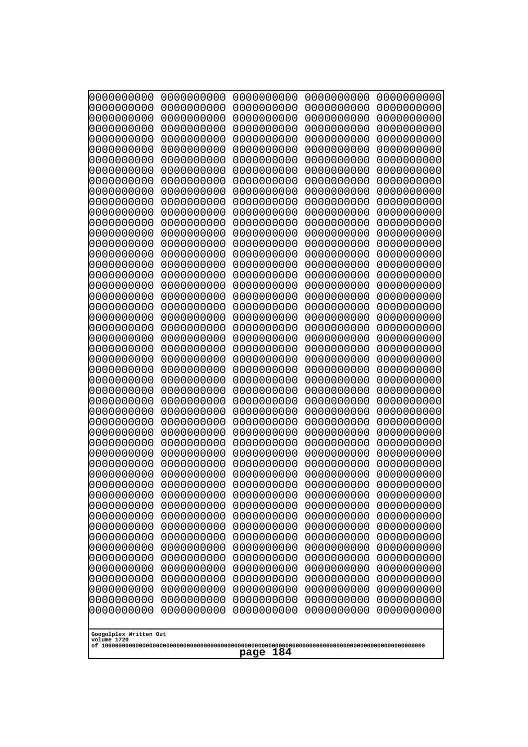```
0000000000 0000000000 0000000000 0000000000 0000000000
0000000000 0000000000 0000000000 0000000000 0000000000
0000000000 0000000000 0000000000 0000000000 0000000000
0000000000 0000000000 0000000000 0000000000 0000000000
0000000000 0000000000 0000000000 0000000000 0000000000
0000000000 0000000000 0000000000 0000000000 0000000000
0000000000 0000000000 0000000000 0000000000 0000000000
0000000000 0000000000 0000000000 0000000000 0000000000
0000000000 0000000000 0000000000 0000000000 0000000000
0000000000 0000000000 0000000000 0000000000 0000000000
0000000000 0000000000 0000000000 0000000000 0000000000
0000000000 0000000000 0000000000 0000000000 0000000000
0000000000 0000000000 0000000000 0000000000 0000000000
0000000000 0000000000 0000000000 0000000000 0000000000
0000000000 0000000000 0000000000 0000000000 0000000000
0000000000 0000000000 0000000000 0000000000 0000000000
0000000000 0000000000 0000000000 0000000000 0000000000
0000000000 0000000000 0000000000 0000000000 0000000000
0000000000 0000000000 0000000000 0000000000 0000000000
0000000000 0000000000 0000000000 0000000000 0000000000
0000000000 0000000000 0000000000 0000000000 0000000000
0000000000 0000000000 0000000000 0000000000 0000000000
0000000000 0000000000 0000000000 0000000000 0000000000
0000000000 0000000000 0000000000 0000000000 0000000000
0000000000 0000000000 0000000000 0000000000 0000000000
0000000000 0000000000 0000000000 0000000000 0000000000
0000000000 0000000000 0000000000 0000000000 0000000000
0000000000 0000000000 0000000000 0000000000 0000000000
0000000000 0000000000 0000000000 0000000000 0000000000
0000000000 0000000000 0000000000 0000000000 0000000000
0000000000 0000000000 0000000000 0000000000 0000000000
0000000000 0000000000 0000000000 0000000000 0000000000
0000000000 0000000000 0000000000 0000000000 0000000000
0000000000 0000000000 0000000000 0000000000 0000000000
0000000000 0000000000 0000000000 0000000000 0000000000
0000000000 0000000000 0000000000 0000000000 0000000000
0000000000 0000000000 0000000000 0000000000 0000000000
0000000000 0000000000 0000000000 0000000000 0000000000
0000000000 0000000000 0000000000 0000000000 0000000000
0000000000 0000000000 0000000000 0000000000 0000000000
0000000000 0000000000 0000000000 0000000000 0000000000
0000000000 0000000000 0000000000 0000000000 0000000000
0000000000 0000000000 0000000000 0000000000 0000000000
0000000000 0000000000 0000000000 0000000000 0000000000
0000000000 0000000000 0000000000 0000000000 0000000000
0000000000 0000000000 0000000000 0000000000 0000000000
0000000000 0000000000 0000000000 0000000000 0000000000
0000000000 0000000000 0000000000 0000000000 0000000000
0000000000 0000000000 0000000000 0000000000 0000000000
0000000000 0000000000 0000000000 0000000000 0000000000
```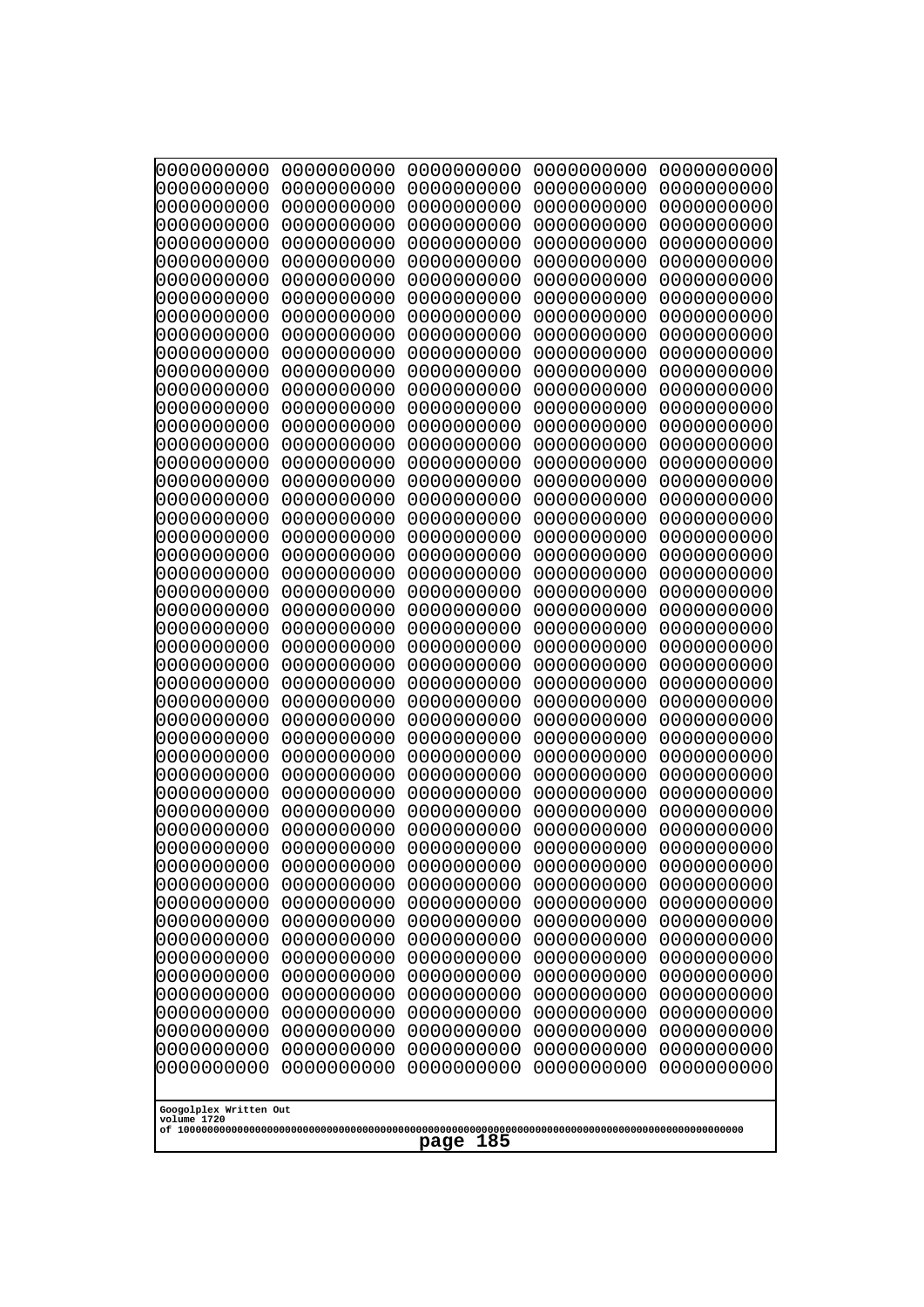```
0000000000 0000000000 0000000000 0000000000 0000000000
0000000000 0000000000 0000000000 0000000000 0000000000
0000000000 0000000000 0000000000 0000000000 0000000000
0000000000 0000000000 0000000000 0000000000 0000000000
0000000000 0000000000 0000000000 0000000000 0000000000
0000000000 0000000000 0000000000 0000000000 0000000000
0000000000 0000000000 0000000000 0000000000 0000000000
0000000000 0000000000 0000000000 0000000000 0000000000
0000000000 0000000000 0000000000 0000000000 0000000000
0000000000 0000000000 0000000000 0000000000 0000000000
0000000000 0000000000 0000000000 0000000000 0000000000
0000000000 0000000000 0000000000 0000000000 0000000000
0000000000 0000000000 0000000000 0000000000 0000000000
0000000000 0000000000 0000000000 0000000000 0000000000
0000000000 0000000000 0000000000 0000000000 0000000000
0000000000 0000000000 0000000000 0000000000 0000000000
0000000000 0000000000 0000000000 0000000000 0000000000
0000000000 0000000000 0000000000 0000000000 0000000000
0000000000 0000000000 0000000000 0000000000 0000000000
0000000000 0000000000 0000000000 0000000000 0000000000
0000000000 0000000000 0000000000 0000000000 0000000000
0000000000 0000000000 0000000000 0000000000 0000000000
0000000000 0000000000 0000000000 0000000000 0000000000
0000000000 0000000000 0000000000 0000000000 0000000000
0000000000 0000000000 0000000000 0000000000 0000000000
0000000000 0000000000 0000000000 0000000000 0000000000
0000000000 0000000000 0000000000 0000000000 0000000000
0000000000 0000000000 0000000000 0000000000 0000000000
0000000000 0000000000 0000000000 0000000000 0000000000
0000000000 0000000000 0000000000 0000000000 0000000000
0000000000 0000000000 0000000000 0000000000 0000000000
0000000000 0000000000 0000000000 0000000000 0000000000
0000000000 0000000000 0000000000 0000000000 0000000000
0000000000 0000000000 0000000000 0000000000 0000000000
0000000000 0000000000 0000000000 0000000000 0000000000
0000000000 0000000000 0000000000 0000000000 0000000000
0000000000 0000000000 0000000000 0000000000 0000000000
0000000000 0000000000 0000000000 0000000000 0000000000
0000000000 0000000000 0000000000 0000000000 0000000000
0000000000 0000000000 0000000000 0000000000 0000000000
0000000000 0000000000 0000000000 0000000000 0000000000
0000000000 0000000000 0000000000 0000000000 0000000000
0000000000 0000000000 0000000000 0000000000 0000000000
0000000000 0000000000 0000000000 0000000000 0000000000
0000000000 0000000000 0000000000 0000000000 0000000000
0000000000 0000000000 0000000000 0000000000 0000000000
0000000000 0000000000 0000000000 0000000000 0000000000
0000000000 0000000000 0000000000 0000000000 0000000000
0000000000 0000000000 0000000000 0000000000 0000000000
0000000000 0000000000 0000000000 0000000000 0000000000
```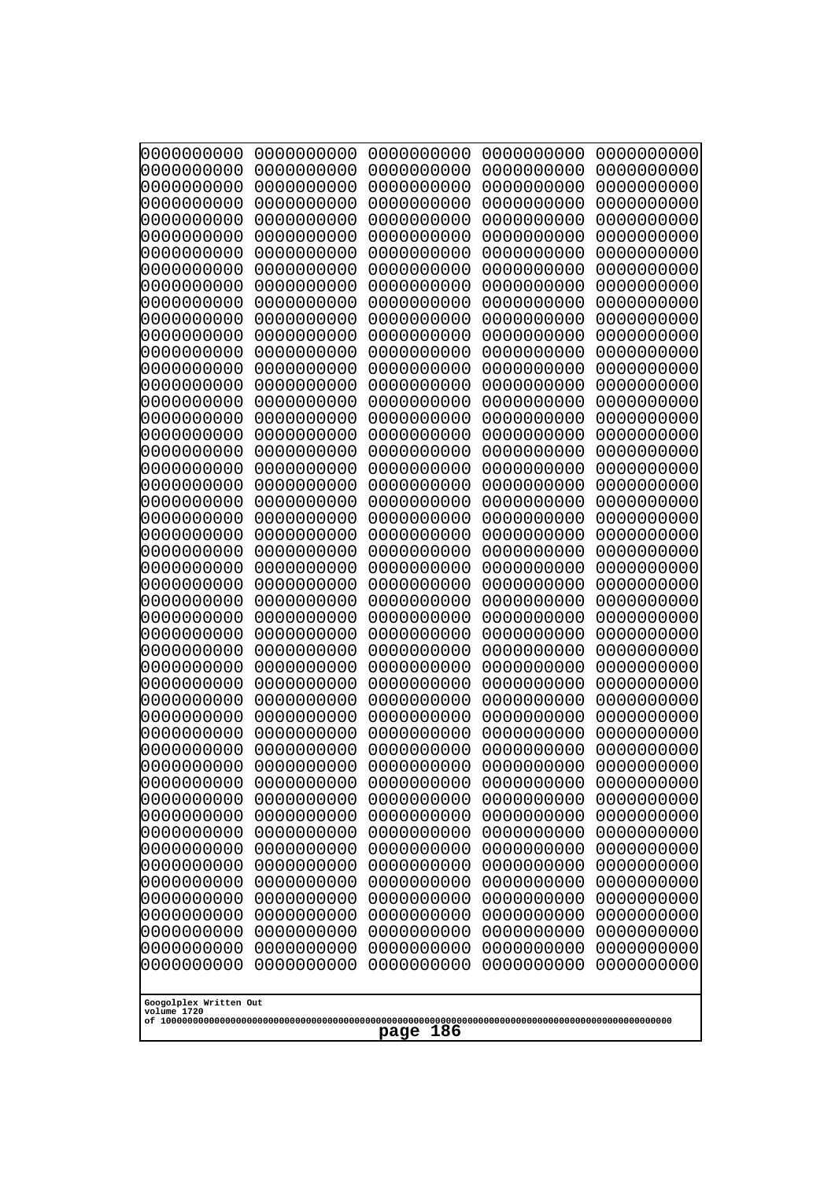```
0000000000 0000000000 0000000000 0000000000 0000000000
0000000000 0000000000 0000000000 0000000000 0000000000
0000000000 0000000000 0000000000 0000000000 0000000000
0000000000 0000000000 0000000000 0000000000 0000000000
0000000000 0000000000 0000000000 0000000000 0000000000
0000000000 0000000000 0000000000 0000000000 0000000000
0000000000 0000000000 0000000000 0000000000 0000000000
0000000000 0000000000 0000000000 0000000000 0000000000
0000000000 0000000000 0000000000 0000000000 0000000000
0000000000 0000000000 0000000000 0000000000 0000000000
0000000000 0000000000 0000000000 0000000000 0000000000
0000000000 0000000000 0000000000 0000000000 0000000000
0000000000 0000000000 0000000000 0000000000 0000000000
0000000000 0000000000 0000000000 0000000000 0000000000
0000000000 0000000000 0000000000 0000000000 0000000000
0000000000 0000000000 0000000000 0000000000 0000000000
0000000000 0000000000 0000000000 0000000000 0000000000
0000000000 0000000000 0000000000 0000000000 0000000000
0000000000 0000000000 0000000000 0000000000 0000000000
0000000000 0000000000 0000000000 0000000000 0000000000
0000000000 0000000000 0000000000 0000000000 0000000000
0000000000 0000000000 0000000000 0000000000 0000000000
0000000000 0000000000 0000000000 0000000000 0000000000
0000000000 0000000000 0000000000 0000000000 0000000000
0000000000 0000000000 0000000000 0000000000 0000000000
0000000000 0000000000 0000000000 0000000000 0000000000
0000000000 0000000000 0000000000 0000000000 0000000000
0000000000 0000000000 0000000000 0000000000 0000000000
0000000000 0000000000 0000000000 0000000000 0000000000
0000000000 0000000000 0000000000 0000000000 0000000000
0000000000 0000000000 0000000000 0000000000 0000000000
0000000000 0000000000 0000000000 0000000000 0000000000
0000000000 0000000000 0000000000 0000000000 0000000000
0000000000 0000000000 0000000000 0000000000 0000000000
0000000000 0000000000 0000000000 0000000000 0000000000
0000000000 0000000000 0000000000 0000000000 0000000000
0000000000 0000000000 0000000000 0000000000 0000000000
0000000000 0000000000 0000000000 0000000000 0000000000
0000000000 0000000000 0000000000 0000000000 0000000000
0000000000 0000000000 0000000000 0000000000 0000000000
0000000000 0000000000 0000000000 0000000000 0000000000
0000000000 0000000000 0000000000 0000000000 0000000000
0000000000 0000000000 0000000000 0000000000 0000000000
0000000000 0000000000 0000000000 0000000000 0000000000
0000000000 0000000000 0000000000 0000000000 0000000000
0000000000 0000000000 0000000000 0000000000 0000000000
0000000000 0000000000 0000000000 0000000000 0000000000
0000000000 0000000000 0000000000 0000000000 0000000000
0000000000 0000000000 0000000000 0000000000 0000000000
0000000000 0000000000 0000000000 0000000000 0000000000
```

Googolplex Written Out
volume 1720
of 10000000000000000000000000000000000000000000000000000000000000000000000000000000000000000000000000000

page 186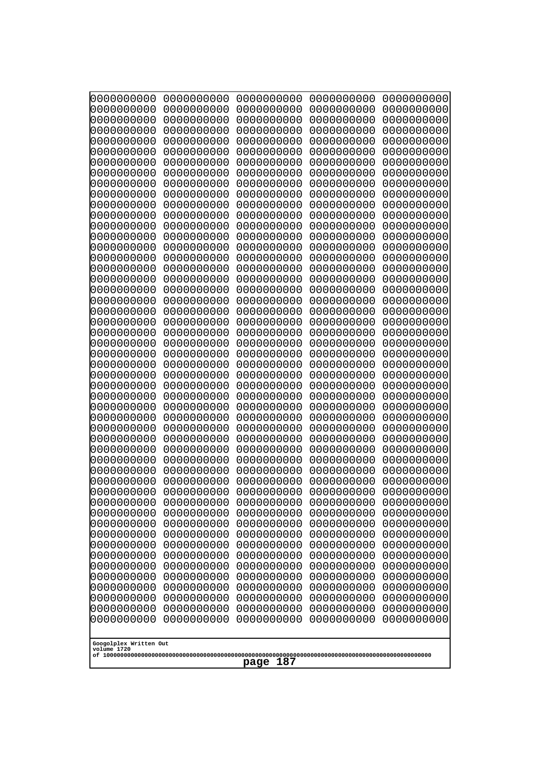```
0000000000 0000000000 0000000000 0000000000 0000000000
0000000000 0000000000 0000000000 0000000000 0000000000
0000000000 0000000000 0000000000 0000000000 0000000000
0000000000 0000000000 0000000000 0000000000 0000000000
0000000000 0000000000 0000000000 0000000000 0000000000
0000000000 0000000000 0000000000 0000000000 0000000000
0000000000 0000000000 0000000000 0000000000 0000000000
0000000000 0000000000 0000000000 0000000000 0000000000
0000000000 0000000000 0000000000 0000000000 0000000000
0000000000 0000000000 0000000000 0000000000 0000000000
0000000000 0000000000 0000000000 0000000000 0000000000
0000000000 0000000000 0000000000 0000000000 0000000000
0000000000 0000000000 0000000000 0000000000 0000000000
0000000000 0000000000 0000000000 0000000000 0000000000
0000000000 0000000000 0000000000 0000000000 0000000000
0000000000 0000000000 0000000000 0000000000 0000000000
0000000000 0000000000 0000000000 0000000000 0000000000
0000000000 0000000000 0000000000 0000000000 0000000000
0000000000 0000000000 0000000000 0000000000 0000000000
0000000000 0000000000 0000000000 0000000000 0000000000
0000000000 0000000000 0000000000 0000000000 0000000000
0000000000 0000000000 0000000000 0000000000 0000000000
0000000000 0000000000 0000000000 0000000000 0000000000
0000000000 0000000000 0000000000 0000000000 0000000000
0000000000 0000000000 0000000000 0000000000 0000000000
0000000000 0000000000 0000000000 0000000000 0000000000
0000000000 0000000000 0000000000 0000000000 0000000000
0000000000 0000000000 0000000000 0000000000 0000000000
0000000000 0000000000 0000000000 0000000000 0000000000
0000000000 0000000000 0000000000 0000000000 0000000000
0000000000 0000000000 0000000000 0000000000 0000000000
0000000000 0000000000 0000000000 0000000000 0000000000
0000000000 0000000000 0000000000 0000000000 0000000000
0000000000 0000000000 0000000000 0000000000 0000000000
0000000000 0000000000 0000000000 0000000000 0000000000
0000000000 0000000000 0000000000 0000000000 0000000000
0000000000 0000000000 0000000000 0000000000 0000000000
0000000000 0000000000 0000000000 0000000000 0000000000
0000000000 0000000000 0000000000 0000000000 0000000000
0000000000 0000000000 0000000000 0000000000 0000000000
0000000000 0000000000 0000000000 0000000000 0000000000
0000000000 0000000000 0000000000 0000000000 0000000000
0000000000 0000000000 0000000000 0000000000 0000000000
0000000000 0000000000 0000000000 0000000000 0000000000
0000000000 0000000000 0000000000 0000000000 0000000000
0000000000 0000000000 0000000000 0000000000 0000000000
0000000000 0000000000 0000000000 0000000000 0000000000
0000000000 0000000000 0000000000 0000000000 0000000000
0000000000 0000000000 0000000000 0000000000 0000000000
0000000000 0000000000 0000000000 0000000000 0000000000
```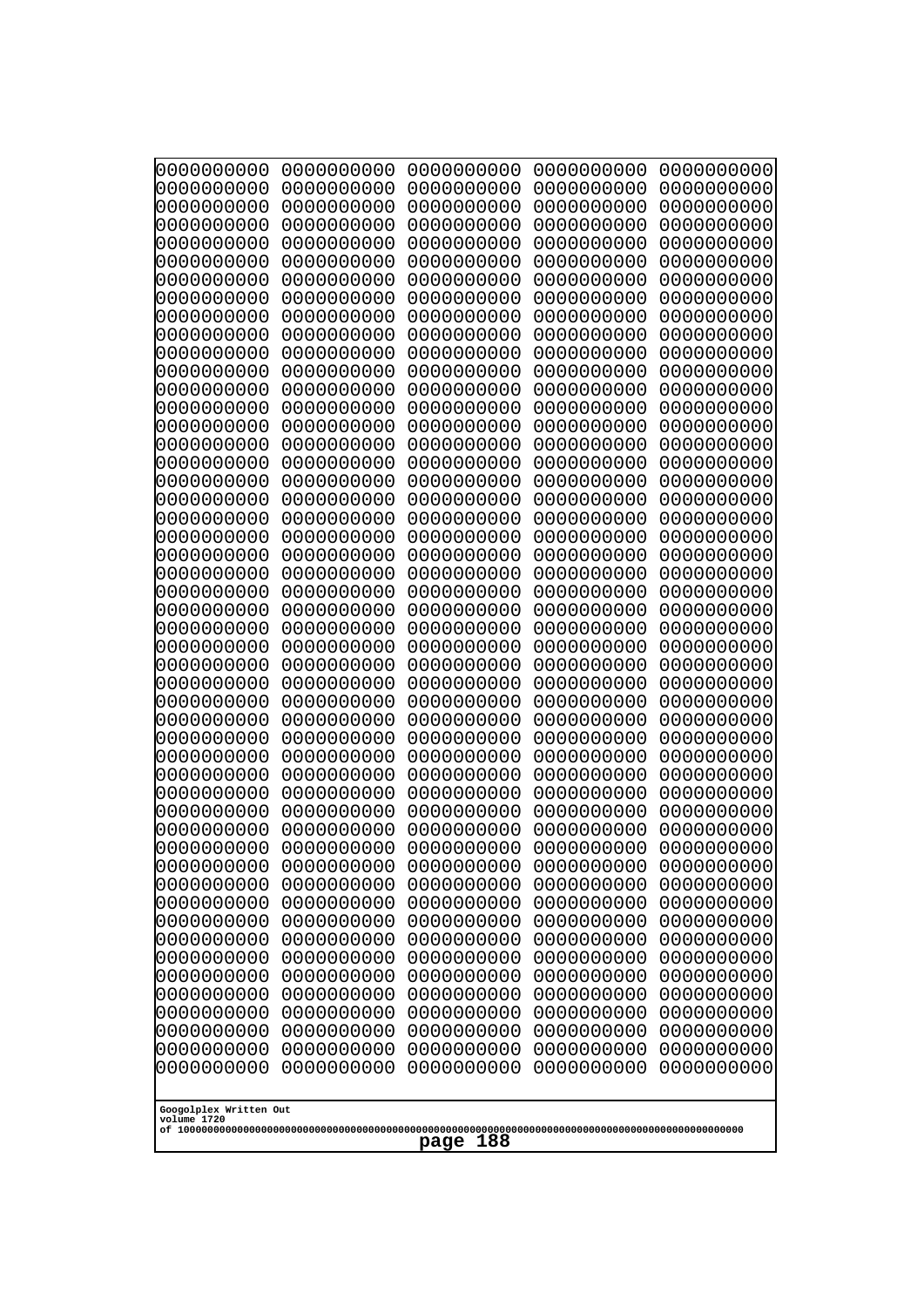```
0000000000 0000000000 0000000000 0000000000 0000000000
0000000000 0000000000 0000000000 0000000000 0000000000
0000000000 0000000000 0000000000 0000000000 0000000000
0000000000 0000000000 0000000000 0000000000 0000000000
0000000000 0000000000 0000000000 0000000000 0000000000
0000000000 0000000000 0000000000 0000000000 0000000000
0000000000 0000000000 0000000000 0000000000 0000000000
0000000000 0000000000 0000000000 0000000000 0000000000
0000000000 0000000000 0000000000 0000000000 0000000000
0000000000 0000000000 0000000000 0000000000 0000000000
0000000000 0000000000 0000000000 0000000000 0000000000
0000000000 0000000000 0000000000 0000000000 0000000000
0000000000 0000000000 0000000000 0000000000 0000000000
0000000000 0000000000 0000000000 0000000000 0000000000
0000000000 0000000000 0000000000 0000000000 0000000000
0000000000 0000000000 0000000000 0000000000 0000000000
0000000000 0000000000 0000000000 0000000000 0000000000
0000000000 0000000000 0000000000 0000000000 0000000000
0000000000 0000000000 0000000000 0000000000 0000000000
0000000000 0000000000 0000000000 0000000000 0000000000
0000000000 0000000000 0000000000 0000000000 0000000000
0000000000 0000000000 0000000000 0000000000 0000000000
0000000000 0000000000 0000000000 0000000000 0000000000
0000000000 0000000000 0000000000 0000000000 0000000000
0000000000 0000000000 0000000000 0000000000 0000000000
0000000000 0000000000 0000000000 0000000000 0000000000
0000000000 0000000000 0000000000 0000000000 0000000000
0000000000 0000000000 0000000000 0000000000 0000000000
0000000000 0000000000 0000000000 0000000000 0000000000
0000000000 0000000000 0000000000 0000000000 0000000000
0000000000 0000000000 0000000000 0000000000 0000000000
0000000000 0000000000 0000000000 0000000000 0000000000
0000000000 0000000000 0000000000 0000000000 0000000000
0000000000 0000000000 0000000000 0000000000 0000000000
0000000000 0000000000 0000000000 0000000000 0000000000
0000000000 0000000000 0000000000 0000000000 0000000000
0000000000 0000000000 0000000000 0000000000 0000000000
0000000000 0000000000 0000000000 0000000000 0000000000
0000000000 0000000000 0000000000 0000000000 0000000000
0000000000 0000000000 0000000000 0000000000 0000000000
0000000000 0000000000 0000000000 0000000000 0000000000
0000000000 0000000000 0000000000 0000000000 0000000000
0000000000 0000000000 0000000000 0000000000 0000000000
0000000000 0000000000 0000000000 0000000000 0000000000
0000000000 0000000000 0000000000 0000000000 0000000000
0000000000 0000000000 0000000000 0000000000 0000000000
0000000000 0000000000 0000000000 0000000000 0000000000
0000000000 0000000000 0000000000 0000000000 0000000000
0000000000 0000000000 0000000000 0000000000 0000000000
0000000000 0000000000 0000000000 0000000000 0000000000
```

Googolplex Written Out
volume 1720
of 10000000000000000000000000000000000000000000000000000000000000000000000000000000000000000000000000000
page 188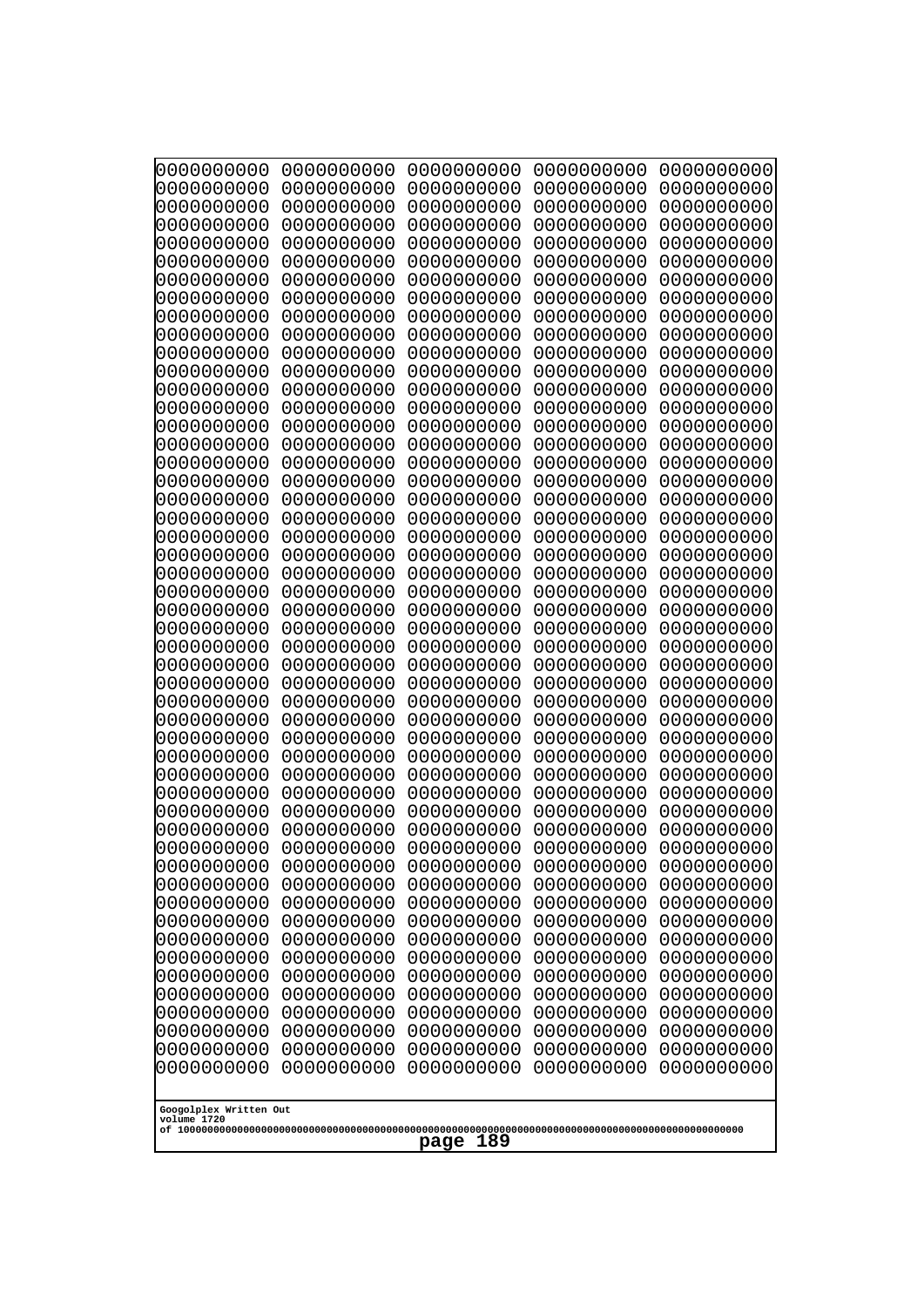```
0000000000 0000000000 0000000000 0000000000 0000000000
0000000000 0000000000 0000000000 0000000000 0000000000
0000000000 0000000000 0000000000 0000000000 0000000000
0000000000 0000000000 0000000000 0000000000 0000000000
0000000000 0000000000 0000000000 0000000000 0000000000
0000000000 0000000000 0000000000 0000000000 0000000000
0000000000 0000000000 0000000000 0000000000 0000000000
0000000000 0000000000 0000000000 0000000000 0000000000
0000000000 0000000000 0000000000 0000000000 0000000000
0000000000 0000000000 0000000000 0000000000 0000000000
0000000000 0000000000 0000000000 0000000000 0000000000
0000000000 0000000000 0000000000 0000000000 0000000000
0000000000 0000000000 0000000000 0000000000 0000000000
0000000000 0000000000 0000000000 0000000000 0000000000
0000000000 0000000000 0000000000 0000000000 0000000000
0000000000 0000000000 0000000000 0000000000 0000000000
0000000000 0000000000 0000000000 0000000000 0000000000
0000000000 0000000000 0000000000 0000000000 0000000000
0000000000 0000000000 0000000000 0000000000 0000000000
0000000000 0000000000 0000000000 0000000000 0000000000
0000000000 0000000000 0000000000 0000000000 0000000000
0000000000 0000000000 0000000000 0000000000 0000000000
0000000000 0000000000 0000000000 0000000000 0000000000
0000000000 0000000000 0000000000 0000000000 0000000000
0000000000 0000000000 0000000000 0000000000 0000000000
0000000000 0000000000 0000000000 0000000000 0000000000
0000000000 0000000000 0000000000 0000000000 0000000000
0000000000 0000000000 0000000000 0000000000 0000000000
0000000000 0000000000 0000000000 0000000000 0000000000
0000000000 0000000000 0000000000 0000000000 0000000000
0000000000 0000000000 0000000000 0000000000 0000000000
0000000000 0000000000 0000000000 0000000000 0000000000
0000000000 0000000000 0000000000 0000000000 0000000000
0000000000 0000000000 0000000000 0000000000 0000000000
0000000000 0000000000 0000000000 0000000000 0000000000
0000000000 0000000000 0000000000 0000000000 0000000000
0000000000 0000000000 0000000000 0000000000 0000000000
0000000000 0000000000 0000000000 0000000000 0000000000
0000000000 0000000000 0000000000 0000000000 0000000000
0000000000 0000000000 0000000000 0000000000 0000000000
0000000000 0000000000 0000000000 0000000000 0000000000
0000000000 0000000000 0000000000 0000000000 0000000000
0000000000 0000000000 0000000000 0000000000 0000000000
0000000000 0000000000 0000000000 0000000000 0000000000
0000000000 0000000000 0000000000 0000000000 0000000000
0000000000 0000000000 0000000000 0000000000 0000000000
0000000000 0000000000 0000000000 0000000000 0000000000
0000000000 0000000000 0000000000 0000000000 0000000000
0000000000 0000000000 0000000000 0000000000 0000000000
0000000000 0000000000 0000000000 0000000000 0000000000
```

Googolplex Written Out
volume 1720
of 10000000000000000000000000000000000000000000000000000000000000000000000000000000000000000000000000000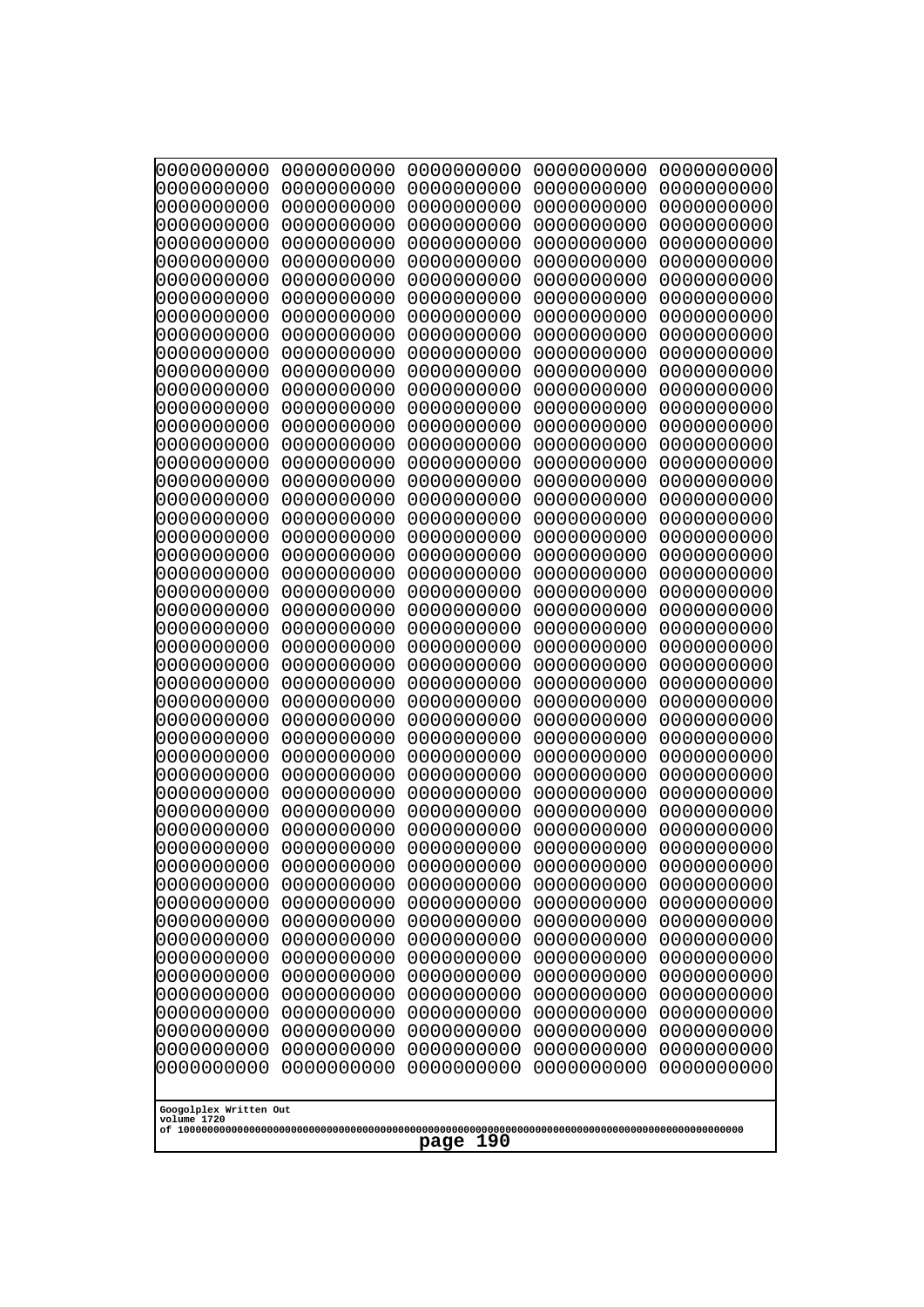```
0000000000 0000000000 0000000000 0000000000 0000000000
0000000000 0000000000 0000000000 0000000000 0000000000
0000000000 0000000000 0000000000 0000000000 0000000000
0000000000 0000000000 0000000000 0000000000 0000000000
0000000000 0000000000 0000000000 0000000000 0000000000
0000000000 0000000000 0000000000 0000000000 0000000000
0000000000 0000000000 0000000000 0000000000 0000000000
0000000000 0000000000 0000000000 0000000000 0000000000
0000000000 0000000000 0000000000 0000000000 0000000000
0000000000 0000000000 0000000000 0000000000 0000000000
0000000000 0000000000 0000000000 0000000000 0000000000
0000000000 0000000000 0000000000 0000000000 0000000000
0000000000 0000000000 0000000000 0000000000 0000000000
0000000000 0000000000 0000000000 0000000000 0000000000
0000000000 0000000000 0000000000 0000000000 0000000000
0000000000 0000000000 0000000000 0000000000 0000000000
0000000000 0000000000 0000000000 0000000000 0000000000
0000000000 0000000000 0000000000 0000000000 0000000000
0000000000 0000000000 0000000000 0000000000 0000000000
0000000000 0000000000 0000000000 0000000000 0000000000
0000000000 0000000000 0000000000 0000000000 0000000000
0000000000 0000000000 0000000000 0000000000 0000000000
0000000000 0000000000 0000000000 0000000000 0000000000
0000000000 0000000000 0000000000 0000000000 0000000000
0000000000 0000000000 0000000000 0000000000 0000000000
0000000000 0000000000 0000000000 0000000000 0000000000
0000000000 0000000000 0000000000 0000000000 0000000000
0000000000 0000000000 0000000000 0000000000 0000000000
0000000000 0000000000 0000000000 0000000000 0000000000
0000000000 0000000000 0000000000 0000000000 0000000000
0000000000 0000000000 0000000000 0000000000 0000000000
0000000000 0000000000 0000000000 0000000000 0000000000
0000000000 0000000000 0000000000 0000000000 0000000000
0000000000 0000000000 0000000000 0000000000 0000000000
0000000000 0000000000 0000000000 0000000000 0000000000
0000000000 0000000000 0000000000 0000000000 0000000000
0000000000 0000000000 0000000000 0000000000 0000000000
0000000000 0000000000 0000000000 0000000000 0000000000
0000000000 0000000000 0000000000 0000000000 0000000000
0000000000 0000000000 0000000000 0000000000 0000000000
0000000000 0000000000 0000000000 0000000000 0000000000
0000000000 0000000000 0000000000 0000000000 0000000000
0000000000 0000000000 0000000000 0000000000 0000000000
0000000000 0000000000 0000000000 0000000000 0000000000
0000000000 0000000000 0000000000 0000000000 0000000000
0000000000 0000000000 0000000000 0000000000 0000000000
0000000000 0000000000 0000000000 0000000000 0000000000
0000000000 0000000000 0000000000 0000000000 0000000000
0000000000 0000000000 0000000000 0000000000 0000000000
0000000000 0000000000 0000000000 0000000000 0000000000
```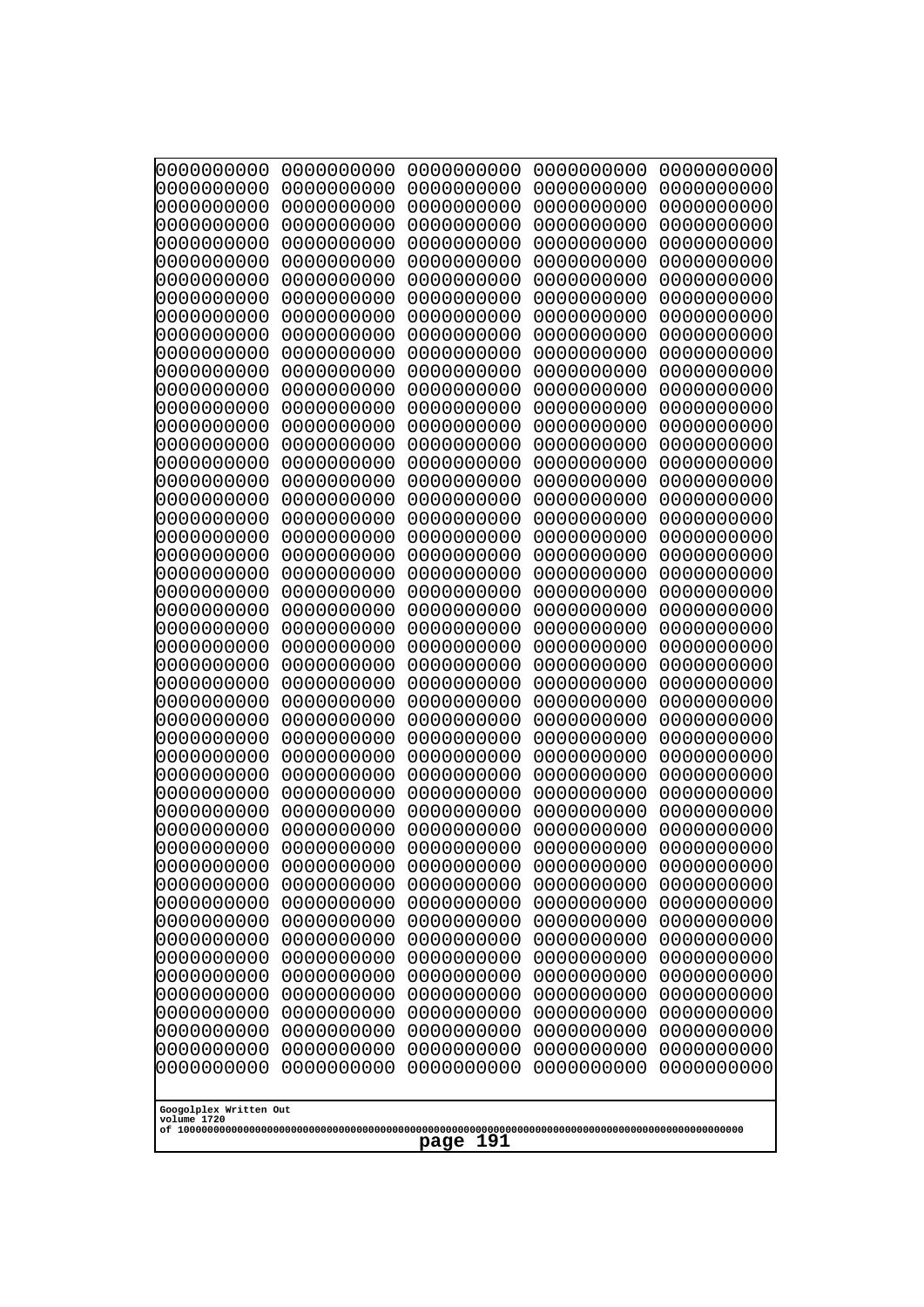```
0000000000 0000000000 0000000000 0000000000 0000000000
0000000000 0000000000 0000000000 0000000000 0000000000
0000000000 0000000000 0000000000 0000000000 0000000000
0000000000 0000000000 0000000000 0000000000 0000000000
0000000000 0000000000 0000000000 0000000000 0000000000
0000000000 0000000000 0000000000 0000000000 0000000000
0000000000 0000000000 0000000000 0000000000 0000000000
0000000000 0000000000 0000000000 0000000000 0000000000
0000000000 0000000000 0000000000 0000000000 0000000000
0000000000 0000000000 0000000000 0000000000 0000000000
0000000000 0000000000 0000000000 0000000000 0000000000
0000000000 0000000000 0000000000 0000000000 0000000000
0000000000 0000000000 0000000000 0000000000 0000000000
0000000000 0000000000 0000000000 0000000000 0000000000
0000000000 0000000000 0000000000 0000000000 0000000000
0000000000 0000000000 0000000000 0000000000 0000000000
0000000000 0000000000 0000000000 0000000000 0000000000
0000000000 0000000000 0000000000 0000000000 0000000000
0000000000 0000000000 0000000000 0000000000 0000000000
0000000000 0000000000 0000000000 0000000000 0000000000
0000000000 0000000000 0000000000 0000000000 0000000000
0000000000 0000000000 0000000000 0000000000 0000000000
0000000000 0000000000 0000000000 0000000000 0000000000
0000000000 0000000000 0000000000 0000000000 0000000000
0000000000 0000000000 0000000000 0000000000 0000000000
0000000000 0000000000 0000000000 0000000000 0000000000
0000000000 0000000000 0000000000 0000000000 0000000000
0000000000 0000000000 0000000000 0000000000 0000000000
0000000000 0000000000 0000000000 0000000000 0000000000
0000000000 0000000000 0000000000 0000000000 0000000000
0000000000 0000000000 0000000000 0000000000 0000000000
0000000000 0000000000 0000000000 0000000000 0000000000
0000000000 0000000000 0000000000 0000000000 0000000000
0000000000 0000000000 0000000000 0000000000 0000000000
0000000000 0000000000 0000000000 0000000000 0000000000
0000000000 0000000000 0000000000 0000000000 0000000000
0000000000 0000000000 0000000000 0000000000 0000000000
0000000000 0000000000 0000000000 0000000000 0000000000
0000000000 0000000000 0000000000 0000000000 0000000000
0000000000 0000000000 0000000000 0000000000 0000000000
0000000000 0000000000 0000000000 0000000000 0000000000
0000000000 0000000000 0000000000 0000000000 0000000000
0000000000 0000000000 0000000000 0000000000 0000000000
0000000000 0000000000 0000000000 0000000000 0000000000
0000000000 0000000000 0000000000 0000000000 0000000000
0000000000 0000000000 0000000000 0000000000 0000000000
0000000000 0000000000 0000000000 0000000000 0000000000
0000000000 0000000000 0000000000 0000000000 0000000000
0000000000 0000000000 0000000000 0000000000 0000000000
0000000000 0000000000 0000000000 0000000000 0000000000
```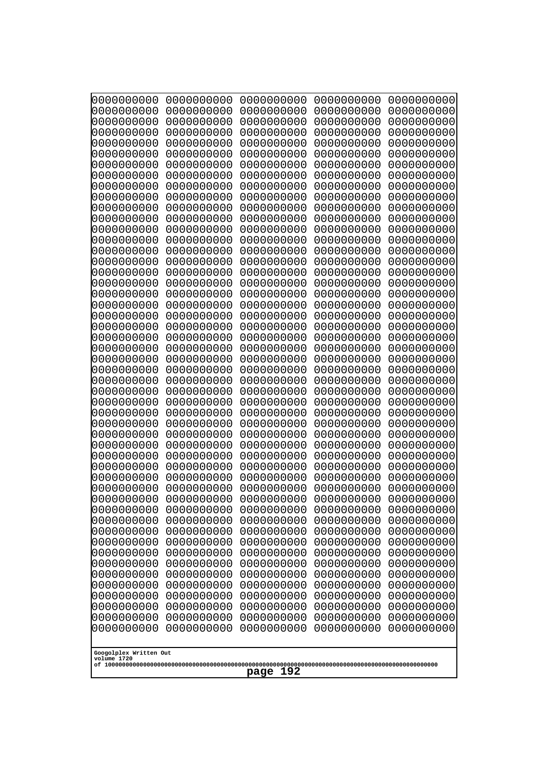```
0000000000 0000000000 0000000000 0000000000 0000000000
0000000000 0000000000 0000000000 0000000000 0000000000
0000000000 0000000000 0000000000 0000000000 0000000000
0000000000 0000000000 0000000000 0000000000 0000000000
0000000000 0000000000 0000000000 0000000000 0000000000
0000000000 0000000000 0000000000 0000000000 0000000000
0000000000 0000000000 0000000000 0000000000 0000000000
0000000000 0000000000 0000000000 0000000000 0000000000
0000000000 0000000000 0000000000 0000000000 0000000000
0000000000 0000000000 0000000000 0000000000 0000000000
0000000000 0000000000 0000000000 0000000000 0000000000
0000000000 0000000000 0000000000 0000000000 0000000000
0000000000 0000000000 0000000000 0000000000 0000000000
0000000000 0000000000 0000000000 0000000000 0000000000
0000000000 0000000000 0000000000 0000000000 0000000000
0000000000 0000000000 0000000000 0000000000 0000000000
0000000000 0000000000 0000000000 0000000000 0000000000
0000000000 0000000000 0000000000 0000000000 0000000000
0000000000 0000000000 0000000000 0000000000 0000000000
0000000000 0000000000 0000000000 0000000000 0000000000
0000000000 0000000000 0000000000 0000000000 0000000000
0000000000 0000000000 0000000000 0000000000 0000000000
0000000000 0000000000 0000000000 0000000000 0000000000
0000000000 0000000000 0000000000 0000000000 0000000000
0000000000 0000000000 0000000000 0000000000 0000000000
0000000000 0000000000 0000000000 0000000000 0000000000
0000000000 0000000000 0000000000 0000000000 0000000000
0000000000 0000000000 0000000000 0000000000 0000000000
0000000000 0000000000 0000000000 0000000000 0000000000
0000000000 0000000000 0000000000 0000000000 0000000000
0000000000 0000000000 0000000000 0000000000 0000000000
0000000000 0000000000 0000000000 0000000000 0000000000
0000000000 0000000000 0000000000 0000000000 0000000000
0000000000 0000000000 0000000000 0000000000 0000000000
0000000000 0000000000 0000000000 0000000000 0000000000
0000000000 0000000000 0000000000 0000000000 0000000000
0000000000 0000000000 0000000000 0000000000 0000000000
0000000000 0000000000 0000000000 0000000000 0000000000
0000000000 0000000000 0000000000 0000000000 0000000000
0000000000 0000000000 0000000000 0000000000 0000000000
0000000000 0000000000 0000000000 0000000000 0000000000
0000000000 0000000000 0000000000 0000000000 0000000000
0000000000 0000000000 0000000000 0000000000 0000000000
0000000000 0000000000 0000000000 0000000000 0000000000
0000000000 0000000000 0000000000 0000000000 0000000000
0000000000 0000000000 0000000000 0000000000 0000000000
0000000000 0000000000 0000000000 0000000000 0000000000
0000000000 0000000000 0000000000 0000000000 0000000000
0000000000 0000000000 0000000000 0000000000 0000000000
0000000000 0000000000 0000000000 0000000000 0000000000
```

Googolplex Written Out
volume 1720
of 10000000000000000000000000000000000000000000000000000000000000000000000000000000000000000000000000000
page 192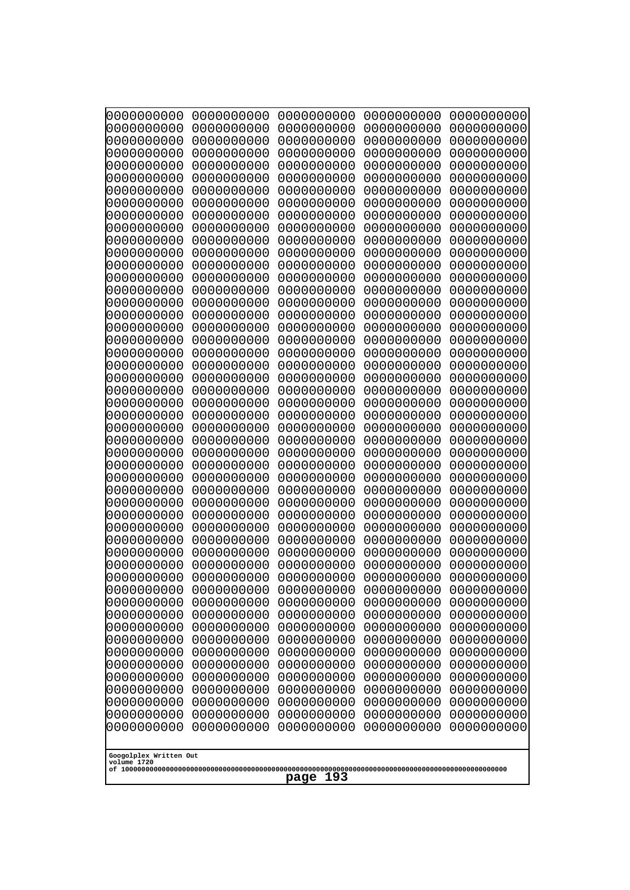```
0000000000 0000000000 0000000000 0000000000 0000000000
0000000000 0000000000 0000000000 0000000000 0000000000
0000000000 0000000000 0000000000 0000000000 0000000000
0000000000 0000000000 0000000000 0000000000 0000000000
0000000000 0000000000 0000000000 0000000000 0000000000
0000000000 0000000000 0000000000 0000000000 0000000000
0000000000 0000000000 0000000000 0000000000 0000000000
0000000000 0000000000 0000000000 0000000000 0000000000
0000000000 0000000000 0000000000 0000000000 0000000000
0000000000 0000000000 0000000000 0000000000 0000000000
0000000000 0000000000 0000000000 0000000000 0000000000
0000000000 0000000000 0000000000 0000000000 0000000000
0000000000 0000000000 0000000000 0000000000 0000000000
0000000000 0000000000 0000000000 0000000000 0000000000
0000000000 0000000000 0000000000 0000000000 0000000000
0000000000 0000000000 0000000000 0000000000 0000000000
0000000000 0000000000 0000000000 0000000000 0000000000
0000000000 0000000000 0000000000 0000000000 0000000000
0000000000 0000000000 0000000000 0000000000 0000000000
0000000000 0000000000 0000000000 0000000000 0000000000
0000000000 0000000000 0000000000 0000000000 0000000000
0000000000 0000000000 0000000000 0000000000 0000000000
0000000000 0000000000 0000000000 0000000000 0000000000
0000000000 0000000000 0000000000 0000000000 0000000000
0000000000 0000000000 0000000000 0000000000 0000000000
0000000000 0000000000 0000000000 0000000000 0000000000
0000000000 0000000000 0000000000 0000000000 0000000000
0000000000 0000000000 0000000000 0000000000 0000000000
0000000000 0000000000 0000000000 0000000000 0000000000
0000000000 0000000000 0000000000 0000000000 0000000000
0000000000 0000000000 0000000000 0000000000 0000000000
0000000000 0000000000 0000000000 0000000000 0000000000
0000000000 0000000000 0000000000 0000000000 0000000000
0000000000 0000000000 0000000000 0000000000 0000000000
0000000000 0000000000 0000000000 0000000000 0000000000
0000000000 0000000000 0000000000 0000000000 0000000000
0000000000 0000000000 0000000000 0000000000 0000000000
0000000000 0000000000 0000000000 0000000000 0000000000
0000000000 0000000000 0000000000 0000000000 0000000000
0000000000 0000000000 0000000000 0000000000 0000000000
0000000000 0000000000 0000000000 0000000000 0000000000
0000000000 0000000000 0000000000 0000000000 0000000000
0000000000 0000000000 0000000000 0000000000 0000000000
0000000000 0000000000 0000000000 0000000000 0000000000
0000000000 0000000000 0000000000 0000000000 0000000000
0000000000 0000000000 0000000000 0000000000 0000000000
0000000000 0000000000 0000000000 0000000000 0000000000
0000000000 0000000000 0000000000 0000000000 0000000000
0000000000 0000000000 0000000000 0000000000 0000000000
0000000000 0000000000 0000000000 0000000000 0000000000
```

Googolplex Written Out
volume 1720
of 10000000000000000000000000000000000000000000000000000000000000000000000000000000000000000000000000000

page 193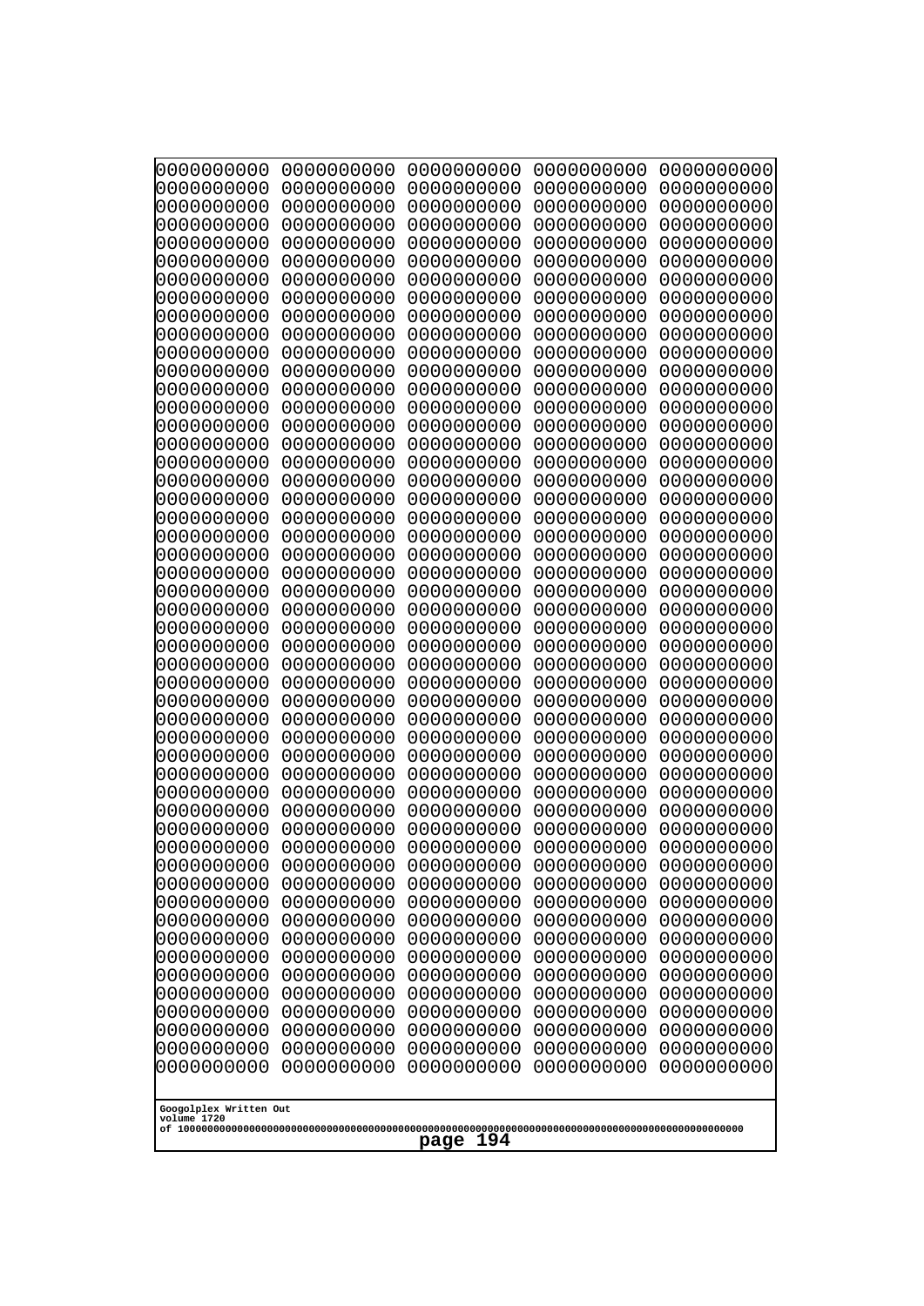0000000000 0000000000 0000000000 0000000000 0000000000
0000000000 0000000000 0000000000 0000000000 0000000000
0000000000 0000000000 0000000000 0000000000 0000000000
0000000000 0000000000 0000000000 0000000000 0000000000
0000000000 0000000000 0000000000 0000000000 0000000000
0000000000 0000000000 0000000000 0000000000 0000000000
0000000000 0000000000 0000000000 0000000000 0000000000
0000000000 0000000000 0000000000 0000000000 0000000000
0000000000 0000000000 0000000000 0000000000 0000000000
0000000000 0000000000 0000000000 0000000000 0000000000
0000000000 0000000000 0000000000 0000000000 0000000000
0000000000 0000000000 0000000000 0000000000 0000000000
0000000000 0000000000 0000000000 0000000000 0000000000
0000000000 0000000000 0000000000 0000000000 0000000000
0000000000 0000000000 0000000000 0000000000 0000000000
0000000000 0000000000 0000000000 0000000000 0000000000
0000000000 0000000000 0000000000 0000000000 0000000000
0000000000 0000000000 0000000000 0000000000 0000000000
0000000000 0000000000 0000000000 0000000000 0000000000
0000000000 0000000000 0000000000 0000000000 0000000000
0000000000 0000000000 0000000000 0000000000 0000000000
0000000000 0000000000 0000000000 0000000000 0000000000
0000000000 0000000000 0000000000 0000000000 0000000000
0000000000 0000000000 0000000000 0000000000 0000000000
0000000000 0000000000 0000000000 0000000000 0000000000
0000000000 0000000000 0000000000 0000000000 0000000000
0000000000 0000000000 0000000000 0000000000 0000000000
0000000000 0000000000 0000000000 0000000000 0000000000
0000000000 0000000000 0000000000 0000000000 0000000000
0000000000 0000000000 0000000000 0000000000 0000000000
0000000000 0000000000 0000000000 0000000000 0000000000
0000000000 0000000000 0000000000 0000000000 0000000000
0000000000 0000000000 0000000000 0000000000 0000000000
0000000000 0000000000 0000000000 0000000000 0000000000
0000000000 0000000000 0000000000 0000000000 0000000000
0000000000 0000000000 0000000000 0000000000 0000000000
0000000000 0000000000 0000000000 0000000000 0000000000
0000000000 0000000000 0000000000 0000000000 0000000000
0000000000 0000000000 0000000000 0000000000 0000000000
0000000000 0000000000 0000000000 0000000000 0000000000
0000000000 0000000000 0000000000 0000000000 0000000000
0000000000 0000000000 0000000000 0000000000 0000000000
0000000000 0000000000 0000000000 0000000000 0000000000
0000000000 0000000000 0000000000 0000000000 0000000000
0000000000 0000000000 0000000000 0000000000 0000000000
0000000000 0000000000 0000000000 0000000000 0000000000
0000000000 0000000000 0000000000 0000000000 0000000000
0000000000 0000000000 0000000000 0000000000 0000000000
0000000000 0000000000 0000000000 0000000000 0000000000
0000000000 0000000000 0000000000 0000000000 0000000000

Googolplex Written Out
volume 1720
of 10000000000000000000000000000000000000000000000000000000000000000000000000000000000000000000000000000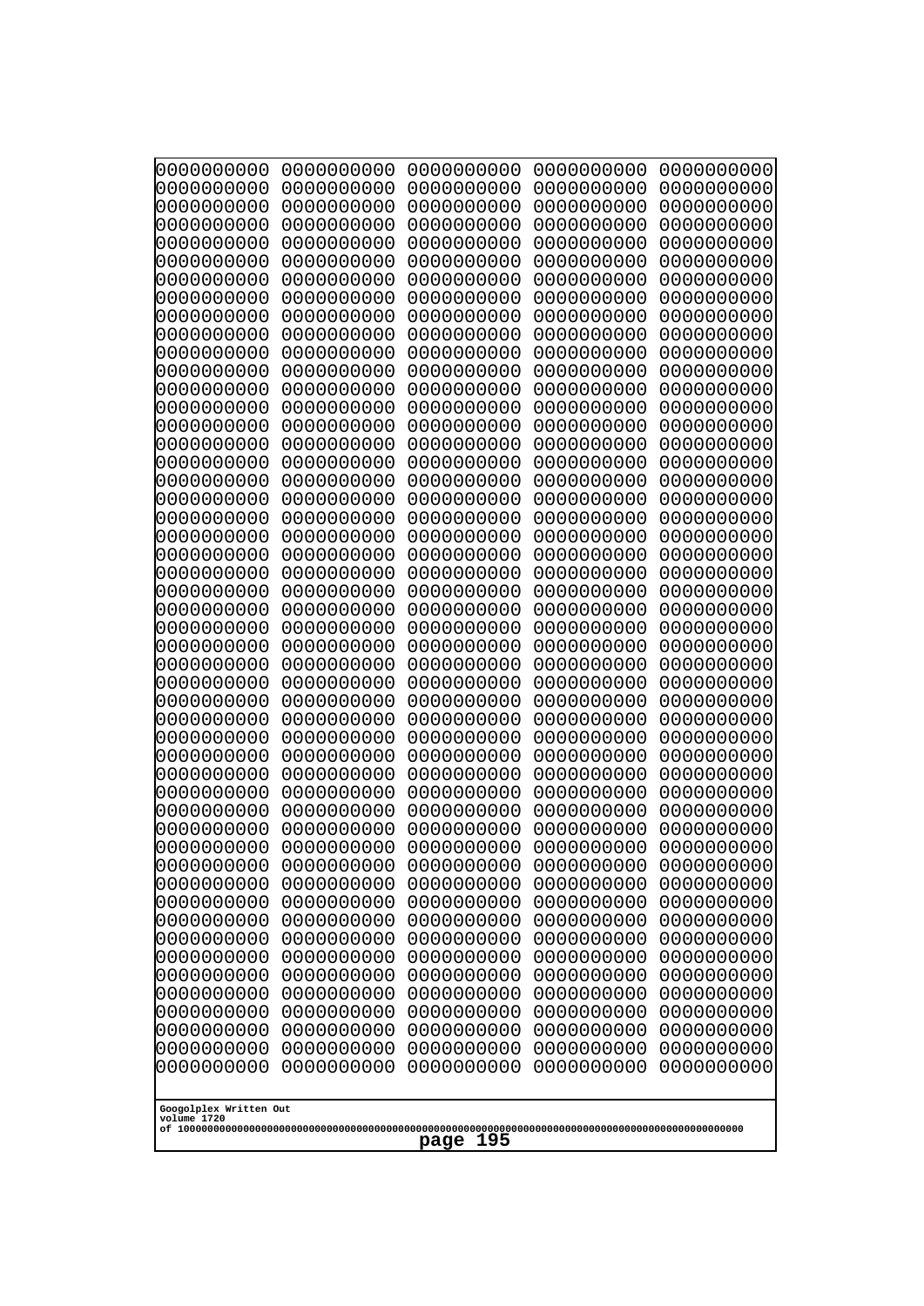```
0000000000 0000000000 0000000000 0000000000 0000000000
0000000000 0000000000 0000000000 0000000000 0000000000
0000000000 0000000000 0000000000 0000000000 0000000000
0000000000 0000000000 0000000000 0000000000 0000000000
0000000000 0000000000 0000000000 0000000000 0000000000
0000000000 0000000000 0000000000 0000000000 0000000000
0000000000 0000000000 0000000000 0000000000 0000000000
0000000000 0000000000 0000000000 0000000000 0000000000
0000000000 0000000000 0000000000 0000000000 0000000000
0000000000 0000000000 0000000000 0000000000 0000000000
0000000000 0000000000 0000000000 0000000000 0000000000
0000000000 0000000000 0000000000 0000000000 0000000000
0000000000 0000000000 0000000000 0000000000 0000000000
0000000000 0000000000 0000000000 0000000000 0000000000
0000000000 0000000000 0000000000 0000000000 0000000000
0000000000 0000000000 0000000000 0000000000 0000000000
0000000000 0000000000 0000000000 0000000000 0000000000
0000000000 0000000000 0000000000 0000000000 0000000000
0000000000 0000000000 0000000000 0000000000 0000000000
0000000000 0000000000 0000000000 0000000000 0000000000
0000000000 0000000000 0000000000 0000000000 0000000000
0000000000 0000000000 0000000000 0000000000 0000000000
0000000000 0000000000 0000000000 0000000000 0000000000
0000000000 0000000000 0000000000 0000000000 0000000000
0000000000 0000000000 0000000000 0000000000 0000000000
0000000000 0000000000 0000000000 0000000000 0000000000
0000000000 0000000000 0000000000 0000000000 0000000000
0000000000 0000000000 0000000000 0000000000 0000000000
0000000000 0000000000 0000000000 0000000000 0000000000
0000000000 0000000000 0000000000 0000000000 0000000000
0000000000 0000000000 0000000000 0000000000 0000000000
0000000000 0000000000 0000000000 0000000000 0000000000
0000000000 0000000000 0000000000 0000000000 0000000000
0000000000 0000000000 0000000000 0000000000 0000000000
0000000000 0000000000 0000000000 0000000000 0000000000
0000000000 0000000000 0000000000 0000000000 0000000000
0000000000 0000000000 0000000000 0000000000 0000000000
0000000000 0000000000 0000000000 0000000000 0000000000
0000000000 0000000000 0000000000 0000000000 0000000000
0000000000 0000000000 0000000000 0000000000 0000000000
0000000000 0000000000 0000000000 0000000000 0000000000
0000000000 0000000000 0000000000 0000000000 0000000000
0000000000 0000000000 0000000000 0000000000 0000000000
0000000000 0000000000 0000000000 0000000000 0000000000
0000000000 0000000000 0000000000 0000000000 0000000000
0000000000 0000000000 0000000000 0000000000 0000000000
0000000000 0000000000 0000000000 0000000000 0000000000
0000000000 0000000000 0000000000 0000000000 0000000000
0000000000 0000000000 0000000000 0000000000 0000000000
0000000000 0000000000 0000000000 0000000000 0000000000
```

Googolplex Written Out
volume 1720
of 10000000000000000000000000000000000000000000000000000000000000000000000000000000000000000000000000000

page 195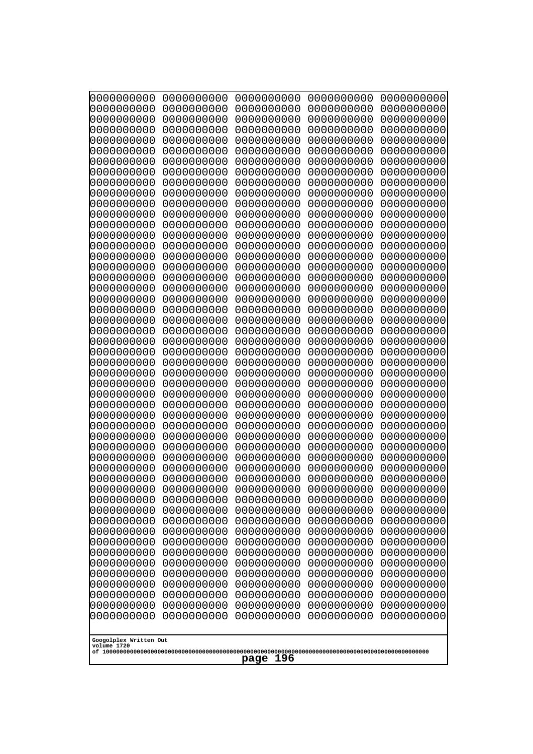```
0000000000 0000000000 0000000000 0000000000 0000000000
0000000000 0000000000 0000000000 0000000000 0000000000
0000000000 0000000000 0000000000 0000000000 0000000000
0000000000 0000000000 0000000000 0000000000 0000000000
0000000000 0000000000 0000000000 0000000000 0000000000
0000000000 0000000000 0000000000 0000000000 0000000000
0000000000 0000000000 0000000000 0000000000 0000000000
0000000000 0000000000 0000000000 0000000000 0000000000
0000000000 0000000000 0000000000 0000000000 0000000000
0000000000 0000000000 0000000000 0000000000 0000000000
0000000000 0000000000 0000000000 0000000000 0000000000
0000000000 0000000000 0000000000 0000000000 0000000000
0000000000 0000000000 0000000000 0000000000 0000000000
0000000000 0000000000 0000000000 0000000000 0000000000
0000000000 0000000000 0000000000 0000000000 0000000000
0000000000 0000000000 0000000000 0000000000 0000000000
0000000000 0000000000 0000000000 0000000000 0000000000
0000000000 0000000000 0000000000 0000000000 0000000000
0000000000 0000000000 0000000000 0000000000 0000000000
0000000000 0000000000 0000000000 0000000000 0000000000
0000000000 0000000000 0000000000 0000000000 0000000000
0000000000 0000000000 0000000000 0000000000 0000000000
0000000000 0000000000 0000000000 0000000000 0000000000
0000000000 0000000000 0000000000 0000000000 0000000000
0000000000 0000000000 0000000000 0000000000 0000000000
0000000000 0000000000 0000000000 0000000000 0000000000
0000000000 0000000000 0000000000 0000000000 0000000000
0000000000 0000000000 0000000000 0000000000 0000000000
0000000000 0000000000 0000000000 0000000000 0000000000
0000000000 0000000000 0000000000 0000000000 0000000000
0000000000 0000000000 0000000000 0000000000 0000000000
0000000000 0000000000 0000000000 0000000000 0000000000
0000000000 0000000000 0000000000 0000000000 0000000000
0000000000 0000000000 0000000000 0000000000 0000000000
0000000000 0000000000 0000000000 0000000000 0000000000
0000000000 0000000000 0000000000 0000000000 0000000000
0000000000 0000000000 0000000000 0000000000 0000000000
0000000000 0000000000 0000000000 0000000000 0000000000
0000000000 0000000000 0000000000 0000000000 0000000000
0000000000 0000000000 0000000000 0000000000 0000000000
0000000000 0000000000 0000000000 0000000000 0000000000
0000000000 0000000000 0000000000 0000000000 0000000000
0000000000 0000000000 0000000000 0000000000 0000000000
0000000000 0000000000 0000000000 0000000000 0000000000
0000000000 0000000000 0000000000 0000000000 0000000000
0000000000 0000000000 0000000000 0000000000 0000000000
0000000000 0000000000 0000000000 0000000000 0000000000
0000000000 0000000000 0000000000 0000000000 0000000000
0000000000 0000000000 0000000000 0000000000 0000000000
0000000000 0000000000 0000000000 0000000000 0000000000
```

Googolplex Written Out
volume 1720
of 10000000000000000000000000000000000000000000000000000000000000000000000000000000000000000000000000000

page 196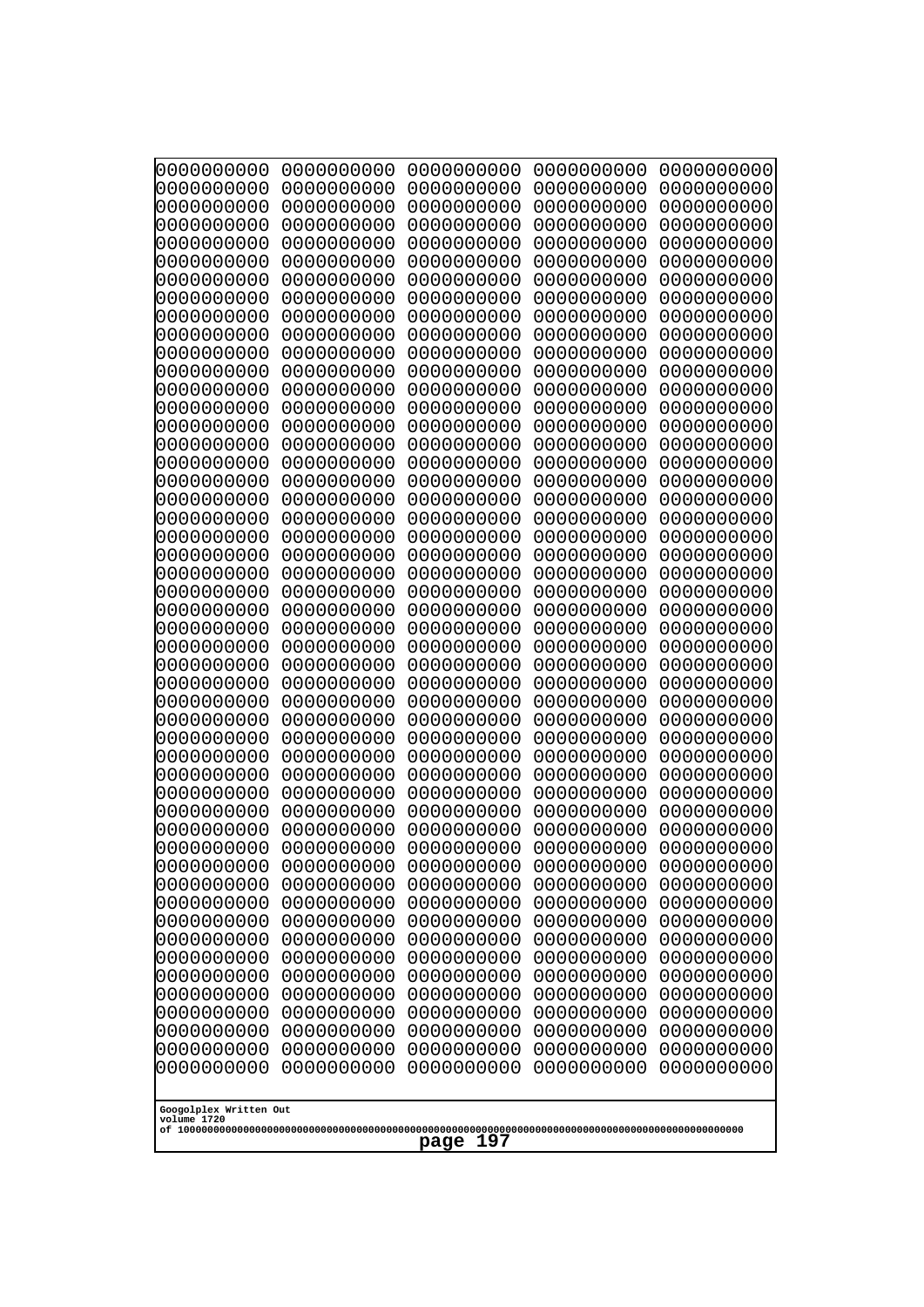```
0000000000 0000000000 0000000000 0000000000 0000000000
0000000000 0000000000 0000000000 0000000000 0000000000
0000000000 0000000000 0000000000 0000000000 0000000000
0000000000 0000000000 0000000000 0000000000 0000000000
0000000000 0000000000 0000000000 0000000000 0000000000
0000000000 0000000000 0000000000 0000000000 0000000000
0000000000 0000000000 0000000000 0000000000 0000000000
0000000000 0000000000 0000000000 0000000000 0000000000
0000000000 0000000000 0000000000 0000000000 0000000000
0000000000 0000000000 0000000000 0000000000 0000000000
0000000000 0000000000 0000000000 0000000000 0000000000
0000000000 0000000000 0000000000 0000000000 0000000000
0000000000 0000000000 0000000000 0000000000 0000000000
0000000000 0000000000 0000000000 0000000000 0000000000
0000000000 0000000000 0000000000 0000000000 0000000000
0000000000 0000000000 0000000000 0000000000 0000000000
0000000000 0000000000 0000000000 0000000000 0000000000
0000000000 0000000000 0000000000 0000000000 0000000000
0000000000 0000000000 0000000000 0000000000 0000000000
0000000000 0000000000 0000000000 0000000000 0000000000
0000000000 0000000000 0000000000 0000000000 0000000000
0000000000 0000000000 0000000000 0000000000 0000000000
0000000000 0000000000 0000000000 0000000000 0000000000
0000000000 0000000000 0000000000 0000000000 0000000000
0000000000 0000000000 0000000000 0000000000 0000000000
0000000000 0000000000 0000000000 0000000000 0000000000
0000000000 0000000000 0000000000 0000000000 0000000000
0000000000 0000000000 0000000000 0000000000 0000000000
0000000000 0000000000 0000000000 0000000000 0000000000
0000000000 0000000000 0000000000 0000000000 0000000000
0000000000 0000000000 0000000000 0000000000 0000000000
0000000000 0000000000 0000000000 0000000000 0000000000
0000000000 0000000000 0000000000 0000000000 0000000000
0000000000 0000000000 0000000000 0000000000 0000000000
0000000000 0000000000 0000000000 0000000000 0000000000
0000000000 0000000000 0000000000 0000000000 0000000000
0000000000 0000000000 0000000000 0000000000 0000000000
0000000000 0000000000 0000000000 0000000000 0000000000
0000000000 0000000000 0000000000 0000000000 0000000000
0000000000 0000000000 0000000000 0000000000 0000000000
0000000000 0000000000 0000000000 0000000000 0000000000
0000000000 0000000000 0000000000 0000000000 0000000000
0000000000 0000000000 0000000000 0000000000 0000000000
0000000000 0000000000 0000000000 0000000000 0000000000
0000000000 0000000000 0000000000 0000000000 0000000000
0000000000 0000000000 0000000000 0000000000 0000000000
0000000000 0000000000 0000000000 0000000000 0000000000
0000000000 0000000000 0000000000 0000000000 0000000000
0000000000 0000000000 0000000000 0000000000 0000000000
0000000000 0000000000 0000000000 0000000000 0000000000
```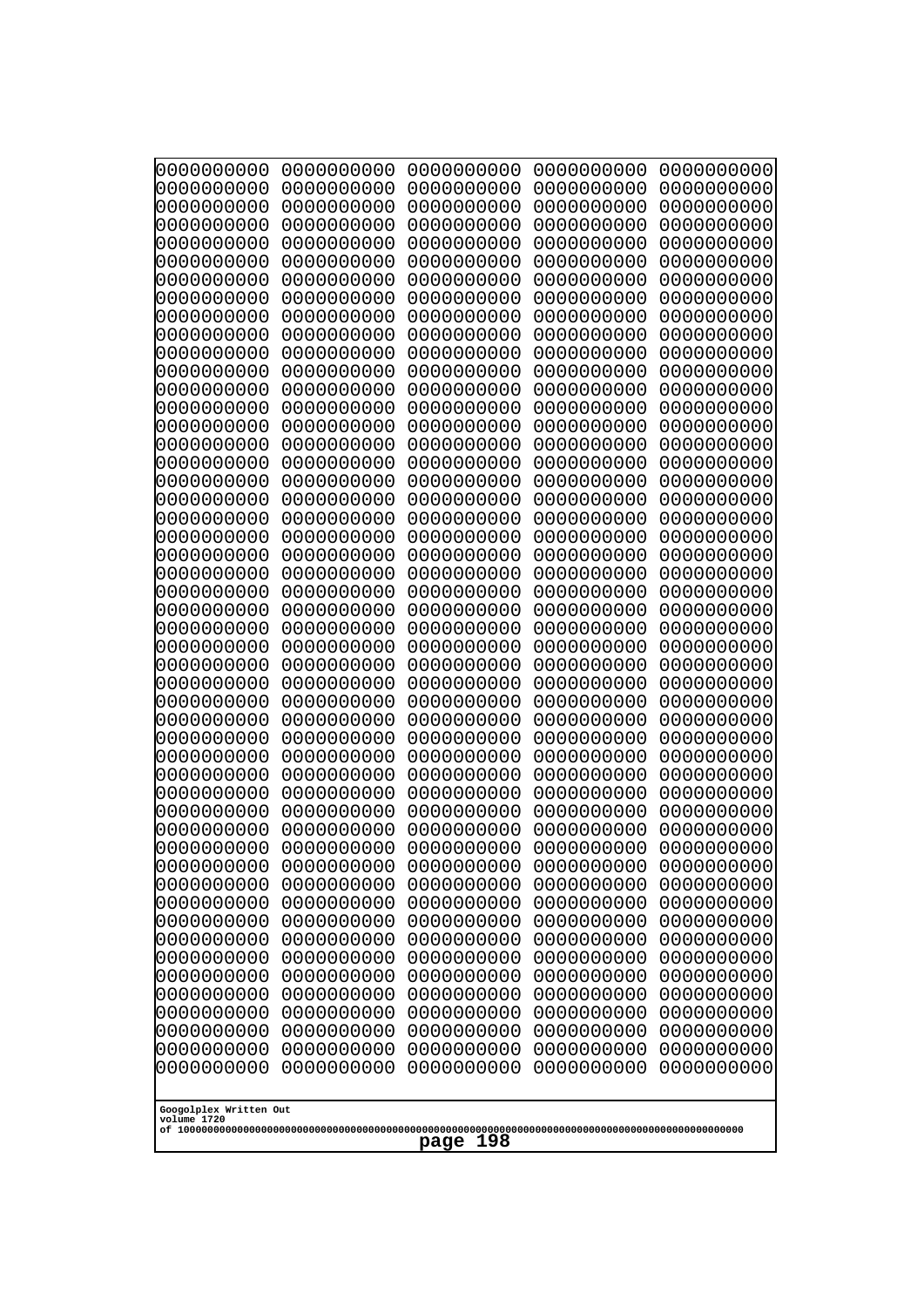```
0000000000 0000000000 0000000000 0000000000 0000000000
0000000000 0000000000 0000000000 0000000000 0000000000
0000000000 0000000000 0000000000 0000000000 0000000000
0000000000 0000000000 0000000000 0000000000 0000000000
0000000000 0000000000 0000000000 0000000000 0000000000
0000000000 0000000000 0000000000 0000000000 0000000000
0000000000 0000000000 0000000000 0000000000 0000000000
0000000000 0000000000 0000000000 0000000000 0000000000
0000000000 0000000000 0000000000 0000000000 0000000000
0000000000 0000000000 0000000000 0000000000 0000000000
0000000000 0000000000 0000000000 0000000000 0000000000
0000000000 0000000000 0000000000 0000000000 0000000000
0000000000 0000000000 0000000000 0000000000 0000000000
0000000000 0000000000 0000000000 0000000000 0000000000
0000000000 0000000000 0000000000 0000000000 0000000000
0000000000 0000000000 0000000000 0000000000 0000000000
0000000000 0000000000 0000000000 0000000000 0000000000
0000000000 0000000000 0000000000 0000000000 0000000000
0000000000 0000000000 0000000000 0000000000 0000000000
0000000000 0000000000 0000000000 0000000000 0000000000
0000000000 0000000000 0000000000 0000000000 0000000000
0000000000 0000000000 0000000000 0000000000 0000000000
0000000000 0000000000 0000000000 0000000000 0000000000
0000000000 0000000000 0000000000 0000000000 0000000000
0000000000 0000000000 0000000000 0000000000 0000000000
0000000000 0000000000 0000000000 0000000000 0000000000
0000000000 0000000000 0000000000 0000000000 0000000000
0000000000 0000000000 0000000000 0000000000 0000000000
0000000000 0000000000 0000000000 0000000000 0000000000
0000000000 0000000000 0000000000 0000000000 0000000000
0000000000 0000000000 0000000000 0000000000 0000000000
0000000000 0000000000 0000000000 0000000000 0000000000
0000000000 0000000000 0000000000 0000000000 0000000000
0000000000 0000000000 0000000000 0000000000 0000000000
0000000000 0000000000 0000000000 0000000000 0000000000
0000000000 0000000000 0000000000 0000000000 0000000000
0000000000 0000000000 0000000000 0000000000 0000000000
0000000000 0000000000 0000000000 0000000000 0000000000
0000000000 0000000000 0000000000 0000000000 0000000000
0000000000 0000000000 0000000000 0000000000 0000000000
0000000000 0000000000 0000000000 0000000000 0000000000
0000000000 0000000000 0000000000 0000000000 0000000000
0000000000 0000000000 0000000000 0000000000 0000000000
0000000000 0000000000 0000000000 0000000000 0000000000
0000000000 0000000000 0000000000 0000000000 0000000000
0000000000 0000000000 0000000000 0000000000 0000000000
0000000000 0000000000 0000000000 0000000000 0000000000
0000000000 0000000000 0000000000 0000000000 0000000000
0000000000 0000000000 0000000000 0000000000 0000000000
0000000000 0000000000 0000000000 0000000000 0000000000
```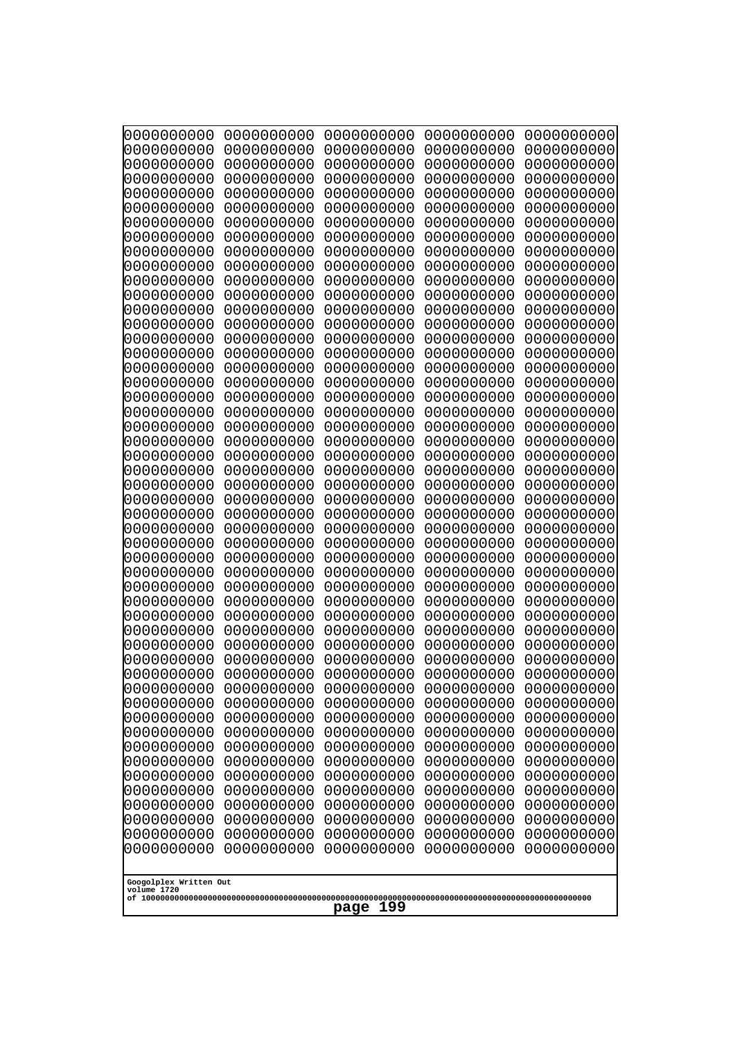```
0000000000 0000000000 0000000000 0000000000 0000000000
0000000000 0000000000 0000000000 0000000000 0000000000
0000000000 0000000000 0000000000 0000000000 0000000000
0000000000 0000000000 0000000000 0000000000 0000000000
0000000000 0000000000 0000000000 0000000000 0000000000
0000000000 0000000000 0000000000 0000000000 0000000000
0000000000 0000000000 0000000000 0000000000 0000000000
0000000000 0000000000 0000000000 0000000000 0000000000
0000000000 0000000000 0000000000 0000000000 0000000000
0000000000 0000000000 0000000000 0000000000 0000000000
0000000000 0000000000 0000000000 0000000000 0000000000
0000000000 0000000000 0000000000 0000000000 0000000000
0000000000 0000000000 0000000000 0000000000 0000000000
0000000000 0000000000 0000000000 0000000000 0000000000
0000000000 0000000000 0000000000 0000000000 0000000000
0000000000 0000000000 0000000000 0000000000 0000000000
0000000000 0000000000 0000000000 0000000000 0000000000
0000000000 0000000000 0000000000 0000000000 0000000000
0000000000 0000000000 0000000000 0000000000 0000000000
0000000000 0000000000 0000000000 0000000000 0000000000
0000000000 0000000000 0000000000 0000000000 0000000000
0000000000 0000000000 0000000000 0000000000 0000000000
0000000000 0000000000 0000000000 0000000000 0000000000
0000000000 0000000000 0000000000 0000000000 0000000000
0000000000 0000000000 0000000000 0000000000 0000000000
0000000000 0000000000 0000000000 0000000000 0000000000
0000000000 0000000000 0000000000 0000000000 0000000000
0000000000 0000000000 0000000000 0000000000 0000000000
0000000000 0000000000 0000000000 0000000000 0000000000
0000000000 0000000000 0000000000 0000000000 0000000000
0000000000 0000000000 0000000000 0000000000 0000000000
0000000000 0000000000 0000000000 0000000000 0000000000
0000000000 0000000000 0000000000 0000000000 0000000000
0000000000 0000000000 0000000000 0000000000 0000000000
0000000000 0000000000 0000000000 0000000000 0000000000
0000000000 0000000000 0000000000 0000000000 0000000000
0000000000 0000000000 0000000000 0000000000 0000000000
0000000000 0000000000 0000000000 0000000000 0000000000
0000000000 0000000000 0000000000 0000000000 0000000000
0000000000 0000000000 0000000000 0000000000 0000000000
0000000000 0000000000 0000000000 0000000000 0000000000
0000000000 0000000000 0000000000 0000000000 0000000000
0000000000 0000000000 0000000000 0000000000 0000000000
0000000000 0000000000 0000000000 0000000000 0000000000
0000000000 0000000000 0000000000 0000000000 0000000000
0000000000 0000000000 0000000000 0000000000 0000000000
0000000000 0000000000 0000000000 0000000000 0000000000
0000000000 0000000000 0000000000 0000000000 0000000000
0000000000 0000000000 0000000000 0000000000 0000000000
0000000000 0000000000 0000000000 0000000000 0000000000
```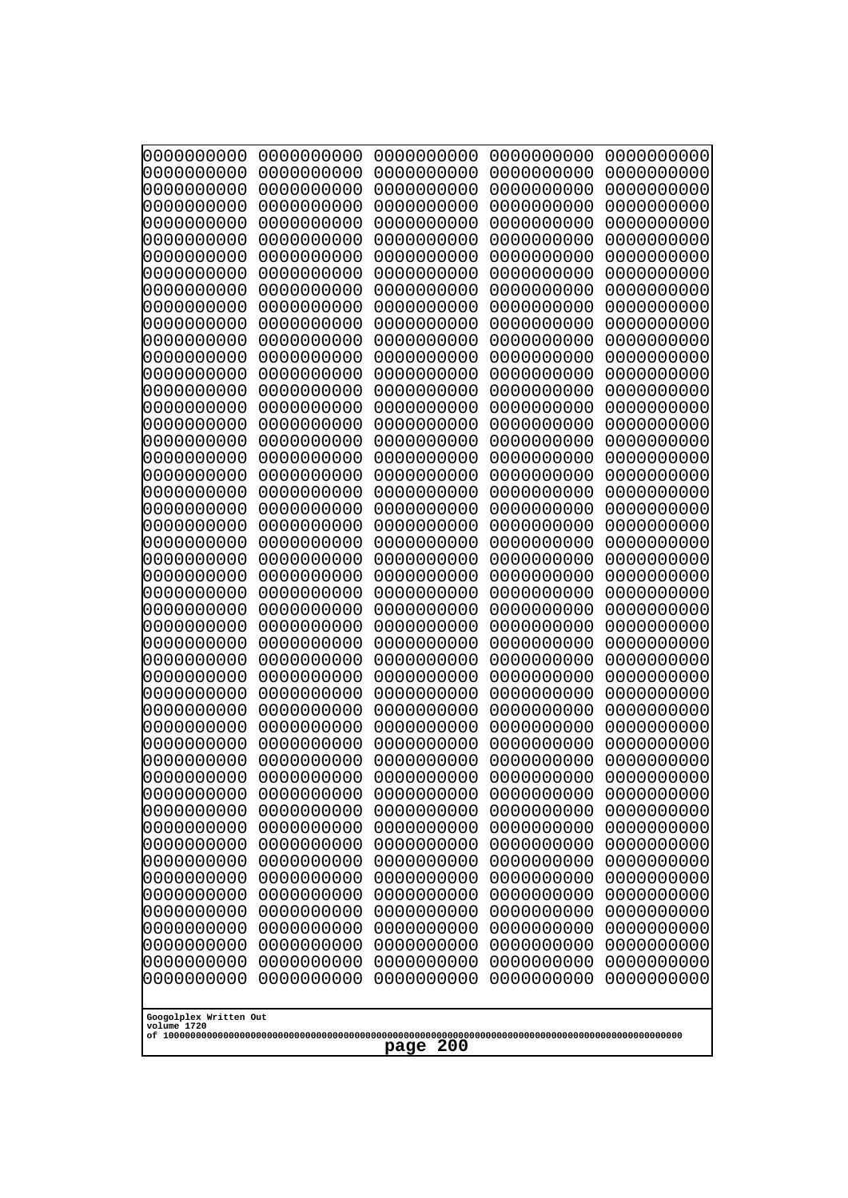```
0000000000 0000000000 0000000000 0000000000 0000000000
0000000000 0000000000 0000000000 0000000000 0000000000
0000000000 0000000000 0000000000 0000000000 0000000000
0000000000 0000000000 0000000000 0000000000 0000000000
0000000000 0000000000 0000000000 0000000000 0000000000
0000000000 0000000000 0000000000 0000000000 0000000000
0000000000 0000000000 0000000000 0000000000 0000000000
0000000000 0000000000 0000000000 0000000000 0000000000
0000000000 0000000000 0000000000 0000000000 0000000000
0000000000 0000000000 0000000000 0000000000 0000000000
0000000000 0000000000 0000000000 0000000000 0000000000
0000000000 0000000000 0000000000 0000000000 0000000000
0000000000 0000000000 0000000000 0000000000 0000000000
0000000000 0000000000 0000000000 0000000000 0000000000
0000000000 0000000000 0000000000 0000000000 0000000000
0000000000 0000000000 0000000000 0000000000 0000000000
0000000000 0000000000 0000000000 0000000000 0000000000
0000000000 0000000000 0000000000 0000000000 0000000000
0000000000 0000000000 0000000000 0000000000 0000000000
0000000000 0000000000 0000000000 0000000000 0000000000
0000000000 0000000000 0000000000 0000000000 0000000000
0000000000 0000000000 0000000000 0000000000 0000000000
0000000000 0000000000 0000000000 0000000000 0000000000
0000000000 0000000000 0000000000 0000000000 0000000000
0000000000 0000000000 0000000000 0000000000 0000000000
0000000000 0000000000 0000000000 0000000000 0000000000
0000000000 0000000000 0000000000 0000000000 0000000000
0000000000 0000000000 0000000000 0000000000 0000000000
0000000000 0000000000 0000000000 0000000000 0000000000
0000000000 0000000000 0000000000 0000000000 0000000000
0000000000 0000000000 0000000000 0000000000 0000000000
0000000000 0000000000 0000000000 0000000000 0000000000
0000000000 0000000000 0000000000 0000000000 0000000000
0000000000 0000000000 0000000000 0000000000 0000000000
0000000000 0000000000 0000000000 0000000000 0000000000
0000000000 0000000000 0000000000 0000000000 0000000000
0000000000 0000000000 0000000000 0000000000 0000000000
0000000000 0000000000 0000000000 0000000000 0000000000
0000000000 0000000000 0000000000 0000000000 0000000000
0000000000 0000000000 0000000000 0000000000 0000000000
0000000000 0000000000 0000000000 0000000000 0000000000
0000000000 0000000000 0000000000 0000000000 0000000000
0000000000 0000000000 0000000000 0000000000 0000000000
0000000000 0000000000 0000000000 0000000000 0000000000
0000000000 0000000000 0000000000 0000000000 0000000000
0000000000 0000000000 0000000000 0000000000 0000000000
0000000000 0000000000 0000000000 0000000000 0000000000
0000000000 0000000000 0000000000 0000000000 0000000000
0000000000 0000000000 0000000000 0000000000 0000000000
0000000000 0000000000 0000000000 0000000000 0000000000
```

Googolplex Written Out
volume 1720
of 10000000000000000000000000000000000000000000000000000000000000000000000000000000000000000000000000000
page 200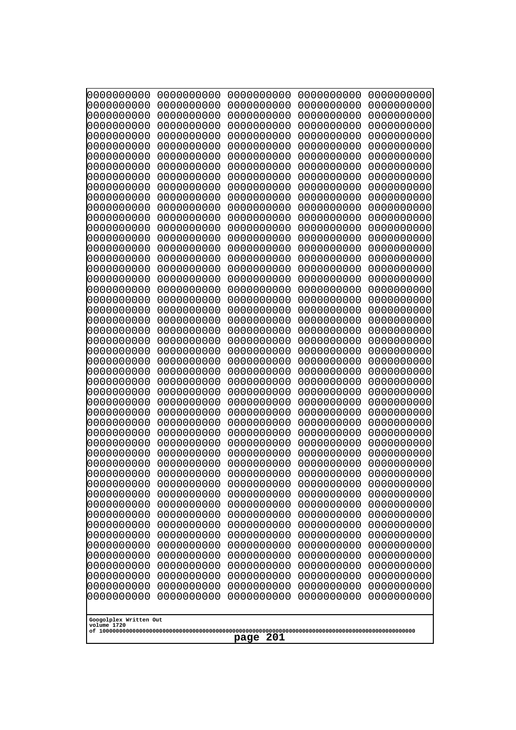```
0000000000 0000000000 0000000000 0000000000 0000000000
0000000000 0000000000 0000000000 0000000000 0000000000
0000000000 0000000000 0000000000 0000000000 0000000000
0000000000 0000000000 0000000000 0000000000 0000000000
0000000000 0000000000 0000000000 0000000000 0000000000
0000000000 0000000000 0000000000 0000000000 0000000000
0000000000 0000000000 0000000000 0000000000 0000000000
0000000000 0000000000 0000000000 0000000000 0000000000
0000000000 0000000000 0000000000 0000000000 0000000000
0000000000 0000000000 0000000000 0000000000 0000000000
0000000000 0000000000 0000000000 0000000000 0000000000
0000000000 0000000000 0000000000 0000000000 0000000000
0000000000 0000000000 0000000000 0000000000 0000000000
0000000000 0000000000 0000000000 0000000000 0000000000
0000000000 0000000000 0000000000 0000000000 0000000000
0000000000 0000000000 0000000000 0000000000 0000000000
0000000000 0000000000 0000000000 0000000000 0000000000
0000000000 0000000000 0000000000 0000000000 0000000000
0000000000 0000000000 0000000000 0000000000 0000000000
0000000000 0000000000 0000000000 0000000000 0000000000
0000000000 0000000000 0000000000 0000000000 0000000000
0000000000 0000000000 0000000000 0000000000 0000000000
0000000000 0000000000 0000000000 0000000000 0000000000
0000000000 0000000000 0000000000 0000000000 0000000000
0000000000 0000000000 0000000000 0000000000 0000000000
0000000000 0000000000 0000000000 0000000000 0000000000
0000000000 0000000000 0000000000 0000000000 0000000000
0000000000 0000000000 0000000000 0000000000 0000000000
0000000000 0000000000 0000000000 0000000000 0000000000
0000000000 0000000000 0000000000 0000000000 0000000000
0000000000 0000000000 0000000000 0000000000 0000000000
0000000000 0000000000 0000000000 0000000000 0000000000
0000000000 0000000000 0000000000 0000000000 0000000000
0000000000 0000000000 0000000000 0000000000 0000000000
0000000000 0000000000 0000000000 0000000000 0000000000
0000000000 0000000000 0000000000 0000000000 0000000000
0000000000 0000000000 0000000000 0000000000 0000000000
0000000000 0000000000 0000000000 0000000000 0000000000
0000000000 0000000000 0000000000 0000000000 0000000000
0000000000 0000000000 0000000000 0000000000 0000000000
0000000000 0000000000 0000000000 0000000000 0000000000
0000000000 0000000000 0000000000 0000000000 0000000000
0000000000 0000000000 0000000000 0000000000 0000000000
0000000000 0000000000 0000000000 0000000000 0000000000
0000000000 0000000000 0000000000 0000000000 0000000000
0000000000 0000000000 0000000000 0000000000 0000000000
0000000000 0000000000 0000000000 0000000000 0000000000
0000000000 0000000000 0000000000 0000000000 0000000000
0000000000 0000000000 0000000000 0000000000 0000000000
0000000000 0000000000 0000000000 0000000000 0000000000
```

Googolplex Written Out
volume 1720
of 10000000000000000000000000000000000000000000000000000000000000000000000000000000000000000000000000000

page 201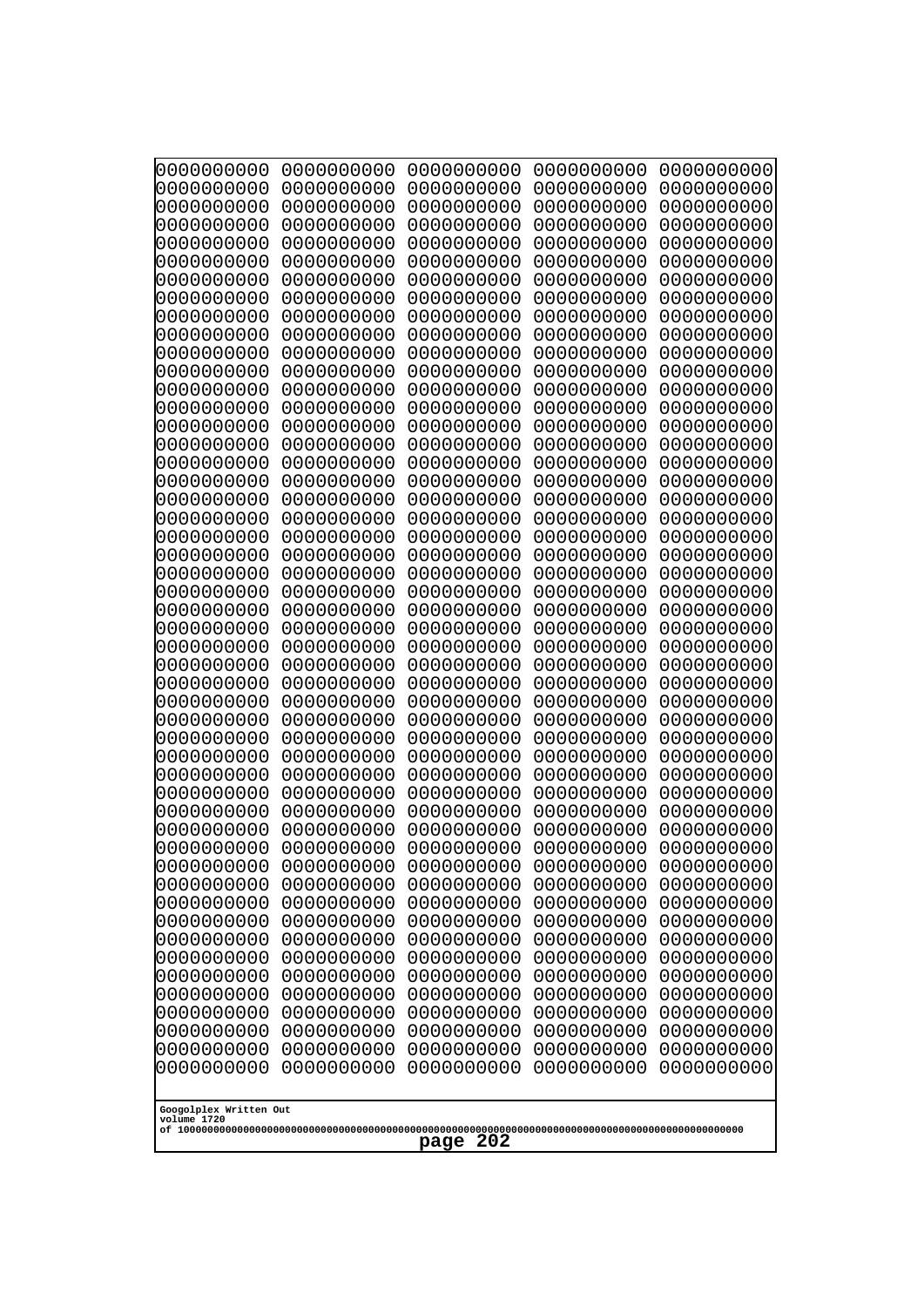```
0000000000 0000000000 0000000000 0000000000 0000000000
0000000000 0000000000 0000000000 0000000000 0000000000
0000000000 0000000000 0000000000 0000000000 0000000000
0000000000 0000000000 0000000000 0000000000 0000000000
0000000000 0000000000 0000000000 0000000000 0000000000
0000000000 0000000000 0000000000 0000000000 0000000000
0000000000 0000000000 0000000000 0000000000 0000000000
0000000000 0000000000 0000000000 0000000000 0000000000
0000000000 0000000000 0000000000 0000000000 0000000000
0000000000 0000000000 0000000000 0000000000 0000000000
0000000000 0000000000 0000000000 0000000000 0000000000
0000000000 0000000000 0000000000 0000000000 0000000000
0000000000 0000000000 0000000000 0000000000 0000000000
0000000000 0000000000 0000000000 0000000000 0000000000
0000000000 0000000000 0000000000 0000000000 0000000000
0000000000 0000000000 0000000000 0000000000 0000000000
0000000000 0000000000 0000000000 0000000000 0000000000
0000000000 0000000000 0000000000 0000000000 0000000000
0000000000 0000000000 0000000000 0000000000 0000000000
0000000000 0000000000 0000000000 0000000000 0000000000
0000000000 0000000000 0000000000 0000000000 0000000000
0000000000 0000000000 0000000000 0000000000 0000000000
0000000000 0000000000 0000000000 0000000000 0000000000
0000000000 0000000000 0000000000 0000000000 0000000000
0000000000 0000000000 0000000000 0000000000 0000000000
0000000000 0000000000 0000000000 0000000000 0000000000
0000000000 0000000000 0000000000 0000000000 0000000000
0000000000 0000000000 0000000000 0000000000 0000000000
0000000000 0000000000 0000000000 0000000000 0000000000
0000000000 0000000000 0000000000 0000000000 0000000000
0000000000 0000000000 0000000000 0000000000 0000000000
0000000000 0000000000 0000000000 0000000000 0000000000
0000000000 0000000000 0000000000 0000000000 0000000000
0000000000 0000000000 0000000000 0000000000 0000000000
0000000000 0000000000 0000000000 0000000000 0000000000
0000000000 0000000000 0000000000 0000000000 0000000000
0000000000 0000000000 0000000000 0000000000 0000000000
0000000000 0000000000 0000000000 0000000000 0000000000
0000000000 0000000000 0000000000 0000000000 0000000000
0000000000 0000000000 0000000000 0000000000 0000000000
0000000000 0000000000 0000000000 0000000000 0000000000
0000000000 0000000000 0000000000 0000000000 0000000000
0000000000 0000000000 0000000000 0000000000 0000000000
0000000000 0000000000 0000000000 0000000000 0000000000
0000000000 0000000000 0000000000 0000000000 0000000000
0000000000 0000000000 0000000000 0000000000 0000000000
0000000000 0000000000 0000000000 0000000000 0000000000
0000000000 0000000000 0000000000 0000000000 0000000000
0000000000 0000000000 0000000000 0000000000 0000000000
0000000000 0000000000 0000000000 0000000000 0000000000
```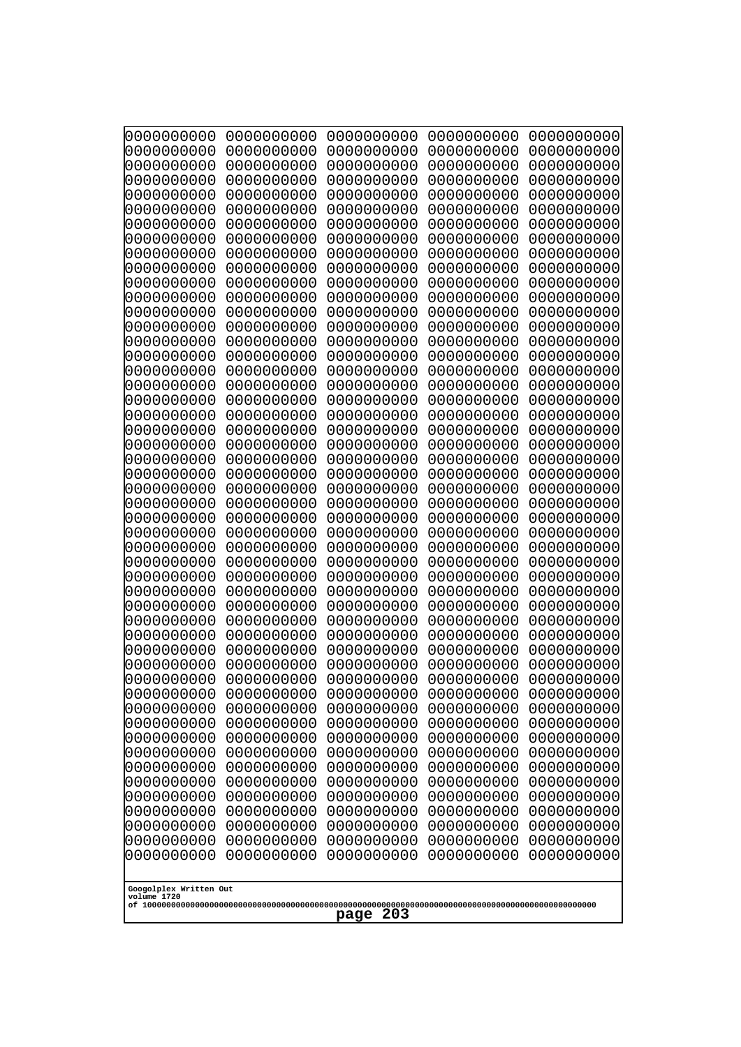```
0000000000 0000000000 0000000000 0000000000 0000000000
0000000000 0000000000 0000000000 0000000000 0000000000
0000000000 0000000000 0000000000 0000000000 0000000000
0000000000 0000000000 0000000000 0000000000 0000000000
0000000000 0000000000 0000000000 0000000000 0000000000
0000000000 0000000000 0000000000 0000000000 0000000000
0000000000 0000000000 0000000000 0000000000 0000000000
0000000000 0000000000 0000000000 0000000000 0000000000
0000000000 0000000000 0000000000 0000000000 0000000000
0000000000 0000000000 0000000000 0000000000 0000000000
0000000000 0000000000 0000000000 0000000000 0000000000
0000000000 0000000000 0000000000 0000000000 0000000000
0000000000 0000000000 0000000000 0000000000 0000000000
0000000000 0000000000 0000000000 0000000000 0000000000
0000000000 0000000000 0000000000 0000000000 0000000000
0000000000 0000000000 0000000000 0000000000 0000000000
0000000000 0000000000 0000000000 0000000000 0000000000
0000000000 0000000000 0000000000 0000000000 0000000000
0000000000 0000000000 0000000000 0000000000 0000000000
0000000000 0000000000 0000000000 0000000000 0000000000
0000000000 0000000000 0000000000 0000000000 0000000000
0000000000 0000000000 0000000000 0000000000 0000000000
0000000000 0000000000 0000000000 0000000000 0000000000
0000000000 0000000000 0000000000 0000000000 0000000000
0000000000 0000000000 0000000000 0000000000 0000000000
0000000000 0000000000 0000000000 0000000000 0000000000
0000000000 0000000000 0000000000 0000000000 0000000000
0000000000 0000000000 0000000000 0000000000 0000000000
0000000000 0000000000 0000000000 0000000000 0000000000
0000000000 0000000000 0000000000 0000000000 0000000000
0000000000 0000000000 0000000000 0000000000 0000000000
0000000000 0000000000 0000000000 0000000000 0000000000
0000000000 0000000000 0000000000 0000000000 0000000000
0000000000 0000000000 0000000000 0000000000 0000000000
0000000000 0000000000 0000000000 0000000000 0000000000
0000000000 0000000000 0000000000 0000000000 0000000000
0000000000 0000000000 0000000000 0000000000 0000000000
0000000000 0000000000 0000000000 0000000000 0000000000
0000000000 0000000000 0000000000 0000000000 0000000000
0000000000 0000000000 0000000000 0000000000 0000000000
0000000000 0000000000 0000000000 0000000000 0000000000
0000000000 0000000000 0000000000 0000000000 0000000000
0000000000 0000000000 0000000000 0000000000 0000000000
0000000000 0000000000 0000000000 0000000000 0000000000
0000000000 0000000000 0000000000 0000000000 0000000000
0000000000 0000000000 0000000000 0000000000 0000000000
0000000000 0000000000 0000000000 0000000000 0000000000
0000000000 0000000000 0000000000 0000000000 0000000000
0000000000 0000000000 0000000000 0000000000 0000000000
0000000000 0000000000 0000000000 0000000000 0000000000
```

Googolplex Written Out
volume 1720
of 10000000000000000000000000000000000000000000000000000000000000000000000000000000000000000000000000000

page 203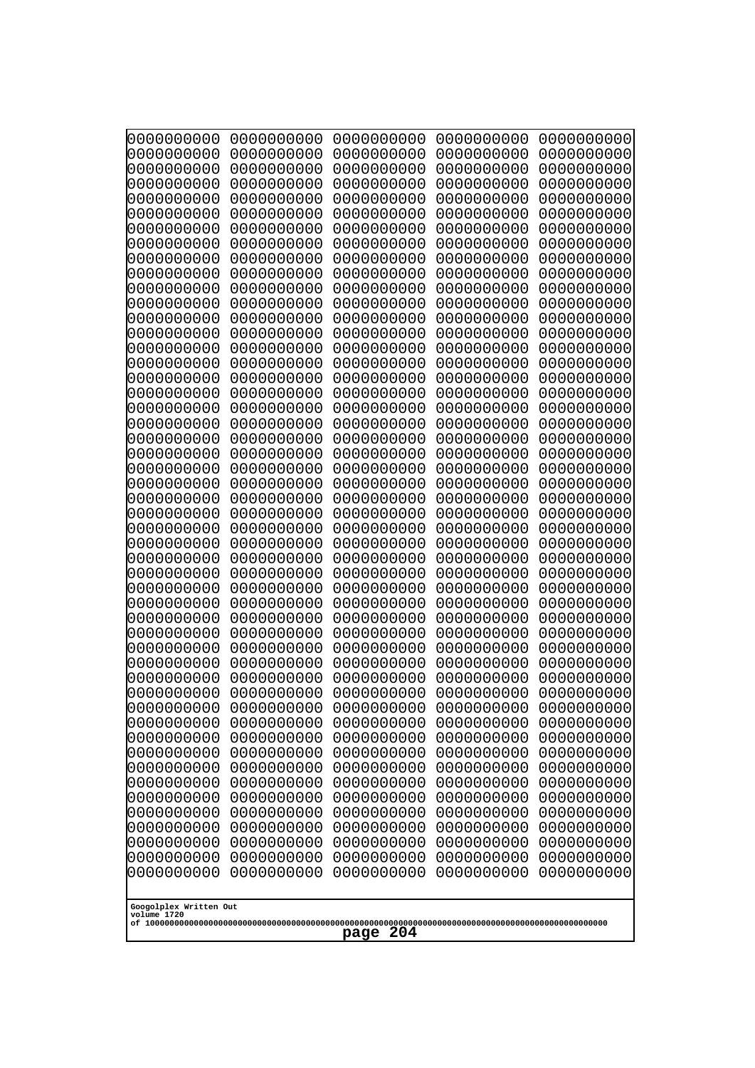0000000000 0000000000 0000000000 0000000000 0000000000
0000000000 0000000000 0000000000 0000000000 0000000000
0000000000 0000000000 0000000000 0000000000 0000000000
0000000000 0000000000 0000000000 0000000000 0000000000
0000000000 0000000000 0000000000 0000000000 0000000000
0000000000 0000000000 0000000000 0000000000 0000000000
0000000000 0000000000 0000000000 0000000000 0000000000
0000000000 0000000000 0000000000 0000000000 0000000000
0000000000 0000000000 0000000000 0000000000 0000000000
0000000000 0000000000 0000000000 0000000000 0000000000
0000000000 0000000000 0000000000 0000000000 0000000000
0000000000 0000000000 0000000000 0000000000 0000000000
0000000000 0000000000 0000000000 0000000000 0000000000
0000000000 0000000000 0000000000 0000000000 0000000000
0000000000 0000000000 0000000000 0000000000 0000000000
0000000000 0000000000 0000000000 0000000000 0000000000
0000000000 0000000000 0000000000 0000000000 0000000000
0000000000 0000000000 0000000000 0000000000 0000000000
0000000000 0000000000 0000000000 0000000000 0000000000
0000000000 0000000000 0000000000 0000000000 0000000000
0000000000 0000000000 0000000000 0000000000 0000000000
0000000000 0000000000 0000000000 0000000000 0000000000
0000000000 0000000000 0000000000 0000000000 0000000000
0000000000 0000000000 0000000000 0000000000 0000000000
0000000000 0000000000 0000000000 0000000000 0000000000
0000000000 0000000000 0000000000 0000000000 0000000000
0000000000 0000000000 0000000000 0000000000 0000000000
0000000000 0000000000 0000000000 0000000000 0000000000
0000000000 0000000000 0000000000 0000000000 0000000000
0000000000 0000000000 0000000000 0000000000 0000000000
0000000000 0000000000 0000000000 0000000000 0000000000
0000000000 0000000000 0000000000 0000000000 0000000000
0000000000 0000000000 0000000000 0000000000 0000000000
0000000000 0000000000 0000000000 0000000000 0000000000
0000000000 0000000000 0000000000 0000000000 0000000000
0000000000 0000000000 0000000000 0000000000 0000000000
0000000000 0000000000 0000000000 0000000000 0000000000
0000000000 0000000000 0000000000 0000000000 0000000000
0000000000 0000000000 0000000000 0000000000 0000000000
0000000000 0000000000 0000000000 0000000000 0000000000
0000000000 0000000000 0000000000 0000000000 0000000000
0000000000 0000000000 0000000000 0000000000 0000000000
0000000000 0000000000 0000000000 0000000000 0000000000
0000000000 0000000000 0000000000 0000000000 0000000000
0000000000 0000000000 0000000000 0000000000 0000000000
0000000000 0000000000 0000000000 0000000000 0000000000
0000000000 0000000000 0000000000 0000000000 0000000000
0000000000 0000000000 0000000000 0000000000 0000000000
0000000000 0000000000 0000000000 0000000000 0000000000
0000000000 0000000000 0000000000 0000000000 0000000000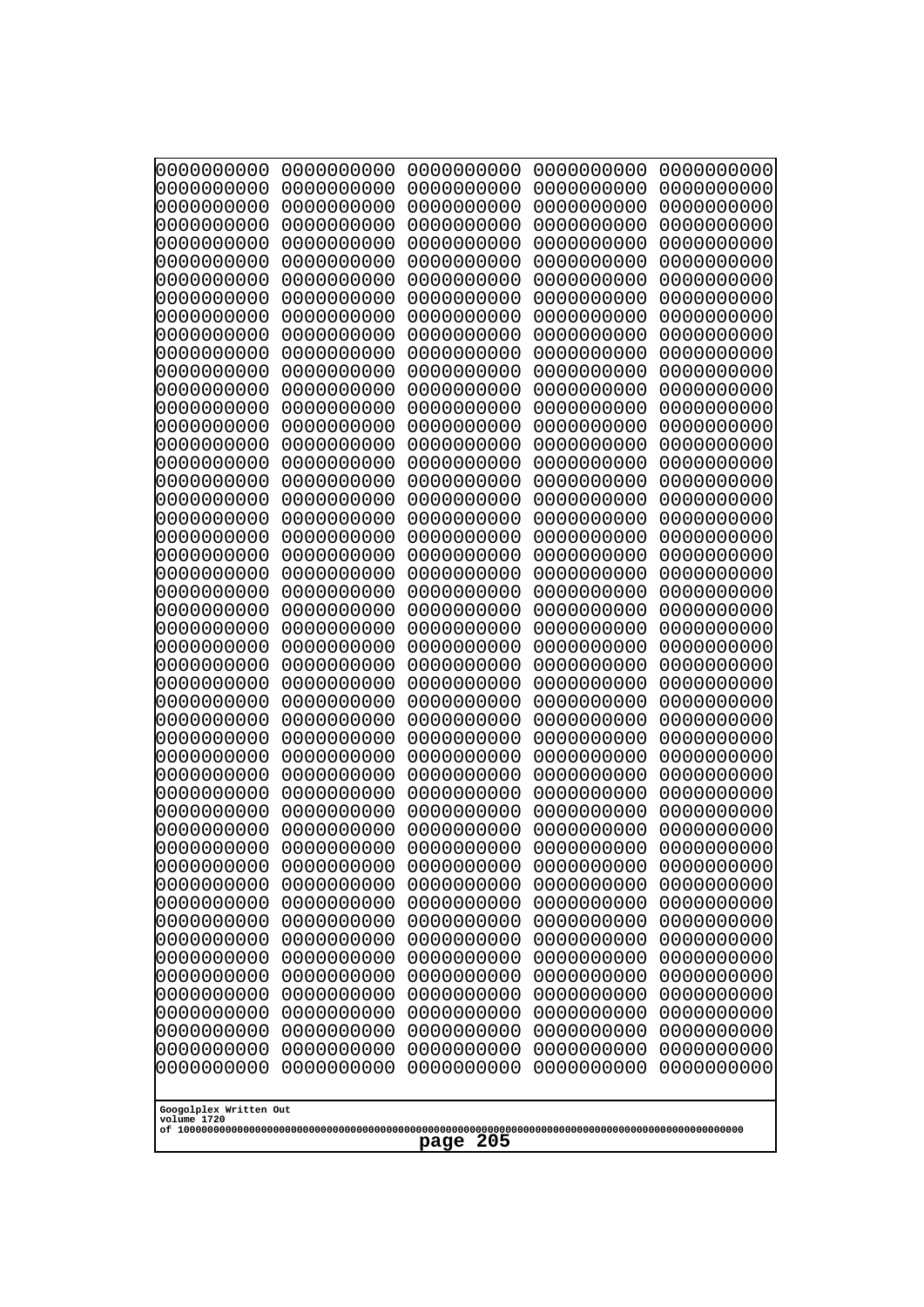```
0000000000 0000000000 0000000000 0000000000 0000000000
0000000000 0000000000 0000000000 0000000000 0000000000
0000000000 0000000000 0000000000 0000000000 0000000000
0000000000 0000000000 0000000000 0000000000 0000000000
0000000000 0000000000 0000000000 0000000000 0000000000
0000000000 0000000000 0000000000 0000000000 0000000000
0000000000 0000000000 0000000000 0000000000 0000000000
0000000000 0000000000 0000000000 0000000000 0000000000
0000000000 0000000000 0000000000 0000000000 0000000000
0000000000 0000000000 0000000000 0000000000 0000000000
0000000000 0000000000 0000000000 0000000000 0000000000
0000000000 0000000000 0000000000 0000000000 0000000000
0000000000 0000000000 0000000000 0000000000 0000000000
0000000000 0000000000 0000000000 0000000000 0000000000
0000000000 0000000000 0000000000 0000000000 0000000000
0000000000 0000000000 0000000000 0000000000 0000000000
0000000000 0000000000 0000000000 0000000000 0000000000
0000000000 0000000000 0000000000 0000000000 0000000000
0000000000 0000000000 0000000000 0000000000 0000000000
0000000000 0000000000 0000000000 0000000000 0000000000
0000000000 0000000000 0000000000 0000000000 0000000000
0000000000 0000000000 0000000000 0000000000 0000000000
0000000000 0000000000 0000000000 0000000000 0000000000
0000000000 0000000000 0000000000 0000000000 0000000000
0000000000 0000000000 0000000000 0000000000 0000000000
0000000000 0000000000 0000000000 0000000000 0000000000
0000000000 0000000000 0000000000 0000000000 0000000000
0000000000 0000000000 0000000000 0000000000 0000000000
0000000000 0000000000 0000000000 0000000000 0000000000
0000000000 0000000000 0000000000 0000000000 0000000000
0000000000 0000000000 0000000000 0000000000 0000000000
0000000000 0000000000 0000000000 0000000000 0000000000
0000000000 0000000000 0000000000 0000000000 0000000000
0000000000 0000000000 0000000000 0000000000 0000000000
0000000000 0000000000 0000000000 0000000000 0000000000
0000000000 0000000000 0000000000 0000000000 0000000000
0000000000 0000000000 0000000000 0000000000 0000000000
0000000000 0000000000 0000000000 0000000000 0000000000
0000000000 0000000000 0000000000 0000000000 0000000000
0000000000 0000000000 0000000000 0000000000 0000000000
0000000000 0000000000 0000000000 0000000000 0000000000
0000000000 0000000000 0000000000 0000000000 0000000000
0000000000 0000000000 0000000000 0000000000 0000000000
0000000000 0000000000 0000000000 0000000000 0000000000
0000000000 0000000000 0000000000 0000000000 0000000000
0000000000 0000000000 0000000000 0000000000 0000000000
0000000000 0000000000 0000000000 0000000000 0000000000
0000000000 0000000000 0000000000 0000000000 0000000000
0000000000 0000000000 0000000000 0000000000 0000000000
0000000000 0000000000 0000000000 0000000000 0000000000
```

Googolplex Written Out
volume 1720
of 10000000000000000000000000000000000000000000000000000000000000000000000000000000000000000000000000000

page 205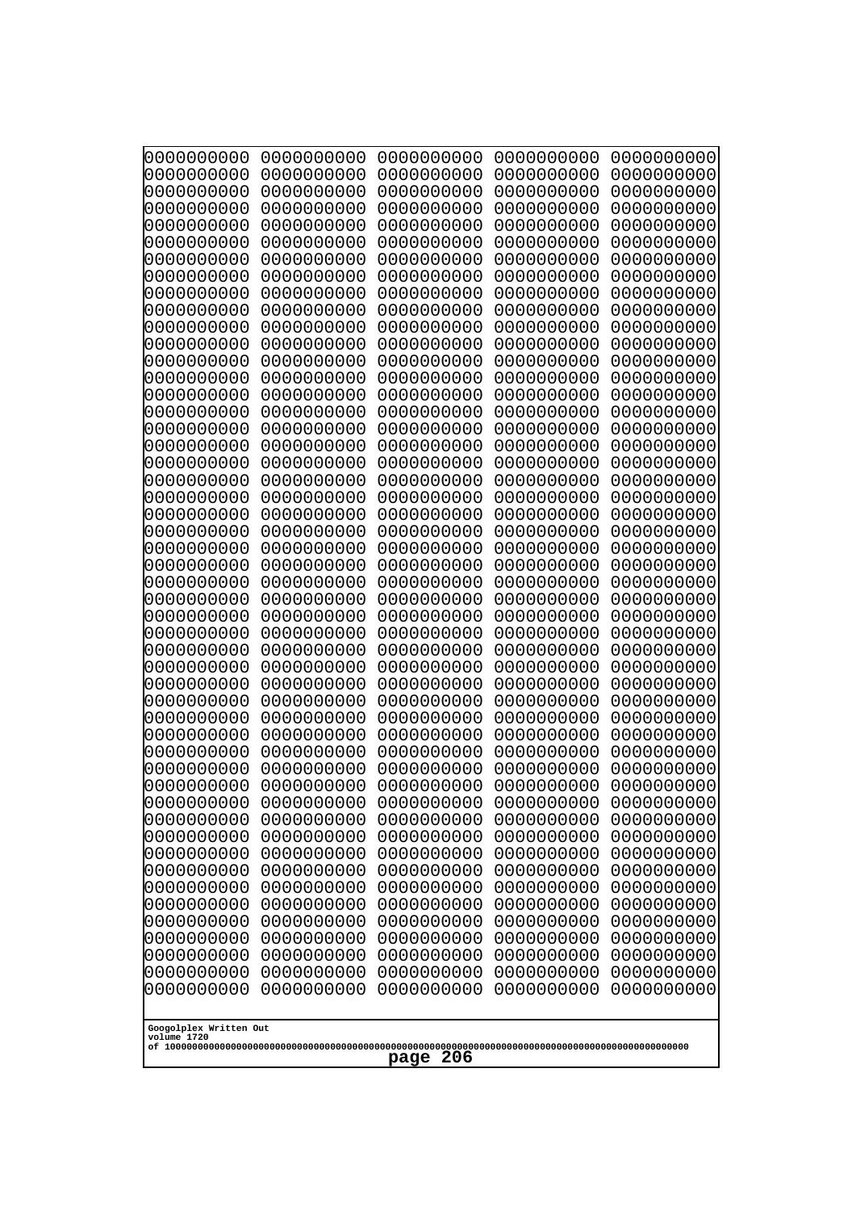```
0000000000 0000000000 0000000000 0000000000 0000000000
0000000000 0000000000 0000000000 0000000000 0000000000
0000000000 0000000000 0000000000 0000000000 0000000000
0000000000 0000000000 0000000000 0000000000 0000000000
0000000000 0000000000 0000000000 0000000000 0000000000
0000000000 0000000000 0000000000 0000000000 0000000000
0000000000 0000000000 0000000000 0000000000 0000000000
0000000000 0000000000 0000000000 0000000000 0000000000
0000000000 0000000000 0000000000 0000000000 0000000000
0000000000 0000000000 0000000000 0000000000 0000000000
0000000000 0000000000 0000000000 0000000000 0000000000
0000000000 0000000000 0000000000 0000000000 0000000000
0000000000 0000000000 0000000000 0000000000 0000000000
0000000000 0000000000 0000000000 0000000000 0000000000
0000000000 0000000000 0000000000 0000000000 0000000000
0000000000 0000000000 0000000000 0000000000 0000000000
0000000000 0000000000 0000000000 0000000000 0000000000
0000000000 0000000000 0000000000 0000000000 0000000000
0000000000 0000000000 0000000000 0000000000 0000000000
0000000000 0000000000 0000000000 0000000000 0000000000
0000000000 0000000000 0000000000 0000000000 0000000000
0000000000 0000000000 0000000000 0000000000 0000000000
0000000000 0000000000 0000000000 0000000000 0000000000
0000000000 0000000000 0000000000 0000000000 0000000000
0000000000 0000000000 0000000000 0000000000 0000000000
0000000000 0000000000 0000000000 0000000000 0000000000
0000000000 0000000000 0000000000 0000000000 0000000000
0000000000 0000000000 0000000000 0000000000 0000000000
0000000000 0000000000 0000000000 0000000000 0000000000
0000000000 0000000000 0000000000 0000000000 0000000000
0000000000 0000000000 0000000000 0000000000 0000000000
0000000000 0000000000 0000000000 0000000000 0000000000
0000000000 0000000000 0000000000 0000000000 0000000000
0000000000 0000000000 0000000000 0000000000 0000000000
0000000000 0000000000 0000000000 0000000000 0000000000
0000000000 0000000000 0000000000 0000000000 0000000000
0000000000 0000000000 0000000000 0000000000 0000000000
0000000000 0000000000 0000000000 0000000000 0000000000
0000000000 0000000000 0000000000 0000000000 0000000000
0000000000 0000000000 0000000000 0000000000 0000000000
0000000000 0000000000 0000000000 0000000000 0000000000
0000000000 0000000000 0000000000 0000000000 0000000000
0000000000 0000000000 0000000000 0000000000 0000000000
0000000000 0000000000 0000000000 0000000000 0000000000
0000000000 0000000000 0000000000 0000000000 0000000000
0000000000 0000000000 0000000000 0000000000 0000000000
0000000000 0000000000 0000000000 0000000000 0000000000
0000000000 0000000000 0000000000 0000000000 0000000000
0000000000 0000000000 0000000000 0000000000 0000000000
0000000000 0000000000 0000000000 0000000000 0000000000
```

Googolplex Written Out
volume 1720
of 10000000000000000000000000000000000000000000000000000000000000000000000000000000000000000000000000000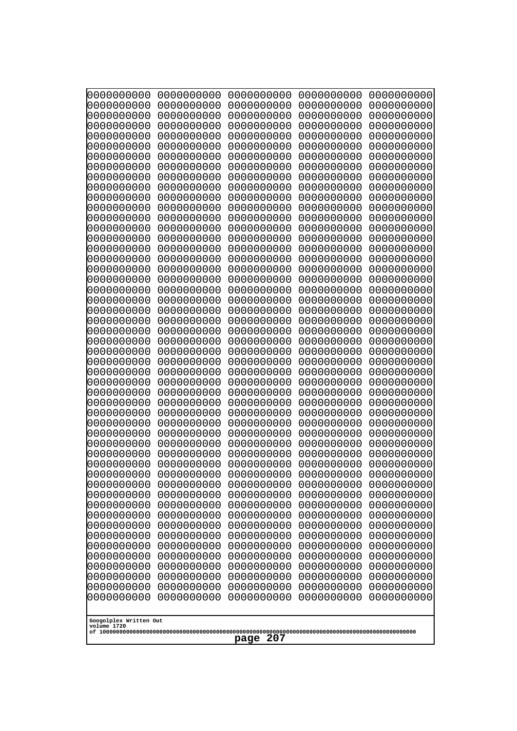```
0000000000 0000000000 0000000000 0000000000 0000000000
0000000000 0000000000 0000000000 0000000000 0000000000
0000000000 0000000000 0000000000 0000000000 0000000000
0000000000 0000000000 0000000000 0000000000 0000000000
0000000000 0000000000 0000000000 0000000000 0000000000
0000000000 0000000000 0000000000 0000000000 0000000000
0000000000 0000000000 0000000000 0000000000 0000000000
0000000000 0000000000 0000000000 0000000000 0000000000
0000000000 0000000000 0000000000 0000000000 0000000000
0000000000 0000000000 0000000000 0000000000 0000000000
0000000000 0000000000 0000000000 0000000000 0000000000
0000000000 0000000000 0000000000 0000000000 0000000000
0000000000 0000000000 0000000000 0000000000 0000000000
0000000000 0000000000 0000000000 0000000000 0000000000
0000000000 0000000000 0000000000 0000000000 0000000000
0000000000 0000000000 0000000000 0000000000 0000000000
0000000000 0000000000 0000000000 0000000000 0000000000
0000000000 0000000000 0000000000 0000000000 0000000000
0000000000 0000000000 0000000000 0000000000 0000000000
0000000000 0000000000 0000000000 0000000000 0000000000
0000000000 0000000000 0000000000 0000000000 0000000000
0000000000 0000000000 0000000000 0000000000 0000000000
0000000000 0000000000 0000000000 0000000000 0000000000
0000000000 0000000000 0000000000 0000000000 0000000000
0000000000 0000000000 0000000000 0000000000 0000000000
0000000000 0000000000 0000000000 0000000000 0000000000
0000000000 0000000000 0000000000 0000000000 0000000000
0000000000 0000000000 0000000000 0000000000 0000000000
0000000000 0000000000 0000000000 0000000000 0000000000
0000000000 0000000000 0000000000 0000000000 0000000000
0000000000 0000000000 0000000000 0000000000 0000000000
0000000000 0000000000 0000000000 0000000000 0000000000
0000000000 0000000000 0000000000 0000000000 0000000000
0000000000 0000000000 0000000000 0000000000 0000000000
0000000000 0000000000 0000000000 0000000000 0000000000
0000000000 0000000000 0000000000 0000000000 0000000000
0000000000 0000000000 0000000000 0000000000 0000000000
0000000000 0000000000 0000000000 0000000000 0000000000
0000000000 0000000000 0000000000 0000000000 0000000000
0000000000 0000000000 0000000000 0000000000 0000000000
0000000000 0000000000 0000000000 0000000000 0000000000
0000000000 0000000000 0000000000 0000000000 0000000000
0000000000 0000000000 0000000000 0000000000 0000000000
0000000000 0000000000 0000000000 0000000000 0000000000
0000000000 0000000000 0000000000 0000000000 0000000000
0000000000 0000000000 0000000000 0000000000 0000000000
0000000000 0000000000 0000000000 0000000000 0000000000
0000000000 0000000000 0000000000 0000000000 0000000000
0000000000 0000000000 0000000000 0000000000 0000000000
0000000000 0000000000 0000000000 0000000000 0000000000
```

Googolplex Written Out
volume 1720
of 10000000000000000000000000000000000000000000000000000000000000000000000000000000000000000000000000000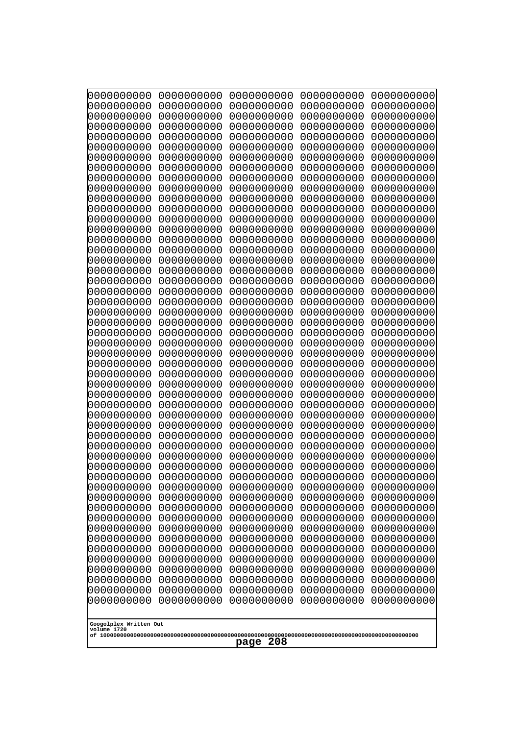```
0000000000 0000000000 0000000000 0000000000 0000000000
0000000000 0000000000 0000000000 0000000000 0000000000
0000000000 0000000000 0000000000 0000000000 0000000000
0000000000 0000000000 0000000000 0000000000 0000000000
0000000000 0000000000 0000000000 0000000000 0000000000
0000000000 0000000000 0000000000 0000000000 0000000000
0000000000 0000000000 0000000000 0000000000 0000000000
0000000000 0000000000 0000000000 0000000000 0000000000
0000000000 0000000000 0000000000 0000000000 0000000000
0000000000 0000000000 0000000000 0000000000 0000000000
0000000000 0000000000 0000000000 0000000000 0000000000
0000000000 0000000000 0000000000 0000000000 0000000000
0000000000 0000000000 0000000000 0000000000 0000000000
0000000000 0000000000 0000000000 0000000000 0000000000
0000000000 0000000000 0000000000 0000000000 0000000000
0000000000 0000000000 0000000000 0000000000 0000000000
0000000000 0000000000 0000000000 0000000000 0000000000
0000000000 0000000000 0000000000 0000000000 0000000000
0000000000 0000000000 0000000000 0000000000 0000000000
0000000000 0000000000 0000000000 0000000000 0000000000
0000000000 0000000000 0000000000 0000000000 0000000000
0000000000 0000000000 0000000000 0000000000 0000000000
0000000000 0000000000 0000000000 0000000000 0000000000
0000000000 0000000000 0000000000 0000000000 0000000000
0000000000 0000000000 0000000000 0000000000 0000000000
0000000000 0000000000 0000000000 0000000000 0000000000
0000000000 0000000000 0000000000 0000000000 0000000000
0000000000 0000000000 0000000000 0000000000 0000000000
0000000000 0000000000 0000000000 0000000000 0000000000
0000000000 0000000000 0000000000 0000000000 0000000000
0000000000 0000000000 0000000000 0000000000 0000000000
0000000000 0000000000 0000000000 0000000000 0000000000
0000000000 0000000000 0000000000 0000000000 0000000000
0000000000 0000000000 0000000000 0000000000 0000000000
0000000000 0000000000 0000000000 0000000000 0000000000
0000000000 0000000000 0000000000 0000000000 0000000000
0000000000 0000000000 0000000000 0000000000 0000000000
0000000000 0000000000 0000000000 0000000000 0000000000
0000000000 0000000000 0000000000 0000000000 0000000000
0000000000 0000000000 0000000000 0000000000 0000000000
0000000000 0000000000 0000000000 0000000000 0000000000
0000000000 0000000000 0000000000 0000000000 0000000000
0000000000 0000000000 0000000000 0000000000 0000000000
0000000000 0000000000 0000000000 0000000000 0000000000
0000000000 0000000000 0000000000 0000000000 0000000000
0000000000 0000000000 0000000000 0000000000 0000000000
0000000000 0000000000 0000000000 0000000000 0000000000
0000000000 0000000000 0000000000 0000000000 0000000000
0000000000 0000000000 0000000000 0000000000 0000000000
0000000000 0000000000 0000000000 0000000000 0000000000
```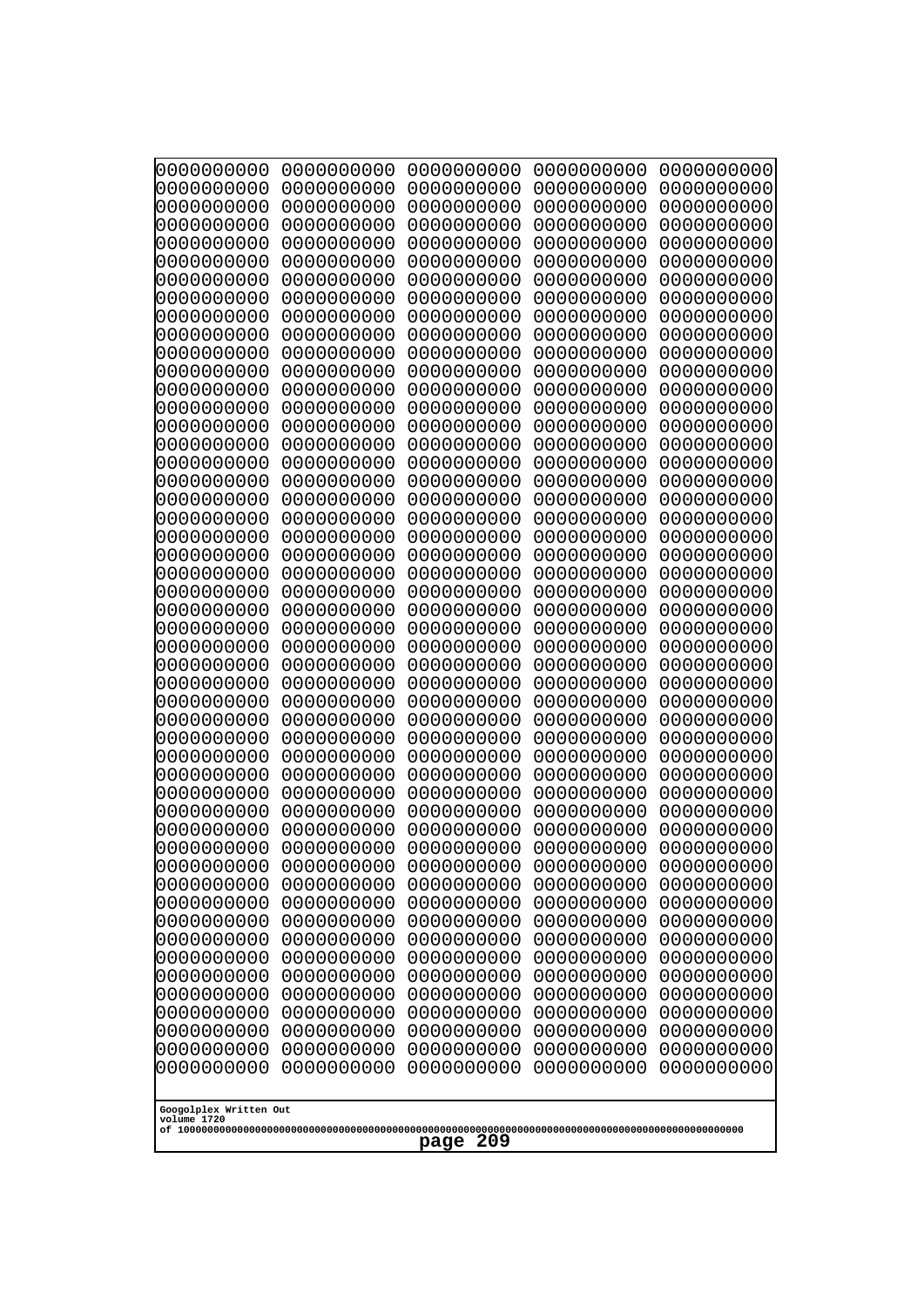```
0000000000 0000000000 0000000000 0000000000 0000000000
0000000000 0000000000 0000000000 0000000000 0000000000
0000000000 0000000000 0000000000 0000000000 0000000000
0000000000 0000000000 0000000000 0000000000 0000000000
0000000000 0000000000 0000000000 0000000000 0000000000
0000000000 0000000000 0000000000 0000000000 0000000000
0000000000 0000000000 0000000000 0000000000 0000000000
0000000000 0000000000 0000000000 0000000000 0000000000
0000000000 0000000000 0000000000 0000000000 0000000000
0000000000 0000000000 0000000000 0000000000 0000000000
0000000000 0000000000 0000000000 0000000000 0000000000
0000000000 0000000000 0000000000 0000000000 0000000000
0000000000 0000000000 0000000000 0000000000 0000000000
0000000000 0000000000 0000000000 0000000000 0000000000
0000000000 0000000000 0000000000 0000000000 0000000000
0000000000 0000000000 0000000000 0000000000 0000000000
0000000000 0000000000 0000000000 0000000000 0000000000
0000000000 0000000000 0000000000 0000000000 0000000000
0000000000 0000000000 0000000000 0000000000 0000000000
0000000000 0000000000 0000000000 0000000000 0000000000
0000000000 0000000000 0000000000 0000000000 0000000000
0000000000 0000000000 0000000000 0000000000 0000000000
0000000000 0000000000 0000000000 0000000000 0000000000
0000000000 0000000000 0000000000 0000000000 0000000000
0000000000 0000000000 0000000000 0000000000 0000000000
0000000000 0000000000 0000000000 0000000000 0000000000
0000000000 0000000000 0000000000 0000000000 0000000000
0000000000 0000000000 0000000000 0000000000 0000000000
0000000000 0000000000 0000000000 0000000000 0000000000
0000000000 0000000000 0000000000 0000000000 0000000000
0000000000 0000000000 0000000000 0000000000 0000000000
0000000000 0000000000 0000000000 0000000000 0000000000
0000000000 0000000000 0000000000 0000000000 0000000000
0000000000 0000000000 0000000000 0000000000 0000000000
0000000000 0000000000 0000000000 0000000000 0000000000
0000000000 0000000000 0000000000 0000000000 0000000000
0000000000 0000000000 0000000000 0000000000 0000000000
0000000000 0000000000 0000000000 0000000000 0000000000
0000000000 0000000000 0000000000 0000000000 0000000000
0000000000 0000000000 0000000000 0000000000 0000000000
0000000000 0000000000 0000000000 0000000000 0000000000
0000000000 0000000000 0000000000 0000000000 0000000000
0000000000 0000000000 0000000000 0000000000 0000000000
0000000000 0000000000 0000000000 0000000000 0000000000
0000000000 0000000000 0000000000 0000000000 0000000000
0000000000 0000000000 0000000000 0000000000 0000000000
0000000000 0000000000 0000000000 0000000000 0000000000
0000000000 0000000000 0000000000 0000000000 0000000000
0000000000 0000000000 0000000000 0000000000 0000000000
0000000000 0000000000 0000000000 0000000000 0000000000
```

Googolplex Written Out
volume 1720
of 10000000000000000000000000000000000000000000000000000000000000000000000000000000000000000000000000000

page 209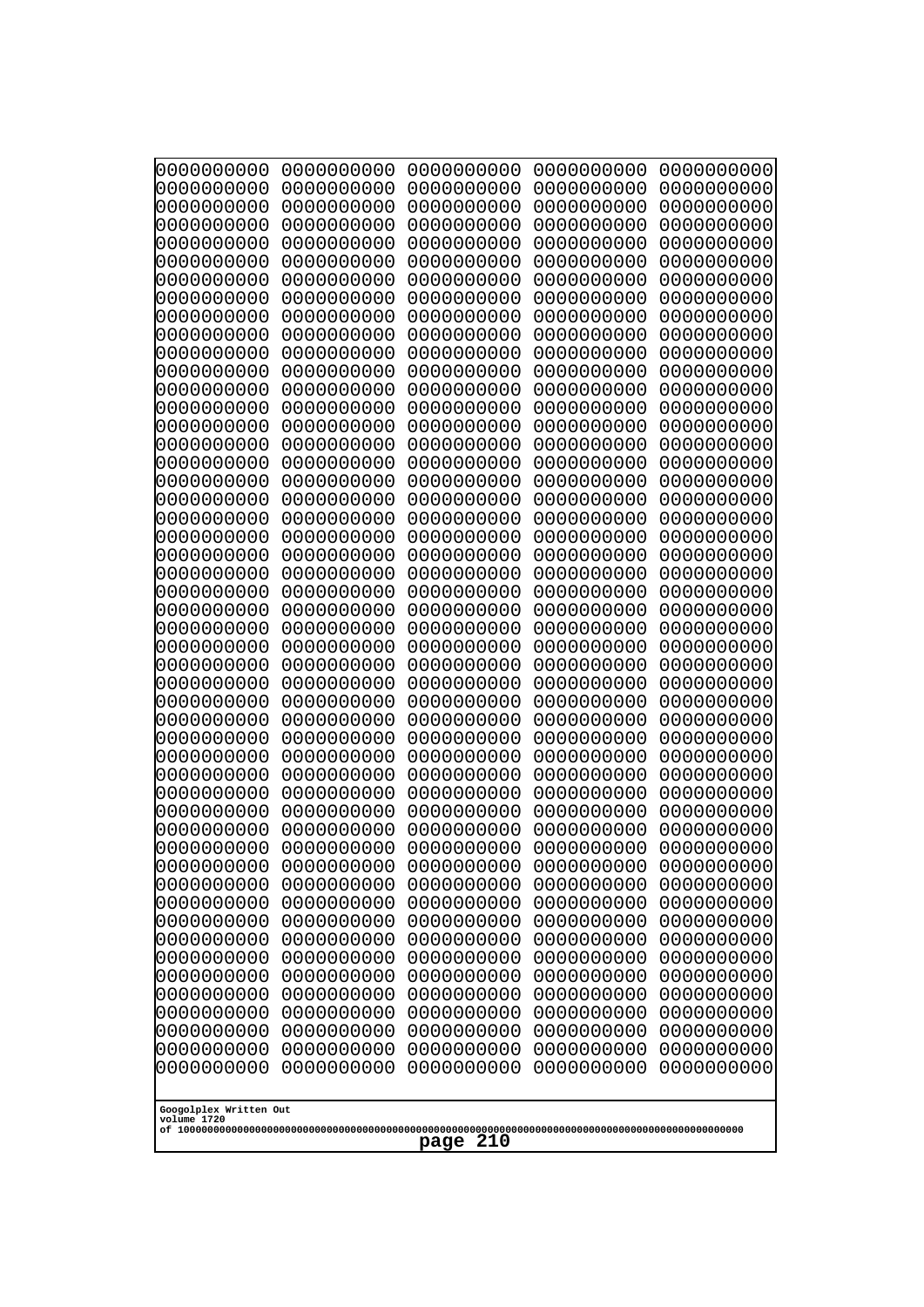```
0000000000 0000000000 0000000000 0000000000 0000000000
0000000000 0000000000 0000000000 0000000000 0000000000
0000000000 0000000000 0000000000 0000000000 0000000000
0000000000 0000000000 0000000000 0000000000 0000000000
0000000000 0000000000 0000000000 0000000000 0000000000
0000000000 0000000000 0000000000 0000000000 0000000000
0000000000 0000000000 0000000000 0000000000 0000000000
0000000000 0000000000 0000000000 0000000000 0000000000
0000000000 0000000000 0000000000 0000000000 0000000000
0000000000 0000000000 0000000000 0000000000 0000000000
0000000000 0000000000 0000000000 0000000000 0000000000
0000000000 0000000000 0000000000 0000000000 0000000000
0000000000 0000000000 0000000000 0000000000 0000000000
0000000000 0000000000 0000000000 0000000000 0000000000
0000000000 0000000000 0000000000 0000000000 0000000000
0000000000 0000000000 0000000000 0000000000 0000000000
0000000000 0000000000 0000000000 0000000000 0000000000
0000000000 0000000000 0000000000 0000000000 0000000000
0000000000 0000000000 0000000000 0000000000 0000000000
0000000000 0000000000 0000000000 0000000000 0000000000
0000000000 0000000000 0000000000 0000000000 0000000000
0000000000 0000000000 0000000000 0000000000 0000000000
0000000000 0000000000 0000000000 0000000000 0000000000
0000000000 0000000000 0000000000 0000000000 0000000000
0000000000 0000000000 0000000000 0000000000 0000000000
0000000000 0000000000 0000000000 0000000000 0000000000
0000000000 0000000000 0000000000 0000000000 0000000000
0000000000 0000000000 0000000000 0000000000 0000000000
0000000000 0000000000 0000000000 0000000000 0000000000
0000000000 0000000000 0000000000 0000000000 0000000000
0000000000 0000000000 0000000000 0000000000 0000000000
0000000000 0000000000 0000000000 0000000000 0000000000
0000000000 0000000000 0000000000 0000000000 0000000000
0000000000 0000000000 0000000000 0000000000 0000000000
0000000000 0000000000 0000000000 0000000000 0000000000
0000000000 0000000000 0000000000 0000000000 0000000000
0000000000 0000000000 0000000000 0000000000 0000000000
0000000000 0000000000 0000000000 0000000000 0000000000
0000000000 0000000000 0000000000 0000000000 0000000000
0000000000 0000000000 0000000000 0000000000 0000000000
0000000000 0000000000 0000000000 0000000000 0000000000
0000000000 0000000000 0000000000 0000000000 0000000000
0000000000 0000000000 0000000000 0000000000 0000000000
0000000000 0000000000 0000000000 0000000000 0000000000
0000000000 0000000000 0000000000 0000000000 0000000000
0000000000 0000000000 0000000000 0000000000 0000000000
0000000000 0000000000 0000000000 0000000000 0000000000
0000000000 0000000000 0000000000 0000000000 0000000000
0000000000 0000000000 0000000000 0000000000 0000000000
0000000000 0000000000 0000000000 0000000000 0000000000
```

Googolplex Written Out
volume 1720
of 10000000000000000000000000000000000000000000000000000000000000000000000000000000000000000000000000000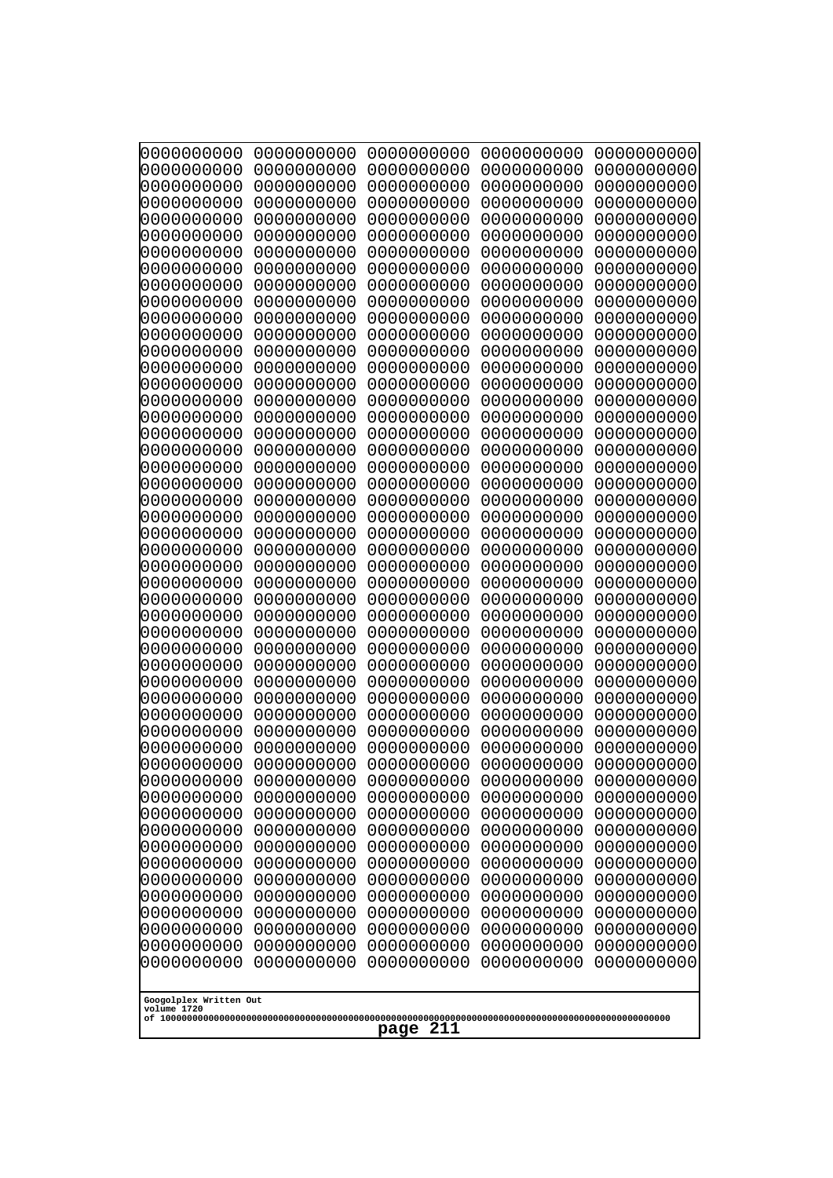```
0000000000 0000000000 0000000000 0000000000 0000000000
0000000000 0000000000 0000000000 0000000000 0000000000
0000000000 0000000000 0000000000 0000000000 0000000000
0000000000 0000000000 0000000000 0000000000 0000000000
0000000000 0000000000 0000000000 0000000000 0000000000
0000000000 0000000000 0000000000 0000000000 0000000000
0000000000 0000000000 0000000000 0000000000 0000000000
0000000000 0000000000 0000000000 0000000000 0000000000
0000000000 0000000000 0000000000 0000000000 0000000000
0000000000 0000000000 0000000000 0000000000 0000000000
0000000000 0000000000 0000000000 0000000000 0000000000
0000000000 0000000000 0000000000 0000000000 0000000000
0000000000 0000000000 0000000000 0000000000 0000000000
0000000000 0000000000 0000000000 0000000000 0000000000
0000000000 0000000000 0000000000 0000000000 0000000000
0000000000 0000000000 0000000000 0000000000 0000000000
0000000000 0000000000 0000000000 0000000000 0000000000
0000000000 0000000000 0000000000 0000000000 0000000000
0000000000 0000000000 0000000000 0000000000 0000000000
0000000000 0000000000 0000000000 0000000000 0000000000
0000000000 0000000000 0000000000 0000000000 0000000000
0000000000 0000000000 0000000000 0000000000 0000000000
0000000000 0000000000 0000000000 0000000000 0000000000
0000000000 0000000000 0000000000 0000000000 0000000000
0000000000 0000000000 0000000000 0000000000 0000000000
0000000000 0000000000 0000000000 0000000000 0000000000
0000000000 0000000000 0000000000 0000000000 0000000000
0000000000 0000000000 0000000000 0000000000 0000000000
0000000000 0000000000 0000000000 0000000000 0000000000
0000000000 0000000000 0000000000 0000000000 0000000000
0000000000 0000000000 0000000000 0000000000 0000000000
0000000000 0000000000 0000000000 0000000000 0000000000
0000000000 0000000000 0000000000 0000000000 0000000000
0000000000 0000000000 0000000000 0000000000 0000000000
0000000000 0000000000 0000000000 0000000000 0000000000
0000000000 0000000000 0000000000 0000000000 0000000000
0000000000 0000000000 0000000000 0000000000 0000000000
0000000000 0000000000 0000000000 0000000000 0000000000
0000000000 0000000000 0000000000 0000000000 0000000000
0000000000 0000000000 0000000000 0000000000 0000000000
0000000000 0000000000 0000000000 0000000000 0000000000
0000000000 0000000000 0000000000 0000000000 0000000000
0000000000 0000000000 0000000000 0000000000 0000000000
0000000000 0000000000 0000000000 0000000000 0000000000
0000000000 0000000000 0000000000 0000000000 0000000000
0000000000 0000000000 0000000000 0000000000 0000000000
0000000000 0000000000 0000000000 0000000000 0000000000
0000000000 0000000000 0000000000 0000000000 0000000000
0000000000 0000000000 0000000000 0000000000 0000000000
0000000000 0000000000 0000000000 0000000000 0000000000
```

Googolplex Written Out
volume 1720
of 10000000000000000000000000000000000000000000000000000000000000000000000000000000000000000000000000000

page 211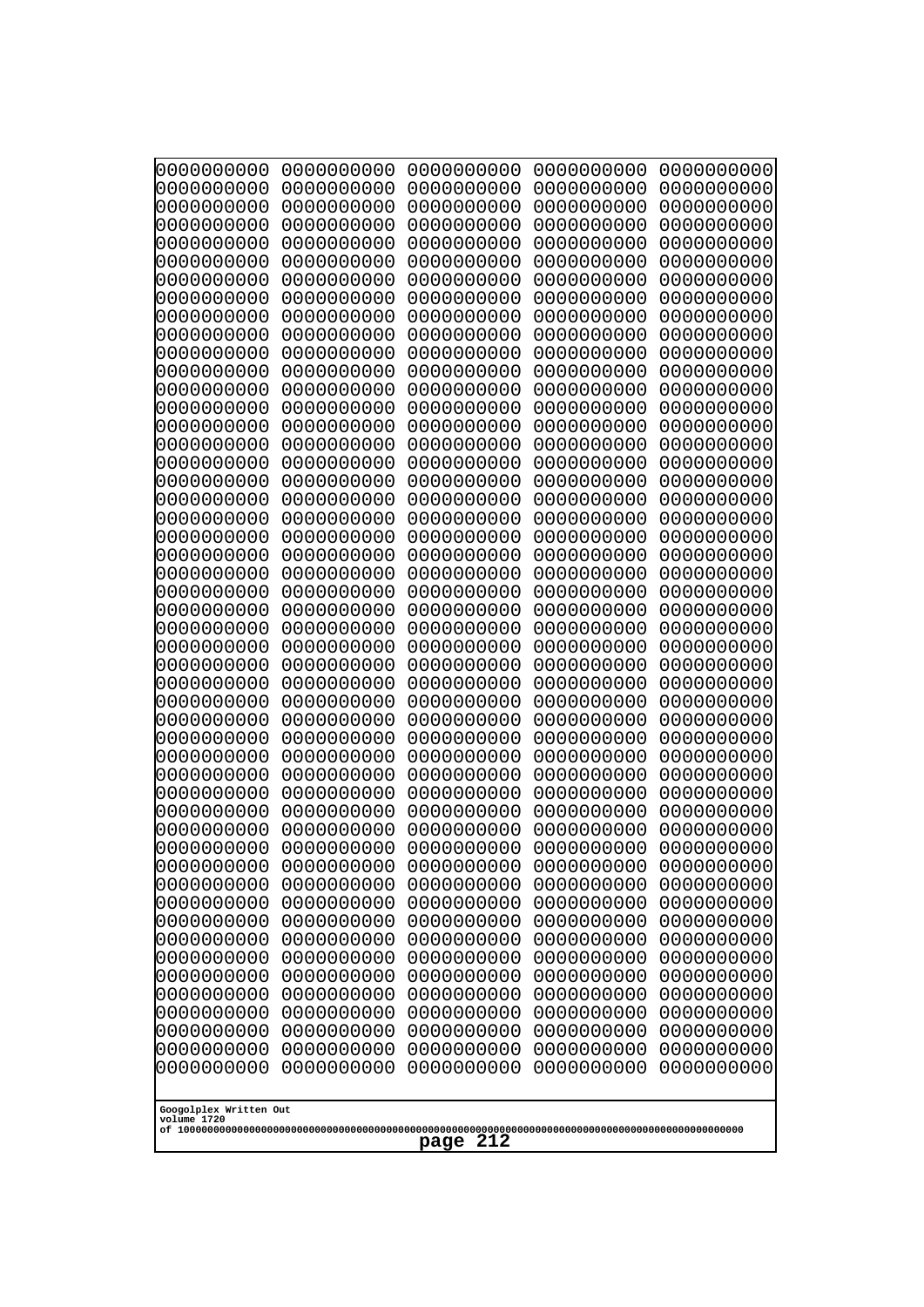```
0000000000 0000000000 0000000000 0000000000 0000000000
0000000000 0000000000 0000000000 0000000000 0000000000
0000000000 0000000000 0000000000 0000000000 0000000000
0000000000 0000000000 0000000000 0000000000 0000000000
0000000000 0000000000 0000000000 0000000000 0000000000
0000000000 0000000000 0000000000 0000000000 0000000000
0000000000 0000000000 0000000000 0000000000 0000000000
0000000000 0000000000 0000000000 0000000000 0000000000
0000000000 0000000000 0000000000 0000000000 0000000000
0000000000 0000000000 0000000000 0000000000 0000000000
0000000000 0000000000 0000000000 0000000000 0000000000
0000000000 0000000000 0000000000 0000000000 0000000000
0000000000 0000000000 0000000000 0000000000 0000000000
0000000000 0000000000 0000000000 0000000000 0000000000
0000000000 0000000000 0000000000 0000000000 0000000000
0000000000 0000000000 0000000000 0000000000 0000000000
0000000000 0000000000 0000000000 0000000000 0000000000
0000000000 0000000000 0000000000 0000000000 0000000000
0000000000 0000000000 0000000000 0000000000 0000000000
0000000000 0000000000 0000000000 0000000000 0000000000
0000000000 0000000000 0000000000 0000000000 0000000000
0000000000 0000000000 0000000000 0000000000 0000000000
0000000000 0000000000 0000000000 0000000000 0000000000
0000000000 0000000000 0000000000 0000000000 0000000000
0000000000 0000000000 0000000000 0000000000 0000000000
0000000000 0000000000 0000000000 0000000000 0000000000
0000000000 0000000000 0000000000 0000000000 0000000000
0000000000 0000000000 0000000000 0000000000 0000000000
0000000000 0000000000 0000000000 0000000000 0000000000
0000000000 0000000000 0000000000 0000000000 0000000000
0000000000 0000000000 0000000000 0000000000 0000000000
0000000000 0000000000 0000000000 0000000000 0000000000
0000000000 0000000000 0000000000 0000000000 0000000000
0000000000 0000000000 0000000000 0000000000 0000000000
0000000000 0000000000 0000000000 0000000000 0000000000
0000000000 0000000000 0000000000 0000000000 0000000000
0000000000 0000000000 0000000000 0000000000 0000000000
0000000000 0000000000 0000000000 0000000000 0000000000
0000000000 0000000000 0000000000 0000000000 0000000000
0000000000 0000000000 0000000000 0000000000 0000000000
0000000000 0000000000 0000000000 0000000000 0000000000
0000000000 0000000000 0000000000 0000000000 0000000000
0000000000 0000000000 0000000000 0000000000 0000000000
0000000000 0000000000 0000000000 0000000000 0000000000
0000000000 0000000000 0000000000 0000000000 0000000000
0000000000 0000000000 0000000000 0000000000 0000000000
0000000000 0000000000 0000000000 0000000000 0000000000
0000000000 0000000000 0000000000 0000000000 0000000000
0000000000 0000000000 0000000000 0000000000 0000000000
0000000000 0000000000 0000000000 0000000000 0000000000
```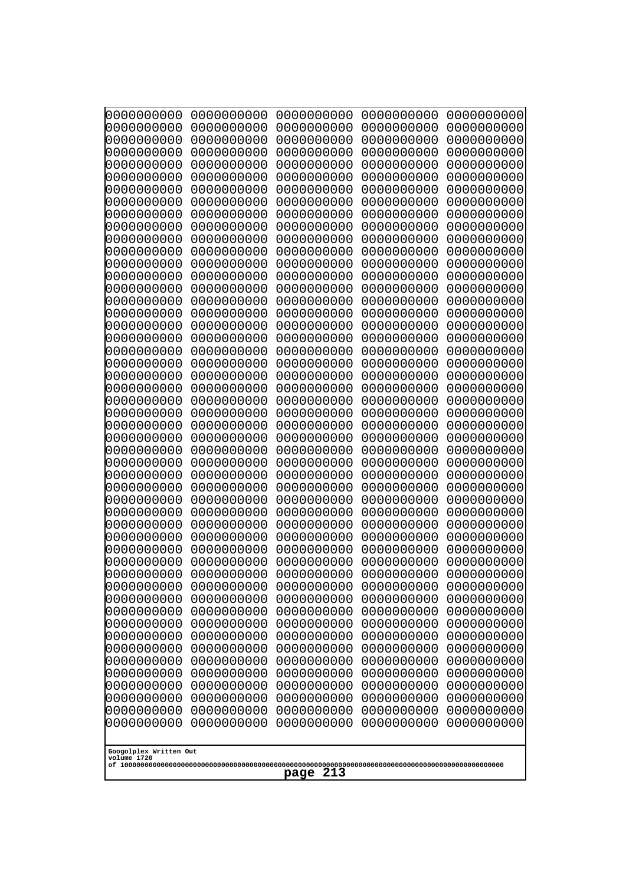```
0000000000 0000000000 0000000000 0000000000 0000000000
0000000000 0000000000 0000000000 0000000000 0000000000
0000000000 0000000000 0000000000 0000000000 0000000000
0000000000 0000000000 0000000000 0000000000 0000000000
0000000000 0000000000 0000000000 0000000000 0000000000
0000000000 0000000000 0000000000 0000000000 0000000000
0000000000 0000000000 0000000000 0000000000 0000000000
0000000000 0000000000 0000000000 0000000000 0000000000
0000000000 0000000000 0000000000 0000000000 0000000000
0000000000 0000000000 0000000000 0000000000 0000000000
0000000000 0000000000 0000000000 0000000000 0000000000
0000000000 0000000000 0000000000 0000000000 0000000000
0000000000 0000000000 0000000000 0000000000 0000000000
0000000000 0000000000 0000000000 0000000000 0000000000
0000000000 0000000000 0000000000 0000000000 0000000000
0000000000 0000000000 0000000000 0000000000 0000000000
0000000000 0000000000 0000000000 0000000000 0000000000
0000000000 0000000000 0000000000 0000000000 0000000000
0000000000 0000000000 0000000000 0000000000 0000000000
0000000000 0000000000 0000000000 0000000000 0000000000
0000000000 0000000000 0000000000 0000000000 0000000000
0000000000 0000000000 0000000000 0000000000 0000000000
0000000000 0000000000 0000000000 0000000000 0000000000
0000000000 0000000000 0000000000 0000000000 0000000000
0000000000 0000000000 0000000000 0000000000 0000000000
0000000000 0000000000 0000000000 0000000000 0000000000
0000000000 0000000000 0000000000 0000000000 0000000000
0000000000 0000000000 0000000000 0000000000 0000000000
0000000000 0000000000 0000000000 0000000000 0000000000
0000000000 0000000000 0000000000 0000000000 0000000000
0000000000 0000000000 0000000000 0000000000 0000000000
0000000000 0000000000 0000000000 0000000000 0000000000
0000000000 0000000000 0000000000 0000000000 0000000000
0000000000 0000000000 0000000000 0000000000 0000000000
0000000000 0000000000 0000000000 0000000000 0000000000
0000000000 0000000000 0000000000 0000000000 0000000000
0000000000 0000000000 0000000000 0000000000 0000000000
0000000000 0000000000 0000000000 0000000000 0000000000
0000000000 0000000000 0000000000 0000000000 0000000000
0000000000 0000000000 0000000000 0000000000 0000000000
0000000000 0000000000 0000000000 0000000000 0000000000
0000000000 0000000000 0000000000 0000000000 0000000000
0000000000 0000000000 0000000000 0000000000 0000000000
0000000000 0000000000 0000000000 0000000000 0000000000
0000000000 0000000000 0000000000 0000000000 0000000000
0000000000 0000000000 0000000000 0000000000 0000000000
0000000000 0000000000 0000000000 0000000000 0000000000
0000000000 0000000000 0000000000 0000000000 0000000000
0000000000 0000000000 0000000000 0000000000 0000000000
0000000000 0000000000 0000000000 0000000000 0000000000
```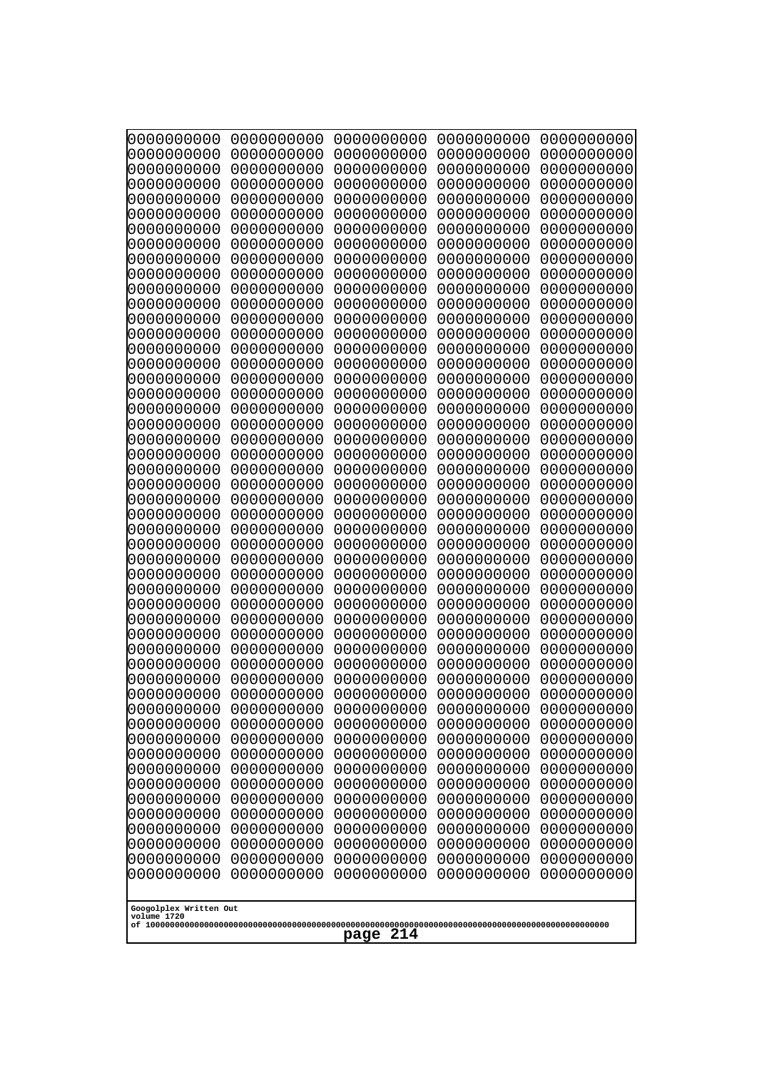```
0000000000 0000000000 0000000000 0000000000 0000000000
0000000000 0000000000 0000000000 0000000000 0000000000
0000000000 0000000000 0000000000 0000000000 0000000000
0000000000 0000000000 0000000000 0000000000 0000000000
0000000000 0000000000 0000000000 0000000000 0000000000
0000000000 0000000000 0000000000 0000000000 0000000000
0000000000 0000000000 0000000000 0000000000 0000000000
0000000000 0000000000 0000000000 0000000000 0000000000
0000000000 0000000000 0000000000 0000000000 0000000000
0000000000 0000000000 0000000000 0000000000 0000000000
0000000000 0000000000 0000000000 0000000000 0000000000
0000000000 0000000000 0000000000 0000000000 0000000000
0000000000 0000000000 0000000000 0000000000 0000000000
0000000000 0000000000 0000000000 0000000000 0000000000
0000000000 0000000000 0000000000 0000000000 0000000000
0000000000 0000000000 0000000000 0000000000 0000000000
0000000000 0000000000 0000000000 0000000000 0000000000
0000000000 0000000000 0000000000 0000000000 0000000000
0000000000 0000000000 0000000000 0000000000 0000000000
0000000000 0000000000 0000000000 0000000000 0000000000
0000000000 0000000000 0000000000 0000000000 0000000000
0000000000 0000000000 0000000000 0000000000 0000000000
0000000000 0000000000 0000000000 0000000000 0000000000
0000000000 0000000000 0000000000 0000000000 0000000000
0000000000 0000000000 0000000000 0000000000 0000000000
0000000000 0000000000 0000000000 0000000000 0000000000
0000000000 0000000000 0000000000 0000000000 0000000000
0000000000 0000000000 0000000000 0000000000 0000000000
0000000000 0000000000 0000000000 0000000000 0000000000
0000000000 0000000000 0000000000 0000000000 0000000000
0000000000 0000000000 0000000000 0000000000 0000000000
0000000000 0000000000 0000000000 0000000000 0000000000
0000000000 0000000000 0000000000 0000000000 0000000000
0000000000 0000000000 0000000000 0000000000 0000000000
0000000000 0000000000 0000000000 0000000000 0000000000
0000000000 0000000000 0000000000 0000000000 0000000000
0000000000 0000000000 0000000000 0000000000 0000000000
0000000000 0000000000 0000000000 0000000000 0000000000
0000000000 0000000000 0000000000 0000000000 0000000000
0000000000 0000000000 0000000000 0000000000 0000000000
0000000000 0000000000 0000000000 0000000000 0000000000
0000000000 0000000000 0000000000 0000000000 0000000000
0000000000 0000000000 0000000000 0000000000 0000000000
0000000000 0000000000 0000000000 0000000000 0000000000
0000000000 0000000000 0000000000 0000000000 0000000000
0000000000 0000000000 0000000000 0000000000 0000000000
0000000000 0000000000 0000000000 0000000000 0000000000
0000000000 0000000000 0000000000 0000000000 0000000000
0000000000 0000000000 0000000000 0000000000 0000000000
0000000000 0000000000 0000000000 0000000000 0000000000
```

Googolplex Written Out
volume 1720
of 10000000000000000000000000000000000000000000000000000000000000000000000000000000000000000000000000000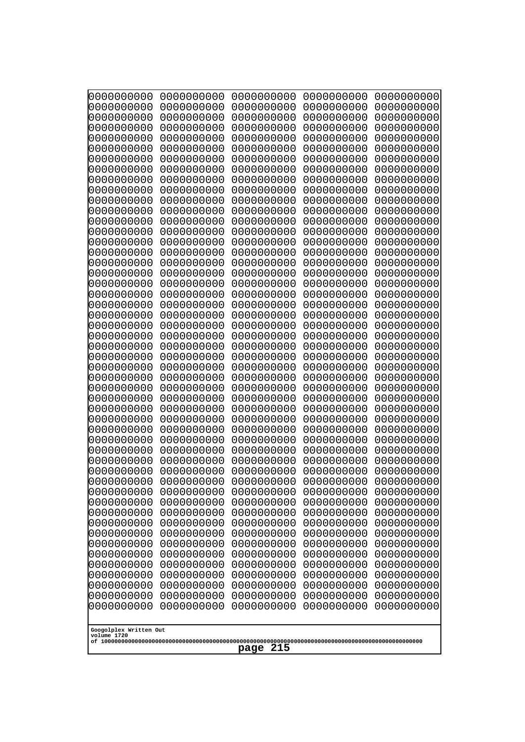```
0000000000 0000000000 0000000000 0000000000 0000000000
0000000000 0000000000 0000000000 0000000000 0000000000
0000000000 0000000000 0000000000 0000000000 0000000000
0000000000 0000000000 0000000000 0000000000 0000000000
0000000000 0000000000 0000000000 0000000000 0000000000
0000000000 0000000000 0000000000 0000000000 0000000000
0000000000 0000000000 0000000000 0000000000 0000000000
0000000000 0000000000 0000000000 0000000000 0000000000
0000000000 0000000000 0000000000 0000000000 0000000000
0000000000 0000000000 0000000000 0000000000 0000000000
0000000000 0000000000 0000000000 0000000000 0000000000
0000000000 0000000000 0000000000 0000000000 0000000000
0000000000 0000000000 0000000000 0000000000 0000000000
0000000000 0000000000 0000000000 0000000000 0000000000
0000000000 0000000000 0000000000 0000000000 0000000000
0000000000 0000000000 0000000000 0000000000 0000000000
0000000000 0000000000 0000000000 0000000000 0000000000
0000000000 0000000000 0000000000 0000000000 0000000000
0000000000 0000000000 0000000000 0000000000 0000000000
0000000000 0000000000 0000000000 0000000000 0000000000
0000000000 0000000000 0000000000 0000000000 0000000000
0000000000 0000000000 0000000000 0000000000 0000000000
0000000000 0000000000 0000000000 0000000000 0000000000
0000000000 0000000000 0000000000 0000000000 0000000000
0000000000 0000000000 0000000000 0000000000 0000000000
0000000000 0000000000 0000000000 0000000000 0000000000
0000000000 0000000000 0000000000 0000000000 0000000000
0000000000 0000000000 0000000000 0000000000 0000000000
0000000000 0000000000 0000000000 0000000000 0000000000
0000000000 0000000000 0000000000 0000000000 0000000000
0000000000 0000000000 0000000000 0000000000 0000000000
0000000000 0000000000 0000000000 0000000000 0000000000
0000000000 0000000000 0000000000 0000000000 0000000000
0000000000 0000000000 0000000000 0000000000 0000000000
0000000000 0000000000 0000000000 0000000000 0000000000
0000000000 0000000000 0000000000 0000000000 0000000000
0000000000 0000000000 0000000000 0000000000 0000000000
0000000000 0000000000 0000000000 0000000000 0000000000
0000000000 0000000000 0000000000 0000000000 0000000000
0000000000 0000000000 0000000000 0000000000 0000000000
0000000000 0000000000 0000000000 0000000000 0000000000
0000000000 0000000000 0000000000 0000000000 0000000000
0000000000 0000000000 0000000000 0000000000 0000000000
0000000000 0000000000 0000000000 0000000000 0000000000
0000000000 0000000000 0000000000 0000000000 0000000000
0000000000 0000000000 0000000000 0000000000 0000000000
0000000000 0000000000 0000000000 0000000000 0000000000
0000000000 0000000000 0000000000 0000000000 0000000000
0000000000 0000000000 0000000000 0000000000 0000000000
0000000000 0000000000 0000000000 0000000000 0000000000
```

Googolplex Written Out
volume 1720
of 10000000000000000000000000000000000000000000000000000000000000000000000000000000000000000000000000000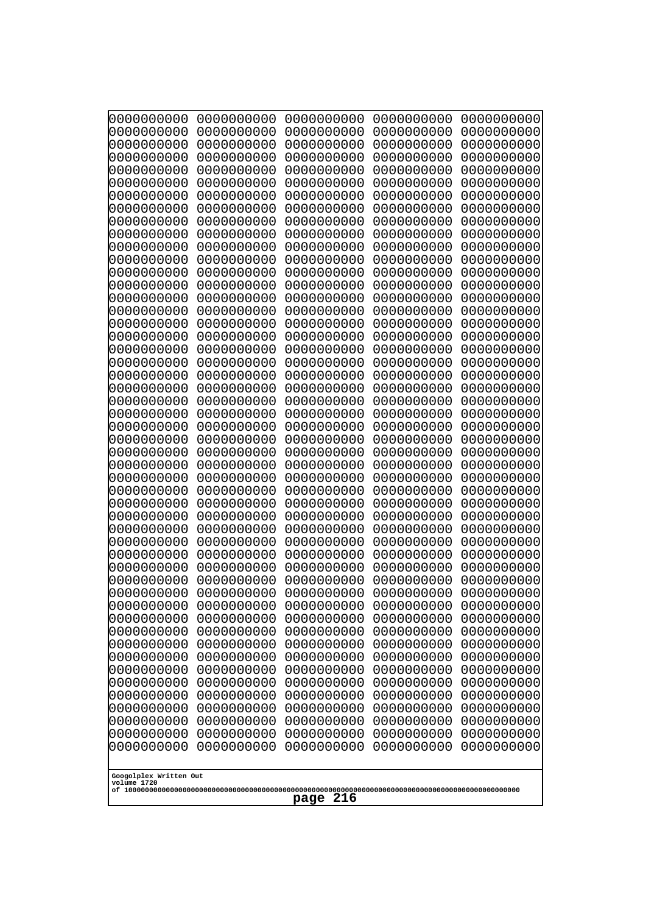```
0000000000 0000000000 0000000000 0000000000 0000000000
0000000000 0000000000 0000000000 0000000000 0000000000
0000000000 0000000000 0000000000 0000000000 0000000000
0000000000 0000000000 0000000000 0000000000 0000000000
0000000000 0000000000 0000000000 0000000000 0000000000
0000000000 0000000000 0000000000 0000000000 0000000000
0000000000 0000000000 0000000000 0000000000 0000000000
0000000000 0000000000 0000000000 0000000000 0000000000
0000000000 0000000000 0000000000 0000000000 0000000000
0000000000 0000000000 0000000000 0000000000 0000000000
0000000000 0000000000 0000000000 0000000000 0000000000
0000000000 0000000000 0000000000 0000000000 0000000000
0000000000 0000000000 0000000000 0000000000 0000000000
0000000000 0000000000 0000000000 0000000000 0000000000
0000000000 0000000000 0000000000 0000000000 0000000000
0000000000 0000000000 0000000000 0000000000 0000000000
0000000000 0000000000 0000000000 0000000000 0000000000
0000000000 0000000000 0000000000 0000000000 0000000000
0000000000 0000000000 0000000000 0000000000 0000000000
0000000000 0000000000 0000000000 0000000000 0000000000
0000000000 0000000000 0000000000 0000000000 0000000000
0000000000 0000000000 0000000000 0000000000 0000000000
0000000000 0000000000 0000000000 0000000000 0000000000
0000000000 0000000000 0000000000 0000000000 0000000000
0000000000 0000000000 0000000000 0000000000 0000000000
0000000000 0000000000 0000000000 0000000000 0000000000
0000000000 0000000000 0000000000 0000000000 0000000000
0000000000 0000000000 0000000000 0000000000 0000000000
0000000000 0000000000 0000000000 0000000000 0000000000
0000000000 0000000000 0000000000 0000000000 0000000000
0000000000 0000000000 0000000000 0000000000 0000000000
0000000000 0000000000 0000000000 0000000000 0000000000
0000000000 0000000000 0000000000 0000000000 0000000000
0000000000 0000000000 0000000000 0000000000 0000000000
0000000000 0000000000 0000000000 0000000000 0000000000
0000000000 0000000000 0000000000 0000000000 0000000000
0000000000 0000000000 0000000000 0000000000 0000000000
0000000000 0000000000 0000000000 0000000000 0000000000
0000000000 0000000000 0000000000 0000000000 0000000000
0000000000 0000000000 0000000000 0000000000 0000000000
0000000000 0000000000 0000000000 0000000000 0000000000
0000000000 0000000000 0000000000 0000000000 0000000000
0000000000 0000000000 0000000000 0000000000 0000000000
0000000000 0000000000 0000000000 0000000000 0000000000
0000000000 0000000000 0000000000 0000000000 0000000000
0000000000 0000000000 0000000000 0000000000 0000000000
0000000000 0000000000 0000000000 0000000000 0000000000
0000000000 0000000000 0000000000 0000000000 0000000000
0000000000 0000000000 0000000000 0000000000 0000000000
0000000000 0000000000 0000000000 0000000000 0000000000
```

Googolplex Written Out
volume 1720
of 10000000000000000000000000000000000000000000000000000000000000000000000000000000000000000000000000000
page 216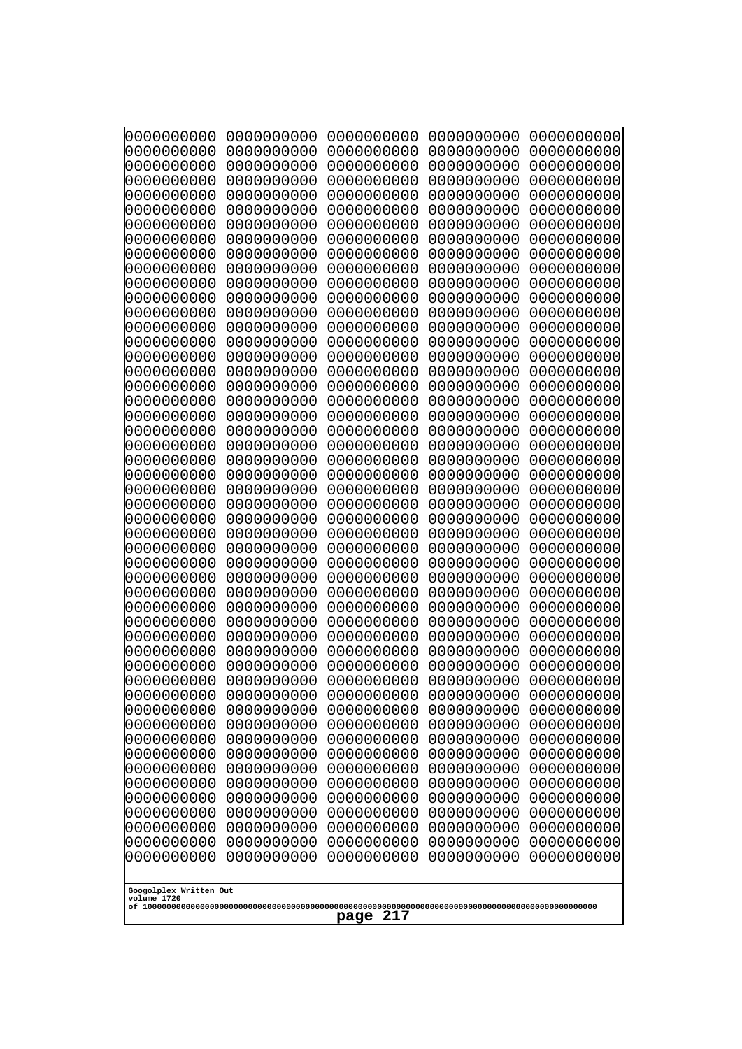```
0000000000 0000000000 0000000000 0000000000 0000000000
0000000000 0000000000 0000000000 0000000000 0000000000
0000000000 0000000000 0000000000 0000000000 0000000000
0000000000 0000000000 0000000000 0000000000 0000000000
0000000000 0000000000 0000000000 0000000000 0000000000
0000000000 0000000000 0000000000 0000000000 0000000000
0000000000 0000000000 0000000000 0000000000 0000000000
0000000000 0000000000 0000000000 0000000000 0000000000
0000000000 0000000000 0000000000 0000000000 0000000000
0000000000 0000000000 0000000000 0000000000 0000000000
0000000000 0000000000 0000000000 0000000000 0000000000
0000000000 0000000000 0000000000 0000000000 0000000000
0000000000 0000000000 0000000000 0000000000 0000000000
0000000000 0000000000 0000000000 0000000000 0000000000
0000000000 0000000000 0000000000 0000000000 0000000000
0000000000 0000000000 0000000000 0000000000 0000000000
0000000000 0000000000 0000000000 0000000000 0000000000
0000000000 0000000000 0000000000 0000000000 0000000000
0000000000 0000000000 0000000000 0000000000 0000000000
0000000000 0000000000 0000000000 0000000000 0000000000
0000000000 0000000000 0000000000 0000000000 0000000000
0000000000 0000000000 0000000000 0000000000 0000000000
0000000000 0000000000 0000000000 0000000000 0000000000
0000000000 0000000000 0000000000 0000000000 0000000000
0000000000 0000000000 0000000000 0000000000 0000000000
0000000000 0000000000 0000000000 0000000000 0000000000
0000000000 0000000000 0000000000 0000000000 0000000000
0000000000 0000000000 0000000000 0000000000 0000000000
0000000000 0000000000 0000000000 0000000000 0000000000
0000000000 0000000000 0000000000 0000000000 0000000000
0000000000 0000000000 0000000000 0000000000 0000000000
0000000000 0000000000 0000000000 0000000000 0000000000
0000000000 0000000000 0000000000 0000000000 0000000000
0000000000 0000000000 0000000000 0000000000 0000000000
0000000000 0000000000 0000000000 0000000000 0000000000
0000000000 0000000000 0000000000 0000000000 0000000000
0000000000 0000000000 0000000000 0000000000 0000000000
0000000000 0000000000 0000000000 0000000000 0000000000
0000000000 0000000000 0000000000 0000000000 0000000000
0000000000 0000000000 0000000000 0000000000 0000000000
0000000000 0000000000 0000000000 0000000000 0000000000
0000000000 0000000000 0000000000 0000000000 0000000000
0000000000 0000000000 0000000000 0000000000 0000000000
0000000000 0000000000 0000000000 0000000000 0000000000
0000000000 0000000000 0000000000 0000000000 0000000000
0000000000 0000000000 0000000000 0000000000 0000000000
0000000000 0000000000 0000000000 0000000000 0000000000
0000000000 0000000000 0000000000 0000000000 0000000000
0000000000 0000000000 0000000000 0000000000 0000000000
0000000000 0000000000 0000000000 0000000000 0000000000
```

Googolplex Written Out
volume 1720
of 10000000000000000000000000000000000000000000000000000000000000000000000000000000000000000000000000000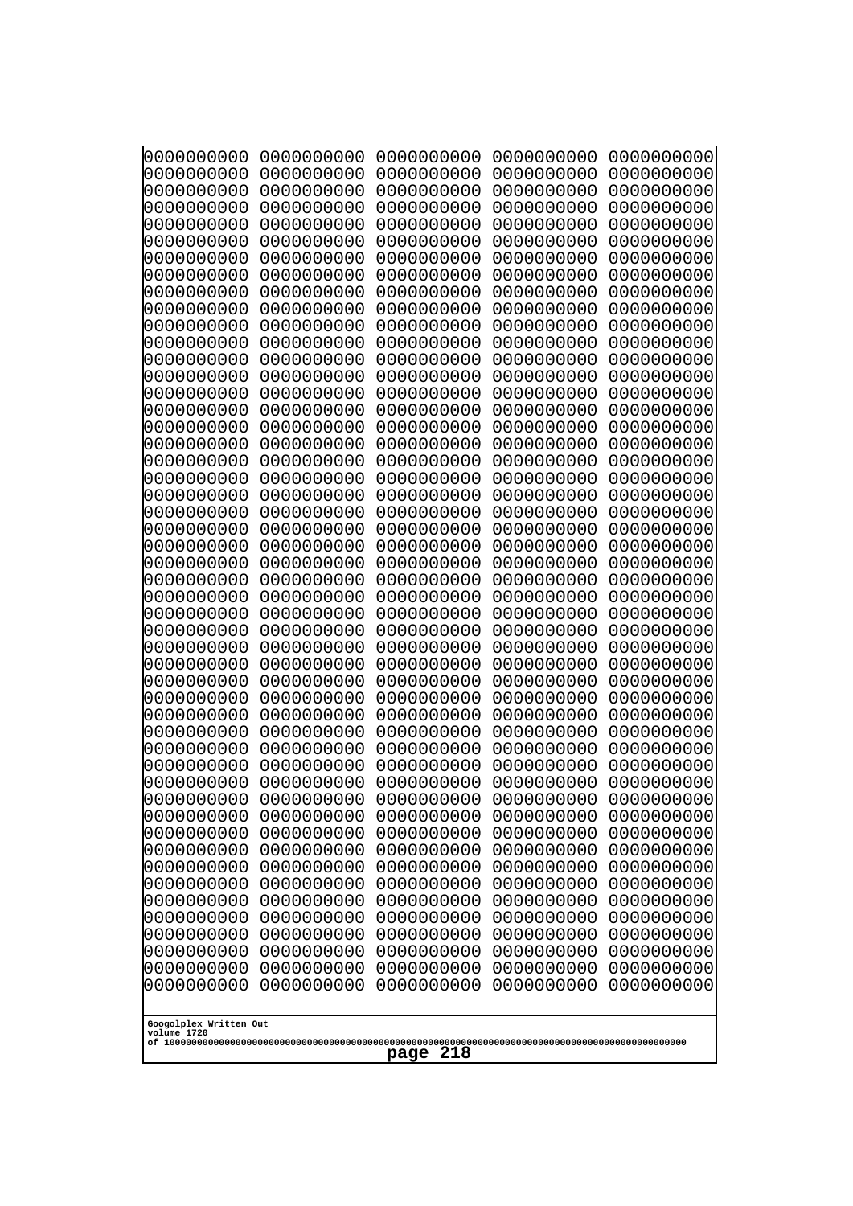```
0000000000 0000000000 0000000000 0000000000 0000000000
0000000000 0000000000 0000000000 0000000000 0000000000
0000000000 0000000000 0000000000 0000000000 0000000000
0000000000 0000000000 0000000000 0000000000 0000000000
0000000000 0000000000 0000000000 0000000000 0000000000
0000000000 0000000000 0000000000 0000000000 0000000000
0000000000 0000000000 0000000000 0000000000 0000000000
0000000000 0000000000 0000000000 0000000000 0000000000
0000000000 0000000000 0000000000 0000000000 0000000000
0000000000 0000000000 0000000000 0000000000 0000000000
0000000000 0000000000 0000000000 0000000000 0000000000
0000000000 0000000000 0000000000 0000000000 0000000000
0000000000 0000000000 0000000000 0000000000 0000000000
0000000000 0000000000 0000000000 0000000000 0000000000
0000000000 0000000000 0000000000 0000000000 0000000000
0000000000 0000000000 0000000000 0000000000 0000000000
0000000000 0000000000 0000000000 0000000000 0000000000
0000000000 0000000000 0000000000 0000000000 0000000000
0000000000 0000000000 0000000000 0000000000 0000000000
0000000000 0000000000 0000000000 0000000000 0000000000
0000000000 0000000000 0000000000 0000000000 0000000000
0000000000 0000000000 0000000000 0000000000 0000000000
0000000000 0000000000 0000000000 0000000000 0000000000
0000000000 0000000000 0000000000 0000000000 0000000000
0000000000 0000000000 0000000000 0000000000 0000000000
0000000000 0000000000 0000000000 0000000000 0000000000
0000000000 0000000000 0000000000 0000000000 0000000000
0000000000 0000000000 0000000000 0000000000 0000000000
0000000000 0000000000 0000000000 0000000000 0000000000
0000000000 0000000000 0000000000 0000000000 0000000000
0000000000 0000000000 0000000000 0000000000 0000000000
0000000000 0000000000 0000000000 0000000000 0000000000
0000000000 0000000000 0000000000 0000000000 0000000000
0000000000 0000000000 0000000000 0000000000 0000000000
0000000000 0000000000 0000000000 0000000000 0000000000
0000000000 0000000000 0000000000 0000000000 0000000000
0000000000 0000000000 0000000000 0000000000 0000000000
0000000000 0000000000 0000000000 0000000000 0000000000
0000000000 0000000000 0000000000 0000000000 0000000000
0000000000 0000000000 0000000000 0000000000 0000000000
0000000000 0000000000 0000000000 0000000000 0000000000
0000000000 0000000000 0000000000 0000000000 0000000000
0000000000 0000000000 0000000000 0000000000 0000000000
0000000000 0000000000 0000000000 0000000000 0000000000
0000000000 0000000000 0000000000 0000000000 0000000000
0000000000 0000000000 0000000000 0000000000 0000000000
0000000000 0000000000 0000000000 0000000000 0000000000
0000000000 0000000000 0000000000 0000000000 0000000000
0000000000 0000000000 0000000000 0000000000 0000000000
0000000000 0000000000 0000000000 0000000000 0000000000
```

Googolplex Written Out
volume 1720
of 10000000000000000000000000000000000000000000000000000000000000000000000000000000000000000000000000000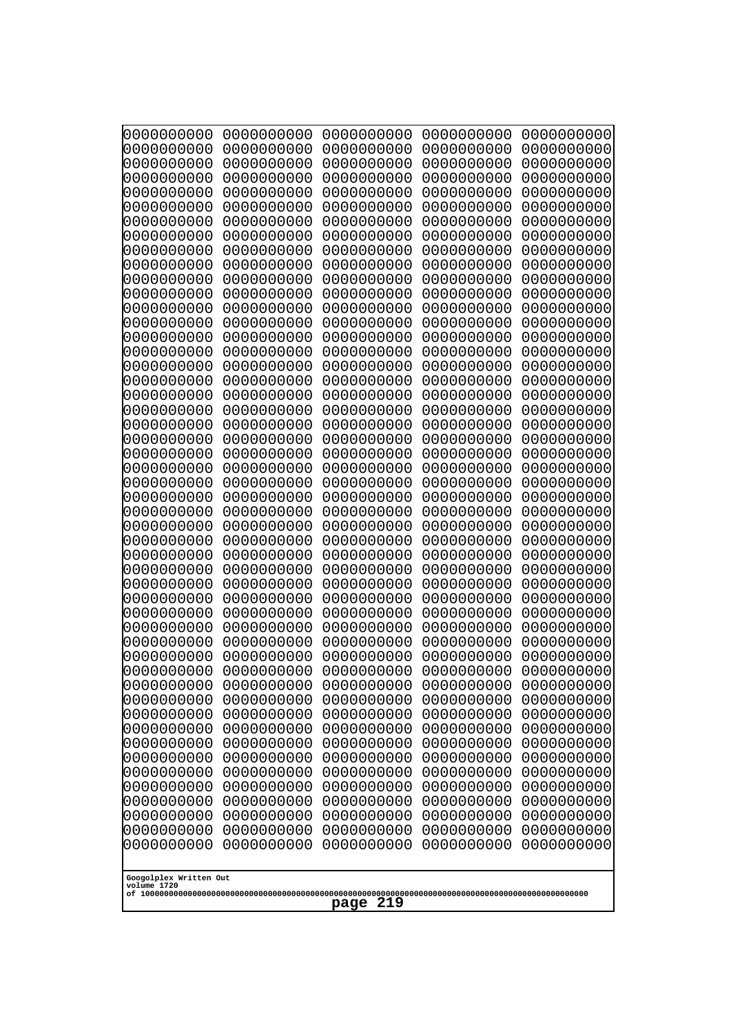```
0000000000 0000000000 0000000000 0000000000 0000000000
0000000000 0000000000 0000000000 0000000000 0000000000
0000000000 0000000000 0000000000 0000000000 0000000000
0000000000 0000000000 0000000000 0000000000 0000000000
0000000000 0000000000 0000000000 0000000000 0000000000
0000000000 0000000000 0000000000 0000000000 0000000000
0000000000 0000000000 0000000000 0000000000 0000000000
0000000000 0000000000 0000000000 0000000000 0000000000
0000000000 0000000000 0000000000 0000000000 0000000000
0000000000 0000000000 0000000000 0000000000 0000000000
0000000000 0000000000 0000000000 0000000000 0000000000
0000000000 0000000000 0000000000 0000000000 0000000000
0000000000 0000000000 0000000000 0000000000 0000000000
0000000000 0000000000 0000000000 0000000000 0000000000
0000000000 0000000000 0000000000 0000000000 0000000000
0000000000 0000000000 0000000000 0000000000 0000000000
0000000000 0000000000 0000000000 0000000000 0000000000
0000000000 0000000000 0000000000 0000000000 0000000000
0000000000 0000000000 0000000000 0000000000 0000000000
0000000000 0000000000 0000000000 0000000000 0000000000
0000000000 0000000000 0000000000 0000000000 0000000000
0000000000 0000000000 0000000000 0000000000 0000000000
0000000000 0000000000 0000000000 0000000000 0000000000
0000000000 0000000000 0000000000 0000000000 0000000000
0000000000 0000000000 0000000000 0000000000 0000000000
0000000000 0000000000 0000000000 0000000000 0000000000
0000000000 0000000000 0000000000 0000000000 0000000000
0000000000 0000000000 0000000000 0000000000 0000000000
0000000000 0000000000 0000000000 0000000000 0000000000
0000000000 0000000000 0000000000 0000000000 0000000000
0000000000 0000000000 0000000000 0000000000 0000000000
0000000000 0000000000 0000000000 0000000000 0000000000
0000000000 0000000000 0000000000 0000000000 0000000000
0000000000 0000000000 0000000000 0000000000 0000000000
0000000000 0000000000 0000000000 0000000000 0000000000
0000000000 0000000000 0000000000 0000000000 0000000000
0000000000 0000000000 0000000000 0000000000 0000000000
0000000000 0000000000 0000000000 0000000000 0000000000
0000000000 0000000000 0000000000 0000000000 0000000000
0000000000 0000000000 0000000000 0000000000 0000000000
0000000000 0000000000 0000000000 0000000000 0000000000
0000000000 0000000000 0000000000 0000000000 0000000000
0000000000 0000000000 0000000000 0000000000 0000000000
0000000000 0000000000 0000000000 0000000000 0000000000
0000000000 0000000000 0000000000 0000000000 0000000000
0000000000 0000000000 0000000000 0000000000 0000000000
0000000000 0000000000 0000000000 0000000000 0000000000
0000000000 0000000000 0000000000 0000000000 0000000000
0000000000 0000000000 0000000000 0000000000 0000000000
0000000000 0000000000 0000000000 0000000000 0000000000
```

Googolplex Written Out
volume 1720
of 10000000000000000000000000000000000000000000000000000000000000000000000000000000000000000000000000000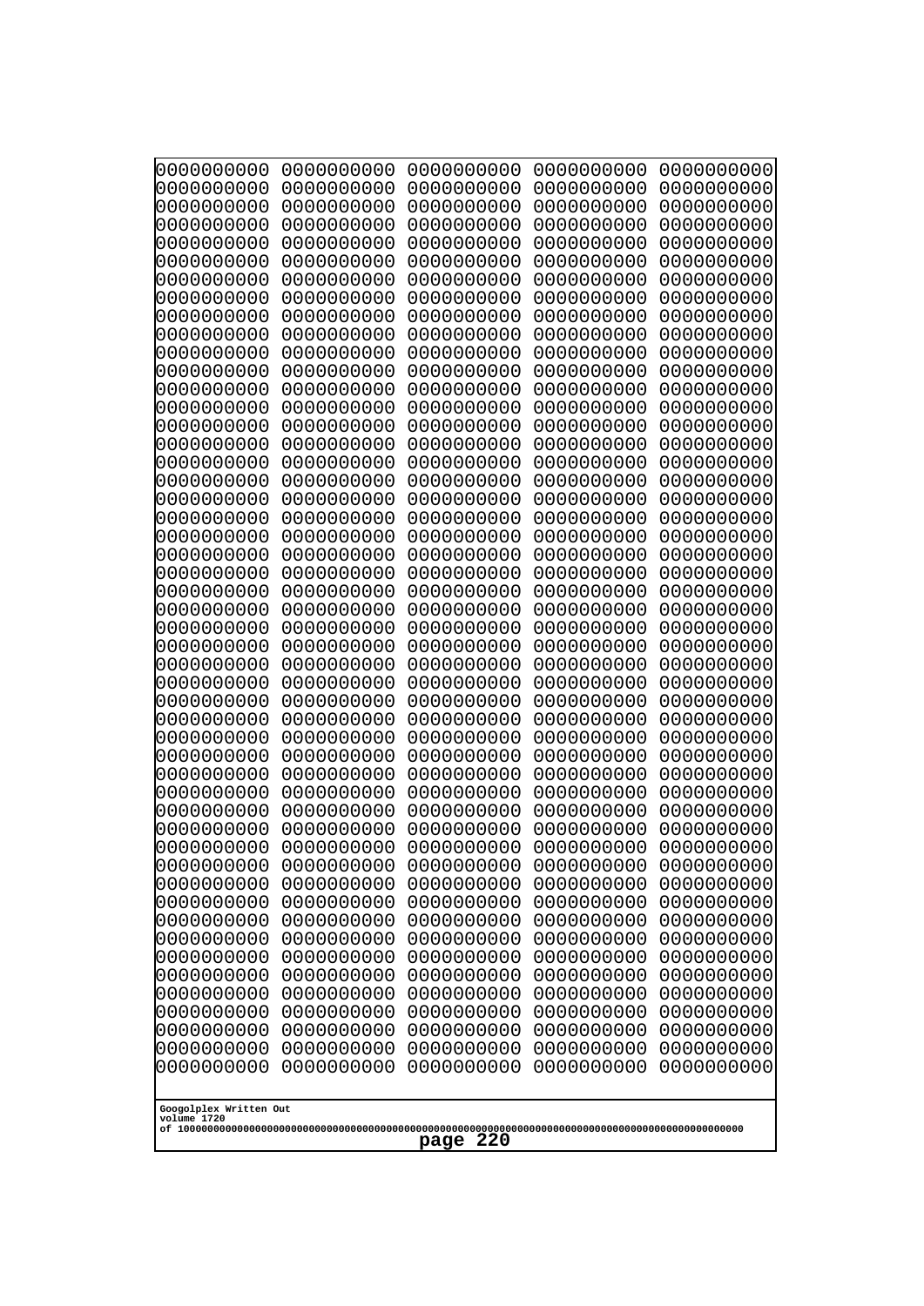```
0000000000 0000000000 0000000000 0000000000 0000000000
0000000000 0000000000 0000000000 0000000000 0000000000
0000000000 0000000000 0000000000 0000000000 0000000000
0000000000 0000000000 0000000000 0000000000 0000000000
0000000000 0000000000 0000000000 0000000000 0000000000
0000000000 0000000000 0000000000 0000000000 0000000000
0000000000 0000000000 0000000000 0000000000 0000000000
0000000000 0000000000 0000000000 0000000000 0000000000
0000000000 0000000000 0000000000 0000000000 0000000000
0000000000 0000000000 0000000000 0000000000 0000000000
0000000000 0000000000 0000000000 0000000000 0000000000
0000000000 0000000000 0000000000 0000000000 0000000000
0000000000 0000000000 0000000000 0000000000 0000000000
0000000000 0000000000 0000000000 0000000000 0000000000
0000000000 0000000000 0000000000 0000000000 0000000000
0000000000 0000000000 0000000000 0000000000 0000000000
0000000000 0000000000 0000000000 0000000000 0000000000
0000000000 0000000000 0000000000 0000000000 0000000000
0000000000 0000000000 0000000000 0000000000 0000000000
0000000000 0000000000 0000000000 0000000000 0000000000
0000000000 0000000000 0000000000 0000000000 0000000000
0000000000 0000000000 0000000000 0000000000 0000000000
0000000000 0000000000 0000000000 0000000000 0000000000
0000000000 0000000000 0000000000 0000000000 0000000000
0000000000 0000000000 0000000000 0000000000 0000000000
0000000000 0000000000 0000000000 0000000000 0000000000
0000000000 0000000000 0000000000 0000000000 0000000000
0000000000 0000000000 0000000000 0000000000 0000000000
0000000000 0000000000 0000000000 0000000000 0000000000
0000000000 0000000000 0000000000 0000000000 0000000000
0000000000 0000000000 0000000000 0000000000 0000000000
0000000000 0000000000 0000000000 0000000000 0000000000
0000000000 0000000000 0000000000 0000000000 0000000000
0000000000 0000000000 0000000000 0000000000 0000000000
0000000000 0000000000 0000000000 0000000000 0000000000
0000000000 0000000000 0000000000 0000000000 0000000000
0000000000 0000000000 0000000000 0000000000 0000000000
0000000000 0000000000 0000000000 0000000000 0000000000
0000000000 0000000000 0000000000 0000000000 0000000000
0000000000 0000000000 0000000000 0000000000 0000000000
0000000000 0000000000 0000000000 0000000000 0000000000
0000000000 0000000000 0000000000 0000000000 0000000000
0000000000 0000000000 0000000000 0000000000 0000000000
0000000000 0000000000 0000000000 0000000000 0000000000
0000000000 0000000000 0000000000 0000000000 0000000000
0000000000 0000000000 0000000000 0000000000 0000000000
0000000000 0000000000 0000000000 0000000000 0000000000
0000000000 0000000000 0000000000 0000000000 0000000000
0000000000 0000000000 0000000000 0000000000 0000000000
0000000000 0000000000 0000000000 0000000000 0000000000
```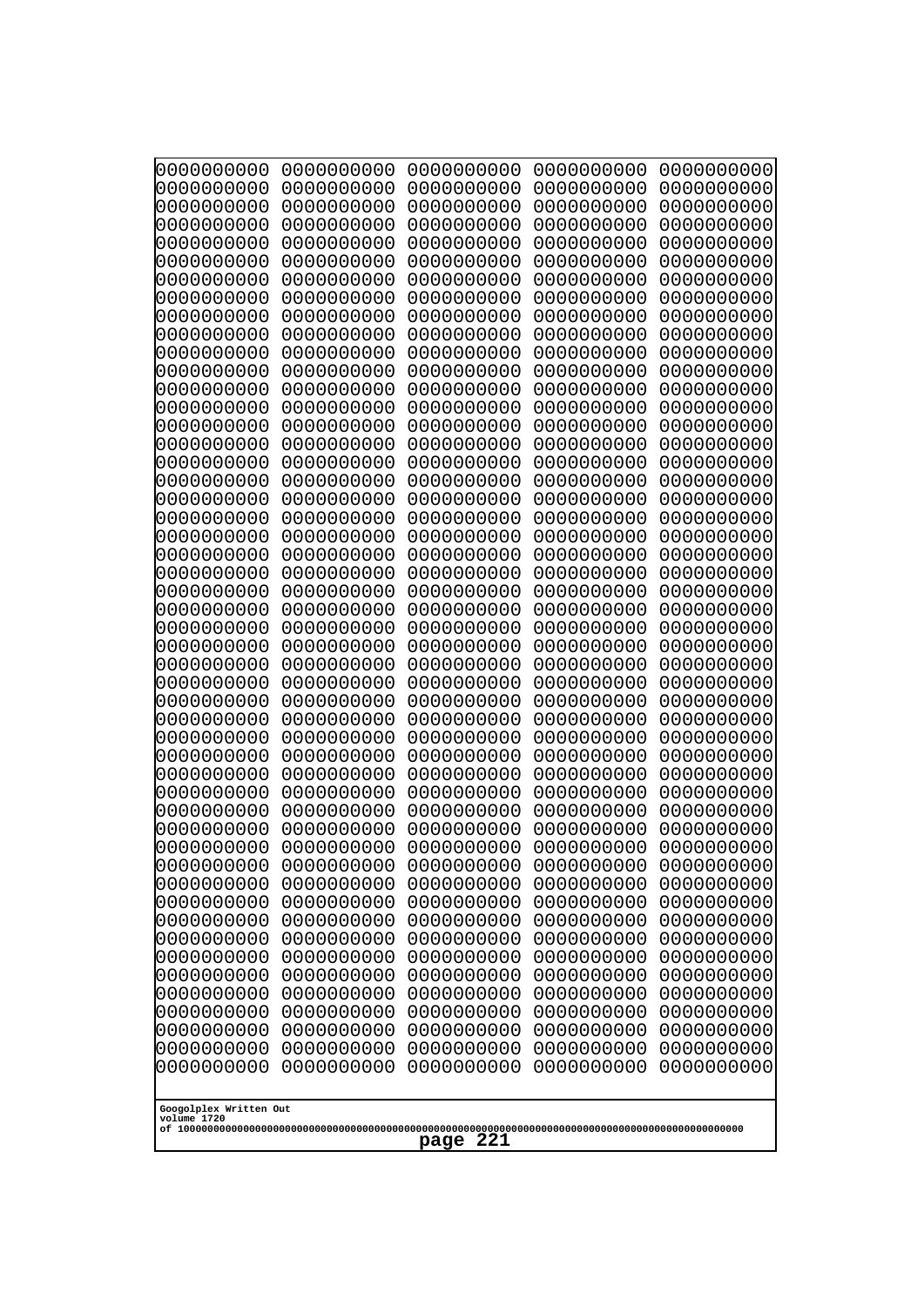```
0000000000 0000000000 0000000000 0000000000 0000000000
0000000000 0000000000 0000000000 0000000000 0000000000
0000000000 0000000000 0000000000 0000000000 0000000000
0000000000 0000000000 0000000000 0000000000 0000000000
0000000000 0000000000 0000000000 0000000000 0000000000
0000000000 0000000000 0000000000 0000000000 0000000000
0000000000 0000000000 0000000000 0000000000 0000000000
0000000000 0000000000 0000000000 0000000000 0000000000
0000000000 0000000000 0000000000 0000000000 0000000000
0000000000 0000000000 0000000000 0000000000 0000000000
0000000000 0000000000 0000000000 0000000000 0000000000
0000000000 0000000000 0000000000 0000000000 0000000000
0000000000 0000000000 0000000000 0000000000 0000000000
0000000000 0000000000 0000000000 0000000000 0000000000
0000000000 0000000000 0000000000 0000000000 0000000000
0000000000 0000000000 0000000000 0000000000 0000000000
0000000000 0000000000 0000000000 0000000000 0000000000
0000000000 0000000000 0000000000 0000000000 0000000000
0000000000 0000000000 0000000000 0000000000 0000000000
0000000000 0000000000 0000000000 0000000000 0000000000
0000000000 0000000000 0000000000 0000000000 0000000000
0000000000 0000000000 0000000000 0000000000 0000000000
0000000000 0000000000 0000000000 0000000000 0000000000
0000000000 0000000000 0000000000 0000000000 0000000000
0000000000 0000000000 0000000000 0000000000 0000000000
0000000000 0000000000 0000000000 0000000000 0000000000
0000000000 0000000000 0000000000 0000000000 0000000000
0000000000 0000000000 0000000000 0000000000 0000000000
0000000000 0000000000 0000000000 0000000000 0000000000
0000000000 0000000000 0000000000 0000000000 0000000000
0000000000 0000000000 0000000000 0000000000 0000000000
0000000000 0000000000 0000000000 0000000000 0000000000
0000000000 0000000000 0000000000 0000000000 0000000000
0000000000 0000000000 0000000000 0000000000 0000000000
0000000000 0000000000 0000000000 0000000000 0000000000
0000000000 0000000000 0000000000 0000000000 0000000000
0000000000 0000000000 0000000000 0000000000 0000000000
0000000000 0000000000 0000000000 0000000000 0000000000
0000000000 0000000000 0000000000 0000000000 0000000000
0000000000 0000000000 0000000000 0000000000 0000000000
0000000000 0000000000 0000000000 0000000000 0000000000
0000000000 0000000000 0000000000 0000000000 0000000000
0000000000 0000000000 0000000000 0000000000 0000000000
0000000000 0000000000 0000000000 0000000000 0000000000
0000000000 0000000000 0000000000 0000000000 0000000000
0000000000 0000000000 0000000000 0000000000 0000000000
0000000000 0000000000 0000000000 0000000000 0000000000
0000000000 0000000000 0000000000 0000000000 0000000000
0000000000 0000000000 0000000000 0000000000 0000000000
0000000000 0000000000 0000000000 0000000000 0000000000
```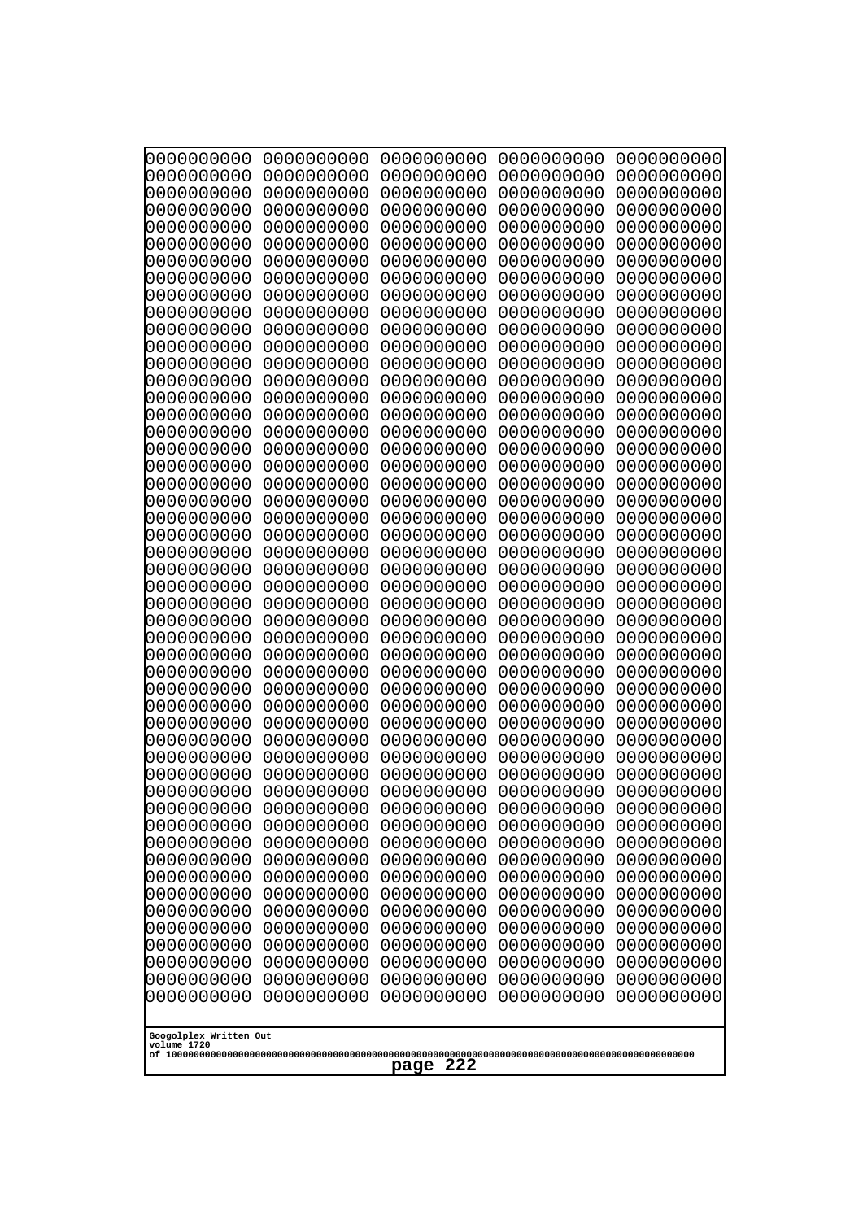```
0000000000 0000000000 0000000000 0000000000 0000000000
0000000000 0000000000 0000000000 0000000000 0000000000
0000000000 0000000000 0000000000 0000000000 0000000000
0000000000 0000000000 0000000000 0000000000 0000000000
0000000000 0000000000 0000000000 0000000000 0000000000
0000000000 0000000000 0000000000 0000000000 0000000000
0000000000 0000000000 0000000000 0000000000 0000000000
0000000000 0000000000 0000000000 0000000000 0000000000
0000000000 0000000000 0000000000 0000000000 0000000000
0000000000 0000000000 0000000000 0000000000 0000000000
0000000000 0000000000 0000000000 0000000000 0000000000
0000000000 0000000000 0000000000 0000000000 0000000000
0000000000 0000000000 0000000000 0000000000 0000000000
0000000000 0000000000 0000000000 0000000000 0000000000
0000000000 0000000000 0000000000 0000000000 0000000000
0000000000 0000000000 0000000000 0000000000 0000000000
0000000000 0000000000 0000000000 0000000000 0000000000
0000000000 0000000000 0000000000 0000000000 0000000000
0000000000 0000000000 0000000000 0000000000 0000000000
0000000000 0000000000 0000000000 0000000000 0000000000
0000000000 0000000000 0000000000 0000000000 0000000000
0000000000 0000000000 0000000000 0000000000 0000000000
0000000000 0000000000 0000000000 0000000000 0000000000
0000000000 0000000000 0000000000 0000000000 0000000000
0000000000 0000000000 0000000000 0000000000 0000000000
0000000000 0000000000 0000000000 0000000000 0000000000
0000000000 0000000000 0000000000 0000000000 0000000000
0000000000 0000000000 0000000000 0000000000 0000000000
0000000000 0000000000 0000000000 0000000000 0000000000
0000000000 0000000000 0000000000 0000000000 0000000000
0000000000 0000000000 0000000000 0000000000 0000000000
0000000000 0000000000 0000000000 0000000000 0000000000
0000000000 0000000000 0000000000 0000000000 0000000000
0000000000 0000000000 0000000000 0000000000 0000000000
0000000000 0000000000 0000000000 0000000000 0000000000
0000000000 0000000000 0000000000 0000000000 0000000000
0000000000 0000000000 0000000000 0000000000 0000000000
0000000000 0000000000 0000000000 0000000000 0000000000
0000000000 0000000000 0000000000 0000000000 0000000000
0000000000 0000000000 0000000000 0000000000 0000000000
0000000000 0000000000 0000000000 0000000000 0000000000
0000000000 0000000000 0000000000 0000000000 0000000000
0000000000 0000000000 0000000000 0000000000 0000000000
0000000000 0000000000 0000000000 0000000000 0000000000
0000000000 0000000000 0000000000 0000000000 0000000000
0000000000 0000000000 0000000000 0000000000 0000000000
0000000000 0000000000 0000000000 0000000000 0000000000
0000000000 0000000000 0000000000 0000000000 0000000000
0000000000 0000000000 0000000000 0000000000 0000000000
0000000000 0000000000 0000000000 0000000000 0000000000
```

Googolplex Written Out
volume 1720
of 10000000000000000000000000000000000000000000000000000000000000000000000000000000000000000000000000000
page 222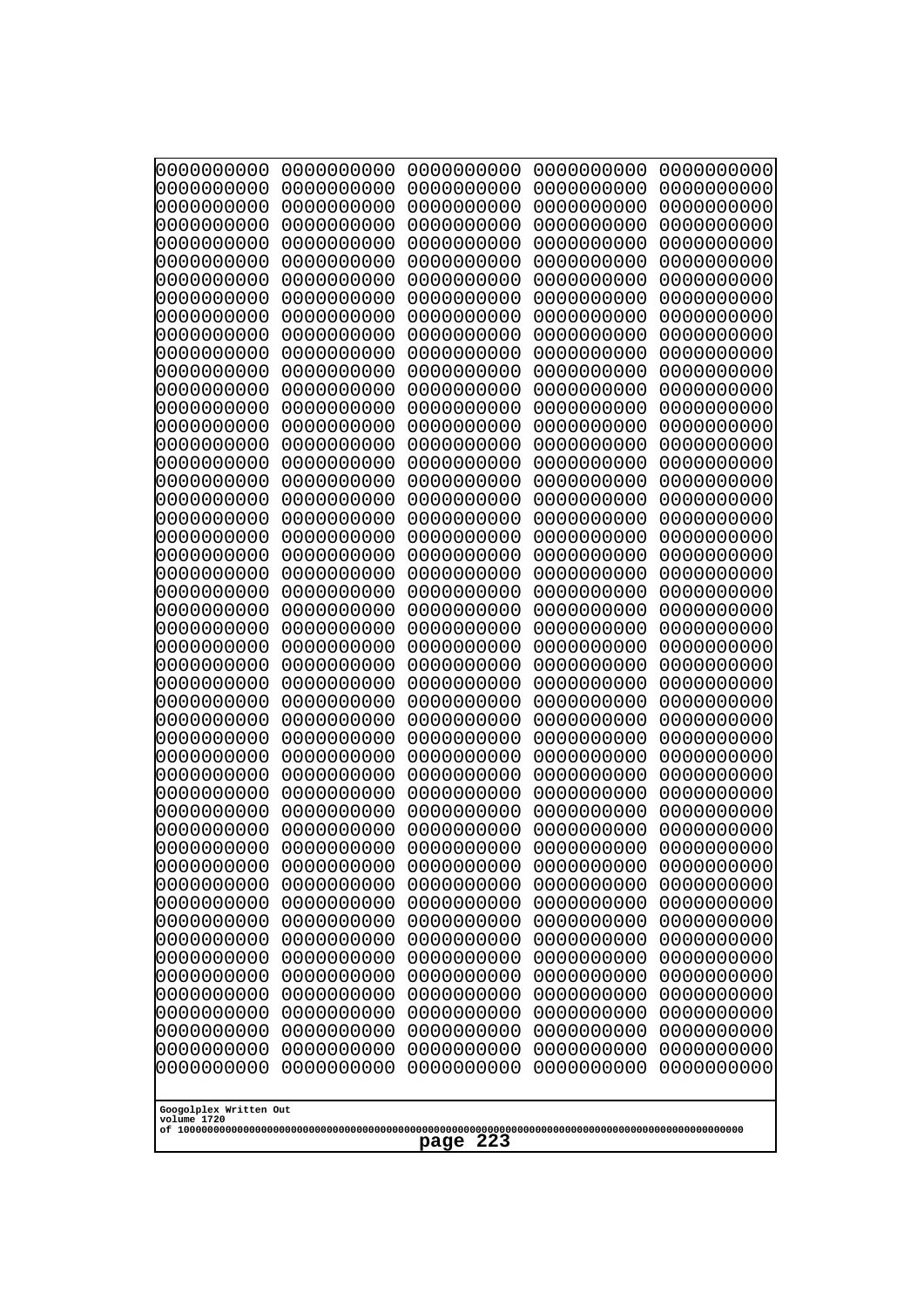```
0000000000 0000000000 0000000000 0000000000 0000000000
0000000000 0000000000 0000000000 0000000000 0000000000
0000000000 0000000000 0000000000 0000000000 0000000000
0000000000 0000000000 0000000000 0000000000 0000000000
0000000000 0000000000 0000000000 0000000000 0000000000
0000000000 0000000000 0000000000 0000000000 0000000000
0000000000 0000000000 0000000000 0000000000 0000000000
0000000000 0000000000 0000000000 0000000000 0000000000
0000000000 0000000000 0000000000 0000000000 0000000000
0000000000 0000000000 0000000000 0000000000 0000000000
0000000000 0000000000 0000000000 0000000000 0000000000
0000000000 0000000000 0000000000 0000000000 0000000000
0000000000 0000000000 0000000000 0000000000 0000000000
0000000000 0000000000 0000000000 0000000000 0000000000
0000000000 0000000000 0000000000 0000000000 0000000000
0000000000 0000000000 0000000000 0000000000 0000000000
0000000000 0000000000 0000000000 0000000000 0000000000
0000000000 0000000000 0000000000 0000000000 0000000000
0000000000 0000000000 0000000000 0000000000 0000000000
0000000000 0000000000 0000000000 0000000000 0000000000
0000000000 0000000000 0000000000 0000000000 0000000000
0000000000 0000000000 0000000000 0000000000 0000000000
0000000000 0000000000 0000000000 0000000000 0000000000
0000000000 0000000000 0000000000 0000000000 0000000000
0000000000 0000000000 0000000000 0000000000 0000000000
0000000000 0000000000 0000000000 0000000000 0000000000
0000000000 0000000000 0000000000 0000000000 0000000000
0000000000 0000000000 0000000000 0000000000 0000000000
0000000000 0000000000 0000000000 0000000000 0000000000
0000000000 0000000000 0000000000 0000000000 0000000000
0000000000 0000000000 0000000000 0000000000 0000000000
0000000000 0000000000 0000000000 0000000000 0000000000
0000000000 0000000000 0000000000 0000000000 0000000000
0000000000 0000000000 0000000000 0000000000 0000000000
0000000000 0000000000 0000000000 0000000000 0000000000
0000000000 0000000000 0000000000 0000000000 0000000000
0000000000 0000000000 0000000000 0000000000 0000000000
0000000000 0000000000 0000000000 0000000000 0000000000
0000000000 0000000000 0000000000 0000000000 0000000000
0000000000 0000000000 0000000000 0000000000 0000000000
0000000000 0000000000 0000000000 0000000000 0000000000
0000000000 0000000000 0000000000 0000000000 0000000000
0000000000 0000000000 0000000000 0000000000 0000000000
0000000000 0000000000 0000000000 0000000000 0000000000
0000000000 0000000000 0000000000 0000000000 0000000000
0000000000 0000000000 0000000000 0000000000 0000000000
0000000000 0000000000 0000000000 0000000000 0000000000
0000000000 0000000000 0000000000 0000000000 0000000000
0000000000 0000000000 0000000000 0000000000 0000000000
0000000000 0000000000 0000000000 0000000000 0000000000
```

Googolplex Written Out
volume 1720
of 10000000000000000000000000000000000000000000000000000000000000000000000000000000000000000000000000000

page 223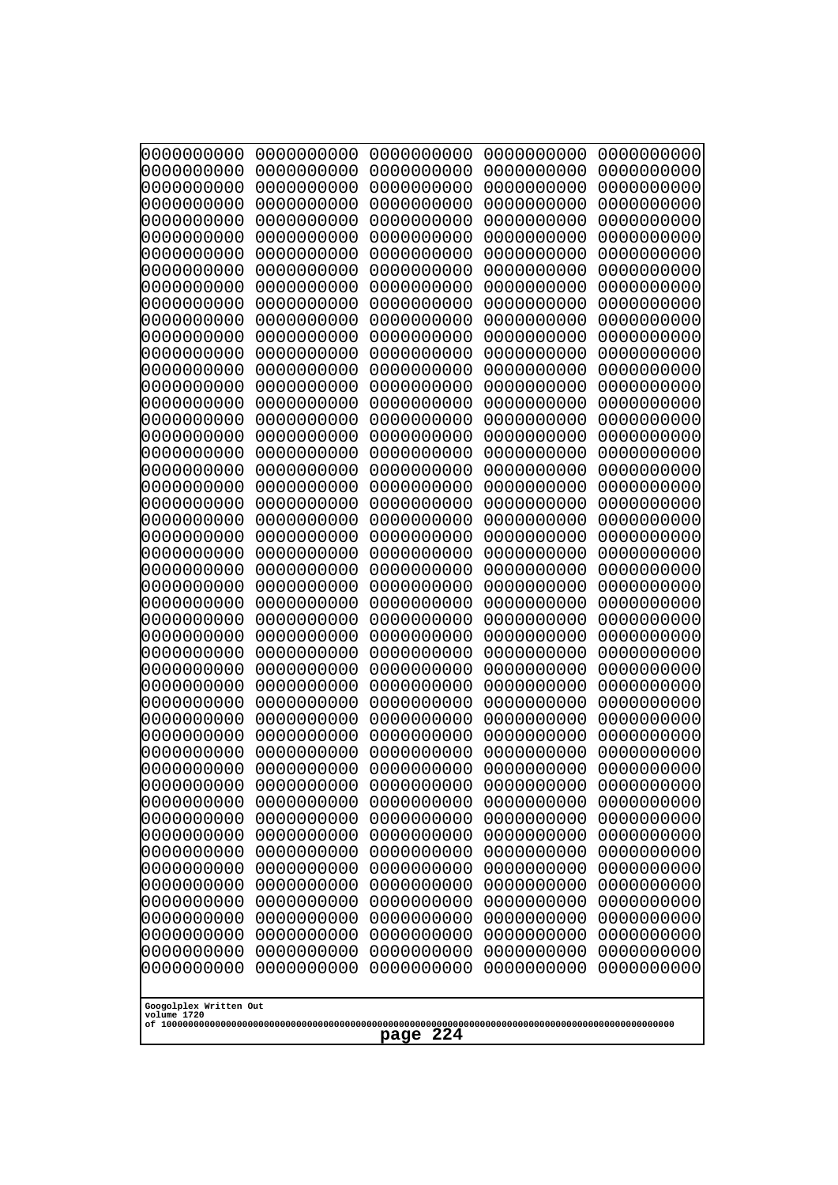```
0000000000 0000000000 0000000000 0000000000 0000000000
0000000000 0000000000 0000000000 0000000000 0000000000
0000000000 0000000000 0000000000 0000000000 0000000000
0000000000 0000000000 0000000000 0000000000 0000000000
0000000000 0000000000 0000000000 0000000000 0000000000
0000000000 0000000000 0000000000 0000000000 0000000000
0000000000 0000000000 0000000000 0000000000 0000000000
0000000000 0000000000 0000000000 0000000000 0000000000
0000000000 0000000000 0000000000 0000000000 0000000000
0000000000 0000000000 0000000000 0000000000 0000000000
0000000000 0000000000 0000000000 0000000000 0000000000
0000000000 0000000000 0000000000 0000000000 0000000000
0000000000 0000000000 0000000000 0000000000 0000000000
0000000000 0000000000 0000000000 0000000000 0000000000
0000000000 0000000000 0000000000 0000000000 0000000000
0000000000 0000000000 0000000000 0000000000 0000000000
0000000000 0000000000 0000000000 0000000000 0000000000
0000000000 0000000000 0000000000 0000000000 0000000000
0000000000 0000000000 0000000000 0000000000 0000000000
0000000000 0000000000 0000000000 0000000000 0000000000
0000000000 0000000000 0000000000 0000000000 0000000000
0000000000 0000000000 0000000000 0000000000 0000000000
0000000000 0000000000 0000000000 0000000000 0000000000
0000000000 0000000000 0000000000 0000000000 0000000000
0000000000 0000000000 0000000000 0000000000 0000000000
0000000000 0000000000 0000000000 0000000000 0000000000
0000000000 0000000000 0000000000 0000000000 0000000000
0000000000 0000000000 0000000000 0000000000 0000000000
0000000000 0000000000 0000000000 0000000000 0000000000
0000000000 0000000000 0000000000 0000000000 0000000000
0000000000 0000000000 0000000000 0000000000 0000000000
0000000000 0000000000 0000000000 0000000000 0000000000
0000000000 0000000000 0000000000 0000000000 0000000000
0000000000 0000000000 0000000000 0000000000 0000000000
0000000000 0000000000 0000000000 0000000000 0000000000
0000000000 0000000000 0000000000 0000000000 0000000000
0000000000 0000000000 0000000000 0000000000 0000000000
0000000000 0000000000 0000000000 0000000000 0000000000
0000000000 0000000000 0000000000 0000000000 0000000000
0000000000 0000000000 0000000000 0000000000 0000000000
0000000000 0000000000 0000000000 0000000000 0000000000
0000000000 0000000000 0000000000 0000000000 0000000000
0000000000 0000000000 0000000000 0000000000 0000000000
0000000000 0000000000 0000000000 0000000000 0000000000
0000000000 0000000000 0000000000 0000000000 0000000000
0000000000 0000000000 0000000000 0000000000 0000000000
0000000000 0000000000 0000000000 0000000000 0000000000
0000000000 0000000000 0000000000 0000000000 0000000000
0000000000 0000000000 0000000000 0000000000 0000000000
0000000000 0000000000 0000000000 0000000000 0000000000
```

Googolplex Written Out
volume 1720
of 10000000000000000000000000000000000000000000000000000000000000000000000000000000000000000000000000000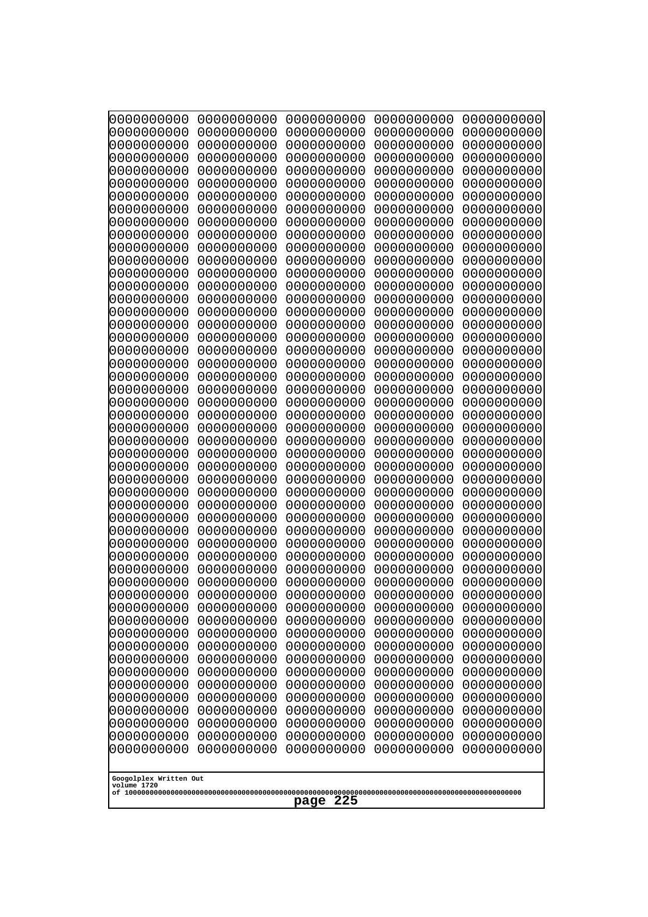0000000000 0000000000 0000000000 0000000000 0000000000
0000000000 0000000000 0000000000 0000000000 0000000000
0000000000 0000000000 0000000000 0000000000 0000000000
0000000000 0000000000 0000000000 0000000000 0000000000
0000000000 0000000000 0000000000 0000000000 0000000000
0000000000 0000000000 0000000000 0000000000 0000000000
0000000000 0000000000 0000000000 0000000000 0000000000
0000000000 0000000000 0000000000 0000000000 0000000000
0000000000 0000000000 0000000000 0000000000 0000000000
0000000000 0000000000 0000000000 0000000000 0000000000
0000000000 0000000000 0000000000 0000000000 0000000000
0000000000 0000000000 0000000000 0000000000 0000000000
0000000000 0000000000 0000000000 0000000000 0000000000
0000000000 0000000000 0000000000 0000000000 0000000000
0000000000 0000000000 0000000000 0000000000 0000000000
0000000000 0000000000 0000000000 0000000000 0000000000
0000000000 0000000000 0000000000 0000000000 0000000000
0000000000 0000000000 0000000000 0000000000 0000000000
0000000000 0000000000 0000000000 0000000000 0000000000
0000000000 0000000000 0000000000 0000000000 0000000000
0000000000 0000000000 0000000000 0000000000 0000000000
0000000000 0000000000 0000000000 0000000000 0000000000
0000000000 0000000000 0000000000 0000000000 0000000000
0000000000 0000000000 0000000000 0000000000 0000000000
0000000000 0000000000 0000000000 0000000000 0000000000
0000000000 0000000000 0000000000 0000000000 0000000000
0000000000 0000000000 0000000000 0000000000 0000000000
0000000000 0000000000 0000000000 0000000000 0000000000
0000000000 0000000000 0000000000 0000000000 0000000000
0000000000 0000000000 0000000000 0000000000 0000000000
0000000000 0000000000 0000000000 0000000000 0000000000
0000000000 0000000000 0000000000 0000000000 0000000000
0000000000 0000000000 0000000000 0000000000 0000000000
0000000000 0000000000 0000000000 0000000000 0000000000
0000000000 0000000000 0000000000 0000000000 0000000000
0000000000 0000000000 0000000000 0000000000 0000000000
0000000000 0000000000 0000000000 0000000000 0000000000
0000000000 0000000000 0000000000 0000000000 0000000000
0000000000 0000000000 0000000000 0000000000 0000000000
0000000000 0000000000 0000000000 0000000000 0000000000
0000000000 0000000000 0000000000 0000000000 0000000000
0000000000 0000000000 0000000000 0000000000 0000000000
0000000000 0000000000 0000000000 0000000000 0000000000
0000000000 0000000000 0000000000 0000000000 0000000000
0000000000 0000000000 0000000000 0000000000 0000000000
0000000000 0000000000 0000000000 0000000000 0000000000
0000000000 0000000000 0000000000 0000000000 0000000000
0000000000 0000000000 0000000000 0000000000 0000000000
0000000000 0000000000 0000000000 0000000000 0000000000
0000000000 0000000000 0000000000 0000000000 0000000000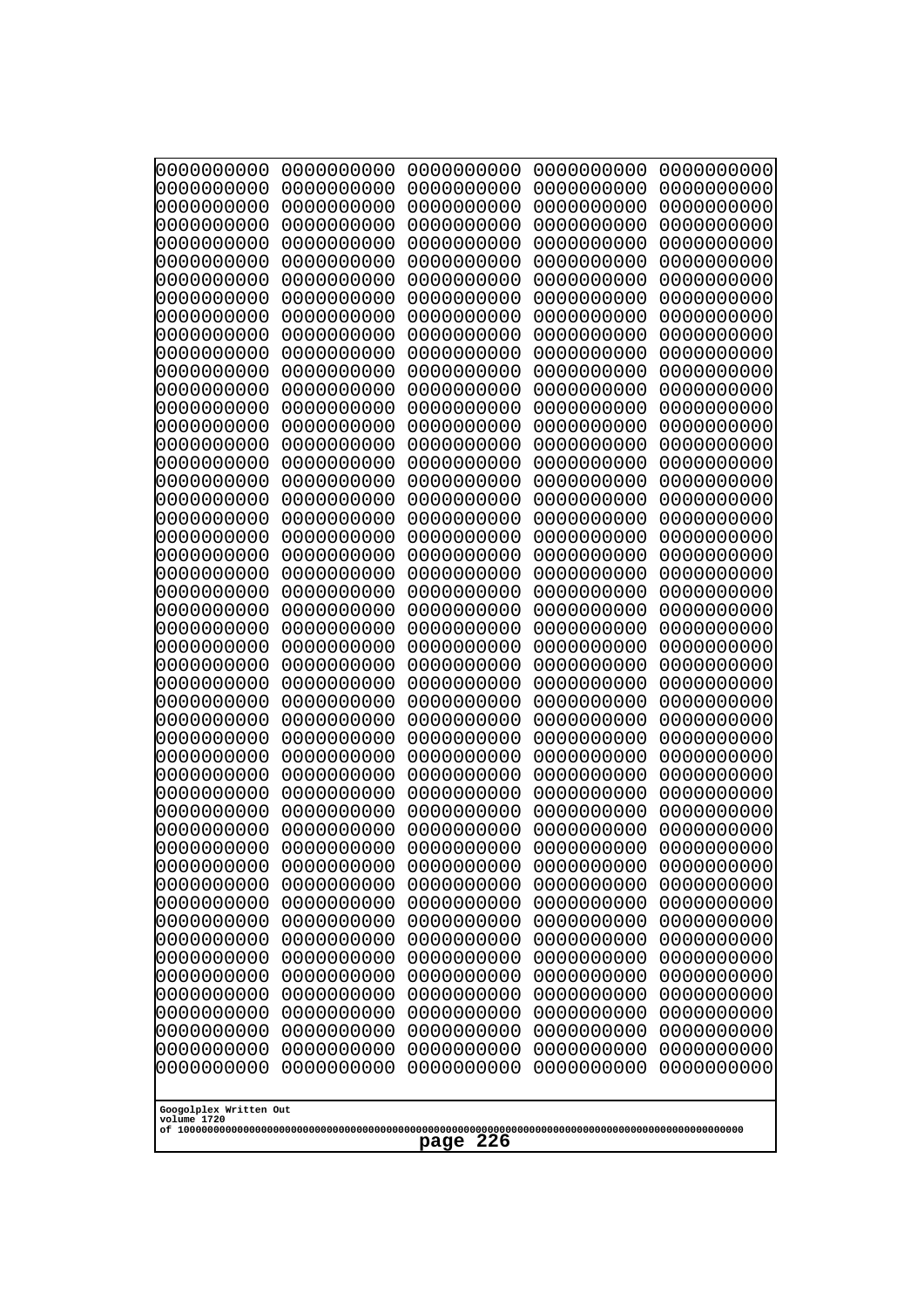```
0000000000 0000000000 0000000000 0000000000 0000000000
0000000000 0000000000 0000000000 0000000000 0000000000
0000000000 0000000000 0000000000 0000000000 0000000000
0000000000 0000000000 0000000000 0000000000 0000000000
0000000000 0000000000 0000000000 0000000000 0000000000
0000000000 0000000000 0000000000 0000000000 0000000000
0000000000 0000000000 0000000000 0000000000 0000000000
0000000000 0000000000 0000000000 0000000000 0000000000
0000000000 0000000000 0000000000 0000000000 0000000000
0000000000 0000000000 0000000000 0000000000 0000000000
0000000000 0000000000 0000000000 0000000000 0000000000
0000000000 0000000000 0000000000 0000000000 0000000000
0000000000 0000000000 0000000000 0000000000 0000000000
0000000000 0000000000 0000000000 0000000000 0000000000
0000000000 0000000000 0000000000 0000000000 0000000000
0000000000 0000000000 0000000000 0000000000 0000000000
0000000000 0000000000 0000000000 0000000000 0000000000
0000000000 0000000000 0000000000 0000000000 0000000000
0000000000 0000000000 0000000000 0000000000 0000000000
0000000000 0000000000 0000000000 0000000000 0000000000
0000000000 0000000000 0000000000 0000000000 0000000000
0000000000 0000000000 0000000000 0000000000 0000000000
0000000000 0000000000 0000000000 0000000000 0000000000
0000000000 0000000000 0000000000 0000000000 0000000000
0000000000 0000000000 0000000000 0000000000 0000000000
0000000000 0000000000 0000000000 0000000000 0000000000
0000000000 0000000000 0000000000 0000000000 0000000000
0000000000 0000000000 0000000000 0000000000 0000000000
0000000000 0000000000 0000000000 0000000000 0000000000
0000000000 0000000000 0000000000 0000000000 0000000000
0000000000 0000000000 0000000000 0000000000 0000000000
0000000000 0000000000 0000000000 0000000000 0000000000
0000000000 0000000000 0000000000 0000000000 0000000000
0000000000 0000000000 0000000000 0000000000 0000000000
0000000000 0000000000 0000000000 0000000000 0000000000
0000000000 0000000000 0000000000 0000000000 0000000000
0000000000 0000000000 0000000000 0000000000 0000000000
0000000000 0000000000 0000000000 0000000000 0000000000
0000000000 0000000000 0000000000 0000000000 0000000000
0000000000 0000000000 0000000000 0000000000 0000000000
0000000000 0000000000 0000000000 0000000000 0000000000
0000000000 0000000000 0000000000 0000000000 0000000000
0000000000 0000000000 0000000000 0000000000 0000000000
0000000000 0000000000 0000000000 0000000000 0000000000
0000000000 0000000000 0000000000 0000000000 0000000000
0000000000 0000000000 0000000000 0000000000 0000000000
0000000000 0000000000 0000000000 0000000000 0000000000
0000000000 0000000000 0000000000 0000000000 0000000000
0000000000 0000000000 0000000000 0000000000 0000000000
0000000000 0000000000 0000000000 0000000000 0000000000
```

Googolplex Written Out
volume 1720
of 10000000000000000000000000000000000000000000000000000000000000000000000000000000000000000000000000000

page 226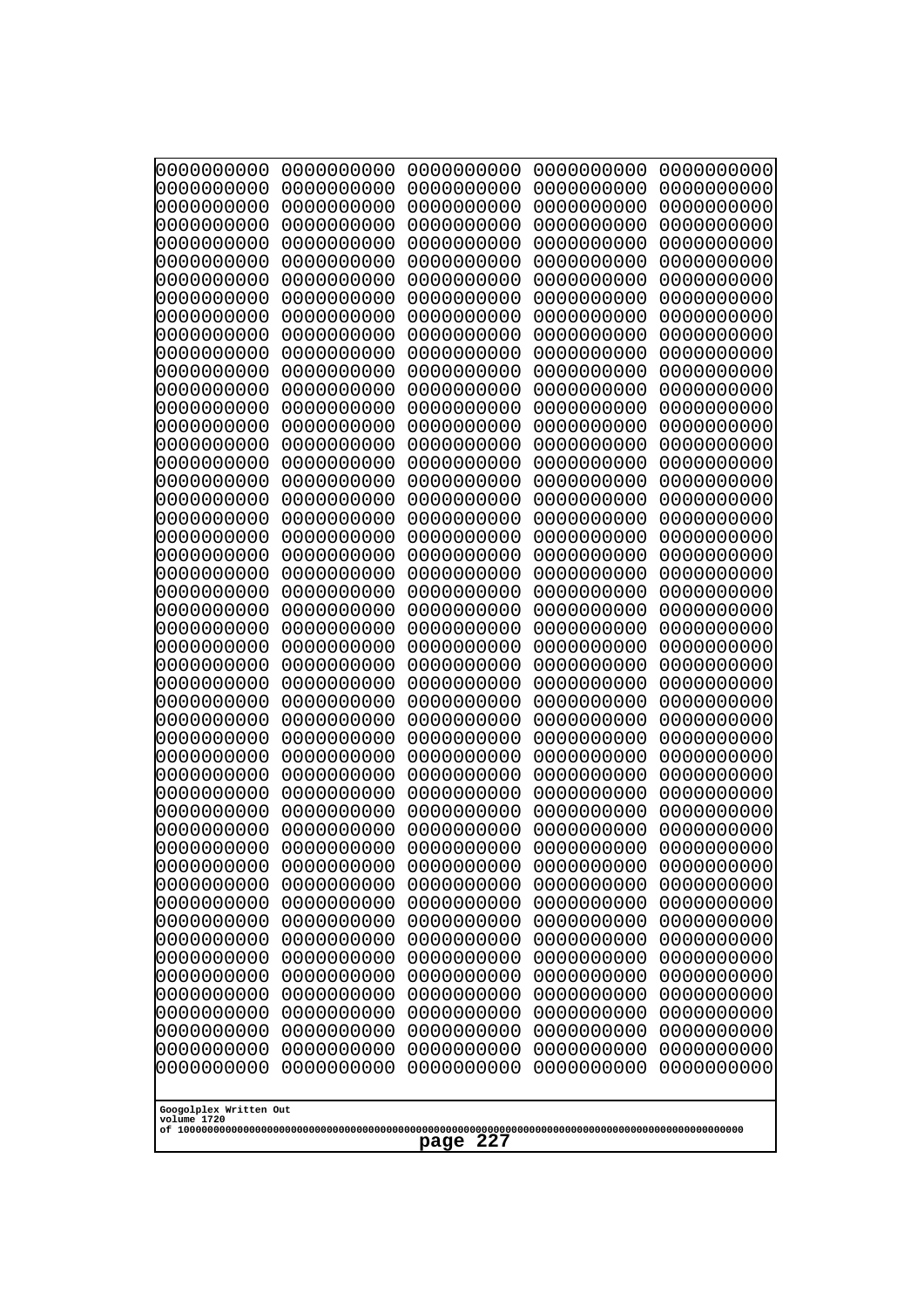```
0000000000 0000000000 0000000000 0000000000 0000000000
0000000000 0000000000 0000000000 0000000000 0000000000
0000000000 0000000000 0000000000 0000000000 0000000000
0000000000 0000000000 0000000000 0000000000 0000000000
0000000000 0000000000 0000000000 0000000000 0000000000
0000000000 0000000000 0000000000 0000000000 0000000000
0000000000 0000000000 0000000000 0000000000 0000000000
0000000000 0000000000 0000000000 0000000000 0000000000
0000000000 0000000000 0000000000 0000000000 0000000000
0000000000 0000000000 0000000000 0000000000 0000000000
0000000000 0000000000 0000000000 0000000000 0000000000
0000000000 0000000000 0000000000 0000000000 0000000000
0000000000 0000000000 0000000000 0000000000 0000000000
0000000000 0000000000 0000000000 0000000000 0000000000
0000000000 0000000000 0000000000 0000000000 0000000000
0000000000 0000000000 0000000000 0000000000 0000000000
0000000000 0000000000 0000000000 0000000000 0000000000
0000000000 0000000000 0000000000 0000000000 0000000000
0000000000 0000000000 0000000000 0000000000 0000000000
0000000000 0000000000 0000000000 0000000000 0000000000
0000000000 0000000000 0000000000 0000000000 0000000000
0000000000 0000000000 0000000000 0000000000 0000000000
0000000000 0000000000 0000000000 0000000000 0000000000
0000000000 0000000000 0000000000 0000000000 0000000000
0000000000 0000000000 0000000000 0000000000 0000000000
0000000000 0000000000 0000000000 0000000000 0000000000
0000000000 0000000000 0000000000 0000000000 0000000000
0000000000 0000000000 0000000000 0000000000 0000000000
0000000000 0000000000 0000000000 0000000000 0000000000
0000000000 0000000000 0000000000 0000000000 0000000000
0000000000 0000000000 0000000000 0000000000 0000000000
0000000000 0000000000 0000000000 0000000000 0000000000
0000000000 0000000000 0000000000 0000000000 0000000000
0000000000 0000000000 0000000000 0000000000 0000000000
0000000000 0000000000 0000000000 0000000000 0000000000
0000000000 0000000000 0000000000 0000000000 0000000000
0000000000 0000000000 0000000000 0000000000 0000000000
0000000000 0000000000 0000000000 0000000000 0000000000
0000000000 0000000000 0000000000 0000000000 0000000000
0000000000 0000000000 0000000000 0000000000 0000000000
0000000000 0000000000 0000000000 0000000000 0000000000
0000000000 0000000000 0000000000 0000000000 0000000000
0000000000 0000000000 0000000000 0000000000 0000000000
0000000000 0000000000 0000000000 0000000000 0000000000
0000000000 0000000000 0000000000 0000000000 0000000000
0000000000 0000000000 0000000000 0000000000 0000000000
0000000000 0000000000 0000000000 0000000000 0000000000
0000000000 0000000000 0000000000 0000000000 0000000000
0000000000 0000000000 0000000000 0000000000 0000000000
0000000000 0000000000 0000000000 0000000000 0000000000
```

Googolplex Written Out
volume 1720
of 10000000000000000000000000000000000000000000000000000000000000000000000000000000000000000000000000000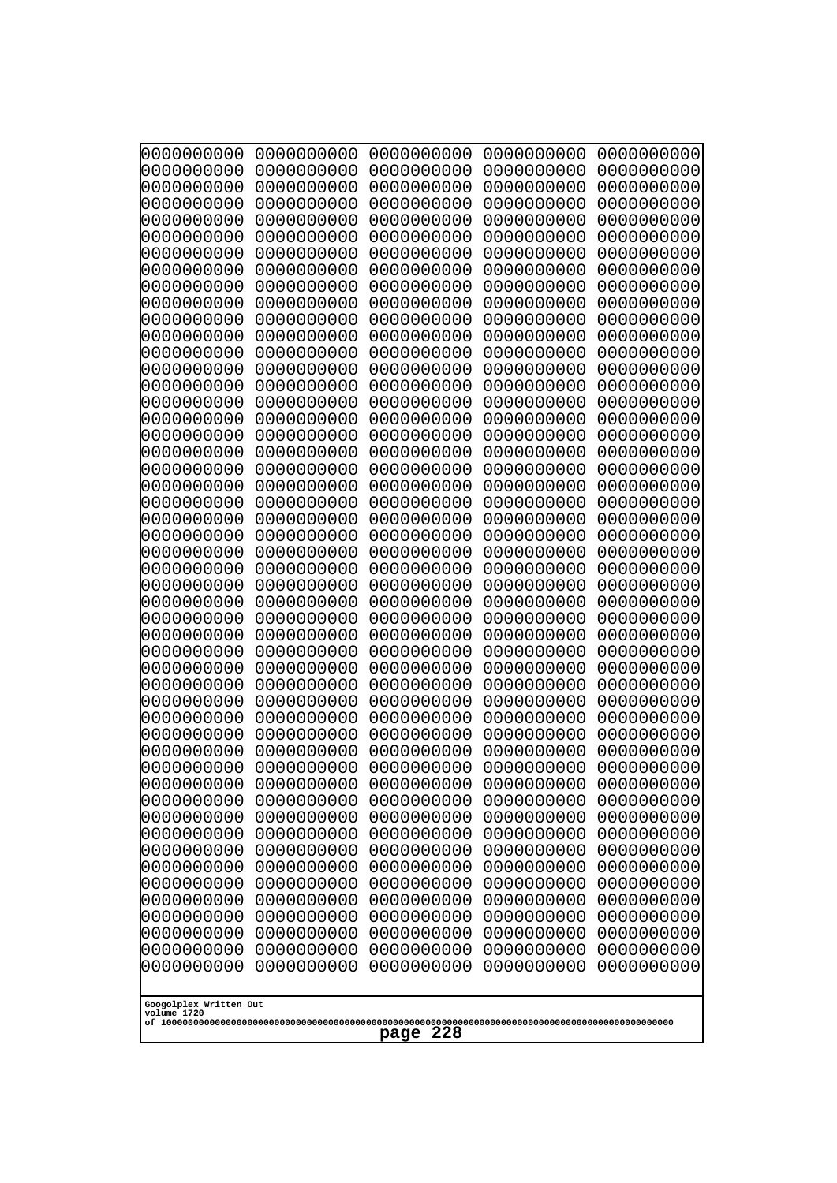```
0000000000 0000000000 0000000000 0000000000 0000000000
0000000000 0000000000 0000000000 0000000000 0000000000
0000000000 0000000000 0000000000 0000000000 0000000000
0000000000 0000000000 0000000000 0000000000 0000000000
0000000000 0000000000 0000000000 0000000000 0000000000
0000000000 0000000000 0000000000 0000000000 0000000000
0000000000 0000000000 0000000000 0000000000 0000000000
0000000000 0000000000 0000000000 0000000000 0000000000
0000000000 0000000000 0000000000 0000000000 0000000000
0000000000 0000000000 0000000000 0000000000 0000000000
0000000000 0000000000 0000000000 0000000000 0000000000
0000000000 0000000000 0000000000 0000000000 0000000000
0000000000 0000000000 0000000000 0000000000 0000000000
0000000000 0000000000 0000000000 0000000000 0000000000
0000000000 0000000000 0000000000 0000000000 0000000000
0000000000 0000000000 0000000000 0000000000 0000000000
0000000000 0000000000 0000000000 0000000000 0000000000
0000000000 0000000000 0000000000 0000000000 0000000000
0000000000 0000000000 0000000000 0000000000 0000000000
0000000000 0000000000 0000000000 0000000000 0000000000
0000000000 0000000000 0000000000 0000000000 0000000000
0000000000 0000000000 0000000000 0000000000 0000000000
0000000000 0000000000 0000000000 0000000000 0000000000
0000000000 0000000000 0000000000 0000000000 0000000000
0000000000 0000000000 0000000000 0000000000 0000000000
0000000000 0000000000 0000000000 0000000000 0000000000
0000000000 0000000000 0000000000 0000000000 0000000000
0000000000 0000000000 0000000000 0000000000 0000000000
0000000000 0000000000 0000000000 0000000000 0000000000
0000000000 0000000000 0000000000 0000000000 0000000000
0000000000 0000000000 0000000000 0000000000 0000000000
0000000000 0000000000 0000000000 0000000000 0000000000
0000000000 0000000000 0000000000 0000000000 0000000000
0000000000 0000000000 0000000000 0000000000 0000000000
0000000000 0000000000 0000000000 0000000000 0000000000
0000000000 0000000000 0000000000 0000000000 0000000000
0000000000 0000000000 0000000000 0000000000 0000000000
0000000000 0000000000 0000000000 0000000000 0000000000
0000000000 0000000000 0000000000 0000000000 0000000000
0000000000 0000000000 0000000000 0000000000 0000000000
0000000000 0000000000 0000000000 0000000000 0000000000
0000000000 0000000000 0000000000 0000000000 0000000000
0000000000 0000000000 0000000000 0000000000 0000000000
0000000000 0000000000 0000000000 0000000000 0000000000
0000000000 0000000000 0000000000 0000000000 0000000000
0000000000 0000000000 0000000000 0000000000 0000000000
0000000000 0000000000 0000000000 0000000000 0000000000
0000000000 0000000000 0000000000 0000000000 0000000000
0000000000 0000000000 0000000000 0000000000 0000000000
0000000000 0000000000 0000000000 0000000000 0000000000
```

Googolplex Written Out
volume 1720
of 10000000000000000000000000000000000000000000000000000000000000000000000000000000000000000000000000000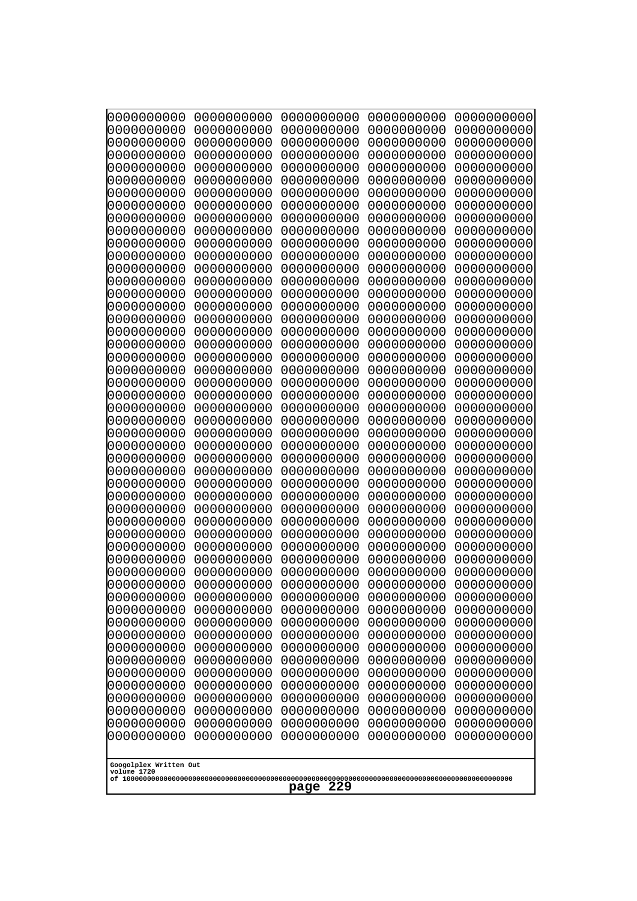```
0000000000 0000000000 0000000000 0000000000 0000000000
0000000000 0000000000 0000000000 0000000000 0000000000
0000000000 0000000000 0000000000 0000000000 0000000000
0000000000 0000000000 0000000000 0000000000 0000000000
0000000000 0000000000 0000000000 0000000000 0000000000
0000000000 0000000000 0000000000 0000000000 0000000000
0000000000 0000000000 0000000000 0000000000 0000000000
0000000000 0000000000 0000000000 0000000000 0000000000
0000000000 0000000000 0000000000 0000000000 0000000000
0000000000 0000000000 0000000000 0000000000 0000000000
0000000000 0000000000 0000000000 0000000000 0000000000
0000000000 0000000000 0000000000 0000000000 0000000000
0000000000 0000000000 0000000000 0000000000 0000000000
0000000000 0000000000 0000000000 0000000000 0000000000
0000000000 0000000000 0000000000 0000000000 0000000000
0000000000 0000000000 0000000000 0000000000 0000000000
0000000000 0000000000 0000000000 0000000000 0000000000
0000000000 0000000000 0000000000 0000000000 0000000000
0000000000 0000000000 0000000000 0000000000 0000000000
0000000000 0000000000 0000000000 0000000000 0000000000
0000000000 0000000000 0000000000 0000000000 0000000000
0000000000 0000000000 0000000000 0000000000 0000000000
0000000000 0000000000 0000000000 0000000000 0000000000
0000000000 0000000000 0000000000 0000000000 0000000000
0000000000 0000000000 0000000000 0000000000 0000000000
0000000000 0000000000 0000000000 0000000000 0000000000
0000000000 0000000000 0000000000 0000000000 0000000000
0000000000 0000000000 0000000000 0000000000 0000000000
0000000000 0000000000 0000000000 0000000000 0000000000
0000000000 0000000000 0000000000 0000000000 0000000000
0000000000 0000000000 0000000000 0000000000 0000000000
0000000000 0000000000 0000000000 0000000000 0000000000
0000000000 0000000000 0000000000 0000000000 0000000000
0000000000 0000000000 0000000000 0000000000 0000000000
0000000000 0000000000 0000000000 0000000000 0000000000
0000000000 0000000000 0000000000 0000000000 0000000000
0000000000 0000000000 0000000000 0000000000 0000000000
0000000000 0000000000 0000000000 0000000000 0000000000
0000000000 0000000000 0000000000 0000000000 0000000000
0000000000 0000000000 0000000000 0000000000 0000000000
0000000000 0000000000 0000000000 0000000000 0000000000
0000000000 0000000000 0000000000 0000000000 0000000000
0000000000 0000000000 0000000000 0000000000 0000000000
0000000000 0000000000 0000000000 0000000000 0000000000
0000000000 0000000000 0000000000 0000000000 0000000000
0000000000 0000000000 0000000000 0000000000 0000000000
0000000000 0000000000 0000000000 0000000000 0000000000
0000000000 0000000000 0000000000 0000000000 0000000000
0000000000 0000000000 0000000000 0000000000 0000000000
0000000000 0000000000 0000000000 0000000000 0000000000
```

Googolplex Written Out
volume 1720
of 10000000000000000000000000000000000000000000000000000000000000000000000000000000000000000000000000000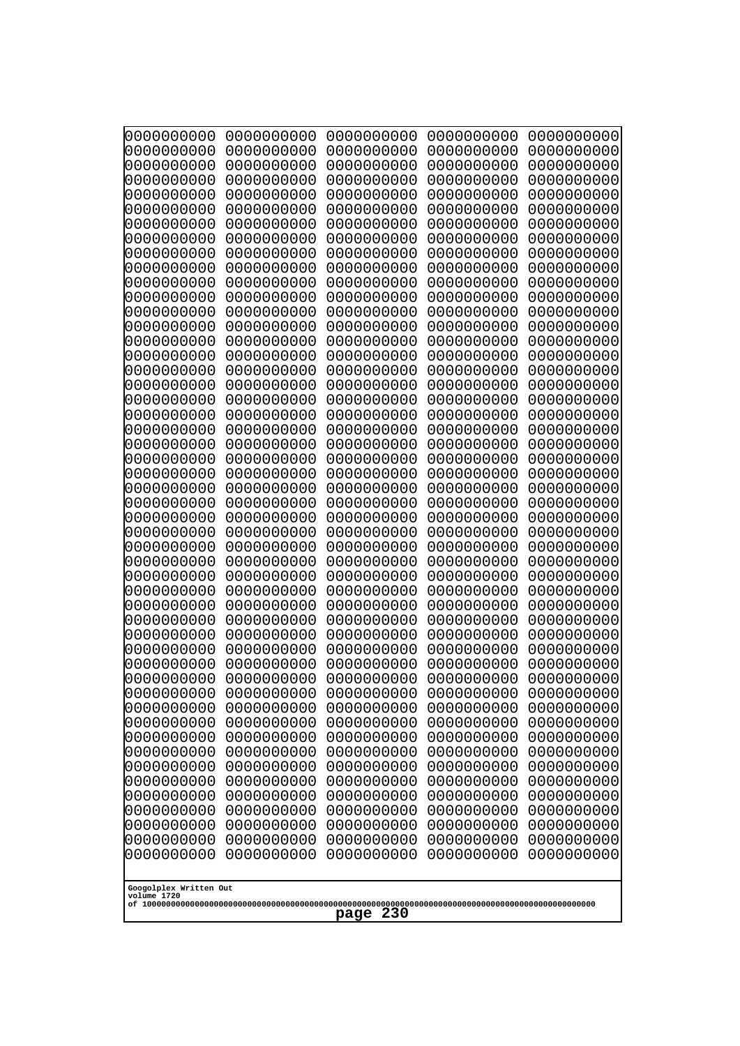0000000000 0000000000 0000000000 0000000000 0000000000
0000000000 0000000000 0000000000 0000000000 0000000000
0000000000 0000000000 0000000000 0000000000 0000000000
0000000000 0000000000 0000000000 0000000000 0000000000
0000000000 0000000000 0000000000 0000000000 0000000000
0000000000 0000000000 0000000000 0000000000 0000000000
0000000000 0000000000 0000000000 0000000000 0000000000
0000000000 0000000000 0000000000 0000000000 0000000000
0000000000 0000000000 0000000000 0000000000 0000000000
0000000000 0000000000 0000000000 0000000000 0000000000
0000000000 0000000000 0000000000 0000000000 0000000000
0000000000 0000000000 0000000000 0000000000 0000000000
0000000000 0000000000 0000000000 0000000000 0000000000
0000000000 0000000000 0000000000 0000000000 0000000000
0000000000 0000000000 0000000000 0000000000 0000000000
0000000000 0000000000 0000000000 0000000000 0000000000
0000000000 0000000000 0000000000 0000000000 0000000000
0000000000 0000000000 0000000000 0000000000 0000000000
0000000000 0000000000 0000000000 0000000000 0000000000
0000000000 0000000000 0000000000 0000000000 0000000000
0000000000 0000000000 0000000000 0000000000 0000000000
0000000000 0000000000 0000000000 0000000000 0000000000
0000000000 0000000000 0000000000 0000000000 0000000000
0000000000 0000000000 0000000000 0000000000 0000000000
0000000000 0000000000 0000000000 0000000000 0000000000
0000000000 0000000000 0000000000 0000000000 0000000000
0000000000 0000000000 0000000000 0000000000 0000000000
0000000000 0000000000 0000000000 0000000000 0000000000
0000000000 0000000000 0000000000 0000000000 0000000000
0000000000 0000000000 0000000000 0000000000 0000000000
0000000000 0000000000 0000000000 0000000000 0000000000
0000000000 0000000000 0000000000 0000000000 0000000000
0000000000 0000000000 0000000000 0000000000 0000000000
0000000000 0000000000 0000000000 0000000000 0000000000
0000000000 0000000000 0000000000 0000000000 0000000000
0000000000 0000000000 0000000000 0000000000 0000000000
0000000000 0000000000 0000000000 0000000000 0000000000
0000000000 0000000000 0000000000 0000000000 0000000000
0000000000 0000000000 0000000000 0000000000 0000000000
0000000000 0000000000 0000000000 0000000000 0000000000
0000000000 0000000000 0000000000 0000000000 0000000000
0000000000 0000000000 0000000000 0000000000 0000000000
0000000000 0000000000 0000000000 0000000000 0000000000
0000000000 0000000000 0000000000 0000000000 0000000000
0000000000 0000000000 0000000000 0000000000 0000000000
0000000000 0000000000 0000000000 0000000000 0000000000
0000000000 0000000000 0000000000 0000000000 0000000000
0000000000 0000000000 0000000000 0000000000 0000000000
0000000000 0000000000 0000000000 0000000000 0000000000
0000000000 0000000000 0000000000 0000000000 0000000000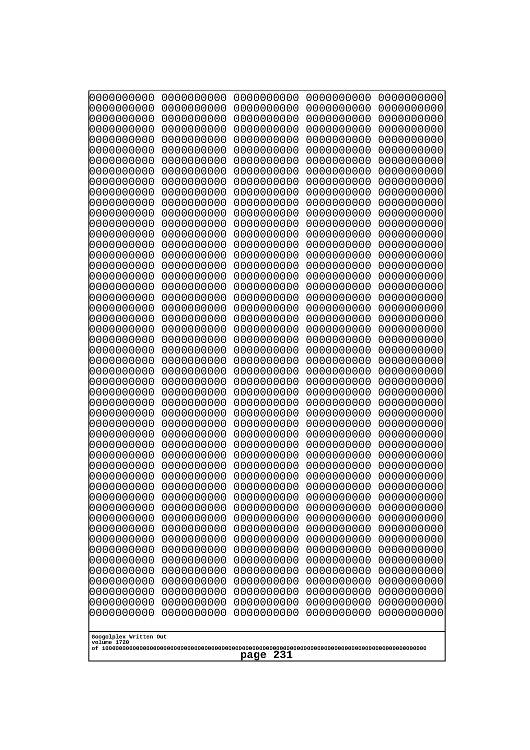```
0000000000 0000000000 0000000000 0000000000 0000000000
0000000000 0000000000 0000000000 0000000000 0000000000
0000000000 0000000000 0000000000 0000000000 0000000000
0000000000 0000000000 0000000000 0000000000 0000000000
0000000000 0000000000 0000000000 0000000000 0000000000
0000000000 0000000000 0000000000 0000000000 0000000000
0000000000 0000000000 0000000000 0000000000 0000000000
0000000000 0000000000 0000000000 0000000000 0000000000
0000000000 0000000000 0000000000 0000000000 0000000000
0000000000 0000000000 0000000000 0000000000 0000000000
0000000000 0000000000 0000000000 0000000000 0000000000
0000000000 0000000000 0000000000 0000000000 0000000000
0000000000 0000000000 0000000000 0000000000 0000000000
0000000000 0000000000 0000000000 0000000000 0000000000
0000000000 0000000000 0000000000 0000000000 0000000000
0000000000 0000000000 0000000000 0000000000 0000000000
0000000000 0000000000 0000000000 0000000000 0000000000
0000000000 0000000000 0000000000 0000000000 0000000000
0000000000 0000000000 0000000000 0000000000 0000000000
0000000000 0000000000 0000000000 0000000000 0000000000
0000000000 0000000000 0000000000 0000000000 0000000000
0000000000 0000000000 0000000000 0000000000 0000000000
0000000000 0000000000 0000000000 0000000000 0000000000
0000000000 0000000000 0000000000 0000000000 0000000000
0000000000 0000000000 0000000000 0000000000 0000000000
0000000000 0000000000 0000000000 0000000000 0000000000
0000000000 0000000000 0000000000 0000000000 0000000000
0000000000 0000000000 0000000000 0000000000 0000000000
0000000000 0000000000 0000000000 0000000000 0000000000
0000000000 0000000000 0000000000 0000000000 0000000000
0000000000 0000000000 0000000000 0000000000 0000000000
0000000000 0000000000 0000000000 0000000000 0000000000
0000000000 0000000000 0000000000 0000000000 0000000000
0000000000 0000000000 0000000000 0000000000 0000000000
0000000000 0000000000 0000000000 0000000000 0000000000
0000000000 0000000000 0000000000 0000000000 0000000000
0000000000 0000000000 0000000000 0000000000 0000000000
0000000000 0000000000 0000000000 0000000000 0000000000
0000000000 0000000000 0000000000 0000000000 0000000000
0000000000 0000000000 0000000000 0000000000 0000000000
0000000000 0000000000 0000000000 0000000000 0000000000
0000000000 0000000000 0000000000 0000000000 0000000000
0000000000 0000000000 0000000000 0000000000 0000000000
0000000000 0000000000 0000000000 0000000000 0000000000
0000000000 0000000000 0000000000 0000000000 0000000000
0000000000 0000000000 0000000000 0000000000 0000000000
0000000000 0000000000 0000000000 0000000000 0000000000
0000000000 0000000000 0000000000 0000000000 0000000000
0000000000 0000000000 0000000000 0000000000 0000000000
0000000000 0000000000 0000000000 0000000000 0000000000
```

Googolplex Written Out
volume 1720
of 10000000000000000000000000000000000000000000000000000000000000000000000000000000000000000000000000000

page 231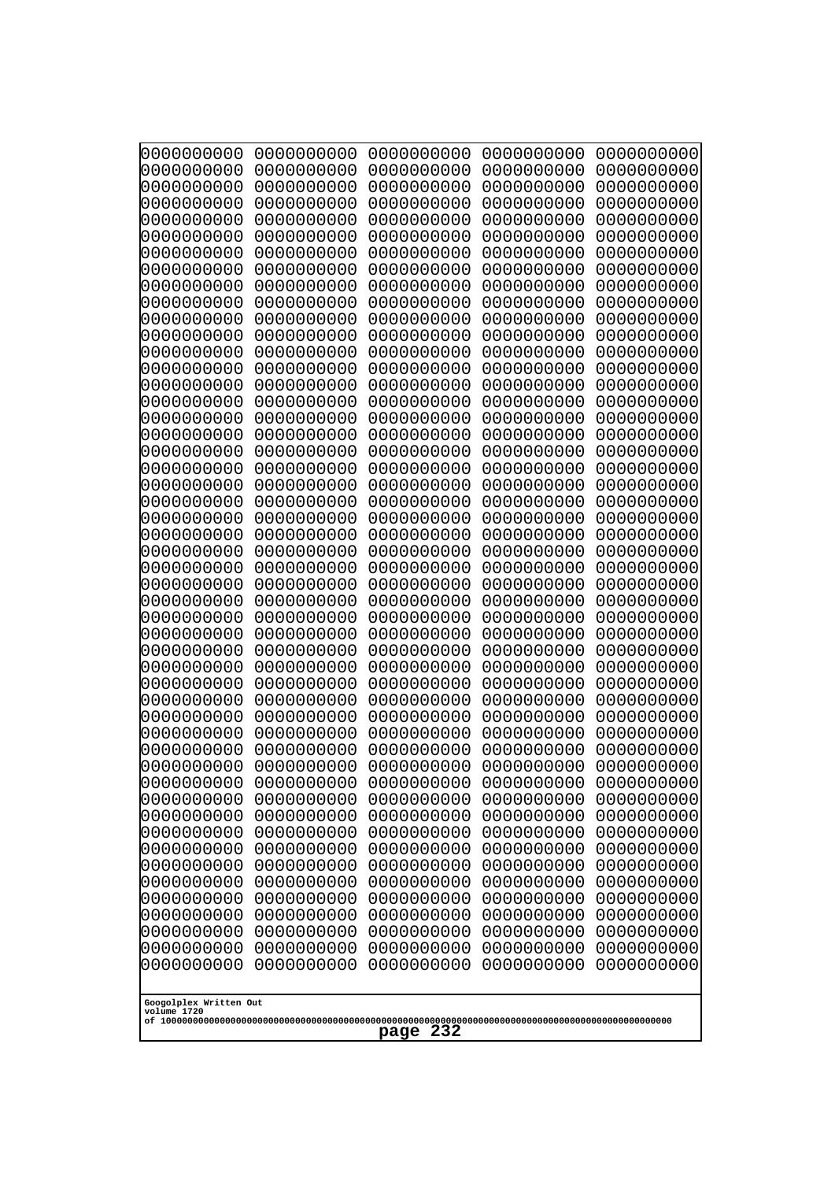```
0000000000 0000000000 0000000000 0000000000 0000000000
0000000000 0000000000 0000000000 0000000000 0000000000
0000000000 0000000000 0000000000 0000000000 0000000000
0000000000 0000000000 0000000000 0000000000 0000000000
0000000000 0000000000 0000000000 0000000000 0000000000
0000000000 0000000000 0000000000 0000000000 0000000000
0000000000 0000000000 0000000000 0000000000 0000000000
0000000000 0000000000 0000000000 0000000000 0000000000
0000000000 0000000000 0000000000 0000000000 0000000000
0000000000 0000000000 0000000000 0000000000 0000000000
0000000000 0000000000 0000000000 0000000000 0000000000
0000000000 0000000000 0000000000 0000000000 0000000000
0000000000 0000000000 0000000000 0000000000 0000000000
0000000000 0000000000 0000000000 0000000000 0000000000
0000000000 0000000000 0000000000 0000000000 0000000000
0000000000 0000000000 0000000000 0000000000 0000000000
0000000000 0000000000 0000000000 0000000000 0000000000
0000000000 0000000000 0000000000 0000000000 0000000000
0000000000 0000000000 0000000000 0000000000 0000000000
0000000000 0000000000 0000000000 0000000000 0000000000
0000000000 0000000000 0000000000 0000000000 0000000000
0000000000 0000000000 0000000000 0000000000 0000000000
0000000000 0000000000 0000000000 0000000000 0000000000
0000000000 0000000000 0000000000 0000000000 0000000000
0000000000 0000000000 0000000000 0000000000 0000000000
0000000000 0000000000 0000000000 0000000000 0000000000
0000000000 0000000000 0000000000 0000000000 0000000000
0000000000 0000000000 0000000000 0000000000 0000000000
0000000000 0000000000 0000000000 0000000000 0000000000
0000000000 0000000000 0000000000 0000000000 0000000000
0000000000 0000000000 0000000000 0000000000 0000000000
0000000000 0000000000 0000000000 0000000000 0000000000
0000000000 0000000000 0000000000 0000000000 0000000000
0000000000 0000000000 0000000000 0000000000 0000000000
0000000000 0000000000 0000000000 0000000000 0000000000
0000000000 0000000000 0000000000 0000000000 0000000000
0000000000 0000000000 0000000000 0000000000 0000000000
0000000000 0000000000 0000000000 0000000000 0000000000
0000000000 0000000000 0000000000 0000000000 0000000000
0000000000 0000000000 0000000000 0000000000 0000000000
0000000000 0000000000 0000000000 0000000000 0000000000
0000000000 0000000000 0000000000 0000000000 0000000000
0000000000 0000000000 0000000000 0000000000 0000000000
0000000000 0000000000 0000000000 0000000000 0000000000
0000000000 0000000000 0000000000 0000000000 0000000000
0000000000 0000000000 0000000000 0000000000 0000000000
0000000000 0000000000 0000000000 0000000000 0000000000
0000000000 0000000000 0000000000 0000000000 0000000000
0000000000 0000000000 0000000000 0000000000 0000000000
0000000000 0000000000 0000000000 0000000000 0000000000
```

Googolplex Written Out
volume 1720
of 10000000000000000000000000000000000000000000000000000000000000000000000000000000000000000000000000000

page 232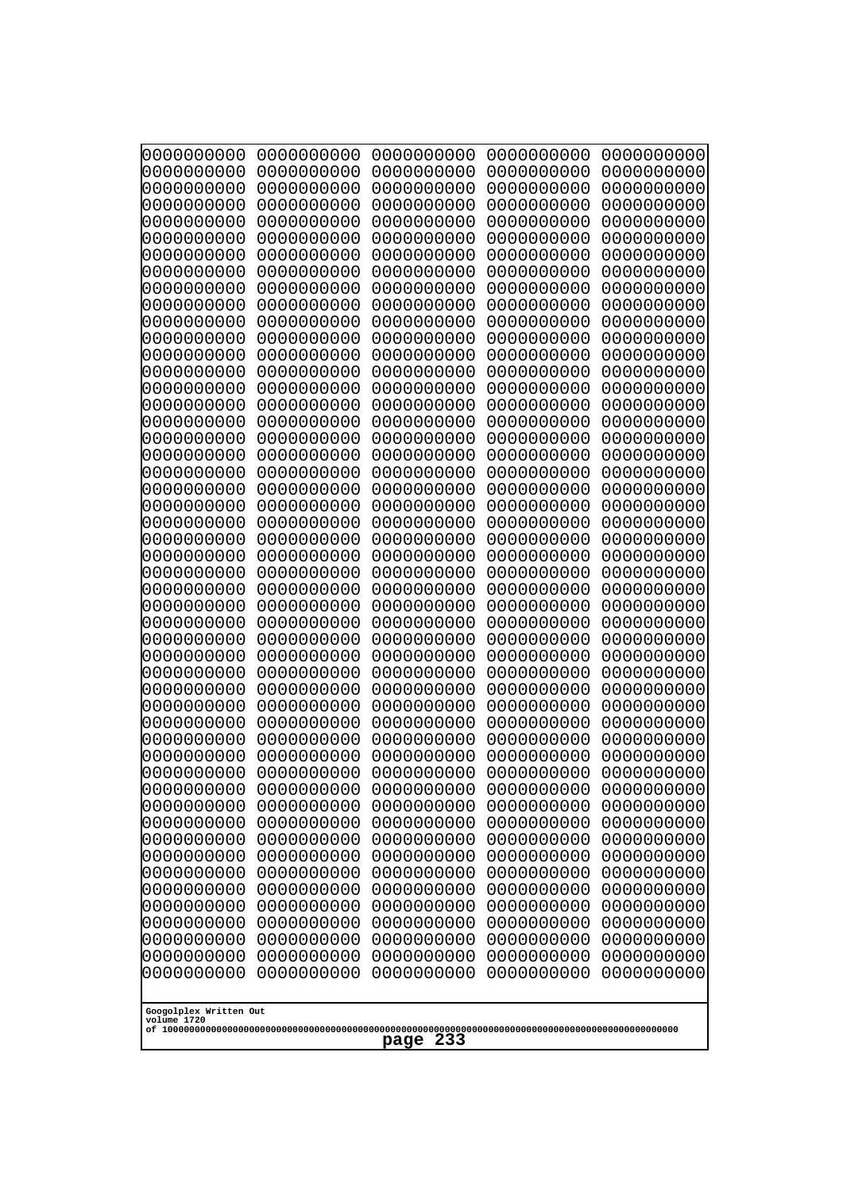```
0000000000 0000000000 0000000000 0000000000 0000000000
0000000000 0000000000 0000000000 0000000000 0000000000
0000000000 0000000000 0000000000 0000000000 0000000000
0000000000 0000000000 0000000000 0000000000 0000000000
0000000000 0000000000 0000000000 0000000000 0000000000
0000000000 0000000000 0000000000 0000000000 0000000000
0000000000 0000000000 0000000000 0000000000 0000000000
0000000000 0000000000 0000000000 0000000000 0000000000
0000000000 0000000000 0000000000 0000000000 0000000000
0000000000 0000000000 0000000000 0000000000 0000000000
0000000000 0000000000 0000000000 0000000000 0000000000
0000000000 0000000000 0000000000 0000000000 0000000000
0000000000 0000000000 0000000000 0000000000 0000000000
0000000000 0000000000 0000000000 0000000000 0000000000
0000000000 0000000000 0000000000 0000000000 0000000000
0000000000 0000000000 0000000000 0000000000 0000000000
0000000000 0000000000 0000000000 0000000000 0000000000
0000000000 0000000000 0000000000 0000000000 0000000000
0000000000 0000000000 0000000000 0000000000 0000000000
0000000000 0000000000 0000000000 0000000000 0000000000
0000000000 0000000000 0000000000 0000000000 0000000000
0000000000 0000000000 0000000000 0000000000 0000000000
0000000000 0000000000 0000000000 0000000000 0000000000
0000000000 0000000000 0000000000 0000000000 0000000000
0000000000 0000000000 0000000000 0000000000 0000000000
0000000000 0000000000 0000000000 0000000000 0000000000
0000000000 0000000000 0000000000 0000000000 0000000000
0000000000 0000000000 0000000000 0000000000 0000000000
0000000000 0000000000 0000000000 0000000000 0000000000
0000000000 0000000000 0000000000 0000000000 0000000000
0000000000 0000000000 0000000000 0000000000 0000000000
0000000000 0000000000 0000000000 0000000000 0000000000
0000000000 0000000000 0000000000 0000000000 0000000000
0000000000 0000000000 0000000000 0000000000 0000000000
0000000000 0000000000 0000000000 0000000000 0000000000
0000000000 0000000000 0000000000 0000000000 0000000000
0000000000 0000000000 0000000000 0000000000 0000000000
0000000000 0000000000 0000000000 0000000000 0000000000
0000000000 0000000000 0000000000 0000000000 0000000000
0000000000 0000000000 0000000000 0000000000 0000000000
0000000000 0000000000 0000000000 0000000000 0000000000
0000000000 0000000000 0000000000 0000000000 0000000000
0000000000 0000000000 0000000000 0000000000 0000000000
0000000000 0000000000 0000000000 0000000000 0000000000
0000000000 0000000000 0000000000 0000000000 0000000000
0000000000 0000000000 0000000000 0000000000 0000000000
0000000000 0000000000 0000000000 0000000000 0000000000
0000000000 0000000000 0000000000 0000000000 0000000000
0000000000 0000000000 0000000000 0000000000 0000000000
0000000000 0000000000 0000000000 0000000000 0000000000
```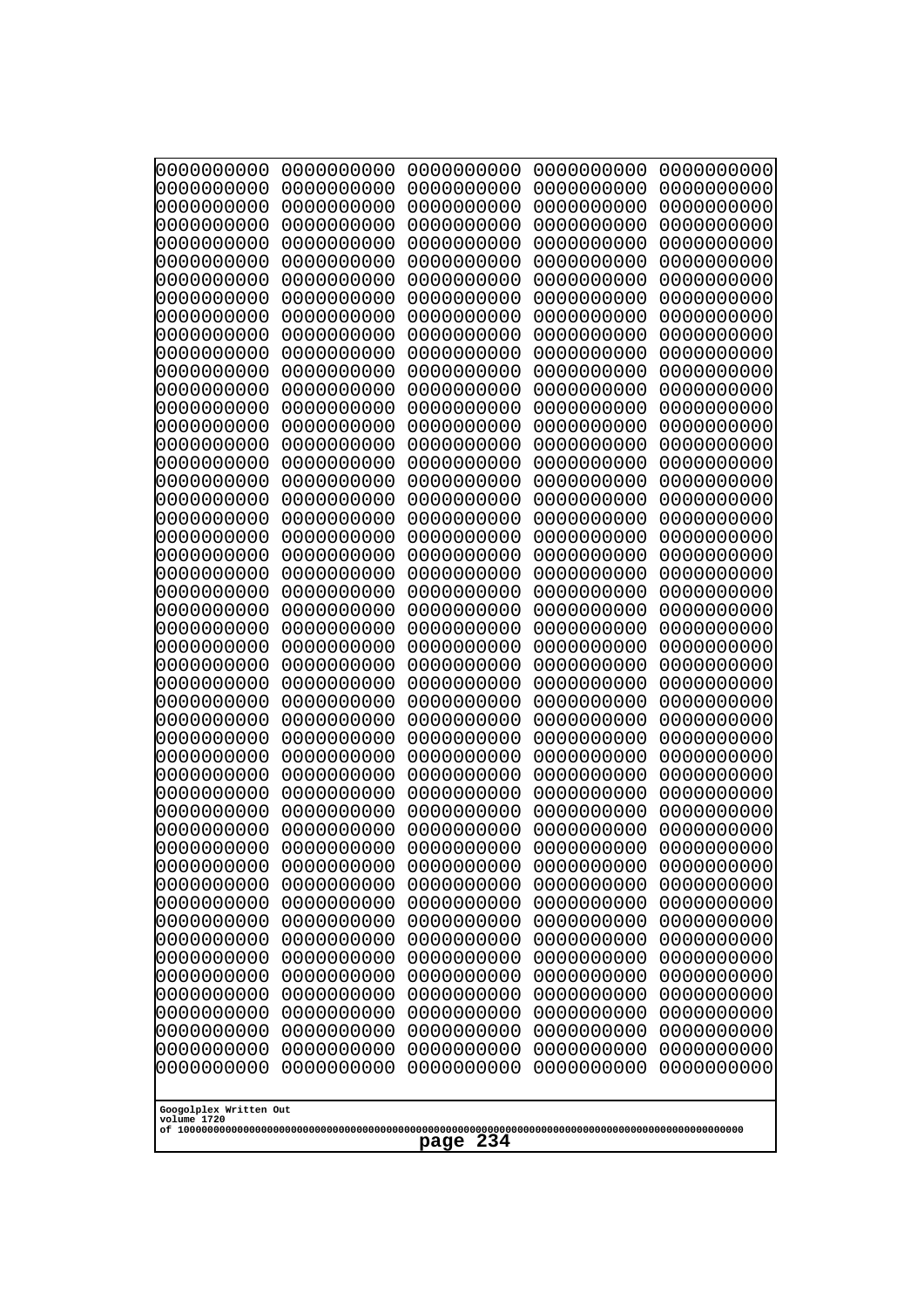```
0000000000 0000000000 0000000000 0000000000 0000000000
0000000000 0000000000 0000000000 0000000000 0000000000
0000000000 0000000000 0000000000 0000000000 0000000000
0000000000 0000000000 0000000000 0000000000 0000000000
0000000000 0000000000 0000000000 0000000000 0000000000
0000000000 0000000000 0000000000 0000000000 0000000000
0000000000 0000000000 0000000000 0000000000 0000000000
0000000000 0000000000 0000000000 0000000000 0000000000
0000000000 0000000000 0000000000 0000000000 0000000000
0000000000 0000000000 0000000000 0000000000 0000000000
0000000000 0000000000 0000000000 0000000000 0000000000
0000000000 0000000000 0000000000 0000000000 0000000000
0000000000 0000000000 0000000000 0000000000 0000000000
0000000000 0000000000 0000000000 0000000000 0000000000
0000000000 0000000000 0000000000 0000000000 0000000000
0000000000 0000000000 0000000000 0000000000 0000000000
0000000000 0000000000 0000000000 0000000000 0000000000
0000000000 0000000000 0000000000 0000000000 0000000000
0000000000 0000000000 0000000000 0000000000 0000000000
0000000000 0000000000 0000000000 0000000000 0000000000
0000000000 0000000000 0000000000 0000000000 0000000000
0000000000 0000000000 0000000000 0000000000 0000000000
0000000000 0000000000 0000000000 0000000000 0000000000
0000000000 0000000000 0000000000 0000000000 0000000000
0000000000 0000000000 0000000000 0000000000 0000000000
0000000000 0000000000 0000000000 0000000000 0000000000
0000000000 0000000000 0000000000 0000000000 0000000000
0000000000 0000000000 0000000000 0000000000 0000000000
0000000000 0000000000 0000000000 0000000000 0000000000
0000000000 0000000000 0000000000 0000000000 0000000000
0000000000 0000000000 0000000000 0000000000 0000000000
0000000000 0000000000 0000000000 0000000000 0000000000
0000000000 0000000000 0000000000 0000000000 0000000000
0000000000 0000000000 0000000000 0000000000 0000000000
0000000000 0000000000 0000000000 0000000000 0000000000
0000000000 0000000000 0000000000 0000000000 0000000000
0000000000 0000000000 0000000000 0000000000 0000000000
0000000000 0000000000 0000000000 0000000000 0000000000
0000000000 0000000000 0000000000 0000000000 0000000000
0000000000 0000000000 0000000000 0000000000 0000000000
0000000000 0000000000 0000000000 0000000000 0000000000
0000000000 0000000000 0000000000 0000000000 0000000000
0000000000 0000000000 0000000000 0000000000 0000000000
0000000000 0000000000 0000000000 0000000000 0000000000
0000000000 0000000000 0000000000 0000000000 0000000000
0000000000 0000000000 0000000000 0000000000 0000000000
0000000000 0000000000 0000000000 0000000000 0000000000
0000000000 0000000000 0000000000 0000000000 0000000000
0000000000 0000000000 0000000000 0000000000 0000000000
0000000000 0000000000 0000000000 0000000000 0000000000
```

Googolplex Written Out
volume 1720
of 10000000000000000000000000000000000000000000000000000000000000000000000000000000000000000000000000000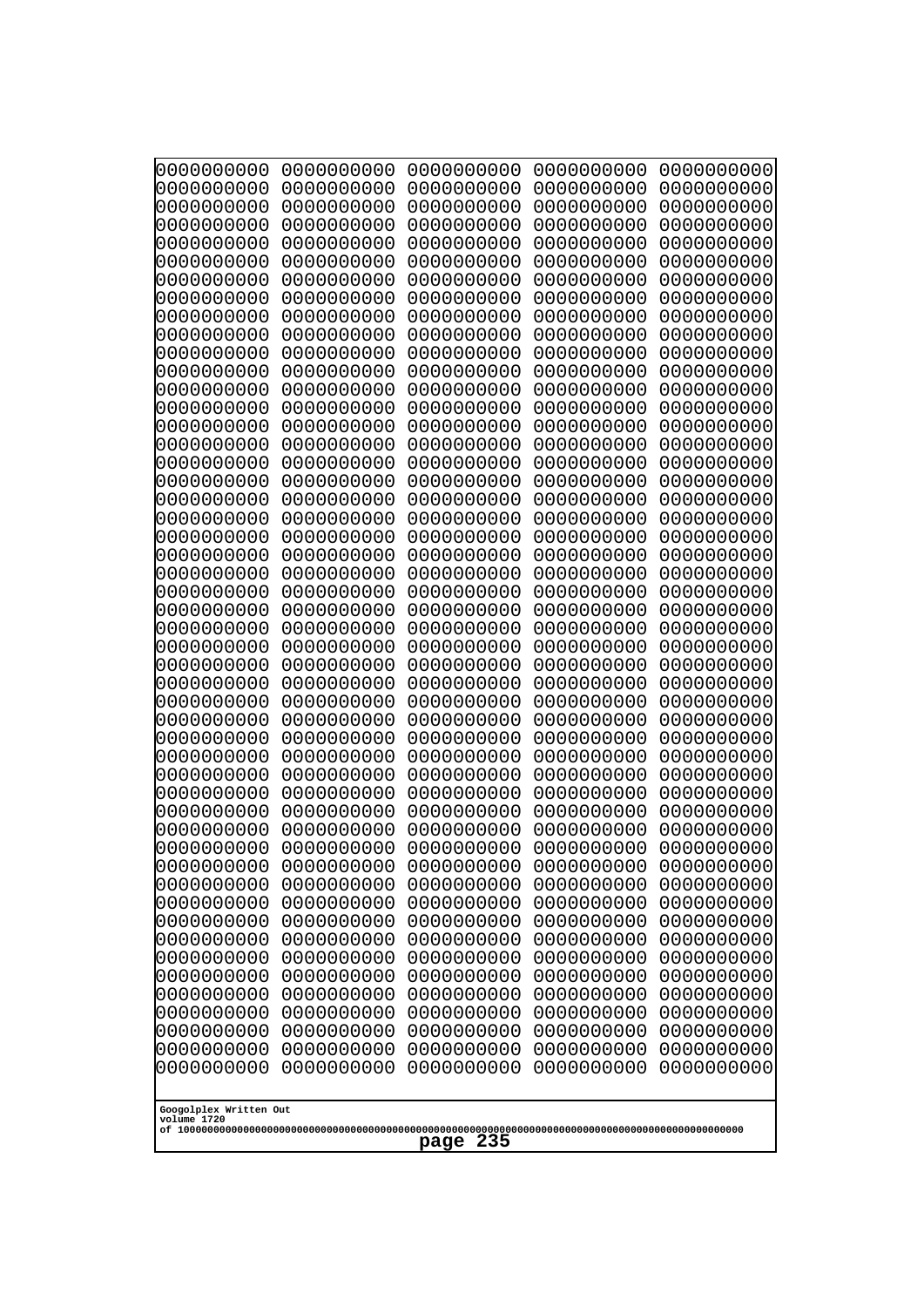```
0000000000 0000000000 0000000000 0000000000 0000000000
0000000000 0000000000 0000000000 0000000000 0000000000
0000000000 0000000000 0000000000 0000000000 0000000000
0000000000 0000000000 0000000000 0000000000 0000000000
0000000000 0000000000 0000000000 0000000000 0000000000
0000000000 0000000000 0000000000 0000000000 0000000000
0000000000 0000000000 0000000000 0000000000 0000000000
0000000000 0000000000 0000000000 0000000000 0000000000
0000000000 0000000000 0000000000 0000000000 0000000000
0000000000 0000000000 0000000000 0000000000 0000000000
0000000000 0000000000 0000000000 0000000000 0000000000
0000000000 0000000000 0000000000 0000000000 0000000000
0000000000 0000000000 0000000000 0000000000 0000000000
0000000000 0000000000 0000000000 0000000000 0000000000
0000000000 0000000000 0000000000 0000000000 0000000000
0000000000 0000000000 0000000000 0000000000 0000000000
0000000000 0000000000 0000000000 0000000000 0000000000
0000000000 0000000000 0000000000 0000000000 0000000000
0000000000 0000000000 0000000000 0000000000 0000000000
0000000000 0000000000 0000000000 0000000000 0000000000
0000000000 0000000000 0000000000 0000000000 0000000000
0000000000 0000000000 0000000000 0000000000 0000000000
0000000000 0000000000 0000000000 0000000000 0000000000
0000000000 0000000000 0000000000 0000000000 0000000000
0000000000 0000000000 0000000000 0000000000 0000000000
0000000000 0000000000 0000000000 0000000000 0000000000
0000000000 0000000000 0000000000 0000000000 0000000000
0000000000 0000000000 0000000000 0000000000 0000000000
0000000000 0000000000 0000000000 0000000000 0000000000
0000000000 0000000000 0000000000 0000000000 0000000000
0000000000 0000000000 0000000000 0000000000 0000000000
0000000000 0000000000 0000000000 0000000000 0000000000
0000000000 0000000000 0000000000 0000000000 0000000000
0000000000 0000000000 0000000000 0000000000 0000000000
0000000000 0000000000 0000000000 0000000000 0000000000
0000000000 0000000000 0000000000 0000000000 0000000000
0000000000 0000000000 0000000000 0000000000 0000000000
0000000000 0000000000 0000000000 0000000000 0000000000
0000000000 0000000000 0000000000 0000000000 0000000000
0000000000 0000000000 0000000000 0000000000 0000000000
0000000000 0000000000 0000000000 0000000000 0000000000
0000000000 0000000000 0000000000 0000000000 0000000000
0000000000 0000000000 0000000000 0000000000 0000000000
0000000000 0000000000 0000000000 0000000000 0000000000
0000000000 0000000000 0000000000 0000000000 0000000000
0000000000 0000000000 0000000000 0000000000 0000000000
0000000000 0000000000 0000000000 0000000000 0000000000
0000000000 0000000000 0000000000 0000000000 0000000000
0000000000 0000000000 0000000000 0000000000 0000000000
0000000000 0000000000 0000000000 0000000000 0000000000
```

Googolplex Written Out
volume 1720
of 10000000000000000000000000000000000000000000000000000000000000000000000000000000000000000000000000000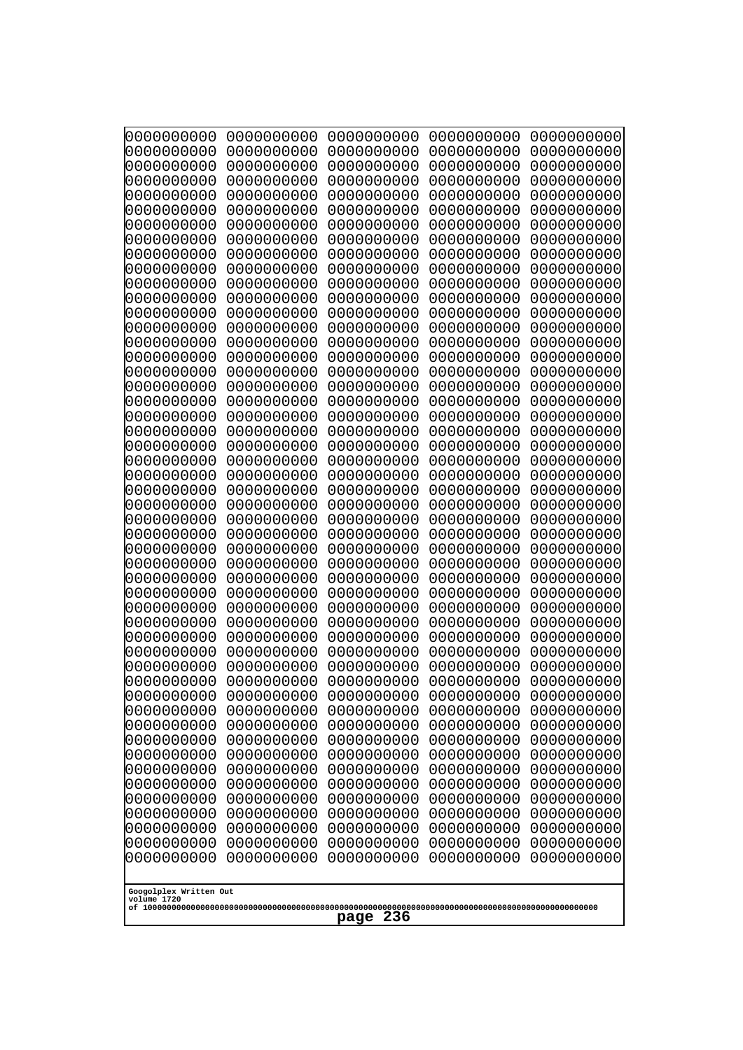0000000000 0000000000 0000000000 0000000000 0000000000
0000000000 0000000000 0000000000 0000000000 0000000000
0000000000 0000000000 0000000000 0000000000 0000000000
0000000000 0000000000 0000000000 0000000000 0000000000
0000000000 0000000000 0000000000 0000000000 0000000000
0000000000 0000000000 0000000000 0000000000 0000000000
0000000000 0000000000 0000000000 0000000000 0000000000
0000000000 0000000000 0000000000 0000000000 0000000000
0000000000 0000000000 0000000000 0000000000 0000000000
0000000000 0000000000 0000000000 0000000000 0000000000
0000000000 0000000000 0000000000 0000000000 0000000000
0000000000 0000000000 0000000000 0000000000 0000000000
0000000000 0000000000 0000000000 0000000000 0000000000
0000000000 0000000000 0000000000 0000000000 0000000000
0000000000 0000000000 0000000000 0000000000 0000000000
0000000000 0000000000 0000000000 0000000000 0000000000
0000000000 0000000000 0000000000 0000000000 0000000000
0000000000 0000000000 0000000000 0000000000 0000000000
0000000000 0000000000 0000000000 0000000000 0000000000
0000000000 0000000000 0000000000 0000000000 0000000000
0000000000 0000000000 0000000000 0000000000 0000000000
0000000000 0000000000 0000000000 0000000000 0000000000
0000000000 0000000000 0000000000 0000000000 0000000000
0000000000 0000000000 0000000000 0000000000 0000000000
0000000000 0000000000 0000000000 0000000000 0000000000
0000000000 0000000000 0000000000 0000000000 0000000000
0000000000 0000000000 0000000000 0000000000 0000000000
0000000000 0000000000 0000000000 0000000000 0000000000
0000000000 0000000000 0000000000 0000000000 0000000000
0000000000 0000000000 0000000000 0000000000 0000000000
0000000000 0000000000 0000000000 0000000000 0000000000
0000000000 0000000000 0000000000 0000000000 0000000000
0000000000 0000000000 0000000000 0000000000 0000000000
0000000000 0000000000 0000000000 0000000000 0000000000
0000000000 0000000000 0000000000 0000000000 0000000000
0000000000 0000000000 0000000000 0000000000 0000000000
0000000000 0000000000 0000000000 0000000000 0000000000
0000000000 0000000000 0000000000 0000000000 0000000000
0000000000 0000000000 0000000000 0000000000 0000000000
0000000000 0000000000 0000000000 0000000000 0000000000
0000000000 0000000000 0000000000 0000000000 0000000000
0000000000 0000000000 0000000000 0000000000 0000000000
0000000000 0000000000 0000000000 0000000000 0000000000
0000000000 0000000000 0000000000 0000000000 0000000000
0000000000 0000000000 0000000000 0000000000 0000000000
0000000000 0000000000 0000000000 0000000000 0000000000
0000000000 0000000000 0000000000 0000000000 0000000000
0000000000 0000000000 0000000000 0000000000 0000000000
0000000000 0000000000 0000000000 0000000000 0000000000
0000000000 0000000000 0000000000 0000000000 0000000000

Googolplex Written Out
volume 1720
of 10000000000000000000000000000000000000000000000000000000000000000000000000000000000000000000000000000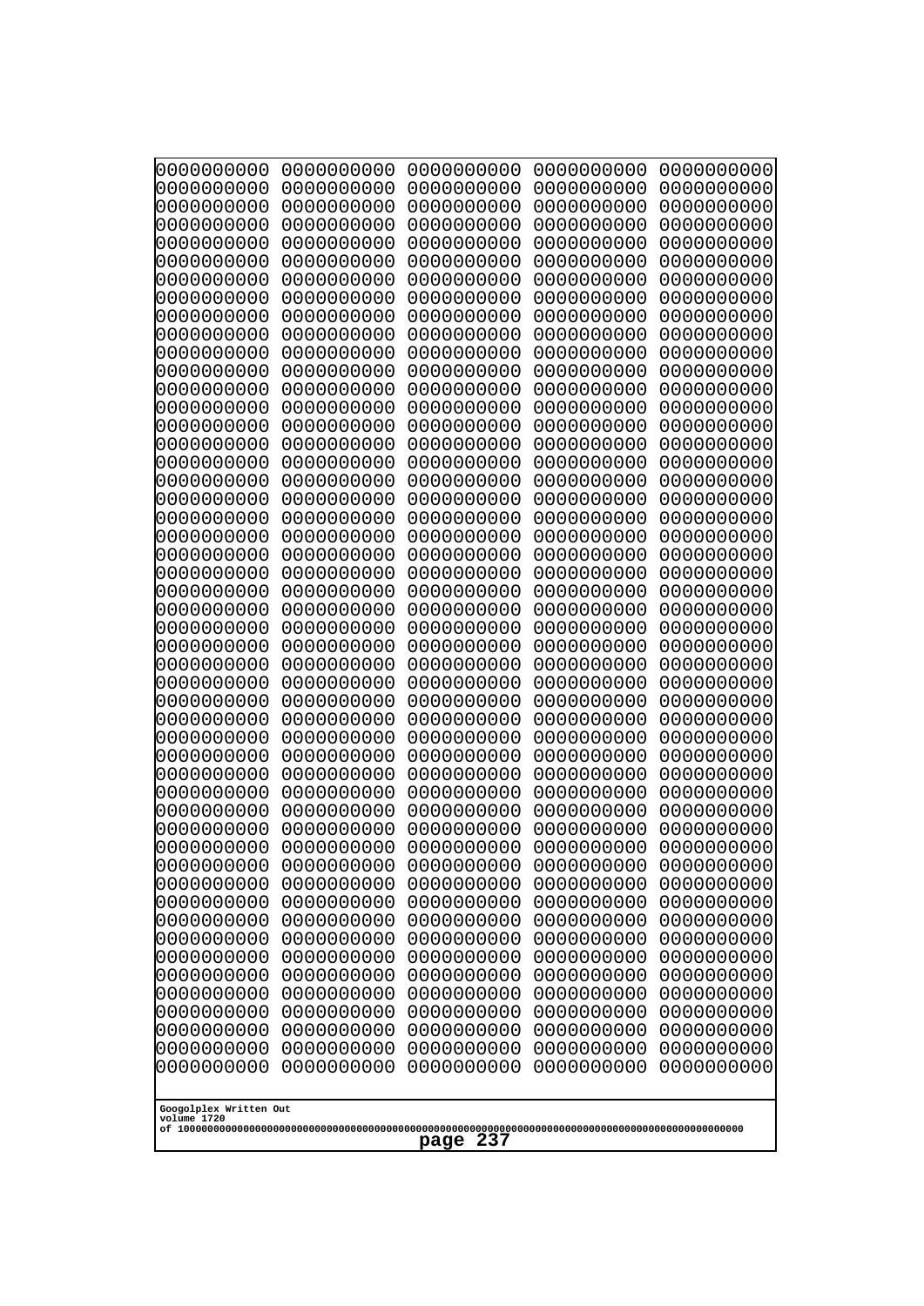```
0000000000 0000000000 0000000000 0000000000 0000000000
0000000000 0000000000 0000000000 0000000000 0000000000
0000000000 0000000000 0000000000 0000000000 0000000000
0000000000 0000000000 0000000000 0000000000 0000000000
0000000000 0000000000 0000000000 0000000000 0000000000
0000000000 0000000000 0000000000 0000000000 0000000000
0000000000 0000000000 0000000000 0000000000 0000000000
0000000000 0000000000 0000000000 0000000000 0000000000
0000000000 0000000000 0000000000 0000000000 0000000000
0000000000 0000000000 0000000000 0000000000 0000000000
0000000000 0000000000 0000000000 0000000000 0000000000
0000000000 0000000000 0000000000 0000000000 0000000000
0000000000 0000000000 0000000000 0000000000 0000000000
0000000000 0000000000 0000000000 0000000000 0000000000
0000000000 0000000000 0000000000 0000000000 0000000000
0000000000 0000000000 0000000000 0000000000 0000000000
0000000000 0000000000 0000000000 0000000000 0000000000
0000000000 0000000000 0000000000 0000000000 0000000000
0000000000 0000000000 0000000000 0000000000 0000000000
0000000000 0000000000 0000000000 0000000000 0000000000
0000000000 0000000000 0000000000 0000000000 0000000000
0000000000 0000000000 0000000000 0000000000 0000000000
0000000000 0000000000 0000000000 0000000000 0000000000
0000000000 0000000000 0000000000 0000000000 0000000000
0000000000 0000000000 0000000000 0000000000 0000000000
0000000000 0000000000 0000000000 0000000000 0000000000
0000000000 0000000000 0000000000 0000000000 0000000000
0000000000 0000000000 0000000000 0000000000 0000000000
0000000000 0000000000 0000000000 0000000000 0000000000
0000000000 0000000000 0000000000 0000000000 0000000000
0000000000 0000000000 0000000000 0000000000 0000000000
0000000000 0000000000 0000000000 0000000000 0000000000
0000000000 0000000000 0000000000 0000000000 0000000000
0000000000 0000000000 0000000000 0000000000 0000000000
0000000000 0000000000 0000000000 0000000000 0000000000
0000000000 0000000000 0000000000 0000000000 0000000000
0000000000 0000000000 0000000000 0000000000 0000000000
0000000000 0000000000 0000000000 0000000000 0000000000
0000000000 0000000000 0000000000 0000000000 0000000000
0000000000 0000000000 0000000000 0000000000 0000000000
0000000000 0000000000 0000000000 0000000000 0000000000
0000000000 0000000000 0000000000 0000000000 0000000000
0000000000 0000000000 0000000000 0000000000 0000000000
0000000000 0000000000 0000000000 0000000000 0000000000
0000000000 0000000000 0000000000 0000000000 0000000000
0000000000 0000000000 0000000000 0000000000 0000000000
0000000000 0000000000 0000000000 0000000000 0000000000
0000000000 0000000000 0000000000 0000000000 0000000000
0000000000 0000000000 0000000000 0000000000 0000000000
0000000000 0000000000 0000000000 0000000000 0000000000
```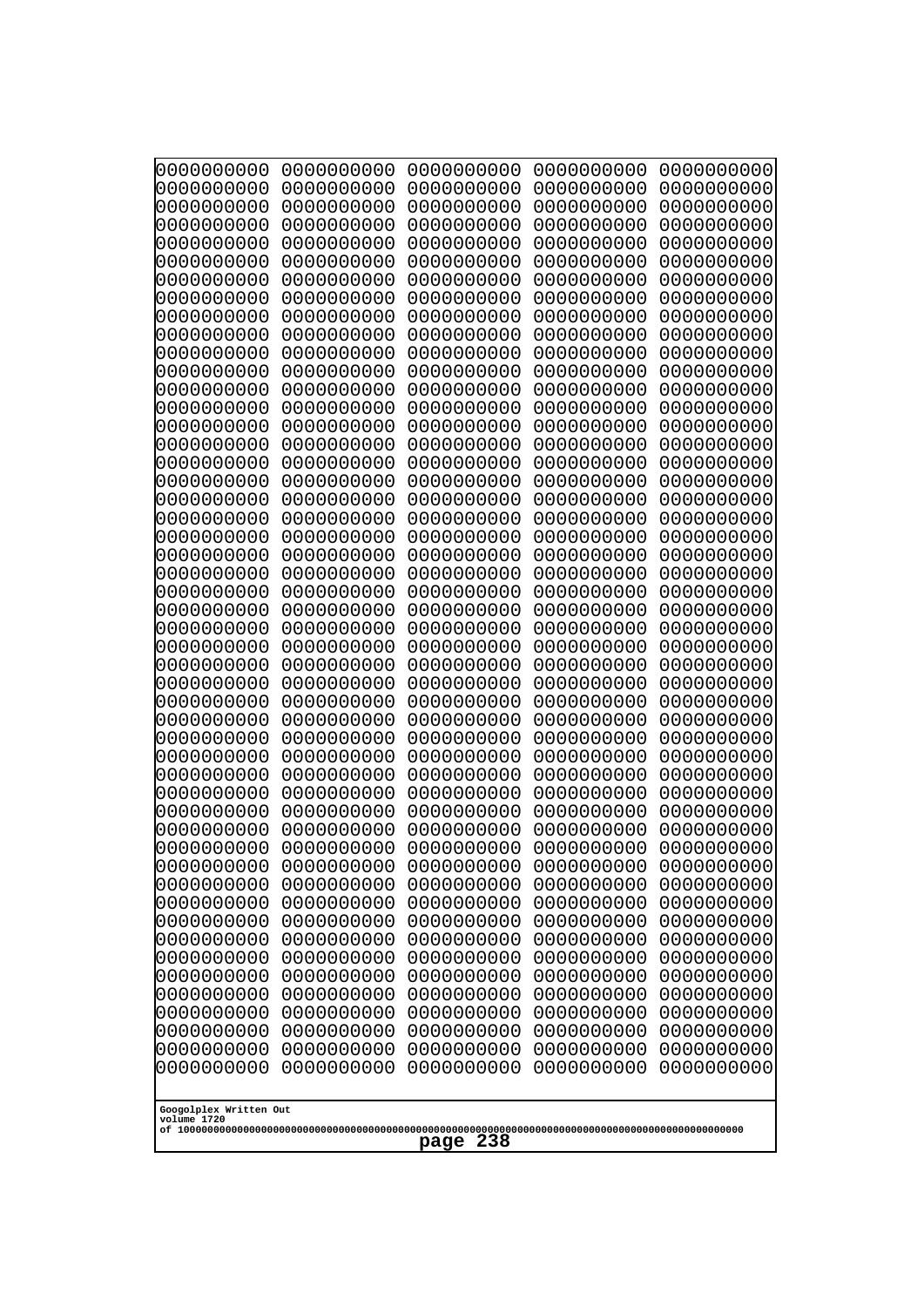```
0000000000 0000000000 0000000000 0000000000 0000000000
0000000000 0000000000 0000000000 0000000000 0000000000
0000000000 0000000000 0000000000 0000000000 0000000000
0000000000 0000000000 0000000000 0000000000 0000000000
0000000000 0000000000 0000000000 0000000000 0000000000
0000000000 0000000000 0000000000 0000000000 0000000000
0000000000 0000000000 0000000000 0000000000 0000000000
0000000000 0000000000 0000000000 0000000000 0000000000
0000000000 0000000000 0000000000 0000000000 0000000000
0000000000 0000000000 0000000000 0000000000 0000000000
0000000000 0000000000 0000000000 0000000000 0000000000
0000000000 0000000000 0000000000 0000000000 0000000000
0000000000 0000000000 0000000000 0000000000 0000000000
0000000000 0000000000 0000000000 0000000000 0000000000
0000000000 0000000000 0000000000 0000000000 0000000000
0000000000 0000000000 0000000000 0000000000 0000000000
0000000000 0000000000 0000000000 0000000000 0000000000
0000000000 0000000000 0000000000 0000000000 0000000000
0000000000 0000000000 0000000000 0000000000 0000000000
0000000000 0000000000 0000000000 0000000000 0000000000
0000000000 0000000000 0000000000 0000000000 0000000000
0000000000 0000000000 0000000000 0000000000 0000000000
0000000000 0000000000 0000000000 0000000000 0000000000
0000000000 0000000000 0000000000 0000000000 0000000000
0000000000 0000000000 0000000000 0000000000 0000000000
0000000000 0000000000 0000000000 0000000000 0000000000
0000000000 0000000000 0000000000 0000000000 0000000000
0000000000 0000000000 0000000000 0000000000 0000000000
0000000000 0000000000 0000000000 0000000000 0000000000
0000000000 0000000000 0000000000 0000000000 0000000000
0000000000 0000000000 0000000000 0000000000 0000000000
0000000000 0000000000 0000000000 0000000000 0000000000
0000000000 0000000000 0000000000 0000000000 0000000000
0000000000 0000000000 0000000000 0000000000 0000000000
0000000000 0000000000 0000000000 0000000000 0000000000
0000000000 0000000000 0000000000 0000000000 0000000000
0000000000 0000000000 0000000000 0000000000 0000000000
0000000000 0000000000 0000000000 0000000000 0000000000
0000000000 0000000000 0000000000 0000000000 0000000000
0000000000 0000000000 0000000000 0000000000 0000000000
0000000000 0000000000 0000000000 0000000000 0000000000
0000000000 0000000000 0000000000 0000000000 0000000000
0000000000 0000000000 0000000000 0000000000 0000000000
0000000000 0000000000 0000000000 0000000000 0000000000
0000000000 0000000000 0000000000 0000000000 0000000000
0000000000 0000000000 0000000000 0000000000 0000000000
0000000000 0000000000 0000000000 0000000000 0000000000
0000000000 0000000000 0000000000 0000000000 0000000000
0000000000 0000000000 0000000000 0000000000 0000000000
0000000000 0000000000 0000000000 0000000000 0000000000
```

Googolplex Written Out
volume 1720
of 10000000000000000000000000000000000000000000000000000000000000000000000000000000000000000000000000000

page 238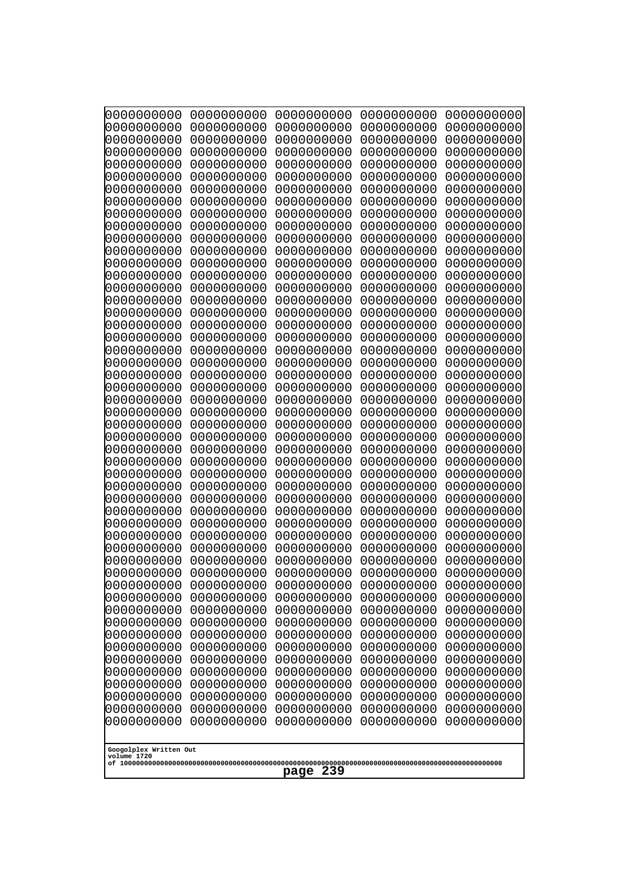```
0000000000 0000000000 0000000000 0000000000 0000000000
0000000000 0000000000 0000000000 0000000000 0000000000
0000000000 0000000000 0000000000 0000000000 0000000000
0000000000 0000000000 0000000000 0000000000 0000000000
0000000000 0000000000 0000000000 0000000000 0000000000
0000000000 0000000000 0000000000 0000000000 0000000000
0000000000 0000000000 0000000000 0000000000 0000000000
0000000000 0000000000 0000000000 0000000000 0000000000
0000000000 0000000000 0000000000 0000000000 0000000000
0000000000 0000000000 0000000000 0000000000 0000000000
0000000000 0000000000 0000000000 0000000000 0000000000
0000000000 0000000000 0000000000 0000000000 0000000000
0000000000 0000000000 0000000000 0000000000 0000000000
0000000000 0000000000 0000000000 0000000000 0000000000
0000000000 0000000000 0000000000 0000000000 0000000000
0000000000 0000000000 0000000000 0000000000 0000000000
0000000000 0000000000 0000000000 0000000000 0000000000
0000000000 0000000000 0000000000 0000000000 0000000000
0000000000 0000000000 0000000000 0000000000 0000000000
0000000000 0000000000 0000000000 0000000000 0000000000
0000000000 0000000000 0000000000 0000000000 0000000000
0000000000 0000000000 0000000000 0000000000 0000000000
0000000000 0000000000 0000000000 0000000000 0000000000
0000000000 0000000000 0000000000 0000000000 0000000000
0000000000 0000000000 0000000000 0000000000 0000000000
0000000000 0000000000 0000000000 0000000000 0000000000
0000000000 0000000000 0000000000 0000000000 0000000000
0000000000 0000000000 0000000000 0000000000 0000000000
0000000000 0000000000 0000000000 0000000000 0000000000
0000000000 0000000000 0000000000 0000000000 0000000000
0000000000 0000000000 0000000000 0000000000 0000000000
0000000000 0000000000 0000000000 0000000000 0000000000
0000000000 0000000000 0000000000 0000000000 0000000000
0000000000 0000000000 0000000000 0000000000 0000000000
0000000000 0000000000 0000000000 0000000000 0000000000
0000000000 0000000000 0000000000 0000000000 0000000000
0000000000 0000000000 0000000000 0000000000 0000000000
0000000000 0000000000 0000000000 0000000000 0000000000
0000000000 0000000000 0000000000 0000000000 0000000000
0000000000 0000000000 0000000000 0000000000 0000000000
0000000000 0000000000 0000000000 0000000000 0000000000
0000000000 0000000000 0000000000 0000000000 0000000000
0000000000 0000000000 0000000000 0000000000 0000000000
0000000000 0000000000 0000000000 0000000000 0000000000
0000000000 0000000000 0000000000 0000000000 0000000000
0000000000 0000000000 0000000000 0000000000 0000000000
0000000000 0000000000 0000000000 0000000000 0000000000
0000000000 0000000000 0000000000 0000000000 0000000000
0000000000 0000000000 0000000000 0000000000 0000000000
0000000000 0000000000 0000000000 0000000000 0000000000
```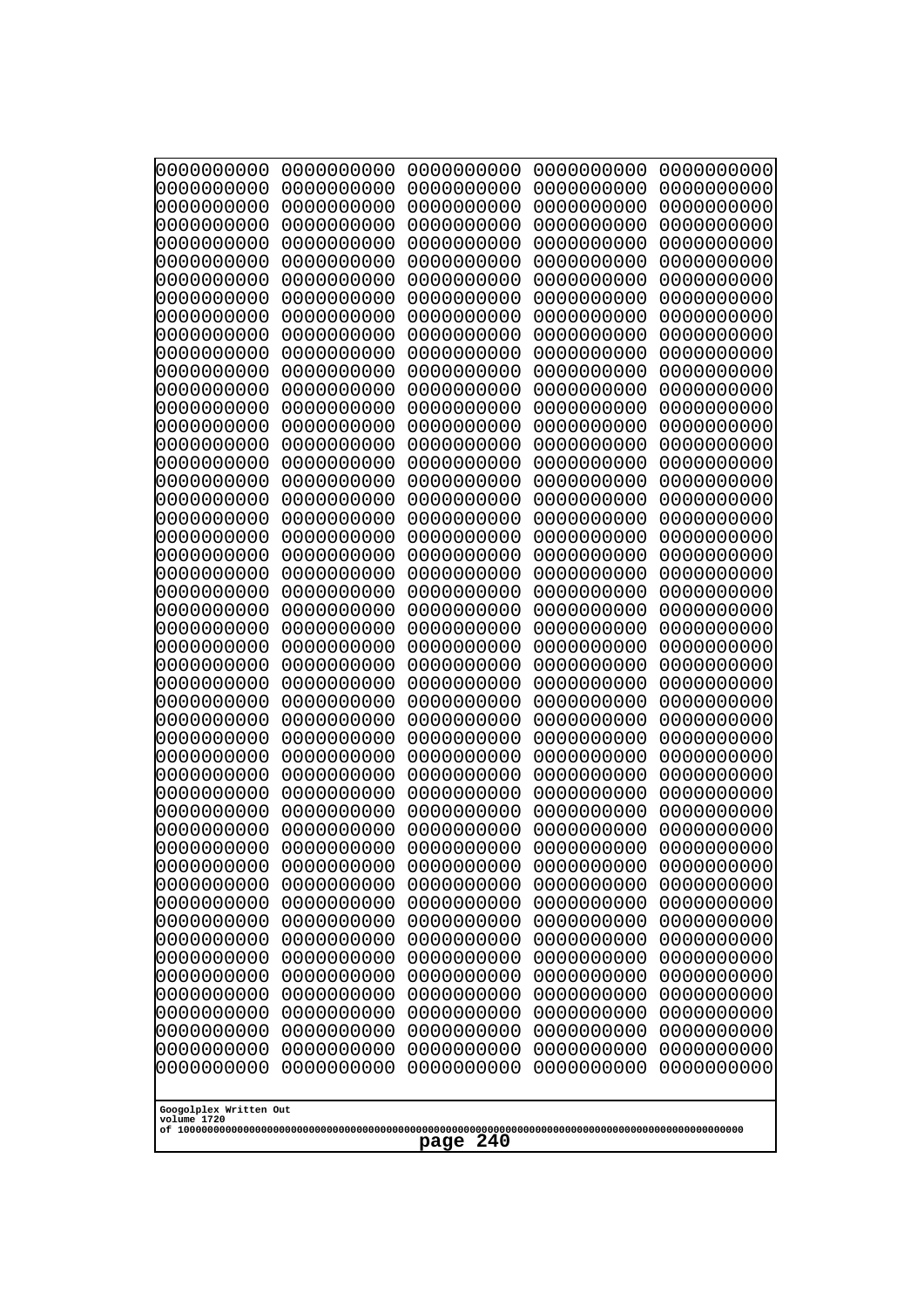```
0000000000 0000000000 0000000000 0000000000 0000000000
0000000000 0000000000 0000000000 0000000000 0000000000
0000000000 0000000000 0000000000 0000000000 0000000000
0000000000 0000000000 0000000000 0000000000 0000000000
0000000000 0000000000 0000000000 0000000000 0000000000
0000000000 0000000000 0000000000 0000000000 0000000000
0000000000 0000000000 0000000000 0000000000 0000000000
0000000000 0000000000 0000000000 0000000000 0000000000
0000000000 0000000000 0000000000 0000000000 0000000000
0000000000 0000000000 0000000000 0000000000 0000000000
0000000000 0000000000 0000000000 0000000000 0000000000
0000000000 0000000000 0000000000 0000000000 0000000000
0000000000 0000000000 0000000000 0000000000 0000000000
0000000000 0000000000 0000000000 0000000000 0000000000
0000000000 0000000000 0000000000 0000000000 0000000000
0000000000 0000000000 0000000000 0000000000 0000000000
0000000000 0000000000 0000000000 0000000000 0000000000
0000000000 0000000000 0000000000 0000000000 0000000000
0000000000 0000000000 0000000000 0000000000 0000000000
0000000000 0000000000 0000000000 0000000000 0000000000
0000000000 0000000000 0000000000 0000000000 0000000000
0000000000 0000000000 0000000000 0000000000 0000000000
0000000000 0000000000 0000000000 0000000000 0000000000
0000000000 0000000000 0000000000 0000000000 0000000000
0000000000 0000000000 0000000000 0000000000 0000000000
0000000000 0000000000 0000000000 0000000000 0000000000
0000000000 0000000000 0000000000 0000000000 0000000000
0000000000 0000000000 0000000000 0000000000 0000000000
0000000000 0000000000 0000000000 0000000000 0000000000
0000000000 0000000000 0000000000 0000000000 0000000000
0000000000 0000000000 0000000000 0000000000 0000000000
0000000000 0000000000 0000000000 0000000000 0000000000
0000000000 0000000000 0000000000 0000000000 0000000000
0000000000 0000000000 0000000000 0000000000 0000000000
0000000000 0000000000 0000000000 0000000000 0000000000
0000000000 0000000000 0000000000 0000000000 0000000000
0000000000 0000000000 0000000000 0000000000 0000000000
0000000000 0000000000 0000000000 0000000000 0000000000
0000000000 0000000000 0000000000 0000000000 0000000000
0000000000 0000000000 0000000000 0000000000 0000000000
0000000000 0000000000 0000000000 0000000000 0000000000
0000000000 0000000000 0000000000 0000000000 0000000000
0000000000 0000000000 0000000000 0000000000 0000000000
0000000000 0000000000 0000000000 0000000000 0000000000
0000000000 0000000000 0000000000 0000000000 0000000000
0000000000 0000000000 0000000000 0000000000 0000000000
0000000000 0000000000 0000000000 0000000000 0000000000
0000000000 0000000000 0000000000 0000000000 0000000000
0000000000 0000000000 0000000000 0000000000 0000000000
0000000000 0000000000 0000000000 0000000000 0000000000
```

Googolplex Written Out
volume 1720
of 10000000000000000000000000000000000000000000000000000000000000000000000000000000000000000000000000000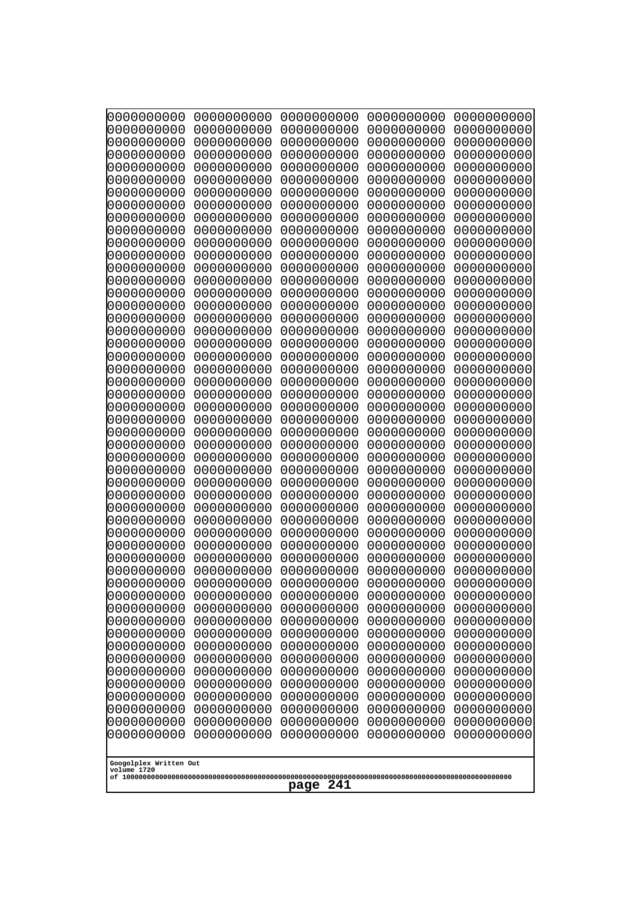```
0000000000 0000000000 0000000000 0000000000 0000000000
0000000000 0000000000 0000000000 0000000000 0000000000
0000000000 0000000000 0000000000 0000000000 0000000000
0000000000 0000000000 0000000000 0000000000 0000000000
0000000000 0000000000 0000000000 0000000000 0000000000
0000000000 0000000000 0000000000 0000000000 0000000000
0000000000 0000000000 0000000000 0000000000 0000000000
0000000000 0000000000 0000000000 0000000000 0000000000
0000000000 0000000000 0000000000 0000000000 0000000000
0000000000 0000000000 0000000000 0000000000 0000000000
0000000000 0000000000 0000000000 0000000000 0000000000
0000000000 0000000000 0000000000 0000000000 0000000000
0000000000 0000000000 0000000000 0000000000 0000000000
0000000000 0000000000 0000000000 0000000000 0000000000
0000000000 0000000000 0000000000 0000000000 0000000000
0000000000 0000000000 0000000000 0000000000 0000000000
0000000000 0000000000 0000000000 0000000000 0000000000
0000000000 0000000000 0000000000 0000000000 0000000000
0000000000 0000000000 0000000000 0000000000 0000000000
0000000000 0000000000 0000000000 0000000000 0000000000
0000000000 0000000000 0000000000 0000000000 0000000000
0000000000 0000000000 0000000000 0000000000 0000000000
0000000000 0000000000 0000000000 0000000000 0000000000
0000000000 0000000000 0000000000 0000000000 0000000000
0000000000 0000000000 0000000000 0000000000 0000000000
0000000000 0000000000 0000000000 0000000000 0000000000
0000000000 0000000000 0000000000 0000000000 0000000000
0000000000 0000000000 0000000000 0000000000 0000000000
0000000000 0000000000 0000000000 0000000000 0000000000
0000000000 0000000000 0000000000 0000000000 0000000000
0000000000 0000000000 0000000000 0000000000 0000000000
0000000000 0000000000 0000000000 0000000000 0000000000
0000000000 0000000000 0000000000 0000000000 0000000000
0000000000 0000000000 0000000000 0000000000 0000000000
0000000000 0000000000 0000000000 0000000000 0000000000
0000000000 0000000000 0000000000 0000000000 0000000000
0000000000 0000000000 0000000000 0000000000 0000000000
0000000000 0000000000 0000000000 0000000000 0000000000
0000000000 0000000000 0000000000 0000000000 0000000000
0000000000 0000000000 0000000000 0000000000 0000000000
0000000000 0000000000 0000000000 0000000000 0000000000
0000000000 0000000000 0000000000 0000000000 0000000000
0000000000 0000000000 0000000000 0000000000 0000000000
0000000000 0000000000 0000000000 0000000000 0000000000
0000000000 0000000000 0000000000 0000000000 0000000000
0000000000 0000000000 0000000000 0000000000 0000000000
0000000000 0000000000 0000000000 0000000000 0000000000
0000000000 0000000000 0000000000 0000000000 0000000000
0000000000 0000000000 0000000000 0000000000 0000000000
0000000000 0000000000 0000000000 0000000000 0000000000
```

Googolplex Written Out
volume 1720
of 10000000000000000000000000000000000000000000000000000000000000000000000000000000000000000000000000000
page 241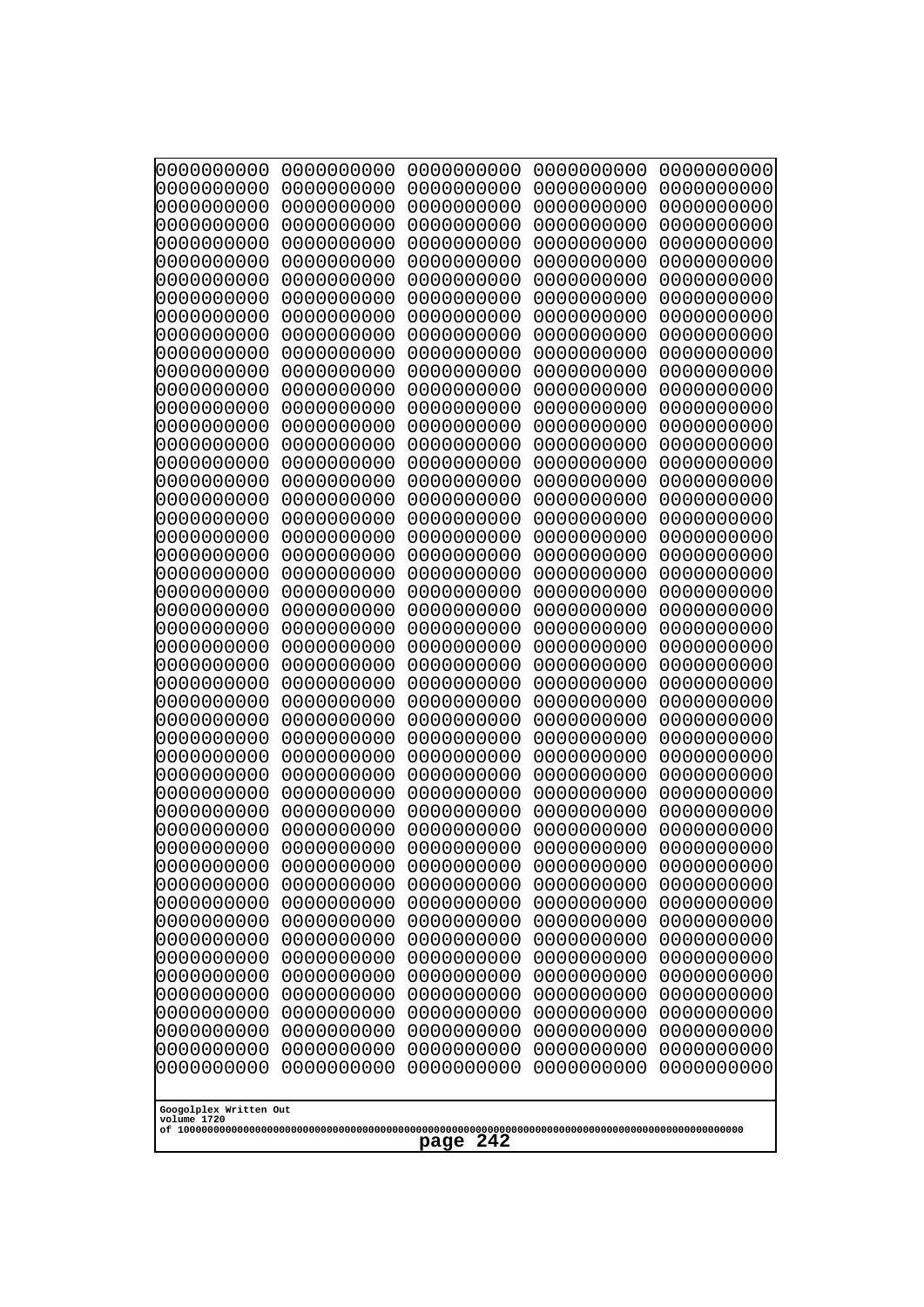```
0000000000 0000000000 0000000000 0000000000 0000000000
0000000000 0000000000 0000000000 0000000000 0000000000
0000000000 0000000000 0000000000 0000000000 0000000000
0000000000 0000000000 0000000000 0000000000 0000000000
0000000000 0000000000 0000000000 0000000000 0000000000
0000000000 0000000000 0000000000 0000000000 0000000000
0000000000 0000000000 0000000000 0000000000 0000000000
0000000000 0000000000 0000000000 0000000000 0000000000
0000000000 0000000000 0000000000 0000000000 0000000000
0000000000 0000000000 0000000000 0000000000 0000000000
0000000000 0000000000 0000000000 0000000000 0000000000
0000000000 0000000000 0000000000 0000000000 0000000000
0000000000 0000000000 0000000000 0000000000 0000000000
0000000000 0000000000 0000000000 0000000000 0000000000
0000000000 0000000000 0000000000 0000000000 0000000000
0000000000 0000000000 0000000000 0000000000 0000000000
0000000000 0000000000 0000000000 0000000000 0000000000
0000000000 0000000000 0000000000 0000000000 0000000000
0000000000 0000000000 0000000000 0000000000 0000000000
0000000000 0000000000 0000000000 0000000000 0000000000
0000000000 0000000000 0000000000 0000000000 0000000000
0000000000 0000000000 0000000000 0000000000 0000000000
0000000000 0000000000 0000000000 0000000000 0000000000
0000000000 0000000000 0000000000 0000000000 0000000000
0000000000 0000000000 0000000000 0000000000 0000000000
0000000000 0000000000 0000000000 0000000000 0000000000
0000000000 0000000000 0000000000 0000000000 0000000000
0000000000 0000000000 0000000000 0000000000 0000000000
0000000000 0000000000 0000000000 0000000000 0000000000
0000000000 0000000000 0000000000 0000000000 0000000000
0000000000 0000000000 0000000000 0000000000 0000000000
0000000000 0000000000 0000000000 0000000000 0000000000
0000000000 0000000000 0000000000 0000000000 0000000000
0000000000 0000000000 0000000000 0000000000 0000000000
0000000000 0000000000 0000000000 0000000000 0000000000
0000000000 0000000000 0000000000 0000000000 0000000000
0000000000 0000000000 0000000000 0000000000 0000000000
0000000000 0000000000 0000000000 0000000000 0000000000
0000000000 0000000000 0000000000 0000000000 0000000000
0000000000 0000000000 0000000000 0000000000 0000000000
0000000000 0000000000 0000000000 0000000000 0000000000
0000000000 0000000000 0000000000 0000000000 0000000000
0000000000 0000000000 0000000000 0000000000 0000000000
0000000000 0000000000 0000000000 0000000000 0000000000
0000000000 0000000000 0000000000 0000000000 0000000000
0000000000 0000000000 0000000000 0000000000 0000000000
0000000000 0000000000 0000000000 0000000000 0000000000
0000000000 0000000000 0000000000 0000000000 0000000000
0000000000 0000000000 0000000000 0000000000 0000000000
0000000000 0000000000 0000000000 0000000000 0000000000
```

Googolplex Written Out
volume 1720
of 10000000000000000000000000000000000000000000000000000000000000000000000000000000000000000000000000000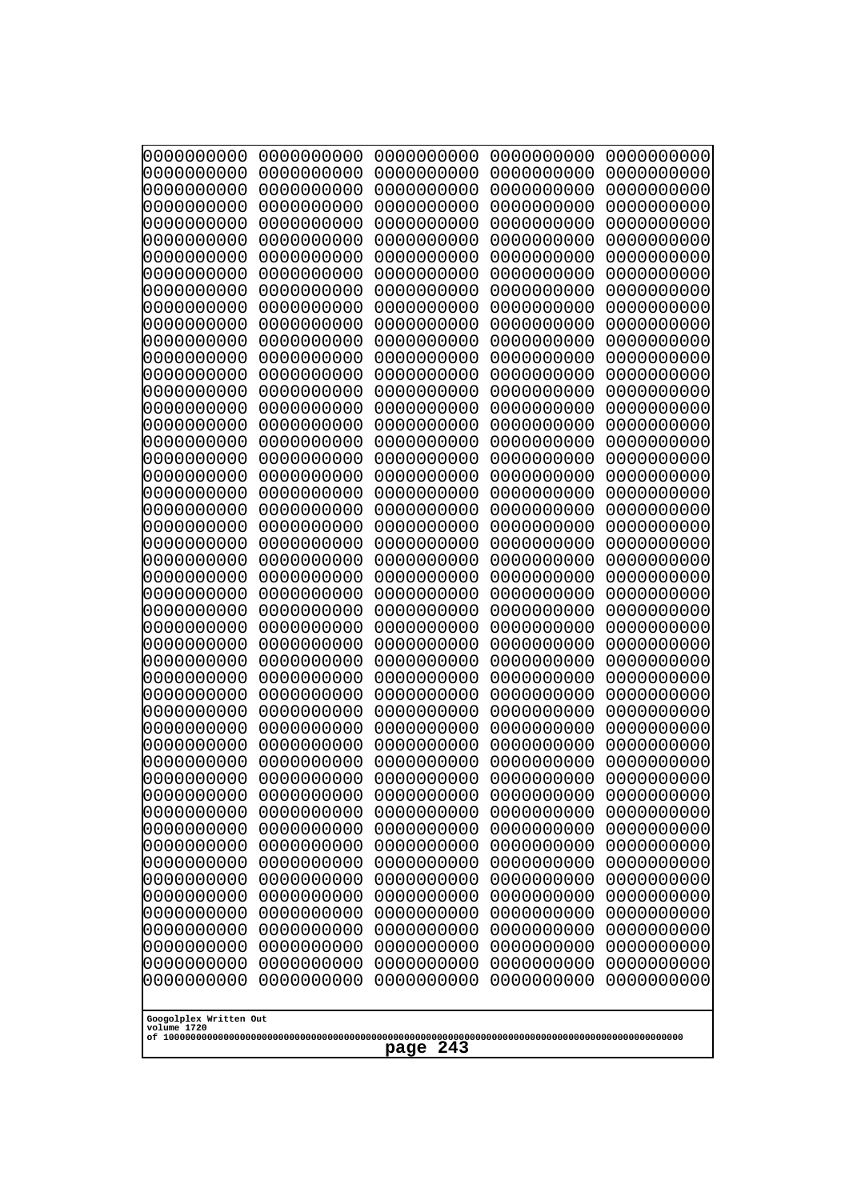```
0000000000 0000000000 0000000000 0000000000 0000000000
0000000000 0000000000 0000000000 0000000000 0000000000
0000000000 0000000000 0000000000 0000000000 0000000000
0000000000 0000000000 0000000000 0000000000 0000000000
0000000000 0000000000 0000000000 0000000000 0000000000
0000000000 0000000000 0000000000 0000000000 0000000000
0000000000 0000000000 0000000000 0000000000 0000000000
0000000000 0000000000 0000000000 0000000000 0000000000
0000000000 0000000000 0000000000 0000000000 0000000000
0000000000 0000000000 0000000000 0000000000 0000000000
0000000000 0000000000 0000000000 0000000000 0000000000
0000000000 0000000000 0000000000 0000000000 0000000000
0000000000 0000000000 0000000000 0000000000 0000000000
0000000000 0000000000 0000000000 0000000000 0000000000
0000000000 0000000000 0000000000 0000000000 0000000000
0000000000 0000000000 0000000000 0000000000 0000000000
0000000000 0000000000 0000000000 0000000000 0000000000
0000000000 0000000000 0000000000 0000000000 0000000000
0000000000 0000000000 0000000000 0000000000 0000000000
0000000000 0000000000 0000000000 0000000000 0000000000
0000000000 0000000000 0000000000 0000000000 0000000000
0000000000 0000000000 0000000000 0000000000 0000000000
0000000000 0000000000 0000000000 0000000000 0000000000
0000000000 0000000000 0000000000 0000000000 0000000000
0000000000 0000000000 0000000000 0000000000 0000000000
0000000000 0000000000 0000000000 0000000000 0000000000
0000000000 0000000000 0000000000 0000000000 0000000000
0000000000 0000000000 0000000000 0000000000 0000000000
0000000000 0000000000 0000000000 0000000000 0000000000
0000000000 0000000000 0000000000 0000000000 0000000000
0000000000 0000000000 0000000000 0000000000 0000000000
0000000000 0000000000 0000000000 0000000000 0000000000
0000000000 0000000000 0000000000 0000000000 0000000000
0000000000 0000000000 0000000000 0000000000 0000000000
0000000000 0000000000 0000000000 0000000000 0000000000
0000000000 0000000000 0000000000 0000000000 0000000000
0000000000 0000000000 0000000000 0000000000 0000000000
0000000000 0000000000 0000000000 0000000000 0000000000
0000000000 0000000000 0000000000 0000000000 0000000000
0000000000 0000000000 0000000000 0000000000 0000000000
0000000000 0000000000 0000000000 0000000000 0000000000
0000000000 0000000000 0000000000 0000000000 0000000000
0000000000 0000000000 0000000000 0000000000 0000000000
0000000000 0000000000 0000000000 0000000000 0000000000
0000000000 0000000000 0000000000 0000000000 0000000000
0000000000 0000000000 0000000000 0000000000 0000000000
0000000000 0000000000 0000000000 0000000000 0000000000
0000000000 0000000000 0000000000 0000000000 0000000000
0000000000 0000000000 0000000000 0000000000 0000000000
0000000000 0000000000 0000000000 0000000000 0000000000
```

Googolplex Written Out
volume 1720
of 10000000000000000000000000000000000000000000000000000000000000000000000000000000000000000000000000000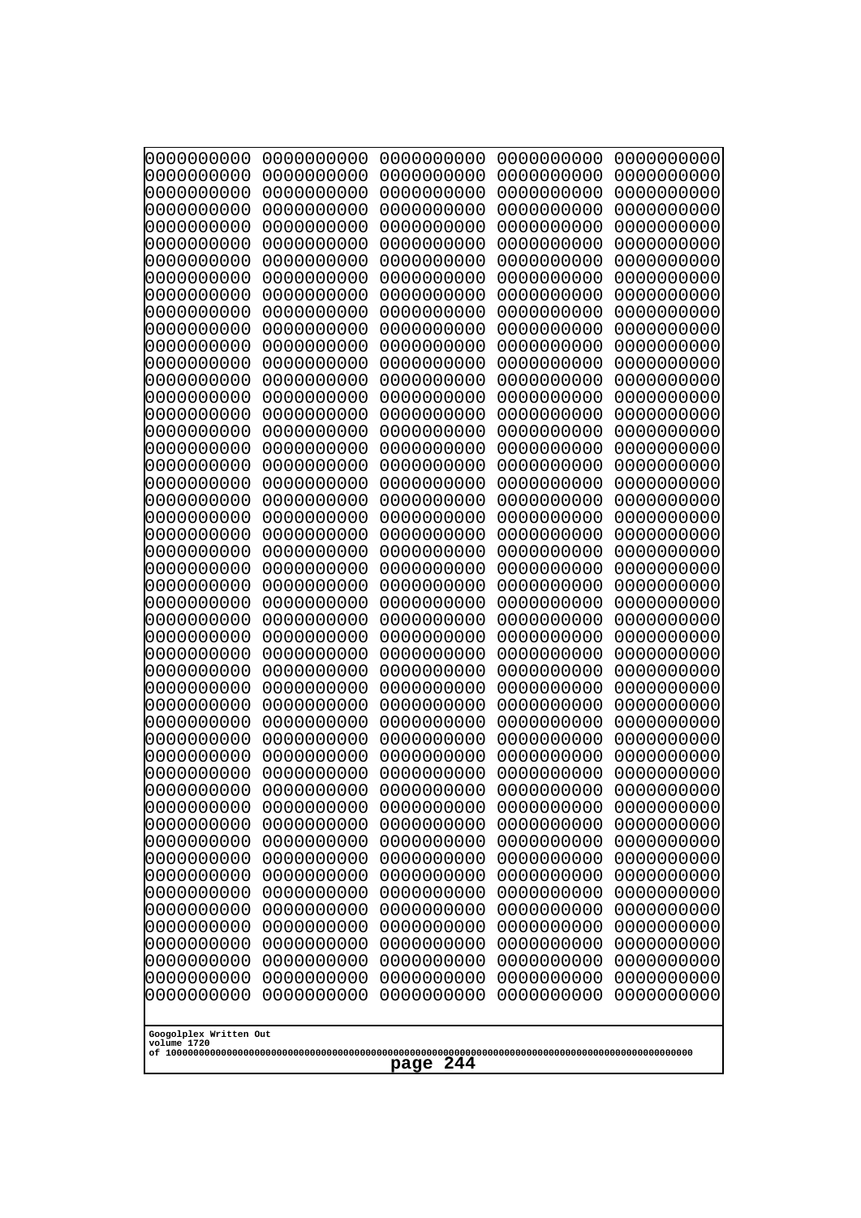| | | | | |
|---|---|---|---|---|
| 0000000000 | 0000000000 | 0000000000 | 0000000000 | 0000000000 |
| 0000000000 | 0000000000 | 0000000000 | 0000000000 | 0000000000 |
| 0000000000 | 0000000000 | 0000000000 | 0000000000 | 0000000000 |
| 0000000000 | 0000000000 | 0000000000 | 0000000000 | 0000000000 |
| 0000000000 | 0000000000 | 0000000000 | 0000000000 | 0000000000 |
| 0000000000 | 0000000000 | 0000000000 | 0000000000 | 0000000000 |
| 0000000000 | 0000000000 | 0000000000 | 0000000000 | 0000000000 |
| 0000000000 | 0000000000 | 0000000000 | 0000000000 | 0000000000 |
| 0000000000 | 0000000000 | 0000000000 | 0000000000 | 0000000000 |
| 0000000000 | 0000000000 | 0000000000 | 0000000000 | 0000000000 |
| 0000000000 | 0000000000 | 0000000000 | 0000000000 | 0000000000 |
| 0000000000 | 0000000000 | 0000000000 | 0000000000 | 0000000000 |
| 0000000000 | 0000000000 | 0000000000 | 0000000000 | 0000000000 |
| 0000000000 | 0000000000 | 0000000000 | 0000000000 | 0000000000 |
| 0000000000 | 0000000000 | 0000000000 | 0000000000 | 0000000000 |
| 0000000000 | 0000000000 | 0000000000 | 0000000000 | 0000000000 |
| 0000000000 | 0000000000 | 0000000000 | 0000000000 | 0000000000 |
| 0000000000 | 0000000000 | 0000000000 | 0000000000 | 0000000000 |
| 0000000000 | 0000000000 | 0000000000 | 0000000000 | 0000000000 |
| 0000000000 | 0000000000 | 0000000000 | 0000000000 | 0000000000 |
| 0000000000 | 0000000000 | 0000000000 | 0000000000 | 0000000000 |
| 0000000000 | 0000000000 | 0000000000 | 0000000000 | 0000000000 |
| 0000000000 | 0000000000 | 0000000000 | 0000000000 | 0000000000 |
| 0000000000 | 0000000000 | 0000000000 | 0000000000 | 0000000000 |
| 0000000000 | 0000000000 | 0000000000 | 0000000000 | 0000000000 |
| 0000000000 | 0000000000 | 0000000000 | 0000000000 | 0000000000 |
| 0000000000 | 0000000000 | 0000000000 | 0000000000 | 0000000000 |
| 0000000000 | 0000000000 | 0000000000 | 0000000000 | 0000000000 |
| 0000000000 | 0000000000 | 0000000000 | 0000000000 | 0000000000 |
| 0000000000 | 0000000000 | 0000000000 | 0000000000 | 0000000000 |
| 0000000000 | 0000000000 | 0000000000 | 0000000000 | 0000000000 |
| 0000000000 | 0000000000 | 0000000000 | 0000000000 | 0000000000 |
| 0000000000 | 0000000000 | 0000000000 | 0000000000 | 0000000000 |
| 0000000000 | 0000000000 | 0000000000 | 0000000000 | 0000000000 |
| 0000000000 | 0000000000 | 0000000000 | 0000000000 | 0000000000 |
| 0000000000 | 0000000000 | 0000000000 | 0000000000 | 0000000000 |
| 0000000000 | 0000000000 | 0000000000 | 0000000000 | 0000000000 |
| 0000000000 | 0000000000 | 0000000000 | 0000000000 | 0000000000 |
| 0000000000 | 0000000000 | 0000000000 | 0000000000 | 0000000000 |
| 0000000000 | 0000000000 | 0000000000 | 0000000000 | 0000000000 |
| 0000000000 | 0000000000 | 0000000000 | 0000000000 | 0000000000 |
| 0000000000 | 0000000000 | 0000000000 | 0000000000 | 0000000000 |
| 0000000000 | 0000000000 | 0000000000 | 0000000000 | 0000000000 |
| 0000000000 | 0000000000 | 0000000000 | 0000000000 | 0000000000 |
| 0000000000 | 0000000000 | 0000000000 | 0000000000 | 0000000000 |
| 0000000000 | 0000000000 | 0000000000 | 0000000000 | 0000000000 |
| 0000000000 | 0000000000 | 0000000000 | 0000000000 | 0000000000 |
| 0000000000 | 0000000000 | 0000000000 | 0000000000 | 0000000000 |
| 0000000000 | 0000000000 | 0000000000 | 0000000000 | 0000000000 |
| 0000000000 | 0000000000 | 0000000000 | 0000000000 | 0000000000 |

Googolplex Written Out
volume 1720
of 10000000000000000000000000000000000000000000000000000000000000000000000000000000000000000000000000000
page 244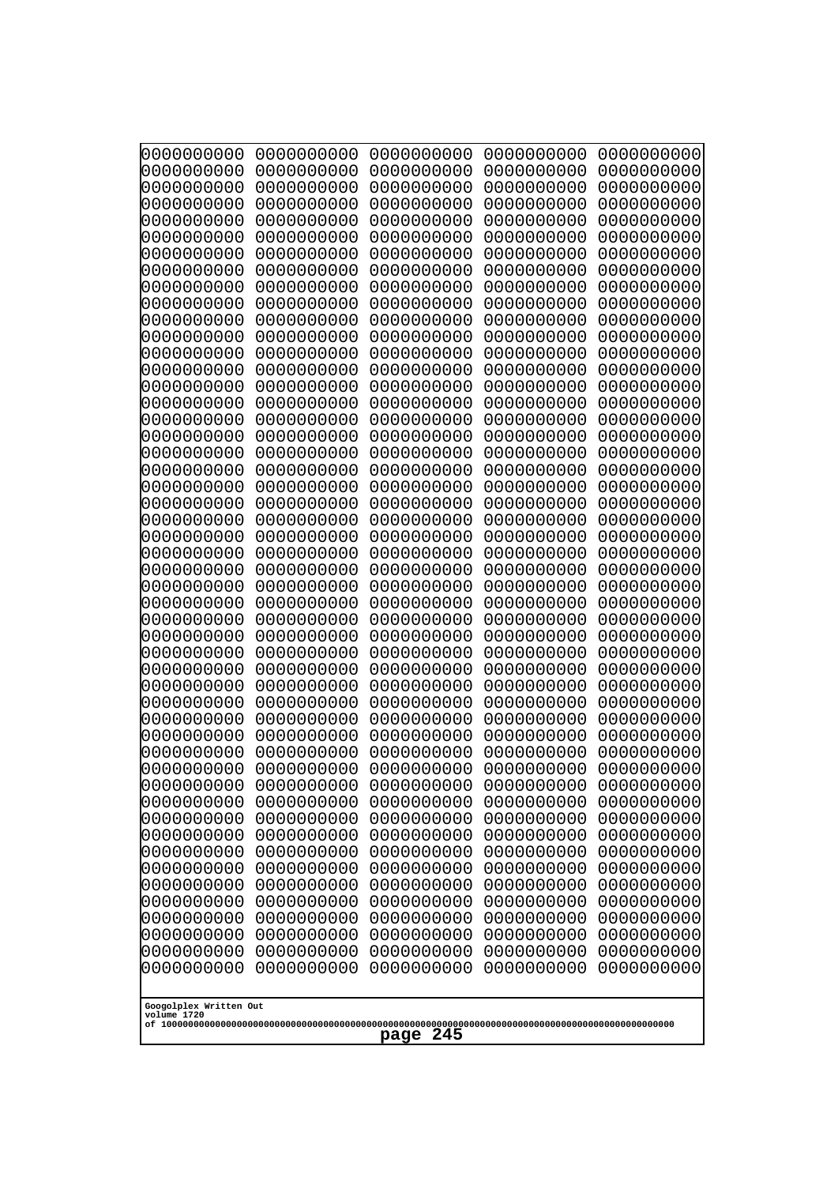0000000000 0000000000 0000000000 0000000000 0000000000
0000000000 0000000000 0000000000 0000000000 0000000000
0000000000 0000000000 0000000000 0000000000 0000000000
0000000000 0000000000 0000000000 0000000000 0000000000
0000000000 0000000000 0000000000 0000000000 0000000000
0000000000 0000000000 0000000000 0000000000 0000000000
0000000000 0000000000 0000000000 0000000000 0000000000
0000000000 0000000000 0000000000 0000000000 0000000000
0000000000 0000000000 0000000000 0000000000 0000000000
0000000000 0000000000 0000000000 0000000000 0000000000
0000000000 0000000000 0000000000 0000000000 0000000000
0000000000 0000000000 0000000000 0000000000 0000000000
0000000000 0000000000 0000000000 0000000000 0000000000
0000000000 0000000000 0000000000 0000000000 0000000000
0000000000 0000000000 0000000000 0000000000 0000000000
0000000000 0000000000 0000000000 0000000000 0000000000
0000000000 0000000000 0000000000 0000000000 0000000000
0000000000 0000000000 0000000000 0000000000 0000000000
0000000000 0000000000 0000000000 0000000000 0000000000
0000000000 0000000000 0000000000 0000000000 0000000000
0000000000 0000000000 0000000000 0000000000 0000000000
0000000000 0000000000 0000000000 0000000000 0000000000
0000000000 0000000000 0000000000 0000000000 0000000000
0000000000 0000000000 0000000000 0000000000 0000000000
0000000000 0000000000 0000000000 0000000000 0000000000
0000000000 0000000000 0000000000 0000000000 0000000000
0000000000 0000000000 0000000000 0000000000 0000000000
0000000000 0000000000 0000000000 0000000000 0000000000
0000000000 0000000000 0000000000 0000000000 0000000000
0000000000 0000000000 0000000000 0000000000 0000000000
0000000000 0000000000 0000000000 0000000000 0000000000
0000000000 0000000000 0000000000 0000000000 0000000000
0000000000 0000000000 0000000000 0000000000 0000000000
0000000000 0000000000 0000000000 0000000000 0000000000
0000000000 0000000000 0000000000 0000000000 0000000000
0000000000 0000000000 0000000000 0000000000 0000000000
0000000000 0000000000 0000000000 0000000000 0000000000
0000000000 0000000000 0000000000 0000000000 0000000000
0000000000 0000000000 0000000000 0000000000 0000000000
0000000000 0000000000 0000000000 0000000000 0000000000
0000000000 0000000000 0000000000 0000000000 0000000000
0000000000 0000000000 0000000000 0000000000 0000000000
0000000000 0000000000 0000000000 0000000000 0000000000
0000000000 0000000000 0000000000 0000000000 0000000000
0000000000 0000000000 0000000000 0000000000 0000000000
0000000000 0000000000 0000000000 0000000000 0000000000
0000000000 0000000000 0000000000 0000000000 0000000000
0000000000 0000000000 0000000000 0000000000 0000000000
0000000000 0000000000 0000000000 0000000000 0000000000
0000000000 0000000000 0000000000 0000000000 0000000000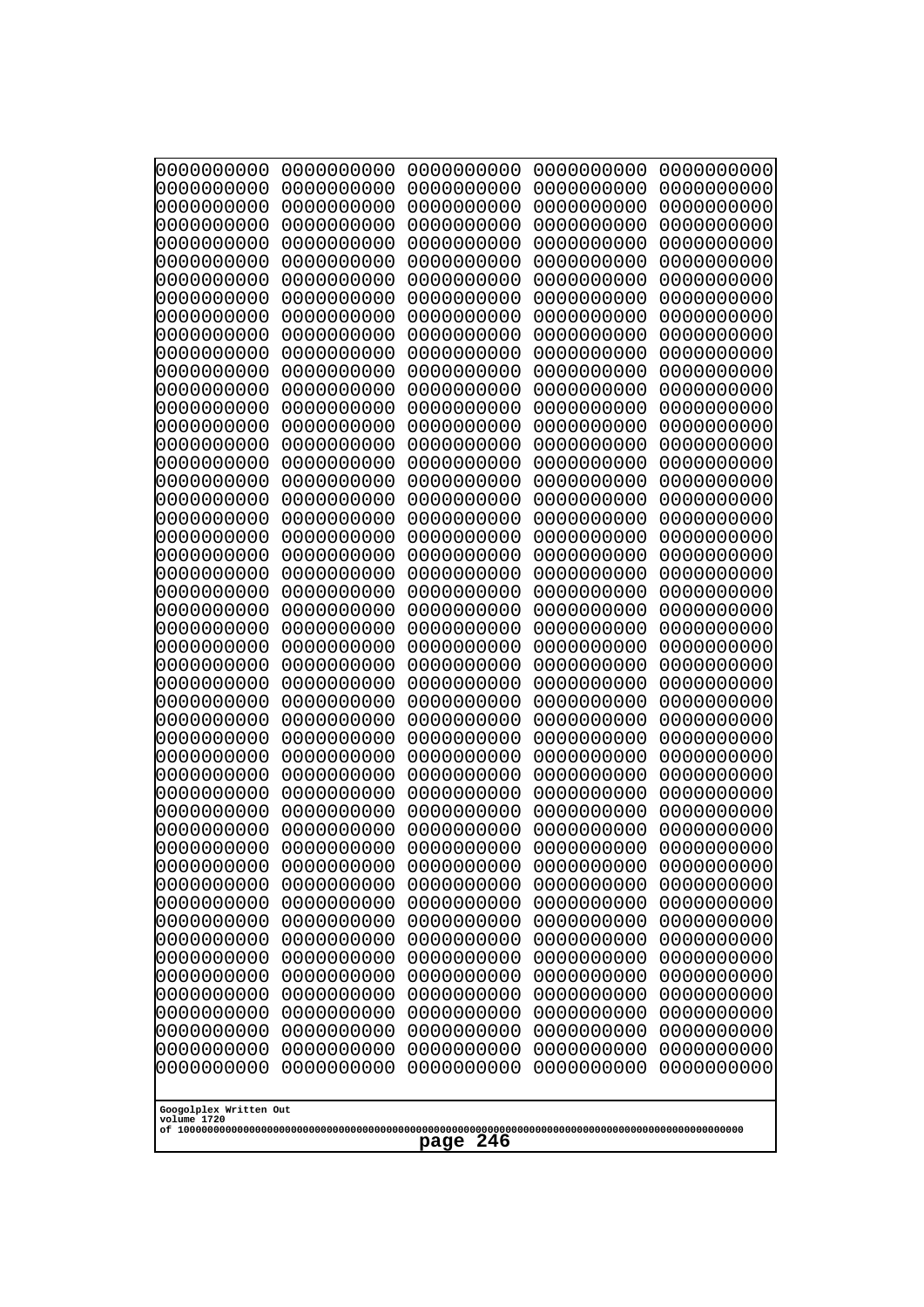```
0000000000 0000000000 0000000000 0000000000 0000000000
0000000000 0000000000 0000000000 0000000000 0000000000
0000000000 0000000000 0000000000 0000000000 0000000000
0000000000 0000000000 0000000000 0000000000 0000000000
0000000000 0000000000 0000000000 0000000000 0000000000
0000000000 0000000000 0000000000 0000000000 0000000000
0000000000 0000000000 0000000000 0000000000 0000000000
0000000000 0000000000 0000000000 0000000000 0000000000
0000000000 0000000000 0000000000 0000000000 0000000000
0000000000 0000000000 0000000000 0000000000 0000000000
0000000000 0000000000 0000000000 0000000000 0000000000
0000000000 0000000000 0000000000 0000000000 0000000000
0000000000 0000000000 0000000000 0000000000 0000000000
0000000000 0000000000 0000000000 0000000000 0000000000
0000000000 0000000000 0000000000 0000000000 0000000000
0000000000 0000000000 0000000000 0000000000 0000000000
0000000000 0000000000 0000000000 0000000000 0000000000
0000000000 0000000000 0000000000 0000000000 0000000000
0000000000 0000000000 0000000000 0000000000 0000000000
0000000000 0000000000 0000000000 0000000000 0000000000
0000000000 0000000000 0000000000 0000000000 0000000000
0000000000 0000000000 0000000000 0000000000 0000000000
0000000000 0000000000 0000000000 0000000000 0000000000
0000000000 0000000000 0000000000 0000000000 0000000000
0000000000 0000000000 0000000000 0000000000 0000000000
0000000000 0000000000 0000000000 0000000000 0000000000
0000000000 0000000000 0000000000 0000000000 0000000000
0000000000 0000000000 0000000000 0000000000 0000000000
0000000000 0000000000 0000000000 0000000000 0000000000
0000000000 0000000000 0000000000 0000000000 0000000000
0000000000 0000000000 0000000000 0000000000 0000000000
0000000000 0000000000 0000000000 0000000000 0000000000
0000000000 0000000000 0000000000 0000000000 0000000000
0000000000 0000000000 0000000000 0000000000 0000000000
0000000000 0000000000 0000000000 0000000000 0000000000
0000000000 0000000000 0000000000 0000000000 0000000000
0000000000 0000000000 0000000000 0000000000 0000000000
0000000000 0000000000 0000000000 0000000000 0000000000
0000000000 0000000000 0000000000 0000000000 0000000000
0000000000 0000000000 0000000000 0000000000 0000000000
0000000000 0000000000 0000000000 0000000000 0000000000
0000000000 0000000000 0000000000 0000000000 0000000000
0000000000 0000000000 0000000000 0000000000 0000000000
0000000000 0000000000 0000000000 0000000000 0000000000
0000000000 0000000000 0000000000 0000000000 0000000000
0000000000 0000000000 0000000000 0000000000 0000000000
0000000000 0000000000 0000000000 0000000000 0000000000
0000000000 0000000000 0000000000 0000000000 0000000000
0000000000 0000000000 0000000000 0000000000 0000000000
0000000000 0000000000 0000000000 0000000000 0000000000
```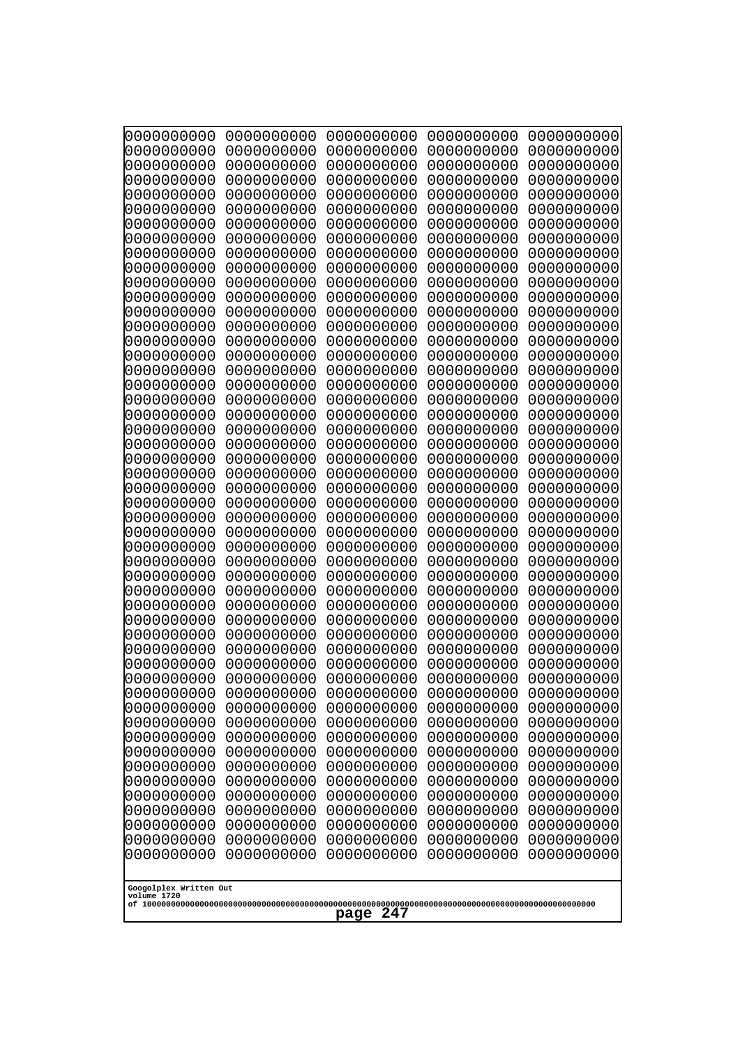```
0000000000 0000000000 0000000000 0000000000 0000000000
0000000000 0000000000 0000000000 0000000000 0000000000
0000000000 0000000000 0000000000 0000000000 0000000000
0000000000 0000000000 0000000000 0000000000 0000000000
0000000000 0000000000 0000000000 0000000000 0000000000
0000000000 0000000000 0000000000 0000000000 0000000000
0000000000 0000000000 0000000000 0000000000 0000000000
0000000000 0000000000 0000000000 0000000000 0000000000
0000000000 0000000000 0000000000 0000000000 0000000000
0000000000 0000000000 0000000000 0000000000 0000000000
0000000000 0000000000 0000000000 0000000000 0000000000
0000000000 0000000000 0000000000 0000000000 0000000000
0000000000 0000000000 0000000000 0000000000 0000000000
0000000000 0000000000 0000000000 0000000000 0000000000
0000000000 0000000000 0000000000 0000000000 0000000000
0000000000 0000000000 0000000000 0000000000 0000000000
0000000000 0000000000 0000000000 0000000000 0000000000
0000000000 0000000000 0000000000 0000000000 0000000000
0000000000 0000000000 0000000000 0000000000 0000000000
0000000000 0000000000 0000000000 0000000000 0000000000
0000000000 0000000000 0000000000 0000000000 0000000000
0000000000 0000000000 0000000000 0000000000 0000000000
0000000000 0000000000 0000000000 0000000000 0000000000
0000000000 0000000000 0000000000 0000000000 0000000000
0000000000 0000000000 0000000000 0000000000 0000000000
0000000000 0000000000 0000000000 0000000000 0000000000
0000000000 0000000000 0000000000 0000000000 0000000000
0000000000 0000000000 0000000000 0000000000 0000000000
0000000000 0000000000 0000000000 0000000000 0000000000
0000000000 0000000000 0000000000 0000000000 0000000000
0000000000 0000000000 0000000000 0000000000 0000000000
0000000000 0000000000 0000000000 0000000000 0000000000
0000000000 0000000000 0000000000 0000000000 0000000000
0000000000 0000000000 0000000000 0000000000 0000000000
0000000000 0000000000 0000000000 0000000000 0000000000
0000000000 0000000000 0000000000 0000000000 0000000000
0000000000 0000000000 0000000000 0000000000 0000000000
0000000000 0000000000 0000000000 0000000000 0000000000
0000000000 0000000000 0000000000 0000000000 0000000000
0000000000 0000000000 0000000000 0000000000 0000000000
0000000000 0000000000 0000000000 0000000000 0000000000
0000000000 0000000000 0000000000 0000000000 0000000000
0000000000 0000000000 0000000000 0000000000 0000000000
0000000000 0000000000 0000000000 0000000000 0000000000
0000000000 0000000000 0000000000 0000000000 0000000000
0000000000 0000000000 0000000000 0000000000 0000000000
0000000000 0000000000 0000000000 0000000000 0000000000
0000000000 0000000000 0000000000 0000000000 0000000000
0000000000 0000000000 0000000000 0000000000 0000000000
0000000000 0000000000 0000000000 0000000000 0000000000
```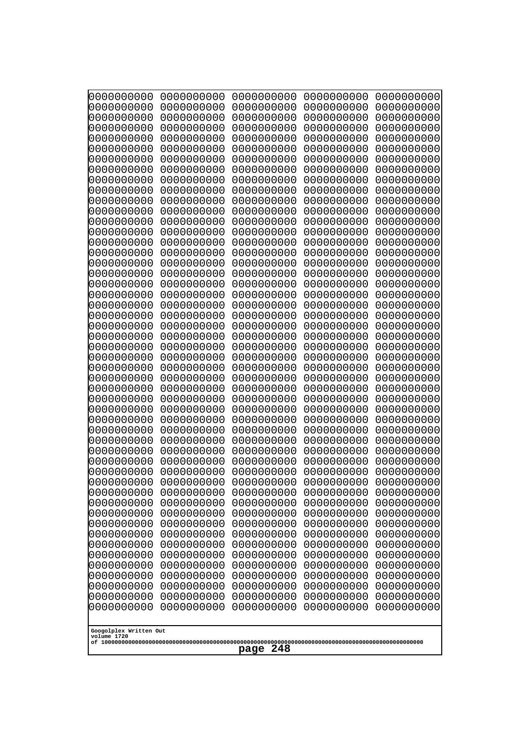```
0000000000 0000000000 0000000000 0000000000 0000000000
0000000000 0000000000 0000000000 0000000000 0000000000
0000000000 0000000000 0000000000 0000000000 0000000000
0000000000 0000000000 0000000000 0000000000 0000000000
0000000000 0000000000 0000000000 0000000000 0000000000
0000000000 0000000000 0000000000 0000000000 0000000000
0000000000 0000000000 0000000000 0000000000 0000000000
0000000000 0000000000 0000000000 0000000000 0000000000
0000000000 0000000000 0000000000 0000000000 0000000000
0000000000 0000000000 0000000000 0000000000 0000000000
0000000000 0000000000 0000000000 0000000000 0000000000
0000000000 0000000000 0000000000 0000000000 0000000000
0000000000 0000000000 0000000000 0000000000 0000000000
0000000000 0000000000 0000000000 0000000000 0000000000
0000000000 0000000000 0000000000 0000000000 0000000000
0000000000 0000000000 0000000000 0000000000 0000000000
0000000000 0000000000 0000000000 0000000000 0000000000
0000000000 0000000000 0000000000 0000000000 0000000000
0000000000 0000000000 0000000000 0000000000 0000000000
0000000000 0000000000 0000000000 0000000000 0000000000
0000000000 0000000000 0000000000 0000000000 0000000000
0000000000 0000000000 0000000000 0000000000 0000000000
0000000000 0000000000 0000000000 0000000000 0000000000
0000000000 0000000000 0000000000 0000000000 0000000000
0000000000 0000000000 0000000000 0000000000 0000000000
0000000000 0000000000 0000000000 0000000000 0000000000
0000000000 0000000000 0000000000 0000000000 0000000000
0000000000 0000000000 0000000000 0000000000 0000000000
0000000000 0000000000 0000000000 0000000000 0000000000
0000000000 0000000000 0000000000 0000000000 0000000000
0000000000 0000000000 0000000000 0000000000 0000000000
0000000000 0000000000 0000000000 0000000000 0000000000
0000000000 0000000000 0000000000 0000000000 0000000000
0000000000 0000000000 0000000000 0000000000 0000000000
0000000000 0000000000 0000000000 0000000000 0000000000
0000000000 0000000000 0000000000 0000000000 0000000000
0000000000 0000000000 0000000000 0000000000 0000000000
0000000000 0000000000 0000000000 0000000000 0000000000
0000000000 0000000000 0000000000 0000000000 0000000000
0000000000 0000000000 0000000000 0000000000 0000000000
0000000000 0000000000 0000000000 0000000000 0000000000
0000000000 0000000000 0000000000 0000000000 0000000000
0000000000 0000000000 0000000000 0000000000 0000000000
0000000000 0000000000 0000000000 0000000000 0000000000
0000000000 0000000000 0000000000 0000000000 0000000000
0000000000 0000000000 0000000000 0000000000 0000000000
0000000000 0000000000 0000000000 0000000000 0000000000
0000000000 0000000000 0000000000 0000000000 0000000000
0000000000 0000000000 0000000000 0000000000 0000000000
0000000000 0000000000 0000000000 0000000000 0000000000
```

Googolplex Written Out
volume 1720
of 10000000000000000000000000000000000000000000000000000000000000000000000000000000000000000000000000000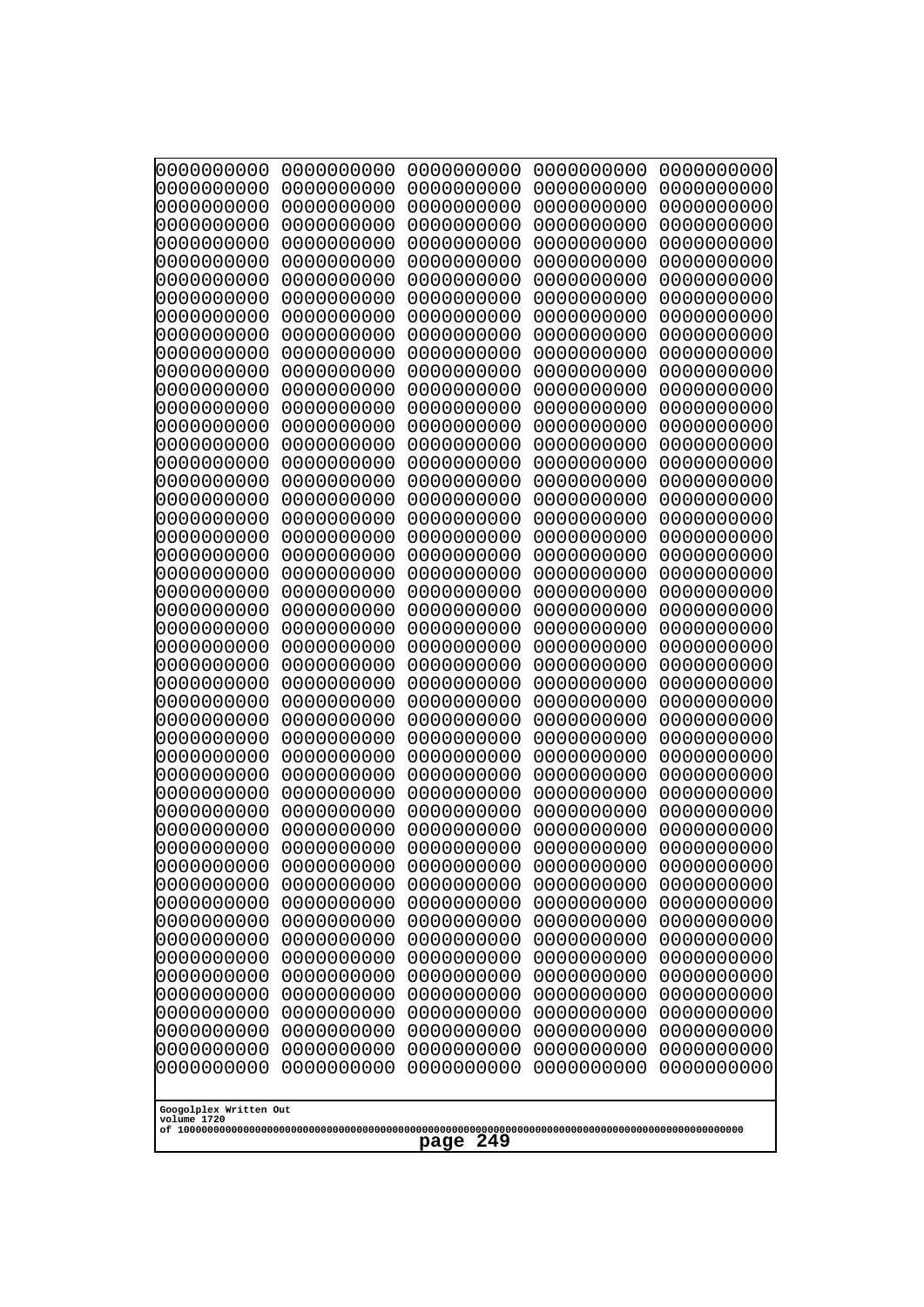0000000000 0000000000 0000000000 0000000000 0000000000
0000000000 0000000000 0000000000 0000000000 0000000000
0000000000 0000000000 0000000000 0000000000 0000000000
0000000000 0000000000 0000000000 0000000000 0000000000
0000000000 0000000000 0000000000 0000000000 0000000000
0000000000 0000000000 0000000000 0000000000 0000000000
0000000000 0000000000 0000000000 0000000000 0000000000
0000000000 0000000000 0000000000 0000000000 0000000000
0000000000 0000000000 0000000000 0000000000 0000000000
0000000000 0000000000 0000000000 0000000000 0000000000
0000000000 0000000000 0000000000 0000000000 0000000000
0000000000 0000000000 0000000000 0000000000 0000000000
0000000000 0000000000 0000000000 0000000000 0000000000
0000000000 0000000000 0000000000 0000000000 0000000000
0000000000 0000000000 0000000000 0000000000 0000000000
0000000000 0000000000 0000000000 0000000000 0000000000
0000000000 0000000000 0000000000 0000000000 0000000000
0000000000 0000000000 0000000000 0000000000 0000000000
0000000000 0000000000 0000000000 0000000000 0000000000
0000000000 0000000000 0000000000 0000000000 0000000000
0000000000 0000000000 0000000000 0000000000 0000000000
0000000000 0000000000 0000000000 0000000000 0000000000
0000000000 0000000000 0000000000 0000000000 0000000000
0000000000 0000000000 0000000000 0000000000 0000000000
0000000000 0000000000 0000000000 0000000000 0000000000
0000000000 0000000000 0000000000 0000000000 0000000000
0000000000 0000000000 0000000000 0000000000 0000000000
0000000000 0000000000 0000000000 0000000000 0000000000
0000000000 0000000000 0000000000 0000000000 0000000000
0000000000 0000000000 0000000000 0000000000 0000000000
0000000000 0000000000 0000000000 0000000000 0000000000
0000000000 0000000000 0000000000 0000000000 0000000000
0000000000 0000000000 0000000000 0000000000 0000000000
0000000000 0000000000 0000000000 0000000000 0000000000
0000000000 0000000000 0000000000 0000000000 0000000000
0000000000 0000000000 0000000000 0000000000 0000000000
0000000000 0000000000 0000000000 0000000000 0000000000
0000000000 0000000000 0000000000 0000000000 0000000000
0000000000 0000000000 0000000000 0000000000 0000000000
0000000000 0000000000 0000000000 0000000000 0000000000
0000000000 0000000000 0000000000 0000000000 0000000000
0000000000 0000000000 0000000000 0000000000 0000000000
0000000000 0000000000 0000000000 0000000000 0000000000
0000000000 0000000000 0000000000 0000000000 0000000000
0000000000 0000000000 0000000000 0000000000 0000000000
0000000000 0000000000 0000000000 0000000000 0000000000
0000000000 0000000000 0000000000 0000000000 0000000000
0000000000 0000000000 0000000000 0000000000 0000000000
0000000000 0000000000 0000000000 0000000000 0000000000
0000000000 0000000000 0000000000 0000000000 0000000000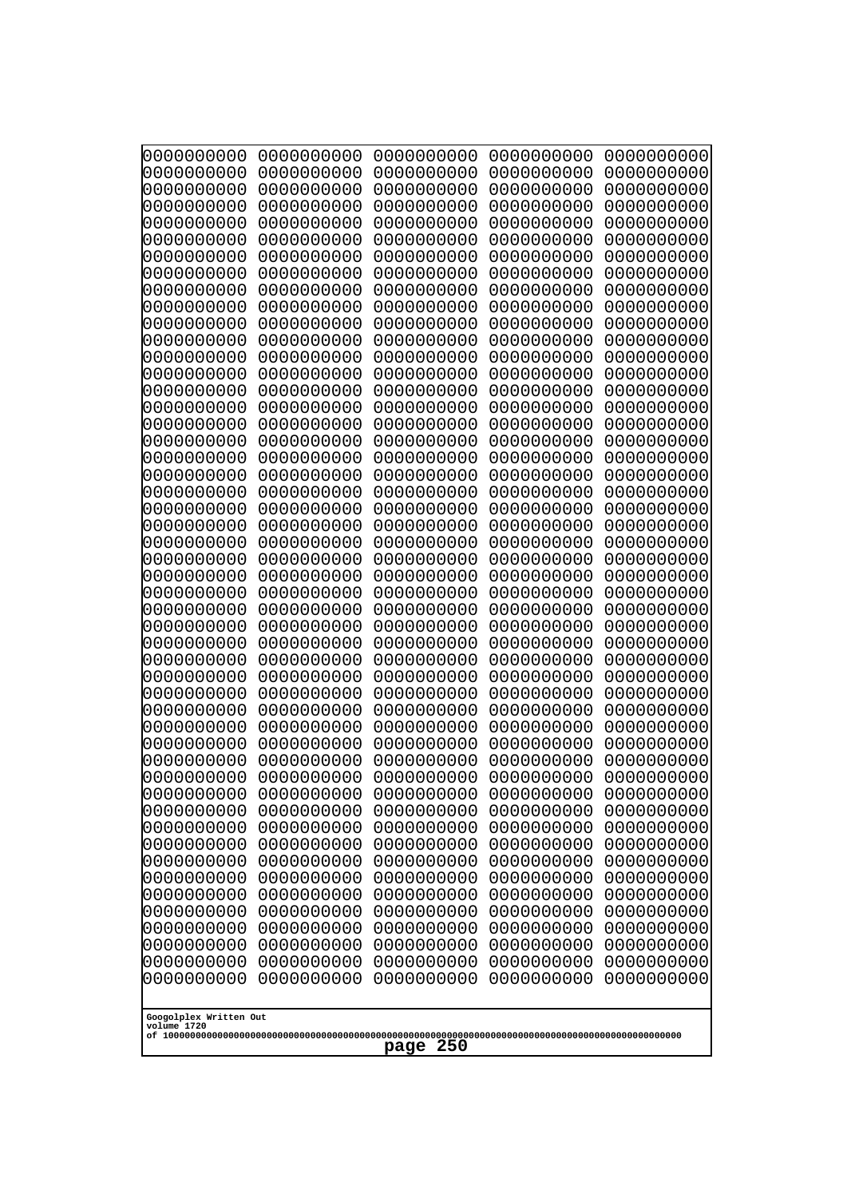```
0000000000 0000000000 0000000000 0000000000 0000000000
0000000000 0000000000 0000000000 0000000000 0000000000
0000000000 0000000000 0000000000 0000000000 0000000000
0000000000 0000000000 0000000000 0000000000 0000000000
0000000000 0000000000 0000000000 0000000000 0000000000
0000000000 0000000000 0000000000 0000000000 0000000000
0000000000 0000000000 0000000000 0000000000 0000000000
0000000000 0000000000 0000000000 0000000000 0000000000
0000000000 0000000000 0000000000 0000000000 0000000000
0000000000 0000000000 0000000000 0000000000 0000000000
0000000000 0000000000 0000000000 0000000000 0000000000
0000000000 0000000000 0000000000 0000000000 0000000000
0000000000 0000000000 0000000000 0000000000 0000000000
0000000000 0000000000 0000000000 0000000000 0000000000
0000000000 0000000000 0000000000 0000000000 0000000000
0000000000 0000000000 0000000000 0000000000 0000000000
0000000000 0000000000 0000000000 0000000000 0000000000
0000000000 0000000000 0000000000 0000000000 0000000000
0000000000 0000000000 0000000000 0000000000 0000000000
0000000000 0000000000 0000000000 0000000000 0000000000
0000000000 0000000000 0000000000 0000000000 0000000000
0000000000 0000000000 0000000000 0000000000 0000000000
0000000000 0000000000 0000000000 0000000000 0000000000
0000000000 0000000000 0000000000 0000000000 0000000000
0000000000 0000000000 0000000000 0000000000 0000000000
0000000000 0000000000 0000000000 0000000000 0000000000
0000000000 0000000000 0000000000 0000000000 0000000000
0000000000 0000000000 0000000000 0000000000 0000000000
0000000000 0000000000 0000000000 0000000000 0000000000
0000000000 0000000000 0000000000 0000000000 0000000000
0000000000 0000000000 0000000000 0000000000 0000000000
0000000000 0000000000 0000000000 0000000000 0000000000
0000000000 0000000000 0000000000 0000000000 0000000000
0000000000 0000000000 0000000000 0000000000 0000000000
0000000000 0000000000 0000000000 0000000000 0000000000
0000000000 0000000000 0000000000 0000000000 0000000000
0000000000 0000000000 0000000000 0000000000 0000000000
0000000000 0000000000 0000000000 0000000000 0000000000
0000000000 0000000000 0000000000 0000000000 0000000000
0000000000 0000000000 0000000000 0000000000 0000000000
0000000000 0000000000 0000000000 0000000000 0000000000
0000000000 0000000000 0000000000 0000000000 0000000000
0000000000 0000000000 0000000000 0000000000 0000000000
0000000000 0000000000 0000000000 0000000000 0000000000
0000000000 0000000000 0000000000 0000000000 0000000000
0000000000 0000000000 0000000000 0000000000 0000000000
0000000000 0000000000 0000000000 0000000000 0000000000
0000000000 0000000000 0000000000 0000000000 0000000000
0000000000 0000000000 0000000000 0000000000 0000000000
0000000000 0000000000 0000000000 0000000000 0000000000
```

Googolplex Written Out
volume 1720
of 10000000000000000000000000000000000000000000000000000000000000000000000000000000000000000000000000000
page 250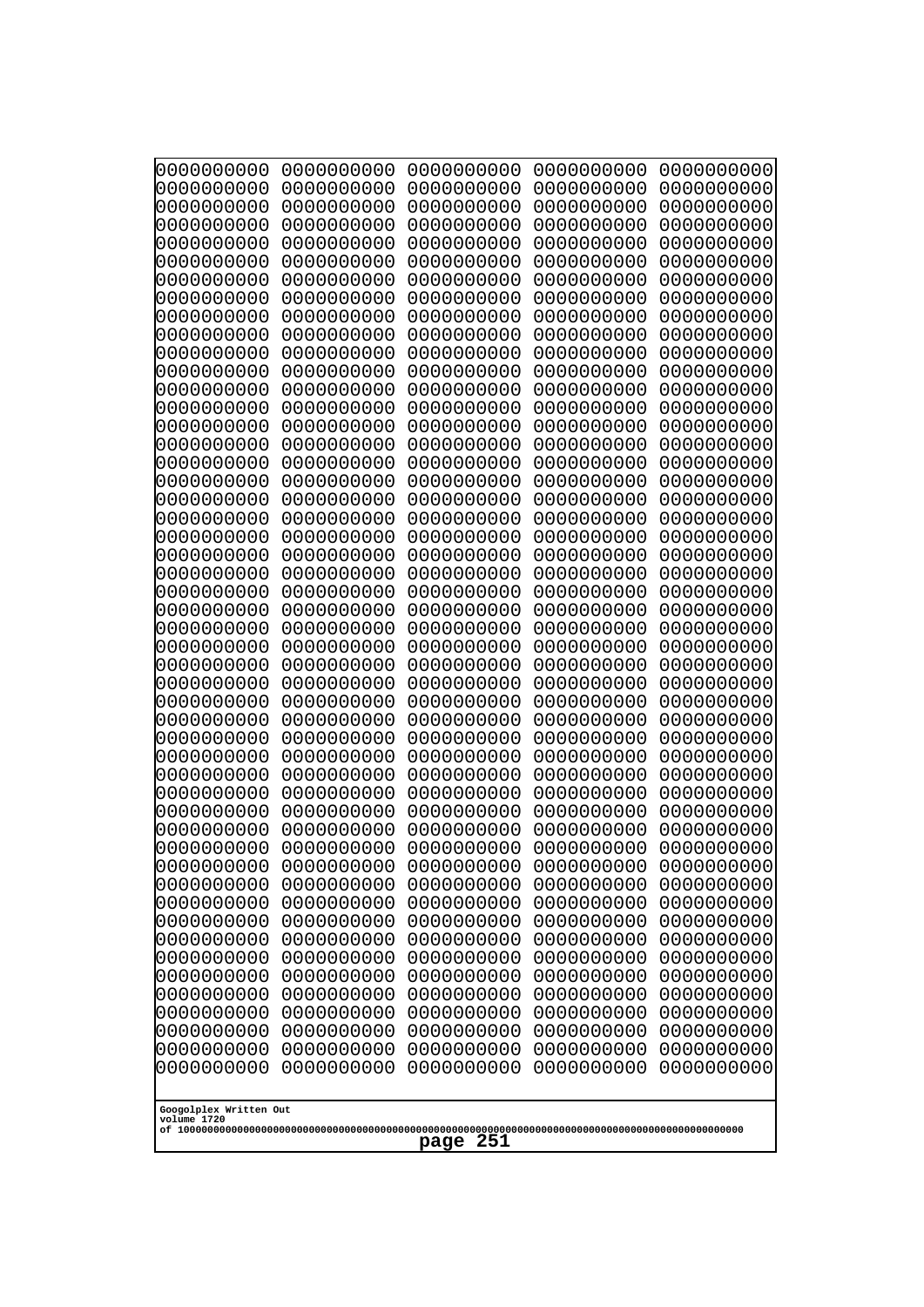```
0000000000 0000000000 0000000000 0000000000 0000000000
0000000000 0000000000 0000000000 0000000000 0000000000
0000000000 0000000000 0000000000 0000000000 0000000000
0000000000 0000000000 0000000000 0000000000 0000000000
0000000000 0000000000 0000000000 0000000000 0000000000
0000000000 0000000000 0000000000 0000000000 0000000000
0000000000 0000000000 0000000000 0000000000 0000000000
0000000000 0000000000 0000000000 0000000000 0000000000
0000000000 0000000000 0000000000 0000000000 0000000000
0000000000 0000000000 0000000000 0000000000 0000000000
0000000000 0000000000 0000000000 0000000000 0000000000
0000000000 0000000000 0000000000 0000000000 0000000000
0000000000 0000000000 0000000000 0000000000 0000000000
0000000000 0000000000 0000000000 0000000000 0000000000
0000000000 0000000000 0000000000 0000000000 0000000000
0000000000 0000000000 0000000000 0000000000 0000000000
0000000000 0000000000 0000000000 0000000000 0000000000
0000000000 0000000000 0000000000 0000000000 0000000000
0000000000 0000000000 0000000000 0000000000 0000000000
0000000000 0000000000 0000000000 0000000000 0000000000
0000000000 0000000000 0000000000 0000000000 0000000000
0000000000 0000000000 0000000000 0000000000 0000000000
0000000000 0000000000 0000000000 0000000000 0000000000
0000000000 0000000000 0000000000 0000000000 0000000000
0000000000 0000000000 0000000000 0000000000 0000000000
0000000000 0000000000 0000000000 0000000000 0000000000
0000000000 0000000000 0000000000 0000000000 0000000000
0000000000 0000000000 0000000000 0000000000 0000000000
0000000000 0000000000 0000000000 0000000000 0000000000
0000000000 0000000000 0000000000 0000000000 0000000000
0000000000 0000000000 0000000000 0000000000 0000000000
0000000000 0000000000 0000000000 0000000000 0000000000
0000000000 0000000000 0000000000 0000000000 0000000000
0000000000 0000000000 0000000000 0000000000 0000000000
0000000000 0000000000 0000000000 0000000000 0000000000
0000000000 0000000000 0000000000 0000000000 0000000000
0000000000 0000000000 0000000000 0000000000 0000000000
0000000000 0000000000 0000000000 0000000000 0000000000
0000000000 0000000000 0000000000 0000000000 0000000000
0000000000 0000000000 0000000000 0000000000 0000000000
0000000000 0000000000 0000000000 0000000000 0000000000
0000000000 0000000000 0000000000 0000000000 0000000000
0000000000 0000000000 0000000000 0000000000 0000000000
0000000000 0000000000 0000000000 0000000000 0000000000
0000000000 0000000000 0000000000 0000000000 0000000000
0000000000 0000000000 0000000000 0000000000 0000000000
0000000000 0000000000 0000000000 0000000000 0000000000
0000000000 0000000000 0000000000 0000000000 0000000000
0000000000 0000000000 0000000000 0000000000 0000000000
0000000000 0000000000 0000000000 0000000000 0000000000
```

Googolplex Written Out
volume 1720
of 10000000000000000000000000000000000000000000000000000000000000000000000000000000000000000000000000000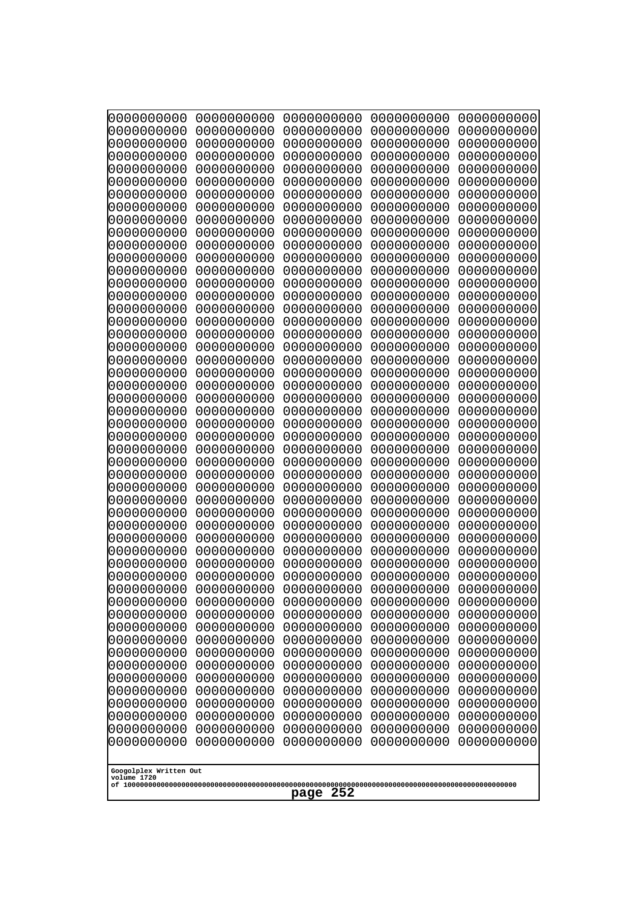```
0000000000 0000000000 0000000000 0000000000 0000000000
0000000000 0000000000 0000000000 0000000000 0000000000
0000000000 0000000000 0000000000 0000000000 0000000000
0000000000 0000000000 0000000000 0000000000 0000000000
0000000000 0000000000 0000000000 0000000000 0000000000
0000000000 0000000000 0000000000 0000000000 0000000000
0000000000 0000000000 0000000000 0000000000 0000000000
0000000000 0000000000 0000000000 0000000000 0000000000
0000000000 0000000000 0000000000 0000000000 0000000000
0000000000 0000000000 0000000000 0000000000 0000000000
0000000000 0000000000 0000000000 0000000000 0000000000
0000000000 0000000000 0000000000 0000000000 0000000000
0000000000 0000000000 0000000000 0000000000 0000000000
0000000000 0000000000 0000000000 0000000000 0000000000
0000000000 0000000000 0000000000 0000000000 0000000000
0000000000 0000000000 0000000000 0000000000 0000000000
0000000000 0000000000 0000000000 0000000000 0000000000
0000000000 0000000000 0000000000 0000000000 0000000000
0000000000 0000000000 0000000000 0000000000 0000000000
0000000000 0000000000 0000000000 0000000000 0000000000
0000000000 0000000000 0000000000 0000000000 0000000000
0000000000 0000000000 0000000000 0000000000 0000000000
0000000000 0000000000 0000000000 0000000000 0000000000
0000000000 0000000000 0000000000 0000000000 0000000000
0000000000 0000000000 0000000000 0000000000 0000000000
0000000000 0000000000 0000000000 0000000000 0000000000
0000000000 0000000000 0000000000 0000000000 0000000000
0000000000 0000000000 0000000000 0000000000 0000000000
0000000000 0000000000 0000000000 0000000000 0000000000
0000000000 0000000000 0000000000 0000000000 0000000000
0000000000 0000000000 0000000000 0000000000 0000000000
0000000000 0000000000 0000000000 0000000000 0000000000
0000000000 0000000000 0000000000 0000000000 0000000000
0000000000 0000000000 0000000000 0000000000 0000000000
0000000000 0000000000 0000000000 0000000000 0000000000
0000000000 0000000000 0000000000 0000000000 0000000000
0000000000 0000000000 0000000000 0000000000 0000000000
0000000000 0000000000 0000000000 0000000000 0000000000
0000000000 0000000000 0000000000 0000000000 0000000000
0000000000 0000000000 0000000000 0000000000 0000000000
0000000000 0000000000 0000000000 0000000000 0000000000
0000000000 0000000000 0000000000 0000000000 0000000000
0000000000 0000000000 0000000000 0000000000 0000000000
0000000000 0000000000 0000000000 0000000000 0000000000
0000000000 0000000000 0000000000 0000000000 0000000000
0000000000 0000000000 0000000000 0000000000 0000000000
0000000000 0000000000 0000000000 0000000000 0000000000
0000000000 0000000000 0000000000 0000000000 0000000000
0000000000 0000000000 0000000000 0000000000 0000000000
0000000000 0000000000 0000000000 0000000000 0000000000
```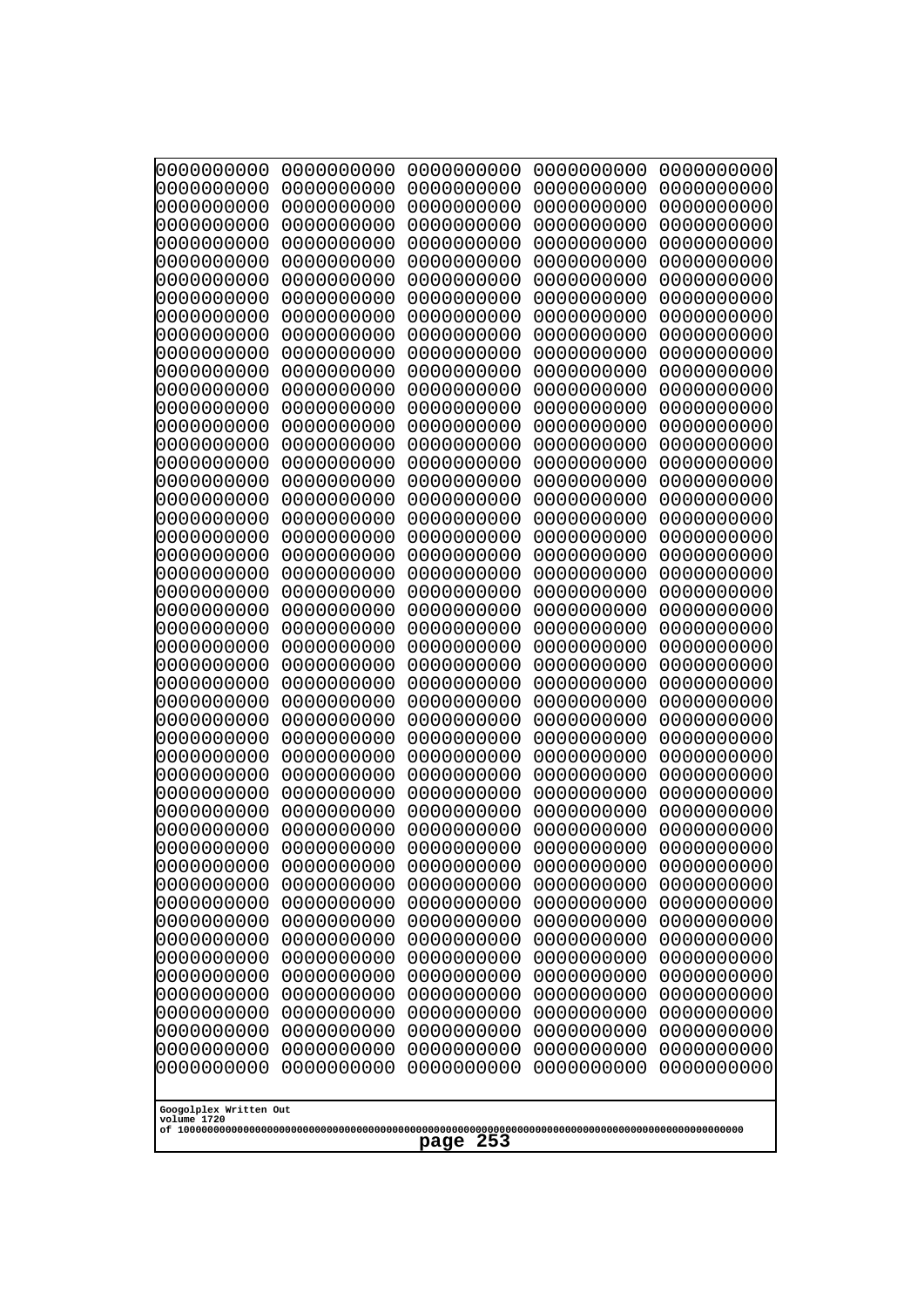```
0000000000 0000000000 0000000000 0000000000 0000000000
0000000000 0000000000 0000000000 0000000000 0000000000
0000000000 0000000000 0000000000 0000000000 0000000000
0000000000 0000000000 0000000000 0000000000 0000000000
0000000000 0000000000 0000000000 0000000000 0000000000
0000000000 0000000000 0000000000 0000000000 0000000000
0000000000 0000000000 0000000000 0000000000 0000000000
0000000000 0000000000 0000000000 0000000000 0000000000
0000000000 0000000000 0000000000 0000000000 0000000000
0000000000 0000000000 0000000000 0000000000 0000000000
0000000000 0000000000 0000000000 0000000000 0000000000
0000000000 0000000000 0000000000 0000000000 0000000000
0000000000 0000000000 0000000000 0000000000 0000000000
0000000000 0000000000 0000000000 0000000000 0000000000
0000000000 0000000000 0000000000 0000000000 0000000000
0000000000 0000000000 0000000000 0000000000 0000000000
0000000000 0000000000 0000000000 0000000000 0000000000
0000000000 0000000000 0000000000 0000000000 0000000000
0000000000 0000000000 0000000000 0000000000 0000000000
0000000000 0000000000 0000000000 0000000000 0000000000
0000000000 0000000000 0000000000 0000000000 0000000000
0000000000 0000000000 0000000000 0000000000 0000000000
0000000000 0000000000 0000000000 0000000000 0000000000
0000000000 0000000000 0000000000 0000000000 0000000000
0000000000 0000000000 0000000000 0000000000 0000000000
0000000000 0000000000 0000000000 0000000000 0000000000
0000000000 0000000000 0000000000 0000000000 0000000000
0000000000 0000000000 0000000000 0000000000 0000000000
0000000000 0000000000 0000000000 0000000000 0000000000
0000000000 0000000000 0000000000 0000000000 0000000000
0000000000 0000000000 0000000000 0000000000 0000000000
0000000000 0000000000 0000000000 0000000000 0000000000
0000000000 0000000000 0000000000 0000000000 0000000000
0000000000 0000000000 0000000000 0000000000 0000000000
0000000000 0000000000 0000000000 0000000000 0000000000
0000000000 0000000000 0000000000 0000000000 0000000000
0000000000 0000000000 0000000000 0000000000 0000000000
0000000000 0000000000 0000000000 0000000000 0000000000
0000000000 0000000000 0000000000 0000000000 0000000000
0000000000 0000000000 0000000000 0000000000 0000000000
0000000000 0000000000 0000000000 0000000000 0000000000
0000000000 0000000000 0000000000 0000000000 0000000000
0000000000 0000000000 0000000000 0000000000 0000000000
0000000000 0000000000 0000000000 0000000000 0000000000
0000000000 0000000000 0000000000 0000000000 0000000000
0000000000 0000000000 0000000000 0000000000 0000000000
0000000000 0000000000 0000000000 0000000000 0000000000
0000000000 0000000000 0000000000 0000000000 0000000000
0000000000 0000000000 0000000000 0000000000 0000000000
0000000000 0000000000 0000000000 0000000000 0000000000
```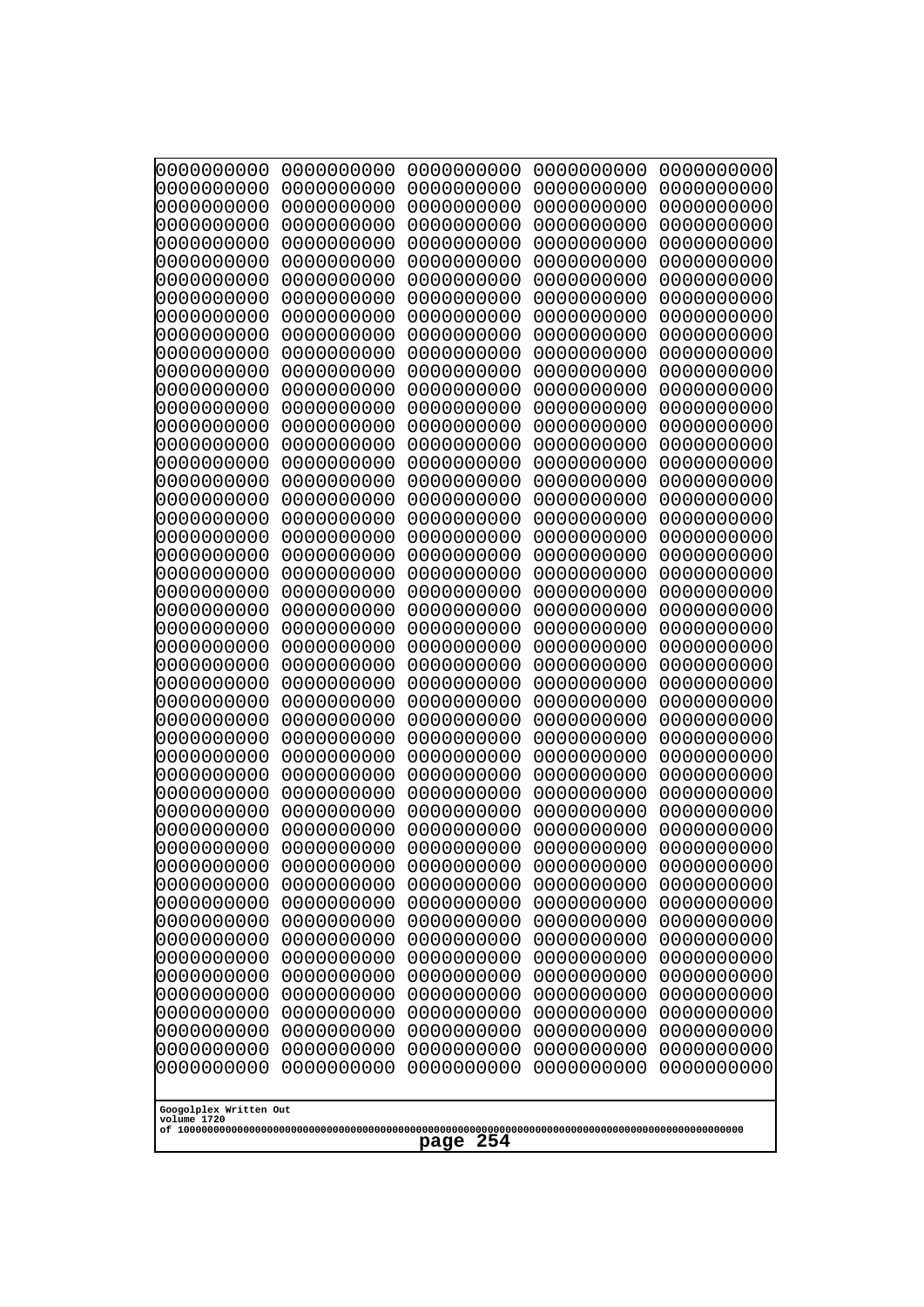```
0000000000 0000000000 0000000000 0000000000 0000000000
0000000000 0000000000 0000000000 0000000000 0000000000
0000000000 0000000000 0000000000 0000000000 0000000000
0000000000 0000000000 0000000000 0000000000 0000000000
0000000000 0000000000 0000000000 0000000000 0000000000
0000000000 0000000000 0000000000 0000000000 0000000000
0000000000 0000000000 0000000000 0000000000 0000000000
0000000000 0000000000 0000000000 0000000000 0000000000
0000000000 0000000000 0000000000 0000000000 0000000000
0000000000 0000000000 0000000000 0000000000 0000000000
0000000000 0000000000 0000000000 0000000000 0000000000
0000000000 0000000000 0000000000 0000000000 0000000000
0000000000 0000000000 0000000000 0000000000 0000000000
0000000000 0000000000 0000000000 0000000000 0000000000
0000000000 0000000000 0000000000 0000000000 0000000000
0000000000 0000000000 0000000000 0000000000 0000000000
0000000000 0000000000 0000000000 0000000000 0000000000
0000000000 0000000000 0000000000 0000000000 0000000000
0000000000 0000000000 0000000000 0000000000 0000000000
0000000000 0000000000 0000000000 0000000000 0000000000
0000000000 0000000000 0000000000 0000000000 0000000000
0000000000 0000000000 0000000000 0000000000 0000000000
0000000000 0000000000 0000000000 0000000000 0000000000
0000000000 0000000000 0000000000 0000000000 0000000000
0000000000 0000000000 0000000000 0000000000 0000000000
0000000000 0000000000 0000000000 0000000000 0000000000
0000000000 0000000000 0000000000 0000000000 0000000000
0000000000 0000000000 0000000000 0000000000 0000000000
0000000000 0000000000 0000000000 0000000000 0000000000
0000000000 0000000000 0000000000 0000000000 0000000000
0000000000 0000000000 0000000000 0000000000 0000000000
0000000000 0000000000 0000000000 0000000000 0000000000
0000000000 0000000000 0000000000 0000000000 0000000000
0000000000 0000000000 0000000000 0000000000 0000000000
0000000000 0000000000 0000000000 0000000000 0000000000
0000000000 0000000000 0000000000 0000000000 0000000000
0000000000 0000000000 0000000000 0000000000 0000000000
0000000000 0000000000 0000000000 0000000000 0000000000
0000000000 0000000000 0000000000 0000000000 0000000000
0000000000 0000000000 0000000000 0000000000 0000000000
0000000000 0000000000 0000000000 0000000000 0000000000
0000000000 0000000000 0000000000 0000000000 0000000000
0000000000 0000000000 0000000000 0000000000 0000000000
0000000000 0000000000 0000000000 0000000000 0000000000
0000000000 0000000000 0000000000 0000000000 0000000000
0000000000 0000000000 0000000000 0000000000 0000000000
0000000000 0000000000 0000000000 0000000000 0000000000
0000000000 0000000000 0000000000 0000000000 0000000000
0000000000 0000000000 0000000000 0000000000 0000000000
0000000000 0000000000 0000000000 0000000000 0000000000
```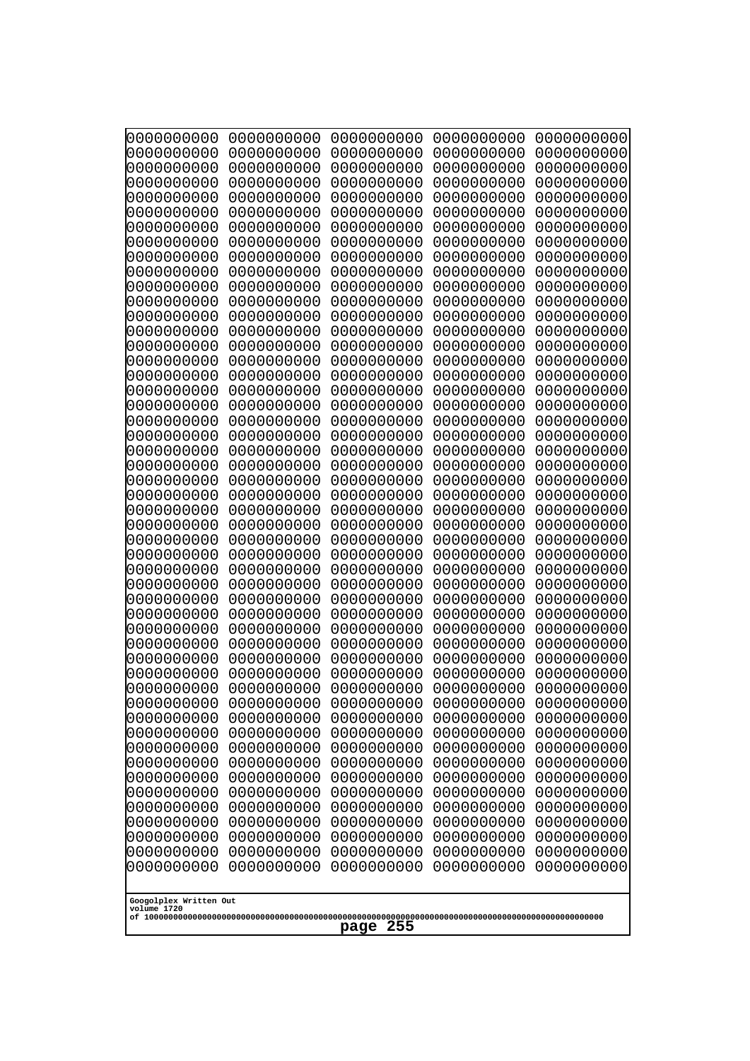```
0000000000 0000000000 0000000000 0000000000 0000000000
0000000000 0000000000 0000000000 0000000000 0000000000
0000000000 0000000000 0000000000 0000000000 0000000000
0000000000 0000000000 0000000000 0000000000 0000000000
0000000000 0000000000 0000000000 0000000000 0000000000
0000000000 0000000000 0000000000 0000000000 0000000000
0000000000 0000000000 0000000000 0000000000 0000000000
0000000000 0000000000 0000000000 0000000000 0000000000
0000000000 0000000000 0000000000 0000000000 0000000000
0000000000 0000000000 0000000000 0000000000 0000000000
0000000000 0000000000 0000000000 0000000000 0000000000
0000000000 0000000000 0000000000 0000000000 0000000000
0000000000 0000000000 0000000000 0000000000 0000000000
0000000000 0000000000 0000000000 0000000000 0000000000
0000000000 0000000000 0000000000 0000000000 0000000000
0000000000 0000000000 0000000000 0000000000 0000000000
0000000000 0000000000 0000000000 0000000000 0000000000
0000000000 0000000000 0000000000 0000000000 0000000000
0000000000 0000000000 0000000000 0000000000 0000000000
0000000000 0000000000 0000000000 0000000000 0000000000
0000000000 0000000000 0000000000 0000000000 0000000000
0000000000 0000000000 0000000000 0000000000 0000000000
0000000000 0000000000 0000000000 0000000000 0000000000
0000000000 0000000000 0000000000 0000000000 0000000000
0000000000 0000000000 0000000000 0000000000 0000000000
0000000000 0000000000 0000000000 0000000000 0000000000
0000000000 0000000000 0000000000 0000000000 0000000000
0000000000 0000000000 0000000000 0000000000 0000000000
0000000000 0000000000 0000000000 0000000000 0000000000
0000000000 0000000000 0000000000 0000000000 0000000000
0000000000 0000000000 0000000000 0000000000 0000000000
0000000000 0000000000 0000000000 0000000000 0000000000
0000000000 0000000000 0000000000 0000000000 0000000000
0000000000 0000000000 0000000000 0000000000 0000000000
0000000000 0000000000 0000000000 0000000000 0000000000
0000000000 0000000000 0000000000 0000000000 0000000000
0000000000 0000000000 0000000000 0000000000 0000000000
0000000000 0000000000 0000000000 0000000000 0000000000
0000000000 0000000000 0000000000 0000000000 0000000000
0000000000 0000000000 0000000000 0000000000 0000000000
0000000000 0000000000 0000000000 0000000000 0000000000
0000000000 0000000000 0000000000 0000000000 0000000000
0000000000 0000000000 0000000000 0000000000 0000000000
0000000000 0000000000 0000000000 0000000000 0000000000
0000000000 0000000000 0000000000 0000000000 0000000000
0000000000 0000000000 0000000000 0000000000 0000000000
0000000000 0000000000 0000000000 0000000000 0000000000
0000000000 0000000000 0000000000 0000000000 0000000000
0000000000 0000000000 0000000000 0000000000 0000000000
0000000000 0000000000 0000000000 0000000000 0000000000
```

Googolplex Written Out
volume 1720
of 10000000000000000000000000000000000000000000000000000000000000000000000000000000000000000000000000000
page 255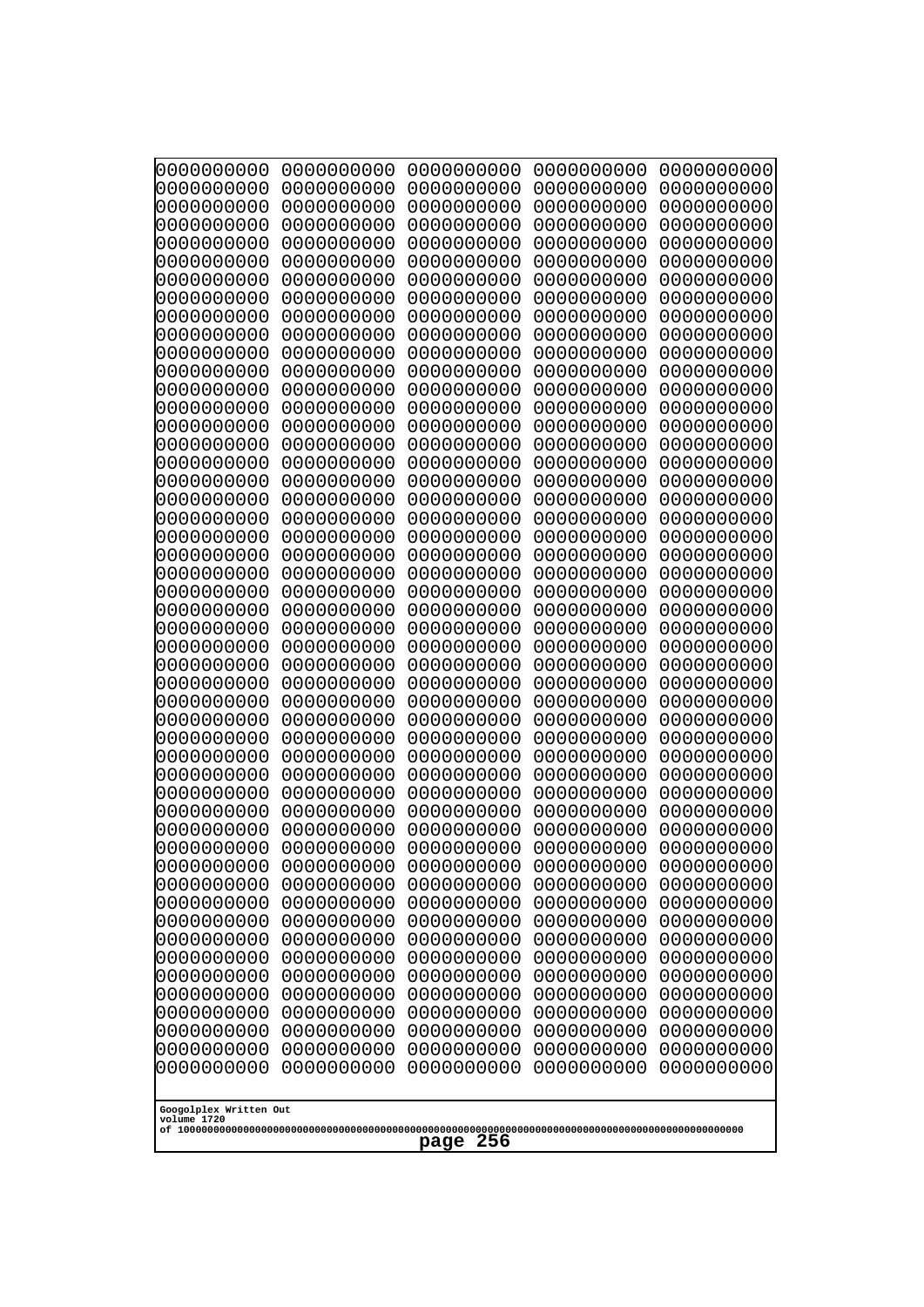```
0000000000 0000000000 0000000000 0000000000 0000000000
0000000000 0000000000 0000000000 0000000000 0000000000
0000000000 0000000000 0000000000 0000000000 0000000000
0000000000 0000000000 0000000000 0000000000 0000000000
0000000000 0000000000 0000000000 0000000000 0000000000
0000000000 0000000000 0000000000 0000000000 0000000000
0000000000 0000000000 0000000000 0000000000 0000000000
0000000000 0000000000 0000000000 0000000000 0000000000
0000000000 0000000000 0000000000 0000000000 0000000000
0000000000 0000000000 0000000000 0000000000 0000000000
0000000000 0000000000 0000000000 0000000000 0000000000
0000000000 0000000000 0000000000 0000000000 0000000000
0000000000 0000000000 0000000000 0000000000 0000000000
0000000000 0000000000 0000000000 0000000000 0000000000
0000000000 0000000000 0000000000 0000000000 0000000000
0000000000 0000000000 0000000000 0000000000 0000000000
0000000000 0000000000 0000000000 0000000000 0000000000
0000000000 0000000000 0000000000 0000000000 0000000000
0000000000 0000000000 0000000000 0000000000 0000000000
0000000000 0000000000 0000000000 0000000000 0000000000
0000000000 0000000000 0000000000 0000000000 0000000000
0000000000 0000000000 0000000000 0000000000 0000000000
0000000000 0000000000 0000000000 0000000000 0000000000
0000000000 0000000000 0000000000 0000000000 0000000000
0000000000 0000000000 0000000000 0000000000 0000000000
0000000000 0000000000 0000000000 0000000000 0000000000
0000000000 0000000000 0000000000 0000000000 0000000000
0000000000 0000000000 0000000000 0000000000 0000000000
0000000000 0000000000 0000000000 0000000000 0000000000
0000000000 0000000000 0000000000 0000000000 0000000000
0000000000 0000000000 0000000000 0000000000 0000000000
0000000000 0000000000 0000000000 0000000000 0000000000
0000000000 0000000000 0000000000 0000000000 0000000000
0000000000 0000000000 0000000000 0000000000 0000000000
0000000000 0000000000 0000000000 0000000000 0000000000
0000000000 0000000000 0000000000 0000000000 0000000000
0000000000 0000000000 0000000000 0000000000 0000000000
0000000000 0000000000 0000000000 0000000000 0000000000
0000000000 0000000000 0000000000 0000000000 0000000000
0000000000 0000000000 0000000000 0000000000 0000000000
0000000000 0000000000 0000000000 0000000000 0000000000
0000000000 0000000000 0000000000 0000000000 0000000000
0000000000 0000000000 0000000000 0000000000 0000000000
0000000000 0000000000 0000000000 0000000000 0000000000
0000000000 0000000000 0000000000 0000000000 0000000000
0000000000 0000000000 0000000000 0000000000 0000000000
0000000000 0000000000 0000000000 0000000000 0000000000
0000000000 0000000000 0000000000 0000000000 0000000000
0000000000 0000000000 0000000000 0000000000 0000000000
0000000000 0000000000 0000000000 0000000000 0000000000
```

Googolplex Written Out
volume 1720
of 10000000000000000000000000000000000000000000000000000000000000000000000000000000000000000000000000000
page 256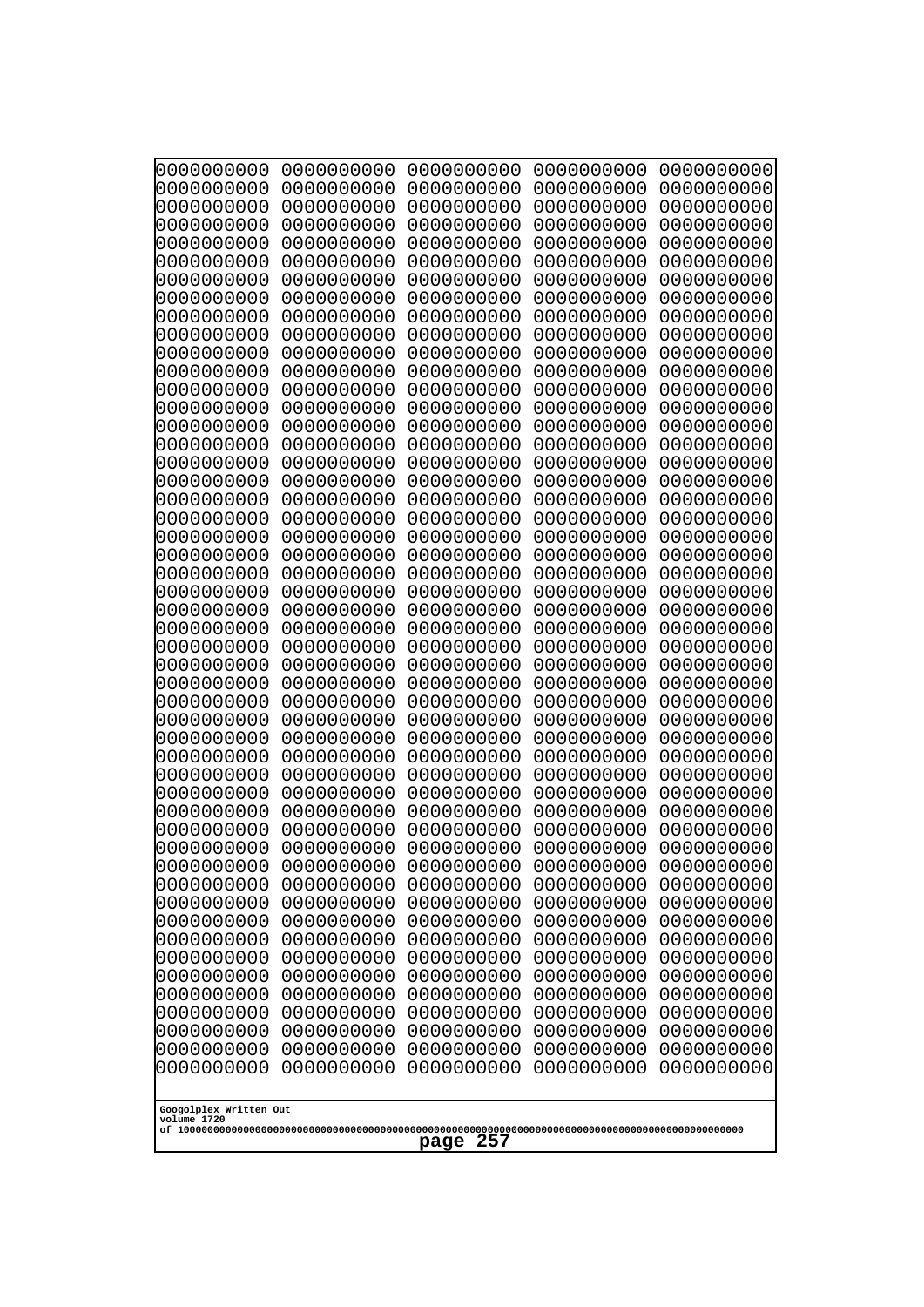```
0000000000 0000000000 0000000000 0000000000 0000000000
0000000000 0000000000 0000000000 0000000000 0000000000
0000000000 0000000000 0000000000 0000000000 0000000000
0000000000 0000000000 0000000000 0000000000 0000000000
0000000000 0000000000 0000000000 0000000000 0000000000
0000000000 0000000000 0000000000 0000000000 0000000000
0000000000 0000000000 0000000000 0000000000 0000000000
0000000000 0000000000 0000000000 0000000000 0000000000
0000000000 0000000000 0000000000 0000000000 0000000000
0000000000 0000000000 0000000000 0000000000 0000000000
0000000000 0000000000 0000000000 0000000000 0000000000
0000000000 0000000000 0000000000 0000000000 0000000000
0000000000 0000000000 0000000000 0000000000 0000000000
0000000000 0000000000 0000000000 0000000000 0000000000
0000000000 0000000000 0000000000 0000000000 0000000000
0000000000 0000000000 0000000000 0000000000 0000000000
0000000000 0000000000 0000000000 0000000000 0000000000
0000000000 0000000000 0000000000 0000000000 0000000000
0000000000 0000000000 0000000000 0000000000 0000000000
0000000000 0000000000 0000000000 0000000000 0000000000
0000000000 0000000000 0000000000 0000000000 0000000000
0000000000 0000000000 0000000000 0000000000 0000000000
0000000000 0000000000 0000000000 0000000000 0000000000
0000000000 0000000000 0000000000 0000000000 0000000000
0000000000 0000000000 0000000000 0000000000 0000000000
0000000000 0000000000 0000000000 0000000000 0000000000
0000000000 0000000000 0000000000 0000000000 0000000000
0000000000 0000000000 0000000000 0000000000 0000000000
0000000000 0000000000 0000000000 0000000000 0000000000
0000000000 0000000000 0000000000 0000000000 0000000000
0000000000 0000000000 0000000000 0000000000 0000000000
0000000000 0000000000 0000000000 0000000000 0000000000
0000000000 0000000000 0000000000 0000000000 0000000000
0000000000 0000000000 0000000000 0000000000 0000000000
0000000000 0000000000 0000000000 0000000000 0000000000
0000000000 0000000000 0000000000 0000000000 0000000000
0000000000 0000000000 0000000000 0000000000 0000000000
0000000000 0000000000 0000000000 0000000000 0000000000
0000000000 0000000000 0000000000 0000000000 0000000000
0000000000 0000000000 0000000000 0000000000 0000000000
0000000000 0000000000 0000000000 0000000000 0000000000
0000000000 0000000000 0000000000 0000000000 0000000000
0000000000 0000000000 0000000000 0000000000 0000000000
0000000000 0000000000 0000000000 0000000000 0000000000
0000000000 0000000000 0000000000 0000000000 0000000000
0000000000 0000000000 0000000000 0000000000 0000000000
0000000000 0000000000 0000000000 0000000000 0000000000
0000000000 0000000000 0000000000 0000000000 0000000000
0000000000 0000000000 0000000000 0000000000 0000000000
0000000000 0000000000 0000000000 0000000000 0000000000
```

Googolplex Written Out
volume 1720
of 10000000000000000000000000000000000000000000000000000000000000000000000000000000000000000000000000000

page 257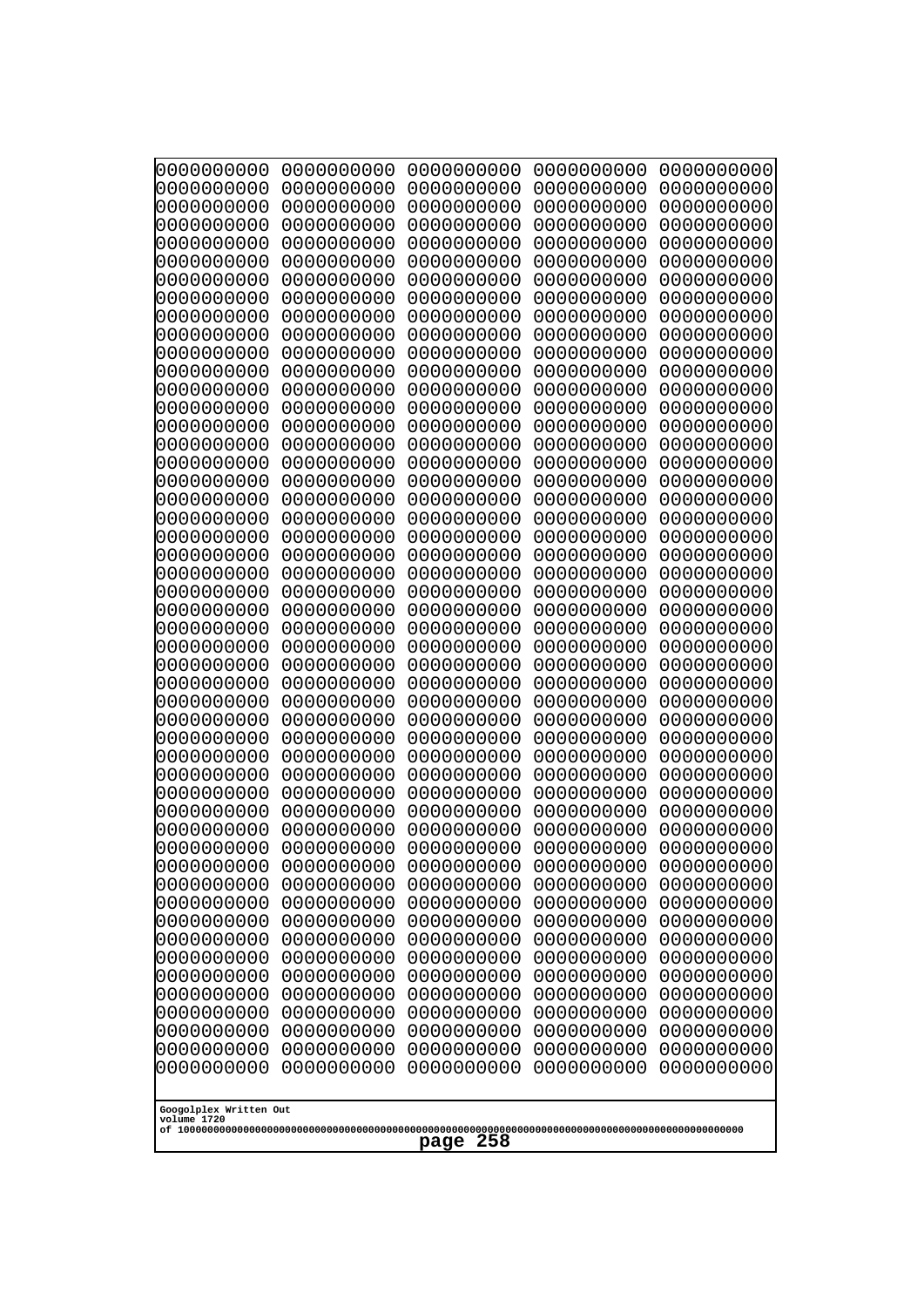0000000000 0000000000 0000000000 0000000000 0000000000
0000000000 0000000000 0000000000 0000000000 0000000000
0000000000 0000000000 0000000000 0000000000 0000000000
0000000000 0000000000 0000000000 0000000000 0000000000
0000000000 0000000000 0000000000 0000000000 0000000000
0000000000 0000000000 0000000000 0000000000 0000000000
0000000000 0000000000 0000000000 0000000000 0000000000
0000000000 0000000000 0000000000 0000000000 0000000000
0000000000 0000000000 0000000000 0000000000 0000000000
0000000000 0000000000 0000000000 0000000000 0000000000
0000000000 0000000000 0000000000 0000000000 0000000000
0000000000 0000000000 0000000000 0000000000 0000000000
0000000000 0000000000 0000000000 0000000000 0000000000
0000000000 0000000000 0000000000 0000000000 0000000000
0000000000 0000000000 0000000000 0000000000 0000000000
0000000000 0000000000 0000000000 0000000000 0000000000
0000000000 0000000000 0000000000 0000000000 0000000000
0000000000 0000000000 0000000000 0000000000 0000000000
0000000000 0000000000 0000000000 0000000000 0000000000
0000000000 0000000000 0000000000 0000000000 0000000000
0000000000 0000000000 0000000000 0000000000 0000000000
0000000000 0000000000 0000000000 0000000000 0000000000
0000000000 0000000000 0000000000 0000000000 0000000000
0000000000 0000000000 0000000000 0000000000 0000000000
0000000000 0000000000 0000000000 0000000000 0000000000
0000000000 0000000000 0000000000 0000000000 0000000000
0000000000 0000000000 0000000000 0000000000 0000000000
0000000000 0000000000 0000000000 0000000000 0000000000
0000000000 0000000000 0000000000 0000000000 0000000000
0000000000 0000000000 0000000000 0000000000 0000000000
0000000000 0000000000 0000000000 0000000000 0000000000
0000000000 0000000000 0000000000 0000000000 0000000000
0000000000 0000000000 0000000000 0000000000 0000000000
0000000000 0000000000 0000000000 0000000000 0000000000
0000000000 0000000000 0000000000 0000000000 0000000000
0000000000 0000000000 0000000000 0000000000 0000000000
0000000000 0000000000 0000000000 0000000000 0000000000
0000000000 0000000000 0000000000 0000000000 0000000000
0000000000 0000000000 0000000000 0000000000 0000000000
0000000000 0000000000 0000000000 0000000000 0000000000
0000000000 0000000000 0000000000 0000000000 0000000000
0000000000 0000000000 0000000000 0000000000 0000000000
0000000000 0000000000 0000000000 0000000000 0000000000
0000000000 0000000000 0000000000 0000000000 0000000000
0000000000 0000000000 0000000000 0000000000 0000000000
0000000000 0000000000 0000000000 0000000000 0000000000
0000000000 0000000000 0000000000 0000000000 0000000000
0000000000 0000000000 0000000000 0000000000 0000000000
0000000000 0000000000 0000000000 0000000000 0000000000
0000000000 0000000000 0000000000 0000000000 0000000000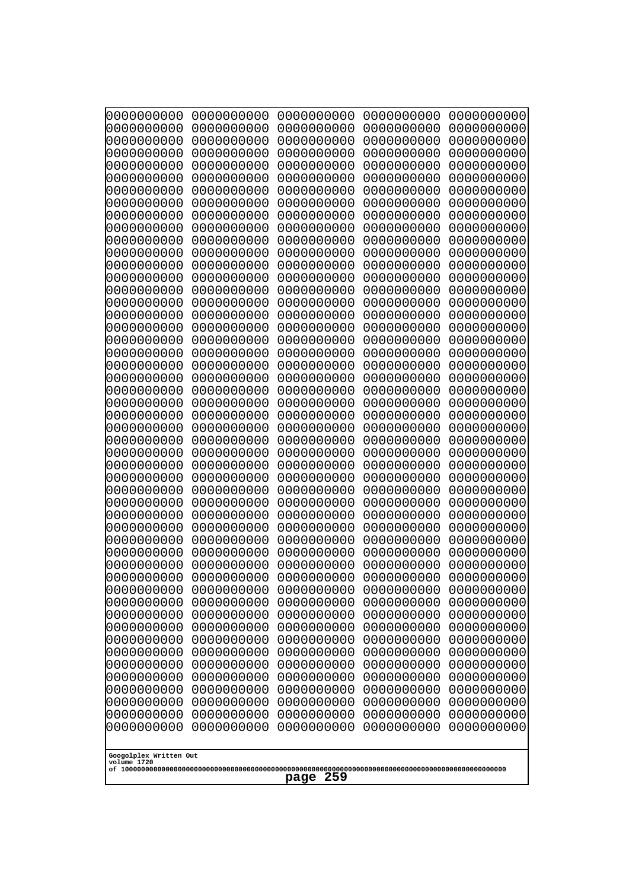```
0000000000 0000000000 0000000000 0000000000 0000000000
0000000000 0000000000 0000000000 0000000000 0000000000
0000000000 0000000000 0000000000 0000000000 0000000000
0000000000 0000000000 0000000000 0000000000 0000000000
0000000000 0000000000 0000000000 0000000000 0000000000
0000000000 0000000000 0000000000 0000000000 0000000000
0000000000 0000000000 0000000000 0000000000 0000000000
0000000000 0000000000 0000000000 0000000000 0000000000
0000000000 0000000000 0000000000 0000000000 0000000000
0000000000 0000000000 0000000000 0000000000 0000000000
0000000000 0000000000 0000000000 0000000000 0000000000
0000000000 0000000000 0000000000 0000000000 0000000000
0000000000 0000000000 0000000000 0000000000 0000000000
0000000000 0000000000 0000000000 0000000000 0000000000
0000000000 0000000000 0000000000 0000000000 0000000000
0000000000 0000000000 0000000000 0000000000 0000000000
0000000000 0000000000 0000000000 0000000000 0000000000
0000000000 0000000000 0000000000 0000000000 0000000000
0000000000 0000000000 0000000000 0000000000 0000000000
0000000000 0000000000 0000000000 0000000000 0000000000
0000000000 0000000000 0000000000 0000000000 0000000000
0000000000 0000000000 0000000000 0000000000 0000000000
0000000000 0000000000 0000000000 0000000000 0000000000
0000000000 0000000000 0000000000 0000000000 0000000000
0000000000 0000000000 0000000000 0000000000 0000000000
0000000000 0000000000 0000000000 0000000000 0000000000
0000000000 0000000000 0000000000 0000000000 0000000000
0000000000 0000000000 0000000000 0000000000 0000000000
0000000000 0000000000 0000000000 0000000000 0000000000
0000000000 0000000000 0000000000 0000000000 0000000000
0000000000 0000000000 0000000000 0000000000 0000000000
0000000000 0000000000 0000000000 0000000000 0000000000
0000000000 0000000000 0000000000 0000000000 0000000000
0000000000 0000000000 0000000000 0000000000 0000000000
0000000000 0000000000 0000000000 0000000000 0000000000
0000000000 0000000000 0000000000 0000000000 0000000000
0000000000 0000000000 0000000000 0000000000 0000000000
0000000000 0000000000 0000000000 0000000000 0000000000
0000000000 0000000000 0000000000 0000000000 0000000000
0000000000 0000000000 0000000000 0000000000 0000000000
0000000000 0000000000 0000000000 0000000000 0000000000
0000000000 0000000000 0000000000 0000000000 0000000000
0000000000 0000000000 0000000000 0000000000 0000000000
0000000000 0000000000 0000000000 0000000000 0000000000
0000000000 0000000000 0000000000 0000000000 0000000000
0000000000 0000000000 0000000000 0000000000 0000000000
0000000000 0000000000 0000000000 0000000000 0000000000
0000000000 0000000000 0000000000 0000000000 0000000000
0000000000 0000000000 0000000000 0000000000 0000000000
0000000000 0000000000 0000000000 0000000000 0000000000
```

Googolplex Written Out
volume 1720
of 10000000000000000000000000000000000000000000000000000000000000000000000000000000000000000000000000000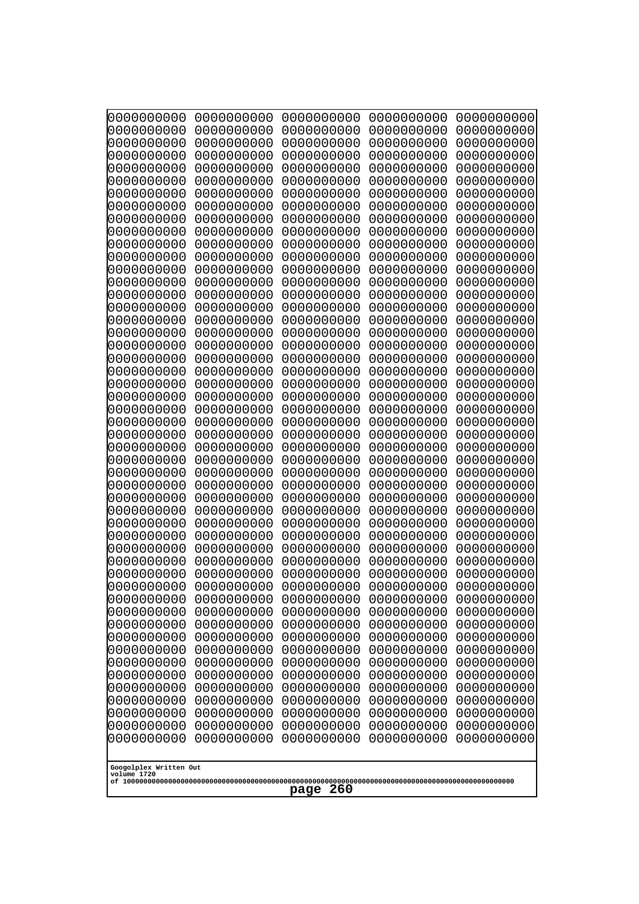```
0000000000 0000000000 0000000000 0000000000 0000000000
0000000000 0000000000 0000000000 0000000000 0000000000
0000000000 0000000000 0000000000 0000000000 0000000000
0000000000 0000000000 0000000000 0000000000 0000000000
0000000000 0000000000 0000000000 0000000000 0000000000
0000000000 0000000000 0000000000 0000000000 0000000000
0000000000 0000000000 0000000000 0000000000 0000000000
0000000000 0000000000 0000000000 0000000000 0000000000
0000000000 0000000000 0000000000 0000000000 0000000000
0000000000 0000000000 0000000000 0000000000 0000000000
0000000000 0000000000 0000000000 0000000000 0000000000
0000000000 0000000000 0000000000 0000000000 0000000000
0000000000 0000000000 0000000000 0000000000 0000000000
0000000000 0000000000 0000000000 0000000000 0000000000
0000000000 0000000000 0000000000 0000000000 0000000000
0000000000 0000000000 0000000000 0000000000 0000000000
0000000000 0000000000 0000000000 0000000000 0000000000
0000000000 0000000000 0000000000 0000000000 0000000000
0000000000 0000000000 0000000000 0000000000 0000000000
0000000000 0000000000 0000000000 0000000000 0000000000
0000000000 0000000000 0000000000 0000000000 0000000000
0000000000 0000000000 0000000000 0000000000 0000000000
0000000000 0000000000 0000000000 0000000000 0000000000
0000000000 0000000000 0000000000 0000000000 0000000000
0000000000 0000000000 0000000000 0000000000 0000000000
0000000000 0000000000 0000000000 0000000000 0000000000
0000000000 0000000000 0000000000 0000000000 0000000000
0000000000 0000000000 0000000000 0000000000 0000000000
0000000000 0000000000 0000000000 0000000000 0000000000
0000000000 0000000000 0000000000 0000000000 0000000000
0000000000 0000000000 0000000000 0000000000 0000000000
0000000000 0000000000 0000000000 0000000000 0000000000
0000000000 0000000000 0000000000 0000000000 0000000000
0000000000 0000000000 0000000000 0000000000 0000000000
0000000000 0000000000 0000000000 0000000000 0000000000
0000000000 0000000000 0000000000 0000000000 0000000000
0000000000 0000000000 0000000000 0000000000 0000000000
0000000000 0000000000 0000000000 0000000000 0000000000
0000000000 0000000000 0000000000 0000000000 0000000000
0000000000 0000000000 0000000000 0000000000 0000000000
0000000000 0000000000 0000000000 0000000000 0000000000
0000000000 0000000000 0000000000 0000000000 0000000000
0000000000 0000000000 0000000000 0000000000 0000000000
0000000000 0000000000 0000000000 0000000000 0000000000
0000000000 0000000000 0000000000 0000000000 0000000000
0000000000 0000000000 0000000000 0000000000 0000000000
0000000000 0000000000 0000000000 0000000000 0000000000
0000000000 0000000000 0000000000 0000000000 0000000000
0000000000 0000000000 0000000000 0000000000 0000000000
0000000000 0000000000 0000000000 0000000000 0000000000
```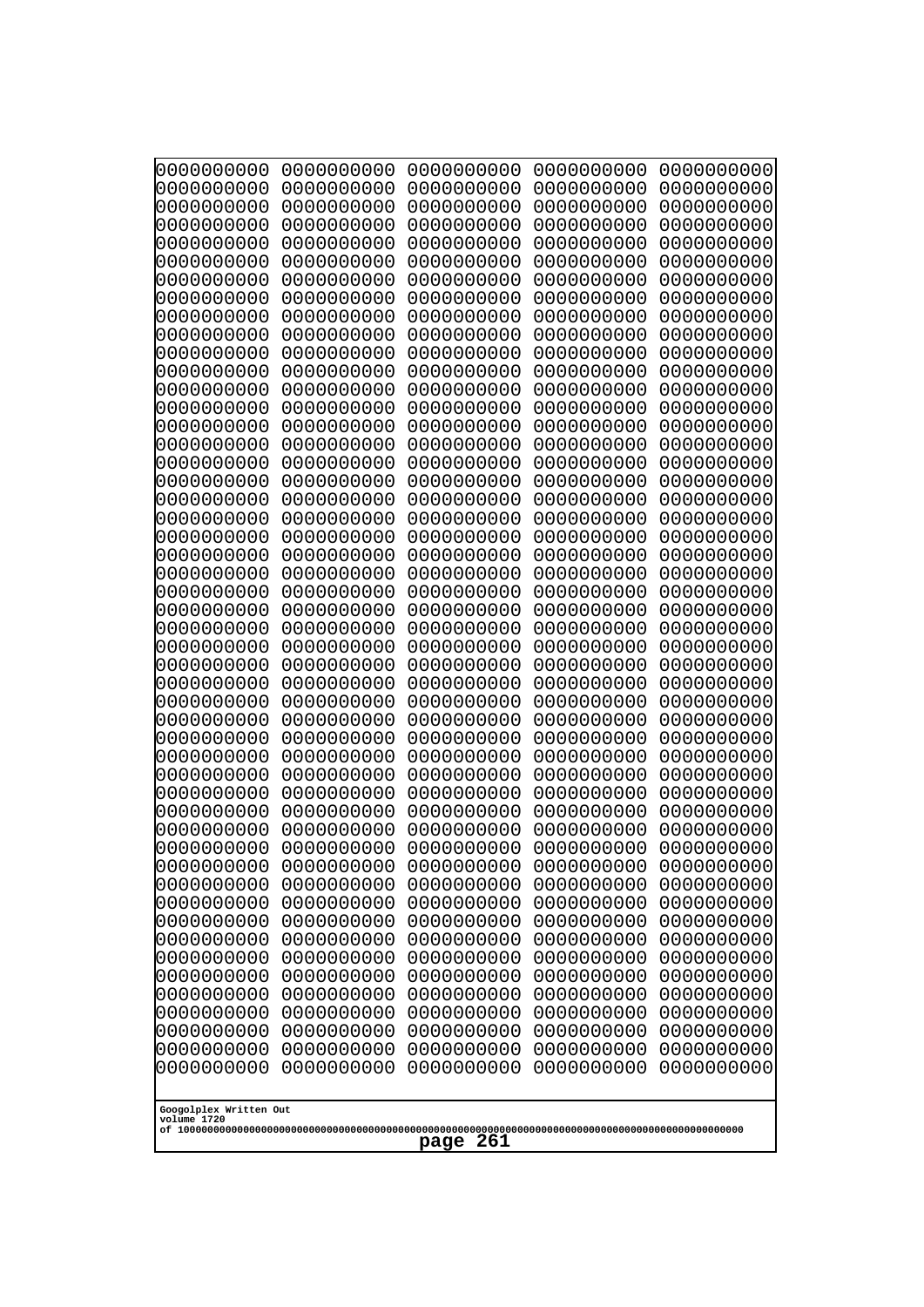```
0000000000 0000000000 0000000000 0000000000 0000000000
0000000000 0000000000 0000000000 0000000000 0000000000
0000000000 0000000000 0000000000 0000000000 0000000000
0000000000 0000000000 0000000000 0000000000 0000000000
0000000000 0000000000 0000000000 0000000000 0000000000
0000000000 0000000000 0000000000 0000000000 0000000000
0000000000 0000000000 0000000000 0000000000 0000000000
0000000000 0000000000 0000000000 0000000000 0000000000
0000000000 0000000000 0000000000 0000000000 0000000000
0000000000 0000000000 0000000000 0000000000 0000000000
0000000000 0000000000 0000000000 0000000000 0000000000
0000000000 0000000000 0000000000 0000000000 0000000000
0000000000 0000000000 0000000000 0000000000 0000000000
0000000000 0000000000 0000000000 0000000000 0000000000
0000000000 0000000000 0000000000 0000000000 0000000000
0000000000 0000000000 0000000000 0000000000 0000000000
0000000000 0000000000 0000000000 0000000000 0000000000
0000000000 0000000000 0000000000 0000000000 0000000000
0000000000 0000000000 0000000000 0000000000 0000000000
0000000000 0000000000 0000000000 0000000000 0000000000
0000000000 0000000000 0000000000 0000000000 0000000000
0000000000 0000000000 0000000000 0000000000 0000000000
0000000000 0000000000 0000000000 0000000000 0000000000
0000000000 0000000000 0000000000 0000000000 0000000000
0000000000 0000000000 0000000000 0000000000 0000000000
0000000000 0000000000 0000000000 0000000000 0000000000
0000000000 0000000000 0000000000 0000000000 0000000000
0000000000 0000000000 0000000000 0000000000 0000000000
0000000000 0000000000 0000000000 0000000000 0000000000
0000000000 0000000000 0000000000 0000000000 0000000000
0000000000 0000000000 0000000000 0000000000 0000000000
0000000000 0000000000 0000000000 0000000000 0000000000
0000000000 0000000000 0000000000 0000000000 0000000000
0000000000 0000000000 0000000000 0000000000 0000000000
0000000000 0000000000 0000000000 0000000000 0000000000
0000000000 0000000000 0000000000 0000000000 0000000000
0000000000 0000000000 0000000000 0000000000 0000000000
0000000000 0000000000 0000000000 0000000000 0000000000
0000000000 0000000000 0000000000 0000000000 0000000000
0000000000 0000000000 0000000000 0000000000 0000000000
0000000000 0000000000 0000000000 0000000000 0000000000
0000000000 0000000000 0000000000 0000000000 0000000000
0000000000 0000000000 0000000000 0000000000 0000000000
0000000000 0000000000 0000000000 0000000000 0000000000
0000000000 0000000000 0000000000 0000000000 0000000000
0000000000 0000000000 0000000000 0000000000 0000000000
0000000000 0000000000 0000000000 0000000000 0000000000
0000000000 0000000000 0000000000 0000000000 0000000000
0000000000 0000000000 0000000000 0000000000 0000000000
0000000000 0000000000 0000000000 0000000000 0000000000
```

Googolplex Written Out
volume 1720
of 10000000000000000000000000000000000000000000000000000000000000000000000000000000000000000000000000000

page 261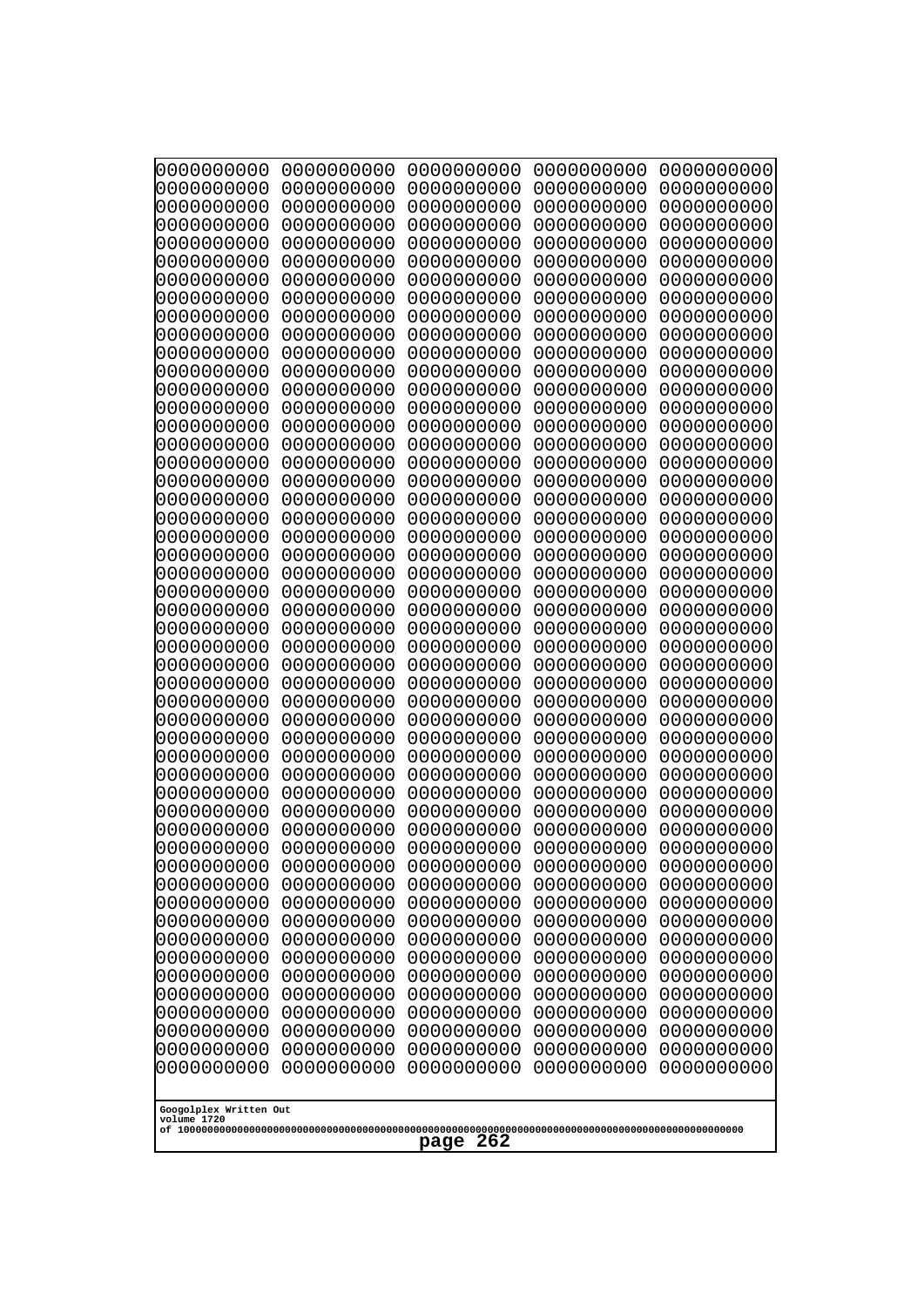```
0000000000 0000000000 0000000000 0000000000 0000000000
0000000000 0000000000 0000000000 0000000000 0000000000
0000000000 0000000000 0000000000 0000000000 0000000000
0000000000 0000000000 0000000000 0000000000 0000000000
0000000000 0000000000 0000000000 0000000000 0000000000
0000000000 0000000000 0000000000 0000000000 0000000000
0000000000 0000000000 0000000000 0000000000 0000000000
0000000000 0000000000 0000000000 0000000000 0000000000
0000000000 0000000000 0000000000 0000000000 0000000000
0000000000 0000000000 0000000000 0000000000 0000000000
0000000000 0000000000 0000000000 0000000000 0000000000
0000000000 0000000000 0000000000 0000000000 0000000000
0000000000 0000000000 0000000000 0000000000 0000000000
0000000000 0000000000 0000000000 0000000000 0000000000
0000000000 0000000000 0000000000 0000000000 0000000000
0000000000 0000000000 0000000000 0000000000 0000000000
0000000000 0000000000 0000000000 0000000000 0000000000
0000000000 0000000000 0000000000 0000000000 0000000000
0000000000 0000000000 0000000000 0000000000 0000000000
0000000000 0000000000 0000000000 0000000000 0000000000
0000000000 0000000000 0000000000 0000000000 0000000000
0000000000 0000000000 0000000000 0000000000 0000000000
0000000000 0000000000 0000000000 0000000000 0000000000
0000000000 0000000000 0000000000 0000000000 0000000000
0000000000 0000000000 0000000000 0000000000 0000000000
0000000000 0000000000 0000000000 0000000000 0000000000
0000000000 0000000000 0000000000 0000000000 0000000000
0000000000 0000000000 0000000000 0000000000 0000000000
0000000000 0000000000 0000000000 0000000000 0000000000
0000000000 0000000000 0000000000 0000000000 0000000000
0000000000 0000000000 0000000000 0000000000 0000000000
0000000000 0000000000 0000000000 0000000000 0000000000
0000000000 0000000000 0000000000 0000000000 0000000000
0000000000 0000000000 0000000000 0000000000 0000000000
0000000000 0000000000 0000000000 0000000000 0000000000
0000000000 0000000000 0000000000 0000000000 0000000000
0000000000 0000000000 0000000000 0000000000 0000000000
0000000000 0000000000 0000000000 0000000000 0000000000
0000000000 0000000000 0000000000 0000000000 0000000000
0000000000 0000000000 0000000000 0000000000 0000000000
0000000000 0000000000 0000000000 0000000000 0000000000
0000000000 0000000000 0000000000 0000000000 0000000000
0000000000 0000000000 0000000000 0000000000 0000000000
0000000000 0000000000 0000000000 0000000000 0000000000
0000000000 0000000000 0000000000 0000000000 0000000000
0000000000 0000000000 0000000000 0000000000 0000000000
0000000000 0000000000 0000000000 0000000000 0000000000
0000000000 0000000000 0000000000 0000000000 0000000000
0000000000 0000000000 0000000000 0000000000 0000000000
0000000000 0000000000 0000000000 0000000000 0000000000
```

Googolplex Written Out
volume 1720
of 10000000000000000000000000000000000000000000000000000000000000000000000000000000000000000000000000000

page 262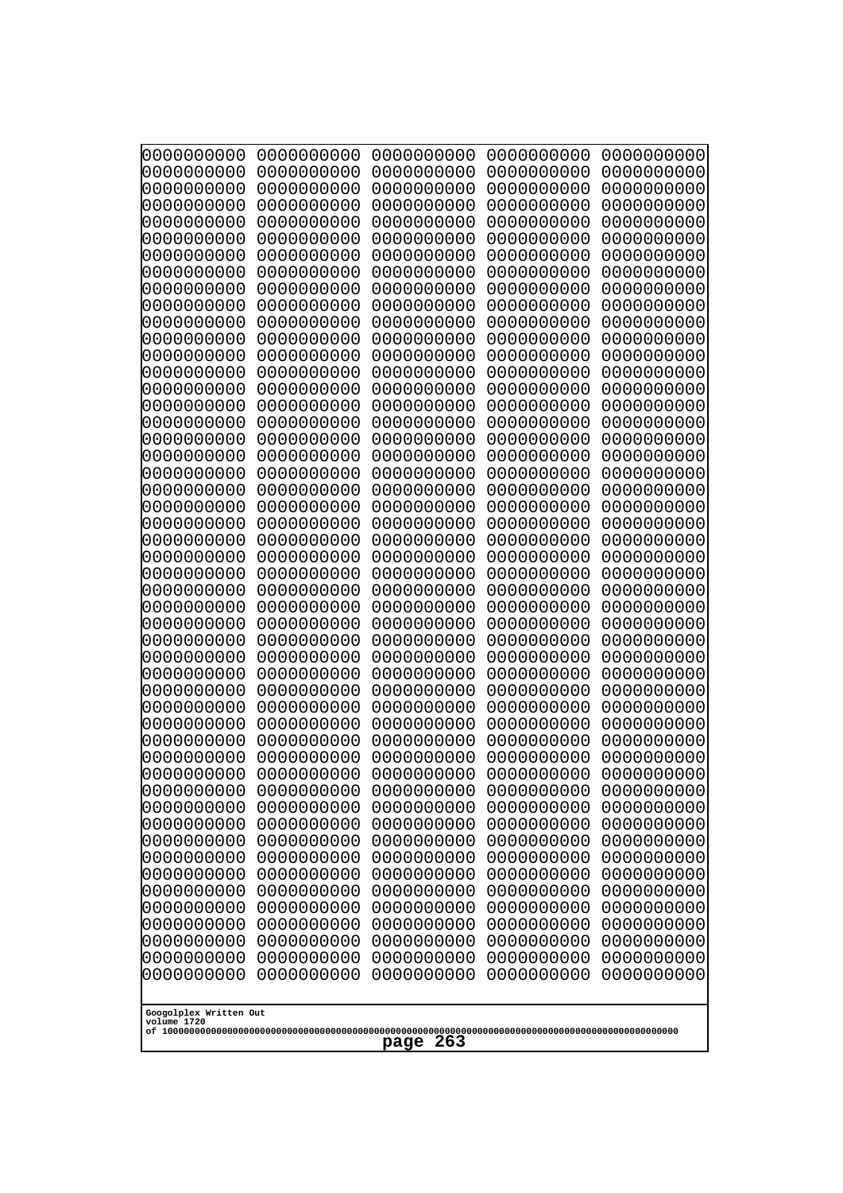```
0000000000 0000000000 0000000000 0000000000 0000000000
0000000000 0000000000 0000000000 0000000000 0000000000
0000000000 0000000000 0000000000 0000000000 0000000000
0000000000 0000000000 0000000000 0000000000 0000000000
0000000000 0000000000 0000000000 0000000000 0000000000
0000000000 0000000000 0000000000 0000000000 0000000000
0000000000 0000000000 0000000000 0000000000 0000000000
0000000000 0000000000 0000000000 0000000000 0000000000
0000000000 0000000000 0000000000 0000000000 0000000000
0000000000 0000000000 0000000000 0000000000 0000000000
0000000000 0000000000 0000000000 0000000000 0000000000
0000000000 0000000000 0000000000 0000000000 0000000000
0000000000 0000000000 0000000000 0000000000 0000000000
0000000000 0000000000 0000000000 0000000000 0000000000
0000000000 0000000000 0000000000 0000000000 0000000000
0000000000 0000000000 0000000000 0000000000 0000000000
0000000000 0000000000 0000000000 0000000000 0000000000
0000000000 0000000000 0000000000 0000000000 0000000000
0000000000 0000000000 0000000000 0000000000 0000000000
0000000000 0000000000 0000000000 0000000000 0000000000
0000000000 0000000000 0000000000 0000000000 0000000000
0000000000 0000000000 0000000000 0000000000 0000000000
0000000000 0000000000 0000000000 0000000000 0000000000
0000000000 0000000000 0000000000 0000000000 0000000000
0000000000 0000000000 0000000000 0000000000 0000000000
0000000000 0000000000 0000000000 0000000000 0000000000
0000000000 0000000000 0000000000 0000000000 0000000000
0000000000 0000000000 0000000000 0000000000 0000000000
0000000000 0000000000 0000000000 0000000000 0000000000
0000000000 0000000000 0000000000 0000000000 0000000000
0000000000 0000000000 0000000000 0000000000 0000000000
0000000000 0000000000 0000000000 0000000000 0000000000
0000000000 0000000000 0000000000 0000000000 0000000000
0000000000 0000000000 0000000000 0000000000 0000000000
0000000000 0000000000 0000000000 0000000000 0000000000
0000000000 0000000000 0000000000 0000000000 0000000000
0000000000 0000000000 0000000000 0000000000 0000000000
0000000000 0000000000 0000000000 0000000000 0000000000
0000000000 0000000000 0000000000 0000000000 0000000000
0000000000 0000000000 0000000000 0000000000 0000000000
0000000000 0000000000 0000000000 0000000000 0000000000
0000000000 0000000000 0000000000 0000000000 0000000000
0000000000 0000000000 0000000000 0000000000 0000000000
0000000000 0000000000 0000000000 0000000000 0000000000
0000000000 0000000000 0000000000 0000000000 0000000000
0000000000 0000000000 0000000000 0000000000 0000000000
0000000000 0000000000 0000000000 0000000000 0000000000
0000000000 0000000000 0000000000 0000000000 0000000000
0000000000 0000000000 0000000000 0000000000 0000000000
0000000000 0000000000 0000000000 0000000000 0000000000
```

Googolplex Written Out
volume 1720
of 10000000000000000000000000000000000000000000000000000000000000000000000000000000000000000000000000000
page 263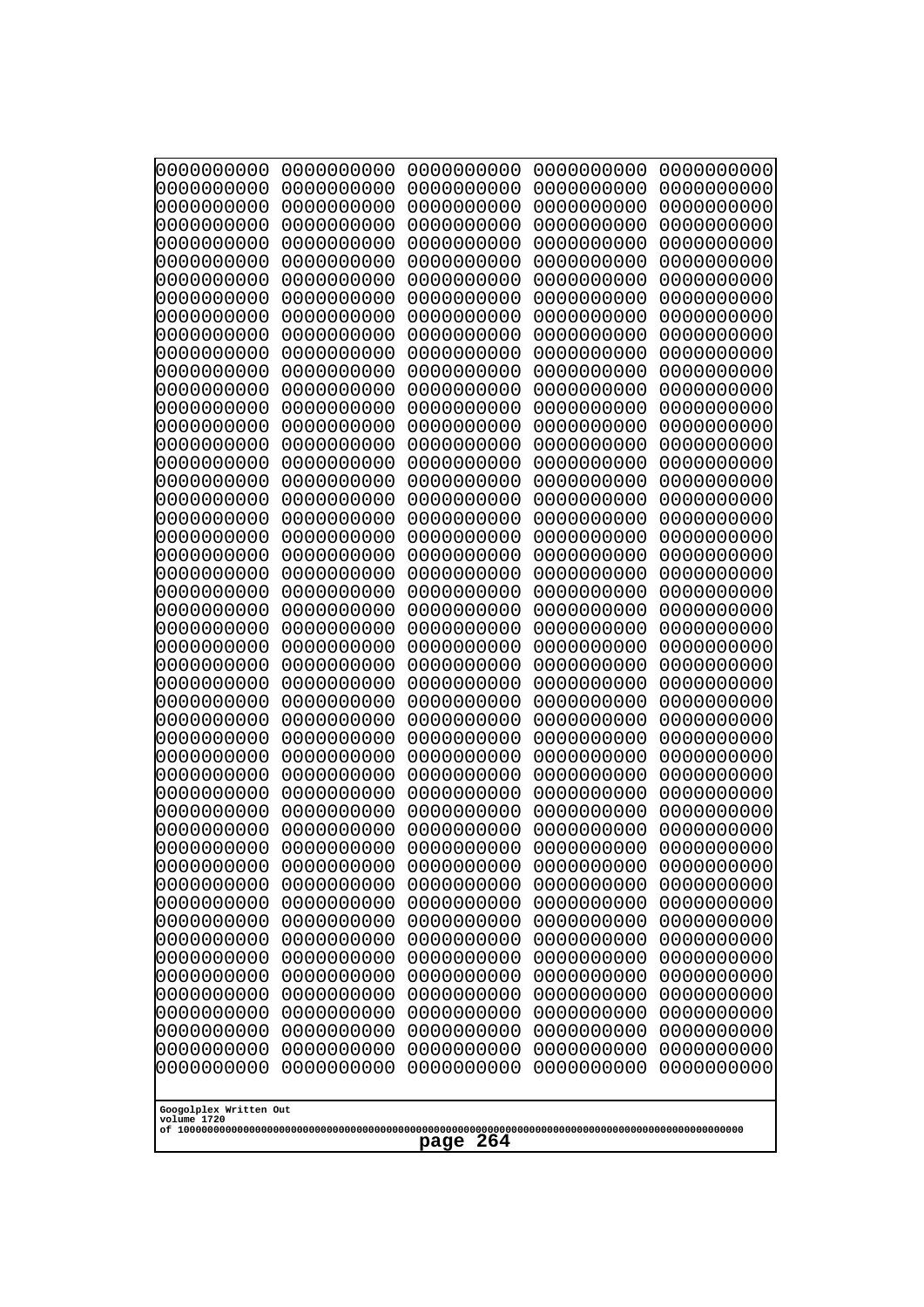```
0000000000 0000000000 0000000000 0000000000 0000000000
0000000000 0000000000 0000000000 0000000000 0000000000
0000000000 0000000000 0000000000 0000000000 0000000000
0000000000 0000000000 0000000000 0000000000 0000000000
0000000000 0000000000 0000000000 0000000000 0000000000
0000000000 0000000000 0000000000 0000000000 0000000000
0000000000 0000000000 0000000000 0000000000 0000000000
0000000000 0000000000 0000000000 0000000000 0000000000
0000000000 0000000000 0000000000 0000000000 0000000000
0000000000 0000000000 0000000000 0000000000 0000000000
0000000000 0000000000 0000000000 0000000000 0000000000
0000000000 0000000000 0000000000 0000000000 0000000000
0000000000 0000000000 0000000000 0000000000 0000000000
0000000000 0000000000 0000000000 0000000000 0000000000
0000000000 0000000000 0000000000 0000000000 0000000000
0000000000 0000000000 0000000000 0000000000 0000000000
0000000000 0000000000 0000000000 0000000000 0000000000
0000000000 0000000000 0000000000 0000000000 0000000000
0000000000 0000000000 0000000000 0000000000 0000000000
0000000000 0000000000 0000000000 0000000000 0000000000
0000000000 0000000000 0000000000 0000000000 0000000000
0000000000 0000000000 0000000000 0000000000 0000000000
0000000000 0000000000 0000000000 0000000000 0000000000
0000000000 0000000000 0000000000 0000000000 0000000000
0000000000 0000000000 0000000000 0000000000 0000000000
0000000000 0000000000 0000000000 0000000000 0000000000
0000000000 0000000000 0000000000 0000000000 0000000000
0000000000 0000000000 0000000000 0000000000 0000000000
0000000000 0000000000 0000000000 0000000000 0000000000
0000000000 0000000000 0000000000 0000000000 0000000000
0000000000 0000000000 0000000000 0000000000 0000000000
0000000000 0000000000 0000000000 0000000000 0000000000
0000000000 0000000000 0000000000 0000000000 0000000000
0000000000 0000000000 0000000000 0000000000 0000000000
0000000000 0000000000 0000000000 0000000000 0000000000
0000000000 0000000000 0000000000 0000000000 0000000000
0000000000 0000000000 0000000000 0000000000 0000000000
0000000000 0000000000 0000000000 0000000000 0000000000
0000000000 0000000000 0000000000 0000000000 0000000000
0000000000 0000000000 0000000000 0000000000 0000000000
0000000000 0000000000 0000000000 0000000000 0000000000
0000000000 0000000000 0000000000 0000000000 0000000000
0000000000 0000000000 0000000000 0000000000 0000000000
0000000000 0000000000 0000000000 0000000000 0000000000
0000000000 0000000000 0000000000 0000000000 0000000000
0000000000 0000000000 0000000000 0000000000 0000000000
0000000000 0000000000 0000000000 0000000000 0000000000
0000000000 0000000000 0000000000 0000000000 0000000000
0000000000 0000000000 0000000000 0000000000 0000000000
0000000000 0000000000 0000000000 0000000000 0000000000
```

Googolplex Written Out
volume 1720
of 10000000000000000000000000000000000000000000000000000000000000000000000000000000000000000000000000000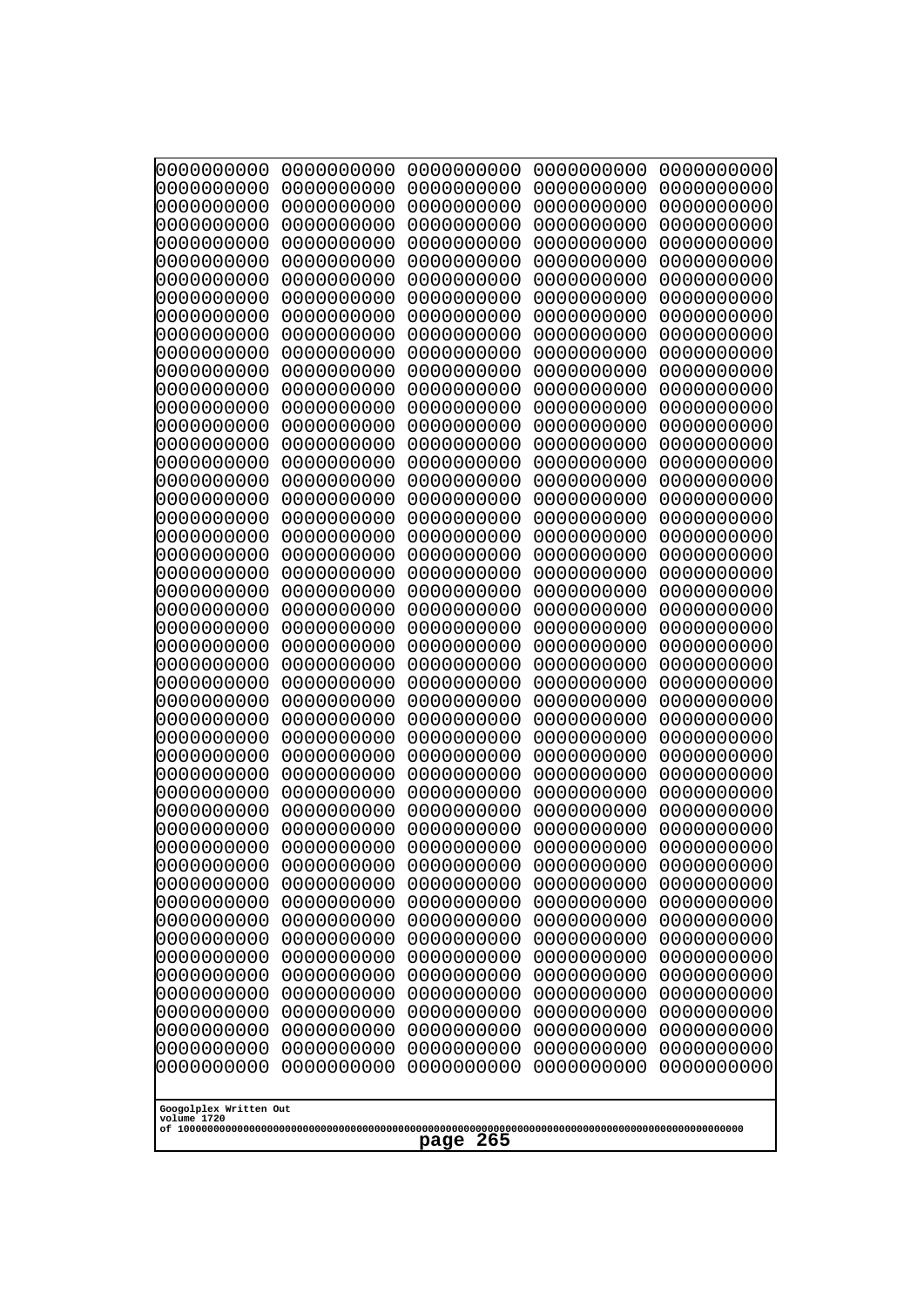```
0000000000 0000000000 0000000000 0000000000 0000000000
0000000000 0000000000 0000000000 0000000000 0000000000
0000000000 0000000000 0000000000 0000000000 0000000000
0000000000 0000000000 0000000000 0000000000 0000000000
0000000000 0000000000 0000000000 0000000000 0000000000
0000000000 0000000000 0000000000 0000000000 0000000000
0000000000 0000000000 0000000000 0000000000 0000000000
0000000000 0000000000 0000000000 0000000000 0000000000
0000000000 0000000000 0000000000 0000000000 0000000000
0000000000 0000000000 0000000000 0000000000 0000000000
0000000000 0000000000 0000000000 0000000000 0000000000
0000000000 0000000000 0000000000 0000000000 0000000000
0000000000 0000000000 0000000000 0000000000 0000000000
0000000000 0000000000 0000000000 0000000000 0000000000
0000000000 0000000000 0000000000 0000000000 0000000000
0000000000 0000000000 0000000000 0000000000 0000000000
0000000000 0000000000 0000000000 0000000000 0000000000
0000000000 0000000000 0000000000 0000000000 0000000000
0000000000 0000000000 0000000000 0000000000 0000000000
0000000000 0000000000 0000000000 0000000000 0000000000
0000000000 0000000000 0000000000 0000000000 0000000000
0000000000 0000000000 0000000000 0000000000 0000000000
0000000000 0000000000 0000000000 0000000000 0000000000
0000000000 0000000000 0000000000 0000000000 0000000000
0000000000 0000000000 0000000000 0000000000 0000000000
0000000000 0000000000 0000000000 0000000000 0000000000
0000000000 0000000000 0000000000 0000000000 0000000000
0000000000 0000000000 0000000000 0000000000 0000000000
0000000000 0000000000 0000000000 0000000000 0000000000
0000000000 0000000000 0000000000 0000000000 0000000000
0000000000 0000000000 0000000000 0000000000 0000000000
0000000000 0000000000 0000000000 0000000000 0000000000
0000000000 0000000000 0000000000 0000000000 0000000000
0000000000 0000000000 0000000000 0000000000 0000000000
0000000000 0000000000 0000000000 0000000000 0000000000
0000000000 0000000000 0000000000 0000000000 0000000000
0000000000 0000000000 0000000000 0000000000 0000000000
0000000000 0000000000 0000000000 0000000000 0000000000
0000000000 0000000000 0000000000 0000000000 0000000000
0000000000 0000000000 0000000000 0000000000 0000000000
0000000000 0000000000 0000000000 0000000000 0000000000
0000000000 0000000000 0000000000 0000000000 0000000000
0000000000 0000000000 0000000000 0000000000 0000000000
0000000000 0000000000 0000000000 0000000000 0000000000
0000000000 0000000000 0000000000 0000000000 0000000000
0000000000 0000000000 0000000000 0000000000 0000000000
0000000000 0000000000 0000000000 0000000000 0000000000
0000000000 0000000000 0000000000 0000000000 0000000000
0000000000 0000000000 0000000000 0000000000 0000000000
0000000000 0000000000 0000000000 0000000000 0000000000
```

Googolplex Written Out
volume 1720
of 10000000000000000000000000000000000000000000000000000000000000000000000000000000000000000000000000000

page 265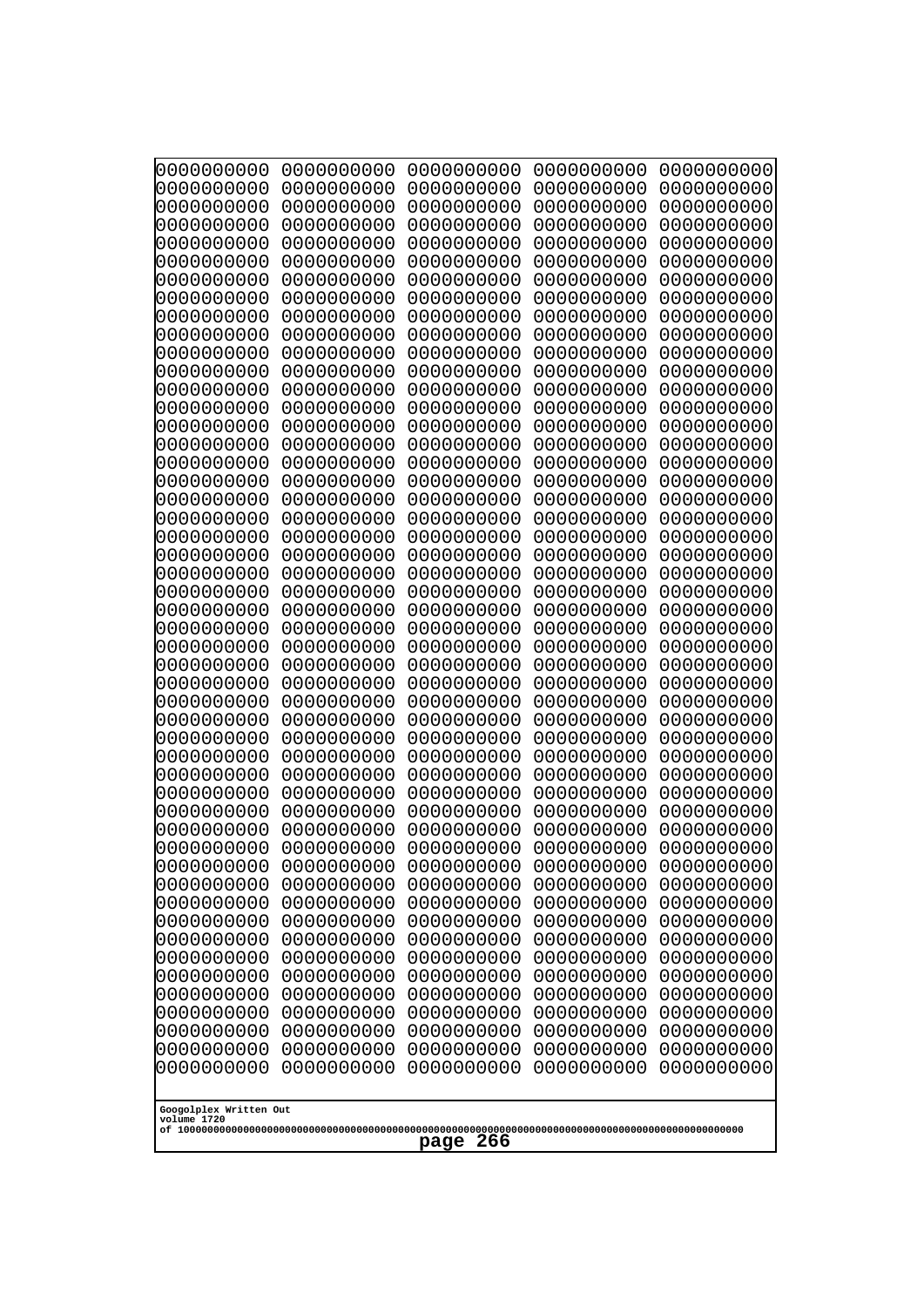```
0000000000 0000000000 0000000000 0000000000 0000000000
0000000000 0000000000 0000000000 0000000000 0000000000
0000000000 0000000000 0000000000 0000000000 0000000000
0000000000 0000000000 0000000000 0000000000 0000000000
0000000000 0000000000 0000000000 0000000000 0000000000
0000000000 0000000000 0000000000 0000000000 0000000000
0000000000 0000000000 0000000000 0000000000 0000000000
0000000000 0000000000 0000000000 0000000000 0000000000
0000000000 0000000000 0000000000 0000000000 0000000000
0000000000 0000000000 0000000000 0000000000 0000000000
0000000000 0000000000 0000000000 0000000000 0000000000
0000000000 0000000000 0000000000 0000000000 0000000000
0000000000 0000000000 0000000000 0000000000 0000000000
0000000000 0000000000 0000000000 0000000000 0000000000
0000000000 0000000000 0000000000 0000000000 0000000000
0000000000 0000000000 0000000000 0000000000 0000000000
0000000000 0000000000 0000000000 0000000000 0000000000
0000000000 0000000000 0000000000 0000000000 0000000000
0000000000 0000000000 0000000000 0000000000 0000000000
0000000000 0000000000 0000000000 0000000000 0000000000
0000000000 0000000000 0000000000 0000000000 0000000000
0000000000 0000000000 0000000000 0000000000 0000000000
0000000000 0000000000 0000000000 0000000000 0000000000
0000000000 0000000000 0000000000 0000000000 0000000000
0000000000 0000000000 0000000000 0000000000 0000000000
0000000000 0000000000 0000000000 0000000000 0000000000
0000000000 0000000000 0000000000 0000000000 0000000000
0000000000 0000000000 0000000000 0000000000 0000000000
0000000000 0000000000 0000000000 0000000000 0000000000
0000000000 0000000000 0000000000 0000000000 0000000000
0000000000 0000000000 0000000000 0000000000 0000000000
0000000000 0000000000 0000000000 0000000000 0000000000
0000000000 0000000000 0000000000 0000000000 0000000000
0000000000 0000000000 0000000000 0000000000 0000000000
0000000000 0000000000 0000000000 0000000000 0000000000
0000000000 0000000000 0000000000 0000000000 0000000000
0000000000 0000000000 0000000000 0000000000 0000000000
0000000000 0000000000 0000000000 0000000000 0000000000
0000000000 0000000000 0000000000 0000000000 0000000000
0000000000 0000000000 0000000000 0000000000 0000000000
0000000000 0000000000 0000000000 0000000000 0000000000
0000000000 0000000000 0000000000 0000000000 0000000000
0000000000 0000000000 0000000000 0000000000 0000000000
0000000000 0000000000 0000000000 0000000000 0000000000
0000000000 0000000000 0000000000 0000000000 0000000000
0000000000 0000000000 0000000000 0000000000 0000000000
0000000000 0000000000 0000000000 0000000000 0000000000
0000000000 0000000000 0000000000 0000000000 0000000000
0000000000 0000000000 0000000000 0000000000 0000000000
0000000000 0000000000 0000000000 0000000000 0000000000
```

Googolplex Written Out
volume 1720
of 10000000000000000000000000000000000000000000000000000000000000000000000000000000000000000000000000000

**page 266**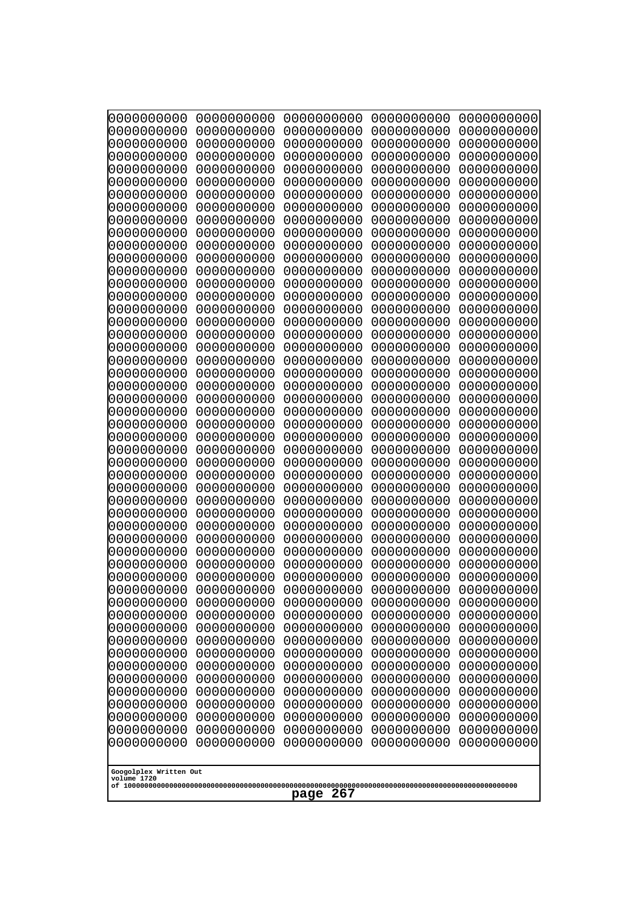```
0000000000 0000000000 0000000000 0000000000 0000000000
0000000000 0000000000 0000000000 0000000000 0000000000
0000000000 0000000000 0000000000 0000000000 0000000000
0000000000 0000000000 0000000000 0000000000 0000000000
0000000000 0000000000 0000000000 0000000000 0000000000
0000000000 0000000000 0000000000 0000000000 0000000000
0000000000 0000000000 0000000000 0000000000 0000000000
0000000000 0000000000 0000000000 0000000000 0000000000
0000000000 0000000000 0000000000 0000000000 0000000000
0000000000 0000000000 0000000000 0000000000 0000000000
0000000000 0000000000 0000000000 0000000000 0000000000
0000000000 0000000000 0000000000 0000000000 0000000000
0000000000 0000000000 0000000000 0000000000 0000000000
0000000000 0000000000 0000000000 0000000000 0000000000
0000000000 0000000000 0000000000 0000000000 0000000000
0000000000 0000000000 0000000000 0000000000 0000000000
0000000000 0000000000 0000000000 0000000000 0000000000
0000000000 0000000000 0000000000 0000000000 0000000000
0000000000 0000000000 0000000000 0000000000 0000000000
0000000000 0000000000 0000000000 0000000000 0000000000
0000000000 0000000000 0000000000 0000000000 0000000000
0000000000 0000000000 0000000000 0000000000 0000000000
0000000000 0000000000 0000000000 0000000000 0000000000
0000000000 0000000000 0000000000 0000000000 0000000000
0000000000 0000000000 0000000000 0000000000 0000000000
0000000000 0000000000 0000000000 0000000000 0000000000
0000000000 0000000000 0000000000 0000000000 0000000000
0000000000 0000000000 0000000000 0000000000 0000000000
0000000000 0000000000 0000000000 0000000000 0000000000
0000000000 0000000000 0000000000 0000000000 0000000000
0000000000 0000000000 0000000000 0000000000 0000000000
0000000000 0000000000 0000000000 0000000000 0000000000
0000000000 0000000000 0000000000 0000000000 0000000000
0000000000 0000000000 0000000000 0000000000 0000000000
0000000000 0000000000 0000000000 0000000000 0000000000
0000000000 0000000000 0000000000 0000000000 0000000000
0000000000 0000000000 0000000000 0000000000 0000000000
0000000000 0000000000 0000000000 0000000000 0000000000
0000000000 0000000000 0000000000 0000000000 0000000000
0000000000 0000000000 0000000000 0000000000 0000000000
0000000000 0000000000 0000000000 0000000000 0000000000
0000000000 0000000000 0000000000 0000000000 0000000000
0000000000 0000000000 0000000000 0000000000 0000000000
0000000000 0000000000 0000000000 0000000000 0000000000
0000000000 0000000000 0000000000 0000000000 0000000000
0000000000 0000000000 0000000000 0000000000 0000000000
0000000000 0000000000 0000000000 0000000000 0000000000
0000000000 0000000000 0000000000 0000000000 0000000000
0000000000 0000000000 0000000000 0000000000 0000000000
0000000000 0000000000 0000000000 0000000000 0000000000
```

Googolplex Written Out
volume 1720
of 10000000000000000000000000000000000000000000000000000000000000000000000000000000000000000000000000000

page 267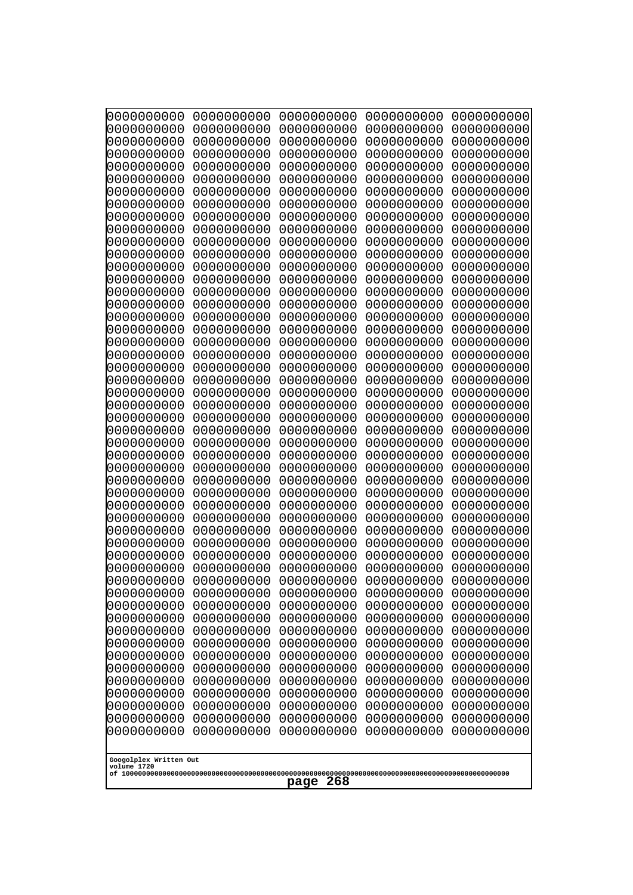```
0000000000 0000000000 0000000000 0000000000 0000000000
0000000000 0000000000 0000000000 0000000000 0000000000
0000000000 0000000000 0000000000 0000000000 0000000000
0000000000 0000000000 0000000000 0000000000 0000000000
0000000000 0000000000 0000000000 0000000000 0000000000
0000000000 0000000000 0000000000 0000000000 0000000000
0000000000 0000000000 0000000000 0000000000 0000000000
0000000000 0000000000 0000000000 0000000000 0000000000
0000000000 0000000000 0000000000 0000000000 0000000000
0000000000 0000000000 0000000000 0000000000 0000000000
0000000000 0000000000 0000000000 0000000000 0000000000
0000000000 0000000000 0000000000 0000000000 0000000000
0000000000 0000000000 0000000000 0000000000 0000000000
0000000000 0000000000 0000000000 0000000000 0000000000
0000000000 0000000000 0000000000 0000000000 0000000000
0000000000 0000000000 0000000000 0000000000 0000000000
0000000000 0000000000 0000000000 0000000000 0000000000
0000000000 0000000000 0000000000 0000000000 0000000000
0000000000 0000000000 0000000000 0000000000 0000000000
0000000000 0000000000 0000000000 0000000000 0000000000
0000000000 0000000000 0000000000 0000000000 0000000000
0000000000 0000000000 0000000000 0000000000 0000000000
0000000000 0000000000 0000000000 0000000000 0000000000
0000000000 0000000000 0000000000 0000000000 0000000000
0000000000 0000000000 0000000000 0000000000 0000000000
0000000000 0000000000 0000000000 0000000000 0000000000
0000000000 0000000000 0000000000 0000000000 0000000000
0000000000 0000000000 0000000000 0000000000 0000000000
0000000000 0000000000 0000000000 0000000000 0000000000
0000000000 0000000000 0000000000 0000000000 0000000000
0000000000 0000000000 0000000000 0000000000 0000000000
0000000000 0000000000 0000000000 0000000000 0000000000
0000000000 0000000000 0000000000 0000000000 0000000000
0000000000 0000000000 0000000000 0000000000 0000000000
0000000000 0000000000 0000000000 0000000000 0000000000
0000000000 0000000000 0000000000 0000000000 0000000000
0000000000 0000000000 0000000000 0000000000 0000000000
0000000000 0000000000 0000000000 0000000000 0000000000
0000000000 0000000000 0000000000 0000000000 0000000000
0000000000 0000000000 0000000000 0000000000 0000000000
0000000000 0000000000 0000000000 0000000000 0000000000
0000000000 0000000000 0000000000 0000000000 0000000000
0000000000 0000000000 0000000000 0000000000 0000000000
0000000000 0000000000 0000000000 0000000000 0000000000
0000000000 0000000000 0000000000 0000000000 0000000000
0000000000 0000000000 0000000000 0000000000 0000000000
0000000000 0000000000 0000000000 0000000000 0000000000
0000000000 0000000000 0000000000 0000000000 0000000000
0000000000 0000000000 0000000000 0000000000 0000000000
0000000000 0000000000 0000000000 0000000000 0000000000
```

Googolplex Written Out
volume 1720
of 10000000000000000000000000000000000000000000000000000000000000000000000000000000000000000000000000000
page 268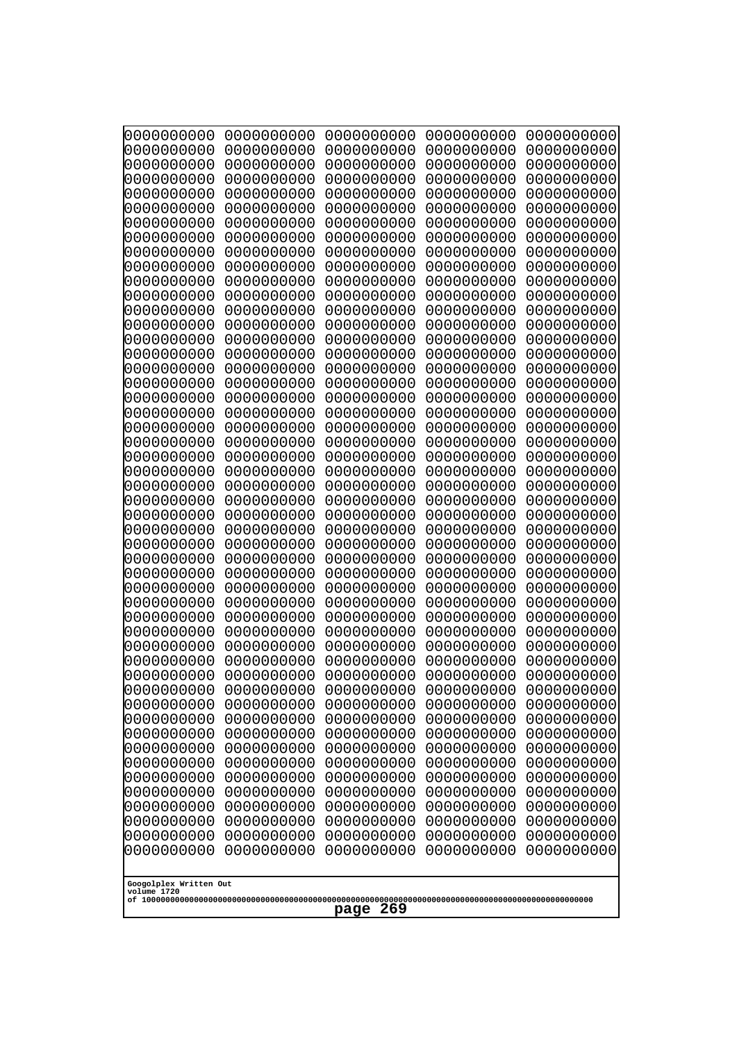```
0000000000 0000000000 0000000000 0000000000 0000000000
0000000000 0000000000 0000000000 0000000000 0000000000
0000000000 0000000000 0000000000 0000000000 0000000000
0000000000 0000000000 0000000000 0000000000 0000000000
0000000000 0000000000 0000000000 0000000000 0000000000
0000000000 0000000000 0000000000 0000000000 0000000000
0000000000 0000000000 0000000000 0000000000 0000000000
0000000000 0000000000 0000000000 0000000000 0000000000
0000000000 0000000000 0000000000 0000000000 0000000000
0000000000 0000000000 0000000000 0000000000 0000000000
0000000000 0000000000 0000000000 0000000000 0000000000
0000000000 0000000000 0000000000 0000000000 0000000000
0000000000 0000000000 0000000000 0000000000 0000000000
0000000000 0000000000 0000000000 0000000000 0000000000
0000000000 0000000000 0000000000 0000000000 0000000000
0000000000 0000000000 0000000000 0000000000 0000000000
0000000000 0000000000 0000000000 0000000000 0000000000
0000000000 0000000000 0000000000 0000000000 0000000000
0000000000 0000000000 0000000000 0000000000 0000000000
0000000000 0000000000 0000000000 0000000000 0000000000
0000000000 0000000000 0000000000 0000000000 0000000000
0000000000 0000000000 0000000000 0000000000 0000000000
0000000000 0000000000 0000000000 0000000000 0000000000
0000000000 0000000000 0000000000 0000000000 0000000000
0000000000 0000000000 0000000000 0000000000 0000000000
0000000000 0000000000 0000000000 0000000000 0000000000
0000000000 0000000000 0000000000 0000000000 0000000000
0000000000 0000000000 0000000000 0000000000 0000000000
0000000000 0000000000 0000000000 0000000000 0000000000
0000000000 0000000000 0000000000 0000000000 0000000000
0000000000 0000000000 0000000000 0000000000 0000000000
0000000000 0000000000 0000000000 0000000000 0000000000
0000000000 0000000000 0000000000 0000000000 0000000000
0000000000 0000000000 0000000000 0000000000 0000000000
0000000000 0000000000 0000000000 0000000000 0000000000
0000000000 0000000000 0000000000 0000000000 0000000000
0000000000 0000000000 0000000000 0000000000 0000000000
0000000000 0000000000 0000000000 0000000000 0000000000
0000000000 0000000000 0000000000 0000000000 0000000000
0000000000 0000000000 0000000000 0000000000 0000000000
0000000000 0000000000 0000000000 0000000000 0000000000
0000000000 0000000000 0000000000 0000000000 0000000000
0000000000 0000000000 0000000000 0000000000 0000000000
0000000000 0000000000 0000000000 0000000000 0000000000
0000000000 0000000000 0000000000 0000000000 0000000000
0000000000 0000000000 0000000000 0000000000 0000000000
0000000000 0000000000 0000000000 0000000000 0000000000
0000000000 0000000000 0000000000 0000000000 0000000000
0000000000 0000000000 0000000000 0000000000 0000000000
0000000000 0000000000 0000000000 0000000000 0000000000
```

Googolplex Written Out
volume 1720
of 10000000000000000000000000000000000000000000000000000000000000000000000000000000000000000000000000000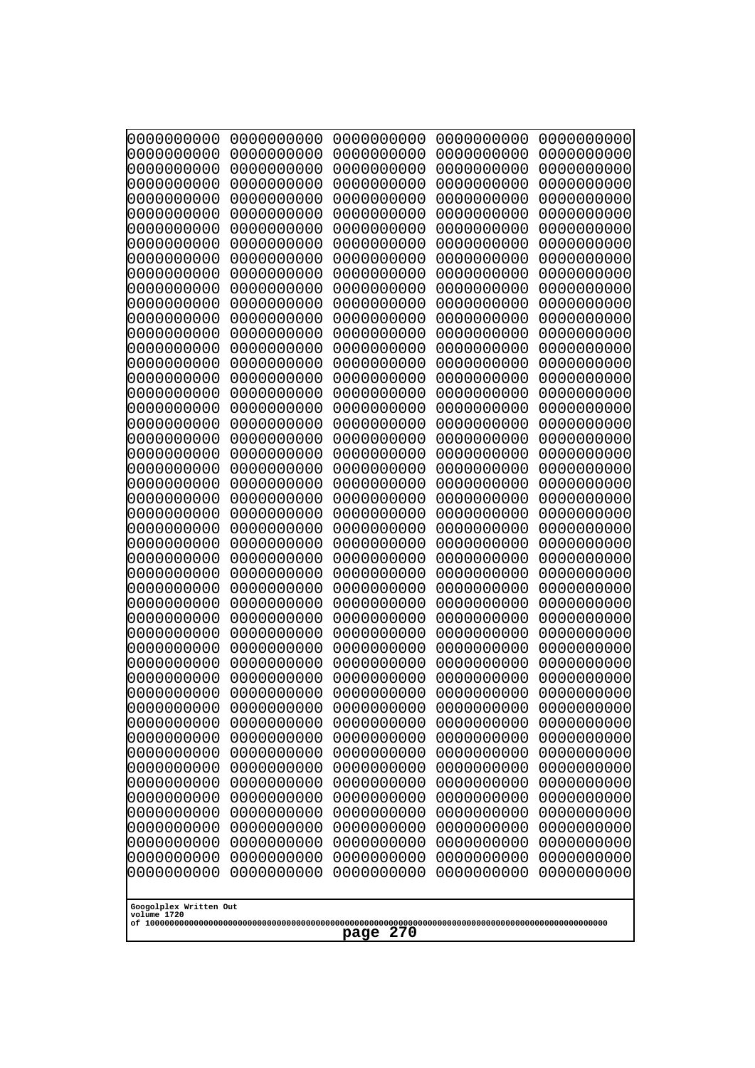```
0000000000 0000000000 0000000000 0000000000 0000000000
0000000000 0000000000 0000000000 0000000000 0000000000
0000000000 0000000000 0000000000 0000000000 0000000000
0000000000 0000000000 0000000000 0000000000 0000000000
0000000000 0000000000 0000000000 0000000000 0000000000
0000000000 0000000000 0000000000 0000000000 0000000000
0000000000 0000000000 0000000000 0000000000 0000000000
0000000000 0000000000 0000000000 0000000000 0000000000
0000000000 0000000000 0000000000 0000000000 0000000000
0000000000 0000000000 0000000000 0000000000 0000000000
0000000000 0000000000 0000000000 0000000000 0000000000
0000000000 0000000000 0000000000 0000000000 0000000000
0000000000 0000000000 0000000000 0000000000 0000000000
0000000000 0000000000 0000000000 0000000000 0000000000
0000000000 0000000000 0000000000 0000000000 0000000000
0000000000 0000000000 0000000000 0000000000 0000000000
0000000000 0000000000 0000000000 0000000000 0000000000
0000000000 0000000000 0000000000 0000000000 0000000000
0000000000 0000000000 0000000000 0000000000 0000000000
0000000000 0000000000 0000000000 0000000000 0000000000
0000000000 0000000000 0000000000 0000000000 0000000000
0000000000 0000000000 0000000000 0000000000 0000000000
0000000000 0000000000 0000000000 0000000000 0000000000
0000000000 0000000000 0000000000 0000000000 0000000000
0000000000 0000000000 0000000000 0000000000 0000000000
0000000000 0000000000 0000000000 0000000000 0000000000
0000000000 0000000000 0000000000 0000000000 0000000000
0000000000 0000000000 0000000000 0000000000 0000000000
0000000000 0000000000 0000000000 0000000000 0000000000
0000000000 0000000000 0000000000 0000000000 0000000000
0000000000 0000000000 0000000000 0000000000 0000000000
0000000000 0000000000 0000000000 0000000000 0000000000
0000000000 0000000000 0000000000 0000000000 0000000000
0000000000 0000000000 0000000000 0000000000 0000000000
0000000000 0000000000 0000000000 0000000000 0000000000
0000000000 0000000000 0000000000 0000000000 0000000000
0000000000 0000000000 0000000000 0000000000 0000000000
0000000000 0000000000 0000000000 0000000000 0000000000
0000000000 0000000000 0000000000 0000000000 0000000000
0000000000 0000000000 0000000000 0000000000 0000000000
0000000000 0000000000 0000000000 0000000000 0000000000
0000000000 0000000000 0000000000 0000000000 0000000000
0000000000 0000000000 0000000000 0000000000 0000000000
0000000000 0000000000 0000000000 0000000000 0000000000
0000000000 0000000000 0000000000 0000000000 0000000000
0000000000 0000000000 0000000000 0000000000 0000000000
0000000000 0000000000 0000000000 0000000000 0000000000
0000000000 0000000000 0000000000 0000000000 0000000000
0000000000 0000000000 0000000000 0000000000 0000000000
0000000000 0000000000 0000000000 0000000000 0000000000
0000000000 0000000000 0000000000 0000000000 0000000000
```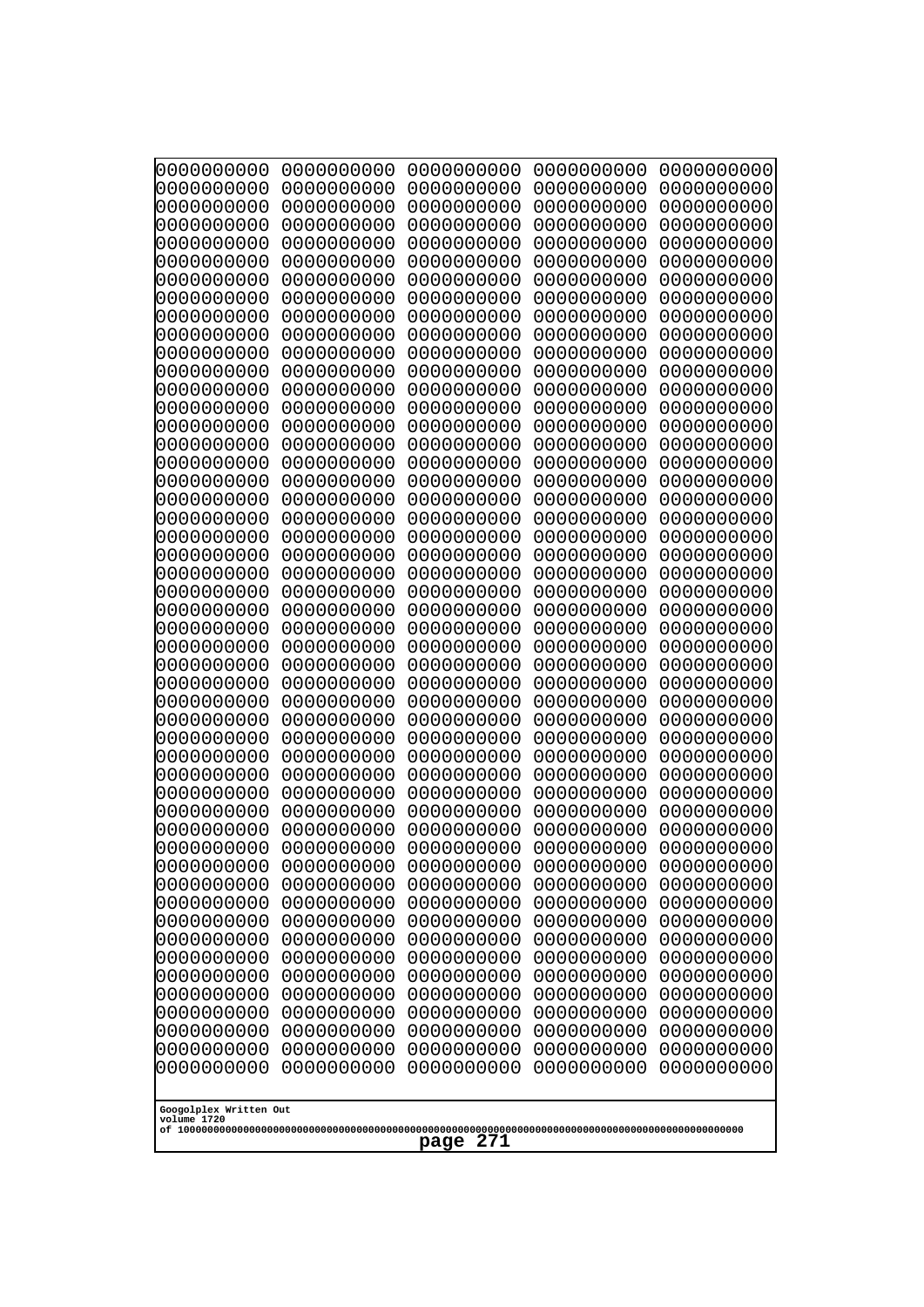```
0000000000 0000000000 0000000000 0000000000 0000000000
0000000000 0000000000 0000000000 0000000000 0000000000
0000000000 0000000000 0000000000 0000000000 0000000000
0000000000 0000000000 0000000000 0000000000 0000000000
0000000000 0000000000 0000000000 0000000000 0000000000
0000000000 0000000000 0000000000 0000000000 0000000000
0000000000 0000000000 0000000000 0000000000 0000000000
0000000000 0000000000 0000000000 0000000000 0000000000
0000000000 0000000000 0000000000 0000000000 0000000000
0000000000 0000000000 0000000000 0000000000 0000000000
0000000000 0000000000 0000000000 0000000000 0000000000
0000000000 0000000000 0000000000 0000000000 0000000000
0000000000 0000000000 0000000000 0000000000 0000000000
0000000000 0000000000 0000000000 0000000000 0000000000
0000000000 0000000000 0000000000 0000000000 0000000000
0000000000 0000000000 0000000000 0000000000 0000000000
0000000000 0000000000 0000000000 0000000000 0000000000
0000000000 0000000000 0000000000 0000000000 0000000000
0000000000 0000000000 0000000000 0000000000 0000000000
0000000000 0000000000 0000000000 0000000000 0000000000
0000000000 0000000000 0000000000 0000000000 0000000000
0000000000 0000000000 0000000000 0000000000 0000000000
0000000000 0000000000 0000000000 0000000000 0000000000
0000000000 0000000000 0000000000 0000000000 0000000000
0000000000 0000000000 0000000000 0000000000 0000000000
0000000000 0000000000 0000000000 0000000000 0000000000
0000000000 0000000000 0000000000 0000000000 0000000000
0000000000 0000000000 0000000000 0000000000 0000000000
0000000000 0000000000 0000000000 0000000000 0000000000
0000000000 0000000000 0000000000 0000000000 0000000000
0000000000 0000000000 0000000000 0000000000 0000000000
0000000000 0000000000 0000000000 0000000000 0000000000
0000000000 0000000000 0000000000 0000000000 0000000000
0000000000 0000000000 0000000000 0000000000 0000000000
0000000000 0000000000 0000000000 0000000000 0000000000
0000000000 0000000000 0000000000 0000000000 0000000000
0000000000 0000000000 0000000000 0000000000 0000000000
0000000000 0000000000 0000000000 0000000000 0000000000
0000000000 0000000000 0000000000 0000000000 0000000000
0000000000 0000000000 0000000000 0000000000 0000000000
0000000000 0000000000 0000000000 0000000000 0000000000
0000000000 0000000000 0000000000 0000000000 0000000000
0000000000 0000000000 0000000000 0000000000 0000000000
0000000000 0000000000 0000000000 0000000000 0000000000
0000000000 0000000000 0000000000 0000000000 0000000000
0000000000 0000000000 0000000000 0000000000 0000000000
0000000000 0000000000 0000000000 0000000000 0000000000
0000000000 0000000000 0000000000 0000000000 0000000000
0000000000 0000000000 0000000000 0000000000 0000000000
0000000000 0000000000 0000000000 0000000000 0000000000
```

Googolplex Written Out
volume 1720
of 10000000000000000000000000000000000000000000000000000000000000000000000000000000000000000000000000000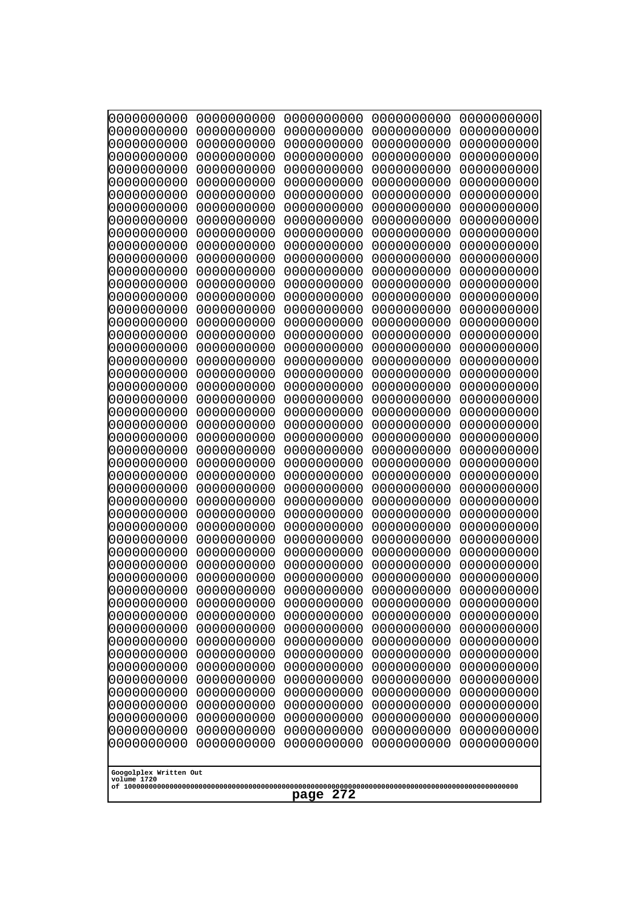```
0000000000 0000000000 0000000000 0000000000 0000000000
0000000000 0000000000 0000000000 0000000000 0000000000
0000000000 0000000000 0000000000 0000000000 0000000000
0000000000 0000000000 0000000000 0000000000 0000000000
0000000000 0000000000 0000000000 0000000000 0000000000
0000000000 0000000000 0000000000 0000000000 0000000000
0000000000 0000000000 0000000000 0000000000 0000000000
0000000000 0000000000 0000000000 0000000000 0000000000
0000000000 0000000000 0000000000 0000000000 0000000000
0000000000 0000000000 0000000000 0000000000 0000000000
0000000000 0000000000 0000000000 0000000000 0000000000
0000000000 0000000000 0000000000 0000000000 0000000000
0000000000 0000000000 0000000000 0000000000 0000000000
0000000000 0000000000 0000000000 0000000000 0000000000
0000000000 0000000000 0000000000 0000000000 0000000000
0000000000 0000000000 0000000000 0000000000 0000000000
0000000000 0000000000 0000000000 0000000000 0000000000
0000000000 0000000000 0000000000 0000000000 0000000000
0000000000 0000000000 0000000000 0000000000 0000000000
0000000000 0000000000 0000000000 0000000000 0000000000
0000000000 0000000000 0000000000 0000000000 0000000000
0000000000 0000000000 0000000000 0000000000 0000000000
0000000000 0000000000 0000000000 0000000000 0000000000
0000000000 0000000000 0000000000 0000000000 0000000000
0000000000 0000000000 0000000000 0000000000 0000000000
0000000000 0000000000 0000000000 0000000000 0000000000
0000000000 0000000000 0000000000 0000000000 0000000000
0000000000 0000000000 0000000000 0000000000 0000000000
0000000000 0000000000 0000000000 0000000000 0000000000
0000000000 0000000000 0000000000 0000000000 0000000000
0000000000 0000000000 0000000000 0000000000 0000000000
0000000000 0000000000 0000000000 0000000000 0000000000
0000000000 0000000000 0000000000 0000000000 0000000000
0000000000 0000000000 0000000000 0000000000 0000000000
0000000000 0000000000 0000000000 0000000000 0000000000
0000000000 0000000000 0000000000 0000000000 0000000000
0000000000 0000000000 0000000000 0000000000 0000000000
0000000000 0000000000 0000000000 0000000000 0000000000
0000000000 0000000000 0000000000 0000000000 0000000000
0000000000 0000000000 0000000000 0000000000 0000000000
0000000000 0000000000 0000000000 0000000000 0000000000
0000000000 0000000000 0000000000 0000000000 0000000000
0000000000 0000000000 0000000000 0000000000 0000000000
0000000000 0000000000 0000000000 0000000000 0000000000
0000000000 0000000000 0000000000 0000000000 0000000000
0000000000 0000000000 0000000000 0000000000 0000000000
0000000000 0000000000 0000000000 0000000000 0000000000
0000000000 0000000000 0000000000 0000000000 0000000000
0000000000 0000000000 0000000000 0000000000 0000000000
0000000000 0000000000 0000000000 0000000000 0000000000
```

Googolplex Written Out
volume 1720
of 10000000000000000000000000000000000000000000000000000000000000000000000000000000000000000000000000000

page 272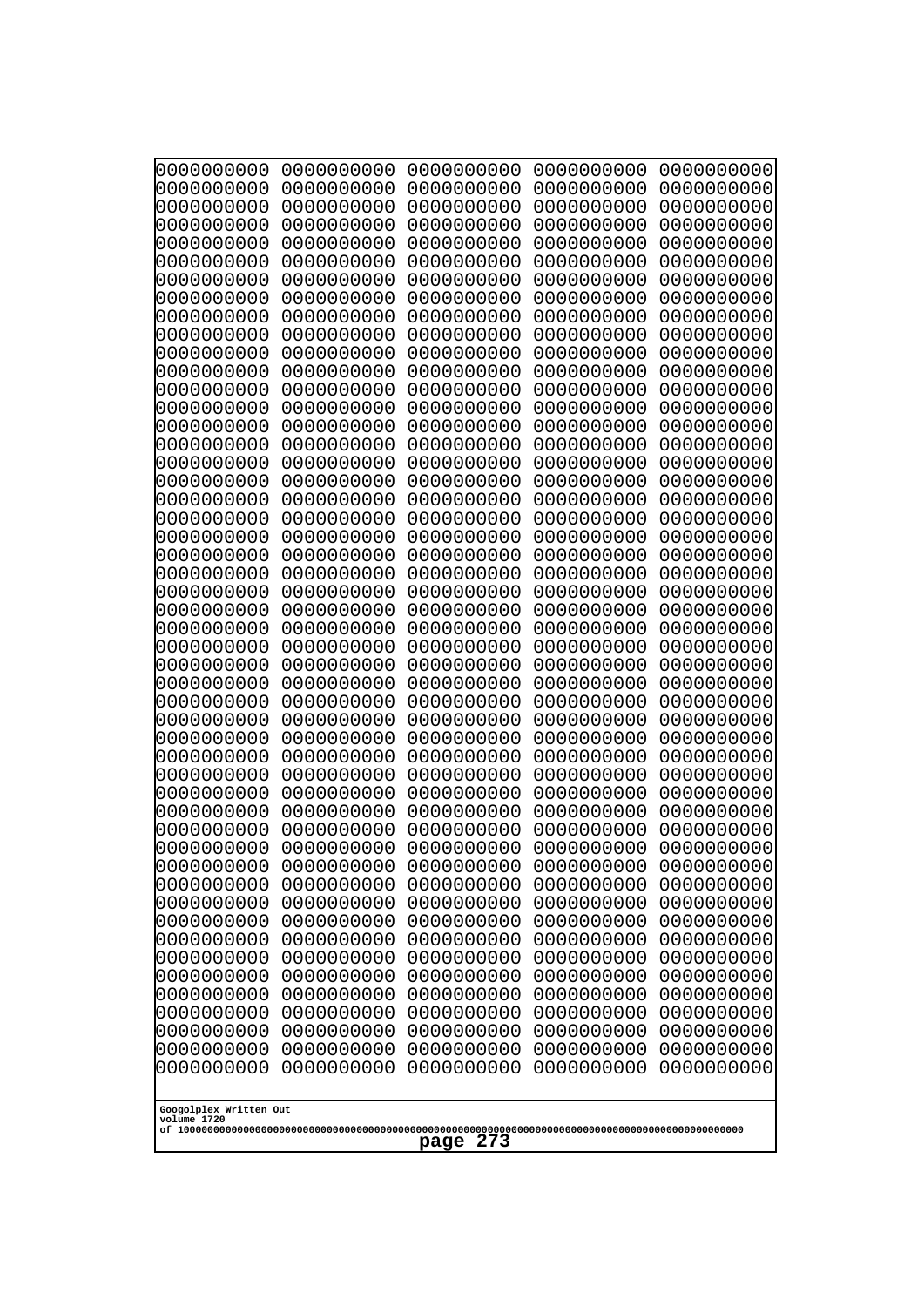```
0000000000 0000000000 0000000000 0000000000 0000000000
0000000000 0000000000 0000000000 0000000000 0000000000
0000000000 0000000000 0000000000 0000000000 0000000000
0000000000 0000000000 0000000000 0000000000 0000000000
0000000000 0000000000 0000000000 0000000000 0000000000
0000000000 0000000000 0000000000 0000000000 0000000000
0000000000 0000000000 0000000000 0000000000 0000000000
0000000000 0000000000 0000000000 0000000000 0000000000
0000000000 0000000000 0000000000 0000000000 0000000000
0000000000 0000000000 0000000000 0000000000 0000000000
0000000000 0000000000 0000000000 0000000000 0000000000
0000000000 0000000000 0000000000 0000000000 0000000000
0000000000 0000000000 0000000000 0000000000 0000000000
0000000000 0000000000 0000000000 0000000000 0000000000
0000000000 0000000000 0000000000 0000000000 0000000000
0000000000 0000000000 0000000000 0000000000 0000000000
0000000000 0000000000 0000000000 0000000000 0000000000
0000000000 0000000000 0000000000 0000000000 0000000000
0000000000 0000000000 0000000000 0000000000 0000000000
0000000000 0000000000 0000000000 0000000000 0000000000
0000000000 0000000000 0000000000 0000000000 0000000000
0000000000 0000000000 0000000000 0000000000 0000000000
0000000000 0000000000 0000000000 0000000000 0000000000
0000000000 0000000000 0000000000 0000000000 0000000000
0000000000 0000000000 0000000000 0000000000 0000000000
0000000000 0000000000 0000000000 0000000000 0000000000
0000000000 0000000000 0000000000 0000000000 0000000000
0000000000 0000000000 0000000000 0000000000 0000000000
0000000000 0000000000 0000000000 0000000000 0000000000
0000000000 0000000000 0000000000 0000000000 0000000000
0000000000 0000000000 0000000000 0000000000 0000000000
0000000000 0000000000 0000000000 0000000000 0000000000
0000000000 0000000000 0000000000 0000000000 0000000000
0000000000 0000000000 0000000000 0000000000 0000000000
0000000000 0000000000 0000000000 0000000000 0000000000
0000000000 0000000000 0000000000 0000000000 0000000000
0000000000 0000000000 0000000000 0000000000 0000000000
0000000000 0000000000 0000000000 0000000000 0000000000
0000000000 0000000000 0000000000 0000000000 0000000000
0000000000 0000000000 0000000000 0000000000 0000000000
0000000000 0000000000 0000000000 0000000000 0000000000
0000000000 0000000000 0000000000 0000000000 0000000000
0000000000 0000000000 0000000000 0000000000 0000000000
0000000000 0000000000 0000000000 0000000000 0000000000
0000000000 0000000000 0000000000 0000000000 0000000000
0000000000 0000000000 0000000000 0000000000 0000000000
0000000000 0000000000 0000000000 0000000000 0000000000
0000000000 0000000000 0000000000 0000000000 0000000000
0000000000 0000000000 0000000000 0000000000 0000000000
0000000000 0000000000 0000000000 0000000000 0000000000
```

Googolplex Written Out
volume 1720
of 10000000000000000000000000000000000000000000000000000000000000000000000000000000000000000000000000000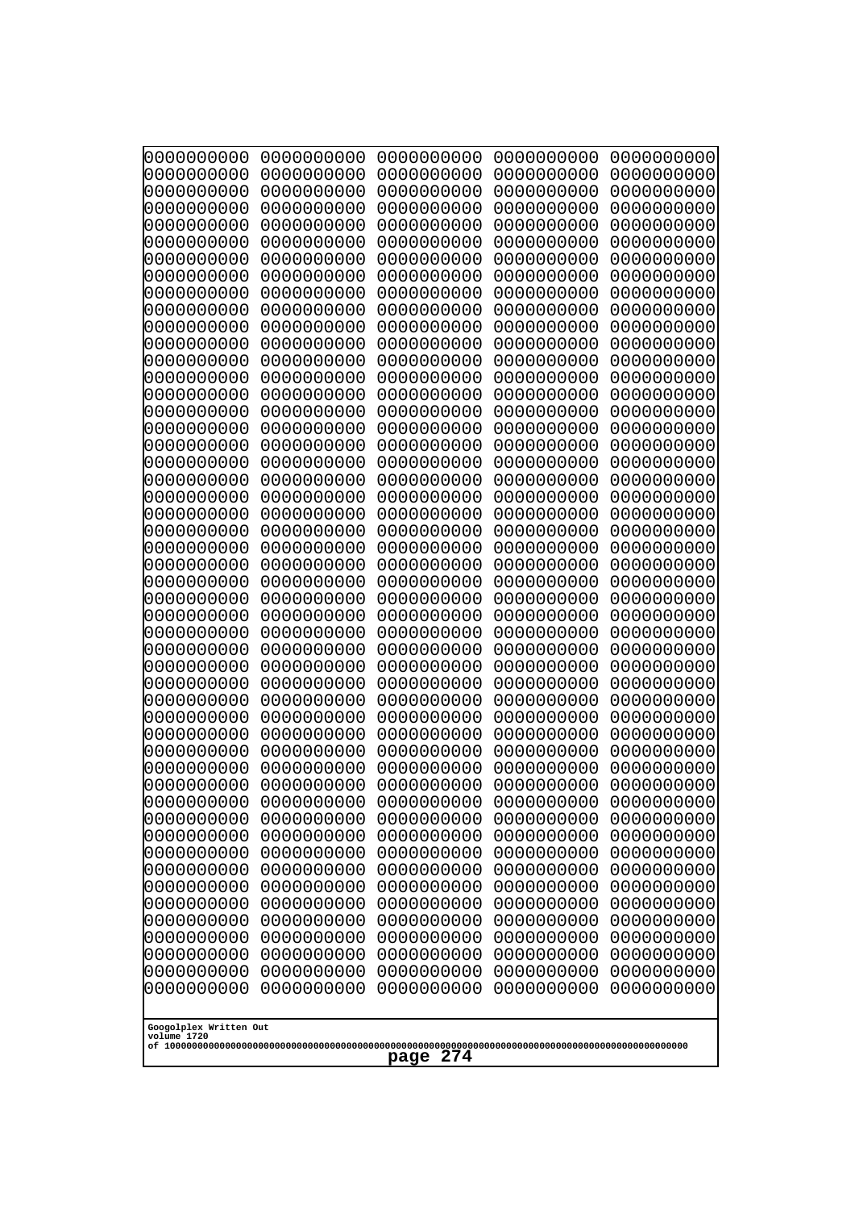```
0000000000 0000000000 0000000000 0000000000 0000000000
0000000000 0000000000 0000000000 0000000000 0000000000
0000000000 0000000000 0000000000 0000000000 0000000000
0000000000 0000000000 0000000000 0000000000 0000000000
0000000000 0000000000 0000000000 0000000000 0000000000
0000000000 0000000000 0000000000 0000000000 0000000000
0000000000 0000000000 0000000000 0000000000 0000000000
0000000000 0000000000 0000000000 0000000000 0000000000
0000000000 0000000000 0000000000 0000000000 0000000000
0000000000 0000000000 0000000000 0000000000 0000000000
0000000000 0000000000 0000000000 0000000000 0000000000
0000000000 0000000000 0000000000 0000000000 0000000000
0000000000 0000000000 0000000000 0000000000 0000000000
0000000000 0000000000 0000000000 0000000000 0000000000
0000000000 0000000000 0000000000 0000000000 0000000000
0000000000 0000000000 0000000000 0000000000 0000000000
0000000000 0000000000 0000000000 0000000000 0000000000
0000000000 0000000000 0000000000 0000000000 0000000000
0000000000 0000000000 0000000000 0000000000 0000000000
0000000000 0000000000 0000000000 0000000000 0000000000
0000000000 0000000000 0000000000 0000000000 0000000000
0000000000 0000000000 0000000000 0000000000 0000000000
0000000000 0000000000 0000000000 0000000000 0000000000
0000000000 0000000000 0000000000 0000000000 0000000000
0000000000 0000000000 0000000000 0000000000 0000000000
0000000000 0000000000 0000000000 0000000000 0000000000
0000000000 0000000000 0000000000 0000000000 0000000000
0000000000 0000000000 0000000000 0000000000 0000000000
0000000000 0000000000 0000000000 0000000000 0000000000
0000000000 0000000000 0000000000 0000000000 0000000000
0000000000 0000000000 0000000000 0000000000 0000000000
0000000000 0000000000 0000000000 0000000000 0000000000
0000000000 0000000000 0000000000 0000000000 0000000000
0000000000 0000000000 0000000000 0000000000 0000000000
0000000000 0000000000 0000000000 0000000000 0000000000
0000000000 0000000000 0000000000 0000000000 0000000000
0000000000 0000000000 0000000000 0000000000 0000000000
0000000000 0000000000 0000000000 0000000000 0000000000
0000000000 0000000000 0000000000 0000000000 0000000000
0000000000 0000000000 0000000000 0000000000 0000000000
0000000000 0000000000 0000000000 0000000000 0000000000
0000000000 0000000000 0000000000 0000000000 0000000000
0000000000 0000000000 0000000000 0000000000 0000000000
0000000000 0000000000 0000000000 0000000000 0000000000
0000000000 0000000000 0000000000 0000000000 0000000000
0000000000 0000000000 0000000000 0000000000 0000000000
0000000000 0000000000 0000000000 0000000000 0000000000
0000000000 0000000000 0000000000 0000000000 0000000000
0000000000 0000000000 0000000000 0000000000 0000000000
0000000000 0000000000 0000000000 0000000000 0000000000
```

Googolplex Written Out
volume 1720
of 10000000000000000000000000000000000000000000000000000000000000000000000000000000000000000000000000000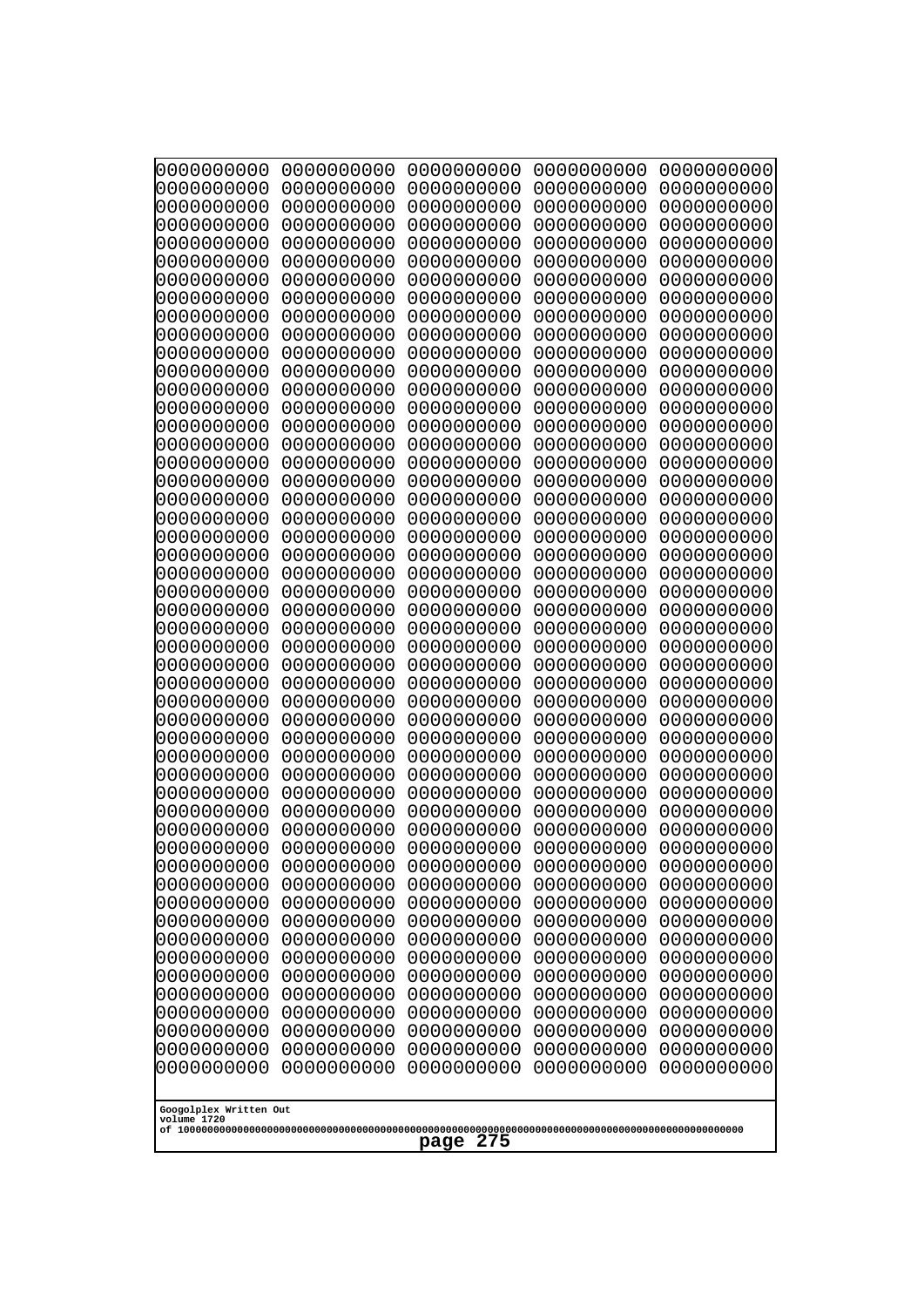```
0000000000 0000000000 0000000000 0000000000 0000000000
0000000000 0000000000 0000000000 0000000000 0000000000
0000000000 0000000000 0000000000 0000000000 0000000000
0000000000 0000000000 0000000000 0000000000 0000000000
0000000000 0000000000 0000000000 0000000000 0000000000
0000000000 0000000000 0000000000 0000000000 0000000000
0000000000 0000000000 0000000000 0000000000 0000000000
0000000000 0000000000 0000000000 0000000000 0000000000
0000000000 0000000000 0000000000 0000000000 0000000000
0000000000 0000000000 0000000000 0000000000 0000000000
0000000000 0000000000 0000000000 0000000000 0000000000
0000000000 0000000000 0000000000 0000000000 0000000000
0000000000 0000000000 0000000000 0000000000 0000000000
0000000000 0000000000 0000000000 0000000000 0000000000
0000000000 0000000000 0000000000 0000000000 0000000000
0000000000 0000000000 0000000000 0000000000 0000000000
0000000000 0000000000 0000000000 0000000000 0000000000
0000000000 0000000000 0000000000 0000000000 0000000000
0000000000 0000000000 0000000000 0000000000 0000000000
0000000000 0000000000 0000000000 0000000000 0000000000
0000000000 0000000000 0000000000 0000000000 0000000000
0000000000 0000000000 0000000000 0000000000 0000000000
0000000000 0000000000 0000000000 0000000000 0000000000
0000000000 0000000000 0000000000 0000000000 0000000000
0000000000 0000000000 0000000000 0000000000 0000000000
0000000000 0000000000 0000000000 0000000000 0000000000
0000000000 0000000000 0000000000 0000000000 0000000000
0000000000 0000000000 0000000000 0000000000 0000000000
0000000000 0000000000 0000000000 0000000000 0000000000
0000000000 0000000000 0000000000 0000000000 0000000000
0000000000 0000000000 0000000000 0000000000 0000000000
0000000000 0000000000 0000000000 0000000000 0000000000
0000000000 0000000000 0000000000 0000000000 0000000000
0000000000 0000000000 0000000000 0000000000 0000000000
0000000000 0000000000 0000000000 0000000000 0000000000
0000000000 0000000000 0000000000 0000000000 0000000000
0000000000 0000000000 0000000000 0000000000 0000000000
0000000000 0000000000 0000000000 0000000000 0000000000
0000000000 0000000000 0000000000 0000000000 0000000000
0000000000 0000000000 0000000000 0000000000 0000000000
0000000000 0000000000 0000000000 0000000000 0000000000
0000000000 0000000000 0000000000 0000000000 0000000000
0000000000 0000000000 0000000000 0000000000 0000000000
0000000000 0000000000 0000000000 0000000000 0000000000
0000000000 0000000000 0000000000 0000000000 0000000000
0000000000 0000000000 0000000000 0000000000 0000000000
0000000000 0000000000 0000000000 0000000000 0000000000
0000000000 0000000000 0000000000 0000000000 0000000000
0000000000 0000000000 0000000000 0000000000 0000000000
0000000000 0000000000 0000000000 0000000000 0000000000
```

Googolplex Written Out
volume 1720
of 10000000000000000000000000000000000000000000000000000000000000000000000000000000000000000000000000000
page 275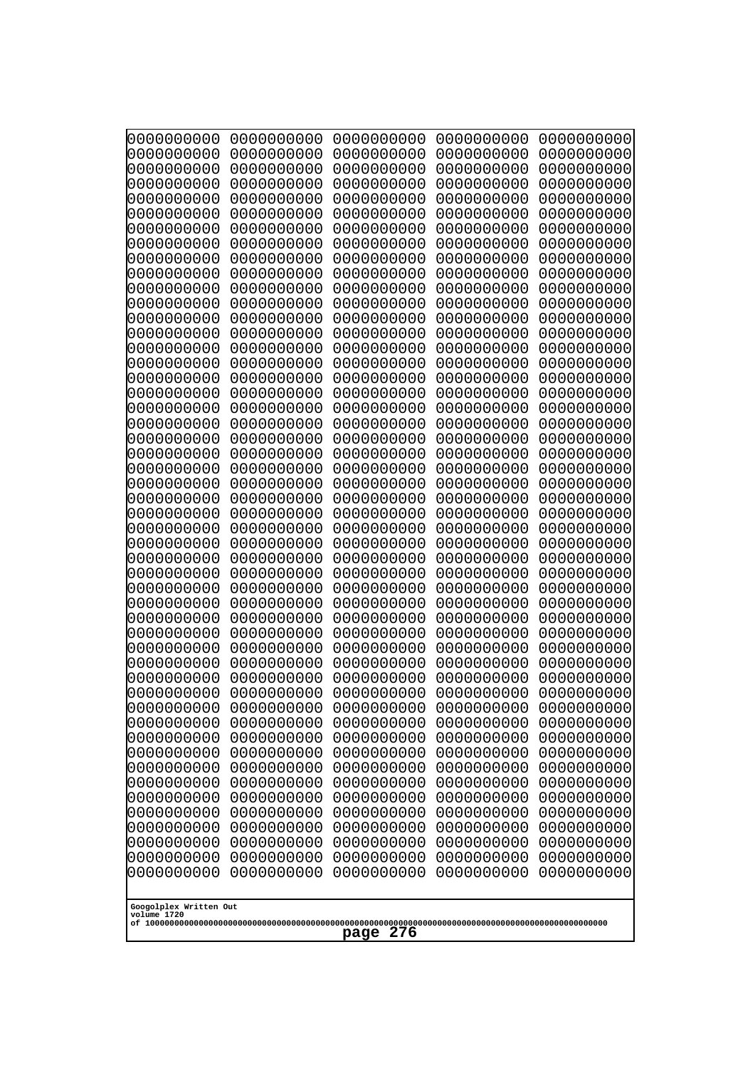```
0000000000 0000000000 0000000000 0000000000 0000000000
0000000000 0000000000 0000000000 0000000000 0000000000
0000000000 0000000000 0000000000 0000000000 0000000000
0000000000 0000000000 0000000000 0000000000 0000000000
0000000000 0000000000 0000000000 0000000000 0000000000
0000000000 0000000000 0000000000 0000000000 0000000000
0000000000 0000000000 0000000000 0000000000 0000000000
0000000000 0000000000 0000000000 0000000000 0000000000
0000000000 0000000000 0000000000 0000000000 0000000000
0000000000 0000000000 0000000000 0000000000 0000000000
0000000000 0000000000 0000000000 0000000000 0000000000
0000000000 0000000000 0000000000 0000000000 0000000000
0000000000 0000000000 0000000000 0000000000 0000000000
0000000000 0000000000 0000000000 0000000000 0000000000
0000000000 0000000000 0000000000 0000000000 0000000000
0000000000 0000000000 0000000000 0000000000 0000000000
0000000000 0000000000 0000000000 0000000000 0000000000
0000000000 0000000000 0000000000 0000000000 0000000000
0000000000 0000000000 0000000000 0000000000 0000000000
0000000000 0000000000 0000000000 0000000000 0000000000
0000000000 0000000000 0000000000 0000000000 0000000000
0000000000 0000000000 0000000000 0000000000 0000000000
0000000000 0000000000 0000000000 0000000000 0000000000
0000000000 0000000000 0000000000 0000000000 0000000000
0000000000 0000000000 0000000000 0000000000 0000000000
0000000000 0000000000 0000000000 0000000000 0000000000
0000000000 0000000000 0000000000 0000000000 0000000000
0000000000 0000000000 0000000000 0000000000 0000000000
0000000000 0000000000 0000000000 0000000000 0000000000
0000000000 0000000000 0000000000 0000000000 0000000000
0000000000 0000000000 0000000000 0000000000 0000000000
0000000000 0000000000 0000000000 0000000000 0000000000
0000000000 0000000000 0000000000 0000000000 0000000000
0000000000 0000000000 0000000000 0000000000 0000000000
0000000000 0000000000 0000000000 0000000000 0000000000
0000000000 0000000000 0000000000 0000000000 0000000000
0000000000 0000000000 0000000000 0000000000 0000000000
0000000000 0000000000 0000000000 0000000000 0000000000
0000000000 0000000000 0000000000 0000000000 0000000000
0000000000 0000000000 0000000000 0000000000 0000000000
0000000000 0000000000 0000000000 0000000000 0000000000
0000000000 0000000000 0000000000 0000000000 0000000000
0000000000 0000000000 0000000000 0000000000 0000000000
0000000000 0000000000 0000000000 0000000000 0000000000
0000000000 0000000000 0000000000 0000000000 0000000000
0000000000 0000000000 0000000000 0000000000 0000000000
0000000000 0000000000 0000000000 0000000000 0000000000
0000000000 0000000000 0000000000 0000000000 0000000000
0000000000 0000000000 0000000000 0000000000 0000000000
0000000000 0000000000 0000000000 0000000000 0000000000
```

Googolplex Written Out
volume 1720
of 10000000000000000000000000000000000000000000000000000000000000000000000000000000000000000000000000000

page 276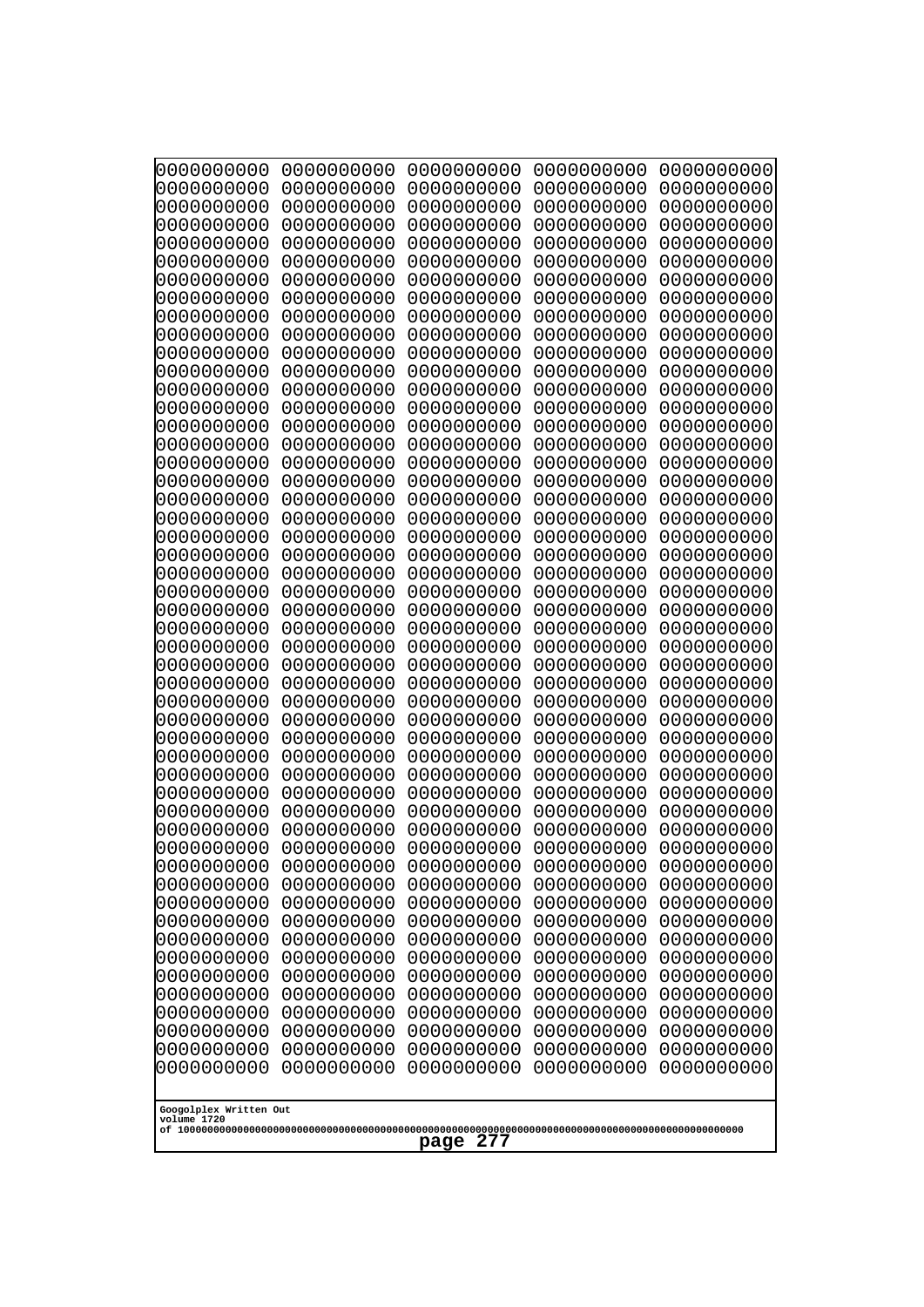```
0000000000 0000000000 0000000000 0000000000 0000000000
0000000000 0000000000 0000000000 0000000000 0000000000
0000000000 0000000000 0000000000 0000000000 0000000000
0000000000 0000000000 0000000000 0000000000 0000000000
0000000000 0000000000 0000000000 0000000000 0000000000
0000000000 0000000000 0000000000 0000000000 0000000000
0000000000 0000000000 0000000000 0000000000 0000000000
0000000000 0000000000 0000000000 0000000000 0000000000
0000000000 0000000000 0000000000 0000000000 0000000000
0000000000 0000000000 0000000000 0000000000 0000000000
0000000000 0000000000 0000000000 0000000000 0000000000
0000000000 0000000000 0000000000 0000000000 0000000000
0000000000 0000000000 0000000000 0000000000 0000000000
0000000000 0000000000 0000000000 0000000000 0000000000
0000000000 0000000000 0000000000 0000000000 0000000000
0000000000 0000000000 0000000000 0000000000 0000000000
0000000000 0000000000 0000000000 0000000000 0000000000
0000000000 0000000000 0000000000 0000000000 0000000000
0000000000 0000000000 0000000000 0000000000 0000000000
0000000000 0000000000 0000000000 0000000000 0000000000
0000000000 0000000000 0000000000 0000000000 0000000000
0000000000 0000000000 0000000000 0000000000 0000000000
0000000000 0000000000 0000000000 0000000000 0000000000
0000000000 0000000000 0000000000 0000000000 0000000000
0000000000 0000000000 0000000000 0000000000 0000000000
0000000000 0000000000 0000000000 0000000000 0000000000
0000000000 0000000000 0000000000 0000000000 0000000000
0000000000 0000000000 0000000000 0000000000 0000000000
0000000000 0000000000 0000000000 0000000000 0000000000
0000000000 0000000000 0000000000 0000000000 0000000000
0000000000 0000000000 0000000000 0000000000 0000000000
0000000000 0000000000 0000000000 0000000000 0000000000
0000000000 0000000000 0000000000 0000000000 0000000000
0000000000 0000000000 0000000000 0000000000 0000000000
0000000000 0000000000 0000000000 0000000000 0000000000
0000000000 0000000000 0000000000 0000000000 0000000000
0000000000 0000000000 0000000000 0000000000 0000000000
0000000000 0000000000 0000000000 0000000000 0000000000
0000000000 0000000000 0000000000 0000000000 0000000000
0000000000 0000000000 0000000000 0000000000 0000000000
0000000000 0000000000 0000000000 0000000000 0000000000
0000000000 0000000000 0000000000 0000000000 0000000000
0000000000 0000000000 0000000000 0000000000 0000000000
0000000000 0000000000 0000000000 0000000000 0000000000
0000000000 0000000000 0000000000 0000000000 0000000000
0000000000 0000000000 0000000000 0000000000 0000000000
0000000000 0000000000 0000000000 0000000000 0000000000
0000000000 0000000000 0000000000 0000000000 0000000000
0000000000 0000000000 0000000000 0000000000 0000000000
```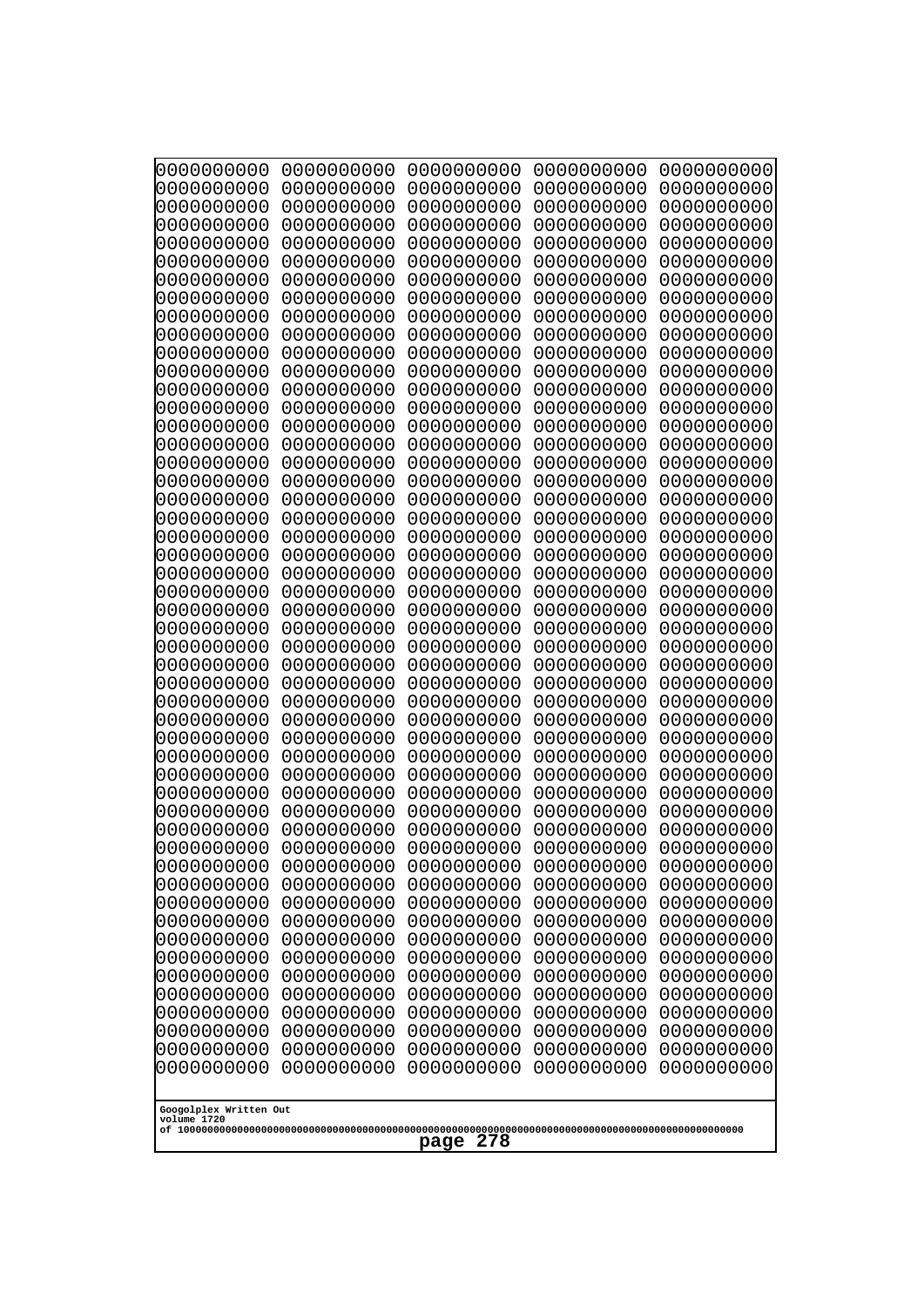```
0000000000 0000000000 0000000000 0000000000 0000000000
0000000000 0000000000 0000000000 0000000000 0000000000
0000000000 0000000000 0000000000 0000000000 0000000000
0000000000 0000000000 0000000000 0000000000 0000000000
0000000000 0000000000 0000000000 0000000000 0000000000
0000000000 0000000000 0000000000 0000000000 0000000000
0000000000 0000000000 0000000000 0000000000 0000000000
0000000000 0000000000 0000000000 0000000000 0000000000
0000000000 0000000000 0000000000 0000000000 0000000000
0000000000 0000000000 0000000000 0000000000 0000000000
0000000000 0000000000 0000000000 0000000000 0000000000
0000000000 0000000000 0000000000 0000000000 0000000000
0000000000 0000000000 0000000000 0000000000 0000000000
0000000000 0000000000 0000000000 0000000000 0000000000
0000000000 0000000000 0000000000 0000000000 0000000000
0000000000 0000000000 0000000000 0000000000 0000000000
0000000000 0000000000 0000000000 0000000000 0000000000
0000000000 0000000000 0000000000 0000000000 0000000000
0000000000 0000000000 0000000000 0000000000 0000000000
0000000000 0000000000 0000000000 0000000000 0000000000
0000000000 0000000000 0000000000 0000000000 0000000000
0000000000 0000000000 0000000000 0000000000 0000000000
0000000000 0000000000 0000000000 0000000000 0000000000
0000000000 0000000000 0000000000 0000000000 0000000000
0000000000 0000000000 0000000000 0000000000 0000000000
0000000000 0000000000 0000000000 0000000000 0000000000
0000000000 0000000000 0000000000 0000000000 0000000000
0000000000 0000000000 0000000000 0000000000 0000000000
0000000000 0000000000 0000000000 0000000000 0000000000
0000000000 0000000000 0000000000 0000000000 0000000000
0000000000 0000000000 0000000000 0000000000 0000000000
0000000000 0000000000 0000000000 0000000000 0000000000
0000000000 0000000000 0000000000 0000000000 0000000000
0000000000 0000000000 0000000000 0000000000 0000000000
0000000000 0000000000 0000000000 0000000000 0000000000
0000000000 0000000000 0000000000 0000000000 0000000000
0000000000 0000000000 0000000000 0000000000 0000000000
0000000000 0000000000 0000000000 0000000000 0000000000
0000000000 0000000000 0000000000 0000000000 0000000000
0000000000 0000000000 0000000000 0000000000 0000000000
0000000000 0000000000 0000000000 0000000000 0000000000
0000000000 0000000000 0000000000 0000000000 0000000000
0000000000 0000000000 0000000000 0000000000 0000000000
0000000000 0000000000 0000000000 0000000000 0000000000
0000000000 0000000000 0000000000 0000000000 0000000000
0000000000 0000000000 0000000000 0000000000 0000000000
0000000000 0000000000 0000000000 0000000000 0000000000
0000000000 0000000000 0000000000 0000000000 0000000000
0000000000 0000000000 0000000000 0000000000 0000000000
0000000000 0000000000 0000000000 0000000000 0000000000
```

Googolplex Written Out
volume 1720
of 10000000000000000000000000000000000000000000000000000000000000000000000000000000000000000000000000000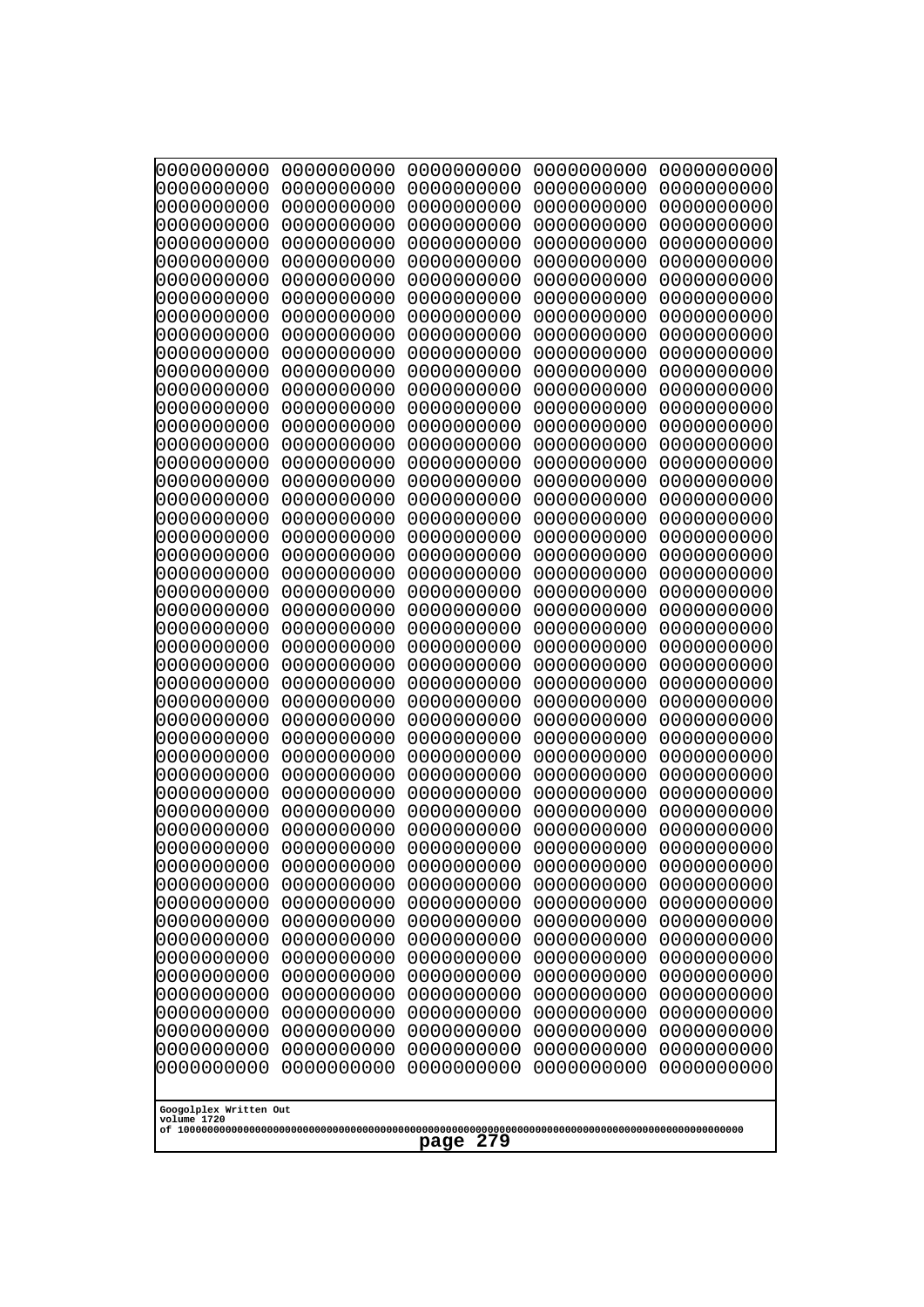```
0000000000 0000000000 0000000000 0000000000 0000000000
0000000000 0000000000 0000000000 0000000000 0000000000
0000000000 0000000000 0000000000 0000000000 0000000000
0000000000 0000000000 0000000000 0000000000 0000000000
0000000000 0000000000 0000000000 0000000000 0000000000
0000000000 0000000000 0000000000 0000000000 0000000000
0000000000 0000000000 0000000000 0000000000 0000000000
0000000000 0000000000 0000000000 0000000000 0000000000
0000000000 0000000000 0000000000 0000000000 0000000000
0000000000 0000000000 0000000000 0000000000 0000000000
0000000000 0000000000 0000000000 0000000000 0000000000
0000000000 0000000000 0000000000 0000000000 0000000000
0000000000 0000000000 0000000000 0000000000 0000000000
0000000000 0000000000 0000000000 0000000000 0000000000
0000000000 0000000000 0000000000 0000000000 0000000000
0000000000 0000000000 0000000000 0000000000 0000000000
0000000000 0000000000 0000000000 0000000000 0000000000
0000000000 0000000000 0000000000 0000000000 0000000000
0000000000 0000000000 0000000000 0000000000 0000000000
0000000000 0000000000 0000000000 0000000000 0000000000
0000000000 0000000000 0000000000 0000000000 0000000000
0000000000 0000000000 0000000000 0000000000 0000000000
0000000000 0000000000 0000000000 0000000000 0000000000
0000000000 0000000000 0000000000 0000000000 0000000000
0000000000 0000000000 0000000000 0000000000 0000000000
0000000000 0000000000 0000000000 0000000000 0000000000
0000000000 0000000000 0000000000 0000000000 0000000000
0000000000 0000000000 0000000000 0000000000 0000000000
0000000000 0000000000 0000000000 0000000000 0000000000
0000000000 0000000000 0000000000 0000000000 0000000000
0000000000 0000000000 0000000000 0000000000 0000000000
0000000000 0000000000 0000000000 0000000000 0000000000
0000000000 0000000000 0000000000 0000000000 0000000000
0000000000 0000000000 0000000000 0000000000 0000000000
0000000000 0000000000 0000000000 0000000000 0000000000
0000000000 0000000000 0000000000 0000000000 0000000000
0000000000 0000000000 0000000000 0000000000 0000000000
0000000000 0000000000 0000000000 0000000000 0000000000
0000000000 0000000000 0000000000 0000000000 0000000000
0000000000 0000000000 0000000000 0000000000 0000000000
0000000000 0000000000 0000000000 0000000000 0000000000
0000000000 0000000000 0000000000 0000000000 0000000000
0000000000 0000000000 0000000000 0000000000 0000000000
0000000000 0000000000 0000000000 0000000000 0000000000
0000000000 0000000000 0000000000 0000000000 0000000000
0000000000 0000000000 0000000000 0000000000 0000000000
0000000000 0000000000 0000000000 0000000000 0000000000
0000000000 0000000000 0000000000 0000000000 0000000000
0000000000 0000000000 0000000000 0000000000 0000000000
0000000000 0000000000 0000000000 0000000000 0000000000
```

Googolplex Written Out
volume 1720
of 10000000000000000000000000000000000000000000000000000000000000000000000000000000000000000000000000000

page 279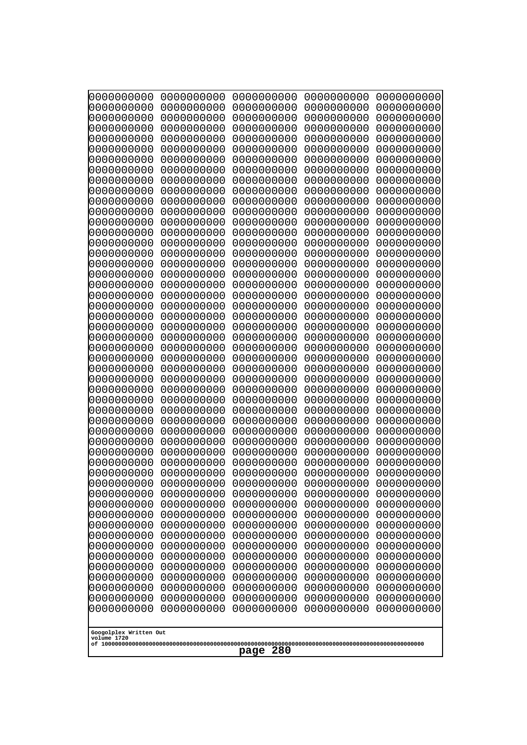```
0000000000 0000000000 0000000000 0000000000 0000000000
0000000000 0000000000 0000000000 0000000000 0000000000
0000000000 0000000000 0000000000 0000000000 0000000000
0000000000 0000000000 0000000000 0000000000 0000000000
0000000000 0000000000 0000000000 0000000000 0000000000
0000000000 0000000000 0000000000 0000000000 0000000000
0000000000 0000000000 0000000000 0000000000 0000000000
0000000000 0000000000 0000000000 0000000000 0000000000
0000000000 0000000000 0000000000 0000000000 0000000000
0000000000 0000000000 0000000000 0000000000 0000000000
0000000000 0000000000 0000000000 0000000000 0000000000
0000000000 0000000000 0000000000 0000000000 0000000000
0000000000 0000000000 0000000000 0000000000 0000000000
0000000000 0000000000 0000000000 0000000000 0000000000
0000000000 0000000000 0000000000 0000000000 0000000000
0000000000 0000000000 0000000000 0000000000 0000000000
0000000000 0000000000 0000000000 0000000000 0000000000
0000000000 0000000000 0000000000 0000000000 0000000000
0000000000 0000000000 0000000000 0000000000 0000000000
0000000000 0000000000 0000000000 0000000000 0000000000
0000000000 0000000000 0000000000 0000000000 0000000000
0000000000 0000000000 0000000000 0000000000 0000000000
0000000000 0000000000 0000000000 0000000000 0000000000
0000000000 0000000000 0000000000 0000000000 0000000000
0000000000 0000000000 0000000000 0000000000 0000000000
0000000000 0000000000 0000000000 0000000000 0000000000
0000000000 0000000000 0000000000 0000000000 0000000000
0000000000 0000000000 0000000000 0000000000 0000000000
0000000000 0000000000 0000000000 0000000000 0000000000
0000000000 0000000000 0000000000 0000000000 0000000000
0000000000 0000000000 0000000000 0000000000 0000000000
0000000000 0000000000 0000000000 0000000000 0000000000
0000000000 0000000000 0000000000 0000000000 0000000000
0000000000 0000000000 0000000000 0000000000 0000000000
0000000000 0000000000 0000000000 0000000000 0000000000
0000000000 0000000000 0000000000 0000000000 0000000000
0000000000 0000000000 0000000000 0000000000 0000000000
0000000000 0000000000 0000000000 0000000000 0000000000
0000000000 0000000000 0000000000 0000000000 0000000000
0000000000 0000000000 0000000000 0000000000 0000000000
0000000000 0000000000 0000000000 0000000000 0000000000
0000000000 0000000000 0000000000 0000000000 0000000000
0000000000 0000000000 0000000000 0000000000 0000000000
0000000000 0000000000 0000000000 0000000000 0000000000
0000000000 0000000000 0000000000 0000000000 0000000000
0000000000 0000000000 0000000000 0000000000 0000000000
0000000000 0000000000 0000000000 0000000000 0000000000
0000000000 0000000000 0000000000 0000000000 0000000000
0000000000 0000000000 0000000000 0000000000 0000000000
0000000000 0000000000 0000000000 0000000000 0000000000
```

Googolplex Written Out
volume 1720
of 10000000000000000000000000000000000000000000000000000000000000000000000000000000000000000000000000000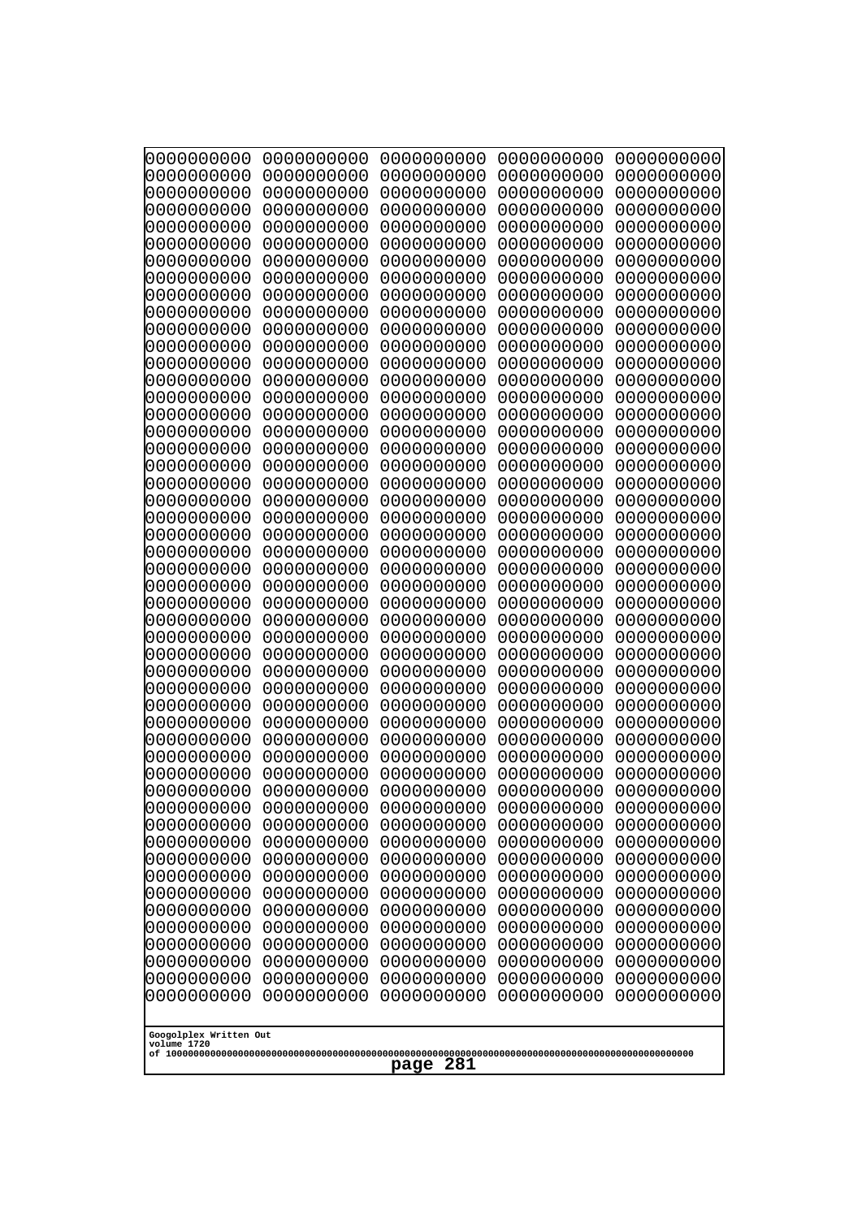```
0000000000 0000000000 0000000000 0000000000 0000000000
0000000000 0000000000 0000000000 0000000000 0000000000
0000000000 0000000000 0000000000 0000000000 0000000000
0000000000 0000000000 0000000000 0000000000 0000000000
0000000000 0000000000 0000000000 0000000000 0000000000
0000000000 0000000000 0000000000 0000000000 0000000000
0000000000 0000000000 0000000000 0000000000 0000000000
0000000000 0000000000 0000000000 0000000000 0000000000
0000000000 0000000000 0000000000 0000000000 0000000000
0000000000 0000000000 0000000000 0000000000 0000000000
0000000000 0000000000 0000000000 0000000000 0000000000
0000000000 0000000000 0000000000 0000000000 0000000000
0000000000 0000000000 0000000000 0000000000 0000000000
0000000000 0000000000 0000000000 0000000000 0000000000
0000000000 0000000000 0000000000 0000000000 0000000000
0000000000 0000000000 0000000000 0000000000 0000000000
0000000000 0000000000 0000000000 0000000000 0000000000
0000000000 0000000000 0000000000 0000000000 0000000000
0000000000 0000000000 0000000000 0000000000 0000000000
0000000000 0000000000 0000000000 0000000000 0000000000
0000000000 0000000000 0000000000 0000000000 0000000000
0000000000 0000000000 0000000000 0000000000 0000000000
0000000000 0000000000 0000000000 0000000000 0000000000
0000000000 0000000000 0000000000 0000000000 0000000000
0000000000 0000000000 0000000000 0000000000 0000000000
0000000000 0000000000 0000000000 0000000000 0000000000
0000000000 0000000000 0000000000 0000000000 0000000000
0000000000 0000000000 0000000000 0000000000 0000000000
0000000000 0000000000 0000000000 0000000000 0000000000
0000000000 0000000000 0000000000 0000000000 0000000000
0000000000 0000000000 0000000000 0000000000 0000000000
0000000000 0000000000 0000000000 0000000000 0000000000
0000000000 0000000000 0000000000 0000000000 0000000000
0000000000 0000000000 0000000000 0000000000 0000000000
0000000000 0000000000 0000000000 0000000000 0000000000
0000000000 0000000000 0000000000 0000000000 0000000000
0000000000 0000000000 0000000000 0000000000 0000000000
0000000000 0000000000 0000000000 0000000000 0000000000
0000000000 0000000000 0000000000 0000000000 0000000000
0000000000 0000000000 0000000000 0000000000 0000000000
0000000000 0000000000 0000000000 0000000000 0000000000
0000000000 0000000000 0000000000 0000000000 0000000000
0000000000 0000000000 0000000000 0000000000 0000000000
0000000000 0000000000 0000000000 0000000000 0000000000
0000000000 0000000000 0000000000 0000000000 0000000000
0000000000 0000000000 0000000000 0000000000 0000000000
0000000000 0000000000 0000000000 0000000000 0000000000
0000000000 0000000000 0000000000 0000000000 0000000000
0000000000 0000000000 0000000000 0000000000 0000000000
0000000000 0000000000 0000000000 0000000000 0000000000
```

Googolplex Written Out
volume 1720
of 10000000000000000000000000000000000000000000000000000000000000000000000000000000000000000000000000000

page 281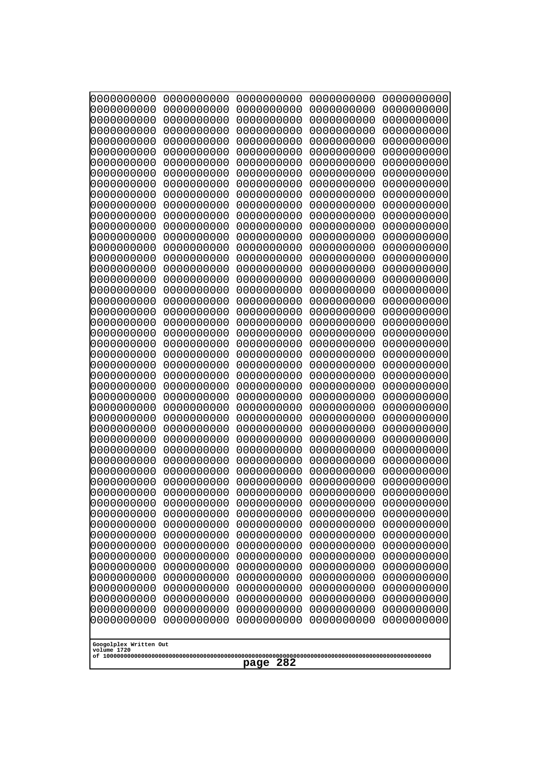```
0000000000 0000000000 0000000000 0000000000 0000000000
0000000000 0000000000 0000000000 0000000000 0000000000
0000000000 0000000000 0000000000 0000000000 0000000000
0000000000 0000000000 0000000000 0000000000 0000000000
0000000000 0000000000 0000000000 0000000000 0000000000
0000000000 0000000000 0000000000 0000000000 0000000000
0000000000 0000000000 0000000000 0000000000 0000000000
0000000000 0000000000 0000000000 0000000000 0000000000
0000000000 0000000000 0000000000 0000000000 0000000000
0000000000 0000000000 0000000000 0000000000 0000000000
0000000000 0000000000 0000000000 0000000000 0000000000
0000000000 0000000000 0000000000 0000000000 0000000000
0000000000 0000000000 0000000000 0000000000 0000000000
0000000000 0000000000 0000000000 0000000000 0000000000
0000000000 0000000000 0000000000 0000000000 0000000000
0000000000 0000000000 0000000000 0000000000 0000000000
0000000000 0000000000 0000000000 0000000000 0000000000
0000000000 0000000000 0000000000 0000000000 0000000000
0000000000 0000000000 0000000000 0000000000 0000000000
0000000000 0000000000 0000000000 0000000000 0000000000
0000000000 0000000000 0000000000 0000000000 0000000000
0000000000 0000000000 0000000000 0000000000 0000000000
0000000000 0000000000 0000000000 0000000000 0000000000
0000000000 0000000000 0000000000 0000000000 0000000000
0000000000 0000000000 0000000000 0000000000 0000000000
0000000000 0000000000 0000000000 0000000000 0000000000
0000000000 0000000000 0000000000 0000000000 0000000000
0000000000 0000000000 0000000000 0000000000 0000000000
0000000000 0000000000 0000000000 0000000000 0000000000
0000000000 0000000000 0000000000 0000000000 0000000000
0000000000 0000000000 0000000000 0000000000 0000000000
0000000000 0000000000 0000000000 0000000000 0000000000
0000000000 0000000000 0000000000 0000000000 0000000000
0000000000 0000000000 0000000000 0000000000 0000000000
0000000000 0000000000 0000000000 0000000000 0000000000
0000000000 0000000000 0000000000 0000000000 0000000000
0000000000 0000000000 0000000000 0000000000 0000000000
0000000000 0000000000 0000000000 0000000000 0000000000
0000000000 0000000000 0000000000 0000000000 0000000000
0000000000 0000000000 0000000000 0000000000 0000000000
0000000000 0000000000 0000000000 0000000000 0000000000
0000000000 0000000000 0000000000 0000000000 0000000000
0000000000 0000000000 0000000000 0000000000 0000000000
0000000000 0000000000 0000000000 0000000000 0000000000
0000000000 0000000000 0000000000 0000000000 0000000000
0000000000 0000000000 0000000000 0000000000 0000000000
0000000000 0000000000 0000000000 0000000000 0000000000
0000000000 0000000000 0000000000 0000000000 0000000000
0000000000 0000000000 0000000000 0000000000 0000000000
0000000000 0000000000 0000000000 0000000000 0000000000
```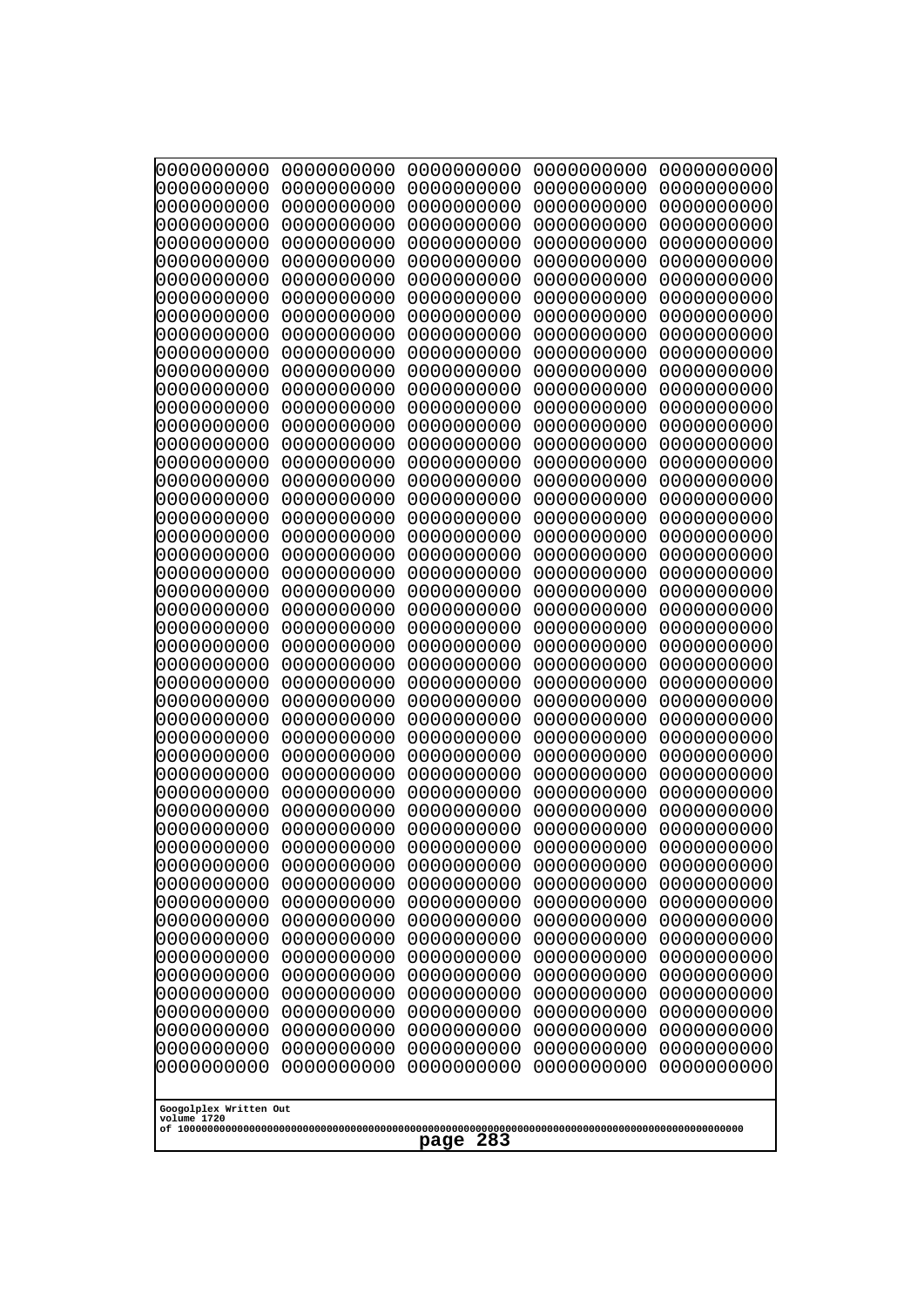```
0000000000 0000000000 0000000000 0000000000 0000000000
0000000000 0000000000 0000000000 0000000000 0000000000
0000000000 0000000000 0000000000 0000000000 0000000000
0000000000 0000000000 0000000000 0000000000 0000000000
0000000000 0000000000 0000000000 0000000000 0000000000
0000000000 0000000000 0000000000 0000000000 0000000000
0000000000 0000000000 0000000000 0000000000 0000000000
0000000000 0000000000 0000000000 0000000000 0000000000
0000000000 0000000000 0000000000 0000000000 0000000000
0000000000 0000000000 0000000000 0000000000 0000000000
0000000000 0000000000 0000000000 0000000000 0000000000
0000000000 0000000000 0000000000 0000000000 0000000000
0000000000 0000000000 0000000000 0000000000 0000000000
0000000000 0000000000 0000000000 0000000000 0000000000
0000000000 0000000000 0000000000 0000000000 0000000000
0000000000 0000000000 0000000000 0000000000 0000000000
0000000000 0000000000 0000000000 0000000000 0000000000
0000000000 0000000000 0000000000 0000000000 0000000000
0000000000 0000000000 0000000000 0000000000 0000000000
0000000000 0000000000 0000000000 0000000000 0000000000
0000000000 0000000000 0000000000 0000000000 0000000000
0000000000 0000000000 0000000000 0000000000 0000000000
0000000000 0000000000 0000000000 0000000000 0000000000
0000000000 0000000000 0000000000 0000000000 0000000000
0000000000 0000000000 0000000000 0000000000 0000000000
0000000000 0000000000 0000000000 0000000000 0000000000
0000000000 0000000000 0000000000 0000000000 0000000000
0000000000 0000000000 0000000000 0000000000 0000000000
0000000000 0000000000 0000000000 0000000000 0000000000
0000000000 0000000000 0000000000 0000000000 0000000000
0000000000 0000000000 0000000000 0000000000 0000000000
0000000000 0000000000 0000000000 0000000000 0000000000
0000000000 0000000000 0000000000 0000000000 0000000000
0000000000 0000000000 0000000000 0000000000 0000000000
0000000000 0000000000 0000000000 0000000000 0000000000
0000000000 0000000000 0000000000 0000000000 0000000000
0000000000 0000000000 0000000000 0000000000 0000000000
0000000000 0000000000 0000000000 0000000000 0000000000
0000000000 0000000000 0000000000 0000000000 0000000000
0000000000 0000000000 0000000000 0000000000 0000000000
0000000000 0000000000 0000000000 0000000000 0000000000
0000000000 0000000000 0000000000 0000000000 0000000000
0000000000 0000000000 0000000000 0000000000 0000000000
0000000000 0000000000 0000000000 0000000000 0000000000
0000000000 0000000000 0000000000 0000000000 0000000000
0000000000 0000000000 0000000000 0000000000 0000000000
0000000000 0000000000 0000000000 0000000000 0000000000
0000000000 0000000000 0000000000 0000000000 0000000000
0000000000 0000000000 0000000000 0000000000 0000000000
0000000000 0000000000 0000000000 0000000000 0000000000
```

Googolplex Written Out
volume 1720
of 10000000000000000000000000000000000000000000000000000000000000000000000000000000000000000000000000000
page 283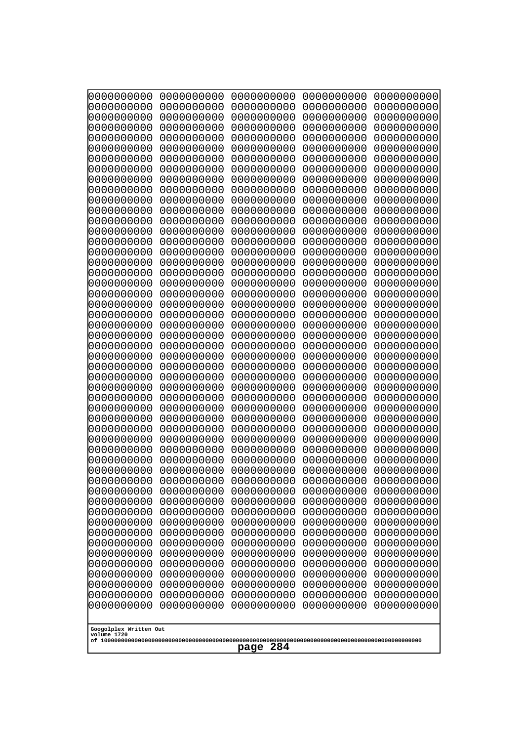```
0000000000 0000000000 0000000000 0000000000 0000000000
0000000000 0000000000 0000000000 0000000000 0000000000
0000000000 0000000000 0000000000 0000000000 0000000000
0000000000 0000000000 0000000000 0000000000 0000000000
0000000000 0000000000 0000000000 0000000000 0000000000
0000000000 0000000000 0000000000 0000000000 0000000000
0000000000 0000000000 0000000000 0000000000 0000000000
0000000000 0000000000 0000000000 0000000000 0000000000
0000000000 0000000000 0000000000 0000000000 0000000000
0000000000 0000000000 0000000000 0000000000 0000000000
0000000000 0000000000 0000000000 0000000000 0000000000
0000000000 0000000000 0000000000 0000000000 0000000000
0000000000 0000000000 0000000000 0000000000 0000000000
0000000000 0000000000 0000000000 0000000000 0000000000
0000000000 0000000000 0000000000 0000000000 0000000000
0000000000 0000000000 0000000000 0000000000 0000000000
0000000000 0000000000 0000000000 0000000000 0000000000
0000000000 0000000000 0000000000 0000000000 0000000000
0000000000 0000000000 0000000000 0000000000 0000000000
0000000000 0000000000 0000000000 0000000000 0000000000
0000000000 0000000000 0000000000 0000000000 0000000000
0000000000 0000000000 0000000000 0000000000 0000000000
0000000000 0000000000 0000000000 0000000000 0000000000
0000000000 0000000000 0000000000 0000000000 0000000000
0000000000 0000000000 0000000000 0000000000 0000000000
0000000000 0000000000 0000000000 0000000000 0000000000
0000000000 0000000000 0000000000 0000000000 0000000000
0000000000 0000000000 0000000000 0000000000 0000000000
0000000000 0000000000 0000000000 0000000000 0000000000
0000000000 0000000000 0000000000 0000000000 0000000000
0000000000 0000000000 0000000000 0000000000 0000000000
0000000000 0000000000 0000000000 0000000000 0000000000
0000000000 0000000000 0000000000 0000000000 0000000000
0000000000 0000000000 0000000000 0000000000 0000000000
0000000000 0000000000 0000000000 0000000000 0000000000
0000000000 0000000000 0000000000 0000000000 0000000000
0000000000 0000000000 0000000000 0000000000 0000000000
0000000000 0000000000 0000000000 0000000000 0000000000
0000000000 0000000000 0000000000 0000000000 0000000000
0000000000 0000000000 0000000000 0000000000 0000000000
0000000000 0000000000 0000000000 0000000000 0000000000
0000000000 0000000000 0000000000 0000000000 0000000000
0000000000 0000000000 0000000000 0000000000 0000000000
0000000000 0000000000 0000000000 0000000000 0000000000
0000000000 0000000000 0000000000 0000000000 0000000000
0000000000 0000000000 0000000000 0000000000 0000000000
0000000000 0000000000 0000000000 0000000000 0000000000
0000000000 0000000000 0000000000 0000000000 0000000000
0000000000 0000000000 0000000000 0000000000 0000000000
0000000000 0000000000 0000000000 0000000000 0000000000
```

Googolplex Written Out
volume 1720
of 10000000000000000000000000000000000000000000000000000000000000000000000000000000000000000000000000000

page 284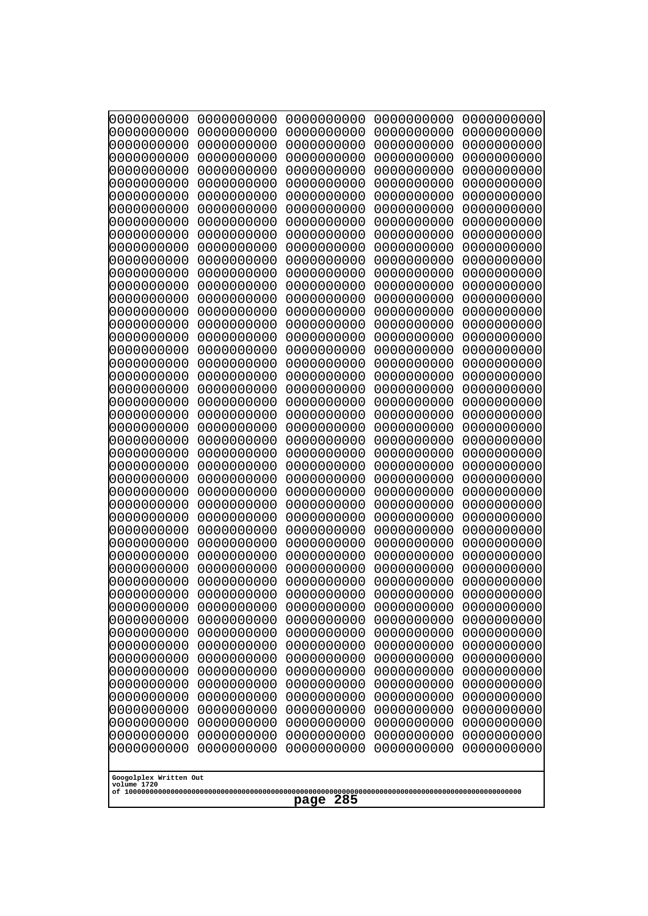```
0000000000 0000000000 0000000000 0000000000 0000000000
0000000000 0000000000 0000000000 0000000000 0000000000
0000000000 0000000000 0000000000 0000000000 0000000000
0000000000 0000000000 0000000000 0000000000 0000000000
0000000000 0000000000 0000000000 0000000000 0000000000
0000000000 0000000000 0000000000 0000000000 0000000000
0000000000 0000000000 0000000000 0000000000 0000000000
0000000000 0000000000 0000000000 0000000000 0000000000
0000000000 0000000000 0000000000 0000000000 0000000000
0000000000 0000000000 0000000000 0000000000 0000000000
0000000000 0000000000 0000000000 0000000000 0000000000
0000000000 0000000000 0000000000 0000000000 0000000000
0000000000 0000000000 0000000000 0000000000 0000000000
0000000000 0000000000 0000000000 0000000000 0000000000
0000000000 0000000000 0000000000 0000000000 0000000000
0000000000 0000000000 0000000000 0000000000 0000000000
0000000000 0000000000 0000000000 0000000000 0000000000
0000000000 0000000000 0000000000 0000000000 0000000000
0000000000 0000000000 0000000000 0000000000 0000000000
0000000000 0000000000 0000000000 0000000000 0000000000
0000000000 0000000000 0000000000 0000000000 0000000000
0000000000 0000000000 0000000000 0000000000 0000000000
0000000000 0000000000 0000000000 0000000000 0000000000
0000000000 0000000000 0000000000 0000000000 0000000000
0000000000 0000000000 0000000000 0000000000 0000000000
0000000000 0000000000 0000000000 0000000000 0000000000
0000000000 0000000000 0000000000 0000000000 0000000000
0000000000 0000000000 0000000000 0000000000 0000000000
0000000000 0000000000 0000000000 0000000000 0000000000
0000000000 0000000000 0000000000 0000000000 0000000000
0000000000 0000000000 0000000000 0000000000 0000000000
0000000000 0000000000 0000000000 0000000000 0000000000
0000000000 0000000000 0000000000 0000000000 0000000000
0000000000 0000000000 0000000000 0000000000 0000000000
0000000000 0000000000 0000000000 0000000000 0000000000
0000000000 0000000000 0000000000 0000000000 0000000000
0000000000 0000000000 0000000000 0000000000 0000000000
0000000000 0000000000 0000000000 0000000000 0000000000
0000000000 0000000000 0000000000 0000000000 0000000000
0000000000 0000000000 0000000000 0000000000 0000000000
0000000000 0000000000 0000000000 0000000000 0000000000
0000000000 0000000000 0000000000 0000000000 0000000000
0000000000 0000000000 0000000000 0000000000 0000000000
0000000000 0000000000 0000000000 0000000000 0000000000
0000000000 0000000000 0000000000 0000000000 0000000000
0000000000 0000000000 0000000000 0000000000 0000000000
0000000000 0000000000 0000000000 0000000000 0000000000
0000000000 0000000000 0000000000 0000000000 0000000000
0000000000 0000000000 0000000000 0000000000 0000000000
0000000000 0000000000 0000000000 0000000000 0000000000
```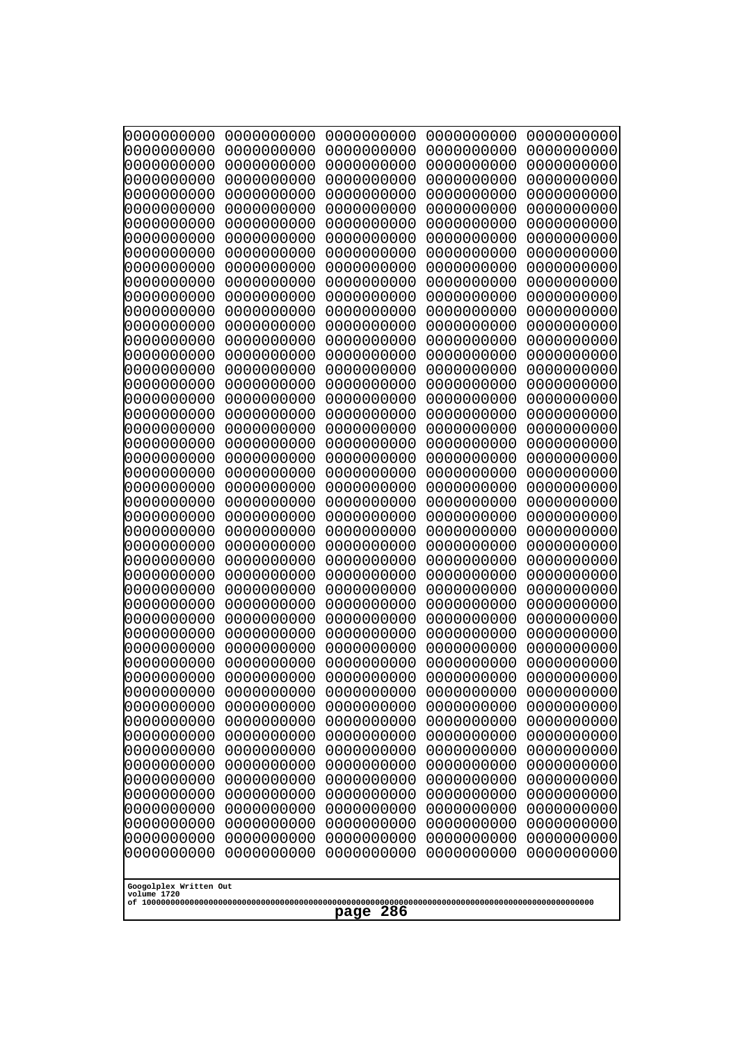0000000000 0000000000 0000000000 0000000000 0000000000
0000000000 0000000000 0000000000 0000000000 0000000000
0000000000 0000000000 0000000000 0000000000 0000000000
0000000000 0000000000 0000000000 0000000000 0000000000
0000000000 0000000000 0000000000 0000000000 0000000000
0000000000 0000000000 0000000000 0000000000 0000000000
0000000000 0000000000 0000000000 0000000000 0000000000
0000000000 0000000000 0000000000 0000000000 0000000000
0000000000 0000000000 0000000000 0000000000 0000000000
0000000000 0000000000 0000000000 0000000000 0000000000
0000000000 0000000000 0000000000 0000000000 0000000000
0000000000 0000000000 0000000000 0000000000 0000000000
0000000000 0000000000 0000000000 0000000000 0000000000
0000000000 0000000000 0000000000 0000000000 0000000000
0000000000 0000000000 0000000000 0000000000 0000000000
0000000000 0000000000 0000000000 0000000000 0000000000
0000000000 0000000000 0000000000 0000000000 0000000000
0000000000 0000000000 0000000000 0000000000 0000000000
0000000000 0000000000 0000000000 0000000000 0000000000
0000000000 0000000000 0000000000 0000000000 0000000000
0000000000 0000000000 0000000000 0000000000 0000000000
0000000000 0000000000 0000000000 0000000000 0000000000
0000000000 0000000000 0000000000 0000000000 0000000000
0000000000 0000000000 0000000000 0000000000 0000000000
0000000000 0000000000 0000000000 0000000000 0000000000
0000000000 0000000000 0000000000 0000000000 0000000000
0000000000 0000000000 0000000000 0000000000 0000000000
0000000000 0000000000 0000000000 0000000000 0000000000
0000000000 0000000000 0000000000 0000000000 0000000000
0000000000 0000000000 0000000000 0000000000 0000000000
0000000000 0000000000 0000000000 0000000000 0000000000
0000000000 0000000000 0000000000 0000000000 0000000000
0000000000 0000000000 0000000000 0000000000 0000000000
0000000000 0000000000 0000000000 0000000000 0000000000
0000000000 0000000000 0000000000 0000000000 0000000000
0000000000 0000000000 0000000000 0000000000 0000000000
0000000000 0000000000 0000000000 0000000000 0000000000
0000000000 0000000000 0000000000 0000000000 0000000000
0000000000 0000000000 0000000000 0000000000 0000000000
0000000000 0000000000 0000000000 0000000000 0000000000
0000000000 0000000000 0000000000 0000000000 0000000000
0000000000 0000000000 0000000000 0000000000 0000000000
0000000000 0000000000 0000000000 0000000000 0000000000
0000000000 0000000000 0000000000 0000000000 0000000000
0000000000 0000000000 0000000000 0000000000 0000000000
0000000000 0000000000 0000000000 0000000000 0000000000
0000000000 0000000000 0000000000 0000000000 0000000000
0000000000 0000000000 0000000000 0000000000 0000000000
0000000000 0000000000 0000000000 0000000000 0000000000
0000000000 0000000000 0000000000 0000000000 0000000000

Googolplex Written Out
volume 1720
of 10000000000000000000000000000000000000000000000000000000000000000000000000000000000000000000000000000
page 286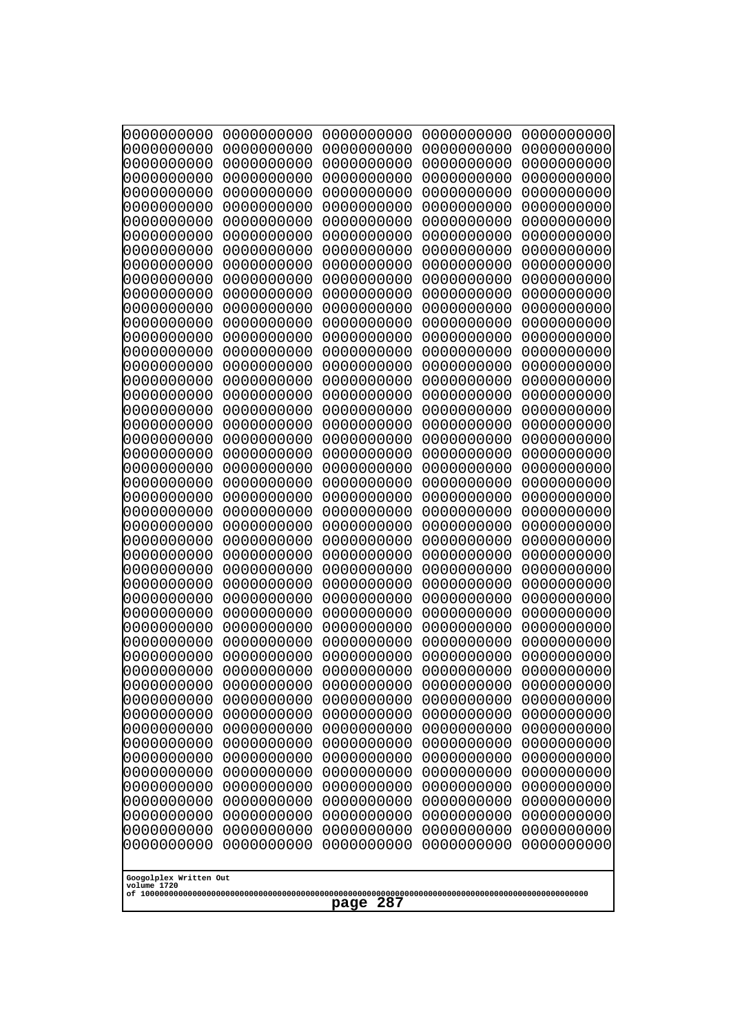0000000000 0000000000 0000000000 0000000000 0000000000
0000000000 0000000000 0000000000 0000000000 0000000000
0000000000 0000000000 0000000000 0000000000 0000000000
0000000000 0000000000 0000000000 0000000000 0000000000
0000000000 0000000000 0000000000 0000000000 0000000000
0000000000 0000000000 0000000000 0000000000 0000000000
0000000000 0000000000 0000000000 0000000000 0000000000
0000000000 0000000000 0000000000 0000000000 0000000000
0000000000 0000000000 0000000000 0000000000 0000000000
0000000000 0000000000 0000000000 0000000000 0000000000
0000000000 0000000000 0000000000 0000000000 0000000000
0000000000 0000000000 0000000000 0000000000 0000000000
0000000000 0000000000 0000000000 0000000000 0000000000
0000000000 0000000000 0000000000 0000000000 0000000000
0000000000 0000000000 0000000000 0000000000 0000000000
0000000000 0000000000 0000000000 0000000000 0000000000
0000000000 0000000000 0000000000 0000000000 0000000000
0000000000 0000000000 0000000000 0000000000 0000000000
0000000000 0000000000 0000000000 0000000000 0000000000
0000000000 0000000000 0000000000 0000000000 0000000000
0000000000 0000000000 0000000000 0000000000 0000000000
0000000000 0000000000 0000000000 0000000000 0000000000
0000000000 0000000000 0000000000 0000000000 0000000000
0000000000 0000000000 0000000000 0000000000 0000000000
0000000000 0000000000 0000000000 0000000000 0000000000
0000000000 0000000000 0000000000 0000000000 0000000000
0000000000 0000000000 0000000000 0000000000 0000000000
0000000000 0000000000 0000000000 0000000000 0000000000
0000000000 0000000000 0000000000 0000000000 0000000000
0000000000 0000000000 0000000000 0000000000 0000000000
0000000000 0000000000 0000000000 0000000000 0000000000
0000000000 0000000000 0000000000 0000000000 0000000000
0000000000 0000000000 0000000000 0000000000 0000000000
0000000000 0000000000 0000000000 0000000000 0000000000
0000000000 0000000000 0000000000 0000000000 0000000000
0000000000 0000000000 0000000000 0000000000 0000000000
0000000000 0000000000 0000000000 0000000000 0000000000
0000000000 0000000000 0000000000 0000000000 0000000000
0000000000 0000000000 0000000000 0000000000 0000000000
0000000000 0000000000 0000000000 0000000000 0000000000
0000000000 0000000000 0000000000 0000000000 0000000000
0000000000 0000000000 0000000000 0000000000 0000000000
0000000000 0000000000 0000000000 0000000000 0000000000
0000000000 0000000000 0000000000 0000000000 0000000000
0000000000 0000000000 0000000000 0000000000 0000000000
0000000000 0000000000 0000000000 0000000000 0000000000
0000000000 0000000000 0000000000 0000000000 0000000000
0000000000 0000000000 0000000000 0000000000 0000000000
0000000000 0000000000 0000000000 0000000000 0000000000
0000000000 0000000000 0000000000 0000000000 0000000000

Googolplex Written Out
volume 1720
of 10000000000000000000000000000000000000000000000000000000000000000000000000000000000000000000000000000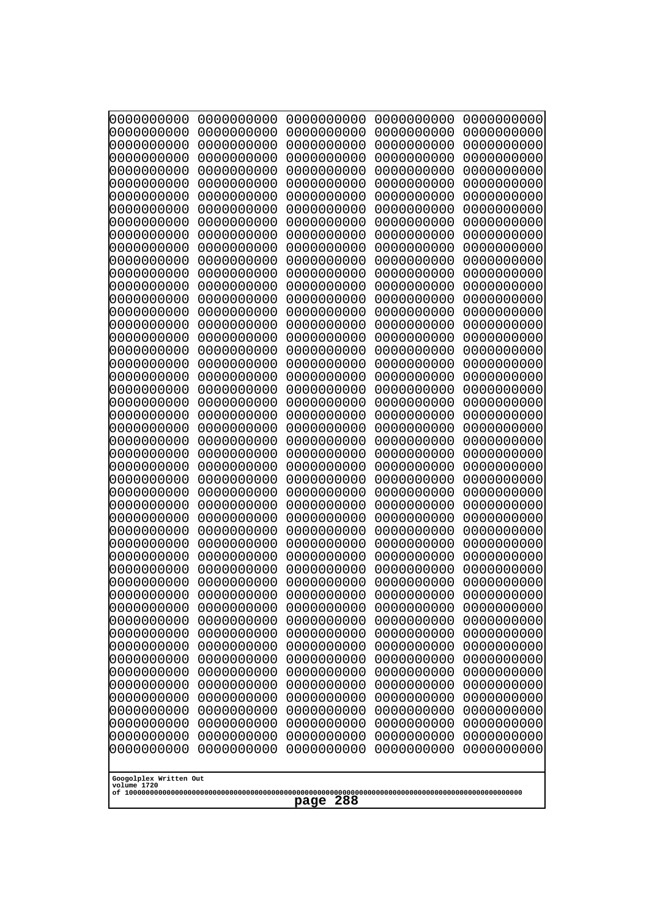```
0000000000 0000000000 0000000000 0000000000 0000000000
0000000000 0000000000 0000000000 0000000000 0000000000
0000000000 0000000000 0000000000 0000000000 0000000000
0000000000 0000000000 0000000000 0000000000 0000000000
0000000000 0000000000 0000000000 0000000000 0000000000
0000000000 0000000000 0000000000 0000000000 0000000000
0000000000 0000000000 0000000000 0000000000 0000000000
0000000000 0000000000 0000000000 0000000000 0000000000
0000000000 0000000000 0000000000 0000000000 0000000000
0000000000 0000000000 0000000000 0000000000 0000000000
0000000000 0000000000 0000000000 0000000000 0000000000
0000000000 0000000000 0000000000 0000000000 0000000000
0000000000 0000000000 0000000000 0000000000 0000000000
0000000000 0000000000 0000000000 0000000000 0000000000
0000000000 0000000000 0000000000 0000000000 0000000000
0000000000 0000000000 0000000000 0000000000 0000000000
0000000000 0000000000 0000000000 0000000000 0000000000
0000000000 0000000000 0000000000 0000000000 0000000000
0000000000 0000000000 0000000000 0000000000 0000000000
0000000000 0000000000 0000000000 0000000000 0000000000
0000000000 0000000000 0000000000 0000000000 0000000000
0000000000 0000000000 0000000000 0000000000 0000000000
0000000000 0000000000 0000000000 0000000000 0000000000
0000000000 0000000000 0000000000 0000000000 0000000000
0000000000 0000000000 0000000000 0000000000 0000000000
0000000000 0000000000 0000000000 0000000000 0000000000
0000000000 0000000000 0000000000 0000000000 0000000000
0000000000 0000000000 0000000000 0000000000 0000000000
0000000000 0000000000 0000000000 0000000000 0000000000
0000000000 0000000000 0000000000 0000000000 0000000000
0000000000 0000000000 0000000000 0000000000 0000000000
0000000000 0000000000 0000000000 0000000000 0000000000
0000000000 0000000000 0000000000 0000000000 0000000000
0000000000 0000000000 0000000000 0000000000 0000000000
0000000000 0000000000 0000000000 0000000000 0000000000
0000000000 0000000000 0000000000 0000000000 0000000000
0000000000 0000000000 0000000000 0000000000 0000000000
0000000000 0000000000 0000000000 0000000000 0000000000
0000000000 0000000000 0000000000 0000000000 0000000000
0000000000 0000000000 0000000000 0000000000 0000000000
0000000000 0000000000 0000000000 0000000000 0000000000
0000000000 0000000000 0000000000 0000000000 0000000000
0000000000 0000000000 0000000000 0000000000 0000000000
0000000000 0000000000 0000000000 0000000000 0000000000
0000000000 0000000000 0000000000 0000000000 0000000000
0000000000 0000000000 0000000000 0000000000 0000000000
0000000000 0000000000 0000000000 0000000000 0000000000
0000000000 0000000000 0000000000 0000000000 0000000000
0000000000 0000000000 0000000000 0000000000 0000000000
0000000000 0000000000 0000000000 0000000000 0000000000
```

Googolplex Written Out
volume 1720
of 10000000000000000000000000000000000000000000000000000000000000000000000000000000000000000000000000000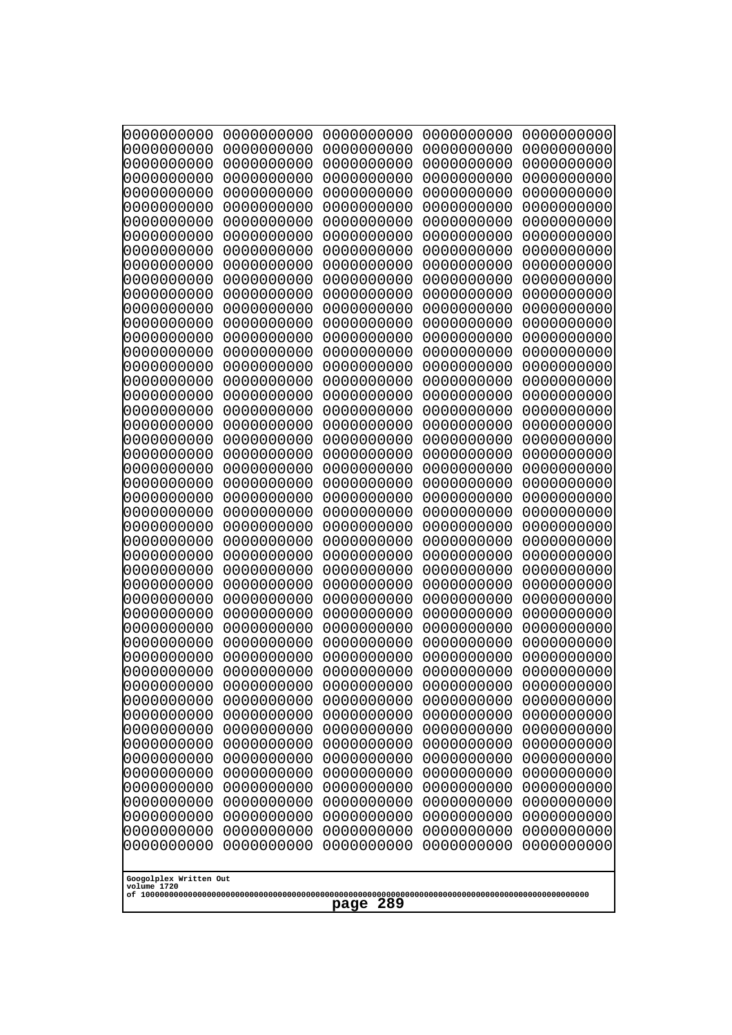```
0000000000 0000000000 0000000000 0000000000 0000000000
0000000000 0000000000 0000000000 0000000000 0000000000
0000000000 0000000000 0000000000 0000000000 0000000000
0000000000 0000000000 0000000000 0000000000 0000000000
0000000000 0000000000 0000000000 0000000000 0000000000
0000000000 0000000000 0000000000 0000000000 0000000000
0000000000 0000000000 0000000000 0000000000 0000000000
0000000000 0000000000 0000000000 0000000000 0000000000
0000000000 0000000000 0000000000 0000000000 0000000000
0000000000 0000000000 0000000000 0000000000 0000000000
0000000000 0000000000 0000000000 0000000000 0000000000
0000000000 0000000000 0000000000 0000000000 0000000000
0000000000 0000000000 0000000000 0000000000 0000000000
0000000000 0000000000 0000000000 0000000000 0000000000
0000000000 0000000000 0000000000 0000000000 0000000000
0000000000 0000000000 0000000000 0000000000 0000000000
0000000000 0000000000 0000000000 0000000000 0000000000
0000000000 0000000000 0000000000 0000000000 0000000000
0000000000 0000000000 0000000000 0000000000 0000000000
0000000000 0000000000 0000000000 0000000000 0000000000
0000000000 0000000000 0000000000 0000000000 0000000000
0000000000 0000000000 0000000000 0000000000 0000000000
0000000000 0000000000 0000000000 0000000000 0000000000
0000000000 0000000000 0000000000 0000000000 0000000000
0000000000 0000000000 0000000000 0000000000 0000000000
0000000000 0000000000 0000000000 0000000000 0000000000
0000000000 0000000000 0000000000 0000000000 0000000000
0000000000 0000000000 0000000000 0000000000 0000000000
0000000000 0000000000 0000000000 0000000000 0000000000
0000000000 0000000000 0000000000 0000000000 0000000000
0000000000 0000000000 0000000000 0000000000 0000000000
0000000000 0000000000 0000000000 0000000000 0000000000
0000000000 0000000000 0000000000 0000000000 0000000000
0000000000 0000000000 0000000000 0000000000 0000000000
0000000000 0000000000 0000000000 0000000000 0000000000
0000000000 0000000000 0000000000 0000000000 0000000000
0000000000 0000000000 0000000000 0000000000 0000000000
0000000000 0000000000 0000000000 0000000000 0000000000
0000000000 0000000000 0000000000 0000000000 0000000000
0000000000 0000000000 0000000000 0000000000 0000000000
0000000000 0000000000 0000000000 0000000000 0000000000
0000000000 0000000000 0000000000 0000000000 0000000000
0000000000 0000000000 0000000000 0000000000 0000000000
0000000000 0000000000 0000000000 0000000000 0000000000
0000000000 0000000000 0000000000 0000000000 0000000000
0000000000 0000000000 0000000000 0000000000 0000000000
0000000000 0000000000 0000000000 0000000000 0000000000
0000000000 0000000000 0000000000 0000000000 0000000000
0000000000 0000000000 0000000000 0000000000 0000000000
0000000000 0000000000 0000000000 0000000000 0000000000
```

Googolplex Written Out
volume 1720
of 10000000000000000000000000000000000000000000000000000000000000000000000000000000000000000000000000000

page 289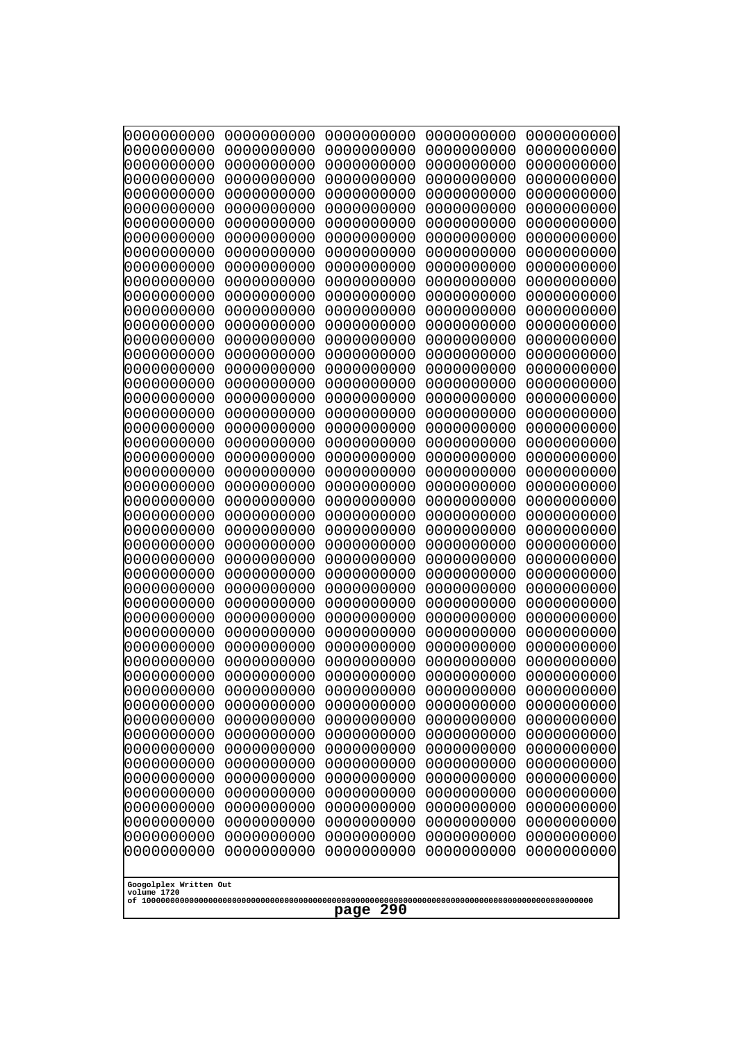```
0000000000 0000000000 0000000000 0000000000 0000000000
0000000000 0000000000 0000000000 0000000000 0000000000
0000000000 0000000000 0000000000 0000000000 0000000000
0000000000 0000000000 0000000000 0000000000 0000000000
0000000000 0000000000 0000000000 0000000000 0000000000
0000000000 0000000000 0000000000 0000000000 0000000000
0000000000 0000000000 0000000000 0000000000 0000000000
0000000000 0000000000 0000000000 0000000000 0000000000
0000000000 0000000000 0000000000 0000000000 0000000000
0000000000 0000000000 0000000000 0000000000 0000000000
0000000000 0000000000 0000000000 0000000000 0000000000
0000000000 0000000000 0000000000 0000000000 0000000000
0000000000 0000000000 0000000000 0000000000 0000000000
0000000000 0000000000 0000000000 0000000000 0000000000
0000000000 0000000000 0000000000 0000000000 0000000000
0000000000 0000000000 0000000000 0000000000 0000000000
0000000000 0000000000 0000000000 0000000000 0000000000
0000000000 0000000000 0000000000 0000000000 0000000000
0000000000 0000000000 0000000000 0000000000 0000000000
0000000000 0000000000 0000000000 0000000000 0000000000
0000000000 0000000000 0000000000 0000000000 0000000000
0000000000 0000000000 0000000000 0000000000 0000000000
0000000000 0000000000 0000000000 0000000000 0000000000
0000000000 0000000000 0000000000 0000000000 0000000000
0000000000 0000000000 0000000000 0000000000 0000000000
0000000000 0000000000 0000000000 0000000000 0000000000
0000000000 0000000000 0000000000 0000000000 0000000000
0000000000 0000000000 0000000000 0000000000 0000000000
0000000000 0000000000 0000000000 0000000000 0000000000
0000000000 0000000000 0000000000 0000000000 0000000000
0000000000 0000000000 0000000000 0000000000 0000000000
0000000000 0000000000 0000000000 0000000000 0000000000
0000000000 0000000000 0000000000 0000000000 0000000000
0000000000 0000000000 0000000000 0000000000 0000000000
0000000000 0000000000 0000000000 0000000000 0000000000
0000000000 0000000000 0000000000 0000000000 0000000000
0000000000 0000000000 0000000000 0000000000 0000000000
0000000000 0000000000 0000000000 0000000000 0000000000
0000000000 0000000000 0000000000 0000000000 0000000000
0000000000 0000000000 0000000000 0000000000 0000000000
0000000000 0000000000 0000000000 0000000000 0000000000
0000000000 0000000000 0000000000 0000000000 0000000000
0000000000 0000000000 0000000000 0000000000 0000000000
0000000000 0000000000 0000000000 0000000000 0000000000
0000000000 0000000000 0000000000 0000000000 0000000000
0000000000 0000000000 0000000000 0000000000 0000000000
0000000000 0000000000 0000000000 0000000000 0000000000
0000000000 0000000000 0000000000 0000000000 0000000000
0000000000 0000000000 0000000000 0000000000 0000000000
0000000000 0000000000 0000000000 0000000000 0000000000
```

Googolplex Written Out
volume 1720
of 10000000000000000000000000000000000000000000000000000000000000000000000000000000000000000000000000000

page 290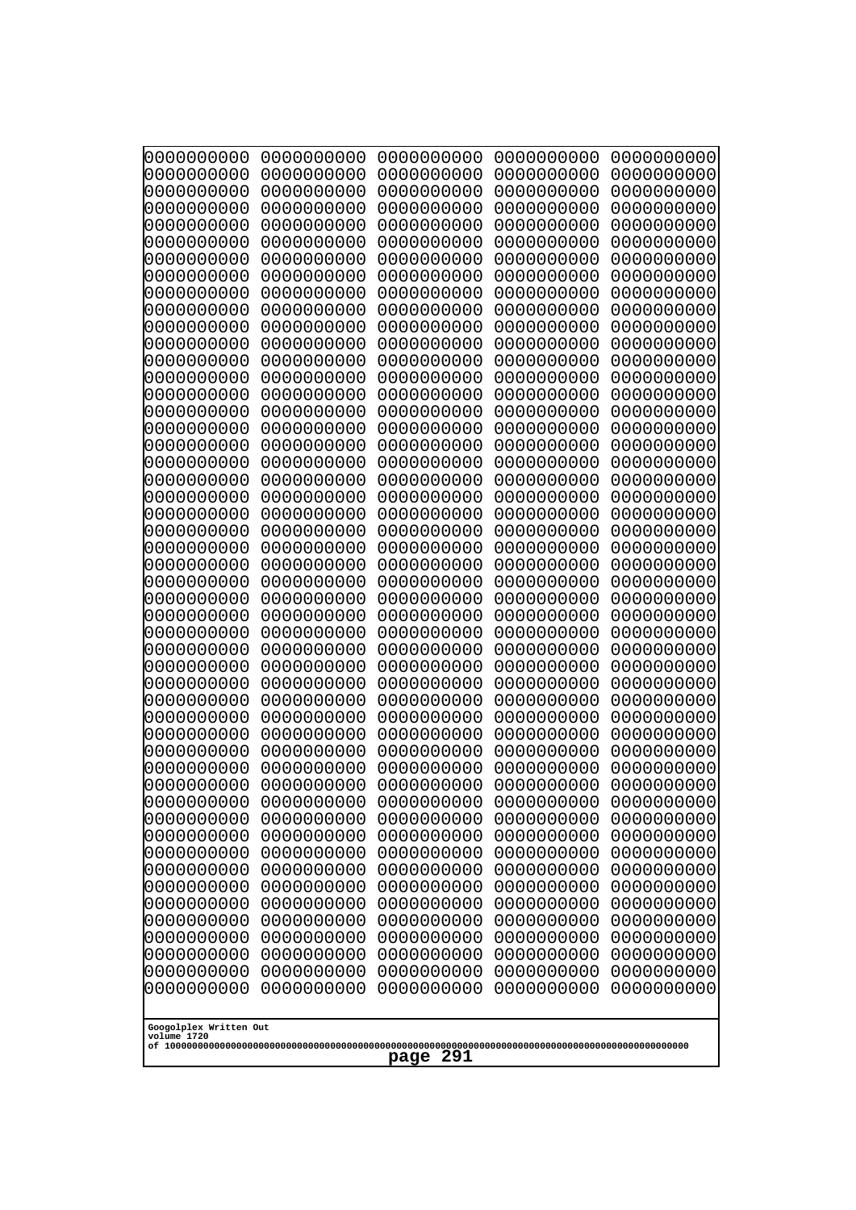```
0000000000 0000000000 0000000000 0000000000 0000000000
0000000000 0000000000 0000000000 0000000000 0000000000
0000000000 0000000000 0000000000 0000000000 0000000000
0000000000 0000000000 0000000000 0000000000 0000000000
0000000000 0000000000 0000000000 0000000000 0000000000
0000000000 0000000000 0000000000 0000000000 0000000000
0000000000 0000000000 0000000000 0000000000 0000000000
0000000000 0000000000 0000000000 0000000000 0000000000
0000000000 0000000000 0000000000 0000000000 0000000000
0000000000 0000000000 0000000000 0000000000 0000000000
0000000000 0000000000 0000000000 0000000000 0000000000
0000000000 0000000000 0000000000 0000000000 0000000000
0000000000 0000000000 0000000000 0000000000 0000000000
0000000000 0000000000 0000000000 0000000000 0000000000
0000000000 0000000000 0000000000 0000000000 0000000000
0000000000 0000000000 0000000000 0000000000 0000000000
0000000000 0000000000 0000000000 0000000000 0000000000
0000000000 0000000000 0000000000 0000000000 0000000000
0000000000 0000000000 0000000000 0000000000 0000000000
0000000000 0000000000 0000000000 0000000000 0000000000
0000000000 0000000000 0000000000 0000000000 0000000000
0000000000 0000000000 0000000000 0000000000 0000000000
0000000000 0000000000 0000000000 0000000000 0000000000
0000000000 0000000000 0000000000 0000000000 0000000000
0000000000 0000000000 0000000000 0000000000 0000000000
0000000000 0000000000 0000000000 0000000000 0000000000
0000000000 0000000000 0000000000 0000000000 0000000000
0000000000 0000000000 0000000000 0000000000 0000000000
0000000000 0000000000 0000000000 0000000000 0000000000
0000000000 0000000000 0000000000 0000000000 0000000000
0000000000 0000000000 0000000000 0000000000 0000000000
0000000000 0000000000 0000000000 0000000000 0000000000
0000000000 0000000000 0000000000 0000000000 0000000000
0000000000 0000000000 0000000000 0000000000 0000000000
0000000000 0000000000 0000000000 0000000000 0000000000
0000000000 0000000000 0000000000 0000000000 0000000000
0000000000 0000000000 0000000000 0000000000 0000000000
0000000000 0000000000 0000000000 0000000000 0000000000
0000000000 0000000000 0000000000 0000000000 0000000000
0000000000 0000000000 0000000000 0000000000 0000000000
0000000000 0000000000 0000000000 0000000000 0000000000
0000000000 0000000000 0000000000 0000000000 0000000000
0000000000 0000000000 0000000000 0000000000 0000000000
0000000000 0000000000 0000000000 0000000000 0000000000
0000000000 0000000000 0000000000 0000000000 0000000000
0000000000 0000000000 0000000000 0000000000 0000000000
0000000000 0000000000 0000000000 0000000000 0000000000
0000000000 0000000000 0000000000 0000000000 0000000000
0000000000 0000000000 0000000000 0000000000 0000000000
0000000000 0000000000 0000000000 0000000000 0000000000
```

Googolplex Written Out
volume 1720
of 10000000000000000000000000000000000000000000000000000000000000000000000000000000000000000000000000000

page 291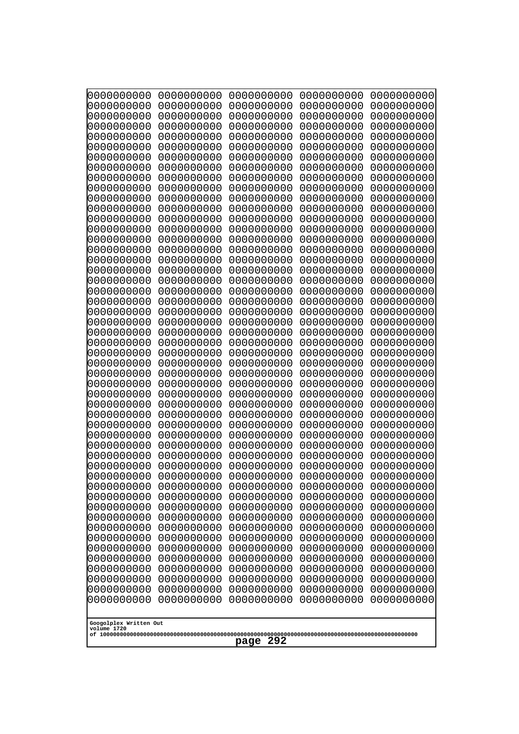```
0000000000 0000000000 0000000000 0000000000 0000000000
0000000000 0000000000 0000000000 0000000000 0000000000
0000000000 0000000000 0000000000 0000000000 0000000000
0000000000 0000000000 0000000000 0000000000 0000000000
0000000000 0000000000 0000000000 0000000000 0000000000
0000000000 0000000000 0000000000 0000000000 0000000000
0000000000 0000000000 0000000000 0000000000 0000000000
0000000000 0000000000 0000000000 0000000000 0000000000
0000000000 0000000000 0000000000 0000000000 0000000000
0000000000 0000000000 0000000000 0000000000 0000000000
0000000000 0000000000 0000000000 0000000000 0000000000
0000000000 0000000000 0000000000 0000000000 0000000000
0000000000 0000000000 0000000000 0000000000 0000000000
0000000000 0000000000 0000000000 0000000000 0000000000
0000000000 0000000000 0000000000 0000000000 0000000000
0000000000 0000000000 0000000000 0000000000 0000000000
0000000000 0000000000 0000000000 0000000000 0000000000
0000000000 0000000000 0000000000 0000000000 0000000000
0000000000 0000000000 0000000000 0000000000 0000000000
0000000000 0000000000 0000000000 0000000000 0000000000
0000000000 0000000000 0000000000 0000000000 0000000000
0000000000 0000000000 0000000000 0000000000 0000000000
0000000000 0000000000 0000000000 0000000000 0000000000
0000000000 0000000000 0000000000 0000000000 0000000000
0000000000 0000000000 0000000000 0000000000 0000000000
0000000000 0000000000 0000000000 0000000000 0000000000
0000000000 0000000000 0000000000 0000000000 0000000000
0000000000 0000000000 0000000000 0000000000 0000000000
0000000000 0000000000 0000000000 0000000000 0000000000
0000000000 0000000000 0000000000 0000000000 0000000000
0000000000 0000000000 0000000000 0000000000 0000000000
0000000000 0000000000 0000000000 0000000000 0000000000
0000000000 0000000000 0000000000 0000000000 0000000000
0000000000 0000000000 0000000000 0000000000 0000000000
0000000000 0000000000 0000000000 0000000000 0000000000
0000000000 0000000000 0000000000 0000000000 0000000000
0000000000 0000000000 0000000000 0000000000 0000000000
0000000000 0000000000 0000000000 0000000000 0000000000
0000000000 0000000000 0000000000 0000000000 0000000000
0000000000 0000000000 0000000000 0000000000 0000000000
0000000000 0000000000 0000000000 0000000000 0000000000
0000000000 0000000000 0000000000 0000000000 0000000000
0000000000 0000000000 0000000000 0000000000 0000000000
0000000000 0000000000 0000000000 0000000000 0000000000
0000000000 0000000000 0000000000 0000000000 0000000000
0000000000 0000000000 0000000000 0000000000 0000000000
0000000000 0000000000 0000000000 0000000000 0000000000
0000000000 0000000000 0000000000 0000000000 0000000000
0000000000 0000000000 0000000000 0000000000 0000000000
0000000000 0000000000 0000000000 0000000000 0000000000
```

Googolplex Written Out
volume 1720
of 10000000000000000000000000000000000000000000000000000000000000000000000000000000000000000000000000000

page 292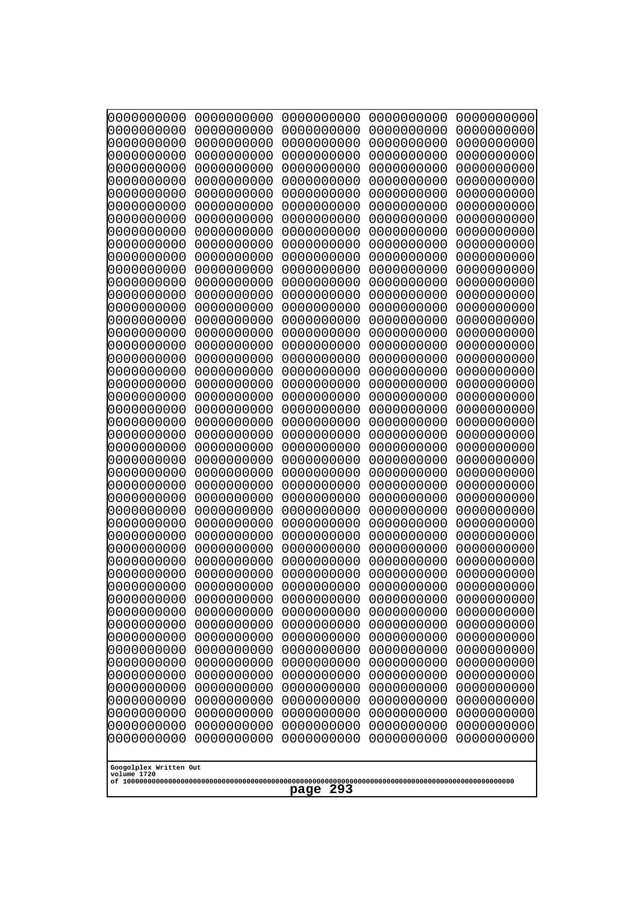```
0000000000 0000000000 0000000000 0000000000 0000000000
0000000000 0000000000 0000000000 0000000000 0000000000
0000000000 0000000000 0000000000 0000000000 0000000000
0000000000 0000000000 0000000000 0000000000 0000000000
0000000000 0000000000 0000000000 0000000000 0000000000
0000000000 0000000000 0000000000 0000000000 0000000000
0000000000 0000000000 0000000000 0000000000 0000000000
0000000000 0000000000 0000000000 0000000000 0000000000
0000000000 0000000000 0000000000 0000000000 0000000000
0000000000 0000000000 0000000000 0000000000 0000000000
0000000000 0000000000 0000000000 0000000000 0000000000
0000000000 0000000000 0000000000 0000000000 0000000000
0000000000 0000000000 0000000000 0000000000 0000000000
0000000000 0000000000 0000000000 0000000000 0000000000
0000000000 0000000000 0000000000 0000000000 0000000000
0000000000 0000000000 0000000000 0000000000 0000000000
0000000000 0000000000 0000000000 0000000000 0000000000
0000000000 0000000000 0000000000 0000000000 0000000000
0000000000 0000000000 0000000000 0000000000 0000000000
0000000000 0000000000 0000000000 0000000000 0000000000
0000000000 0000000000 0000000000 0000000000 0000000000
0000000000 0000000000 0000000000 0000000000 0000000000
0000000000 0000000000 0000000000 0000000000 0000000000
0000000000 0000000000 0000000000 0000000000 0000000000
0000000000 0000000000 0000000000 0000000000 0000000000
0000000000 0000000000 0000000000 0000000000 0000000000
0000000000 0000000000 0000000000 0000000000 0000000000
0000000000 0000000000 0000000000 0000000000 0000000000
0000000000 0000000000 0000000000 0000000000 0000000000
0000000000 0000000000 0000000000 0000000000 0000000000
0000000000 0000000000 0000000000 0000000000 0000000000
0000000000 0000000000 0000000000 0000000000 0000000000
0000000000 0000000000 0000000000 0000000000 0000000000
0000000000 0000000000 0000000000 0000000000 0000000000
0000000000 0000000000 0000000000 0000000000 0000000000
0000000000 0000000000 0000000000 0000000000 0000000000
0000000000 0000000000 0000000000 0000000000 0000000000
0000000000 0000000000 0000000000 0000000000 0000000000
0000000000 0000000000 0000000000 0000000000 0000000000
0000000000 0000000000 0000000000 0000000000 0000000000
0000000000 0000000000 0000000000 0000000000 0000000000
0000000000 0000000000 0000000000 0000000000 0000000000
0000000000 0000000000 0000000000 0000000000 0000000000
0000000000 0000000000 0000000000 0000000000 0000000000
0000000000 0000000000 0000000000 0000000000 0000000000
0000000000 0000000000 0000000000 0000000000 0000000000
0000000000 0000000000 0000000000 0000000000 0000000000
0000000000 0000000000 0000000000 0000000000 0000000000
0000000000 0000000000 0000000000 0000000000 0000000000
0000000000 0000000000 0000000000 0000000000 0000000000
```

Googolplex Written Out
volume 1720
of 10000000000000000000000000000000000000000000000000000000000000000000000000000000000000000000000000000
page 293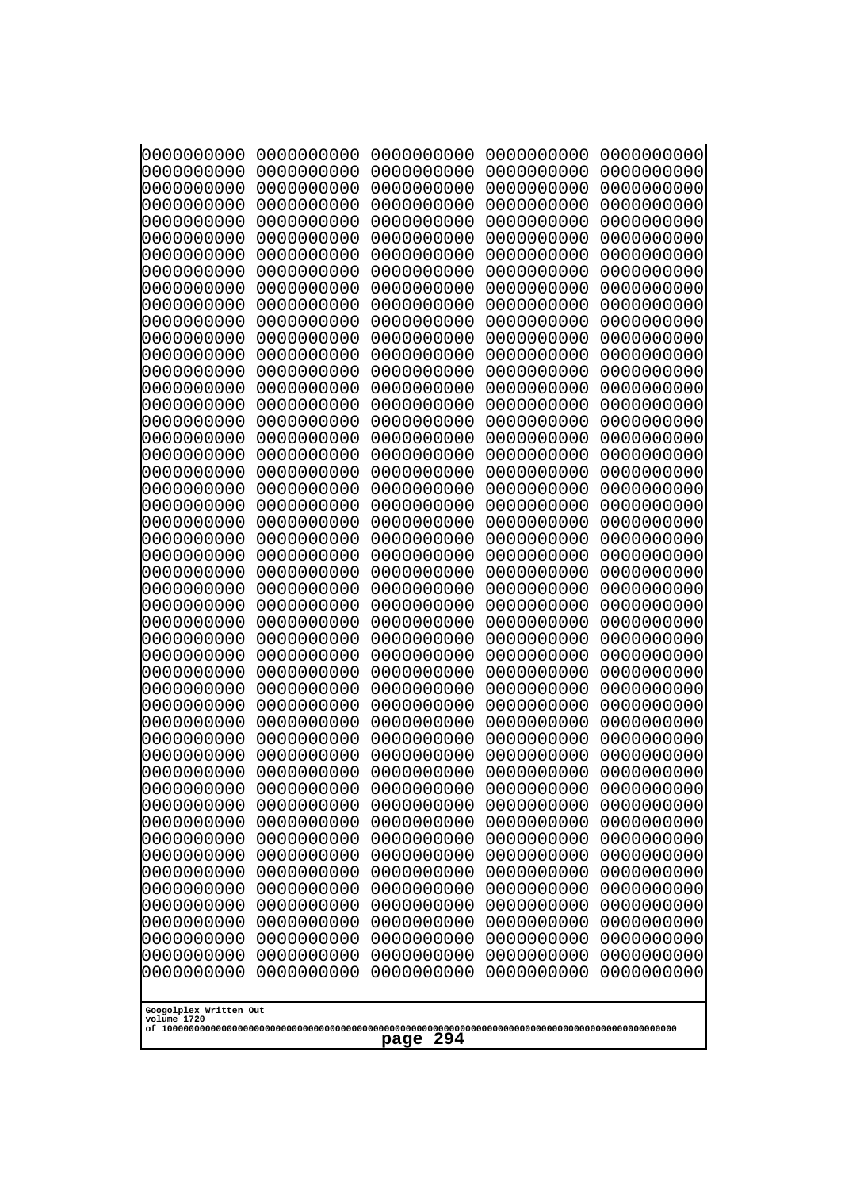0000000000 0000000000 0000000000 0000000000 0000000000
0000000000 0000000000 0000000000 0000000000 0000000000
0000000000 0000000000 0000000000 0000000000 0000000000
0000000000 0000000000 0000000000 0000000000 0000000000
0000000000 0000000000 0000000000 0000000000 0000000000
0000000000 0000000000 0000000000 0000000000 0000000000
0000000000 0000000000 0000000000 0000000000 0000000000
0000000000 0000000000 0000000000 0000000000 0000000000
0000000000 0000000000 0000000000 0000000000 0000000000
0000000000 0000000000 0000000000 0000000000 0000000000
0000000000 0000000000 0000000000 0000000000 0000000000
0000000000 0000000000 0000000000 0000000000 0000000000
0000000000 0000000000 0000000000 0000000000 0000000000
0000000000 0000000000 0000000000 0000000000 0000000000
0000000000 0000000000 0000000000 0000000000 0000000000
0000000000 0000000000 0000000000 0000000000 0000000000
0000000000 0000000000 0000000000 0000000000 0000000000
0000000000 0000000000 0000000000 0000000000 0000000000
0000000000 0000000000 0000000000 0000000000 0000000000
0000000000 0000000000 0000000000 0000000000 0000000000
0000000000 0000000000 0000000000 0000000000 0000000000
0000000000 0000000000 0000000000 0000000000 0000000000
0000000000 0000000000 0000000000 0000000000 0000000000
0000000000 0000000000 0000000000 0000000000 0000000000
0000000000 0000000000 0000000000 0000000000 0000000000
0000000000 0000000000 0000000000 0000000000 0000000000
0000000000 0000000000 0000000000 0000000000 0000000000
0000000000 0000000000 0000000000 0000000000 0000000000
0000000000 0000000000 0000000000 0000000000 0000000000
0000000000 0000000000 0000000000 0000000000 0000000000
0000000000 0000000000 0000000000 0000000000 0000000000
0000000000 0000000000 0000000000 0000000000 0000000000
0000000000 0000000000 0000000000 0000000000 0000000000
0000000000 0000000000 0000000000 0000000000 0000000000
0000000000 0000000000 0000000000 0000000000 0000000000
0000000000 0000000000 0000000000 0000000000 0000000000
0000000000 0000000000 0000000000 0000000000 0000000000
0000000000 0000000000 0000000000 0000000000 0000000000
0000000000 0000000000 0000000000 0000000000 0000000000
0000000000 0000000000 0000000000 0000000000 0000000000
0000000000 0000000000 0000000000 0000000000 0000000000
0000000000 0000000000 0000000000 0000000000 0000000000
0000000000 0000000000 0000000000 0000000000 0000000000
0000000000 0000000000 0000000000 0000000000 0000000000
0000000000 0000000000 0000000000 0000000000 0000000000
0000000000 0000000000 0000000000 0000000000 0000000000
0000000000 0000000000 0000000000 0000000000 0000000000
0000000000 0000000000 0000000000 0000000000 0000000000
0000000000 0000000000 0000000000 0000000000 0000000000
0000000000 0000000000 0000000000 0000000000 0000000000

Googolplex Written Out
volume 1720
of 10000000000000000000000000000000000000000000000000000000000000000000000000000000000000000000000000000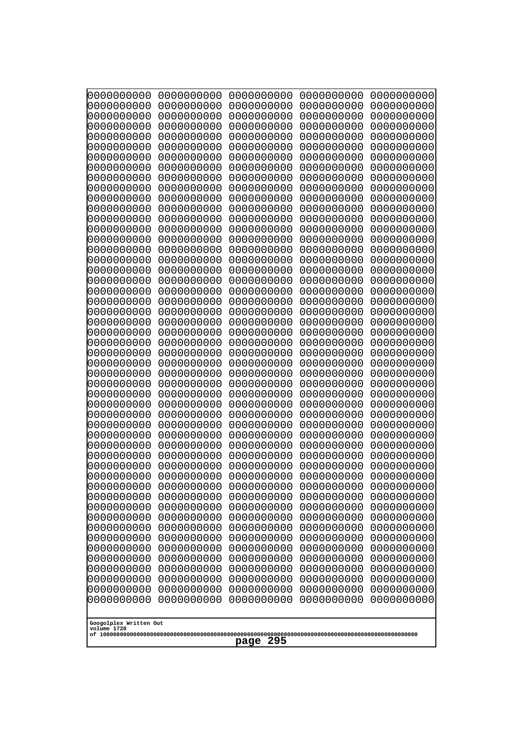```
0000000000 0000000000 0000000000 0000000000 0000000000
0000000000 0000000000 0000000000 0000000000 0000000000
0000000000 0000000000 0000000000 0000000000 0000000000
0000000000 0000000000 0000000000 0000000000 0000000000
0000000000 0000000000 0000000000 0000000000 0000000000
0000000000 0000000000 0000000000 0000000000 0000000000
0000000000 0000000000 0000000000 0000000000 0000000000
0000000000 0000000000 0000000000 0000000000 0000000000
0000000000 0000000000 0000000000 0000000000 0000000000
0000000000 0000000000 0000000000 0000000000 0000000000
0000000000 0000000000 0000000000 0000000000 0000000000
0000000000 0000000000 0000000000 0000000000 0000000000
0000000000 0000000000 0000000000 0000000000 0000000000
0000000000 0000000000 0000000000 0000000000 0000000000
0000000000 0000000000 0000000000 0000000000 0000000000
0000000000 0000000000 0000000000 0000000000 0000000000
0000000000 0000000000 0000000000 0000000000 0000000000
0000000000 0000000000 0000000000 0000000000 0000000000
0000000000 0000000000 0000000000 0000000000 0000000000
0000000000 0000000000 0000000000 0000000000 0000000000
0000000000 0000000000 0000000000 0000000000 0000000000
0000000000 0000000000 0000000000 0000000000 0000000000
0000000000 0000000000 0000000000 0000000000 0000000000
0000000000 0000000000 0000000000 0000000000 0000000000
0000000000 0000000000 0000000000 0000000000 0000000000
0000000000 0000000000 0000000000 0000000000 0000000000
0000000000 0000000000 0000000000 0000000000 0000000000
0000000000 0000000000 0000000000 0000000000 0000000000
0000000000 0000000000 0000000000 0000000000 0000000000
0000000000 0000000000 0000000000 0000000000 0000000000
0000000000 0000000000 0000000000 0000000000 0000000000
0000000000 0000000000 0000000000 0000000000 0000000000
0000000000 0000000000 0000000000 0000000000 0000000000
0000000000 0000000000 0000000000 0000000000 0000000000
0000000000 0000000000 0000000000 0000000000 0000000000
0000000000 0000000000 0000000000 0000000000 0000000000
0000000000 0000000000 0000000000 0000000000 0000000000
0000000000 0000000000 0000000000 0000000000 0000000000
0000000000 0000000000 0000000000 0000000000 0000000000
0000000000 0000000000 0000000000 0000000000 0000000000
0000000000 0000000000 0000000000 0000000000 0000000000
0000000000 0000000000 0000000000 0000000000 0000000000
0000000000 0000000000 0000000000 0000000000 0000000000
0000000000 0000000000 0000000000 0000000000 0000000000
0000000000 0000000000 0000000000 0000000000 0000000000
0000000000 0000000000 0000000000 0000000000 0000000000
0000000000 0000000000 0000000000 0000000000 0000000000
0000000000 0000000000 0000000000 0000000000 0000000000
0000000000 0000000000 0000000000 0000000000 0000000000
0000000000 0000000000 0000000000 0000000000 0000000000
```

Googolplex Written Out
volume 1720
of 10000000000000000000000000000000000000000000000000000000000000000000000000000000000000000000000000000

page 295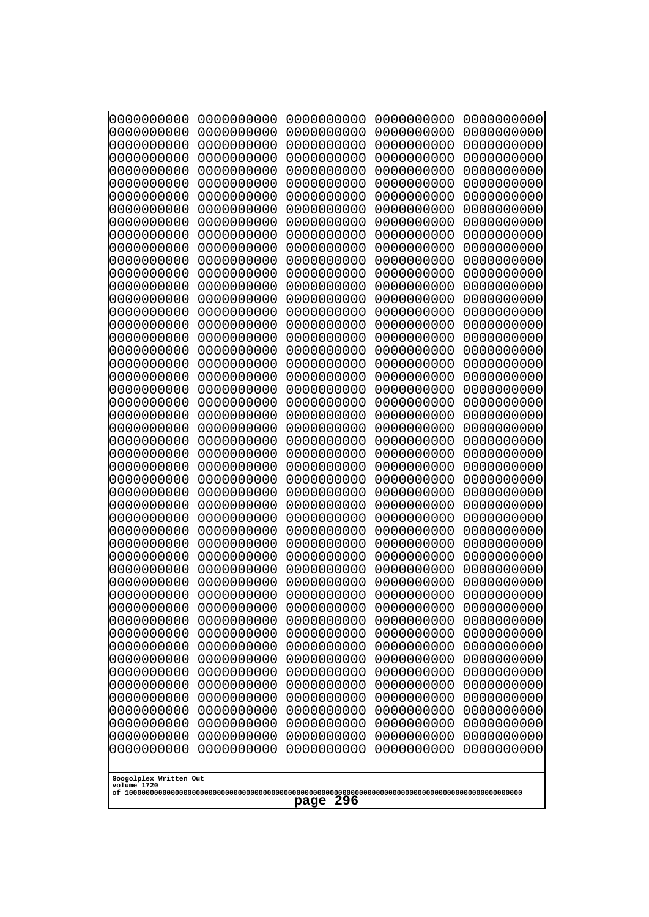```
0000000000 0000000000 0000000000 0000000000 0000000000
0000000000 0000000000 0000000000 0000000000 0000000000
0000000000 0000000000 0000000000 0000000000 0000000000
0000000000 0000000000 0000000000 0000000000 0000000000
0000000000 0000000000 0000000000 0000000000 0000000000
0000000000 0000000000 0000000000 0000000000 0000000000
0000000000 0000000000 0000000000 0000000000 0000000000
0000000000 0000000000 0000000000 0000000000 0000000000
0000000000 0000000000 0000000000 0000000000 0000000000
0000000000 0000000000 0000000000 0000000000 0000000000
0000000000 0000000000 0000000000 0000000000 0000000000
0000000000 0000000000 0000000000 0000000000 0000000000
0000000000 0000000000 0000000000 0000000000 0000000000
0000000000 0000000000 0000000000 0000000000 0000000000
0000000000 0000000000 0000000000 0000000000 0000000000
0000000000 0000000000 0000000000 0000000000 0000000000
0000000000 0000000000 0000000000 0000000000 0000000000
0000000000 0000000000 0000000000 0000000000 0000000000
0000000000 0000000000 0000000000 0000000000 0000000000
0000000000 0000000000 0000000000 0000000000 0000000000
0000000000 0000000000 0000000000 0000000000 0000000000
0000000000 0000000000 0000000000 0000000000 0000000000
0000000000 0000000000 0000000000 0000000000 0000000000
0000000000 0000000000 0000000000 0000000000 0000000000
0000000000 0000000000 0000000000 0000000000 0000000000
0000000000 0000000000 0000000000 0000000000 0000000000
0000000000 0000000000 0000000000 0000000000 0000000000
0000000000 0000000000 0000000000 0000000000 0000000000
0000000000 0000000000 0000000000 0000000000 0000000000
0000000000 0000000000 0000000000 0000000000 0000000000
0000000000 0000000000 0000000000 0000000000 0000000000
0000000000 0000000000 0000000000 0000000000 0000000000
0000000000 0000000000 0000000000 0000000000 0000000000
0000000000 0000000000 0000000000 0000000000 0000000000
0000000000 0000000000 0000000000 0000000000 0000000000
0000000000 0000000000 0000000000 0000000000 0000000000
0000000000 0000000000 0000000000 0000000000 0000000000
0000000000 0000000000 0000000000 0000000000 0000000000
0000000000 0000000000 0000000000 0000000000 0000000000
0000000000 0000000000 0000000000 0000000000 0000000000
0000000000 0000000000 0000000000 0000000000 0000000000
0000000000 0000000000 0000000000 0000000000 0000000000
0000000000 0000000000 0000000000 0000000000 0000000000
0000000000 0000000000 0000000000 0000000000 0000000000
0000000000 0000000000 0000000000 0000000000 0000000000
0000000000 0000000000 0000000000 0000000000 0000000000
0000000000 0000000000 0000000000 0000000000 0000000000
0000000000 0000000000 0000000000 0000000000 0000000000
0000000000 0000000000 0000000000 0000000000 0000000000
0000000000 0000000000 0000000000 0000000000 0000000000
```

Googolplex Written Out
volume 1720
of 10000000000000000000000000000000000000000000000000000000000000000000000000000000000000000000000000000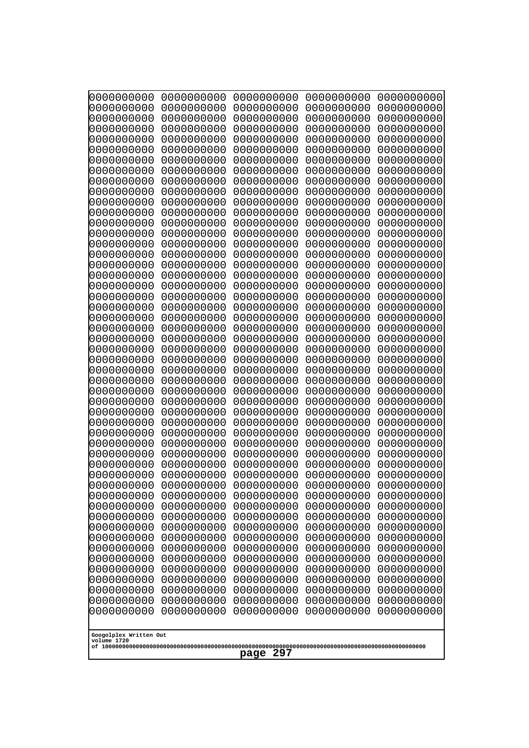```
0000000000 0000000000 0000000000 0000000000 0000000000
0000000000 0000000000 0000000000 0000000000 0000000000
0000000000 0000000000 0000000000 0000000000 0000000000
0000000000 0000000000 0000000000 0000000000 0000000000
0000000000 0000000000 0000000000 0000000000 0000000000
0000000000 0000000000 0000000000 0000000000 0000000000
0000000000 0000000000 0000000000 0000000000 0000000000
0000000000 0000000000 0000000000 0000000000 0000000000
0000000000 0000000000 0000000000 0000000000 0000000000
0000000000 0000000000 0000000000 0000000000 0000000000
0000000000 0000000000 0000000000 0000000000 0000000000
0000000000 0000000000 0000000000 0000000000 0000000000
0000000000 0000000000 0000000000 0000000000 0000000000
0000000000 0000000000 0000000000 0000000000 0000000000
0000000000 0000000000 0000000000 0000000000 0000000000
0000000000 0000000000 0000000000 0000000000 0000000000
0000000000 0000000000 0000000000 0000000000 0000000000
0000000000 0000000000 0000000000 0000000000 0000000000
0000000000 0000000000 0000000000 0000000000 0000000000
0000000000 0000000000 0000000000 0000000000 0000000000
0000000000 0000000000 0000000000 0000000000 0000000000
0000000000 0000000000 0000000000 0000000000 0000000000
0000000000 0000000000 0000000000 0000000000 0000000000
0000000000 0000000000 0000000000 0000000000 0000000000
0000000000 0000000000 0000000000 0000000000 0000000000
0000000000 0000000000 0000000000 0000000000 0000000000
0000000000 0000000000 0000000000 0000000000 0000000000
0000000000 0000000000 0000000000 0000000000 0000000000
0000000000 0000000000 0000000000 0000000000 0000000000
0000000000 0000000000 0000000000 0000000000 0000000000
0000000000 0000000000 0000000000 0000000000 0000000000
0000000000 0000000000 0000000000 0000000000 0000000000
0000000000 0000000000 0000000000 0000000000 0000000000
0000000000 0000000000 0000000000 0000000000 0000000000
0000000000 0000000000 0000000000 0000000000 0000000000
0000000000 0000000000 0000000000 0000000000 0000000000
0000000000 0000000000 0000000000 0000000000 0000000000
0000000000 0000000000 0000000000 0000000000 0000000000
0000000000 0000000000 0000000000 0000000000 0000000000
0000000000 0000000000 0000000000 0000000000 0000000000
0000000000 0000000000 0000000000 0000000000 0000000000
0000000000 0000000000 0000000000 0000000000 0000000000
0000000000 0000000000 0000000000 0000000000 0000000000
0000000000 0000000000 0000000000 0000000000 0000000000
0000000000 0000000000 0000000000 0000000000 0000000000
0000000000 0000000000 0000000000 0000000000 0000000000
0000000000 0000000000 0000000000 0000000000 0000000000
0000000000 0000000000 0000000000 0000000000 0000000000
0000000000 0000000000 0000000000 0000000000 0000000000
0000000000 0000000000 0000000000 0000000000 0000000000
```

Googolplex Written Out
volume 1720
of 10000000000000000000000000000000000000000000000000000000000000000000000000000000000000000000000000000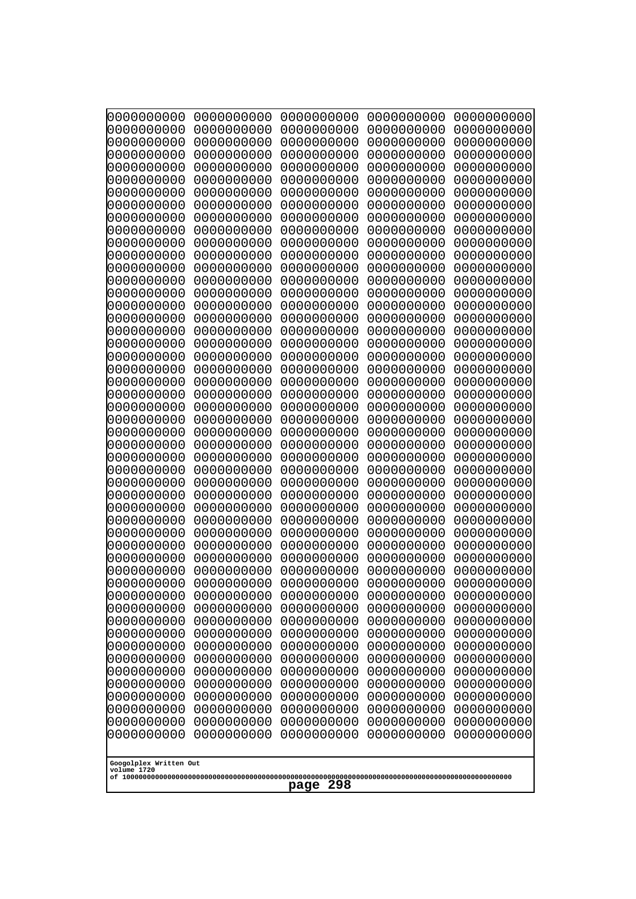```
0000000000 0000000000 0000000000 0000000000 0000000000
0000000000 0000000000 0000000000 0000000000 0000000000
0000000000 0000000000 0000000000 0000000000 0000000000
0000000000 0000000000 0000000000 0000000000 0000000000
0000000000 0000000000 0000000000 0000000000 0000000000
0000000000 0000000000 0000000000 0000000000 0000000000
0000000000 0000000000 0000000000 0000000000 0000000000
0000000000 0000000000 0000000000 0000000000 0000000000
0000000000 0000000000 0000000000 0000000000 0000000000
0000000000 0000000000 0000000000 0000000000 0000000000
0000000000 0000000000 0000000000 0000000000 0000000000
0000000000 0000000000 0000000000 0000000000 0000000000
0000000000 0000000000 0000000000 0000000000 0000000000
0000000000 0000000000 0000000000 0000000000 0000000000
0000000000 0000000000 0000000000 0000000000 0000000000
0000000000 0000000000 0000000000 0000000000 0000000000
0000000000 0000000000 0000000000 0000000000 0000000000
0000000000 0000000000 0000000000 0000000000 0000000000
0000000000 0000000000 0000000000 0000000000 0000000000
0000000000 0000000000 0000000000 0000000000 0000000000
0000000000 0000000000 0000000000 0000000000 0000000000
0000000000 0000000000 0000000000 0000000000 0000000000
0000000000 0000000000 0000000000 0000000000 0000000000
0000000000 0000000000 0000000000 0000000000 0000000000
0000000000 0000000000 0000000000 0000000000 0000000000
0000000000 0000000000 0000000000 0000000000 0000000000
0000000000 0000000000 0000000000 0000000000 0000000000
0000000000 0000000000 0000000000 0000000000 0000000000
0000000000 0000000000 0000000000 0000000000 0000000000
0000000000 0000000000 0000000000 0000000000 0000000000
0000000000 0000000000 0000000000 0000000000 0000000000
0000000000 0000000000 0000000000 0000000000 0000000000
0000000000 0000000000 0000000000 0000000000 0000000000
0000000000 0000000000 0000000000 0000000000 0000000000
0000000000 0000000000 0000000000 0000000000 0000000000
0000000000 0000000000 0000000000 0000000000 0000000000
0000000000 0000000000 0000000000 0000000000 0000000000
0000000000 0000000000 0000000000 0000000000 0000000000
0000000000 0000000000 0000000000 0000000000 0000000000
0000000000 0000000000 0000000000 0000000000 0000000000
0000000000 0000000000 0000000000 0000000000 0000000000
0000000000 0000000000 0000000000 0000000000 0000000000
0000000000 0000000000 0000000000 0000000000 0000000000
0000000000 0000000000 0000000000 0000000000 0000000000
0000000000 0000000000 0000000000 0000000000 0000000000
0000000000 0000000000 0000000000 0000000000 0000000000
0000000000 0000000000 0000000000 0000000000 0000000000
0000000000 0000000000 0000000000 0000000000 0000000000
0000000000 0000000000 0000000000 0000000000 0000000000
0000000000 0000000000 0000000000 0000000000 0000000000
```

Googolplex Written Out
volume 1720
of 10000000000000000000000000000000000000000000000000000000000000000000000000000000000000000000000000000

page 298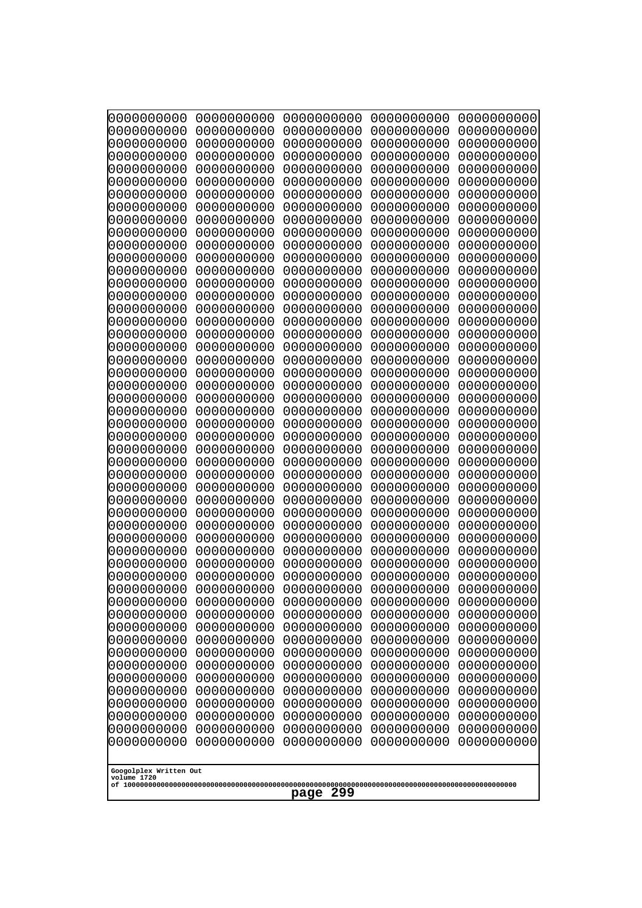```
0000000000 0000000000 0000000000 0000000000 0000000000
0000000000 0000000000 0000000000 0000000000 0000000000
0000000000 0000000000 0000000000 0000000000 0000000000
0000000000 0000000000 0000000000 0000000000 0000000000
0000000000 0000000000 0000000000 0000000000 0000000000
0000000000 0000000000 0000000000 0000000000 0000000000
0000000000 0000000000 0000000000 0000000000 0000000000
0000000000 0000000000 0000000000 0000000000 0000000000
0000000000 0000000000 0000000000 0000000000 0000000000
0000000000 0000000000 0000000000 0000000000 0000000000
0000000000 0000000000 0000000000 0000000000 0000000000
0000000000 0000000000 0000000000 0000000000 0000000000
0000000000 0000000000 0000000000 0000000000 0000000000
0000000000 0000000000 0000000000 0000000000 0000000000
0000000000 0000000000 0000000000 0000000000 0000000000
0000000000 0000000000 0000000000 0000000000 0000000000
0000000000 0000000000 0000000000 0000000000 0000000000
0000000000 0000000000 0000000000 0000000000 0000000000
0000000000 0000000000 0000000000 0000000000 0000000000
0000000000 0000000000 0000000000 0000000000 0000000000
0000000000 0000000000 0000000000 0000000000 0000000000
0000000000 0000000000 0000000000 0000000000 0000000000
0000000000 0000000000 0000000000 0000000000 0000000000
0000000000 0000000000 0000000000 0000000000 0000000000
0000000000 0000000000 0000000000 0000000000 0000000000
0000000000 0000000000 0000000000 0000000000 0000000000
0000000000 0000000000 0000000000 0000000000 0000000000
0000000000 0000000000 0000000000 0000000000 0000000000
0000000000 0000000000 0000000000 0000000000 0000000000
0000000000 0000000000 0000000000 0000000000 0000000000
0000000000 0000000000 0000000000 0000000000 0000000000
0000000000 0000000000 0000000000 0000000000 0000000000
0000000000 0000000000 0000000000 0000000000 0000000000
0000000000 0000000000 0000000000 0000000000 0000000000
0000000000 0000000000 0000000000 0000000000 0000000000
0000000000 0000000000 0000000000 0000000000 0000000000
0000000000 0000000000 0000000000 0000000000 0000000000
0000000000 0000000000 0000000000 0000000000 0000000000
0000000000 0000000000 0000000000 0000000000 0000000000
0000000000 0000000000 0000000000 0000000000 0000000000
0000000000 0000000000 0000000000 0000000000 0000000000
0000000000 0000000000 0000000000 0000000000 0000000000
0000000000 0000000000 0000000000 0000000000 0000000000
0000000000 0000000000 0000000000 0000000000 0000000000
0000000000 0000000000 0000000000 0000000000 0000000000
0000000000 0000000000 0000000000 0000000000 0000000000
0000000000 0000000000 0000000000 0000000000 0000000000
0000000000 0000000000 0000000000 0000000000 0000000000
0000000000 0000000000 0000000000 0000000000 0000000000
0000000000 0000000000 0000000000 0000000000 0000000000
```

Googolplex Written Out
volume 1720
of 10000000000000000000000000000000000000000000000000000000000000000000000000000000000000000000000000000

page 299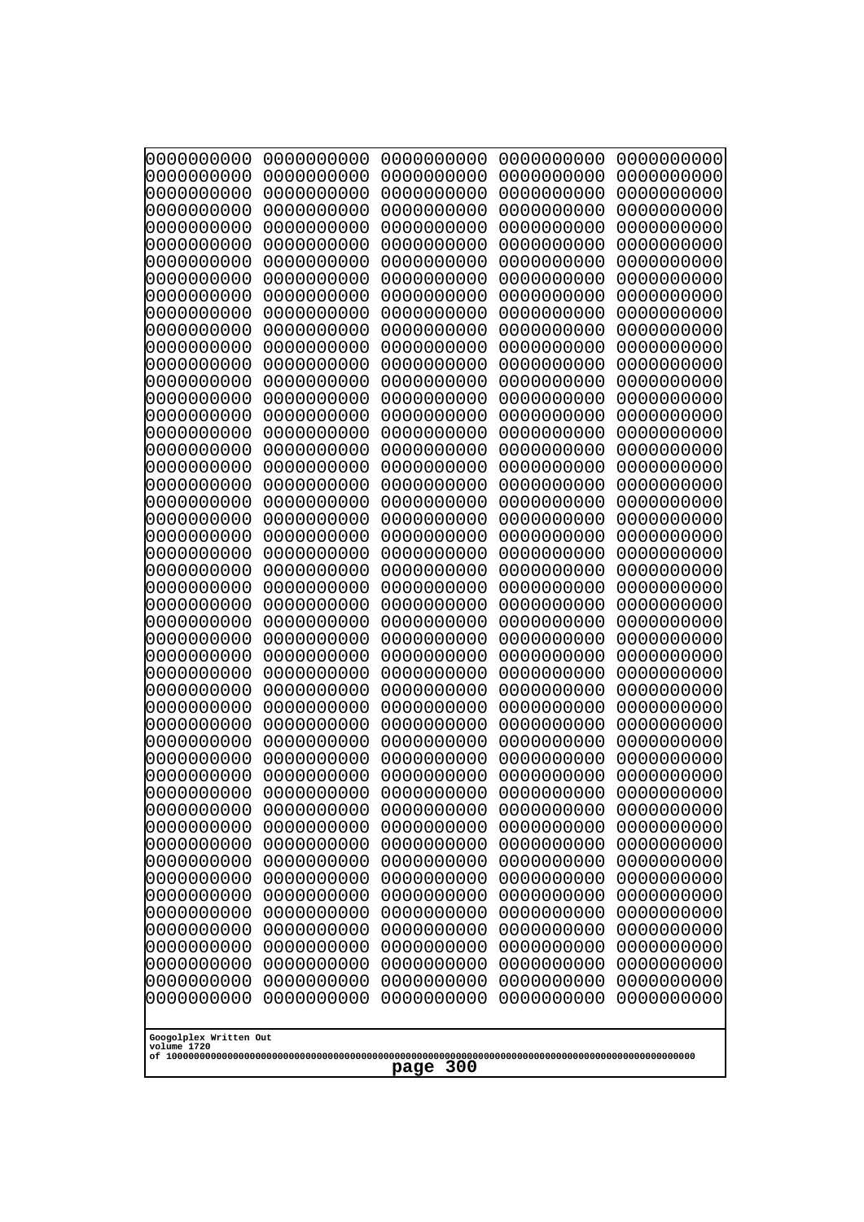```
0000000000 0000000000 0000000000 0000000000 0000000000
0000000000 0000000000 0000000000 0000000000 0000000000
0000000000 0000000000 0000000000 0000000000 0000000000
0000000000 0000000000 0000000000 0000000000 0000000000
0000000000 0000000000 0000000000 0000000000 0000000000
0000000000 0000000000 0000000000 0000000000 0000000000
0000000000 0000000000 0000000000 0000000000 0000000000
0000000000 0000000000 0000000000 0000000000 0000000000
0000000000 0000000000 0000000000 0000000000 0000000000
0000000000 0000000000 0000000000 0000000000 0000000000
0000000000 0000000000 0000000000 0000000000 0000000000
0000000000 0000000000 0000000000 0000000000 0000000000
0000000000 0000000000 0000000000 0000000000 0000000000
0000000000 0000000000 0000000000 0000000000 0000000000
0000000000 0000000000 0000000000 0000000000 0000000000
0000000000 0000000000 0000000000 0000000000 0000000000
0000000000 0000000000 0000000000 0000000000 0000000000
0000000000 0000000000 0000000000 0000000000 0000000000
0000000000 0000000000 0000000000 0000000000 0000000000
0000000000 0000000000 0000000000 0000000000 0000000000
0000000000 0000000000 0000000000 0000000000 0000000000
0000000000 0000000000 0000000000 0000000000 0000000000
0000000000 0000000000 0000000000 0000000000 0000000000
0000000000 0000000000 0000000000 0000000000 0000000000
0000000000 0000000000 0000000000 0000000000 0000000000
0000000000 0000000000 0000000000 0000000000 0000000000
0000000000 0000000000 0000000000 0000000000 0000000000
0000000000 0000000000 0000000000 0000000000 0000000000
0000000000 0000000000 0000000000 0000000000 0000000000
0000000000 0000000000 0000000000 0000000000 0000000000
0000000000 0000000000 0000000000 0000000000 0000000000
0000000000 0000000000 0000000000 0000000000 0000000000
0000000000 0000000000 0000000000 0000000000 0000000000
0000000000 0000000000 0000000000 0000000000 0000000000
0000000000 0000000000 0000000000 0000000000 0000000000
0000000000 0000000000 0000000000 0000000000 0000000000
0000000000 0000000000 0000000000 0000000000 0000000000
0000000000 0000000000 0000000000 0000000000 0000000000
0000000000 0000000000 0000000000 0000000000 0000000000
0000000000 0000000000 0000000000 0000000000 0000000000
0000000000 0000000000 0000000000 0000000000 0000000000
0000000000 0000000000 0000000000 0000000000 0000000000
0000000000 0000000000 0000000000 0000000000 0000000000
0000000000 0000000000 0000000000 0000000000 0000000000
0000000000 0000000000 0000000000 0000000000 0000000000
0000000000 0000000000 0000000000 0000000000 0000000000
0000000000 0000000000 0000000000 0000000000 0000000000
0000000000 0000000000 0000000000 0000000000 0000000000
0000000000 0000000000 0000000000 0000000000 0000000000
0000000000 0000000000 0000000000 0000000000 0000000000
```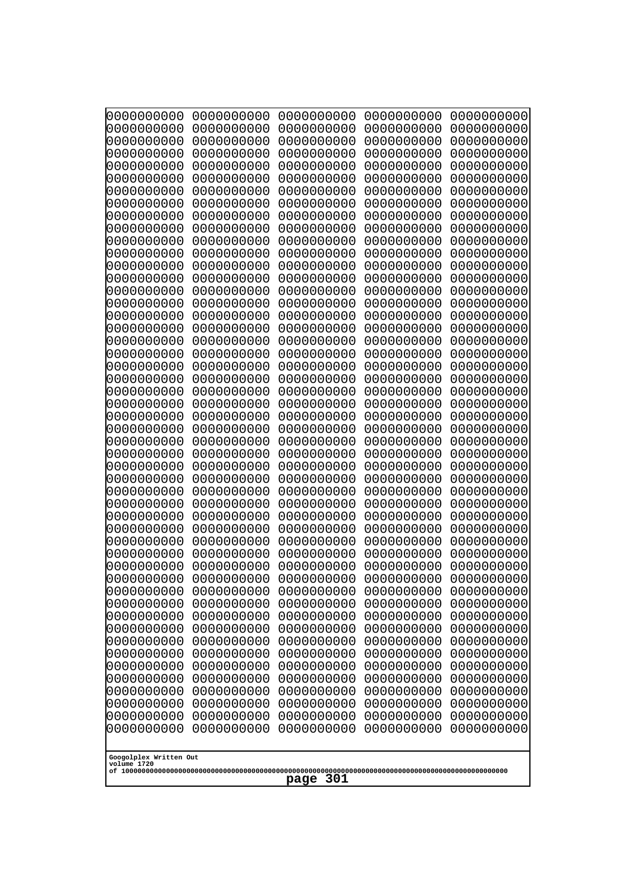0000000000 0000000000 0000000000 0000000000 0000000000
0000000000 0000000000 0000000000 0000000000 0000000000
0000000000 0000000000 0000000000 0000000000 0000000000
0000000000 0000000000 0000000000 0000000000 0000000000
0000000000 0000000000 0000000000 0000000000 0000000000
0000000000 0000000000 0000000000 0000000000 0000000000
0000000000 0000000000 0000000000 0000000000 0000000000
0000000000 0000000000 0000000000 0000000000 0000000000
0000000000 0000000000 0000000000 0000000000 0000000000
0000000000 0000000000 0000000000 0000000000 0000000000
0000000000 0000000000 0000000000 0000000000 0000000000
0000000000 0000000000 0000000000 0000000000 0000000000
0000000000 0000000000 0000000000 0000000000 0000000000
0000000000 0000000000 0000000000 0000000000 0000000000
0000000000 0000000000 0000000000 0000000000 0000000000
0000000000 0000000000 0000000000 0000000000 0000000000
0000000000 0000000000 0000000000 0000000000 0000000000
0000000000 0000000000 0000000000 0000000000 0000000000
0000000000 0000000000 0000000000 0000000000 0000000000
0000000000 0000000000 0000000000 0000000000 0000000000
0000000000 0000000000 0000000000 0000000000 0000000000
0000000000 0000000000 0000000000 0000000000 0000000000
0000000000 0000000000 0000000000 0000000000 0000000000
0000000000 0000000000 0000000000 0000000000 0000000000
0000000000 0000000000 0000000000 0000000000 0000000000
0000000000 0000000000 0000000000 0000000000 0000000000
0000000000 0000000000 0000000000 0000000000 0000000000
0000000000 0000000000 0000000000 0000000000 0000000000
0000000000 0000000000 0000000000 0000000000 0000000000
0000000000 0000000000 0000000000 0000000000 0000000000
0000000000 0000000000 0000000000 0000000000 0000000000
0000000000 0000000000 0000000000 0000000000 0000000000
0000000000 0000000000 0000000000 0000000000 0000000000
0000000000 0000000000 0000000000 0000000000 0000000000
0000000000 0000000000 0000000000 0000000000 0000000000
0000000000 0000000000 0000000000 0000000000 0000000000
0000000000 0000000000 0000000000 0000000000 0000000000
0000000000 0000000000 0000000000 0000000000 0000000000
0000000000 0000000000 0000000000 0000000000 0000000000
0000000000 0000000000 0000000000 0000000000 0000000000
0000000000 0000000000 0000000000 0000000000 0000000000
0000000000 0000000000 0000000000 0000000000 0000000000
0000000000 0000000000 0000000000 0000000000 0000000000
0000000000 0000000000 0000000000 0000000000 0000000000
0000000000 0000000000 0000000000 0000000000 0000000000
0000000000 0000000000 0000000000 0000000000 0000000000
0000000000 0000000000 0000000000 0000000000 0000000000
0000000000 0000000000 0000000000 0000000000 0000000000
0000000000 0000000000 0000000000 0000000000 0000000000
0000000000 0000000000 0000000000 0000000000 0000000000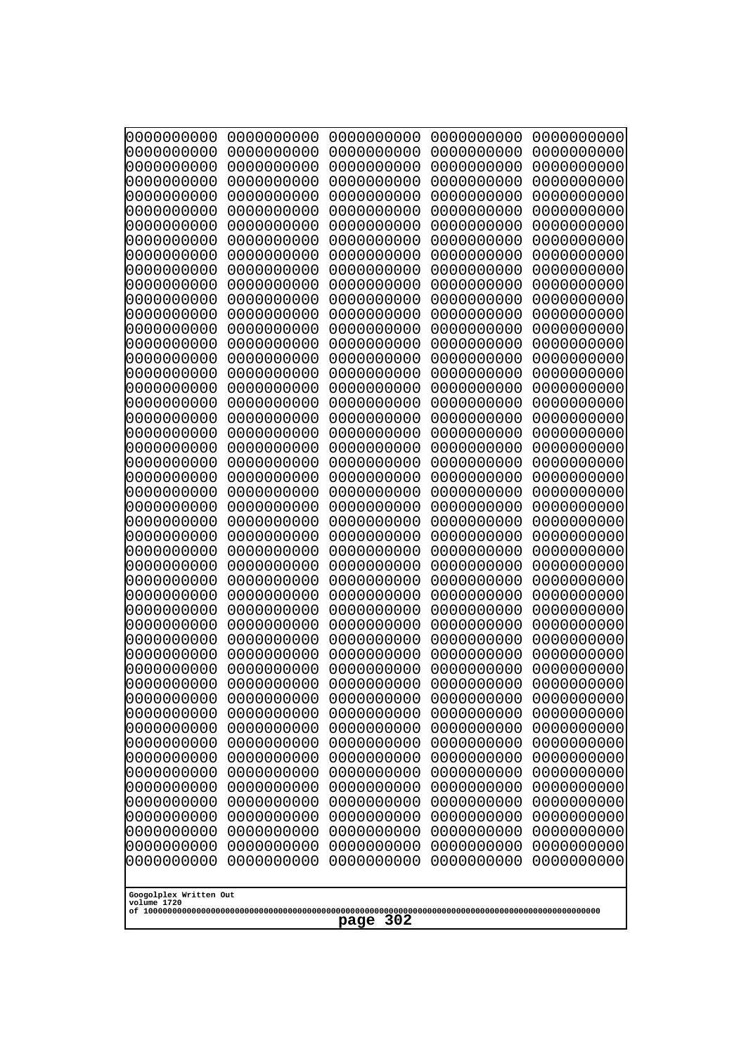```
0000000000 0000000000 0000000000 0000000000 0000000000
0000000000 0000000000 0000000000 0000000000 0000000000
0000000000 0000000000 0000000000 0000000000 0000000000
0000000000 0000000000 0000000000 0000000000 0000000000
0000000000 0000000000 0000000000 0000000000 0000000000
0000000000 0000000000 0000000000 0000000000 0000000000
0000000000 0000000000 0000000000 0000000000 0000000000
0000000000 0000000000 0000000000 0000000000 0000000000
0000000000 0000000000 0000000000 0000000000 0000000000
0000000000 0000000000 0000000000 0000000000 0000000000
0000000000 0000000000 0000000000 0000000000 0000000000
0000000000 0000000000 0000000000 0000000000 0000000000
0000000000 0000000000 0000000000 0000000000 0000000000
0000000000 0000000000 0000000000 0000000000 0000000000
0000000000 0000000000 0000000000 0000000000 0000000000
0000000000 0000000000 0000000000 0000000000 0000000000
0000000000 0000000000 0000000000 0000000000 0000000000
0000000000 0000000000 0000000000 0000000000 0000000000
0000000000 0000000000 0000000000 0000000000 0000000000
0000000000 0000000000 0000000000 0000000000 0000000000
0000000000 0000000000 0000000000 0000000000 0000000000
0000000000 0000000000 0000000000 0000000000 0000000000
0000000000 0000000000 0000000000 0000000000 0000000000
0000000000 0000000000 0000000000 0000000000 0000000000
0000000000 0000000000 0000000000 0000000000 0000000000
0000000000 0000000000 0000000000 0000000000 0000000000
0000000000 0000000000 0000000000 0000000000 0000000000
0000000000 0000000000 0000000000 0000000000 0000000000
0000000000 0000000000 0000000000 0000000000 0000000000
0000000000 0000000000 0000000000 0000000000 0000000000
0000000000 0000000000 0000000000 0000000000 0000000000
0000000000 0000000000 0000000000 0000000000 0000000000
0000000000 0000000000 0000000000 0000000000 0000000000
0000000000 0000000000 0000000000 0000000000 0000000000
0000000000 0000000000 0000000000 0000000000 0000000000
0000000000 0000000000 0000000000 0000000000 0000000000
0000000000 0000000000 0000000000 0000000000 0000000000
0000000000 0000000000 0000000000 0000000000 0000000000
0000000000 0000000000 0000000000 0000000000 0000000000
0000000000 0000000000 0000000000 0000000000 0000000000
0000000000 0000000000 0000000000 0000000000 0000000000
0000000000 0000000000 0000000000 0000000000 0000000000
0000000000 0000000000 0000000000 0000000000 0000000000
0000000000 0000000000 0000000000 0000000000 0000000000
0000000000 0000000000 0000000000 0000000000 0000000000
0000000000 0000000000 0000000000 0000000000 0000000000
0000000000 0000000000 0000000000 0000000000 0000000000
0000000000 0000000000 0000000000 0000000000 0000000000
0000000000 0000000000 0000000000 0000000000 0000000000
0000000000 0000000000 0000000000 0000000000 0000000000
```

Googolplex Written Out
volume 1720
of 10000000000000000000000000000000000000000000000000000000000000000000000000000000000000000000000000000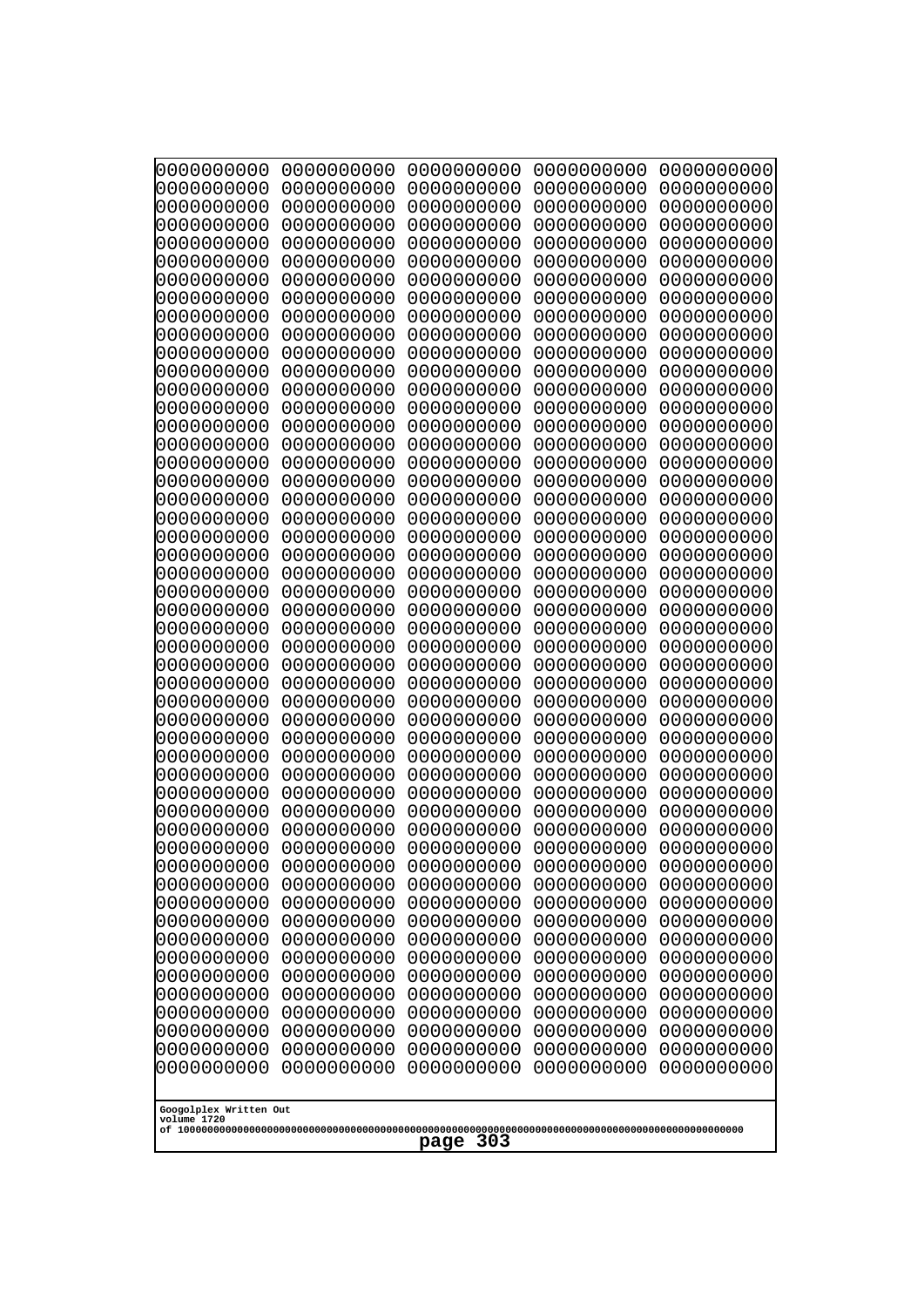```
0000000000 0000000000 0000000000 0000000000 0000000000
0000000000 0000000000 0000000000 0000000000 0000000000
0000000000 0000000000 0000000000 0000000000 0000000000
0000000000 0000000000 0000000000 0000000000 0000000000
0000000000 0000000000 0000000000 0000000000 0000000000
0000000000 0000000000 0000000000 0000000000 0000000000
0000000000 0000000000 0000000000 0000000000 0000000000
0000000000 0000000000 0000000000 0000000000 0000000000
0000000000 0000000000 0000000000 0000000000 0000000000
0000000000 0000000000 0000000000 0000000000 0000000000
0000000000 0000000000 0000000000 0000000000 0000000000
0000000000 0000000000 0000000000 0000000000 0000000000
0000000000 0000000000 0000000000 0000000000 0000000000
0000000000 0000000000 0000000000 0000000000 0000000000
0000000000 0000000000 0000000000 0000000000 0000000000
0000000000 0000000000 0000000000 0000000000 0000000000
0000000000 0000000000 0000000000 0000000000 0000000000
0000000000 0000000000 0000000000 0000000000 0000000000
0000000000 0000000000 0000000000 0000000000 0000000000
0000000000 0000000000 0000000000 0000000000 0000000000
0000000000 0000000000 0000000000 0000000000 0000000000
0000000000 0000000000 0000000000 0000000000 0000000000
0000000000 0000000000 0000000000 0000000000 0000000000
0000000000 0000000000 0000000000 0000000000 0000000000
0000000000 0000000000 0000000000 0000000000 0000000000
0000000000 0000000000 0000000000 0000000000 0000000000
0000000000 0000000000 0000000000 0000000000 0000000000
0000000000 0000000000 0000000000 0000000000 0000000000
0000000000 0000000000 0000000000 0000000000 0000000000
0000000000 0000000000 0000000000 0000000000 0000000000
0000000000 0000000000 0000000000 0000000000 0000000000
0000000000 0000000000 0000000000 0000000000 0000000000
0000000000 0000000000 0000000000 0000000000 0000000000
0000000000 0000000000 0000000000 0000000000 0000000000
0000000000 0000000000 0000000000 0000000000 0000000000
0000000000 0000000000 0000000000 0000000000 0000000000
0000000000 0000000000 0000000000 0000000000 0000000000
0000000000 0000000000 0000000000 0000000000 0000000000
0000000000 0000000000 0000000000 0000000000 0000000000
0000000000 0000000000 0000000000 0000000000 0000000000
0000000000 0000000000 0000000000 0000000000 0000000000
0000000000 0000000000 0000000000 0000000000 0000000000
0000000000 0000000000 0000000000 0000000000 0000000000
0000000000 0000000000 0000000000 0000000000 0000000000
0000000000 0000000000 0000000000 0000000000 0000000000
0000000000 0000000000 0000000000 0000000000 0000000000
0000000000 0000000000 0000000000 0000000000 0000000000
0000000000 0000000000 0000000000 0000000000 0000000000
0000000000 0000000000 0000000000 0000000000 0000000000
0000000000 0000000000 0000000000 0000000000 0000000000
```

Googolplex Written Out
volume 1720
of 10000000000000000000000000000000000000000000000000000000000000000000000000000000000000000000000000000

page 303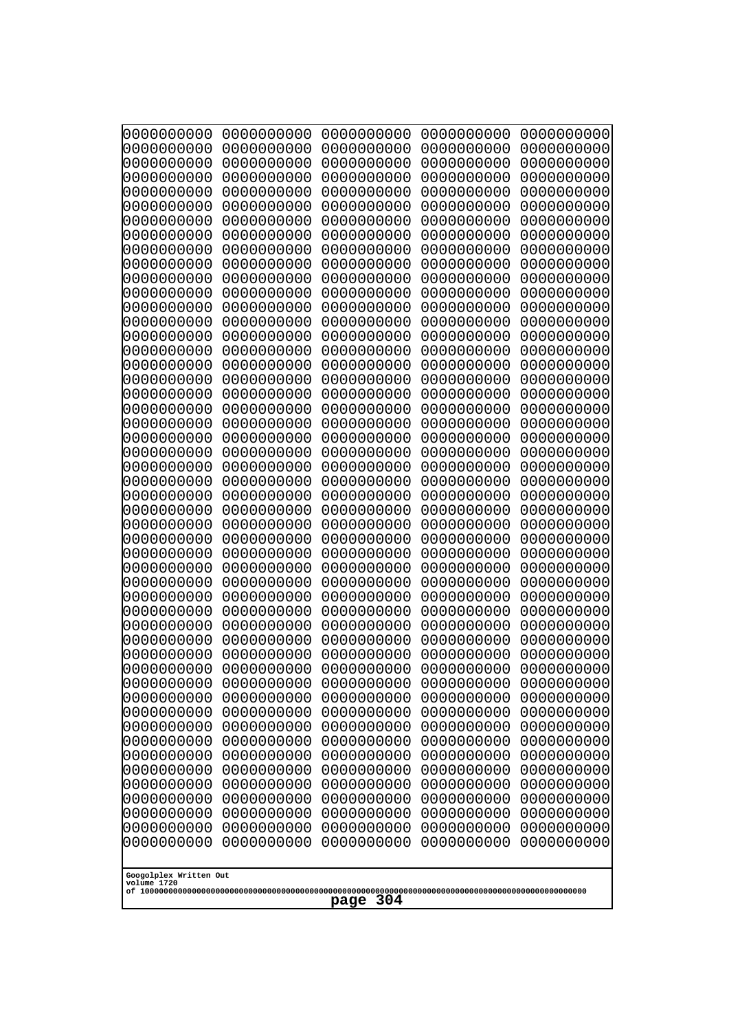```
0000000000 0000000000 0000000000 0000000000 0000000000
0000000000 0000000000 0000000000 0000000000 0000000000
0000000000 0000000000 0000000000 0000000000 0000000000
0000000000 0000000000 0000000000 0000000000 0000000000
0000000000 0000000000 0000000000 0000000000 0000000000
0000000000 0000000000 0000000000 0000000000 0000000000
0000000000 0000000000 0000000000 0000000000 0000000000
0000000000 0000000000 0000000000 0000000000 0000000000
0000000000 0000000000 0000000000 0000000000 0000000000
0000000000 0000000000 0000000000 0000000000 0000000000
0000000000 0000000000 0000000000 0000000000 0000000000
0000000000 0000000000 0000000000 0000000000 0000000000
0000000000 0000000000 0000000000 0000000000 0000000000
0000000000 0000000000 0000000000 0000000000 0000000000
0000000000 0000000000 0000000000 0000000000 0000000000
0000000000 0000000000 0000000000 0000000000 0000000000
0000000000 0000000000 0000000000 0000000000 0000000000
0000000000 0000000000 0000000000 0000000000 0000000000
0000000000 0000000000 0000000000 0000000000 0000000000
0000000000 0000000000 0000000000 0000000000 0000000000
0000000000 0000000000 0000000000 0000000000 0000000000
0000000000 0000000000 0000000000 0000000000 0000000000
0000000000 0000000000 0000000000 0000000000 0000000000
0000000000 0000000000 0000000000 0000000000 0000000000
0000000000 0000000000 0000000000 0000000000 0000000000
0000000000 0000000000 0000000000 0000000000 0000000000
0000000000 0000000000 0000000000 0000000000 0000000000
0000000000 0000000000 0000000000 0000000000 0000000000
0000000000 0000000000 0000000000 0000000000 0000000000
0000000000 0000000000 0000000000 0000000000 0000000000
0000000000 0000000000 0000000000 0000000000 0000000000
0000000000 0000000000 0000000000 0000000000 0000000000
0000000000 0000000000 0000000000 0000000000 0000000000
0000000000 0000000000 0000000000 0000000000 0000000000
0000000000 0000000000 0000000000 0000000000 0000000000
0000000000 0000000000 0000000000 0000000000 0000000000
0000000000 0000000000 0000000000 0000000000 0000000000
0000000000 0000000000 0000000000 0000000000 0000000000
0000000000 0000000000 0000000000 0000000000 0000000000
0000000000 0000000000 0000000000 0000000000 0000000000
0000000000 0000000000 0000000000 0000000000 0000000000
0000000000 0000000000 0000000000 0000000000 0000000000
0000000000 0000000000 0000000000 0000000000 0000000000
0000000000 0000000000 0000000000 0000000000 0000000000
0000000000 0000000000 0000000000 0000000000 0000000000
0000000000 0000000000 0000000000 0000000000 0000000000
0000000000 0000000000 0000000000 0000000000 0000000000
0000000000 0000000000 0000000000 0000000000 0000000000
0000000000 0000000000 0000000000 0000000000 0000000000
0000000000 0000000000 0000000000 0000000000 0000000000
```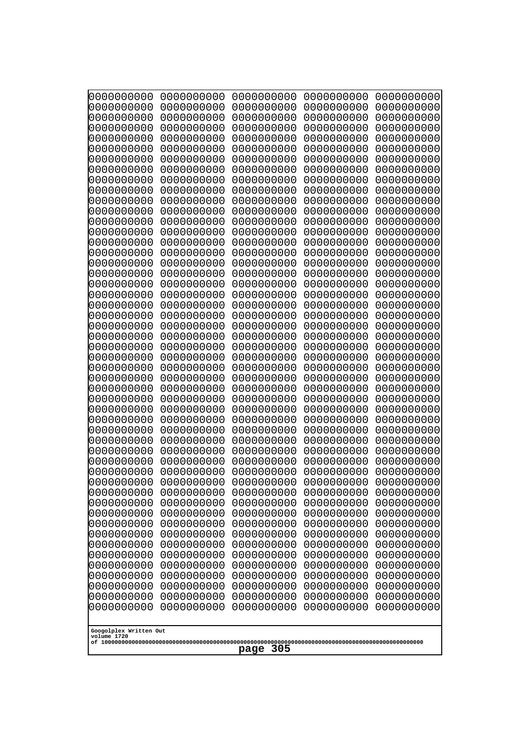```
0000000000 0000000000 0000000000 0000000000 0000000000
0000000000 0000000000 0000000000 0000000000 0000000000
0000000000 0000000000 0000000000 0000000000 0000000000
0000000000 0000000000 0000000000 0000000000 0000000000
0000000000 0000000000 0000000000 0000000000 0000000000
0000000000 0000000000 0000000000 0000000000 0000000000
0000000000 0000000000 0000000000 0000000000 0000000000
0000000000 0000000000 0000000000 0000000000 0000000000
0000000000 0000000000 0000000000 0000000000 0000000000
0000000000 0000000000 0000000000 0000000000 0000000000
0000000000 0000000000 0000000000 0000000000 0000000000
0000000000 0000000000 0000000000 0000000000 0000000000
0000000000 0000000000 0000000000 0000000000 0000000000
0000000000 0000000000 0000000000 0000000000 0000000000
0000000000 0000000000 0000000000 0000000000 0000000000
0000000000 0000000000 0000000000 0000000000 0000000000
0000000000 0000000000 0000000000 0000000000 0000000000
0000000000 0000000000 0000000000 0000000000 0000000000
0000000000 0000000000 0000000000 0000000000 0000000000
0000000000 0000000000 0000000000 0000000000 0000000000
0000000000 0000000000 0000000000 0000000000 0000000000
0000000000 0000000000 0000000000 0000000000 0000000000
0000000000 0000000000 0000000000 0000000000 0000000000
0000000000 0000000000 0000000000 0000000000 0000000000
0000000000 0000000000 0000000000 0000000000 0000000000
0000000000 0000000000 0000000000 0000000000 0000000000
0000000000 0000000000 0000000000 0000000000 0000000000
0000000000 0000000000 0000000000 0000000000 0000000000
0000000000 0000000000 0000000000 0000000000 0000000000
0000000000 0000000000 0000000000 0000000000 0000000000
0000000000 0000000000 0000000000 0000000000 0000000000
0000000000 0000000000 0000000000 0000000000 0000000000
0000000000 0000000000 0000000000 0000000000 0000000000
0000000000 0000000000 0000000000 0000000000 0000000000
0000000000 0000000000 0000000000 0000000000 0000000000
0000000000 0000000000 0000000000 0000000000 0000000000
0000000000 0000000000 0000000000 0000000000 0000000000
0000000000 0000000000 0000000000 0000000000 0000000000
0000000000 0000000000 0000000000 0000000000 0000000000
0000000000 0000000000 0000000000 0000000000 0000000000
0000000000 0000000000 0000000000 0000000000 0000000000
0000000000 0000000000 0000000000 0000000000 0000000000
0000000000 0000000000 0000000000 0000000000 0000000000
0000000000 0000000000 0000000000 0000000000 0000000000
0000000000 0000000000 0000000000 0000000000 0000000000
0000000000 0000000000 0000000000 0000000000 0000000000
0000000000 0000000000 0000000000 0000000000 0000000000
0000000000 0000000000 0000000000 0000000000 0000000000
0000000000 0000000000 0000000000 0000000000 0000000000
0000000000 0000000000 0000000000 0000000000 0000000000
```

Googolplex Written Out
volume 1720
of 10000000000000000000000000000000000000000000000000000000000000000000000000000000000000000000000000000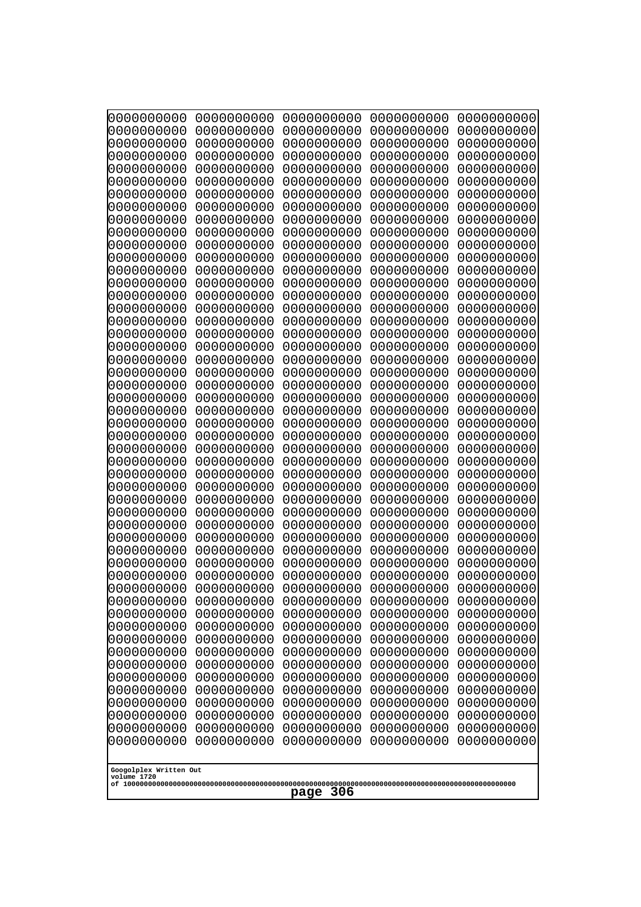```
0000000000 0000000000 0000000000 0000000000 0000000000
0000000000 0000000000 0000000000 0000000000 0000000000
0000000000 0000000000 0000000000 0000000000 0000000000
0000000000 0000000000 0000000000 0000000000 0000000000
0000000000 0000000000 0000000000 0000000000 0000000000
0000000000 0000000000 0000000000 0000000000 0000000000
0000000000 0000000000 0000000000 0000000000 0000000000
0000000000 0000000000 0000000000 0000000000 0000000000
0000000000 0000000000 0000000000 0000000000 0000000000
0000000000 0000000000 0000000000 0000000000 0000000000
0000000000 0000000000 0000000000 0000000000 0000000000
0000000000 0000000000 0000000000 0000000000 0000000000
0000000000 0000000000 0000000000 0000000000 0000000000
0000000000 0000000000 0000000000 0000000000 0000000000
0000000000 0000000000 0000000000 0000000000 0000000000
0000000000 0000000000 0000000000 0000000000 0000000000
0000000000 0000000000 0000000000 0000000000 0000000000
0000000000 0000000000 0000000000 0000000000 0000000000
0000000000 0000000000 0000000000 0000000000 0000000000
0000000000 0000000000 0000000000 0000000000 0000000000
0000000000 0000000000 0000000000 0000000000 0000000000
0000000000 0000000000 0000000000 0000000000 0000000000
0000000000 0000000000 0000000000 0000000000 0000000000
0000000000 0000000000 0000000000 0000000000 0000000000
0000000000 0000000000 0000000000 0000000000 0000000000
0000000000 0000000000 0000000000 0000000000 0000000000
0000000000 0000000000 0000000000 0000000000 0000000000
0000000000 0000000000 0000000000 0000000000 0000000000
0000000000 0000000000 0000000000 0000000000 0000000000
0000000000 0000000000 0000000000 0000000000 0000000000
0000000000 0000000000 0000000000 0000000000 0000000000
0000000000 0000000000 0000000000 0000000000 0000000000
0000000000 0000000000 0000000000 0000000000 0000000000
0000000000 0000000000 0000000000 0000000000 0000000000
0000000000 0000000000 0000000000 0000000000 0000000000
0000000000 0000000000 0000000000 0000000000 0000000000
0000000000 0000000000 0000000000 0000000000 0000000000
0000000000 0000000000 0000000000 0000000000 0000000000
0000000000 0000000000 0000000000 0000000000 0000000000
0000000000 0000000000 0000000000 0000000000 0000000000
0000000000 0000000000 0000000000 0000000000 0000000000
0000000000 0000000000 0000000000 0000000000 0000000000
0000000000 0000000000 0000000000 0000000000 0000000000
0000000000 0000000000 0000000000 0000000000 0000000000
0000000000 0000000000 0000000000 0000000000 0000000000
0000000000 0000000000 0000000000 0000000000 0000000000
0000000000 0000000000 0000000000 0000000000 0000000000
0000000000 0000000000 0000000000 0000000000 0000000000
0000000000 0000000000 0000000000 0000000000 0000000000
0000000000 0000000000 0000000000 0000000000 0000000000
```

Googolplex Written Out
volume 1720
of 10000000000000000000000000000000000000000000000000000000000000000000000000000000000000000000000000000
page 306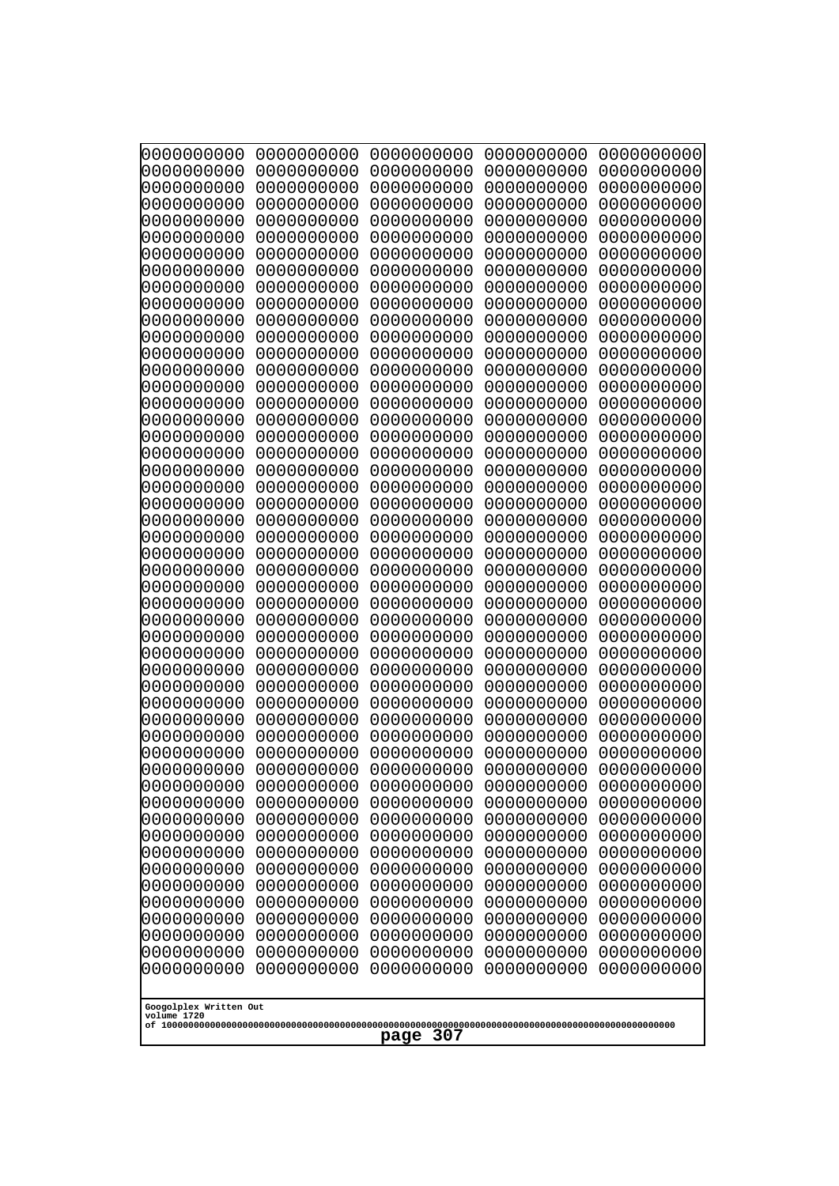```
0000000000 0000000000 0000000000 0000000000 0000000000
0000000000 0000000000 0000000000 0000000000 0000000000
0000000000 0000000000 0000000000 0000000000 0000000000
0000000000 0000000000 0000000000 0000000000 0000000000
0000000000 0000000000 0000000000 0000000000 0000000000
0000000000 0000000000 0000000000 0000000000 0000000000
0000000000 0000000000 0000000000 0000000000 0000000000
0000000000 0000000000 0000000000 0000000000 0000000000
0000000000 0000000000 0000000000 0000000000 0000000000
0000000000 0000000000 0000000000 0000000000 0000000000
0000000000 0000000000 0000000000 0000000000 0000000000
0000000000 0000000000 0000000000 0000000000 0000000000
0000000000 0000000000 0000000000 0000000000 0000000000
0000000000 0000000000 0000000000 0000000000 0000000000
0000000000 0000000000 0000000000 0000000000 0000000000
0000000000 0000000000 0000000000 0000000000 0000000000
0000000000 0000000000 0000000000 0000000000 0000000000
0000000000 0000000000 0000000000 0000000000 0000000000
0000000000 0000000000 0000000000 0000000000 0000000000
0000000000 0000000000 0000000000 0000000000 0000000000
0000000000 0000000000 0000000000 0000000000 0000000000
0000000000 0000000000 0000000000 0000000000 0000000000
0000000000 0000000000 0000000000 0000000000 0000000000
0000000000 0000000000 0000000000 0000000000 0000000000
0000000000 0000000000 0000000000 0000000000 0000000000
0000000000 0000000000 0000000000 0000000000 0000000000
0000000000 0000000000 0000000000 0000000000 0000000000
0000000000 0000000000 0000000000 0000000000 0000000000
0000000000 0000000000 0000000000 0000000000 0000000000
0000000000 0000000000 0000000000 0000000000 0000000000
0000000000 0000000000 0000000000 0000000000 0000000000
0000000000 0000000000 0000000000 0000000000 0000000000
0000000000 0000000000 0000000000 0000000000 0000000000
0000000000 0000000000 0000000000 0000000000 0000000000
0000000000 0000000000 0000000000 0000000000 0000000000
0000000000 0000000000 0000000000 0000000000 0000000000
0000000000 0000000000 0000000000 0000000000 0000000000
0000000000 0000000000 0000000000 0000000000 0000000000
0000000000 0000000000 0000000000 0000000000 0000000000
0000000000 0000000000 0000000000 0000000000 0000000000
0000000000 0000000000 0000000000 0000000000 0000000000
0000000000 0000000000 0000000000 0000000000 0000000000
0000000000 0000000000 0000000000 0000000000 0000000000
0000000000 0000000000 0000000000 0000000000 0000000000
0000000000 0000000000 0000000000 0000000000 0000000000
0000000000 0000000000 0000000000 0000000000 0000000000
0000000000 0000000000 0000000000 0000000000 0000000000
0000000000 0000000000 0000000000 0000000000 0000000000
0000000000 0000000000 0000000000 0000000000 0000000000
0000000000 0000000000 0000000000 0000000000 0000000000
```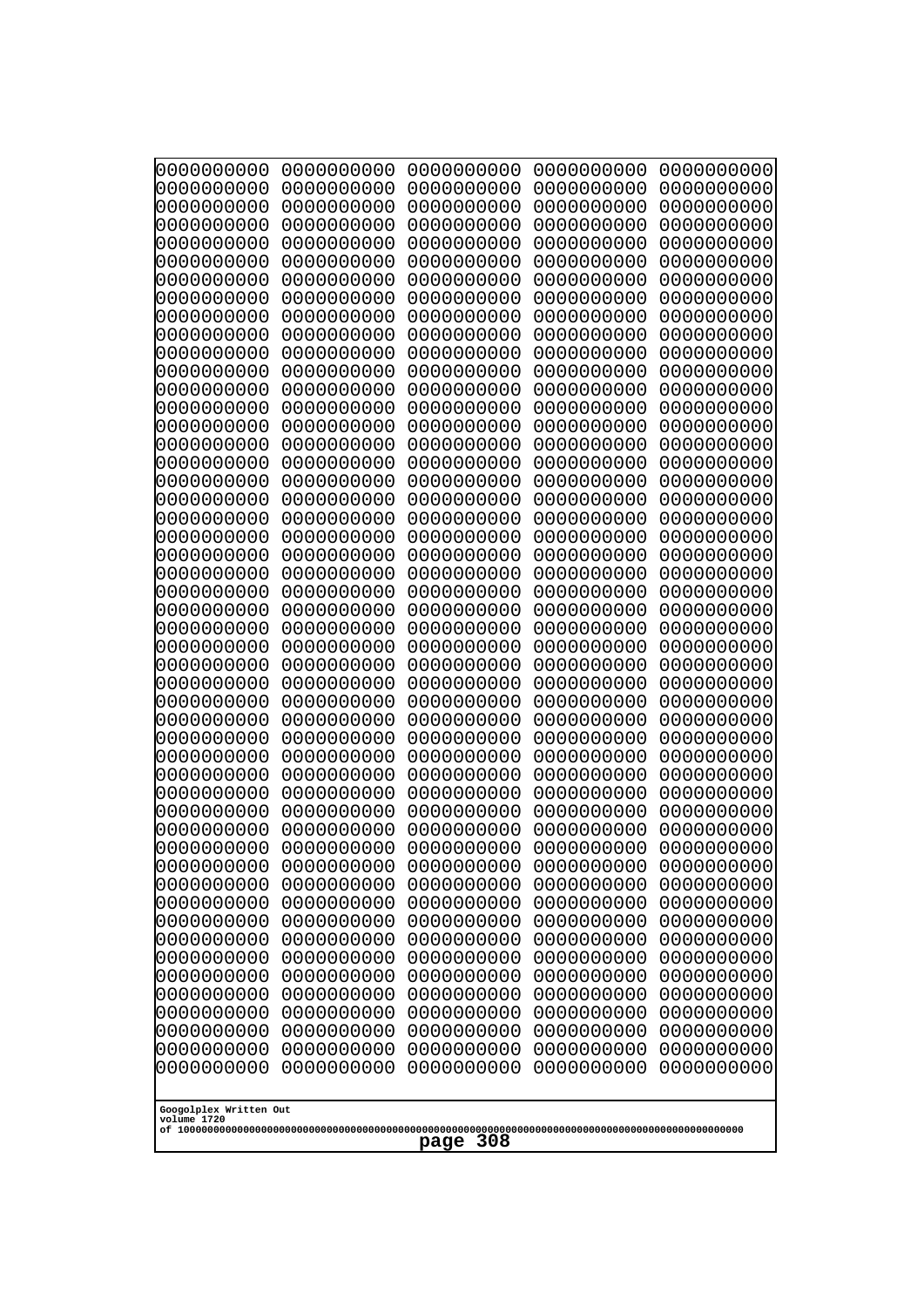```
0000000000 0000000000 0000000000 0000000000 0000000000
0000000000 0000000000 0000000000 0000000000 0000000000
0000000000 0000000000 0000000000 0000000000 0000000000
0000000000 0000000000 0000000000 0000000000 0000000000
0000000000 0000000000 0000000000 0000000000 0000000000
0000000000 0000000000 0000000000 0000000000 0000000000
0000000000 0000000000 0000000000 0000000000 0000000000
0000000000 0000000000 0000000000 0000000000 0000000000
0000000000 0000000000 0000000000 0000000000 0000000000
0000000000 0000000000 0000000000 0000000000 0000000000
0000000000 0000000000 0000000000 0000000000 0000000000
0000000000 0000000000 0000000000 0000000000 0000000000
0000000000 0000000000 0000000000 0000000000 0000000000
0000000000 0000000000 0000000000 0000000000 0000000000
0000000000 0000000000 0000000000 0000000000 0000000000
0000000000 0000000000 0000000000 0000000000 0000000000
0000000000 0000000000 0000000000 0000000000 0000000000
0000000000 0000000000 0000000000 0000000000 0000000000
0000000000 0000000000 0000000000 0000000000 0000000000
0000000000 0000000000 0000000000 0000000000 0000000000
0000000000 0000000000 0000000000 0000000000 0000000000
0000000000 0000000000 0000000000 0000000000 0000000000
0000000000 0000000000 0000000000 0000000000 0000000000
0000000000 0000000000 0000000000 0000000000 0000000000
0000000000 0000000000 0000000000 0000000000 0000000000
0000000000 0000000000 0000000000 0000000000 0000000000
0000000000 0000000000 0000000000 0000000000 0000000000
0000000000 0000000000 0000000000 0000000000 0000000000
0000000000 0000000000 0000000000 0000000000 0000000000
0000000000 0000000000 0000000000 0000000000 0000000000
0000000000 0000000000 0000000000 0000000000 0000000000
0000000000 0000000000 0000000000 0000000000 0000000000
0000000000 0000000000 0000000000 0000000000 0000000000
0000000000 0000000000 0000000000 0000000000 0000000000
0000000000 0000000000 0000000000 0000000000 0000000000
0000000000 0000000000 0000000000 0000000000 0000000000
0000000000 0000000000 0000000000 0000000000 0000000000
0000000000 0000000000 0000000000 0000000000 0000000000
0000000000 0000000000 0000000000 0000000000 0000000000
0000000000 0000000000 0000000000 0000000000 0000000000
0000000000 0000000000 0000000000 0000000000 0000000000
0000000000 0000000000 0000000000 0000000000 0000000000
0000000000 0000000000 0000000000 0000000000 0000000000
0000000000 0000000000 0000000000 0000000000 0000000000
0000000000 0000000000 0000000000 0000000000 0000000000
0000000000 0000000000 0000000000 0000000000 0000000000
0000000000 0000000000 0000000000 0000000000 0000000000
0000000000 0000000000 0000000000 0000000000 0000000000
0000000000 0000000000 0000000000 0000000000 0000000000
0000000000 0000000000 0000000000 0000000000 0000000000
```

Googolplex Written Out
volume 1720
of 10000000000000000000000000000000000000000000000000000000000000000000000000000000000000000000000000000

page 308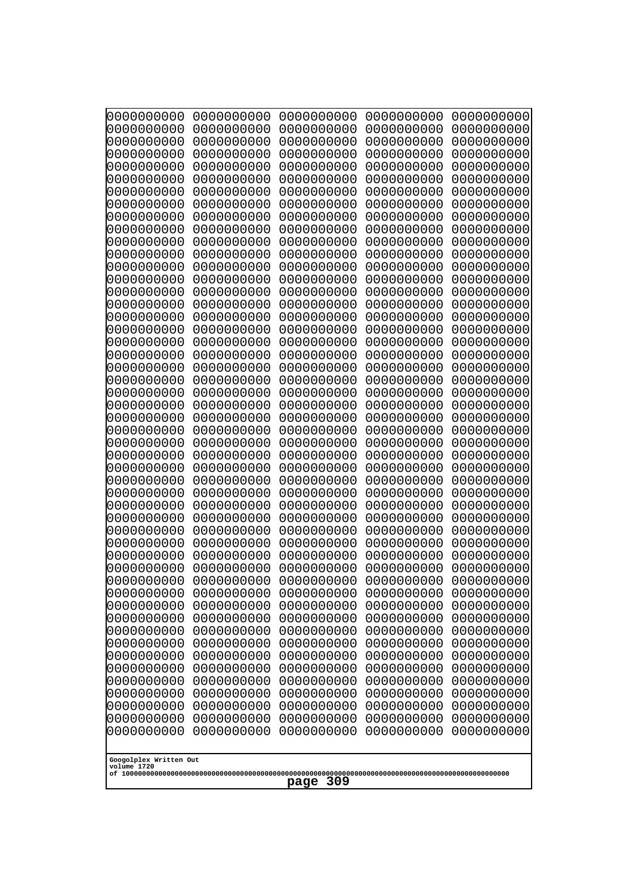```
0000000000 0000000000 0000000000 0000000000 0000000000
0000000000 0000000000 0000000000 0000000000 0000000000
0000000000 0000000000 0000000000 0000000000 0000000000
0000000000 0000000000 0000000000 0000000000 0000000000
0000000000 0000000000 0000000000 0000000000 0000000000
0000000000 0000000000 0000000000 0000000000 0000000000
0000000000 0000000000 0000000000 0000000000 0000000000
0000000000 0000000000 0000000000 0000000000 0000000000
0000000000 0000000000 0000000000 0000000000 0000000000
0000000000 0000000000 0000000000 0000000000 0000000000
0000000000 0000000000 0000000000 0000000000 0000000000
0000000000 0000000000 0000000000 0000000000 0000000000
0000000000 0000000000 0000000000 0000000000 0000000000
0000000000 0000000000 0000000000 0000000000 0000000000
0000000000 0000000000 0000000000 0000000000 0000000000
0000000000 0000000000 0000000000 0000000000 0000000000
0000000000 0000000000 0000000000 0000000000 0000000000
0000000000 0000000000 0000000000 0000000000 0000000000
0000000000 0000000000 0000000000 0000000000 0000000000
0000000000 0000000000 0000000000 0000000000 0000000000
0000000000 0000000000 0000000000 0000000000 0000000000
0000000000 0000000000 0000000000 0000000000 0000000000
0000000000 0000000000 0000000000 0000000000 0000000000
0000000000 0000000000 0000000000 0000000000 0000000000
0000000000 0000000000 0000000000 0000000000 0000000000
0000000000 0000000000 0000000000 0000000000 0000000000
0000000000 0000000000 0000000000 0000000000 0000000000
0000000000 0000000000 0000000000 0000000000 0000000000
0000000000 0000000000 0000000000 0000000000 0000000000
0000000000 0000000000 0000000000 0000000000 0000000000
0000000000 0000000000 0000000000 0000000000 0000000000
0000000000 0000000000 0000000000 0000000000 0000000000
0000000000 0000000000 0000000000 0000000000 0000000000
0000000000 0000000000 0000000000 0000000000 0000000000
0000000000 0000000000 0000000000 0000000000 0000000000
0000000000 0000000000 0000000000 0000000000 0000000000
0000000000 0000000000 0000000000 0000000000 0000000000
0000000000 0000000000 0000000000 0000000000 0000000000
0000000000 0000000000 0000000000 0000000000 0000000000
0000000000 0000000000 0000000000 0000000000 0000000000
0000000000 0000000000 0000000000 0000000000 0000000000
0000000000 0000000000 0000000000 0000000000 0000000000
0000000000 0000000000 0000000000 0000000000 0000000000
0000000000 0000000000 0000000000 0000000000 0000000000
0000000000 0000000000 0000000000 0000000000 0000000000
0000000000 0000000000 0000000000 0000000000 0000000000
0000000000 0000000000 0000000000 0000000000 0000000000
0000000000 0000000000 0000000000 0000000000 0000000000
0000000000 0000000000 0000000000 0000000000 0000000000
0000000000 0000000000 0000000000 0000000000 0000000000
```

Googolplex Written Out
volume 1720
of 10000000000000000000000000000000000000000000000000000000000000000000000000000000000000000000000000000
page 309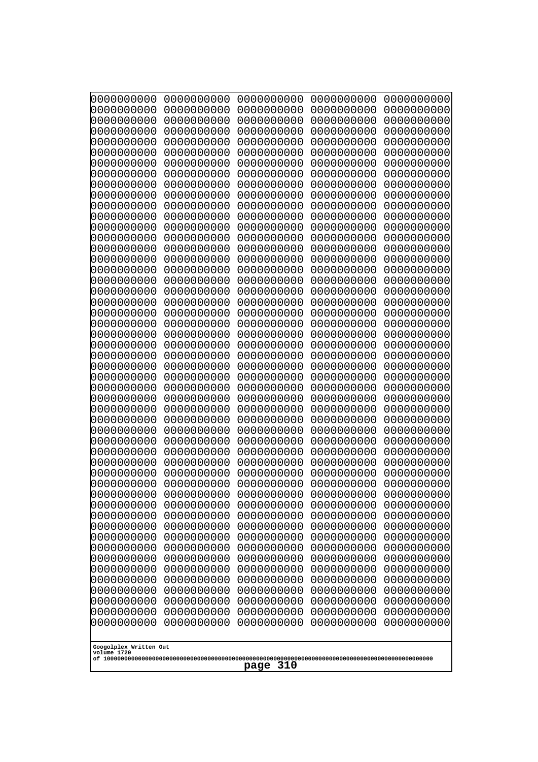```
0000000000 0000000000 0000000000 0000000000 0000000000
0000000000 0000000000 0000000000 0000000000 0000000000
0000000000 0000000000 0000000000 0000000000 0000000000
0000000000 0000000000 0000000000 0000000000 0000000000
0000000000 0000000000 0000000000 0000000000 0000000000
0000000000 0000000000 0000000000 0000000000 0000000000
0000000000 0000000000 0000000000 0000000000 0000000000
0000000000 0000000000 0000000000 0000000000 0000000000
0000000000 0000000000 0000000000 0000000000 0000000000
0000000000 0000000000 0000000000 0000000000 0000000000
0000000000 0000000000 0000000000 0000000000 0000000000
0000000000 0000000000 0000000000 0000000000 0000000000
0000000000 0000000000 0000000000 0000000000 0000000000
0000000000 0000000000 0000000000 0000000000 0000000000
0000000000 0000000000 0000000000 0000000000 0000000000
0000000000 0000000000 0000000000 0000000000 0000000000
0000000000 0000000000 0000000000 0000000000 0000000000
0000000000 0000000000 0000000000 0000000000 0000000000
0000000000 0000000000 0000000000 0000000000 0000000000
0000000000 0000000000 0000000000 0000000000 0000000000
0000000000 0000000000 0000000000 0000000000 0000000000
0000000000 0000000000 0000000000 0000000000 0000000000
0000000000 0000000000 0000000000 0000000000 0000000000
0000000000 0000000000 0000000000 0000000000 0000000000
0000000000 0000000000 0000000000 0000000000 0000000000
0000000000 0000000000 0000000000 0000000000 0000000000
0000000000 0000000000 0000000000 0000000000 0000000000
0000000000 0000000000 0000000000 0000000000 0000000000
0000000000 0000000000 0000000000 0000000000 0000000000
0000000000 0000000000 0000000000 0000000000 0000000000
0000000000 0000000000 0000000000 0000000000 0000000000
0000000000 0000000000 0000000000 0000000000 0000000000
0000000000 0000000000 0000000000 0000000000 0000000000
0000000000 0000000000 0000000000 0000000000 0000000000
0000000000 0000000000 0000000000 0000000000 0000000000
0000000000 0000000000 0000000000 0000000000 0000000000
0000000000 0000000000 0000000000 0000000000 0000000000
0000000000 0000000000 0000000000 0000000000 0000000000
0000000000 0000000000 0000000000 0000000000 0000000000
0000000000 0000000000 0000000000 0000000000 0000000000
0000000000 0000000000 0000000000 0000000000 0000000000
0000000000 0000000000 0000000000 0000000000 0000000000
0000000000 0000000000 0000000000 0000000000 0000000000
0000000000 0000000000 0000000000 0000000000 0000000000
0000000000 0000000000 0000000000 0000000000 0000000000
0000000000 0000000000 0000000000 0000000000 0000000000
0000000000 0000000000 0000000000 0000000000 0000000000
0000000000 0000000000 0000000000 0000000000 0000000000
0000000000 0000000000 0000000000 0000000000 0000000000
0000000000 0000000000 0000000000 0000000000 0000000000
```

Googolplex Written Out
volume 1720
of 10000000000000000000000000000000000000000000000000000000000000000000000000000000000000000000000000000

page 310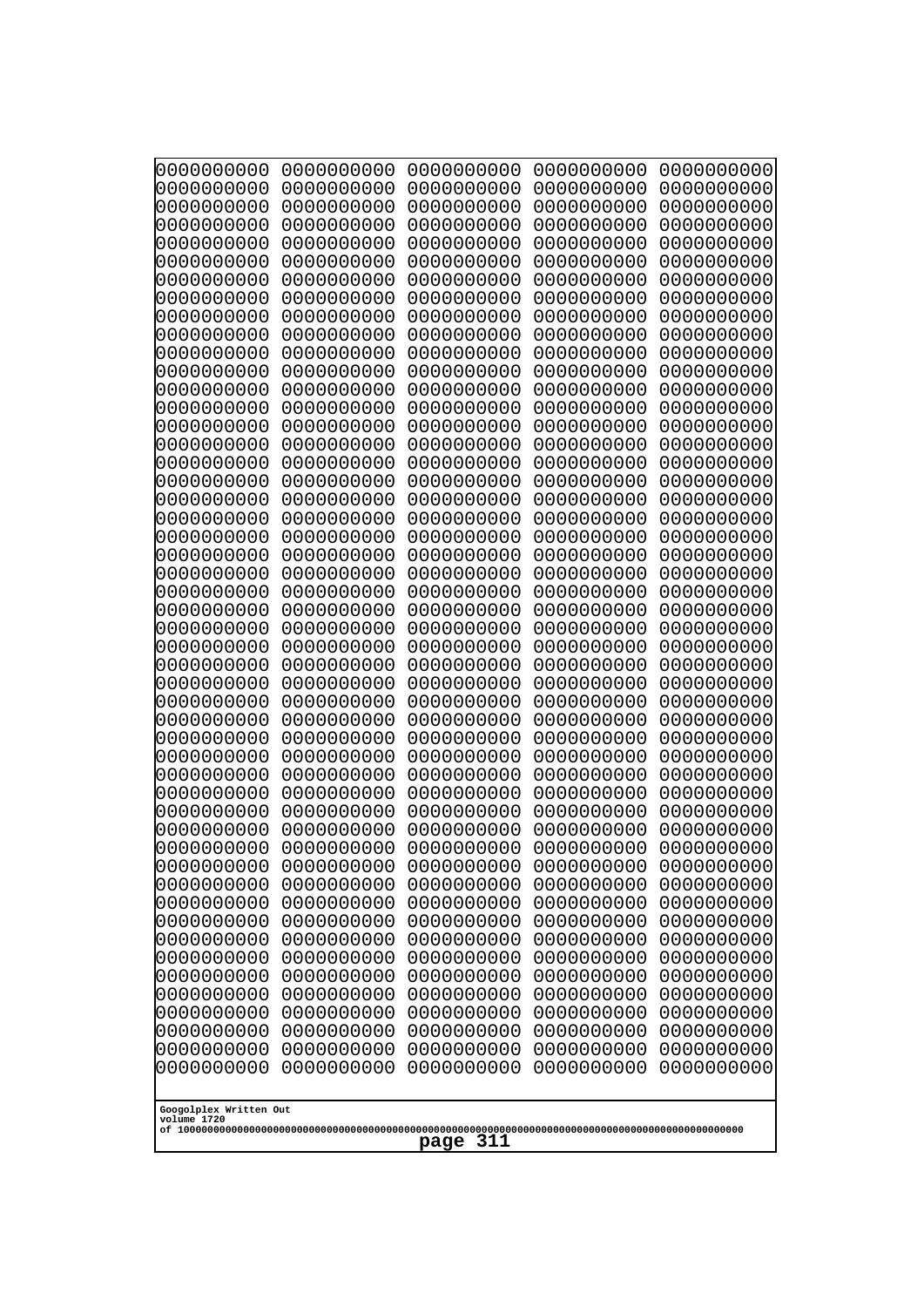0000000000 0000000000 0000000000 0000000000 0000000000
0000000000 0000000000 0000000000 0000000000 0000000000
0000000000 0000000000 0000000000 0000000000 0000000000
0000000000 0000000000 0000000000 0000000000 0000000000
0000000000 0000000000 0000000000 0000000000 0000000000
0000000000 0000000000 0000000000 0000000000 0000000000
0000000000 0000000000 0000000000 0000000000 0000000000
0000000000 0000000000 0000000000 0000000000 0000000000
0000000000 0000000000 0000000000 0000000000 0000000000
0000000000 0000000000 0000000000 0000000000 0000000000
0000000000 0000000000 0000000000 0000000000 0000000000
0000000000 0000000000 0000000000 0000000000 0000000000
0000000000 0000000000 0000000000 0000000000 0000000000
0000000000 0000000000 0000000000 0000000000 0000000000
0000000000 0000000000 0000000000 0000000000 0000000000
0000000000 0000000000 0000000000 0000000000 0000000000
0000000000 0000000000 0000000000 0000000000 0000000000
0000000000 0000000000 0000000000 0000000000 0000000000
0000000000 0000000000 0000000000 0000000000 0000000000
0000000000 0000000000 0000000000 0000000000 0000000000
0000000000 0000000000 0000000000 0000000000 0000000000
0000000000 0000000000 0000000000 0000000000 0000000000
0000000000 0000000000 0000000000 0000000000 0000000000
0000000000 0000000000 0000000000 0000000000 0000000000
0000000000 0000000000 0000000000 0000000000 0000000000
0000000000 0000000000 0000000000 0000000000 0000000000
0000000000 0000000000 0000000000 0000000000 0000000000
0000000000 0000000000 0000000000 0000000000 0000000000
0000000000 0000000000 0000000000 0000000000 0000000000
0000000000 0000000000 0000000000 0000000000 0000000000
0000000000 0000000000 0000000000 0000000000 0000000000
0000000000 0000000000 0000000000 0000000000 0000000000
0000000000 0000000000 0000000000 0000000000 0000000000
0000000000 0000000000 0000000000 0000000000 0000000000
0000000000 0000000000 0000000000 0000000000 0000000000
0000000000 0000000000 0000000000 0000000000 0000000000
0000000000 0000000000 0000000000 0000000000 0000000000
0000000000 0000000000 0000000000 0000000000 0000000000
0000000000 0000000000 0000000000 0000000000 0000000000
0000000000 0000000000 0000000000 0000000000 0000000000
0000000000 0000000000 0000000000 0000000000 0000000000
0000000000 0000000000 0000000000 0000000000 0000000000
0000000000 0000000000 0000000000 0000000000 0000000000
0000000000 0000000000 0000000000 0000000000 0000000000
0000000000 0000000000 0000000000 0000000000 0000000000
0000000000 0000000000 0000000000 0000000000 0000000000
0000000000 0000000000 0000000000 0000000000 0000000000
0000000000 0000000000 0000000000 0000000000 0000000000
0000000000 0000000000 0000000000 0000000000 0000000000
0000000000 0000000000 0000000000 0000000000 0000000000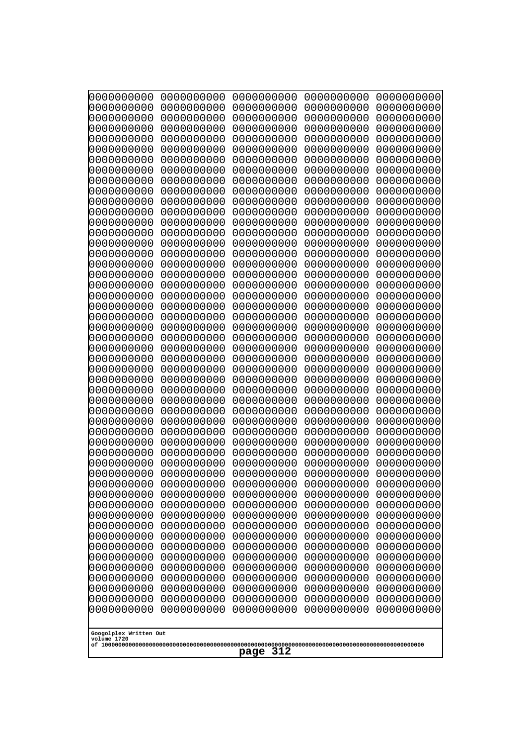```
0000000000 0000000000 0000000000 0000000000 0000000000
0000000000 0000000000 0000000000 0000000000 0000000000
0000000000 0000000000 0000000000 0000000000 0000000000
0000000000 0000000000 0000000000 0000000000 0000000000
0000000000 0000000000 0000000000 0000000000 0000000000
0000000000 0000000000 0000000000 0000000000 0000000000
0000000000 0000000000 0000000000 0000000000 0000000000
0000000000 0000000000 0000000000 0000000000 0000000000
0000000000 0000000000 0000000000 0000000000 0000000000
0000000000 0000000000 0000000000 0000000000 0000000000
0000000000 0000000000 0000000000 0000000000 0000000000
0000000000 0000000000 0000000000 0000000000 0000000000
0000000000 0000000000 0000000000 0000000000 0000000000
0000000000 0000000000 0000000000 0000000000 0000000000
0000000000 0000000000 0000000000 0000000000 0000000000
0000000000 0000000000 0000000000 0000000000 0000000000
0000000000 0000000000 0000000000 0000000000 0000000000
0000000000 0000000000 0000000000 0000000000 0000000000
0000000000 0000000000 0000000000 0000000000 0000000000
0000000000 0000000000 0000000000 0000000000 0000000000
0000000000 0000000000 0000000000 0000000000 0000000000
0000000000 0000000000 0000000000 0000000000 0000000000
0000000000 0000000000 0000000000 0000000000 0000000000
0000000000 0000000000 0000000000 0000000000 0000000000
0000000000 0000000000 0000000000 0000000000 0000000000
0000000000 0000000000 0000000000 0000000000 0000000000
0000000000 0000000000 0000000000 0000000000 0000000000
0000000000 0000000000 0000000000 0000000000 0000000000
0000000000 0000000000 0000000000 0000000000 0000000000
0000000000 0000000000 0000000000 0000000000 0000000000
0000000000 0000000000 0000000000 0000000000 0000000000
0000000000 0000000000 0000000000 0000000000 0000000000
0000000000 0000000000 0000000000 0000000000 0000000000
0000000000 0000000000 0000000000 0000000000 0000000000
0000000000 0000000000 0000000000 0000000000 0000000000
0000000000 0000000000 0000000000 0000000000 0000000000
0000000000 0000000000 0000000000 0000000000 0000000000
0000000000 0000000000 0000000000 0000000000 0000000000
0000000000 0000000000 0000000000 0000000000 0000000000
0000000000 0000000000 0000000000 0000000000 0000000000
0000000000 0000000000 0000000000 0000000000 0000000000
0000000000 0000000000 0000000000 0000000000 0000000000
0000000000 0000000000 0000000000 0000000000 0000000000
0000000000 0000000000 0000000000 0000000000 0000000000
0000000000 0000000000 0000000000 0000000000 0000000000
0000000000 0000000000 0000000000 0000000000 0000000000
0000000000 0000000000 0000000000 0000000000 0000000000
0000000000 0000000000 0000000000 0000000000 0000000000
0000000000 0000000000 0000000000 0000000000 0000000000
0000000000 0000000000 0000000000 0000000000 0000000000
```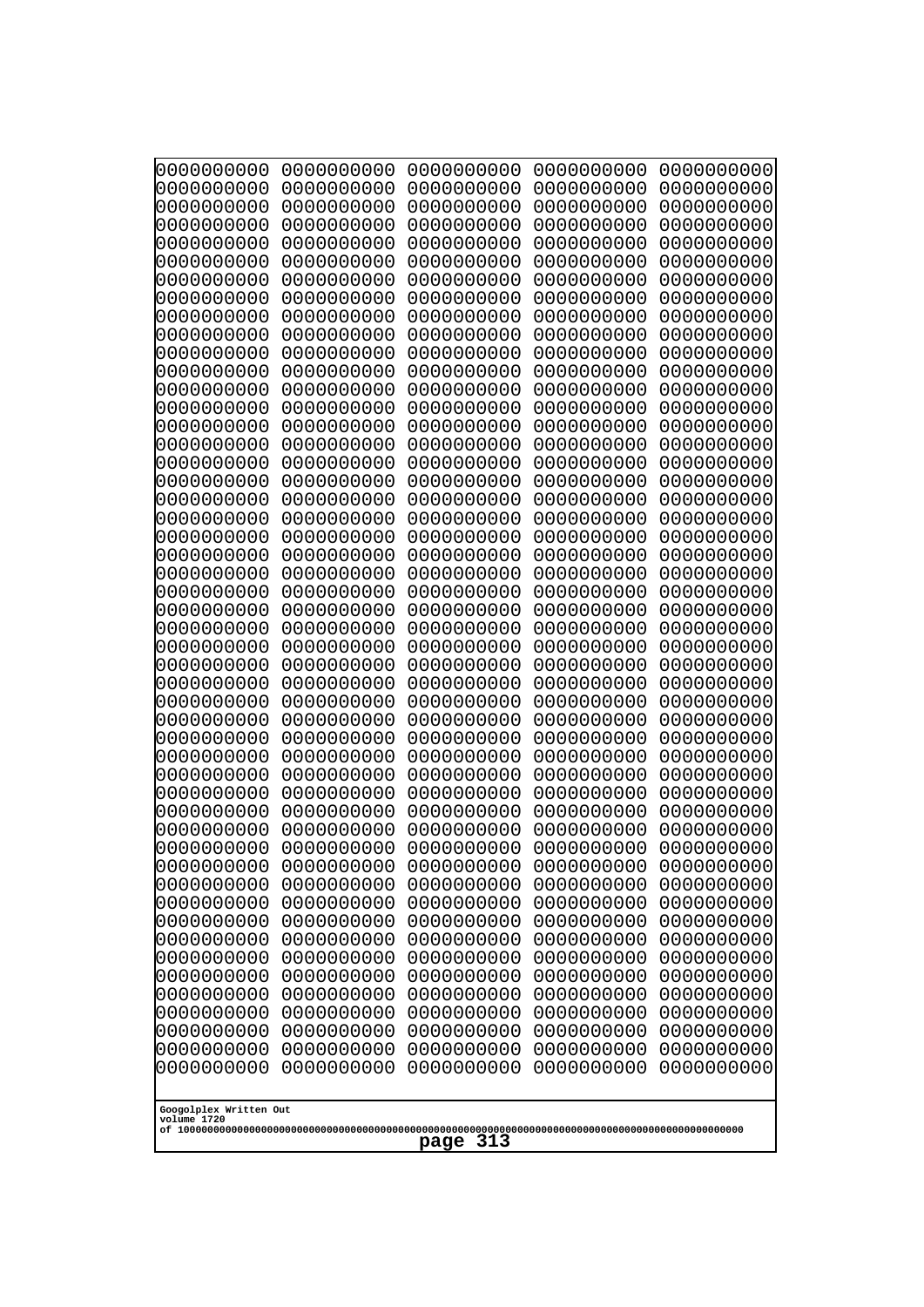```
0000000000 0000000000 0000000000 0000000000 0000000000
0000000000 0000000000 0000000000 0000000000 0000000000
0000000000 0000000000 0000000000 0000000000 0000000000
0000000000 0000000000 0000000000 0000000000 0000000000
0000000000 0000000000 0000000000 0000000000 0000000000
0000000000 0000000000 0000000000 0000000000 0000000000
0000000000 0000000000 0000000000 0000000000 0000000000
0000000000 0000000000 0000000000 0000000000 0000000000
0000000000 0000000000 0000000000 0000000000 0000000000
0000000000 0000000000 0000000000 0000000000 0000000000
0000000000 0000000000 0000000000 0000000000 0000000000
0000000000 0000000000 0000000000 0000000000 0000000000
0000000000 0000000000 0000000000 0000000000 0000000000
0000000000 0000000000 0000000000 0000000000 0000000000
0000000000 0000000000 0000000000 0000000000 0000000000
0000000000 0000000000 0000000000 0000000000 0000000000
0000000000 0000000000 0000000000 0000000000 0000000000
0000000000 0000000000 0000000000 0000000000 0000000000
0000000000 0000000000 0000000000 0000000000 0000000000
0000000000 0000000000 0000000000 0000000000 0000000000
0000000000 0000000000 0000000000 0000000000 0000000000
0000000000 0000000000 0000000000 0000000000 0000000000
0000000000 0000000000 0000000000 0000000000 0000000000
0000000000 0000000000 0000000000 0000000000 0000000000
0000000000 0000000000 0000000000 0000000000 0000000000
0000000000 0000000000 0000000000 0000000000 0000000000
0000000000 0000000000 0000000000 0000000000 0000000000
0000000000 0000000000 0000000000 0000000000 0000000000
0000000000 0000000000 0000000000 0000000000 0000000000
0000000000 0000000000 0000000000 0000000000 0000000000
0000000000 0000000000 0000000000 0000000000 0000000000
0000000000 0000000000 0000000000 0000000000 0000000000
0000000000 0000000000 0000000000 0000000000 0000000000
0000000000 0000000000 0000000000 0000000000 0000000000
0000000000 0000000000 0000000000 0000000000 0000000000
0000000000 0000000000 0000000000 0000000000 0000000000
0000000000 0000000000 0000000000 0000000000 0000000000
0000000000 0000000000 0000000000 0000000000 0000000000
0000000000 0000000000 0000000000 0000000000 0000000000
0000000000 0000000000 0000000000 0000000000 0000000000
0000000000 0000000000 0000000000 0000000000 0000000000
0000000000 0000000000 0000000000 0000000000 0000000000
0000000000 0000000000 0000000000 0000000000 0000000000
0000000000 0000000000 0000000000 0000000000 0000000000
0000000000 0000000000 0000000000 0000000000 0000000000
0000000000 0000000000 0000000000 0000000000 0000000000
0000000000 0000000000 0000000000 0000000000 0000000000
0000000000 0000000000 0000000000 0000000000 0000000000
0000000000 0000000000 0000000000 0000000000 0000000000
0000000000 0000000000 0000000000 0000000000 0000000000
```

Googolplex Written Out
volume 1720
of 10000000000000000000000000000000000000000000000000000000000000000000000000000000000000000000000000000

**page 313**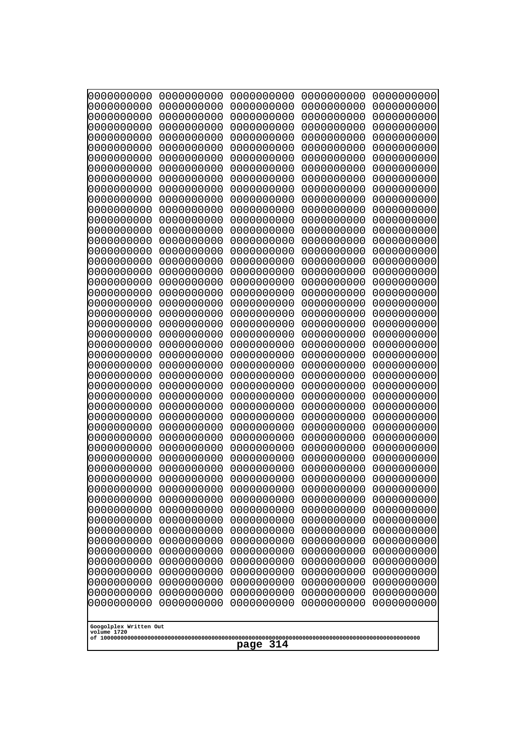```
0000000000 0000000000 0000000000 0000000000 0000000000
0000000000 0000000000 0000000000 0000000000 0000000000
0000000000 0000000000 0000000000 0000000000 0000000000
0000000000 0000000000 0000000000 0000000000 0000000000
0000000000 0000000000 0000000000 0000000000 0000000000
0000000000 0000000000 0000000000 0000000000 0000000000
0000000000 0000000000 0000000000 0000000000 0000000000
0000000000 0000000000 0000000000 0000000000 0000000000
0000000000 0000000000 0000000000 0000000000 0000000000
0000000000 0000000000 0000000000 0000000000 0000000000
0000000000 0000000000 0000000000 0000000000 0000000000
0000000000 0000000000 0000000000 0000000000 0000000000
0000000000 0000000000 0000000000 0000000000 0000000000
0000000000 0000000000 0000000000 0000000000 0000000000
0000000000 0000000000 0000000000 0000000000 0000000000
0000000000 0000000000 0000000000 0000000000 0000000000
0000000000 0000000000 0000000000 0000000000 0000000000
0000000000 0000000000 0000000000 0000000000 0000000000
0000000000 0000000000 0000000000 0000000000 0000000000
0000000000 0000000000 0000000000 0000000000 0000000000
0000000000 0000000000 0000000000 0000000000 0000000000
0000000000 0000000000 0000000000 0000000000 0000000000
0000000000 0000000000 0000000000 0000000000 0000000000
0000000000 0000000000 0000000000 0000000000 0000000000
0000000000 0000000000 0000000000 0000000000 0000000000
0000000000 0000000000 0000000000 0000000000 0000000000
0000000000 0000000000 0000000000 0000000000 0000000000
0000000000 0000000000 0000000000 0000000000 0000000000
0000000000 0000000000 0000000000 0000000000 0000000000
0000000000 0000000000 0000000000 0000000000 0000000000
0000000000 0000000000 0000000000 0000000000 0000000000
0000000000 0000000000 0000000000 0000000000 0000000000
0000000000 0000000000 0000000000 0000000000 0000000000
0000000000 0000000000 0000000000 0000000000 0000000000
0000000000 0000000000 0000000000 0000000000 0000000000
0000000000 0000000000 0000000000 0000000000 0000000000
0000000000 0000000000 0000000000 0000000000 0000000000
0000000000 0000000000 0000000000 0000000000 0000000000
0000000000 0000000000 0000000000 0000000000 0000000000
0000000000 0000000000 0000000000 0000000000 0000000000
0000000000 0000000000 0000000000 0000000000 0000000000
0000000000 0000000000 0000000000 0000000000 0000000000
0000000000 0000000000 0000000000 0000000000 0000000000
0000000000 0000000000 0000000000 0000000000 0000000000
0000000000 0000000000 0000000000 0000000000 0000000000
0000000000 0000000000 0000000000 0000000000 0000000000
0000000000 0000000000 0000000000 0000000000 0000000000
0000000000 0000000000 0000000000 0000000000 0000000000
0000000000 0000000000 0000000000 0000000000 0000000000
0000000000 0000000000 0000000000 0000000000 0000000000
```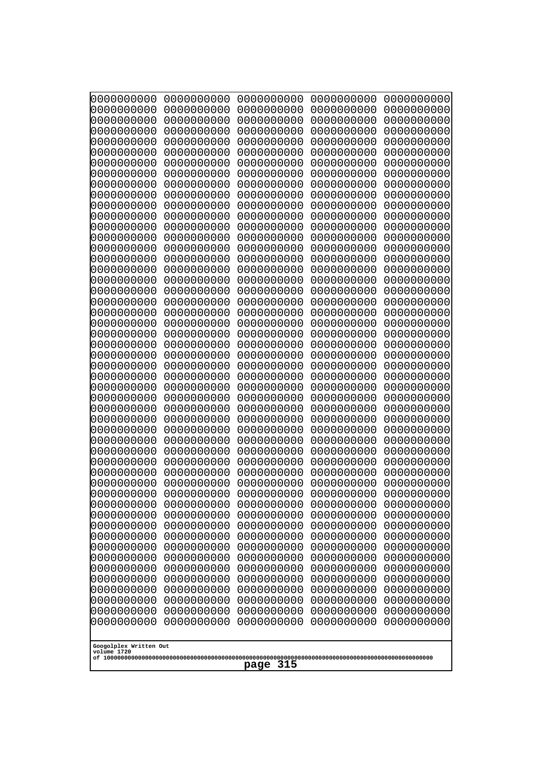```
0000000000 0000000000 0000000000 0000000000 0000000000
0000000000 0000000000 0000000000 0000000000 0000000000
0000000000 0000000000 0000000000 0000000000 0000000000
0000000000 0000000000 0000000000 0000000000 0000000000
0000000000 0000000000 0000000000 0000000000 0000000000
0000000000 0000000000 0000000000 0000000000 0000000000
0000000000 0000000000 0000000000 0000000000 0000000000
0000000000 0000000000 0000000000 0000000000 0000000000
0000000000 0000000000 0000000000 0000000000 0000000000
0000000000 0000000000 0000000000 0000000000 0000000000
0000000000 0000000000 0000000000 0000000000 0000000000
0000000000 0000000000 0000000000 0000000000 0000000000
0000000000 0000000000 0000000000 0000000000 0000000000
0000000000 0000000000 0000000000 0000000000 0000000000
0000000000 0000000000 0000000000 0000000000 0000000000
0000000000 0000000000 0000000000 0000000000 0000000000
0000000000 0000000000 0000000000 0000000000 0000000000
0000000000 0000000000 0000000000 0000000000 0000000000
0000000000 0000000000 0000000000 0000000000 0000000000
0000000000 0000000000 0000000000 0000000000 0000000000
0000000000 0000000000 0000000000 0000000000 0000000000
0000000000 0000000000 0000000000 0000000000 0000000000
0000000000 0000000000 0000000000 0000000000 0000000000
0000000000 0000000000 0000000000 0000000000 0000000000
0000000000 0000000000 0000000000 0000000000 0000000000
0000000000 0000000000 0000000000 0000000000 0000000000
0000000000 0000000000 0000000000 0000000000 0000000000
0000000000 0000000000 0000000000 0000000000 0000000000
0000000000 0000000000 0000000000 0000000000 0000000000
0000000000 0000000000 0000000000 0000000000 0000000000
0000000000 0000000000 0000000000 0000000000 0000000000
0000000000 0000000000 0000000000 0000000000 0000000000
0000000000 0000000000 0000000000 0000000000 0000000000
0000000000 0000000000 0000000000 0000000000 0000000000
0000000000 0000000000 0000000000 0000000000 0000000000
0000000000 0000000000 0000000000 0000000000 0000000000
0000000000 0000000000 0000000000 0000000000 0000000000
0000000000 0000000000 0000000000 0000000000 0000000000
0000000000 0000000000 0000000000 0000000000 0000000000
0000000000 0000000000 0000000000 0000000000 0000000000
0000000000 0000000000 0000000000 0000000000 0000000000
0000000000 0000000000 0000000000 0000000000 0000000000
0000000000 0000000000 0000000000 0000000000 0000000000
0000000000 0000000000 0000000000 0000000000 0000000000
0000000000 0000000000 0000000000 0000000000 0000000000
0000000000 0000000000 0000000000 0000000000 0000000000
0000000000 0000000000 0000000000 0000000000 0000000000
0000000000 0000000000 0000000000 0000000000 0000000000
0000000000 0000000000 0000000000 0000000000 0000000000
```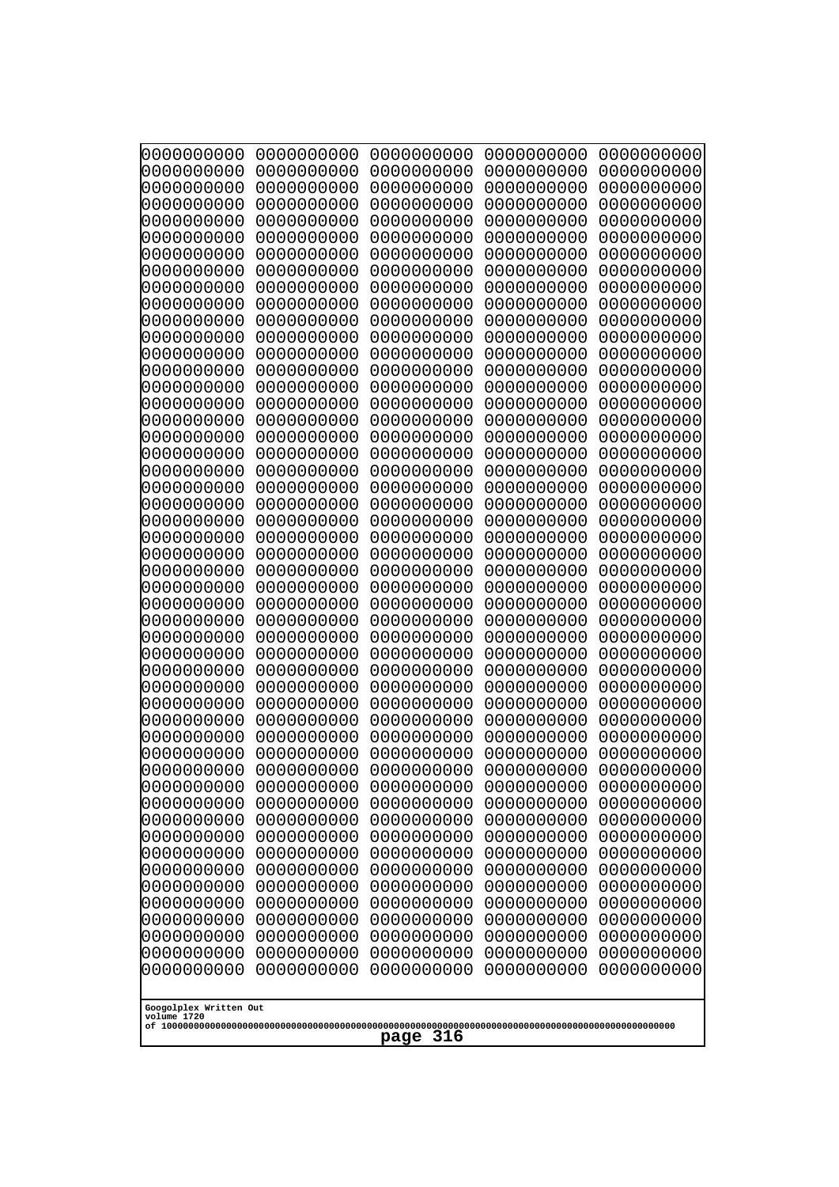```
0000000000 0000000000 0000000000 0000000000 0000000000
0000000000 0000000000 0000000000 0000000000 0000000000
0000000000 0000000000 0000000000 0000000000 0000000000
0000000000 0000000000 0000000000 0000000000 0000000000
0000000000 0000000000 0000000000 0000000000 0000000000
0000000000 0000000000 0000000000 0000000000 0000000000
0000000000 0000000000 0000000000 0000000000 0000000000
0000000000 0000000000 0000000000 0000000000 0000000000
0000000000 0000000000 0000000000 0000000000 0000000000
0000000000 0000000000 0000000000 0000000000 0000000000
0000000000 0000000000 0000000000 0000000000 0000000000
0000000000 0000000000 0000000000 0000000000 0000000000
0000000000 0000000000 0000000000 0000000000 0000000000
0000000000 0000000000 0000000000 0000000000 0000000000
0000000000 0000000000 0000000000 0000000000 0000000000
0000000000 0000000000 0000000000 0000000000 0000000000
0000000000 0000000000 0000000000 0000000000 0000000000
0000000000 0000000000 0000000000 0000000000 0000000000
0000000000 0000000000 0000000000 0000000000 0000000000
0000000000 0000000000 0000000000 0000000000 0000000000
0000000000 0000000000 0000000000 0000000000 0000000000
0000000000 0000000000 0000000000 0000000000 0000000000
0000000000 0000000000 0000000000 0000000000 0000000000
0000000000 0000000000 0000000000 0000000000 0000000000
0000000000 0000000000 0000000000 0000000000 0000000000
0000000000 0000000000 0000000000 0000000000 0000000000
0000000000 0000000000 0000000000 0000000000 0000000000
0000000000 0000000000 0000000000 0000000000 0000000000
0000000000 0000000000 0000000000 0000000000 0000000000
0000000000 0000000000 0000000000 0000000000 0000000000
0000000000 0000000000 0000000000 0000000000 0000000000
0000000000 0000000000 0000000000 0000000000 0000000000
0000000000 0000000000 0000000000 0000000000 0000000000
0000000000 0000000000 0000000000 0000000000 0000000000
0000000000 0000000000 0000000000 0000000000 0000000000
0000000000 0000000000 0000000000 0000000000 0000000000
0000000000 0000000000 0000000000 0000000000 0000000000
0000000000 0000000000 0000000000 0000000000 0000000000
0000000000 0000000000 0000000000 0000000000 0000000000
0000000000 0000000000 0000000000 0000000000 0000000000
0000000000 0000000000 0000000000 0000000000 0000000000
0000000000 0000000000 0000000000 0000000000 0000000000
0000000000 0000000000 0000000000 0000000000 0000000000
0000000000 0000000000 0000000000 0000000000 0000000000
0000000000 0000000000 0000000000 0000000000 0000000000
0000000000 0000000000 0000000000 0000000000 0000000000
0000000000 0000000000 0000000000 0000000000 0000000000
0000000000 0000000000 0000000000 0000000000 0000000000
0000000000 0000000000 0000000000 0000000000 0000000000
0000000000 0000000000 0000000000 0000000000 0000000000
```

Googolplex Written Out
volume 1720
of 10000000000000000000000000000000000000000000000000000000000000000000000000000000000000000000000000000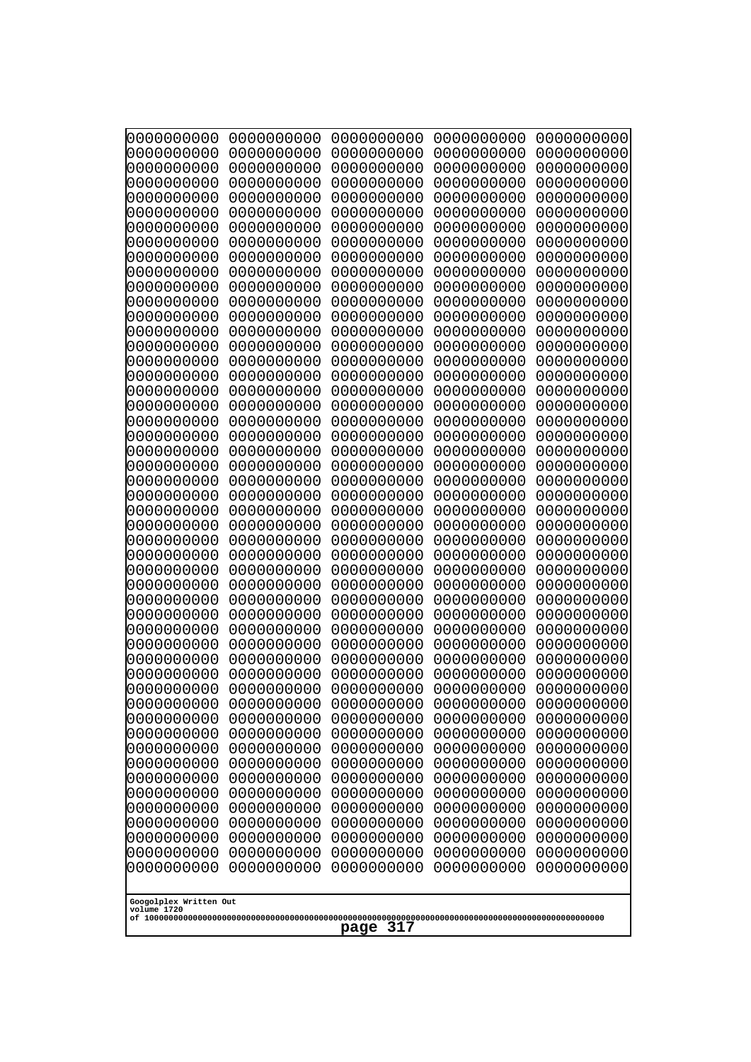```
0000000000 0000000000 0000000000 0000000000 0000000000
0000000000 0000000000 0000000000 0000000000 0000000000
0000000000 0000000000 0000000000 0000000000 0000000000
0000000000 0000000000 0000000000 0000000000 0000000000
0000000000 0000000000 0000000000 0000000000 0000000000
0000000000 0000000000 0000000000 0000000000 0000000000
0000000000 0000000000 0000000000 0000000000 0000000000
0000000000 0000000000 0000000000 0000000000 0000000000
0000000000 0000000000 0000000000 0000000000 0000000000
0000000000 0000000000 0000000000 0000000000 0000000000
0000000000 0000000000 0000000000 0000000000 0000000000
0000000000 0000000000 0000000000 0000000000 0000000000
0000000000 0000000000 0000000000 0000000000 0000000000
0000000000 0000000000 0000000000 0000000000 0000000000
0000000000 0000000000 0000000000 0000000000 0000000000
0000000000 0000000000 0000000000 0000000000 0000000000
0000000000 0000000000 0000000000 0000000000 0000000000
0000000000 0000000000 0000000000 0000000000 0000000000
0000000000 0000000000 0000000000 0000000000 0000000000
0000000000 0000000000 0000000000 0000000000 0000000000
0000000000 0000000000 0000000000 0000000000 0000000000
0000000000 0000000000 0000000000 0000000000 0000000000
0000000000 0000000000 0000000000 0000000000 0000000000
0000000000 0000000000 0000000000 0000000000 0000000000
0000000000 0000000000 0000000000 0000000000 0000000000
0000000000 0000000000 0000000000 0000000000 0000000000
0000000000 0000000000 0000000000 0000000000 0000000000
0000000000 0000000000 0000000000 0000000000 0000000000
0000000000 0000000000 0000000000 0000000000 0000000000
0000000000 0000000000 0000000000 0000000000 0000000000
0000000000 0000000000 0000000000 0000000000 0000000000
0000000000 0000000000 0000000000 0000000000 0000000000
0000000000 0000000000 0000000000 0000000000 0000000000
0000000000 0000000000 0000000000 0000000000 0000000000
0000000000 0000000000 0000000000 0000000000 0000000000
0000000000 0000000000 0000000000 0000000000 0000000000
0000000000 0000000000 0000000000 0000000000 0000000000
0000000000 0000000000 0000000000 0000000000 0000000000
0000000000 0000000000 0000000000 0000000000 0000000000
0000000000 0000000000 0000000000 0000000000 0000000000
0000000000 0000000000 0000000000 0000000000 0000000000
0000000000 0000000000 0000000000 0000000000 0000000000
0000000000 0000000000 0000000000 0000000000 0000000000
0000000000 0000000000 0000000000 0000000000 0000000000
0000000000 0000000000 0000000000 0000000000 0000000000
0000000000 0000000000 0000000000 0000000000 0000000000
0000000000 0000000000 0000000000 0000000000 0000000000
0000000000 0000000000 0000000000 0000000000 0000000000
0000000000 0000000000 0000000000 0000000000 0000000000
0000000000 0000000000 0000000000 0000000000 0000000000
```

Googolplex Written Out
volume 1720
of 10000000000000000000000000000000000000000000000000000000000000000000000000000000000000000000000000000

page 317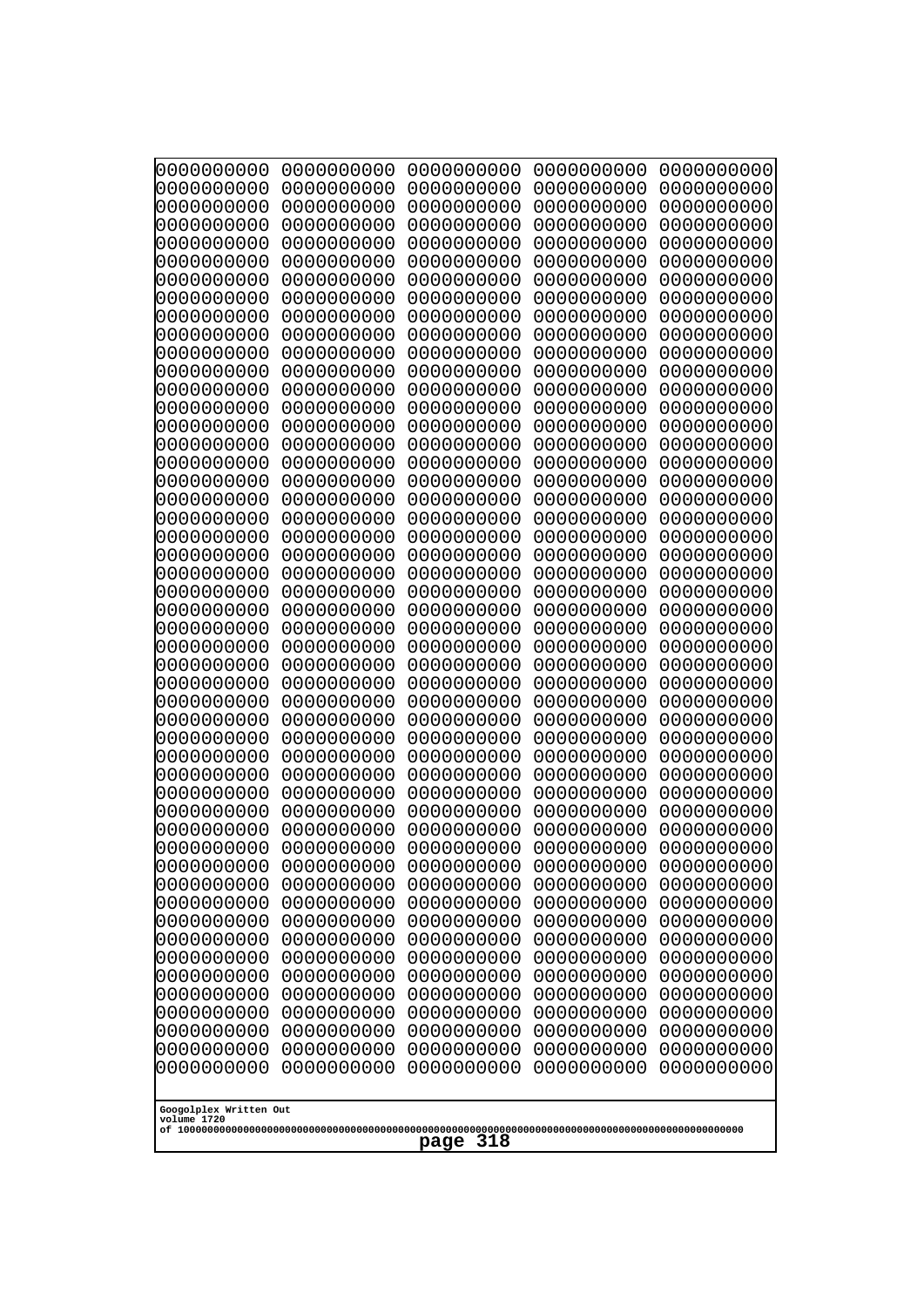```
0000000000 0000000000 0000000000 0000000000 0000000000
0000000000 0000000000 0000000000 0000000000 0000000000
0000000000 0000000000 0000000000 0000000000 0000000000
0000000000 0000000000 0000000000 0000000000 0000000000
0000000000 0000000000 0000000000 0000000000 0000000000
0000000000 0000000000 0000000000 0000000000 0000000000
0000000000 0000000000 0000000000 0000000000 0000000000
0000000000 0000000000 0000000000 0000000000 0000000000
0000000000 0000000000 0000000000 0000000000 0000000000
0000000000 0000000000 0000000000 0000000000 0000000000
0000000000 0000000000 0000000000 0000000000 0000000000
0000000000 0000000000 0000000000 0000000000 0000000000
0000000000 0000000000 0000000000 0000000000 0000000000
0000000000 0000000000 0000000000 0000000000 0000000000
0000000000 0000000000 0000000000 0000000000 0000000000
0000000000 0000000000 0000000000 0000000000 0000000000
0000000000 0000000000 0000000000 0000000000 0000000000
0000000000 0000000000 0000000000 0000000000 0000000000
0000000000 0000000000 0000000000 0000000000 0000000000
0000000000 0000000000 0000000000 0000000000 0000000000
0000000000 0000000000 0000000000 0000000000 0000000000
0000000000 0000000000 0000000000 0000000000 0000000000
0000000000 0000000000 0000000000 0000000000 0000000000
0000000000 0000000000 0000000000 0000000000 0000000000
0000000000 0000000000 0000000000 0000000000 0000000000
0000000000 0000000000 0000000000 0000000000 0000000000
0000000000 0000000000 0000000000 0000000000 0000000000
0000000000 0000000000 0000000000 0000000000 0000000000
0000000000 0000000000 0000000000 0000000000 0000000000
0000000000 0000000000 0000000000 0000000000 0000000000
0000000000 0000000000 0000000000 0000000000 0000000000
0000000000 0000000000 0000000000 0000000000 0000000000
0000000000 0000000000 0000000000 0000000000 0000000000
0000000000 0000000000 0000000000 0000000000 0000000000
0000000000 0000000000 0000000000 0000000000 0000000000
0000000000 0000000000 0000000000 0000000000 0000000000
0000000000 0000000000 0000000000 0000000000 0000000000
0000000000 0000000000 0000000000 0000000000 0000000000
0000000000 0000000000 0000000000 0000000000 0000000000
0000000000 0000000000 0000000000 0000000000 0000000000
0000000000 0000000000 0000000000 0000000000 0000000000
0000000000 0000000000 0000000000 0000000000 0000000000
0000000000 0000000000 0000000000 0000000000 0000000000
0000000000 0000000000 0000000000 0000000000 0000000000
0000000000 0000000000 0000000000 0000000000 0000000000
0000000000 0000000000 0000000000 0000000000 0000000000
0000000000 0000000000 0000000000 0000000000 0000000000
0000000000 0000000000 0000000000 0000000000 0000000000
0000000000 0000000000 0000000000 0000000000 0000000000
0000000000 0000000000 0000000000 0000000000 0000000000
```

Googolplex Written Out
volume 1720
of 10000000000000000000000000000000000000000000000000000000000000000000000000000000000000000000000000000
page 318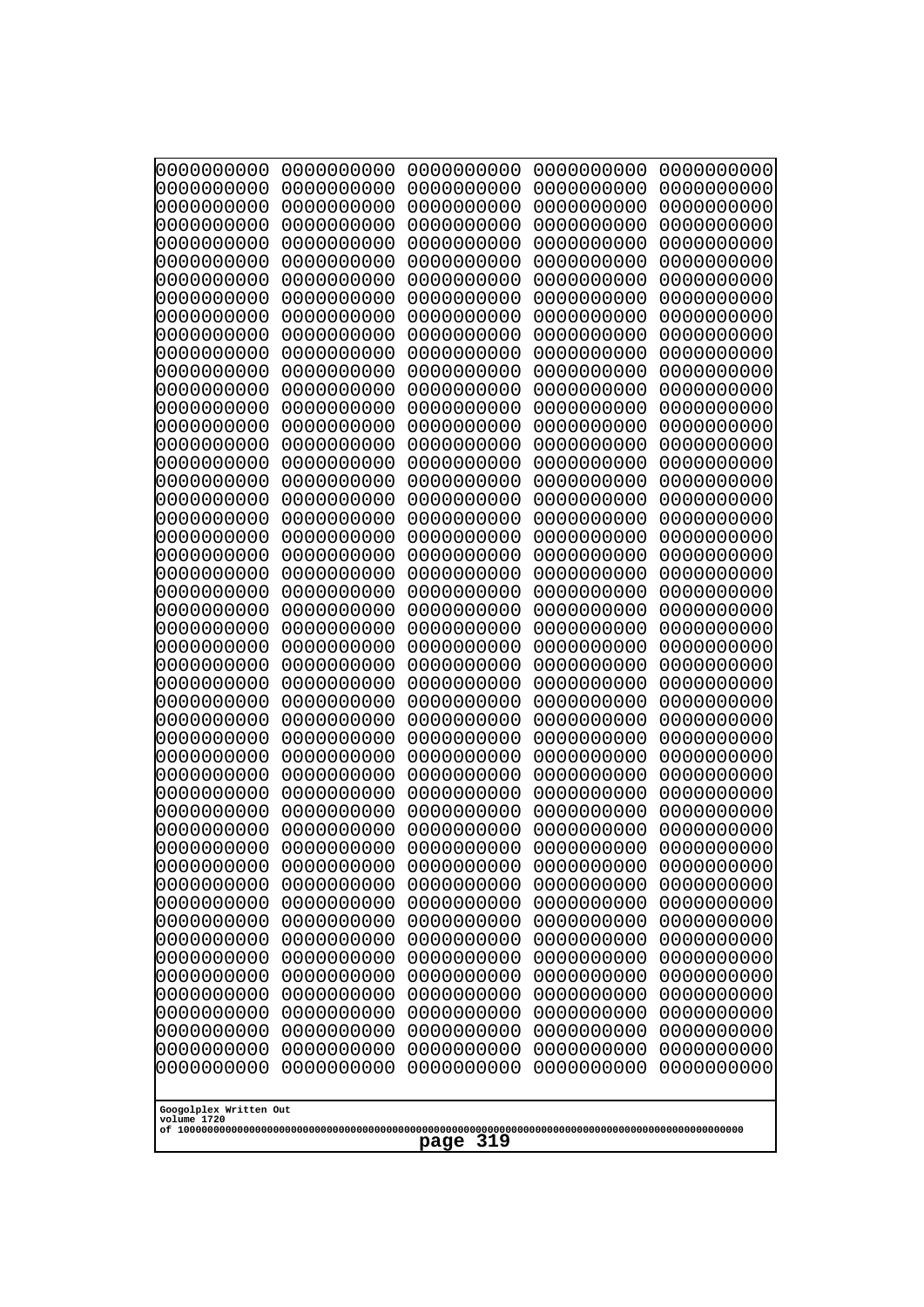```
0000000000 0000000000 0000000000 0000000000 0000000000
0000000000 0000000000 0000000000 0000000000 0000000000
0000000000 0000000000 0000000000 0000000000 0000000000
0000000000 0000000000 0000000000 0000000000 0000000000
0000000000 0000000000 0000000000 0000000000 0000000000
0000000000 0000000000 0000000000 0000000000 0000000000
0000000000 0000000000 0000000000 0000000000 0000000000
0000000000 0000000000 0000000000 0000000000 0000000000
0000000000 0000000000 0000000000 0000000000 0000000000
0000000000 0000000000 0000000000 0000000000 0000000000
0000000000 0000000000 0000000000 0000000000 0000000000
0000000000 0000000000 0000000000 0000000000 0000000000
0000000000 0000000000 0000000000 0000000000 0000000000
0000000000 0000000000 0000000000 0000000000 0000000000
0000000000 0000000000 0000000000 0000000000 0000000000
0000000000 0000000000 0000000000 0000000000 0000000000
0000000000 0000000000 0000000000 0000000000 0000000000
0000000000 0000000000 0000000000 0000000000 0000000000
0000000000 0000000000 0000000000 0000000000 0000000000
0000000000 0000000000 0000000000 0000000000 0000000000
0000000000 0000000000 0000000000 0000000000 0000000000
0000000000 0000000000 0000000000 0000000000 0000000000
0000000000 0000000000 0000000000 0000000000 0000000000
0000000000 0000000000 0000000000 0000000000 0000000000
0000000000 0000000000 0000000000 0000000000 0000000000
0000000000 0000000000 0000000000 0000000000 0000000000
0000000000 0000000000 0000000000 0000000000 0000000000
0000000000 0000000000 0000000000 0000000000 0000000000
0000000000 0000000000 0000000000 0000000000 0000000000
0000000000 0000000000 0000000000 0000000000 0000000000
0000000000 0000000000 0000000000 0000000000 0000000000
0000000000 0000000000 0000000000 0000000000 0000000000
0000000000 0000000000 0000000000 0000000000 0000000000
0000000000 0000000000 0000000000 0000000000 0000000000
0000000000 0000000000 0000000000 0000000000 0000000000
0000000000 0000000000 0000000000 0000000000 0000000000
0000000000 0000000000 0000000000 0000000000 0000000000
0000000000 0000000000 0000000000 0000000000 0000000000
0000000000 0000000000 0000000000 0000000000 0000000000
0000000000 0000000000 0000000000 0000000000 0000000000
0000000000 0000000000 0000000000 0000000000 0000000000
0000000000 0000000000 0000000000 0000000000 0000000000
0000000000 0000000000 0000000000 0000000000 0000000000
0000000000 0000000000 0000000000 0000000000 0000000000
0000000000 0000000000 0000000000 0000000000 0000000000
0000000000 0000000000 0000000000 0000000000 0000000000
0000000000 0000000000 0000000000 0000000000 0000000000
0000000000 0000000000 0000000000 0000000000 0000000000
0000000000 0000000000 0000000000 0000000000 0000000000
0000000000 0000000000 0000000000 0000000000 0000000000
```

Googolplex Written Out
volume 1720
of 10000000000000000000000000000000000000000000000000000000000000000000000000000000000000000000000000000

page 319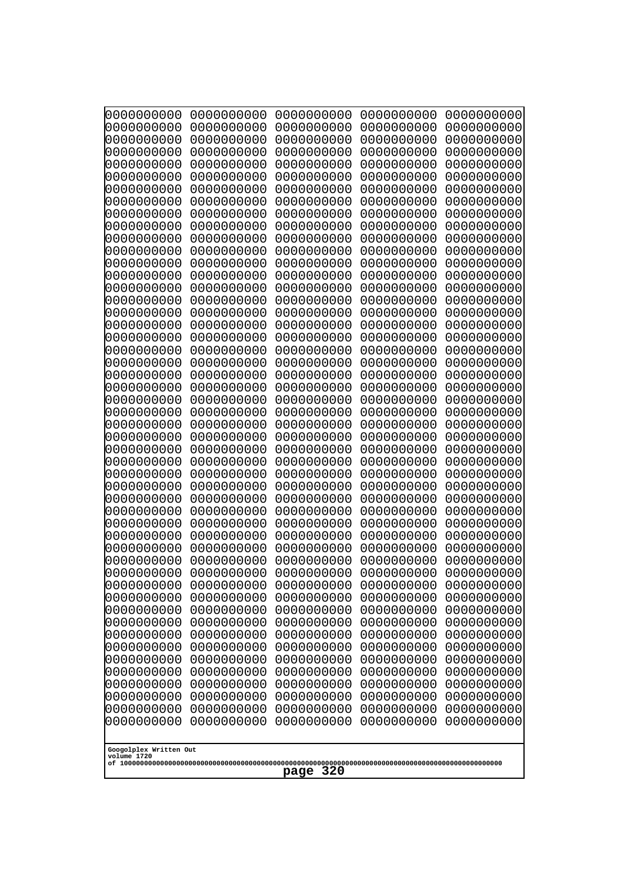```
0000000000 0000000000 0000000000 0000000000 0000000000
0000000000 0000000000 0000000000 0000000000 0000000000
0000000000 0000000000 0000000000 0000000000 0000000000
0000000000 0000000000 0000000000 0000000000 0000000000
0000000000 0000000000 0000000000 0000000000 0000000000
0000000000 0000000000 0000000000 0000000000 0000000000
0000000000 0000000000 0000000000 0000000000 0000000000
0000000000 0000000000 0000000000 0000000000 0000000000
0000000000 0000000000 0000000000 0000000000 0000000000
0000000000 0000000000 0000000000 0000000000 0000000000
0000000000 0000000000 0000000000 0000000000 0000000000
0000000000 0000000000 0000000000 0000000000 0000000000
0000000000 0000000000 0000000000 0000000000 0000000000
0000000000 0000000000 0000000000 0000000000 0000000000
0000000000 0000000000 0000000000 0000000000 0000000000
0000000000 0000000000 0000000000 0000000000 0000000000
0000000000 0000000000 0000000000 0000000000 0000000000
0000000000 0000000000 0000000000 0000000000 0000000000
0000000000 0000000000 0000000000 0000000000 0000000000
0000000000 0000000000 0000000000 0000000000 0000000000
0000000000 0000000000 0000000000 0000000000 0000000000
0000000000 0000000000 0000000000 0000000000 0000000000
0000000000 0000000000 0000000000 0000000000 0000000000
0000000000 0000000000 0000000000 0000000000 0000000000
0000000000 0000000000 0000000000 0000000000 0000000000
0000000000 0000000000 0000000000 0000000000 0000000000
0000000000 0000000000 0000000000 0000000000 0000000000
0000000000 0000000000 0000000000 0000000000 0000000000
0000000000 0000000000 0000000000 0000000000 0000000000
0000000000 0000000000 0000000000 0000000000 0000000000
0000000000 0000000000 0000000000 0000000000 0000000000
0000000000 0000000000 0000000000 0000000000 0000000000
0000000000 0000000000 0000000000 0000000000 0000000000
0000000000 0000000000 0000000000 0000000000 0000000000
0000000000 0000000000 0000000000 0000000000 0000000000
0000000000 0000000000 0000000000 0000000000 0000000000
0000000000 0000000000 0000000000 0000000000 0000000000
0000000000 0000000000 0000000000 0000000000 0000000000
0000000000 0000000000 0000000000 0000000000 0000000000
0000000000 0000000000 0000000000 0000000000 0000000000
0000000000 0000000000 0000000000 0000000000 0000000000
0000000000 0000000000 0000000000 0000000000 0000000000
0000000000 0000000000 0000000000 0000000000 0000000000
0000000000 0000000000 0000000000 0000000000 0000000000
0000000000 0000000000 0000000000 0000000000 0000000000
0000000000 0000000000 0000000000 0000000000 0000000000
0000000000 0000000000 0000000000 0000000000 0000000000
0000000000 0000000000 0000000000 0000000000 0000000000
0000000000 0000000000 0000000000 0000000000 0000000000
0000000000 0000000000 0000000000 0000000000 0000000000
```

Googolplex Written Out
volume 1720
of 10000000000000000000000000000000000000000000000000000000000000000000000000000000000000000000000000000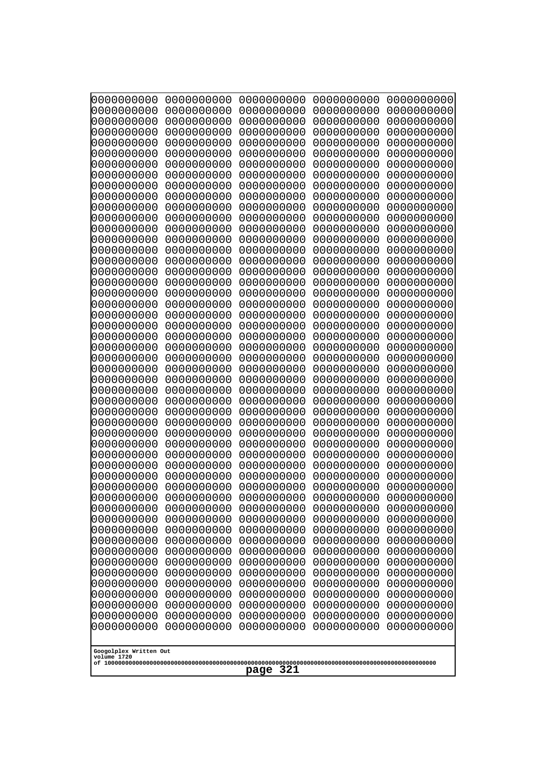```
0000000000 0000000000 0000000000 0000000000 0000000000
0000000000 0000000000 0000000000 0000000000 0000000000
0000000000 0000000000 0000000000 0000000000 0000000000
0000000000 0000000000 0000000000 0000000000 0000000000
0000000000 0000000000 0000000000 0000000000 0000000000
0000000000 0000000000 0000000000 0000000000 0000000000
0000000000 0000000000 0000000000 0000000000 0000000000
0000000000 0000000000 0000000000 0000000000 0000000000
0000000000 0000000000 0000000000 0000000000 0000000000
0000000000 0000000000 0000000000 0000000000 0000000000
0000000000 0000000000 0000000000 0000000000 0000000000
0000000000 0000000000 0000000000 0000000000 0000000000
0000000000 0000000000 0000000000 0000000000 0000000000
0000000000 0000000000 0000000000 0000000000 0000000000
0000000000 0000000000 0000000000 0000000000 0000000000
0000000000 0000000000 0000000000 0000000000 0000000000
0000000000 0000000000 0000000000 0000000000 0000000000
0000000000 0000000000 0000000000 0000000000 0000000000
0000000000 0000000000 0000000000 0000000000 0000000000
0000000000 0000000000 0000000000 0000000000 0000000000
0000000000 0000000000 0000000000 0000000000 0000000000
0000000000 0000000000 0000000000 0000000000 0000000000
0000000000 0000000000 0000000000 0000000000 0000000000
0000000000 0000000000 0000000000 0000000000 0000000000
0000000000 0000000000 0000000000 0000000000 0000000000
0000000000 0000000000 0000000000 0000000000 0000000000
0000000000 0000000000 0000000000 0000000000 0000000000
0000000000 0000000000 0000000000 0000000000 0000000000
0000000000 0000000000 0000000000 0000000000 0000000000
0000000000 0000000000 0000000000 0000000000 0000000000
0000000000 0000000000 0000000000 0000000000 0000000000
0000000000 0000000000 0000000000 0000000000 0000000000
0000000000 0000000000 0000000000 0000000000 0000000000
0000000000 0000000000 0000000000 0000000000 0000000000
0000000000 0000000000 0000000000 0000000000 0000000000
0000000000 0000000000 0000000000 0000000000 0000000000
0000000000 0000000000 0000000000 0000000000 0000000000
0000000000 0000000000 0000000000 0000000000 0000000000
0000000000 0000000000 0000000000 0000000000 0000000000
0000000000 0000000000 0000000000 0000000000 0000000000
0000000000 0000000000 0000000000 0000000000 0000000000
0000000000 0000000000 0000000000 0000000000 0000000000
0000000000 0000000000 0000000000 0000000000 0000000000
0000000000 0000000000 0000000000 0000000000 0000000000
0000000000 0000000000 0000000000 0000000000 0000000000
0000000000 0000000000 0000000000 0000000000 0000000000
0000000000 0000000000 0000000000 0000000000 0000000000
0000000000 0000000000 0000000000 0000000000 0000000000
0000000000 0000000000 0000000000 0000000000 0000000000
0000000000 0000000000 0000000000 0000000000 0000000000
```

Googolplex Written Out
volume 1720
of 10000000000000000000000000000000000000000000000000000000000000000000000000000000000000000000000000000

page 321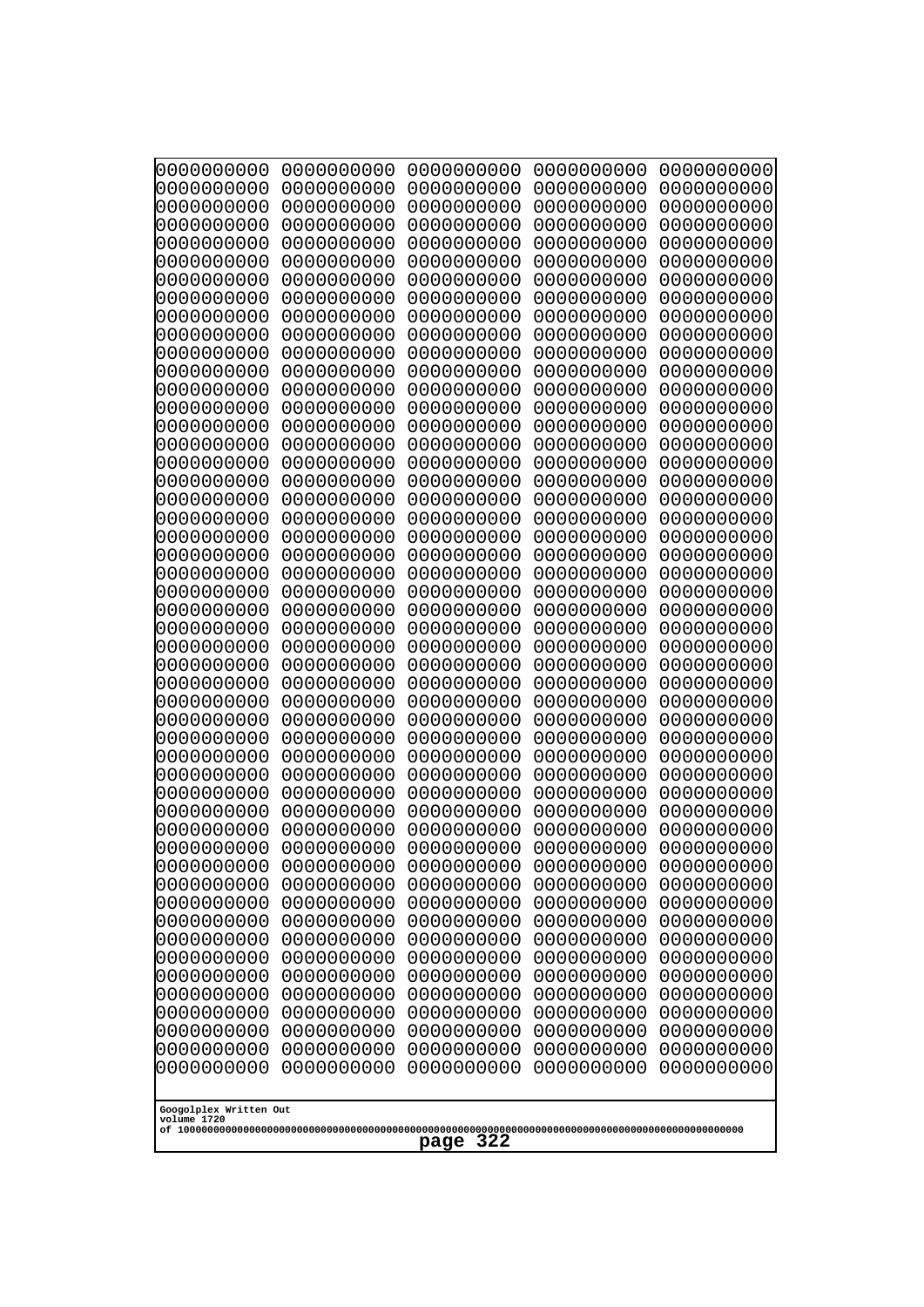0000000000 0000000000 0000000000 0000000000 0000000000
0000000000 0000000000 0000000000 0000000000 0000000000
0000000000 0000000000 0000000000 0000000000 0000000000
0000000000 0000000000 0000000000 0000000000 0000000000
0000000000 0000000000 0000000000 0000000000 0000000000
0000000000 0000000000 0000000000 0000000000 0000000000
0000000000 0000000000 0000000000 0000000000 0000000000
0000000000 0000000000 0000000000 0000000000 0000000000
0000000000 0000000000 0000000000 0000000000 0000000000
0000000000 0000000000 0000000000 0000000000 0000000000
0000000000 0000000000 0000000000 0000000000 0000000000
0000000000 0000000000 0000000000 0000000000 0000000000
0000000000 0000000000 0000000000 0000000000 0000000000
0000000000 0000000000 0000000000 0000000000 0000000000
0000000000 0000000000 0000000000 0000000000 0000000000
0000000000 0000000000 0000000000 0000000000 0000000000
0000000000 0000000000 0000000000 0000000000 0000000000
0000000000 0000000000 0000000000 0000000000 0000000000
0000000000 0000000000 0000000000 0000000000 0000000000
0000000000 0000000000 0000000000 0000000000 0000000000
0000000000 0000000000 0000000000 0000000000 0000000000
0000000000 0000000000 0000000000 0000000000 0000000000
0000000000 0000000000 0000000000 0000000000 0000000000
0000000000 0000000000 0000000000 0000000000 0000000000
0000000000 0000000000 0000000000 0000000000 0000000000
0000000000 0000000000 0000000000 0000000000 0000000000
0000000000 0000000000 0000000000 0000000000 0000000000
0000000000 0000000000 0000000000 0000000000 0000000000
0000000000 0000000000 0000000000 0000000000 0000000000
0000000000 0000000000 0000000000 0000000000 0000000000
0000000000 0000000000 0000000000 0000000000 0000000000
0000000000 0000000000 0000000000 0000000000 0000000000
0000000000 0000000000 0000000000 0000000000 0000000000
0000000000 0000000000 0000000000 0000000000 0000000000
0000000000 0000000000 0000000000 0000000000 0000000000
0000000000 0000000000 0000000000 0000000000 0000000000
0000000000 0000000000 0000000000 0000000000 0000000000
0000000000 0000000000 0000000000 0000000000 0000000000
0000000000 0000000000 0000000000 0000000000 0000000000
0000000000 0000000000 0000000000 0000000000 0000000000
0000000000 0000000000 0000000000 0000000000 0000000000
0000000000 0000000000 0000000000 0000000000 0000000000
0000000000 0000000000 0000000000 0000000000 0000000000
0000000000 0000000000 0000000000 0000000000 0000000000
0000000000 0000000000 0000000000 0000000000 0000000000
0000000000 0000000000 0000000000 0000000000 0000000000
0000000000 0000000000 0000000000 0000000000 0000000000
0000000000 0000000000 0000000000 0000000000 0000000000
0000000000 0000000000 0000000000 0000000000 0000000000
0000000000 0000000000 0000000000 0000000000 0000000000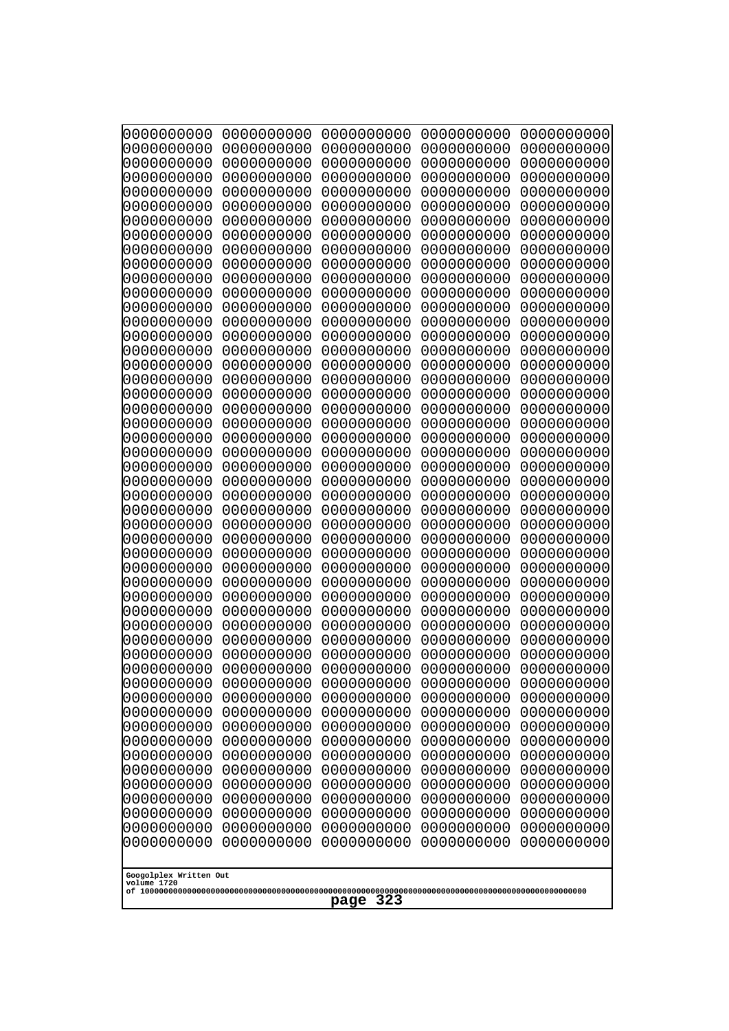| | | | | |
|---|---|---|---|---|
| 0000000000 | 0000000000 | 0000000000 | 0000000000 | 0000000000 |
| 0000000000 | 0000000000 | 0000000000 | 0000000000 | 0000000000 |
| 0000000000 | 0000000000 | 0000000000 | 0000000000 | 0000000000 |
| 0000000000 | 0000000000 | 0000000000 | 0000000000 | 0000000000 |
| 0000000000 | 0000000000 | 0000000000 | 0000000000 | 0000000000 |
| 0000000000 | 0000000000 | 0000000000 | 0000000000 | 0000000000 |
| 0000000000 | 0000000000 | 0000000000 | 0000000000 | 0000000000 |
| 0000000000 | 0000000000 | 0000000000 | 0000000000 | 0000000000 |
| 0000000000 | 0000000000 | 0000000000 | 0000000000 | 0000000000 |
| 0000000000 | 0000000000 | 0000000000 | 0000000000 | 0000000000 |
| 0000000000 | 0000000000 | 0000000000 | 0000000000 | 0000000000 |
| 0000000000 | 0000000000 | 0000000000 | 0000000000 | 0000000000 |
| 0000000000 | 0000000000 | 0000000000 | 0000000000 | 0000000000 |
| 0000000000 | 0000000000 | 0000000000 | 0000000000 | 0000000000 |
| 0000000000 | 0000000000 | 0000000000 | 0000000000 | 0000000000 |
| 0000000000 | 0000000000 | 0000000000 | 0000000000 | 0000000000 |
| 0000000000 | 0000000000 | 0000000000 | 0000000000 | 0000000000 |
| 0000000000 | 0000000000 | 0000000000 | 0000000000 | 0000000000 |
| 0000000000 | 0000000000 | 0000000000 | 0000000000 | 0000000000 |
| 0000000000 | 0000000000 | 0000000000 | 0000000000 | 0000000000 |
| 0000000000 | 0000000000 | 0000000000 | 0000000000 | 0000000000 |
| 0000000000 | 0000000000 | 0000000000 | 0000000000 | 0000000000 |
| 0000000000 | 0000000000 | 0000000000 | 0000000000 | 0000000000 |
| 0000000000 | 0000000000 | 0000000000 | 0000000000 | 0000000000 |
| 0000000000 | 0000000000 | 0000000000 | 0000000000 | 0000000000 |
| 0000000000 | 0000000000 | 0000000000 | 0000000000 | 0000000000 |
| 0000000000 | 0000000000 | 0000000000 | 0000000000 | 0000000000 |
| 0000000000 | 0000000000 | 0000000000 | 0000000000 | 0000000000 |
| 0000000000 | 0000000000 | 0000000000 | 0000000000 | 0000000000 |
| 0000000000 | 0000000000 | 0000000000 | 0000000000 | 0000000000 |
| 0000000000 | 0000000000 | 0000000000 | 0000000000 | 0000000000 |
| 0000000000 | 0000000000 | 0000000000 | 0000000000 | 0000000000 |
| 0000000000 | 0000000000 | 0000000000 | 0000000000 | 0000000000 |
| 0000000000 | 0000000000 | 0000000000 | 0000000000 | 0000000000 |
| 0000000000 | 0000000000 | 0000000000 | 0000000000 | 0000000000 |
| 0000000000 | 0000000000 | 0000000000 | 0000000000 | 0000000000 |
| 0000000000 | 0000000000 | 0000000000 | 0000000000 | 0000000000 |
| 0000000000 | 0000000000 | 0000000000 | 0000000000 | 0000000000 |
| 0000000000 | 0000000000 | 0000000000 | 0000000000 | 0000000000 |
| 0000000000 | 0000000000 | 0000000000 | 0000000000 | 0000000000 |
| 0000000000 | 0000000000 | 0000000000 | 0000000000 | 0000000000 |
| 0000000000 | 0000000000 | 0000000000 | 0000000000 | 0000000000 |
| 0000000000 | 0000000000 | 0000000000 | 0000000000 | 0000000000 |
| 0000000000 | 0000000000 | 0000000000 | 0000000000 | 0000000000 |
| 0000000000 | 0000000000 | 0000000000 | 0000000000 | 0000000000 |
| 0000000000 | 0000000000 | 0000000000 | 0000000000 | 0000000000 |
| 0000000000 | 0000000000 | 0000000000 | 0000000000 | 0000000000 |
| 0000000000 | 0000000000 | 0000000000 | 0000000000 | 0000000000 |
| 0000000000 | 0000000000 | 0000000000 | 0000000000 | 0000000000 |
| 0000000000 | 0000000000 | 0000000000 | 0000000000 | 0000000000 |

Googolplex Written Out
volume 1720
of 10000000000000000000000000000000000000000000000000000000000000000000000000000000000000000000000000000
page 323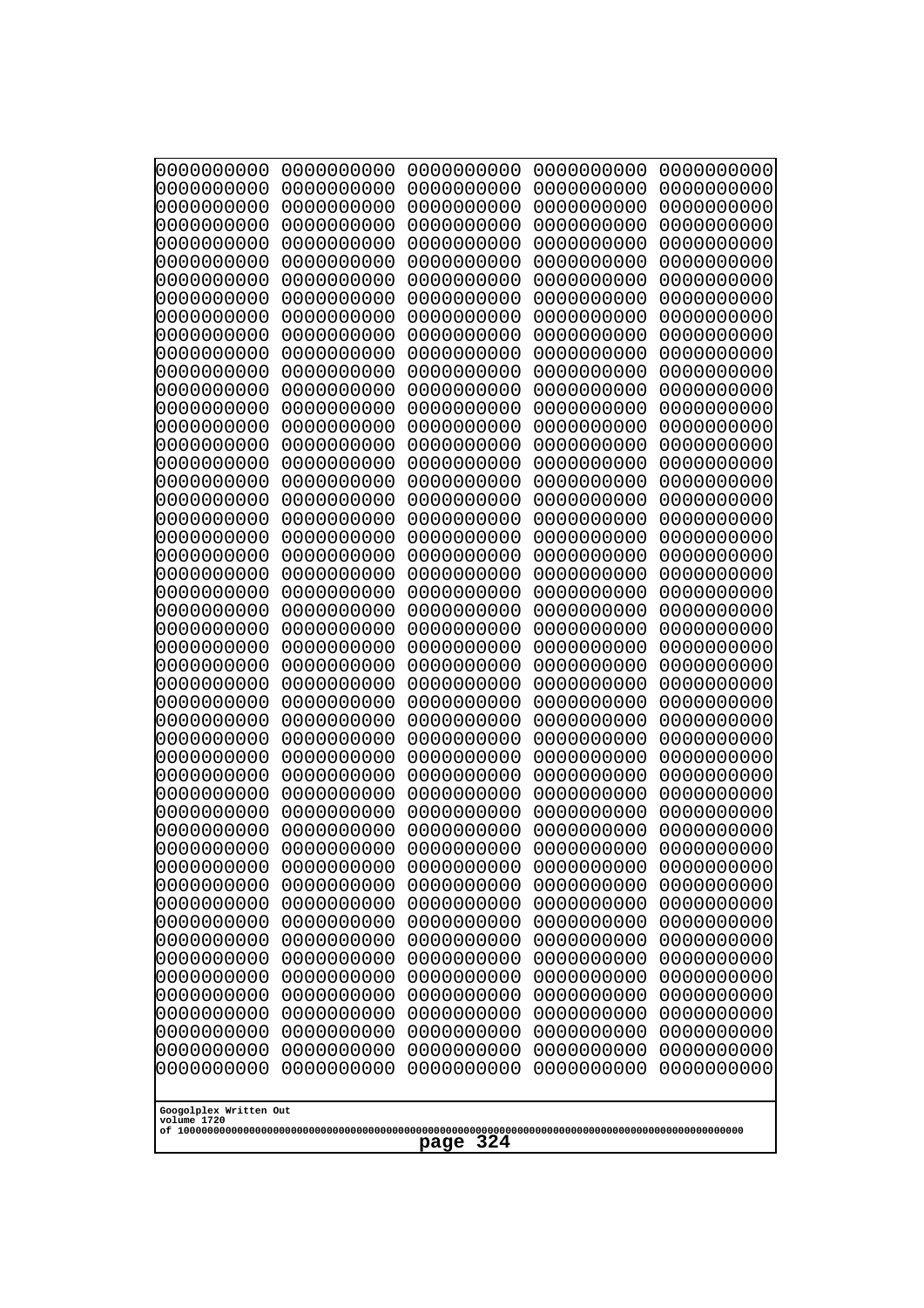```
0000000000 0000000000 0000000000 0000000000 0000000000
0000000000 0000000000 0000000000 0000000000 0000000000
0000000000 0000000000 0000000000 0000000000 0000000000
0000000000 0000000000 0000000000 0000000000 0000000000
0000000000 0000000000 0000000000 0000000000 0000000000
0000000000 0000000000 0000000000 0000000000 0000000000
0000000000 0000000000 0000000000 0000000000 0000000000
0000000000 0000000000 0000000000 0000000000 0000000000
0000000000 0000000000 0000000000 0000000000 0000000000
0000000000 0000000000 0000000000 0000000000 0000000000
0000000000 0000000000 0000000000 0000000000 0000000000
0000000000 0000000000 0000000000 0000000000 0000000000
0000000000 0000000000 0000000000 0000000000 0000000000
0000000000 0000000000 0000000000 0000000000 0000000000
0000000000 0000000000 0000000000 0000000000 0000000000
0000000000 0000000000 0000000000 0000000000 0000000000
0000000000 0000000000 0000000000 0000000000 0000000000
0000000000 0000000000 0000000000 0000000000 0000000000
0000000000 0000000000 0000000000 0000000000 0000000000
0000000000 0000000000 0000000000 0000000000 0000000000
0000000000 0000000000 0000000000 0000000000 0000000000
0000000000 0000000000 0000000000 0000000000 0000000000
0000000000 0000000000 0000000000 0000000000 0000000000
0000000000 0000000000 0000000000 0000000000 0000000000
0000000000 0000000000 0000000000 0000000000 0000000000
0000000000 0000000000 0000000000 0000000000 0000000000
0000000000 0000000000 0000000000 0000000000 0000000000
0000000000 0000000000 0000000000 0000000000 0000000000
0000000000 0000000000 0000000000 0000000000 0000000000
0000000000 0000000000 0000000000 0000000000 0000000000
0000000000 0000000000 0000000000 0000000000 0000000000
0000000000 0000000000 0000000000 0000000000 0000000000
0000000000 0000000000 0000000000 0000000000 0000000000
0000000000 0000000000 0000000000 0000000000 0000000000
0000000000 0000000000 0000000000 0000000000 0000000000
0000000000 0000000000 0000000000 0000000000 0000000000
0000000000 0000000000 0000000000 0000000000 0000000000
0000000000 0000000000 0000000000 0000000000 0000000000
0000000000 0000000000 0000000000 0000000000 0000000000
0000000000 0000000000 0000000000 0000000000 0000000000
0000000000 0000000000 0000000000 0000000000 0000000000
0000000000 0000000000 0000000000 0000000000 0000000000
0000000000 0000000000 0000000000 0000000000 0000000000
0000000000 0000000000 0000000000 0000000000 0000000000
0000000000 0000000000 0000000000 0000000000 0000000000
0000000000 0000000000 0000000000 0000000000 0000000000
0000000000 0000000000 0000000000 0000000000 0000000000
0000000000 0000000000 0000000000 0000000000 0000000000
0000000000 0000000000 0000000000 0000000000 0000000000
0000000000 0000000000 0000000000 0000000000 0000000000
```

Googolplex Written Out
volume 1720
of 10000000000000000000000000000000000000000000000000000000000000000000000000000000000000000000000000000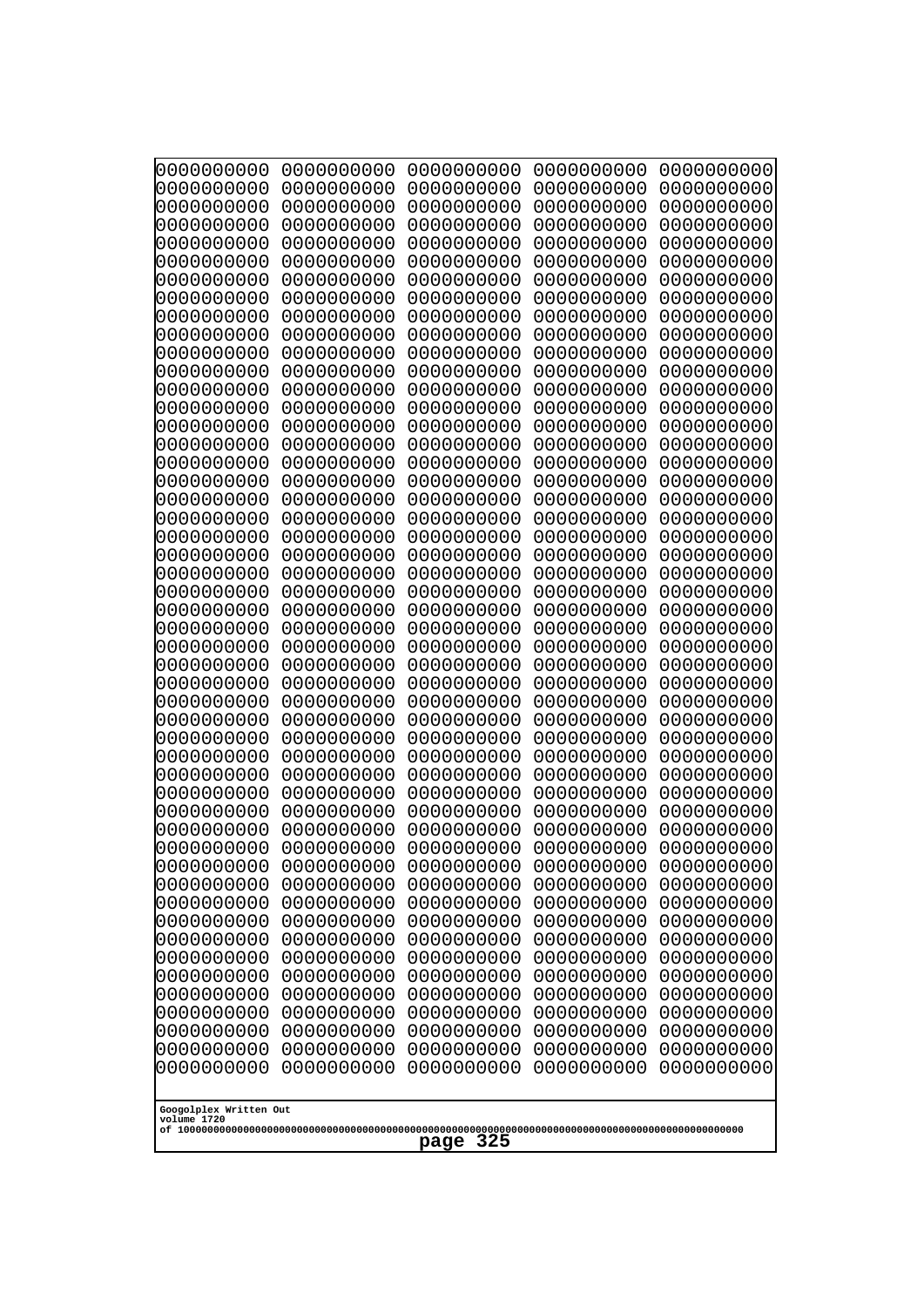```
0000000000 0000000000 0000000000 0000000000 0000000000
0000000000 0000000000 0000000000 0000000000 0000000000
0000000000 0000000000 0000000000 0000000000 0000000000
0000000000 0000000000 0000000000 0000000000 0000000000
0000000000 0000000000 0000000000 0000000000 0000000000
0000000000 0000000000 0000000000 0000000000 0000000000
0000000000 0000000000 0000000000 0000000000 0000000000
0000000000 0000000000 0000000000 0000000000 0000000000
0000000000 0000000000 0000000000 0000000000 0000000000
0000000000 0000000000 0000000000 0000000000 0000000000
0000000000 0000000000 0000000000 0000000000 0000000000
0000000000 0000000000 0000000000 0000000000 0000000000
0000000000 0000000000 0000000000 0000000000 0000000000
0000000000 0000000000 0000000000 0000000000 0000000000
0000000000 0000000000 0000000000 0000000000 0000000000
0000000000 0000000000 0000000000 0000000000 0000000000
0000000000 0000000000 0000000000 0000000000 0000000000
0000000000 0000000000 0000000000 0000000000 0000000000
0000000000 0000000000 0000000000 0000000000 0000000000
0000000000 0000000000 0000000000 0000000000 0000000000
0000000000 0000000000 0000000000 0000000000 0000000000
0000000000 0000000000 0000000000 0000000000 0000000000
0000000000 0000000000 0000000000 0000000000 0000000000
0000000000 0000000000 0000000000 0000000000 0000000000
0000000000 0000000000 0000000000 0000000000 0000000000
0000000000 0000000000 0000000000 0000000000 0000000000
0000000000 0000000000 0000000000 0000000000 0000000000
0000000000 0000000000 0000000000 0000000000 0000000000
0000000000 0000000000 0000000000 0000000000 0000000000
0000000000 0000000000 0000000000 0000000000 0000000000
0000000000 0000000000 0000000000 0000000000 0000000000
0000000000 0000000000 0000000000 0000000000 0000000000
0000000000 0000000000 0000000000 0000000000 0000000000
0000000000 0000000000 0000000000 0000000000 0000000000
0000000000 0000000000 0000000000 0000000000 0000000000
0000000000 0000000000 0000000000 0000000000 0000000000
0000000000 0000000000 0000000000 0000000000 0000000000
0000000000 0000000000 0000000000 0000000000 0000000000
0000000000 0000000000 0000000000 0000000000 0000000000
0000000000 0000000000 0000000000 0000000000 0000000000
0000000000 0000000000 0000000000 0000000000 0000000000
0000000000 0000000000 0000000000 0000000000 0000000000
0000000000 0000000000 0000000000 0000000000 0000000000
0000000000 0000000000 0000000000 0000000000 0000000000
0000000000 0000000000 0000000000 0000000000 0000000000
0000000000 0000000000 0000000000 0000000000 0000000000
0000000000 0000000000 0000000000 0000000000 0000000000
0000000000 0000000000 0000000000 0000000000 0000000000
0000000000 0000000000 0000000000 0000000000 0000000000
0000000000 0000000000 0000000000 0000000000 0000000000
```

Googolplex Written Out
volume 1720
of 10000000000000000000000000000000000000000000000000000000000000000000000000000000000000000000000000000
page 325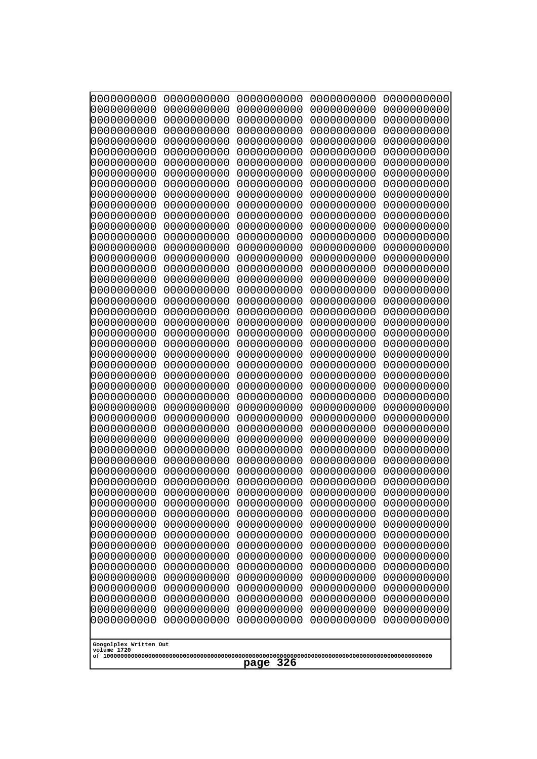```
0000000000 0000000000 0000000000 0000000000 0000000000
0000000000 0000000000 0000000000 0000000000 0000000000
0000000000 0000000000 0000000000 0000000000 0000000000
0000000000 0000000000 0000000000 0000000000 0000000000
0000000000 0000000000 0000000000 0000000000 0000000000
0000000000 0000000000 0000000000 0000000000 0000000000
0000000000 0000000000 0000000000 0000000000 0000000000
0000000000 0000000000 0000000000 0000000000 0000000000
0000000000 0000000000 0000000000 0000000000 0000000000
0000000000 0000000000 0000000000 0000000000 0000000000
0000000000 0000000000 0000000000 0000000000 0000000000
0000000000 0000000000 0000000000 0000000000 0000000000
0000000000 0000000000 0000000000 0000000000 0000000000
0000000000 0000000000 0000000000 0000000000 0000000000
0000000000 0000000000 0000000000 0000000000 0000000000
0000000000 0000000000 0000000000 0000000000 0000000000
0000000000 0000000000 0000000000 0000000000 0000000000
0000000000 0000000000 0000000000 0000000000 0000000000
0000000000 0000000000 0000000000 0000000000 0000000000
0000000000 0000000000 0000000000 0000000000 0000000000
0000000000 0000000000 0000000000 0000000000 0000000000
0000000000 0000000000 0000000000 0000000000 0000000000
0000000000 0000000000 0000000000 0000000000 0000000000
0000000000 0000000000 0000000000 0000000000 0000000000
0000000000 0000000000 0000000000 0000000000 0000000000
0000000000 0000000000 0000000000 0000000000 0000000000
0000000000 0000000000 0000000000 0000000000 0000000000
0000000000 0000000000 0000000000 0000000000 0000000000
0000000000 0000000000 0000000000 0000000000 0000000000
0000000000 0000000000 0000000000 0000000000 0000000000
0000000000 0000000000 0000000000 0000000000 0000000000
0000000000 0000000000 0000000000 0000000000 0000000000
0000000000 0000000000 0000000000 0000000000 0000000000
0000000000 0000000000 0000000000 0000000000 0000000000
0000000000 0000000000 0000000000 0000000000 0000000000
0000000000 0000000000 0000000000 0000000000 0000000000
0000000000 0000000000 0000000000 0000000000 0000000000
0000000000 0000000000 0000000000 0000000000 0000000000
0000000000 0000000000 0000000000 0000000000 0000000000
0000000000 0000000000 0000000000 0000000000 0000000000
0000000000 0000000000 0000000000 0000000000 0000000000
0000000000 0000000000 0000000000 0000000000 0000000000
0000000000 0000000000 0000000000 0000000000 0000000000
0000000000 0000000000 0000000000 0000000000 0000000000
0000000000 0000000000 0000000000 0000000000 0000000000
0000000000 0000000000 0000000000 0000000000 0000000000
0000000000 0000000000 0000000000 0000000000 0000000000
0000000000 0000000000 0000000000 0000000000 0000000000
0000000000 0000000000 0000000000 0000000000 0000000000
0000000000 0000000000 0000000000 0000000000 0000000000
```

Googolplex Written Out
volume 1720
of 10000000000000000000000000000000000000000000000000000000000000000000000000000000000000000000000000000000

page 326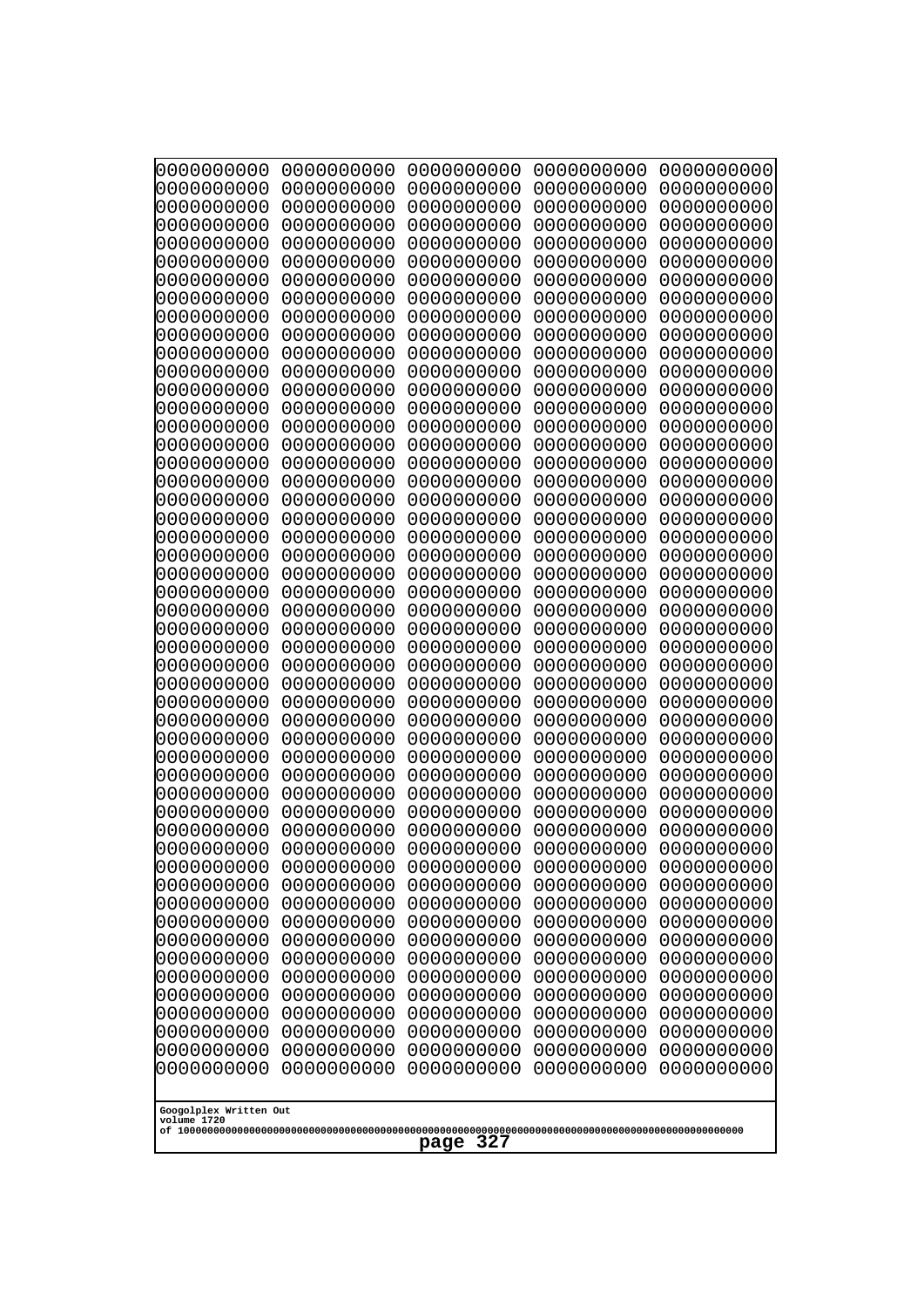```
0000000000 0000000000 0000000000 0000000000 0000000000
0000000000 0000000000 0000000000 0000000000 0000000000
0000000000 0000000000 0000000000 0000000000 0000000000
0000000000 0000000000 0000000000 0000000000 0000000000
0000000000 0000000000 0000000000 0000000000 0000000000
0000000000 0000000000 0000000000 0000000000 0000000000
0000000000 0000000000 0000000000 0000000000 0000000000
0000000000 0000000000 0000000000 0000000000 0000000000
0000000000 0000000000 0000000000 0000000000 0000000000
0000000000 0000000000 0000000000 0000000000 0000000000
0000000000 0000000000 0000000000 0000000000 0000000000
0000000000 0000000000 0000000000 0000000000 0000000000
0000000000 0000000000 0000000000 0000000000 0000000000
0000000000 0000000000 0000000000 0000000000 0000000000
0000000000 0000000000 0000000000 0000000000 0000000000
0000000000 0000000000 0000000000 0000000000 0000000000
0000000000 0000000000 0000000000 0000000000 0000000000
0000000000 0000000000 0000000000 0000000000 0000000000
0000000000 0000000000 0000000000 0000000000 0000000000
0000000000 0000000000 0000000000 0000000000 0000000000
0000000000 0000000000 0000000000 0000000000 0000000000
0000000000 0000000000 0000000000 0000000000 0000000000
0000000000 0000000000 0000000000 0000000000 0000000000
0000000000 0000000000 0000000000 0000000000 0000000000
0000000000 0000000000 0000000000 0000000000 0000000000
0000000000 0000000000 0000000000 0000000000 0000000000
0000000000 0000000000 0000000000 0000000000 0000000000
0000000000 0000000000 0000000000 0000000000 0000000000
0000000000 0000000000 0000000000 0000000000 0000000000
0000000000 0000000000 0000000000 0000000000 0000000000
0000000000 0000000000 0000000000 0000000000 0000000000
0000000000 0000000000 0000000000 0000000000 0000000000
0000000000 0000000000 0000000000 0000000000 0000000000
0000000000 0000000000 0000000000 0000000000 0000000000
0000000000 0000000000 0000000000 0000000000 0000000000
0000000000 0000000000 0000000000 0000000000 0000000000
0000000000 0000000000 0000000000 0000000000 0000000000
0000000000 0000000000 0000000000 0000000000 0000000000
0000000000 0000000000 0000000000 0000000000 0000000000
0000000000 0000000000 0000000000 0000000000 0000000000
0000000000 0000000000 0000000000 0000000000 0000000000
0000000000 0000000000 0000000000 0000000000 0000000000
0000000000 0000000000 0000000000 0000000000 0000000000
0000000000 0000000000 0000000000 0000000000 0000000000
0000000000 0000000000 0000000000 0000000000 0000000000
0000000000 0000000000 0000000000 0000000000 0000000000
0000000000 0000000000 0000000000 0000000000 0000000000
0000000000 0000000000 0000000000 0000000000 0000000000
0000000000 0000000000 0000000000 0000000000 0000000000
0000000000 0000000000 0000000000 0000000000 0000000000
```

Googolplex Written Out
volume 1720
of 10000000000000000000000000000000000000000000000000000000000000000000000000000000000000000000000000000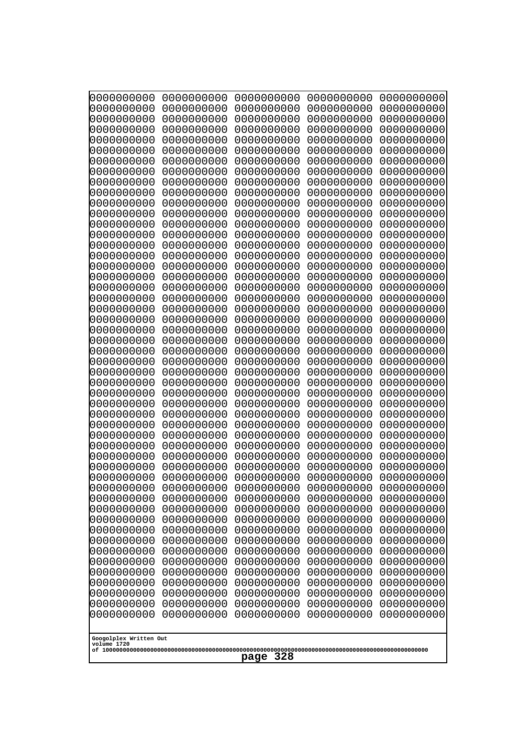```
0000000000 0000000000 0000000000 0000000000 0000000000
0000000000 0000000000 0000000000 0000000000 0000000000
0000000000 0000000000 0000000000 0000000000 0000000000
0000000000 0000000000 0000000000 0000000000 0000000000
0000000000 0000000000 0000000000 0000000000 0000000000
0000000000 0000000000 0000000000 0000000000 0000000000
0000000000 0000000000 0000000000 0000000000 0000000000
0000000000 0000000000 0000000000 0000000000 0000000000
0000000000 0000000000 0000000000 0000000000 0000000000
0000000000 0000000000 0000000000 0000000000 0000000000
0000000000 0000000000 0000000000 0000000000 0000000000
0000000000 0000000000 0000000000 0000000000 0000000000
0000000000 0000000000 0000000000 0000000000 0000000000
0000000000 0000000000 0000000000 0000000000 0000000000
0000000000 0000000000 0000000000 0000000000 0000000000
0000000000 0000000000 0000000000 0000000000 0000000000
0000000000 0000000000 0000000000 0000000000 0000000000
0000000000 0000000000 0000000000 0000000000 0000000000
0000000000 0000000000 0000000000 0000000000 0000000000
0000000000 0000000000 0000000000 0000000000 0000000000
0000000000 0000000000 0000000000 0000000000 0000000000
0000000000 0000000000 0000000000 0000000000 0000000000
0000000000 0000000000 0000000000 0000000000 0000000000
0000000000 0000000000 0000000000 0000000000 0000000000
0000000000 0000000000 0000000000 0000000000 0000000000
0000000000 0000000000 0000000000 0000000000 0000000000
0000000000 0000000000 0000000000 0000000000 0000000000
0000000000 0000000000 0000000000 0000000000 0000000000
0000000000 0000000000 0000000000 0000000000 0000000000
0000000000 0000000000 0000000000 0000000000 0000000000
0000000000 0000000000 0000000000 0000000000 0000000000
0000000000 0000000000 0000000000 0000000000 0000000000
0000000000 0000000000 0000000000 0000000000 0000000000
0000000000 0000000000 0000000000 0000000000 0000000000
0000000000 0000000000 0000000000 0000000000 0000000000
0000000000 0000000000 0000000000 0000000000 0000000000
0000000000 0000000000 0000000000 0000000000 0000000000
0000000000 0000000000 0000000000 0000000000 0000000000
0000000000 0000000000 0000000000 0000000000 0000000000
0000000000 0000000000 0000000000 0000000000 0000000000
0000000000 0000000000 0000000000 0000000000 0000000000
0000000000 0000000000 0000000000 0000000000 0000000000
0000000000 0000000000 0000000000 0000000000 0000000000
0000000000 0000000000 0000000000 0000000000 0000000000
0000000000 0000000000 0000000000 0000000000 0000000000
0000000000 0000000000 0000000000 0000000000 0000000000
0000000000 0000000000 0000000000 0000000000 0000000000
0000000000 0000000000 0000000000 0000000000 0000000000
0000000000 0000000000 0000000000 0000000000 0000000000
0000000000 0000000000 0000000000 0000000000 0000000000
```

Googolplex Written Out
volume 1720
of 10000000000000000000000000000000000000000000000000000000000000000000000000000000000000000000000000000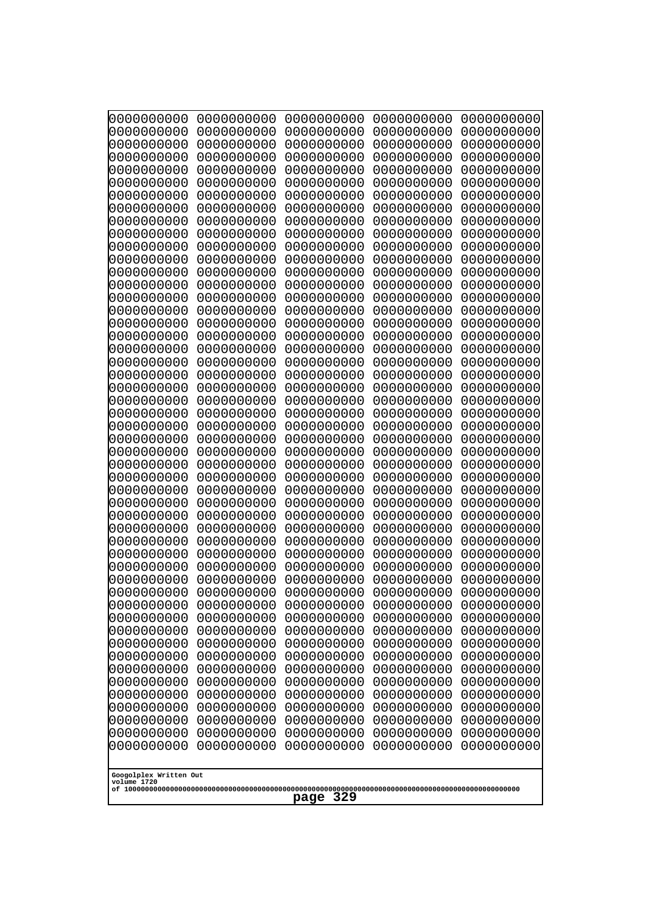```
0000000000 0000000000 0000000000 0000000000 0000000000
0000000000 0000000000 0000000000 0000000000 0000000000
0000000000 0000000000 0000000000 0000000000 0000000000
0000000000 0000000000 0000000000 0000000000 0000000000
0000000000 0000000000 0000000000 0000000000 0000000000
0000000000 0000000000 0000000000 0000000000 0000000000
0000000000 0000000000 0000000000 0000000000 0000000000
0000000000 0000000000 0000000000 0000000000 0000000000
0000000000 0000000000 0000000000 0000000000 0000000000
0000000000 0000000000 0000000000 0000000000 0000000000
0000000000 0000000000 0000000000 0000000000 0000000000
0000000000 0000000000 0000000000 0000000000 0000000000
0000000000 0000000000 0000000000 0000000000 0000000000
0000000000 0000000000 0000000000 0000000000 0000000000
0000000000 0000000000 0000000000 0000000000 0000000000
0000000000 0000000000 0000000000 0000000000 0000000000
0000000000 0000000000 0000000000 0000000000 0000000000
0000000000 0000000000 0000000000 0000000000 0000000000
0000000000 0000000000 0000000000 0000000000 0000000000
0000000000 0000000000 0000000000 0000000000 0000000000
0000000000 0000000000 0000000000 0000000000 0000000000
0000000000 0000000000 0000000000 0000000000 0000000000
0000000000 0000000000 0000000000 0000000000 0000000000
0000000000 0000000000 0000000000 0000000000 0000000000
0000000000 0000000000 0000000000 0000000000 0000000000
0000000000 0000000000 0000000000 0000000000 0000000000
0000000000 0000000000 0000000000 0000000000 0000000000
0000000000 0000000000 0000000000 0000000000 0000000000
0000000000 0000000000 0000000000 0000000000 0000000000
0000000000 0000000000 0000000000 0000000000 0000000000
0000000000 0000000000 0000000000 0000000000 0000000000
0000000000 0000000000 0000000000 0000000000 0000000000
0000000000 0000000000 0000000000 0000000000 0000000000
0000000000 0000000000 0000000000 0000000000 0000000000
0000000000 0000000000 0000000000 0000000000 0000000000
0000000000 0000000000 0000000000 0000000000 0000000000
0000000000 0000000000 0000000000 0000000000 0000000000
0000000000 0000000000 0000000000 0000000000 0000000000
0000000000 0000000000 0000000000 0000000000 0000000000
0000000000 0000000000 0000000000 0000000000 0000000000
0000000000 0000000000 0000000000 0000000000 0000000000
0000000000 0000000000 0000000000 0000000000 0000000000
0000000000 0000000000 0000000000 0000000000 0000000000
0000000000 0000000000 0000000000 0000000000 0000000000
0000000000 0000000000 0000000000 0000000000 0000000000
0000000000 0000000000 0000000000 0000000000 0000000000
0000000000 0000000000 0000000000 0000000000 0000000000
0000000000 0000000000 0000000000 0000000000 0000000000
0000000000 0000000000 0000000000 0000000000 0000000000
0000000000 0000000000 0000000000 0000000000 0000000000
```

Googolplex Written Out
volume 1720
of 10000000000000000000000000000000000000000000000000000000000000000000000000000000000000000000000000000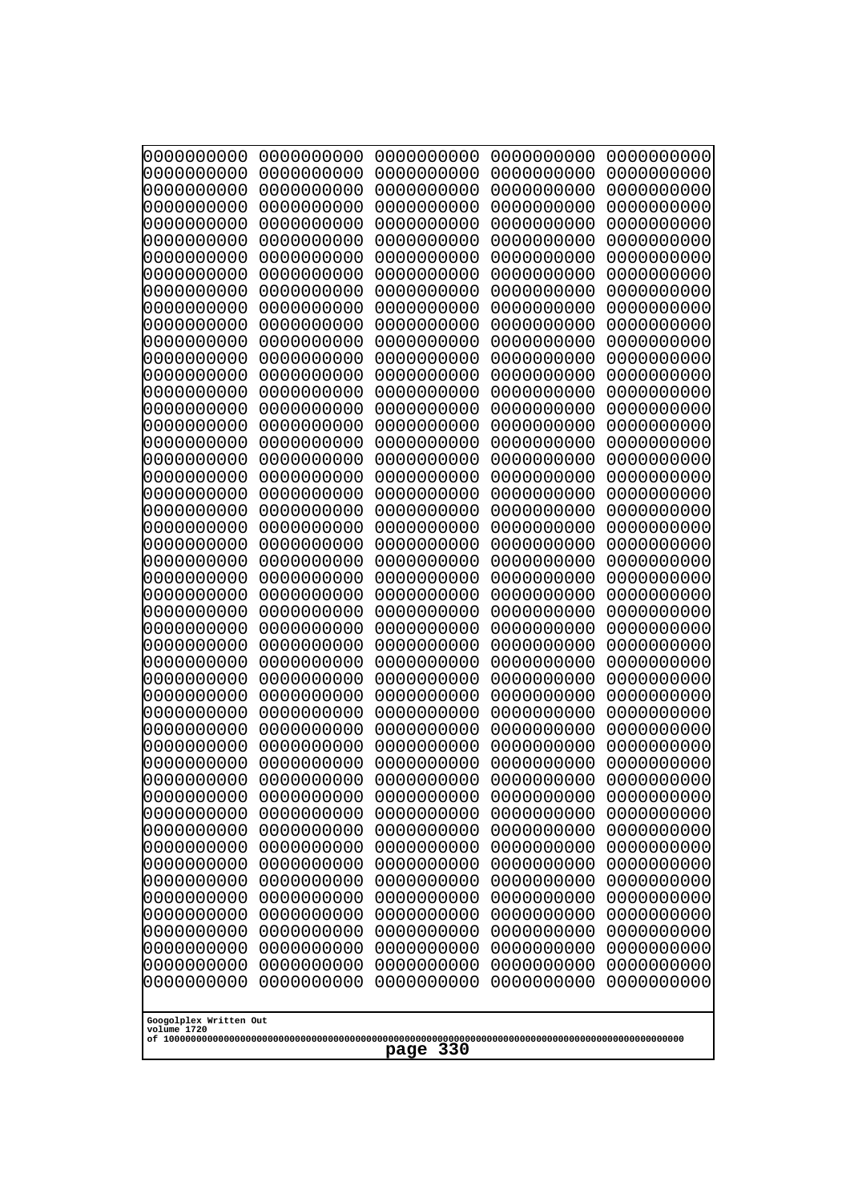```
0000000000 0000000000 0000000000 0000000000 0000000000
0000000000 0000000000 0000000000 0000000000 0000000000
0000000000 0000000000 0000000000 0000000000 0000000000
0000000000 0000000000 0000000000 0000000000 0000000000
0000000000 0000000000 0000000000 0000000000 0000000000
0000000000 0000000000 0000000000 0000000000 0000000000
0000000000 0000000000 0000000000 0000000000 0000000000
0000000000 0000000000 0000000000 0000000000 0000000000
0000000000 0000000000 0000000000 0000000000 0000000000
0000000000 0000000000 0000000000 0000000000 0000000000
0000000000 0000000000 0000000000 0000000000 0000000000
0000000000 0000000000 0000000000 0000000000 0000000000
0000000000 0000000000 0000000000 0000000000 0000000000
0000000000 0000000000 0000000000 0000000000 0000000000
0000000000 0000000000 0000000000 0000000000 0000000000
0000000000 0000000000 0000000000 0000000000 0000000000
0000000000 0000000000 0000000000 0000000000 0000000000
0000000000 0000000000 0000000000 0000000000 0000000000
0000000000 0000000000 0000000000 0000000000 0000000000
0000000000 0000000000 0000000000 0000000000 0000000000
0000000000 0000000000 0000000000 0000000000 0000000000
0000000000 0000000000 0000000000 0000000000 0000000000
0000000000 0000000000 0000000000 0000000000 0000000000
0000000000 0000000000 0000000000 0000000000 0000000000
0000000000 0000000000 0000000000 0000000000 0000000000
0000000000 0000000000 0000000000 0000000000 0000000000
0000000000 0000000000 0000000000 0000000000 0000000000
0000000000 0000000000 0000000000 0000000000 0000000000
0000000000 0000000000 0000000000 0000000000 0000000000
0000000000 0000000000 0000000000 0000000000 0000000000
0000000000 0000000000 0000000000 0000000000 0000000000
0000000000 0000000000 0000000000 0000000000 0000000000
0000000000 0000000000 0000000000 0000000000 0000000000
0000000000 0000000000 0000000000 0000000000 0000000000
0000000000 0000000000 0000000000 0000000000 0000000000
0000000000 0000000000 0000000000 0000000000 0000000000
0000000000 0000000000 0000000000 0000000000 0000000000
0000000000 0000000000 0000000000 0000000000 0000000000
0000000000 0000000000 0000000000 0000000000 0000000000
0000000000 0000000000 0000000000 0000000000 0000000000
0000000000 0000000000 0000000000 0000000000 0000000000
0000000000 0000000000 0000000000 0000000000 0000000000
0000000000 0000000000 0000000000 0000000000 0000000000
0000000000 0000000000 0000000000 0000000000 0000000000
0000000000 0000000000 0000000000 0000000000 0000000000
0000000000 0000000000 0000000000 0000000000 0000000000
0000000000 0000000000 0000000000 0000000000 0000000000
0000000000 0000000000 0000000000 0000000000 0000000000
0000000000 0000000000 0000000000 0000000000 0000000000
0000000000 0000000000 0000000000 0000000000 0000000000
```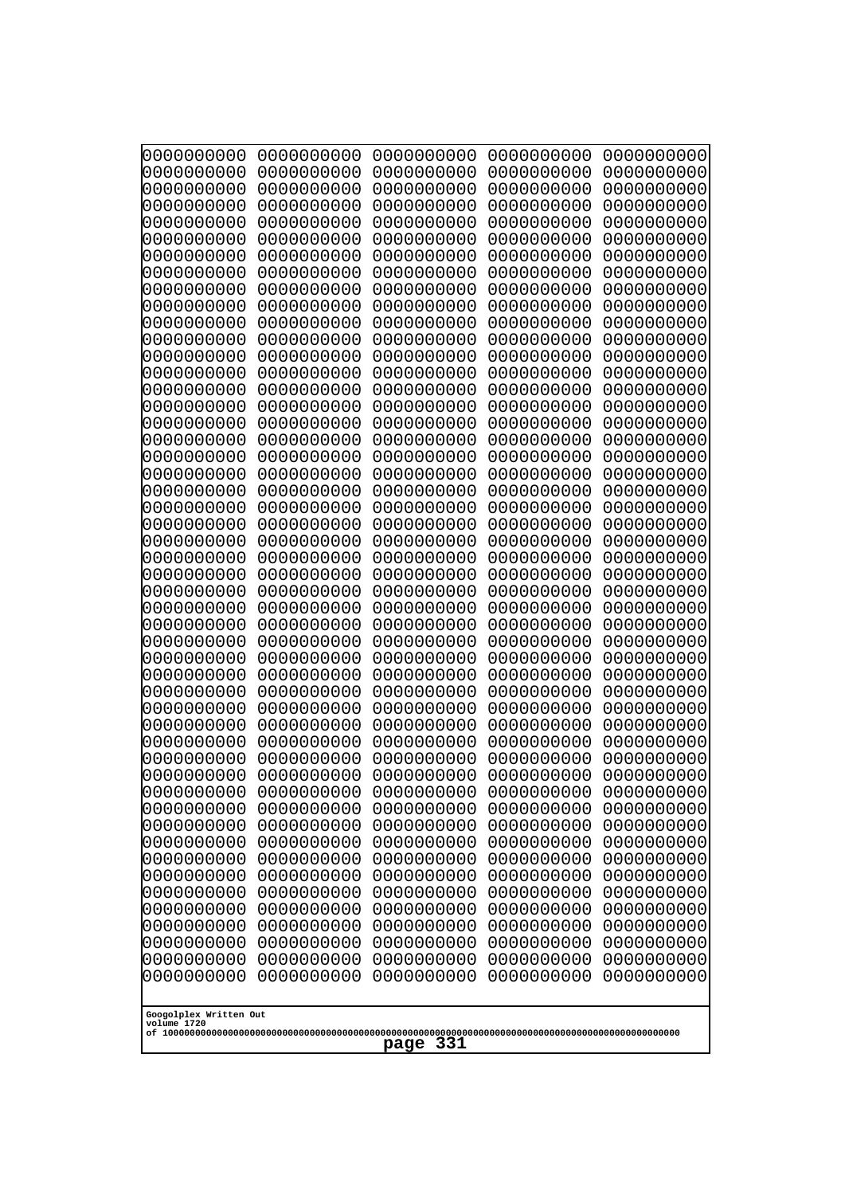```
0000000000 0000000000 0000000000 0000000000 0000000000
0000000000 0000000000 0000000000 0000000000 0000000000
0000000000 0000000000 0000000000 0000000000 0000000000
0000000000 0000000000 0000000000 0000000000 0000000000
0000000000 0000000000 0000000000 0000000000 0000000000
0000000000 0000000000 0000000000 0000000000 0000000000
0000000000 0000000000 0000000000 0000000000 0000000000
0000000000 0000000000 0000000000 0000000000 0000000000
0000000000 0000000000 0000000000 0000000000 0000000000
0000000000 0000000000 0000000000 0000000000 0000000000
0000000000 0000000000 0000000000 0000000000 0000000000
0000000000 0000000000 0000000000 0000000000 0000000000
0000000000 0000000000 0000000000 0000000000 0000000000
0000000000 0000000000 0000000000 0000000000 0000000000
0000000000 0000000000 0000000000 0000000000 0000000000
0000000000 0000000000 0000000000 0000000000 0000000000
0000000000 0000000000 0000000000 0000000000 0000000000
0000000000 0000000000 0000000000 0000000000 0000000000
0000000000 0000000000 0000000000 0000000000 0000000000
0000000000 0000000000 0000000000 0000000000 0000000000
0000000000 0000000000 0000000000 0000000000 0000000000
0000000000 0000000000 0000000000 0000000000 0000000000
0000000000 0000000000 0000000000 0000000000 0000000000
0000000000 0000000000 0000000000 0000000000 0000000000
0000000000 0000000000 0000000000 0000000000 0000000000
0000000000 0000000000 0000000000 0000000000 0000000000
0000000000 0000000000 0000000000 0000000000 0000000000
0000000000 0000000000 0000000000 0000000000 0000000000
0000000000 0000000000 0000000000 0000000000 0000000000
0000000000 0000000000 0000000000 0000000000 0000000000
0000000000 0000000000 0000000000 0000000000 0000000000
0000000000 0000000000 0000000000 0000000000 0000000000
0000000000 0000000000 0000000000 0000000000 0000000000
0000000000 0000000000 0000000000 0000000000 0000000000
0000000000 0000000000 0000000000 0000000000 0000000000
0000000000 0000000000 0000000000 0000000000 0000000000
0000000000 0000000000 0000000000 0000000000 0000000000
0000000000 0000000000 0000000000 0000000000 0000000000
0000000000 0000000000 0000000000 0000000000 0000000000
0000000000 0000000000 0000000000 0000000000 0000000000
0000000000 0000000000 0000000000 0000000000 0000000000
0000000000 0000000000 0000000000 0000000000 0000000000
0000000000 0000000000 0000000000 0000000000 0000000000
0000000000 0000000000 0000000000 0000000000 0000000000
0000000000 0000000000 0000000000 0000000000 0000000000
0000000000 0000000000 0000000000 0000000000 0000000000
0000000000 0000000000 0000000000 0000000000 0000000000
0000000000 0000000000 0000000000 0000000000 0000000000
0000000000 0000000000 0000000000 0000000000 0000000000
0000000000 0000000000 0000000000 0000000000 0000000000
```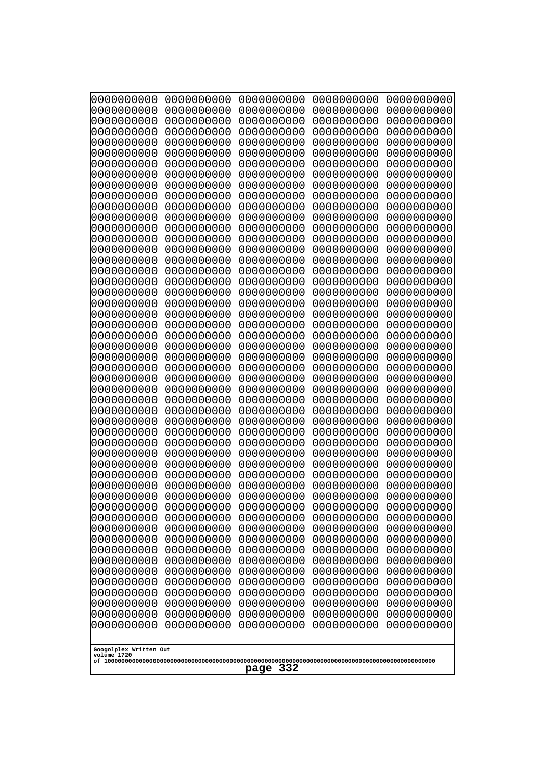```
0000000000 0000000000 0000000000 0000000000 0000000000
0000000000 0000000000 0000000000 0000000000 0000000000
0000000000 0000000000 0000000000 0000000000 0000000000
0000000000 0000000000 0000000000 0000000000 0000000000
0000000000 0000000000 0000000000 0000000000 0000000000
0000000000 0000000000 0000000000 0000000000 0000000000
0000000000 0000000000 0000000000 0000000000 0000000000
0000000000 0000000000 0000000000 0000000000 0000000000
0000000000 0000000000 0000000000 0000000000 0000000000
0000000000 0000000000 0000000000 0000000000 0000000000
0000000000 0000000000 0000000000 0000000000 0000000000
0000000000 0000000000 0000000000 0000000000 0000000000
0000000000 0000000000 0000000000 0000000000 0000000000
0000000000 0000000000 0000000000 0000000000 0000000000
0000000000 0000000000 0000000000 0000000000 0000000000
0000000000 0000000000 0000000000 0000000000 0000000000
0000000000 0000000000 0000000000 0000000000 0000000000
0000000000 0000000000 0000000000 0000000000 0000000000
0000000000 0000000000 0000000000 0000000000 0000000000
0000000000 0000000000 0000000000 0000000000 0000000000
0000000000 0000000000 0000000000 0000000000 0000000000
0000000000 0000000000 0000000000 0000000000 0000000000
0000000000 0000000000 0000000000 0000000000 0000000000
0000000000 0000000000 0000000000 0000000000 0000000000
0000000000 0000000000 0000000000 0000000000 0000000000
0000000000 0000000000 0000000000 0000000000 0000000000
0000000000 0000000000 0000000000 0000000000 0000000000
0000000000 0000000000 0000000000 0000000000 0000000000
0000000000 0000000000 0000000000 0000000000 0000000000
0000000000 0000000000 0000000000 0000000000 0000000000
0000000000 0000000000 0000000000 0000000000 0000000000
0000000000 0000000000 0000000000 0000000000 0000000000
0000000000 0000000000 0000000000 0000000000 0000000000
0000000000 0000000000 0000000000 0000000000 0000000000
0000000000 0000000000 0000000000 0000000000 0000000000
0000000000 0000000000 0000000000 0000000000 0000000000
0000000000 0000000000 0000000000 0000000000 0000000000
0000000000 0000000000 0000000000 0000000000 0000000000
0000000000 0000000000 0000000000 0000000000 0000000000
0000000000 0000000000 0000000000 0000000000 0000000000
0000000000 0000000000 0000000000 0000000000 0000000000
0000000000 0000000000 0000000000 0000000000 0000000000
0000000000 0000000000 0000000000 0000000000 0000000000
0000000000 0000000000 0000000000 0000000000 0000000000
0000000000 0000000000 0000000000 0000000000 0000000000
0000000000 0000000000 0000000000 0000000000 0000000000
0000000000 0000000000 0000000000 0000000000 0000000000
0000000000 0000000000 0000000000 0000000000 0000000000
0000000000 0000000000 0000000000 0000000000 0000000000
0000000000 0000000000 0000000000 0000000000 0000000000
```

Googolplex Written Out
volume 1720
of 10000000000000000000000000000000000000000000000000000000000000000000000000000000000000000000000000000

page 332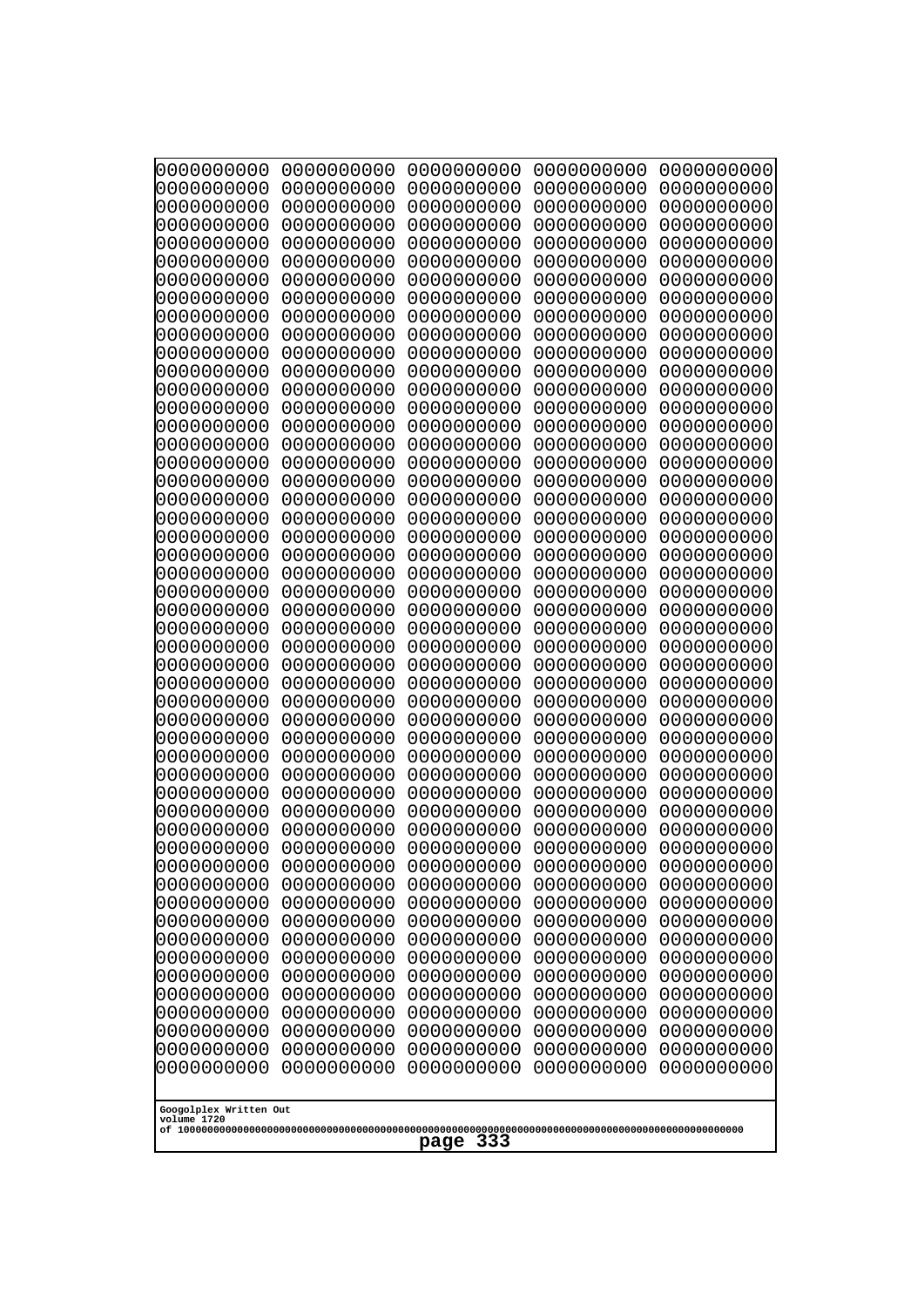```
0000000000 0000000000 0000000000 0000000000 0000000000
0000000000 0000000000 0000000000 0000000000 0000000000
0000000000 0000000000 0000000000 0000000000 0000000000
0000000000 0000000000 0000000000 0000000000 0000000000
0000000000 0000000000 0000000000 0000000000 0000000000
0000000000 0000000000 0000000000 0000000000 0000000000
0000000000 0000000000 0000000000 0000000000 0000000000
0000000000 0000000000 0000000000 0000000000 0000000000
0000000000 0000000000 0000000000 0000000000 0000000000
0000000000 0000000000 0000000000 0000000000 0000000000
0000000000 0000000000 0000000000 0000000000 0000000000
0000000000 0000000000 0000000000 0000000000 0000000000
0000000000 0000000000 0000000000 0000000000 0000000000
0000000000 0000000000 0000000000 0000000000 0000000000
0000000000 0000000000 0000000000 0000000000 0000000000
0000000000 0000000000 0000000000 0000000000 0000000000
0000000000 0000000000 0000000000 0000000000 0000000000
0000000000 0000000000 0000000000 0000000000 0000000000
0000000000 0000000000 0000000000 0000000000 0000000000
0000000000 0000000000 0000000000 0000000000 0000000000
0000000000 0000000000 0000000000 0000000000 0000000000
0000000000 0000000000 0000000000 0000000000 0000000000
0000000000 0000000000 0000000000 0000000000 0000000000
0000000000 0000000000 0000000000 0000000000 0000000000
0000000000 0000000000 0000000000 0000000000 0000000000
0000000000 0000000000 0000000000 0000000000 0000000000
0000000000 0000000000 0000000000 0000000000 0000000000
0000000000 0000000000 0000000000 0000000000 0000000000
0000000000 0000000000 0000000000 0000000000 0000000000
0000000000 0000000000 0000000000 0000000000 0000000000
0000000000 0000000000 0000000000 0000000000 0000000000
0000000000 0000000000 0000000000 0000000000 0000000000
0000000000 0000000000 0000000000 0000000000 0000000000
0000000000 0000000000 0000000000 0000000000 0000000000
0000000000 0000000000 0000000000 0000000000 0000000000
0000000000 0000000000 0000000000 0000000000 0000000000
0000000000 0000000000 0000000000 0000000000 0000000000
0000000000 0000000000 0000000000 0000000000 0000000000
0000000000 0000000000 0000000000 0000000000 0000000000
0000000000 0000000000 0000000000 0000000000 0000000000
0000000000 0000000000 0000000000 0000000000 0000000000
0000000000 0000000000 0000000000 0000000000 0000000000
0000000000 0000000000 0000000000 0000000000 0000000000
0000000000 0000000000 0000000000 0000000000 0000000000
0000000000 0000000000 0000000000 0000000000 0000000000
0000000000 0000000000 0000000000 0000000000 0000000000
0000000000 0000000000 0000000000 0000000000 0000000000
0000000000 0000000000 0000000000 0000000000 0000000000
0000000000 0000000000 0000000000 0000000000 0000000000
0000000000 0000000000 0000000000 0000000000 0000000000
```

Googolplex Written Out
volume 1720
of 10000000000000000000000000000000000000000000000000000000000000000000000000000000000000000000000000000
page 333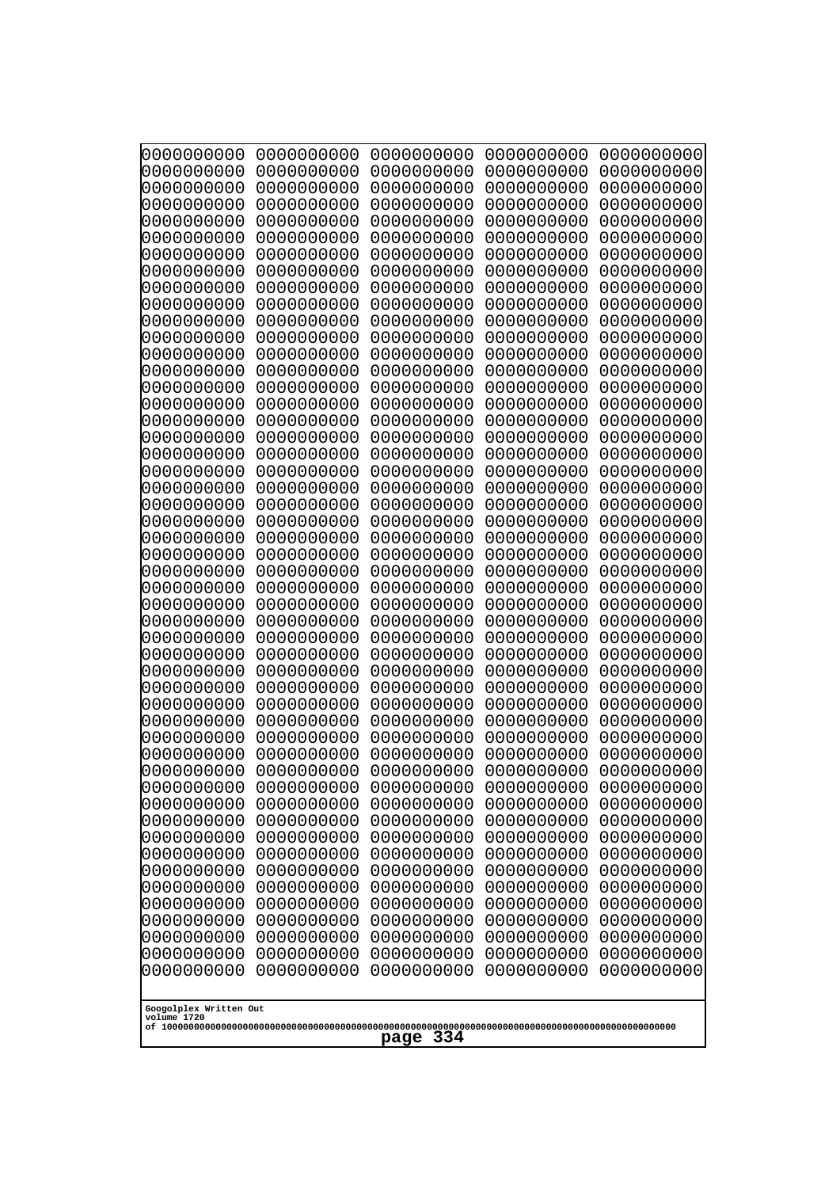0000000000 0000000000 0000000000 0000000000 0000000000
0000000000 0000000000 0000000000 0000000000 0000000000
0000000000 0000000000 0000000000 0000000000 0000000000
0000000000 0000000000 0000000000 0000000000 0000000000
0000000000 0000000000 0000000000 0000000000 0000000000
0000000000 0000000000 0000000000 0000000000 0000000000
0000000000 0000000000 0000000000 0000000000 0000000000
0000000000 0000000000 0000000000 0000000000 0000000000
0000000000 0000000000 0000000000 0000000000 0000000000
0000000000 0000000000 0000000000 0000000000 0000000000
0000000000 0000000000 0000000000 0000000000 0000000000
0000000000 0000000000 0000000000 0000000000 0000000000
0000000000 0000000000 0000000000 0000000000 0000000000
0000000000 0000000000 0000000000 0000000000 0000000000
0000000000 0000000000 0000000000 0000000000 0000000000
0000000000 0000000000 0000000000 0000000000 0000000000
0000000000 0000000000 0000000000 0000000000 0000000000
0000000000 0000000000 0000000000 0000000000 0000000000
0000000000 0000000000 0000000000 0000000000 0000000000
0000000000 0000000000 0000000000 0000000000 0000000000
0000000000 0000000000 0000000000 0000000000 0000000000
0000000000 0000000000 0000000000 0000000000 0000000000
0000000000 0000000000 0000000000 0000000000 0000000000
0000000000 0000000000 0000000000 0000000000 0000000000
0000000000 0000000000 0000000000 0000000000 0000000000
0000000000 0000000000 0000000000 0000000000 0000000000
0000000000 0000000000 0000000000 0000000000 0000000000
0000000000 0000000000 0000000000 0000000000 0000000000
0000000000 0000000000 0000000000 0000000000 0000000000
0000000000 0000000000 0000000000 0000000000 0000000000
0000000000 0000000000 0000000000 0000000000 0000000000
0000000000 0000000000 0000000000 0000000000 0000000000
0000000000 0000000000 0000000000 0000000000 0000000000
0000000000 0000000000 0000000000 0000000000 0000000000
0000000000 0000000000 0000000000 0000000000 0000000000
0000000000 0000000000 0000000000 0000000000 0000000000
0000000000 0000000000 0000000000 0000000000 0000000000
0000000000 0000000000 0000000000 0000000000 0000000000
0000000000 0000000000 0000000000 0000000000 0000000000
0000000000 0000000000 0000000000 0000000000 0000000000
0000000000 0000000000 0000000000 0000000000 0000000000
0000000000 0000000000 0000000000 0000000000 0000000000
0000000000 0000000000 0000000000 0000000000 0000000000
0000000000 0000000000 0000000000 0000000000 0000000000
0000000000 0000000000 0000000000 0000000000 0000000000
0000000000 0000000000 0000000000 0000000000 0000000000
0000000000 0000000000 0000000000 0000000000 0000000000
0000000000 0000000000 0000000000 0000000000 0000000000
0000000000 0000000000 0000000000 0000000000 0000000000
0000000000 0000000000 0000000000 0000000000 0000000000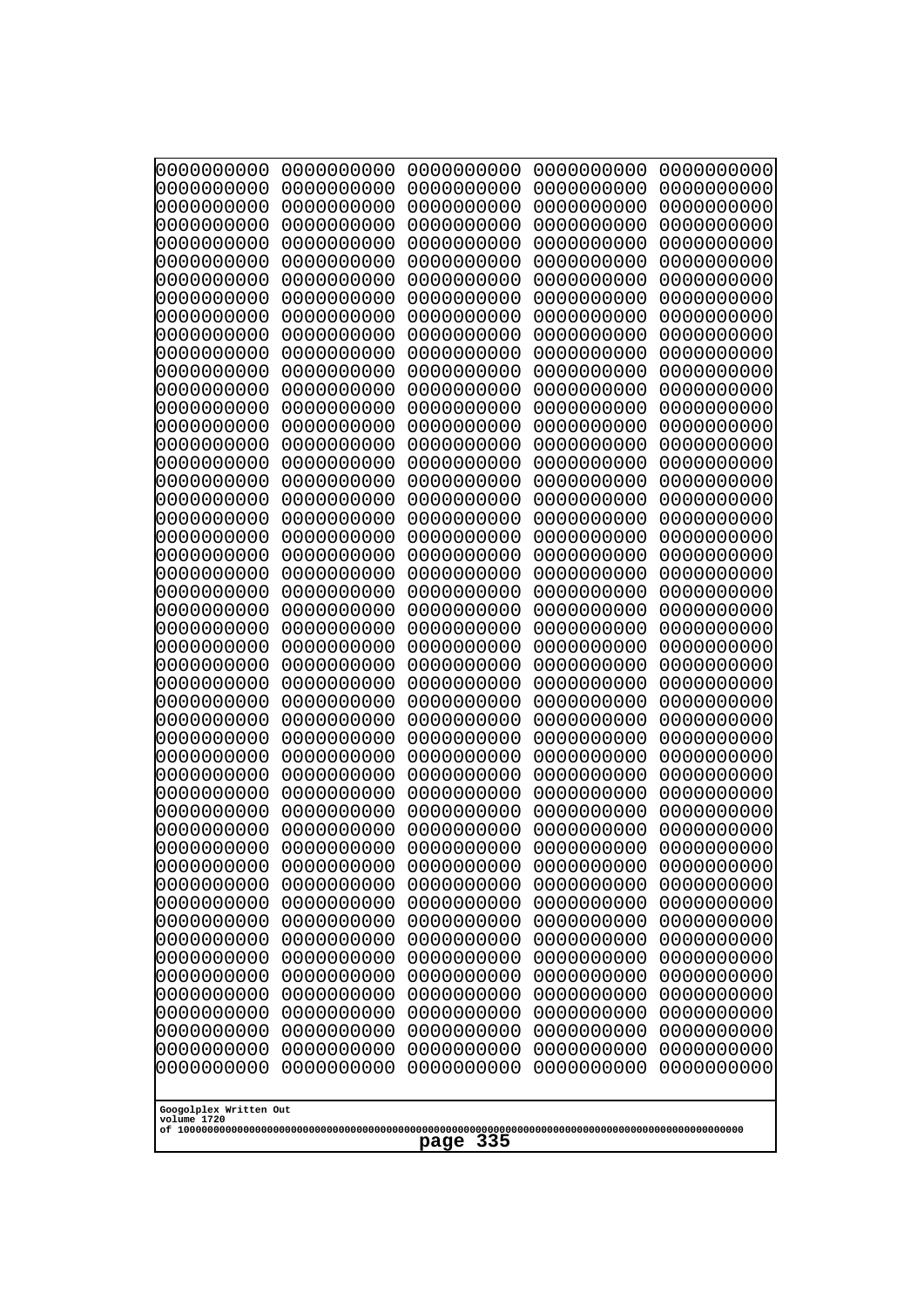```
0000000000 0000000000 0000000000 0000000000 0000000000
0000000000 0000000000 0000000000 0000000000 0000000000
0000000000 0000000000 0000000000 0000000000 0000000000
0000000000 0000000000 0000000000 0000000000 0000000000
0000000000 0000000000 0000000000 0000000000 0000000000
0000000000 0000000000 0000000000 0000000000 0000000000
0000000000 0000000000 0000000000 0000000000 0000000000
0000000000 0000000000 0000000000 0000000000 0000000000
0000000000 0000000000 0000000000 0000000000 0000000000
0000000000 0000000000 0000000000 0000000000 0000000000
0000000000 0000000000 0000000000 0000000000 0000000000
0000000000 0000000000 0000000000 0000000000 0000000000
0000000000 0000000000 0000000000 0000000000 0000000000
0000000000 0000000000 0000000000 0000000000 0000000000
0000000000 0000000000 0000000000 0000000000 0000000000
0000000000 0000000000 0000000000 0000000000 0000000000
0000000000 0000000000 0000000000 0000000000 0000000000
0000000000 0000000000 0000000000 0000000000 0000000000
0000000000 0000000000 0000000000 0000000000 0000000000
0000000000 0000000000 0000000000 0000000000 0000000000
0000000000 0000000000 0000000000 0000000000 0000000000
0000000000 0000000000 0000000000 0000000000 0000000000
0000000000 0000000000 0000000000 0000000000 0000000000
0000000000 0000000000 0000000000 0000000000 0000000000
0000000000 0000000000 0000000000 0000000000 0000000000
0000000000 0000000000 0000000000 0000000000 0000000000
0000000000 0000000000 0000000000 0000000000 0000000000
0000000000 0000000000 0000000000 0000000000 0000000000
0000000000 0000000000 0000000000 0000000000 0000000000
0000000000 0000000000 0000000000 0000000000 0000000000
0000000000 0000000000 0000000000 0000000000 0000000000
0000000000 0000000000 0000000000 0000000000 0000000000
0000000000 0000000000 0000000000 0000000000 0000000000
0000000000 0000000000 0000000000 0000000000 0000000000
0000000000 0000000000 0000000000 0000000000 0000000000
0000000000 0000000000 0000000000 0000000000 0000000000
0000000000 0000000000 0000000000 0000000000 0000000000
0000000000 0000000000 0000000000 0000000000 0000000000
0000000000 0000000000 0000000000 0000000000 0000000000
0000000000 0000000000 0000000000 0000000000 0000000000
0000000000 0000000000 0000000000 0000000000 0000000000
0000000000 0000000000 0000000000 0000000000 0000000000
0000000000 0000000000 0000000000 0000000000 0000000000
0000000000 0000000000 0000000000 0000000000 0000000000
0000000000 0000000000 0000000000 0000000000 0000000000
0000000000 0000000000 0000000000 0000000000 0000000000
0000000000 0000000000 0000000000 0000000000 0000000000
0000000000 0000000000 0000000000 0000000000 0000000000
0000000000 0000000000 0000000000 0000000000 0000000000
0000000000 0000000000 0000000000 0000000000 0000000000
```

Googolplex Written Out
volume 1720
of 10000000000000000000000000000000000000000000000000000000000000000000000000000000000000000000000000000

page 335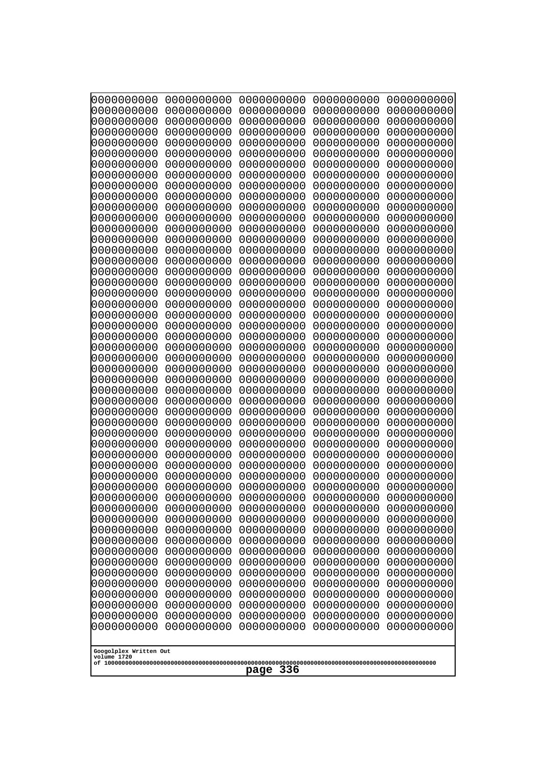```
0000000000 0000000000 0000000000 0000000000 0000000000
0000000000 0000000000 0000000000 0000000000 0000000000
0000000000 0000000000 0000000000 0000000000 0000000000
0000000000 0000000000 0000000000 0000000000 0000000000
0000000000 0000000000 0000000000 0000000000 0000000000
0000000000 0000000000 0000000000 0000000000 0000000000
0000000000 0000000000 0000000000 0000000000 0000000000
0000000000 0000000000 0000000000 0000000000 0000000000
0000000000 0000000000 0000000000 0000000000 0000000000
0000000000 0000000000 0000000000 0000000000 0000000000
0000000000 0000000000 0000000000 0000000000 0000000000
0000000000 0000000000 0000000000 0000000000 0000000000
0000000000 0000000000 0000000000 0000000000 0000000000
0000000000 0000000000 0000000000 0000000000 0000000000
0000000000 0000000000 0000000000 0000000000 0000000000
0000000000 0000000000 0000000000 0000000000 0000000000
0000000000 0000000000 0000000000 0000000000 0000000000
0000000000 0000000000 0000000000 0000000000 0000000000
0000000000 0000000000 0000000000 0000000000 0000000000
0000000000 0000000000 0000000000 0000000000 0000000000
0000000000 0000000000 0000000000 0000000000 0000000000
0000000000 0000000000 0000000000 0000000000 0000000000
0000000000 0000000000 0000000000 0000000000 0000000000
0000000000 0000000000 0000000000 0000000000 0000000000
0000000000 0000000000 0000000000 0000000000 0000000000
0000000000 0000000000 0000000000 0000000000 0000000000
0000000000 0000000000 0000000000 0000000000 0000000000
0000000000 0000000000 0000000000 0000000000 0000000000
0000000000 0000000000 0000000000 0000000000 0000000000
0000000000 0000000000 0000000000 0000000000 0000000000
0000000000 0000000000 0000000000 0000000000 0000000000
0000000000 0000000000 0000000000 0000000000 0000000000
0000000000 0000000000 0000000000 0000000000 0000000000
0000000000 0000000000 0000000000 0000000000 0000000000
0000000000 0000000000 0000000000 0000000000 0000000000
0000000000 0000000000 0000000000 0000000000 0000000000
0000000000 0000000000 0000000000 0000000000 0000000000
0000000000 0000000000 0000000000 0000000000 0000000000
0000000000 0000000000 0000000000 0000000000 0000000000
0000000000 0000000000 0000000000 0000000000 0000000000
0000000000 0000000000 0000000000 0000000000 0000000000
0000000000 0000000000 0000000000 0000000000 0000000000
0000000000 0000000000 0000000000 0000000000 0000000000
0000000000 0000000000 0000000000 0000000000 0000000000
0000000000 0000000000 0000000000 0000000000 0000000000
0000000000 0000000000 0000000000 0000000000 0000000000
0000000000 0000000000 0000000000 0000000000 0000000000
0000000000 0000000000 0000000000 0000000000 0000000000
0000000000 0000000000 0000000000 0000000000 0000000000
0000000000 0000000000 0000000000 0000000000 0000000000
```

Googolplex Written Out
volume 1720
of 10000000000000000000000000000000000000000000000000000000000000000000000000000000000000000000000000000

page 336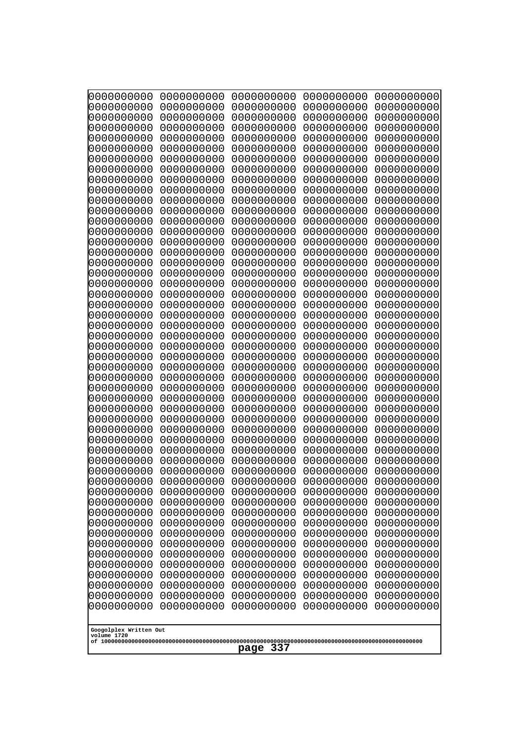```
0000000000 0000000000 0000000000 0000000000 0000000000
0000000000 0000000000 0000000000 0000000000 0000000000
0000000000 0000000000 0000000000 0000000000 0000000000
0000000000 0000000000 0000000000 0000000000 0000000000
0000000000 0000000000 0000000000 0000000000 0000000000
0000000000 0000000000 0000000000 0000000000 0000000000
0000000000 0000000000 0000000000 0000000000 0000000000
0000000000 0000000000 0000000000 0000000000 0000000000
0000000000 0000000000 0000000000 0000000000 0000000000
0000000000 0000000000 0000000000 0000000000 0000000000
0000000000 0000000000 0000000000 0000000000 0000000000
0000000000 0000000000 0000000000 0000000000 0000000000
0000000000 0000000000 0000000000 0000000000 0000000000
0000000000 0000000000 0000000000 0000000000 0000000000
0000000000 0000000000 0000000000 0000000000 0000000000
0000000000 0000000000 0000000000 0000000000 0000000000
0000000000 0000000000 0000000000 0000000000 0000000000
0000000000 0000000000 0000000000 0000000000 0000000000
0000000000 0000000000 0000000000 0000000000 0000000000
0000000000 0000000000 0000000000 0000000000 0000000000
0000000000 0000000000 0000000000 0000000000 0000000000
0000000000 0000000000 0000000000 0000000000 0000000000
0000000000 0000000000 0000000000 0000000000 0000000000
0000000000 0000000000 0000000000 0000000000 0000000000
0000000000 0000000000 0000000000 0000000000 0000000000
0000000000 0000000000 0000000000 0000000000 0000000000
0000000000 0000000000 0000000000 0000000000 0000000000
0000000000 0000000000 0000000000 0000000000 0000000000
0000000000 0000000000 0000000000 0000000000 0000000000
0000000000 0000000000 0000000000 0000000000 0000000000
0000000000 0000000000 0000000000 0000000000 0000000000
0000000000 0000000000 0000000000 0000000000 0000000000
0000000000 0000000000 0000000000 0000000000 0000000000
0000000000 0000000000 0000000000 0000000000 0000000000
0000000000 0000000000 0000000000 0000000000 0000000000
0000000000 0000000000 0000000000 0000000000 0000000000
0000000000 0000000000 0000000000 0000000000 0000000000
0000000000 0000000000 0000000000 0000000000 0000000000
0000000000 0000000000 0000000000 0000000000 0000000000
0000000000 0000000000 0000000000 0000000000 0000000000
0000000000 0000000000 0000000000 0000000000 0000000000
0000000000 0000000000 0000000000 0000000000 0000000000
0000000000 0000000000 0000000000 0000000000 0000000000
0000000000 0000000000 0000000000 0000000000 0000000000
0000000000 0000000000 0000000000 0000000000 0000000000
0000000000 0000000000 0000000000 0000000000 0000000000
0000000000 0000000000 0000000000 0000000000 0000000000
0000000000 0000000000 0000000000 0000000000 0000000000
0000000000 0000000000 0000000000 0000000000 0000000000
0000000000 0000000000 0000000000 0000000000 0000000000
```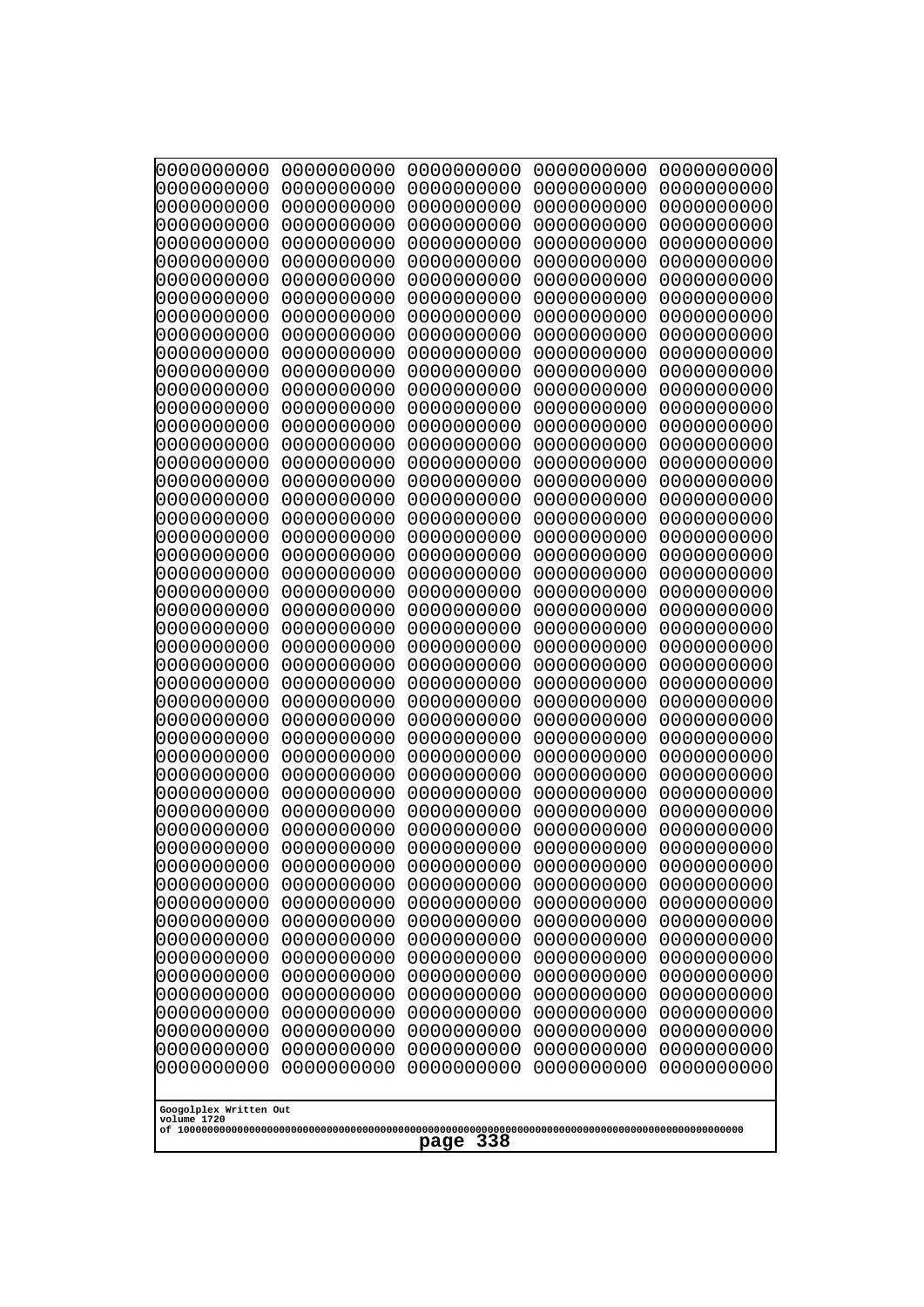| | | | | |
|---|---|---|---|---|
| 0000000000 | 0000000000 | 0000000000 | 0000000000 | 0000000000 |
| 0000000000 | 0000000000 | 0000000000 | 0000000000 | 0000000000 |
| 0000000000 | 0000000000 | 0000000000 | 0000000000 | 0000000000 |
| 0000000000 | 0000000000 | 0000000000 | 0000000000 | 0000000000 |
| 0000000000 | 0000000000 | 0000000000 | 0000000000 | 0000000000 |
| 0000000000 | 0000000000 | 0000000000 | 0000000000 | 0000000000 |
| 0000000000 | 0000000000 | 0000000000 | 0000000000 | 0000000000 |
| 0000000000 | 0000000000 | 0000000000 | 0000000000 | 0000000000 |
| 0000000000 | 0000000000 | 0000000000 | 0000000000 | 0000000000 |
| 0000000000 | 0000000000 | 0000000000 | 0000000000 | 0000000000 |
| 0000000000 | 0000000000 | 0000000000 | 0000000000 | 0000000000 |
| 0000000000 | 0000000000 | 0000000000 | 0000000000 | 0000000000 |
| 0000000000 | 0000000000 | 0000000000 | 0000000000 | 0000000000 |
| 0000000000 | 0000000000 | 0000000000 | 0000000000 | 0000000000 |
| 0000000000 | 0000000000 | 0000000000 | 0000000000 | 0000000000 |
| 0000000000 | 0000000000 | 0000000000 | 0000000000 | 0000000000 |
| 0000000000 | 0000000000 | 0000000000 | 0000000000 | 0000000000 |
| 0000000000 | 0000000000 | 0000000000 | 0000000000 | 0000000000 |
| 0000000000 | 0000000000 | 0000000000 | 0000000000 | 0000000000 |
| 0000000000 | 0000000000 | 0000000000 | 0000000000 | 0000000000 |
| 0000000000 | 0000000000 | 0000000000 | 0000000000 | 0000000000 |
| 0000000000 | 0000000000 | 0000000000 | 0000000000 | 0000000000 |
| 0000000000 | 0000000000 | 0000000000 | 0000000000 | 0000000000 |
| 0000000000 | 0000000000 | 0000000000 | 0000000000 | 0000000000 |
| 0000000000 | 0000000000 | 0000000000 | 0000000000 | 0000000000 |
| 0000000000 | 0000000000 | 0000000000 | 0000000000 | 0000000000 |
| 0000000000 | 0000000000 | 0000000000 | 0000000000 | 0000000000 |
| 0000000000 | 0000000000 | 0000000000 | 0000000000 | 0000000000 |
| 0000000000 | 0000000000 | 0000000000 | 0000000000 | 0000000000 |
| 0000000000 | 0000000000 | 0000000000 | 0000000000 | 0000000000 |
| 0000000000 | 0000000000 | 0000000000 | 0000000000 | 0000000000 |
| 0000000000 | 0000000000 | 0000000000 | 0000000000 | 0000000000 |
| 0000000000 | 0000000000 | 0000000000 | 0000000000 | 0000000000 |
| 0000000000 | 0000000000 | 0000000000 | 0000000000 | 0000000000 |
| 0000000000 | 0000000000 | 0000000000 | 0000000000 | 0000000000 |
| 0000000000 | 0000000000 | 0000000000 | 0000000000 | 0000000000 |
| 0000000000 | 0000000000 | 0000000000 | 0000000000 | 0000000000 |
| 0000000000 | 0000000000 | 0000000000 | 0000000000 | 0000000000 |
| 0000000000 | 0000000000 | 0000000000 | 0000000000 | 0000000000 |
| 0000000000 | 0000000000 | 0000000000 | 0000000000 | 0000000000 |
| 0000000000 | 0000000000 | 0000000000 | 0000000000 | 0000000000 |
| 0000000000 | 0000000000 | 0000000000 | 0000000000 | 0000000000 |
| 0000000000 | 0000000000 | 0000000000 | 0000000000 | 0000000000 |
| 0000000000 | 0000000000 | 0000000000 | 0000000000 | 0000000000 |
| 0000000000 | 0000000000 | 0000000000 | 0000000000 | 0000000000 |
| 0000000000 | 0000000000 | 0000000000 | 0000000000 | 0000000000 |
| 0000000000 | 0000000000 | 0000000000 | 0000000000 | 0000000000 |
| 0000000000 | 0000000000 | 0000000000 | 0000000000 | 0000000000 |
| 0000000000 | 0000000000 | 0000000000 | 0000000000 | 0000000000 |
| 0000000000 | 0000000000 | 0000000000 | 0000000000 | 0000000000 |

Googolplex Written Out
volume 1720
of 10000000000000000000000000000000000000000000000000000000000000000000000000000000000000000000000000000
page 338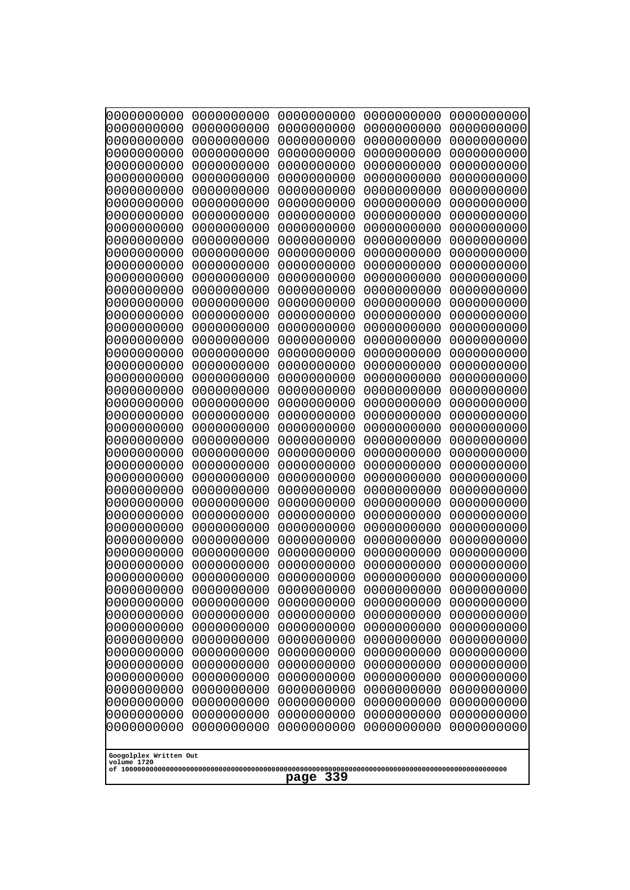```
0000000000 0000000000 0000000000 0000000000 0000000000
0000000000 0000000000 0000000000 0000000000 0000000000
0000000000 0000000000 0000000000 0000000000 0000000000
0000000000 0000000000 0000000000 0000000000 0000000000
0000000000 0000000000 0000000000 0000000000 0000000000
0000000000 0000000000 0000000000 0000000000 0000000000
0000000000 0000000000 0000000000 0000000000 0000000000
0000000000 0000000000 0000000000 0000000000 0000000000
0000000000 0000000000 0000000000 0000000000 0000000000
0000000000 0000000000 0000000000 0000000000 0000000000
0000000000 0000000000 0000000000 0000000000 0000000000
0000000000 0000000000 0000000000 0000000000 0000000000
0000000000 0000000000 0000000000 0000000000 0000000000
0000000000 0000000000 0000000000 0000000000 0000000000
0000000000 0000000000 0000000000 0000000000 0000000000
0000000000 0000000000 0000000000 0000000000 0000000000
0000000000 0000000000 0000000000 0000000000 0000000000
0000000000 0000000000 0000000000 0000000000 0000000000
0000000000 0000000000 0000000000 0000000000 0000000000
0000000000 0000000000 0000000000 0000000000 0000000000
0000000000 0000000000 0000000000 0000000000 0000000000
0000000000 0000000000 0000000000 0000000000 0000000000
0000000000 0000000000 0000000000 0000000000 0000000000
0000000000 0000000000 0000000000 0000000000 0000000000
0000000000 0000000000 0000000000 0000000000 0000000000
0000000000 0000000000 0000000000 0000000000 0000000000
0000000000 0000000000 0000000000 0000000000 0000000000
0000000000 0000000000 0000000000 0000000000 0000000000
0000000000 0000000000 0000000000 0000000000 0000000000
0000000000 0000000000 0000000000 0000000000 0000000000
0000000000 0000000000 0000000000 0000000000 0000000000
0000000000 0000000000 0000000000 0000000000 0000000000
0000000000 0000000000 0000000000 0000000000 0000000000
0000000000 0000000000 0000000000 0000000000 0000000000
0000000000 0000000000 0000000000 0000000000 0000000000
0000000000 0000000000 0000000000 0000000000 0000000000
0000000000 0000000000 0000000000 0000000000 0000000000
0000000000 0000000000 0000000000 0000000000 0000000000
0000000000 0000000000 0000000000 0000000000 0000000000
0000000000 0000000000 0000000000 0000000000 0000000000
0000000000 0000000000 0000000000 0000000000 0000000000
0000000000 0000000000 0000000000 0000000000 0000000000
0000000000 0000000000 0000000000 0000000000 0000000000
0000000000 0000000000 0000000000 0000000000 0000000000
0000000000 0000000000 0000000000 0000000000 0000000000
0000000000 0000000000 0000000000 0000000000 0000000000
0000000000 0000000000 0000000000 0000000000 0000000000
0000000000 0000000000 0000000000 0000000000 0000000000
0000000000 0000000000 0000000000 0000000000 0000000000
0000000000 0000000000 0000000000 0000000000 0000000000
```

Googolplex Written Out
volume 1720
of 10000000000000000000000000000000000000000000000000000000000000000000000000000000000000000000000000000

page 339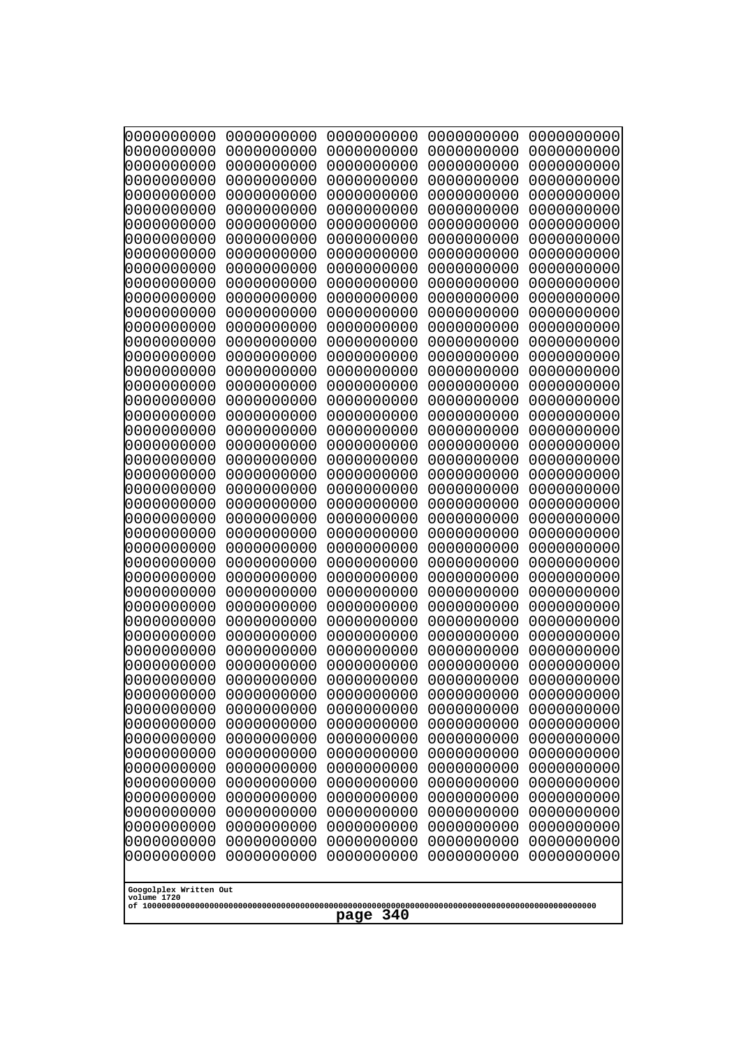```
0000000000 0000000000 0000000000 0000000000 0000000000
0000000000 0000000000 0000000000 0000000000 0000000000
0000000000 0000000000 0000000000 0000000000 0000000000
0000000000 0000000000 0000000000 0000000000 0000000000
0000000000 0000000000 0000000000 0000000000 0000000000
0000000000 0000000000 0000000000 0000000000 0000000000
0000000000 0000000000 0000000000 0000000000 0000000000
0000000000 0000000000 0000000000 0000000000 0000000000
0000000000 0000000000 0000000000 0000000000 0000000000
0000000000 0000000000 0000000000 0000000000 0000000000
0000000000 0000000000 0000000000 0000000000 0000000000
0000000000 0000000000 0000000000 0000000000 0000000000
0000000000 0000000000 0000000000 0000000000 0000000000
0000000000 0000000000 0000000000 0000000000 0000000000
0000000000 0000000000 0000000000 0000000000 0000000000
0000000000 0000000000 0000000000 0000000000 0000000000
0000000000 0000000000 0000000000 0000000000 0000000000
0000000000 0000000000 0000000000 0000000000 0000000000
0000000000 0000000000 0000000000 0000000000 0000000000
0000000000 0000000000 0000000000 0000000000 0000000000
0000000000 0000000000 0000000000 0000000000 0000000000
0000000000 0000000000 0000000000 0000000000 0000000000
0000000000 0000000000 0000000000 0000000000 0000000000
0000000000 0000000000 0000000000 0000000000 0000000000
0000000000 0000000000 0000000000 0000000000 0000000000
0000000000 0000000000 0000000000 0000000000 0000000000
0000000000 0000000000 0000000000 0000000000 0000000000
0000000000 0000000000 0000000000 0000000000 0000000000
0000000000 0000000000 0000000000 0000000000 0000000000
0000000000 0000000000 0000000000 0000000000 0000000000
0000000000 0000000000 0000000000 0000000000 0000000000
0000000000 0000000000 0000000000 0000000000 0000000000
0000000000 0000000000 0000000000 0000000000 0000000000
0000000000 0000000000 0000000000 0000000000 0000000000
0000000000 0000000000 0000000000 0000000000 0000000000
0000000000 0000000000 0000000000 0000000000 0000000000
0000000000 0000000000 0000000000 0000000000 0000000000
0000000000 0000000000 0000000000 0000000000 0000000000
0000000000 0000000000 0000000000 0000000000 0000000000
0000000000 0000000000 0000000000 0000000000 0000000000
0000000000 0000000000 0000000000 0000000000 0000000000
0000000000 0000000000 0000000000 0000000000 0000000000
0000000000 0000000000 0000000000 0000000000 0000000000
0000000000 0000000000 0000000000 0000000000 0000000000
0000000000 0000000000 0000000000 0000000000 0000000000
0000000000 0000000000 0000000000 0000000000 0000000000
0000000000 0000000000 0000000000 0000000000 0000000000
0000000000 0000000000 0000000000 0000000000 0000000000
0000000000 0000000000 0000000000 0000000000 0000000000
0000000000 0000000000 0000000000 0000000000 0000000000
```

Googolplex Written Out
volume 1720
of 10000000000000000000000000000000000000000000000000000000000000000000000000000000000000000000000000000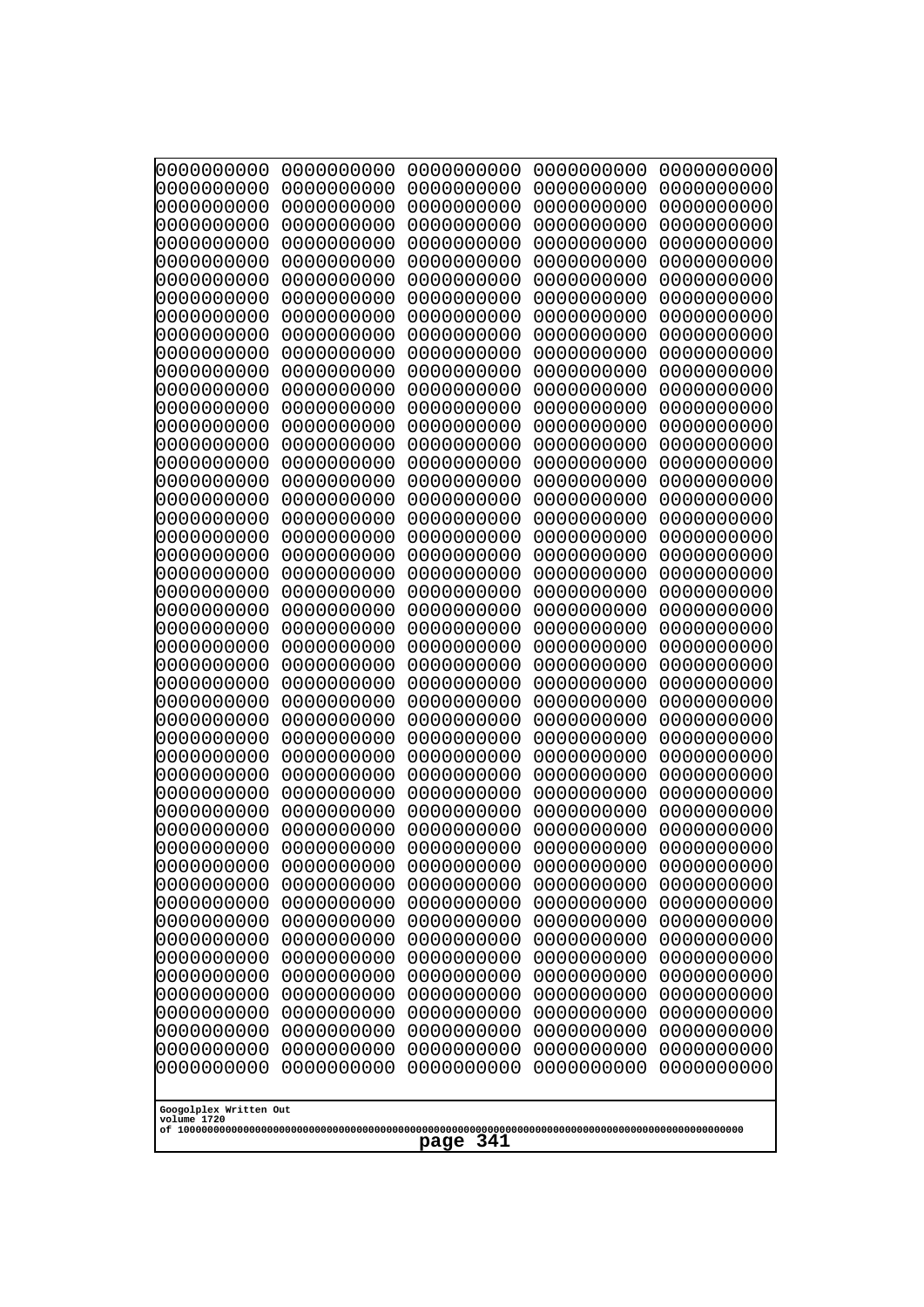```
0000000000 0000000000 0000000000 0000000000 0000000000
0000000000 0000000000 0000000000 0000000000 0000000000
0000000000 0000000000 0000000000 0000000000 0000000000
0000000000 0000000000 0000000000 0000000000 0000000000
0000000000 0000000000 0000000000 0000000000 0000000000
0000000000 0000000000 0000000000 0000000000 0000000000
0000000000 0000000000 0000000000 0000000000 0000000000
0000000000 0000000000 0000000000 0000000000 0000000000
0000000000 0000000000 0000000000 0000000000 0000000000
0000000000 0000000000 0000000000 0000000000 0000000000
0000000000 0000000000 0000000000 0000000000 0000000000
0000000000 0000000000 0000000000 0000000000 0000000000
0000000000 0000000000 0000000000 0000000000 0000000000
0000000000 0000000000 0000000000 0000000000 0000000000
0000000000 0000000000 0000000000 0000000000 0000000000
0000000000 0000000000 0000000000 0000000000 0000000000
0000000000 0000000000 0000000000 0000000000 0000000000
0000000000 0000000000 0000000000 0000000000 0000000000
0000000000 0000000000 0000000000 0000000000 0000000000
0000000000 0000000000 0000000000 0000000000 0000000000
0000000000 0000000000 0000000000 0000000000 0000000000
0000000000 0000000000 0000000000 0000000000 0000000000
0000000000 0000000000 0000000000 0000000000 0000000000
0000000000 0000000000 0000000000 0000000000 0000000000
0000000000 0000000000 0000000000 0000000000 0000000000
0000000000 0000000000 0000000000 0000000000 0000000000
0000000000 0000000000 0000000000 0000000000 0000000000
0000000000 0000000000 0000000000 0000000000 0000000000
0000000000 0000000000 0000000000 0000000000 0000000000
0000000000 0000000000 0000000000 0000000000 0000000000
0000000000 0000000000 0000000000 0000000000 0000000000
0000000000 0000000000 0000000000 0000000000 0000000000
0000000000 0000000000 0000000000 0000000000 0000000000
0000000000 0000000000 0000000000 0000000000 0000000000
0000000000 0000000000 0000000000 0000000000 0000000000
0000000000 0000000000 0000000000 0000000000 0000000000
0000000000 0000000000 0000000000 0000000000 0000000000
0000000000 0000000000 0000000000 0000000000 0000000000
0000000000 0000000000 0000000000 0000000000 0000000000
0000000000 0000000000 0000000000 0000000000 0000000000
0000000000 0000000000 0000000000 0000000000 0000000000
0000000000 0000000000 0000000000 0000000000 0000000000
0000000000 0000000000 0000000000 0000000000 0000000000
0000000000 0000000000 0000000000 0000000000 0000000000
0000000000 0000000000 0000000000 0000000000 0000000000
0000000000 0000000000 0000000000 0000000000 0000000000
0000000000 0000000000 0000000000 0000000000 0000000000
0000000000 0000000000 0000000000 0000000000 0000000000
0000000000 0000000000 0000000000 0000000000 0000000000
0000000000 0000000000 0000000000 0000000000 0000000000
```

Googolplex Written Out
volume 1720
of 10000000000000000000000000000000000000000000000000000000000000000000000000000000000000000000000000000
page 341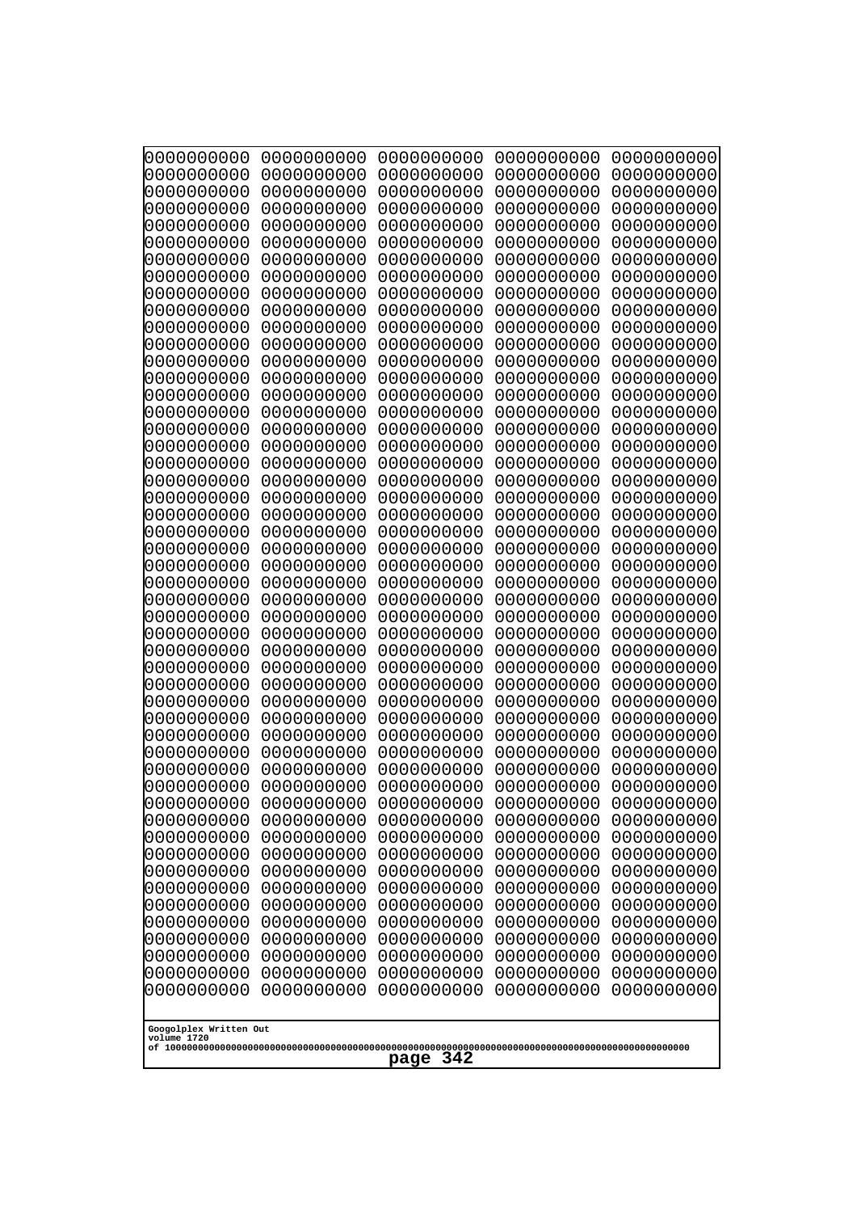0000000000 0000000000 0000000000 0000000000 0000000000
0000000000 0000000000 0000000000 0000000000 0000000000
0000000000 0000000000 0000000000 0000000000 0000000000
0000000000 0000000000 0000000000 0000000000 0000000000
0000000000 0000000000 0000000000 0000000000 0000000000
0000000000 0000000000 0000000000 0000000000 0000000000
0000000000 0000000000 0000000000 0000000000 0000000000
0000000000 0000000000 0000000000 0000000000 0000000000
0000000000 0000000000 0000000000 0000000000 0000000000
0000000000 0000000000 0000000000 0000000000 0000000000
0000000000 0000000000 0000000000 0000000000 0000000000
0000000000 0000000000 0000000000 0000000000 0000000000
0000000000 0000000000 0000000000 0000000000 0000000000
0000000000 0000000000 0000000000 0000000000 0000000000
0000000000 0000000000 0000000000 0000000000 0000000000
0000000000 0000000000 0000000000 0000000000 0000000000
0000000000 0000000000 0000000000 0000000000 0000000000
0000000000 0000000000 0000000000 0000000000 0000000000
0000000000 0000000000 0000000000 0000000000 0000000000
0000000000 0000000000 0000000000 0000000000 0000000000
0000000000 0000000000 0000000000 0000000000 0000000000
0000000000 0000000000 0000000000 0000000000 0000000000
0000000000 0000000000 0000000000 0000000000 0000000000
0000000000 0000000000 0000000000 0000000000 0000000000
0000000000 0000000000 0000000000 0000000000 0000000000
0000000000 0000000000 0000000000 0000000000 0000000000
0000000000 0000000000 0000000000 0000000000 0000000000
0000000000 0000000000 0000000000 0000000000 0000000000
0000000000 0000000000 0000000000 0000000000 0000000000
0000000000 0000000000 0000000000 0000000000 0000000000
0000000000 0000000000 0000000000 0000000000 0000000000
0000000000 0000000000 0000000000 0000000000 0000000000
0000000000 0000000000 0000000000 0000000000 0000000000
0000000000 0000000000 0000000000 0000000000 0000000000
0000000000 0000000000 0000000000 0000000000 0000000000
0000000000 0000000000 0000000000 0000000000 0000000000
0000000000 0000000000 0000000000 0000000000 0000000000
0000000000 0000000000 0000000000 0000000000 0000000000
0000000000 0000000000 0000000000 0000000000 0000000000
0000000000 0000000000 0000000000 0000000000 0000000000
0000000000 0000000000 0000000000 0000000000 0000000000
0000000000 0000000000 0000000000 0000000000 0000000000
0000000000 0000000000 0000000000 0000000000 0000000000
0000000000 0000000000 0000000000 0000000000 0000000000
0000000000 0000000000 0000000000 0000000000 0000000000
0000000000 0000000000 0000000000 0000000000 0000000000
0000000000 0000000000 0000000000 0000000000 0000000000
0000000000 0000000000 0000000000 0000000000 0000000000
0000000000 0000000000 0000000000 0000000000 0000000000
0000000000 0000000000 0000000000 0000000000 0000000000

Googolplex Written Out
volume 1720
of 10000000000000000000000000000000000000000000000000000000000000000000000000000000000000000000000000000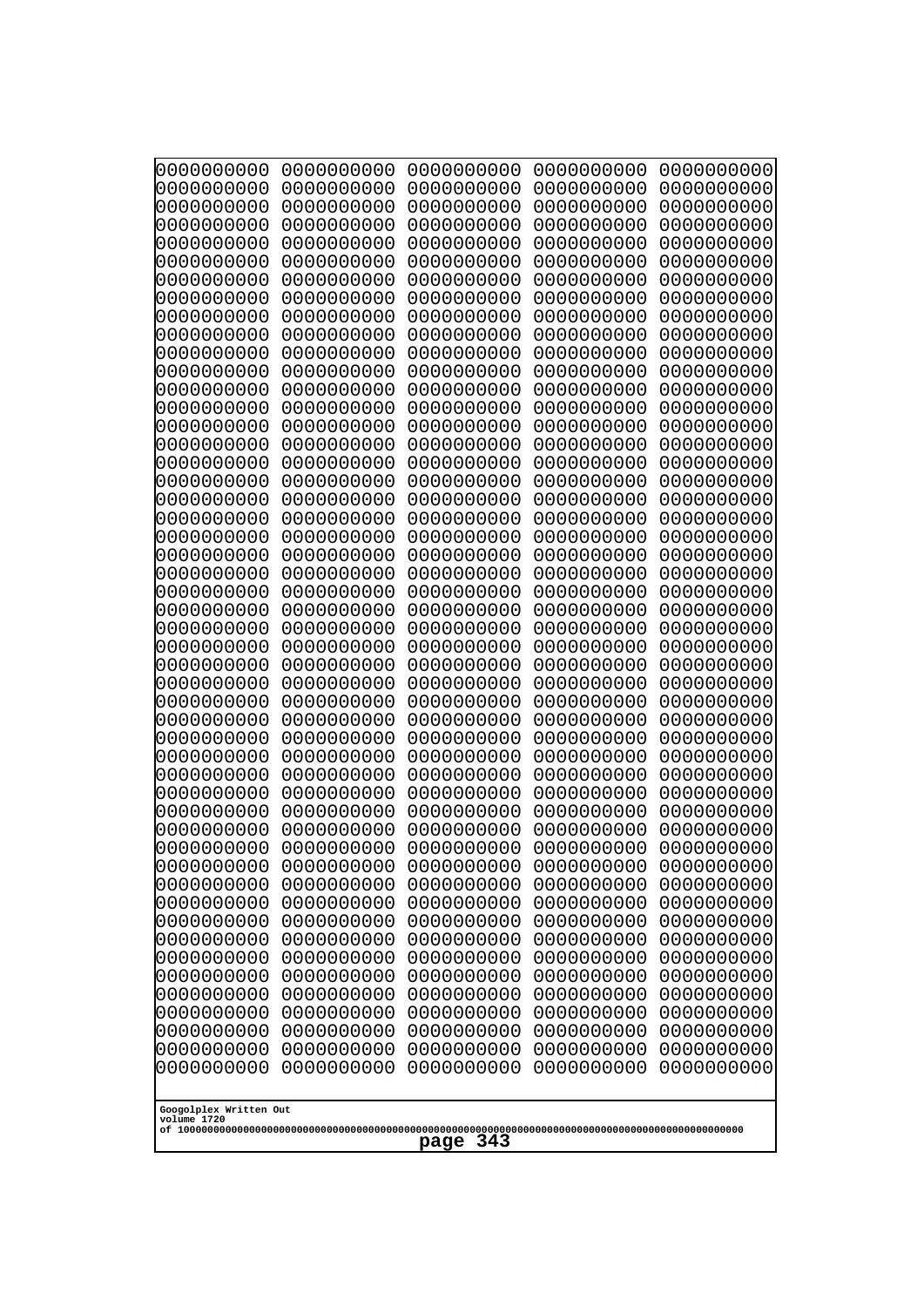```
0000000000 0000000000 0000000000 0000000000 0000000000
0000000000 0000000000 0000000000 0000000000 0000000000
0000000000 0000000000 0000000000 0000000000 0000000000
0000000000 0000000000 0000000000 0000000000 0000000000
0000000000 0000000000 0000000000 0000000000 0000000000
0000000000 0000000000 0000000000 0000000000 0000000000
0000000000 0000000000 0000000000 0000000000 0000000000
0000000000 0000000000 0000000000 0000000000 0000000000
0000000000 0000000000 0000000000 0000000000 0000000000
0000000000 0000000000 0000000000 0000000000 0000000000
0000000000 0000000000 0000000000 0000000000 0000000000
0000000000 0000000000 0000000000 0000000000 0000000000
0000000000 0000000000 0000000000 0000000000 0000000000
0000000000 0000000000 0000000000 0000000000 0000000000
0000000000 0000000000 0000000000 0000000000 0000000000
0000000000 0000000000 0000000000 0000000000 0000000000
0000000000 0000000000 0000000000 0000000000 0000000000
0000000000 0000000000 0000000000 0000000000 0000000000
0000000000 0000000000 0000000000 0000000000 0000000000
0000000000 0000000000 0000000000 0000000000 0000000000
0000000000 0000000000 0000000000 0000000000 0000000000
0000000000 0000000000 0000000000 0000000000 0000000000
0000000000 0000000000 0000000000 0000000000 0000000000
0000000000 0000000000 0000000000 0000000000 0000000000
0000000000 0000000000 0000000000 0000000000 0000000000
0000000000 0000000000 0000000000 0000000000 0000000000
0000000000 0000000000 0000000000 0000000000 0000000000
0000000000 0000000000 0000000000 0000000000 0000000000
0000000000 0000000000 0000000000 0000000000 0000000000
0000000000 0000000000 0000000000 0000000000 0000000000
0000000000 0000000000 0000000000 0000000000 0000000000
0000000000 0000000000 0000000000 0000000000 0000000000
0000000000 0000000000 0000000000 0000000000 0000000000
0000000000 0000000000 0000000000 0000000000 0000000000
0000000000 0000000000 0000000000 0000000000 0000000000
0000000000 0000000000 0000000000 0000000000 0000000000
0000000000 0000000000 0000000000 0000000000 0000000000
0000000000 0000000000 0000000000 0000000000 0000000000
0000000000 0000000000 0000000000 0000000000 0000000000
0000000000 0000000000 0000000000 0000000000 0000000000
0000000000 0000000000 0000000000 0000000000 0000000000
0000000000 0000000000 0000000000 0000000000 0000000000
0000000000 0000000000 0000000000 0000000000 0000000000
0000000000 0000000000 0000000000 0000000000 0000000000
0000000000 0000000000 0000000000 0000000000 0000000000
0000000000 0000000000 0000000000 0000000000 0000000000
0000000000 0000000000 0000000000 0000000000 0000000000
0000000000 0000000000 0000000000 0000000000 0000000000
0000000000 0000000000 0000000000 0000000000 0000000000
0000000000 0000000000 0000000000 0000000000 0000000000
```

Googolplex Written Out
volume 1720
of 10000000000000000000000000000000000000000000000000000000000000000000000000000000000000000000000000000

page 343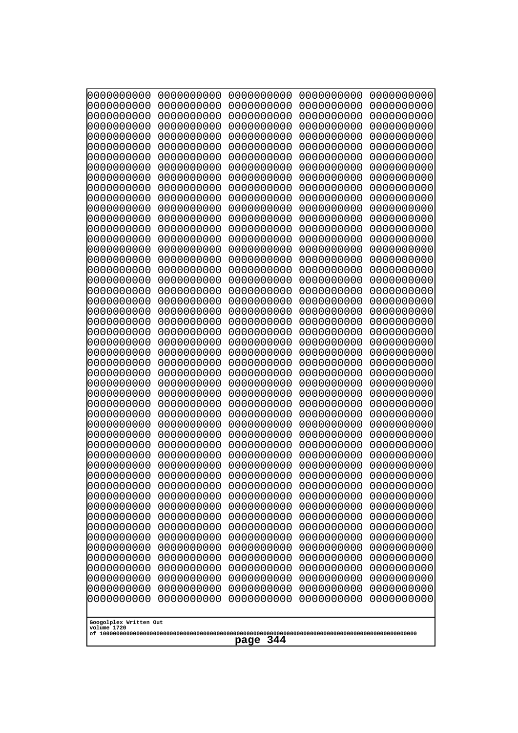```
0000000000 0000000000 0000000000 0000000000 0000000000
0000000000 0000000000 0000000000 0000000000 0000000000
0000000000 0000000000 0000000000 0000000000 0000000000
0000000000 0000000000 0000000000 0000000000 0000000000
0000000000 0000000000 0000000000 0000000000 0000000000
0000000000 0000000000 0000000000 0000000000 0000000000
0000000000 0000000000 0000000000 0000000000 0000000000
0000000000 0000000000 0000000000 0000000000 0000000000
0000000000 0000000000 0000000000 0000000000 0000000000
0000000000 0000000000 0000000000 0000000000 0000000000
0000000000 0000000000 0000000000 0000000000 0000000000
0000000000 0000000000 0000000000 0000000000 0000000000
0000000000 0000000000 0000000000 0000000000 0000000000
0000000000 0000000000 0000000000 0000000000 0000000000
0000000000 0000000000 0000000000 0000000000 0000000000
0000000000 0000000000 0000000000 0000000000 0000000000
0000000000 0000000000 0000000000 0000000000 0000000000
0000000000 0000000000 0000000000 0000000000 0000000000
0000000000 0000000000 0000000000 0000000000 0000000000
0000000000 0000000000 0000000000 0000000000 0000000000
0000000000 0000000000 0000000000 0000000000 0000000000
0000000000 0000000000 0000000000 0000000000 0000000000
0000000000 0000000000 0000000000 0000000000 0000000000
0000000000 0000000000 0000000000 0000000000 0000000000
0000000000 0000000000 0000000000 0000000000 0000000000
0000000000 0000000000 0000000000 0000000000 0000000000
0000000000 0000000000 0000000000 0000000000 0000000000
0000000000 0000000000 0000000000 0000000000 0000000000
0000000000 0000000000 0000000000 0000000000 0000000000
0000000000 0000000000 0000000000 0000000000 0000000000
0000000000 0000000000 0000000000 0000000000 0000000000
0000000000 0000000000 0000000000 0000000000 0000000000
0000000000 0000000000 0000000000 0000000000 0000000000
0000000000 0000000000 0000000000 0000000000 0000000000
0000000000 0000000000 0000000000 0000000000 0000000000
0000000000 0000000000 0000000000 0000000000 0000000000
0000000000 0000000000 0000000000 0000000000 0000000000
0000000000 0000000000 0000000000 0000000000 0000000000
0000000000 0000000000 0000000000 0000000000 0000000000
0000000000 0000000000 0000000000 0000000000 0000000000
0000000000 0000000000 0000000000 0000000000 0000000000
0000000000 0000000000 0000000000 0000000000 0000000000
0000000000 0000000000 0000000000 0000000000 0000000000
0000000000 0000000000 0000000000 0000000000 0000000000
0000000000 0000000000 0000000000 0000000000 0000000000
0000000000 0000000000 0000000000 0000000000 0000000000
0000000000 0000000000 0000000000 0000000000 0000000000
0000000000 0000000000 0000000000 0000000000 0000000000
0000000000 0000000000 0000000000 0000000000 0000000000
0000000000 0000000000 0000000000 0000000000 0000000000
```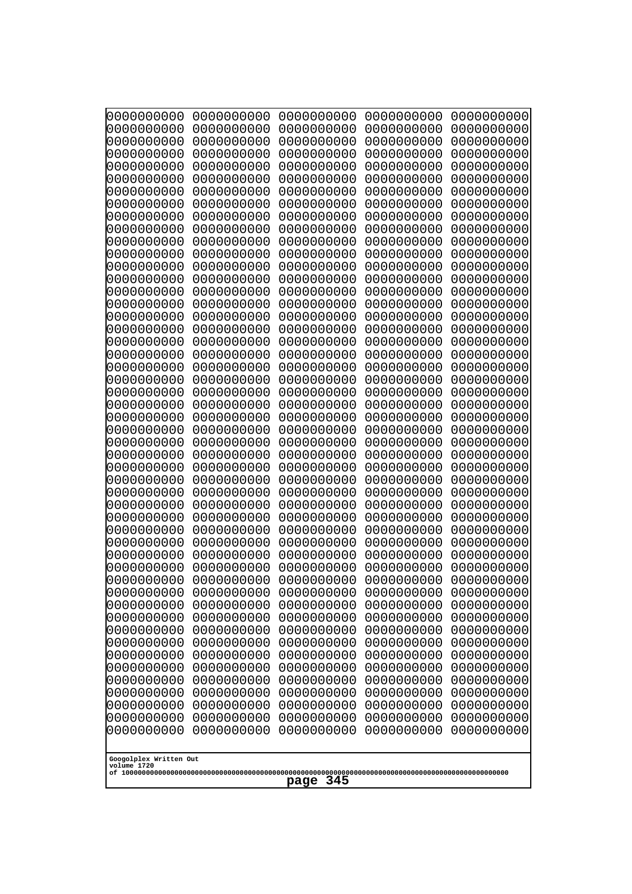```
0000000000 0000000000 0000000000 0000000000 0000000000
0000000000 0000000000 0000000000 0000000000 0000000000
0000000000 0000000000 0000000000 0000000000 0000000000
0000000000 0000000000 0000000000 0000000000 0000000000
0000000000 0000000000 0000000000 0000000000 0000000000
0000000000 0000000000 0000000000 0000000000 0000000000
0000000000 0000000000 0000000000 0000000000 0000000000
0000000000 0000000000 0000000000 0000000000 0000000000
0000000000 0000000000 0000000000 0000000000 0000000000
0000000000 0000000000 0000000000 0000000000 0000000000
0000000000 0000000000 0000000000 0000000000 0000000000
0000000000 0000000000 0000000000 0000000000 0000000000
0000000000 0000000000 0000000000 0000000000 0000000000
0000000000 0000000000 0000000000 0000000000 0000000000
0000000000 0000000000 0000000000 0000000000 0000000000
0000000000 0000000000 0000000000 0000000000 0000000000
0000000000 0000000000 0000000000 0000000000 0000000000
0000000000 0000000000 0000000000 0000000000 0000000000
0000000000 0000000000 0000000000 0000000000 0000000000
0000000000 0000000000 0000000000 0000000000 0000000000
0000000000 0000000000 0000000000 0000000000 0000000000
0000000000 0000000000 0000000000 0000000000 0000000000
0000000000 0000000000 0000000000 0000000000 0000000000
0000000000 0000000000 0000000000 0000000000 0000000000
0000000000 0000000000 0000000000 0000000000 0000000000
0000000000 0000000000 0000000000 0000000000 0000000000
0000000000 0000000000 0000000000 0000000000 0000000000
0000000000 0000000000 0000000000 0000000000 0000000000
0000000000 0000000000 0000000000 0000000000 0000000000
0000000000 0000000000 0000000000 0000000000 0000000000
0000000000 0000000000 0000000000 0000000000 0000000000
0000000000 0000000000 0000000000 0000000000 0000000000
0000000000 0000000000 0000000000 0000000000 0000000000
0000000000 0000000000 0000000000 0000000000 0000000000
0000000000 0000000000 0000000000 0000000000 0000000000
0000000000 0000000000 0000000000 0000000000 0000000000
0000000000 0000000000 0000000000 0000000000 0000000000
0000000000 0000000000 0000000000 0000000000 0000000000
0000000000 0000000000 0000000000 0000000000 0000000000
0000000000 0000000000 0000000000 0000000000 0000000000
0000000000 0000000000 0000000000 0000000000 0000000000
0000000000 0000000000 0000000000 0000000000 0000000000
0000000000 0000000000 0000000000 0000000000 0000000000
0000000000 0000000000 0000000000 0000000000 0000000000
0000000000 0000000000 0000000000 0000000000 0000000000
0000000000 0000000000 0000000000 0000000000 0000000000
0000000000 0000000000 0000000000 0000000000 0000000000
0000000000 0000000000 0000000000 0000000000 0000000000
0000000000 0000000000 0000000000 0000000000 0000000000
0000000000 0000000000 0000000000 0000000000 0000000000
```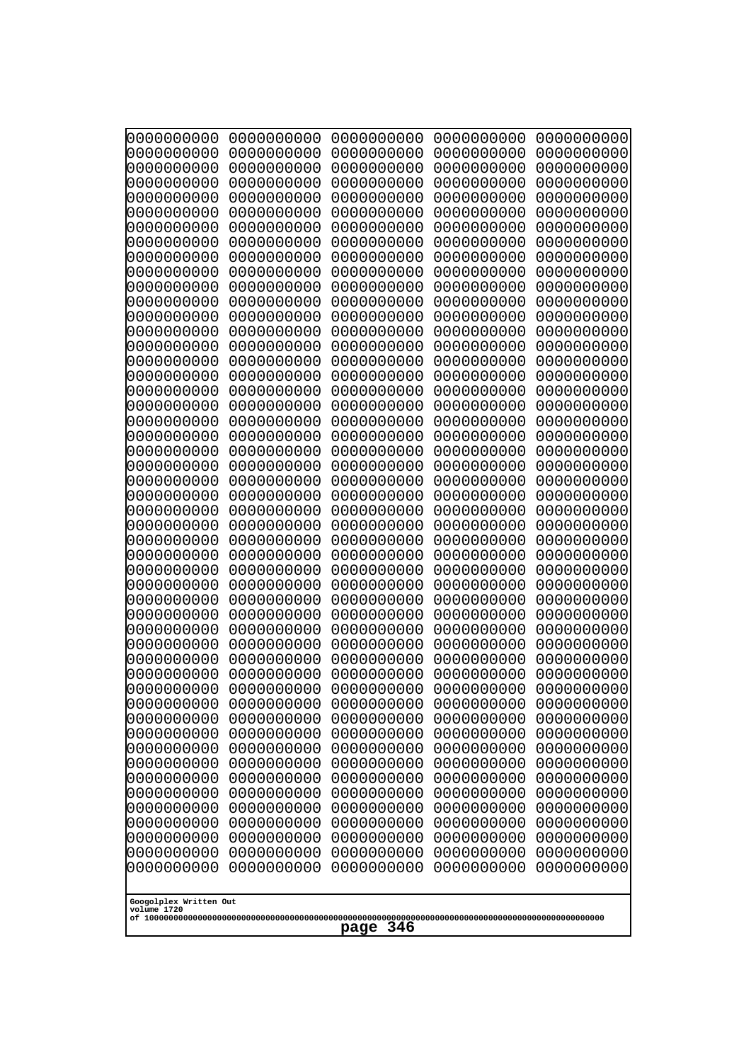```
0000000000 0000000000 0000000000 0000000000 0000000000
0000000000 0000000000 0000000000 0000000000 0000000000
0000000000 0000000000 0000000000 0000000000 0000000000
0000000000 0000000000 0000000000 0000000000 0000000000
0000000000 0000000000 0000000000 0000000000 0000000000
0000000000 0000000000 0000000000 0000000000 0000000000
0000000000 0000000000 0000000000 0000000000 0000000000
0000000000 0000000000 0000000000 0000000000 0000000000
0000000000 0000000000 0000000000 0000000000 0000000000
0000000000 0000000000 0000000000 0000000000 0000000000
0000000000 0000000000 0000000000 0000000000 0000000000
0000000000 0000000000 0000000000 0000000000 0000000000
0000000000 0000000000 0000000000 0000000000 0000000000
0000000000 0000000000 0000000000 0000000000 0000000000
0000000000 0000000000 0000000000 0000000000 0000000000
0000000000 0000000000 0000000000 0000000000 0000000000
0000000000 0000000000 0000000000 0000000000 0000000000
0000000000 0000000000 0000000000 0000000000 0000000000
0000000000 0000000000 0000000000 0000000000 0000000000
0000000000 0000000000 0000000000 0000000000 0000000000
0000000000 0000000000 0000000000 0000000000 0000000000
0000000000 0000000000 0000000000 0000000000 0000000000
0000000000 0000000000 0000000000 0000000000 0000000000
0000000000 0000000000 0000000000 0000000000 0000000000
0000000000 0000000000 0000000000 0000000000 0000000000
0000000000 0000000000 0000000000 0000000000 0000000000
0000000000 0000000000 0000000000 0000000000 0000000000
0000000000 0000000000 0000000000 0000000000 0000000000
0000000000 0000000000 0000000000 0000000000 0000000000
0000000000 0000000000 0000000000 0000000000 0000000000
0000000000 0000000000 0000000000 0000000000 0000000000
0000000000 0000000000 0000000000 0000000000 0000000000
0000000000 0000000000 0000000000 0000000000 0000000000
0000000000 0000000000 0000000000 0000000000 0000000000
0000000000 0000000000 0000000000 0000000000 0000000000
0000000000 0000000000 0000000000 0000000000 0000000000
0000000000 0000000000 0000000000 0000000000 0000000000
0000000000 0000000000 0000000000 0000000000 0000000000
0000000000 0000000000 0000000000 0000000000 0000000000
0000000000 0000000000 0000000000 0000000000 0000000000
0000000000 0000000000 0000000000 0000000000 0000000000
0000000000 0000000000 0000000000 0000000000 0000000000
0000000000 0000000000 0000000000 0000000000 0000000000
0000000000 0000000000 0000000000 0000000000 0000000000
0000000000 0000000000 0000000000 0000000000 0000000000
0000000000 0000000000 0000000000 0000000000 0000000000
0000000000 0000000000 0000000000 0000000000 0000000000
0000000000 0000000000 0000000000 0000000000 0000000000
0000000000 0000000000 0000000000 0000000000 0000000000
0000000000 0000000000 0000000000 0000000000 0000000000
```

Googolplex Written Out
volume 1720
of 10000000000000000000000000000000000000000000000000000000000000000000000000000000000000000000000000000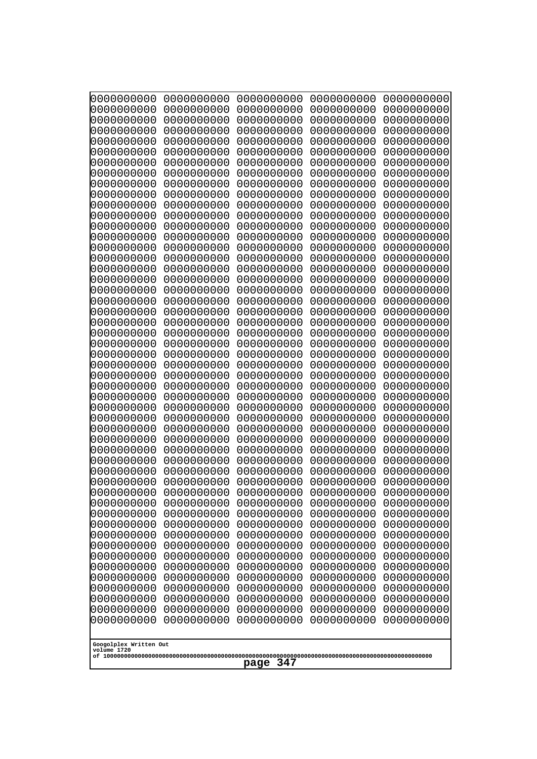```
0000000000 0000000000 0000000000 0000000000 0000000000
0000000000 0000000000 0000000000 0000000000 0000000000
0000000000 0000000000 0000000000 0000000000 0000000000
0000000000 0000000000 0000000000 0000000000 0000000000
0000000000 0000000000 0000000000 0000000000 0000000000
0000000000 0000000000 0000000000 0000000000 0000000000
0000000000 0000000000 0000000000 0000000000 0000000000
0000000000 0000000000 0000000000 0000000000 0000000000
0000000000 0000000000 0000000000 0000000000 0000000000
0000000000 0000000000 0000000000 0000000000 0000000000
0000000000 0000000000 0000000000 0000000000 0000000000
0000000000 0000000000 0000000000 0000000000 0000000000
0000000000 0000000000 0000000000 0000000000 0000000000
0000000000 0000000000 0000000000 0000000000 0000000000
0000000000 0000000000 0000000000 0000000000 0000000000
0000000000 0000000000 0000000000 0000000000 0000000000
0000000000 0000000000 0000000000 0000000000 0000000000
0000000000 0000000000 0000000000 0000000000 0000000000
0000000000 0000000000 0000000000 0000000000 0000000000
0000000000 0000000000 0000000000 0000000000 0000000000
0000000000 0000000000 0000000000 0000000000 0000000000
0000000000 0000000000 0000000000 0000000000 0000000000
0000000000 0000000000 0000000000 0000000000 0000000000
0000000000 0000000000 0000000000 0000000000 0000000000
0000000000 0000000000 0000000000 0000000000 0000000000
0000000000 0000000000 0000000000 0000000000 0000000000
0000000000 0000000000 0000000000 0000000000 0000000000
0000000000 0000000000 0000000000 0000000000 0000000000
0000000000 0000000000 0000000000 0000000000 0000000000
0000000000 0000000000 0000000000 0000000000 0000000000
0000000000 0000000000 0000000000 0000000000 0000000000
0000000000 0000000000 0000000000 0000000000 0000000000
0000000000 0000000000 0000000000 0000000000 0000000000
0000000000 0000000000 0000000000 0000000000 0000000000
0000000000 0000000000 0000000000 0000000000 0000000000
0000000000 0000000000 0000000000 0000000000 0000000000
0000000000 0000000000 0000000000 0000000000 0000000000
0000000000 0000000000 0000000000 0000000000 0000000000
0000000000 0000000000 0000000000 0000000000 0000000000
0000000000 0000000000 0000000000 0000000000 0000000000
0000000000 0000000000 0000000000 0000000000 0000000000
0000000000 0000000000 0000000000 0000000000 0000000000
0000000000 0000000000 0000000000 0000000000 0000000000
0000000000 0000000000 0000000000 0000000000 0000000000
0000000000 0000000000 0000000000 0000000000 0000000000
0000000000 0000000000 0000000000 0000000000 0000000000
0000000000 0000000000 0000000000 0000000000 0000000000
0000000000 0000000000 0000000000 0000000000 0000000000
0000000000 0000000000 0000000000 0000000000 0000000000
0000000000 0000000000 0000000000 0000000000 0000000000
```

Googolplex Written Out
volume 1720
of 10000000000000000000000000000000000000000000000000000000000000000000000000000000000000000000000000000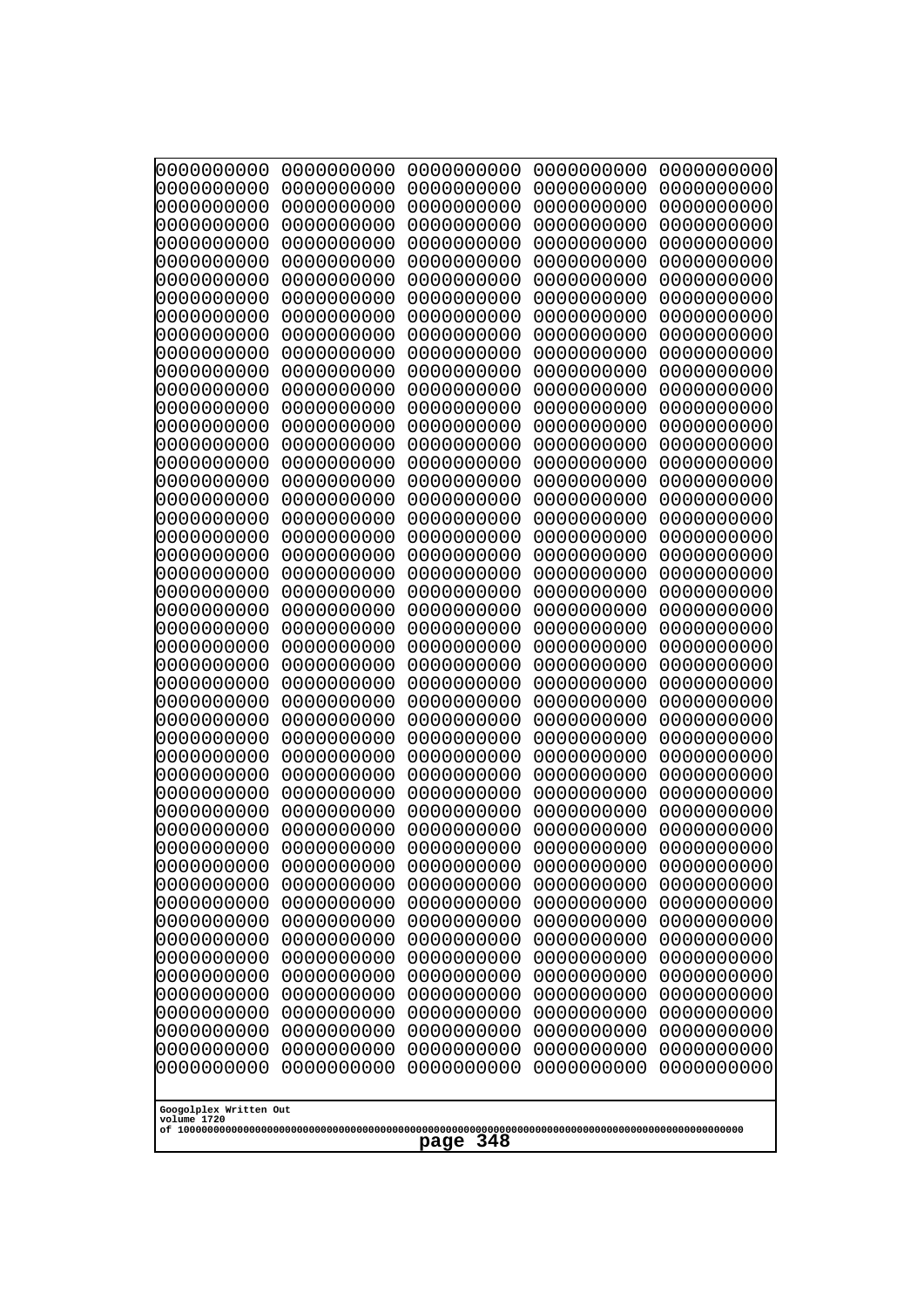```
0000000000 0000000000 0000000000 0000000000 0000000000
0000000000 0000000000 0000000000 0000000000 0000000000
0000000000 0000000000 0000000000 0000000000 0000000000
0000000000 0000000000 0000000000 0000000000 0000000000
0000000000 0000000000 0000000000 0000000000 0000000000
0000000000 0000000000 0000000000 0000000000 0000000000
0000000000 0000000000 0000000000 0000000000 0000000000
0000000000 0000000000 0000000000 0000000000 0000000000
0000000000 0000000000 0000000000 0000000000 0000000000
0000000000 0000000000 0000000000 0000000000 0000000000
0000000000 0000000000 0000000000 0000000000 0000000000
0000000000 0000000000 0000000000 0000000000 0000000000
0000000000 0000000000 0000000000 0000000000 0000000000
0000000000 0000000000 0000000000 0000000000 0000000000
0000000000 0000000000 0000000000 0000000000 0000000000
0000000000 0000000000 0000000000 0000000000 0000000000
0000000000 0000000000 0000000000 0000000000 0000000000
0000000000 0000000000 0000000000 0000000000 0000000000
0000000000 0000000000 0000000000 0000000000 0000000000
0000000000 0000000000 0000000000 0000000000 0000000000
0000000000 0000000000 0000000000 0000000000 0000000000
0000000000 0000000000 0000000000 0000000000 0000000000
0000000000 0000000000 0000000000 0000000000 0000000000
0000000000 0000000000 0000000000 0000000000 0000000000
0000000000 0000000000 0000000000 0000000000 0000000000
0000000000 0000000000 0000000000 0000000000 0000000000
0000000000 0000000000 0000000000 0000000000 0000000000
0000000000 0000000000 0000000000 0000000000 0000000000
0000000000 0000000000 0000000000 0000000000 0000000000
0000000000 0000000000 0000000000 0000000000 0000000000
0000000000 0000000000 0000000000 0000000000 0000000000
0000000000 0000000000 0000000000 0000000000 0000000000
0000000000 0000000000 0000000000 0000000000 0000000000
0000000000 0000000000 0000000000 0000000000 0000000000
0000000000 0000000000 0000000000 0000000000 0000000000
0000000000 0000000000 0000000000 0000000000 0000000000
0000000000 0000000000 0000000000 0000000000 0000000000
0000000000 0000000000 0000000000 0000000000 0000000000
0000000000 0000000000 0000000000 0000000000 0000000000
0000000000 0000000000 0000000000 0000000000 0000000000
0000000000 0000000000 0000000000 0000000000 0000000000
0000000000 0000000000 0000000000 0000000000 0000000000
0000000000 0000000000 0000000000 0000000000 0000000000
0000000000 0000000000 0000000000 0000000000 0000000000
0000000000 0000000000 0000000000 0000000000 0000000000
0000000000 0000000000 0000000000 0000000000 0000000000
0000000000 0000000000 0000000000 0000000000 0000000000
0000000000 0000000000 0000000000 0000000000 0000000000
0000000000 0000000000 0000000000 0000000000 0000000000
0000000000 0000000000 0000000000 0000000000 0000000000
```

Googolplex Written Out
volume 1720
of 10000000000000000000000000000000000000000000000000000000000000000000000000000000000000000000000000000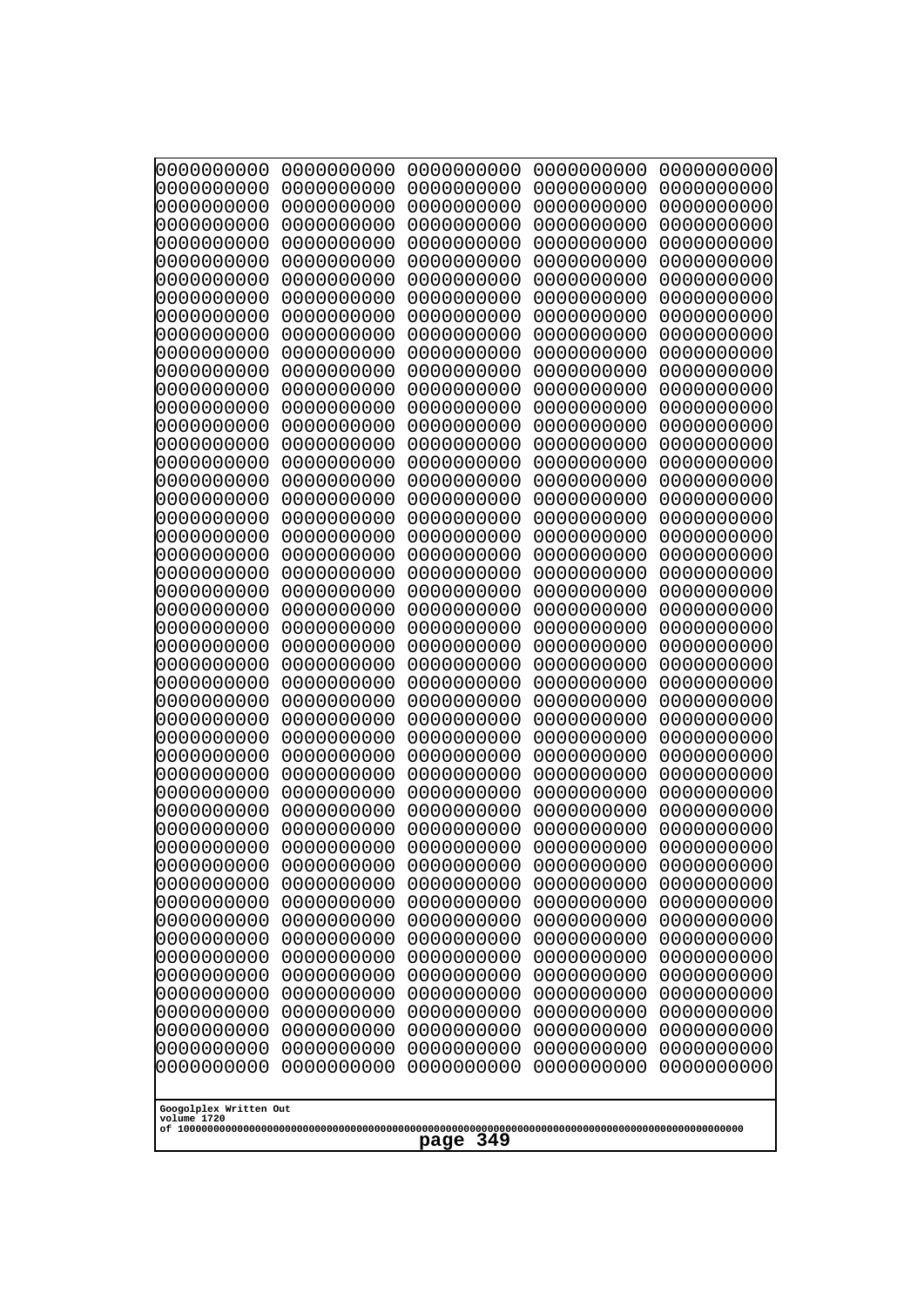```
0000000000 0000000000 0000000000 0000000000 0000000000
0000000000 0000000000 0000000000 0000000000 0000000000
0000000000 0000000000 0000000000 0000000000 0000000000
0000000000 0000000000 0000000000 0000000000 0000000000
0000000000 0000000000 0000000000 0000000000 0000000000
0000000000 0000000000 0000000000 0000000000 0000000000
0000000000 0000000000 0000000000 0000000000 0000000000
0000000000 0000000000 0000000000 0000000000 0000000000
0000000000 0000000000 0000000000 0000000000 0000000000
0000000000 0000000000 0000000000 0000000000 0000000000
0000000000 0000000000 0000000000 0000000000 0000000000
0000000000 0000000000 0000000000 0000000000 0000000000
0000000000 0000000000 0000000000 0000000000 0000000000
0000000000 0000000000 0000000000 0000000000 0000000000
0000000000 0000000000 0000000000 0000000000 0000000000
0000000000 0000000000 0000000000 0000000000 0000000000
0000000000 0000000000 0000000000 0000000000 0000000000
0000000000 0000000000 0000000000 0000000000 0000000000
0000000000 0000000000 0000000000 0000000000 0000000000
0000000000 0000000000 0000000000 0000000000 0000000000
0000000000 0000000000 0000000000 0000000000 0000000000
0000000000 0000000000 0000000000 0000000000 0000000000
0000000000 0000000000 0000000000 0000000000 0000000000
0000000000 0000000000 0000000000 0000000000 0000000000
0000000000 0000000000 0000000000 0000000000 0000000000
0000000000 0000000000 0000000000 0000000000 0000000000
0000000000 0000000000 0000000000 0000000000 0000000000
0000000000 0000000000 0000000000 0000000000 0000000000
0000000000 0000000000 0000000000 0000000000 0000000000
0000000000 0000000000 0000000000 0000000000 0000000000
0000000000 0000000000 0000000000 0000000000 0000000000
0000000000 0000000000 0000000000 0000000000 0000000000
0000000000 0000000000 0000000000 0000000000 0000000000
0000000000 0000000000 0000000000 0000000000 0000000000
0000000000 0000000000 0000000000 0000000000 0000000000
0000000000 0000000000 0000000000 0000000000 0000000000
0000000000 0000000000 0000000000 0000000000 0000000000
0000000000 0000000000 0000000000 0000000000 0000000000
0000000000 0000000000 0000000000 0000000000 0000000000
0000000000 0000000000 0000000000 0000000000 0000000000
0000000000 0000000000 0000000000 0000000000 0000000000
0000000000 0000000000 0000000000 0000000000 0000000000
0000000000 0000000000 0000000000 0000000000 0000000000
0000000000 0000000000 0000000000 0000000000 0000000000
0000000000 0000000000 0000000000 0000000000 0000000000
0000000000 0000000000 0000000000 0000000000 0000000000
0000000000 0000000000 0000000000 0000000000 0000000000
0000000000 0000000000 0000000000 0000000000 0000000000
0000000000 0000000000 0000000000 0000000000 0000000000
0000000000 0000000000 0000000000 0000000000 0000000000
```

Googolplex Written Out
volume 1720
of 10000000000000000000000000000000000000000000000000000000000000000000000000000000000000000000000000000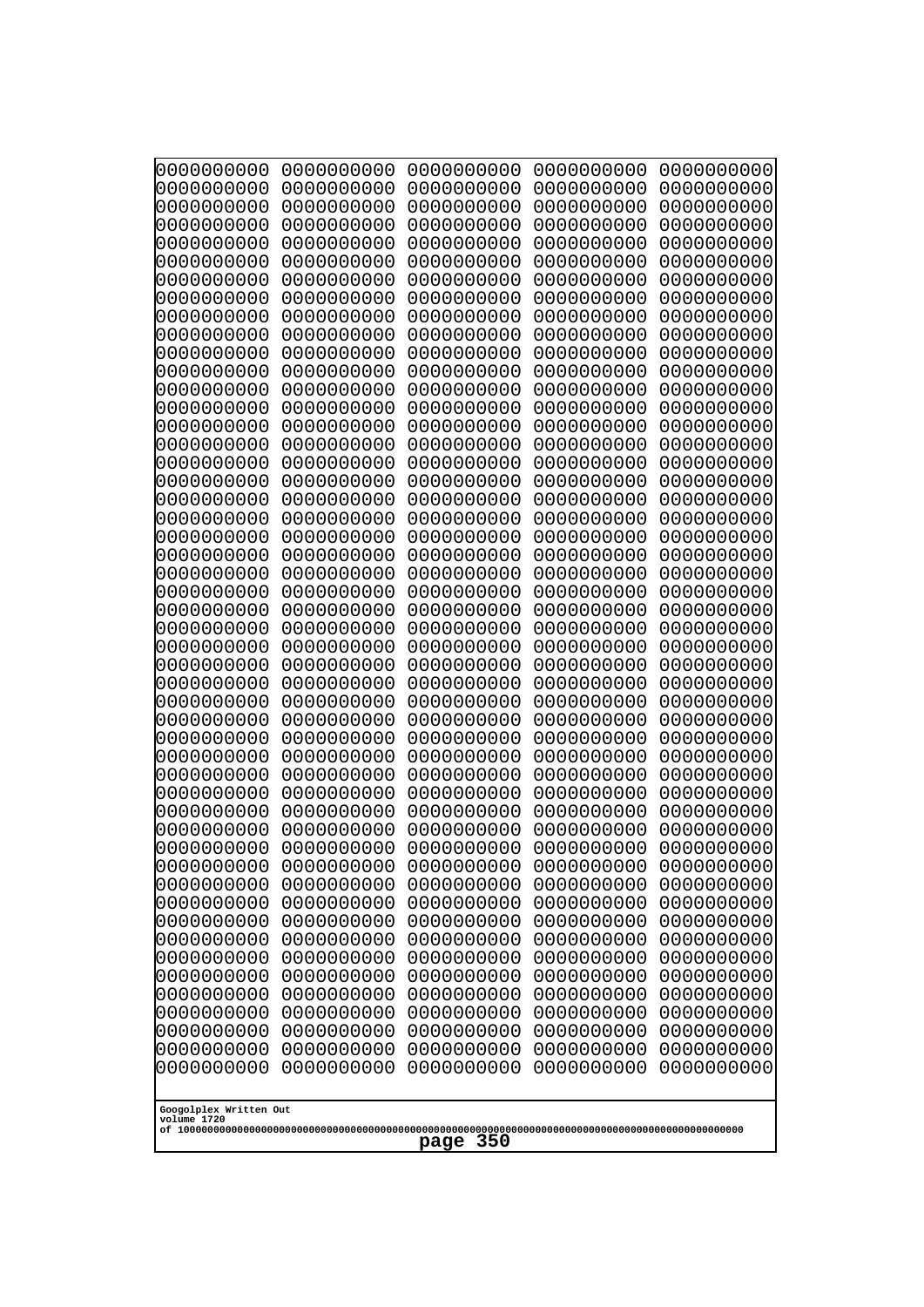```
0000000000 0000000000 0000000000 0000000000 0000000000
0000000000 0000000000 0000000000 0000000000 0000000000
0000000000 0000000000 0000000000 0000000000 0000000000
0000000000 0000000000 0000000000 0000000000 0000000000
0000000000 0000000000 0000000000 0000000000 0000000000
0000000000 0000000000 0000000000 0000000000 0000000000
0000000000 0000000000 0000000000 0000000000 0000000000
0000000000 0000000000 0000000000 0000000000 0000000000
0000000000 0000000000 0000000000 0000000000 0000000000
0000000000 0000000000 0000000000 0000000000 0000000000
0000000000 0000000000 0000000000 0000000000 0000000000
0000000000 0000000000 0000000000 0000000000 0000000000
0000000000 0000000000 0000000000 0000000000 0000000000
0000000000 0000000000 0000000000 0000000000 0000000000
0000000000 0000000000 0000000000 0000000000 0000000000
0000000000 0000000000 0000000000 0000000000 0000000000
0000000000 0000000000 0000000000 0000000000 0000000000
0000000000 0000000000 0000000000 0000000000 0000000000
0000000000 0000000000 0000000000 0000000000 0000000000
0000000000 0000000000 0000000000 0000000000 0000000000
0000000000 0000000000 0000000000 0000000000 0000000000
0000000000 0000000000 0000000000 0000000000 0000000000
0000000000 0000000000 0000000000 0000000000 0000000000
0000000000 0000000000 0000000000 0000000000 0000000000
0000000000 0000000000 0000000000 0000000000 0000000000
0000000000 0000000000 0000000000 0000000000 0000000000
0000000000 0000000000 0000000000 0000000000 0000000000
0000000000 0000000000 0000000000 0000000000 0000000000
0000000000 0000000000 0000000000 0000000000 0000000000
0000000000 0000000000 0000000000 0000000000 0000000000
0000000000 0000000000 0000000000 0000000000 0000000000
0000000000 0000000000 0000000000 0000000000 0000000000
0000000000 0000000000 0000000000 0000000000 0000000000
0000000000 0000000000 0000000000 0000000000 0000000000
0000000000 0000000000 0000000000 0000000000 0000000000
0000000000 0000000000 0000000000 0000000000 0000000000
0000000000 0000000000 0000000000 0000000000 0000000000
0000000000 0000000000 0000000000 0000000000 0000000000
0000000000 0000000000 0000000000 0000000000 0000000000
0000000000 0000000000 0000000000 0000000000 0000000000
0000000000 0000000000 0000000000 0000000000 0000000000
0000000000 0000000000 0000000000 0000000000 0000000000
0000000000 0000000000 0000000000 0000000000 0000000000
0000000000 0000000000 0000000000 0000000000 0000000000
0000000000 0000000000 0000000000 0000000000 0000000000
0000000000 0000000000 0000000000 0000000000 0000000000
0000000000 0000000000 0000000000 0000000000 0000000000
0000000000 0000000000 0000000000 0000000000 0000000000
0000000000 0000000000 0000000000 0000000000 0000000000
0000000000 0000000000 0000000000 0000000000 0000000000
```

Googolplex Written Out
volume 1720
of 10000000000000000000000000000000000000000000000000000000000000000000000000000000000000000000000000000

page 350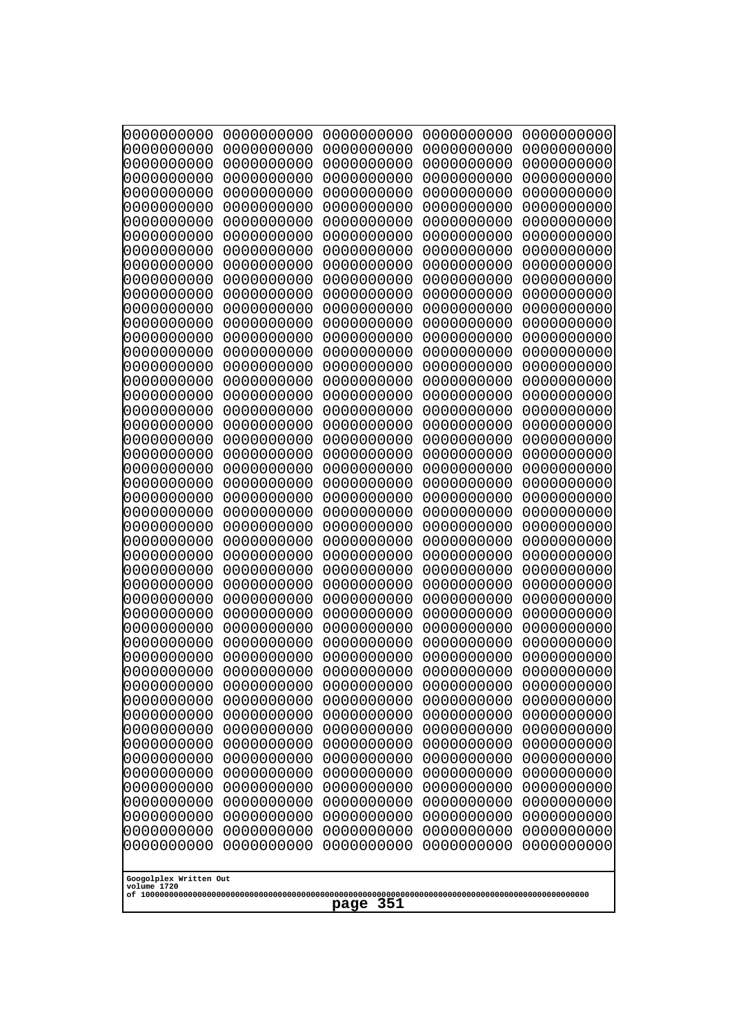```
0000000000 0000000000 0000000000 0000000000 0000000000
0000000000 0000000000 0000000000 0000000000 0000000000
0000000000 0000000000 0000000000 0000000000 0000000000
0000000000 0000000000 0000000000 0000000000 0000000000
0000000000 0000000000 0000000000 0000000000 0000000000
0000000000 0000000000 0000000000 0000000000 0000000000
0000000000 0000000000 0000000000 0000000000 0000000000
0000000000 0000000000 0000000000 0000000000 0000000000
0000000000 0000000000 0000000000 0000000000 0000000000
0000000000 0000000000 0000000000 0000000000 0000000000
0000000000 0000000000 0000000000 0000000000 0000000000
0000000000 0000000000 0000000000 0000000000 0000000000
0000000000 0000000000 0000000000 0000000000 0000000000
0000000000 0000000000 0000000000 0000000000 0000000000
0000000000 0000000000 0000000000 0000000000 0000000000
0000000000 0000000000 0000000000 0000000000 0000000000
0000000000 0000000000 0000000000 0000000000 0000000000
0000000000 0000000000 0000000000 0000000000 0000000000
0000000000 0000000000 0000000000 0000000000 0000000000
0000000000 0000000000 0000000000 0000000000 0000000000
0000000000 0000000000 0000000000 0000000000 0000000000
0000000000 0000000000 0000000000 0000000000 0000000000
0000000000 0000000000 0000000000 0000000000 0000000000
0000000000 0000000000 0000000000 0000000000 0000000000
0000000000 0000000000 0000000000 0000000000 0000000000
0000000000 0000000000 0000000000 0000000000 0000000000
0000000000 0000000000 0000000000 0000000000 0000000000
0000000000 0000000000 0000000000 0000000000 0000000000
0000000000 0000000000 0000000000 0000000000 0000000000
0000000000 0000000000 0000000000 0000000000 0000000000
0000000000 0000000000 0000000000 0000000000 0000000000
0000000000 0000000000 0000000000 0000000000 0000000000
0000000000 0000000000 0000000000 0000000000 0000000000
0000000000 0000000000 0000000000 0000000000 0000000000
0000000000 0000000000 0000000000 0000000000 0000000000
0000000000 0000000000 0000000000 0000000000 0000000000
0000000000 0000000000 0000000000 0000000000 0000000000
0000000000 0000000000 0000000000 0000000000 0000000000
0000000000 0000000000 0000000000 0000000000 0000000000
0000000000 0000000000 0000000000 0000000000 0000000000
0000000000 0000000000 0000000000 0000000000 0000000000
0000000000 0000000000 0000000000 0000000000 0000000000
0000000000 0000000000 0000000000 0000000000 0000000000
0000000000 0000000000 0000000000 0000000000 0000000000
0000000000 0000000000 0000000000 0000000000 0000000000
0000000000 0000000000 0000000000 0000000000 0000000000
0000000000 0000000000 0000000000 0000000000 0000000000
0000000000 0000000000 0000000000 0000000000 0000000000
0000000000 0000000000 0000000000 0000000000 0000000000
0000000000 0000000000 0000000000 0000000000 0000000000
```

Googolplex Written Out
volume 1720
of 10000000000000000000000000000000000000000000000000000000000000000000000000000000000000000000000000000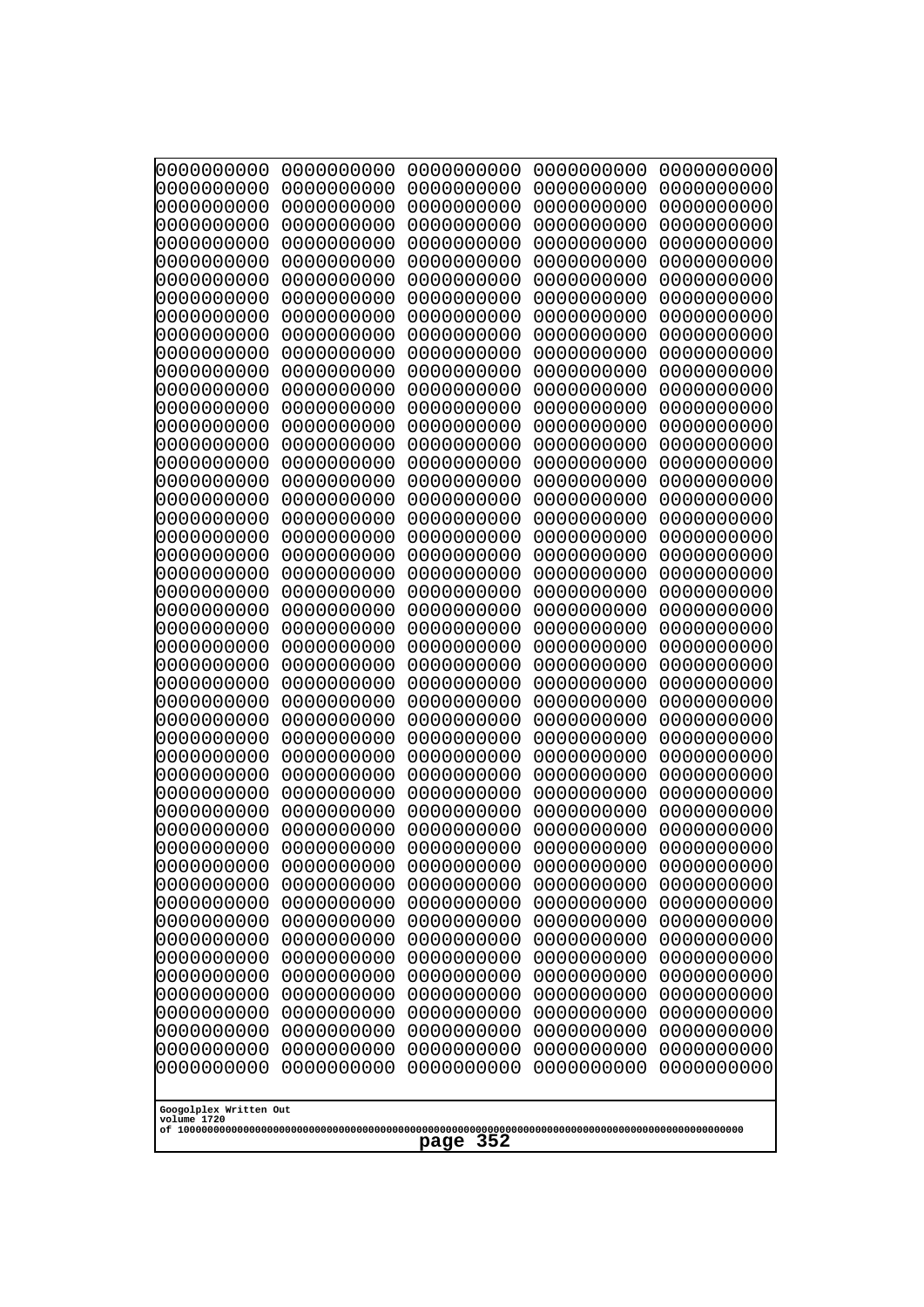```
0000000000 0000000000 0000000000 0000000000 0000000000
0000000000 0000000000 0000000000 0000000000 0000000000
0000000000 0000000000 0000000000 0000000000 0000000000
0000000000 0000000000 0000000000 0000000000 0000000000
0000000000 0000000000 0000000000 0000000000 0000000000
0000000000 0000000000 0000000000 0000000000 0000000000
0000000000 0000000000 0000000000 0000000000 0000000000
0000000000 0000000000 0000000000 0000000000 0000000000
0000000000 0000000000 0000000000 0000000000 0000000000
0000000000 0000000000 0000000000 0000000000 0000000000
0000000000 0000000000 0000000000 0000000000 0000000000
0000000000 0000000000 0000000000 0000000000 0000000000
0000000000 0000000000 0000000000 0000000000 0000000000
0000000000 0000000000 0000000000 0000000000 0000000000
0000000000 0000000000 0000000000 0000000000 0000000000
0000000000 0000000000 0000000000 0000000000 0000000000
0000000000 0000000000 0000000000 0000000000 0000000000
0000000000 0000000000 0000000000 0000000000 0000000000
0000000000 0000000000 0000000000 0000000000 0000000000
0000000000 0000000000 0000000000 0000000000 0000000000
0000000000 0000000000 0000000000 0000000000 0000000000
0000000000 0000000000 0000000000 0000000000 0000000000
0000000000 0000000000 0000000000 0000000000 0000000000
0000000000 0000000000 0000000000 0000000000 0000000000
0000000000 0000000000 0000000000 0000000000 0000000000
0000000000 0000000000 0000000000 0000000000 0000000000
0000000000 0000000000 0000000000 0000000000 0000000000
0000000000 0000000000 0000000000 0000000000 0000000000
0000000000 0000000000 0000000000 0000000000 0000000000
0000000000 0000000000 0000000000 0000000000 0000000000
0000000000 0000000000 0000000000 0000000000 0000000000
0000000000 0000000000 0000000000 0000000000 0000000000
0000000000 0000000000 0000000000 0000000000 0000000000
0000000000 0000000000 0000000000 0000000000 0000000000
0000000000 0000000000 0000000000 0000000000 0000000000
0000000000 0000000000 0000000000 0000000000 0000000000
0000000000 0000000000 0000000000 0000000000 0000000000
0000000000 0000000000 0000000000 0000000000 0000000000
0000000000 0000000000 0000000000 0000000000 0000000000
0000000000 0000000000 0000000000 0000000000 0000000000
0000000000 0000000000 0000000000 0000000000 0000000000
0000000000 0000000000 0000000000 0000000000 0000000000
0000000000 0000000000 0000000000 0000000000 0000000000
0000000000 0000000000 0000000000 0000000000 0000000000
0000000000 0000000000 0000000000 0000000000 0000000000
0000000000 0000000000 0000000000 0000000000 0000000000
0000000000 0000000000 0000000000 0000000000 0000000000
0000000000 0000000000 0000000000 0000000000 0000000000
0000000000 0000000000 0000000000 0000000000 0000000000
0000000000 0000000000 0000000000 0000000000 0000000000
```

Googolplex Written Out
volume 1720
of 10000000000000000000000000000000000000000000000000000000000000000000000000000000000000000000000000000

page 352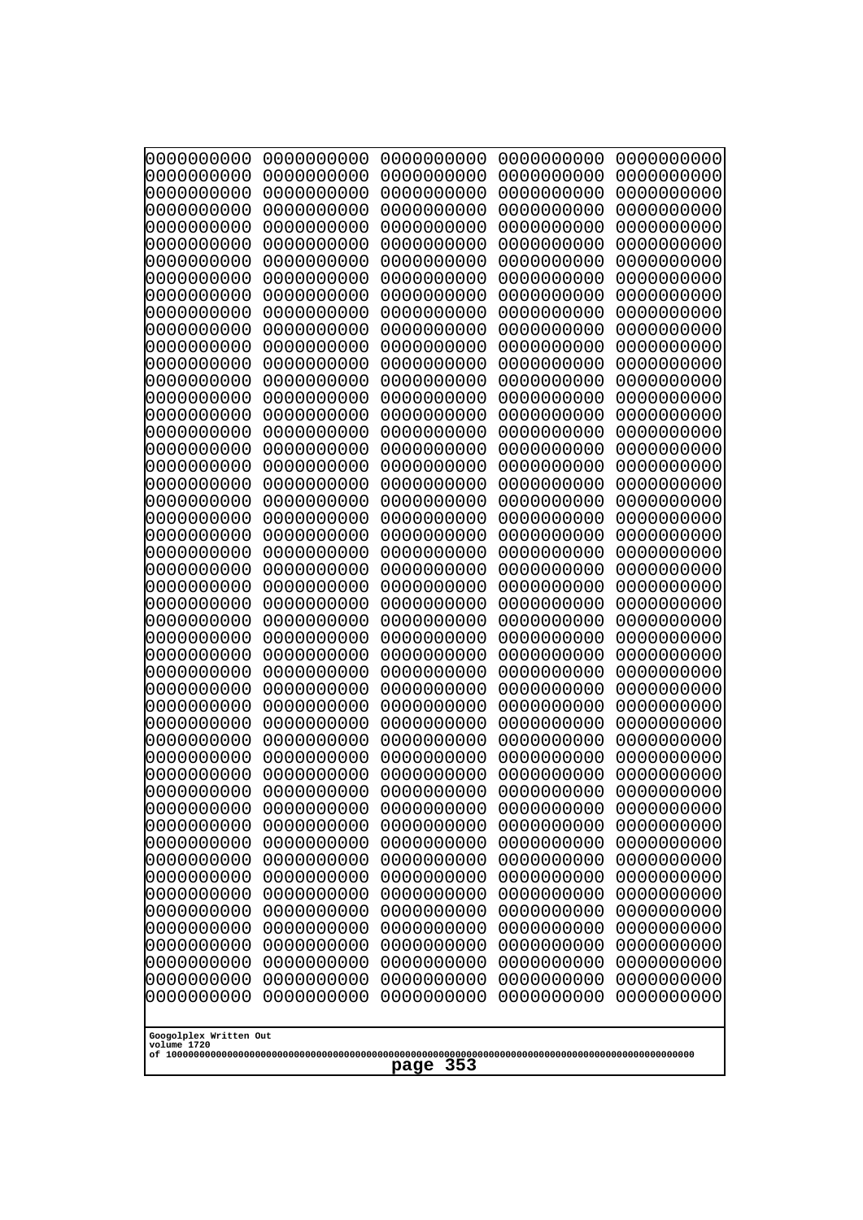```
0000000000 0000000000 0000000000 0000000000 0000000000
0000000000 0000000000 0000000000 0000000000 0000000000
0000000000 0000000000 0000000000 0000000000 0000000000
0000000000 0000000000 0000000000 0000000000 0000000000
0000000000 0000000000 0000000000 0000000000 0000000000
0000000000 0000000000 0000000000 0000000000 0000000000
0000000000 0000000000 0000000000 0000000000 0000000000
0000000000 0000000000 0000000000 0000000000 0000000000
0000000000 0000000000 0000000000 0000000000 0000000000
0000000000 0000000000 0000000000 0000000000 0000000000
0000000000 0000000000 0000000000 0000000000 0000000000
0000000000 0000000000 0000000000 0000000000 0000000000
0000000000 0000000000 0000000000 0000000000 0000000000
0000000000 0000000000 0000000000 0000000000 0000000000
0000000000 0000000000 0000000000 0000000000 0000000000
0000000000 0000000000 0000000000 0000000000 0000000000
0000000000 0000000000 0000000000 0000000000 0000000000
0000000000 0000000000 0000000000 0000000000 0000000000
0000000000 0000000000 0000000000 0000000000 0000000000
0000000000 0000000000 0000000000 0000000000 0000000000
0000000000 0000000000 0000000000 0000000000 0000000000
0000000000 0000000000 0000000000 0000000000 0000000000
0000000000 0000000000 0000000000 0000000000 0000000000
0000000000 0000000000 0000000000 0000000000 0000000000
0000000000 0000000000 0000000000 0000000000 0000000000
0000000000 0000000000 0000000000 0000000000 0000000000
0000000000 0000000000 0000000000 0000000000 0000000000
0000000000 0000000000 0000000000 0000000000 0000000000
0000000000 0000000000 0000000000 0000000000 0000000000
0000000000 0000000000 0000000000 0000000000 0000000000
0000000000 0000000000 0000000000 0000000000 0000000000
0000000000 0000000000 0000000000 0000000000 0000000000
0000000000 0000000000 0000000000 0000000000 0000000000
0000000000 0000000000 0000000000 0000000000 0000000000
0000000000 0000000000 0000000000 0000000000 0000000000
0000000000 0000000000 0000000000 0000000000 0000000000
0000000000 0000000000 0000000000 0000000000 0000000000
0000000000 0000000000 0000000000 0000000000 0000000000
0000000000 0000000000 0000000000 0000000000 0000000000
0000000000 0000000000 0000000000 0000000000 0000000000
0000000000 0000000000 0000000000 0000000000 0000000000
0000000000 0000000000 0000000000 0000000000 0000000000
0000000000 0000000000 0000000000 0000000000 0000000000
0000000000 0000000000 0000000000 0000000000 0000000000
0000000000 0000000000 0000000000 0000000000 0000000000
0000000000 0000000000 0000000000 0000000000 0000000000
0000000000 0000000000 0000000000 0000000000 0000000000
0000000000 0000000000 0000000000 0000000000 0000000000
0000000000 0000000000 0000000000 0000000000 0000000000
0000000000 0000000000 0000000000 0000000000 0000000000
```

Googolplex Written Out
volume 1720
of 10000000000000000000000000000000000000000000000000000000000000000000000000000000000000000000000000000

page 353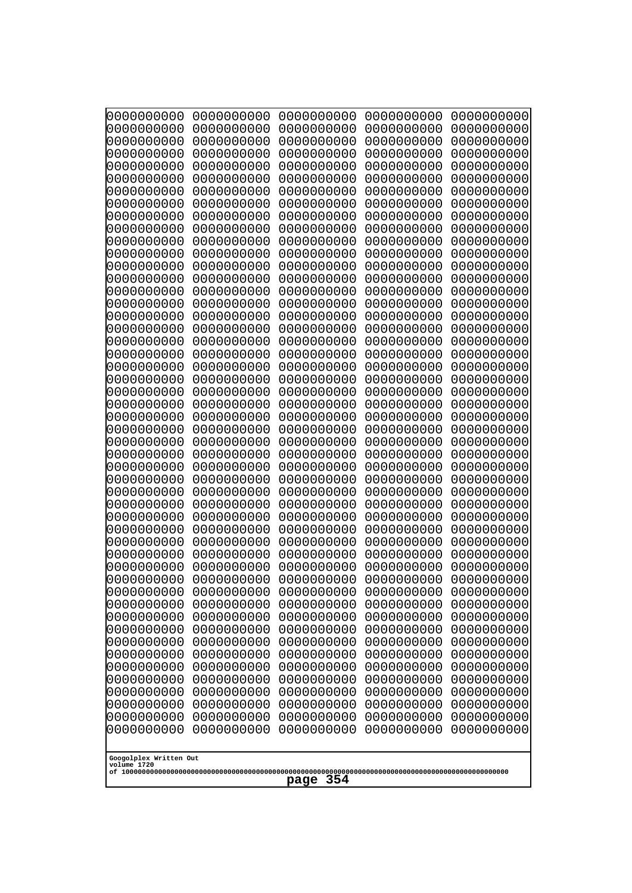```
0000000000 0000000000 0000000000 0000000000 0000000000
0000000000 0000000000 0000000000 0000000000 0000000000
0000000000 0000000000 0000000000 0000000000 0000000000
0000000000 0000000000 0000000000 0000000000 0000000000
0000000000 0000000000 0000000000 0000000000 0000000000
0000000000 0000000000 0000000000 0000000000 0000000000
0000000000 0000000000 0000000000 0000000000 0000000000
0000000000 0000000000 0000000000 0000000000 0000000000
0000000000 0000000000 0000000000 0000000000 0000000000
0000000000 0000000000 0000000000 0000000000 0000000000
0000000000 0000000000 0000000000 0000000000 0000000000
0000000000 0000000000 0000000000 0000000000 0000000000
0000000000 0000000000 0000000000 0000000000 0000000000
0000000000 0000000000 0000000000 0000000000 0000000000
0000000000 0000000000 0000000000 0000000000 0000000000
0000000000 0000000000 0000000000 0000000000 0000000000
0000000000 0000000000 0000000000 0000000000 0000000000
0000000000 0000000000 0000000000 0000000000 0000000000
0000000000 0000000000 0000000000 0000000000 0000000000
0000000000 0000000000 0000000000 0000000000 0000000000
0000000000 0000000000 0000000000 0000000000 0000000000
0000000000 0000000000 0000000000 0000000000 0000000000
0000000000 0000000000 0000000000 0000000000 0000000000
0000000000 0000000000 0000000000 0000000000 0000000000
0000000000 0000000000 0000000000 0000000000 0000000000
0000000000 0000000000 0000000000 0000000000 0000000000
0000000000 0000000000 0000000000 0000000000 0000000000
0000000000 0000000000 0000000000 0000000000 0000000000
0000000000 0000000000 0000000000 0000000000 0000000000
0000000000 0000000000 0000000000 0000000000 0000000000
0000000000 0000000000 0000000000 0000000000 0000000000
0000000000 0000000000 0000000000 0000000000 0000000000
0000000000 0000000000 0000000000 0000000000 0000000000
0000000000 0000000000 0000000000 0000000000 0000000000
0000000000 0000000000 0000000000 0000000000 0000000000
0000000000 0000000000 0000000000 0000000000 0000000000
0000000000 0000000000 0000000000 0000000000 0000000000
0000000000 0000000000 0000000000 0000000000 0000000000
0000000000 0000000000 0000000000 0000000000 0000000000
0000000000 0000000000 0000000000 0000000000 0000000000
0000000000 0000000000 0000000000 0000000000 0000000000
0000000000 0000000000 0000000000 0000000000 0000000000
0000000000 0000000000 0000000000 0000000000 0000000000
0000000000 0000000000 0000000000 0000000000 0000000000
0000000000 0000000000 0000000000 0000000000 0000000000
0000000000 0000000000 0000000000 0000000000 0000000000
0000000000 0000000000 0000000000 0000000000 0000000000
0000000000 0000000000 0000000000 0000000000 0000000000
0000000000 0000000000 0000000000 0000000000 0000000000
0000000000 0000000000 0000000000 0000000000 0000000000
```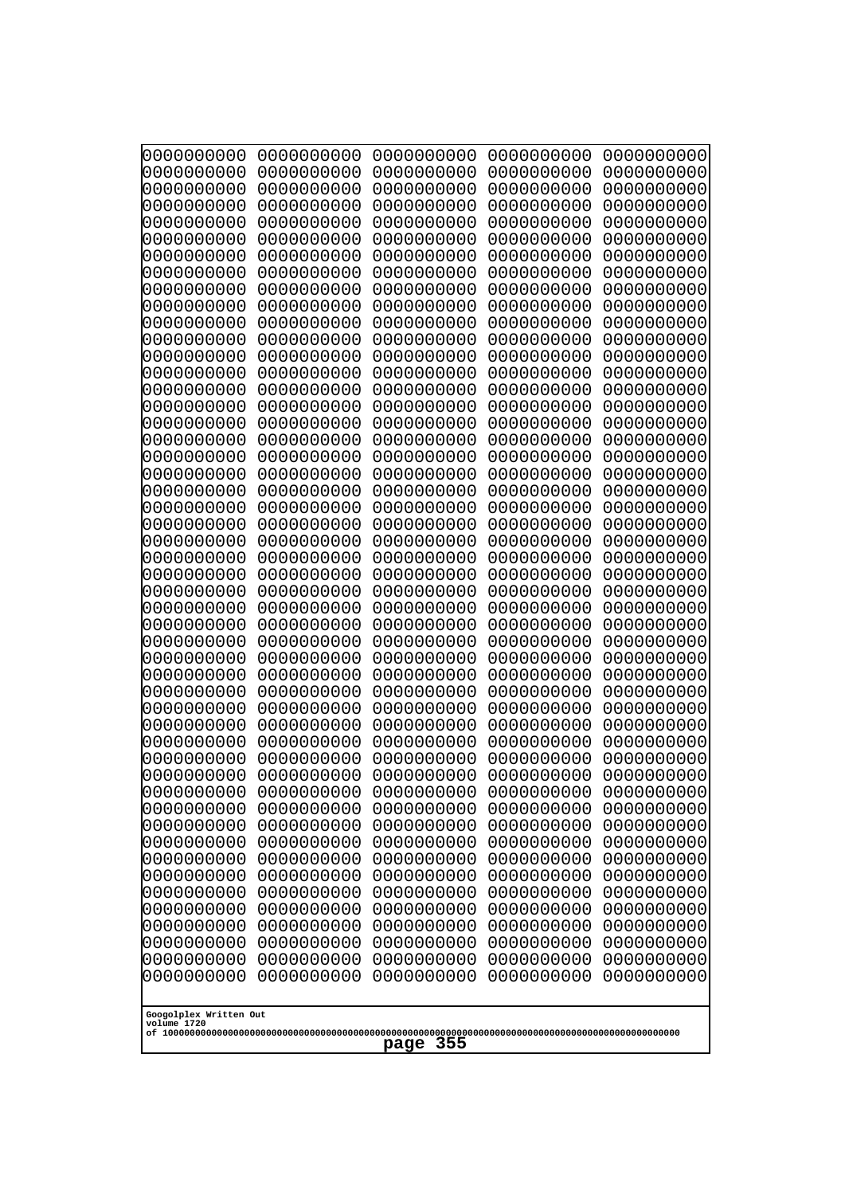```
0000000000 0000000000 0000000000 0000000000 0000000000
0000000000 0000000000 0000000000 0000000000 0000000000
0000000000 0000000000 0000000000 0000000000 0000000000
0000000000 0000000000 0000000000 0000000000 0000000000
0000000000 0000000000 0000000000 0000000000 0000000000
0000000000 0000000000 0000000000 0000000000 0000000000
0000000000 0000000000 0000000000 0000000000 0000000000
0000000000 0000000000 0000000000 0000000000 0000000000
0000000000 0000000000 0000000000 0000000000 0000000000
0000000000 0000000000 0000000000 0000000000 0000000000
0000000000 0000000000 0000000000 0000000000 0000000000
0000000000 0000000000 0000000000 0000000000 0000000000
0000000000 0000000000 0000000000 0000000000 0000000000
0000000000 0000000000 0000000000 0000000000 0000000000
0000000000 0000000000 0000000000 0000000000 0000000000
0000000000 0000000000 0000000000 0000000000 0000000000
0000000000 0000000000 0000000000 0000000000 0000000000
0000000000 0000000000 0000000000 0000000000 0000000000
0000000000 0000000000 0000000000 0000000000 0000000000
0000000000 0000000000 0000000000 0000000000 0000000000
0000000000 0000000000 0000000000 0000000000 0000000000
0000000000 0000000000 0000000000 0000000000 0000000000
0000000000 0000000000 0000000000 0000000000 0000000000
0000000000 0000000000 0000000000 0000000000 0000000000
0000000000 0000000000 0000000000 0000000000 0000000000
0000000000 0000000000 0000000000 0000000000 0000000000
0000000000 0000000000 0000000000 0000000000 0000000000
0000000000 0000000000 0000000000 0000000000 0000000000
0000000000 0000000000 0000000000 0000000000 0000000000
0000000000 0000000000 0000000000 0000000000 0000000000
0000000000 0000000000 0000000000 0000000000 0000000000
0000000000 0000000000 0000000000 0000000000 0000000000
0000000000 0000000000 0000000000 0000000000 0000000000
0000000000 0000000000 0000000000 0000000000 0000000000
0000000000 0000000000 0000000000 0000000000 0000000000
0000000000 0000000000 0000000000 0000000000 0000000000
0000000000 0000000000 0000000000 0000000000 0000000000
0000000000 0000000000 0000000000 0000000000 0000000000
0000000000 0000000000 0000000000 0000000000 0000000000
0000000000 0000000000 0000000000 0000000000 0000000000
0000000000 0000000000 0000000000 0000000000 0000000000
0000000000 0000000000 0000000000 0000000000 0000000000
0000000000 0000000000 0000000000 0000000000 0000000000
0000000000 0000000000 0000000000 0000000000 0000000000
0000000000 0000000000 0000000000 0000000000 0000000000
0000000000 0000000000 0000000000 0000000000 0000000000
0000000000 0000000000 0000000000 0000000000 0000000000
0000000000 0000000000 0000000000 0000000000 0000000000
0000000000 0000000000 0000000000 0000000000 0000000000
0000000000 0000000000 0000000000 0000000000 0000000000
```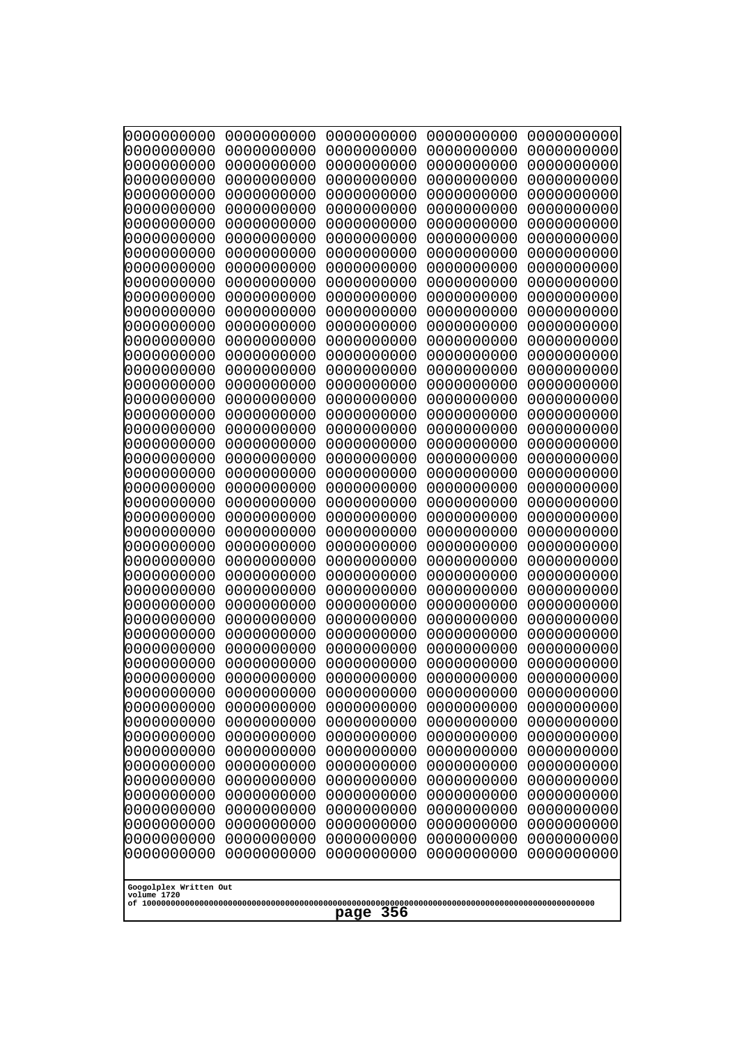```
0000000000 0000000000 0000000000 0000000000 0000000000
0000000000 0000000000 0000000000 0000000000 0000000000
0000000000 0000000000 0000000000 0000000000 0000000000
0000000000 0000000000 0000000000 0000000000 0000000000
0000000000 0000000000 0000000000 0000000000 0000000000
0000000000 0000000000 0000000000 0000000000 0000000000
0000000000 0000000000 0000000000 0000000000 0000000000
0000000000 0000000000 0000000000 0000000000 0000000000
0000000000 0000000000 0000000000 0000000000 0000000000
0000000000 0000000000 0000000000 0000000000 0000000000
0000000000 0000000000 0000000000 0000000000 0000000000
0000000000 0000000000 0000000000 0000000000 0000000000
0000000000 0000000000 0000000000 0000000000 0000000000
0000000000 0000000000 0000000000 0000000000 0000000000
0000000000 0000000000 0000000000 0000000000 0000000000
0000000000 0000000000 0000000000 0000000000 0000000000
0000000000 0000000000 0000000000 0000000000 0000000000
0000000000 0000000000 0000000000 0000000000 0000000000
0000000000 0000000000 0000000000 0000000000 0000000000
0000000000 0000000000 0000000000 0000000000 0000000000
0000000000 0000000000 0000000000 0000000000 0000000000
0000000000 0000000000 0000000000 0000000000 0000000000
0000000000 0000000000 0000000000 0000000000 0000000000
0000000000 0000000000 0000000000 0000000000 0000000000
0000000000 0000000000 0000000000 0000000000 0000000000
0000000000 0000000000 0000000000 0000000000 0000000000
0000000000 0000000000 0000000000 0000000000 0000000000
0000000000 0000000000 0000000000 0000000000 0000000000
0000000000 0000000000 0000000000 0000000000 0000000000
0000000000 0000000000 0000000000 0000000000 0000000000
0000000000 0000000000 0000000000 0000000000 0000000000
0000000000 0000000000 0000000000 0000000000 0000000000
0000000000 0000000000 0000000000 0000000000 0000000000
0000000000 0000000000 0000000000 0000000000 0000000000
0000000000 0000000000 0000000000 0000000000 0000000000
0000000000 0000000000 0000000000 0000000000 0000000000
0000000000 0000000000 0000000000 0000000000 0000000000
0000000000 0000000000 0000000000 0000000000 0000000000
0000000000 0000000000 0000000000 0000000000 0000000000
0000000000 0000000000 0000000000 0000000000 0000000000
0000000000 0000000000 0000000000 0000000000 0000000000
0000000000 0000000000 0000000000 0000000000 0000000000
0000000000 0000000000 0000000000 0000000000 0000000000
0000000000 0000000000 0000000000 0000000000 0000000000
0000000000 0000000000 0000000000 0000000000 0000000000
0000000000 0000000000 0000000000 0000000000 0000000000
0000000000 0000000000 0000000000 0000000000 0000000000
0000000000 0000000000 0000000000 0000000000 0000000000
0000000000 0000000000 0000000000 0000000000 0000000000
0000000000 0000000000 0000000000 0000000000 0000000000
```

Googolplex Written Out
volume 1720
of 10000000000000000000000000000000000000000000000000000000000000000000000000000000000000000000000000000

page 356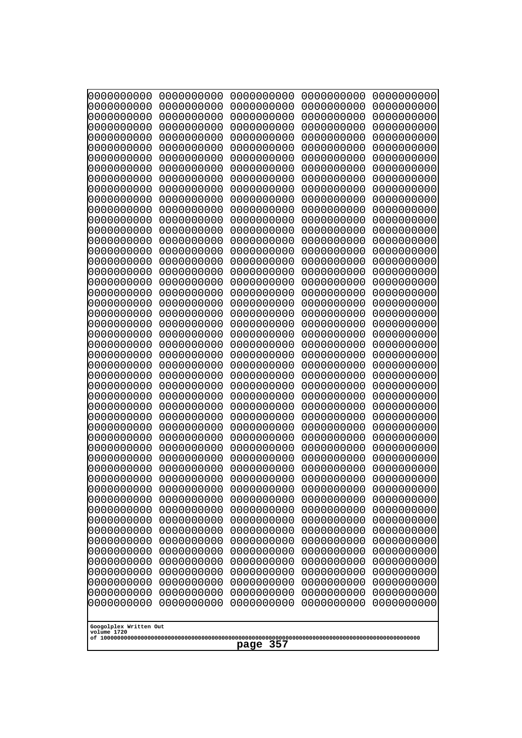```
0000000000 0000000000 0000000000 0000000000 0000000000
0000000000 0000000000 0000000000 0000000000 0000000000
0000000000 0000000000 0000000000 0000000000 0000000000
0000000000 0000000000 0000000000 0000000000 0000000000
0000000000 0000000000 0000000000 0000000000 0000000000
0000000000 0000000000 0000000000 0000000000 0000000000
0000000000 0000000000 0000000000 0000000000 0000000000
0000000000 0000000000 0000000000 0000000000 0000000000
0000000000 0000000000 0000000000 0000000000 0000000000
0000000000 0000000000 0000000000 0000000000 0000000000
0000000000 0000000000 0000000000 0000000000 0000000000
0000000000 0000000000 0000000000 0000000000 0000000000
0000000000 0000000000 0000000000 0000000000 0000000000
0000000000 0000000000 0000000000 0000000000 0000000000
0000000000 0000000000 0000000000 0000000000 0000000000
0000000000 0000000000 0000000000 0000000000 0000000000
0000000000 0000000000 0000000000 0000000000 0000000000
0000000000 0000000000 0000000000 0000000000 0000000000
0000000000 0000000000 0000000000 0000000000 0000000000
0000000000 0000000000 0000000000 0000000000 0000000000
0000000000 0000000000 0000000000 0000000000 0000000000
0000000000 0000000000 0000000000 0000000000 0000000000
0000000000 0000000000 0000000000 0000000000 0000000000
0000000000 0000000000 0000000000 0000000000 0000000000
0000000000 0000000000 0000000000 0000000000 0000000000
0000000000 0000000000 0000000000 0000000000 0000000000
0000000000 0000000000 0000000000 0000000000 0000000000
0000000000 0000000000 0000000000 0000000000 0000000000
0000000000 0000000000 0000000000 0000000000 0000000000
0000000000 0000000000 0000000000 0000000000 0000000000
0000000000 0000000000 0000000000 0000000000 0000000000
0000000000 0000000000 0000000000 0000000000 0000000000
0000000000 0000000000 0000000000 0000000000 0000000000
0000000000 0000000000 0000000000 0000000000 0000000000
0000000000 0000000000 0000000000 0000000000 0000000000
0000000000 0000000000 0000000000 0000000000 0000000000
0000000000 0000000000 0000000000 0000000000 0000000000
0000000000 0000000000 0000000000 0000000000 0000000000
0000000000 0000000000 0000000000 0000000000 0000000000
0000000000 0000000000 0000000000 0000000000 0000000000
0000000000 0000000000 0000000000 0000000000 0000000000
0000000000 0000000000 0000000000 0000000000 0000000000
0000000000 0000000000 0000000000 0000000000 0000000000
0000000000 0000000000 0000000000 0000000000 0000000000
0000000000 0000000000 0000000000 0000000000 0000000000
0000000000 0000000000 0000000000 0000000000 0000000000
0000000000 0000000000 0000000000 0000000000 0000000000
0000000000 0000000000 0000000000 0000000000 0000000000
0000000000 0000000000 0000000000 0000000000 0000000000
0000000000 0000000000 0000000000 0000000000 0000000000
```

Googolplex Written Out
volume 1720
of 10000000000000000000000000000000000000000000000000000000000000000000000000000000000000000000000000000

page 357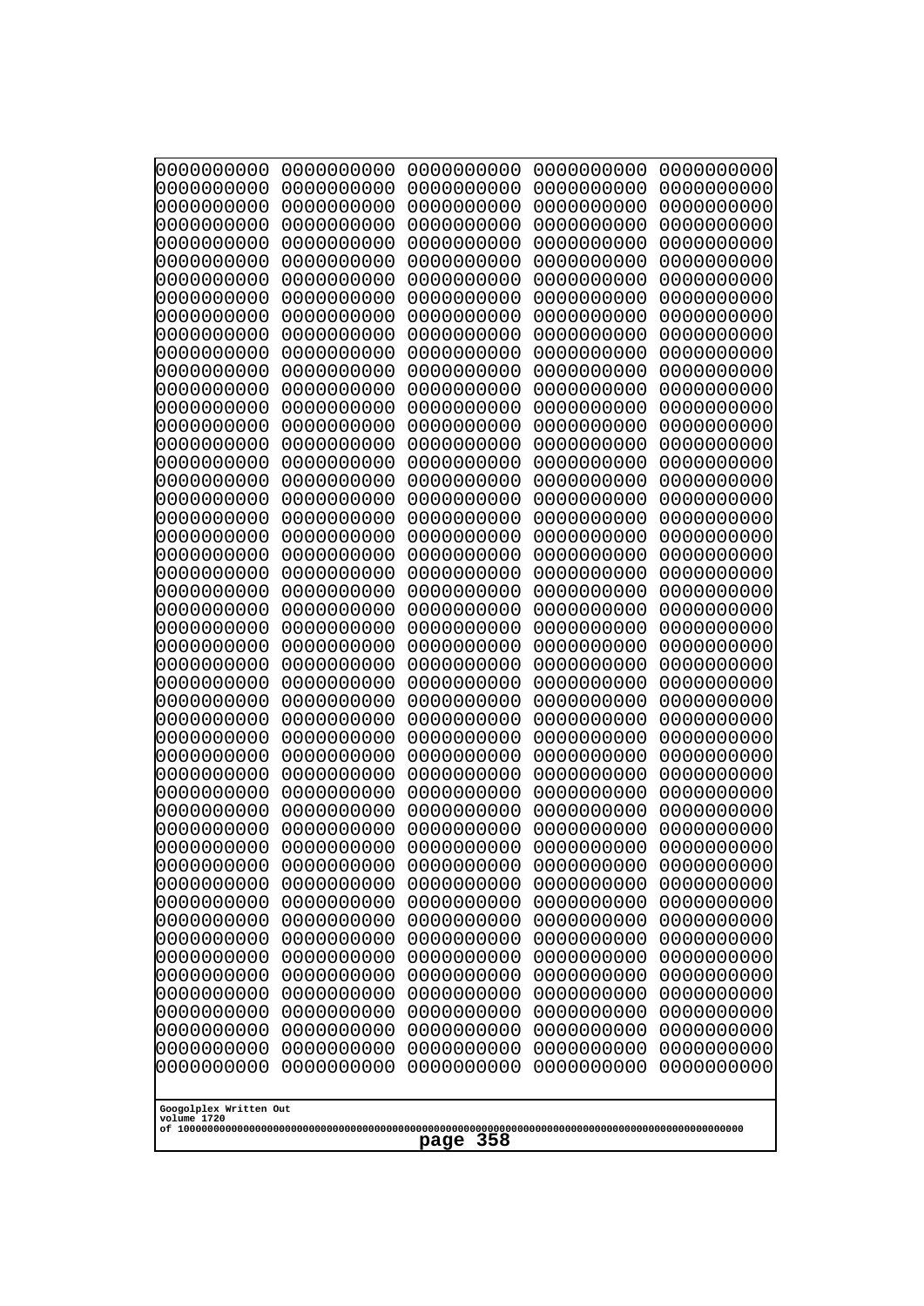```
0000000000 0000000000 0000000000 0000000000 0000000000
0000000000 0000000000 0000000000 0000000000 0000000000
0000000000 0000000000 0000000000 0000000000 0000000000
0000000000 0000000000 0000000000 0000000000 0000000000
0000000000 0000000000 0000000000 0000000000 0000000000
0000000000 0000000000 0000000000 0000000000 0000000000
0000000000 0000000000 0000000000 0000000000 0000000000
0000000000 0000000000 0000000000 0000000000 0000000000
0000000000 0000000000 0000000000 0000000000 0000000000
0000000000 0000000000 0000000000 0000000000 0000000000
0000000000 0000000000 0000000000 0000000000 0000000000
0000000000 0000000000 0000000000 0000000000 0000000000
0000000000 0000000000 0000000000 0000000000 0000000000
0000000000 0000000000 0000000000 0000000000 0000000000
0000000000 0000000000 0000000000 0000000000 0000000000
0000000000 0000000000 0000000000 0000000000 0000000000
0000000000 0000000000 0000000000 0000000000 0000000000
0000000000 0000000000 0000000000 0000000000 0000000000
0000000000 0000000000 0000000000 0000000000 0000000000
0000000000 0000000000 0000000000 0000000000 0000000000
0000000000 0000000000 0000000000 0000000000 0000000000
0000000000 0000000000 0000000000 0000000000 0000000000
0000000000 0000000000 0000000000 0000000000 0000000000
0000000000 0000000000 0000000000 0000000000 0000000000
0000000000 0000000000 0000000000 0000000000 0000000000
0000000000 0000000000 0000000000 0000000000 0000000000
0000000000 0000000000 0000000000 0000000000 0000000000
0000000000 0000000000 0000000000 0000000000 0000000000
0000000000 0000000000 0000000000 0000000000 0000000000
0000000000 0000000000 0000000000 0000000000 0000000000
0000000000 0000000000 0000000000 0000000000 0000000000
0000000000 0000000000 0000000000 0000000000 0000000000
0000000000 0000000000 0000000000 0000000000 0000000000
0000000000 0000000000 0000000000 0000000000 0000000000
0000000000 0000000000 0000000000 0000000000 0000000000
0000000000 0000000000 0000000000 0000000000 0000000000
0000000000 0000000000 0000000000 0000000000 0000000000
0000000000 0000000000 0000000000 0000000000 0000000000
0000000000 0000000000 0000000000 0000000000 0000000000
0000000000 0000000000 0000000000 0000000000 0000000000
0000000000 0000000000 0000000000 0000000000 0000000000
0000000000 0000000000 0000000000 0000000000 0000000000
0000000000 0000000000 0000000000 0000000000 0000000000
0000000000 0000000000 0000000000 0000000000 0000000000
0000000000 0000000000 0000000000 0000000000 0000000000
0000000000 0000000000 0000000000 0000000000 0000000000
0000000000 0000000000 0000000000 0000000000 0000000000
0000000000 0000000000 0000000000 0000000000 0000000000
0000000000 0000000000 0000000000 0000000000 0000000000
0000000000 0000000000 0000000000 0000000000 0000000000
```

Googolplex Written Out
volume 1720
of 10000000000000000000000000000000000000000000000000000000000000000000000000000000000000000000000000000

page 358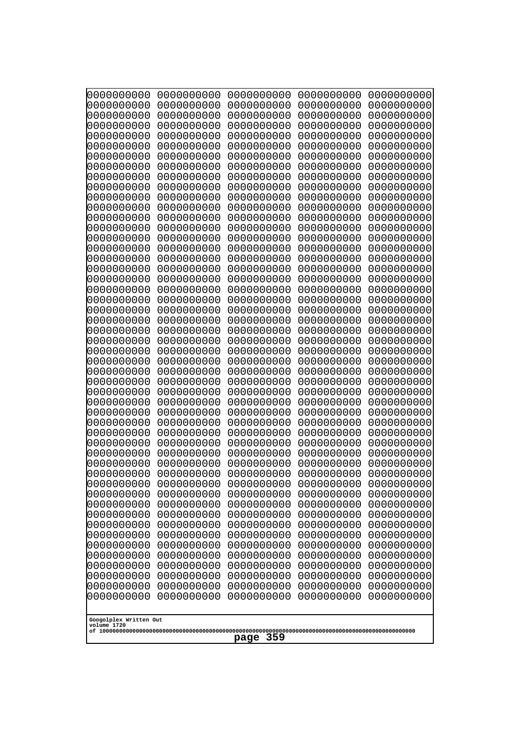```
0000000000 0000000000 0000000000 0000000000 0000000000
0000000000 0000000000 0000000000 0000000000 0000000000
0000000000 0000000000 0000000000 0000000000 0000000000
0000000000 0000000000 0000000000 0000000000 0000000000
0000000000 0000000000 0000000000 0000000000 0000000000
0000000000 0000000000 0000000000 0000000000 0000000000
0000000000 0000000000 0000000000 0000000000 0000000000
0000000000 0000000000 0000000000 0000000000 0000000000
0000000000 0000000000 0000000000 0000000000 0000000000
0000000000 0000000000 0000000000 0000000000 0000000000
0000000000 0000000000 0000000000 0000000000 0000000000
0000000000 0000000000 0000000000 0000000000 0000000000
0000000000 0000000000 0000000000 0000000000 0000000000
0000000000 0000000000 0000000000 0000000000 0000000000
0000000000 0000000000 0000000000 0000000000 0000000000
0000000000 0000000000 0000000000 0000000000 0000000000
0000000000 0000000000 0000000000 0000000000 0000000000
0000000000 0000000000 0000000000 0000000000 0000000000
0000000000 0000000000 0000000000 0000000000 0000000000
0000000000 0000000000 0000000000 0000000000 0000000000
0000000000 0000000000 0000000000 0000000000 0000000000
0000000000 0000000000 0000000000 0000000000 0000000000
0000000000 0000000000 0000000000 0000000000 0000000000
0000000000 0000000000 0000000000 0000000000 0000000000
0000000000 0000000000 0000000000 0000000000 0000000000
0000000000 0000000000 0000000000 0000000000 0000000000
0000000000 0000000000 0000000000 0000000000 0000000000
0000000000 0000000000 0000000000 0000000000 0000000000
0000000000 0000000000 0000000000 0000000000 0000000000
0000000000 0000000000 0000000000 0000000000 0000000000
0000000000 0000000000 0000000000 0000000000 0000000000
0000000000 0000000000 0000000000 0000000000 0000000000
0000000000 0000000000 0000000000 0000000000 0000000000
0000000000 0000000000 0000000000 0000000000 0000000000
0000000000 0000000000 0000000000 0000000000 0000000000
0000000000 0000000000 0000000000 0000000000 0000000000
0000000000 0000000000 0000000000 0000000000 0000000000
0000000000 0000000000 0000000000 0000000000 0000000000
0000000000 0000000000 0000000000 0000000000 0000000000
0000000000 0000000000 0000000000 0000000000 0000000000
0000000000 0000000000 0000000000 0000000000 0000000000
0000000000 0000000000 0000000000 0000000000 0000000000
0000000000 0000000000 0000000000 0000000000 0000000000
0000000000 0000000000 0000000000 0000000000 0000000000
0000000000 0000000000 0000000000 0000000000 0000000000
0000000000 0000000000 0000000000 0000000000 0000000000
0000000000 0000000000 0000000000 0000000000 0000000000
0000000000 0000000000 0000000000 0000000000 0000000000
0000000000 0000000000 0000000000 0000000000 0000000000
0000000000 0000000000 0000000000 0000000000 0000000000
```

Googolplex Written Out
volume 1720
of 10000000000000000000000000000000000000000000000000000000000000000000000000000000000000000000000000000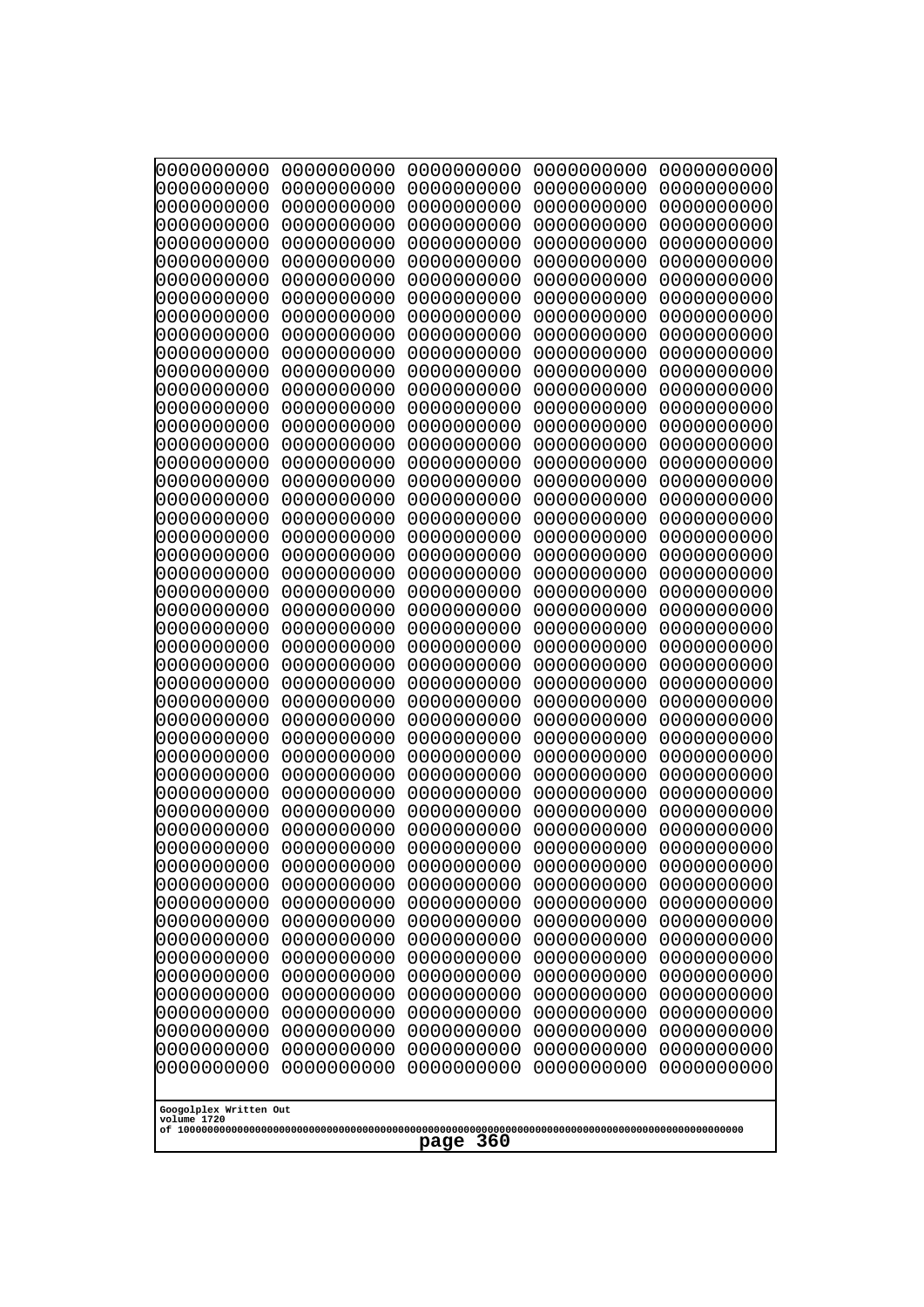```
0000000000 0000000000 0000000000 0000000000 0000000000
0000000000 0000000000 0000000000 0000000000 0000000000
0000000000 0000000000 0000000000 0000000000 0000000000
0000000000 0000000000 0000000000 0000000000 0000000000
0000000000 0000000000 0000000000 0000000000 0000000000
0000000000 0000000000 0000000000 0000000000 0000000000
0000000000 0000000000 0000000000 0000000000 0000000000
0000000000 0000000000 0000000000 0000000000 0000000000
0000000000 0000000000 0000000000 0000000000 0000000000
0000000000 0000000000 0000000000 0000000000 0000000000
0000000000 0000000000 0000000000 0000000000 0000000000
0000000000 0000000000 0000000000 0000000000 0000000000
0000000000 0000000000 0000000000 0000000000 0000000000
0000000000 0000000000 0000000000 0000000000 0000000000
0000000000 0000000000 0000000000 0000000000 0000000000
0000000000 0000000000 0000000000 0000000000 0000000000
0000000000 0000000000 0000000000 0000000000 0000000000
0000000000 0000000000 0000000000 0000000000 0000000000
0000000000 0000000000 0000000000 0000000000 0000000000
0000000000 0000000000 0000000000 0000000000 0000000000
0000000000 0000000000 0000000000 0000000000 0000000000
0000000000 0000000000 0000000000 0000000000 0000000000
0000000000 0000000000 0000000000 0000000000 0000000000
0000000000 0000000000 0000000000 0000000000 0000000000
0000000000 0000000000 0000000000 0000000000 0000000000
0000000000 0000000000 0000000000 0000000000 0000000000
0000000000 0000000000 0000000000 0000000000 0000000000
0000000000 0000000000 0000000000 0000000000 0000000000
0000000000 0000000000 0000000000 0000000000 0000000000
0000000000 0000000000 0000000000 0000000000 0000000000
0000000000 0000000000 0000000000 0000000000 0000000000
0000000000 0000000000 0000000000 0000000000 0000000000
0000000000 0000000000 0000000000 0000000000 0000000000
0000000000 0000000000 0000000000 0000000000 0000000000
0000000000 0000000000 0000000000 0000000000 0000000000
0000000000 0000000000 0000000000 0000000000 0000000000
0000000000 0000000000 0000000000 0000000000 0000000000
0000000000 0000000000 0000000000 0000000000 0000000000
0000000000 0000000000 0000000000 0000000000 0000000000
0000000000 0000000000 0000000000 0000000000 0000000000
0000000000 0000000000 0000000000 0000000000 0000000000
0000000000 0000000000 0000000000 0000000000 0000000000
0000000000 0000000000 0000000000 0000000000 0000000000
0000000000 0000000000 0000000000 0000000000 0000000000
0000000000 0000000000 0000000000 0000000000 0000000000
0000000000 0000000000 0000000000 0000000000 0000000000
0000000000 0000000000 0000000000 0000000000 0000000000
0000000000 0000000000 0000000000 0000000000 0000000000
0000000000 0000000000 0000000000 0000000000 0000000000
0000000000 0000000000 0000000000 0000000000 0000000000
```

Googolplex Written Out
volume 1720
of 10000000000000000000000000000000000000000000000000000000000000000000000000000000000000000000000000000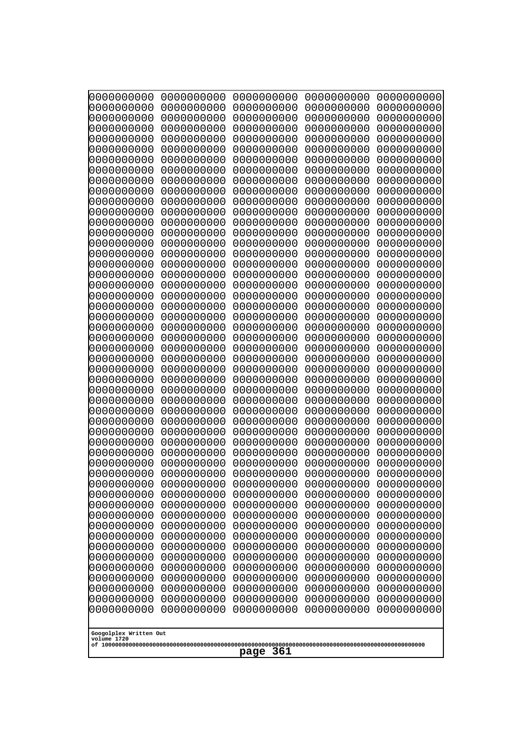0000000000 0000000000 0000000000 0000000000 0000000000
0000000000 0000000000 0000000000 0000000000 0000000000
0000000000 0000000000 0000000000 0000000000 0000000000
0000000000 0000000000 0000000000 0000000000 0000000000
0000000000 0000000000 0000000000 0000000000 0000000000
0000000000 0000000000 0000000000 0000000000 0000000000
0000000000 0000000000 0000000000 0000000000 0000000000
0000000000 0000000000 0000000000 0000000000 0000000000
0000000000 0000000000 0000000000 0000000000 0000000000
0000000000 0000000000 0000000000 0000000000 0000000000
0000000000 0000000000 0000000000 0000000000 0000000000
0000000000 0000000000 0000000000 0000000000 0000000000
0000000000 0000000000 0000000000 0000000000 0000000000
0000000000 0000000000 0000000000 0000000000 0000000000
0000000000 0000000000 0000000000 0000000000 0000000000
0000000000 0000000000 0000000000 0000000000 0000000000
0000000000 0000000000 0000000000 0000000000 0000000000
0000000000 0000000000 0000000000 0000000000 0000000000
0000000000 0000000000 0000000000 0000000000 0000000000
0000000000 0000000000 0000000000 0000000000 0000000000
0000000000 0000000000 0000000000 0000000000 0000000000
0000000000 0000000000 0000000000 0000000000 0000000000
0000000000 0000000000 0000000000 0000000000 0000000000
0000000000 0000000000 0000000000 0000000000 0000000000
0000000000 0000000000 0000000000 0000000000 0000000000
0000000000 0000000000 0000000000 0000000000 0000000000
0000000000 0000000000 0000000000 0000000000 0000000000
0000000000 0000000000 0000000000 0000000000 0000000000
0000000000 0000000000 0000000000 0000000000 0000000000
0000000000 0000000000 0000000000 0000000000 0000000000
0000000000 0000000000 0000000000 0000000000 0000000000
0000000000 0000000000 0000000000 0000000000 0000000000
0000000000 0000000000 0000000000 0000000000 0000000000
0000000000 0000000000 0000000000 0000000000 0000000000
0000000000 0000000000 0000000000 0000000000 0000000000
0000000000 0000000000 0000000000 0000000000 0000000000
0000000000 0000000000 0000000000 0000000000 0000000000
0000000000 0000000000 0000000000 0000000000 0000000000
0000000000 0000000000 0000000000 0000000000 0000000000
0000000000 0000000000 0000000000 0000000000 0000000000
0000000000 0000000000 0000000000 0000000000 0000000000
0000000000 0000000000 0000000000 0000000000 0000000000
0000000000 0000000000 0000000000 0000000000 0000000000
0000000000 0000000000 0000000000 0000000000 0000000000
0000000000 0000000000 0000000000 0000000000 0000000000
0000000000 0000000000 0000000000 0000000000 0000000000
0000000000 0000000000 0000000000 0000000000 0000000000
0000000000 0000000000 0000000000 0000000000 0000000000
0000000000 0000000000 0000000000 0000000000 0000000000
0000000000 0000000000 0000000000 0000000000 0000000000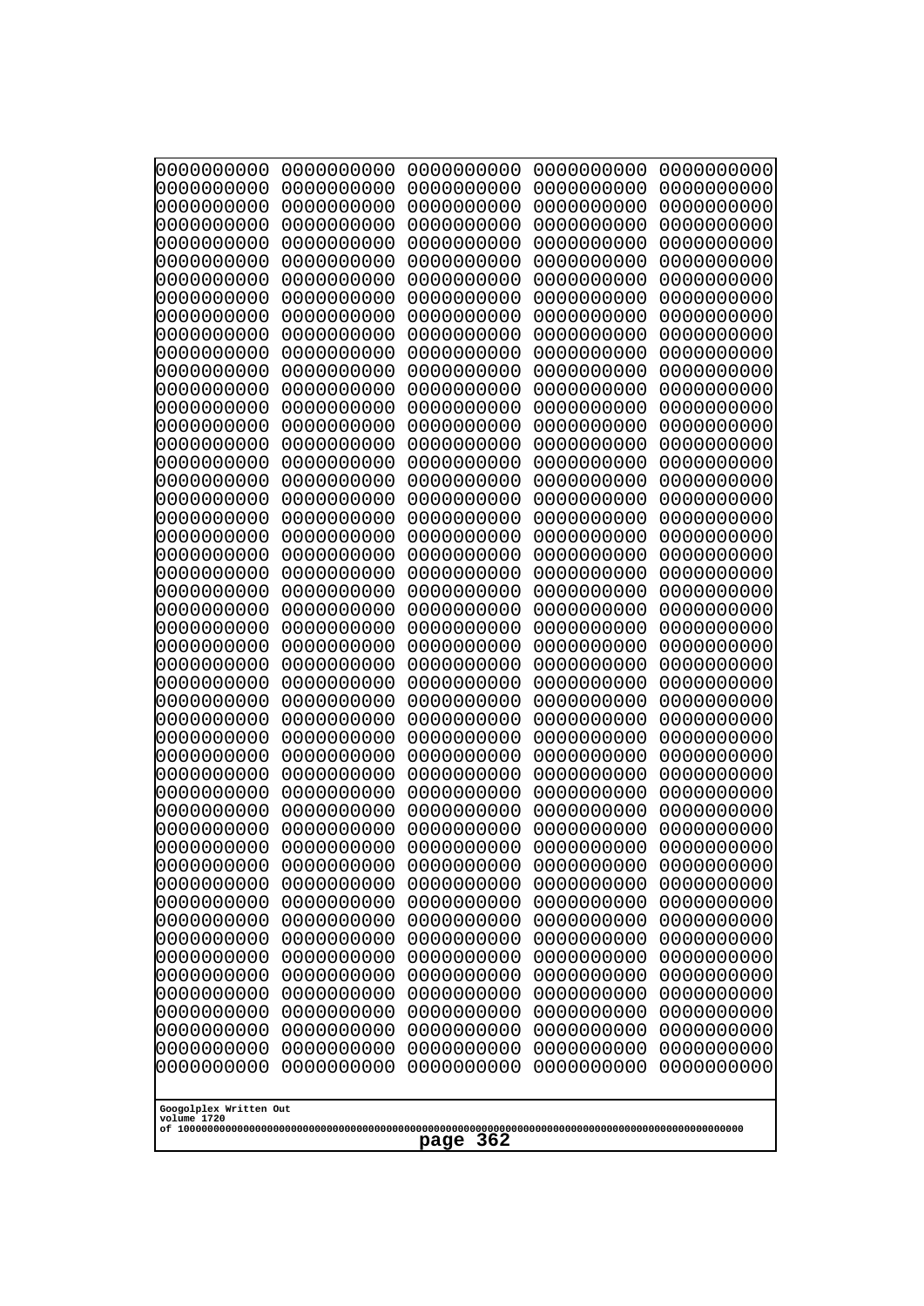```
0000000000 0000000000 0000000000 0000000000 0000000000
0000000000 0000000000 0000000000 0000000000 0000000000
0000000000 0000000000 0000000000 0000000000 0000000000
0000000000 0000000000 0000000000 0000000000 0000000000
0000000000 0000000000 0000000000 0000000000 0000000000
0000000000 0000000000 0000000000 0000000000 0000000000
0000000000 0000000000 0000000000 0000000000 0000000000
0000000000 0000000000 0000000000 0000000000 0000000000
0000000000 0000000000 0000000000 0000000000 0000000000
0000000000 0000000000 0000000000 0000000000 0000000000
0000000000 0000000000 0000000000 0000000000 0000000000
0000000000 0000000000 0000000000 0000000000 0000000000
0000000000 0000000000 0000000000 0000000000 0000000000
0000000000 0000000000 0000000000 0000000000 0000000000
0000000000 0000000000 0000000000 0000000000 0000000000
0000000000 0000000000 0000000000 0000000000 0000000000
0000000000 0000000000 0000000000 0000000000 0000000000
0000000000 0000000000 0000000000 0000000000 0000000000
0000000000 0000000000 0000000000 0000000000 0000000000
0000000000 0000000000 0000000000 0000000000 0000000000
0000000000 0000000000 0000000000 0000000000 0000000000
0000000000 0000000000 0000000000 0000000000 0000000000
0000000000 0000000000 0000000000 0000000000 0000000000
0000000000 0000000000 0000000000 0000000000 0000000000
0000000000 0000000000 0000000000 0000000000 0000000000
0000000000 0000000000 0000000000 0000000000 0000000000
0000000000 0000000000 0000000000 0000000000 0000000000
0000000000 0000000000 0000000000 0000000000 0000000000
0000000000 0000000000 0000000000 0000000000 0000000000
0000000000 0000000000 0000000000 0000000000 0000000000
0000000000 0000000000 0000000000 0000000000 0000000000
0000000000 0000000000 0000000000 0000000000 0000000000
0000000000 0000000000 0000000000 0000000000 0000000000
0000000000 0000000000 0000000000 0000000000 0000000000
0000000000 0000000000 0000000000 0000000000 0000000000
0000000000 0000000000 0000000000 0000000000 0000000000
0000000000 0000000000 0000000000 0000000000 0000000000
0000000000 0000000000 0000000000 0000000000 0000000000
0000000000 0000000000 0000000000 0000000000 0000000000
0000000000 0000000000 0000000000 0000000000 0000000000
0000000000 0000000000 0000000000 0000000000 0000000000
0000000000 0000000000 0000000000 0000000000 0000000000
0000000000 0000000000 0000000000 0000000000 0000000000
0000000000 0000000000 0000000000 0000000000 0000000000
0000000000 0000000000 0000000000 0000000000 0000000000
0000000000 0000000000 0000000000 0000000000 0000000000
0000000000 0000000000 0000000000 0000000000 0000000000
0000000000 0000000000 0000000000 0000000000 0000000000
0000000000 0000000000 0000000000 0000000000 0000000000
0000000000 0000000000 0000000000 0000000000 0000000000
```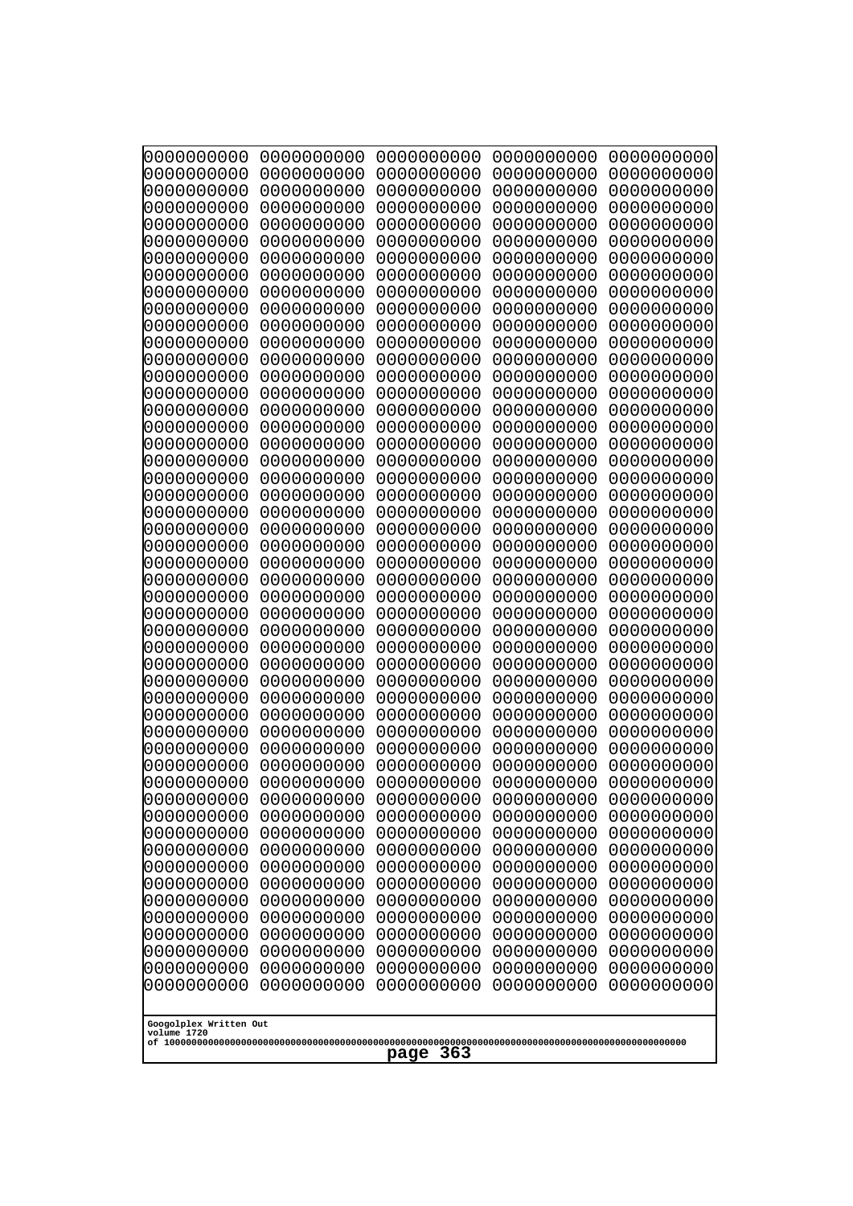```
0000000000 0000000000 0000000000 0000000000 0000000000
0000000000 0000000000 0000000000 0000000000 0000000000
0000000000 0000000000 0000000000 0000000000 0000000000
0000000000 0000000000 0000000000 0000000000 0000000000
0000000000 0000000000 0000000000 0000000000 0000000000
0000000000 0000000000 0000000000 0000000000 0000000000
0000000000 0000000000 0000000000 0000000000 0000000000
0000000000 0000000000 0000000000 0000000000 0000000000
0000000000 0000000000 0000000000 0000000000 0000000000
0000000000 0000000000 0000000000 0000000000 0000000000
0000000000 0000000000 0000000000 0000000000 0000000000
0000000000 0000000000 0000000000 0000000000 0000000000
0000000000 0000000000 0000000000 0000000000 0000000000
0000000000 0000000000 0000000000 0000000000 0000000000
0000000000 0000000000 0000000000 0000000000 0000000000
0000000000 0000000000 0000000000 0000000000 0000000000
0000000000 0000000000 0000000000 0000000000 0000000000
0000000000 0000000000 0000000000 0000000000 0000000000
0000000000 0000000000 0000000000 0000000000 0000000000
0000000000 0000000000 0000000000 0000000000 0000000000
0000000000 0000000000 0000000000 0000000000 0000000000
0000000000 0000000000 0000000000 0000000000 0000000000
0000000000 0000000000 0000000000 0000000000 0000000000
0000000000 0000000000 0000000000 0000000000 0000000000
0000000000 0000000000 0000000000 0000000000 0000000000
0000000000 0000000000 0000000000 0000000000 0000000000
0000000000 0000000000 0000000000 0000000000 0000000000
0000000000 0000000000 0000000000 0000000000 0000000000
0000000000 0000000000 0000000000 0000000000 0000000000
0000000000 0000000000 0000000000 0000000000 0000000000
0000000000 0000000000 0000000000 0000000000 0000000000
0000000000 0000000000 0000000000 0000000000 0000000000
0000000000 0000000000 0000000000 0000000000 0000000000
0000000000 0000000000 0000000000 0000000000 0000000000
0000000000 0000000000 0000000000 0000000000 0000000000
0000000000 0000000000 0000000000 0000000000 0000000000
0000000000 0000000000 0000000000 0000000000 0000000000
0000000000 0000000000 0000000000 0000000000 0000000000
0000000000 0000000000 0000000000 0000000000 0000000000
0000000000 0000000000 0000000000 0000000000 0000000000
0000000000 0000000000 0000000000 0000000000 0000000000
0000000000 0000000000 0000000000 0000000000 0000000000
0000000000 0000000000 0000000000 0000000000 0000000000
0000000000 0000000000 0000000000 0000000000 0000000000
0000000000 0000000000 0000000000 0000000000 0000000000
0000000000 0000000000 0000000000 0000000000 0000000000
0000000000 0000000000 0000000000 0000000000 0000000000
0000000000 0000000000 0000000000 0000000000 0000000000
0000000000 0000000000 0000000000 0000000000 0000000000
0000000000 0000000000 0000000000 0000000000 0000000000
```

Googolplex Written Out
volume 1720
of 10000000000000000000000000000000000000000000000000000000000000000000000000000000000000000000000000000

page 363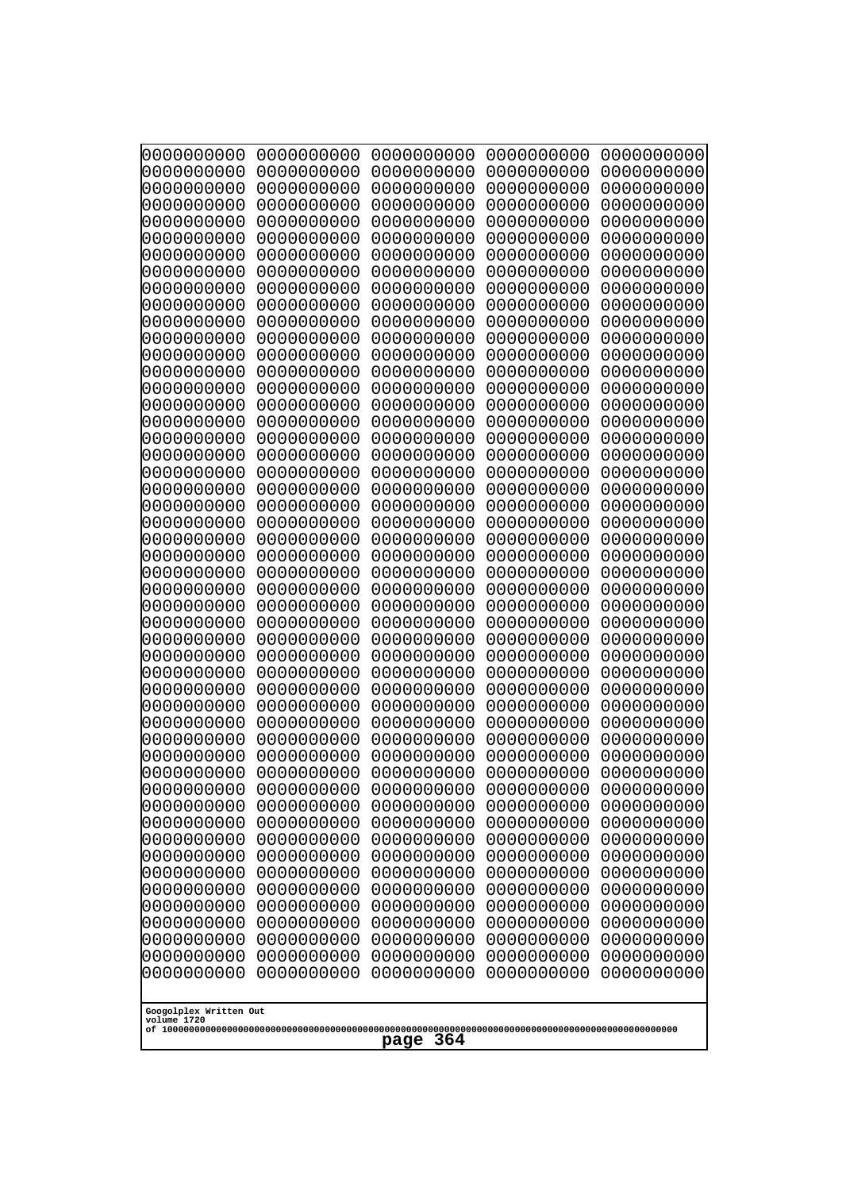```
0000000000 0000000000 0000000000 0000000000 0000000000
0000000000 0000000000 0000000000 0000000000 0000000000
0000000000 0000000000 0000000000 0000000000 0000000000
0000000000 0000000000 0000000000 0000000000 0000000000
0000000000 0000000000 0000000000 0000000000 0000000000
0000000000 0000000000 0000000000 0000000000 0000000000
0000000000 0000000000 0000000000 0000000000 0000000000
0000000000 0000000000 0000000000 0000000000 0000000000
0000000000 0000000000 0000000000 0000000000 0000000000
0000000000 0000000000 0000000000 0000000000 0000000000
0000000000 0000000000 0000000000 0000000000 0000000000
0000000000 0000000000 0000000000 0000000000 0000000000
0000000000 0000000000 0000000000 0000000000 0000000000
0000000000 0000000000 0000000000 0000000000 0000000000
0000000000 0000000000 0000000000 0000000000 0000000000
0000000000 0000000000 0000000000 0000000000 0000000000
0000000000 0000000000 0000000000 0000000000 0000000000
0000000000 0000000000 0000000000 0000000000 0000000000
0000000000 0000000000 0000000000 0000000000 0000000000
0000000000 0000000000 0000000000 0000000000 0000000000
0000000000 0000000000 0000000000 0000000000 0000000000
0000000000 0000000000 0000000000 0000000000 0000000000
0000000000 0000000000 0000000000 0000000000 0000000000
0000000000 0000000000 0000000000 0000000000 0000000000
0000000000 0000000000 0000000000 0000000000 0000000000
0000000000 0000000000 0000000000 0000000000 0000000000
0000000000 0000000000 0000000000 0000000000 0000000000
0000000000 0000000000 0000000000 0000000000 0000000000
0000000000 0000000000 0000000000 0000000000 0000000000
0000000000 0000000000 0000000000 0000000000 0000000000
0000000000 0000000000 0000000000 0000000000 0000000000
0000000000 0000000000 0000000000 0000000000 0000000000
0000000000 0000000000 0000000000 0000000000 0000000000
0000000000 0000000000 0000000000 0000000000 0000000000
0000000000 0000000000 0000000000 0000000000 0000000000
0000000000 0000000000 0000000000 0000000000 0000000000
0000000000 0000000000 0000000000 0000000000 0000000000
0000000000 0000000000 0000000000 0000000000 0000000000
0000000000 0000000000 0000000000 0000000000 0000000000
0000000000 0000000000 0000000000 0000000000 0000000000
0000000000 0000000000 0000000000 0000000000 0000000000
0000000000 0000000000 0000000000 0000000000 0000000000
0000000000 0000000000 0000000000 0000000000 0000000000
0000000000 0000000000 0000000000 0000000000 0000000000
0000000000 0000000000 0000000000 0000000000 0000000000
0000000000 0000000000 0000000000 0000000000 0000000000
0000000000 0000000000 0000000000 0000000000 0000000000
0000000000 0000000000 0000000000 0000000000 0000000000
0000000000 0000000000 0000000000 0000000000 0000000000
0000000000 0000000000 0000000000 0000000000 0000000000
```

Googolplex Written Out
volume 1720
of 10000000000000000000000000000000000000000000000000000000000000000000000000000000000000000000000000000

page 364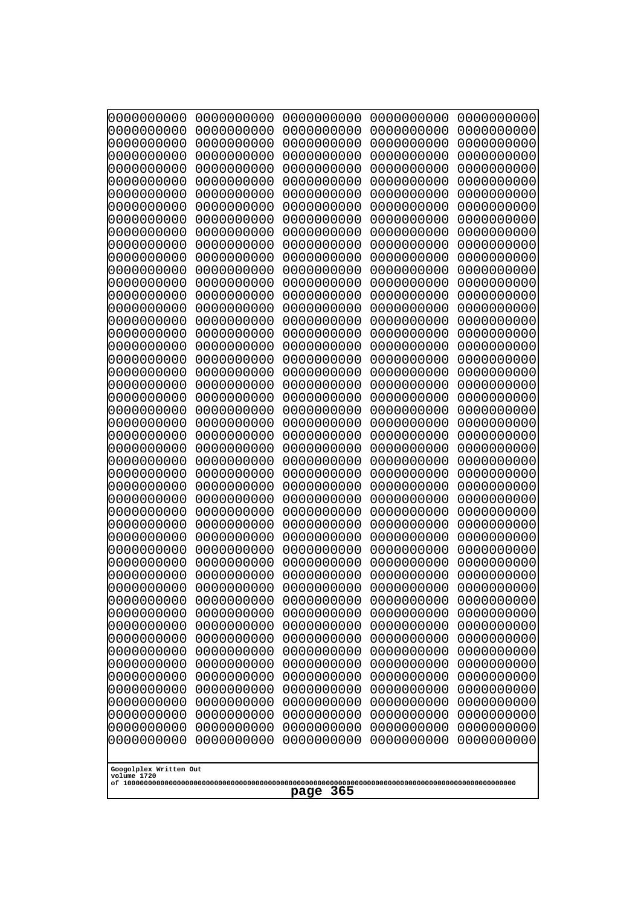```
0000000000 0000000000 0000000000 0000000000 0000000000
0000000000 0000000000 0000000000 0000000000 0000000000
0000000000 0000000000 0000000000 0000000000 0000000000
0000000000 0000000000 0000000000 0000000000 0000000000
0000000000 0000000000 0000000000 0000000000 0000000000
0000000000 0000000000 0000000000 0000000000 0000000000
0000000000 0000000000 0000000000 0000000000 0000000000
0000000000 0000000000 0000000000 0000000000 0000000000
0000000000 0000000000 0000000000 0000000000 0000000000
0000000000 0000000000 0000000000 0000000000 0000000000
0000000000 0000000000 0000000000 0000000000 0000000000
0000000000 0000000000 0000000000 0000000000 0000000000
0000000000 0000000000 0000000000 0000000000 0000000000
0000000000 0000000000 0000000000 0000000000 0000000000
0000000000 0000000000 0000000000 0000000000 0000000000
0000000000 0000000000 0000000000 0000000000 0000000000
0000000000 0000000000 0000000000 0000000000 0000000000
0000000000 0000000000 0000000000 0000000000 0000000000
0000000000 0000000000 0000000000 0000000000 0000000000
0000000000 0000000000 0000000000 0000000000 0000000000
0000000000 0000000000 0000000000 0000000000 0000000000
0000000000 0000000000 0000000000 0000000000 0000000000
0000000000 0000000000 0000000000 0000000000 0000000000
0000000000 0000000000 0000000000 0000000000 0000000000
0000000000 0000000000 0000000000 0000000000 0000000000
0000000000 0000000000 0000000000 0000000000 0000000000
0000000000 0000000000 0000000000 0000000000 0000000000
0000000000 0000000000 0000000000 0000000000 0000000000
0000000000 0000000000 0000000000 0000000000 0000000000
0000000000 0000000000 0000000000 0000000000 0000000000
0000000000 0000000000 0000000000 0000000000 0000000000
0000000000 0000000000 0000000000 0000000000 0000000000
0000000000 0000000000 0000000000 0000000000 0000000000
0000000000 0000000000 0000000000 0000000000 0000000000
0000000000 0000000000 0000000000 0000000000 0000000000
0000000000 0000000000 0000000000 0000000000 0000000000
0000000000 0000000000 0000000000 0000000000 0000000000
0000000000 0000000000 0000000000 0000000000 0000000000
0000000000 0000000000 0000000000 0000000000 0000000000
0000000000 0000000000 0000000000 0000000000 0000000000
0000000000 0000000000 0000000000 0000000000 0000000000
0000000000 0000000000 0000000000 0000000000 0000000000
0000000000 0000000000 0000000000 0000000000 0000000000
0000000000 0000000000 0000000000 0000000000 0000000000
0000000000 0000000000 0000000000 0000000000 0000000000
0000000000 0000000000 0000000000 0000000000 0000000000
0000000000 0000000000 0000000000 0000000000 0000000000
0000000000 0000000000 0000000000 0000000000 0000000000
0000000000 0000000000 0000000000 0000000000 0000000000
0000000000 0000000000 0000000000 0000000000 0000000000
```

Googolplex Written Out
volume 1720
of 10000000000000000000000000000000000000000000000000000000000000000000000000000000000000000000000000000

page 365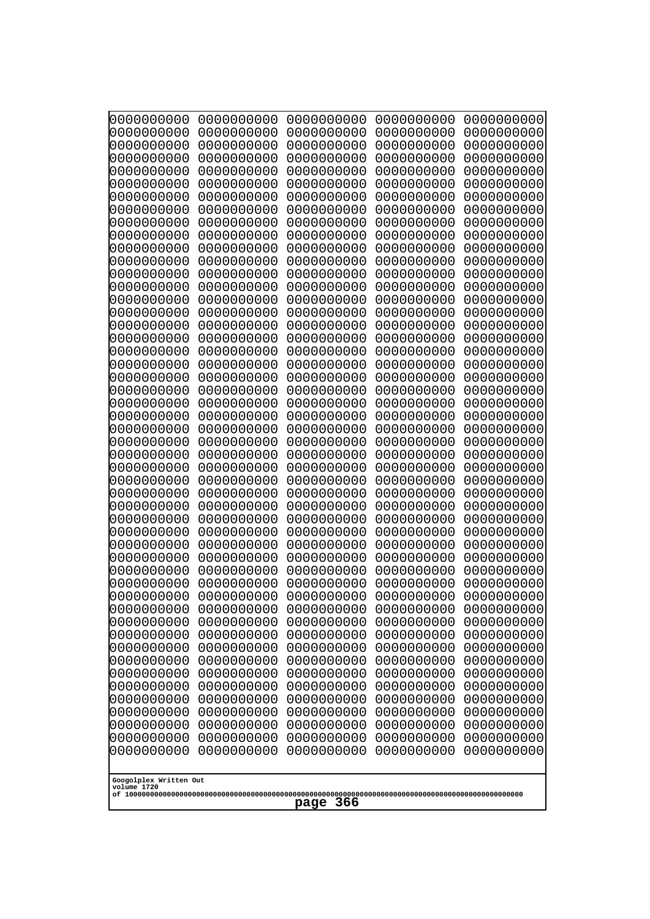```
0000000000 0000000000 0000000000 0000000000 0000000000
0000000000 0000000000 0000000000 0000000000 0000000000
0000000000 0000000000 0000000000 0000000000 0000000000
0000000000 0000000000 0000000000 0000000000 0000000000
0000000000 0000000000 0000000000 0000000000 0000000000
0000000000 0000000000 0000000000 0000000000 0000000000
0000000000 0000000000 0000000000 0000000000 0000000000
0000000000 0000000000 0000000000 0000000000 0000000000
0000000000 0000000000 0000000000 0000000000 0000000000
0000000000 0000000000 0000000000 0000000000 0000000000
0000000000 0000000000 0000000000 0000000000 0000000000
0000000000 0000000000 0000000000 0000000000 0000000000
0000000000 0000000000 0000000000 0000000000 0000000000
0000000000 0000000000 0000000000 0000000000 0000000000
0000000000 0000000000 0000000000 0000000000 0000000000
0000000000 0000000000 0000000000 0000000000 0000000000
0000000000 0000000000 0000000000 0000000000 0000000000
0000000000 0000000000 0000000000 0000000000 0000000000
0000000000 0000000000 0000000000 0000000000 0000000000
0000000000 0000000000 0000000000 0000000000 0000000000
0000000000 0000000000 0000000000 0000000000 0000000000
0000000000 0000000000 0000000000 0000000000 0000000000
0000000000 0000000000 0000000000 0000000000 0000000000
0000000000 0000000000 0000000000 0000000000 0000000000
0000000000 0000000000 0000000000 0000000000 0000000000
0000000000 0000000000 0000000000 0000000000 0000000000
0000000000 0000000000 0000000000 0000000000 0000000000
0000000000 0000000000 0000000000 0000000000 0000000000
0000000000 0000000000 0000000000 0000000000 0000000000
0000000000 0000000000 0000000000 0000000000 0000000000
0000000000 0000000000 0000000000 0000000000 0000000000
0000000000 0000000000 0000000000 0000000000 0000000000
0000000000 0000000000 0000000000 0000000000 0000000000
0000000000 0000000000 0000000000 0000000000 0000000000
0000000000 0000000000 0000000000 0000000000 0000000000
0000000000 0000000000 0000000000 0000000000 0000000000
0000000000 0000000000 0000000000 0000000000 0000000000
0000000000 0000000000 0000000000 0000000000 0000000000
0000000000 0000000000 0000000000 0000000000 0000000000
0000000000 0000000000 0000000000 0000000000 0000000000
0000000000 0000000000 0000000000 0000000000 0000000000
0000000000 0000000000 0000000000 0000000000 0000000000
0000000000 0000000000 0000000000 0000000000 0000000000
0000000000 0000000000 0000000000 0000000000 0000000000
0000000000 0000000000 0000000000 0000000000 0000000000
0000000000 0000000000 0000000000 0000000000 0000000000
0000000000 0000000000 0000000000 0000000000 0000000000
0000000000 0000000000 0000000000 0000000000 0000000000
0000000000 0000000000 0000000000 0000000000 0000000000
0000000000 0000000000 0000000000 0000000000 0000000000
```

Googolplex Written Out
volume 1720
of 10000000000000000000000000000000000000000000000000000000000000000000000000000000000000000000000000000

page 366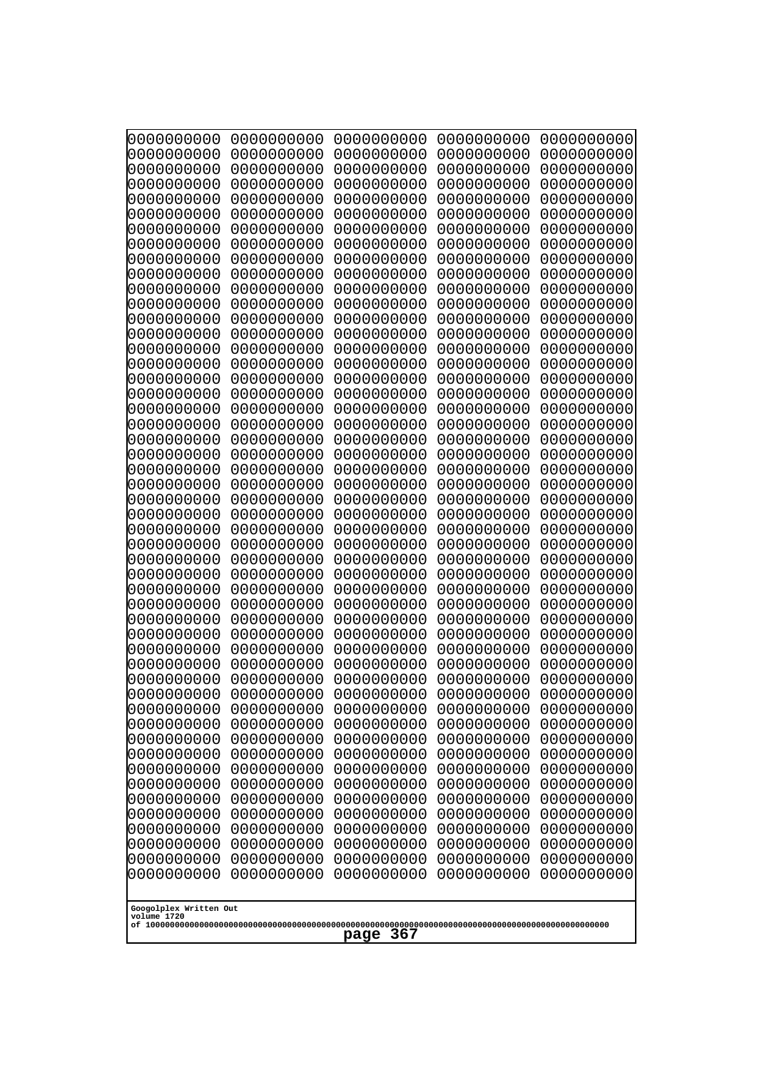```
0000000000 0000000000 0000000000 0000000000 0000000000
0000000000 0000000000 0000000000 0000000000 0000000000
0000000000 0000000000 0000000000 0000000000 0000000000
0000000000 0000000000 0000000000 0000000000 0000000000
0000000000 0000000000 0000000000 0000000000 0000000000
0000000000 0000000000 0000000000 0000000000 0000000000
0000000000 0000000000 0000000000 0000000000 0000000000
0000000000 0000000000 0000000000 0000000000 0000000000
0000000000 0000000000 0000000000 0000000000 0000000000
0000000000 0000000000 0000000000 0000000000 0000000000
0000000000 0000000000 0000000000 0000000000 0000000000
0000000000 0000000000 0000000000 0000000000 0000000000
0000000000 0000000000 0000000000 0000000000 0000000000
0000000000 0000000000 0000000000 0000000000 0000000000
0000000000 0000000000 0000000000 0000000000 0000000000
0000000000 0000000000 0000000000 0000000000 0000000000
0000000000 0000000000 0000000000 0000000000 0000000000
0000000000 0000000000 0000000000 0000000000 0000000000
0000000000 0000000000 0000000000 0000000000 0000000000
0000000000 0000000000 0000000000 0000000000 0000000000
0000000000 0000000000 0000000000 0000000000 0000000000
0000000000 0000000000 0000000000 0000000000 0000000000
0000000000 0000000000 0000000000 0000000000 0000000000
0000000000 0000000000 0000000000 0000000000 0000000000
0000000000 0000000000 0000000000 0000000000 0000000000
0000000000 0000000000 0000000000 0000000000 0000000000
0000000000 0000000000 0000000000 0000000000 0000000000
0000000000 0000000000 0000000000 0000000000 0000000000
0000000000 0000000000 0000000000 0000000000 0000000000
0000000000 0000000000 0000000000 0000000000 0000000000
0000000000 0000000000 0000000000 0000000000 0000000000
0000000000 0000000000 0000000000 0000000000 0000000000
0000000000 0000000000 0000000000 0000000000 0000000000
0000000000 0000000000 0000000000 0000000000 0000000000
0000000000 0000000000 0000000000 0000000000 0000000000
0000000000 0000000000 0000000000 0000000000 0000000000
0000000000 0000000000 0000000000 0000000000 0000000000
0000000000 0000000000 0000000000 0000000000 0000000000
0000000000 0000000000 0000000000 0000000000 0000000000
0000000000 0000000000 0000000000 0000000000 0000000000
0000000000 0000000000 0000000000 0000000000 0000000000
0000000000 0000000000 0000000000 0000000000 0000000000
0000000000 0000000000 0000000000 0000000000 0000000000
0000000000 0000000000 0000000000 0000000000 0000000000
0000000000 0000000000 0000000000 0000000000 0000000000
0000000000 0000000000 0000000000 0000000000 0000000000
0000000000 0000000000 0000000000 0000000000 0000000000
0000000000 0000000000 0000000000 0000000000 0000000000
0000000000 0000000000 0000000000 0000000000 0000000000
0000000000 0000000000 0000000000 0000000000 0000000000
```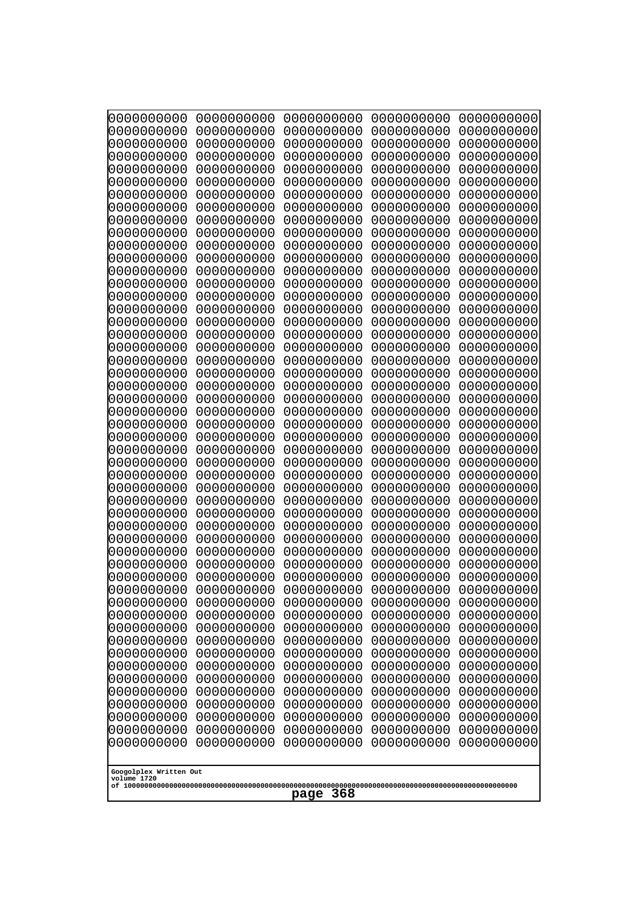```
0000000000 0000000000 0000000000 0000000000 0000000000
0000000000 0000000000 0000000000 0000000000 0000000000
0000000000 0000000000 0000000000 0000000000 0000000000
0000000000 0000000000 0000000000 0000000000 0000000000
0000000000 0000000000 0000000000 0000000000 0000000000
0000000000 0000000000 0000000000 0000000000 0000000000
0000000000 0000000000 0000000000 0000000000 0000000000
0000000000 0000000000 0000000000 0000000000 0000000000
0000000000 0000000000 0000000000 0000000000 0000000000
0000000000 0000000000 0000000000 0000000000 0000000000
0000000000 0000000000 0000000000 0000000000 0000000000
0000000000 0000000000 0000000000 0000000000 0000000000
0000000000 0000000000 0000000000 0000000000 0000000000
0000000000 0000000000 0000000000 0000000000 0000000000
0000000000 0000000000 0000000000 0000000000 0000000000
0000000000 0000000000 0000000000 0000000000 0000000000
0000000000 0000000000 0000000000 0000000000 0000000000
0000000000 0000000000 0000000000 0000000000 0000000000
0000000000 0000000000 0000000000 0000000000 0000000000
0000000000 0000000000 0000000000 0000000000 0000000000
0000000000 0000000000 0000000000 0000000000 0000000000
0000000000 0000000000 0000000000 0000000000 0000000000
0000000000 0000000000 0000000000 0000000000 0000000000
0000000000 0000000000 0000000000 0000000000 0000000000
0000000000 0000000000 0000000000 0000000000 0000000000
0000000000 0000000000 0000000000 0000000000 0000000000
0000000000 0000000000 0000000000 0000000000 0000000000
0000000000 0000000000 0000000000 0000000000 0000000000
0000000000 0000000000 0000000000 0000000000 0000000000
0000000000 0000000000 0000000000 0000000000 0000000000
0000000000 0000000000 0000000000 0000000000 0000000000
0000000000 0000000000 0000000000 0000000000 0000000000
0000000000 0000000000 0000000000 0000000000 0000000000
0000000000 0000000000 0000000000 0000000000 0000000000
0000000000 0000000000 0000000000 0000000000 0000000000
0000000000 0000000000 0000000000 0000000000 0000000000
0000000000 0000000000 0000000000 0000000000 0000000000
0000000000 0000000000 0000000000 0000000000 0000000000
0000000000 0000000000 0000000000 0000000000 0000000000
0000000000 0000000000 0000000000 0000000000 0000000000
0000000000 0000000000 0000000000 0000000000 0000000000
0000000000 0000000000 0000000000 0000000000 0000000000
0000000000 0000000000 0000000000 0000000000 0000000000
0000000000 0000000000 0000000000 0000000000 0000000000
0000000000 0000000000 0000000000 0000000000 0000000000
0000000000 0000000000 0000000000 0000000000 0000000000
0000000000 0000000000 0000000000 0000000000 0000000000
0000000000 0000000000 0000000000 0000000000 0000000000
0000000000 0000000000 0000000000 0000000000 0000000000
0000000000 0000000000 0000000000 0000000000 0000000000
```

Googolplex Written Out
volume 1720
of 10000000000000000000000000000000000000000000000000000000000000000000000000000000000000000000000000000

page 368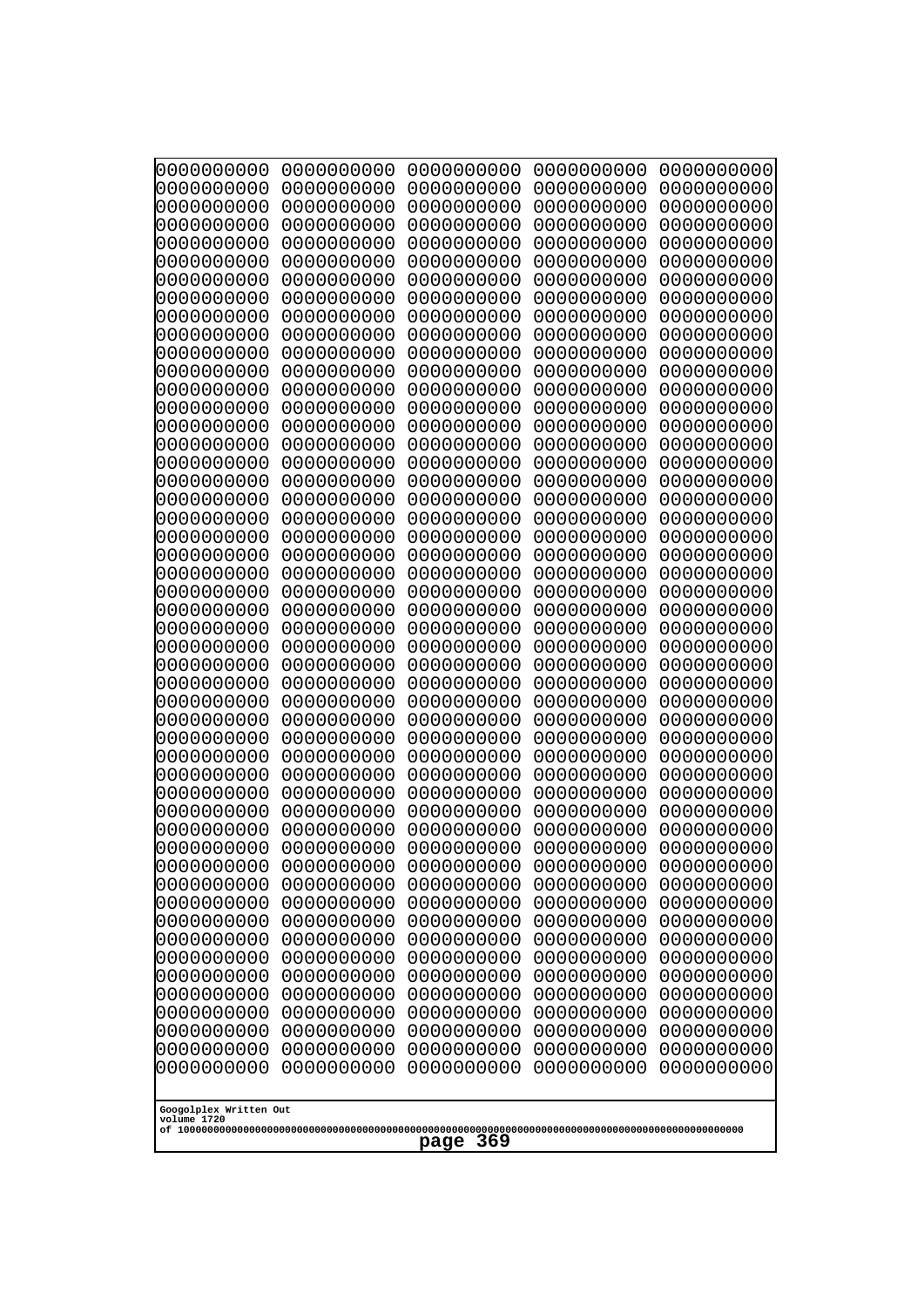```
0000000000 0000000000 0000000000 0000000000 0000000000
0000000000 0000000000 0000000000 0000000000 0000000000
0000000000 0000000000 0000000000 0000000000 0000000000
0000000000 0000000000 0000000000 0000000000 0000000000
0000000000 0000000000 0000000000 0000000000 0000000000
0000000000 0000000000 0000000000 0000000000 0000000000
0000000000 0000000000 0000000000 0000000000 0000000000
0000000000 0000000000 0000000000 0000000000 0000000000
0000000000 0000000000 0000000000 0000000000 0000000000
0000000000 0000000000 0000000000 0000000000 0000000000
0000000000 0000000000 0000000000 0000000000 0000000000
0000000000 0000000000 0000000000 0000000000 0000000000
0000000000 0000000000 0000000000 0000000000 0000000000
0000000000 0000000000 0000000000 0000000000 0000000000
0000000000 0000000000 0000000000 0000000000 0000000000
0000000000 0000000000 0000000000 0000000000 0000000000
0000000000 0000000000 0000000000 0000000000 0000000000
0000000000 0000000000 0000000000 0000000000 0000000000
0000000000 0000000000 0000000000 0000000000 0000000000
0000000000 0000000000 0000000000 0000000000 0000000000
0000000000 0000000000 0000000000 0000000000 0000000000
0000000000 0000000000 0000000000 0000000000 0000000000
0000000000 0000000000 0000000000 0000000000 0000000000
0000000000 0000000000 0000000000 0000000000 0000000000
0000000000 0000000000 0000000000 0000000000 0000000000
0000000000 0000000000 0000000000 0000000000 0000000000
0000000000 0000000000 0000000000 0000000000 0000000000
0000000000 0000000000 0000000000 0000000000 0000000000
0000000000 0000000000 0000000000 0000000000 0000000000
0000000000 0000000000 0000000000 0000000000 0000000000
0000000000 0000000000 0000000000 0000000000 0000000000
0000000000 0000000000 0000000000 0000000000 0000000000
0000000000 0000000000 0000000000 0000000000 0000000000
0000000000 0000000000 0000000000 0000000000 0000000000
0000000000 0000000000 0000000000 0000000000 0000000000
0000000000 0000000000 0000000000 0000000000 0000000000
0000000000 0000000000 0000000000 0000000000 0000000000
0000000000 0000000000 0000000000 0000000000 0000000000
0000000000 0000000000 0000000000 0000000000 0000000000
0000000000 0000000000 0000000000 0000000000 0000000000
0000000000 0000000000 0000000000 0000000000 0000000000
0000000000 0000000000 0000000000 0000000000 0000000000
0000000000 0000000000 0000000000 0000000000 0000000000
0000000000 0000000000 0000000000 0000000000 0000000000
0000000000 0000000000 0000000000 0000000000 0000000000
0000000000 0000000000 0000000000 0000000000 0000000000
0000000000 0000000000 0000000000 0000000000 0000000000
0000000000 0000000000 0000000000 0000000000 0000000000
0000000000 0000000000 0000000000 0000000000 0000000000
0000000000 0000000000 0000000000 0000000000 0000000000
```

Googolplex Written Out
volume 1720
of 10000000000000000000000000000000000000000000000000000000000000000000000000000000000000000000000000000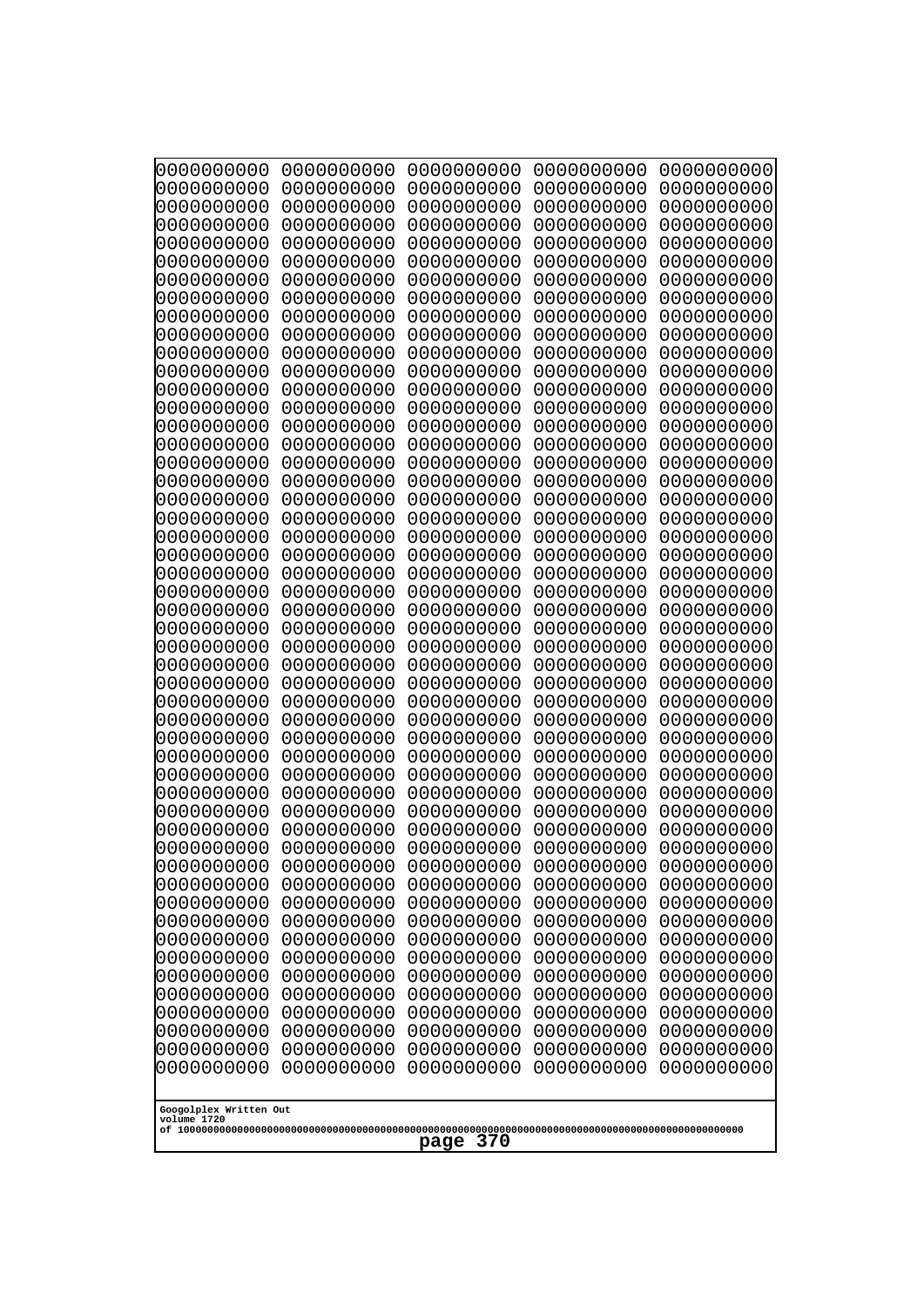```
0000000000 0000000000 0000000000 0000000000 0000000000
0000000000 0000000000 0000000000 0000000000 0000000000
0000000000 0000000000 0000000000 0000000000 0000000000
0000000000 0000000000 0000000000 0000000000 0000000000
0000000000 0000000000 0000000000 0000000000 0000000000
0000000000 0000000000 0000000000 0000000000 0000000000
0000000000 0000000000 0000000000 0000000000 0000000000
0000000000 0000000000 0000000000 0000000000 0000000000
0000000000 0000000000 0000000000 0000000000 0000000000
0000000000 0000000000 0000000000 0000000000 0000000000
0000000000 0000000000 0000000000 0000000000 0000000000
0000000000 0000000000 0000000000 0000000000 0000000000
0000000000 0000000000 0000000000 0000000000 0000000000
0000000000 0000000000 0000000000 0000000000 0000000000
0000000000 0000000000 0000000000 0000000000 0000000000
0000000000 0000000000 0000000000 0000000000 0000000000
0000000000 0000000000 0000000000 0000000000 0000000000
0000000000 0000000000 0000000000 0000000000 0000000000
0000000000 0000000000 0000000000 0000000000 0000000000
0000000000 0000000000 0000000000 0000000000 0000000000
0000000000 0000000000 0000000000 0000000000 0000000000
0000000000 0000000000 0000000000 0000000000 0000000000
0000000000 0000000000 0000000000 0000000000 0000000000
0000000000 0000000000 0000000000 0000000000 0000000000
0000000000 0000000000 0000000000 0000000000 0000000000
0000000000 0000000000 0000000000 0000000000 0000000000
0000000000 0000000000 0000000000 0000000000 0000000000
0000000000 0000000000 0000000000 0000000000 0000000000
0000000000 0000000000 0000000000 0000000000 0000000000
0000000000 0000000000 0000000000 0000000000 0000000000
0000000000 0000000000 0000000000 0000000000 0000000000
0000000000 0000000000 0000000000 0000000000 0000000000
0000000000 0000000000 0000000000 0000000000 0000000000
0000000000 0000000000 0000000000 0000000000 0000000000
0000000000 0000000000 0000000000 0000000000 0000000000
0000000000 0000000000 0000000000 0000000000 0000000000
0000000000 0000000000 0000000000 0000000000 0000000000
0000000000 0000000000 0000000000 0000000000 0000000000
0000000000 0000000000 0000000000 0000000000 0000000000
0000000000 0000000000 0000000000 0000000000 0000000000
0000000000 0000000000 0000000000 0000000000 0000000000
0000000000 0000000000 0000000000 0000000000 0000000000
0000000000 0000000000 0000000000 0000000000 0000000000
0000000000 0000000000 0000000000 0000000000 0000000000
0000000000 0000000000 0000000000 0000000000 0000000000
0000000000 0000000000 0000000000 0000000000 0000000000
0000000000 0000000000 0000000000 0000000000 0000000000
0000000000 0000000000 0000000000 0000000000 0000000000
0000000000 0000000000 0000000000 0000000000 0000000000
0000000000 0000000000 0000000000 0000000000 0000000000
```

Googolplex Written Out
volume 1720
of 10000000000000000000000000000000000000000000000000000000000000000000000000000000000000000000000000000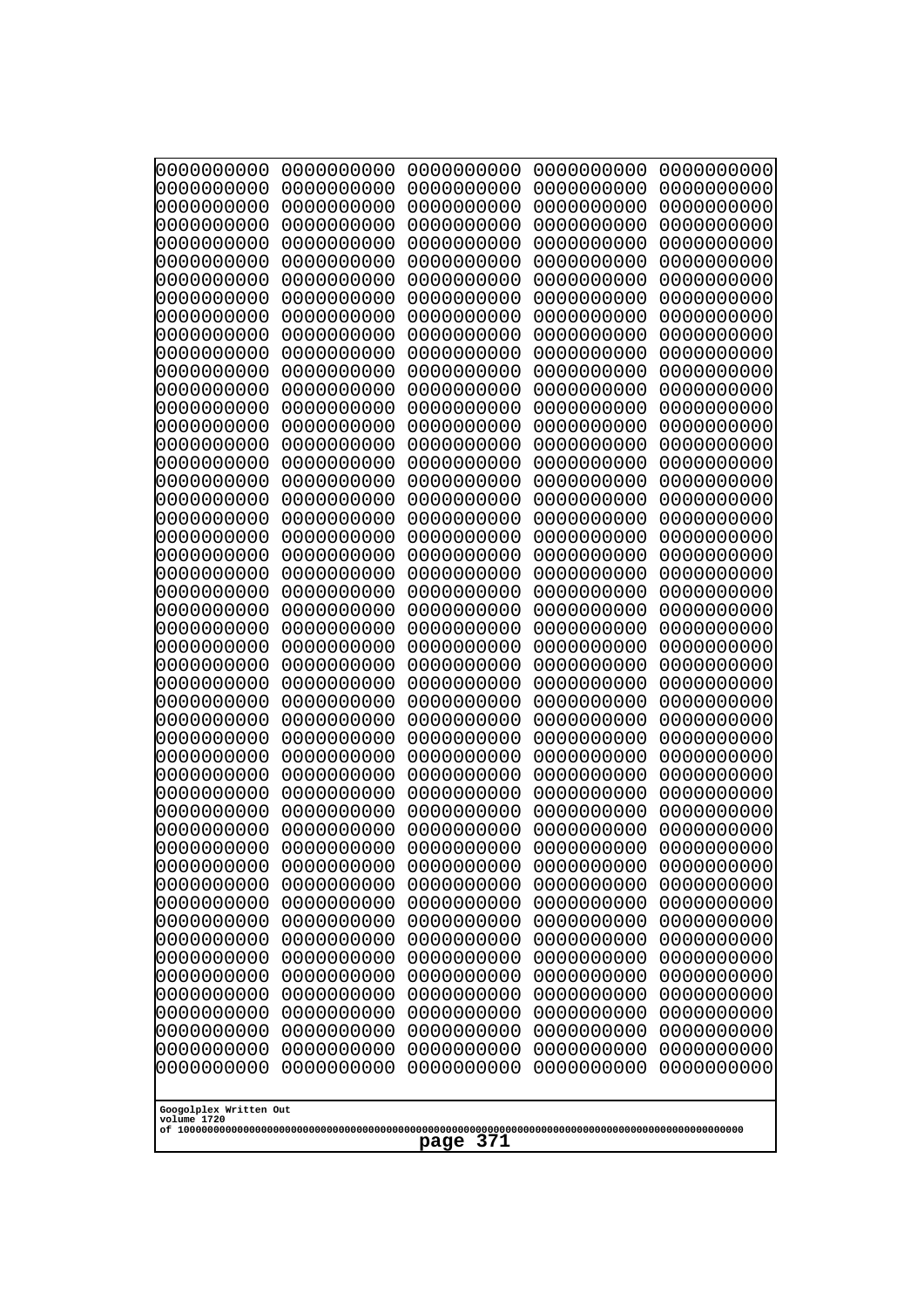```
0000000000 0000000000 0000000000 0000000000 0000000000
0000000000 0000000000 0000000000 0000000000 0000000000
0000000000 0000000000 0000000000 0000000000 0000000000
0000000000 0000000000 0000000000 0000000000 0000000000
0000000000 0000000000 0000000000 0000000000 0000000000
0000000000 0000000000 0000000000 0000000000 0000000000
0000000000 0000000000 0000000000 0000000000 0000000000
0000000000 0000000000 0000000000 0000000000 0000000000
0000000000 0000000000 0000000000 0000000000 0000000000
0000000000 0000000000 0000000000 0000000000 0000000000
0000000000 0000000000 0000000000 0000000000 0000000000
0000000000 0000000000 0000000000 0000000000 0000000000
0000000000 0000000000 0000000000 0000000000 0000000000
0000000000 0000000000 0000000000 0000000000 0000000000
0000000000 0000000000 0000000000 0000000000 0000000000
0000000000 0000000000 0000000000 0000000000 0000000000
0000000000 0000000000 0000000000 0000000000 0000000000
0000000000 0000000000 0000000000 0000000000 0000000000
0000000000 0000000000 0000000000 0000000000 0000000000
0000000000 0000000000 0000000000 0000000000 0000000000
0000000000 0000000000 0000000000 0000000000 0000000000
0000000000 0000000000 0000000000 0000000000 0000000000
0000000000 0000000000 0000000000 0000000000 0000000000
0000000000 0000000000 0000000000 0000000000 0000000000
0000000000 0000000000 0000000000 0000000000 0000000000
0000000000 0000000000 0000000000 0000000000 0000000000
0000000000 0000000000 0000000000 0000000000 0000000000
0000000000 0000000000 0000000000 0000000000 0000000000
0000000000 0000000000 0000000000 0000000000 0000000000
0000000000 0000000000 0000000000 0000000000 0000000000
0000000000 0000000000 0000000000 0000000000 0000000000
0000000000 0000000000 0000000000 0000000000 0000000000
0000000000 0000000000 0000000000 0000000000 0000000000
0000000000 0000000000 0000000000 0000000000 0000000000
0000000000 0000000000 0000000000 0000000000 0000000000
0000000000 0000000000 0000000000 0000000000 0000000000
0000000000 0000000000 0000000000 0000000000 0000000000
0000000000 0000000000 0000000000 0000000000 0000000000
0000000000 0000000000 0000000000 0000000000 0000000000
0000000000 0000000000 0000000000 0000000000 0000000000
0000000000 0000000000 0000000000 0000000000 0000000000
0000000000 0000000000 0000000000 0000000000 0000000000
0000000000 0000000000 0000000000 0000000000 0000000000
0000000000 0000000000 0000000000 0000000000 0000000000
0000000000 0000000000 0000000000 0000000000 0000000000
0000000000 0000000000 0000000000 0000000000 0000000000
0000000000 0000000000 0000000000 0000000000 0000000000
0000000000 0000000000 0000000000 0000000000 0000000000
0000000000 0000000000 0000000000 0000000000 0000000000
0000000000 0000000000 0000000000 0000000000 0000000000
```

Googolplex Written Out
volume 1720
of 10000000000000000000000000000000000000000000000000000000000000000000000000000000000000000000000000000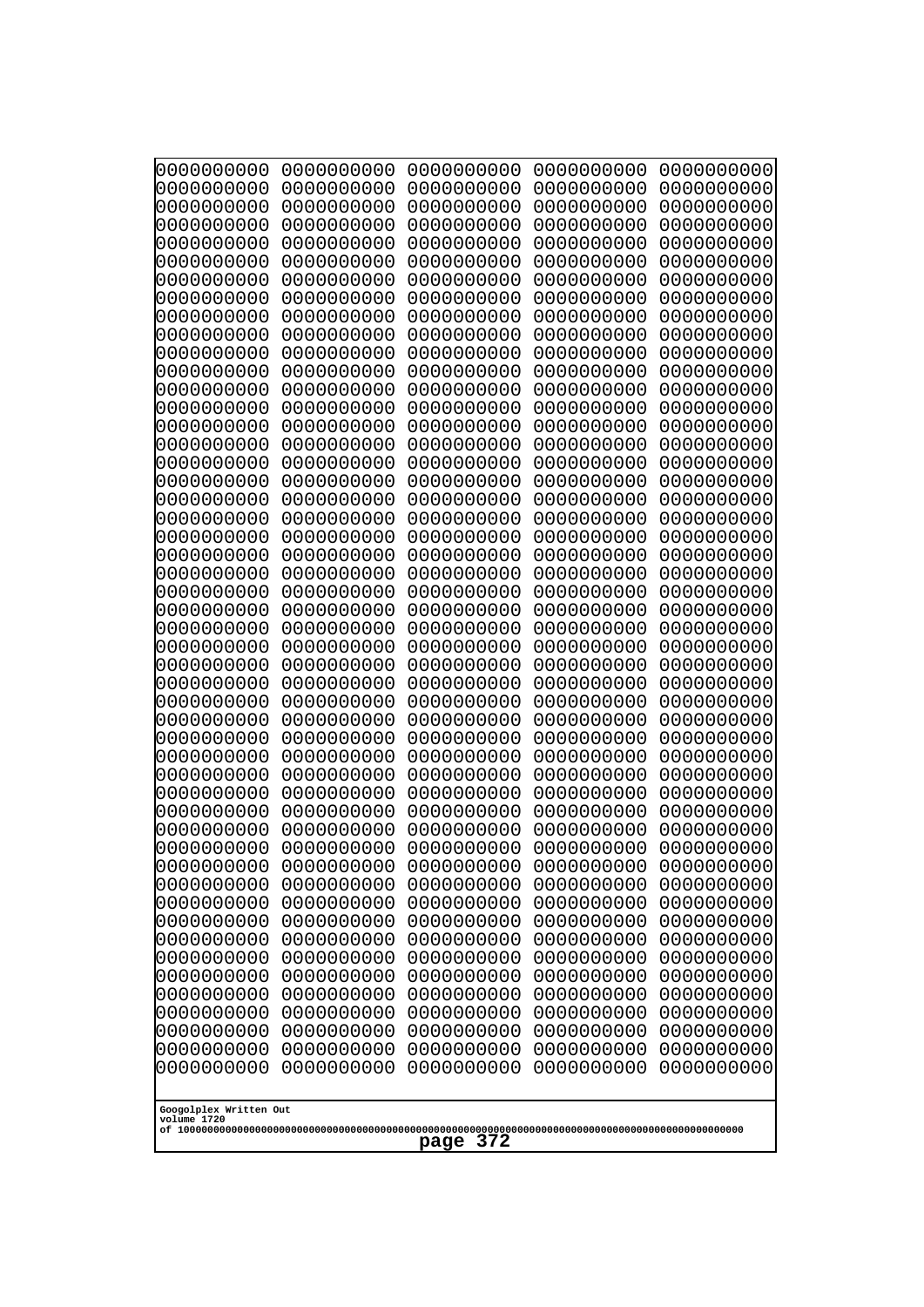```
0000000000 0000000000 0000000000 0000000000 0000000000
0000000000 0000000000 0000000000 0000000000 0000000000
0000000000 0000000000 0000000000 0000000000 0000000000
0000000000 0000000000 0000000000 0000000000 0000000000
0000000000 0000000000 0000000000 0000000000 0000000000
0000000000 0000000000 0000000000 0000000000 0000000000
0000000000 0000000000 0000000000 0000000000 0000000000
0000000000 0000000000 0000000000 0000000000 0000000000
0000000000 0000000000 0000000000 0000000000 0000000000
0000000000 0000000000 0000000000 0000000000 0000000000
0000000000 0000000000 0000000000 0000000000 0000000000
0000000000 0000000000 0000000000 0000000000 0000000000
0000000000 0000000000 0000000000 0000000000 0000000000
0000000000 0000000000 0000000000 0000000000 0000000000
0000000000 0000000000 0000000000 0000000000 0000000000
0000000000 0000000000 0000000000 0000000000 0000000000
0000000000 0000000000 0000000000 0000000000 0000000000
0000000000 0000000000 0000000000 0000000000 0000000000
0000000000 0000000000 0000000000 0000000000 0000000000
0000000000 0000000000 0000000000 0000000000 0000000000
0000000000 0000000000 0000000000 0000000000 0000000000
0000000000 0000000000 0000000000 0000000000 0000000000
0000000000 0000000000 0000000000 0000000000 0000000000
0000000000 0000000000 0000000000 0000000000 0000000000
0000000000 0000000000 0000000000 0000000000 0000000000
0000000000 0000000000 0000000000 0000000000 0000000000
0000000000 0000000000 0000000000 0000000000 0000000000
0000000000 0000000000 0000000000 0000000000 0000000000
0000000000 0000000000 0000000000 0000000000 0000000000
0000000000 0000000000 0000000000 0000000000 0000000000
0000000000 0000000000 0000000000 0000000000 0000000000
0000000000 0000000000 0000000000 0000000000 0000000000
0000000000 0000000000 0000000000 0000000000 0000000000
0000000000 0000000000 0000000000 0000000000 0000000000
0000000000 0000000000 0000000000 0000000000 0000000000
0000000000 0000000000 0000000000 0000000000 0000000000
0000000000 0000000000 0000000000 0000000000 0000000000
0000000000 0000000000 0000000000 0000000000 0000000000
0000000000 0000000000 0000000000 0000000000 0000000000
0000000000 0000000000 0000000000 0000000000 0000000000
0000000000 0000000000 0000000000 0000000000 0000000000
0000000000 0000000000 0000000000 0000000000 0000000000
0000000000 0000000000 0000000000 0000000000 0000000000
0000000000 0000000000 0000000000 0000000000 0000000000
0000000000 0000000000 0000000000 0000000000 0000000000
0000000000 0000000000 0000000000 0000000000 0000000000
0000000000 0000000000 0000000000 0000000000 0000000000
0000000000 0000000000 0000000000 0000000000 0000000000
0000000000 0000000000 0000000000 0000000000 0000000000
0000000000 0000000000 0000000000 0000000000 0000000000
```

Googolplex Written Out
volume 1720
of 10000000000000000000000000000000000000000000000000000000000000000000000000000000000000000000000000000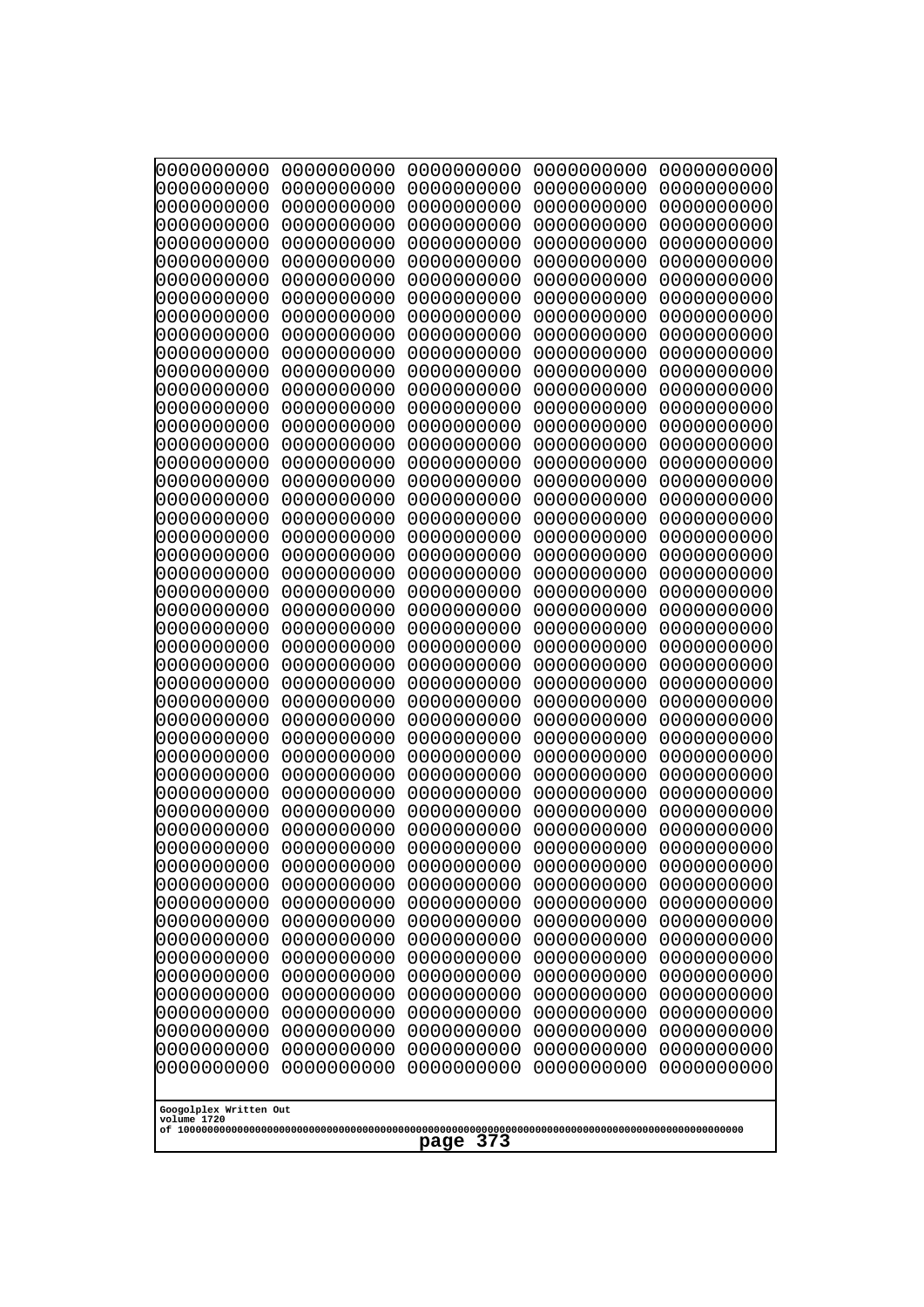```
0000000000 0000000000 0000000000 0000000000 0000000000
0000000000 0000000000 0000000000 0000000000 0000000000
0000000000 0000000000 0000000000 0000000000 0000000000
0000000000 0000000000 0000000000 0000000000 0000000000
0000000000 0000000000 0000000000 0000000000 0000000000
0000000000 0000000000 0000000000 0000000000 0000000000
0000000000 0000000000 0000000000 0000000000 0000000000
0000000000 0000000000 0000000000 0000000000 0000000000
0000000000 0000000000 0000000000 0000000000 0000000000
0000000000 0000000000 0000000000 0000000000 0000000000
0000000000 0000000000 0000000000 0000000000 0000000000
0000000000 0000000000 0000000000 0000000000 0000000000
0000000000 0000000000 0000000000 0000000000 0000000000
0000000000 0000000000 0000000000 0000000000 0000000000
0000000000 0000000000 0000000000 0000000000 0000000000
0000000000 0000000000 0000000000 0000000000 0000000000
0000000000 0000000000 0000000000 0000000000 0000000000
0000000000 0000000000 0000000000 0000000000 0000000000
0000000000 0000000000 0000000000 0000000000 0000000000
0000000000 0000000000 0000000000 0000000000 0000000000
0000000000 0000000000 0000000000 0000000000 0000000000
0000000000 0000000000 0000000000 0000000000 0000000000
0000000000 0000000000 0000000000 0000000000 0000000000
0000000000 0000000000 0000000000 0000000000 0000000000
0000000000 0000000000 0000000000 0000000000 0000000000
0000000000 0000000000 0000000000 0000000000 0000000000
0000000000 0000000000 0000000000 0000000000 0000000000
0000000000 0000000000 0000000000 0000000000 0000000000
0000000000 0000000000 0000000000 0000000000 0000000000
0000000000 0000000000 0000000000 0000000000 0000000000
0000000000 0000000000 0000000000 0000000000 0000000000
0000000000 0000000000 0000000000 0000000000 0000000000
0000000000 0000000000 0000000000 0000000000 0000000000
0000000000 0000000000 0000000000 0000000000 0000000000
0000000000 0000000000 0000000000 0000000000 0000000000
0000000000 0000000000 0000000000 0000000000 0000000000
0000000000 0000000000 0000000000 0000000000 0000000000
0000000000 0000000000 0000000000 0000000000 0000000000
0000000000 0000000000 0000000000 0000000000 0000000000
0000000000 0000000000 0000000000 0000000000 0000000000
0000000000 0000000000 0000000000 0000000000 0000000000
0000000000 0000000000 0000000000 0000000000 0000000000
0000000000 0000000000 0000000000 0000000000 0000000000
0000000000 0000000000 0000000000 0000000000 0000000000
0000000000 0000000000 0000000000 0000000000 0000000000
0000000000 0000000000 0000000000 0000000000 0000000000
0000000000 0000000000 0000000000 0000000000 0000000000
0000000000 0000000000 0000000000 0000000000 0000000000
0000000000 0000000000 0000000000 0000000000 0000000000
0000000000 0000000000 0000000000 0000000000 0000000000
```

Googolplex Written Out
volume 1720
of 10000000000000000000000000000000000000000000000000000000000000000000000000000000000000000000000000000

page 373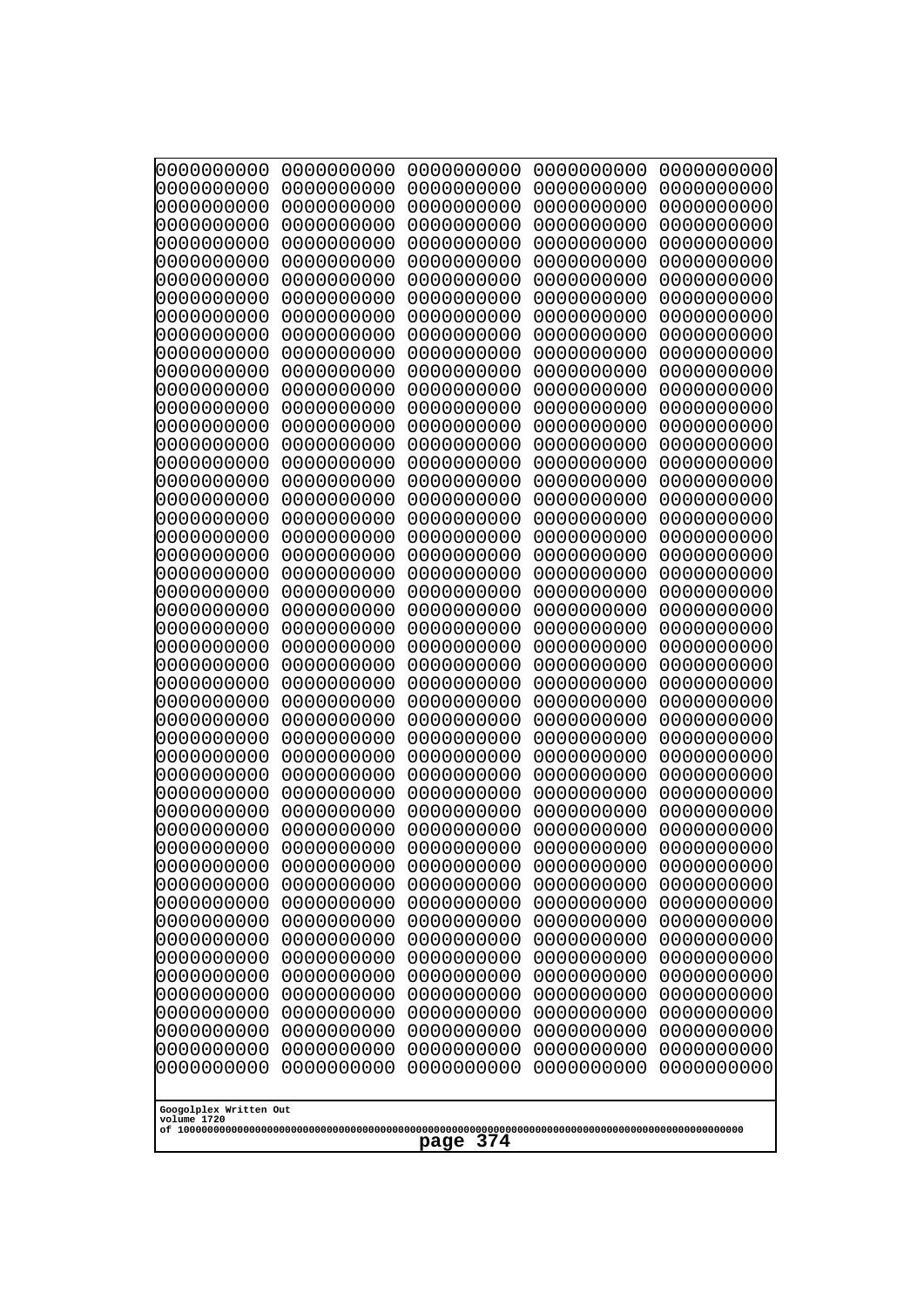```
0000000000 0000000000 0000000000 0000000000 0000000000
0000000000 0000000000 0000000000 0000000000 0000000000
0000000000 0000000000 0000000000 0000000000 0000000000
0000000000 0000000000 0000000000 0000000000 0000000000
0000000000 0000000000 0000000000 0000000000 0000000000
0000000000 0000000000 0000000000 0000000000 0000000000
0000000000 0000000000 0000000000 0000000000 0000000000
0000000000 0000000000 0000000000 0000000000 0000000000
0000000000 0000000000 0000000000 0000000000 0000000000
0000000000 0000000000 0000000000 0000000000 0000000000
0000000000 0000000000 0000000000 0000000000 0000000000
0000000000 0000000000 0000000000 0000000000 0000000000
0000000000 0000000000 0000000000 0000000000 0000000000
0000000000 0000000000 0000000000 0000000000 0000000000
0000000000 0000000000 0000000000 0000000000 0000000000
0000000000 0000000000 0000000000 0000000000 0000000000
0000000000 0000000000 0000000000 0000000000 0000000000
0000000000 0000000000 0000000000 0000000000 0000000000
0000000000 0000000000 0000000000 0000000000 0000000000
0000000000 0000000000 0000000000 0000000000 0000000000
0000000000 0000000000 0000000000 0000000000 0000000000
0000000000 0000000000 0000000000 0000000000 0000000000
0000000000 0000000000 0000000000 0000000000 0000000000
0000000000 0000000000 0000000000 0000000000 0000000000
0000000000 0000000000 0000000000 0000000000 0000000000
0000000000 0000000000 0000000000 0000000000 0000000000
0000000000 0000000000 0000000000 0000000000 0000000000
0000000000 0000000000 0000000000 0000000000 0000000000
0000000000 0000000000 0000000000 0000000000 0000000000
0000000000 0000000000 0000000000 0000000000 0000000000
0000000000 0000000000 0000000000 0000000000 0000000000
0000000000 0000000000 0000000000 0000000000 0000000000
0000000000 0000000000 0000000000 0000000000 0000000000
0000000000 0000000000 0000000000 0000000000 0000000000
0000000000 0000000000 0000000000 0000000000 0000000000
0000000000 0000000000 0000000000 0000000000 0000000000
0000000000 0000000000 0000000000 0000000000 0000000000
0000000000 0000000000 0000000000 0000000000 0000000000
0000000000 0000000000 0000000000 0000000000 0000000000
0000000000 0000000000 0000000000 0000000000 0000000000
0000000000 0000000000 0000000000 0000000000 0000000000
0000000000 0000000000 0000000000 0000000000 0000000000
0000000000 0000000000 0000000000 0000000000 0000000000
0000000000 0000000000 0000000000 0000000000 0000000000
0000000000 0000000000 0000000000 0000000000 0000000000
0000000000 0000000000 0000000000 0000000000 0000000000
0000000000 0000000000 0000000000 0000000000 0000000000
0000000000 0000000000 0000000000 0000000000 0000000000
0000000000 0000000000 0000000000 0000000000 0000000000
0000000000 0000000000 0000000000 0000000000 0000000000
```

Googolplex Written Out
volume 1720
of 10000000000000000000000000000000000000000000000000000000000000000000000000000000000000000000000000000

page 374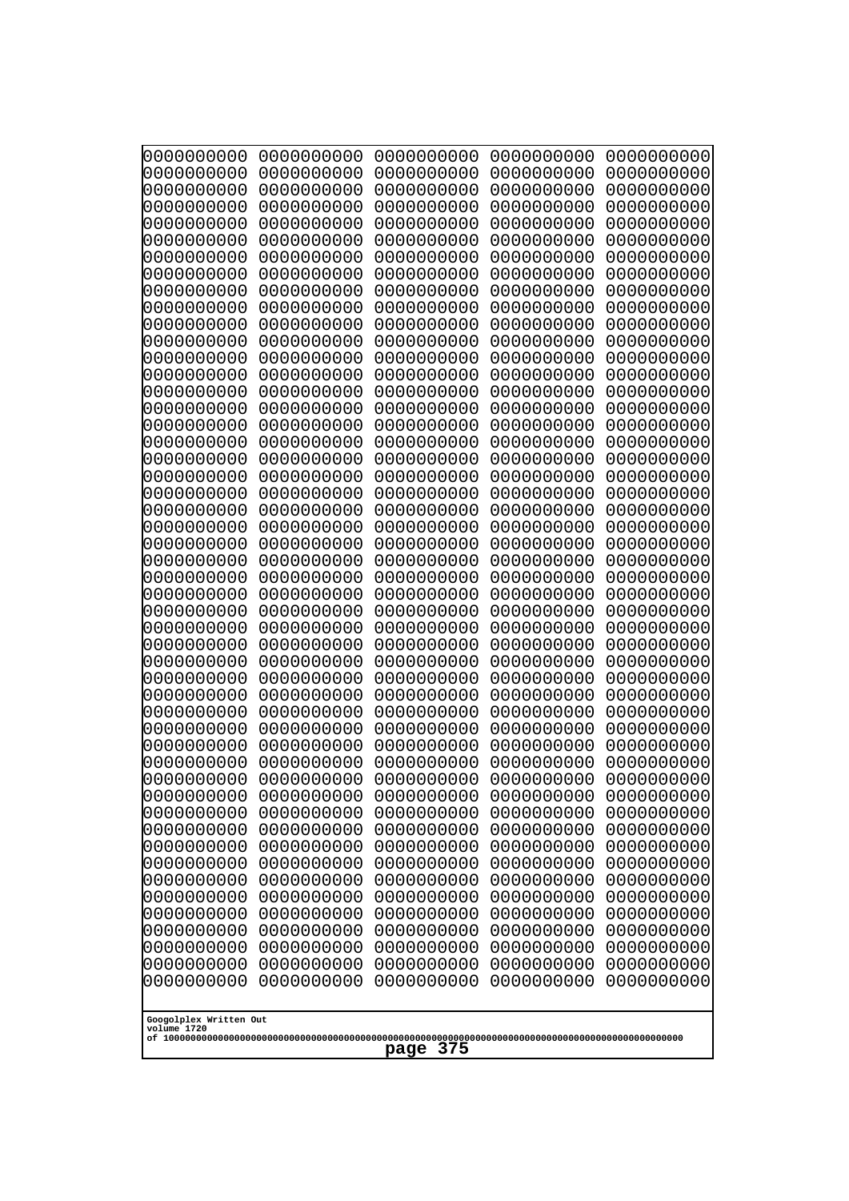```
0000000000 0000000000 0000000000 0000000000 0000000000
0000000000 0000000000 0000000000 0000000000 0000000000
0000000000 0000000000 0000000000 0000000000 0000000000
0000000000 0000000000 0000000000 0000000000 0000000000
0000000000 0000000000 0000000000 0000000000 0000000000
0000000000 0000000000 0000000000 0000000000 0000000000
0000000000 0000000000 0000000000 0000000000 0000000000
0000000000 0000000000 0000000000 0000000000 0000000000
0000000000 0000000000 0000000000 0000000000 0000000000
0000000000 0000000000 0000000000 0000000000 0000000000
0000000000 0000000000 0000000000 0000000000 0000000000
0000000000 0000000000 0000000000 0000000000 0000000000
0000000000 0000000000 0000000000 0000000000 0000000000
0000000000 0000000000 0000000000 0000000000 0000000000
0000000000 0000000000 0000000000 0000000000 0000000000
0000000000 0000000000 0000000000 0000000000 0000000000
0000000000 0000000000 0000000000 0000000000 0000000000
0000000000 0000000000 0000000000 0000000000 0000000000
0000000000 0000000000 0000000000 0000000000 0000000000
0000000000 0000000000 0000000000 0000000000 0000000000
0000000000 0000000000 0000000000 0000000000 0000000000
0000000000 0000000000 0000000000 0000000000 0000000000
0000000000 0000000000 0000000000 0000000000 0000000000
0000000000 0000000000 0000000000 0000000000 0000000000
0000000000 0000000000 0000000000 0000000000 0000000000
0000000000 0000000000 0000000000 0000000000 0000000000
0000000000 0000000000 0000000000 0000000000 0000000000
0000000000 0000000000 0000000000 0000000000 0000000000
0000000000 0000000000 0000000000 0000000000 0000000000
0000000000 0000000000 0000000000 0000000000 0000000000
0000000000 0000000000 0000000000 0000000000 0000000000
0000000000 0000000000 0000000000 0000000000 0000000000
0000000000 0000000000 0000000000 0000000000 0000000000
0000000000 0000000000 0000000000 0000000000 0000000000
0000000000 0000000000 0000000000 0000000000 0000000000
0000000000 0000000000 0000000000 0000000000 0000000000
0000000000 0000000000 0000000000 0000000000 0000000000
0000000000 0000000000 0000000000 0000000000 0000000000
0000000000 0000000000 0000000000 0000000000 0000000000
0000000000 0000000000 0000000000 0000000000 0000000000
0000000000 0000000000 0000000000 0000000000 0000000000
0000000000 0000000000 0000000000 0000000000 0000000000
0000000000 0000000000 0000000000 0000000000 0000000000
0000000000 0000000000 0000000000 0000000000 0000000000
0000000000 0000000000 0000000000 0000000000 0000000000
0000000000 0000000000 0000000000 0000000000 0000000000
0000000000 0000000000 0000000000 0000000000 0000000000
0000000000 0000000000 0000000000 0000000000 0000000000
0000000000 0000000000 0000000000 0000000000 0000000000
0000000000 0000000000 0000000000 0000000000 0000000000
```

Googolplex Written Out
volume 1720
of 10000000000000000000000000000000000000000000000000000000000000000000000000000000000000000000000000000
page 375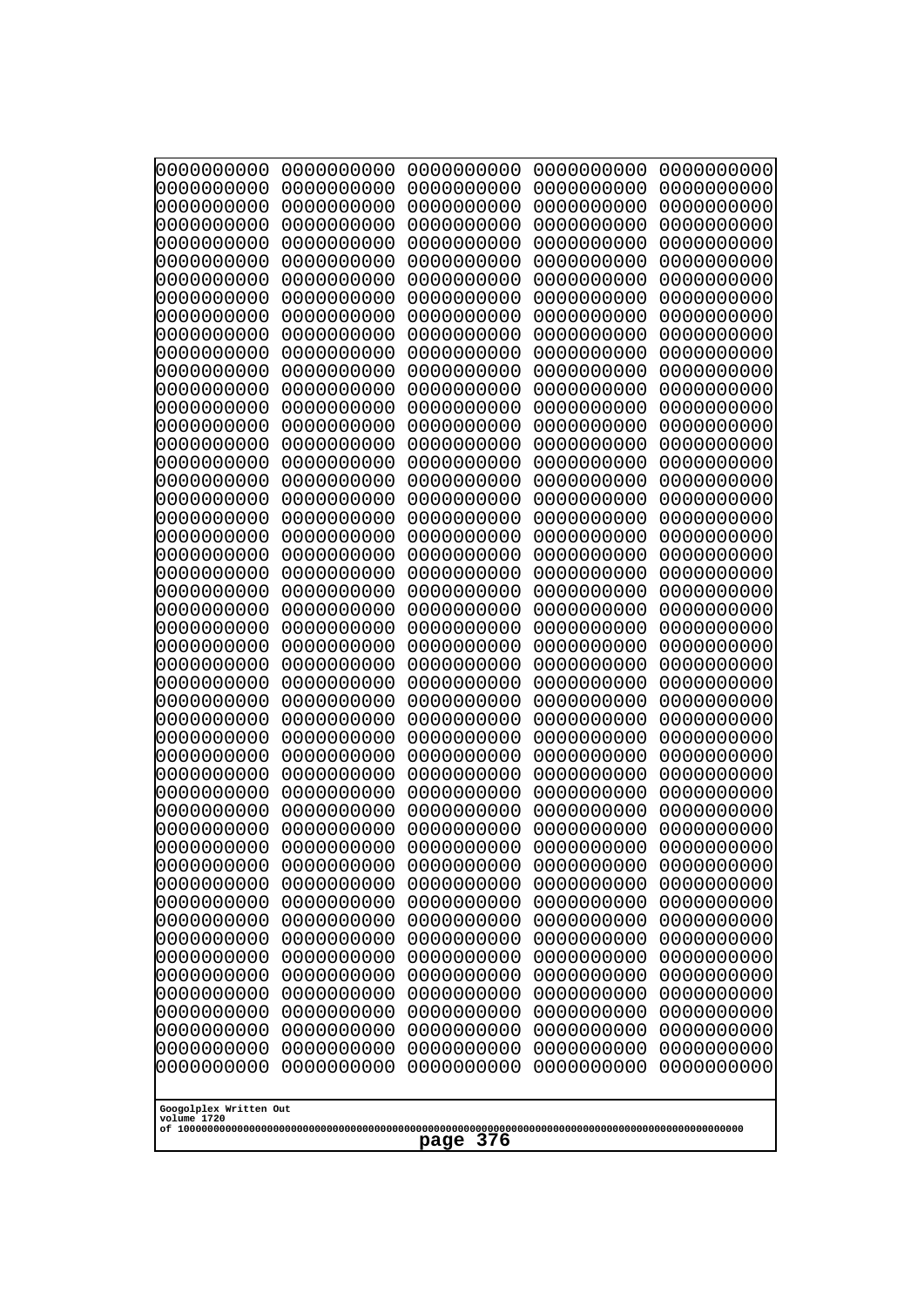```
0000000000 0000000000 0000000000 0000000000 0000000000
0000000000 0000000000 0000000000 0000000000 0000000000
0000000000 0000000000 0000000000 0000000000 0000000000
0000000000 0000000000 0000000000 0000000000 0000000000
0000000000 0000000000 0000000000 0000000000 0000000000
0000000000 0000000000 0000000000 0000000000 0000000000
0000000000 0000000000 0000000000 0000000000 0000000000
0000000000 0000000000 0000000000 0000000000 0000000000
0000000000 0000000000 0000000000 0000000000 0000000000
0000000000 0000000000 0000000000 0000000000 0000000000
0000000000 0000000000 0000000000 0000000000 0000000000
0000000000 0000000000 0000000000 0000000000 0000000000
0000000000 0000000000 0000000000 0000000000 0000000000
0000000000 0000000000 0000000000 0000000000 0000000000
0000000000 0000000000 0000000000 0000000000 0000000000
0000000000 0000000000 0000000000 0000000000 0000000000
0000000000 0000000000 0000000000 0000000000 0000000000
0000000000 0000000000 0000000000 0000000000 0000000000
0000000000 0000000000 0000000000 0000000000 0000000000
0000000000 0000000000 0000000000 0000000000 0000000000
0000000000 0000000000 0000000000 0000000000 0000000000
0000000000 0000000000 0000000000 0000000000 0000000000
0000000000 0000000000 0000000000 0000000000 0000000000
0000000000 0000000000 0000000000 0000000000 0000000000
0000000000 0000000000 0000000000 0000000000 0000000000
0000000000 0000000000 0000000000 0000000000 0000000000
0000000000 0000000000 0000000000 0000000000 0000000000
0000000000 0000000000 0000000000 0000000000 0000000000
0000000000 0000000000 0000000000 0000000000 0000000000
0000000000 0000000000 0000000000 0000000000 0000000000
0000000000 0000000000 0000000000 0000000000 0000000000
0000000000 0000000000 0000000000 0000000000 0000000000
0000000000 0000000000 0000000000 0000000000 0000000000
0000000000 0000000000 0000000000 0000000000 0000000000
0000000000 0000000000 0000000000 0000000000 0000000000
0000000000 0000000000 0000000000 0000000000 0000000000
0000000000 0000000000 0000000000 0000000000 0000000000
0000000000 0000000000 0000000000 0000000000 0000000000
0000000000 0000000000 0000000000 0000000000 0000000000
0000000000 0000000000 0000000000 0000000000 0000000000
0000000000 0000000000 0000000000 0000000000 0000000000
0000000000 0000000000 0000000000 0000000000 0000000000
0000000000 0000000000 0000000000 0000000000 0000000000
0000000000 0000000000 0000000000 0000000000 0000000000
0000000000 0000000000 0000000000 0000000000 0000000000
0000000000 0000000000 0000000000 0000000000 0000000000
0000000000 0000000000 0000000000 0000000000 0000000000
0000000000 0000000000 0000000000 0000000000 0000000000
0000000000 0000000000 0000000000 0000000000 0000000000
0000000000 0000000000 0000000000 0000000000 0000000000
```

Googolplex Written Out
volume 1720
of 10000000000000000000000000000000000000000000000000000000000000000000000000000000000000000000000000000

page 376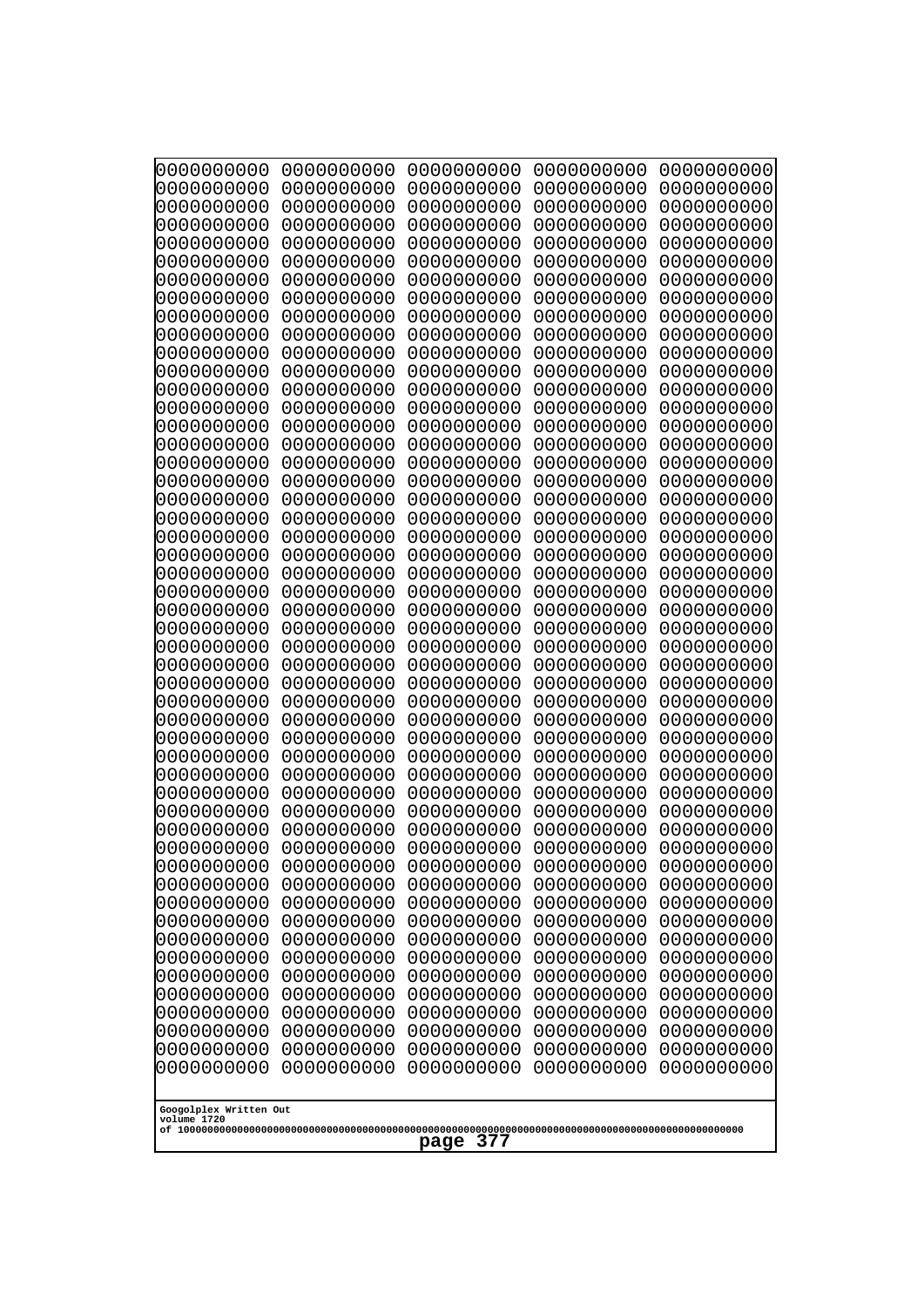```
0000000000 0000000000 0000000000 0000000000 0000000000
0000000000 0000000000 0000000000 0000000000 0000000000
0000000000 0000000000 0000000000 0000000000 0000000000
0000000000 0000000000 0000000000 0000000000 0000000000
0000000000 0000000000 0000000000 0000000000 0000000000
0000000000 0000000000 0000000000 0000000000 0000000000
0000000000 0000000000 0000000000 0000000000 0000000000
0000000000 0000000000 0000000000 0000000000 0000000000
0000000000 0000000000 0000000000 0000000000 0000000000
0000000000 0000000000 0000000000 0000000000 0000000000
0000000000 0000000000 0000000000 0000000000 0000000000
0000000000 0000000000 0000000000 0000000000 0000000000
0000000000 0000000000 0000000000 0000000000 0000000000
0000000000 0000000000 0000000000 0000000000 0000000000
0000000000 0000000000 0000000000 0000000000 0000000000
0000000000 0000000000 0000000000 0000000000 0000000000
0000000000 0000000000 0000000000 0000000000 0000000000
0000000000 0000000000 0000000000 0000000000 0000000000
0000000000 0000000000 0000000000 0000000000 0000000000
0000000000 0000000000 0000000000 0000000000 0000000000
0000000000 0000000000 0000000000 0000000000 0000000000
0000000000 0000000000 0000000000 0000000000 0000000000
0000000000 0000000000 0000000000 0000000000 0000000000
0000000000 0000000000 0000000000 0000000000 0000000000
0000000000 0000000000 0000000000 0000000000 0000000000
0000000000 0000000000 0000000000 0000000000 0000000000
0000000000 0000000000 0000000000 0000000000 0000000000
0000000000 0000000000 0000000000 0000000000 0000000000
0000000000 0000000000 0000000000 0000000000 0000000000
0000000000 0000000000 0000000000 0000000000 0000000000
0000000000 0000000000 0000000000 0000000000 0000000000
0000000000 0000000000 0000000000 0000000000 0000000000
0000000000 0000000000 0000000000 0000000000 0000000000
0000000000 0000000000 0000000000 0000000000 0000000000
0000000000 0000000000 0000000000 0000000000 0000000000
0000000000 0000000000 0000000000 0000000000 0000000000
0000000000 0000000000 0000000000 0000000000 0000000000
0000000000 0000000000 0000000000 0000000000 0000000000
0000000000 0000000000 0000000000 0000000000 0000000000
0000000000 0000000000 0000000000 0000000000 0000000000
0000000000 0000000000 0000000000 0000000000 0000000000
0000000000 0000000000 0000000000 0000000000 0000000000
0000000000 0000000000 0000000000 0000000000 0000000000
0000000000 0000000000 0000000000 0000000000 0000000000
0000000000 0000000000 0000000000 0000000000 0000000000
0000000000 0000000000 0000000000 0000000000 0000000000
0000000000 0000000000 0000000000 0000000000 0000000000
0000000000 0000000000 0000000000 0000000000 0000000000
0000000000 0000000000 0000000000 0000000000 0000000000
0000000000 0000000000 0000000000 0000000000 0000000000
```

Googolplex Written Out
volume 1720
of 10000000000000000000000000000000000000000000000000000000000000000000000000000000000000000000000000000

page 377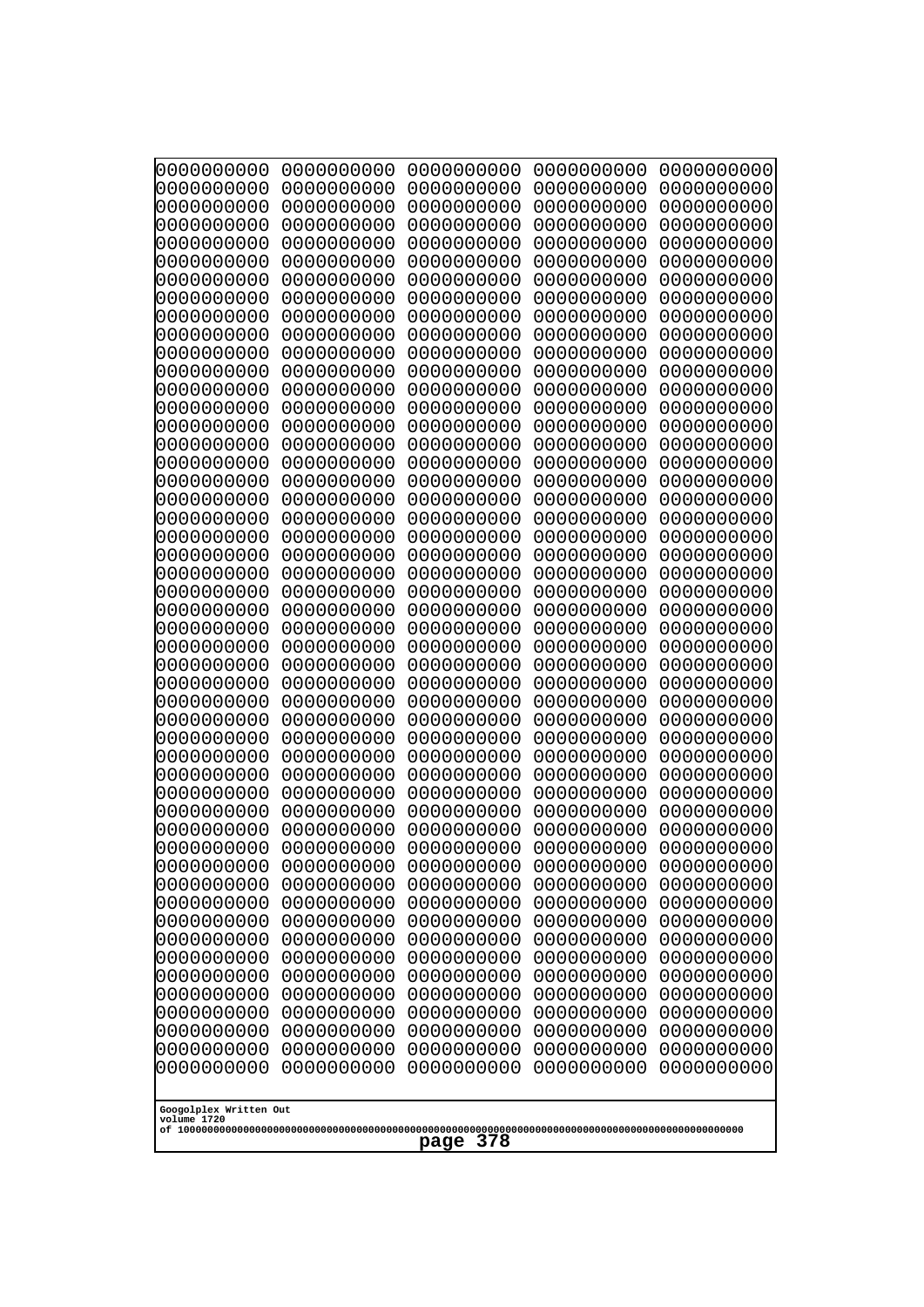```
0000000000 0000000000 0000000000 0000000000 0000000000
0000000000 0000000000 0000000000 0000000000 0000000000
0000000000 0000000000 0000000000 0000000000 0000000000
0000000000 0000000000 0000000000 0000000000 0000000000
0000000000 0000000000 0000000000 0000000000 0000000000
0000000000 0000000000 0000000000 0000000000 0000000000
0000000000 0000000000 0000000000 0000000000 0000000000
0000000000 0000000000 0000000000 0000000000 0000000000
0000000000 0000000000 0000000000 0000000000 0000000000
0000000000 0000000000 0000000000 0000000000 0000000000
0000000000 0000000000 0000000000 0000000000 0000000000
0000000000 0000000000 0000000000 0000000000 0000000000
0000000000 0000000000 0000000000 0000000000 0000000000
0000000000 0000000000 0000000000 0000000000 0000000000
0000000000 0000000000 0000000000 0000000000 0000000000
0000000000 0000000000 0000000000 0000000000 0000000000
0000000000 0000000000 0000000000 0000000000 0000000000
0000000000 0000000000 0000000000 0000000000 0000000000
0000000000 0000000000 0000000000 0000000000 0000000000
0000000000 0000000000 0000000000 0000000000 0000000000
0000000000 0000000000 0000000000 0000000000 0000000000
0000000000 0000000000 0000000000 0000000000 0000000000
0000000000 0000000000 0000000000 0000000000 0000000000
0000000000 0000000000 0000000000 0000000000 0000000000
0000000000 0000000000 0000000000 0000000000 0000000000
0000000000 0000000000 0000000000 0000000000 0000000000
0000000000 0000000000 0000000000 0000000000 0000000000
0000000000 0000000000 0000000000 0000000000 0000000000
0000000000 0000000000 0000000000 0000000000 0000000000
0000000000 0000000000 0000000000 0000000000 0000000000
0000000000 0000000000 0000000000 0000000000 0000000000
0000000000 0000000000 0000000000 0000000000 0000000000
0000000000 0000000000 0000000000 0000000000 0000000000
0000000000 0000000000 0000000000 0000000000 0000000000
0000000000 0000000000 0000000000 0000000000 0000000000
0000000000 0000000000 0000000000 0000000000 0000000000
0000000000 0000000000 0000000000 0000000000 0000000000
0000000000 0000000000 0000000000 0000000000 0000000000
0000000000 0000000000 0000000000 0000000000 0000000000
0000000000 0000000000 0000000000 0000000000 0000000000
0000000000 0000000000 0000000000 0000000000 0000000000
0000000000 0000000000 0000000000 0000000000 0000000000
0000000000 0000000000 0000000000 0000000000 0000000000
0000000000 0000000000 0000000000 0000000000 0000000000
0000000000 0000000000 0000000000 0000000000 0000000000
0000000000 0000000000 0000000000 0000000000 0000000000
0000000000 0000000000 0000000000 0000000000 0000000000
0000000000 0000000000 0000000000 0000000000 0000000000
0000000000 0000000000 0000000000 0000000000 0000000000
0000000000 0000000000 0000000000 0000000000 0000000000
```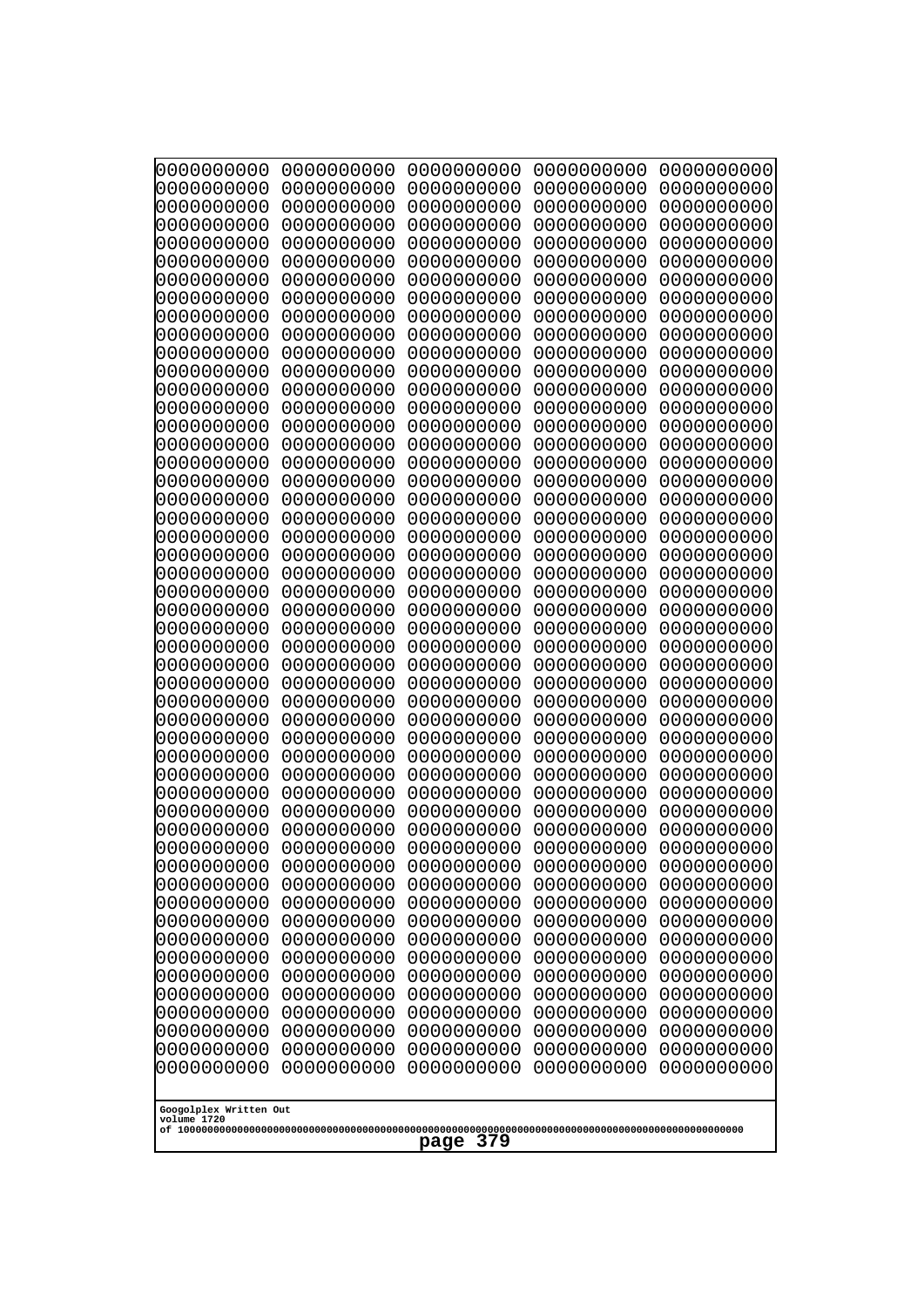```
0000000000 0000000000 0000000000 0000000000 0000000000
0000000000 0000000000 0000000000 0000000000 0000000000
0000000000 0000000000 0000000000 0000000000 0000000000
0000000000 0000000000 0000000000 0000000000 0000000000
0000000000 0000000000 0000000000 0000000000 0000000000
0000000000 0000000000 0000000000 0000000000 0000000000
0000000000 0000000000 0000000000 0000000000 0000000000
0000000000 0000000000 0000000000 0000000000 0000000000
0000000000 0000000000 0000000000 0000000000 0000000000
0000000000 0000000000 0000000000 0000000000 0000000000
0000000000 0000000000 0000000000 0000000000 0000000000
0000000000 0000000000 0000000000 0000000000 0000000000
0000000000 0000000000 0000000000 0000000000 0000000000
0000000000 0000000000 0000000000 0000000000 0000000000
0000000000 0000000000 0000000000 0000000000 0000000000
0000000000 0000000000 0000000000 0000000000 0000000000
0000000000 0000000000 0000000000 0000000000 0000000000
0000000000 0000000000 0000000000 0000000000 0000000000
0000000000 0000000000 0000000000 0000000000 0000000000
0000000000 0000000000 0000000000 0000000000 0000000000
0000000000 0000000000 0000000000 0000000000 0000000000
0000000000 0000000000 0000000000 0000000000 0000000000
0000000000 0000000000 0000000000 0000000000 0000000000
0000000000 0000000000 0000000000 0000000000 0000000000
0000000000 0000000000 0000000000 0000000000 0000000000
0000000000 0000000000 0000000000 0000000000 0000000000
0000000000 0000000000 0000000000 0000000000 0000000000
0000000000 0000000000 0000000000 0000000000 0000000000
0000000000 0000000000 0000000000 0000000000 0000000000
0000000000 0000000000 0000000000 0000000000 0000000000
0000000000 0000000000 0000000000 0000000000 0000000000
0000000000 0000000000 0000000000 0000000000 0000000000
0000000000 0000000000 0000000000 0000000000 0000000000
0000000000 0000000000 0000000000 0000000000 0000000000
0000000000 0000000000 0000000000 0000000000 0000000000
0000000000 0000000000 0000000000 0000000000 0000000000
0000000000 0000000000 0000000000 0000000000 0000000000
0000000000 0000000000 0000000000 0000000000 0000000000
0000000000 0000000000 0000000000 0000000000 0000000000
0000000000 0000000000 0000000000 0000000000 0000000000
0000000000 0000000000 0000000000 0000000000 0000000000
0000000000 0000000000 0000000000 0000000000 0000000000
0000000000 0000000000 0000000000 0000000000 0000000000
0000000000 0000000000 0000000000 0000000000 0000000000
0000000000 0000000000 0000000000 0000000000 0000000000
0000000000 0000000000 0000000000 0000000000 0000000000
0000000000 0000000000 0000000000 0000000000 0000000000
0000000000 0000000000 0000000000 0000000000 0000000000
0000000000 0000000000 0000000000 0000000000 0000000000
0000000000 0000000000 0000000000 0000000000 0000000000
```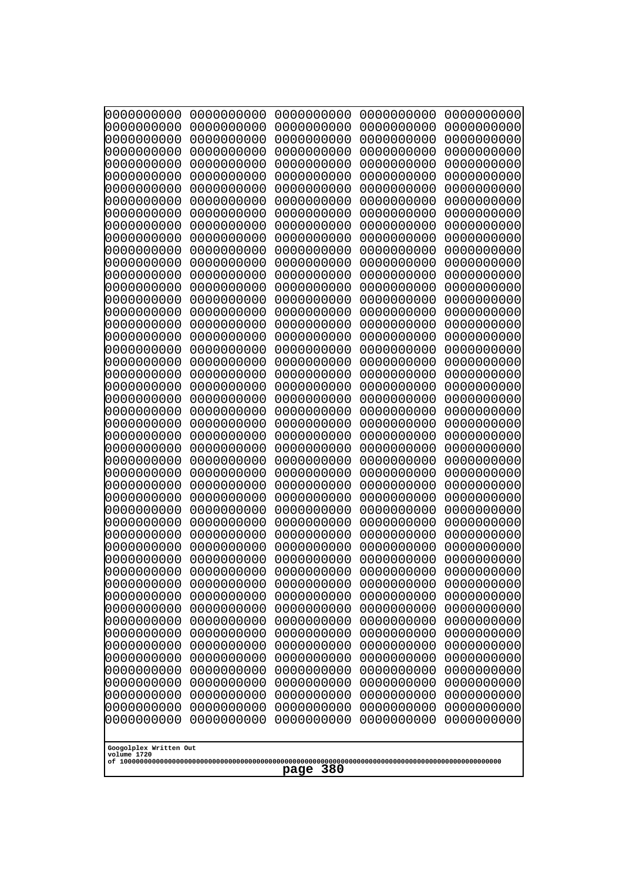```
0000000000 0000000000 0000000000 0000000000 0000000000
0000000000 0000000000 0000000000 0000000000 0000000000
0000000000 0000000000 0000000000 0000000000 0000000000
0000000000 0000000000 0000000000 0000000000 0000000000
0000000000 0000000000 0000000000 0000000000 0000000000
0000000000 0000000000 0000000000 0000000000 0000000000
0000000000 0000000000 0000000000 0000000000 0000000000
0000000000 0000000000 0000000000 0000000000 0000000000
0000000000 0000000000 0000000000 0000000000 0000000000
0000000000 0000000000 0000000000 0000000000 0000000000
0000000000 0000000000 0000000000 0000000000 0000000000
0000000000 0000000000 0000000000 0000000000 0000000000
0000000000 0000000000 0000000000 0000000000 0000000000
0000000000 0000000000 0000000000 0000000000 0000000000
0000000000 0000000000 0000000000 0000000000 0000000000
0000000000 0000000000 0000000000 0000000000 0000000000
0000000000 0000000000 0000000000 0000000000 0000000000
0000000000 0000000000 0000000000 0000000000 0000000000
0000000000 0000000000 0000000000 0000000000 0000000000
0000000000 0000000000 0000000000 0000000000 0000000000
0000000000 0000000000 0000000000 0000000000 0000000000
0000000000 0000000000 0000000000 0000000000 0000000000
0000000000 0000000000 0000000000 0000000000 0000000000
0000000000 0000000000 0000000000 0000000000 0000000000
0000000000 0000000000 0000000000 0000000000 0000000000
0000000000 0000000000 0000000000 0000000000 0000000000
0000000000 0000000000 0000000000 0000000000 0000000000
0000000000 0000000000 0000000000 0000000000 0000000000
0000000000 0000000000 0000000000 0000000000 0000000000
0000000000 0000000000 0000000000 0000000000 0000000000
0000000000 0000000000 0000000000 0000000000 0000000000
0000000000 0000000000 0000000000 0000000000 0000000000
0000000000 0000000000 0000000000 0000000000 0000000000
0000000000 0000000000 0000000000 0000000000 0000000000
0000000000 0000000000 0000000000 0000000000 0000000000
0000000000 0000000000 0000000000 0000000000 0000000000
0000000000 0000000000 0000000000 0000000000 0000000000
0000000000 0000000000 0000000000 0000000000 0000000000
0000000000 0000000000 0000000000 0000000000 0000000000
0000000000 0000000000 0000000000 0000000000 0000000000
0000000000 0000000000 0000000000 0000000000 0000000000
0000000000 0000000000 0000000000 0000000000 0000000000
0000000000 0000000000 0000000000 0000000000 0000000000
0000000000 0000000000 0000000000 0000000000 0000000000
0000000000 0000000000 0000000000 0000000000 0000000000
0000000000 0000000000 0000000000 0000000000 0000000000
0000000000 0000000000 0000000000 0000000000 0000000000
0000000000 0000000000 0000000000 0000000000 0000000000
0000000000 0000000000 0000000000 0000000000 0000000000
0000000000 0000000000 0000000000 0000000000 0000000000
```

Googolplex Written Out
volume 1720
of 10000000000000000000000000000000000000000000000000000000000000000000000000000000000000000000000000000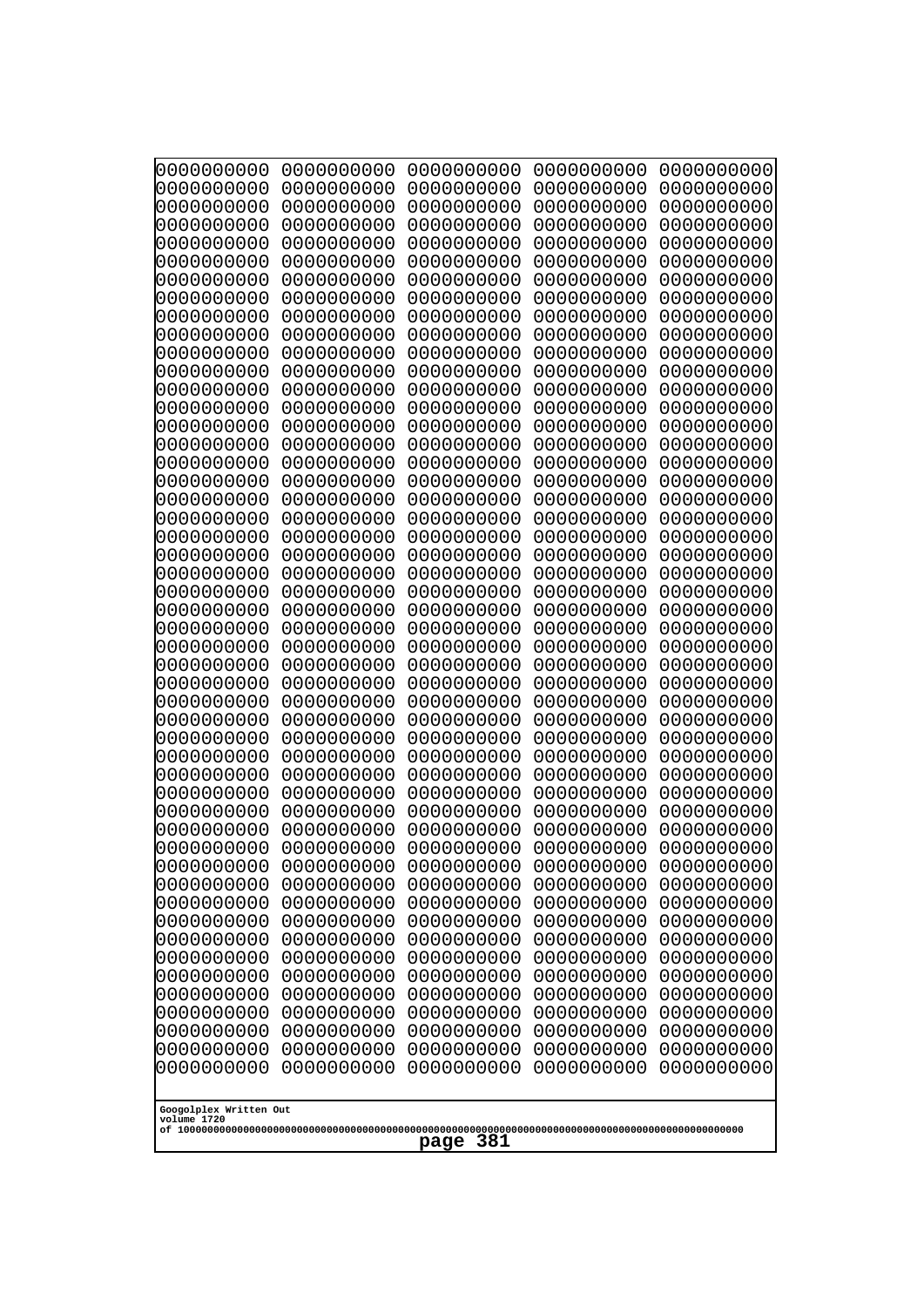```
0000000000 0000000000 0000000000 0000000000 0000000000
0000000000 0000000000 0000000000 0000000000 0000000000
0000000000 0000000000 0000000000 0000000000 0000000000
0000000000 0000000000 0000000000 0000000000 0000000000
0000000000 0000000000 0000000000 0000000000 0000000000
0000000000 0000000000 0000000000 0000000000 0000000000
0000000000 0000000000 0000000000 0000000000 0000000000
0000000000 0000000000 0000000000 0000000000 0000000000
0000000000 0000000000 0000000000 0000000000 0000000000
0000000000 0000000000 0000000000 0000000000 0000000000
0000000000 0000000000 0000000000 0000000000 0000000000
0000000000 0000000000 0000000000 0000000000 0000000000
0000000000 0000000000 0000000000 0000000000 0000000000
0000000000 0000000000 0000000000 0000000000 0000000000
0000000000 0000000000 0000000000 0000000000 0000000000
0000000000 0000000000 0000000000 0000000000 0000000000
0000000000 0000000000 0000000000 0000000000 0000000000
0000000000 0000000000 0000000000 0000000000 0000000000
0000000000 0000000000 0000000000 0000000000 0000000000
0000000000 0000000000 0000000000 0000000000 0000000000
0000000000 0000000000 0000000000 0000000000 0000000000
0000000000 0000000000 0000000000 0000000000 0000000000
0000000000 0000000000 0000000000 0000000000 0000000000
0000000000 0000000000 0000000000 0000000000 0000000000
0000000000 0000000000 0000000000 0000000000 0000000000
0000000000 0000000000 0000000000 0000000000 0000000000
0000000000 0000000000 0000000000 0000000000 0000000000
0000000000 0000000000 0000000000 0000000000 0000000000
0000000000 0000000000 0000000000 0000000000 0000000000
0000000000 0000000000 0000000000 0000000000 0000000000
0000000000 0000000000 0000000000 0000000000 0000000000
0000000000 0000000000 0000000000 0000000000 0000000000
0000000000 0000000000 0000000000 0000000000 0000000000
0000000000 0000000000 0000000000 0000000000 0000000000
0000000000 0000000000 0000000000 0000000000 0000000000
0000000000 0000000000 0000000000 0000000000 0000000000
0000000000 0000000000 0000000000 0000000000 0000000000
0000000000 0000000000 0000000000 0000000000 0000000000
0000000000 0000000000 0000000000 0000000000 0000000000
0000000000 0000000000 0000000000 0000000000 0000000000
0000000000 0000000000 0000000000 0000000000 0000000000
0000000000 0000000000 0000000000 0000000000 0000000000
0000000000 0000000000 0000000000 0000000000 0000000000
0000000000 0000000000 0000000000 0000000000 0000000000
0000000000 0000000000 0000000000 0000000000 0000000000
0000000000 0000000000 0000000000 0000000000 0000000000
0000000000 0000000000 0000000000 0000000000 0000000000
0000000000 0000000000 0000000000 0000000000 0000000000
0000000000 0000000000 0000000000 0000000000 0000000000
0000000000 0000000000 0000000000 0000000000 0000000000
```

Googolplex Written Out
volume 1720
of 10000000000000000000000000000000000000000000000000000000000000000000000000000000000000000000000000000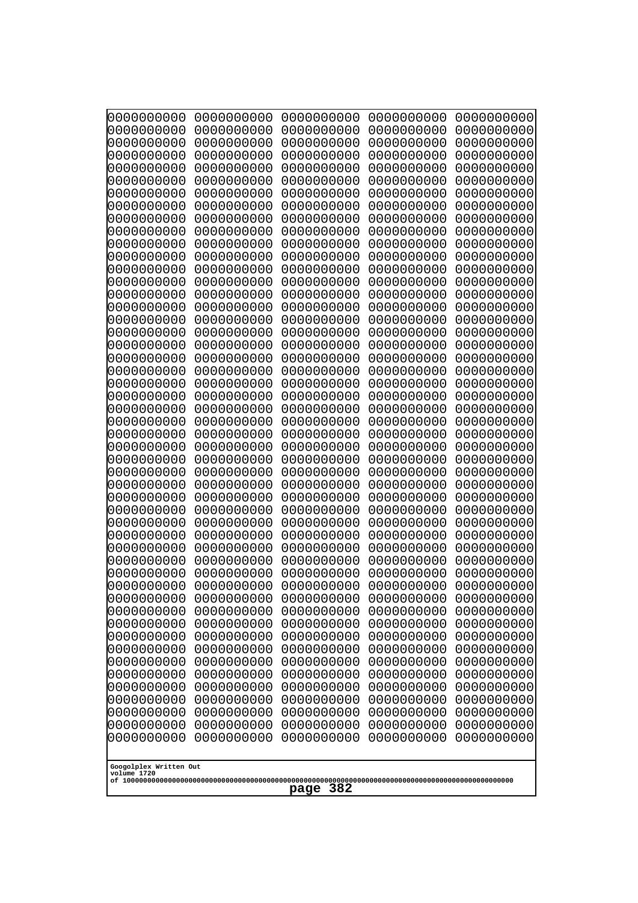```
0000000000 0000000000 0000000000 0000000000 0000000000
0000000000 0000000000 0000000000 0000000000 0000000000
0000000000 0000000000 0000000000 0000000000 0000000000
0000000000 0000000000 0000000000 0000000000 0000000000
0000000000 0000000000 0000000000 0000000000 0000000000
0000000000 0000000000 0000000000 0000000000 0000000000
0000000000 0000000000 0000000000 0000000000 0000000000
0000000000 0000000000 0000000000 0000000000 0000000000
0000000000 0000000000 0000000000 0000000000 0000000000
0000000000 0000000000 0000000000 0000000000 0000000000
0000000000 0000000000 0000000000 0000000000 0000000000
0000000000 0000000000 0000000000 0000000000 0000000000
0000000000 0000000000 0000000000 0000000000 0000000000
0000000000 0000000000 0000000000 0000000000 0000000000
0000000000 0000000000 0000000000 0000000000 0000000000
0000000000 0000000000 0000000000 0000000000 0000000000
0000000000 0000000000 0000000000 0000000000 0000000000
0000000000 0000000000 0000000000 0000000000 0000000000
0000000000 0000000000 0000000000 0000000000 0000000000
0000000000 0000000000 0000000000 0000000000 0000000000
0000000000 0000000000 0000000000 0000000000 0000000000
0000000000 0000000000 0000000000 0000000000 0000000000
0000000000 0000000000 0000000000 0000000000 0000000000
0000000000 0000000000 0000000000 0000000000 0000000000
0000000000 0000000000 0000000000 0000000000 0000000000
0000000000 0000000000 0000000000 0000000000 0000000000
0000000000 0000000000 0000000000 0000000000 0000000000
0000000000 0000000000 0000000000 0000000000 0000000000
0000000000 0000000000 0000000000 0000000000 0000000000
0000000000 0000000000 0000000000 0000000000 0000000000
0000000000 0000000000 0000000000 0000000000 0000000000
0000000000 0000000000 0000000000 0000000000 0000000000
0000000000 0000000000 0000000000 0000000000 0000000000
0000000000 0000000000 0000000000 0000000000 0000000000
0000000000 0000000000 0000000000 0000000000 0000000000
0000000000 0000000000 0000000000 0000000000 0000000000
0000000000 0000000000 0000000000 0000000000 0000000000
0000000000 0000000000 0000000000 0000000000 0000000000
0000000000 0000000000 0000000000 0000000000 0000000000
0000000000 0000000000 0000000000 0000000000 0000000000
0000000000 0000000000 0000000000 0000000000 0000000000
0000000000 0000000000 0000000000 0000000000 0000000000
0000000000 0000000000 0000000000 0000000000 0000000000
0000000000 0000000000 0000000000 0000000000 0000000000
0000000000 0000000000 0000000000 0000000000 0000000000
0000000000 0000000000 0000000000 0000000000 0000000000
0000000000 0000000000 0000000000 0000000000 0000000000
0000000000 0000000000 0000000000 0000000000 0000000000
0000000000 0000000000 0000000000 0000000000 0000000000
0000000000 0000000000 0000000000 0000000000 0000000000
```

Googolplex Written Out
volume 1720
of 10000000000000000000000000000000000000000000000000000000000000000000000000000000000000000000000000000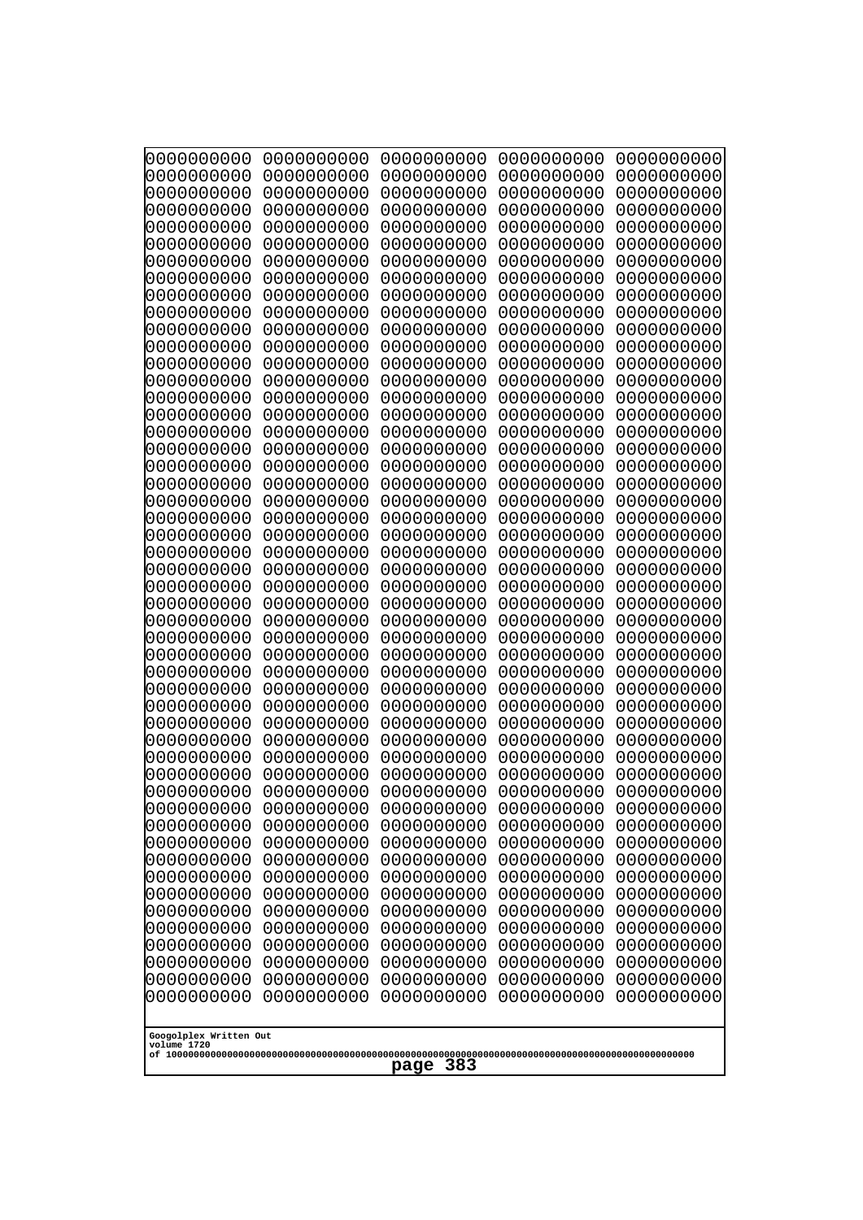```
0000000000 0000000000 0000000000 0000000000 0000000000
0000000000 0000000000 0000000000 0000000000 0000000000
0000000000 0000000000 0000000000 0000000000 0000000000
0000000000 0000000000 0000000000 0000000000 0000000000
0000000000 0000000000 0000000000 0000000000 0000000000
0000000000 0000000000 0000000000 0000000000 0000000000
0000000000 0000000000 0000000000 0000000000 0000000000
0000000000 0000000000 0000000000 0000000000 0000000000
0000000000 0000000000 0000000000 0000000000 0000000000
0000000000 0000000000 0000000000 0000000000 0000000000
0000000000 0000000000 0000000000 0000000000 0000000000
0000000000 0000000000 0000000000 0000000000 0000000000
0000000000 0000000000 0000000000 0000000000 0000000000
0000000000 0000000000 0000000000 0000000000 0000000000
0000000000 0000000000 0000000000 0000000000 0000000000
0000000000 0000000000 0000000000 0000000000 0000000000
0000000000 0000000000 0000000000 0000000000 0000000000
0000000000 0000000000 0000000000 0000000000 0000000000
0000000000 0000000000 0000000000 0000000000 0000000000
0000000000 0000000000 0000000000 0000000000 0000000000
0000000000 0000000000 0000000000 0000000000 0000000000
0000000000 0000000000 0000000000 0000000000 0000000000
0000000000 0000000000 0000000000 0000000000 0000000000
0000000000 0000000000 0000000000 0000000000 0000000000
0000000000 0000000000 0000000000 0000000000 0000000000
0000000000 0000000000 0000000000 0000000000 0000000000
0000000000 0000000000 0000000000 0000000000 0000000000
0000000000 0000000000 0000000000 0000000000 0000000000
0000000000 0000000000 0000000000 0000000000 0000000000
0000000000 0000000000 0000000000 0000000000 0000000000
0000000000 0000000000 0000000000 0000000000 0000000000
0000000000 0000000000 0000000000 0000000000 0000000000
0000000000 0000000000 0000000000 0000000000 0000000000
0000000000 0000000000 0000000000 0000000000 0000000000
0000000000 0000000000 0000000000 0000000000 0000000000
0000000000 0000000000 0000000000 0000000000 0000000000
0000000000 0000000000 0000000000 0000000000 0000000000
0000000000 0000000000 0000000000 0000000000 0000000000
0000000000 0000000000 0000000000 0000000000 0000000000
0000000000 0000000000 0000000000 0000000000 0000000000
0000000000 0000000000 0000000000 0000000000 0000000000
0000000000 0000000000 0000000000 0000000000 0000000000
0000000000 0000000000 0000000000 0000000000 0000000000
0000000000 0000000000 0000000000 0000000000 0000000000
0000000000 0000000000 0000000000 0000000000 0000000000
0000000000 0000000000 0000000000 0000000000 0000000000
0000000000 0000000000 0000000000 0000000000 0000000000
0000000000 0000000000 0000000000 0000000000 0000000000
0000000000 0000000000 0000000000 0000000000 0000000000
0000000000 0000000000 0000000000 0000000000 0000000000
```

Googolplex Written Out
volume 1720
of 10000000000000000000000000000000000000000000000000000000000000000000000000000000000000000000000000000

page 383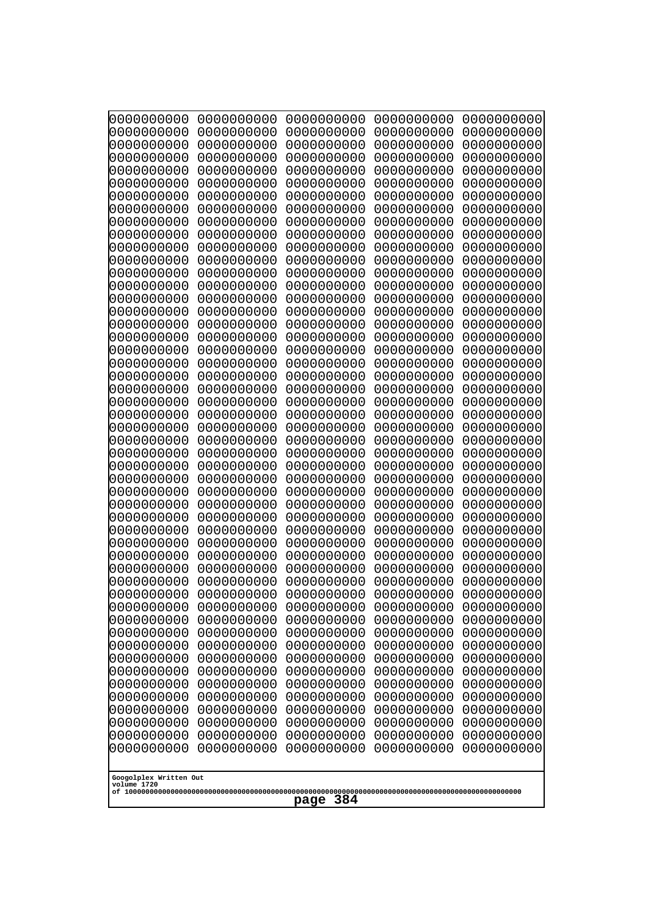```
0000000000 0000000000 0000000000 0000000000 0000000000
0000000000 0000000000 0000000000 0000000000 0000000000
0000000000 0000000000 0000000000 0000000000 0000000000
0000000000 0000000000 0000000000 0000000000 0000000000
0000000000 0000000000 0000000000 0000000000 0000000000
0000000000 0000000000 0000000000 0000000000 0000000000
0000000000 0000000000 0000000000 0000000000 0000000000
0000000000 0000000000 0000000000 0000000000 0000000000
0000000000 0000000000 0000000000 0000000000 0000000000
0000000000 0000000000 0000000000 0000000000 0000000000
0000000000 0000000000 0000000000 0000000000 0000000000
0000000000 0000000000 0000000000 0000000000 0000000000
0000000000 0000000000 0000000000 0000000000 0000000000
0000000000 0000000000 0000000000 0000000000 0000000000
0000000000 0000000000 0000000000 0000000000 0000000000
0000000000 0000000000 0000000000 0000000000 0000000000
0000000000 0000000000 0000000000 0000000000 0000000000
0000000000 0000000000 0000000000 0000000000 0000000000
0000000000 0000000000 0000000000 0000000000 0000000000
0000000000 0000000000 0000000000 0000000000 0000000000
0000000000 0000000000 0000000000 0000000000 0000000000
0000000000 0000000000 0000000000 0000000000 0000000000
0000000000 0000000000 0000000000 0000000000 0000000000
0000000000 0000000000 0000000000 0000000000 0000000000
0000000000 0000000000 0000000000 0000000000 0000000000
0000000000 0000000000 0000000000 0000000000 0000000000
0000000000 0000000000 0000000000 0000000000 0000000000
0000000000 0000000000 0000000000 0000000000 0000000000
0000000000 0000000000 0000000000 0000000000 0000000000
0000000000 0000000000 0000000000 0000000000 0000000000
0000000000 0000000000 0000000000 0000000000 0000000000
0000000000 0000000000 0000000000 0000000000 0000000000
0000000000 0000000000 0000000000 0000000000 0000000000
0000000000 0000000000 0000000000 0000000000 0000000000
0000000000 0000000000 0000000000 0000000000 0000000000
0000000000 0000000000 0000000000 0000000000 0000000000
0000000000 0000000000 0000000000 0000000000 0000000000
0000000000 0000000000 0000000000 0000000000 0000000000
0000000000 0000000000 0000000000 0000000000 0000000000
0000000000 0000000000 0000000000 0000000000 0000000000
0000000000 0000000000 0000000000 0000000000 0000000000
0000000000 0000000000 0000000000 0000000000 0000000000
0000000000 0000000000 0000000000 0000000000 0000000000
0000000000 0000000000 0000000000 0000000000 0000000000
0000000000 0000000000 0000000000 0000000000 0000000000
0000000000 0000000000 0000000000 0000000000 0000000000
0000000000 0000000000 0000000000 0000000000 0000000000
0000000000 0000000000 0000000000 0000000000 0000000000
0000000000 0000000000 0000000000 0000000000 0000000000
0000000000 0000000000 0000000000 0000000000 0000000000
```

Googolplex Written Out
volume 1720
of 10000000000000000000000000000000000000000000000000000000000000000000000000000000000000000000000000000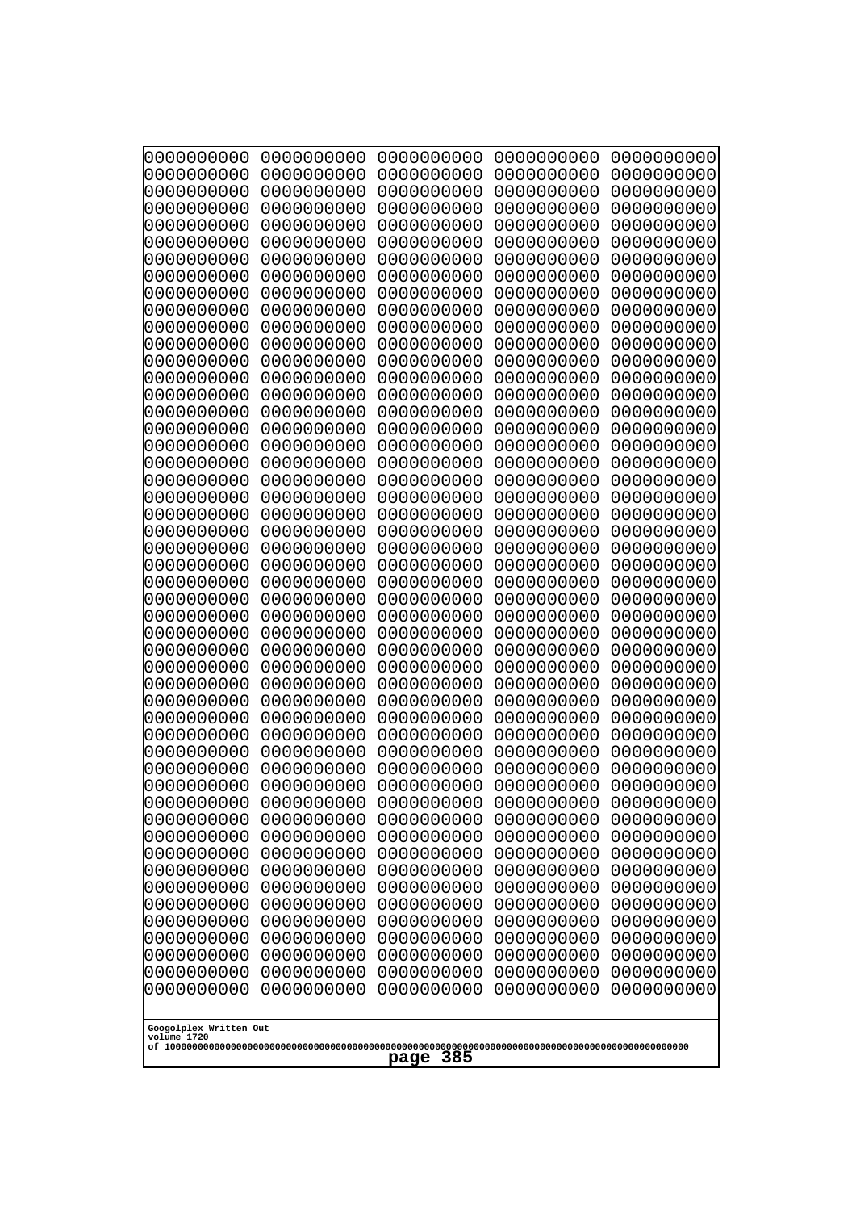```
0000000000 0000000000 0000000000 0000000000 0000000000
0000000000 0000000000 0000000000 0000000000 0000000000
0000000000 0000000000 0000000000 0000000000 0000000000
0000000000 0000000000 0000000000 0000000000 0000000000
0000000000 0000000000 0000000000 0000000000 0000000000
0000000000 0000000000 0000000000 0000000000 0000000000
0000000000 0000000000 0000000000 0000000000 0000000000
0000000000 0000000000 0000000000 0000000000 0000000000
0000000000 0000000000 0000000000 0000000000 0000000000
0000000000 0000000000 0000000000 0000000000 0000000000
0000000000 0000000000 0000000000 0000000000 0000000000
0000000000 0000000000 0000000000 0000000000 0000000000
0000000000 0000000000 0000000000 0000000000 0000000000
0000000000 0000000000 0000000000 0000000000 0000000000
0000000000 0000000000 0000000000 0000000000 0000000000
0000000000 0000000000 0000000000 0000000000 0000000000
0000000000 0000000000 0000000000 0000000000 0000000000
0000000000 0000000000 0000000000 0000000000 0000000000
0000000000 0000000000 0000000000 0000000000 0000000000
0000000000 0000000000 0000000000 0000000000 0000000000
0000000000 0000000000 0000000000 0000000000 0000000000
0000000000 0000000000 0000000000 0000000000 0000000000
0000000000 0000000000 0000000000 0000000000 0000000000
0000000000 0000000000 0000000000 0000000000 0000000000
0000000000 0000000000 0000000000 0000000000 0000000000
0000000000 0000000000 0000000000 0000000000 0000000000
0000000000 0000000000 0000000000 0000000000 0000000000
0000000000 0000000000 0000000000 0000000000 0000000000
0000000000 0000000000 0000000000 0000000000 0000000000
0000000000 0000000000 0000000000 0000000000 0000000000
0000000000 0000000000 0000000000 0000000000 0000000000
0000000000 0000000000 0000000000 0000000000 0000000000
0000000000 0000000000 0000000000 0000000000 0000000000
0000000000 0000000000 0000000000 0000000000 0000000000
0000000000 0000000000 0000000000 0000000000 0000000000
0000000000 0000000000 0000000000 0000000000 0000000000
0000000000 0000000000 0000000000 0000000000 0000000000
0000000000 0000000000 0000000000 0000000000 0000000000
0000000000 0000000000 0000000000 0000000000 0000000000
0000000000 0000000000 0000000000 0000000000 0000000000
0000000000 0000000000 0000000000 0000000000 0000000000
0000000000 0000000000 0000000000 0000000000 0000000000
0000000000 0000000000 0000000000 0000000000 0000000000
0000000000 0000000000 0000000000 0000000000 0000000000
0000000000 0000000000 0000000000 0000000000 0000000000
0000000000 0000000000 0000000000 0000000000 0000000000
0000000000 0000000000 0000000000 0000000000 0000000000
0000000000 0000000000 0000000000 0000000000 0000000000
0000000000 0000000000 0000000000 0000000000 0000000000
0000000000 0000000000 0000000000 0000000000 0000000000
```

Googolplex Written Out
volume 1720
of 10000000000000000000000000000000000000000000000000000000000000000000000000000000000000000000000000000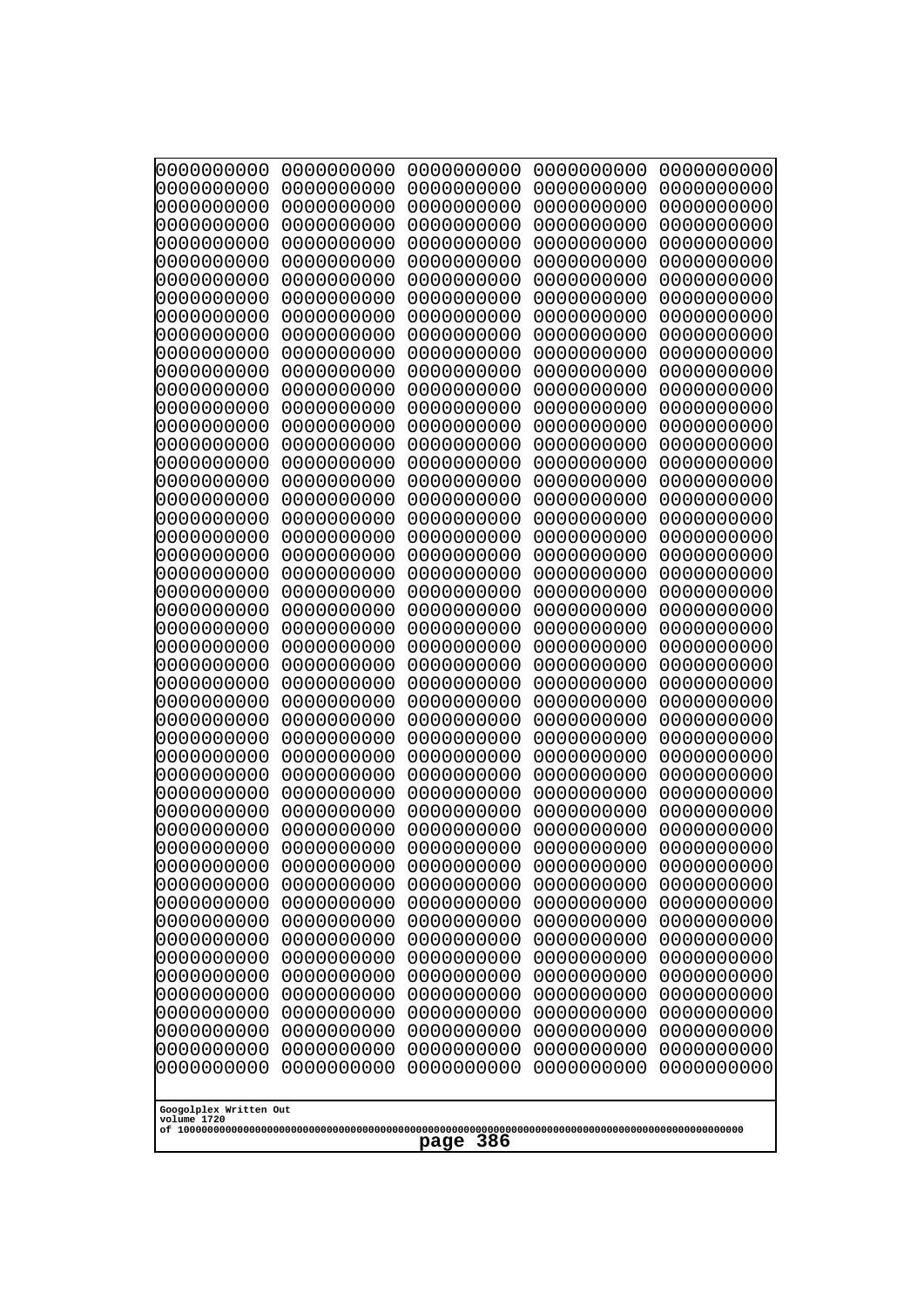0000000000 0000000000 0000000000 0000000000 0000000000
0000000000 0000000000 0000000000 0000000000 0000000000
0000000000 0000000000 0000000000 0000000000 0000000000
0000000000 0000000000 0000000000 0000000000 0000000000
0000000000 0000000000 0000000000 0000000000 0000000000
0000000000 0000000000 0000000000 0000000000 0000000000
0000000000 0000000000 0000000000 0000000000 0000000000
0000000000 0000000000 0000000000 0000000000 0000000000
0000000000 0000000000 0000000000 0000000000 0000000000
0000000000 0000000000 0000000000 0000000000 0000000000
0000000000 0000000000 0000000000 0000000000 0000000000
0000000000 0000000000 0000000000 0000000000 0000000000
0000000000 0000000000 0000000000 0000000000 0000000000
0000000000 0000000000 0000000000 0000000000 0000000000
0000000000 0000000000 0000000000 0000000000 0000000000
0000000000 0000000000 0000000000 0000000000 0000000000
0000000000 0000000000 0000000000 0000000000 0000000000
0000000000 0000000000 0000000000 0000000000 0000000000
0000000000 0000000000 0000000000 0000000000 0000000000
0000000000 0000000000 0000000000 0000000000 0000000000
0000000000 0000000000 0000000000 0000000000 0000000000
0000000000 0000000000 0000000000 0000000000 0000000000
0000000000 0000000000 0000000000 0000000000 0000000000
0000000000 0000000000 0000000000 0000000000 0000000000
0000000000 0000000000 0000000000 0000000000 0000000000
0000000000 0000000000 0000000000 0000000000 0000000000
0000000000 0000000000 0000000000 0000000000 0000000000
0000000000 0000000000 0000000000 0000000000 0000000000
0000000000 0000000000 0000000000 0000000000 0000000000
0000000000 0000000000 0000000000 0000000000 0000000000
0000000000 0000000000 0000000000 0000000000 0000000000
0000000000 0000000000 0000000000 0000000000 0000000000
0000000000 0000000000 0000000000 0000000000 0000000000
0000000000 0000000000 0000000000 0000000000 0000000000
0000000000 0000000000 0000000000 0000000000 0000000000
0000000000 0000000000 0000000000 0000000000 0000000000
0000000000 0000000000 0000000000 0000000000 0000000000
0000000000 0000000000 0000000000 0000000000 0000000000
0000000000 0000000000 0000000000 0000000000 0000000000
0000000000 0000000000 0000000000 0000000000 0000000000
0000000000 0000000000 0000000000 0000000000 0000000000
0000000000 0000000000 0000000000 0000000000 0000000000
0000000000 0000000000 0000000000 0000000000 0000000000
0000000000 0000000000 0000000000 0000000000 0000000000
0000000000 0000000000 0000000000 0000000000 0000000000
0000000000 0000000000 0000000000 0000000000 0000000000
0000000000 0000000000 0000000000 0000000000 0000000000
0000000000 0000000000 0000000000 0000000000 0000000000
0000000000 0000000000 0000000000 0000000000 0000000000
0000000000 0000000000 0000000000 0000000000 0000000000

Googolplex Written Out
volume 1720
of 10000000000000000000000000000000000000000000000000000000000000000000000000000000000000000000000000000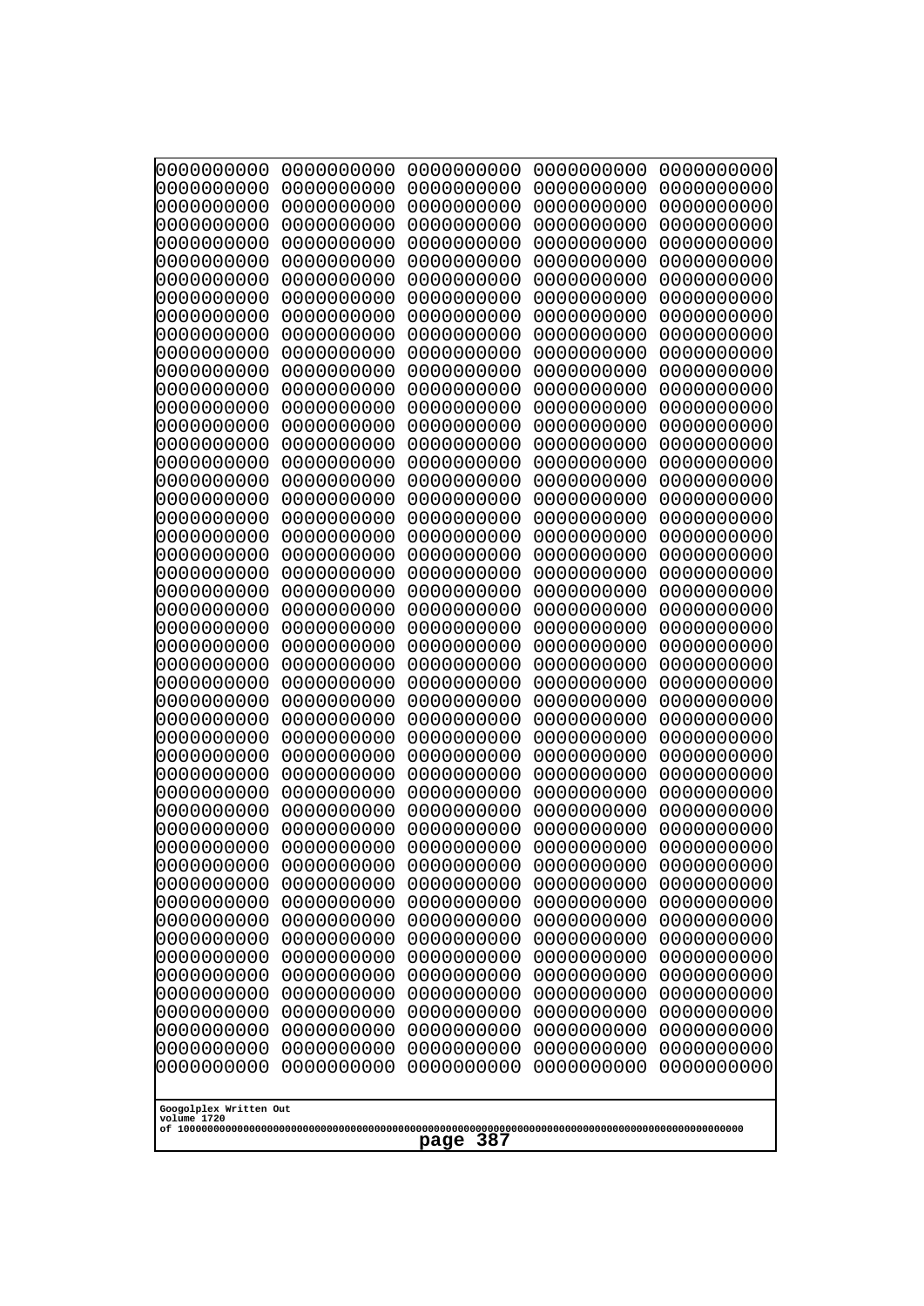```
0000000000 0000000000 0000000000 0000000000 0000000000
0000000000 0000000000 0000000000 0000000000 0000000000
0000000000 0000000000 0000000000 0000000000 0000000000
0000000000 0000000000 0000000000 0000000000 0000000000
0000000000 0000000000 0000000000 0000000000 0000000000
0000000000 0000000000 0000000000 0000000000 0000000000
0000000000 0000000000 0000000000 0000000000 0000000000
0000000000 0000000000 0000000000 0000000000 0000000000
0000000000 0000000000 0000000000 0000000000 0000000000
0000000000 0000000000 0000000000 0000000000 0000000000
0000000000 0000000000 0000000000 0000000000 0000000000
0000000000 0000000000 0000000000 0000000000 0000000000
0000000000 0000000000 0000000000 0000000000 0000000000
0000000000 0000000000 0000000000 0000000000 0000000000
0000000000 0000000000 0000000000 0000000000 0000000000
0000000000 0000000000 0000000000 0000000000 0000000000
0000000000 0000000000 0000000000 0000000000 0000000000
0000000000 0000000000 0000000000 0000000000 0000000000
0000000000 0000000000 0000000000 0000000000 0000000000
0000000000 0000000000 0000000000 0000000000 0000000000
0000000000 0000000000 0000000000 0000000000 0000000000
0000000000 0000000000 0000000000 0000000000 0000000000
0000000000 0000000000 0000000000 0000000000 0000000000
0000000000 0000000000 0000000000 0000000000 0000000000
0000000000 0000000000 0000000000 0000000000 0000000000
0000000000 0000000000 0000000000 0000000000 0000000000
0000000000 0000000000 0000000000 0000000000 0000000000
0000000000 0000000000 0000000000 0000000000 0000000000
0000000000 0000000000 0000000000 0000000000 0000000000
0000000000 0000000000 0000000000 0000000000 0000000000
0000000000 0000000000 0000000000 0000000000 0000000000
0000000000 0000000000 0000000000 0000000000 0000000000
0000000000 0000000000 0000000000 0000000000 0000000000
0000000000 0000000000 0000000000 0000000000 0000000000
0000000000 0000000000 0000000000 0000000000 0000000000
0000000000 0000000000 0000000000 0000000000 0000000000
0000000000 0000000000 0000000000 0000000000 0000000000
0000000000 0000000000 0000000000 0000000000 0000000000
0000000000 0000000000 0000000000 0000000000 0000000000
0000000000 0000000000 0000000000 0000000000 0000000000
0000000000 0000000000 0000000000 0000000000 0000000000
0000000000 0000000000 0000000000 0000000000 0000000000
0000000000 0000000000 0000000000 0000000000 0000000000
0000000000 0000000000 0000000000 0000000000 0000000000
0000000000 0000000000 0000000000 0000000000 0000000000
0000000000 0000000000 0000000000 0000000000 0000000000
0000000000 0000000000 0000000000 0000000000 0000000000
0000000000 0000000000 0000000000 0000000000 0000000000
0000000000 0000000000 0000000000 0000000000 0000000000
0000000000 0000000000 0000000000 0000000000 0000000000
```

Googolplex Written Out
volume 1720
of 10000000000000000000000000000000000000000000000000000000000000000000000000000000000000000000000000000

page 387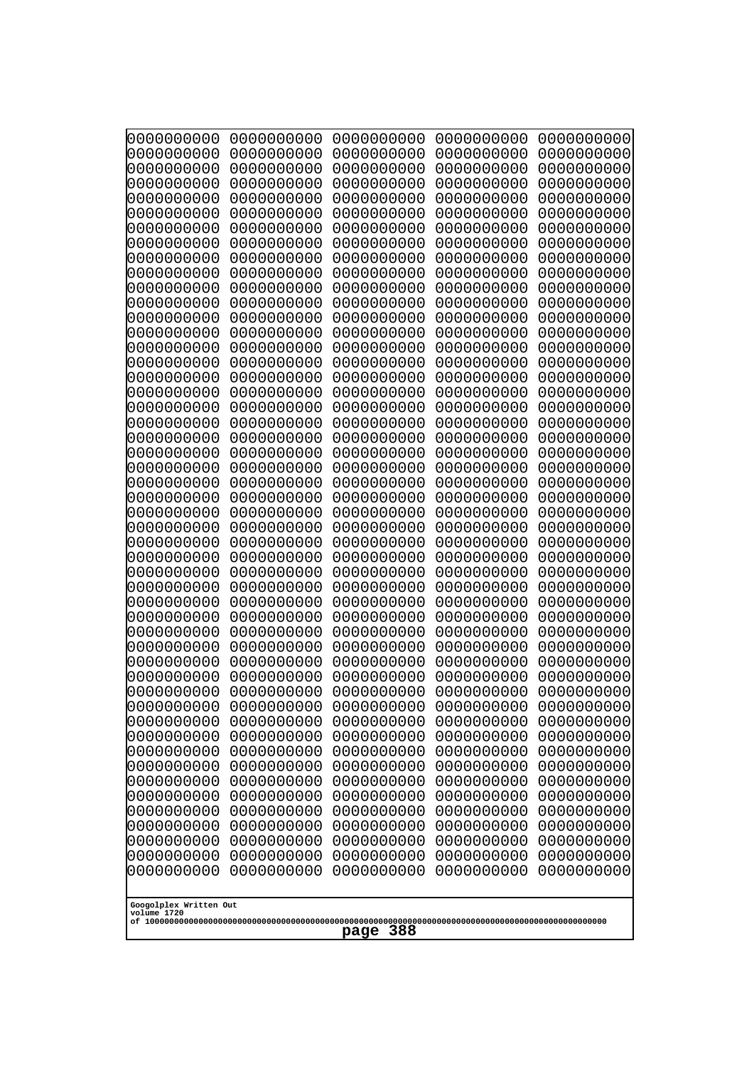0000000000 0000000000 0000000000 0000000000 0000000000
0000000000 0000000000 0000000000 0000000000 0000000000
0000000000 0000000000 0000000000 0000000000 0000000000
0000000000 0000000000 0000000000 0000000000 0000000000
0000000000 0000000000 0000000000 0000000000 0000000000
0000000000 0000000000 0000000000 0000000000 0000000000
0000000000 0000000000 0000000000 0000000000 0000000000
0000000000 0000000000 0000000000 0000000000 0000000000
0000000000 0000000000 0000000000 0000000000 0000000000
0000000000 0000000000 0000000000 0000000000 0000000000
0000000000 0000000000 0000000000 0000000000 0000000000
0000000000 0000000000 0000000000 0000000000 0000000000
0000000000 0000000000 0000000000 0000000000 0000000000
0000000000 0000000000 0000000000 0000000000 0000000000
0000000000 0000000000 0000000000 0000000000 0000000000
0000000000 0000000000 0000000000 0000000000 0000000000
0000000000 0000000000 0000000000 0000000000 0000000000
0000000000 0000000000 0000000000 0000000000 0000000000
0000000000 0000000000 0000000000 0000000000 0000000000
0000000000 0000000000 0000000000 0000000000 0000000000
0000000000 0000000000 0000000000 0000000000 0000000000
0000000000 0000000000 0000000000 0000000000 0000000000
0000000000 0000000000 0000000000 0000000000 0000000000
0000000000 0000000000 0000000000 0000000000 0000000000
0000000000 0000000000 0000000000 0000000000 0000000000
0000000000 0000000000 0000000000 0000000000 0000000000
0000000000 0000000000 0000000000 0000000000 0000000000
0000000000 0000000000 0000000000 0000000000 0000000000
0000000000 0000000000 0000000000 0000000000 0000000000
0000000000 0000000000 0000000000 0000000000 0000000000
0000000000 0000000000 0000000000 0000000000 0000000000
0000000000 0000000000 0000000000 0000000000 0000000000
0000000000 0000000000 0000000000 0000000000 0000000000
0000000000 0000000000 0000000000 0000000000 0000000000
0000000000 0000000000 0000000000 0000000000 0000000000
0000000000 0000000000 0000000000 0000000000 0000000000
0000000000 0000000000 0000000000 0000000000 0000000000
0000000000 0000000000 0000000000 0000000000 0000000000
0000000000 0000000000 0000000000 0000000000 0000000000
0000000000 0000000000 0000000000 0000000000 0000000000
0000000000 0000000000 0000000000 0000000000 0000000000
0000000000 0000000000 0000000000 0000000000 0000000000
0000000000 0000000000 0000000000 0000000000 0000000000
0000000000 0000000000 0000000000 0000000000 0000000000
0000000000 0000000000 0000000000 0000000000 0000000000
0000000000 0000000000 0000000000 0000000000 0000000000
0000000000 0000000000 0000000000 0000000000 0000000000
0000000000 0000000000 0000000000 0000000000 0000000000
0000000000 0000000000 0000000000 0000000000 0000000000
0000000000 0000000000 0000000000 0000000000 0000000000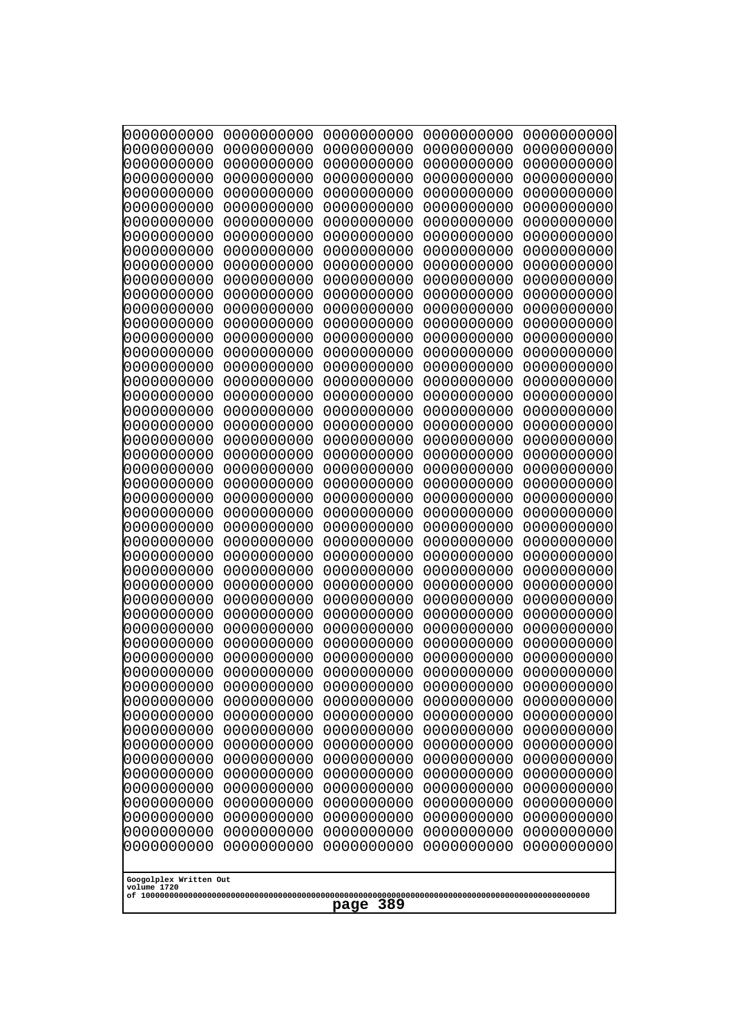```
0000000000 0000000000 0000000000 0000000000 0000000000
0000000000 0000000000 0000000000 0000000000 0000000000
0000000000 0000000000 0000000000 0000000000 0000000000
0000000000 0000000000 0000000000 0000000000 0000000000
0000000000 0000000000 0000000000 0000000000 0000000000
0000000000 0000000000 0000000000 0000000000 0000000000
0000000000 0000000000 0000000000 0000000000 0000000000
0000000000 0000000000 0000000000 0000000000 0000000000
0000000000 0000000000 0000000000 0000000000 0000000000
0000000000 0000000000 0000000000 0000000000 0000000000
0000000000 0000000000 0000000000 0000000000 0000000000
0000000000 0000000000 0000000000 0000000000 0000000000
0000000000 0000000000 0000000000 0000000000 0000000000
0000000000 0000000000 0000000000 0000000000 0000000000
0000000000 0000000000 0000000000 0000000000 0000000000
0000000000 0000000000 0000000000 0000000000 0000000000
0000000000 0000000000 0000000000 0000000000 0000000000
0000000000 0000000000 0000000000 0000000000 0000000000
0000000000 0000000000 0000000000 0000000000 0000000000
0000000000 0000000000 0000000000 0000000000 0000000000
0000000000 0000000000 0000000000 0000000000 0000000000
0000000000 0000000000 0000000000 0000000000 0000000000
0000000000 0000000000 0000000000 0000000000 0000000000
0000000000 0000000000 0000000000 0000000000 0000000000
0000000000 0000000000 0000000000 0000000000 0000000000
0000000000 0000000000 0000000000 0000000000 0000000000
0000000000 0000000000 0000000000 0000000000 0000000000
0000000000 0000000000 0000000000 0000000000 0000000000
0000000000 0000000000 0000000000 0000000000 0000000000
0000000000 0000000000 0000000000 0000000000 0000000000
0000000000 0000000000 0000000000 0000000000 0000000000
0000000000 0000000000 0000000000 0000000000 0000000000
0000000000 0000000000 0000000000 0000000000 0000000000
0000000000 0000000000 0000000000 0000000000 0000000000
0000000000 0000000000 0000000000 0000000000 0000000000
0000000000 0000000000 0000000000 0000000000 0000000000
0000000000 0000000000 0000000000 0000000000 0000000000
0000000000 0000000000 0000000000 0000000000 0000000000
0000000000 0000000000 0000000000 0000000000 0000000000
0000000000 0000000000 0000000000 0000000000 0000000000
0000000000 0000000000 0000000000 0000000000 0000000000
0000000000 0000000000 0000000000 0000000000 0000000000
0000000000 0000000000 0000000000 0000000000 0000000000
0000000000 0000000000 0000000000 0000000000 0000000000
0000000000 0000000000 0000000000 0000000000 0000000000
0000000000 0000000000 0000000000 0000000000 0000000000
0000000000 0000000000 0000000000 0000000000 0000000000
0000000000 0000000000 0000000000 0000000000 0000000000
0000000000 0000000000 0000000000 0000000000 0000000000
0000000000 0000000000 0000000000 0000000000 0000000000
```

Googolplex Written Out
volume 1720
of 10000000000000000000000000000000000000000000000000000000000000000000000000000000000000000000000000000

page 389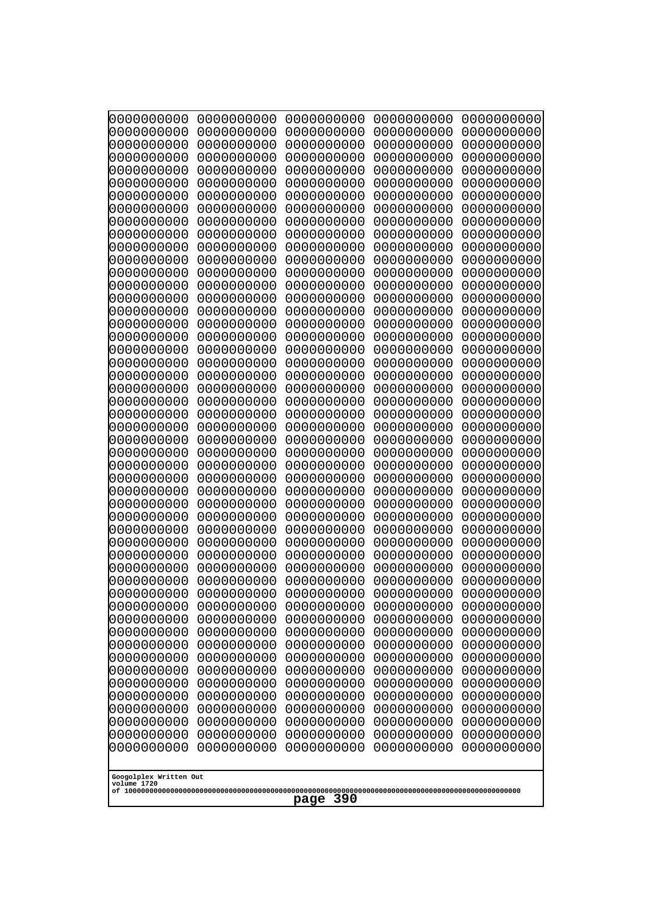```
0000000000 0000000000 0000000000 0000000000 0000000000
0000000000 0000000000 0000000000 0000000000 0000000000
0000000000 0000000000 0000000000 0000000000 0000000000
0000000000 0000000000 0000000000 0000000000 0000000000
0000000000 0000000000 0000000000 0000000000 0000000000
0000000000 0000000000 0000000000 0000000000 0000000000
0000000000 0000000000 0000000000 0000000000 0000000000
0000000000 0000000000 0000000000 0000000000 0000000000
0000000000 0000000000 0000000000 0000000000 0000000000
0000000000 0000000000 0000000000 0000000000 0000000000
0000000000 0000000000 0000000000 0000000000 0000000000
0000000000 0000000000 0000000000 0000000000 0000000000
0000000000 0000000000 0000000000 0000000000 0000000000
0000000000 0000000000 0000000000 0000000000 0000000000
0000000000 0000000000 0000000000 0000000000 0000000000
0000000000 0000000000 0000000000 0000000000 0000000000
0000000000 0000000000 0000000000 0000000000 0000000000
0000000000 0000000000 0000000000 0000000000 0000000000
0000000000 0000000000 0000000000 0000000000 0000000000
0000000000 0000000000 0000000000 0000000000 0000000000
0000000000 0000000000 0000000000 0000000000 0000000000
0000000000 0000000000 0000000000 0000000000 0000000000
0000000000 0000000000 0000000000 0000000000 0000000000
0000000000 0000000000 0000000000 0000000000 0000000000
0000000000 0000000000 0000000000 0000000000 0000000000
0000000000 0000000000 0000000000 0000000000 0000000000
0000000000 0000000000 0000000000 0000000000 0000000000
0000000000 0000000000 0000000000 0000000000 0000000000
0000000000 0000000000 0000000000 0000000000 0000000000
0000000000 0000000000 0000000000 0000000000 0000000000
0000000000 0000000000 0000000000 0000000000 0000000000
0000000000 0000000000 0000000000 0000000000 0000000000
0000000000 0000000000 0000000000 0000000000 0000000000
0000000000 0000000000 0000000000 0000000000 0000000000
0000000000 0000000000 0000000000 0000000000 0000000000
0000000000 0000000000 0000000000 0000000000 0000000000
0000000000 0000000000 0000000000 0000000000 0000000000
0000000000 0000000000 0000000000 0000000000 0000000000
0000000000 0000000000 0000000000 0000000000 0000000000
0000000000 0000000000 0000000000 0000000000 0000000000
0000000000 0000000000 0000000000 0000000000 0000000000
0000000000 0000000000 0000000000 0000000000 0000000000
0000000000 0000000000 0000000000 0000000000 0000000000
0000000000 0000000000 0000000000 0000000000 0000000000
0000000000 0000000000 0000000000 0000000000 0000000000
0000000000 0000000000 0000000000 0000000000 0000000000
0000000000 0000000000 0000000000 0000000000 0000000000
0000000000 0000000000 0000000000 0000000000 0000000000
0000000000 0000000000 0000000000 0000000000 0000000000
0000000000 0000000000 0000000000 0000000000 0000000000
```

Googolplex Written Out
volume 1720
of 10000000000000000000000000000000000000000000000000000000000000000000000000000000000000000000000000000
page 390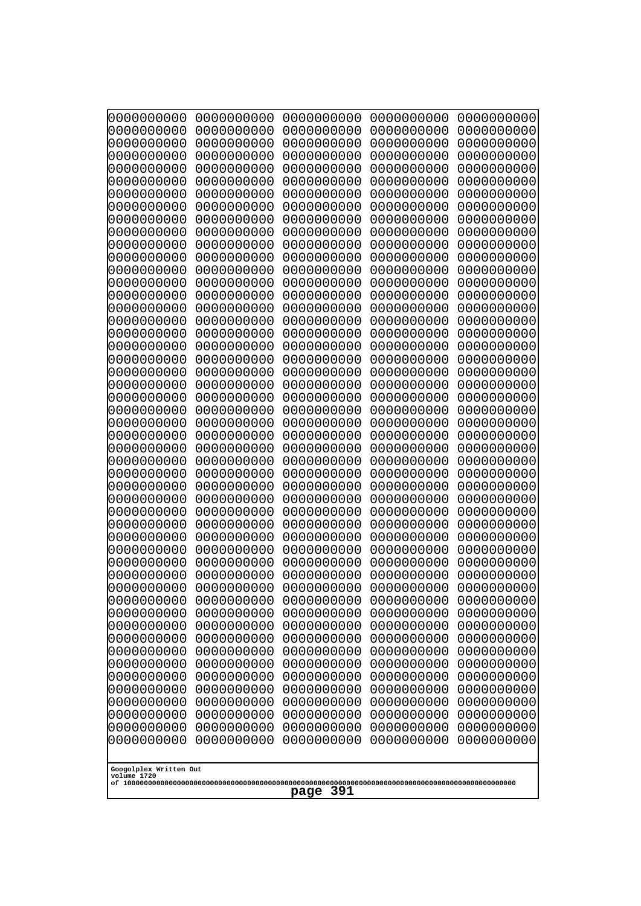```
0000000000 0000000000 0000000000 0000000000 0000000000
0000000000 0000000000 0000000000 0000000000 0000000000
0000000000 0000000000 0000000000 0000000000 0000000000
0000000000 0000000000 0000000000 0000000000 0000000000
0000000000 0000000000 0000000000 0000000000 0000000000
0000000000 0000000000 0000000000 0000000000 0000000000
0000000000 0000000000 0000000000 0000000000 0000000000
0000000000 0000000000 0000000000 0000000000 0000000000
0000000000 0000000000 0000000000 0000000000 0000000000
0000000000 0000000000 0000000000 0000000000 0000000000
0000000000 0000000000 0000000000 0000000000 0000000000
0000000000 0000000000 0000000000 0000000000 0000000000
0000000000 0000000000 0000000000 0000000000 0000000000
0000000000 0000000000 0000000000 0000000000 0000000000
0000000000 0000000000 0000000000 0000000000 0000000000
0000000000 0000000000 0000000000 0000000000 0000000000
0000000000 0000000000 0000000000 0000000000 0000000000
0000000000 0000000000 0000000000 0000000000 0000000000
0000000000 0000000000 0000000000 0000000000 0000000000
0000000000 0000000000 0000000000 0000000000 0000000000
0000000000 0000000000 0000000000 0000000000 0000000000
0000000000 0000000000 0000000000 0000000000 0000000000
0000000000 0000000000 0000000000 0000000000 0000000000
0000000000 0000000000 0000000000 0000000000 0000000000
0000000000 0000000000 0000000000 0000000000 0000000000
0000000000 0000000000 0000000000 0000000000 0000000000
0000000000 0000000000 0000000000 0000000000 0000000000
0000000000 0000000000 0000000000 0000000000 0000000000
0000000000 0000000000 0000000000 0000000000 0000000000
0000000000 0000000000 0000000000 0000000000 0000000000
0000000000 0000000000 0000000000 0000000000 0000000000
0000000000 0000000000 0000000000 0000000000 0000000000
0000000000 0000000000 0000000000 0000000000 0000000000
0000000000 0000000000 0000000000 0000000000 0000000000
0000000000 0000000000 0000000000 0000000000 0000000000
0000000000 0000000000 0000000000 0000000000 0000000000
0000000000 0000000000 0000000000 0000000000 0000000000
0000000000 0000000000 0000000000 0000000000 0000000000
0000000000 0000000000 0000000000 0000000000 0000000000
0000000000 0000000000 0000000000 0000000000 0000000000
0000000000 0000000000 0000000000 0000000000 0000000000
0000000000 0000000000 0000000000 0000000000 0000000000
0000000000 0000000000 0000000000 0000000000 0000000000
0000000000 0000000000 0000000000 0000000000 0000000000
0000000000 0000000000 0000000000 0000000000 0000000000
0000000000 0000000000 0000000000 0000000000 0000000000
0000000000 0000000000 0000000000 0000000000 0000000000
0000000000 0000000000 0000000000 0000000000 0000000000
0000000000 0000000000 0000000000 0000000000 0000000000
0000000000 0000000000 0000000000 0000000000 0000000000
```

Googolplex Written Out
volume 1720
of 10000000000000000000000000000000000000000000000000000000000000000000000000000000000000000000000000000

**page 391**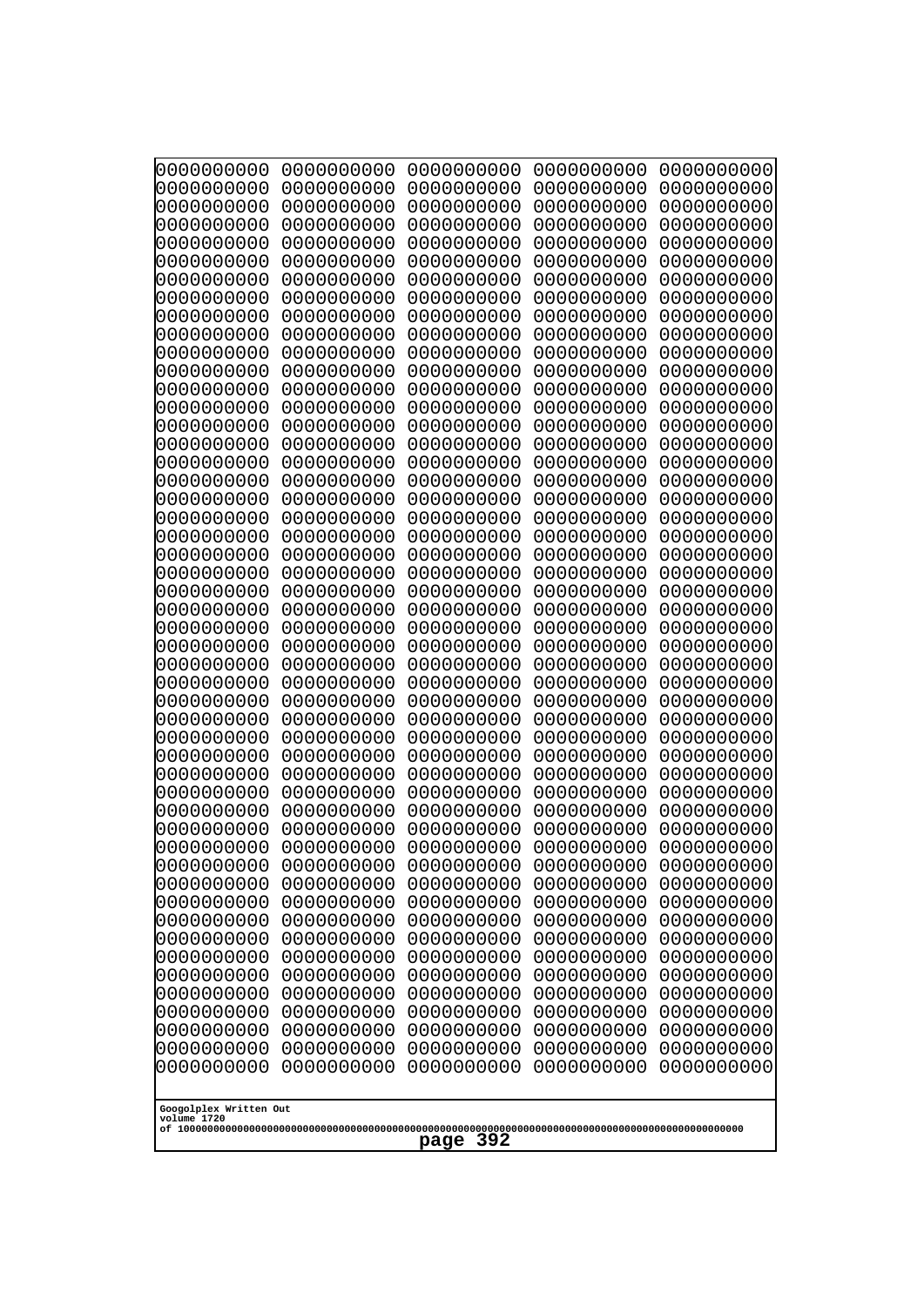```
0000000000 0000000000 0000000000 0000000000 0000000000
0000000000 0000000000 0000000000 0000000000 0000000000
0000000000 0000000000 0000000000 0000000000 0000000000
0000000000 0000000000 0000000000 0000000000 0000000000
0000000000 0000000000 0000000000 0000000000 0000000000
0000000000 0000000000 0000000000 0000000000 0000000000
0000000000 0000000000 0000000000 0000000000 0000000000
0000000000 0000000000 0000000000 0000000000 0000000000
0000000000 0000000000 0000000000 0000000000 0000000000
0000000000 0000000000 0000000000 0000000000 0000000000
0000000000 0000000000 0000000000 0000000000 0000000000
0000000000 0000000000 0000000000 0000000000 0000000000
0000000000 0000000000 0000000000 0000000000 0000000000
0000000000 0000000000 0000000000 0000000000 0000000000
0000000000 0000000000 0000000000 0000000000 0000000000
0000000000 0000000000 0000000000 0000000000 0000000000
0000000000 0000000000 0000000000 0000000000 0000000000
0000000000 0000000000 0000000000 0000000000 0000000000
0000000000 0000000000 0000000000 0000000000 0000000000
0000000000 0000000000 0000000000 0000000000 0000000000
0000000000 0000000000 0000000000 0000000000 0000000000
0000000000 0000000000 0000000000 0000000000 0000000000
0000000000 0000000000 0000000000 0000000000 0000000000
0000000000 0000000000 0000000000 0000000000 0000000000
0000000000 0000000000 0000000000 0000000000 0000000000
0000000000 0000000000 0000000000 0000000000 0000000000
0000000000 0000000000 0000000000 0000000000 0000000000
0000000000 0000000000 0000000000 0000000000 0000000000
0000000000 0000000000 0000000000 0000000000 0000000000
0000000000 0000000000 0000000000 0000000000 0000000000
0000000000 0000000000 0000000000 0000000000 0000000000
0000000000 0000000000 0000000000 0000000000 0000000000
0000000000 0000000000 0000000000 0000000000 0000000000
0000000000 0000000000 0000000000 0000000000 0000000000
0000000000 0000000000 0000000000 0000000000 0000000000
0000000000 0000000000 0000000000 0000000000 0000000000
0000000000 0000000000 0000000000 0000000000 0000000000
0000000000 0000000000 0000000000 0000000000 0000000000
0000000000 0000000000 0000000000 0000000000 0000000000
0000000000 0000000000 0000000000 0000000000 0000000000
0000000000 0000000000 0000000000 0000000000 0000000000
0000000000 0000000000 0000000000 0000000000 0000000000
0000000000 0000000000 0000000000 0000000000 0000000000
0000000000 0000000000 0000000000 0000000000 0000000000
0000000000 0000000000 0000000000 0000000000 0000000000
0000000000 0000000000 0000000000 0000000000 0000000000
0000000000 0000000000 0000000000 0000000000 0000000000
0000000000 0000000000 0000000000 0000000000 0000000000
0000000000 0000000000 0000000000 0000000000 0000000000
0000000000 0000000000 0000000000 0000000000 0000000000
```

Googolplex Written Out
volume 1720
of 10000000000000000000000000000000000000000000000000000000000000000000000000000000000000000000000000000

page 392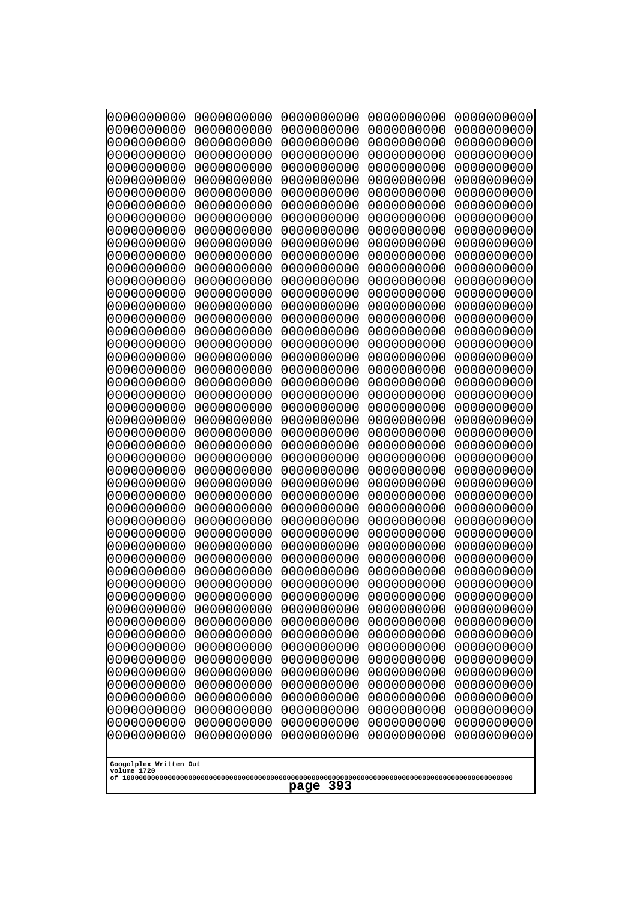```
0000000000 0000000000 0000000000 0000000000 0000000000
0000000000 0000000000 0000000000 0000000000 0000000000
0000000000 0000000000 0000000000 0000000000 0000000000
0000000000 0000000000 0000000000 0000000000 0000000000
0000000000 0000000000 0000000000 0000000000 0000000000
0000000000 0000000000 0000000000 0000000000 0000000000
0000000000 0000000000 0000000000 0000000000 0000000000
0000000000 0000000000 0000000000 0000000000 0000000000
0000000000 0000000000 0000000000 0000000000 0000000000
0000000000 0000000000 0000000000 0000000000 0000000000
0000000000 0000000000 0000000000 0000000000 0000000000
0000000000 0000000000 0000000000 0000000000 0000000000
0000000000 0000000000 0000000000 0000000000 0000000000
0000000000 0000000000 0000000000 0000000000 0000000000
0000000000 0000000000 0000000000 0000000000 0000000000
0000000000 0000000000 0000000000 0000000000 0000000000
0000000000 0000000000 0000000000 0000000000 0000000000
0000000000 0000000000 0000000000 0000000000 0000000000
0000000000 0000000000 0000000000 0000000000 0000000000
0000000000 0000000000 0000000000 0000000000 0000000000
0000000000 0000000000 0000000000 0000000000 0000000000
0000000000 0000000000 0000000000 0000000000 0000000000
0000000000 0000000000 0000000000 0000000000 0000000000
0000000000 0000000000 0000000000 0000000000 0000000000
0000000000 0000000000 0000000000 0000000000 0000000000
0000000000 0000000000 0000000000 0000000000 0000000000
0000000000 0000000000 0000000000 0000000000 0000000000
0000000000 0000000000 0000000000 0000000000 0000000000
0000000000 0000000000 0000000000 0000000000 0000000000
0000000000 0000000000 0000000000 0000000000 0000000000
0000000000 0000000000 0000000000 0000000000 0000000000
0000000000 0000000000 0000000000 0000000000 0000000000
0000000000 0000000000 0000000000 0000000000 0000000000
0000000000 0000000000 0000000000 0000000000 0000000000
0000000000 0000000000 0000000000 0000000000 0000000000
0000000000 0000000000 0000000000 0000000000 0000000000
0000000000 0000000000 0000000000 0000000000 0000000000
0000000000 0000000000 0000000000 0000000000 0000000000
0000000000 0000000000 0000000000 0000000000 0000000000
0000000000 0000000000 0000000000 0000000000 0000000000
0000000000 0000000000 0000000000 0000000000 0000000000
0000000000 0000000000 0000000000 0000000000 0000000000
0000000000 0000000000 0000000000 0000000000 0000000000
0000000000 0000000000 0000000000 0000000000 0000000000
0000000000 0000000000 0000000000 0000000000 0000000000
0000000000 0000000000 0000000000 0000000000 0000000000
0000000000 0000000000 0000000000 0000000000 0000000000
0000000000 0000000000 0000000000 0000000000 0000000000
0000000000 0000000000 0000000000 0000000000 0000000000
0000000000 0000000000 0000000000 0000000000 0000000000
```

Googolplex Written Out
volume 1720
of 10000000000000000000000000000000000000000000000000000000000000000000000000000000000000000000000000000

page 393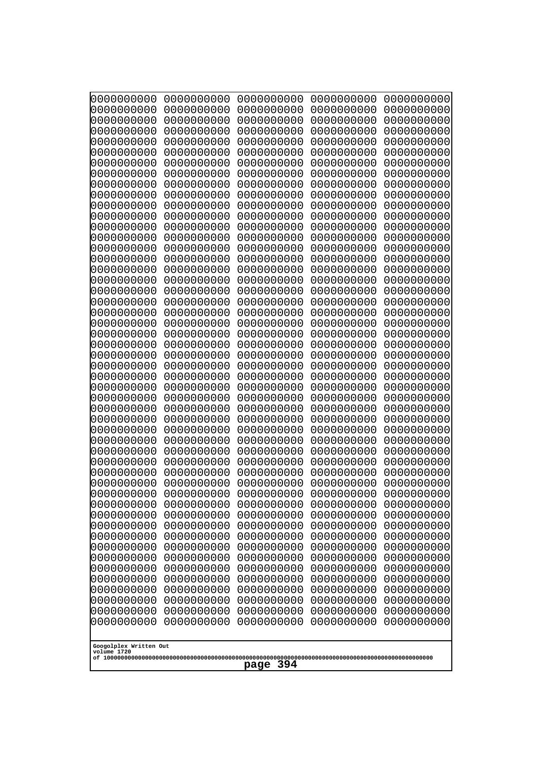```
0000000000 0000000000 0000000000 0000000000 0000000000
0000000000 0000000000 0000000000 0000000000 0000000000
0000000000 0000000000 0000000000 0000000000 0000000000
0000000000 0000000000 0000000000 0000000000 0000000000
0000000000 0000000000 0000000000 0000000000 0000000000
0000000000 0000000000 0000000000 0000000000 0000000000
0000000000 0000000000 0000000000 0000000000 0000000000
0000000000 0000000000 0000000000 0000000000 0000000000
0000000000 0000000000 0000000000 0000000000 0000000000
0000000000 0000000000 0000000000 0000000000 0000000000
0000000000 0000000000 0000000000 0000000000 0000000000
0000000000 0000000000 0000000000 0000000000 0000000000
0000000000 0000000000 0000000000 0000000000 0000000000
0000000000 0000000000 0000000000 0000000000 0000000000
0000000000 0000000000 0000000000 0000000000 0000000000
0000000000 0000000000 0000000000 0000000000 0000000000
0000000000 0000000000 0000000000 0000000000 0000000000
0000000000 0000000000 0000000000 0000000000 0000000000
0000000000 0000000000 0000000000 0000000000 0000000000
0000000000 0000000000 0000000000 0000000000 0000000000
0000000000 0000000000 0000000000 0000000000 0000000000
0000000000 0000000000 0000000000 0000000000 0000000000
0000000000 0000000000 0000000000 0000000000 0000000000
0000000000 0000000000 0000000000 0000000000 0000000000
0000000000 0000000000 0000000000 0000000000 0000000000
0000000000 0000000000 0000000000 0000000000 0000000000
0000000000 0000000000 0000000000 0000000000 0000000000
0000000000 0000000000 0000000000 0000000000 0000000000
0000000000 0000000000 0000000000 0000000000 0000000000
0000000000 0000000000 0000000000 0000000000 0000000000
0000000000 0000000000 0000000000 0000000000 0000000000
0000000000 0000000000 0000000000 0000000000 0000000000
0000000000 0000000000 0000000000 0000000000 0000000000
0000000000 0000000000 0000000000 0000000000 0000000000
0000000000 0000000000 0000000000 0000000000 0000000000
0000000000 0000000000 0000000000 0000000000 0000000000
0000000000 0000000000 0000000000 0000000000 0000000000
0000000000 0000000000 0000000000 0000000000 0000000000
0000000000 0000000000 0000000000 0000000000 0000000000
0000000000 0000000000 0000000000 0000000000 0000000000
0000000000 0000000000 0000000000 0000000000 0000000000
0000000000 0000000000 0000000000 0000000000 0000000000
0000000000 0000000000 0000000000 0000000000 0000000000
0000000000 0000000000 0000000000 0000000000 0000000000
0000000000 0000000000 0000000000 0000000000 0000000000
0000000000 0000000000 0000000000 0000000000 0000000000
0000000000 0000000000 0000000000 0000000000 0000000000
0000000000 0000000000 0000000000 0000000000 0000000000
0000000000 0000000000 0000000000 0000000000 0000000000
0000000000 0000000000 0000000000 0000000000 0000000000
```

Googolplex Written Out
volume 1720
of 10000000000000000000000000000000000000000000000000000000000000000000000000000000000000000000000000000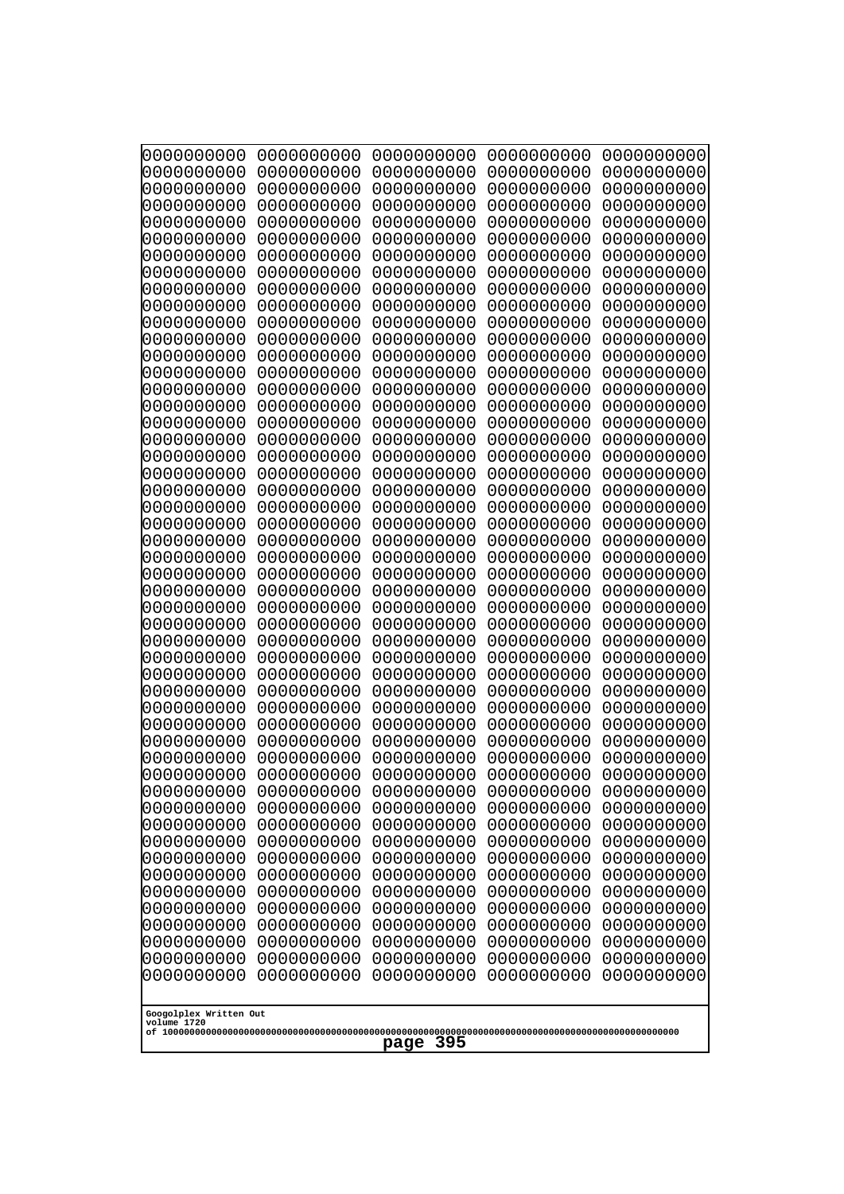```
0000000000 0000000000 0000000000 0000000000 0000000000
0000000000 0000000000 0000000000 0000000000 0000000000
0000000000 0000000000 0000000000 0000000000 0000000000
0000000000 0000000000 0000000000 0000000000 0000000000
0000000000 0000000000 0000000000 0000000000 0000000000
0000000000 0000000000 0000000000 0000000000 0000000000
0000000000 0000000000 0000000000 0000000000 0000000000
0000000000 0000000000 0000000000 0000000000 0000000000
0000000000 0000000000 0000000000 0000000000 0000000000
0000000000 0000000000 0000000000 0000000000 0000000000
0000000000 0000000000 0000000000 0000000000 0000000000
0000000000 0000000000 0000000000 0000000000 0000000000
0000000000 0000000000 0000000000 0000000000 0000000000
0000000000 0000000000 0000000000 0000000000 0000000000
0000000000 0000000000 0000000000 0000000000 0000000000
0000000000 0000000000 0000000000 0000000000 0000000000
0000000000 0000000000 0000000000 0000000000 0000000000
0000000000 0000000000 0000000000 0000000000 0000000000
0000000000 0000000000 0000000000 0000000000 0000000000
0000000000 0000000000 0000000000 0000000000 0000000000
0000000000 0000000000 0000000000 0000000000 0000000000
0000000000 0000000000 0000000000 0000000000 0000000000
0000000000 0000000000 0000000000 0000000000 0000000000
0000000000 0000000000 0000000000 0000000000 0000000000
0000000000 0000000000 0000000000 0000000000 0000000000
0000000000 0000000000 0000000000 0000000000 0000000000
0000000000 0000000000 0000000000 0000000000 0000000000
0000000000 0000000000 0000000000 0000000000 0000000000
0000000000 0000000000 0000000000 0000000000 0000000000
0000000000 0000000000 0000000000 0000000000 0000000000
0000000000 0000000000 0000000000 0000000000 0000000000
0000000000 0000000000 0000000000 0000000000 0000000000
0000000000 0000000000 0000000000 0000000000 0000000000
0000000000 0000000000 0000000000 0000000000 0000000000
0000000000 0000000000 0000000000 0000000000 0000000000
0000000000 0000000000 0000000000 0000000000 0000000000
0000000000 0000000000 0000000000 0000000000 0000000000
0000000000 0000000000 0000000000 0000000000 0000000000
0000000000 0000000000 0000000000 0000000000 0000000000
0000000000 0000000000 0000000000 0000000000 0000000000
0000000000 0000000000 0000000000 0000000000 0000000000
0000000000 0000000000 0000000000 0000000000 0000000000
0000000000 0000000000 0000000000 0000000000 0000000000
0000000000 0000000000 0000000000 0000000000 0000000000
0000000000 0000000000 0000000000 0000000000 0000000000
0000000000 0000000000 0000000000 0000000000 0000000000
0000000000 0000000000 0000000000 0000000000 0000000000
0000000000 0000000000 0000000000 0000000000 0000000000
0000000000 0000000000 0000000000 0000000000 0000000000
0000000000 0000000000 0000000000 0000000000 0000000000
```

Googolplex Written Out
volume 1720
of 10000000000000000000000000000000000000000000000000000000000000000000000000000000000000000000000000000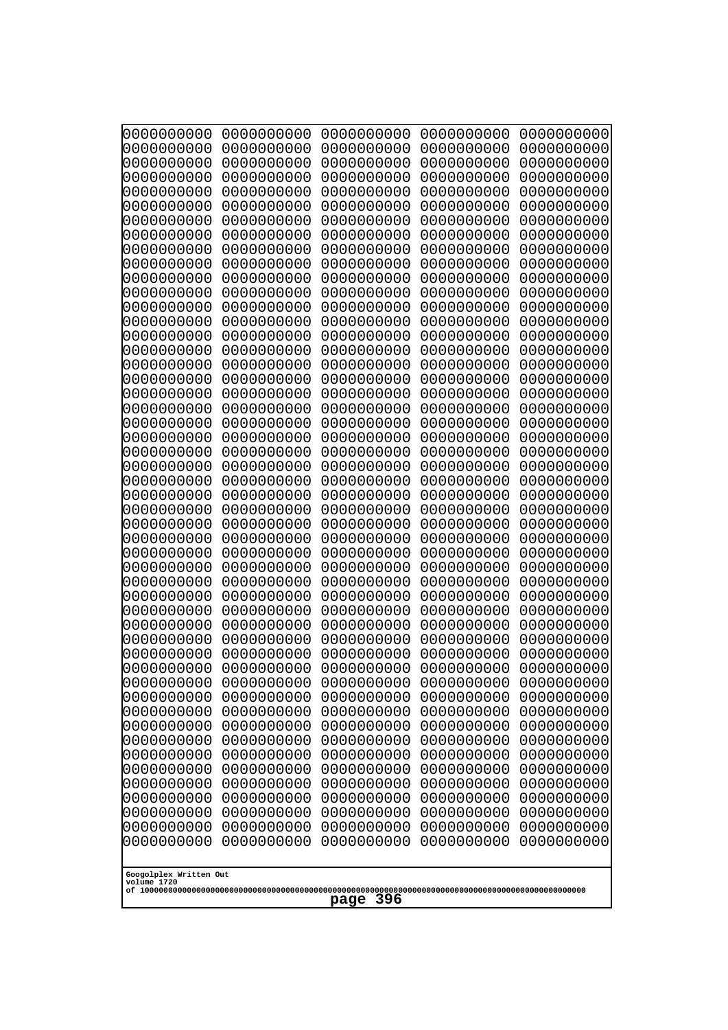```
0000000000 0000000000 0000000000 0000000000 0000000000
0000000000 0000000000 0000000000 0000000000 0000000000
0000000000 0000000000 0000000000 0000000000 0000000000
0000000000 0000000000 0000000000 0000000000 0000000000
0000000000 0000000000 0000000000 0000000000 0000000000
0000000000 0000000000 0000000000 0000000000 0000000000
0000000000 0000000000 0000000000 0000000000 0000000000
0000000000 0000000000 0000000000 0000000000 0000000000
0000000000 0000000000 0000000000 0000000000 0000000000
0000000000 0000000000 0000000000 0000000000 0000000000
0000000000 0000000000 0000000000 0000000000 0000000000
0000000000 0000000000 0000000000 0000000000 0000000000
0000000000 0000000000 0000000000 0000000000 0000000000
0000000000 0000000000 0000000000 0000000000 0000000000
0000000000 0000000000 0000000000 0000000000 0000000000
0000000000 0000000000 0000000000 0000000000 0000000000
0000000000 0000000000 0000000000 0000000000 0000000000
0000000000 0000000000 0000000000 0000000000 0000000000
0000000000 0000000000 0000000000 0000000000 0000000000
0000000000 0000000000 0000000000 0000000000 0000000000
0000000000 0000000000 0000000000 0000000000 0000000000
0000000000 0000000000 0000000000 0000000000 0000000000
0000000000 0000000000 0000000000 0000000000 0000000000
0000000000 0000000000 0000000000 0000000000 0000000000
0000000000 0000000000 0000000000 0000000000 0000000000
0000000000 0000000000 0000000000 0000000000 0000000000
0000000000 0000000000 0000000000 0000000000 0000000000
0000000000 0000000000 0000000000 0000000000 0000000000
0000000000 0000000000 0000000000 0000000000 0000000000
0000000000 0000000000 0000000000 0000000000 0000000000
0000000000 0000000000 0000000000 0000000000 0000000000
0000000000 0000000000 0000000000 0000000000 0000000000
0000000000 0000000000 0000000000 0000000000 0000000000
0000000000 0000000000 0000000000 0000000000 0000000000
0000000000 0000000000 0000000000 0000000000 0000000000
0000000000 0000000000 0000000000 0000000000 0000000000
0000000000 0000000000 0000000000 0000000000 0000000000
0000000000 0000000000 0000000000 0000000000 0000000000
0000000000 0000000000 0000000000 0000000000 0000000000
0000000000 0000000000 0000000000 0000000000 0000000000
0000000000 0000000000 0000000000 0000000000 0000000000
0000000000 0000000000 0000000000 0000000000 0000000000
0000000000 0000000000 0000000000 0000000000 0000000000
0000000000 0000000000 0000000000 0000000000 0000000000
0000000000 0000000000 0000000000 0000000000 0000000000
0000000000 0000000000 0000000000 0000000000 0000000000
0000000000 0000000000 0000000000 0000000000 0000000000
0000000000 0000000000 0000000000 0000000000 0000000000
0000000000 0000000000 0000000000 0000000000 0000000000
0000000000 0000000000 0000000000 0000000000 0000000000
```

Googolplex Written Out
volume 1720
of 10000000000000000000000000000000000000000000000000000000000000000000000000000000000000000000000000000

**page 396**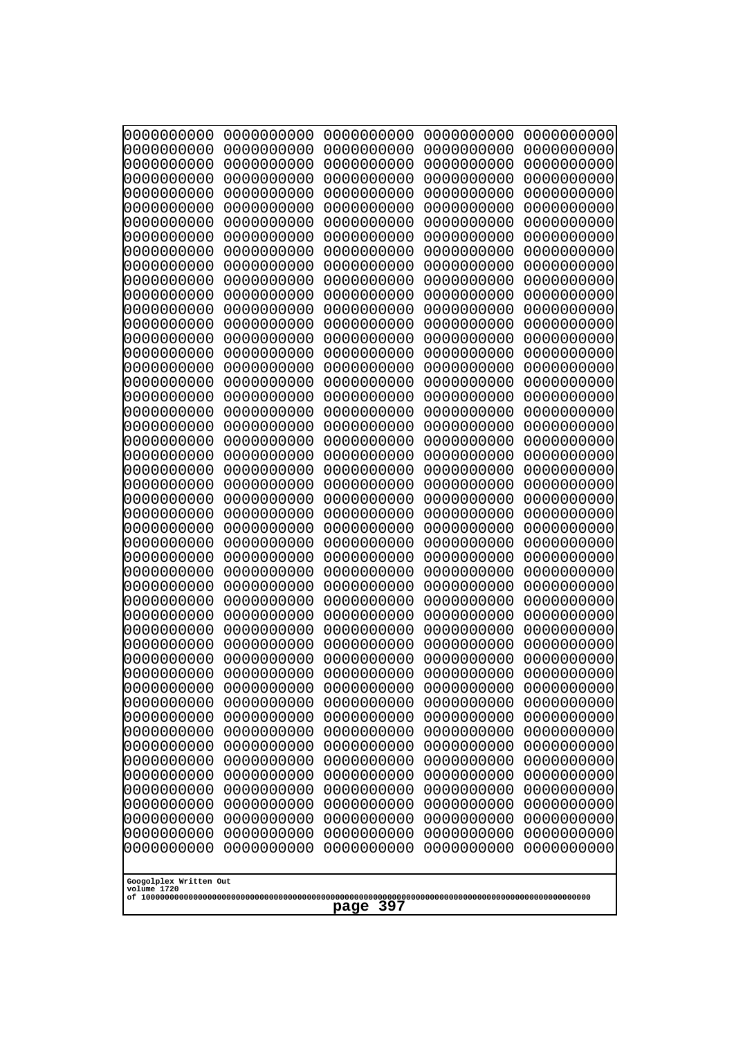```
0000000000 0000000000 0000000000 0000000000 0000000000
0000000000 0000000000 0000000000 0000000000 0000000000
0000000000 0000000000 0000000000 0000000000 0000000000
0000000000 0000000000 0000000000 0000000000 0000000000
0000000000 0000000000 0000000000 0000000000 0000000000
0000000000 0000000000 0000000000 0000000000 0000000000
0000000000 0000000000 0000000000 0000000000 0000000000
0000000000 0000000000 0000000000 0000000000 0000000000
0000000000 0000000000 0000000000 0000000000 0000000000
0000000000 0000000000 0000000000 0000000000 0000000000
0000000000 0000000000 0000000000 0000000000 0000000000
0000000000 0000000000 0000000000 0000000000 0000000000
0000000000 0000000000 0000000000 0000000000 0000000000
0000000000 0000000000 0000000000 0000000000 0000000000
0000000000 0000000000 0000000000 0000000000 0000000000
0000000000 0000000000 0000000000 0000000000 0000000000
0000000000 0000000000 0000000000 0000000000 0000000000
0000000000 0000000000 0000000000 0000000000 0000000000
0000000000 0000000000 0000000000 0000000000 0000000000
0000000000 0000000000 0000000000 0000000000 0000000000
0000000000 0000000000 0000000000 0000000000 0000000000
0000000000 0000000000 0000000000 0000000000 0000000000
0000000000 0000000000 0000000000 0000000000 0000000000
0000000000 0000000000 0000000000 0000000000 0000000000
0000000000 0000000000 0000000000 0000000000 0000000000
0000000000 0000000000 0000000000 0000000000 0000000000
0000000000 0000000000 0000000000 0000000000 0000000000
0000000000 0000000000 0000000000 0000000000 0000000000
0000000000 0000000000 0000000000 0000000000 0000000000
0000000000 0000000000 0000000000 0000000000 0000000000
0000000000 0000000000 0000000000 0000000000 0000000000
0000000000 0000000000 0000000000 0000000000 0000000000
0000000000 0000000000 0000000000 0000000000 0000000000
0000000000 0000000000 0000000000 0000000000 0000000000
0000000000 0000000000 0000000000 0000000000 0000000000
0000000000 0000000000 0000000000 0000000000 0000000000
0000000000 0000000000 0000000000 0000000000 0000000000
0000000000 0000000000 0000000000 0000000000 0000000000
0000000000 0000000000 0000000000 0000000000 0000000000
0000000000 0000000000 0000000000 0000000000 0000000000
0000000000 0000000000 0000000000 0000000000 0000000000
0000000000 0000000000 0000000000 0000000000 0000000000
0000000000 0000000000 0000000000 0000000000 0000000000
0000000000 0000000000 0000000000 0000000000 0000000000
0000000000 0000000000 0000000000 0000000000 0000000000
0000000000 0000000000 0000000000 0000000000 0000000000
0000000000 0000000000 0000000000 0000000000 0000000000
0000000000 0000000000 0000000000 0000000000 0000000000
0000000000 0000000000 0000000000 0000000000 0000000000
0000000000 0000000000 0000000000 0000000000 0000000000
```

Googolplex Written Out
volume 1720
of 10000000000000000000000000000000000000000000000000000000000000000000000000000000000000000000000000000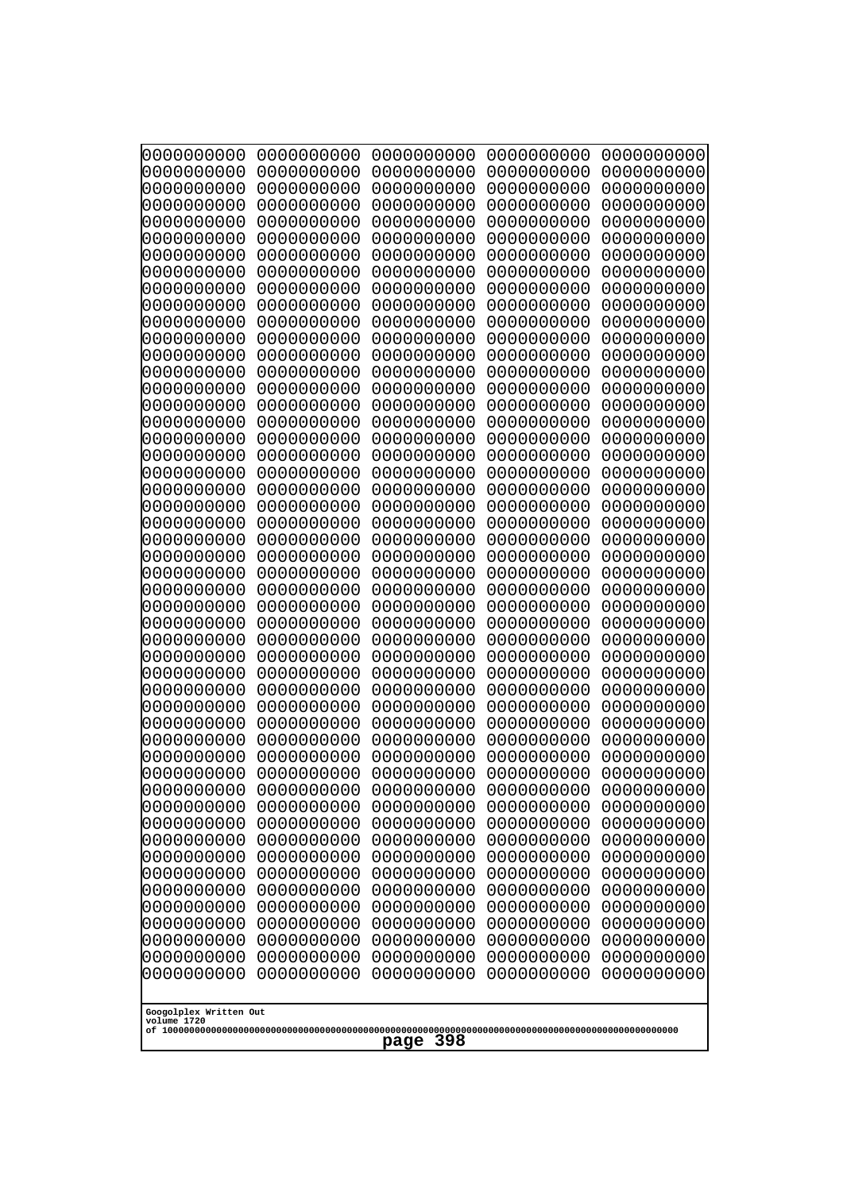```
0000000000 0000000000 0000000000 0000000000 0000000000
0000000000 0000000000 0000000000 0000000000 0000000000
0000000000 0000000000 0000000000 0000000000 0000000000
0000000000 0000000000 0000000000 0000000000 0000000000
0000000000 0000000000 0000000000 0000000000 0000000000
0000000000 0000000000 0000000000 0000000000 0000000000
0000000000 0000000000 0000000000 0000000000 0000000000
0000000000 0000000000 0000000000 0000000000 0000000000
0000000000 0000000000 0000000000 0000000000 0000000000
0000000000 0000000000 0000000000 0000000000 0000000000
0000000000 0000000000 0000000000 0000000000 0000000000
0000000000 0000000000 0000000000 0000000000 0000000000
0000000000 0000000000 0000000000 0000000000 0000000000
0000000000 0000000000 0000000000 0000000000 0000000000
0000000000 0000000000 0000000000 0000000000 0000000000
0000000000 0000000000 0000000000 0000000000 0000000000
0000000000 0000000000 0000000000 0000000000 0000000000
0000000000 0000000000 0000000000 0000000000 0000000000
0000000000 0000000000 0000000000 0000000000 0000000000
0000000000 0000000000 0000000000 0000000000 0000000000
0000000000 0000000000 0000000000 0000000000 0000000000
0000000000 0000000000 0000000000 0000000000 0000000000
0000000000 0000000000 0000000000 0000000000 0000000000
0000000000 0000000000 0000000000 0000000000 0000000000
0000000000 0000000000 0000000000 0000000000 0000000000
0000000000 0000000000 0000000000 0000000000 0000000000
0000000000 0000000000 0000000000 0000000000 0000000000
0000000000 0000000000 0000000000 0000000000 0000000000
0000000000 0000000000 0000000000 0000000000 0000000000
0000000000 0000000000 0000000000 0000000000 0000000000
0000000000 0000000000 0000000000 0000000000 0000000000
0000000000 0000000000 0000000000 0000000000 0000000000
0000000000 0000000000 0000000000 0000000000 0000000000
0000000000 0000000000 0000000000 0000000000 0000000000
0000000000 0000000000 0000000000 0000000000 0000000000
0000000000 0000000000 0000000000 0000000000 0000000000
0000000000 0000000000 0000000000 0000000000 0000000000
0000000000 0000000000 0000000000 0000000000 0000000000
0000000000 0000000000 0000000000 0000000000 0000000000
0000000000 0000000000 0000000000 0000000000 0000000000
0000000000 0000000000 0000000000 0000000000 0000000000
0000000000 0000000000 0000000000 0000000000 0000000000
0000000000 0000000000 0000000000 0000000000 0000000000
0000000000 0000000000 0000000000 0000000000 0000000000
0000000000 0000000000 0000000000 0000000000 0000000000
0000000000 0000000000 0000000000 0000000000 0000000000
0000000000 0000000000 0000000000 0000000000 0000000000
0000000000 0000000000 0000000000 0000000000 0000000000
0000000000 0000000000 0000000000 0000000000 0000000000
0000000000 0000000000 0000000000 0000000000 0000000000
```

Googolplex Written Out
volume 1720
of 10000000000000000000000000000000000000000000000000000000000000000000000000000000000000000000000000000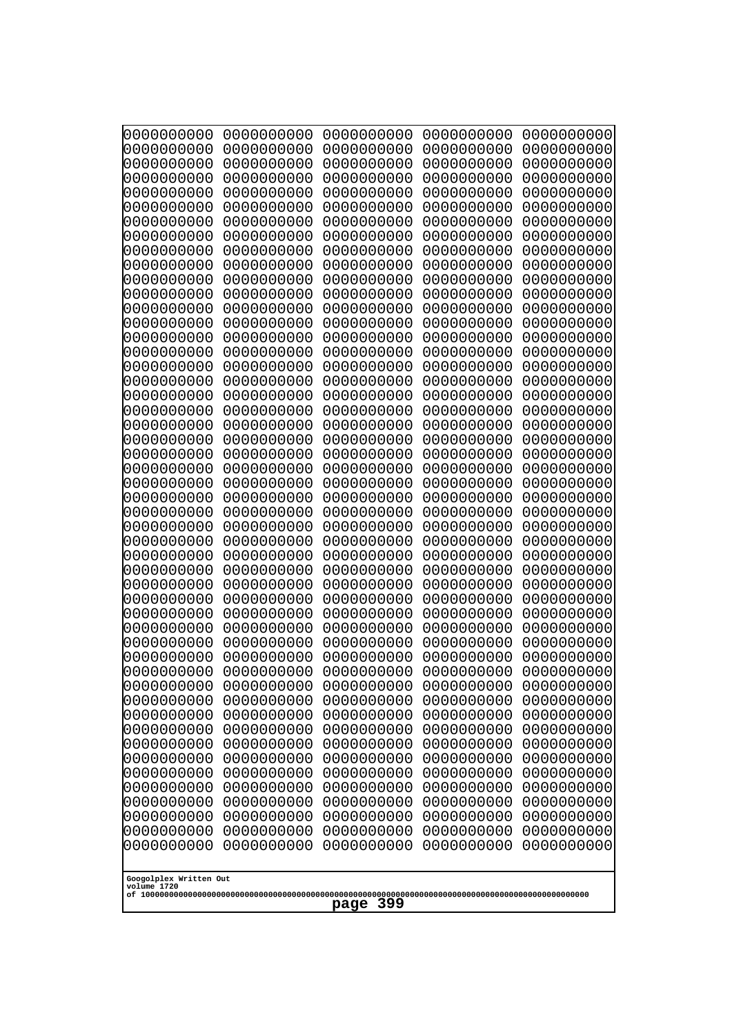```
0000000000 0000000000 0000000000 0000000000 0000000000
0000000000 0000000000 0000000000 0000000000 0000000000
0000000000 0000000000 0000000000 0000000000 0000000000
0000000000 0000000000 0000000000 0000000000 0000000000
0000000000 0000000000 0000000000 0000000000 0000000000
0000000000 0000000000 0000000000 0000000000 0000000000
0000000000 0000000000 0000000000 0000000000 0000000000
0000000000 0000000000 0000000000 0000000000 0000000000
0000000000 0000000000 0000000000 0000000000 0000000000
0000000000 0000000000 0000000000 0000000000 0000000000
0000000000 0000000000 0000000000 0000000000 0000000000
0000000000 0000000000 0000000000 0000000000 0000000000
0000000000 0000000000 0000000000 0000000000 0000000000
0000000000 0000000000 0000000000 0000000000 0000000000
0000000000 0000000000 0000000000 0000000000 0000000000
0000000000 0000000000 0000000000 0000000000 0000000000
0000000000 0000000000 0000000000 0000000000 0000000000
0000000000 0000000000 0000000000 0000000000 0000000000
0000000000 0000000000 0000000000 0000000000 0000000000
0000000000 0000000000 0000000000 0000000000 0000000000
0000000000 0000000000 0000000000 0000000000 0000000000
0000000000 0000000000 0000000000 0000000000 0000000000
0000000000 0000000000 0000000000 0000000000 0000000000
0000000000 0000000000 0000000000 0000000000 0000000000
0000000000 0000000000 0000000000 0000000000 0000000000
0000000000 0000000000 0000000000 0000000000 0000000000
0000000000 0000000000 0000000000 0000000000 0000000000
0000000000 0000000000 0000000000 0000000000 0000000000
0000000000 0000000000 0000000000 0000000000 0000000000
0000000000 0000000000 0000000000 0000000000 0000000000
0000000000 0000000000 0000000000 0000000000 0000000000
0000000000 0000000000 0000000000 0000000000 0000000000
0000000000 0000000000 0000000000 0000000000 0000000000
0000000000 0000000000 0000000000 0000000000 0000000000
0000000000 0000000000 0000000000 0000000000 0000000000
0000000000 0000000000 0000000000 0000000000 0000000000
0000000000 0000000000 0000000000 0000000000 0000000000
0000000000 0000000000 0000000000 0000000000 0000000000
0000000000 0000000000 0000000000 0000000000 0000000000
0000000000 0000000000 0000000000 0000000000 0000000000
0000000000 0000000000 0000000000 0000000000 0000000000
0000000000 0000000000 0000000000 0000000000 0000000000
0000000000 0000000000 0000000000 0000000000 0000000000
0000000000 0000000000 0000000000 0000000000 0000000000
0000000000 0000000000 0000000000 0000000000 0000000000
0000000000 0000000000 0000000000 0000000000 0000000000
0000000000 0000000000 0000000000 0000000000 0000000000
0000000000 0000000000 0000000000 0000000000 0000000000
0000000000 0000000000 0000000000 0000000000 0000000000
0000000000 0000000000 0000000000 0000000000 0000000000
```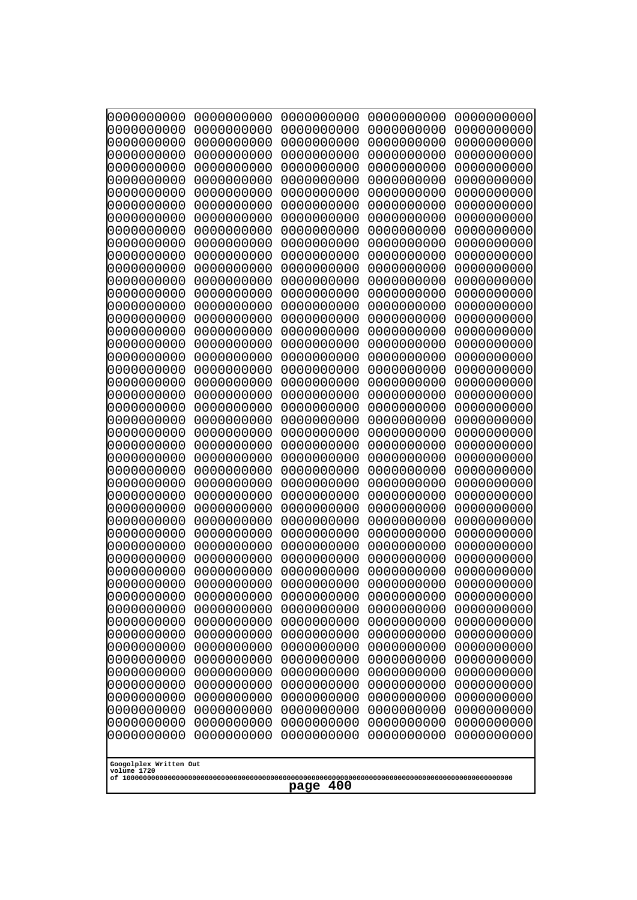```
0000000000 0000000000 0000000000 0000000000 0000000000
0000000000 0000000000 0000000000 0000000000 0000000000
0000000000 0000000000 0000000000 0000000000 0000000000
0000000000 0000000000 0000000000 0000000000 0000000000
0000000000 0000000000 0000000000 0000000000 0000000000
0000000000 0000000000 0000000000 0000000000 0000000000
0000000000 0000000000 0000000000 0000000000 0000000000
0000000000 0000000000 0000000000 0000000000 0000000000
0000000000 0000000000 0000000000 0000000000 0000000000
0000000000 0000000000 0000000000 0000000000 0000000000
0000000000 0000000000 0000000000 0000000000 0000000000
0000000000 0000000000 0000000000 0000000000 0000000000
0000000000 0000000000 0000000000 0000000000 0000000000
0000000000 0000000000 0000000000 0000000000 0000000000
0000000000 0000000000 0000000000 0000000000 0000000000
0000000000 0000000000 0000000000 0000000000 0000000000
0000000000 0000000000 0000000000 0000000000 0000000000
0000000000 0000000000 0000000000 0000000000 0000000000
0000000000 0000000000 0000000000 0000000000 0000000000
0000000000 0000000000 0000000000 0000000000 0000000000
0000000000 0000000000 0000000000 0000000000 0000000000
0000000000 0000000000 0000000000 0000000000 0000000000
0000000000 0000000000 0000000000 0000000000 0000000000
0000000000 0000000000 0000000000 0000000000 0000000000
0000000000 0000000000 0000000000 0000000000 0000000000
0000000000 0000000000 0000000000 0000000000 0000000000
0000000000 0000000000 0000000000 0000000000 0000000000
0000000000 0000000000 0000000000 0000000000 0000000000
0000000000 0000000000 0000000000 0000000000 0000000000
0000000000 0000000000 0000000000 0000000000 0000000000
0000000000 0000000000 0000000000 0000000000 0000000000
0000000000 0000000000 0000000000 0000000000 0000000000
0000000000 0000000000 0000000000 0000000000 0000000000
0000000000 0000000000 0000000000 0000000000 0000000000
0000000000 0000000000 0000000000 0000000000 0000000000
0000000000 0000000000 0000000000 0000000000 0000000000
0000000000 0000000000 0000000000 0000000000 0000000000
0000000000 0000000000 0000000000 0000000000 0000000000
0000000000 0000000000 0000000000 0000000000 0000000000
0000000000 0000000000 0000000000 0000000000 0000000000
0000000000 0000000000 0000000000 0000000000 0000000000
0000000000 0000000000 0000000000 0000000000 0000000000
0000000000 0000000000 0000000000 0000000000 0000000000
0000000000 0000000000 0000000000 0000000000 0000000000
0000000000 0000000000 0000000000 0000000000 0000000000
0000000000 0000000000 0000000000 0000000000 0000000000
0000000000 0000000000 0000000000 0000000000 0000000000
0000000000 0000000000 0000000000 0000000000 0000000000
0000000000 0000000000 0000000000 0000000000 0000000000
0000000000 0000000000 0000000000 0000000000 0000000000
```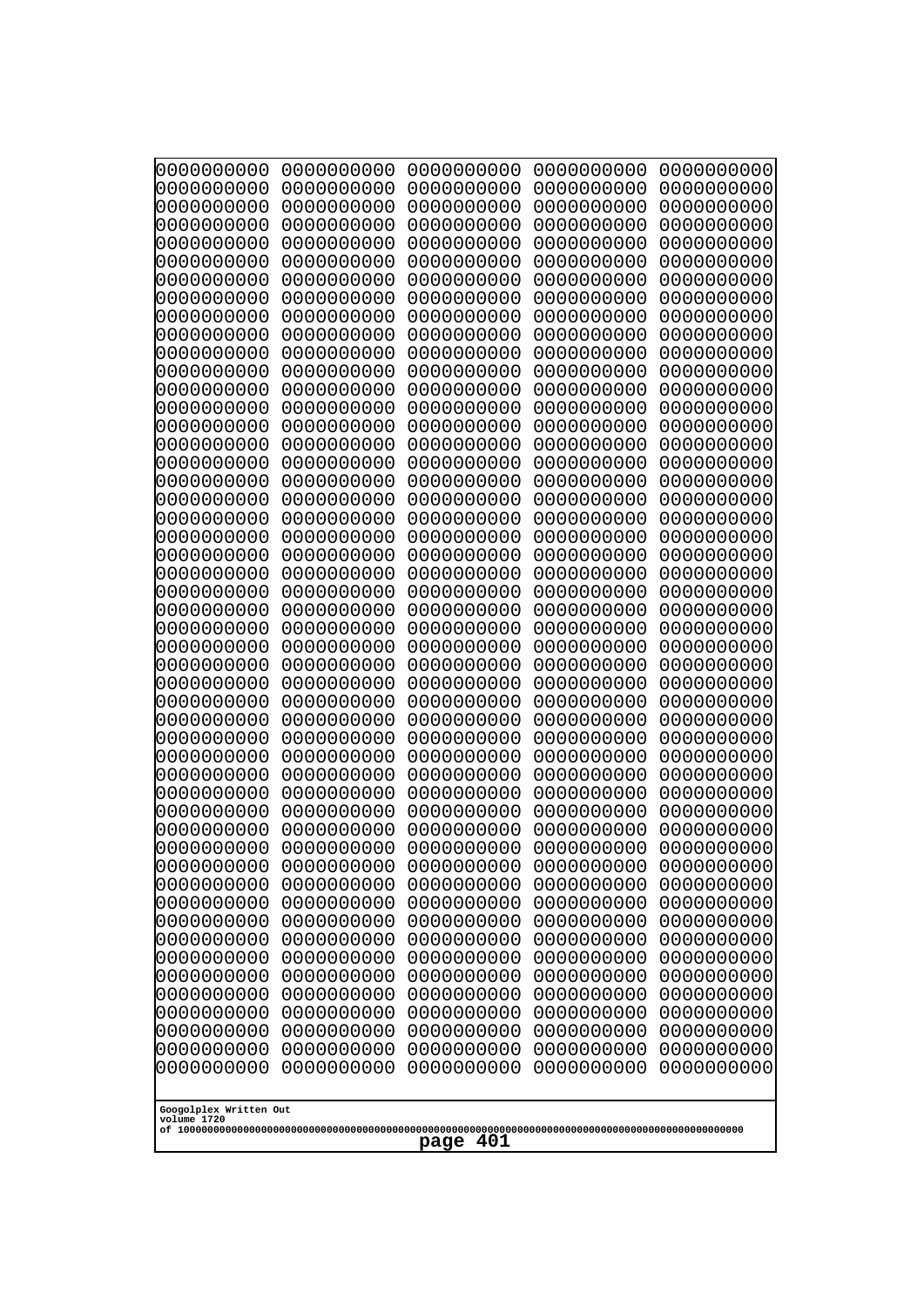```
0000000000 0000000000 0000000000 0000000000 0000000000
0000000000 0000000000 0000000000 0000000000 0000000000
0000000000 0000000000 0000000000 0000000000 0000000000
0000000000 0000000000 0000000000 0000000000 0000000000
0000000000 0000000000 0000000000 0000000000 0000000000
0000000000 0000000000 0000000000 0000000000 0000000000
0000000000 0000000000 0000000000 0000000000 0000000000
0000000000 0000000000 0000000000 0000000000 0000000000
0000000000 0000000000 0000000000 0000000000 0000000000
0000000000 0000000000 0000000000 0000000000 0000000000
0000000000 0000000000 0000000000 0000000000 0000000000
0000000000 0000000000 0000000000 0000000000 0000000000
0000000000 0000000000 0000000000 0000000000 0000000000
0000000000 0000000000 0000000000 0000000000 0000000000
0000000000 0000000000 0000000000 0000000000 0000000000
0000000000 0000000000 0000000000 0000000000 0000000000
0000000000 0000000000 0000000000 0000000000 0000000000
0000000000 0000000000 0000000000 0000000000 0000000000
0000000000 0000000000 0000000000 0000000000 0000000000
0000000000 0000000000 0000000000 0000000000 0000000000
0000000000 0000000000 0000000000 0000000000 0000000000
0000000000 0000000000 0000000000 0000000000 0000000000
0000000000 0000000000 0000000000 0000000000 0000000000
0000000000 0000000000 0000000000 0000000000 0000000000
0000000000 0000000000 0000000000 0000000000 0000000000
0000000000 0000000000 0000000000 0000000000 0000000000
0000000000 0000000000 0000000000 0000000000 0000000000
0000000000 0000000000 0000000000 0000000000 0000000000
0000000000 0000000000 0000000000 0000000000 0000000000
0000000000 0000000000 0000000000 0000000000 0000000000
0000000000 0000000000 0000000000 0000000000 0000000000
0000000000 0000000000 0000000000 0000000000 0000000000
0000000000 0000000000 0000000000 0000000000 0000000000
0000000000 0000000000 0000000000 0000000000 0000000000
0000000000 0000000000 0000000000 0000000000 0000000000
0000000000 0000000000 0000000000 0000000000 0000000000
0000000000 0000000000 0000000000 0000000000 0000000000
0000000000 0000000000 0000000000 0000000000 0000000000
0000000000 0000000000 0000000000 0000000000 0000000000
0000000000 0000000000 0000000000 0000000000 0000000000
0000000000 0000000000 0000000000 0000000000 0000000000
0000000000 0000000000 0000000000 0000000000 0000000000
0000000000 0000000000 0000000000 0000000000 0000000000
0000000000 0000000000 0000000000 0000000000 0000000000
0000000000 0000000000 0000000000 0000000000 0000000000
0000000000 0000000000 0000000000 0000000000 0000000000
0000000000 0000000000 0000000000 0000000000 0000000000
0000000000 0000000000 0000000000 0000000000 0000000000
0000000000 0000000000 0000000000 0000000000 0000000000
0000000000 0000000000 0000000000 0000000000 0000000000
```

Googolplex Written Out
volume 1720
of 10000000000000000000000000000000000000000000000000000000000000000000000000000000000000000000000000000
page 401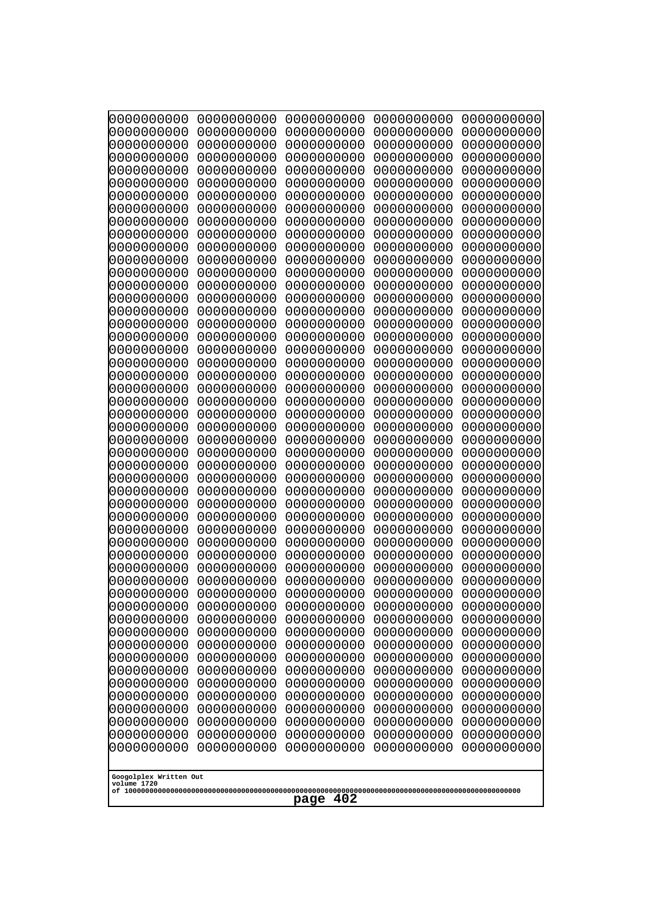```
0000000000 0000000000 0000000000 0000000000 0000000000
0000000000 0000000000 0000000000 0000000000 0000000000
0000000000 0000000000 0000000000 0000000000 0000000000
0000000000 0000000000 0000000000 0000000000 0000000000
0000000000 0000000000 0000000000 0000000000 0000000000
0000000000 0000000000 0000000000 0000000000 0000000000
0000000000 0000000000 0000000000 0000000000 0000000000
0000000000 0000000000 0000000000 0000000000 0000000000
0000000000 0000000000 0000000000 0000000000 0000000000
0000000000 0000000000 0000000000 0000000000 0000000000
0000000000 0000000000 0000000000 0000000000 0000000000
0000000000 0000000000 0000000000 0000000000 0000000000
0000000000 0000000000 0000000000 0000000000 0000000000
0000000000 0000000000 0000000000 0000000000 0000000000
0000000000 0000000000 0000000000 0000000000 0000000000
0000000000 0000000000 0000000000 0000000000 0000000000
0000000000 0000000000 0000000000 0000000000 0000000000
0000000000 0000000000 0000000000 0000000000 0000000000
0000000000 0000000000 0000000000 0000000000 0000000000
0000000000 0000000000 0000000000 0000000000 0000000000
0000000000 0000000000 0000000000 0000000000 0000000000
0000000000 0000000000 0000000000 0000000000 0000000000
0000000000 0000000000 0000000000 0000000000 0000000000
0000000000 0000000000 0000000000 0000000000 0000000000
0000000000 0000000000 0000000000 0000000000 0000000000
0000000000 0000000000 0000000000 0000000000 0000000000
0000000000 0000000000 0000000000 0000000000 0000000000
0000000000 0000000000 0000000000 0000000000 0000000000
0000000000 0000000000 0000000000 0000000000 0000000000
0000000000 0000000000 0000000000 0000000000 0000000000
0000000000 0000000000 0000000000 0000000000 0000000000
0000000000 0000000000 0000000000 0000000000 0000000000
0000000000 0000000000 0000000000 0000000000 0000000000
0000000000 0000000000 0000000000 0000000000 0000000000
0000000000 0000000000 0000000000 0000000000 0000000000
0000000000 0000000000 0000000000 0000000000 0000000000
0000000000 0000000000 0000000000 0000000000 0000000000
0000000000 0000000000 0000000000 0000000000 0000000000
0000000000 0000000000 0000000000 0000000000 0000000000
0000000000 0000000000 0000000000 0000000000 0000000000
0000000000 0000000000 0000000000 0000000000 0000000000
0000000000 0000000000 0000000000 0000000000 0000000000
0000000000 0000000000 0000000000 0000000000 0000000000
0000000000 0000000000 0000000000 0000000000 0000000000
0000000000 0000000000 0000000000 0000000000 0000000000
0000000000 0000000000 0000000000 0000000000 0000000000
0000000000 0000000000 0000000000 0000000000 0000000000
0000000000 0000000000 0000000000 0000000000 0000000000
0000000000 0000000000 0000000000 0000000000 0000000000
0000000000 0000000000 0000000000 0000000000 0000000000
```

Googolplex Written Out
volume 1720
of 10000000000000000000000000000000000000000000000000000000000000000000000000000000000000000000000000000
page 402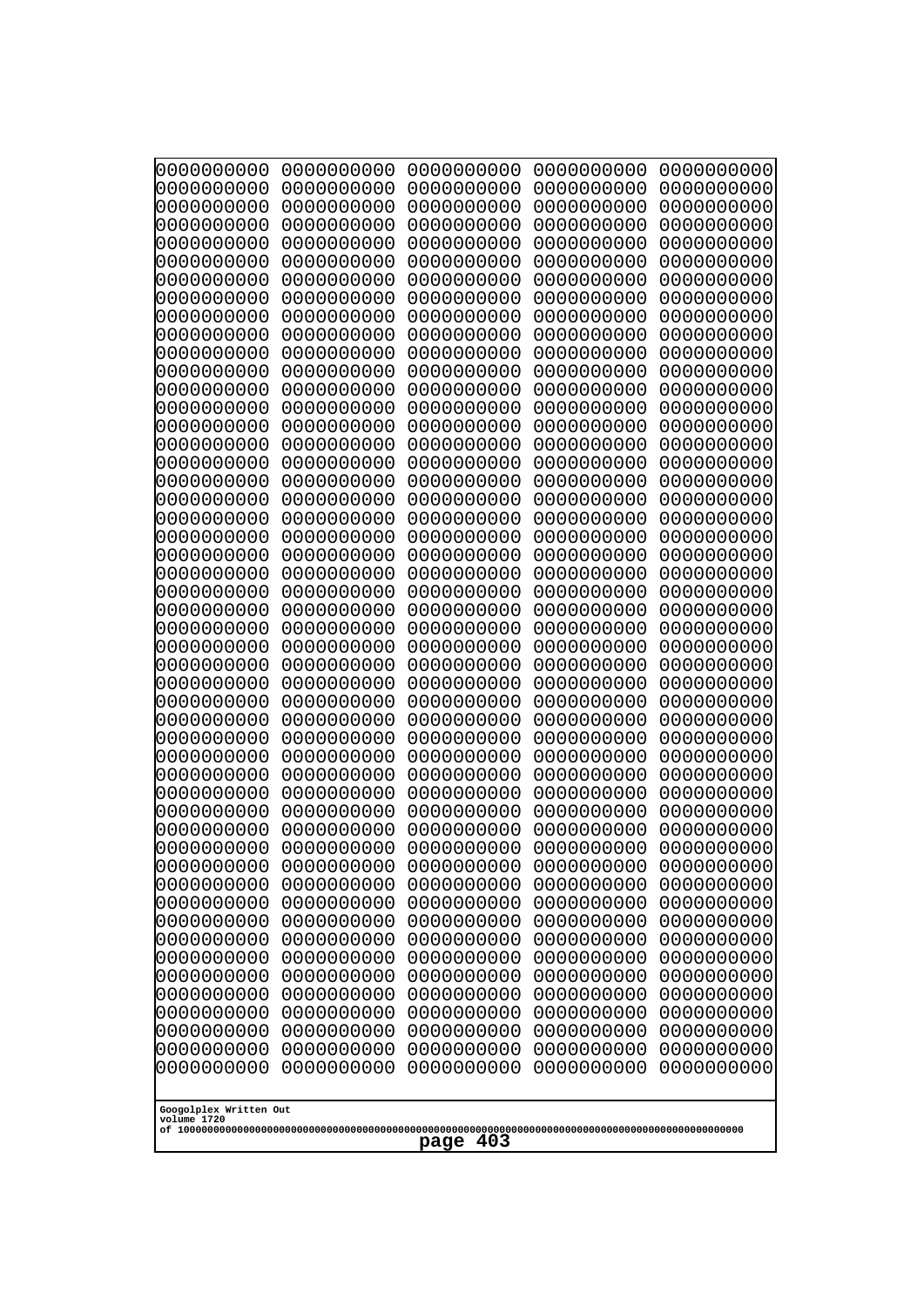```
0000000000 0000000000 0000000000 0000000000 0000000000
0000000000 0000000000 0000000000 0000000000 0000000000
0000000000 0000000000 0000000000 0000000000 0000000000
0000000000 0000000000 0000000000 0000000000 0000000000
0000000000 0000000000 0000000000 0000000000 0000000000
0000000000 0000000000 0000000000 0000000000 0000000000
0000000000 0000000000 0000000000 0000000000 0000000000
0000000000 0000000000 0000000000 0000000000 0000000000
0000000000 0000000000 0000000000 0000000000 0000000000
0000000000 0000000000 0000000000 0000000000 0000000000
0000000000 0000000000 0000000000 0000000000 0000000000
0000000000 0000000000 0000000000 0000000000 0000000000
0000000000 0000000000 0000000000 0000000000 0000000000
0000000000 0000000000 0000000000 0000000000 0000000000
0000000000 0000000000 0000000000 0000000000 0000000000
0000000000 0000000000 0000000000 0000000000 0000000000
0000000000 0000000000 0000000000 0000000000 0000000000
0000000000 0000000000 0000000000 0000000000 0000000000
0000000000 0000000000 0000000000 0000000000 0000000000
0000000000 0000000000 0000000000 0000000000 0000000000
0000000000 0000000000 0000000000 0000000000 0000000000
0000000000 0000000000 0000000000 0000000000 0000000000
0000000000 0000000000 0000000000 0000000000 0000000000
0000000000 0000000000 0000000000 0000000000 0000000000
0000000000 0000000000 0000000000 0000000000 0000000000
0000000000 0000000000 0000000000 0000000000 0000000000
0000000000 0000000000 0000000000 0000000000 0000000000
0000000000 0000000000 0000000000 0000000000 0000000000
0000000000 0000000000 0000000000 0000000000 0000000000
0000000000 0000000000 0000000000 0000000000 0000000000
0000000000 0000000000 0000000000 0000000000 0000000000
0000000000 0000000000 0000000000 0000000000 0000000000
0000000000 0000000000 0000000000 0000000000 0000000000
0000000000 0000000000 0000000000 0000000000 0000000000
0000000000 0000000000 0000000000 0000000000 0000000000
0000000000 0000000000 0000000000 0000000000 0000000000
0000000000 0000000000 0000000000 0000000000 0000000000
0000000000 0000000000 0000000000 0000000000 0000000000
0000000000 0000000000 0000000000 0000000000 0000000000
0000000000 0000000000 0000000000 0000000000 0000000000
0000000000 0000000000 0000000000 0000000000 0000000000
0000000000 0000000000 0000000000 0000000000 0000000000
0000000000 0000000000 0000000000 0000000000 0000000000
0000000000 0000000000 0000000000 0000000000 0000000000
0000000000 0000000000 0000000000 0000000000 0000000000
0000000000 0000000000 0000000000 0000000000 0000000000
0000000000 0000000000 0000000000 0000000000 0000000000
0000000000 0000000000 0000000000 0000000000 0000000000
0000000000 0000000000 0000000000 0000000000 0000000000
0000000000 0000000000 0000000000 0000000000 0000000000
```

Googolplex Written Out
volume 1720
of 10000000000000000000000000000000000000000000000000000000000000000000000000000000000000000000000000000
page 403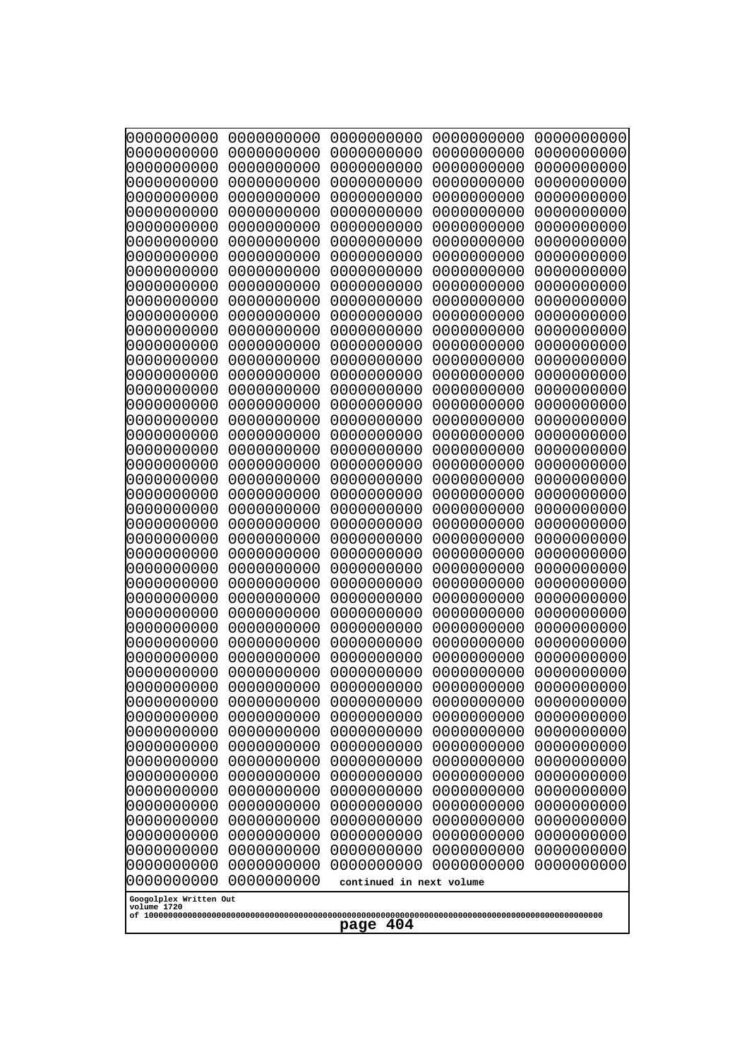0000000000 0000000000 0000000000 0000000000 0000000000
0000000000 0000000000 0000000000 0000000000 0000000000
0000000000 0000000000 0000000000 0000000000 0000000000
0000000000 0000000000 0000000000 0000000000 0000000000
0000000000 0000000000 0000000000 0000000000 0000000000
0000000000 0000000000 0000000000 0000000000 0000000000
0000000000 0000000000 0000000000 0000000000 0000000000
0000000000 0000000000 0000000000 0000000000 0000000000
0000000000 0000000000 0000000000 0000000000 0000000000
0000000000 0000000000 0000000000 0000000000 0000000000
0000000000 0000000000 0000000000 0000000000 0000000000
0000000000 0000000000 0000000000 0000000000 0000000000
0000000000 0000000000 0000000000 0000000000 0000000000
0000000000 0000000000 0000000000 0000000000 0000000000
0000000000 0000000000 0000000000 0000000000 0000000000
0000000000 0000000000 0000000000 0000000000 0000000000
0000000000 0000000000 0000000000 0000000000 0000000000
0000000000 0000000000 0000000000 0000000000 0000000000
0000000000 0000000000 0000000000 0000000000 0000000000
0000000000 0000000000 0000000000 0000000000 0000000000
0000000000 0000000000 0000000000 0000000000 0000000000
0000000000 0000000000 0000000000 0000000000 0000000000
0000000000 0000000000 0000000000 0000000000 0000000000
0000000000 0000000000 0000000000 0000000000 0000000000
0000000000 0000000000 0000000000 0000000000 0000000000
0000000000 0000000000 0000000000 0000000000 0000000000
0000000000 0000000000 0000000000 0000000000 0000000000
0000000000 0000000000 0000000000 0000000000 0000000000
0000000000 0000000000 0000000000 0000000000 0000000000
0000000000 0000000000 0000000000 0000000000 0000000000
0000000000 0000000000 0000000000 0000000000 0000000000
0000000000 0000000000 0000000000 0000000000 0000000000
0000000000 0000000000 0000000000 0000000000 0000000000
0000000000 0000000000 0000000000 0000000000 0000000000
0000000000 0000000000 0000000000 0000000000 0000000000
0000000000 0000000000 0000000000 0000000000 0000000000
0000000000 0000000000 0000000000 0000000000 0000000000
0000000000 0000000000 0000000000 0000000000 0000000000
0000000000 0000000000 0000000000 0000000000 0000000000
0000000000 0000000000 0000000000 0000000000 0000000000
0000000000 0000000000 0000000000 0000000000 0000000000
0000000000 0000000000 0000000000 0000000000 0000000000
0000000000 0000000000 0000000000 0000000000 0000000000
0000000000 0000000000 0000000000 0000000000 0000000000
0000000000 0000000000 0000000000 0000000000 0000000000
0000000000 0000000000 0000000000 0000000000 0000000000
0000000000 0000000000 0000000000 0000000000 0000000000
0000000000 0000000000 0000000000 0000000000 0000000000
0000000000 0000000000 0000000000 0000000000 0000000000
0000000000 0000000000 0000000000 0000000000 0000000000
0000000000 0000000000 continued in next volume

Googolplex Written Out
volume 1720
of 10000000000000000000000000000000000000000000000000000000000000000000000000000000000000000000000000000